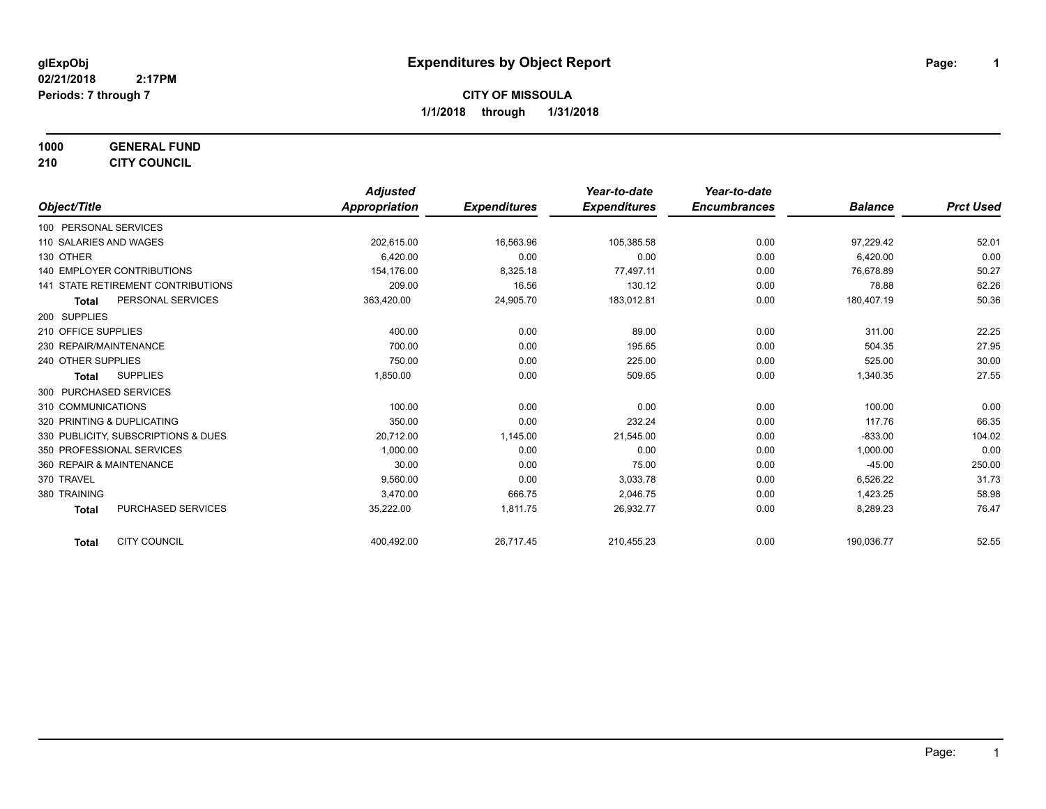glExpObj
02/21/2018 2:17PM
Periods: 7 through 7

# Expenditures by Object Report

**CITY OF MISSOULA**
**1/1/2018 through 1/31/2018**

**1000 GENERAL FUND**
**210 CITY COUNCIL**

| Object/Title | Adjusted Appropriation | Expenditures | Year-to-date Expenditures | Year-to-date Encumbrances | Balance | Prct Used |
|---|---|---|---|---|---|---|
| 100 PERSONAL SERVICES | | | | | | |
| 110 SALARIES AND WAGES | 202,615.00 | 16,563.96 | 105,385.58 | 0.00 | 97,229.42 | 52.01 |
| 130 OTHER | 6,420.00 | 0.00 | 0.00 | 0.00 | 6,420.00 | 0.00 |
| 140 EMPLOYER CONTRIBUTIONS | 154,176.00 | 8,325.18 | 77,497.11 | 0.00 | 76,678.89 | 50.27 |
| 141 STATE RETIREMENT CONTRIBUTIONS | 209.00 | 16.56 | 130.12 | 0.00 | 78.88 | 62.26 |
| **Total** PERSONAL SERVICES | 363,420.00 | 24,905.70 | 183,012.81 | 0.00 | 180,407.19 | 50.36 |
| 200 SUPPLIES | | | | | | |
| 210 OFFICE SUPPLIES | 400.00 | 0.00 | 89.00 | 0.00 | 311.00 | 22.25 |
| 230 REPAIR/MAINTENANCE | 700.00 | 0.00 | 195.65 | 0.00 | 504.35 | 27.95 |
| 240 OTHER SUPPLIES | 750.00 | 0.00 | 225.00 | 0.00 | 525.00 | 30.00 |
| **Total** SUPPLIES | 1,850.00 | 0.00 | 509.65 | 0.00 | 1,340.35 | 27.55 |
| 300 PURCHASED SERVICES | | | | | | |
| 310 COMMUNICATIONS | 100.00 | 0.00 | 0.00 | 0.00 | 100.00 | 0.00 |
| 320 PRINTING & DUPLICATING | 350.00 | 0.00 | 232.24 | 0.00 | 117.76 | 66.35 |
| 330 PUBLICITY, SUBSCRIPTIONS & DUES | 20,712.00 | 1,145.00 | 21,545.00 | 0.00 | -833.00 | 104.02 |
| 350 PROFESSIONAL SERVICES | 1,000.00 | 0.00 | 0.00 | 0.00 | 1,000.00 | 0.00 |
| 360 REPAIR & MAINTENANCE | 30.00 | 0.00 | 75.00 | 0.00 | -45.00 | 250.00 |
| 370 TRAVEL | 9,560.00 | 0.00 | 3,033.78 | 0.00 | 6,526.22 | 31.73 |
| 380 TRAINING | 3,470.00 | 666.75 | 2,046.75 | 0.00 | 1,423.25 | 58.98 |
| **Total** PURCHASED SERVICES | 35,222.00 | 1,811.75 | 26,932.77 | 0.00 | 8,289.23 | 76.47 |
| **Total** CITY COUNCIL | 400,492.00 | 26,717.45 | 210,455.23 | 0.00 | 190,036.77 | 52.55 |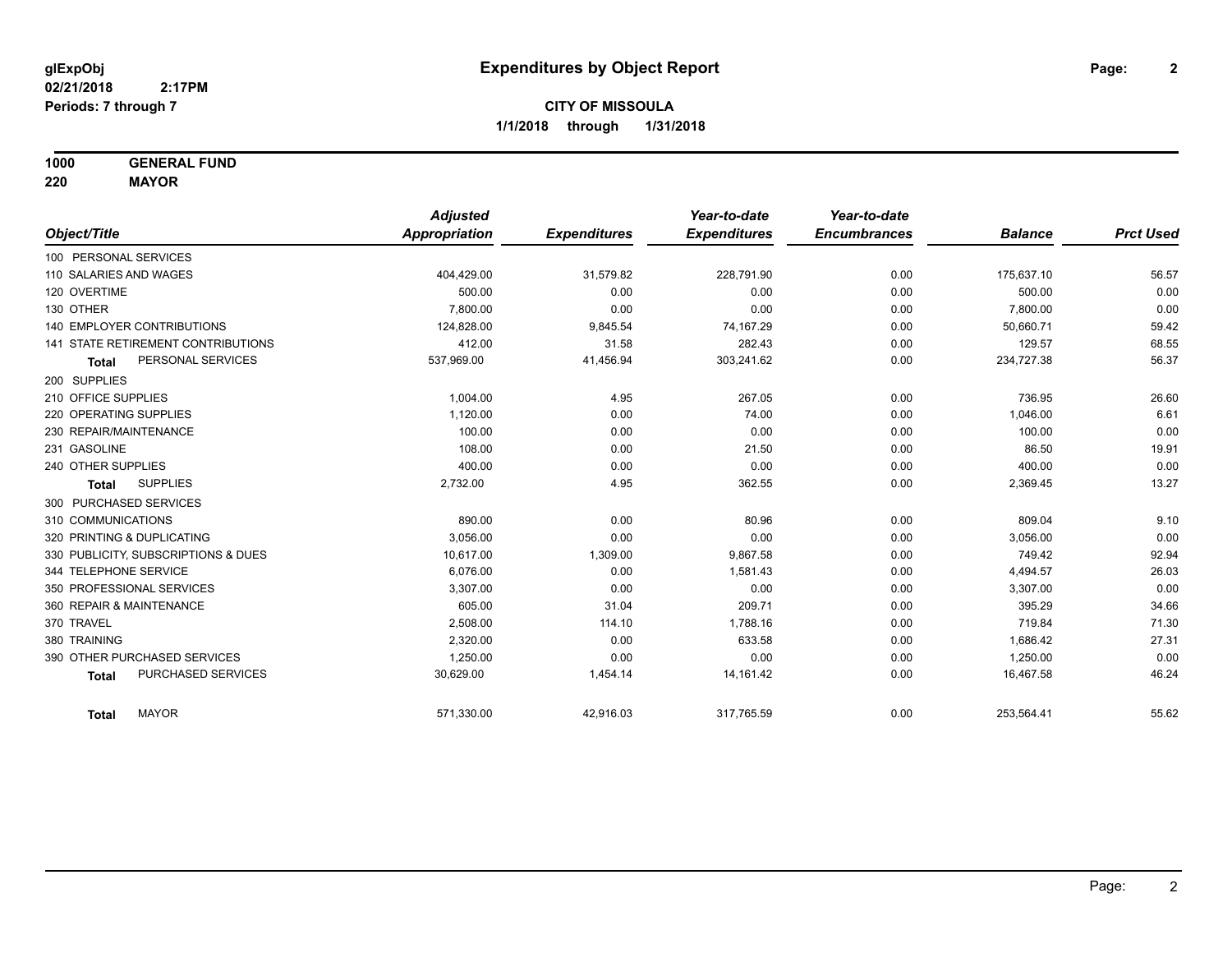glExpObj
02/21/2018 2:17PM
Periods: 7 through 7

# Expenditures by Object Report

**CITY OF MISSOULA**

**1/1/2018 through 1/31/2018**

**1000 GENERAL FUND**
**220 MAYOR**

| Object/Title | Adjusted Appropriation | Expenditures | Year-to-date Expenditures | Year-to-date Encumbrances | Balance | Prct Used |
|---|---|---|---|---|---|---|
| 100 PERSONAL SERVICES | | | | | | |
| 110 SALARIES AND WAGES | 404,429.00 | 31,579.82 | 228,791.90 | 0.00 | 175,637.10 | 56.57 |
| 120 OVERTIME | 500.00 | 0.00 | 0.00 | 0.00 | 500.00 | 0.00 |
| 130 OTHER | 7,800.00 | 0.00 | 0.00 | 0.00 | 7,800.00 | 0.00 |
| 140 EMPLOYER CONTRIBUTIONS | 124,828.00 | 9,845.54 | 74,167.29 | 0.00 | 50,660.71 | 59.42 |
| 141 STATE RETIREMENT CONTRIBUTIONS | 412.00 | 31.58 | 282.43 | 0.00 | 129.57 | 68.55 |
| **Total** PERSONAL SERVICES | 537,969.00 | 41,456.94 | 303,241.62 | 0.00 | 234,727.38 | 56.37 |
| 200 SUPPLIES | | | | | | |
| 210 OFFICE SUPPLIES | 1,004.00 | 4.95 | 267.05 | 0.00 | 736.95 | 26.60 |
| 220 OPERATING SUPPLIES | 1,120.00 | 0.00 | 74.00 | 0.00 | 1,046.00 | 6.61 |
| 230 REPAIR/MAINTENANCE | 100.00 | 0.00 | 0.00 | 0.00 | 100.00 | 0.00 |
| 231 GASOLINE | 108.00 | 0.00 | 21.50 | 0.00 | 86.50 | 19.91 |
| 240 OTHER SUPPLIES | 400.00 | 0.00 | 0.00 | 0.00 | 400.00 | 0.00 |
| **Total** SUPPLIES | 2,732.00 | 4.95 | 362.55 | 0.00 | 2,369.45 | 13.27 |
| 300 PURCHASED SERVICES | | | | | | |
| 310 COMMUNICATIONS | 890.00 | 0.00 | 80.96 | 0.00 | 809.04 | 9.10 |
| 320 PRINTING & DUPLICATING | 3,056.00 | 0.00 | 0.00 | 0.00 | 3,056.00 | 0.00 |
| 330 PUBLICITY, SUBSCRIPTIONS & DUES | 10,617.00 | 1,309.00 | 9,867.58 | 0.00 | 749.42 | 92.94 |
| 344 TELEPHONE SERVICE | 6,076.00 | 0.00 | 1,581.43 | 0.00 | 4,494.57 | 26.03 |
| 350 PROFESSIONAL SERVICES | 3,307.00 | 0.00 | 0.00 | 0.00 | 3,307.00 | 0.00 |
| 360 REPAIR & MAINTENANCE | 605.00 | 31.04 | 209.71 | 0.00 | 395.29 | 34.66 |
| 370 TRAVEL | 2,508.00 | 114.10 | 1,788.16 | 0.00 | 719.84 | 71.30 |
| 380 TRAINING | 2,320.00 | 0.00 | 633.58 | 0.00 | 1,686.42 | 27.31 |
| 390 OTHER PURCHASED SERVICES | 1,250.00 | 0.00 | 0.00 | 0.00 | 1,250.00 | 0.00 |
| **Total** PURCHASED SERVICES | 30,629.00 | 1,454.14 | 14,161.42 | 0.00 | 16,467.58 | 46.24 |
| **Total** MAYOR | 571,330.00 | 42,916.03 | 317,765.59 | 0.00 | 253,564.41 | 55.62 |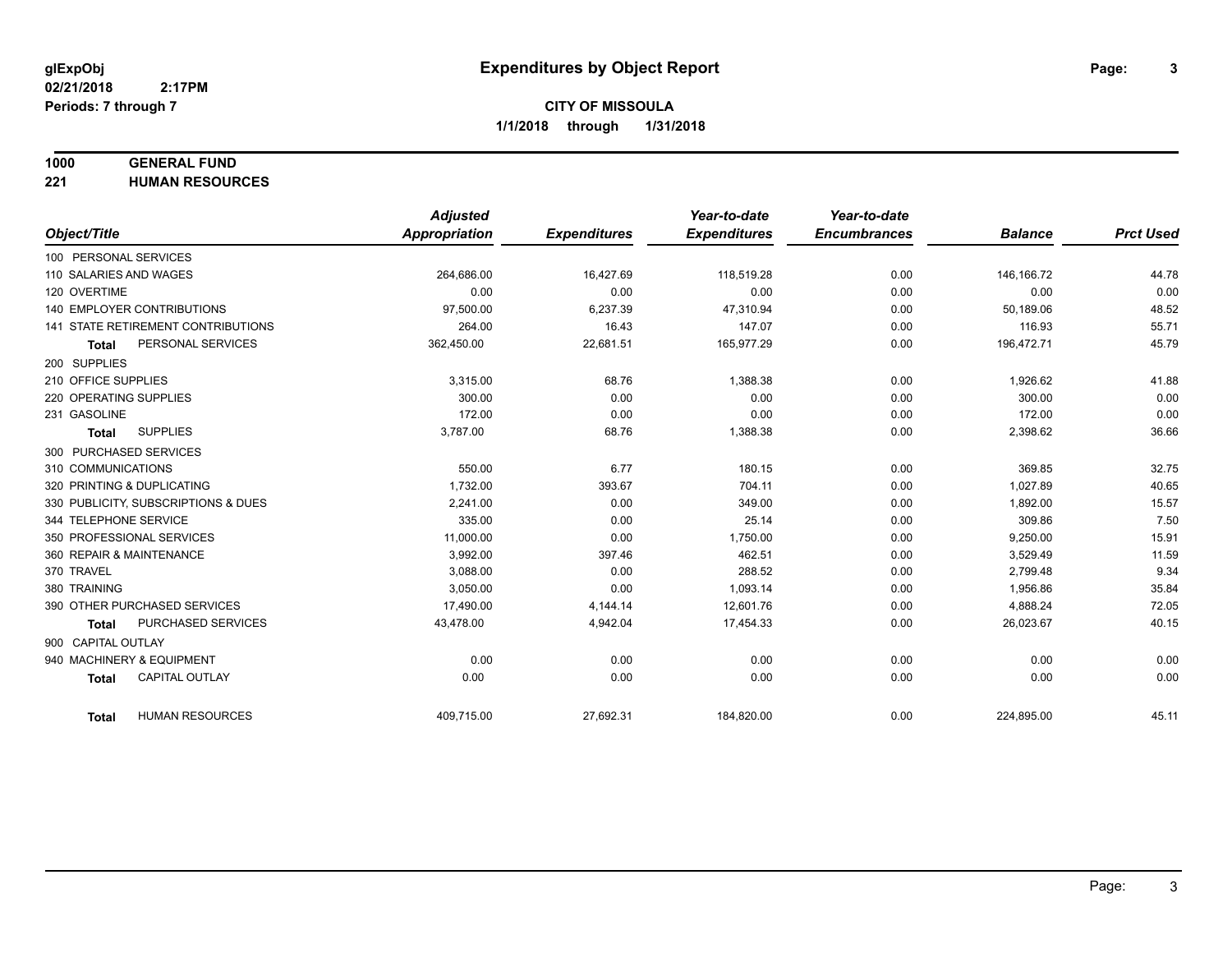# Expenditures by Object Report

glExpObj
02/21/2018 2:17PM
Periods: 7 through 7

**CITY OF MISSOULA**
**1/1/2018 through 1/31/2018**

**1000 GENERAL FUND**
**221 HUMAN RESOURCES**

| Object/Title | Adjusted Appropriation | Expenditures | Year-to-date Expenditures | Year-to-date Encumbrances | Balance | Prct Used |
|---|---|---|---|---|---|---|
| 100 PERSONAL SERVICES | | | | | | |
| 110 SALARIES AND WAGES | 264,686.00 | 16,427.69 | 118,519.28 | 0.00 | 146,166.72 | 44.78 |
| 120 OVERTIME | 0.00 | 0.00 | 0.00 | 0.00 | 0.00 | 0.00 |
| 140 EMPLOYER CONTRIBUTIONS | 97,500.00 | 6,237.39 | 47,310.94 | 0.00 | 50,189.06 | 48.52 |
| 141 STATE RETIREMENT CONTRIBUTIONS | 264.00 | 16.43 | 147.07 | 0.00 | 116.93 | 55.71 |
| **Total** PERSONAL SERVICES | 362,450.00 | 22,681.51 | 165,977.29 | 0.00 | 196,472.71 | 45.79 |
| 200 SUPPLIES | | | | | | |
| 210 OFFICE SUPPLIES | 3,315.00 | 68.76 | 1,388.38 | 0.00 | 1,926.62 | 41.88 |
| 220 OPERATING SUPPLIES | 300.00 | 0.00 | 0.00 | 0.00 | 300.00 | 0.00 |
| 231 GASOLINE | 172.00 | 0.00 | 0.00 | 0.00 | 172.00 | 0.00 |
| **Total** SUPPLIES | 3,787.00 | 68.76 | 1,388.38 | 0.00 | 2,398.62 | 36.66 |
| 300 PURCHASED SERVICES | | | | | | |
| 310 COMMUNICATIONS | 550.00 | 6.77 | 180.15 | 0.00 | 369.85 | 32.75 |
| 320 PRINTING & DUPLICATING | 1,732.00 | 393.67 | 704.11 | 0.00 | 1,027.89 | 40.65 |
| 330 PUBLICITY, SUBSCRIPTIONS & DUES | 2,241.00 | 0.00 | 349.00 | 0.00 | 1,892.00 | 15.57 |
| 344 TELEPHONE SERVICE | 335.00 | 0.00 | 25.14 | 0.00 | 309.86 | 7.50 |
| 350 PROFESSIONAL SERVICES | 11,000.00 | 0.00 | 1,750.00 | 0.00 | 9,250.00 | 15.91 |
| 360 REPAIR & MAINTENANCE | 3,992.00 | 397.46 | 462.51 | 0.00 | 3,529.49 | 11.59 |
| 370 TRAVEL | 3,088.00 | 0.00 | 288.52 | 0.00 | 2,799.48 | 9.34 |
| 380 TRAINING | 3,050.00 | 0.00 | 1,093.14 | 0.00 | 1,956.86 | 35.84 |
| 390 OTHER PURCHASED SERVICES | 17,490.00 | 4,144.14 | 12,601.76 | 0.00 | 4,888.24 | 72.05 |
| **Total** PURCHASED SERVICES | 43,478.00 | 4,942.04 | 17,454.33 | 0.00 | 26,023.67 | 40.15 |
| 900 CAPITAL OUTLAY | | | | | | |
| 940 MACHINERY & EQUIPMENT | 0.00 | 0.00 | 0.00 | 0.00 | 0.00 | 0.00 |
| **Total** CAPITAL OUTLAY | 0.00 | 0.00 | 0.00 | 0.00 | 0.00 | 0.00 |
| **Total** HUMAN RESOURCES | 409,715.00 | 27,692.31 | 184,820.00 | 0.00 | 224,895.00 | 45.11 |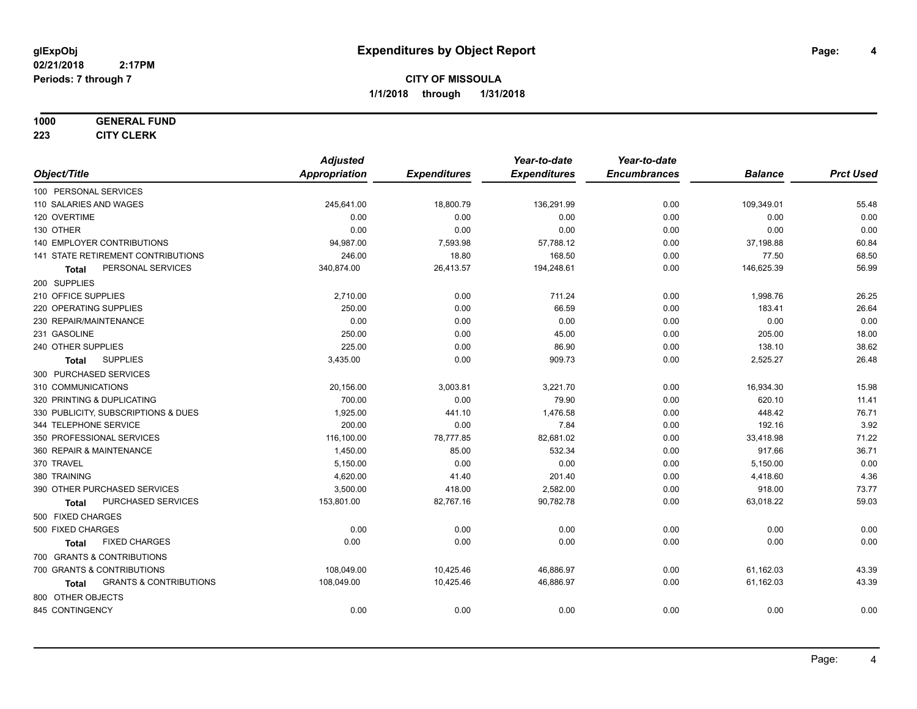**glExpObj**
**02/21/2018 2:17PM**
**Periods: 7 through 7**

# Expenditures by Object Report

**CITY OF MISSOULA**
**1/1/2018 through 1/31/2018**

**1000 GENERAL FUND**
**223 CITY CLERK**

| Object/Title | Adjusted Appropriation | Expenditures | Year-to-date Expenditures | Year-to-date Encumbrances | Balance | Prct Used |
|---|---|---|---|---|---|---|
| 100 PERSONAL SERVICES | | | | | | |
| 110 SALARIES AND WAGES | 245,641.00 | 18,800.79 | 136,291.99 | 0.00 | 109,349.01 | 55.48 |
| 120 OVERTIME | 0.00 | 0.00 | 0.00 | 0.00 | 0.00 | 0.00 |
| 130 OTHER | 0.00 | 0.00 | 0.00 | 0.00 | 0.00 | 0.00 |
| 140 EMPLOYER CONTRIBUTIONS | 94,987.00 | 7,593.98 | 57,788.12 | 0.00 | 37,198.88 | 60.84 |
| 141 STATE RETIREMENT CONTRIBUTIONS | 246.00 | 18.80 | 168.50 | 0.00 | 77.50 | 68.50 |
| **Total** PERSONAL SERVICES | 340,874.00 | 26,413.57 | 194,248.61 | 0.00 | 146,625.39 | 56.99 |
| 200 SUPPLIES | | | | | | |
| 210 OFFICE SUPPLIES | 2,710.00 | 0.00 | 711.24 | 0.00 | 1,998.76 | 26.25 |
| 220 OPERATING SUPPLIES | 250.00 | 0.00 | 66.59 | 0.00 | 183.41 | 26.64 |
| 230 REPAIR/MAINTENANCE | 0.00 | 0.00 | 0.00 | 0.00 | 0.00 | 0.00 |
| 231 GASOLINE | 250.00 | 0.00 | 45.00 | 0.00 | 205.00 | 18.00 |
| 240 OTHER SUPPLIES | 225.00 | 0.00 | 86.90 | 0.00 | 138.10 | 38.62 |
| **Total** SUPPLIES | 3,435.00 | 0.00 | 909.73 | 0.00 | 2,525.27 | 26.48 |
| 300 PURCHASED SERVICES | | | | | | |
| 310 COMMUNICATIONS | 20,156.00 | 3,003.81 | 3,221.70 | 0.00 | 16,934.30 | 15.98 |
| 320 PRINTING & DUPLICATING | 700.00 | 0.00 | 79.90 | 0.00 | 620.10 | 11.41 |
| 330 PUBLICITY, SUBSCRIPTIONS & DUES | 1,925.00 | 441.10 | 1,476.58 | 0.00 | 448.42 | 76.71 |
| 344 TELEPHONE SERVICE | 200.00 | 0.00 | 7.84 | 0.00 | 192.16 | 3.92 |
| 350 PROFESSIONAL SERVICES | 116,100.00 | 78,777.85 | 82,681.02 | 0.00 | 33,418.98 | 71.22 |
| 360 REPAIR & MAINTENANCE | 1,450.00 | 85.00 | 532.34 | 0.00 | 917.66 | 36.71 |
| 370 TRAVEL | 5,150.00 | 0.00 | 0.00 | 0.00 | 5,150.00 | 0.00 |
| 380 TRAINING | 4,620.00 | 41.40 | 201.40 | 0.00 | 4,418.60 | 4.36 |
| 390 OTHER PURCHASED SERVICES | 3,500.00 | 418.00 | 2,582.00 | 0.00 | 918.00 | 73.77 |
| **Total** PURCHASED SERVICES | 153,801.00 | 82,767.16 | 90,782.78 | 0.00 | 63,018.22 | 59.03 |
| 500 FIXED CHARGES | | | | | | |
| 500 FIXED CHARGES | 0.00 | 0.00 | 0.00 | 0.00 | 0.00 | 0.00 |
| **Total** FIXED CHARGES | 0.00 | 0.00 | 0.00 | 0.00 | 0.00 | 0.00 |
| 700 GRANTS & CONTRIBUTIONS | | | | | | |
| 700 GRANTS & CONTRIBUTIONS | 108,049.00 | 10,425.46 | 46,886.97 | 0.00 | 61,162.03 | 43.39 |
| **Total** GRANTS & CONTRIBUTIONS | 108,049.00 | 10,425.46 | 46,886.97 | 0.00 | 61,162.03 | 43.39 |
| 800 OTHER OBJECTS | | | | | | |
| 845 CONTINGENCY | 0.00 | 0.00 | 0.00 | 0.00 | 0.00 | 0.00 |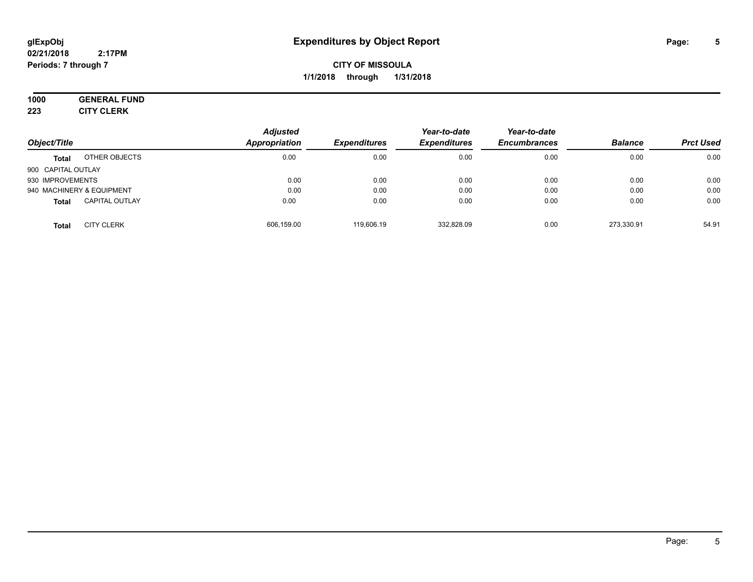**1000 GENERAL FUND**

**223 CITY CLERK**

| Object/Title | | Adjusted Appropriation | Expenditures | Year-to-date Expenditures | Year-to-date Encumbrances | Balance | Prct Used |
|---|---|---|---|---|---|---|---|
| **Total** | OTHER OBJECTS | 0.00 | 0.00 | 0.00 | 0.00 | 0.00 | 0.00 |
| 900 CAPITAL OUTLAY | | | | | | | |
| 930 IMPROVEMENTS | | 0.00 | 0.00 | 0.00 | 0.00 | 0.00 | 0.00 |
| 940 MACHINERY & EQUIPMENT | | 0.00 | 0.00 | 0.00 | 0.00 | 0.00 | 0.00 |
| **Total** | CAPITAL OUTLAY | 0.00 | 0.00 | 0.00 | 0.00 | 0.00 | 0.00 |
| **Total** | CITY CLERK | 606,159.00 | 119,606.19 | 332,828.09 | 0.00 | 273,330.91 | 54.91 |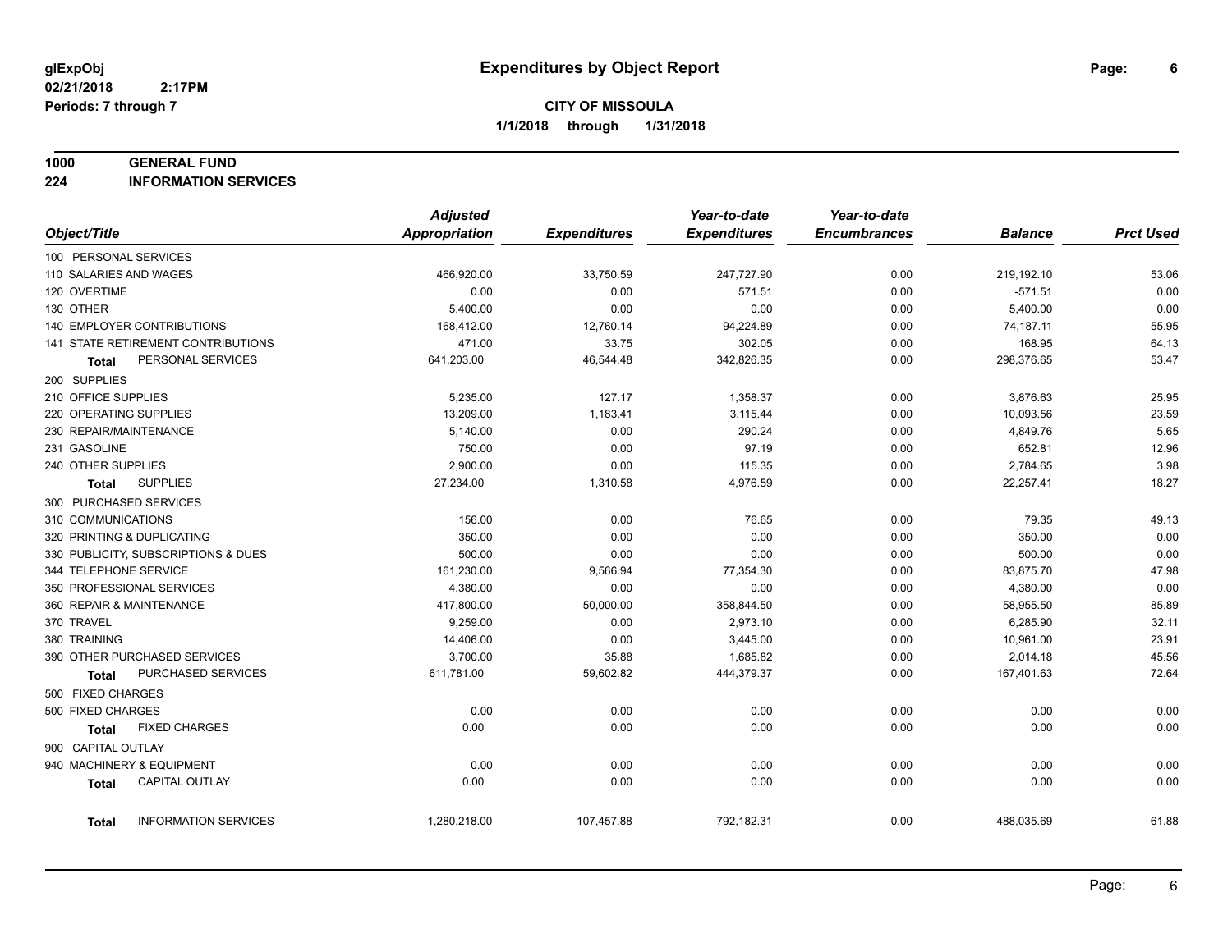# Expenditures by Object Report

glExpObj
02/21/2018 2:17PM
Periods: 7 through 7

**CITY OF MISSOULA**
**1/1/2018 through 1/31/2018**

**1000 GENERAL FUND**
**224 INFORMATION SERVICES**

| Object/Title | Adjusted Appropriation | Expenditures | Year-to-date Expenditures | Year-to-date Encumbrances | Balance | Prct Used |
|---|---|---|---|---|---|---|
| 100 PERSONAL SERVICES | | | | | | |
| 110 SALARIES AND WAGES | 466,920.00 | 33,750.59 | 247,727.90 | 0.00 | 219,192.10 | 53.06 |
| 120 OVERTIME | 0.00 | 0.00 | 571.51 | 0.00 | -571.51 | 0.00 |
| 130 OTHER | 5,400.00 | 0.00 | 0.00 | 0.00 | 5,400.00 | 0.00 |
| 140 EMPLOYER CONTRIBUTIONS | 168,412.00 | 12,760.14 | 94,224.89 | 0.00 | 74,187.11 | 55.95 |
| 141 STATE RETIREMENT CONTRIBUTIONS | 471.00 | 33.75 | 302.05 | 0.00 | 168.95 | 64.13 |
| **Total** PERSONAL SERVICES | 641,203.00 | 46,544.48 | 342,826.35 | 0.00 | 298,376.65 | 53.47 |
| 200 SUPPLIES | | | | | | |
| 210 OFFICE SUPPLIES | 5,235.00 | 127.17 | 1,358.37 | 0.00 | 3,876.63 | 25.95 |
| 220 OPERATING SUPPLIES | 13,209.00 | 1,183.41 | 3,115.44 | 0.00 | 10,093.56 | 23.59 |
| 230 REPAIR/MAINTENANCE | 5,140.00 | 0.00 | 290.24 | 0.00 | 4,849.76 | 5.65 |
| 231 GASOLINE | 750.00 | 0.00 | 97.19 | 0.00 | 652.81 | 12.96 |
| 240 OTHER SUPPLIES | 2,900.00 | 0.00 | 115.35 | 0.00 | 2,784.65 | 3.98 |
| **Total** SUPPLIES | 27,234.00 | 1,310.58 | 4,976.59 | 0.00 | 22,257.41 | 18.27 |
| 300 PURCHASED SERVICES | | | | | | |
| 310 COMMUNICATIONS | 156.00 | 0.00 | 76.65 | 0.00 | 79.35 | 49.13 |
| 320 PRINTING & DUPLICATING | 350.00 | 0.00 | 0.00 | 0.00 | 350.00 | 0.00 |
| 330 PUBLICITY, SUBSCRIPTIONS & DUES | 500.00 | 0.00 | 0.00 | 0.00 | 500.00 | 0.00 |
| 344 TELEPHONE SERVICE | 161,230.00 | 9,566.94 | 77,354.30 | 0.00 | 83,875.70 | 47.98 |
| 350 PROFESSIONAL SERVICES | 4,380.00 | 0.00 | 0.00 | 0.00 | 4,380.00 | 0.00 |
| 360 REPAIR & MAINTENANCE | 417,800.00 | 50,000.00 | 358,844.50 | 0.00 | 58,955.50 | 85.89 |
| 370 TRAVEL | 9,259.00 | 0.00 | 2,973.10 | 0.00 | 6,285.90 | 32.11 |
| 380 TRAINING | 14,406.00 | 0.00 | 3,445.00 | 0.00 | 10,961.00 | 23.91 |
| 390 OTHER PURCHASED SERVICES | 3,700.00 | 35.88 | 1,685.82 | 0.00 | 2,014.18 | 45.56 |
| **Total** PURCHASED SERVICES | 611,781.00 | 59,602.82 | 444,379.37 | 0.00 | 167,401.63 | 72.64 |
| 500 FIXED CHARGES | | | | | | |
| 500 FIXED CHARGES | 0.00 | 0.00 | 0.00 | 0.00 | 0.00 | 0.00 |
| **Total** FIXED CHARGES | 0.00 | 0.00 | 0.00 | 0.00 | 0.00 | 0.00 |
| 900 CAPITAL OUTLAY | | | | | | |
| 940 MACHINERY & EQUIPMENT | 0.00 | 0.00 | 0.00 | 0.00 | 0.00 | 0.00 |
| **Total** CAPITAL OUTLAY | 0.00 | 0.00 | 0.00 | 0.00 | 0.00 | 0.00 |
| **Total** INFORMATION SERVICES | 1,280,218.00 | 107,457.88 | 792,182.31 | 0.00 | 488,035.69 | 61.88 |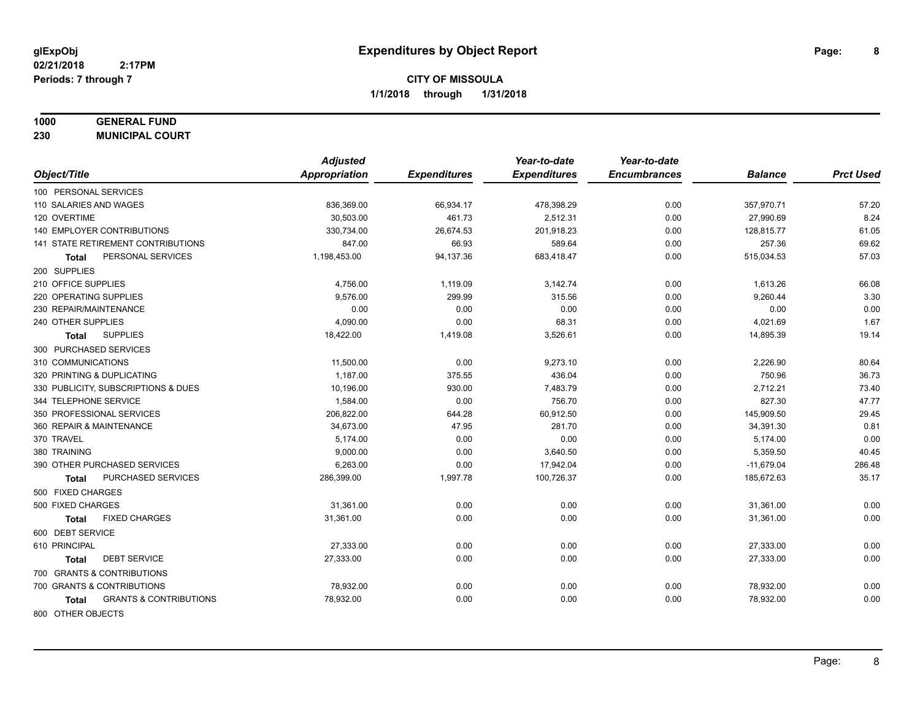**glExpObj**
**02/21/2018 2:17PM**
**Periods: 7 through 7**

# Expenditures by Object Report

**CITY OF MISSOULA**
**1/1/2018 through 1/31/2018**

**1000 GENERAL FUND**
**230 MUNICIPAL COURT**

| Object/Title | Adjusted Appropriation | Expenditures | Year-to-date Expenditures | Year-to-date Encumbrances | Balance | Prct Used |
|---|---|---|---|---|---|---|
| 100 PERSONAL SERVICES | | | | | | |
| 110 SALARIES AND WAGES | 836,369.00 | 66,934.17 | 478,398.29 | 0.00 | 357,970.71 | 57.20 |
| 120 OVERTIME | 30,503.00 | 461.73 | 2,512.31 | 0.00 | 27,990.69 | 8.24 |
| 140 EMPLOYER CONTRIBUTIONS | 330,734.00 | 26,674.53 | 201,918.23 | 0.00 | 128,815.77 | 61.05 |
| 141 STATE RETIREMENT CONTRIBUTIONS | 847.00 | 66.93 | 589.64 | 0.00 | 257.36 | 69.62 |
| **Total** PERSONAL SERVICES | 1,198,453.00 | 94,137.36 | 683,418.47 | 0.00 | 515,034.53 | 57.03 |
| 200 SUPPLIES | | | | | | |
| 210 OFFICE SUPPLIES | 4,756.00 | 1,119.09 | 3,142.74 | 0.00 | 1,613.26 | 66.08 |
| 220 OPERATING SUPPLIES | 9,576.00 | 299.99 | 315.56 | 0.00 | 9,260.44 | 3.30 |
| 230 REPAIR/MAINTENANCE | 0.00 | 0.00 | 0.00 | 0.00 | 0.00 | 0.00 |
| 240 OTHER SUPPLIES | 4,090.00 | 0.00 | 68.31 | 0.00 | 4,021.69 | 1.67 |
| **Total** SUPPLIES | 18,422.00 | 1,419.08 | 3,526.61 | 0.00 | 14,895.39 | 19.14 |
| 300 PURCHASED SERVICES | | | | | | |
| 310 COMMUNICATIONS | 11,500.00 | 0.00 | 9,273.10 | 0.00 | 2,226.90 | 80.64 |
| 320 PRINTING & DUPLICATING | 1,187.00 | 375.55 | 436.04 | 0.00 | 750.96 | 36.73 |
| 330 PUBLICITY, SUBSCRIPTIONS & DUES | 10,196.00 | 930.00 | 7,483.79 | 0.00 | 2,712.21 | 73.40 |
| 344 TELEPHONE SERVICE | 1,584.00 | 0.00 | 756.70 | 0.00 | 827.30 | 47.77 |
| 350 PROFESSIONAL SERVICES | 206,822.00 | 644.28 | 60,912.50 | 0.00 | 145,909.50 | 29.45 |
| 360 REPAIR & MAINTENANCE | 34,673.00 | 47.95 | 281.70 | 0.00 | 34,391.30 | 0.81 |
| 370 TRAVEL | 5,174.00 | 0.00 | 0.00 | 0.00 | 5,174.00 | 0.00 |
| 380 TRAINING | 9,000.00 | 0.00 | 3,640.50 | 0.00 | 5,359.50 | 40.45 |
| 390 OTHER PURCHASED SERVICES | 6,263.00 | 0.00 | 17,942.04 | 0.00 | -11,679.04 | 286.48 |
| **Total** PURCHASED SERVICES | 286,399.00 | 1,997.78 | 100,726.37 | 0.00 | 185,672.63 | 35.17 |
| 500 FIXED CHARGES | | | | | | |
| 500 FIXED CHARGES | 31,361.00 | 0.00 | 0.00 | 0.00 | 31,361.00 | 0.00 |
| **Total** FIXED CHARGES | 31,361.00 | 0.00 | 0.00 | 0.00 | 31,361.00 | 0.00 |
| 600 DEBT SERVICE | | | | | | |
| 610 PRINCIPAL | 27,333.00 | 0.00 | 0.00 | 0.00 | 27,333.00 | 0.00 |
| **Total** DEBT SERVICE | 27,333.00 | 0.00 | 0.00 | 0.00 | 27,333.00 | 0.00 |
| 700 GRANTS & CONTRIBUTIONS | | | | | | |
| 700 GRANTS & CONTRIBUTIONS | 78,932.00 | 0.00 | 0.00 | 0.00 | 78,932.00 | 0.00 |
| **Total** GRANTS & CONTRIBUTIONS | 78,932.00 | 0.00 | 0.00 | 0.00 | 78,932.00 | 0.00 |
| 800 OTHER OBJECTS | | | | | | |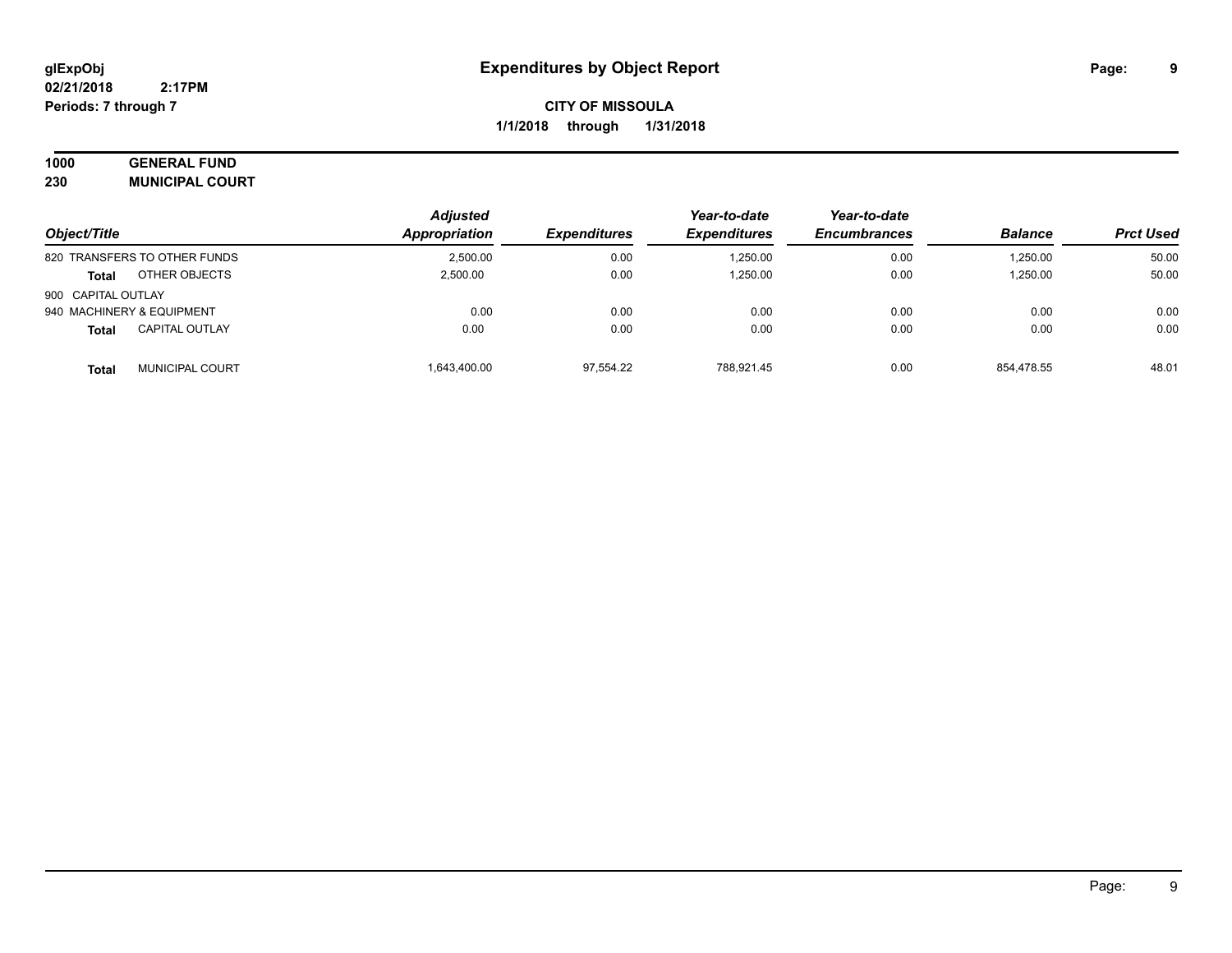**glExpObj**
**02/21/2018 2:17PM**
**Periods: 7 through 7**

# Expenditures by Object Report

**CITY OF MISSOULA**
**1/1/2018 through 1/31/2018**

**1000 GENERAL FUND**
**230 MUNICIPAL COURT**

| Object/Title | | Adjusted Appropriation | Expenditures | Year-to-date Expenditures | Year-to-date Encumbrances | Balance | Prct Used |
|---|---|---|---|---|---|---|---|
| 820 TRANSFERS TO OTHER FUNDS | | 2,500.00 | 0.00 | 1,250.00 | 0.00 | 1,250.00 | 50.00 |
| **Total** | OTHER OBJECTS | 2,500.00 | 0.00 | 1,250.00 | 0.00 | 1,250.00 | 50.00 |
| 900 CAPITAL OUTLAY | | | | | | | |
| 940 MACHINERY & EQUIPMENT | | 0.00 | 0.00 | 0.00 | 0.00 | 0.00 | 0.00 |
| **Total** | CAPITAL OUTLAY | 0.00 | 0.00 | 0.00 | 0.00 | 0.00 | 0.00 |
| **Total** | MUNICIPAL COURT | 1,643,400.00 | 97,554.22 | 788,921.45 | 0.00 | 854,478.55 | 48.01 |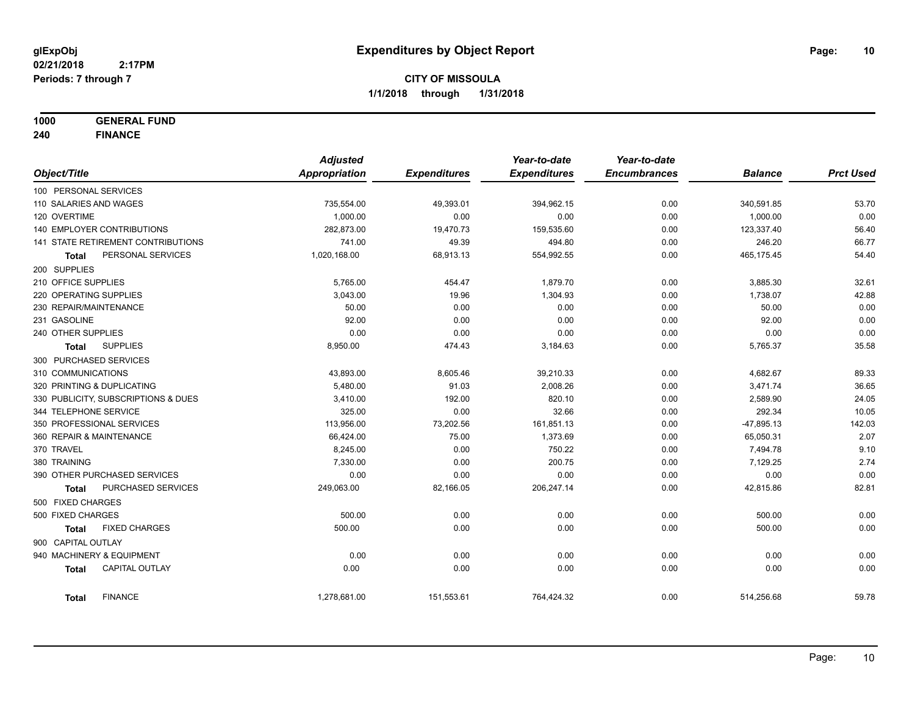**glExpObj**
**02/21/2018 2:17PM**
**Periods: 7 through 7**

# Expenditures by Object Report

**CITY OF MISSOULA**
**1/1/2018 through 1/31/2018**

**1000 GENERAL FUND**
**240 FINANCE**

| Object/Title | Adjusted Appropriation | Expenditures | Year-to-date Expenditures | Year-to-date Encumbrances | Balance | Prct Used |
|---|---|---|---|---|---|---|
| 100 PERSONAL SERVICES | | | | | | |
| 110 SALARIES AND WAGES | 735,554.00 | 49,393.01 | 394,962.15 | 0.00 | 340,591.85 | 53.70 |
| 120 OVERTIME | 1,000.00 | 0.00 | 0.00 | 0.00 | 1,000.00 | 0.00 |
| 140 EMPLOYER CONTRIBUTIONS | 282,873.00 | 19,470.73 | 159,535.60 | 0.00 | 123,337.40 | 56.40 |
| 141 STATE RETIREMENT CONTRIBUTIONS | 741.00 | 49.39 | 494.80 | 0.00 | 246.20 | 66.77 |
| **Total** PERSONAL SERVICES | 1,020,168.00 | 68,913.13 | 554,992.55 | 0.00 | 465,175.45 | 54.40 |
| 200 SUPPLIES | | | | | | |
| 210 OFFICE SUPPLIES | 5,765.00 | 454.47 | 1,879.70 | 0.00 | 3,885.30 | 32.61 |
| 220 OPERATING SUPPLIES | 3,043.00 | 19.96 | 1,304.93 | 0.00 | 1,738.07 | 42.88 |
| 230 REPAIR/MAINTENANCE | 50.00 | 0.00 | 0.00 | 0.00 | 50.00 | 0.00 |
| 231 GASOLINE | 92.00 | 0.00 | 0.00 | 0.00 | 92.00 | 0.00 |
| 240 OTHER SUPPLIES | 0.00 | 0.00 | 0.00 | 0.00 | 0.00 | 0.00 |
| **Total** SUPPLIES | 8,950.00 | 474.43 | 3,184.63 | 0.00 | 5,765.37 | 35.58 |
| 300 PURCHASED SERVICES | | | | | | |
| 310 COMMUNICATIONS | 43,893.00 | 8,605.46 | 39,210.33 | 0.00 | 4,682.67 | 89.33 |
| 320 PRINTING & DUPLICATING | 5,480.00 | 91.03 | 2,008.26 | 0.00 | 3,471.74 | 36.65 |
| 330 PUBLICITY, SUBSCRIPTIONS & DUES | 3,410.00 | 192.00 | 820.10 | 0.00 | 2,589.90 | 24.05 |
| 344 TELEPHONE SERVICE | 325.00 | 0.00 | 32.66 | 0.00 | 292.34 | 10.05 |
| 350 PROFESSIONAL SERVICES | 113,956.00 | 73,202.56 | 161,851.13 | 0.00 | -47,895.13 | 142.03 |
| 360 REPAIR & MAINTENANCE | 66,424.00 | 75.00 | 1,373.69 | 0.00 | 65,050.31 | 2.07 |
| 370 TRAVEL | 8,245.00 | 0.00 | 750.22 | 0.00 | 7,494.78 | 9.10 |
| 380 TRAINING | 7,330.00 | 0.00 | 200.75 | 0.00 | 7,129.25 | 2.74 |
| 390 OTHER PURCHASED SERVICES | 0.00 | 0.00 | 0.00 | 0.00 | 0.00 | 0.00 |
| **Total** PURCHASED SERVICES | 249,063.00 | 82,166.05 | 206,247.14 | 0.00 | 42,815.86 | 82.81 |
| 500 FIXED CHARGES | | | | | | |
| 500 FIXED CHARGES | 500.00 | 0.00 | 0.00 | 0.00 | 500.00 | 0.00 |
| **Total** FIXED CHARGES | 500.00 | 0.00 | 0.00 | 0.00 | 500.00 | 0.00 |
| 900 CAPITAL OUTLAY | | | | | | |
| 940 MACHINERY & EQUIPMENT | 0.00 | 0.00 | 0.00 | 0.00 | 0.00 | 0.00 |
| **Total** CAPITAL OUTLAY | 0.00 | 0.00 | 0.00 | 0.00 | 0.00 | 0.00 |
| **Total** FINANCE | 1,278,681.00 | 151,553.61 | 764,424.32 | 0.00 | 514,256.68 | 59.78 |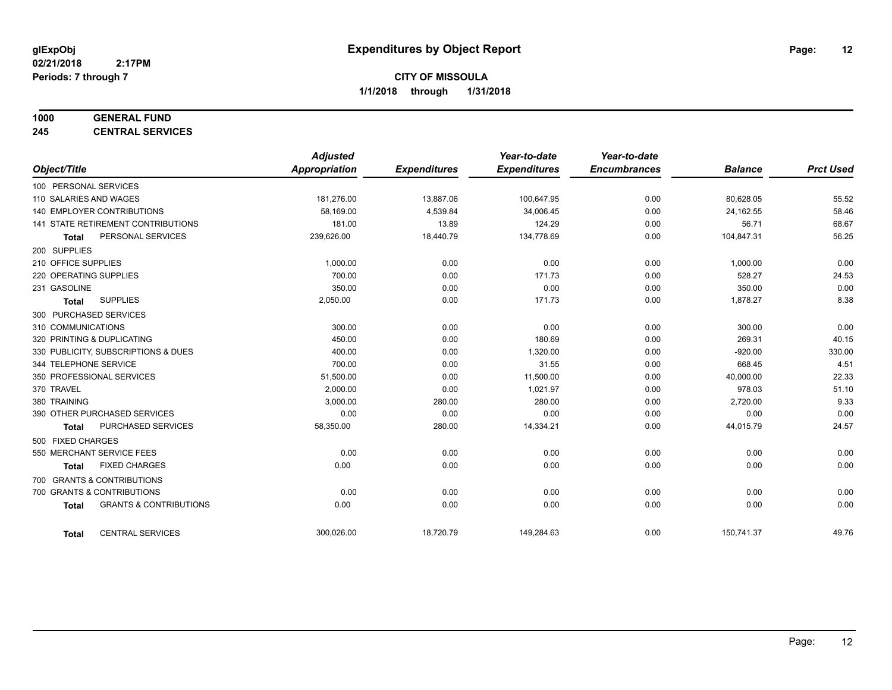**glExpObj** | **Expenditures by Object Report**

**02/21/2018 2:17PM**

**Periods: 7 through 7**

**CITY OF MISSOULA**

**1/1/2018 through 1/31/2018**

**1000 GENERAL FUND**

**245 CENTRAL SERVICES**

| Object/Title | Adjusted Appropriation | Expenditures | Year-to-date Expenditures | Year-to-date Encumbrances | Balance | Prct Used |
|---|---|---|---|---|---|---|
| 100 PERSONAL SERVICES | | | | | | |
| 110 SALARIES AND WAGES | 181,276.00 | 13,887.06 | 100,647.95 | 0.00 | 80,628.05 | 55.52 |
| 140 EMPLOYER CONTRIBUTIONS | 58,169.00 | 4,539.84 | 34,006.45 | 0.00 | 24,162.55 | 58.46 |
| 141 STATE RETIREMENT CONTRIBUTIONS | 181.00 | 13.89 | 124.29 | 0.00 | 56.71 | 68.67 |
| **Total** PERSONAL SERVICES | 239,626.00 | 18,440.79 | 134,778.69 | 0.00 | 104,847.31 | 56.25 |
| 200 SUPPLIES | | | | | | |
| 210 OFFICE SUPPLIES | 1,000.00 | 0.00 | 0.00 | 0.00 | 1,000.00 | 0.00 |
| 220 OPERATING SUPPLIES | 700.00 | 0.00 | 171.73 | 0.00 | 528.27 | 24.53 |
| 231 GASOLINE | 350.00 | 0.00 | 0.00 | 0.00 | 350.00 | 0.00 |
| **Total** SUPPLIES | 2,050.00 | 0.00 | 171.73 | 0.00 | 1,878.27 | 8.38 |
| 300 PURCHASED SERVICES | | | | | | |
| 310 COMMUNICATIONS | 300.00 | 0.00 | 0.00 | 0.00 | 300.00 | 0.00 |
| 320 PRINTING & DUPLICATING | 450.00 | 0.00 | 180.69 | 0.00 | 269.31 | 40.15 |
| 330 PUBLICITY, SUBSCRIPTIONS & DUES | 400.00 | 0.00 | 1,320.00 | 0.00 | -920.00 | 330.00 |
| 344 TELEPHONE SERVICE | 700.00 | 0.00 | 31.55 | 0.00 | 668.45 | 4.51 |
| 350 PROFESSIONAL SERVICES | 51,500.00 | 0.00 | 11,500.00 | 0.00 | 40,000.00 | 22.33 |
| 370 TRAVEL | 2,000.00 | 0.00 | 1,021.97 | 0.00 | 978.03 | 51.10 |
| 380 TRAINING | 3,000.00 | 280.00 | 280.00 | 0.00 | 2,720.00 | 9.33 |
| 390 OTHER PURCHASED SERVICES | 0.00 | 0.00 | 0.00 | 0.00 | 0.00 | 0.00 |
| **Total** PURCHASED SERVICES | 58,350.00 | 280.00 | 14,334.21 | 0.00 | 44,015.79 | 24.57 |
| 500 FIXED CHARGES | | | | | | |
| 550 MERCHANT SERVICE FEES | 0.00 | 0.00 | 0.00 | 0.00 | 0.00 | 0.00 |
| **Total** FIXED CHARGES | 0.00 | 0.00 | 0.00 | 0.00 | 0.00 | 0.00 |
| 700 GRANTS & CONTRIBUTIONS | | | | | | |
| 700 GRANTS & CONTRIBUTIONS | 0.00 | 0.00 | 0.00 | 0.00 | 0.00 | 0.00 |
| **Total** GRANTS & CONTRIBUTIONS | 0.00 | 0.00 | 0.00 | 0.00 | 0.00 | 0.00 |
| **Total** CENTRAL SERVICES | 300,026.00 | 18,720.79 | 149,284.63 | 0.00 | 150,741.37 | 49.76 |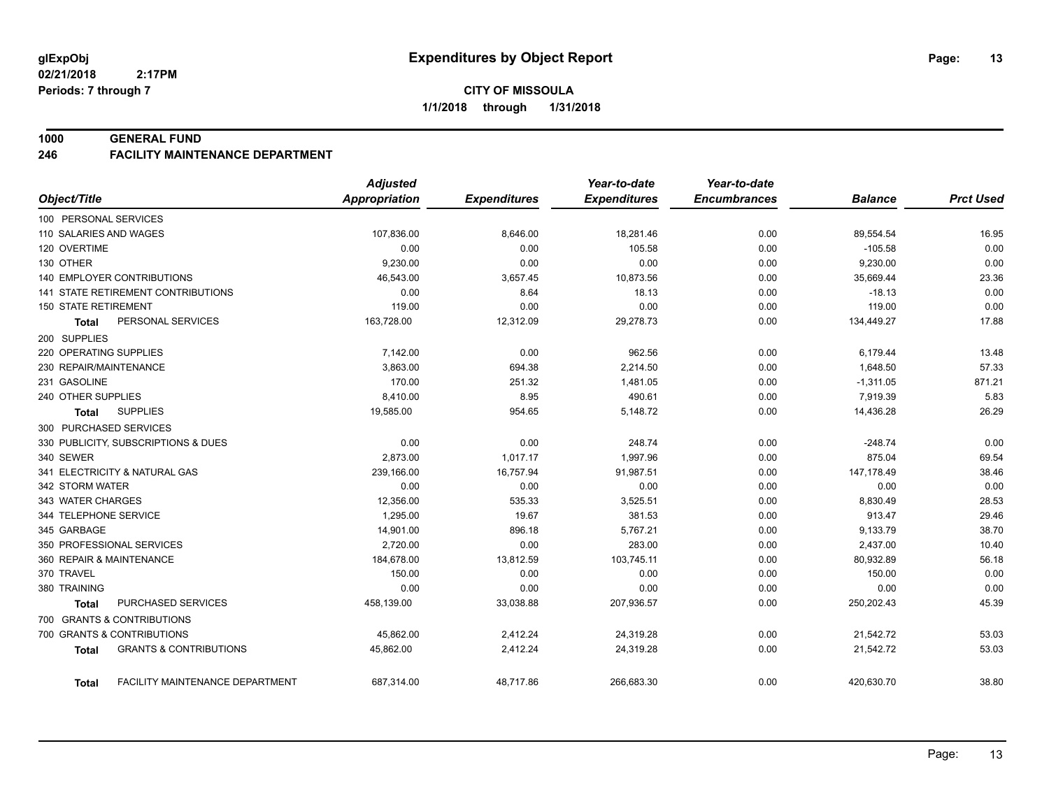**glExpObj** **Expenditures by Object Report**

**02/21/2018 2:17PM**

**Periods: 7 through 7**

**CITY OF MISSOULA**

**1/1/2018 through 1/31/2018**

## 1000 GENERAL FUND

## 246 FACILITY MAINTENANCE DEPARTMENT

| Object/Title | Adjusted Appropriation | Expenditures | Year-to-date Expenditures | Year-to-date Encumbrances | Balance | Prct Used |
|---|---|---|---|---|---|---|
| 100 PERSONAL SERVICES | | | | | | |
| 110 SALARIES AND WAGES | 107,836.00 | 8,646.00 | 18,281.46 | 0.00 | 89,554.54 | 16.95 |
| 120 OVERTIME | 0.00 | 0.00 | 105.58 | 0.00 | -105.58 | 0.00 |
| 130 OTHER | 9,230.00 | 0.00 | 0.00 | 0.00 | 9,230.00 | 0.00 |
| 140 EMPLOYER CONTRIBUTIONS | 46,543.00 | 3,657.45 | 10,873.56 | 0.00 | 35,669.44 | 23.36 |
| 141 STATE RETIREMENT CONTRIBUTIONS | 0.00 | 8.64 | 18.13 | 0.00 | -18.13 | 0.00 |
| 150 STATE RETIREMENT | 119.00 | 0.00 | 0.00 | 0.00 | 119.00 | 0.00 |
| **Total** PERSONAL SERVICES | 163,728.00 | 12,312.09 | 29,278.73 | 0.00 | 134,449.27 | 17.88 |
| 200 SUPPLIES | | | | | | |
| 220 OPERATING SUPPLIES | 7,142.00 | 0.00 | 962.56 | 0.00 | 6,179.44 | 13.48 |
| 230 REPAIR/MAINTENANCE | 3,863.00 | 694.38 | 2,214.50 | 0.00 | 1,648.50 | 57.33 |
| 231 GASOLINE | 170.00 | 251.32 | 1,481.05 | 0.00 | -1,311.05 | 871.21 |
| 240 OTHER SUPPLIES | 8,410.00 | 8.95 | 490.61 | 0.00 | 7,919.39 | 5.83 |
| **Total** SUPPLIES | 19,585.00 | 954.65 | 5,148.72 | 0.00 | 14,436.28 | 26.29 |
| 300 PURCHASED SERVICES | | | | | | |
| 330 PUBLICITY, SUBSCRIPTIONS & DUES | 0.00 | 0.00 | 248.74 | 0.00 | -248.74 | 0.00 |
| 340 SEWER | 2,873.00 | 1,017.17 | 1,997.96 | 0.00 | 875.04 | 69.54 |
| 341 ELECTRICITY & NATURAL GAS | 239,166.00 | 16,757.94 | 91,987.51 | 0.00 | 147,178.49 | 38.46 |
| 342 STORM WATER | 0.00 | 0.00 | 0.00 | 0.00 | 0.00 | 0.00 |
| 343 WATER CHARGES | 12,356.00 | 535.33 | 3,525.51 | 0.00 | 8,830.49 | 28.53 |
| 344 TELEPHONE SERVICE | 1,295.00 | 19.67 | 381.53 | 0.00 | 913.47 | 29.46 |
| 345 GARBAGE | 14,901.00 | 896.18 | 5,767.21 | 0.00 | 9,133.79 | 38.70 |
| 350 PROFESSIONAL SERVICES | 2,720.00 | 0.00 | 283.00 | 0.00 | 2,437.00 | 10.40 |
| 360 REPAIR & MAINTENANCE | 184,678.00 | 13,812.59 | 103,745.11 | 0.00 | 80,932.89 | 56.18 |
| 370 TRAVEL | 150.00 | 0.00 | 0.00 | 0.00 | 150.00 | 0.00 |
| 380 TRAINING | 0.00 | 0.00 | 0.00 | 0.00 | 0.00 | 0.00 |
| **Total** PURCHASED SERVICES | 458,139.00 | 33,038.88 | 207,936.57 | 0.00 | 250,202.43 | 45.39 |
| 700 GRANTS & CONTRIBUTIONS | | | | | | |
| 700 GRANTS & CONTRIBUTIONS | 45,862.00 | 2,412.24 | 24,319.28 | 0.00 | 21,542.72 | 53.03 |
| **Total** GRANTS & CONTRIBUTIONS | 45,862.00 | 2,412.24 | 24,319.28 | 0.00 | 21,542.72 | 53.03 |
| **Total** FACILITY MAINTENANCE DEPARTMENT | 687,314.00 | 48,717.86 | 266,683.30 | 0.00 | 420,630.70 | 38.80 |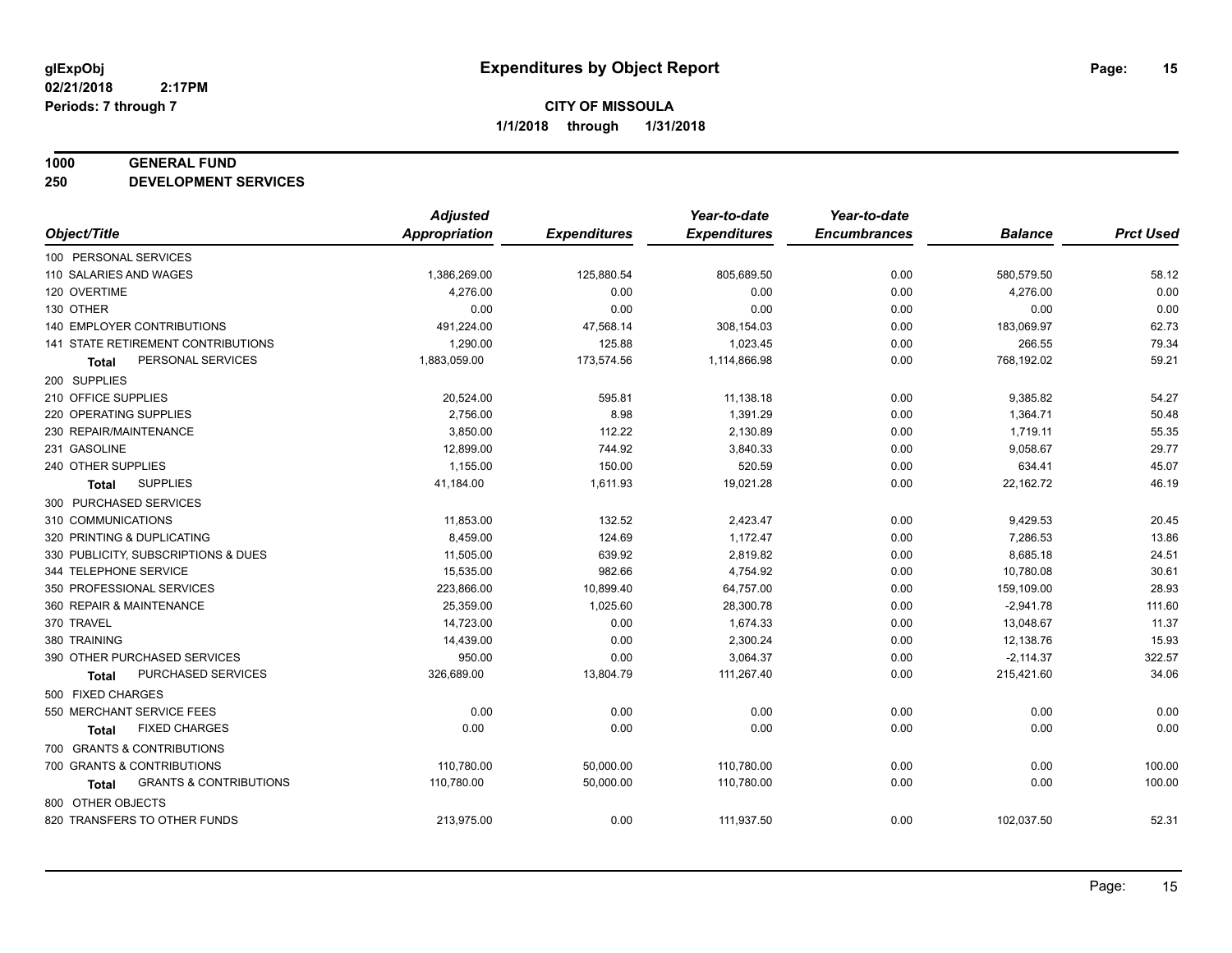# Expenditures by Object Report

glExpObj
02/21/2018 2:17PM
Periods: 7 through 7

**CITY OF MISSOULA**
**1/1/2018 through 1/31/2018**

**1000 GENERAL FUND**
**250 DEVELOPMENT SERVICES**

| Object/Title | Adjusted Appropriation | Expenditures | Year-to-date Expenditures | Year-to-date Encumbrances | Balance | Prct Used |
|---|---|---|---|---|---|---|
| 100 PERSONAL SERVICES | | | | | | |
| 110 SALARIES AND WAGES | 1,386,269.00 | 125,880.54 | 805,689.50 | 0.00 | 580,579.50 | 58.12 |
| 120 OVERTIME | 4,276.00 | 0.00 | 0.00 | 0.00 | 4,276.00 | 0.00 |
| 130 OTHER | 0.00 | 0.00 | 0.00 | 0.00 | 0.00 | 0.00 |
| 140 EMPLOYER CONTRIBUTIONS | 491,224.00 | 47,568.14 | 308,154.03 | 0.00 | 183,069.97 | 62.73 |
| 141 STATE RETIREMENT CONTRIBUTIONS | 1,290.00 | 125.88 | 1,023.45 | 0.00 | 266.55 | 79.34 |
| **Total** PERSONAL SERVICES | 1,883,059.00 | 173,574.56 | 1,114,866.98 | 0.00 | 768,192.02 | 59.21 |
| 200 SUPPLIES | | | | | | |
| 210 OFFICE SUPPLIES | 20,524.00 | 595.81 | 11,138.18 | 0.00 | 9,385.82 | 54.27 |
| 220 OPERATING SUPPLIES | 2,756.00 | 8.98 | 1,391.29 | 0.00 | 1,364.71 | 50.48 |
| 230 REPAIR/MAINTENANCE | 3,850.00 | 112.22 | 2,130.89 | 0.00 | 1,719.11 | 55.35 |
| 231 GASOLINE | 12,899.00 | 744.92 | 3,840.33 | 0.00 | 9,058.67 | 29.77 |
| 240 OTHER SUPPLIES | 1,155.00 | 150.00 | 520.59 | 0.00 | 634.41 | 45.07 |
| **Total** SUPPLIES | 41,184.00 | 1,611.93 | 19,021.28 | 0.00 | 22,162.72 | 46.19 |
| 300 PURCHASED SERVICES | | | | | | |
| 310 COMMUNICATIONS | 11,853.00 | 132.52 | 2,423.47 | 0.00 | 9,429.53 | 20.45 |
| 320 PRINTING & DUPLICATING | 8,459.00 | 124.69 | 1,172.47 | 0.00 | 7,286.53 | 13.86 |
| 330 PUBLICITY, SUBSCRIPTIONS & DUES | 11,505.00 | 639.92 | 2,819.82 | 0.00 | 8,685.18 | 24.51 |
| 344 TELEPHONE SERVICE | 15,535.00 | 982.66 | 4,754.92 | 0.00 | 10,780.08 | 30.61 |
| 350 PROFESSIONAL SERVICES | 223,866.00 | 10,899.40 | 64,757.00 | 0.00 | 159,109.00 | 28.93 |
| 360 REPAIR & MAINTENANCE | 25,359.00 | 1,025.60 | 28,300.78 | 0.00 | -2,941.78 | 111.60 |
| 370 TRAVEL | 14,723.00 | 0.00 | 1,674.33 | 0.00 | 13,048.67 | 11.37 |
| 380 TRAINING | 14,439.00 | 0.00 | 2,300.24 | 0.00 | 12,138.76 | 15.93 |
| 390 OTHER PURCHASED SERVICES | 950.00 | 0.00 | 3,064.37 | 0.00 | -2,114.37 | 322.57 |
| **Total** PURCHASED SERVICES | 326,689.00 | 13,804.79 | 111,267.40 | 0.00 | 215,421.60 | 34.06 |
| 500 FIXED CHARGES | | | | | | |
| 550 MERCHANT SERVICE FEES | 0.00 | 0.00 | 0.00 | 0.00 | 0.00 | 0.00 |
| **Total** FIXED CHARGES | 0.00 | 0.00 | 0.00 | 0.00 | 0.00 | 0.00 |
| 700 GRANTS & CONTRIBUTIONS | | | | | | |
| 700 GRANTS & CONTRIBUTIONS | 110,780.00 | 50,000.00 | 110,780.00 | 0.00 | 0.00 | 100.00 |
| **Total** GRANTS & CONTRIBUTIONS | 110,780.00 | 50,000.00 | 110,780.00 | 0.00 | 0.00 | 100.00 |
| 800 OTHER OBJECTS | | | | | | |
| 820 TRANSFERS TO OTHER FUNDS | 213,975.00 | 0.00 | 111,937.50 | 0.00 | 102,037.50 | 52.31 |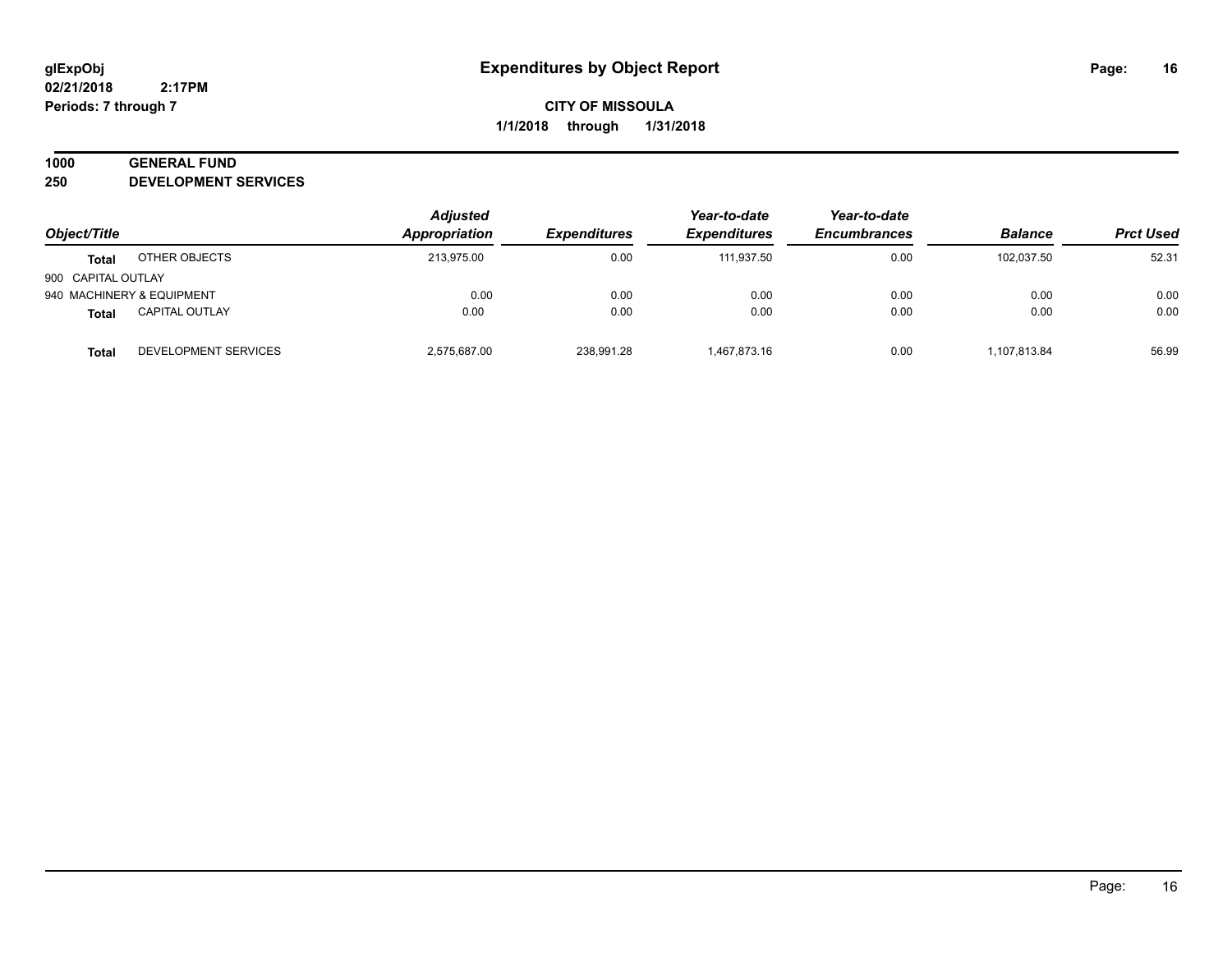# Expenditures by Object Report

glExpObj
02/21/2018 2:17PM
Periods: 7 through 7

**CITY OF MISSOULA**
**1/1/2018 through 1/31/2018**

**1000 GENERAL FUND**
**250 DEVELOPMENT SERVICES**

| Object/Title | | Adjusted Appropriation | Expenditures | Year-to-date Expenditures | Year-to-date Encumbrances | Balance | Prct Used |
|---|---|---|---|---|---|---|---|
| **Total** | OTHER OBJECTS | 213,975.00 | 0.00 | 111,937.50 | 0.00 | 102,037.50 | 52.31 |
| 900 CAPITAL OUTLAY | | | | | | | |
| 940 MACHINERY & EQUIPMENT | | 0.00 | 0.00 | 0.00 | 0.00 | 0.00 | 0.00 |
| **Total** | CAPITAL OUTLAY | 0.00 | 0.00 | 0.00 | 0.00 | 0.00 | 0.00 |
| **Total** | DEVELOPMENT SERVICES | 2,575,687.00 | 238,991.28 | 1,467,873.16 | 0.00 | 1,107,813.84 | 56.99 |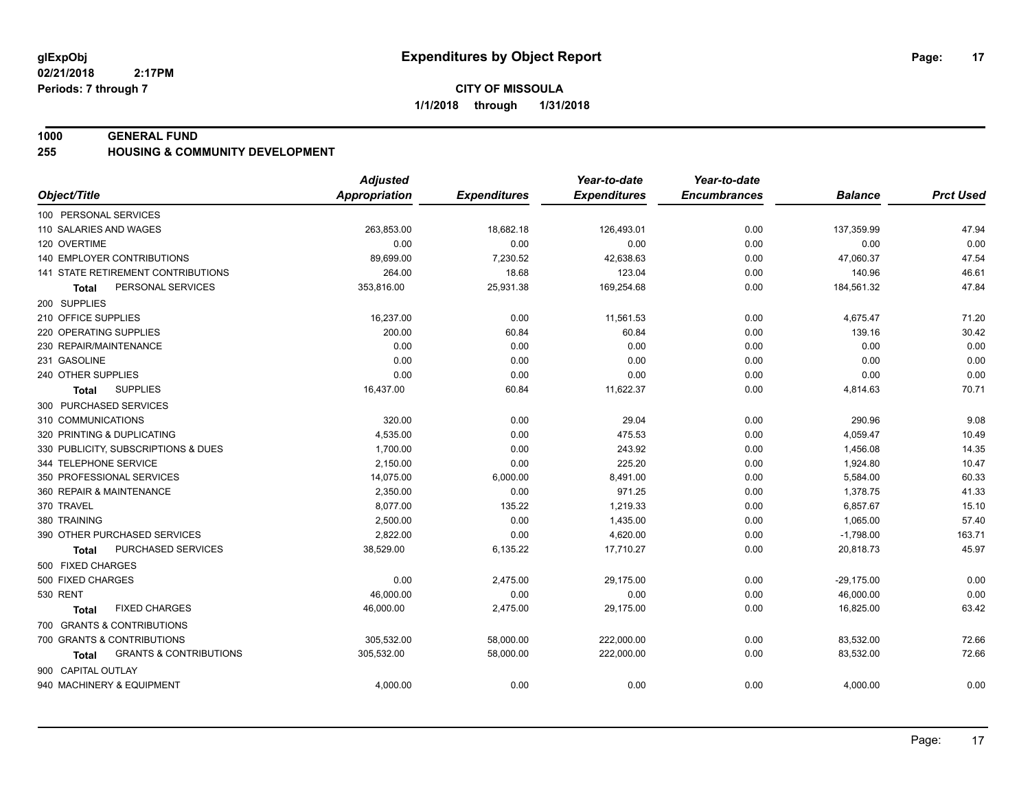**glExpObj** &nbsp;&nbsp;&nbsp;&nbsp; **Expenditures by Object Report**

**02/21/2018 2:17PM**

**Periods: 7 through 7**

**CITY OF MISSOULA**

**1/1/2018 through 1/31/2018**

**1000 GENERAL FUND**

**255 HOUSING & COMMUNITY DEVELOPMENT**

| Object/Title | Adjusted Appropriation | Expenditures | Year-to-date Expenditures | Year-to-date Encumbrances | Balance | Prct Used |
|---|---|---|---|---|---|---|
| 100 PERSONAL SERVICES | | | | | | |
| 110 SALARIES AND WAGES | 263,853.00 | 18,682.18 | 126,493.01 | 0.00 | 137,359.99 | 47.94 |
| 120 OVERTIME | 0.00 | 0.00 | 0.00 | 0.00 | 0.00 | 0.00 |
| 140 EMPLOYER CONTRIBUTIONS | 89,699.00 | 7,230.52 | 42,638.63 | 0.00 | 47,060.37 | 47.54 |
| 141 STATE RETIREMENT CONTRIBUTIONS | 264.00 | 18.68 | 123.04 | 0.00 | 140.96 | 46.61 |
| **Total** PERSONAL SERVICES | 353,816.00 | 25,931.38 | 169,254.68 | 0.00 | 184,561.32 | 47.84 |
| 200 SUPPLIES | | | | | | |
| 210 OFFICE SUPPLIES | 16,237.00 | 0.00 | 11,561.53 | 0.00 | 4,675.47 | 71.20 |
| 220 OPERATING SUPPLIES | 200.00 | 60.84 | 60.84 | 0.00 | 139.16 | 30.42 |
| 230 REPAIR/MAINTENANCE | 0.00 | 0.00 | 0.00 | 0.00 | 0.00 | 0.00 |
| 231 GASOLINE | 0.00 | 0.00 | 0.00 | 0.00 | 0.00 | 0.00 |
| 240 OTHER SUPPLIES | 0.00 | 0.00 | 0.00 | 0.00 | 0.00 | 0.00 |
| **Total** SUPPLIES | 16,437.00 | 60.84 | 11,622.37 | 0.00 | 4,814.63 | 70.71 |
| 300 PURCHASED SERVICES | | | | | | |
| 310 COMMUNICATIONS | 320.00 | 0.00 | 29.04 | 0.00 | 290.96 | 9.08 |
| 320 PRINTING & DUPLICATING | 4,535.00 | 0.00 | 475.53 | 0.00 | 4,059.47 | 10.49 |
| 330 PUBLICITY, SUBSCRIPTIONS & DUES | 1,700.00 | 0.00 | 243.92 | 0.00 | 1,456.08 | 14.35 |
| 344 TELEPHONE SERVICE | 2,150.00 | 0.00 | 225.20 | 0.00 | 1,924.80 | 10.47 |
| 350 PROFESSIONAL SERVICES | 14,075.00 | 6,000.00 | 8,491.00 | 0.00 | 5,584.00 | 60.33 |
| 360 REPAIR & MAINTENANCE | 2,350.00 | 0.00 | 971.25 | 0.00 | 1,378.75 | 41.33 |
| 370 TRAVEL | 8,077.00 | 135.22 | 1,219.33 | 0.00 | 6,857.67 | 15.10 |
| 380 TRAINING | 2,500.00 | 0.00 | 1,435.00 | 0.00 | 1,065.00 | 57.40 |
| 390 OTHER PURCHASED SERVICES | 2,822.00 | 0.00 | 4,620.00 | 0.00 | -1,798.00 | 163.71 |
| **Total** PURCHASED SERVICES | 38,529.00 | 6,135.22 | 17,710.27 | 0.00 | 20,818.73 | 45.97 |
| 500 FIXED CHARGES | | | | | | |
| 500 FIXED CHARGES | 0.00 | 2,475.00 | 29,175.00 | 0.00 | -29,175.00 | 0.00 |
| 530 RENT | 46,000.00 | 0.00 | 0.00 | 0.00 | 46,000.00 | 0.00 |
| **Total** FIXED CHARGES | 46,000.00 | 2,475.00 | 29,175.00 | 0.00 | 16,825.00 | 63.42 |
| 700 GRANTS & CONTRIBUTIONS | | | | | | |
| 700 GRANTS & CONTRIBUTIONS | 305,532.00 | 58,000.00 | 222,000.00 | 0.00 | 83,532.00 | 72.66 |
| **Total** GRANTS & CONTRIBUTIONS | 305,532.00 | 58,000.00 | 222,000.00 | 0.00 | 83,532.00 | 72.66 |
| 900 CAPITAL OUTLAY | | | | | | |
| 940 MACHINERY & EQUIPMENT | 4,000.00 | 0.00 | 0.00 | 0.00 | 4,000.00 | 0.00 |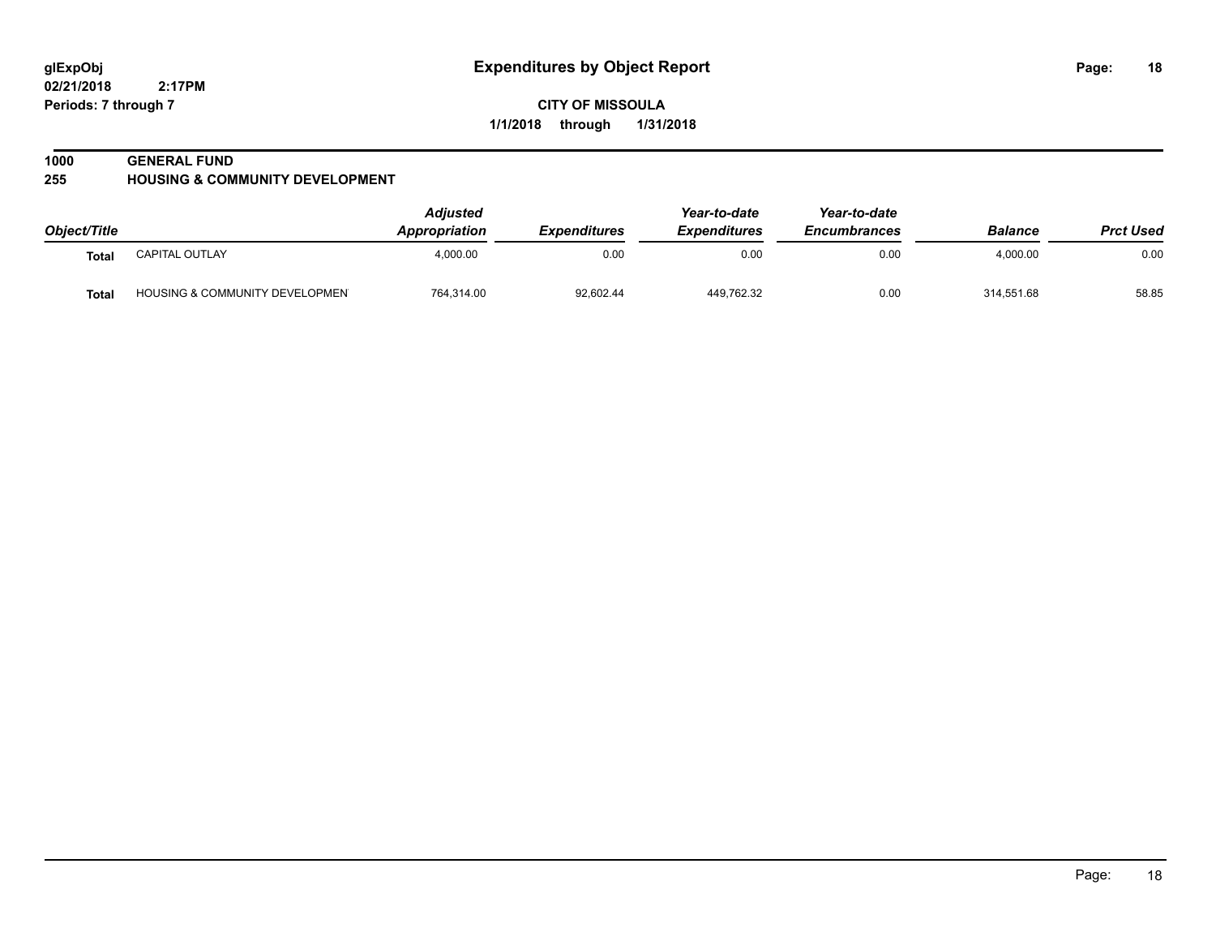**glExpObj**
**02/21/2018 2:17PM**
**Periods: 7 through 7**

# Expenditures by Object Report

**CITY OF MISSOULA**
**1/1/2018 through 1/31/2018**

**1000 GENERAL FUND**
**255 HOUSING & COMMUNITY DEVELOPMENT**

| Object/Title | | *Adjusted Appropriation* | *Expenditures* | *Year-to-date Expenditures* | *Year-to-date Encumbrances* | *Balance* | *Prct Used* |
|---|---|---|---|---|---|---|---|
| **Total** | CAPITAL OUTLAY | 4,000.00 | 0.00 | 0.00 | 0.00 | 4,000.00 | 0.00 |
| **Total** | HOUSING & COMMUNITY DEVELOPMEN | 764,314.00 | 92,602.44 | 449,762.32 | 0.00 | 314,551.68 | 58.85 |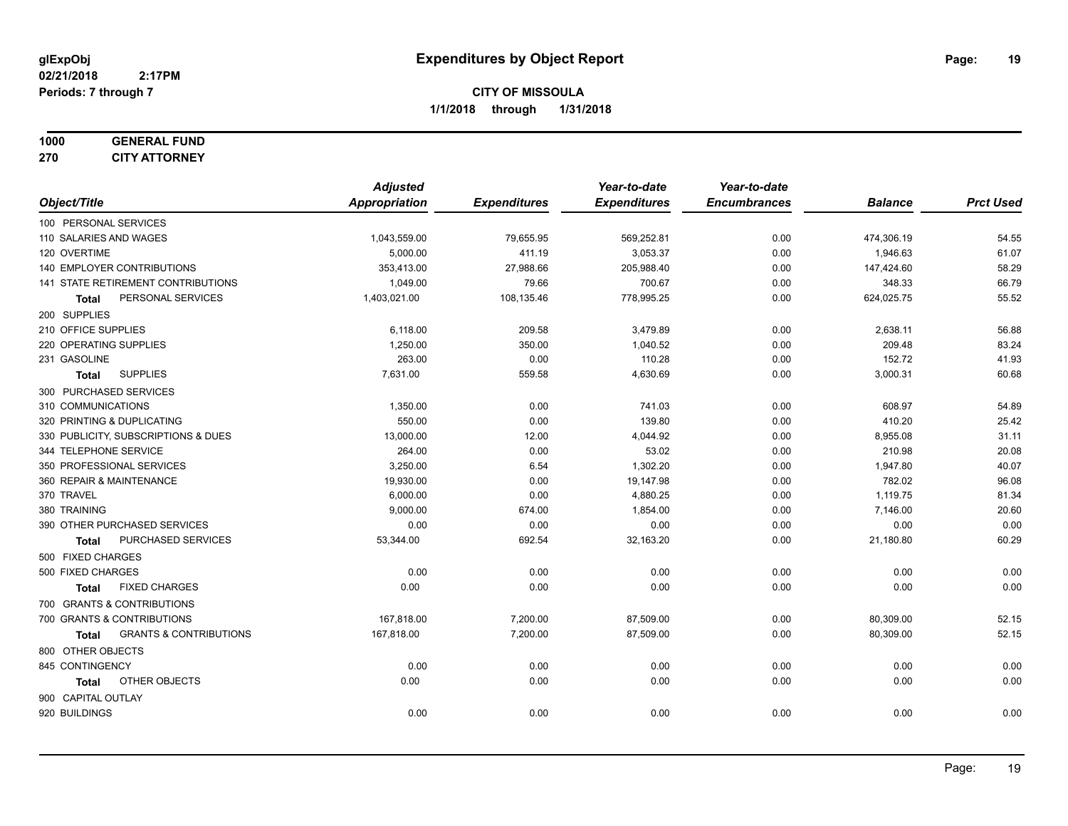# Expenditures by Object Report

glExpObj
02/21/2018 2:17PM
Periods: 7 through 7

**CITY OF MISSOULA**
**1/1/2018 through 1/31/2018**

**1000 GENERAL FUND**
**270 CITY ATTORNEY**

| Object/Title | Adjusted Appropriation | Expenditures | Year-to-date Expenditures | Year-to-date Encumbrances | Balance | Prct Used |
|---|---|---|---|---|---|---|
| 100 PERSONAL SERVICES | | | | | | |
| 110 SALARIES AND WAGES | 1,043,559.00 | 79,655.95 | 569,252.81 | 0.00 | 474,306.19 | 54.55 |
| 120 OVERTIME | 5,000.00 | 411.19 | 3,053.37 | 0.00 | 1,946.63 | 61.07 |
| 140 EMPLOYER CONTRIBUTIONS | 353,413.00 | 27,988.66 | 205,988.40 | 0.00 | 147,424.60 | 58.29 |
| 141 STATE RETIREMENT CONTRIBUTIONS | 1,049.00 | 79.66 | 700.67 | 0.00 | 348.33 | 66.79 |
| **Total** PERSONAL SERVICES | 1,403,021.00 | 108,135.46 | 778,995.25 | 0.00 | 624,025.75 | 55.52 |
| 200 SUPPLIES | | | | | | |
| 210 OFFICE SUPPLIES | 6,118.00 | 209.58 | 3,479.89 | 0.00 | 2,638.11 | 56.88 |
| 220 OPERATING SUPPLIES | 1,250.00 | 350.00 | 1,040.52 | 0.00 | 209.48 | 83.24 |
| 231 GASOLINE | 263.00 | 0.00 | 110.28 | 0.00 | 152.72 | 41.93 |
| **Total** SUPPLIES | 7,631.00 | 559.58 | 4,630.69 | 0.00 | 3,000.31 | 60.68 |
| 300 PURCHASED SERVICES | | | | | | |
| 310 COMMUNICATIONS | 1,350.00 | 0.00 | 741.03 | 0.00 | 608.97 | 54.89 |
| 320 PRINTING & DUPLICATING | 550.00 | 0.00 | 139.80 | 0.00 | 410.20 | 25.42 |
| 330 PUBLICITY, SUBSCRIPTIONS & DUES | 13,000.00 | 12.00 | 4,044.92 | 0.00 | 8,955.08 | 31.11 |
| 344 TELEPHONE SERVICE | 264.00 | 0.00 | 53.02 | 0.00 | 210.98 | 20.08 |
| 350 PROFESSIONAL SERVICES | 3,250.00 | 6.54 | 1,302.20 | 0.00 | 1,947.80 | 40.07 |
| 360 REPAIR & MAINTENANCE | 19,930.00 | 0.00 | 19,147.98 | 0.00 | 782.02 | 96.08 |
| 370 TRAVEL | 6,000.00 | 0.00 | 4,880.25 | 0.00 | 1,119.75 | 81.34 |
| 380 TRAINING | 9,000.00 | 674.00 | 1,854.00 | 0.00 | 7,146.00 | 20.60 |
| 390 OTHER PURCHASED SERVICES | 0.00 | 0.00 | 0.00 | 0.00 | 0.00 | 0.00 |
| **Total** PURCHASED SERVICES | 53,344.00 | 692.54 | 32,163.20 | 0.00 | 21,180.80 | 60.29 |
| 500 FIXED CHARGES | | | | | | |
| 500 FIXED CHARGES | 0.00 | 0.00 | 0.00 | 0.00 | 0.00 | 0.00 |
| **Total** FIXED CHARGES | 0.00 | 0.00 | 0.00 | 0.00 | 0.00 | 0.00 |
| 700 GRANTS & CONTRIBUTIONS | | | | | | |
| 700 GRANTS & CONTRIBUTIONS | 167,818.00 | 7,200.00 | 87,509.00 | 0.00 | 80,309.00 | 52.15 |
| **Total** GRANTS & CONTRIBUTIONS | 167,818.00 | 7,200.00 | 87,509.00 | 0.00 | 80,309.00 | 52.15 |
| 800 OTHER OBJECTS | | | | | | |
| 845 CONTINGENCY | 0.00 | 0.00 | 0.00 | 0.00 | 0.00 | 0.00 |
| **Total** OTHER OBJECTS | 0.00 | 0.00 | 0.00 | 0.00 | 0.00 | 0.00 |
| 900 CAPITAL OUTLAY | | | | | | |
| 920 BUILDINGS | 0.00 | 0.00 | 0.00 | 0.00 | 0.00 | 0.00 |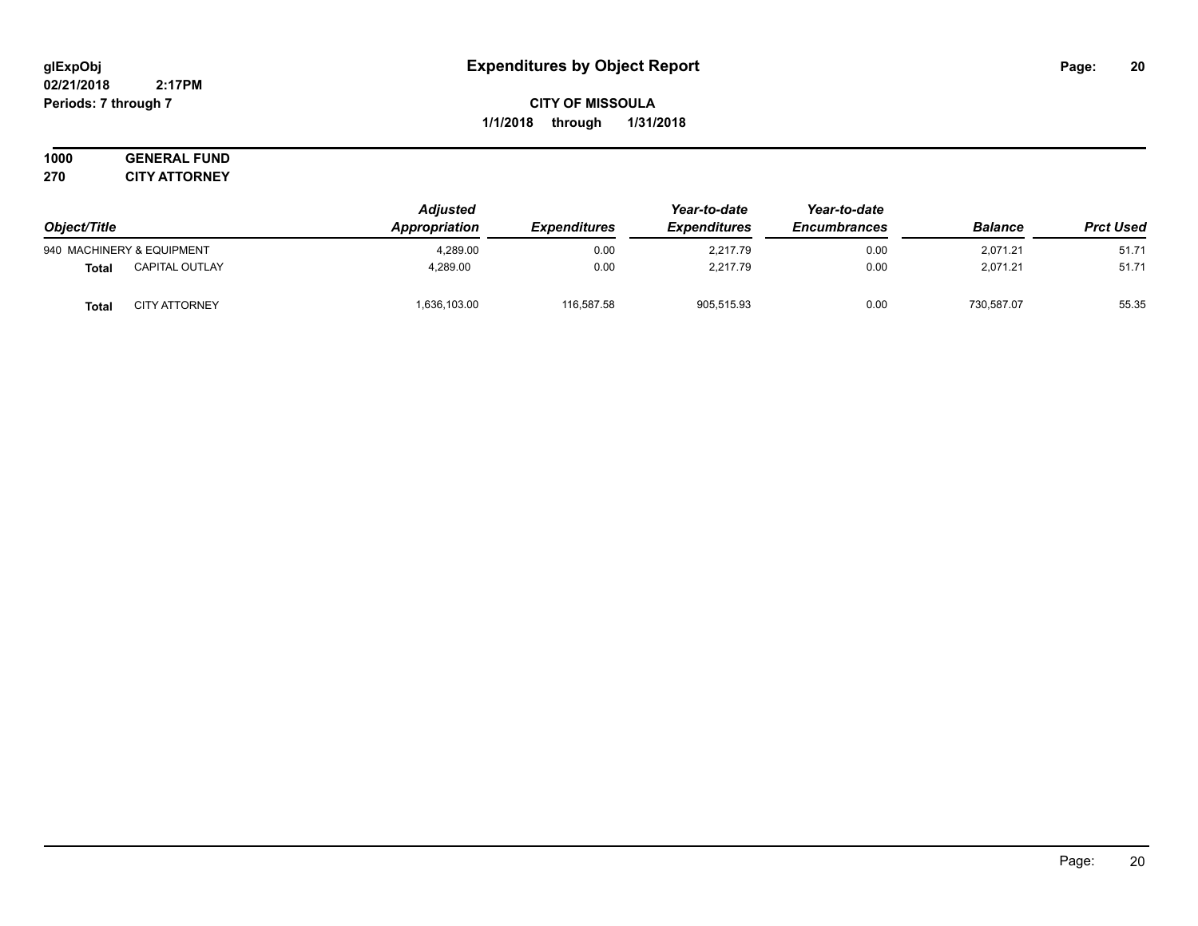# Expenditures by Object Report

glExpObj
02/21/2018 2:17PM
Periods: 7 through 7

**CITY OF MISSOULA**
**1/1/2018 through 1/31/2018**

**1000 GENERAL FUND**
**270 CITY ATTORNEY**

| Object/Title | | Adjusted Appropriation | Expenditures | Year-to-date Expenditures | Year-to-date Encumbrances | Balance | Prct Used |
|---|---|---|---|---|---|---|---|
| 940 MACHINERY & EQUIPMENT | | 4,289.00 | 0.00 | 2,217.79 | 0.00 | 2,071.21 | 51.71 |
| **Total** | CAPITAL OUTLAY | 4,289.00 | 0.00 | 2,217.79 | 0.00 | 2,071.21 | 51.71 |
| **Total** | CITY ATTORNEY | 1,636,103.00 | 116,587.58 | 905,515.93 | 0.00 | 730,587.07 | 55.35 |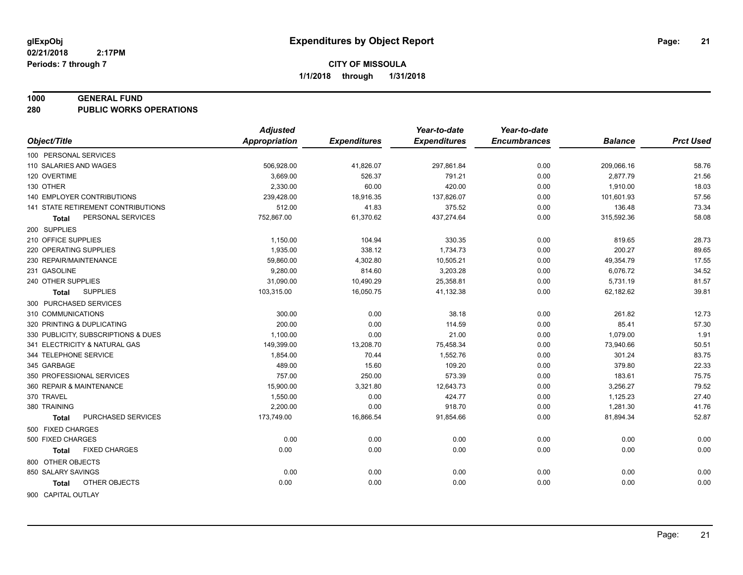# Expenditures by Object Report

glExpObj
02/21/2018 2:17PM
Periods: 7 through 7

**CITY OF MISSOULA**
**1/1/2018 through 1/31/2018**

**1000 GENERAL FUND**
**280 PUBLIC WORKS OPERATIONS**

| Object/Title | Adjusted Appropriation | Expenditures | Year-to-date Expenditures | Year-to-date Encumbrances | Balance | Prct Used |
|---|---|---|---|---|---|---|
| 100 PERSONAL SERVICES | | | | | | |
| 110 SALARIES AND WAGES | 506,928.00 | 41,826.07 | 297,861.84 | 0.00 | 209,066.16 | 58.76 |
| 120 OVERTIME | 3,669.00 | 526.37 | 791.21 | 0.00 | 2,877.79 | 21.56 |
| 130 OTHER | 2,330.00 | 60.00 | 420.00 | 0.00 | 1,910.00 | 18.03 |
| 140 EMPLOYER CONTRIBUTIONS | 239,428.00 | 18,916.35 | 137,826.07 | 0.00 | 101,601.93 | 57.56 |
| 141 STATE RETIREMENT CONTRIBUTIONS | 512.00 | 41.83 | 375.52 | 0.00 | 136.48 | 73.34 |
| **Total** PERSONAL SERVICES | 752,867.00 | 61,370.62 | 437,274.64 | 0.00 | 315,592.36 | 58.08 |
| 200 SUPPLIES | | | | | | |
| 210 OFFICE SUPPLIES | 1,150.00 | 104.94 | 330.35 | 0.00 | 819.65 | 28.73 |
| 220 OPERATING SUPPLIES | 1,935.00 | 338.12 | 1,734.73 | 0.00 | 200.27 | 89.65 |
| 230 REPAIR/MAINTENANCE | 59,860.00 | 4,302.80 | 10,505.21 | 0.00 | 49,354.79 | 17.55 |
| 231 GASOLINE | 9,280.00 | 814.60 | 3,203.28 | 0.00 | 6,076.72 | 34.52 |
| 240 OTHER SUPPLIES | 31,090.00 | 10,490.29 | 25,358.81 | 0.00 | 5,731.19 | 81.57 |
| **Total** SUPPLIES | 103,315.00 | 16,050.75 | 41,132.38 | 0.00 | 62,182.62 | 39.81 |
| 300 PURCHASED SERVICES | | | | | | |
| 310 COMMUNICATIONS | 300.00 | 0.00 | 38.18 | 0.00 | 261.82 | 12.73 |
| 320 PRINTING & DUPLICATING | 200.00 | 0.00 | 114.59 | 0.00 | 85.41 | 57.30 |
| 330 PUBLICITY, SUBSCRIPTIONS & DUES | 1,100.00 | 0.00 | 21.00 | 0.00 | 1,079.00 | 1.91 |
| 341 ELECTRICITY & NATURAL GAS | 149,399.00 | 13,208.70 | 75,458.34 | 0.00 | 73,940.66 | 50.51 |
| 344 TELEPHONE SERVICE | 1,854.00 | 70.44 | 1,552.76 | 0.00 | 301.24 | 83.75 |
| 345 GARBAGE | 489.00 | 15.60 | 109.20 | 0.00 | 379.80 | 22.33 |
| 350 PROFESSIONAL SERVICES | 757.00 | 250.00 | 573.39 | 0.00 | 183.61 | 75.75 |
| 360 REPAIR & MAINTENANCE | 15,900.00 | 3,321.80 | 12,643.73 | 0.00 | 3,256.27 | 79.52 |
| 370 TRAVEL | 1,550.00 | 0.00 | 424.77 | 0.00 | 1,125.23 | 27.40 |
| 380 TRAINING | 2,200.00 | 0.00 | 918.70 | 0.00 | 1,281.30 | 41.76 |
| **Total** PURCHASED SERVICES | 173,749.00 | 16,866.54 | 91,854.66 | 0.00 | 81,894.34 | 52.87 |
| 500 FIXED CHARGES | | | | | | |
| 500 FIXED CHARGES | 0.00 | 0.00 | 0.00 | 0.00 | 0.00 | 0.00 |
| **Total** FIXED CHARGES | 0.00 | 0.00 | 0.00 | 0.00 | 0.00 | 0.00 |
| 800 OTHER OBJECTS | | | | | | |
| 850 SALARY SAVINGS | 0.00 | 0.00 | 0.00 | 0.00 | 0.00 | 0.00 |
| **Total** OTHER OBJECTS | 0.00 | 0.00 | 0.00 | 0.00 | 0.00 | 0.00 |
| 900 CAPITAL OUTLAY | | | | | | |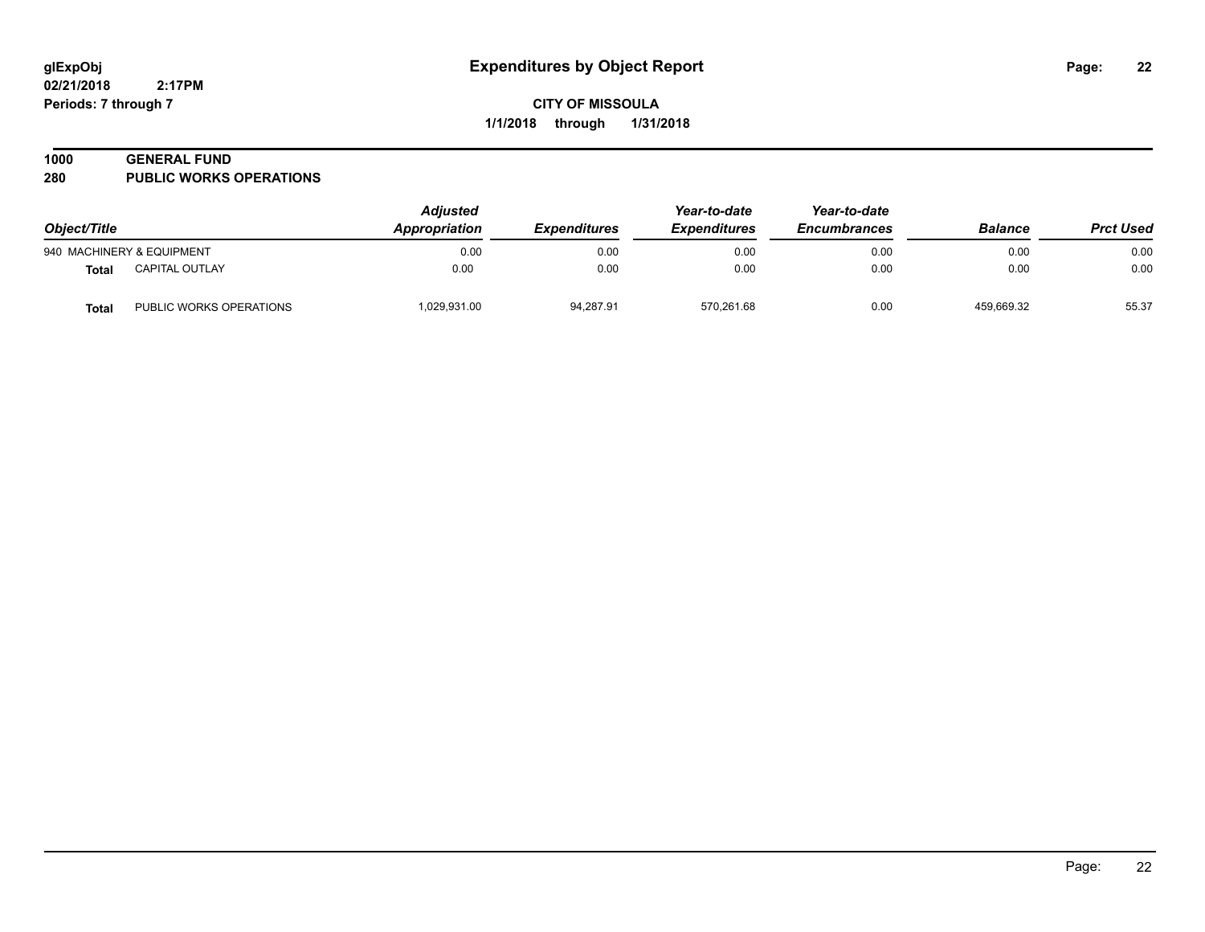# Expenditures by Object Report

glExpObj
02/21/2018 2:17PM
Periods: 7 through 7

**CITY OF MISSOULA**
**1/1/2018 through 1/31/2018**

**1000 GENERAL FUND**
**280 PUBLIC WORKS OPERATIONS**

| Object/Title | | Adjusted Appropriation | Expenditures | Year-to-date Expenditures | Year-to-date Encumbrances | Balance | Prct Used |
|---|---|---|---|---|---|---|---|
| 940 MACHINERY & EQUIPMENT | | 0.00 | 0.00 | 0.00 | 0.00 | 0.00 | 0.00 |
| **Total** | CAPITAL OUTLAY | 0.00 | 0.00 | 0.00 | 0.00 | 0.00 | 0.00 |
| **Total** | PUBLIC WORKS OPERATIONS | 1,029,931.00 | 94,287.91 | 570,261.68 | 0.00 | 459,669.32 | 55.37 |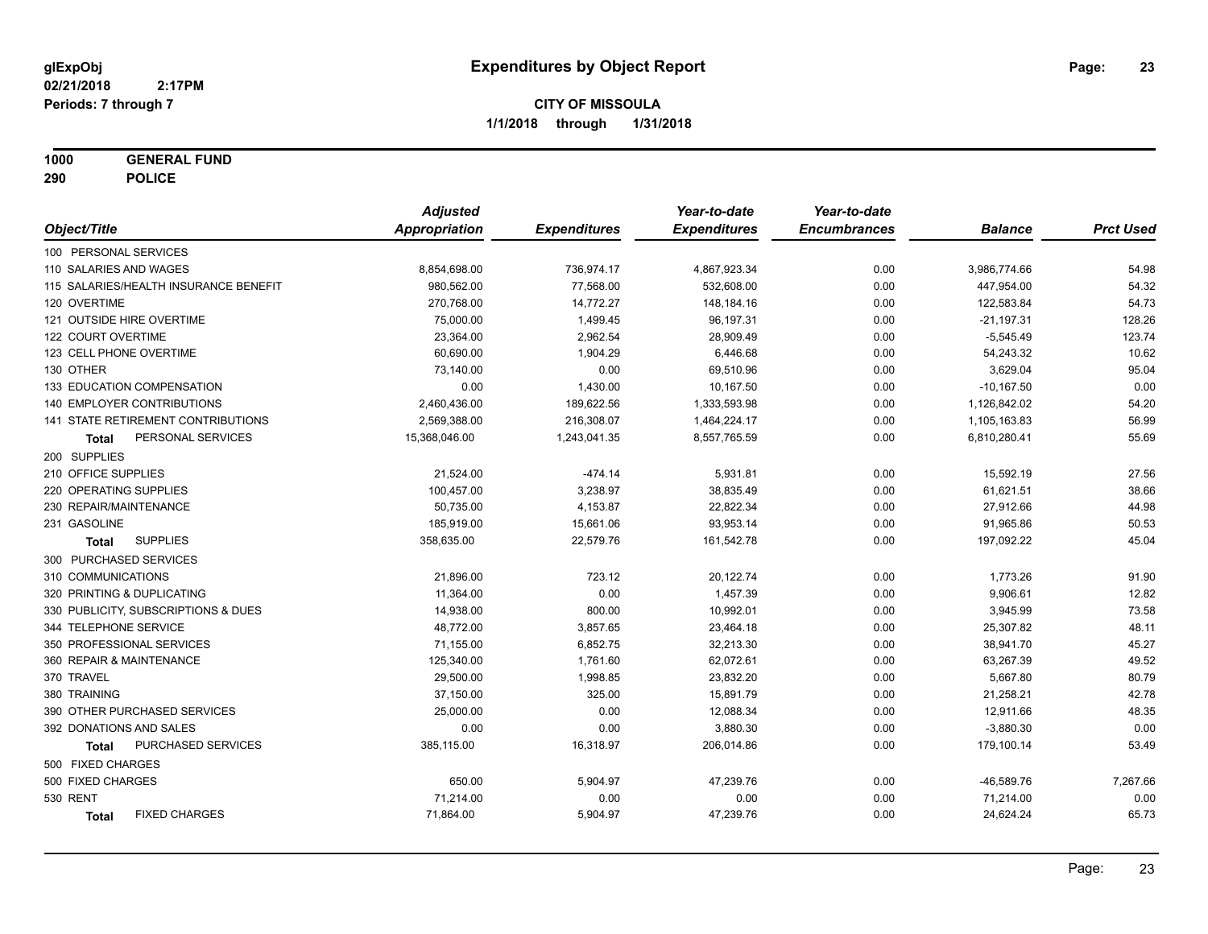# Expenditures by Object Report

glExpObj
02/21/2018 2:17PM
Periods: 7 through 7

**CITY OF MISSOULA**
**1/1/2018 through 1/31/2018**

**1000 GENERAL FUND**
**290 POLICE**

| Object/Title | Adjusted Appropriation | Expenditures | Year-to-date Expenditures | Year-to-date Encumbrances | Balance | Prct Used |
|---|---|---|---|---|---|---|
| 100 PERSONAL SERVICES | | | | | | |
| 110 SALARIES AND WAGES | 8,854,698.00 | 736,974.17 | 4,867,923.34 | 0.00 | 3,986,774.66 | 54.98 |
| 115 SALARIES/HEALTH INSURANCE BENEFIT | 980,562.00 | 77,568.00 | 532,608.00 | 0.00 | 447,954.00 | 54.32 |
| 120 OVERTIME | 270,768.00 | 14,772.27 | 148,184.16 | 0.00 | 122,583.84 | 54.73 |
| 121 OUTSIDE HIRE OVERTIME | 75,000.00 | 1,499.45 | 96,197.31 | 0.00 | -21,197.31 | 128.26 |
| 122 COURT OVERTIME | 23,364.00 | 2,962.54 | 28,909.49 | 0.00 | -5,545.49 | 123.74 |
| 123 CELL PHONE OVERTIME | 60,690.00 | 1,904.29 | 6,446.68 | 0.00 | 54,243.32 | 10.62 |
| 130 OTHER | 73,140.00 | 0.00 | 69,510.96 | 0.00 | 3,629.04 | 95.04 |
| 133 EDUCATION COMPENSATION | 0.00 | 1,430.00 | 10,167.50 | 0.00 | -10,167.50 | 0.00 |
| 140 EMPLOYER CONTRIBUTIONS | 2,460,436.00 | 189,622.56 | 1,333,593.98 | 0.00 | 1,126,842.02 | 54.20 |
| 141 STATE RETIREMENT CONTRIBUTIONS | 2,569,388.00 | 216,308.07 | 1,464,224.17 | 0.00 | 1,105,163.83 | 56.99 |
| **Total** PERSONAL SERVICES | 15,368,046.00 | 1,243,041.35 | 8,557,765.59 | 0.00 | 6,810,280.41 | 55.69 |
| 200 SUPPLIES | | | | | | |
| 210 OFFICE SUPPLIES | 21,524.00 | -474.14 | 5,931.81 | 0.00 | 15,592.19 | 27.56 |
| 220 OPERATING SUPPLIES | 100,457.00 | 3,238.97 | 38,835.49 | 0.00 | 61,621.51 | 38.66 |
| 230 REPAIR/MAINTENANCE | 50,735.00 | 4,153.87 | 22,822.34 | 0.00 | 27,912.66 | 44.98 |
| 231 GASOLINE | 185,919.00 | 15,661.06 | 93,953.14 | 0.00 | 91,965.86 | 50.53 |
| **Total** SUPPLIES | 358,635.00 | 22,579.76 | 161,542.78 | 0.00 | 197,092.22 | 45.04 |
| 300 PURCHASED SERVICES | | | | | | |
| 310 COMMUNICATIONS | 21,896.00 | 723.12 | 20,122.74 | 0.00 | 1,773.26 | 91.90 |
| 320 PRINTING & DUPLICATING | 11,364.00 | 0.00 | 1,457.39 | 0.00 | 9,906.61 | 12.82 |
| 330 PUBLICITY, SUBSCRIPTIONS & DUES | 14,938.00 | 800.00 | 10,992.01 | 0.00 | 3,945.99 | 73.58 |
| 344 TELEPHONE SERVICE | 48,772.00 | 3,857.65 | 23,464.18 | 0.00 | 25,307.82 | 48.11 |
| 350 PROFESSIONAL SERVICES | 71,155.00 | 6,852.75 | 32,213.30 | 0.00 | 38,941.70 | 45.27 |
| 360 REPAIR & MAINTENANCE | 125,340.00 | 1,761.60 | 62,072.61 | 0.00 | 63,267.39 | 49.52 |
| 370 TRAVEL | 29,500.00 | 1,998.85 | 23,832.20 | 0.00 | 5,667.80 | 80.79 |
| 380 TRAINING | 37,150.00 | 325.00 | 15,891.79 | 0.00 | 21,258.21 | 42.78 |
| 390 OTHER PURCHASED SERVICES | 25,000.00 | 0.00 | 12,088.34 | 0.00 | 12,911.66 | 48.35 |
| 392 DONATIONS AND SALES | 0.00 | 0.00 | 3,880.30 | 0.00 | -3,880.30 | 0.00 |
| **Total** PURCHASED SERVICES | 385,115.00 | 16,318.97 | 206,014.86 | 0.00 | 179,100.14 | 53.49 |
| 500 FIXED CHARGES | | | | | | |
| 500 FIXED CHARGES | 650.00 | 5,904.97 | 47,239.76 | 0.00 | -46,589.76 | 7,267.66 |
| 530 RENT | 71,214.00 | 0.00 | 0.00 | 0.00 | 71,214.00 | 0.00 |
| **Total** FIXED CHARGES | 71,864.00 | 5,904.97 | 47,239.76 | 0.00 | 24,624.24 | 65.73 |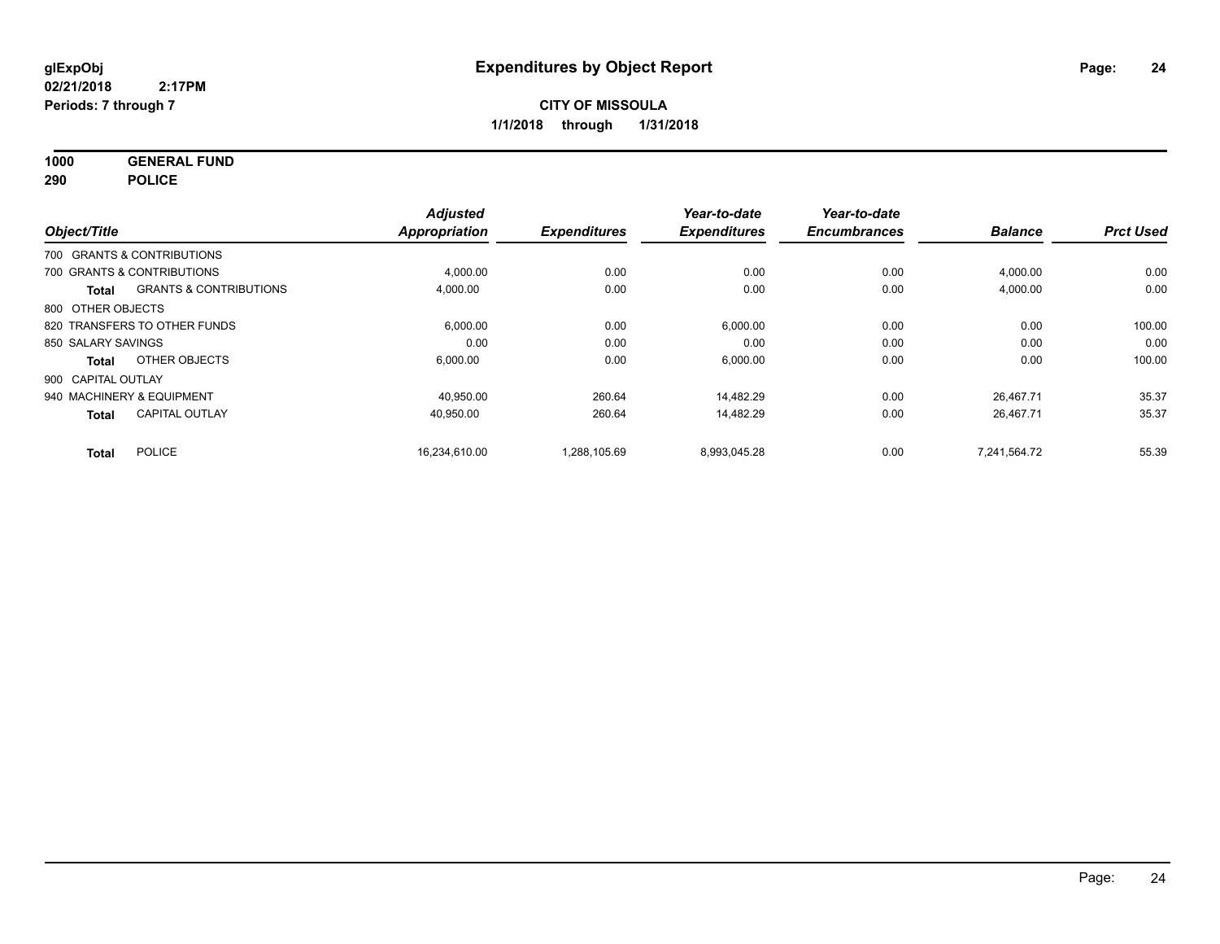**glExpObj**
**02/21/2018 2:17PM**
**Periods: 7 through 7**

# Expenditures by Object Report

**CITY OF MISSOULA**
**1/1/2018 through 1/31/2018**

**1000 GENERAL FUND**
**290 POLICE**

| Object/Title | | Adjusted Appropriation | Expenditures | Year-to-date Expenditures | Year-to-date Encumbrances | Balance | Prct Used |
|---|---|---|---|---|---|---|---|
| 700 GRANTS & CONTRIBUTIONS | | | | | | | |
| 700 GRANTS & CONTRIBUTIONS | | 4,000.00 | 0.00 | 0.00 | 0.00 | 4,000.00 | 0.00 |
| **Total** | GRANTS & CONTRIBUTIONS | 4,000.00 | 0.00 | 0.00 | 0.00 | 4,000.00 | 0.00 |
| 800 OTHER OBJECTS | | | | | | | |
| 820 TRANSFERS TO OTHER FUNDS | | 6,000.00 | 0.00 | 6,000.00 | 0.00 | 0.00 | 100.00 |
| 850 SALARY SAVINGS | | 0.00 | 0.00 | 0.00 | 0.00 | 0.00 | 0.00 |
| **Total** | OTHER OBJECTS | 6,000.00 | 0.00 | 6,000.00 | 0.00 | 0.00 | 100.00 |
| 900 CAPITAL OUTLAY | | | | | | | |
| 940 MACHINERY & EQUIPMENT | | 40,950.00 | 260.64 | 14,482.29 | 0.00 | 26,467.71 | 35.37 |
| **Total** | CAPITAL OUTLAY | 40,950.00 | 260.64 | 14,482.29 | 0.00 | 26,467.71 | 35.37 |
| **Total** | POLICE | 16,234,610.00 | 1,288,105.69 | 8,993,045.28 | 0.00 | 7,241,564.72 | 55.39 |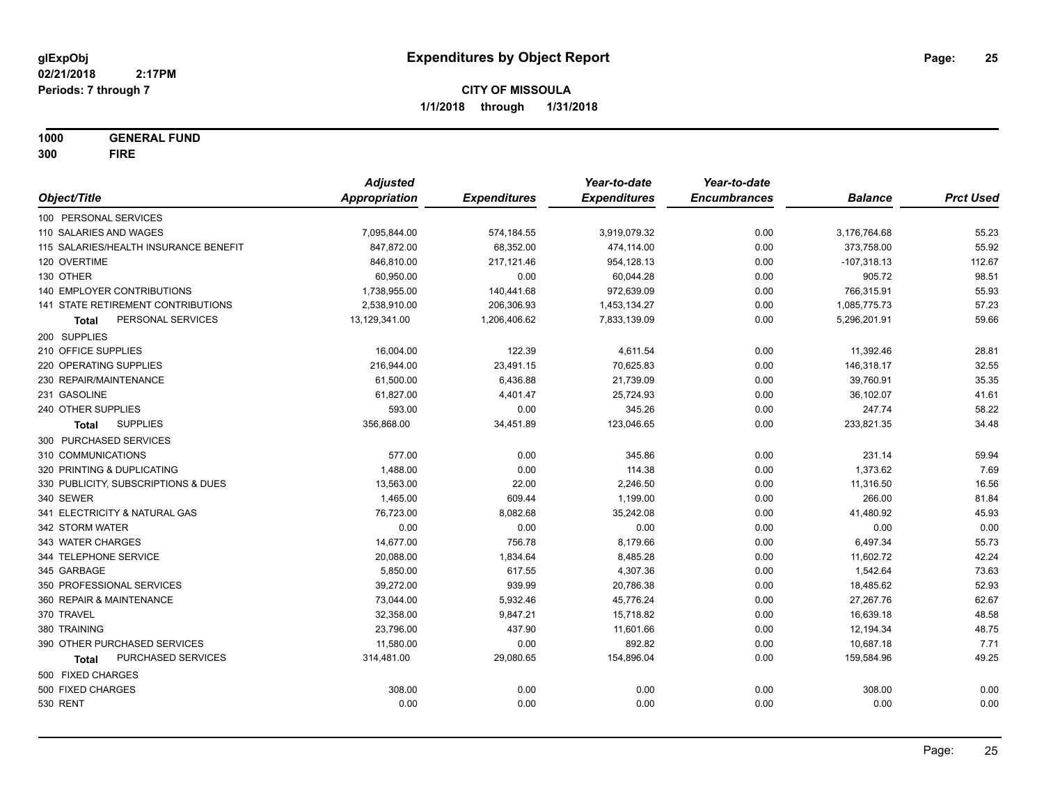**glExpObj**
**02/21/2018 2:17PM**
**Periods: 7 through 7**

# Expenditures by Object Report

**CITY OF MISSOULA**
**1/1/2018 through 1/31/2018**

**1000 GENERAL FUND**
**300 FIRE**

| Object/Title | Adjusted Appropriation | Expenditures | Year-to-date Expenditures | Year-to-date Encumbrances | Balance | Prct Used |
|---|---|---|---|---|---|---|
| 100 PERSONAL SERVICES | | | | | | |
| 110 SALARIES AND WAGES | 7,095,844.00 | 574,184.55 | 3,919,079.32 | 0.00 | 3,176,764.68 | 55.23 |
| 115 SALARIES/HEALTH INSURANCE BENEFIT | 847,872.00 | 68,352.00 | 474,114.00 | 0.00 | 373,758.00 | 55.92 |
| 120 OVERTIME | 846,810.00 | 217,121.46 | 954,128.13 | 0.00 | -107,318.13 | 112.67 |
| 130 OTHER | 60,950.00 | 0.00 | 60,044.28 | 0.00 | 905.72 | 98.51 |
| 140 EMPLOYER CONTRIBUTIONS | 1,738,955.00 | 140,441.68 | 972,639.09 | 0.00 | 766,315.91 | 55.93 |
| 141 STATE RETIREMENT CONTRIBUTIONS | 2,538,910.00 | 206,306.93 | 1,453,134.27 | 0.00 | 1,085,775.73 | 57.23 |
| **Total** PERSONAL SERVICES | 13,129,341.00 | 1,206,406.62 | 7,833,139.09 | 0.00 | 5,296,201.91 | 59.66 |
| 200 SUPPLIES | | | | | | |
| 210 OFFICE SUPPLIES | 16,004.00 | 122.39 | 4,611.54 | 0.00 | 11,392.46 | 28.81 |
| 220 OPERATING SUPPLIES | 216,944.00 | 23,491.15 | 70,625.83 | 0.00 | 146,318.17 | 32.55 |
| 230 REPAIR/MAINTENANCE | 61,500.00 | 6,436.88 | 21,739.09 | 0.00 | 39,760.91 | 35.35 |
| 231 GASOLINE | 61,827.00 | 4,401.47 | 25,724.93 | 0.00 | 36,102.07 | 41.61 |
| 240 OTHER SUPPLIES | 593.00 | 0.00 | 345.26 | 0.00 | 247.74 | 58.22 |
| **Total** SUPPLIES | 356,868.00 | 34,451.89 | 123,046.65 | 0.00 | 233,821.35 | 34.48 |
| 300 PURCHASED SERVICES | | | | | | |
| 310 COMMUNICATIONS | 577.00 | 0.00 | 345.86 | 0.00 | 231.14 | 59.94 |
| 320 PRINTING & DUPLICATING | 1,488.00 | 0.00 | 114.38 | 0.00 | 1,373.62 | 7.69 |
| 330 PUBLICITY, SUBSCRIPTIONS & DUES | 13,563.00 | 22.00 | 2,246.50 | 0.00 | 11,316.50 | 16.56 |
| 340 SEWER | 1,465.00 | 609.44 | 1,199.00 | 0.00 | 266.00 | 81.84 |
| 341 ELECTRICITY & NATURAL GAS | 76,723.00 | 8,082.68 | 35,242.08 | 0.00 | 41,480.92 | 45.93 |
| 342 STORM WATER | 0.00 | 0.00 | 0.00 | 0.00 | 0.00 | 0.00 |
| 343 WATER CHARGES | 14,677.00 | 756.78 | 8,179.66 | 0.00 | 6,497.34 | 55.73 |
| 344 TELEPHONE SERVICE | 20,088.00 | 1,834.64 | 8,485.28 | 0.00 | 11,602.72 | 42.24 |
| 345 GARBAGE | 5,850.00 | 617.55 | 4,307.36 | 0.00 | 1,542.64 | 73.63 |
| 350 PROFESSIONAL SERVICES | 39,272.00 | 939.99 | 20,786.38 | 0.00 | 18,485.62 | 52.93 |
| 360 REPAIR & MAINTENANCE | 73,044.00 | 5,932.46 | 45,776.24 | 0.00 | 27,267.76 | 62.67 |
| 370 TRAVEL | 32,358.00 | 9,847.21 | 15,718.82 | 0.00 | 16,639.18 | 48.58 |
| 380 TRAINING | 23,796.00 | 437.90 | 11,601.66 | 0.00 | 12,194.34 | 48.75 |
| 390 OTHER PURCHASED SERVICES | 11,580.00 | 0.00 | 892.82 | 0.00 | 10,687.18 | 7.71 |
| **Total** PURCHASED SERVICES | 314,481.00 | 29,080.65 | 154,896.04 | 0.00 | 159,584.96 | 49.25 |
| 500 FIXED CHARGES | | | | | | |
| 500 FIXED CHARGES | 308.00 | 0.00 | 0.00 | 0.00 | 308.00 | 0.00 |
| 530 RENT | 0.00 | 0.00 | 0.00 | 0.00 | 0.00 | 0.00 |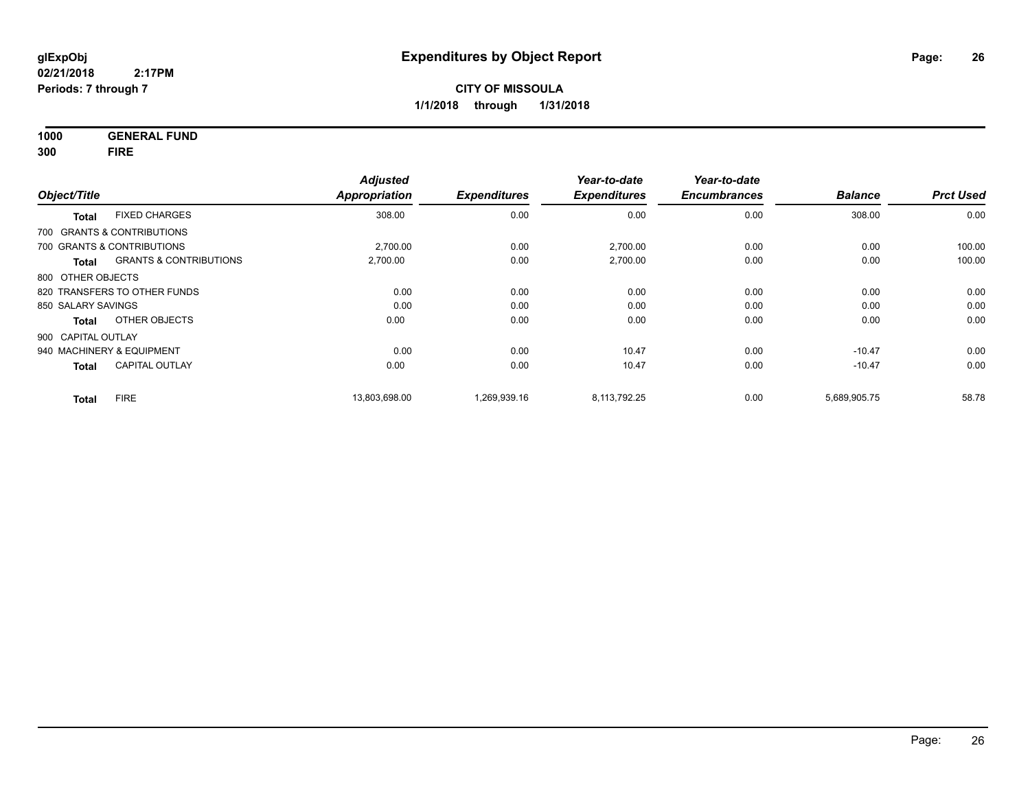# Expenditures by Object Report

glExpObj
02/21/2018 2:17PM
Periods: 7 through 7

**CITY OF MISSOULA**
**1/1/2018 through 1/31/2018**

**1000 GENERAL FUND**
**300 FIRE**

| Object/Title | | Adjusted Appropriation | Expenditures | Year-to-date Expenditures | Year-to-date Encumbrances | Balance | Prct Used |
|---|---|---|---|---|---|---|---|
| **Total** | FIXED CHARGES | 308.00 | 0.00 | 0.00 | 0.00 | 308.00 | 0.00 |
| 700 GRANTS & CONTRIBUTIONS | | | | | | | |
| 700 GRANTS & CONTRIBUTIONS | | 2,700.00 | 0.00 | 2,700.00 | 0.00 | 0.00 | 100.00 |
| **Total** | GRANTS & CONTRIBUTIONS | 2,700.00 | 0.00 | 2,700.00 | 0.00 | 0.00 | 100.00 |
| 800 OTHER OBJECTS | | | | | | | |
| 820 TRANSFERS TO OTHER FUNDS | | 0.00 | 0.00 | 0.00 | 0.00 | 0.00 | 0.00 |
| 850 SALARY SAVINGS | | 0.00 | 0.00 | 0.00 | 0.00 | 0.00 | 0.00 |
| **Total** | OTHER OBJECTS | 0.00 | 0.00 | 0.00 | 0.00 | 0.00 | 0.00 |
| 900 CAPITAL OUTLAY | | | | | | | |
| 940 MACHINERY & EQUIPMENT | | 0.00 | 0.00 | 10.47 | 0.00 | -10.47 | 0.00 |
| **Total** | CAPITAL OUTLAY | 0.00 | 0.00 | 10.47 | 0.00 | -10.47 | 0.00 |
| **Total** | FIRE | 13,803,698.00 | 1,269,939.16 | 8,113,792.25 | 0.00 | 5,689,905.75 | 58.78 |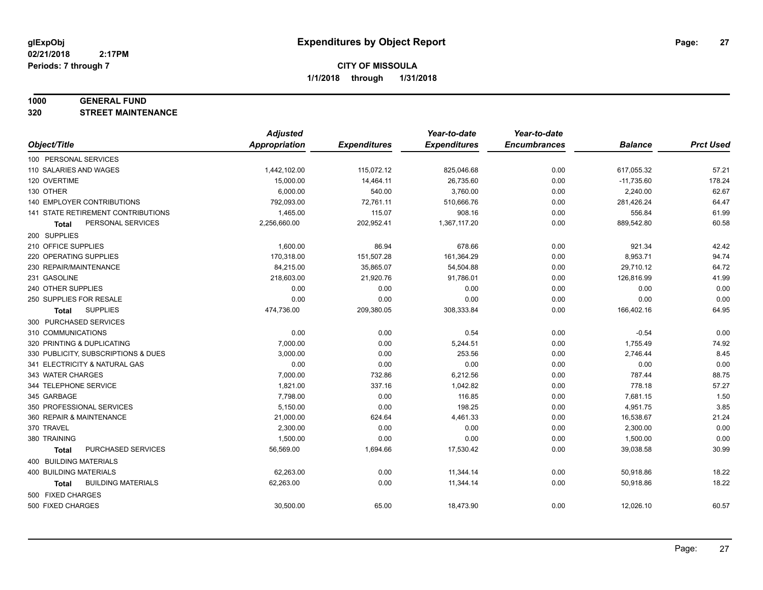**glExpObj**
**02/21/2018 2:17PM**
**Periods: 7 through 7**

# Expenditures by Object Report

**CITY OF MISSOULA**
**1/1/2018 through 1/31/2018**

## 1000 GENERAL FUND
## 320 STREET MAINTENANCE

| Object/Title | Adjusted Appropriation | Expenditures | Year-to-date Expenditures | Year-to-date Encumbrances | Balance | Prct Used |
|---|---|---|---|---|---|---|
| 100 PERSONAL SERVICES | | | | | | |
| 110 SALARIES AND WAGES | 1,442,102.00 | 115,072.12 | 825,046.68 | 0.00 | 617,055.32 | 57.21 |
| 120 OVERTIME | 15,000.00 | 14,464.11 | 26,735.60 | 0.00 | -11,735.60 | 178.24 |
| 130 OTHER | 6,000.00 | 540.00 | 3,760.00 | 0.00 | 2,240.00 | 62.67 |
| 140 EMPLOYER CONTRIBUTIONS | 792,093.00 | 72,761.11 | 510,666.76 | 0.00 | 281,426.24 | 64.47 |
| 141 STATE RETIREMENT CONTRIBUTIONS | 1,465.00 | 115.07 | 908.16 | 0.00 | 556.84 | 61.99 |
| **Total** PERSONAL SERVICES | 2,256,660.00 | 202,952.41 | 1,367,117.20 | 0.00 | 889,542.80 | 60.58 |
| 200 SUPPLIES | | | | | | |
| 210 OFFICE SUPPLIES | 1,600.00 | 86.94 | 678.66 | 0.00 | 921.34 | 42.42 |
| 220 OPERATING SUPPLIES | 170,318.00 | 151,507.28 | 161,364.29 | 0.00 | 8,953.71 | 94.74 |
| 230 REPAIR/MAINTENANCE | 84,215.00 | 35,865.07 | 54,504.88 | 0.00 | 29,710.12 | 64.72 |
| 231 GASOLINE | 218,603.00 | 21,920.76 | 91,786.01 | 0.00 | 126,816.99 | 41.99 |
| 240 OTHER SUPPLIES | 0.00 | 0.00 | 0.00 | 0.00 | 0.00 | 0.00 |
| 250 SUPPLIES FOR RESALE | 0.00 | 0.00 | 0.00 | 0.00 | 0.00 | 0.00 |
| **Total** SUPPLIES | 474,736.00 | 209,380.05 | 308,333.84 | 0.00 | 166,402.16 | 64.95 |
| 300 PURCHASED SERVICES | | | | | | |
| 310 COMMUNICATIONS | 0.00 | 0.00 | 0.54 | 0.00 | -0.54 | 0.00 |
| 320 PRINTING & DUPLICATING | 7,000.00 | 0.00 | 5,244.51 | 0.00 | 1,755.49 | 74.92 |
| 330 PUBLICITY, SUBSCRIPTIONS & DUES | 3,000.00 | 0.00 | 253.56 | 0.00 | 2,746.44 | 8.45 |
| 341 ELECTRICITY & NATURAL GAS | 0.00 | 0.00 | 0.00 | 0.00 | 0.00 | 0.00 |
| 343 WATER CHARGES | 7,000.00 | 732.86 | 6,212.56 | 0.00 | 787.44 | 88.75 |
| 344 TELEPHONE SERVICE | 1,821.00 | 337.16 | 1,042.82 | 0.00 | 778.18 | 57.27 |
| 345 GARBAGE | 7,798.00 | 0.00 | 116.85 | 0.00 | 7,681.15 | 1.50 |
| 350 PROFESSIONAL SERVICES | 5,150.00 | 0.00 | 198.25 | 0.00 | 4,951.75 | 3.85 |
| 360 REPAIR & MAINTENANCE | 21,000.00 | 624.64 | 4,461.33 | 0.00 | 16,538.67 | 21.24 |
| 370 TRAVEL | 2,300.00 | 0.00 | 0.00 | 0.00 | 2,300.00 | 0.00 |
| 380 TRAINING | 1,500.00 | 0.00 | 0.00 | 0.00 | 1,500.00 | 0.00 |
| **Total** PURCHASED SERVICES | 56,569.00 | 1,694.66 | 17,530.42 | 0.00 | 39,038.58 | 30.99 |
| 400 BUILDING MATERIALS | | | | | | |
| 400 BUILDING MATERIALS | 62,263.00 | 0.00 | 11,344.14 | 0.00 | 50,918.86 | 18.22 |
| **Total** BUILDING MATERIALS | 62,263.00 | 0.00 | 11,344.14 | 0.00 | 50,918.86 | 18.22 |
| 500 FIXED CHARGES | | | | | | |
| 500 FIXED CHARGES | 30,500.00 | 65.00 | 18,473.90 | 0.00 | 12,026.10 | 60.57 |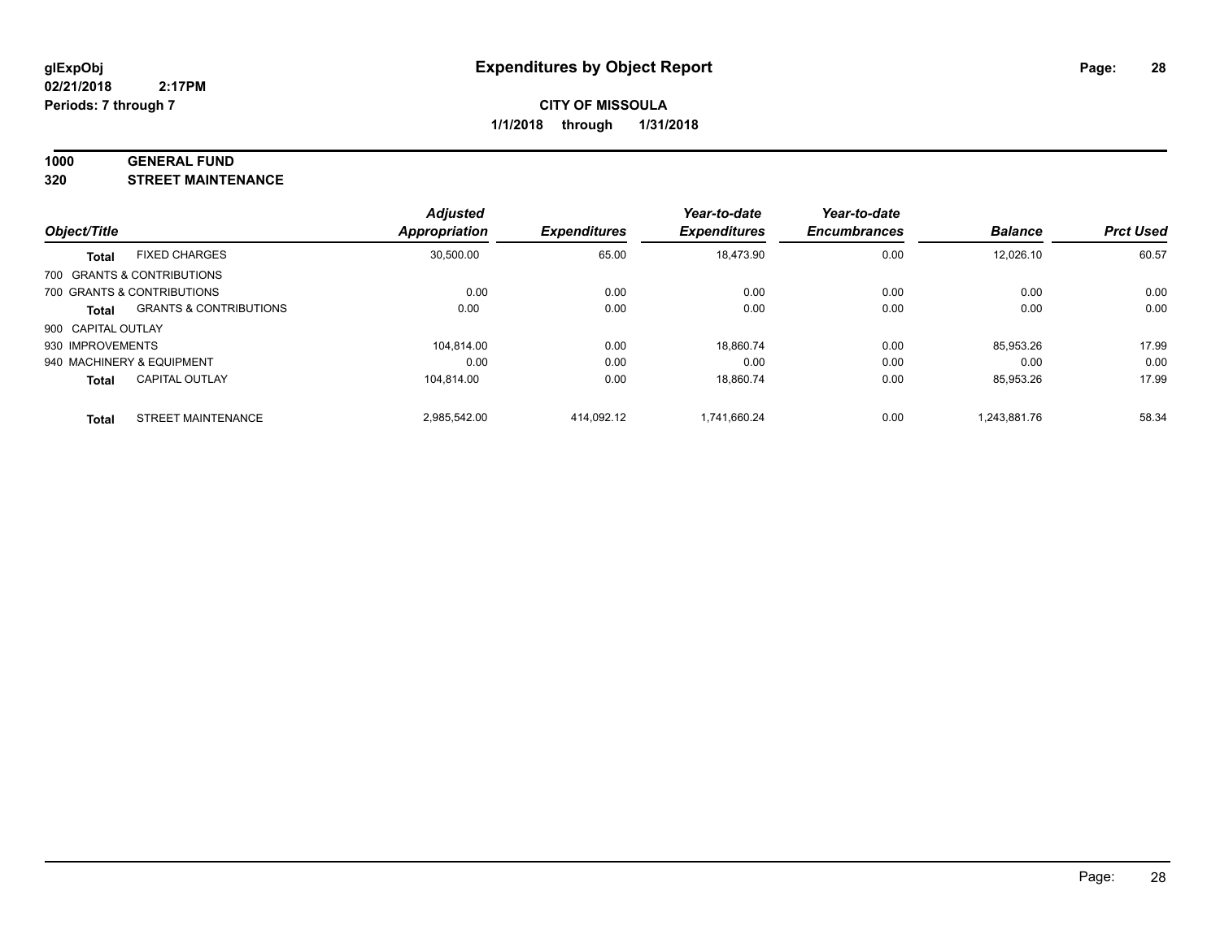**glExpObj** **Expenditures by Object Report**
**02/21/2018 2:17PM**
**Periods: 7 through 7**

**CITY OF MISSOULA**
**1/1/2018 through 1/31/2018**

## 1000 GENERAL FUND
## 320 STREET MAINTENANCE

| Object/Title | | Adjusted Appropriation | Expenditures | Year-to-date Expenditures | Year-to-date Encumbrances | Balance | Prct Used |
|---|---|---|---|---|---|---|---|
| **Total** | FIXED CHARGES | 30,500.00 | 65.00 | 18,473.90 | 0.00 | 12,026.10 | 60.57 |
| 700 GRANTS & CONTRIBUTIONS | | | | | | | |
| 700 GRANTS & CONTRIBUTIONS | | 0.00 | 0.00 | 0.00 | 0.00 | 0.00 | 0.00 |
| **Total** | GRANTS & CONTRIBUTIONS | 0.00 | 0.00 | 0.00 | 0.00 | 0.00 | 0.00 |
| 900 CAPITAL OUTLAY | | | | | | | |
| 930 IMPROVEMENTS | | 104,814.00 | 0.00 | 18,860.74 | 0.00 | 85,953.26 | 17.99 |
| 940 MACHINERY & EQUIPMENT | | 0.00 | 0.00 | 0.00 | 0.00 | 0.00 | 0.00 |
| **Total** | CAPITAL OUTLAY | 104,814.00 | 0.00 | 18,860.74 | 0.00 | 85,953.26 | 17.99 |
| **Total** | STREET MAINTENANCE | 2,985,542.00 | 414,092.12 | 1,741,660.24 | 0.00 | 1,243,881.76 | 58.34 |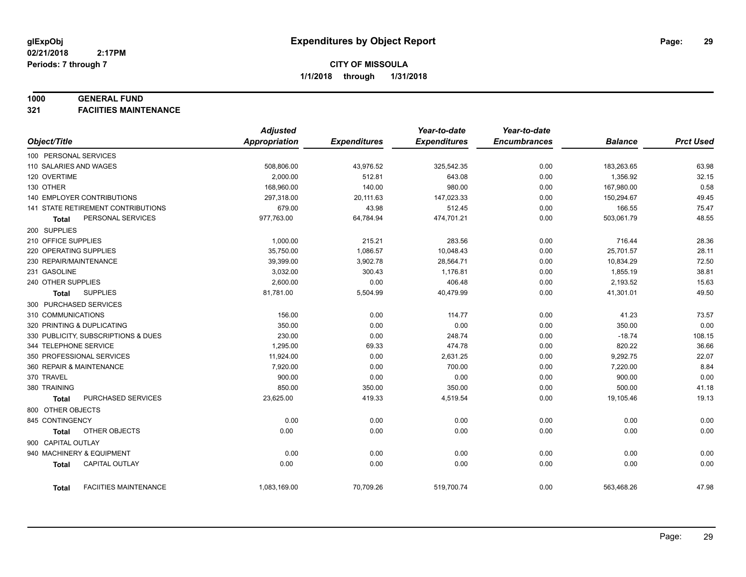**glExpObj** **Expenditures by Object Report**

**02/21/2018 2:17PM**

**Periods: 7 through 7**

**CITY OF MISSOULA**

**1/1/2018 through 1/31/2018**

**1000 GENERAL FUND**

**321 FACIITIES MAINTENANCE**

| Object/Title | Adjusted Appropriation | Expenditures | Year-to-date Expenditures | Year-to-date Encumbrances | Balance | Prct Used |
|---|---|---|---|---|---|---|
| 100 PERSONAL SERVICES | | | | | | |
| 110 SALARIES AND WAGES | 508,806.00 | 43,976.52 | 325,542.35 | 0.00 | 183,263.65 | 63.98 |
| 120 OVERTIME | 2,000.00 | 512.81 | 643.08 | 0.00 | 1,356.92 | 32.15 |
| 130 OTHER | 168,960.00 | 140.00 | 980.00 | 0.00 | 167,980.00 | 0.58 |
| 140 EMPLOYER CONTRIBUTIONS | 297,318.00 | 20,111.63 | 147,023.33 | 0.00 | 150,294.67 | 49.45 |
| 141 STATE RETIREMENT CONTRIBUTIONS | 679.00 | 43.98 | 512.45 | 0.00 | 166.55 | 75.47 |
| **Total** PERSONAL SERVICES | 977,763.00 | 64,784.94 | 474,701.21 | 0.00 | 503,061.79 | 48.55 |
| 200 SUPPLIES | | | | | | |
| 210 OFFICE SUPPLIES | 1,000.00 | 215.21 | 283.56 | 0.00 | 716.44 | 28.36 |
| 220 OPERATING SUPPLIES | 35,750.00 | 1,086.57 | 10,048.43 | 0.00 | 25,701.57 | 28.11 |
| 230 REPAIR/MAINTENANCE | 39,399.00 | 3,902.78 | 28,564.71 | 0.00 | 10,834.29 | 72.50 |
| 231 GASOLINE | 3,032.00 | 300.43 | 1,176.81 | 0.00 | 1,855.19 | 38.81 |
| 240 OTHER SUPPLIES | 2,600.00 | 0.00 | 406.48 | 0.00 | 2,193.52 | 15.63 |
| **Total** SUPPLIES | 81,781.00 | 5,504.99 | 40,479.99 | 0.00 | 41,301.01 | 49.50 |
| 300 PURCHASED SERVICES | | | | | | |
| 310 COMMUNICATIONS | 156.00 | 0.00 | 114.77 | 0.00 | 41.23 | 73.57 |
| 320 PRINTING & DUPLICATING | 350.00 | 0.00 | 0.00 | 0.00 | 350.00 | 0.00 |
| 330 PUBLICITY, SUBSCRIPTIONS & DUES | 230.00 | 0.00 | 248.74 | 0.00 | -18.74 | 108.15 |
| 344 TELEPHONE SERVICE | 1,295.00 | 69.33 | 474.78 | 0.00 | 820.22 | 36.66 |
| 350 PROFESSIONAL SERVICES | 11,924.00 | 0.00 | 2,631.25 | 0.00 | 9,292.75 | 22.07 |
| 360 REPAIR & MAINTENANCE | 7,920.00 | 0.00 | 700.00 | 0.00 | 7,220.00 | 8.84 |
| 370 TRAVEL | 900.00 | 0.00 | 0.00 | 0.00 | 900.00 | 0.00 |
| 380 TRAINING | 850.00 | 350.00 | 350.00 | 0.00 | 500.00 | 41.18 |
| **Total** PURCHASED SERVICES | 23,625.00 | 419.33 | 4,519.54 | 0.00 | 19,105.46 | 19.13 |
| 800 OTHER OBJECTS | | | | | | |
| 845 CONTINGENCY | 0.00 | 0.00 | 0.00 | 0.00 | 0.00 | 0.00 |
| **Total** OTHER OBJECTS | 0.00 | 0.00 | 0.00 | 0.00 | 0.00 | 0.00 |
| 900 CAPITAL OUTLAY | | | | | | |
| 940 MACHINERY & EQUIPMENT | 0.00 | 0.00 | 0.00 | 0.00 | 0.00 | 0.00 |
| **Total** CAPITAL OUTLAY | 0.00 | 0.00 | 0.00 | 0.00 | 0.00 | 0.00 |
| **Total** FACIITIES MAINTENANCE | 1,083,169.00 | 70,709.26 | 519,700.74 | 0.00 | 563,468.26 | 47.98 |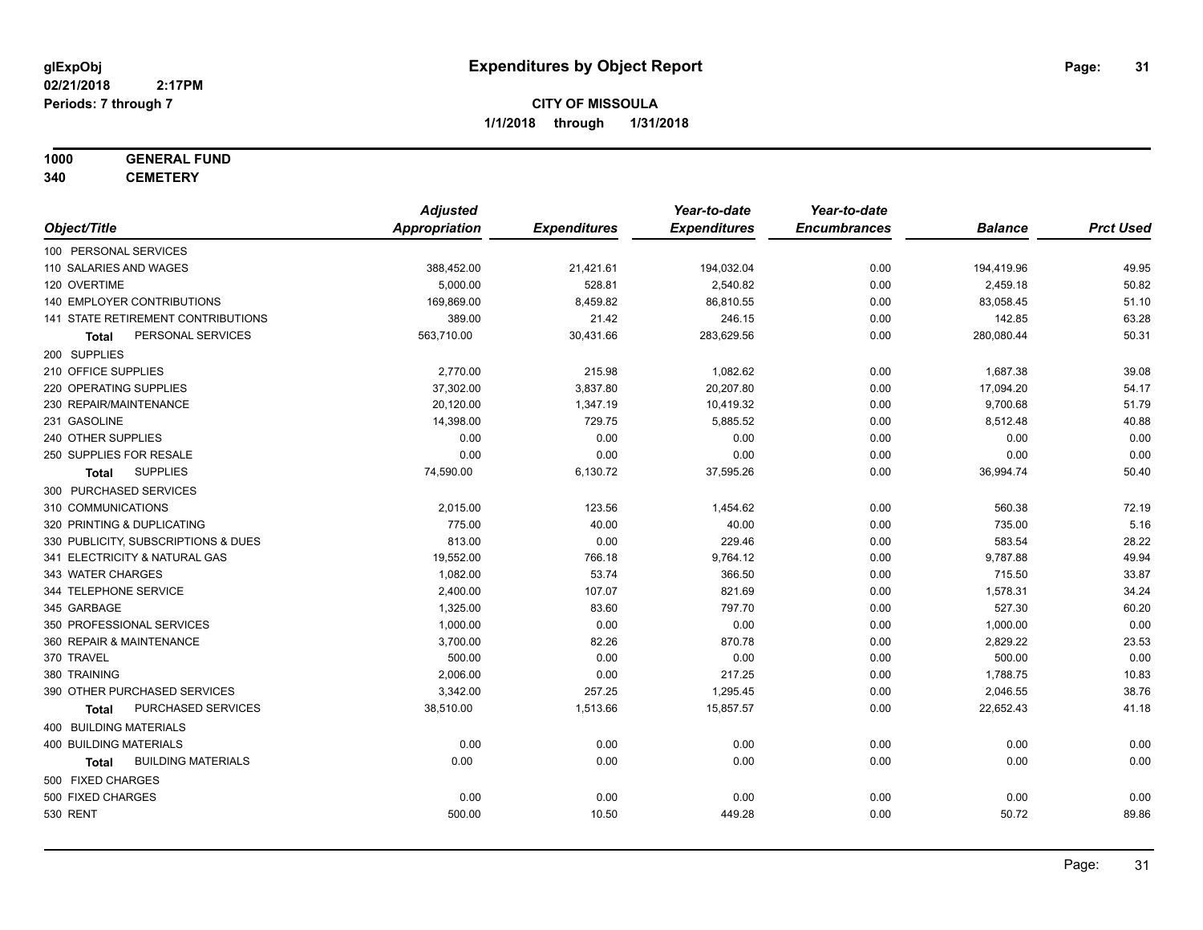# Expenditures by Object Report

glExpObj
02/21/2018 2:17PM
Periods: 7 through 7

**CITY OF MISSOULA**
**1/1/2018 through 1/31/2018**

**1000 GENERAL FUND**
**340 CEMETERY**

| Object/Title | Adjusted Appropriation | Expenditures | Year-to-date Expenditures | Year-to-date Encumbrances | Balance | Prct Used |
|---|---|---|---|---|---|---|
| 100 PERSONAL SERVICES | | | | | | |
| 110 SALARIES AND WAGES | 388,452.00 | 21,421.61 | 194,032.04 | 0.00 | 194,419.96 | 49.95 |
| 120 OVERTIME | 5,000.00 | 528.81 | 2,540.82 | 0.00 | 2,459.18 | 50.82 |
| 140 EMPLOYER CONTRIBUTIONS | 169,869.00 | 8,459.82 | 86,810.55 | 0.00 | 83,058.45 | 51.10 |
| 141 STATE RETIREMENT CONTRIBUTIONS | 389.00 | 21.42 | 246.15 | 0.00 | 142.85 | 63.28 |
| **Total** PERSONAL SERVICES | 563,710.00 | 30,431.66 | 283,629.56 | 0.00 | 280,080.44 | 50.31 |
| 200 SUPPLIES | | | | | | |
| 210 OFFICE SUPPLIES | 2,770.00 | 215.98 | 1,082.62 | 0.00 | 1,687.38 | 39.08 |
| 220 OPERATING SUPPLIES | 37,302.00 | 3,837.80 | 20,207.80 | 0.00 | 17,094.20 | 54.17 |
| 230 REPAIR/MAINTENANCE | 20,120.00 | 1,347.19 | 10,419.32 | 0.00 | 9,700.68 | 51.79 |
| 231 GASOLINE | 14,398.00 | 729.75 | 5,885.52 | 0.00 | 8,512.48 | 40.88 |
| 240 OTHER SUPPLIES | 0.00 | 0.00 | 0.00 | 0.00 | 0.00 | 0.00 |
| 250 SUPPLIES FOR RESALE | 0.00 | 0.00 | 0.00 | 0.00 | 0.00 | 0.00 |
| **Total** SUPPLIES | 74,590.00 | 6,130.72 | 37,595.26 | 0.00 | 36,994.74 | 50.40 |
| 300 PURCHASED SERVICES | | | | | | |
| 310 COMMUNICATIONS | 2,015.00 | 123.56 | 1,454.62 | 0.00 | 560.38 | 72.19 |
| 320 PRINTING & DUPLICATING | 775.00 | 40.00 | 40.00 | 0.00 | 735.00 | 5.16 |
| 330 PUBLICITY, SUBSCRIPTIONS & DUES | 813.00 | 0.00 | 229.46 | 0.00 | 583.54 | 28.22 |
| 341 ELECTRICITY & NATURAL GAS | 19,552.00 | 766.18 | 9,764.12 | 0.00 | 9,787.88 | 49.94 |
| 343 WATER CHARGES | 1,082.00 | 53.74 | 366.50 | 0.00 | 715.50 | 33.87 |
| 344 TELEPHONE SERVICE | 2,400.00 | 107.07 | 821.69 | 0.00 | 1,578.31 | 34.24 |
| 345 GARBAGE | 1,325.00 | 83.60 | 797.70 | 0.00 | 527.30 | 60.20 |
| 350 PROFESSIONAL SERVICES | 1,000.00 | 0.00 | 0.00 | 0.00 | 1,000.00 | 0.00 |
| 360 REPAIR & MAINTENANCE | 3,700.00 | 82.26 | 870.78 | 0.00 | 2,829.22 | 23.53 |
| 370 TRAVEL | 500.00 | 0.00 | 0.00 | 0.00 | 500.00 | 0.00 |
| 380 TRAINING | 2,006.00 | 0.00 | 217.25 | 0.00 | 1,788.75 | 10.83 |
| 390 OTHER PURCHASED SERVICES | 3,342.00 | 257.25 | 1,295.45 | 0.00 | 2,046.55 | 38.76 |
| **Total** PURCHASED SERVICES | 38,510.00 | 1,513.66 | 15,857.57 | 0.00 | 22,652.43 | 41.18 |
| 400 BUILDING MATERIALS | | | | | | |
| 400 BUILDING MATERIALS | 0.00 | 0.00 | 0.00 | 0.00 | 0.00 | 0.00 |
| **Total** BUILDING MATERIALS | 0.00 | 0.00 | 0.00 | 0.00 | 0.00 | 0.00 |
| 500 FIXED CHARGES | | | | | | |
| 500 FIXED CHARGES | 0.00 | 0.00 | 0.00 | 0.00 | 0.00 | 0.00 |
| 530 RENT | 500.00 | 10.50 | 449.28 | 0.00 | 50.72 | 89.86 |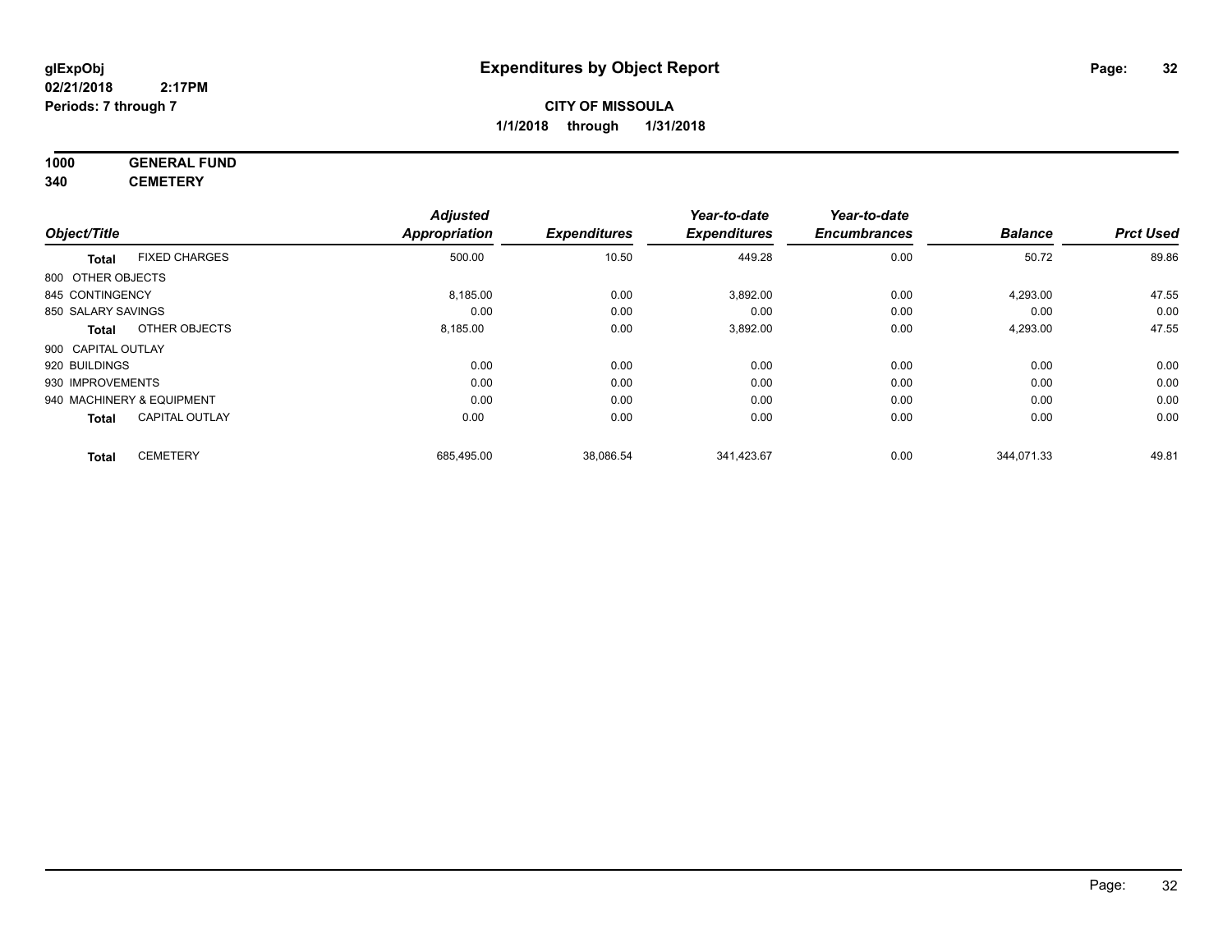# Expenditures by Object Report

glExpObj
02/21/2018 2:17PM
Periods: 7 through 7

**CITY OF MISSOULA**
**1/1/2018 through 1/31/2018**

**1000 GENERAL FUND**
**340 CEMETERY**

| Object/Title | | Adjusted Appropriation | Expenditures | Year-to-date Expenditures | Year-to-date Encumbrances | Balance | Prct Used |
|---|---|---|---|---|---|---|---|
| **Total** | FIXED CHARGES | 500.00 | 10.50 | 449.28 | 0.00 | 50.72 | 89.86 |
| 800 OTHER OBJECTS | | | | | | | |
| 845 CONTINGENCY | | 8,185.00 | 0.00 | 3,892.00 | 0.00 | 4,293.00 | 47.55 |
| 850 SALARY SAVINGS | | 0.00 | 0.00 | 0.00 | 0.00 | 0.00 | 0.00 |
| **Total** | OTHER OBJECTS | 8,185.00 | 0.00 | 3,892.00 | 0.00 | 4,293.00 | 47.55 |
| 900 CAPITAL OUTLAY | | | | | | | |
| 920 BUILDINGS | | 0.00 | 0.00 | 0.00 | 0.00 | 0.00 | 0.00 |
| 930 IMPROVEMENTS | | 0.00 | 0.00 | 0.00 | 0.00 | 0.00 | 0.00 |
| 940 MACHINERY & EQUIPMENT | | 0.00 | 0.00 | 0.00 | 0.00 | 0.00 | 0.00 |
| **Total** | CAPITAL OUTLAY | 0.00 | 0.00 | 0.00 | 0.00 | 0.00 | 0.00 |
| **Total** | CEMETERY | 685,495.00 | 38,086.54 | 341,423.67 | 0.00 | 344,071.33 | 49.81 |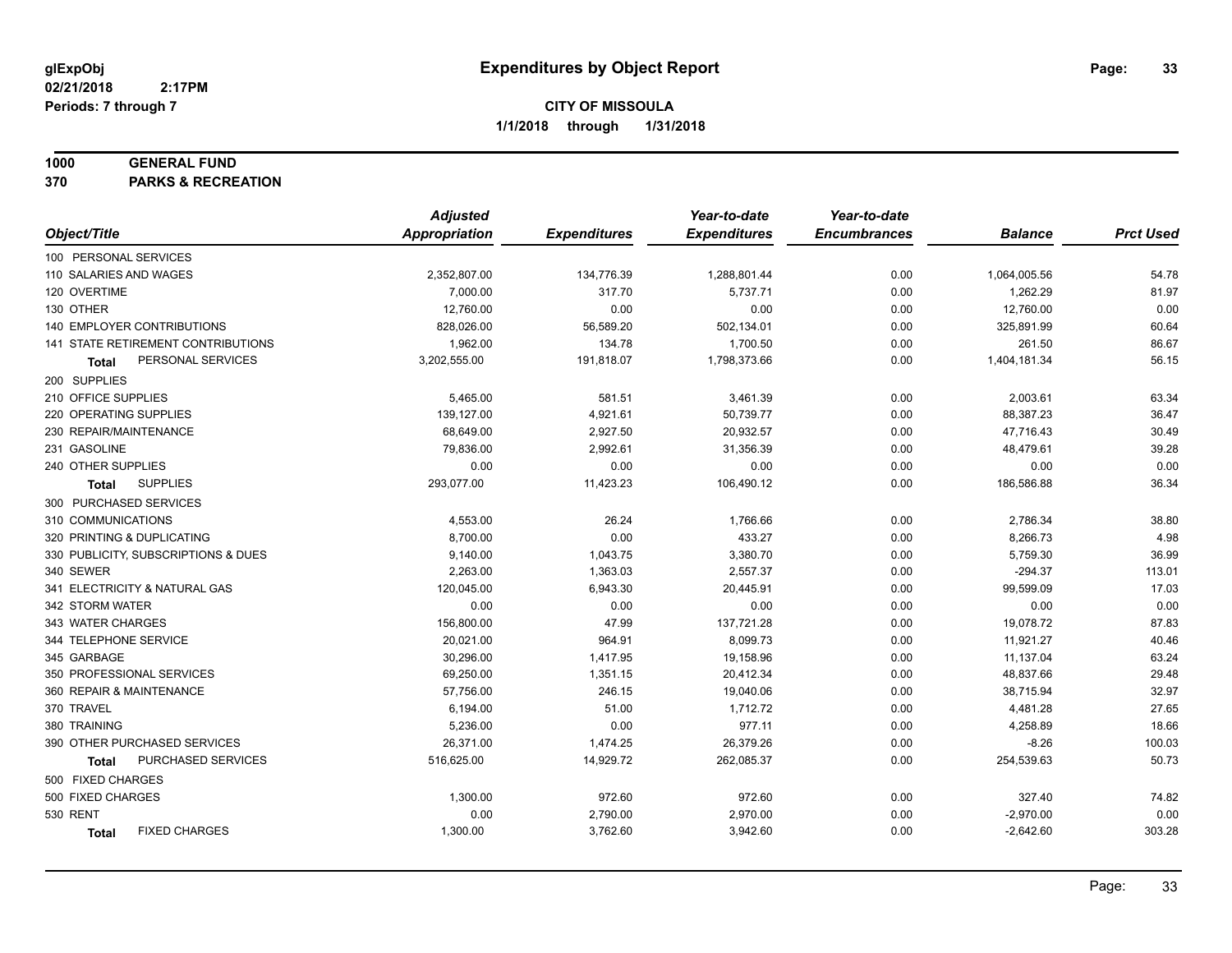**glExpObj**
**02/21/2018 2:17PM**
**Periods: 7 through 7**

# Expenditures by Object Report

**CITY OF MISSOULA**
**1/1/2018 through 1/31/2018**

**1000 GENERAL FUND**
**370 PARKS & RECREATION**

| Object/Title | Adjusted Appropriation | Expenditures | Year-to-date Expenditures | Year-to-date Encumbrances | Balance | Prct Used |
|---|---|---|---|---|---|---|
| 100 PERSONAL SERVICES | | | | | | |
| 110 SALARIES AND WAGES | 2,352,807.00 | 134,776.39 | 1,288,801.44 | 0.00 | 1,064,005.56 | 54.78 |
| 120 OVERTIME | 7,000.00 | 317.70 | 5,737.71 | 0.00 | 1,262.29 | 81.97 |
| 130 OTHER | 12,760.00 | 0.00 | 0.00 | 0.00 | 12,760.00 | 0.00 |
| 140 EMPLOYER CONTRIBUTIONS | 828,026.00 | 56,589.20 | 502,134.01 | 0.00 | 325,891.99 | 60.64 |
| 141 STATE RETIREMENT CONTRIBUTIONS | 1,962.00 | 134.78 | 1,700.50 | 0.00 | 261.50 | 86.67 |
| **Total** PERSONAL SERVICES | 3,202,555.00 | 191,818.07 | 1,798,373.66 | 0.00 | 1,404,181.34 | 56.15 |
| 200 SUPPLIES | | | | | | |
| 210 OFFICE SUPPLIES | 5,465.00 | 581.51 | 3,461.39 | 0.00 | 2,003.61 | 63.34 |
| 220 OPERATING SUPPLIES | 139,127.00 | 4,921.61 | 50,739.77 | 0.00 | 88,387.23 | 36.47 |
| 230 REPAIR/MAINTENANCE | 68,649.00 | 2,927.50 | 20,932.57 | 0.00 | 47,716.43 | 30.49 |
| 231 GASOLINE | 79,836.00 | 2,992.61 | 31,356.39 | 0.00 | 48,479.61 | 39.28 |
| 240 OTHER SUPPLIES | 0.00 | 0.00 | 0.00 | 0.00 | 0.00 | 0.00 |
| **Total** SUPPLIES | 293,077.00 | 11,423.23 | 106,490.12 | 0.00 | 186,586.88 | 36.34 |
| 300 PURCHASED SERVICES | | | | | | |
| 310 COMMUNICATIONS | 4,553.00 | 26.24 | 1,766.66 | 0.00 | 2,786.34 | 38.80 |
| 320 PRINTING & DUPLICATING | 8,700.00 | 0.00 | 433.27 | 0.00 | 8,266.73 | 4.98 |
| 330 PUBLICITY, SUBSCRIPTIONS & DUES | 9,140.00 | 1,043.75 | 3,380.70 | 0.00 | 5,759.30 | 36.99 |
| 340 SEWER | 2,263.00 | 1,363.03 | 2,557.37 | 0.00 | -294.37 | 113.01 |
| 341 ELECTRICITY & NATURAL GAS | 120,045.00 | 6,943.30 | 20,445.91 | 0.00 | 99,599.09 | 17.03 |
| 342 STORM WATER | 0.00 | 0.00 | 0.00 | 0.00 | 0.00 | 0.00 |
| 343 WATER CHARGES | 156,800.00 | 47.99 | 137,721.28 | 0.00 | 19,078.72 | 87.83 |
| 344 TELEPHONE SERVICE | 20,021.00 | 964.91 | 8,099.73 | 0.00 | 11,921.27 | 40.46 |
| 345 GARBAGE | 30,296.00 | 1,417.95 | 19,158.96 | 0.00 | 11,137.04 | 63.24 |
| 350 PROFESSIONAL SERVICES | 69,250.00 | 1,351.15 | 20,412.34 | 0.00 | 48,837.66 | 29.48 |
| 360 REPAIR & MAINTENANCE | 57,756.00 | 246.15 | 19,040.06 | 0.00 | 38,715.94 | 32.97 |
| 370 TRAVEL | 6,194.00 | 51.00 | 1,712.72 | 0.00 | 4,481.28 | 27.65 |
| 380 TRAINING | 5,236.00 | 0.00 | 977.11 | 0.00 | 4,258.89 | 18.66 |
| 390 OTHER PURCHASED SERVICES | 26,371.00 | 1,474.25 | 26,379.26 | 0.00 | -8.26 | 100.03 |
| **Total** PURCHASED SERVICES | 516,625.00 | 14,929.72 | 262,085.37 | 0.00 | 254,539.63 | 50.73 |
| 500 FIXED CHARGES | | | | | | |
| 500 FIXED CHARGES | 1,300.00 | 972.60 | 972.60 | 0.00 | 327.40 | 74.82 |
| 530 RENT | 0.00 | 2,790.00 | 2,970.00 | 0.00 | -2,970.00 | 0.00 |
| **Total** FIXED CHARGES | 1,300.00 | 3,762.60 | 3,942.60 | 0.00 | -2,642.60 | 303.28 |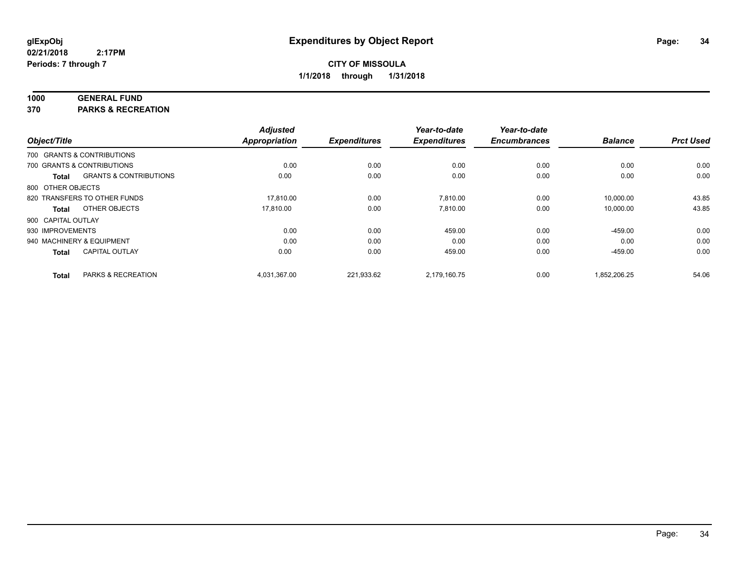**glExpObj**
**02/21/2018 2:17PM**
**Periods: 7 through 7**

# Expenditures by Object Report

**CITY OF MISSOULA**
**1/1/2018 through 1/31/2018**

## 1000 GENERAL FUND
## 370 PARKS & RECREATION

| Object/Title | | Adjusted Appropriation | Expenditures | Year-to-date Expenditures | Year-to-date Encumbrances | Balance | Prct Used |
|---|---|---|---|---|---|---|---|
| 700 GRANTS & CONTRIBUTIONS | | | | | | | |
| 700 GRANTS & CONTRIBUTIONS | | 0.00 | 0.00 | 0.00 | 0.00 | 0.00 | 0.00 |
| **Total** | GRANTS & CONTRIBUTIONS | 0.00 | 0.00 | 0.00 | 0.00 | 0.00 | 0.00 |
| 800 OTHER OBJECTS | | | | | | | |
| 820 TRANSFERS TO OTHER FUNDS | | 17,810.00 | 0.00 | 7,810.00 | 0.00 | 10,000.00 | 43.85 |
| **Total** | OTHER OBJECTS | 17,810.00 | 0.00 | 7,810.00 | 0.00 | 10,000.00 | 43.85 |
| 900 CAPITAL OUTLAY | | | | | | | |
| 930 IMPROVEMENTS | | 0.00 | 0.00 | 459.00 | 0.00 | -459.00 | 0.00 |
| 940 MACHINERY & EQUIPMENT | | 0.00 | 0.00 | 0.00 | 0.00 | 0.00 | 0.00 |
| **Total** | CAPITAL OUTLAY | 0.00 | 0.00 | 459.00 | 0.00 | -459.00 | 0.00 |
| **Total** | PARKS & RECREATION | 4,031,367.00 | 221,933.62 | 2,179,160.75 | 0.00 | 1,852,206.25 | 54.06 |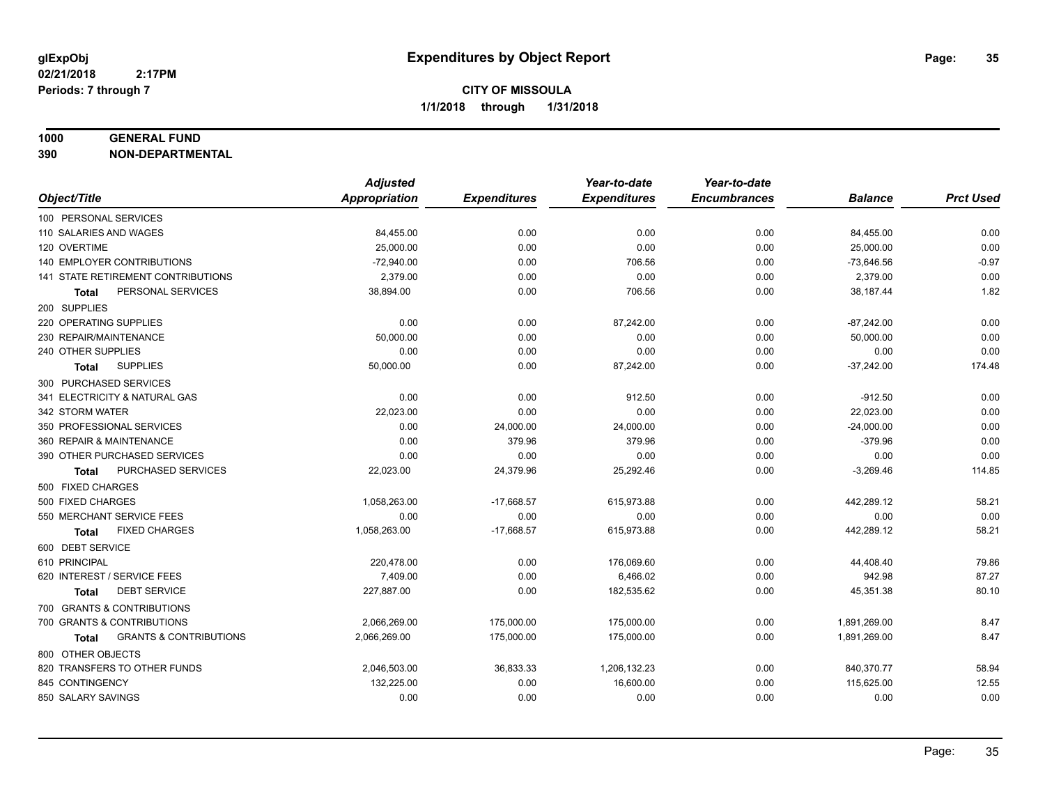# Expenditures by Object Report

glExpObj
02/21/2018 2:17PM
Periods: 7 through 7

**CITY OF MISSOULA**
**1/1/2018 through 1/31/2018**

**1000 GENERAL FUND**
**390 NON-DEPARTMENTAL**

| Object/Title | Adjusted Appropriation | Expenditures | Year-to-date Expenditures | Year-to-date Encumbrances | Balance | Prct Used |
|---|---|---|---|---|---|---|
| 100 PERSONAL SERVICES | | | | | | |
| 110 SALARIES AND WAGES | 84,455.00 | 0.00 | 0.00 | 0.00 | 84,455.00 | 0.00 |
| 120 OVERTIME | 25,000.00 | 0.00 | 0.00 | 0.00 | 25,000.00 | 0.00 |
| 140 EMPLOYER CONTRIBUTIONS | -72,940.00 | 0.00 | 706.56 | 0.00 | -73,646.56 | -0.97 |
| 141 STATE RETIREMENT CONTRIBUTIONS | 2,379.00 | 0.00 | 0.00 | 0.00 | 2,379.00 | 0.00 |
| **Total** PERSONAL SERVICES | 38,894.00 | 0.00 | 706.56 | 0.00 | 38,187.44 | 1.82 |
| 200 SUPPLIES | | | | | | |
| 220 OPERATING SUPPLIES | 0.00 | 0.00 | 87,242.00 | 0.00 | -87,242.00 | 0.00 |
| 230 REPAIR/MAINTENANCE | 50,000.00 | 0.00 | 0.00 | 0.00 | 50,000.00 | 0.00 |
| 240 OTHER SUPPLIES | 0.00 | 0.00 | 0.00 | 0.00 | 0.00 | 0.00 |
| **Total** SUPPLIES | 50,000.00 | 0.00 | 87,242.00 | 0.00 | -37,242.00 | 174.48 |
| 300 PURCHASED SERVICES | | | | | | |
| 341 ELECTRICITY & NATURAL GAS | 0.00 | 0.00 | 912.50 | 0.00 | -912.50 | 0.00 |
| 342 STORM WATER | 22,023.00 | 0.00 | 0.00 | 0.00 | 22,023.00 | 0.00 |
| 350 PROFESSIONAL SERVICES | 0.00 | 24,000.00 | 24,000.00 | 0.00 | -24,000.00 | 0.00 |
| 360 REPAIR & MAINTENANCE | 0.00 | 379.96 | 379.96 | 0.00 | -379.96 | 0.00 |
| 390 OTHER PURCHASED SERVICES | 0.00 | 0.00 | 0.00 | 0.00 | 0.00 | 0.00 |
| **Total** PURCHASED SERVICES | 22,023.00 | 24,379.96 | 25,292.46 | 0.00 | -3,269.46 | 114.85 |
| 500 FIXED CHARGES | | | | | | |
| 500 FIXED CHARGES | 1,058,263.00 | -17,668.57 | 615,973.88 | 0.00 | 442,289.12 | 58.21 |
| 550 MERCHANT SERVICE FEES | 0.00 | 0.00 | 0.00 | 0.00 | 0.00 | 0.00 |
| **Total** FIXED CHARGES | 1,058,263.00 | -17,668.57 | 615,973.88 | 0.00 | 442,289.12 | 58.21 |
| 600 DEBT SERVICE | | | | | | |
| 610 PRINCIPAL | 220,478.00 | 0.00 | 176,069.60 | 0.00 | 44,408.40 | 79.86 |
| 620 INTEREST / SERVICE FEES | 7,409.00 | 0.00 | 6,466.02 | 0.00 | 942.98 | 87.27 |
| **Total** DEBT SERVICE | 227,887.00 | 0.00 | 182,535.62 | 0.00 | 45,351.38 | 80.10 |
| 700 GRANTS & CONTRIBUTIONS | | | | | | |
| 700 GRANTS & CONTRIBUTIONS | 2,066,269.00 | 175,000.00 | 175,000.00 | 0.00 | 1,891,269.00 | 8.47 |
| **Total** GRANTS & CONTRIBUTIONS | 2,066,269.00 | 175,000.00 | 175,000.00 | 0.00 | 1,891,269.00 | 8.47 |
| 800 OTHER OBJECTS | | | | | | |
| 820 TRANSFERS TO OTHER FUNDS | 2,046,503.00 | 36,833.33 | 1,206,132.23 | 0.00 | 840,370.77 | 58.94 |
| 845 CONTINGENCY | 132,225.00 | 0.00 | 16,600.00 | 0.00 | 115,625.00 | 12.55 |
| 850 SALARY SAVINGS | 0.00 | 0.00 | 0.00 | 0.00 | 0.00 | 0.00 |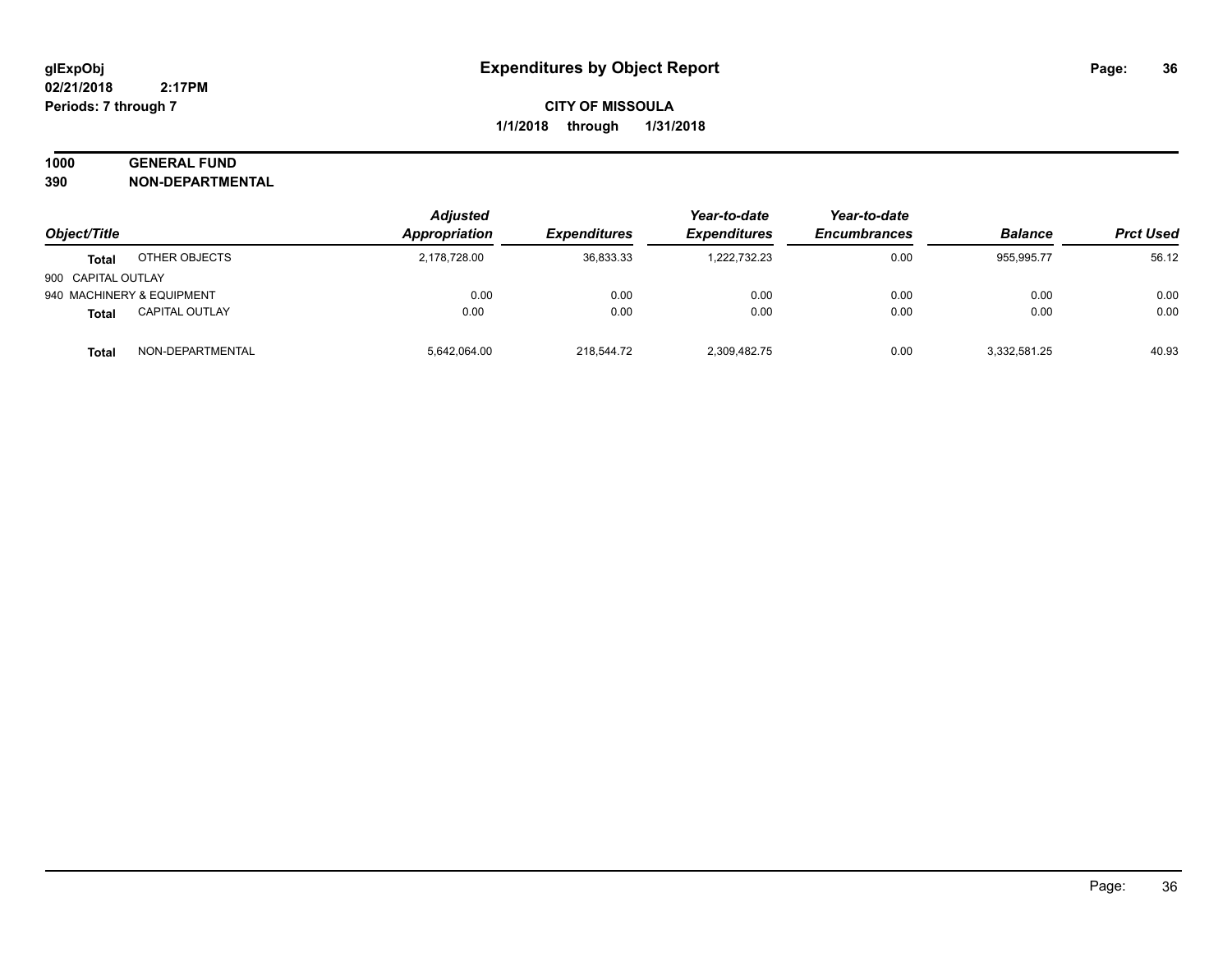# Expenditures by Object Report

glExpObj
02/21/2018 2:17PM
Periods: 7 through 7

**CITY OF MISSOULA**
**1/1/2018 through 1/31/2018**

**1000 GENERAL FUND**
**390 NON-DEPARTMENTAL**

| Object/Title | | Adjusted Appropriation | Expenditures | Year-to-date Expenditures | Year-to-date Encumbrances | Balance | Prct Used |
|---|---|---|---|---|---|---|---|
| **Total** | OTHER OBJECTS | 2,178,728.00 | 36,833.33 | 1,222,732.23 | 0.00 | 955,995.77 | 56.12 |
| 900 CAPITAL OUTLAY | | | | | | | |
| 940 MACHINERY & EQUIPMENT | | 0.00 | 0.00 | 0.00 | 0.00 | 0.00 | 0.00 |
| **Total** | CAPITAL OUTLAY | 0.00 | 0.00 | 0.00 | 0.00 | 0.00 | 0.00 |
| **Total** | NON-DEPARTMENTAL | 5,642,064.00 | 218,544.72 | 2,309,482.75 | 0.00 | 3,332,581.25 | 40.93 |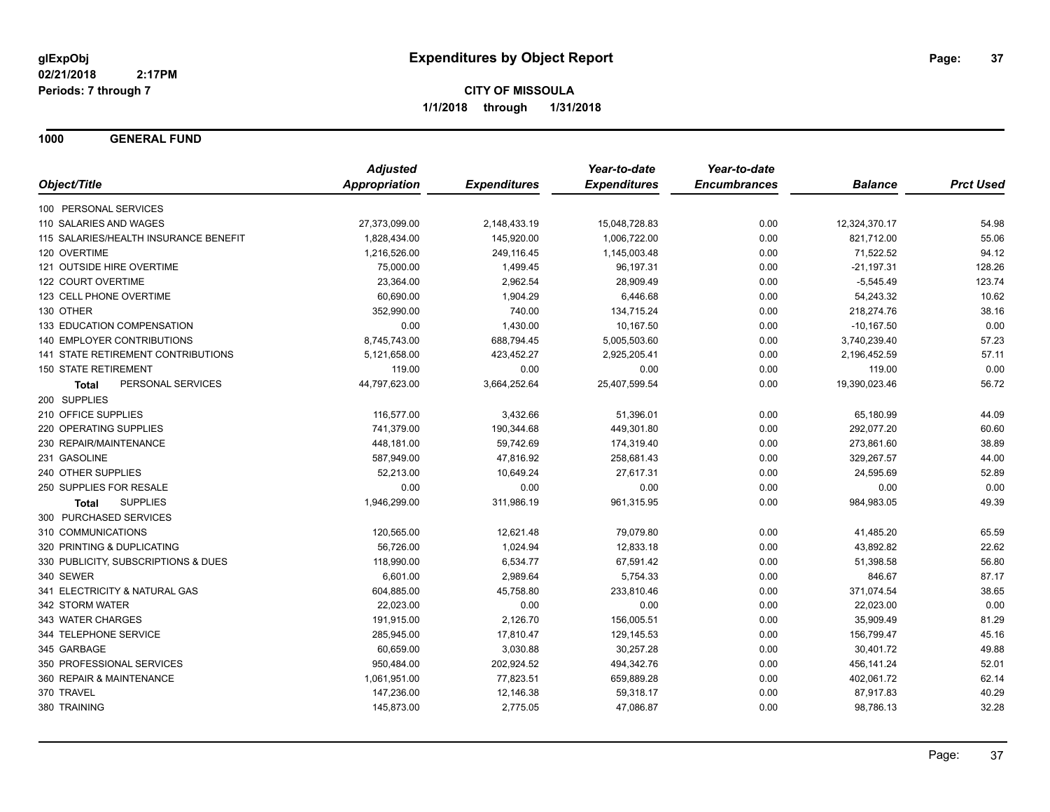**glExpObj** | **Expenditures by Object Report**

**02/21/2018 2:17PM**

**Periods: 7 through 7**

**CITY OF MISSOULA**

**1/1/2018 through 1/31/2018**

## 1000 GENERAL FUND

| Object/Title | Adjusted Appropriation | Expenditures | Year-to-date Expenditures | Year-to-date Encumbrances | Balance | Prct Used |
|---|---|---|---|---|---|---|
| 100 PERSONAL SERVICES | | | | | | |
| 110 SALARIES AND WAGES | 27,373,099.00 | 2,148,433.19 | 15,048,728.83 | 0.00 | 12,324,370.17 | 54.98 |
| 115 SALARIES/HEALTH INSURANCE BENEFIT | 1,828,434.00 | 145,920.00 | 1,006,722.00 | 0.00 | 821,712.00 | 55.06 |
| 120 OVERTIME | 1,216,526.00 | 249,116.45 | 1,145,003.48 | 0.00 | 71,522.52 | 94.12 |
| 121 OUTSIDE HIRE OVERTIME | 75,000.00 | 1,499.45 | 96,197.31 | 0.00 | -21,197.31 | 128.26 |
| 122 COURT OVERTIME | 23,364.00 | 2,962.54 | 28,909.49 | 0.00 | -5,545.49 | 123.74 |
| 123 CELL PHONE OVERTIME | 60,690.00 | 1,904.29 | 6,446.68 | 0.00 | 54,243.32 | 10.62 |
| 130 OTHER | 352,990.00 | 740.00 | 134,715.24 | 0.00 | 218,274.76 | 38.16 |
| 133 EDUCATION COMPENSATION | 0.00 | 1,430.00 | 10,167.50 | 0.00 | -10,167.50 | 0.00 |
| 140 EMPLOYER CONTRIBUTIONS | 8,745,743.00 | 688,794.45 | 5,005,503.60 | 0.00 | 3,740,239.40 | 57.23 |
| 141 STATE RETIREMENT CONTRIBUTIONS | 5,121,658.00 | 423,452.27 | 2,925,205.41 | 0.00 | 2,196,452.59 | 57.11 |
| 150 STATE RETIREMENT | 119.00 | 0.00 | 0.00 | 0.00 | 119.00 | 0.00 |
| **Total** PERSONAL SERVICES | 44,797,623.00 | 3,664,252.64 | 25,407,599.54 | 0.00 | 19,390,023.46 | 56.72 |
| 200 SUPPLIES | | | | | | |
| 210 OFFICE SUPPLIES | 116,577.00 | 3,432.66 | 51,396.01 | 0.00 | 65,180.99 | 44.09 |
| 220 OPERATING SUPPLIES | 741,379.00 | 190,344.68 | 449,301.80 | 0.00 | 292,077.20 | 60.60 |
| 230 REPAIR/MAINTENANCE | 448,181.00 | 59,742.69 | 174,319.40 | 0.00 | 273,861.60 | 38.89 |
| 231 GASOLINE | 587,949.00 | 47,816.92 | 258,681.43 | 0.00 | 329,267.57 | 44.00 |
| 240 OTHER SUPPLIES | 52,213.00 | 10,649.24 | 27,617.31 | 0.00 | 24,595.69 | 52.89 |
| 250 SUPPLIES FOR RESALE | 0.00 | 0.00 | 0.00 | 0.00 | 0.00 | 0.00 |
| **Total** SUPPLIES | 1,946,299.00 | 311,986.19 | 961,315.95 | 0.00 | 984,983.05 | 49.39 |
| 300 PURCHASED SERVICES | | | | | | |
| 310 COMMUNICATIONS | 120,565.00 | 12,621.48 | 79,079.80 | 0.00 | 41,485.20 | 65.59 |
| 320 PRINTING & DUPLICATING | 56,726.00 | 1,024.94 | 12,833.18 | 0.00 | 43,892.82 | 22.62 |
| 330 PUBLICITY, SUBSCRIPTIONS & DUES | 118,990.00 | 6,534.77 | 67,591.42 | 0.00 | 51,398.58 | 56.80 |
| 340 SEWER | 6,601.00 | 2,989.64 | 5,754.33 | 0.00 | 846.67 | 87.17 |
| 341 ELECTRICITY & NATURAL GAS | 604,885.00 | 45,758.80 | 233,810.46 | 0.00 | 371,074.54 | 38.65 |
| 342 STORM WATER | 22,023.00 | 0.00 | 0.00 | 0.00 | 22,023.00 | 0.00 |
| 343 WATER CHARGES | 191,915.00 | 2,126.70 | 156,005.51 | 0.00 | 35,909.49 | 81.29 |
| 344 TELEPHONE SERVICE | 285,945.00 | 17,810.47 | 129,145.53 | 0.00 | 156,799.47 | 45.16 |
| 345 GARBAGE | 60,659.00 | 3,030.88 | 30,257.28 | 0.00 | 30,401.72 | 49.88 |
| 350 PROFESSIONAL SERVICES | 950,484.00 | 202,924.52 | 494,342.76 | 0.00 | 456,141.24 | 52.01 |
| 360 REPAIR & MAINTENANCE | 1,061,951.00 | 77,823.51 | 659,889.28 | 0.00 | 402,061.72 | 62.14 |
| 370 TRAVEL | 147,236.00 | 12,146.38 | 59,318.17 | 0.00 | 87,917.83 | 40.29 |
| 380 TRAINING | 145,873.00 | 2,775.05 | 47,086.87 | 0.00 | 98,786.13 | 32.28 |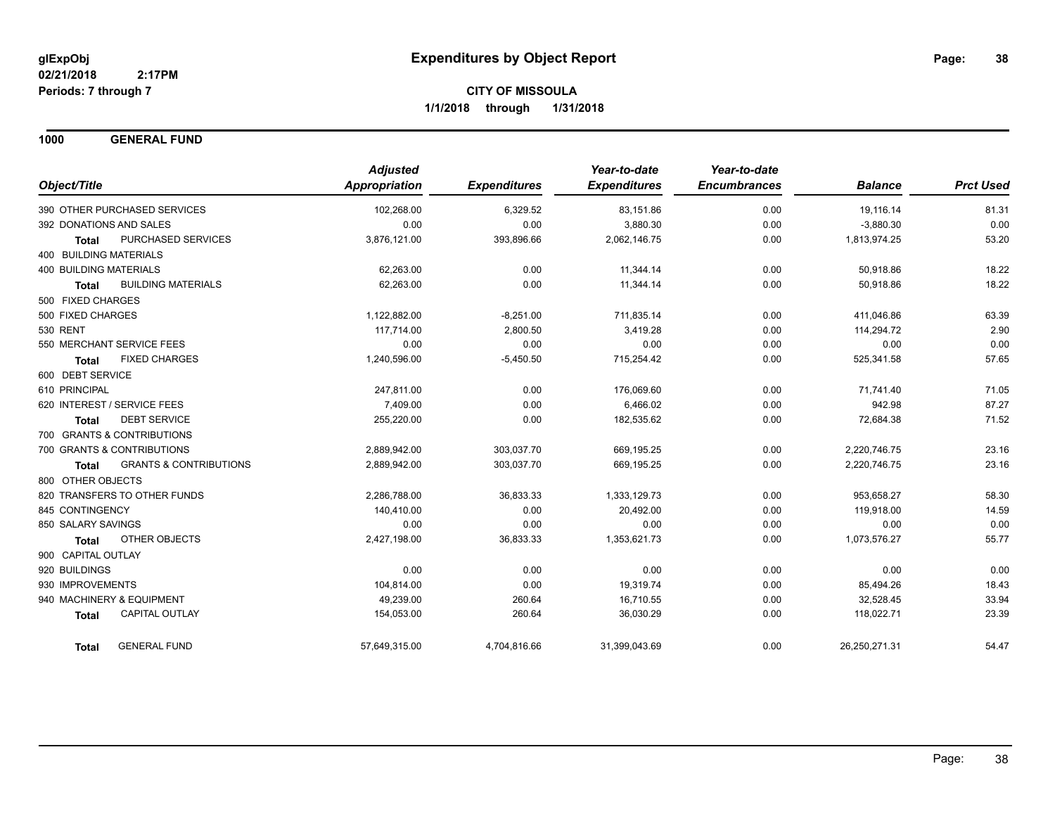**glExpObj** | **Expenditures by Object Report**

**02/21/2018 2:17PM**

**Periods: 7 through 7**

**CITY OF MISSOULA**

**1/1/2018 through 1/31/2018**

## 1000 GENERAL FUND

| Object/Title | Adjusted Appropriation | Expenditures | Year-to-date Expenditures | Year-to-date Encumbrances | Balance | Prct Used |
|---|---|---|---|---|---|---|
| 390 OTHER PURCHASED SERVICES | 102,268.00 | 6,329.52 | 83,151.86 | 0.00 | 19,116.14 | 81.31 |
| 392 DONATIONS AND SALES | 0.00 | 0.00 | 3,880.30 | 0.00 | -3,880.30 | 0.00 |
| **Total** PURCHASED SERVICES | 3,876,121.00 | 393,896.66 | 2,062,146.75 | 0.00 | 1,813,974.25 | 53.20 |
| 400 BUILDING MATERIALS | | | | | | |
| 400 BUILDING MATERIALS | 62,263.00 | 0.00 | 11,344.14 | 0.00 | 50,918.86 | 18.22 |
| **Total** BUILDING MATERIALS | 62,263.00 | 0.00 | 11,344.14 | 0.00 | 50,918.86 | 18.22 |
| 500 FIXED CHARGES | | | | | | |
| 500 FIXED CHARGES | 1,122,882.00 | -8,251.00 | 711,835.14 | 0.00 | 411,046.86 | 63.39 |
| 530 RENT | 117,714.00 | 2,800.50 | 3,419.28 | 0.00 | 114,294.72 | 2.90 |
| 550 MERCHANT SERVICE FEES | 0.00 | 0.00 | 0.00 | 0.00 | 0.00 | 0.00 |
| **Total** FIXED CHARGES | 1,240,596.00 | -5,450.50 | 715,254.42 | 0.00 | 525,341.58 | 57.65 |
| 600 DEBT SERVICE | | | | | | |
| 610 PRINCIPAL | 247,811.00 | 0.00 | 176,069.60 | 0.00 | 71,741.40 | 71.05 |
| 620 INTEREST / SERVICE FEES | 7,409.00 | 0.00 | 6,466.02 | 0.00 | 942.98 | 87.27 |
| **Total** DEBT SERVICE | 255,220.00 | 0.00 | 182,535.62 | 0.00 | 72,684.38 | 71.52 |
| 700 GRANTS & CONTRIBUTIONS | | | | | | |
| 700 GRANTS & CONTRIBUTIONS | 2,889,942.00 | 303,037.70 | 669,195.25 | 0.00 | 2,220,746.75 | 23.16 |
| **Total** GRANTS & CONTRIBUTIONS | 2,889,942.00 | 303,037.70 | 669,195.25 | 0.00 | 2,220,746.75 | 23.16 |
| 800 OTHER OBJECTS | | | | | | |
| 820 TRANSFERS TO OTHER FUNDS | 2,286,788.00 | 36,833.33 | 1,333,129.73 | 0.00 | 953,658.27 | 58.30 |
| 845 CONTINGENCY | 140,410.00 | 0.00 | 20,492.00 | 0.00 | 119,918.00 | 14.59 |
| 850 SALARY SAVINGS | 0.00 | 0.00 | 0.00 | 0.00 | 0.00 | 0.00 |
| **Total** OTHER OBJECTS | 2,427,198.00 | 36,833.33 | 1,353,621.73 | 0.00 | 1,073,576.27 | 55.77 |
| 900 CAPITAL OUTLAY | | | | | | |
| 920 BUILDINGS | 0.00 | 0.00 | 0.00 | 0.00 | 0.00 | 0.00 |
| 930 IMPROVEMENTS | 104,814.00 | 0.00 | 19,319.74 | 0.00 | 85,494.26 | 18.43 |
| 940 MACHINERY & EQUIPMENT | 49,239.00 | 260.64 | 16,710.55 | 0.00 | 32,528.45 | 33.94 |
| **Total** CAPITAL OUTLAY | 154,053.00 | 260.64 | 36,030.29 | 0.00 | 118,022.71 | 23.39 |
| **Total** GENERAL FUND | 57,649,315.00 | 4,704,816.66 | 31,399,043.69 | 0.00 | 26,250,271.31 | 54.47 |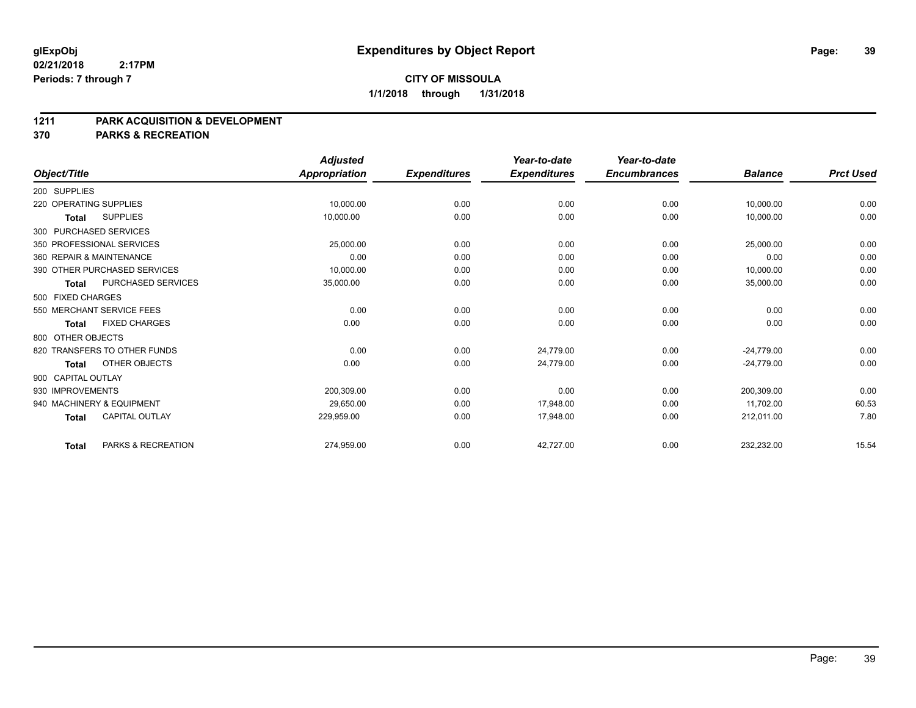**glExpObj** **Expenditures by Object Report**

**02/21/2018 2:17PM**

**Periods: 7 through 7**

**CITY OF MISSOULA**

**1/1/2018 through 1/31/2018**

## 1211 PARK ACQUISITION & DEVELOPMENT
## 370 PARKS & RECREATION

| Object/Title | Adjusted Appropriation | Expenditures | Year-to-date Expenditures | Year-to-date Encumbrances | Balance | Prct Used |
|---|---|---|---|---|---|---|
| 200 SUPPLIES | | | | | | |
| 220 OPERATING SUPPLIES | 10,000.00 | 0.00 | 0.00 | 0.00 | 10,000.00 | 0.00 |
| **Total** SUPPLIES | 10,000.00 | 0.00 | 0.00 | 0.00 | 10,000.00 | 0.00 |
| 300 PURCHASED SERVICES | | | | | | |
| 350 PROFESSIONAL SERVICES | 25,000.00 | 0.00 | 0.00 | 0.00 | 25,000.00 | 0.00 |
| 360 REPAIR & MAINTENANCE | 0.00 | 0.00 | 0.00 | 0.00 | 0.00 | 0.00 |
| 390 OTHER PURCHASED SERVICES | 10,000.00 | 0.00 | 0.00 | 0.00 | 10,000.00 | 0.00 |
| **Total** PURCHASED SERVICES | 35,000.00 | 0.00 | 0.00 | 0.00 | 35,000.00 | 0.00 |
| 500 FIXED CHARGES | | | | | | |
| 550 MERCHANT SERVICE FEES | 0.00 | 0.00 | 0.00 | 0.00 | 0.00 | 0.00 |
| **Total** FIXED CHARGES | 0.00 | 0.00 | 0.00 | 0.00 | 0.00 | 0.00 |
| 800 OTHER OBJECTS | | | | | | |
| 820 TRANSFERS TO OTHER FUNDS | 0.00 | 0.00 | 24,779.00 | 0.00 | -24,779.00 | 0.00 |
| **Total** OTHER OBJECTS | 0.00 | 0.00 | 24,779.00 | 0.00 | -24,779.00 | 0.00 |
| 900 CAPITAL OUTLAY | | | | | | |
| 930 IMPROVEMENTS | 200,309.00 | 0.00 | 0.00 | 0.00 | 200,309.00 | 0.00 |
| 940 MACHINERY & EQUIPMENT | 29,650.00 | 0.00 | 17,948.00 | 0.00 | 11,702.00 | 60.53 |
| **Total** CAPITAL OUTLAY | 229,959.00 | 0.00 | 17,948.00 | 0.00 | 212,011.00 | 7.80 |
| **Total** PARKS & RECREATION | 274,959.00 | 0.00 | 42,727.00 | 0.00 | 232,232.00 | 15.54 |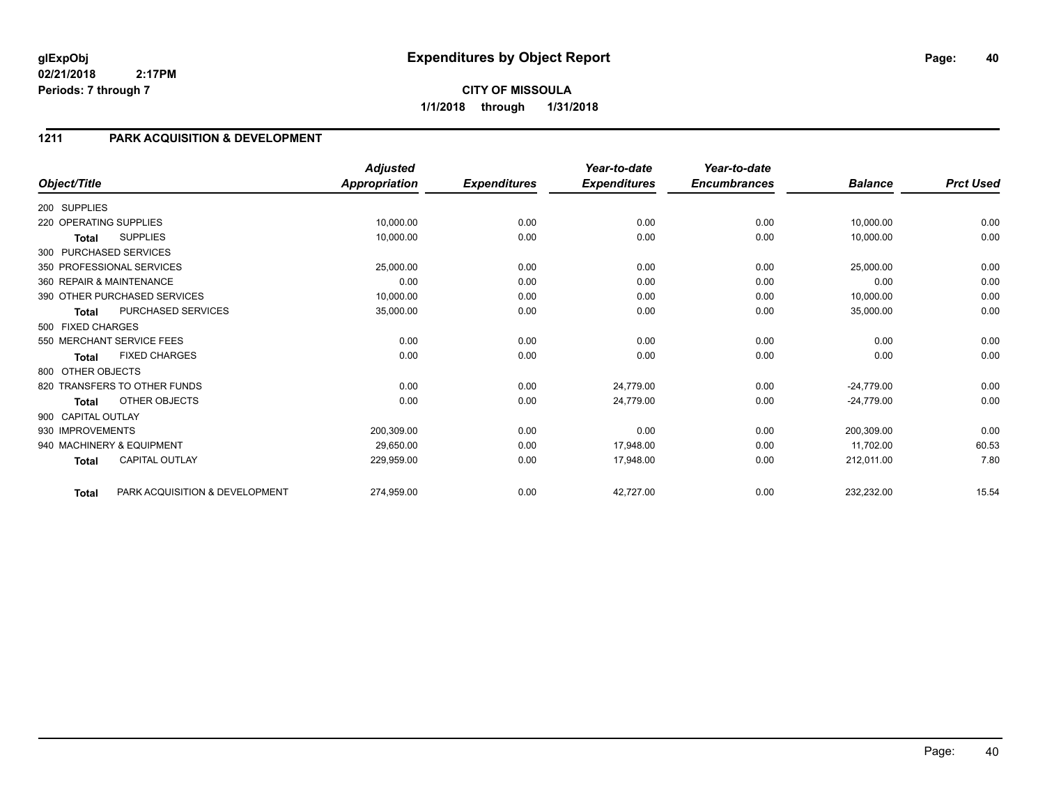glExpObj
02/21/2018 2:17PM
Periods: 7 through 7

# Expenditures by Object Report

**CITY OF MISSOULA**
**1/1/2018 through 1/31/2018**

## 1211 PARK ACQUISITION & DEVELOPMENT

| Object/Title | Adjusted Appropriation | Expenditures | Year-to-date Expenditures | Year-to-date Encumbrances | Balance | Prct Used |
|---|---|---|---|---|---|---|
| 200 SUPPLIES | | | | | | |
| 220 OPERATING SUPPLIES | 10,000.00 | 0.00 | 0.00 | 0.00 | 10,000.00 | 0.00 |
| **Total** SUPPLIES | 10,000.00 | 0.00 | 0.00 | 0.00 | 10,000.00 | 0.00 |
| 300 PURCHASED SERVICES | | | | | | |
| 350 PROFESSIONAL SERVICES | 25,000.00 | 0.00 | 0.00 | 0.00 | 25,000.00 | 0.00 |
| 360 REPAIR & MAINTENANCE | 0.00 | 0.00 | 0.00 | 0.00 | 0.00 | 0.00 |
| 390 OTHER PURCHASED SERVICES | 10,000.00 | 0.00 | 0.00 | 0.00 | 10,000.00 | 0.00 |
| **Total** PURCHASED SERVICES | 35,000.00 | 0.00 | 0.00 | 0.00 | 35,000.00 | 0.00 |
| 500 FIXED CHARGES | | | | | | |
| 550 MERCHANT SERVICE FEES | 0.00 | 0.00 | 0.00 | 0.00 | 0.00 | 0.00 |
| **Total** FIXED CHARGES | 0.00 | 0.00 | 0.00 | 0.00 | 0.00 | 0.00 |
| 800 OTHER OBJECTS | | | | | | |
| 820 TRANSFERS TO OTHER FUNDS | 0.00 | 0.00 | 24,779.00 | 0.00 | -24,779.00 | 0.00 |
| **Total** OTHER OBJECTS | 0.00 | 0.00 | 24,779.00 | 0.00 | -24,779.00 | 0.00 |
| 900 CAPITAL OUTLAY | | | | | | |
| 930 IMPROVEMENTS | 200,309.00 | 0.00 | 0.00 | 0.00 | 200,309.00 | 0.00 |
| 940 MACHINERY & EQUIPMENT | 29,650.00 | 0.00 | 17,948.00 | 0.00 | 11,702.00 | 60.53 |
| **Total** CAPITAL OUTLAY | 229,959.00 | 0.00 | 17,948.00 | 0.00 | 212,011.00 | 7.80 |
| **Total** PARK ACQUISITION & DEVELOPMENT | 274,959.00 | 0.00 | 42,727.00 | 0.00 | 232,232.00 | 15.54 |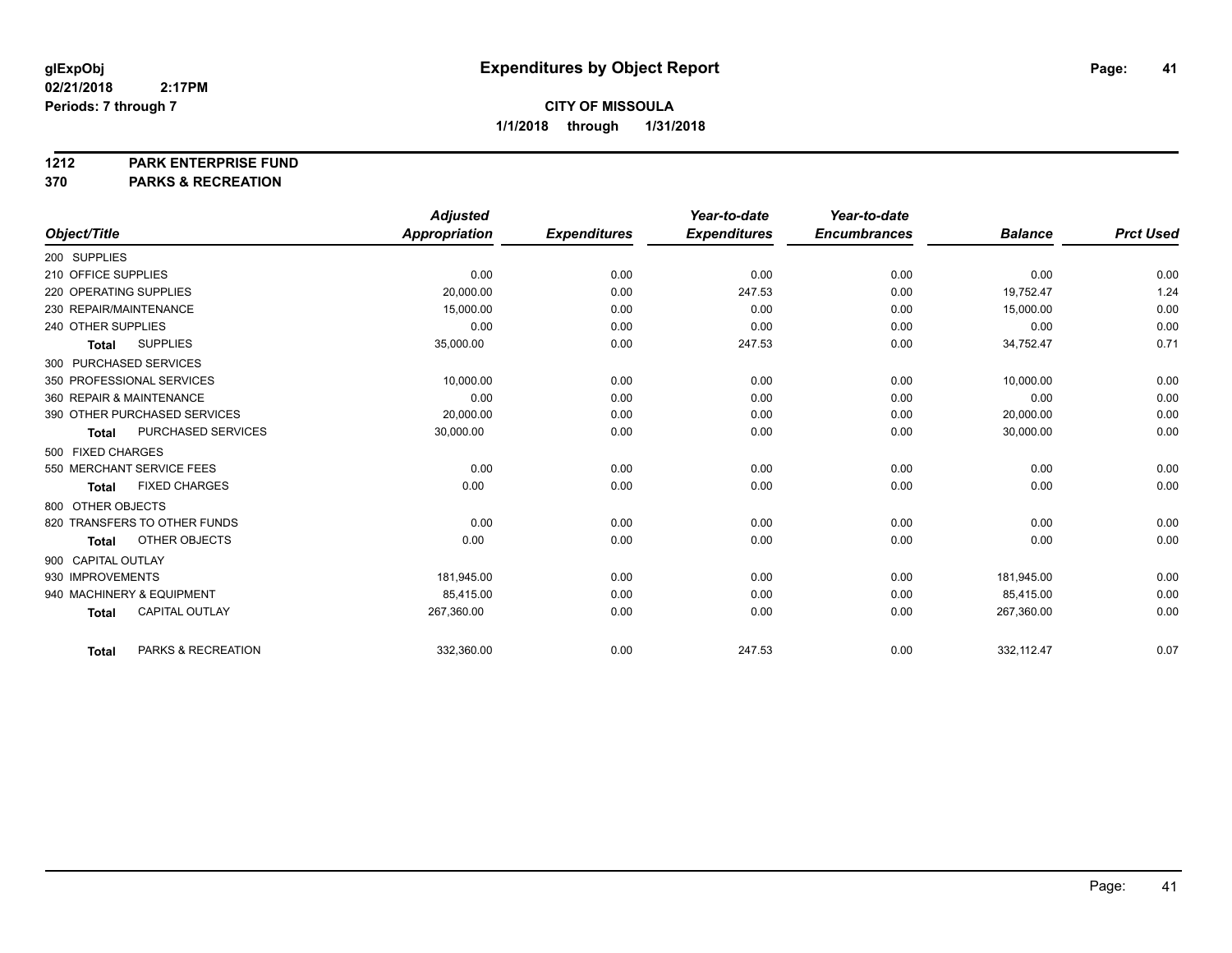**glExpObj**
**02/21/2018 2:17PM**
**Periods: 7 through 7**

# Expenditures by Object Report

**CITY OF MISSOULA**
**1/1/2018 through 1/31/2018**

## 1212 PARK ENTERPRISE FUND
## 370 PARKS & RECREATION

| Object/Title | Adjusted Appropriation | Expenditures | Year-to-date Expenditures | Year-to-date Encumbrances | Balance | Prct Used |
|---|---|---|---|---|---|---|
| 200 SUPPLIES | | | | | | |
| 210 OFFICE SUPPLIES | 0.00 | 0.00 | 0.00 | 0.00 | 0.00 | 0.00 |
| 220 OPERATING SUPPLIES | 20,000.00 | 0.00 | 247.53 | 0.00 | 19,752.47 | 1.24 |
| 230 REPAIR/MAINTENANCE | 15,000.00 | 0.00 | 0.00 | 0.00 | 15,000.00 | 0.00 |
| 240 OTHER SUPPLIES | 0.00 | 0.00 | 0.00 | 0.00 | 0.00 | 0.00 |
| **Total** SUPPLIES | 35,000.00 | 0.00 | 247.53 | 0.00 | 34,752.47 | 0.71 |
| 300 PURCHASED SERVICES | | | | | | |
| 350 PROFESSIONAL SERVICES | 10,000.00 | 0.00 | 0.00 | 0.00 | 10,000.00 | 0.00 |
| 360 REPAIR & MAINTENANCE | 0.00 | 0.00 | 0.00 | 0.00 | 0.00 | 0.00 |
| 390 OTHER PURCHASED SERVICES | 20,000.00 | 0.00 | 0.00 | 0.00 | 20,000.00 | 0.00 |
| **Total** PURCHASED SERVICES | 30,000.00 | 0.00 | 0.00 | 0.00 | 30,000.00 | 0.00 |
| 500 FIXED CHARGES | | | | | | |
| 550 MERCHANT SERVICE FEES | 0.00 | 0.00 | 0.00 | 0.00 | 0.00 | 0.00 |
| **Total** FIXED CHARGES | 0.00 | 0.00 | 0.00 | 0.00 | 0.00 | 0.00 |
| 800 OTHER OBJECTS | | | | | | |
| 820 TRANSFERS TO OTHER FUNDS | 0.00 | 0.00 | 0.00 | 0.00 | 0.00 | 0.00 |
| **Total** OTHER OBJECTS | 0.00 | 0.00 | 0.00 | 0.00 | 0.00 | 0.00 |
| 900 CAPITAL OUTLAY | | | | | | |
| 930 IMPROVEMENTS | 181,945.00 | 0.00 | 0.00 | 0.00 | 181,945.00 | 0.00 |
| 940 MACHINERY & EQUIPMENT | 85,415.00 | 0.00 | 0.00 | 0.00 | 85,415.00 | 0.00 |
| **Total** CAPITAL OUTLAY | 267,360.00 | 0.00 | 0.00 | 0.00 | 267,360.00 | 0.00 |
| **Total** PARKS & RECREATION | 332,360.00 | 0.00 | 247.53 | 0.00 | 332,112.47 | 0.07 |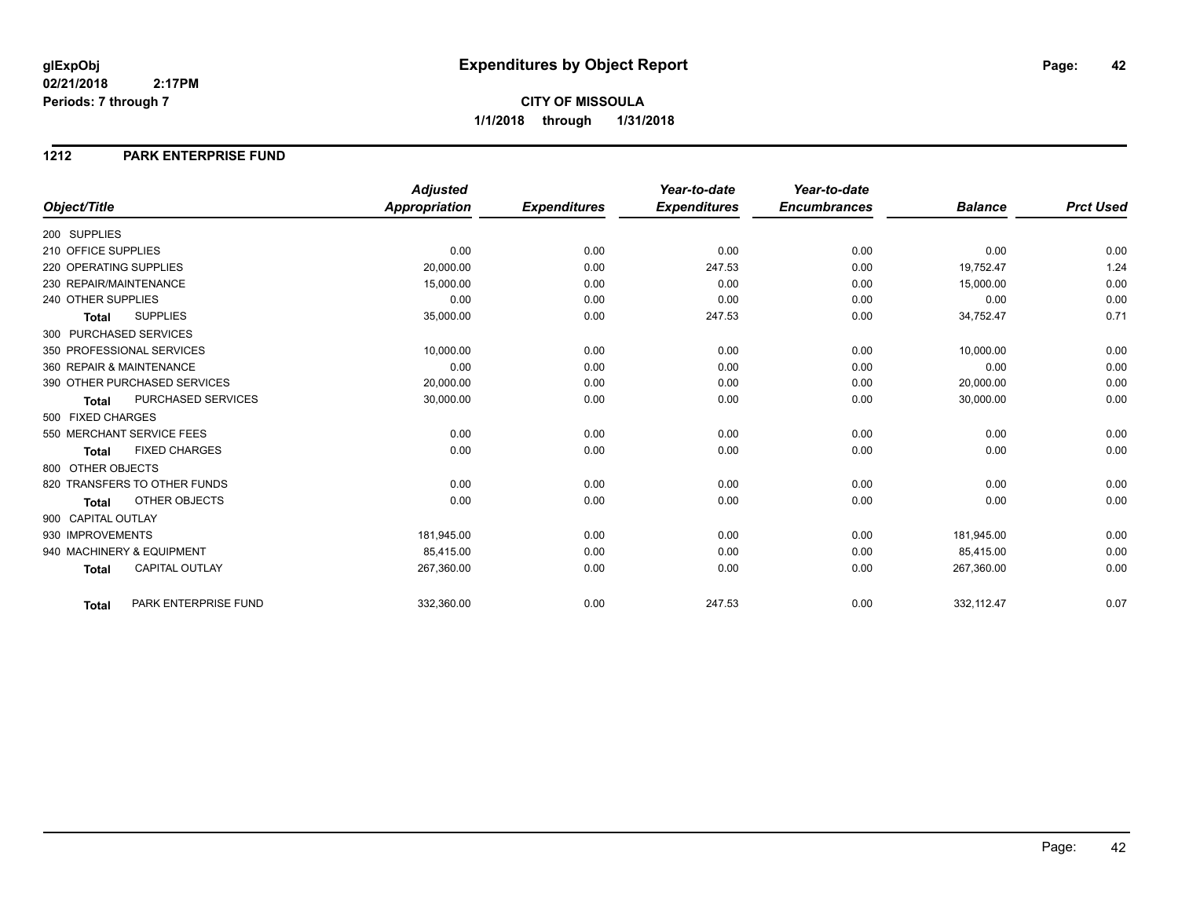**glExpObj**
**02/21/2018 2:17PM**
**Periods: 7 through 7**

# Expenditures by Object Report

**CITY OF MISSOULA**
**1/1/2018 through 1/31/2018**

## 1212 PARK ENTERPRISE FUND

| Object/Title | Adjusted Appropriation | Expenditures | Year-to-date Expenditures | Year-to-date Encumbrances | Balance | Prct Used |
|---|---|---|---|---|---|---|
| 200 SUPPLIES | | | | | | |
| 210 OFFICE SUPPLIES | 0.00 | 0.00 | 0.00 | 0.00 | 0.00 | 0.00 |
| 220 OPERATING SUPPLIES | 20,000.00 | 0.00 | 247.53 | 0.00 | 19,752.47 | 1.24 |
| 230 REPAIR/MAINTENANCE | 15,000.00 | 0.00 | 0.00 | 0.00 | 15,000.00 | 0.00 |
| 240 OTHER SUPPLIES | 0.00 | 0.00 | 0.00 | 0.00 | 0.00 | 0.00 |
| **Total** SUPPLIES | 35,000.00 | 0.00 | 247.53 | 0.00 | 34,752.47 | 0.71 |
| 300 PURCHASED SERVICES | | | | | | |
| 350 PROFESSIONAL SERVICES | 10,000.00 | 0.00 | 0.00 | 0.00 | 10,000.00 | 0.00 |
| 360 REPAIR & MAINTENANCE | 0.00 | 0.00 | 0.00 | 0.00 | 0.00 | 0.00 |
| 390 OTHER PURCHASED SERVICES | 20,000.00 | 0.00 | 0.00 | 0.00 | 20,000.00 | 0.00 |
| **Total** PURCHASED SERVICES | 30,000.00 | 0.00 | 0.00 | 0.00 | 30,000.00 | 0.00 |
| 500 FIXED CHARGES | | | | | | |
| 550 MERCHANT SERVICE FEES | 0.00 | 0.00 | 0.00 | 0.00 | 0.00 | 0.00 |
| **Total** FIXED CHARGES | 0.00 | 0.00 | 0.00 | 0.00 | 0.00 | 0.00 |
| 800 OTHER OBJECTS | | | | | | |
| 820 TRANSFERS TO OTHER FUNDS | 0.00 | 0.00 | 0.00 | 0.00 | 0.00 | 0.00 |
| **Total** OTHER OBJECTS | 0.00 | 0.00 | 0.00 | 0.00 | 0.00 | 0.00 |
| 900 CAPITAL OUTLAY | | | | | | |
| 930 IMPROVEMENTS | 181,945.00 | 0.00 | 0.00 | 0.00 | 181,945.00 | 0.00 |
| 940 MACHINERY & EQUIPMENT | 85,415.00 | 0.00 | 0.00 | 0.00 | 85,415.00 | 0.00 |
| **Total** CAPITAL OUTLAY | 267,360.00 | 0.00 | 0.00 | 0.00 | 267,360.00 | 0.00 |
| **Total** PARK ENTERPRISE FUND | 332,360.00 | 0.00 | 247.53 | 0.00 | 332,112.47 | 0.07 |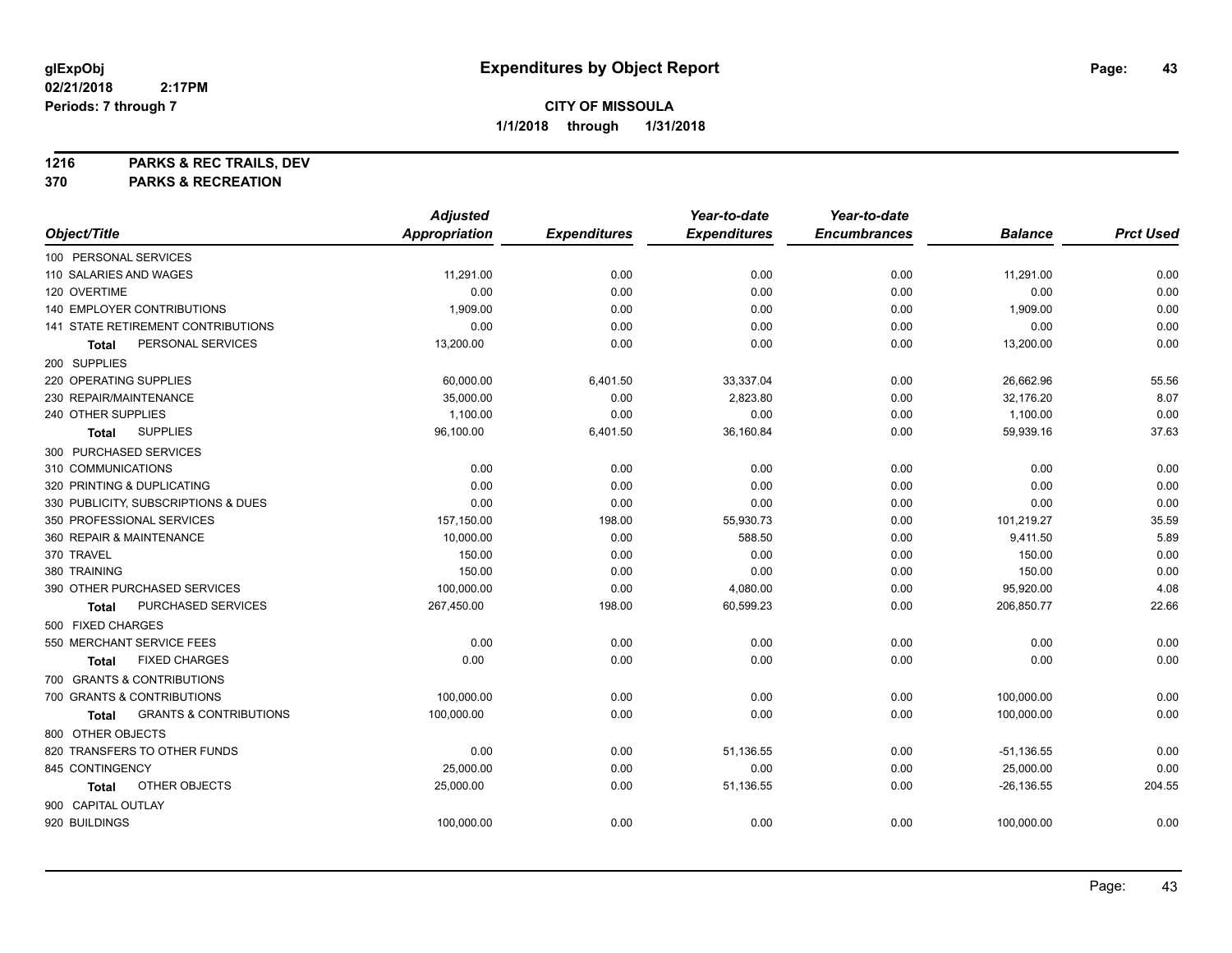**glExpObj**
**02/21/2018 2:17PM**
**Periods: 7 through 7**

# Expenditures by Object Report

**CITY OF MISSOULA**
**1/1/2018 through 1/31/2018**

**1216 PARKS & REC TRAILS, DEV**
**370 PARKS & RECREATION**

| Object/Title | Adjusted Appropriation | Expenditures | Year-to-date Expenditures | Year-to-date Encumbrances | Balance | Prct Used |
|---|---|---|---|---|---|---|
| 100 PERSONAL SERVICES | | | | | | |
| 110 SALARIES AND WAGES | 11,291.00 | 0.00 | 0.00 | 0.00 | 11,291.00 | 0.00 |
| 120 OVERTIME | 0.00 | 0.00 | 0.00 | 0.00 | 0.00 | 0.00 |
| 140 EMPLOYER CONTRIBUTIONS | 1,909.00 | 0.00 | 0.00 | 0.00 | 1,909.00 | 0.00 |
| 141 STATE RETIREMENT CONTRIBUTIONS | 0.00 | 0.00 | 0.00 | 0.00 | 0.00 | 0.00 |
| **Total** PERSONAL SERVICES | 13,200.00 | 0.00 | 0.00 | 0.00 | 13,200.00 | 0.00 |
| 200 SUPPLIES | | | | | | |
| 220 OPERATING SUPPLIES | 60,000.00 | 6,401.50 | 33,337.04 | 0.00 | 26,662.96 | 55.56 |
| 230 REPAIR/MAINTENANCE | 35,000.00 | 0.00 | 2,823.80 | 0.00 | 32,176.20 | 8.07 |
| 240 OTHER SUPPLIES | 1,100.00 | 0.00 | 0.00 | 0.00 | 1,100.00 | 0.00 |
| **Total** SUPPLIES | 96,100.00 | 6,401.50 | 36,160.84 | 0.00 | 59,939.16 | 37.63 |
| 300 PURCHASED SERVICES | | | | | | |
| 310 COMMUNICATIONS | 0.00 | 0.00 | 0.00 | 0.00 | 0.00 | 0.00 |
| 320 PRINTING & DUPLICATING | 0.00 | 0.00 | 0.00 | 0.00 | 0.00 | 0.00 |
| 330 PUBLICITY, SUBSCRIPTIONS & DUES | 0.00 | 0.00 | 0.00 | 0.00 | 0.00 | 0.00 |
| 350 PROFESSIONAL SERVICES | 157,150.00 | 198.00 | 55,930.73 | 0.00 | 101,219.27 | 35.59 |
| 360 REPAIR & MAINTENANCE | 10,000.00 | 0.00 | 588.50 | 0.00 | 9,411.50 | 5.89 |
| 370 TRAVEL | 150.00 | 0.00 | 0.00 | 0.00 | 150.00 | 0.00 |
| 380 TRAINING | 150.00 | 0.00 | 0.00 | 0.00 | 150.00 | 0.00 |
| 390 OTHER PURCHASED SERVICES | 100,000.00 | 0.00 | 4,080.00 | 0.00 | 95,920.00 | 4.08 |
| **Total** PURCHASED SERVICES | 267,450.00 | 198.00 | 60,599.23 | 0.00 | 206,850.77 | 22.66 |
| 500 FIXED CHARGES | | | | | | |
| 550 MERCHANT SERVICE FEES | 0.00 | 0.00 | 0.00 | 0.00 | 0.00 | 0.00 |
| **Total** FIXED CHARGES | 0.00 | 0.00 | 0.00 | 0.00 | 0.00 | 0.00 |
| 700 GRANTS & CONTRIBUTIONS | | | | | | |
| 700 GRANTS & CONTRIBUTIONS | 100,000.00 | 0.00 | 0.00 | 0.00 | 100,000.00 | 0.00 |
| **Total** GRANTS & CONTRIBUTIONS | 100,000.00 | 0.00 | 0.00 | 0.00 | 100,000.00 | 0.00 |
| 800 OTHER OBJECTS | | | | | | |
| 820 TRANSFERS TO OTHER FUNDS | 0.00 | 0.00 | 51,136.55 | 0.00 | -51,136.55 | 0.00 |
| 845 CONTINGENCY | 25,000.00 | 0.00 | 0.00 | 0.00 | 25,000.00 | 0.00 |
| **Total** OTHER OBJECTS | 25,000.00 | 0.00 | 51,136.55 | 0.00 | -26,136.55 | 204.55 |
| 900 CAPITAL OUTLAY | | | | | | |
| 920 BUILDINGS | 100,000.00 | 0.00 | 0.00 | 0.00 | 100,000.00 | 0.00 |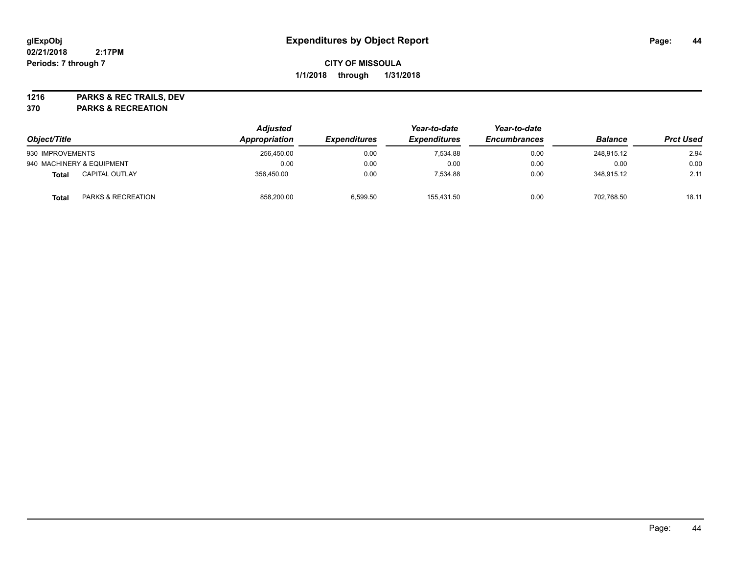**glExpObj** **Expenditures by Object Report**

**02/21/2018 2:17PM**

**Periods: 7 through 7**

**CITY OF MISSOULA**

**1/1/2018 through 1/31/2018**

**1216 PARKS & REC TRAILS, DEV**

**370 PARKS & RECREATION**

| Object/Title | | Adjusted Appropriation | Expenditures | Year-to-date Expenditures | Year-to-date Encumbrances | Balance | Prct Used |
|---|---|---|---|---|---|---|---|
| 930 IMPROVEMENTS | | 256,450.00 | 0.00 | 7,534.88 | 0.00 | 248,915.12 | 2.94 |
| 940 MACHINERY & EQUIPMENT | | 0.00 | 0.00 | 0.00 | 0.00 | 0.00 | 0.00 |
| **Total** | CAPITAL OUTLAY | 356,450.00 | 0.00 | 7,534.88 | 0.00 | 348,915.12 | 2.11 |
| **Total** | PARKS & RECREATION | 858,200.00 | 6,599.50 | 155,431.50 | 0.00 | 702,768.50 | 18.11 |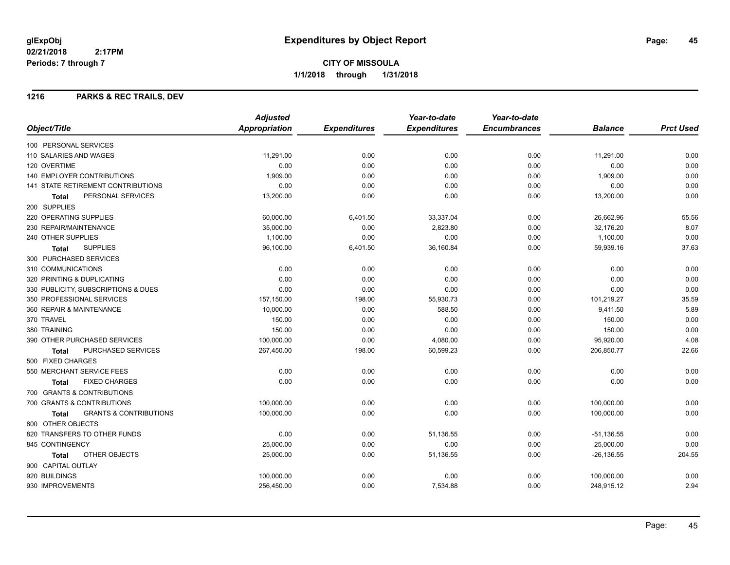glExpObj
02/21/2018 2:17PM
Periods: 7 through 7

# Expenditures by Object Report

**CITY OF MISSOULA**
**1/1/2018 through 1/31/2018**

## 1216 PARKS & REC TRAILS, DEV

| Object/Title | Adjusted Appropriation | Expenditures | Year-to-date Expenditures | Year-to-date Encumbrances | Balance | Prct Used |
|---|---|---|---|---|---|---|
| 100 PERSONAL SERVICES | | | | | | |
| 110 SALARIES AND WAGES | 11,291.00 | 0.00 | 0.00 | 0.00 | 11,291.00 | 0.00 |
| 120 OVERTIME | 0.00 | 0.00 | 0.00 | 0.00 | 0.00 | 0.00 |
| 140 EMPLOYER CONTRIBUTIONS | 1,909.00 | 0.00 | 0.00 | 0.00 | 1,909.00 | 0.00 |
| 141 STATE RETIREMENT CONTRIBUTIONS | 0.00 | 0.00 | 0.00 | 0.00 | 0.00 | 0.00 |
| **Total** PERSONAL SERVICES | 13,200.00 | 0.00 | 0.00 | 0.00 | 13,200.00 | 0.00 |
| 200 SUPPLIES | | | | | | |
| 220 OPERATING SUPPLIES | 60,000.00 | 6,401.50 | 33,337.04 | 0.00 | 26,662.96 | 55.56 |
| 230 REPAIR/MAINTENANCE | 35,000.00 | 0.00 | 2,823.80 | 0.00 | 32,176.20 | 8.07 |
| 240 OTHER SUPPLIES | 1,100.00 | 0.00 | 0.00 | 0.00 | 1,100.00 | 0.00 |
| **Total** SUPPLIES | 96,100.00 | 6,401.50 | 36,160.84 | 0.00 | 59,939.16 | 37.63 |
| 300 PURCHASED SERVICES | | | | | | |
| 310 COMMUNICATIONS | 0.00 | 0.00 | 0.00 | 0.00 | 0.00 | 0.00 |
| 320 PRINTING & DUPLICATING | 0.00 | 0.00 | 0.00 | 0.00 | 0.00 | 0.00 |
| 330 PUBLICITY, SUBSCRIPTIONS & DUES | 0.00 | 0.00 | 0.00 | 0.00 | 0.00 | 0.00 |
| 350 PROFESSIONAL SERVICES | 157,150.00 | 198.00 | 55,930.73 | 0.00 | 101,219.27 | 35.59 |
| 360 REPAIR & MAINTENANCE | 10,000.00 | 0.00 | 588.50 | 0.00 | 9,411.50 | 5.89 |
| 370 TRAVEL | 150.00 | 0.00 | 0.00 | 0.00 | 150.00 | 0.00 |
| 380 TRAINING | 150.00 | 0.00 | 0.00 | 0.00 | 150.00 | 0.00 |
| 390 OTHER PURCHASED SERVICES | 100,000.00 | 0.00 | 4,080.00 | 0.00 | 95,920.00 | 4.08 |
| **Total** PURCHASED SERVICES | 267,450.00 | 198.00 | 60,599.23 | 0.00 | 206,850.77 | 22.66 |
| 500 FIXED CHARGES | | | | | | |
| 550 MERCHANT SERVICE FEES | 0.00 | 0.00 | 0.00 | 0.00 | 0.00 | 0.00 |
| **Total** FIXED CHARGES | 0.00 | 0.00 | 0.00 | 0.00 | 0.00 | 0.00 |
| 700 GRANTS & CONTRIBUTIONS | | | | | | |
| 700 GRANTS & CONTRIBUTIONS | 100,000.00 | 0.00 | 0.00 | 0.00 | 100,000.00 | 0.00 |
| **Total** GRANTS & CONTRIBUTIONS | 100,000.00 | 0.00 | 0.00 | 0.00 | 100,000.00 | 0.00 |
| 800 OTHER OBJECTS | | | | | | |
| 820 TRANSFERS TO OTHER FUNDS | 0.00 | 0.00 | 51,136.55 | 0.00 | -51,136.55 | 0.00 |
| 845 CONTINGENCY | 25,000.00 | 0.00 | 0.00 | 0.00 | 25,000.00 | 0.00 |
| **Total** OTHER OBJECTS | 25,000.00 | 0.00 | 51,136.55 | 0.00 | -26,136.55 | 204.55 |
| 900 CAPITAL OUTLAY | | | | | | |
| 920 BUILDINGS | 100,000.00 | 0.00 | 0.00 | 0.00 | 100,000.00 | 0.00 |
| 930 IMPROVEMENTS | 256,450.00 | 0.00 | 7,534.88 | 0.00 | 248,915.12 | 2.94 |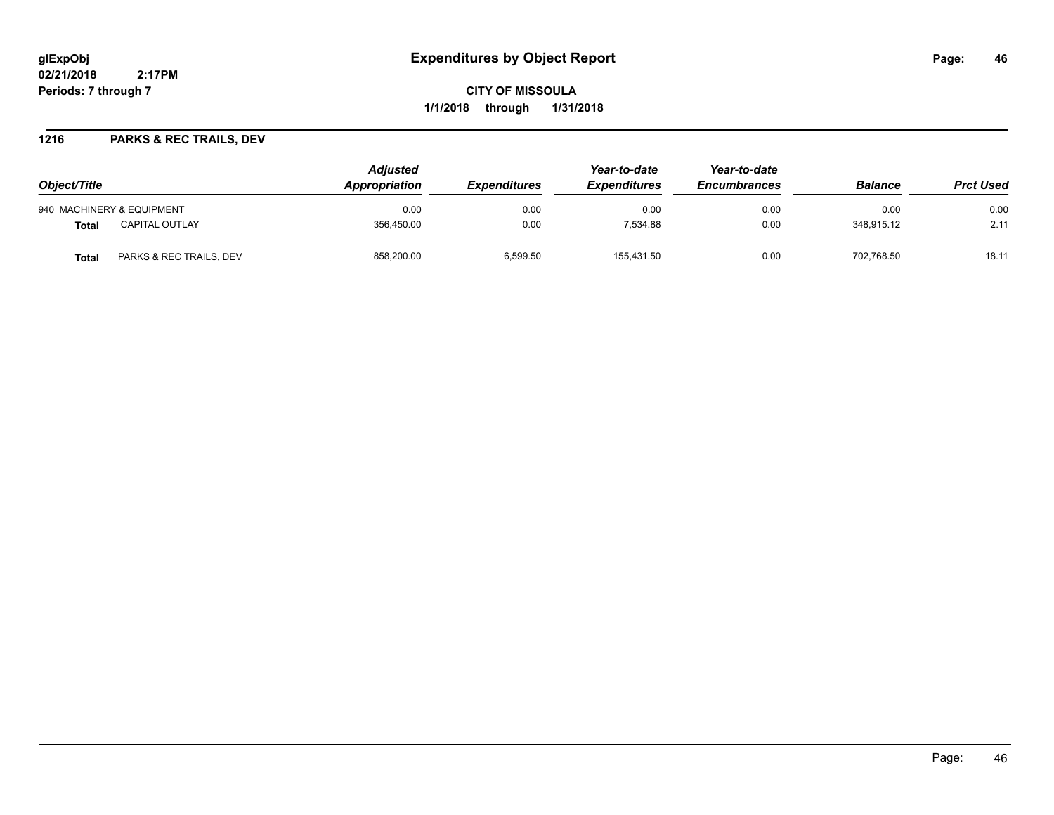# Expenditures by Object Report

glExpObj
02/21/2018 2:17PM
Periods: 7 through 7

**CITY OF MISSOULA**
**1/1/2018 through 1/31/2018**

## 1216 PARKS & REC TRAILS, DEV

| Object/Title | | Adjusted Appropriation | Expenditures | Year-to-date Expenditures | Year-to-date Encumbrances | Balance | Prct Used |
|---|---|---|---|---|---|---|---|
| 940 MACHINERY & EQUIPMENT | | 0.00 | 0.00 | 0.00 | 0.00 | 0.00 | 0.00 |
| **Total** | CAPITAL OUTLAY | 356,450.00 | 0.00 | 7,534.88 | 0.00 | 348,915.12 | 2.11 |
| **Total** | PARKS & REC TRAILS, DEV | 858,200.00 | 6,599.50 | 155,431.50 | 0.00 | 702,768.50 | 18.11 |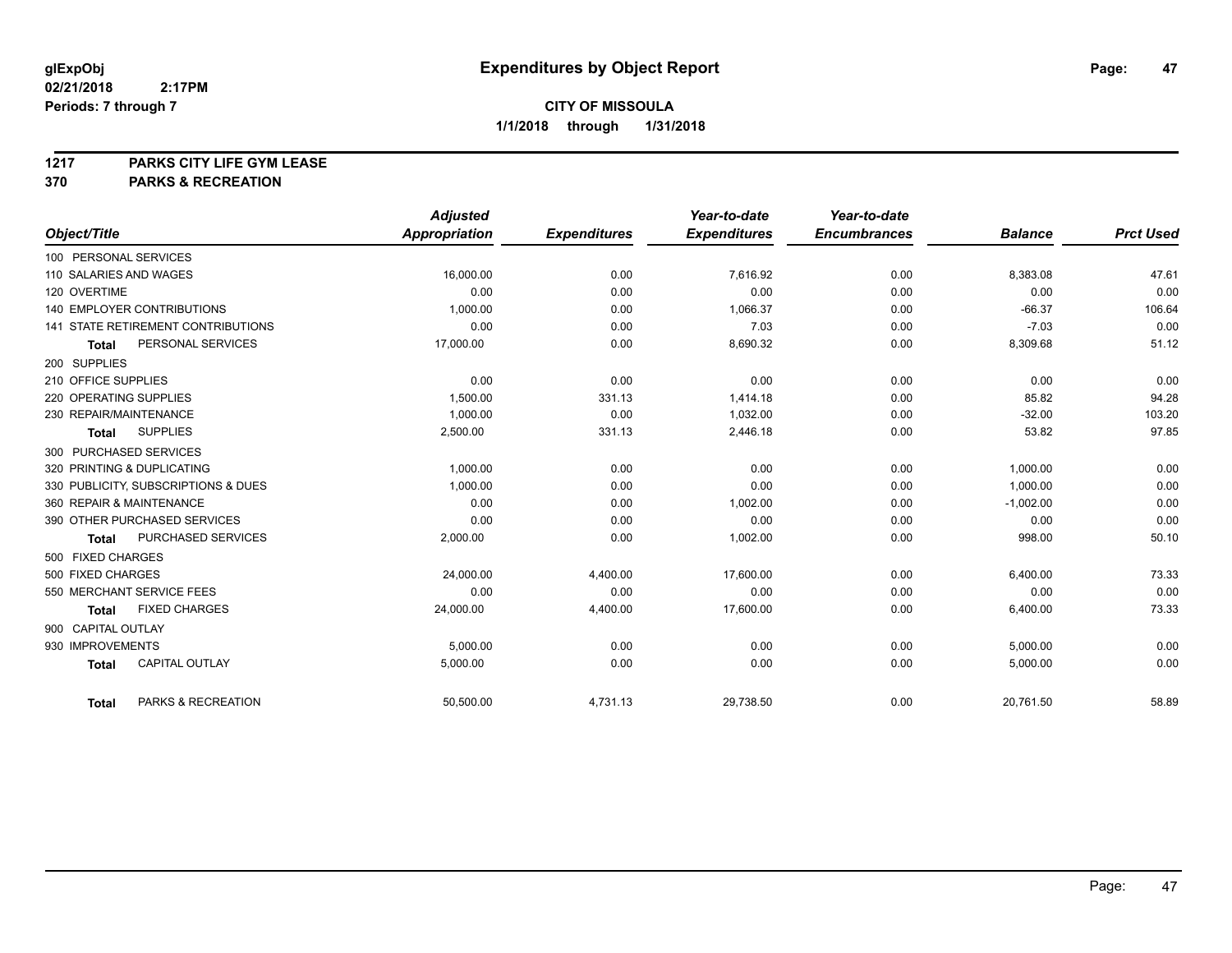**glExpObj**
**02/21/2018 2:17PM**
**Periods: 7 through 7**

# Expenditures by Object Report

**CITY OF MISSOULA**
**1/1/2018 through 1/31/2018**

**1217 PARKS CITY LIFE GYM LEASE**
**370 PARKS & RECREATION**

| Object/Title | Adjusted Appropriation | Expenditures | Year-to-date Expenditures | Year-to-date Encumbrances | Balance | Prct Used |
|---|---|---|---|---|---|---|
| 100 PERSONAL SERVICES | | | | | | |
| 110 SALARIES AND WAGES | 16,000.00 | 0.00 | 7,616.92 | 0.00 | 8,383.08 | 47.61 |
| 120 OVERTIME | 0.00 | 0.00 | 0.00 | 0.00 | 0.00 | 0.00 |
| 140 EMPLOYER CONTRIBUTIONS | 1,000.00 | 0.00 | 1,066.37 | 0.00 | -66.37 | 106.64 |
| 141 STATE RETIREMENT CONTRIBUTIONS | 0.00 | 0.00 | 7.03 | 0.00 | -7.03 | 0.00 |
| **Total** PERSONAL SERVICES | 17,000.00 | 0.00 | 8,690.32 | 0.00 | 8,309.68 | 51.12 |
| 200 SUPPLIES | | | | | | |
| 210 OFFICE SUPPLIES | 0.00 | 0.00 | 0.00 | 0.00 | 0.00 | 0.00 |
| 220 OPERATING SUPPLIES | 1,500.00 | 331.13 | 1,414.18 | 0.00 | 85.82 | 94.28 |
| 230 REPAIR/MAINTENANCE | 1,000.00 | 0.00 | 1,032.00 | 0.00 | -32.00 | 103.20 |
| **Total** SUPPLIES | 2,500.00 | 331.13 | 2,446.18 | 0.00 | 53.82 | 97.85 |
| 300 PURCHASED SERVICES | | | | | | |
| 320 PRINTING & DUPLICATING | 1,000.00 | 0.00 | 0.00 | 0.00 | 1,000.00 | 0.00 |
| 330 PUBLICITY, SUBSCRIPTIONS & DUES | 1,000.00 | 0.00 | 0.00 | 0.00 | 1,000.00 | 0.00 |
| 360 REPAIR & MAINTENANCE | 0.00 | 0.00 | 1,002.00 | 0.00 | -1,002.00 | 0.00 |
| 390 OTHER PURCHASED SERVICES | 0.00 | 0.00 | 0.00 | 0.00 | 0.00 | 0.00 |
| **Total** PURCHASED SERVICES | 2,000.00 | 0.00 | 1,002.00 | 0.00 | 998.00 | 50.10 |
| 500 FIXED CHARGES | | | | | | |
| 500 FIXED CHARGES | 24,000.00 | 4,400.00 | 17,600.00 | 0.00 | 6,400.00 | 73.33 |
| 550 MERCHANT SERVICE FEES | 0.00 | 0.00 | 0.00 | 0.00 | 0.00 | 0.00 |
| **Total** FIXED CHARGES | 24,000.00 | 4,400.00 | 17,600.00 | 0.00 | 6,400.00 | 73.33 |
| 900 CAPITAL OUTLAY | | | | | | |
| 930 IMPROVEMENTS | 5,000.00 | 0.00 | 0.00 | 0.00 | 5,000.00 | 0.00 |
| **Total** CAPITAL OUTLAY | 5,000.00 | 0.00 | 0.00 | 0.00 | 5,000.00 | 0.00 |
| **Total** PARKS & RECREATION | 50,500.00 | 4,731.13 | 29,738.50 | 0.00 | 20,761.50 | 58.89 |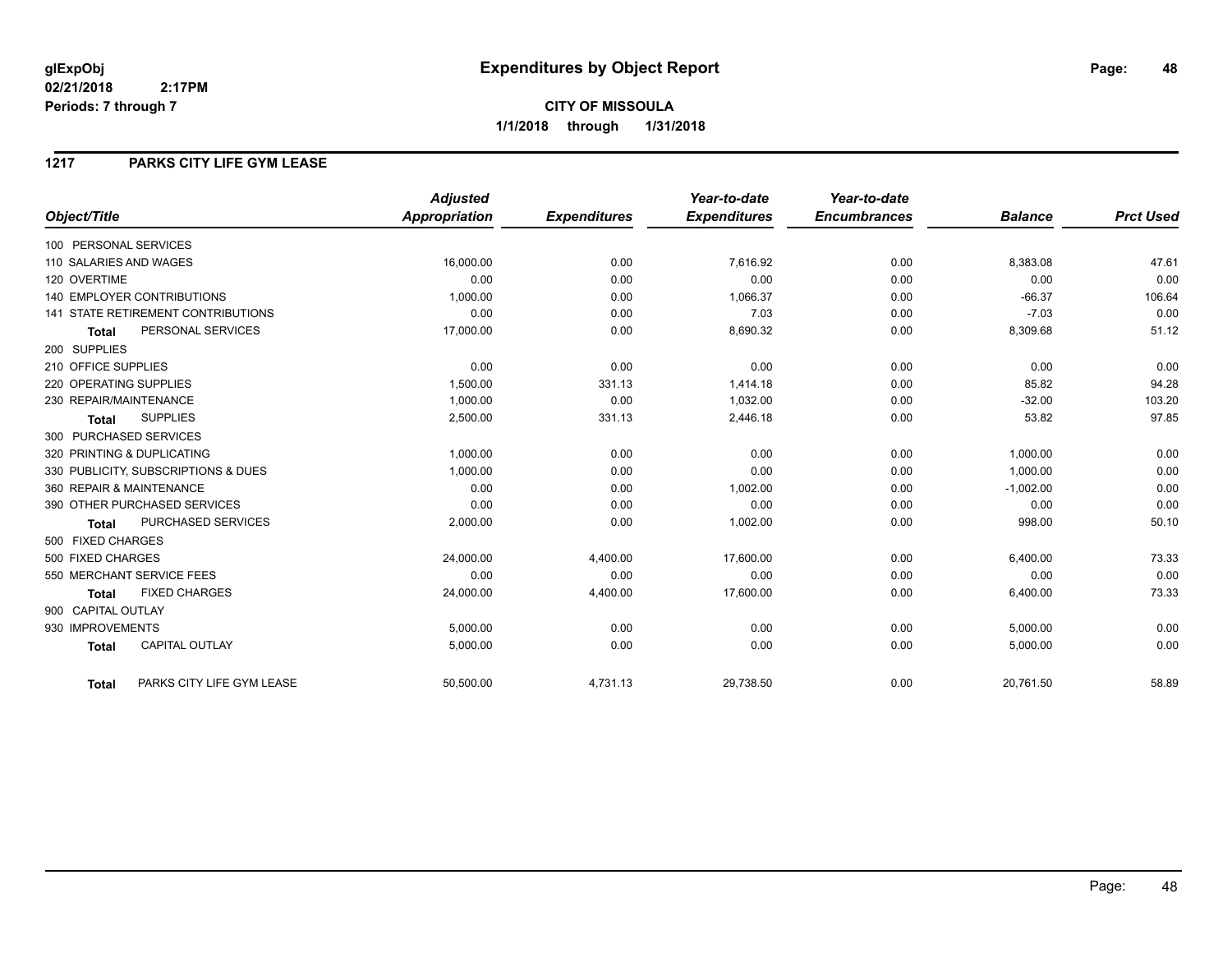# Expenditures by Object Report

glExpObj
02/21/2018 2:17PM
Periods: 7 through 7

**CITY OF MISSOULA**
**1/1/2018 through 1/31/2018**

## 1217 PARKS CITY LIFE GYM LEASE

| Object/Title | Adjusted Appropriation | Expenditures | Year-to-date Expenditures | Year-to-date Encumbrances | Balance | Prct Used |
|---|---|---|---|---|---|---|
| 100 PERSONAL SERVICES | | | | | | |
| 110 SALARIES AND WAGES | 16,000.00 | 0.00 | 7,616.92 | 0.00 | 8,383.08 | 47.61 |
| 120 OVERTIME | 0.00 | 0.00 | 0.00 | 0.00 | 0.00 | 0.00 |
| 140 EMPLOYER CONTRIBUTIONS | 1,000.00 | 0.00 | 1,066.37 | 0.00 | -66.37 | 106.64 |
| 141 STATE RETIREMENT CONTRIBUTIONS | 0.00 | 0.00 | 7.03 | 0.00 | -7.03 | 0.00 |
| **Total** PERSONAL SERVICES | 17,000.00 | 0.00 | 8,690.32 | 0.00 | 8,309.68 | 51.12 |
| 200 SUPPLIES | | | | | | |
| 210 OFFICE SUPPLIES | 0.00 | 0.00 | 0.00 | 0.00 | 0.00 | 0.00 |
| 220 OPERATING SUPPLIES | 1,500.00 | 331.13 | 1,414.18 | 0.00 | 85.82 | 94.28 |
| 230 REPAIR/MAINTENANCE | 1,000.00 | 0.00 | 1,032.00 | 0.00 | -32.00 | 103.20 |
| **Total** SUPPLIES | 2,500.00 | 331.13 | 2,446.18 | 0.00 | 53.82 | 97.85 |
| 300 PURCHASED SERVICES | | | | | | |
| 320 PRINTING & DUPLICATING | 1,000.00 | 0.00 | 0.00 | 0.00 | 1,000.00 | 0.00 |
| 330 PUBLICITY, SUBSCRIPTIONS & DUES | 1,000.00 | 0.00 | 0.00 | 0.00 | 1,000.00 | 0.00 |
| 360 REPAIR & MAINTENANCE | 0.00 | 0.00 | 1,002.00 | 0.00 | -1,002.00 | 0.00 |
| 390 OTHER PURCHASED SERVICES | 0.00 | 0.00 | 0.00 | 0.00 | 0.00 | 0.00 |
| **Total** PURCHASED SERVICES | 2,000.00 | 0.00 | 1,002.00 | 0.00 | 998.00 | 50.10 |
| 500 FIXED CHARGES | | | | | | |
| 500 FIXED CHARGES | 24,000.00 | 4,400.00 | 17,600.00 | 0.00 | 6,400.00 | 73.33 |
| 550 MERCHANT SERVICE FEES | 0.00 | 0.00 | 0.00 | 0.00 | 0.00 | 0.00 |
| **Total** FIXED CHARGES | 24,000.00 | 4,400.00 | 17,600.00 | 0.00 | 6,400.00 | 73.33 |
| 900 CAPITAL OUTLAY | | | | | | |
| 930 IMPROVEMENTS | 5,000.00 | 0.00 | 0.00 | 0.00 | 5,000.00 | 0.00 |
| **Total** CAPITAL OUTLAY | 5,000.00 | 0.00 | 0.00 | 0.00 | 5,000.00 | 0.00 |
| **Total** PARKS CITY LIFE GYM LEASE | 50,500.00 | 4,731.13 | 29,738.50 | 0.00 | 20,761.50 | 58.89 |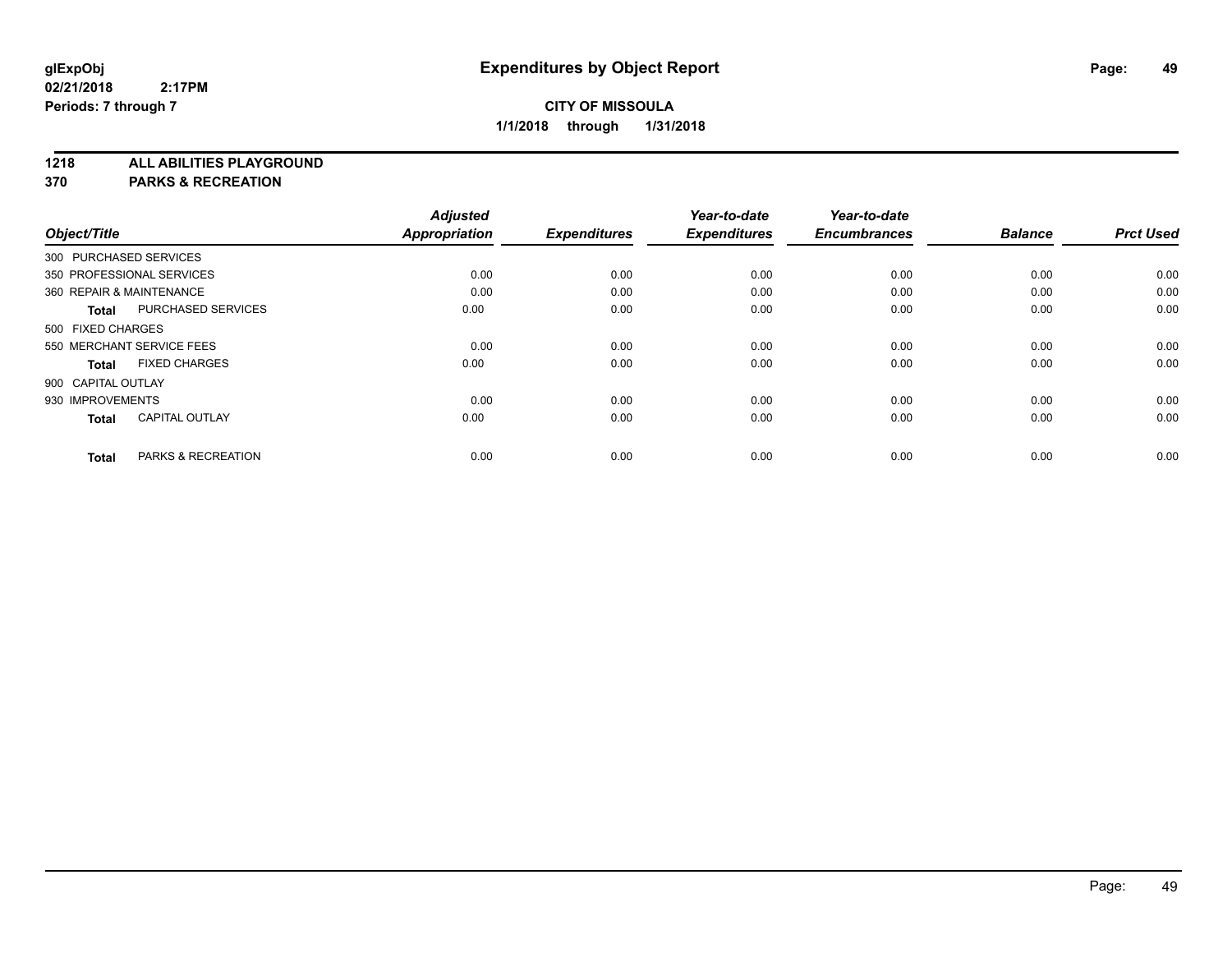**glExpObj**
**02/21/2018 2:17PM**
**Periods: 7 through 7**

# Expenditures by Object Report

**CITY OF MISSOULA**
**1/1/2018 through 1/31/2018**

**1218 ALL ABILITIES PLAYGROUND**
**370 PARKS & RECREATION**

| Object/Title | Adjusted Appropriation | Expenditures | Year-to-date Expenditures | Year-to-date Encumbrances | Balance | Prct Used |
|---|---|---|---|---|---|---|
| 300 PURCHASED SERVICES | | | | | | |
| 350 PROFESSIONAL SERVICES | 0.00 | 0.00 | 0.00 | 0.00 | 0.00 | 0.00 |
| 360 REPAIR & MAINTENANCE | 0.00 | 0.00 | 0.00 | 0.00 | 0.00 | 0.00 |
| **Total** PURCHASED SERVICES | 0.00 | 0.00 | 0.00 | 0.00 | 0.00 | 0.00 |
| 500 FIXED CHARGES | | | | | | |
| 550 MERCHANT SERVICE FEES | 0.00 | 0.00 | 0.00 | 0.00 | 0.00 | 0.00 |
| **Total** FIXED CHARGES | 0.00 | 0.00 | 0.00 | 0.00 | 0.00 | 0.00 |
| 900 CAPITAL OUTLAY | | | | | | |
| 930 IMPROVEMENTS | 0.00 | 0.00 | 0.00 | 0.00 | 0.00 | 0.00 |
| **Total** CAPITAL OUTLAY | 0.00 | 0.00 | 0.00 | 0.00 | 0.00 | 0.00 |
| **Total** PARKS & RECREATION | 0.00 | 0.00 | 0.00 | 0.00 | 0.00 | 0.00 |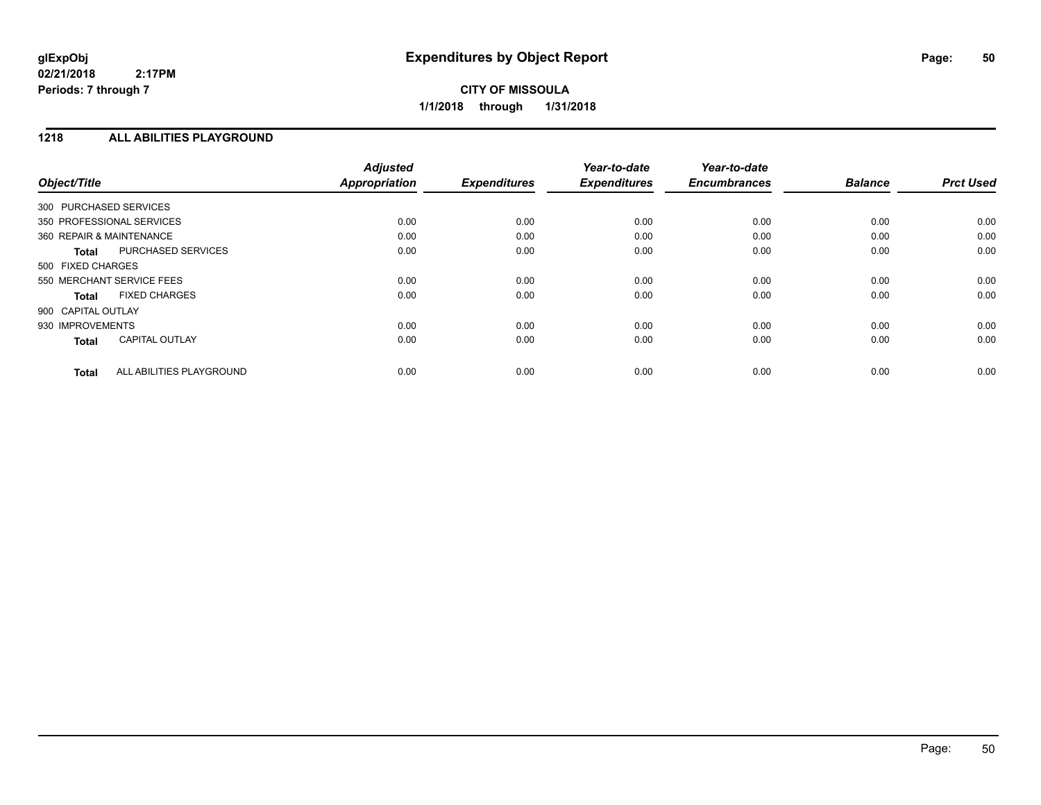# Expenditures by Object Report

glExpObj
02/21/2018 2:17PM
Periods: 7 through 7

**CITY OF MISSOULA**
**1/1/2018 through 1/31/2018**

## 1218 ALL ABILITIES PLAYGROUND

| Object/Title | | Adjusted Appropriation | Expenditures | Year-to-date Expenditures | Year-to-date Encumbrances | Balance | Prct Used |
|---|---|---|---|---|---|---|---|
| 300 PURCHASED SERVICES | | | | | | | |
| 350 PROFESSIONAL SERVICES | | 0.00 | 0.00 | 0.00 | 0.00 | 0.00 | 0.00 |
| 360 REPAIR & MAINTENANCE | | 0.00 | 0.00 | 0.00 | 0.00 | 0.00 | 0.00 |
| **Total** | PURCHASED SERVICES | 0.00 | 0.00 | 0.00 | 0.00 | 0.00 | 0.00 |
| 500 FIXED CHARGES | | | | | | | |
| 550 MERCHANT SERVICE FEES | | 0.00 | 0.00 | 0.00 | 0.00 | 0.00 | 0.00 |
| **Total** | FIXED CHARGES | 0.00 | 0.00 | 0.00 | 0.00 | 0.00 | 0.00 |
| 900 CAPITAL OUTLAY | | | | | | | |
| 930 IMPROVEMENTS | | 0.00 | 0.00 | 0.00 | 0.00 | 0.00 | 0.00 |
| **Total** | CAPITAL OUTLAY | 0.00 | 0.00 | 0.00 | 0.00 | 0.00 | 0.00 |
| **Total** | ALL ABILITIES PLAYGROUND | 0.00 | 0.00 | 0.00 | 0.00 | 0.00 | 0.00 |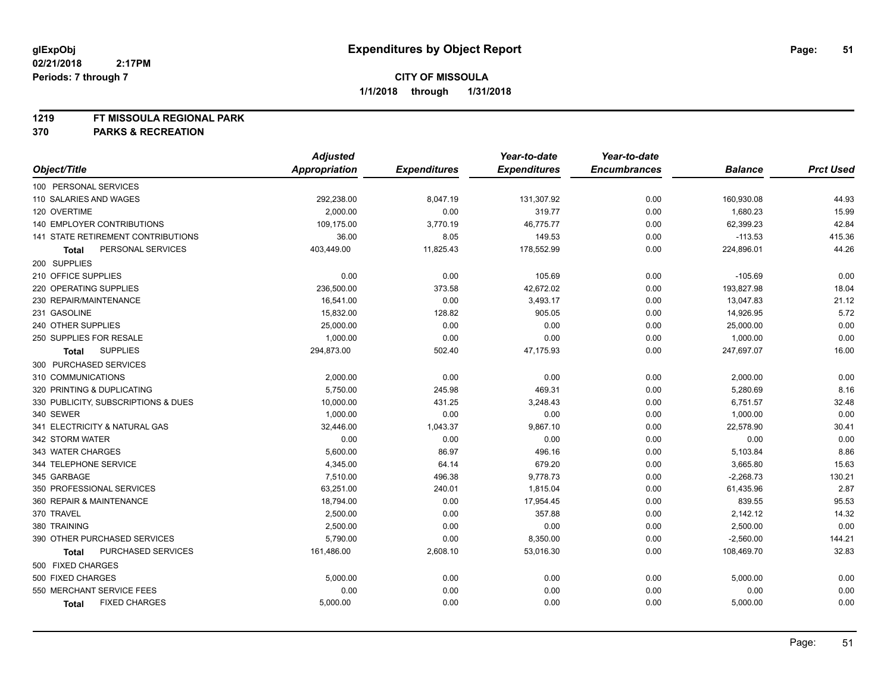**glExpObj**
**02/21/2018 2:17PM**
**Periods: 7 through 7**

# Expenditures by Object Report

**CITY OF MISSOULA**
**1/1/2018 through 1/31/2018**

**1219 FT MISSOULA REGIONAL PARK**
**370 PARKS & RECREATION**

| Object/Title | Adjusted Appropriation | Expenditures | Year-to-date Expenditures | Year-to-date Encumbrances | Balance | Prct Used |
|---|---|---|---|---|---|---|
| 100 PERSONAL SERVICES | | | | | | |
| 110 SALARIES AND WAGES | 292,238.00 | 8,047.19 | 131,307.92 | 0.00 | 160,930.08 | 44.93 |
| 120 OVERTIME | 2,000.00 | 0.00 | 319.77 | 0.00 | 1,680.23 | 15.99 |
| 140 EMPLOYER CONTRIBUTIONS | 109,175.00 | 3,770.19 | 46,775.77 | 0.00 | 62,399.23 | 42.84 |
| 141 STATE RETIREMENT CONTRIBUTIONS | 36.00 | 8.05 | 149.53 | 0.00 | -113.53 | 415.36 |
| **Total** PERSONAL SERVICES | 403,449.00 | 11,825.43 | 178,552.99 | 0.00 | 224,896.01 | 44.26 |
| 200 SUPPLIES | | | | | | |
| 210 OFFICE SUPPLIES | 0.00 | 0.00 | 105.69 | 0.00 | -105.69 | 0.00 |
| 220 OPERATING SUPPLIES | 236,500.00 | 373.58 | 42,672.02 | 0.00 | 193,827.98 | 18.04 |
| 230 REPAIR/MAINTENANCE | 16,541.00 | 0.00 | 3,493.17 | 0.00 | 13,047.83 | 21.12 |
| 231 GASOLINE | 15,832.00 | 128.82 | 905.05 | 0.00 | 14,926.95 | 5.72 |
| 240 OTHER SUPPLIES | 25,000.00 | 0.00 | 0.00 | 0.00 | 25,000.00 | 0.00 |
| 250 SUPPLIES FOR RESALE | 1,000.00 | 0.00 | 0.00 | 0.00 | 1,000.00 | 0.00 |
| **Total** SUPPLIES | 294,873.00 | 502.40 | 47,175.93 | 0.00 | 247,697.07 | 16.00 |
| 300 PURCHASED SERVICES | | | | | | |
| 310 COMMUNICATIONS | 2,000.00 | 0.00 | 0.00 | 0.00 | 2,000.00 | 0.00 |
| 320 PRINTING & DUPLICATING | 5,750.00 | 245.98 | 469.31 | 0.00 | 5,280.69 | 8.16 |
| 330 PUBLICITY, SUBSCRIPTIONS & DUES | 10,000.00 | 431.25 | 3,248.43 | 0.00 | 6,751.57 | 32.48 |
| 340 SEWER | 1,000.00 | 0.00 | 0.00 | 0.00 | 1,000.00 | 0.00 |
| 341 ELECTRICITY & NATURAL GAS | 32,446.00 | 1,043.37 | 9,867.10 | 0.00 | 22,578.90 | 30.41 |
| 342 STORM WATER | 0.00 | 0.00 | 0.00 | 0.00 | 0.00 | 0.00 |
| 343 WATER CHARGES | 5,600.00 | 86.97 | 496.16 | 0.00 | 5,103.84 | 8.86 |
| 344 TELEPHONE SERVICE | 4,345.00 | 64.14 | 679.20 | 0.00 | 3,665.80 | 15.63 |
| 345 GARBAGE | 7,510.00 | 496.38 | 9,778.73 | 0.00 | -2,268.73 | 130.21 |
| 350 PROFESSIONAL SERVICES | 63,251.00 | 240.01 | 1,815.04 | 0.00 | 61,435.96 | 2.87 |
| 360 REPAIR & MAINTENANCE | 18,794.00 | 0.00 | 17,954.45 | 0.00 | 839.55 | 95.53 |
| 370 TRAVEL | 2,500.00 | 0.00 | 357.88 | 0.00 | 2,142.12 | 14.32 |
| 380 TRAINING | 2,500.00 | 0.00 | 0.00 | 0.00 | 2,500.00 | 0.00 |
| 390 OTHER PURCHASED SERVICES | 5,790.00 | 0.00 | 8,350.00 | 0.00 | -2,560.00 | 144.21 |
| **Total** PURCHASED SERVICES | 161,486.00 | 2,608.10 | 53,016.30 | 0.00 | 108,469.70 | 32.83 |
| 500 FIXED CHARGES | | | | | | |
| 500 FIXED CHARGES | 5,000.00 | 0.00 | 0.00 | 0.00 | 5,000.00 | 0.00 |
| 550 MERCHANT SERVICE FEES | 0.00 | 0.00 | 0.00 | 0.00 | 0.00 | 0.00 |
| **Total** FIXED CHARGES | 5,000.00 | 0.00 | 0.00 | 0.00 | 5,000.00 | 0.00 |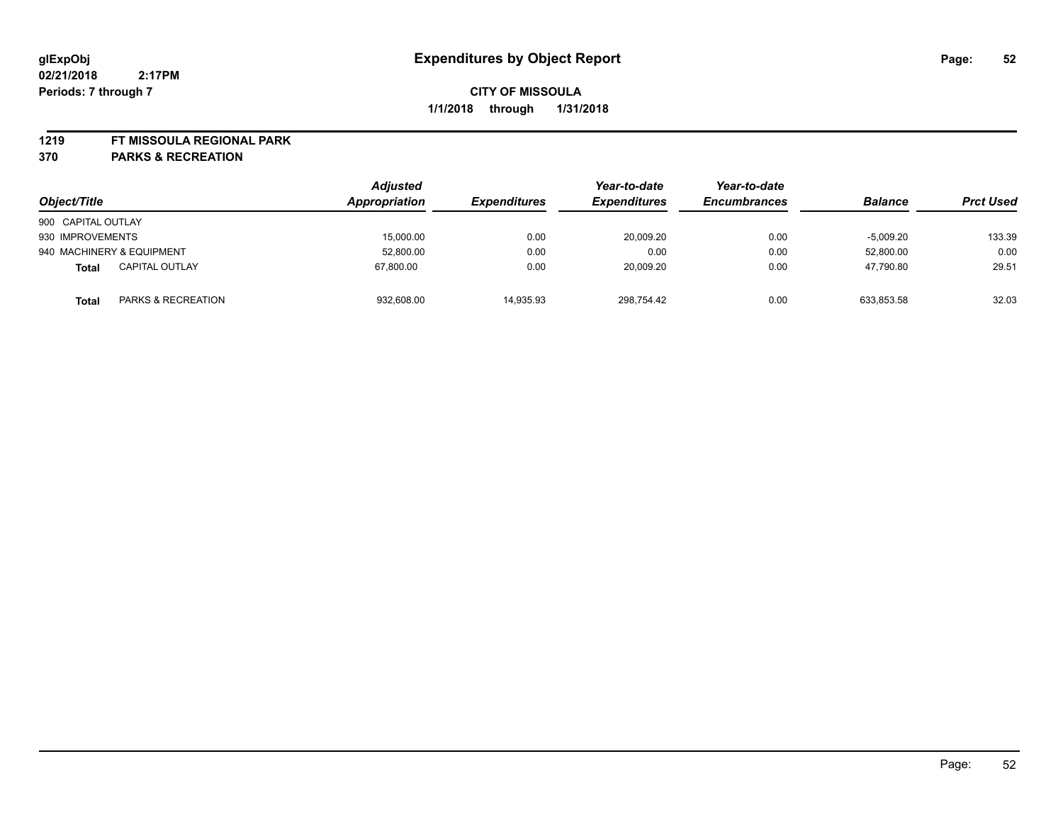**glExpObj** **Expenditures by Object Report**
**02/21/2018 2:17PM**
**Periods: 7 through 7**

**CITY OF MISSOULA**
**1/1/2018 through 1/31/2018**

**1219 FT MISSOULA REGIONAL PARK**
**370 PARKS & RECREATION**

| Object/Title | | Adjusted Appropriation | Expenditures | Year-to-date Expenditures | Year-to-date Encumbrances | Balance | Prct Used |
|---|---|---|---|---|---|---|---|
| 900 CAPITAL OUTLAY | | | | | | | |
| 930 IMPROVEMENTS | | 15,000.00 | 0.00 | 20,009.20 | 0.00 | -5,009.20 | 133.39 |
| 940 MACHINERY & EQUIPMENT | | 52,800.00 | 0.00 | 0.00 | 0.00 | 52,800.00 | 0.00 |
| **Total** | CAPITAL OUTLAY | 67,800.00 | 0.00 | 20,009.20 | 0.00 | 47,790.80 | 29.51 |
| **Total** | PARKS & RECREATION | 932,608.00 | 14,935.93 | 298,754.42 | 0.00 | 633,853.58 | 32.03 |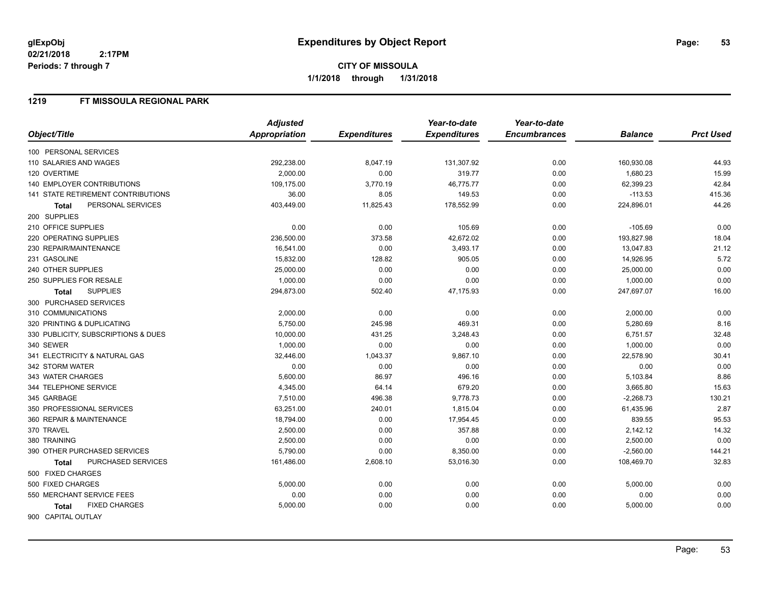# Expenditures by Object Report

glExpObj
02/21/2018 2:17PM
Periods: 7 through 7

**CITY OF MISSOULA**
**1/1/2018 through 1/31/2018**

## 1219 FT MISSOULA REGIONAL PARK

| Object/Title | Adjusted Appropriation | Expenditures | Year-to-date Expenditures | Year-to-date Encumbrances | Balance | Prct Used |
|---|---|---|---|---|---|---|
| 100 PERSONAL SERVICES | | | | | | |
| 110 SALARIES AND WAGES | 292,238.00 | 8,047.19 | 131,307.92 | 0.00 | 160,930.08 | 44.93 |
| 120 OVERTIME | 2,000.00 | 0.00 | 319.77 | 0.00 | 1,680.23 | 15.99 |
| 140 EMPLOYER CONTRIBUTIONS | 109,175.00 | 3,770.19 | 46,775.77 | 0.00 | 62,399.23 | 42.84 |
| 141 STATE RETIREMENT CONTRIBUTIONS | 36.00 | 8.05 | 149.53 | 0.00 | -113.53 | 415.36 |
| **Total** PERSONAL SERVICES | 403,449.00 | 11,825.43 | 178,552.99 | 0.00 | 224,896.01 | 44.26 |
| 200 SUPPLIES | | | | | | |
| 210 OFFICE SUPPLIES | 0.00 | 0.00 | 105.69 | 0.00 | -105.69 | 0.00 |
| 220 OPERATING SUPPLIES | 236,500.00 | 373.58 | 42,672.02 | 0.00 | 193,827.98 | 18.04 |
| 230 REPAIR/MAINTENANCE | 16,541.00 | 0.00 | 3,493.17 | 0.00 | 13,047.83 | 21.12 |
| 231 GASOLINE | 15,832.00 | 128.82 | 905.05 | 0.00 | 14,926.95 | 5.72 |
| 240 OTHER SUPPLIES | 25,000.00 | 0.00 | 0.00 | 0.00 | 25,000.00 | 0.00 |
| 250 SUPPLIES FOR RESALE | 1,000.00 | 0.00 | 0.00 | 0.00 | 1,000.00 | 0.00 |
| **Total** SUPPLIES | 294,873.00 | 502.40 | 47,175.93 | 0.00 | 247,697.07 | 16.00 |
| 300 PURCHASED SERVICES | | | | | | |
| 310 COMMUNICATIONS | 2,000.00 | 0.00 | 0.00 | 0.00 | 2,000.00 | 0.00 |
| 320 PRINTING & DUPLICATING | 5,750.00 | 245.98 | 469.31 | 0.00 | 5,280.69 | 8.16 |
| 330 PUBLICITY, SUBSCRIPTIONS & DUES | 10,000.00 | 431.25 | 3,248.43 | 0.00 | 6,751.57 | 32.48 |
| 340 SEWER | 1,000.00 | 0.00 | 0.00 | 0.00 | 1,000.00 | 0.00 |
| 341 ELECTRICITY & NATURAL GAS | 32,446.00 | 1,043.37 | 9,867.10 | 0.00 | 22,578.90 | 30.41 |
| 342 STORM WATER | 0.00 | 0.00 | 0.00 | 0.00 | 0.00 | 0.00 |
| 343 WATER CHARGES | 5,600.00 | 86.97 | 496.16 | 0.00 | 5,103.84 | 8.86 |
| 344 TELEPHONE SERVICE | 4,345.00 | 64.14 | 679.20 | 0.00 | 3,665.80 | 15.63 |
| 345 GARBAGE | 7,510.00 | 496.38 | 9,778.73 | 0.00 | -2,268.73 | 130.21 |
| 350 PROFESSIONAL SERVICES | 63,251.00 | 240.01 | 1,815.04 | 0.00 | 61,435.96 | 2.87 |
| 360 REPAIR & MAINTENANCE | 18,794.00 | 0.00 | 17,954.45 | 0.00 | 839.55 | 95.53 |
| 370 TRAVEL | 2,500.00 | 0.00 | 357.88 | 0.00 | 2,142.12 | 14.32 |
| 380 TRAINING | 2,500.00 | 0.00 | 0.00 | 0.00 | 2,500.00 | 0.00 |
| 390 OTHER PURCHASED SERVICES | 5,790.00 | 0.00 | 8,350.00 | 0.00 | -2,560.00 | 144.21 |
| **Total** PURCHASED SERVICES | 161,486.00 | 2,608.10 | 53,016.30 | 0.00 | 108,469.70 | 32.83 |
| 500 FIXED CHARGES | | | | | | |
| 500 FIXED CHARGES | 5,000.00 | 0.00 | 0.00 | 0.00 | 5,000.00 | 0.00 |
| 550 MERCHANT SERVICE FEES | 0.00 | 0.00 | 0.00 | 0.00 | 0.00 | 0.00 |
| **Total** FIXED CHARGES | 5,000.00 | 0.00 | 0.00 | 0.00 | 5,000.00 | 0.00 |
| 900 CAPITAL OUTLAY | | | | | | |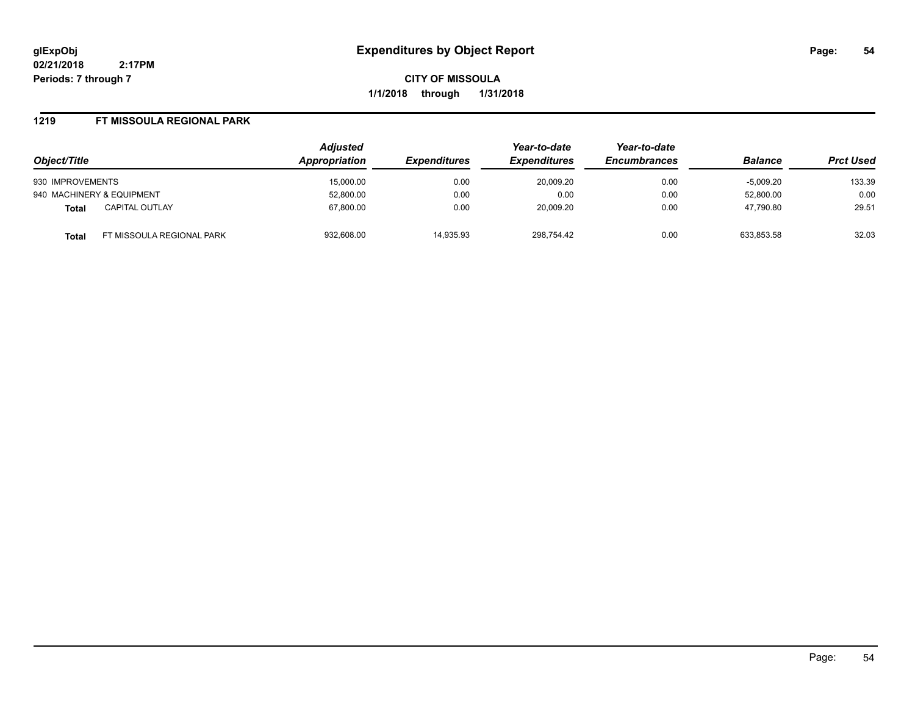**glExpObj**
**02/21/2018 2:17PM**
**Periods: 7 through 7**

# Expenditures by Object Report

**CITY OF MISSOULA**
**1/1/2018 through 1/31/2018**

## 1219 FT MISSOULA REGIONAL PARK

| Object/Title | | *Adjusted Appropriation* | *Expenditures* | *Year-to-date Expenditures* | *Year-to-date Encumbrances* | *Balance* | *Prct Used* |
|---|---|---|---|---|---|---|---|
| 930 IMPROVEMENTS | | 15,000.00 | 0.00 | 20,009.20 | 0.00 | -5,009.20 | 133.39 |
| 940 MACHINERY & EQUIPMENT | | 52,800.00 | 0.00 | 0.00 | 0.00 | 52,800.00 | 0.00 |
| **Total** | CAPITAL OUTLAY | 67,800.00 | 0.00 | 20,009.20 | 0.00 | 47,790.80 | 29.51 |
| **Total** | FT MISSOULA REGIONAL PARK | 932,608.00 | 14,935.93 | 298,754.42 | 0.00 | 633,853.58 | 32.03 |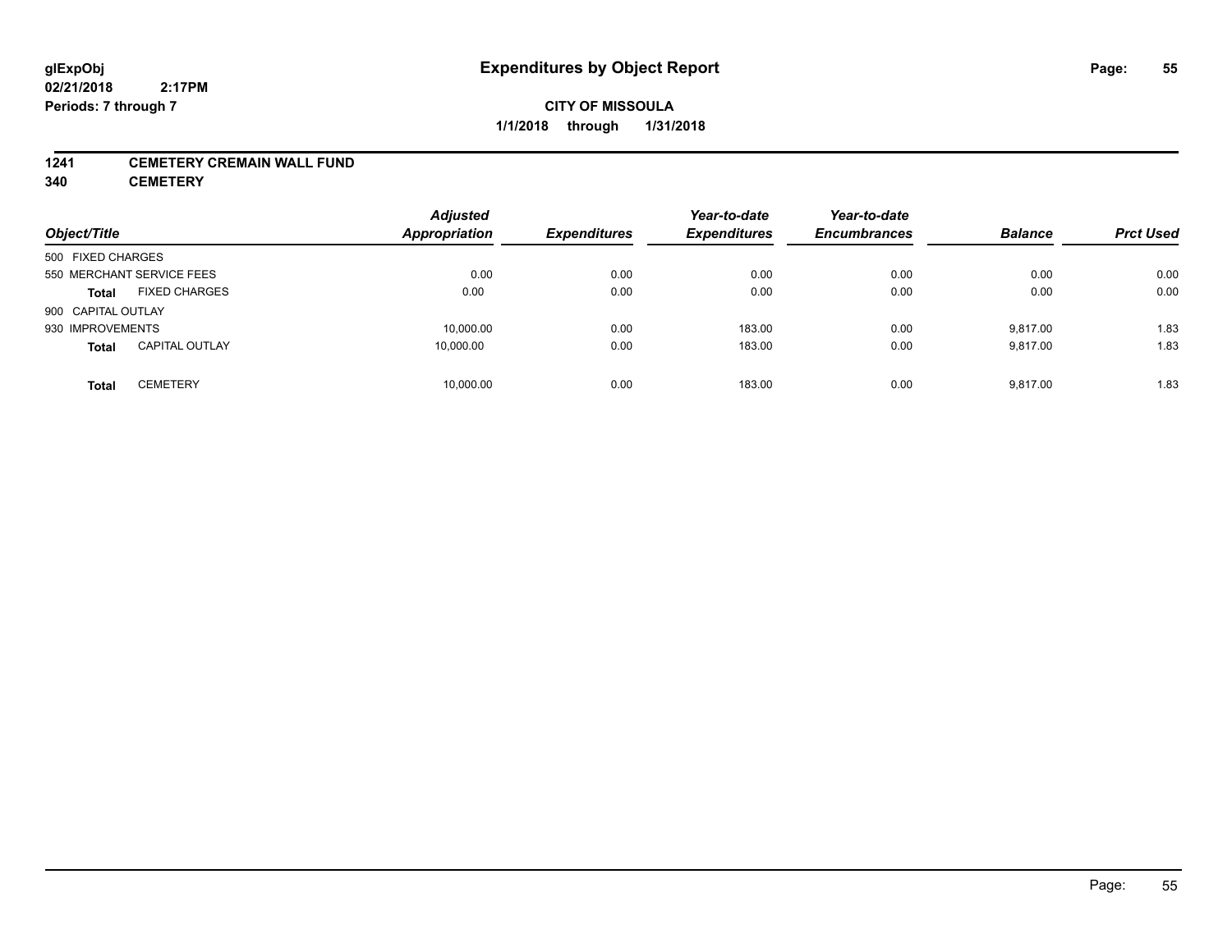# Expenditures by Object Report

glExpObj
02/21/2018 2:17PM
Periods: 7 through 7

**CITY OF MISSOULA**
**1/1/2018 through 1/31/2018**

**1241 CEMETERY CREMAIN WALL FUND**
**340 CEMETERY**

| Object/Title | | Adjusted Appropriation | Expenditures | Year-to-date Expenditures | Year-to-date Encumbrances | Balance | Prct Used |
|---|---|---|---|---|---|---|---|
| 500 FIXED CHARGES | | | | | | | |
| 550 MERCHANT SERVICE FEES | | 0.00 | 0.00 | 0.00 | 0.00 | 0.00 | 0.00 |
| **Total** | FIXED CHARGES | 0.00 | 0.00 | 0.00 | 0.00 | 0.00 | 0.00 |
| 900 CAPITAL OUTLAY | | | | | | | |
| 930 IMPROVEMENTS | | 10,000.00 | 0.00 | 183.00 | 0.00 | 9,817.00 | 1.83 |
| **Total** | CAPITAL OUTLAY | 10,000.00 | 0.00 | 183.00 | 0.00 | 9,817.00 | 1.83 |
| **Total** | CEMETERY | 10,000.00 | 0.00 | 183.00 | 0.00 | 9,817.00 | 1.83 |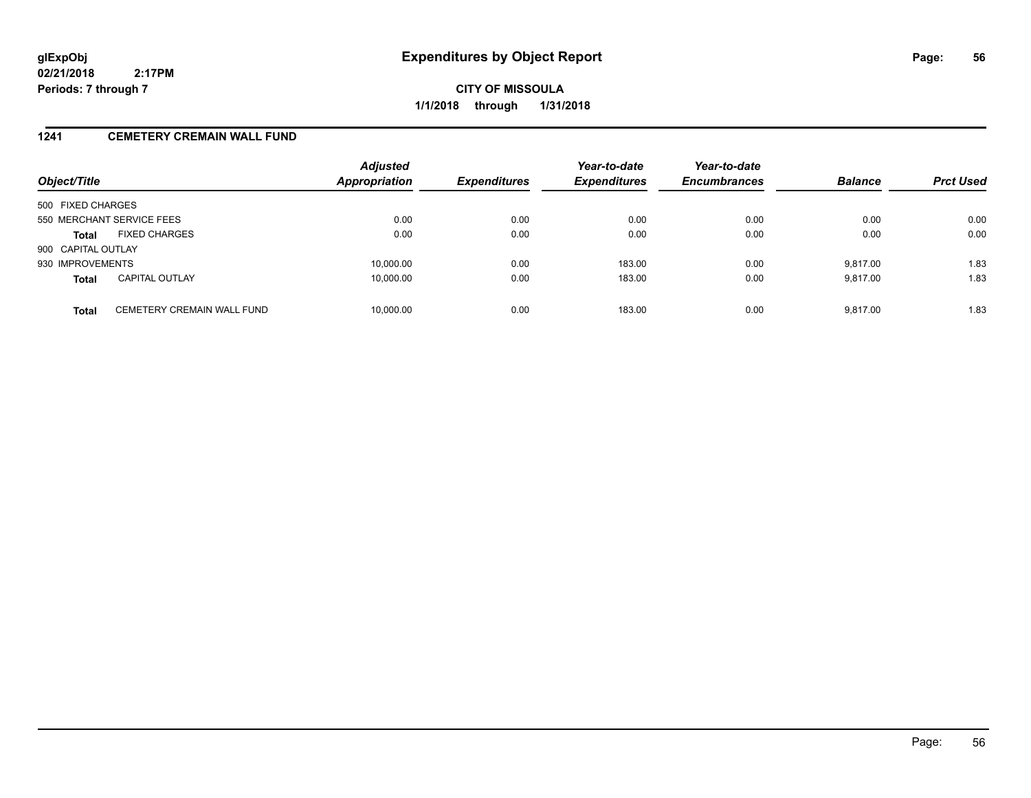# Expenditures by Object Report

glExpObj
02/21/2018 2:17PM
Periods: 7 through 7

**CITY OF MISSOULA**
**1/1/2018 through 1/31/2018**

## 1241 CEMETERY CREMAIN WALL FUND

| Object/Title | | Adjusted Appropriation | Expenditures | Year-to-date Expenditures | Year-to-date Encumbrances | Balance | Prct Used |
|---|---|---|---|---|---|---|---|
| 500 FIXED CHARGES | | | | | | | |
| 550 MERCHANT SERVICE FEES | | 0.00 | 0.00 | 0.00 | 0.00 | 0.00 | 0.00 |
| **Total** | FIXED CHARGES | 0.00 | 0.00 | 0.00 | 0.00 | 0.00 | 0.00 |
| 900 CAPITAL OUTLAY | | | | | | | |
| 930 IMPROVEMENTS | | 10,000.00 | 0.00 | 183.00 | 0.00 | 9,817.00 | 1.83 |
| **Total** | CAPITAL OUTLAY | 10,000.00 | 0.00 | 183.00 | 0.00 | 9,817.00 | 1.83 |
| **Total** | CEMETERY CREMAIN WALL FUND | 10,000.00 | 0.00 | 183.00 | 0.00 | 9,817.00 | 1.83 |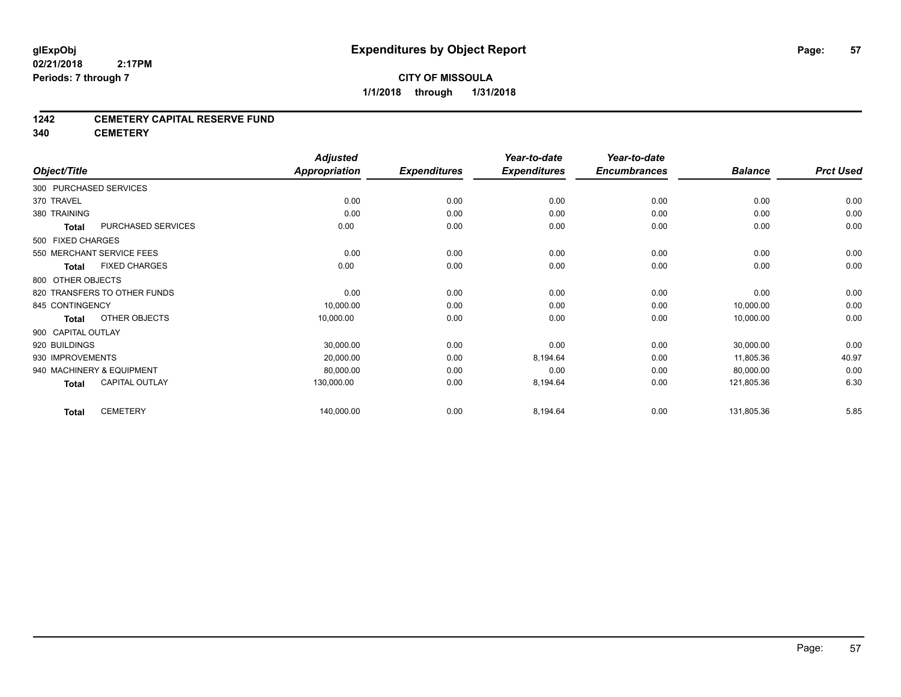**glExpObj** 
**02/21/2018 2:17PM** 
**Periods: 7 through 7**

# Expenditures by Object Report

**CITY OF MISSOULA**
**1/1/2018 through 1/31/2018**

## 1242 CEMETERY CAPITAL RESERVE FUND
## 340 CEMETERY

| Object/Title | Adjusted Appropriation | Expenditures | Year-to-date Expenditures | Year-to-date Encumbrances | Balance | Prct Used |
|---|---|---|---|---|---|---|
| 300 PURCHASED SERVICES | | | | | | |
| 370 TRAVEL | 0.00 | 0.00 | 0.00 | 0.00 | 0.00 | 0.00 |
| 380 TRAINING | 0.00 | 0.00 | 0.00 | 0.00 | 0.00 | 0.00 |
| **Total** PURCHASED SERVICES | 0.00 | 0.00 | 0.00 | 0.00 | 0.00 | 0.00 |
| 500 FIXED CHARGES | | | | | | |
| 550 MERCHANT SERVICE FEES | 0.00 | 0.00 | 0.00 | 0.00 | 0.00 | 0.00 |
| **Total** FIXED CHARGES | 0.00 | 0.00 | 0.00 | 0.00 | 0.00 | 0.00 |
| 800 OTHER OBJECTS | | | | | | |
| 820 TRANSFERS TO OTHER FUNDS | 0.00 | 0.00 | 0.00 | 0.00 | 0.00 | 0.00 |
| 845 CONTINGENCY | 10,000.00 | 0.00 | 0.00 | 0.00 | 10,000.00 | 0.00 |
| **Total** OTHER OBJECTS | 10,000.00 | 0.00 | 0.00 | 0.00 | 10,000.00 | 0.00 |
| 900 CAPITAL OUTLAY | | | | | | |
| 920 BUILDINGS | 30,000.00 | 0.00 | 0.00 | 0.00 | 30,000.00 | 0.00 |
| 930 IMPROVEMENTS | 20,000.00 | 0.00 | 8,194.64 | 0.00 | 11,805.36 | 40.97 |
| 940 MACHINERY & EQUIPMENT | 80,000.00 | 0.00 | 0.00 | 0.00 | 80,000.00 | 0.00 |
| **Total** CAPITAL OUTLAY | 130,000.00 | 0.00 | 8,194.64 | 0.00 | 121,805.36 | 6.30 |
| **Total** CEMETERY | 140,000.00 | 0.00 | 8,194.64 | 0.00 | 131,805.36 | 5.85 |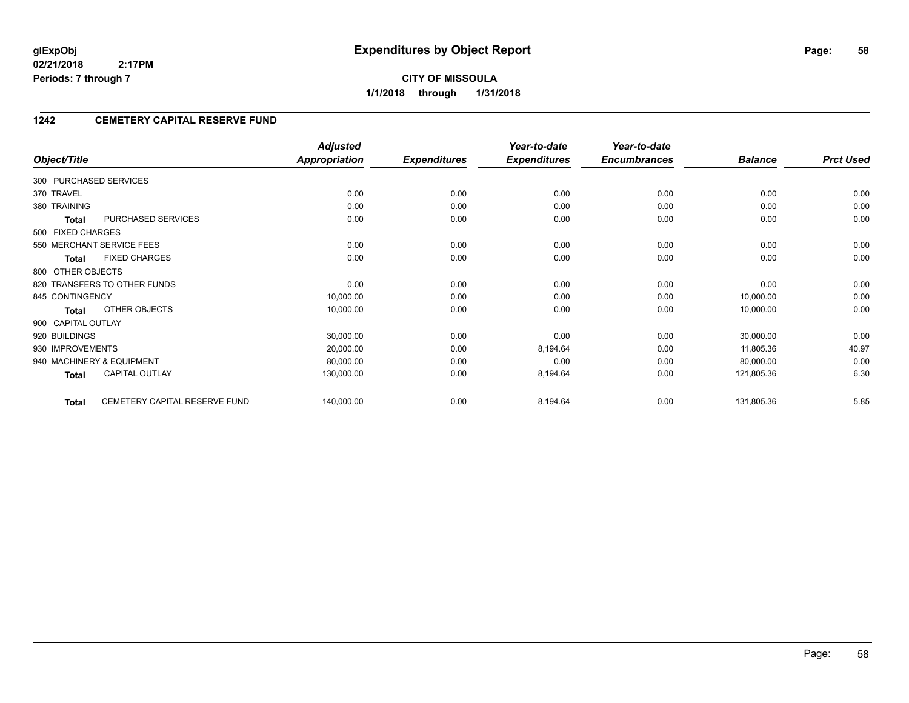**glExpObj**
**02/21/2018 2:17PM**
**Periods: 7 through 7**

# Expenditures by Object Report

**CITY OF MISSOULA**
**1/1/2018 through 1/31/2018**

## 1242 CEMETERY CAPITAL RESERVE FUND

| Object/Title | Adjusted Appropriation | Expenditures | Year-to-date Expenditures | Year-to-date Encumbrances | Balance | Prct Used |
|---|---|---|---|---|---|---|
| 300 PURCHASED SERVICES | | | | | | |
| 370 TRAVEL | 0.00 | 0.00 | 0.00 | 0.00 | 0.00 | 0.00 |
| 380 TRAINING | 0.00 | 0.00 | 0.00 | 0.00 | 0.00 | 0.00 |
| **Total** PURCHASED SERVICES | 0.00 | 0.00 | 0.00 | 0.00 | 0.00 | 0.00 |
| 500 FIXED CHARGES | | | | | | |
| 550 MERCHANT SERVICE FEES | 0.00 | 0.00 | 0.00 | 0.00 | 0.00 | 0.00 |
| **Total** FIXED CHARGES | 0.00 | 0.00 | 0.00 | 0.00 | 0.00 | 0.00 |
| 800 OTHER OBJECTS | | | | | | |
| 820 TRANSFERS TO OTHER FUNDS | 0.00 | 0.00 | 0.00 | 0.00 | 0.00 | 0.00 |
| 845 CONTINGENCY | 10,000.00 | 0.00 | 0.00 | 0.00 | 10,000.00 | 0.00 |
| **Total** OTHER OBJECTS | 10,000.00 | 0.00 | 0.00 | 0.00 | 10,000.00 | 0.00 |
| 900 CAPITAL OUTLAY | | | | | | |
| 920 BUILDINGS | 30,000.00 | 0.00 | 0.00 | 0.00 | 30,000.00 | 0.00 |
| 930 IMPROVEMENTS | 20,000.00 | 0.00 | 8,194.64 | 0.00 | 11,805.36 | 40.97 |
| 940 MACHINERY & EQUIPMENT | 80,000.00 | 0.00 | 0.00 | 0.00 | 80,000.00 | 0.00 |
| **Total** CAPITAL OUTLAY | 130,000.00 | 0.00 | 8,194.64 | 0.00 | 121,805.36 | 6.30 |
| **Total** CEMETERY CAPITAL RESERVE FUND | 140,000.00 | 0.00 | 8,194.64 | 0.00 | 131,805.36 | 5.85 |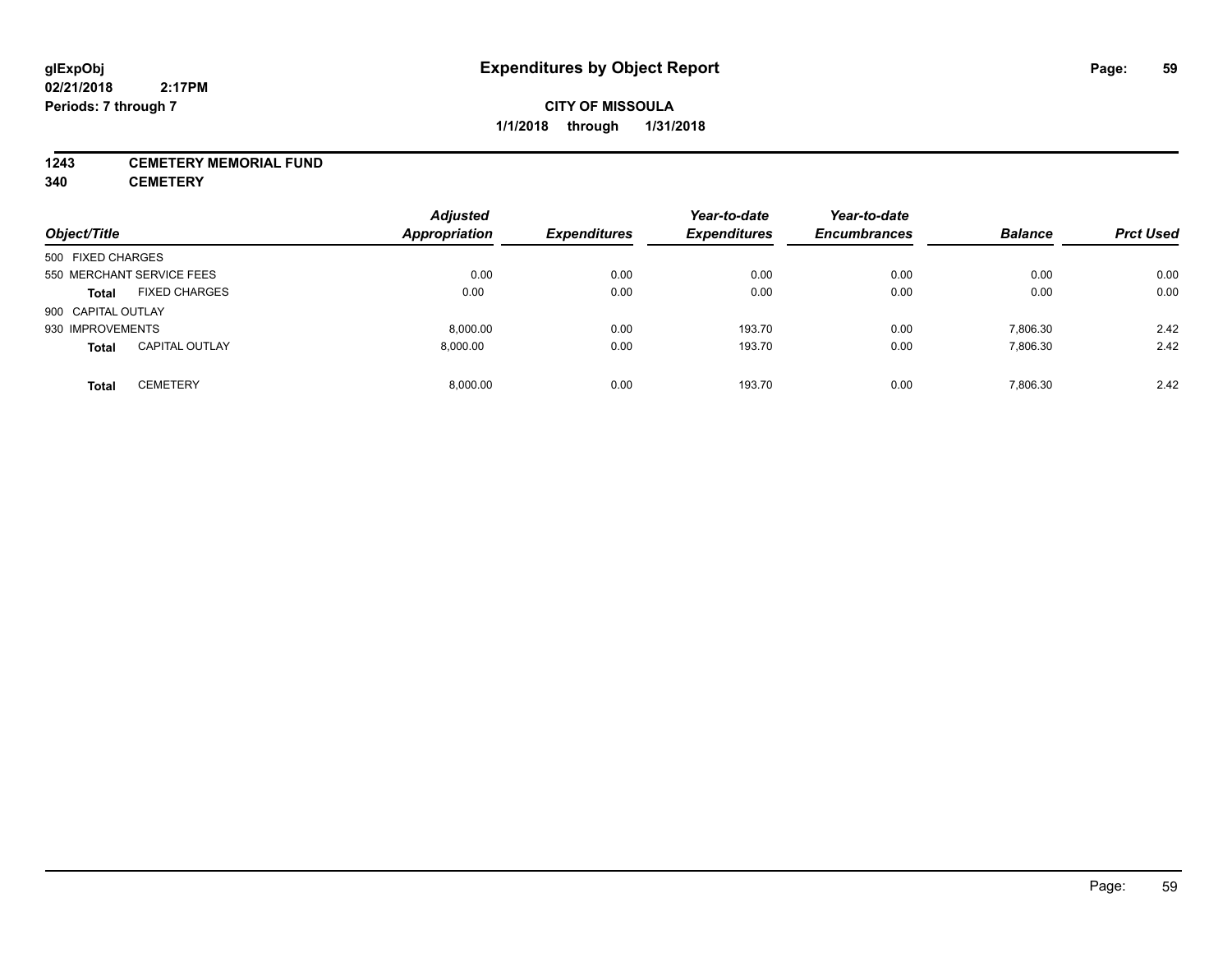**glExpObj**
**02/21/2018 2:17PM**
**Periods: 7 through 7**

# Expenditures by Object Report

**CITY OF MISSOULA**
**1/1/2018 through 1/31/2018**

**1243 CEMETERY MEMORIAL FUND**
**340 CEMETERY**

| Object/Title | | Adjusted Appropriation | Expenditures | Year-to-date Expenditures | Year-to-date Encumbrances | Balance | Prct Used |
|---|---|---|---|---|---|---|---|
| 500 FIXED CHARGES | | | | | | | |
| 550 MERCHANT SERVICE FEES | | 0.00 | 0.00 | 0.00 | 0.00 | 0.00 | 0.00 |
| **Total** | FIXED CHARGES | 0.00 | 0.00 | 0.00 | 0.00 | 0.00 | 0.00 |
| 900 CAPITAL OUTLAY | | | | | | | |
| 930 IMPROVEMENTS | | 8,000.00 | 0.00 | 193.70 | 0.00 | 7,806.30 | 2.42 |
| **Total** | CAPITAL OUTLAY | 8,000.00 | 0.00 | 193.70 | 0.00 | 7,806.30 | 2.42 |
| **Total** | CEMETERY | 8,000.00 | 0.00 | 193.70 | 0.00 | 7,806.30 | 2.42 |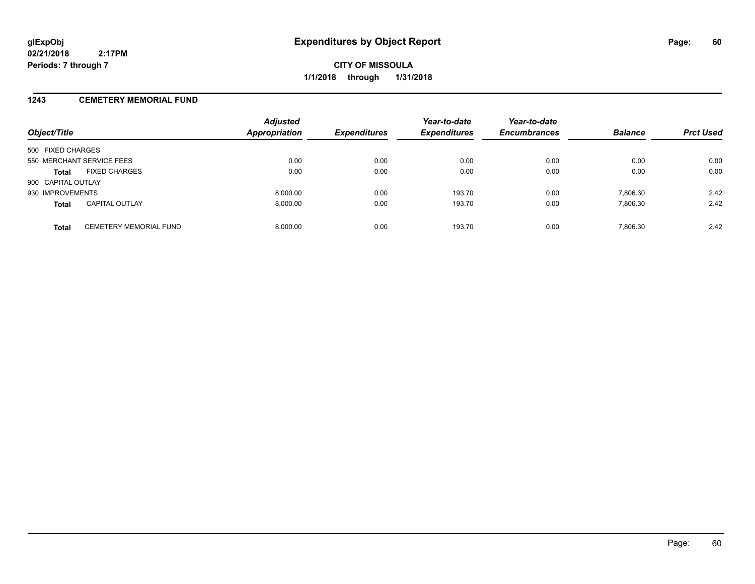glExpObj
02/21/2018 2:17PM
Periods: 7 through 7

# Expenditures by Object Report

**CITY OF MISSOULA**
**1/1/2018 through 1/31/2018**

## 1243 CEMETERY MEMORIAL FUND

| Object/Title | | Adjusted Appropriation | Expenditures | Year-to-date Expenditures | Year-to-date Encumbrances | Balance | Prct Used |
|---|---|---|---|---|---|---|---|
| 500 FIXED CHARGES | | | | | | | |
| 550 MERCHANT SERVICE FEES | | 0.00 | 0.00 | 0.00 | 0.00 | 0.00 | 0.00 |
| **Total** | FIXED CHARGES | 0.00 | 0.00 | 0.00 | 0.00 | 0.00 | 0.00 |
| 900 CAPITAL OUTLAY | | | | | | | |
| 930 IMPROVEMENTS | | 8,000.00 | 0.00 | 193.70 | 0.00 | 7,806.30 | 2.42 |
| **Total** | CAPITAL OUTLAY | 8,000.00 | 0.00 | 193.70 | 0.00 | 7,806.30 | 2.42 |
| **Total** | CEMETERY MEMORIAL FUND | 8,000.00 | 0.00 | 193.70 | 0.00 | 7,806.30 | 2.42 |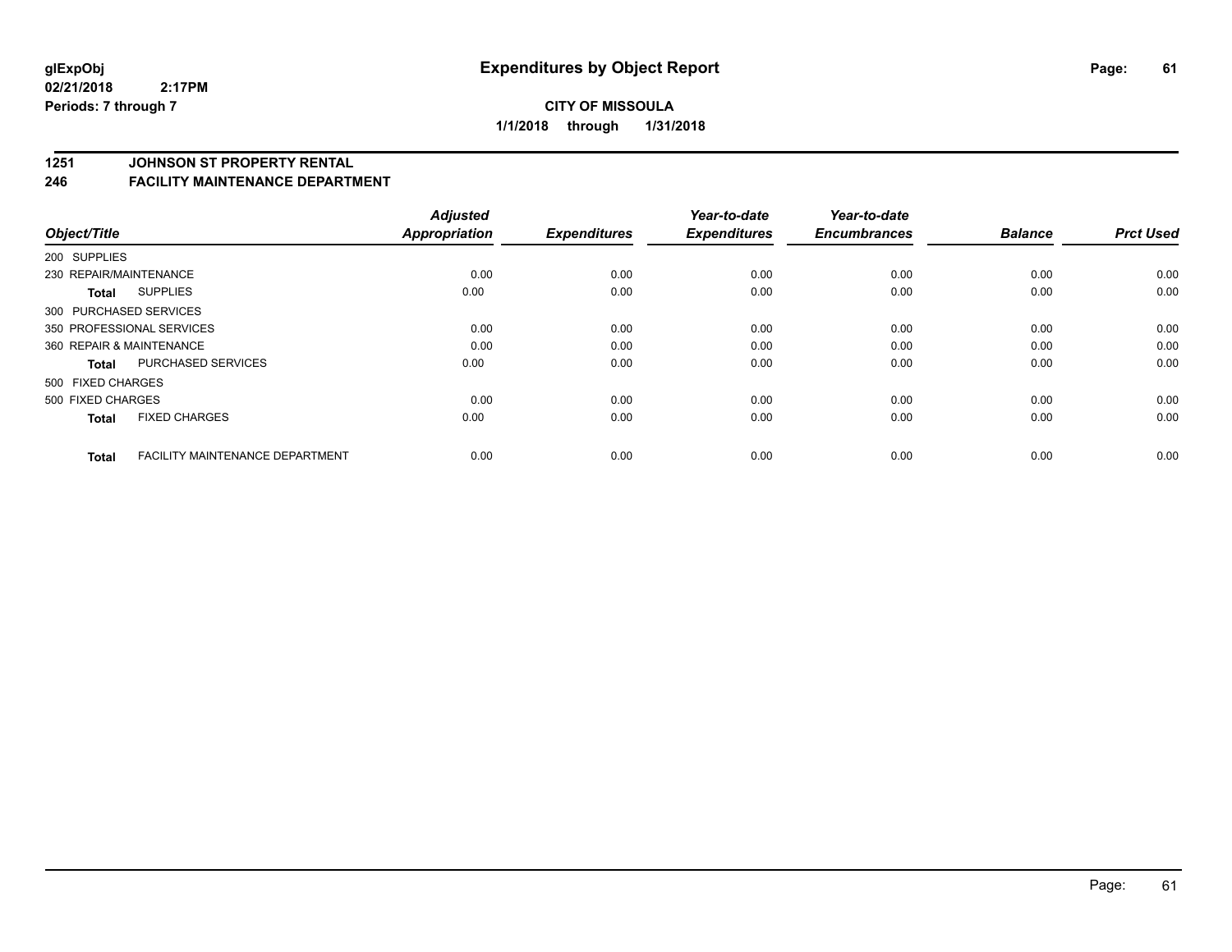**glExpObj**
**02/21/2018 2:17PM**
**Periods: 7 through 7**

# Expenditures by Object Report

**CITY OF MISSOULA**
**1/1/2018 through 1/31/2018**

## 1251 JOHNSON ST PROPERTY RENTAL
## 246 FACILITY MAINTENANCE DEPARTMENT

| Object/Title | | Adjusted Appropriation | Expenditures | Year-to-date Expenditures | Year-to-date Encumbrances | Balance | Prct Used |
|---|---|---|---|---|---|---|---|
| 200 SUPPLIES | | | | | | | |
| 230 REPAIR/MAINTENANCE | | 0.00 | 0.00 | 0.00 | 0.00 | 0.00 | 0.00 |
| **Total** | SUPPLIES | 0.00 | 0.00 | 0.00 | 0.00 | 0.00 | 0.00 |
| 300 PURCHASED SERVICES | | | | | | | |
| 350 PROFESSIONAL SERVICES | | 0.00 | 0.00 | 0.00 | 0.00 | 0.00 | 0.00 |
| 360 REPAIR & MAINTENANCE | | 0.00 | 0.00 | 0.00 | 0.00 | 0.00 | 0.00 |
| **Total** | PURCHASED SERVICES | 0.00 | 0.00 | 0.00 | 0.00 | 0.00 | 0.00 |
| 500 FIXED CHARGES | | | | | | | |
| 500 FIXED CHARGES | | 0.00 | 0.00 | 0.00 | 0.00 | 0.00 | 0.00 |
| **Total** | FIXED CHARGES | 0.00 | 0.00 | 0.00 | 0.00 | 0.00 | 0.00 |
| **Total** | FACILITY MAINTENANCE DEPARTMENT | 0.00 | 0.00 | 0.00 | 0.00 | 0.00 | 0.00 |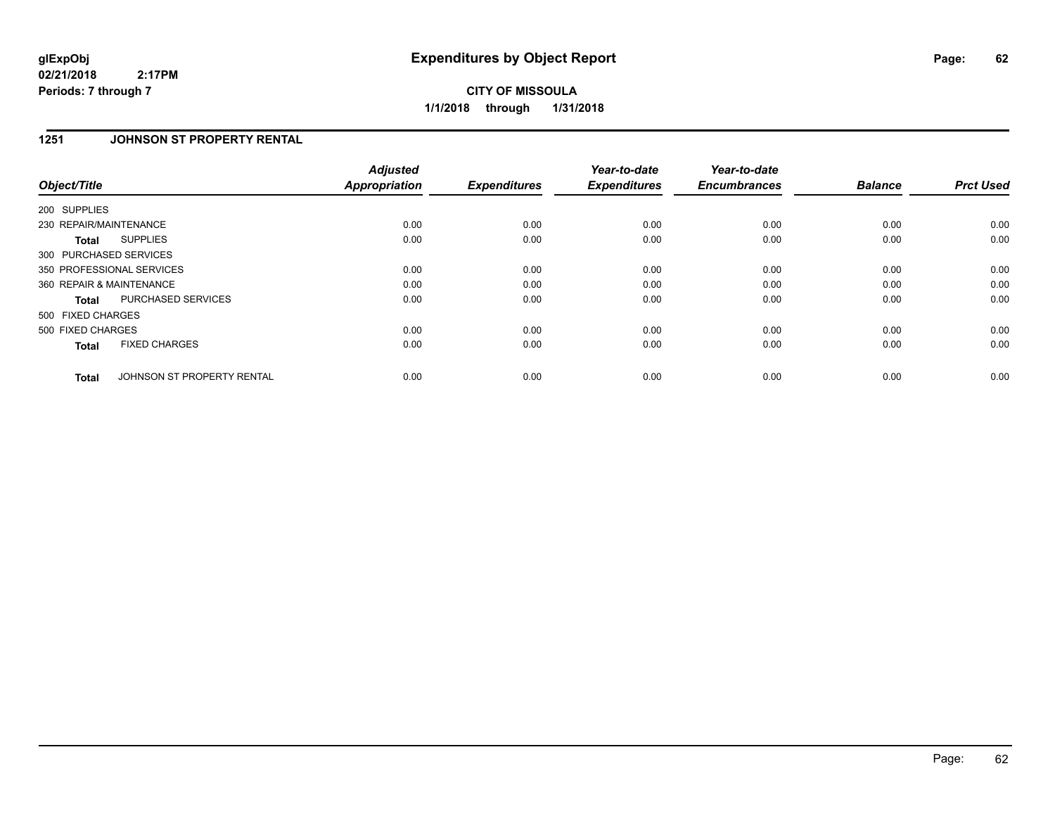**glExpObj**
**02/21/2018 2:17PM**
**Periods: 7 through 7**

# Expenditures by Object Report

**CITY OF MISSOULA**
**1/1/2018 through 1/31/2018**

## 1251 JOHNSON ST PROPERTY RENTAL

| Object/Title | | Adjusted Appropriation | Expenditures | Year-to-date Expenditures | Year-to-date Encumbrances | Balance | Prct Used |
|---|---|---|---|---|---|---|---|
| 200 SUPPLIES | | | | | | | |
| 230 REPAIR/MAINTENANCE | | 0.00 | 0.00 | 0.00 | 0.00 | 0.00 | 0.00 |
| **Total** | SUPPLIES | 0.00 | 0.00 | 0.00 | 0.00 | 0.00 | 0.00 |
| 300 PURCHASED SERVICES | | | | | | | |
| 350 PROFESSIONAL SERVICES | | 0.00 | 0.00 | 0.00 | 0.00 | 0.00 | 0.00 |
| 360 REPAIR & MAINTENANCE | | 0.00 | 0.00 | 0.00 | 0.00 | 0.00 | 0.00 |
| **Total** | PURCHASED SERVICES | 0.00 | 0.00 | 0.00 | 0.00 | 0.00 | 0.00 |
| 500 FIXED CHARGES | | | | | | | |
| 500 FIXED CHARGES | | 0.00 | 0.00 | 0.00 | 0.00 | 0.00 | 0.00 |
| **Total** | FIXED CHARGES | 0.00 | 0.00 | 0.00 | 0.00 | 0.00 | 0.00 |
| **Total** | JOHNSON ST PROPERTY RENTAL | 0.00 | 0.00 | 0.00 | 0.00 | 0.00 | 0.00 |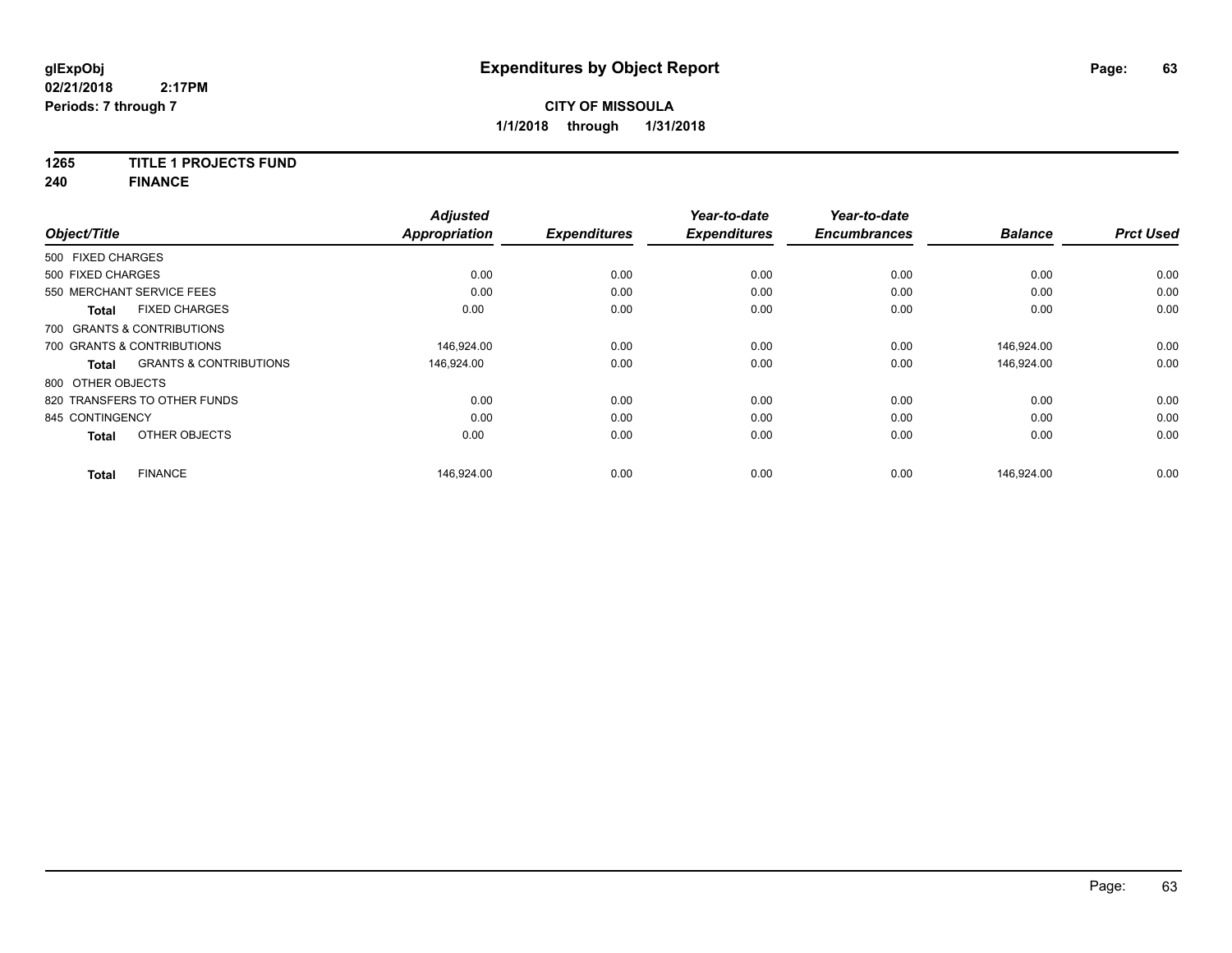# Expenditures by Object Report

glExpObj
02/21/2018 2:17PM
Periods: 7 through 7

**CITY OF MISSOULA**
**1/1/2018 through 1/31/2018**

**1265 TITLE 1 PROJECTS FUND**
**240 FINANCE**

| Object/Title | Adjusted Appropriation | Expenditures | Year-to-date Expenditures | Year-to-date Encumbrances | Balance | Prct Used |
|---|---|---|---|---|---|---|
| 500 FIXED CHARGES | | | | | | |
| 500 FIXED CHARGES | 0.00 | 0.00 | 0.00 | 0.00 | 0.00 | 0.00 |
| 550 MERCHANT SERVICE FEES | 0.00 | 0.00 | 0.00 | 0.00 | 0.00 | 0.00 |
| **Total** FIXED CHARGES | 0.00 | 0.00 | 0.00 | 0.00 | 0.00 | 0.00 |
| 700 GRANTS & CONTRIBUTIONS | | | | | | |
| 700 GRANTS & CONTRIBUTIONS | 146,924.00 | 0.00 | 0.00 | 0.00 | 146,924.00 | 0.00 |
| **Total** GRANTS & CONTRIBUTIONS | 146,924.00 | 0.00 | 0.00 | 0.00 | 146,924.00 | 0.00 |
| 800 OTHER OBJECTS | | | | | | |
| 820 TRANSFERS TO OTHER FUNDS | 0.00 | 0.00 | 0.00 | 0.00 | 0.00 | 0.00 |
| 845 CONTINGENCY | 0.00 | 0.00 | 0.00 | 0.00 | 0.00 | 0.00 |
| **Total** OTHER OBJECTS | 0.00 | 0.00 | 0.00 | 0.00 | 0.00 | 0.00 |
| **Total** FINANCE | 146,924.00 | 0.00 | 0.00 | 0.00 | 146,924.00 | 0.00 |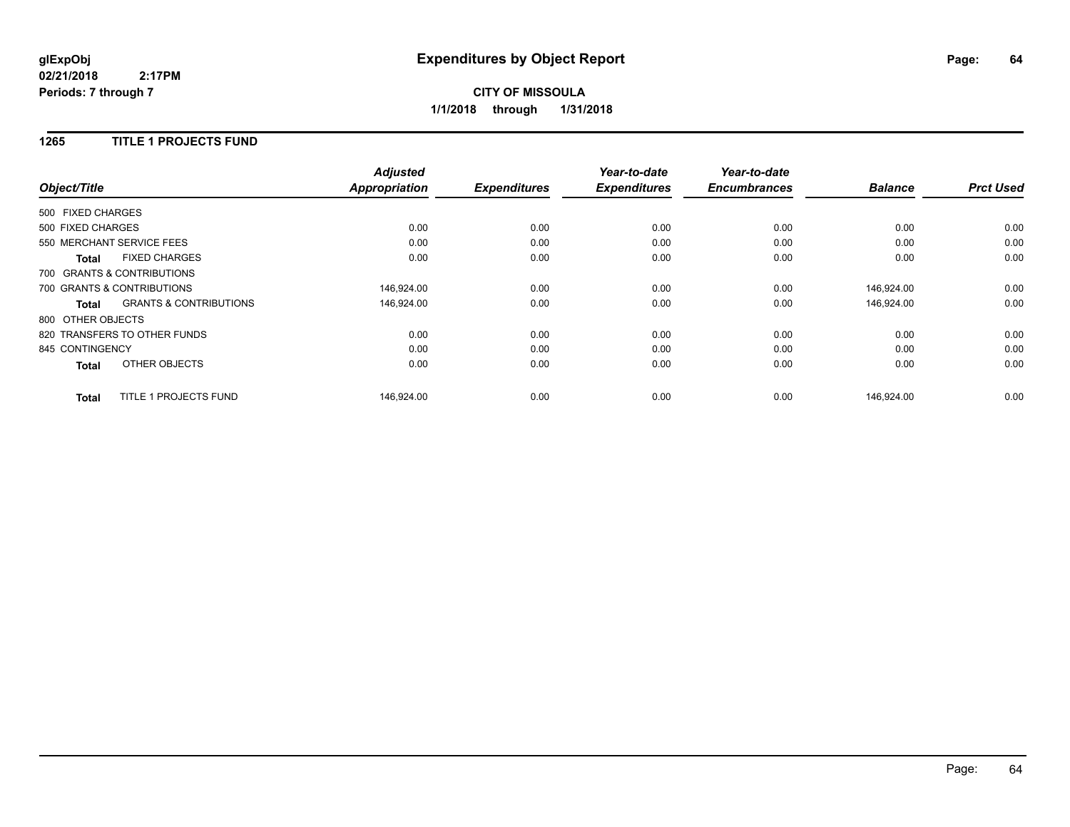# Expenditures by Object Report

glExpObj
02/21/2018 2:17PM
Periods: 7 through 7

**CITY OF MISSOULA**

**1/1/2018 through 1/31/2018**

## 1265 TITLE 1 PROJECTS FUND

| Object/Title | | Adjusted Appropriation | Expenditures | Year-to-date Expenditures | Year-to-date Encumbrances | Balance | Prct Used |
|---|---|---|---|---|---|---|---|
| 500 FIXED CHARGES | | | | | | | |
| 500 FIXED CHARGES | | 0.00 | 0.00 | 0.00 | 0.00 | 0.00 | 0.00 |
| 550 MERCHANT SERVICE FEES | | 0.00 | 0.00 | 0.00 | 0.00 | 0.00 | 0.00 |
| **Total** | FIXED CHARGES | 0.00 | 0.00 | 0.00 | 0.00 | 0.00 | 0.00 |
| 700 GRANTS & CONTRIBUTIONS | | | | | | | |
| 700 GRANTS & CONTRIBUTIONS | | 146,924.00 | 0.00 | 0.00 | 0.00 | 146,924.00 | 0.00 |
| **Total** | GRANTS & CONTRIBUTIONS | 146,924.00 | 0.00 | 0.00 | 0.00 | 146,924.00 | 0.00 |
| 800 OTHER OBJECTS | | | | | | | |
| 820 TRANSFERS TO OTHER FUNDS | | 0.00 | 0.00 | 0.00 | 0.00 | 0.00 | 0.00 |
| 845 CONTINGENCY | | 0.00 | 0.00 | 0.00 | 0.00 | 0.00 | 0.00 |
| **Total** | OTHER OBJECTS | 0.00 | 0.00 | 0.00 | 0.00 | 0.00 | 0.00 |
| **Total** | TITLE 1 PROJECTS FUND | 146,924.00 | 0.00 | 0.00 | 0.00 | 146,924.00 | 0.00 |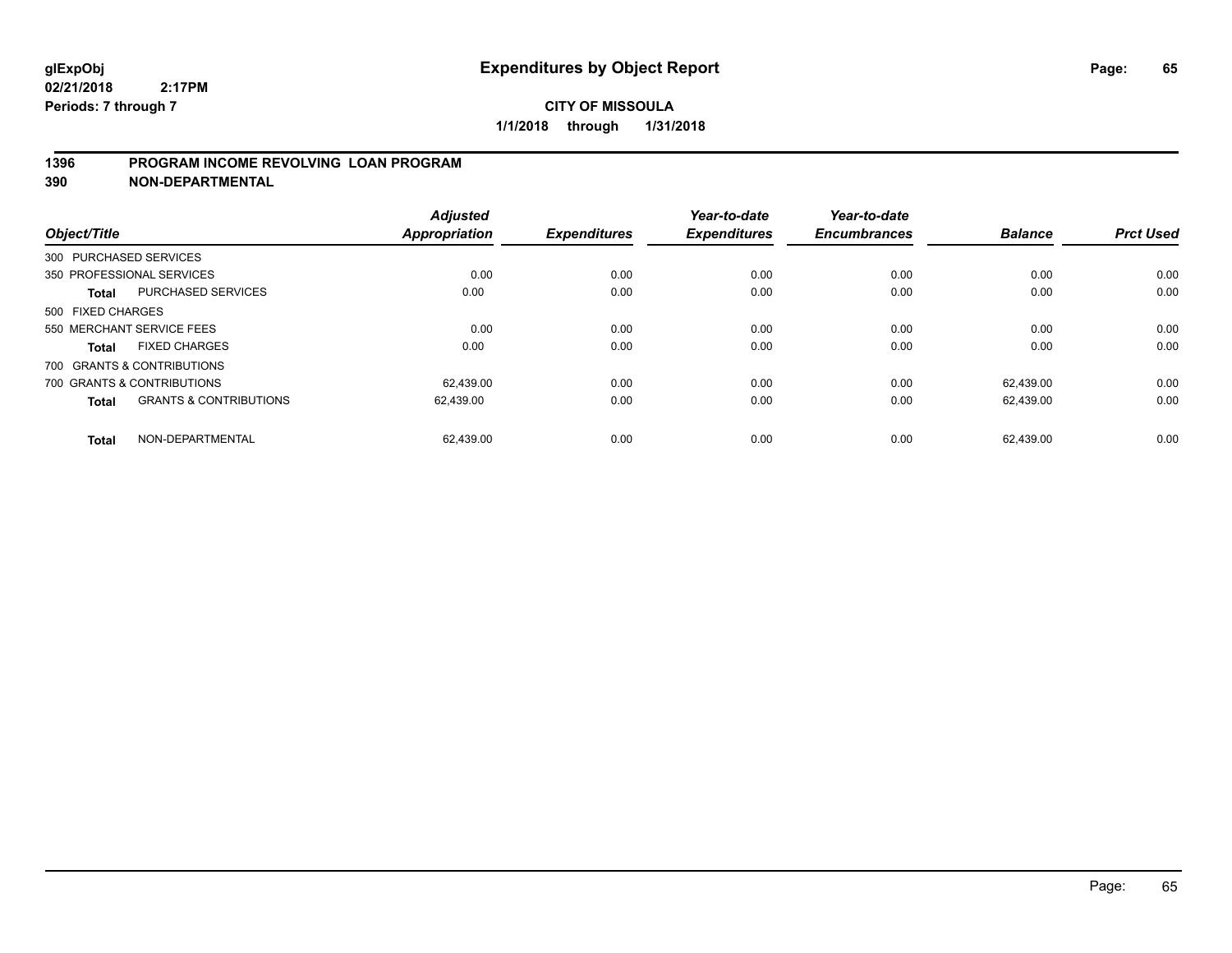**glExpObj**
**02/21/2018 2:17PM**
**Periods: 7 through 7**

# Expenditures by Object Report

**CITY OF MISSOULA**
**1/1/2018 through 1/31/2018**

## 1396 PROGRAM INCOME REVOLVING LOAN PROGRAM
## 390 NON-DEPARTMENTAL

| Object/Title | | Adjusted Appropriation | Expenditures | Year-to-date Expenditures | Year-to-date Encumbrances | Balance | Prct Used |
|---|---|---|---|---|---|---|---|
| 300 PURCHASED SERVICES | | | | | | | |
| 350 PROFESSIONAL SERVICES | | 0.00 | 0.00 | 0.00 | 0.00 | 0.00 | 0.00 |
| **Total** | PURCHASED SERVICES | 0.00 | 0.00 | 0.00 | 0.00 | 0.00 | 0.00 |
| 500 FIXED CHARGES | | | | | | | |
| 550 MERCHANT SERVICE FEES | | 0.00 | 0.00 | 0.00 | 0.00 | 0.00 | 0.00 |
| **Total** | FIXED CHARGES | 0.00 | 0.00 | 0.00 | 0.00 | 0.00 | 0.00 |
| 700 GRANTS & CONTRIBUTIONS | | | | | | | |
| 700 GRANTS & CONTRIBUTIONS | | 62,439.00 | 0.00 | 0.00 | 0.00 | 62,439.00 | 0.00 |
| **Total** | GRANTS & CONTRIBUTIONS | 62,439.00 | 0.00 | 0.00 | 0.00 | 62,439.00 | 0.00 |
| **Total** | NON-DEPARTMENTAL | 62,439.00 | 0.00 | 0.00 | 0.00 | 62,439.00 | 0.00 |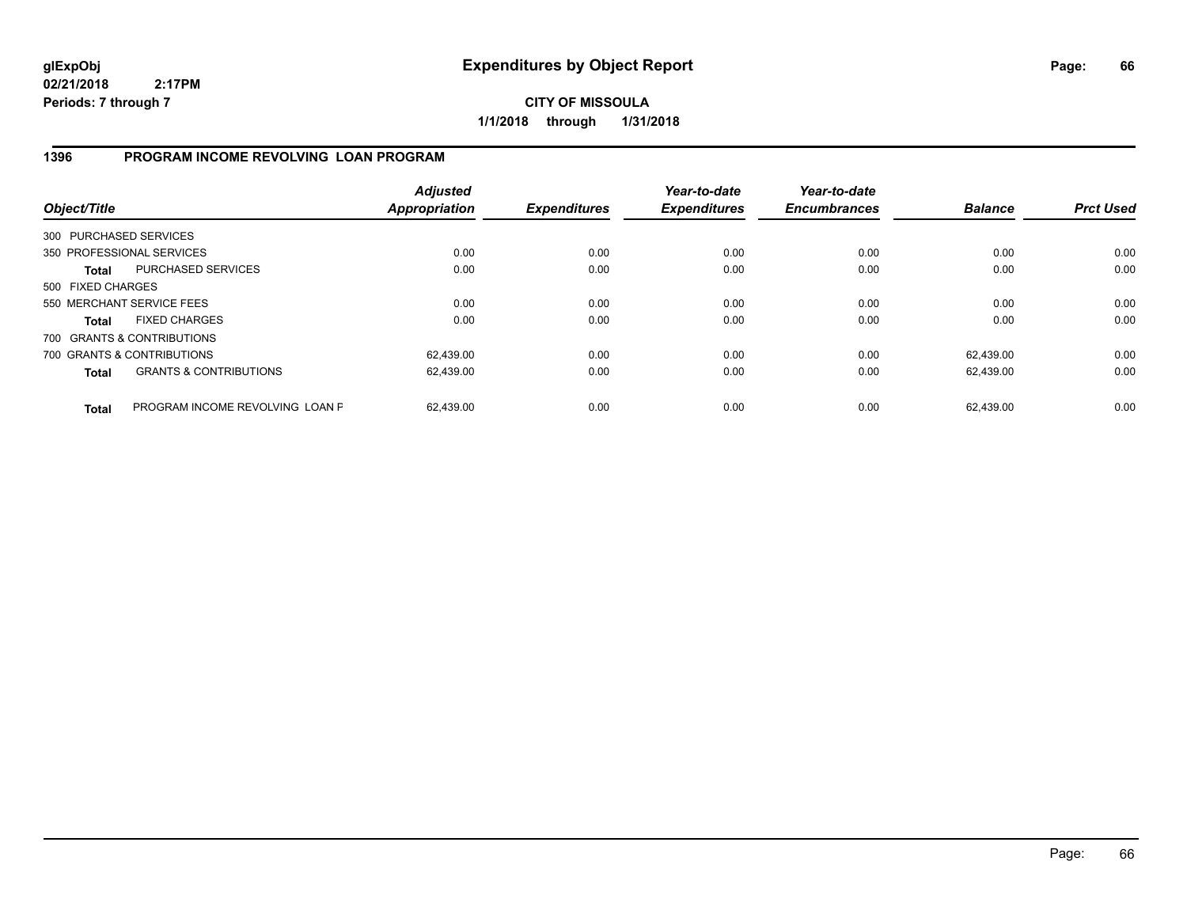# Expenditures by Object Report

glExpObj
02/21/2018 2:17PM
Periods: 7 through 7

**CITY OF MISSOULA**
**1/1/2018 through 1/31/2018**

## 1396 PROGRAM INCOME REVOLVING LOAN PROGRAM

| Object/Title | | Adjusted Appropriation | Expenditures | Year-to-date Expenditures | Year-to-date Encumbrances | Balance | Prct Used |
|---|---|---|---|---|---|---|---|
| 300 PURCHASED SERVICES | | | | | | | |
| 350 PROFESSIONAL SERVICES | | 0.00 | 0.00 | 0.00 | 0.00 | 0.00 | 0.00 |
| **Total** | PURCHASED SERVICES | 0.00 | 0.00 | 0.00 | 0.00 | 0.00 | 0.00 |
| 500 FIXED CHARGES | | | | | | | |
| 550 MERCHANT SERVICE FEES | | 0.00 | 0.00 | 0.00 | 0.00 | 0.00 | 0.00 |
| **Total** | FIXED CHARGES | 0.00 | 0.00 | 0.00 | 0.00 | 0.00 | 0.00 |
| 700 GRANTS & CONTRIBUTIONS | | | | | | | |
| 700 GRANTS & CONTRIBUTIONS | | 62,439.00 | 0.00 | 0.00 | 0.00 | 62,439.00 | 0.00 |
| **Total** | GRANTS & CONTRIBUTIONS | 62,439.00 | 0.00 | 0.00 | 0.00 | 62,439.00 | 0.00 |
| **Total** | PROGRAM INCOME REVOLVING LOAN F | 62,439.00 | 0.00 | 0.00 | 0.00 | 62,439.00 | 0.00 |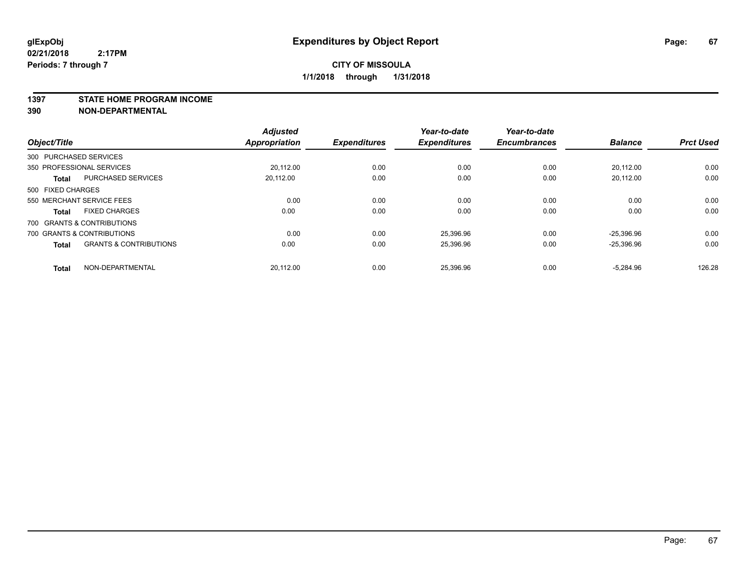**glExpObj**
**02/21/2018 2:17PM**
**Periods: 7 through 7**

# Expenditures by Object Report

**CITY OF MISSOULA**
**1/1/2018 through 1/31/2018**

## 1397 STATE HOME PROGRAM INCOME
## 390 NON-DEPARTMENTAL

| Object/Title | | Adjusted Appropriation | Expenditures | Year-to-date Expenditures | Year-to-date Encumbrances | Balance | Prct Used |
|---|---|---|---|---|---|---|---|
| 300 PURCHASED SERVICES | | | | | | | |
| 350 PROFESSIONAL SERVICES | | 20,112.00 | 0.00 | 0.00 | 0.00 | 20,112.00 | 0.00 |
| **Total** | PURCHASED SERVICES | 20,112.00 | 0.00 | 0.00 | 0.00 | 20,112.00 | 0.00 |
| 500 FIXED CHARGES | | | | | | | |
| 550 MERCHANT SERVICE FEES | | 0.00 | 0.00 | 0.00 | 0.00 | 0.00 | 0.00 |
| **Total** | FIXED CHARGES | 0.00 | 0.00 | 0.00 | 0.00 | 0.00 | 0.00 |
| 700 GRANTS & CONTRIBUTIONS | | | | | | | |
| 700 GRANTS & CONTRIBUTIONS | | 0.00 | 0.00 | 25,396.96 | 0.00 | -25,396.96 | 0.00 |
| **Total** | GRANTS & CONTRIBUTIONS | 0.00 | 0.00 | 25,396.96 | 0.00 | -25,396.96 | 0.00 |
| **Total** | NON-DEPARTMENTAL | 20,112.00 | 0.00 | 25,396.96 | 0.00 | -5,284.96 | 126.28 |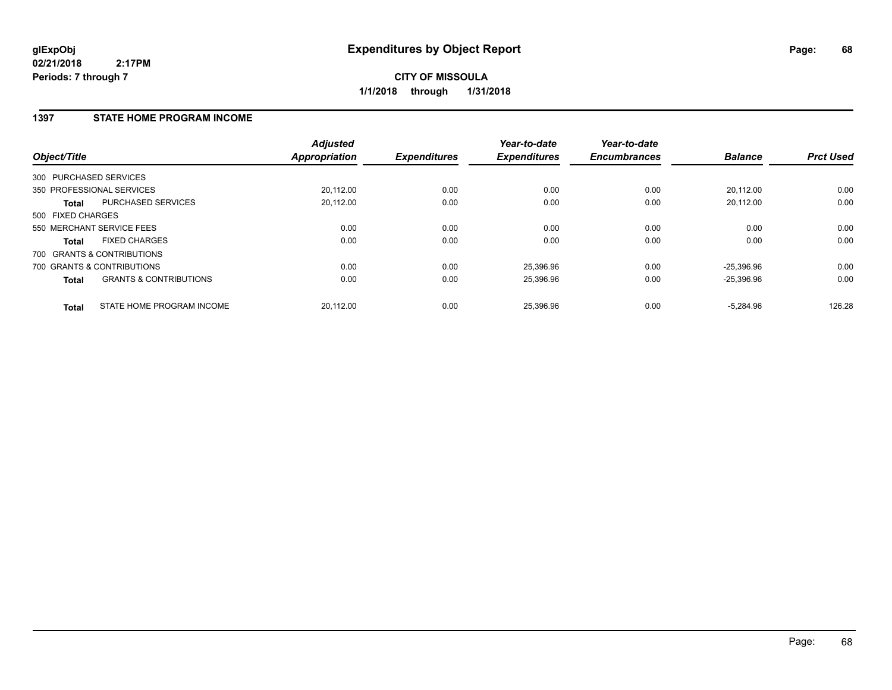**glExpObj**
**02/21/2018 2:17PM**
**Periods: 7 through 7**

# Expenditures by Object Report

**CITY OF MISSOULA**
**1/1/2018 through 1/31/2018**

## 1397 STATE HOME PROGRAM INCOME

| Object/Title | | Adjusted Appropriation | Expenditures | Year-to-date Expenditures | Year-to-date Encumbrances | Balance | Prct Used |
|---|---|---|---|---|---|---|---|
| 300 PURCHASED SERVICES | | | | | | | |
| 350 PROFESSIONAL SERVICES | | 20,112.00 | 0.00 | 0.00 | 0.00 | 20,112.00 | 0.00 |
| **Total** | PURCHASED SERVICES | 20,112.00 | 0.00 | 0.00 | 0.00 | 20,112.00 | 0.00 |
| 500 FIXED CHARGES | | | | | | | |
| 550 MERCHANT SERVICE FEES | | 0.00 | 0.00 | 0.00 | 0.00 | 0.00 | 0.00 |
| **Total** | FIXED CHARGES | 0.00 | 0.00 | 0.00 | 0.00 | 0.00 | 0.00 |
| 700 GRANTS & CONTRIBUTIONS | | | | | | | |
| 700 GRANTS & CONTRIBUTIONS | | 0.00 | 0.00 | 25,396.96 | 0.00 | -25,396.96 | 0.00 |
| **Total** | GRANTS & CONTRIBUTIONS | 0.00 | 0.00 | 25,396.96 | 0.00 | -25,396.96 | 0.00 |
| **Total** | STATE HOME PROGRAM INCOME | 20,112.00 | 0.00 | 25,396.96 | 0.00 | -5,284.96 | 126.28 |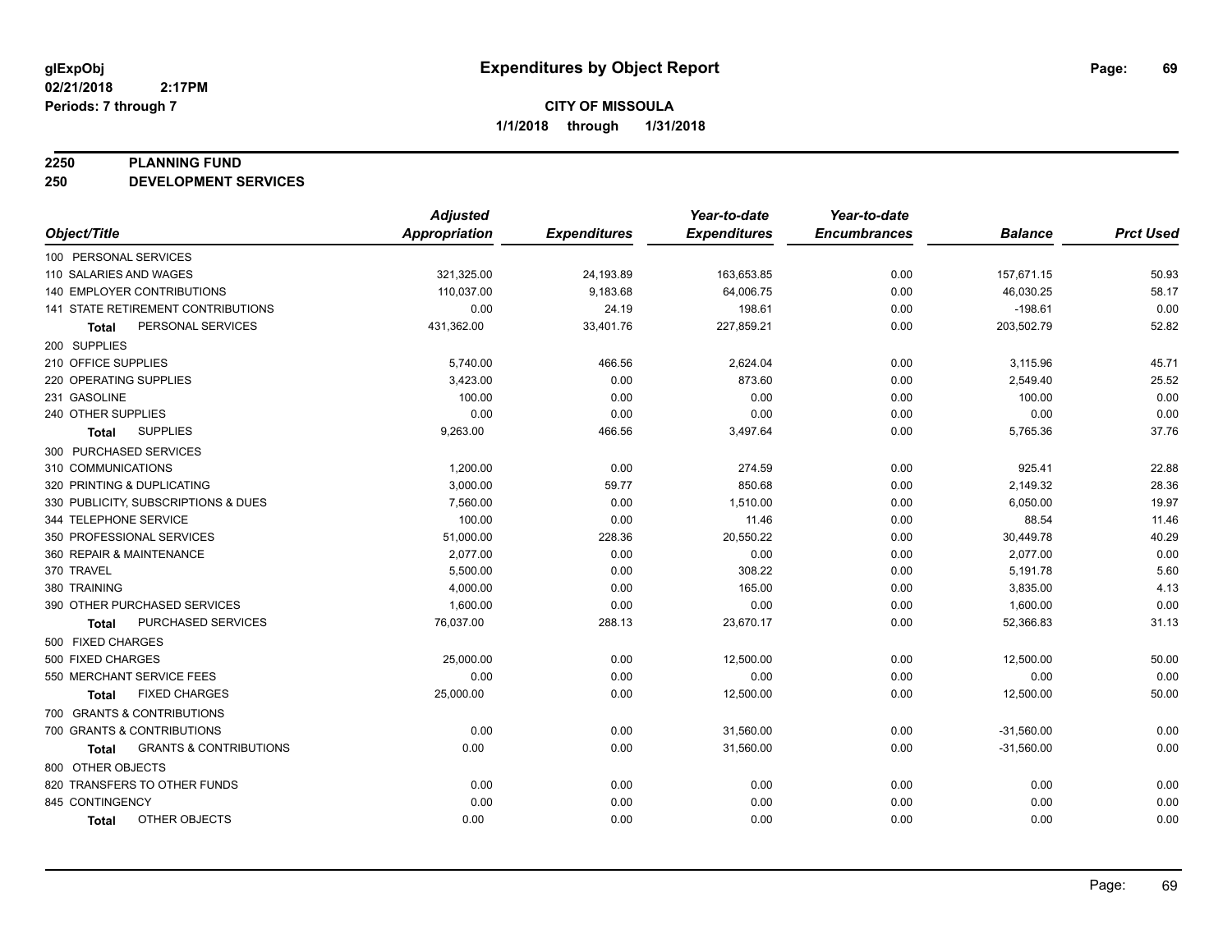# Expenditures by Object Report

glExpObj
02/21/2018 2:17PM
Periods: 7 through 7

**CITY OF MISSOULA**
**1/1/2018 through 1/31/2018**

## 2250 PLANNING FUND
## 250 DEVELOPMENT SERVICES

| Object/Title | Adjusted Appropriation | Expenditures | Year-to-date Expenditures | Year-to-date Encumbrances | Balance | Prct Used |
|---|---|---|---|---|---|---|
| 100 PERSONAL SERVICES | | | | | | |
| 110 SALARIES AND WAGES | 321,325.00 | 24,193.89 | 163,653.85 | 0.00 | 157,671.15 | 50.93 |
| 140 EMPLOYER CONTRIBUTIONS | 110,037.00 | 9,183.68 | 64,006.75 | 0.00 | 46,030.25 | 58.17 |
| 141 STATE RETIREMENT CONTRIBUTIONS | 0.00 | 24.19 | 198.61 | 0.00 | -198.61 | 0.00 |
| **Total** PERSONAL SERVICES | 431,362.00 | 33,401.76 | 227,859.21 | 0.00 | 203,502.79 | 52.82 |
| 200 SUPPLIES | | | | | | |
| 210 OFFICE SUPPLIES | 5,740.00 | 466.56 | 2,624.04 | 0.00 | 3,115.96 | 45.71 |
| 220 OPERATING SUPPLIES | 3,423.00 | 0.00 | 873.60 | 0.00 | 2,549.40 | 25.52 |
| 231 GASOLINE | 100.00 | 0.00 | 0.00 | 0.00 | 100.00 | 0.00 |
| 240 OTHER SUPPLIES | 0.00 | 0.00 | 0.00 | 0.00 | 0.00 | 0.00 |
| **Total** SUPPLIES | 9,263.00 | 466.56 | 3,497.64 | 0.00 | 5,765.36 | 37.76 |
| 300 PURCHASED SERVICES | | | | | | |
| 310 COMMUNICATIONS | 1,200.00 | 0.00 | 274.59 | 0.00 | 925.41 | 22.88 |
| 320 PRINTING & DUPLICATING | 3,000.00 | 59.77 | 850.68 | 0.00 | 2,149.32 | 28.36 |
| 330 PUBLICITY, SUBSCRIPTIONS & DUES | 7,560.00 | 0.00 | 1,510.00 | 0.00 | 6,050.00 | 19.97 |
| 344 TELEPHONE SERVICE | 100.00 | 0.00 | 11.46 | 0.00 | 88.54 | 11.46 |
| 350 PROFESSIONAL SERVICES | 51,000.00 | 228.36 | 20,550.22 | 0.00 | 30,449.78 | 40.29 |
| 360 REPAIR & MAINTENANCE | 2,077.00 | 0.00 | 0.00 | 0.00 | 2,077.00 | 0.00 |
| 370 TRAVEL | 5,500.00 | 0.00 | 308.22 | 0.00 | 5,191.78 | 5.60 |
| 380 TRAINING | 4,000.00 | 0.00 | 165.00 | 0.00 | 3,835.00 | 4.13 |
| 390 OTHER PURCHASED SERVICES | 1,600.00 | 0.00 | 0.00 | 0.00 | 1,600.00 | 0.00 |
| **Total** PURCHASED SERVICES | 76,037.00 | 288.13 | 23,670.17 | 0.00 | 52,366.83 | 31.13 |
| 500 FIXED CHARGES | | | | | | |
| 500 FIXED CHARGES | 25,000.00 | 0.00 | 12,500.00 | 0.00 | 12,500.00 | 50.00 |
| 550 MERCHANT SERVICE FEES | 0.00 | 0.00 | 0.00 | 0.00 | 0.00 | 0.00 |
| **Total** FIXED CHARGES | 25,000.00 | 0.00 | 12,500.00 | 0.00 | 12,500.00 | 50.00 |
| 700 GRANTS & CONTRIBUTIONS | | | | | | |
| 700 GRANTS & CONTRIBUTIONS | 0.00 | 0.00 | 31,560.00 | 0.00 | -31,560.00 | 0.00 |
| **Total** GRANTS & CONTRIBUTIONS | 0.00 | 0.00 | 31,560.00 | 0.00 | -31,560.00 | 0.00 |
| 800 OTHER OBJECTS | | | | | | |
| 820 TRANSFERS TO OTHER FUNDS | 0.00 | 0.00 | 0.00 | 0.00 | 0.00 | 0.00 |
| 845 CONTINGENCY | 0.00 | 0.00 | 0.00 | 0.00 | 0.00 | 0.00 |
| **Total** OTHER OBJECTS | 0.00 | 0.00 | 0.00 | 0.00 | 0.00 | 0.00 |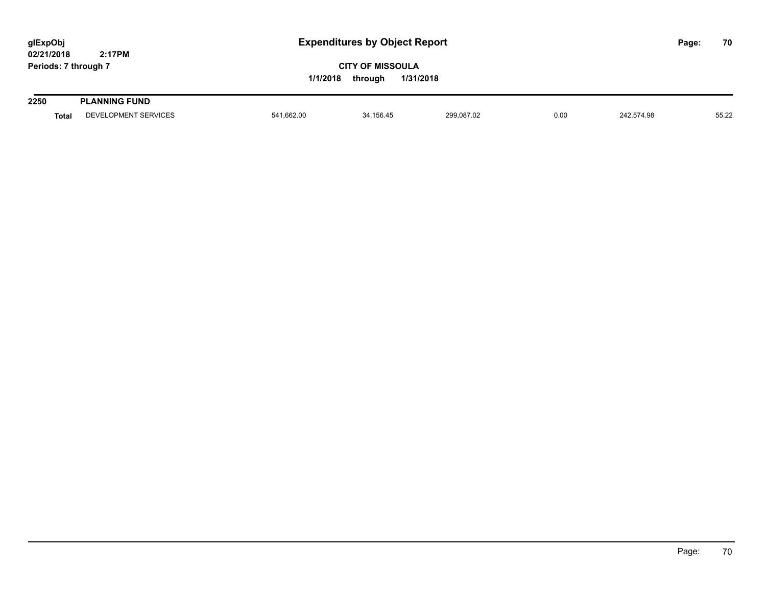**2250 PLANNING FUND**

| | | | | | | | |
|---|---|---|---|---|---|---|---|
| **Total** | DEVELOPMENT SERVICES | 541,662.00 | 34,156.45 | 299,087.02 | 0.00 | 242,574.98 | 55.22 |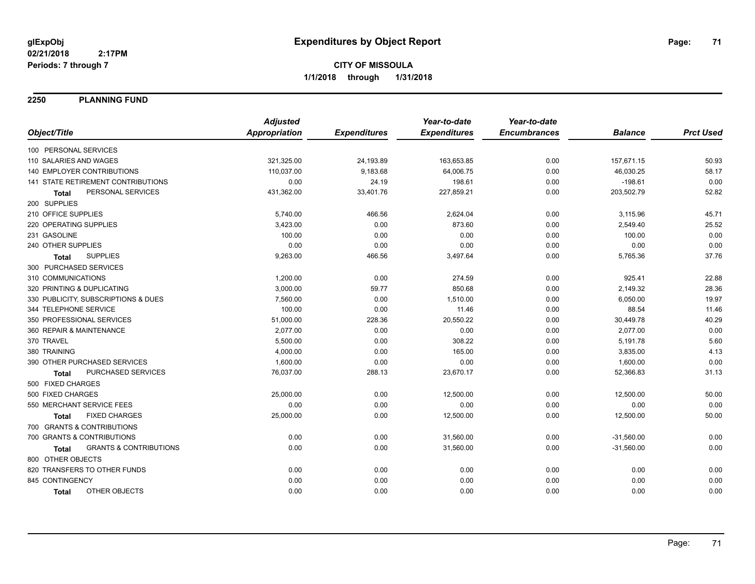# Expenditures by Object Report

glExpObj
02/21/2018 2:17PM
Periods: 7 through 7

**CITY OF MISSOULA**
**1/1/2018 through 1/31/2018**

## 2250 PLANNING FUND

| Object/Title | Adjusted Appropriation | Expenditures | Year-to-date Expenditures | Year-to-date Encumbrances | Balance | Prct Used |
|---|---|---|---|---|---|---|
| 100 PERSONAL SERVICES | | | | | | |
| 110 SALARIES AND WAGES | 321,325.00 | 24,193.89 | 163,653.85 | 0.00 | 157,671.15 | 50.93 |
| 140 EMPLOYER CONTRIBUTIONS | 110,037.00 | 9,183.68 | 64,006.75 | 0.00 | 46,030.25 | 58.17 |
| 141 STATE RETIREMENT CONTRIBUTIONS | 0.00 | 24.19 | 198.61 | 0.00 | -198.61 | 0.00 |
| **Total** PERSONAL SERVICES | 431,362.00 | 33,401.76 | 227,859.21 | 0.00 | 203,502.79 | 52.82 |
| 200 SUPPLIES | | | | | | |
| 210 OFFICE SUPPLIES | 5,740.00 | 466.56 | 2,624.04 | 0.00 | 3,115.96 | 45.71 |
| 220 OPERATING SUPPLIES | 3,423.00 | 0.00 | 873.60 | 0.00 | 2,549.40 | 25.52 |
| 231 GASOLINE | 100.00 | 0.00 | 0.00 | 0.00 | 100.00 | 0.00 |
| 240 OTHER SUPPLIES | 0.00 | 0.00 | 0.00 | 0.00 | 0.00 | 0.00 |
| **Total** SUPPLIES | 9,263.00 | 466.56 | 3,497.64 | 0.00 | 5,765.36 | 37.76 |
| 300 PURCHASED SERVICES | | | | | | |
| 310 COMMUNICATIONS | 1,200.00 | 0.00 | 274.59 | 0.00 | 925.41 | 22.88 |
| 320 PRINTING & DUPLICATING | 3,000.00 | 59.77 | 850.68 | 0.00 | 2,149.32 | 28.36 |
| 330 PUBLICITY, SUBSCRIPTIONS & DUES | 7,560.00 | 0.00 | 1,510.00 | 0.00 | 6,050.00 | 19.97 |
| 344 TELEPHONE SERVICE | 100.00 | 0.00 | 11.46 | 0.00 | 88.54 | 11.46 |
| 350 PROFESSIONAL SERVICES | 51,000.00 | 228.36 | 20,550.22 | 0.00 | 30,449.78 | 40.29 |
| 360 REPAIR & MAINTENANCE | 2,077.00 | 0.00 | 0.00 | 0.00 | 2,077.00 | 0.00 |
| 370 TRAVEL | 5,500.00 | 0.00 | 308.22 | 0.00 | 5,191.78 | 5.60 |
| 380 TRAINING | 4,000.00 | 0.00 | 165.00 | 0.00 | 3,835.00 | 4.13 |
| 390 OTHER PURCHASED SERVICES | 1,600.00 | 0.00 | 0.00 | 0.00 | 1,600.00 | 0.00 |
| **Total** PURCHASED SERVICES | 76,037.00 | 288.13 | 23,670.17 | 0.00 | 52,366.83 | 31.13 |
| 500 FIXED CHARGES | | | | | | |
| 500 FIXED CHARGES | 25,000.00 | 0.00 | 12,500.00 | 0.00 | 12,500.00 | 50.00 |
| 550 MERCHANT SERVICE FEES | 0.00 | 0.00 | 0.00 | 0.00 | 0.00 | 0.00 |
| **Total** FIXED CHARGES | 25,000.00 | 0.00 | 12,500.00 | 0.00 | 12,500.00 | 50.00 |
| 700 GRANTS & CONTRIBUTIONS | | | | | | |
| 700 GRANTS & CONTRIBUTIONS | 0.00 | 0.00 | 31,560.00 | 0.00 | -31,560.00 | 0.00 |
| **Total** GRANTS & CONTRIBUTIONS | 0.00 | 0.00 | 31,560.00 | 0.00 | -31,560.00 | 0.00 |
| 800 OTHER OBJECTS | | | | | | |
| 820 TRANSFERS TO OTHER FUNDS | 0.00 | 0.00 | 0.00 | 0.00 | 0.00 | 0.00 |
| 845 CONTINGENCY | 0.00 | 0.00 | 0.00 | 0.00 | 0.00 | 0.00 |
| **Total** OTHER OBJECTS | 0.00 | 0.00 | 0.00 | 0.00 | 0.00 | 0.00 |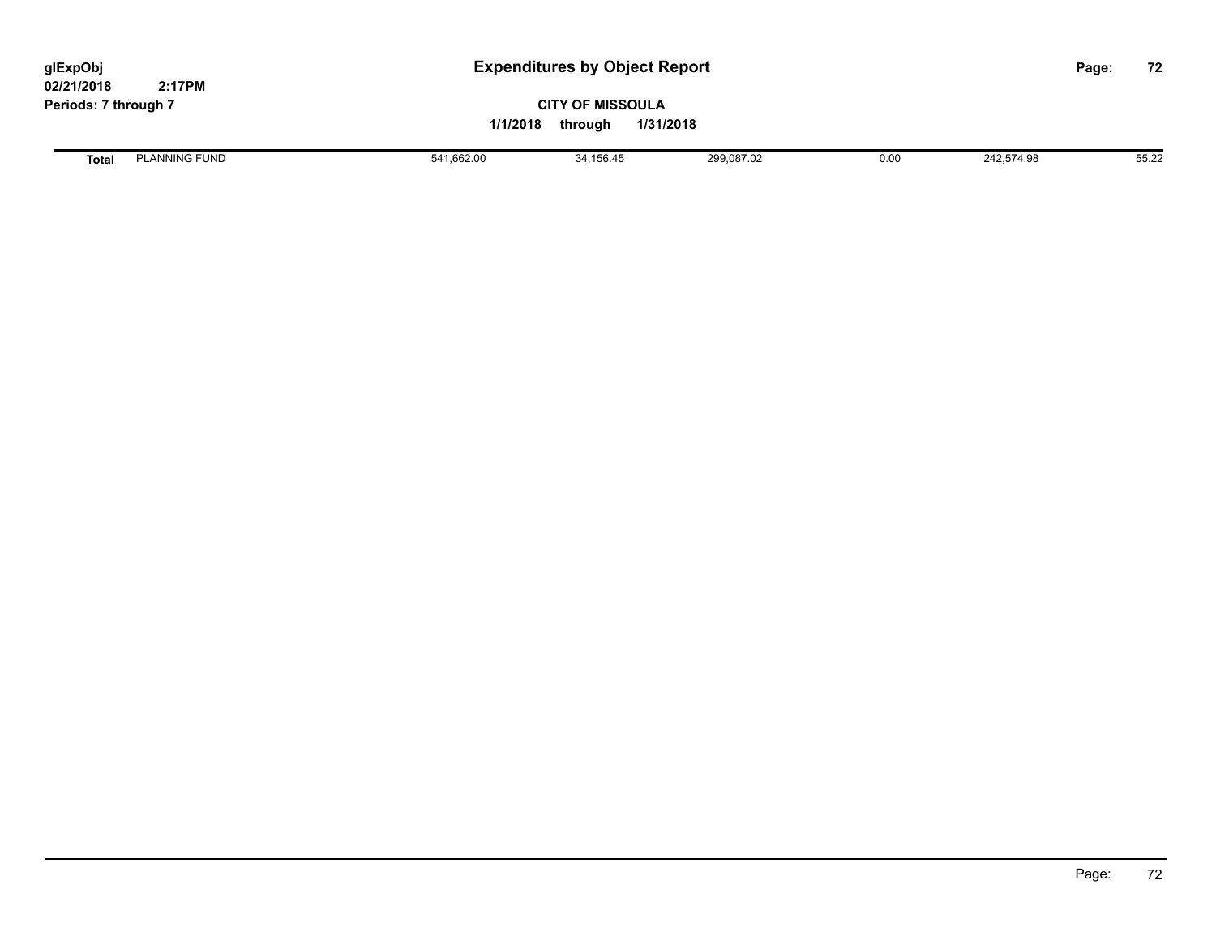| Total | PLANNING FUND | 541,662.00 | 34,156.45 | 299,087.02 | 0.00 | 242,574.98 | 55.22 |
|---|---|---|---|---|---|---|---|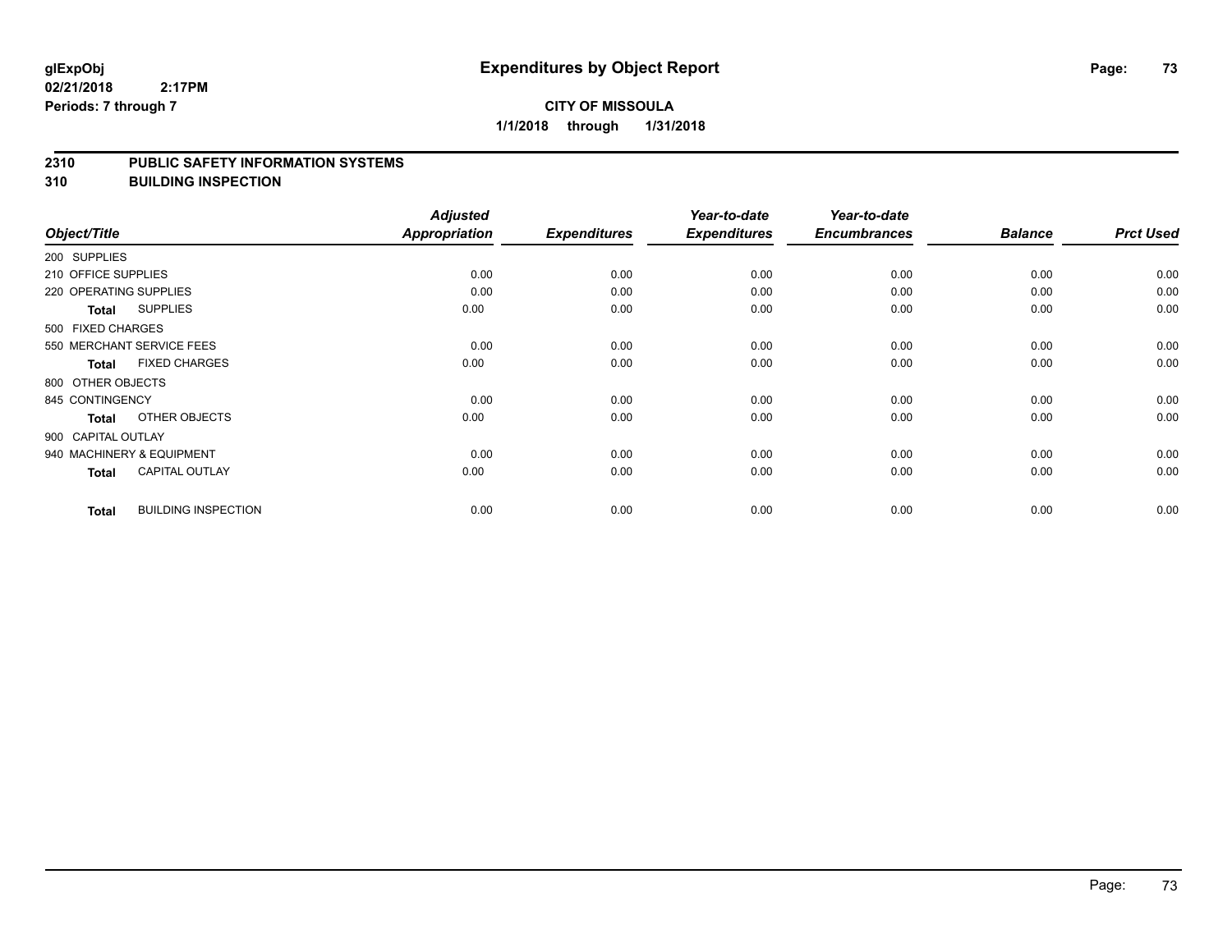# Expenditures by Object Report

glExpObj
02/21/2018 2:17PM
Periods: 7 through 7

**CITY OF MISSOULA**

**1/1/2018 through 1/31/2018**

## 2310 PUBLIC SAFETY INFORMATION SYSTEMS
## 310 BUILDING INSPECTION

| Object/Title | | Adjusted Appropriation | Expenditures | Year-to-date Expenditures | Year-to-date Encumbrances | Balance | Prct Used |
|---|---|---|---|---|---|---|---|
| 200 SUPPLIES | | | | | | | |
| 210 OFFICE SUPPLIES | | 0.00 | 0.00 | 0.00 | 0.00 | 0.00 | 0.00 |
| 220 OPERATING SUPPLIES | | 0.00 | 0.00 | 0.00 | 0.00 | 0.00 | 0.00 |
| **Total** | SUPPLIES | 0.00 | 0.00 | 0.00 | 0.00 | 0.00 | 0.00 |
| 500 FIXED CHARGES | | | | | | | |
| 550 MERCHANT SERVICE FEES | | 0.00 | 0.00 | 0.00 | 0.00 | 0.00 | 0.00 |
| **Total** | FIXED CHARGES | 0.00 | 0.00 | 0.00 | 0.00 | 0.00 | 0.00 |
| 800 OTHER OBJECTS | | | | | | | |
| 845 CONTINGENCY | | 0.00 | 0.00 | 0.00 | 0.00 | 0.00 | 0.00 |
| **Total** | OTHER OBJECTS | 0.00 | 0.00 | 0.00 | 0.00 | 0.00 | 0.00 |
| 900 CAPITAL OUTLAY | | | | | | | |
| 940 MACHINERY & EQUIPMENT | | 0.00 | 0.00 | 0.00 | 0.00 | 0.00 | 0.00 |
| **Total** | CAPITAL OUTLAY | 0.00 | 0.00 | 0.00 | 0.00 | 0.00 | 0.00 |
| **Total** | BUILDING INSPECTION | 0.00 | 0.00 | 0.00 | 0.00 | 0.00 | 0.00 |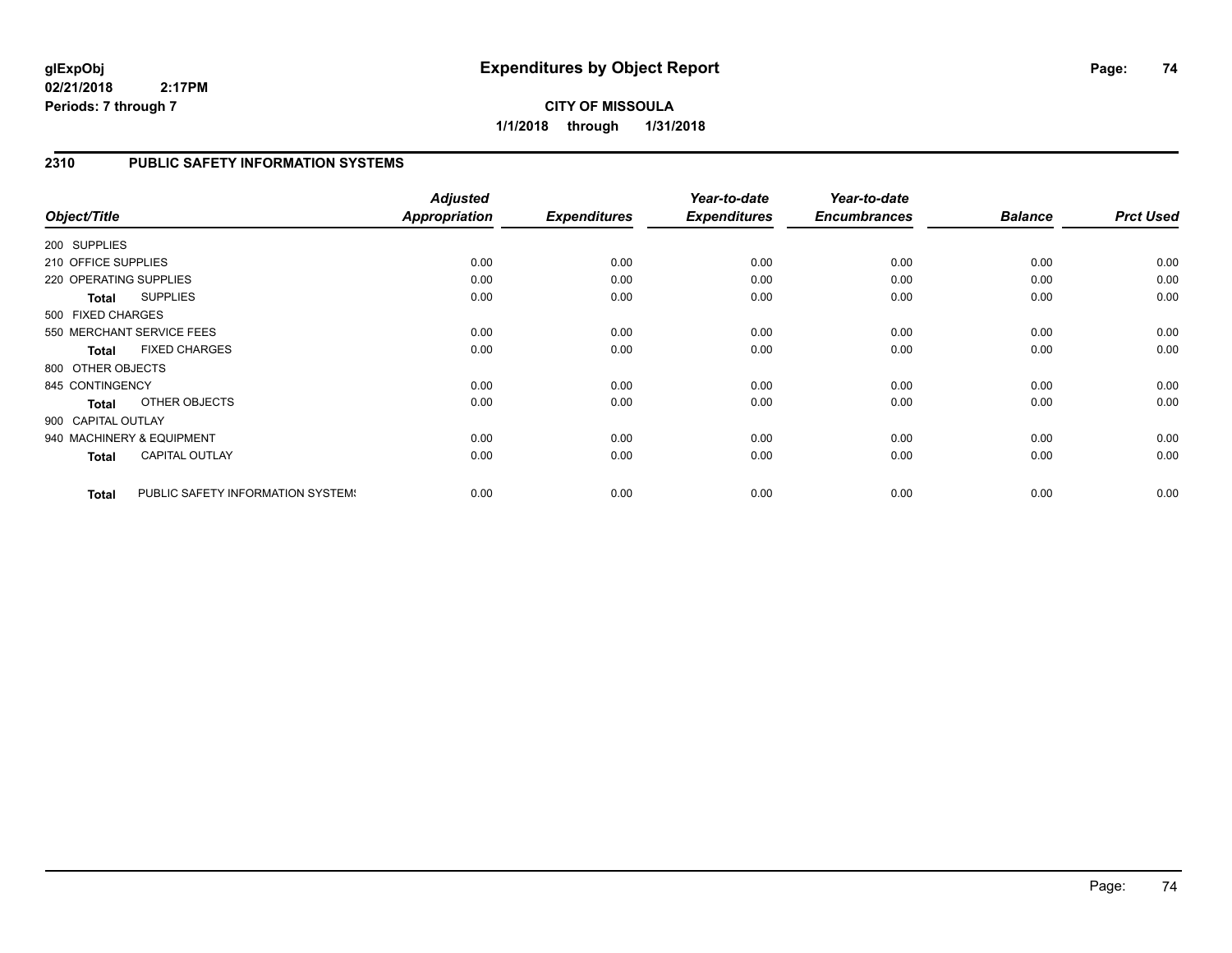# Expenditures by Object Report

glExpObj
02/21/2018 2:17PM
Periods: 7 through 7

**CITY OF MISSOULA**
**1/1/2018 through 1/31/2018**

## 2310 PUBLIC SAFETY INFORMATION SYSTEMS

| Object/Title | | *Adjusted Appropriation* | *Expenditures* | *Year-to-date Expenditures* | *Year-to-date Encumbrances* | *Balance* | *Prct Used* |
|---|---|---|---|---|---|---|---|
| 200 SUPPLIES | | | | | | | |
| 210 OFFICE SUPPLIES | | 0.00 | 0.00 | 0.00 | 0.00 | 0.00 | 0.00 |
| 220 OPERATING SUPPLIES | | 0.00 | 0.00 | 0.00 | 0.00 | 0.00 | 0.00 |
| **Total** | SUPPLIES | 0.00 | 0.00 | 0.00 | 0.00 | 0.00 | 0.00 |
| 500 FIXED CHARGES | | | | | | | |
| 550 MERCHANT SERVICE FEES | | 0.00 | 0.00 | 0.00 | 0.00 | 0.00 | 0.00 |
| **Total** | FIXED CHARGES | 0.00 | 0.00 | 0.00 | 0.00 | 0.00 | 0.00 |
| 800 OTHER OBJECTS | | | | | | | |
| 845 CONTINGENCY | | 0.00 | 0.00 | 0.00 | 0.00 | 0.00 | 0.00 |
| **Total** | OTHER OBJECTS | 0.00 | 0.00 | 0.00 | 0.00 | 0.00 | 0.00 |
| 900 CAPITAL OUTLAY | | | | | | | |
| 940 MACHINERY & EQUIPMENT | | 0.00 | 0.00 | 0.00 | 0.00 | 0.00 | 0.00 |
| **Total** | CAPITAL OUTLAY | 0.00 | 0.00 | 0.00 | 0.00 | 0.00 | 0.00 |
| **Total** | PUBLIC SAFETY INFORMATION SYSTEMS | 0.00 | 0.00 | 0.00 | 0.00 | 0.00 | 0.00 |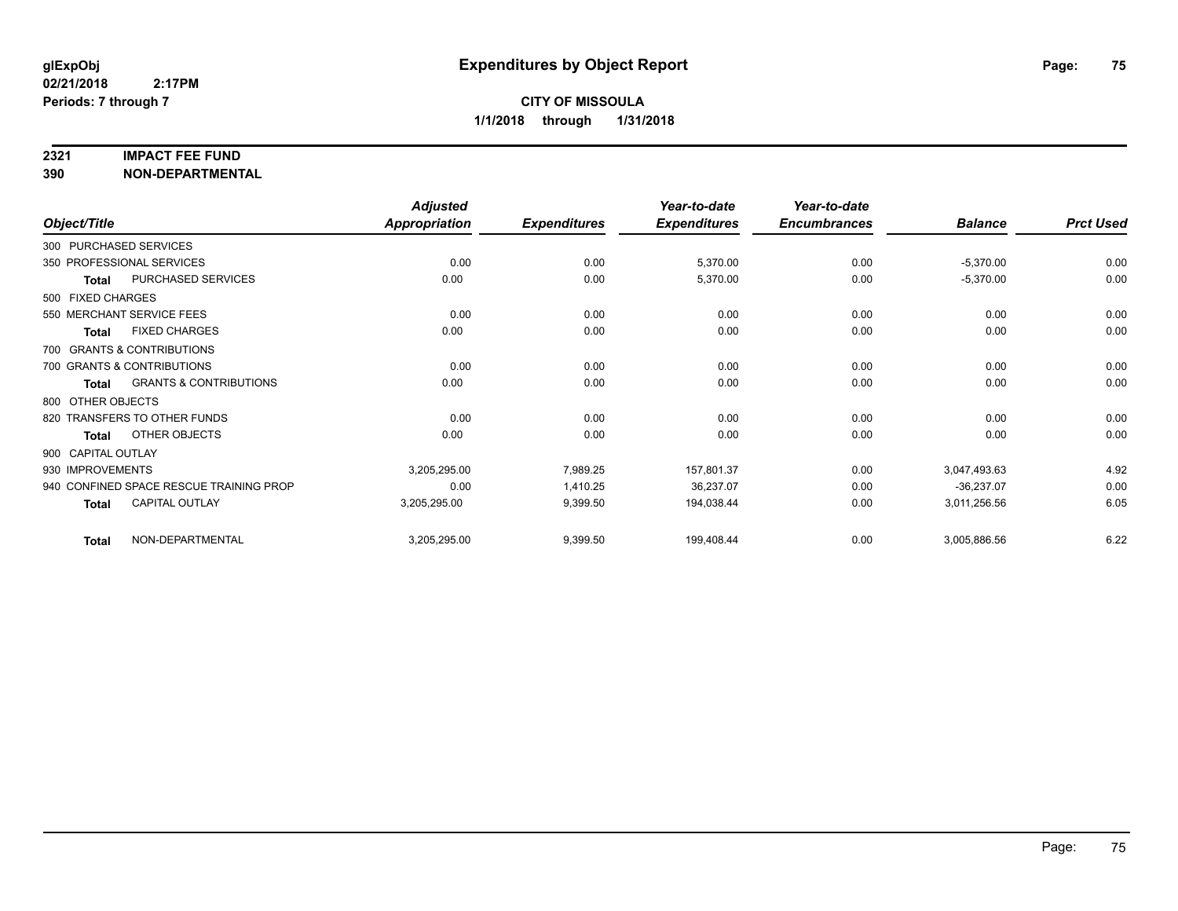**glExpObj**
**02/21/2018 2:17PM**
**Periods: 7 through 7**

# Expenditures by Object Report

**CITY OF MISSOULA**
**1/1/2018 through 1/31/2018**

## 2321 IMPACT FEE FUND
## 390 NON-DEPARTMENTAL

| Object/Title | Adjusted Appropriation | Expenditures | Year-to-date Expenditures | Year-to-date Encumbrances | Balance | Prct Used |
|---|---|---|---|---|---|---|
| 300 PURCHASED SERVICES | | | | | | |
| 350 PROFESSIONAL SERVICES | 0.00 | 0.00 | 5,370.00 | 0.00 | -5,370.00 | 0.00 |
| **Total** PURCHASED SERVICES | 0.00 | 0.00 | 5,370.00 | 0.00 | -5,370.00 | 0.00 |
| 500 FIXED CHARGES | | | | | | |
| 550 MERCHANT SERVICE FEES | 0.00 | 0.00 | 0.00 | 0.00 | 0.00 | 0.00 |
| **Total** FIXED CHARGES | 0.00 | 0.00 | 0.00 | 0.00 | 0.00 | 0.00 |
| 700 GRANTS & CONTRIBUTIONS | | | | | | |
| 700 GRANTS & CONTRIBUTIONS | 0.00 | 0.00 | 0.00 | 0.00 | 0.00 | 0.00 |
| **Total** GRANTS & CONTRIBUTIONS | 0.00 | 0.00 | 0.00 | 0.00 | 0.00 | 0.00 |
| 800 OTHER OBJECTS | | | | | | |
| 820 TRANSFERS TO OTHER FUNDS | 0.00 | 0.00 | 0.00 | 0.00 | 0.00 | 0.00 |
| **Total** OTHER OBJECTS | 0.00 | 0.00 | 0.00 | 0.00 | 0.00 | 0.00 |
| 900 CAPITAL OUTLAY | | | | | | |
| 930 IMPROVEMENTS | 3,205,295.00 | 7,989.25 | 157,801.37 | 0.00 | 3,047,493.63 | 4.92 |
| 940 CONFINED SPACE RESCUE TRAINING PROP | 0.00 | 1,410.25 | 36,237.07 | 0.00 | -36,237.07 | 0.00 |
| **Total** CAPITAL OUTLAY | 3,205,295.00 | 9,399.50 | 194,038.44 | 0.00 | 3,011,256.56 | 6.05 |
| **Total** NON-DEPARTMENTAL | 3,205,295.00 | 9,399.50 | 199,408.44 | 0.00 | 3,005,886.56 | 6.22 |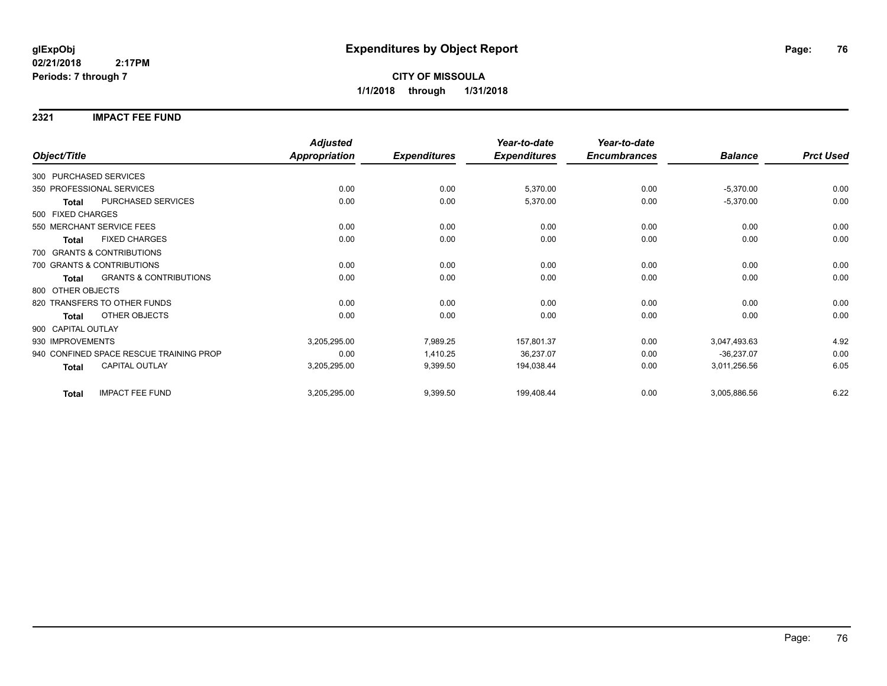# Expenditures by Object Report

glExpObj
02/21/2018 2:17PM
Periods: 7 through 7

**CITY OF MISSOULA**
**1/1/2018 through 1/31/2018**

## 2321 IMPACT FEE FUND

| Object/Title | | Adjusted Appropriation | Expenditures | Year-to-date Expenditures | Year-to-date Encumbrances | Balance | Prct Used |
|---|---|---|---|---|---|---|---|
| 300 PURCHASED SERVICES | | | | | | | |
| 350 PROFESSIONAL SERVICES | | 0.00 | 0.00 | 5,370.00 | 0.00 | -5,370.00 | 0.00 |
| **Total** | PURCHASED SERVICES | 0.00 | 0.00 | 5,370.00 | 0.00 | -5,370.00 | 0.00 |
| 500 FIXED CHARGES | | | | | | | |
| 550 MERCHANT SERVICE FEES | | 0.00 | 0.00 | 0.00 | 0.00 | 0.00 | 0.00 |
| **Total** | FIXED CHARGES | 0.00 | 0.00 | 0.00 | 0.00 | 0.00 | 0.00 |
| 700 GRANTS & CONTRIBUTIONS | | | | | | | |
| 700 GRANTS & CONTRIBUTIONS | | 0.00 | 0.00 | 0.00 | 0.00 | 0.00 | 0.00 |
| **Total** | GRANTS & CONTRIBUTIONS | 0.00 | 0.00 | 0.00 | 0.00 | 0.00 | 0.00 |
| 800 OTHER OBJECTS | | | | | | | |
| 820 TRANSFERS TO OTHER FUNDS | | 0.00 | 0.00 | 0.00 | 0.00 | 0.00 | 0.00 |
| **Total** | OTHER OBJECTS | 0.00 | 0.00 | 0.00 | 0.00 | 0.00 | 0.00 |
| 900 CAPITAL OUTLAY | | | | | | | |
| 930 IMPROVEMENTS | | 3,205,295.00 | 7,989.25 | 157,801.37 | 0.00 | 3,047,493.63 | 4.92 |
| 940 CONFINED SPACE RESCUE TRAINING PROP | | 0.00 | 1,410.25 | 36,237.07 | 0.00 | -36,237.07 | 0.00 |
| **Total** | CAPITAL OUTLAY | 3,205,295.00 | 9,399.50 | 194,038.44 | 0.00 | 3,011,256.56 | 6.05 |
| **Total** | IMPACT FEE FUND | 3,205,295.00 | 9,399.50 | 199,408.44 | 0.00 | 3,005,886.56 | 6.22 |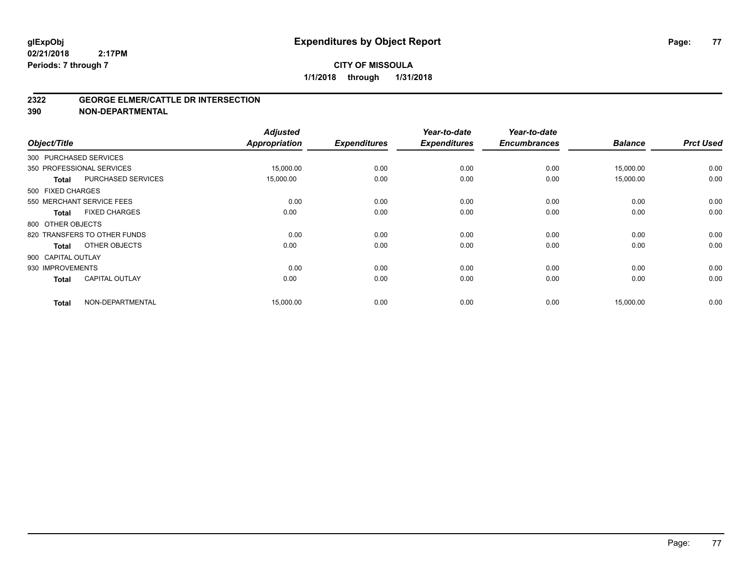**glExpObj**
**02/21/2018 2:17PM**
**Periods: 7 through 7**

# Expenditures by Object Report

**CITY OF MISSOULA**
**1/1/2018 through 1/31/2018**

## 2322 GEORGE ELMER/CATTLE DR INTERSECTION
## 390 NON-DEPARTMENTAL

| Object/Title | | *Adjusted Appropriation* | *Expenditures* | *Year-to-date Expenditures* | *Year-to-date Encumbrances* | *Balance* | *Prct Used* |
|---|---|---|---|---|---|---|---|
| 300 PURCHASED SERVICES | | | | | | | |
| 350 PROFESSIONAL SERVICES | | 15,000.00 | 0.00 | 0.00 | 0.00 | 15,000.00 | 0.00 |
| **Total** | PURCHASED SERVICES | 15,000.00 | 0.00 | 0.00 | 0.00 | 15,000.00 | 0.00 |
| 500 FIXED CHARGES | | | | | | | |
| 550 MERCHANT SERVICE FEES | | 0.00 | 0.00 | 0.00 | 0.00 | 0.00 | 0.00 |
| **Total** | FIXED CHARGES | 0.00 | 0.00 | 0.00 | 0.00 | 0.00 | 0.00 |
| 800 OTHER OBJECTS | | | | | | | |
| 820 TRANSFERS TO OTHER FUNDS | | 0.00 | 0.00 | 0.00 | 0.00 | 0.00 | 0.00 |
| **Total** | OTHER OBJECTS | 0.00 | 0.00 | 0.00 | 0.00 | 0.00 | 0.00 |
| 900 CAPITAL OUTLAY | | | | | | | |
| 930 IMPROVEMENTS | | 0.00 | 0.00 | 0.00 | 0.00 | 0.00 | 0.00 |
| **Total** | CAPITAL OUTLAY | 0.00 | 0.00 | 0.00 | 0.00 | 0.00 | 0.00 |
| **Total** | NON-DEPARTMENTAL | 15,000.00 | 0.00 | 0.00 | 0.00 | 15,000.00 | 0.00 |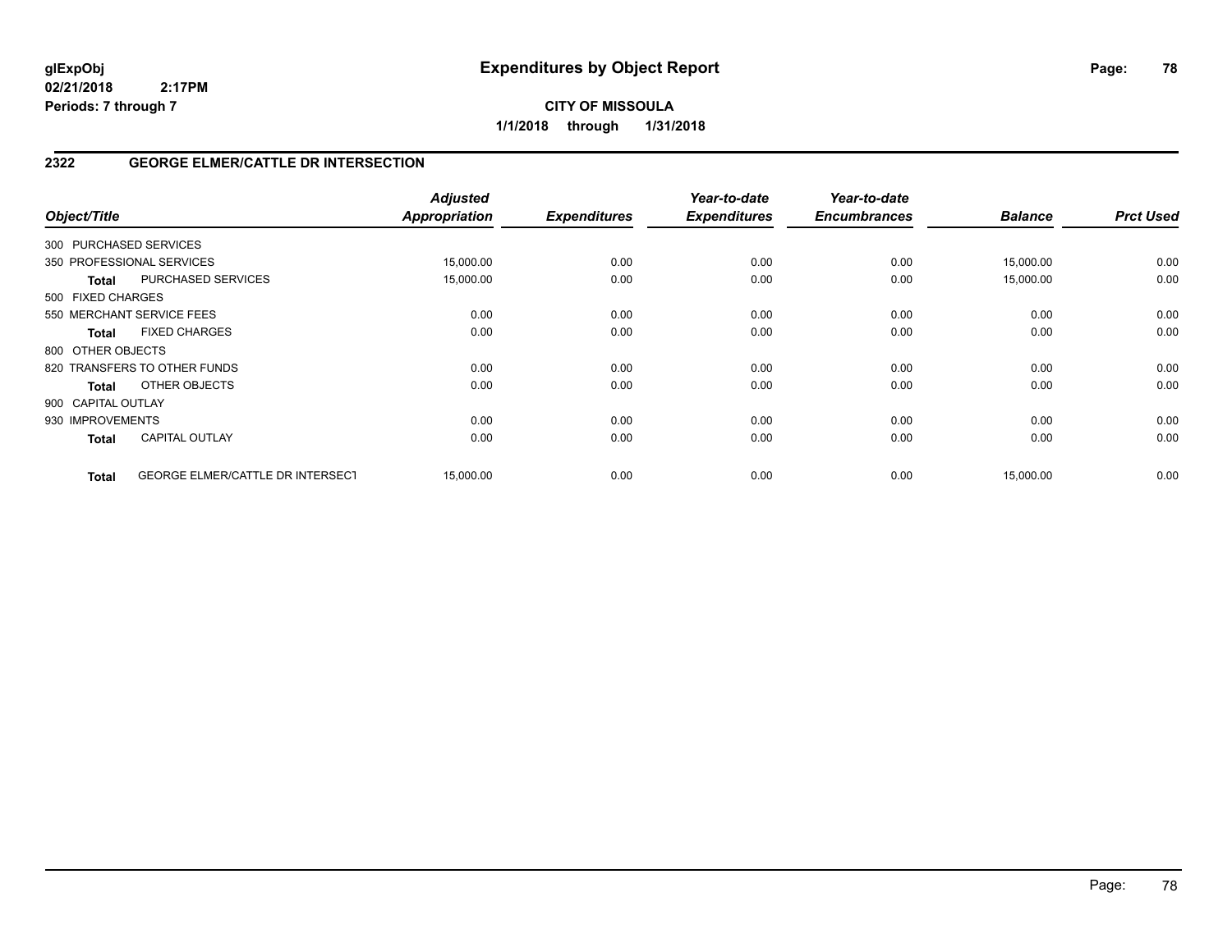# Expenditures by Object Report

glExpObj
02/21/2018 2:17PM
Periods: 7 through 7

**CITY OF MISSOULA**
**1/1/2018 through 1/31/2018**

## 2322 GEORGE ELMER/CATTLE DR INTERSECTION

| Object/Title | | Adjusted Appropriation | Expenditures | Year-to-date Expenditures | Year-to-date Encumbrances | Balance | Prct Used |
|---|---|---|---|---|---|---|---|
| 300 PURCHASED SERVICES | | | | | | | |
| 350 PROFESSIONAL SERVICES | | 15,000.00 | 0.00 | 0.00 | 0.00 | 15,000.00 | 0.00 |
| **Total** | PURCHASED SERVICES | 15,000.00 | 0.00 | 0.00 | 0.00 | 15,000.00 | 0.00 |
| 500 FIXED CHARGES | | | | | | | |
| 550 MERCHANT SERVICE FEES | | 0.00 | 0.00 | 0.00 | 0.00 | 0.00 | 0.00 |
| **Total** | FIXED CHARGES | 0.00 | 0.00 | 0.00 | 0.00 | 0.00 | 0.00 |
| 800 OTHER OBJECTS | | | | | | | |
| 820 TRANSFERS TO OTHER FUNDS | | 0.00 | 0.00 | 0.00 | 0.00 | 0.00 | 0.00 |
| **Total** | OTHER OBJECTS | 0.00 | 0.00 | 0.00 | 0.00 | 0.00 | 0.00 |
| 900 CAPITAL OUTLAY | | | | | | | |
| 930 IMPROVEMENTS | | 0.00 | 0.00 | 0.00 | 0.00 | 0.00 | 0.00 |
| **Total** | CAPITAL OUTLAY | 0.00 | 0.00 | 0.00 | 0.00 | 0.00 | 0.00 |
| **Total** | GEORGE ELMER/CATTLE DR INTERSECT | 15,000.00 | 0.00 | 0.00 | 0.00 | 15,000.00 | 0.00 |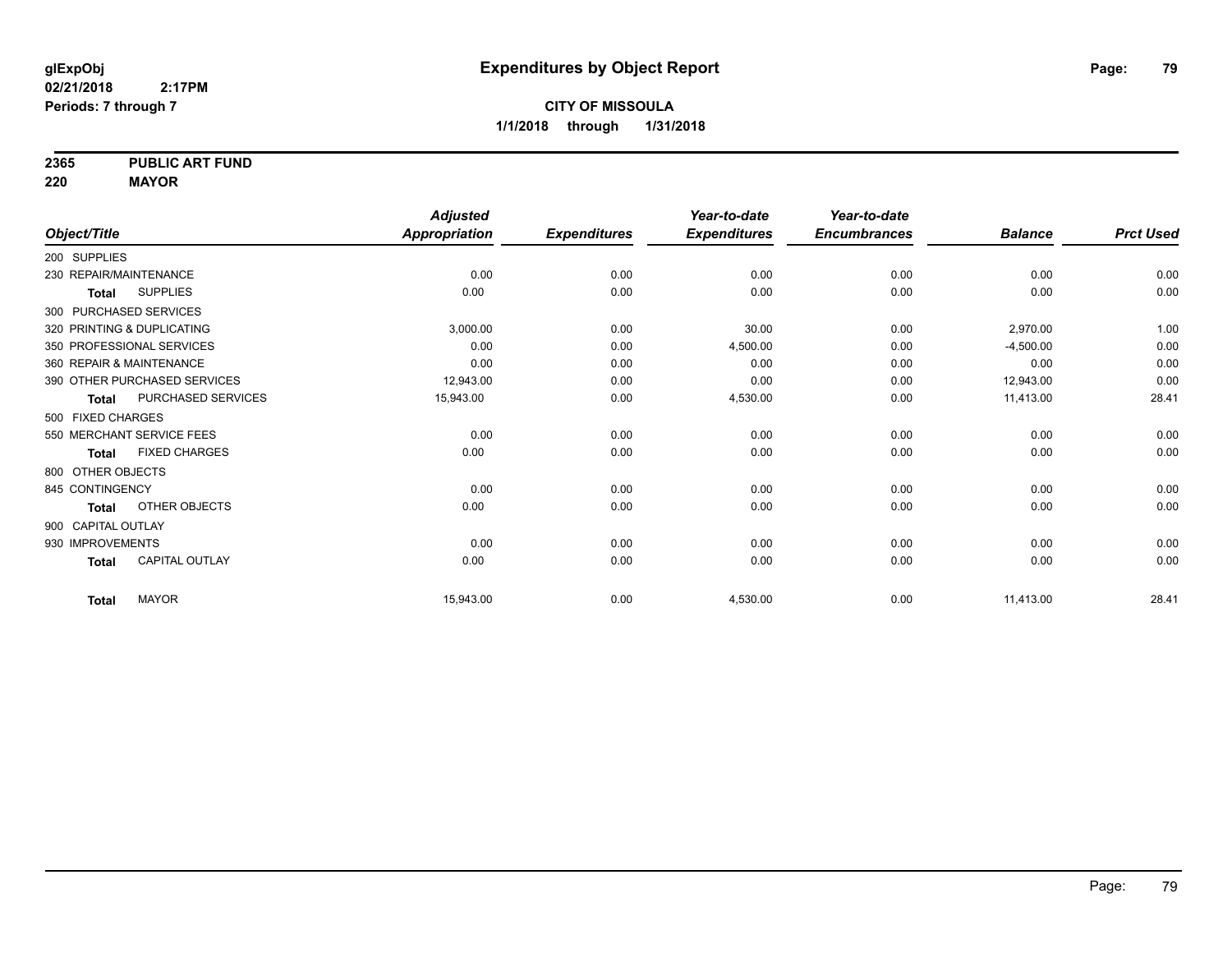glExpObj
02/21/2018 2:17PM
Periods: 7 through 7

# Expenditures by Object Report

**CITY OF MISSOULA**
**1/1/2018 through 1/31/2018**

**2365 PUBLIC ART FUND**
**220 MAYOR**

| Object/Title | Adjusted Appropriation | Expenditures | Year-to-date Expenditures | Year-to-date Encumbrances | Balance | Prct Used |
|---|---|---|---|---|---|---|
| 200 SUPPLIES | | | | | | |
| 230 REPAIR/MAINTENANCE | 0.00 | 0.00 | 0.00 | 0.00 | 0.00 | 0.00 |
| **Total** SUPPLIES | 0.00 | 0.00 | 0.00 | 0.00 | 0.00 | 0.00 |
| 300 PURCHASED SERVICES | | | | | | |
| 320 PRINTING & DUPLICATING | 3,000.00 | 0.00 | 30.00 | 0.00 | 2,970.00 | 1.00 |
| 350 PROFESSIONAL SERVICES | 0.00 | 0.00 | 4,500.00 | 0.00 | -4,500.00 | 0.00 |
| 360 REPAIR & MAINTENANCE | 0.00 | 0.00 | 0.00 | 0.00 | 0.00 | 0.00 |
| 390 OTHER PURCHASED SERVICES | 12,943.00 | 0.00 | 0.00 | 0.00 | 12,943.00 | 0.00 |
| **Total** PURCHASED SERVICES | 15,943.00 | 0.00 | 4,530.00 | 0.00 | 11,413.00 | 28.41 |
| 500 FIXED CHARGES | | | | | | |
| 550 MERCHANT SERVICE FEES | 0.00 | 0.00 | 0.00 | 0.00 | 0.00 | 0.00 |
| **Total** FIXED CHARGES | 0.00 | 0.00 | 0.00 | 0.00 | 0.00 | 0.00 |
| 800 OTHER OBJECTS | | | | | | |
| 845 CONTINGENCY | 0.00 | 0.00 | 0.00 | 0.00 | 0.00 | 0.00 |
| **Total** OTHER OBJECTS | 0.00 | 0.00 | 0.00 | 0.00 | 0.00 | 0.00 |
| 900 CAPITAL OUTLAY | | | | | | |
| 930 IMPROVEMENTS | 0.00 | 0.00 | 0.00 | 0.00 | 0.00 | 0.00 |
| **Total** CAPITAL OUTLAY | 0.00 | 0.00 | 0.00 | 0.00 | 0.00 | 0.00 |
| **Total** MAYOR | 15,943.00 | 0.00 | 4,530.00 | 0.00 | 11,413.00 | 28.41 |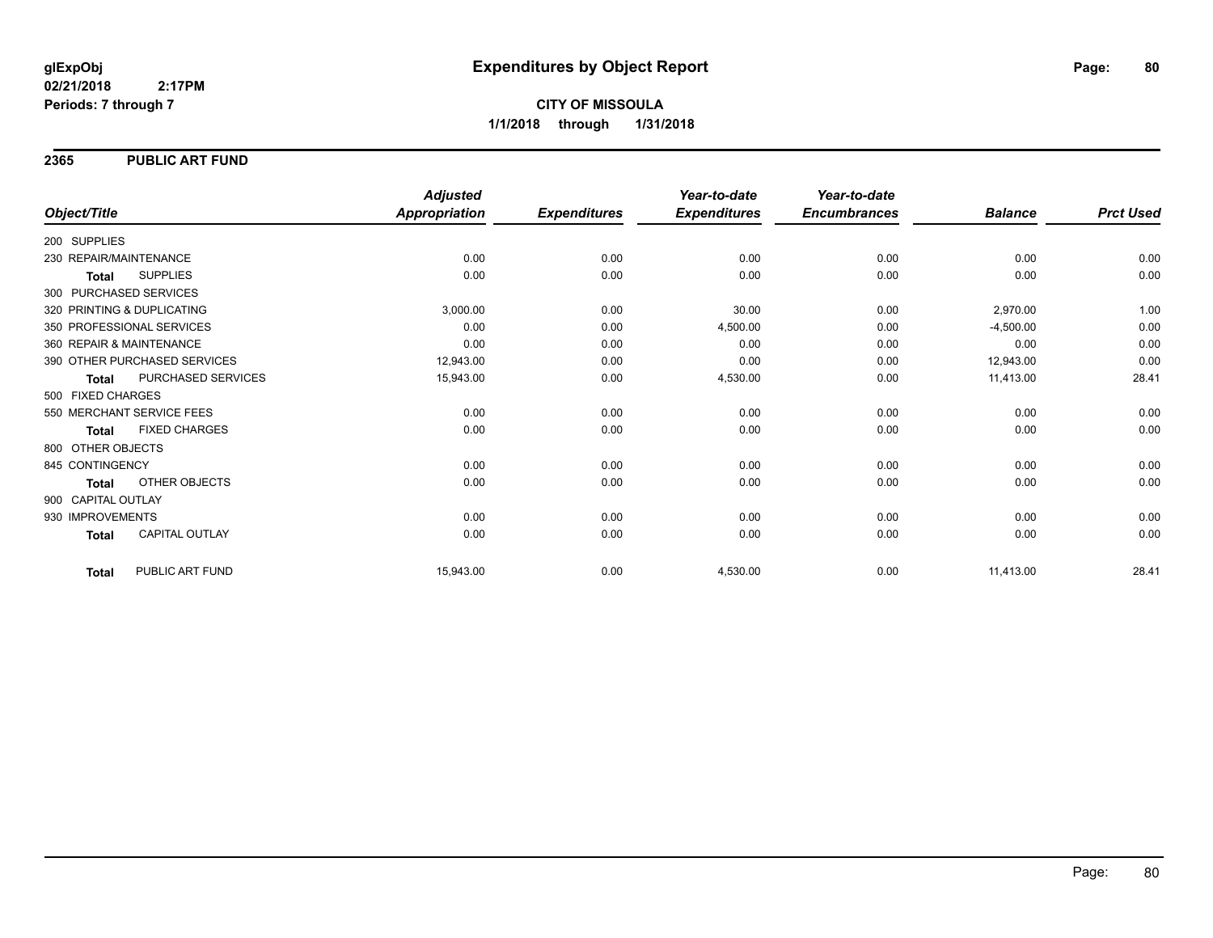**glExpObj**
**02/21/2018 2:17PM**
**Periods: 7 through 7**

# Expenditures by Object Report

**CITY OF MISSOULA**
**1/1/2018 through 1/31/2018**

## 2365 PUBLIC ART FUND

| Object/Title | Adjusted Appropriation | Expenditures | Year-to-date Expenditures | Year-to-date Encumbrances | Balance | Prct Used |
|---|---|---|---|---|---|---|
| 200 SUPPLIES | | | | | | |
| 230 REPAIR/MAINTENANCE | 0.00 | 0.00 | 0.00 | 0.00 | 0.00 | 0.00 |
| **Total** SUPPLIES | 0.00 | 0.00 | 0.00 | 0.00 | 0.00 | 0.00 |
| 300 PURCHASED SERVICES | | | | | | |
| 320 PRINTING & DUPLICATING | 3,000.00 | 0.00 | 30.00 | 0.00 | 2,970.00 | 1.00 |
| 350 PROFESSIONAL SERVICES | 0.00 | 0.00 | 4,500.00 | 0.00 | -4,500.00 | 0.00 |
| 360 REPAIR & MAINTENANCE | 0.00 | 0.00 | 0.00 | 0.00 | 0.00 | 0.00 |
| 390 OTHER PURCHASED SERVICES | 12,943.00 | 0.00 | 0.00 | 0.00 | 12,943.00 | 0.00 |
| **Total** PURCHASED SERVICES | 15,943.00 | 0.00 | 4,530.00 | 0.00 | 11,413.00 | 28.41 |
| 500 FIXED CHARGES | | | | | | |
| 550 MERCHANT SERVICE FEES | 0.00 | 0.00 | 0.00 | 0.00 | 0.00 | 0.00 |
| **Total** FIXED CHARGES | 0.00 | 0.00 | 0.00 | 0.00 | 0.00 | 0.00 |
| 800 OTHER OBJECTS | | | | | | |
| 845 CONTINGENCY | 0.00 | 0.00 | 0.00 | 0.00 | 0.00 | 0.00 |
| **Total** OTHER OBJECTS | 0.00 | 0.00 | 0.00 | 0.00 | 0.00 | 0.00 |
| 900 CAPITAL OUTLAY | | | | | | |
| 930 IMPROVEMENTS | 0.00 | 0.00 | 0.00 | 0.00 | 0.00 | 0.00 |
| **Total** CAPITAL OUTLAY | 0.00 | 0.00 | 0.00 | 0.00 | 0.00 | 0.00 |
| **Total** PUBLIC ART FUND | 15,943.00 | 0.00 | 4,530.00 | 0.00 | 11,413.00 | 28.41 |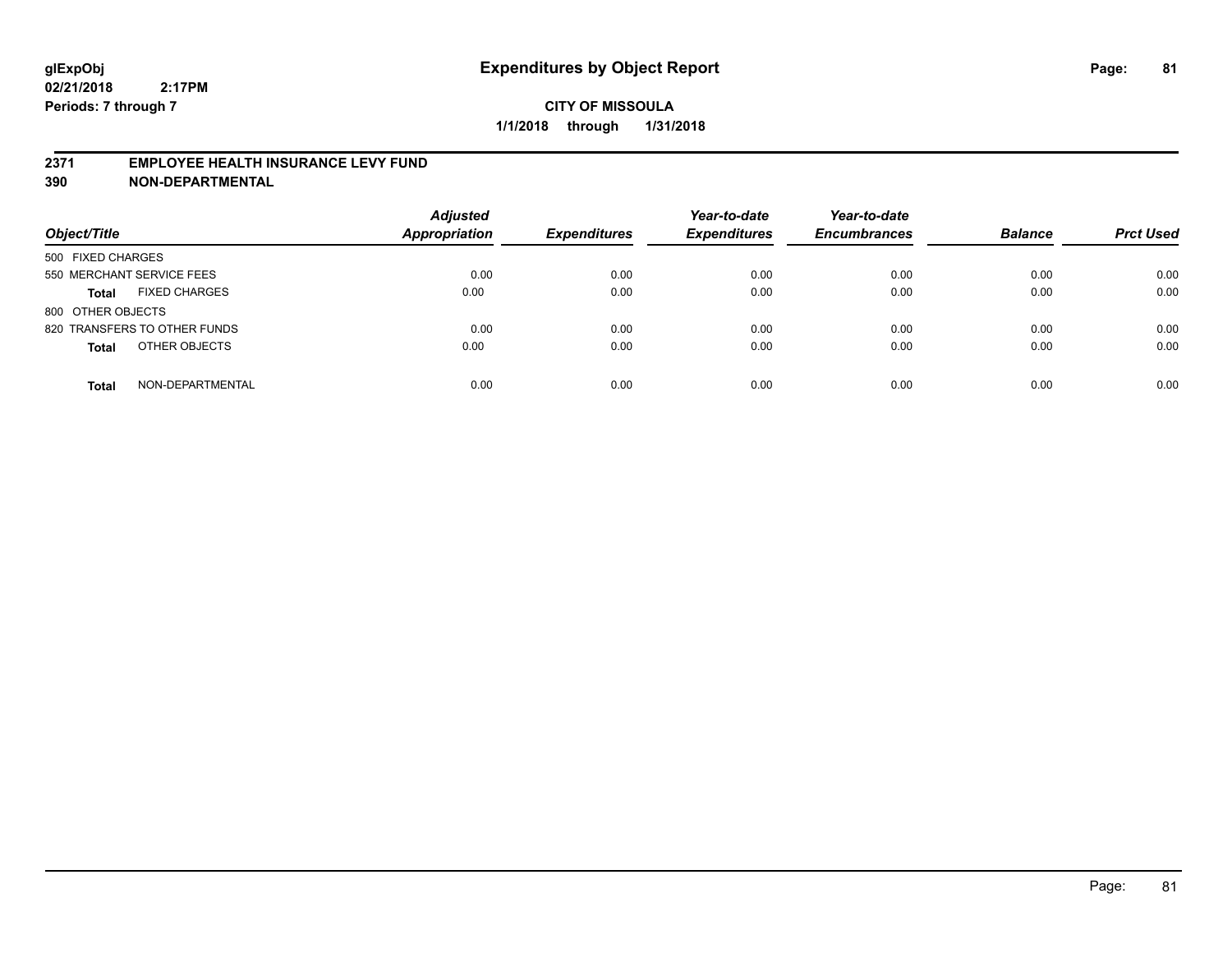**glExpObj**
**02/21/2018 2:17PM**
**Periods: 7 through 7**

# Expenditures by Object Report

**CITY OF MISSOULA**
**1/1/2018 through 1/31/2018**

## 2371 EMPLOYEE HEALTH INSURANCE LEVY FUND
## 390 NON-DEPARTMENTAL

| Object/Title | | Adjusted Appropriation | Expenditures | Year-to-date Expenditures | Year-to-date Encumbrances | Balance | Prct Used |
|---|---|---|---|---|---|---|---|
| 500 FIXED CHARGES | | | | | | | |
| 550 MERCHANT SERVICE FEES | | 0.00 | 0.00 | 0.00 | 0.00 | 0.00 | 0.00 |
| **Total** | FIXED CHARGES | 0.00 | 0.00 | 0.00 | 0.00 | 0.00 | 0.00 |
| 800 OTHER OBJECTS | | | | | | | |
| 820 TRANSFERS TO OTHER FUNDS | | 0.00 | 0.00 | 0.00 | 0.00 | 0.00 | 0.00 |
| **Total** | OTHER OBJECTS | 0.00 | 0.00 | 0.00 | 0.00 | 0.00 | 0.00 |
| **Total** | NON-DEPARTMENTAL | 0.00 | 0.00 | 0.00 | 0.00 | 0.00 | 0.00 |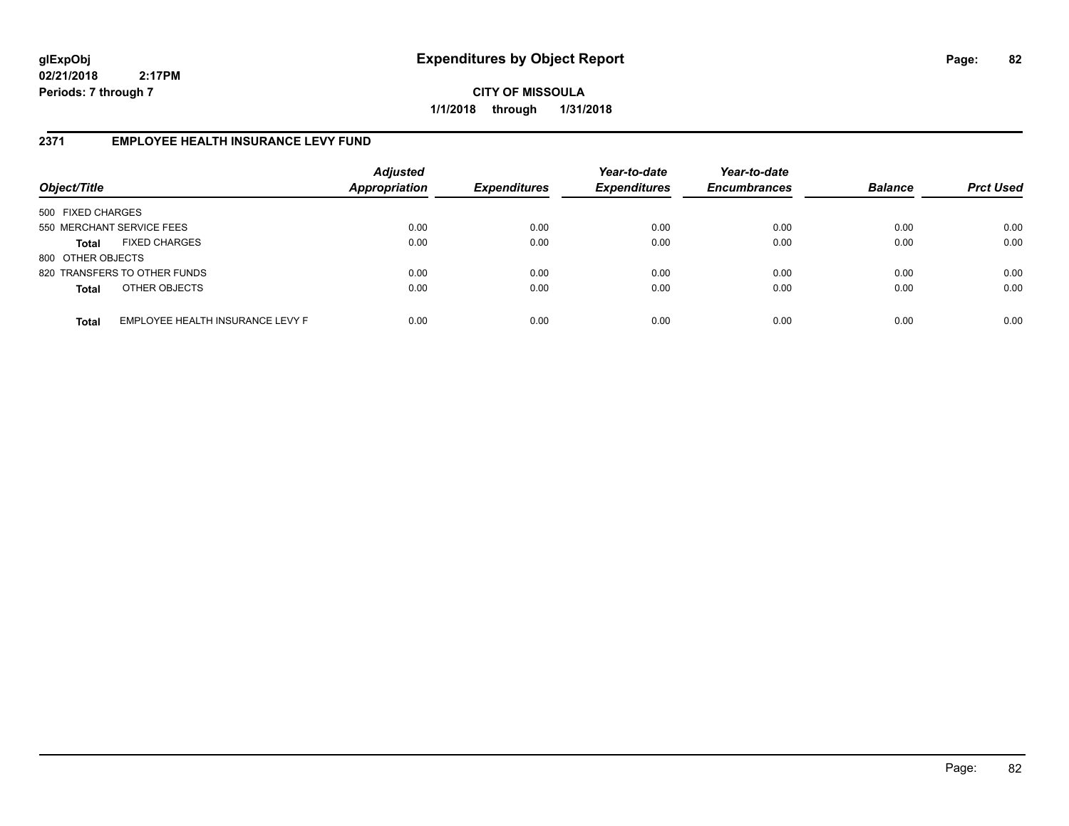**glExpObj** **Expenditures by Object Report**
**02/21/2018 2:17PM**
**Periods: 7 through 7**

**CITY OF MISSOULA**
**1/1/2018 through 1/31/2018**

## 2371 EMPLOYEE HEALTH INSURANCE LEVY FUND

| Object/Title | | Adjusted Appropriation | Expenditures | Year-to-date Expenditures | Year-to-date Encumbrances | Balance | Prct Used |
|---|---|---|---|---|---|---|---|
| 500 FIXED CHARGES | | | | | | | |
| 550 MERCHANT SERVICE FEES | | 0.00 | 0.00 | 0.00 | 0.00 | 0.00 | 0.00 |
| **Total** | FIXED CHARGES | 0.00 | 0.00 | 0.00 | 0.00 | 0.00 | 0.00 |
| 800 OTHER OBJECTS | | | | | | | |
| 820 TRANSFERS TO OTHER FUNDS | | 0.00 | 0.00 | 0.00 | 0.00 | 0.00 | 0.00 |
| **Total** | OTHER OBJECTS | 0.00 | 0.00 | 0.00 | 0.00 | 0.00 | 0.00 |
| **Total** | EMPLOYEE HEALTH INSURANCE LEVY F | 0.00 | 0.00 | 0.00 | 0.00 | 0.00 | 0.00 |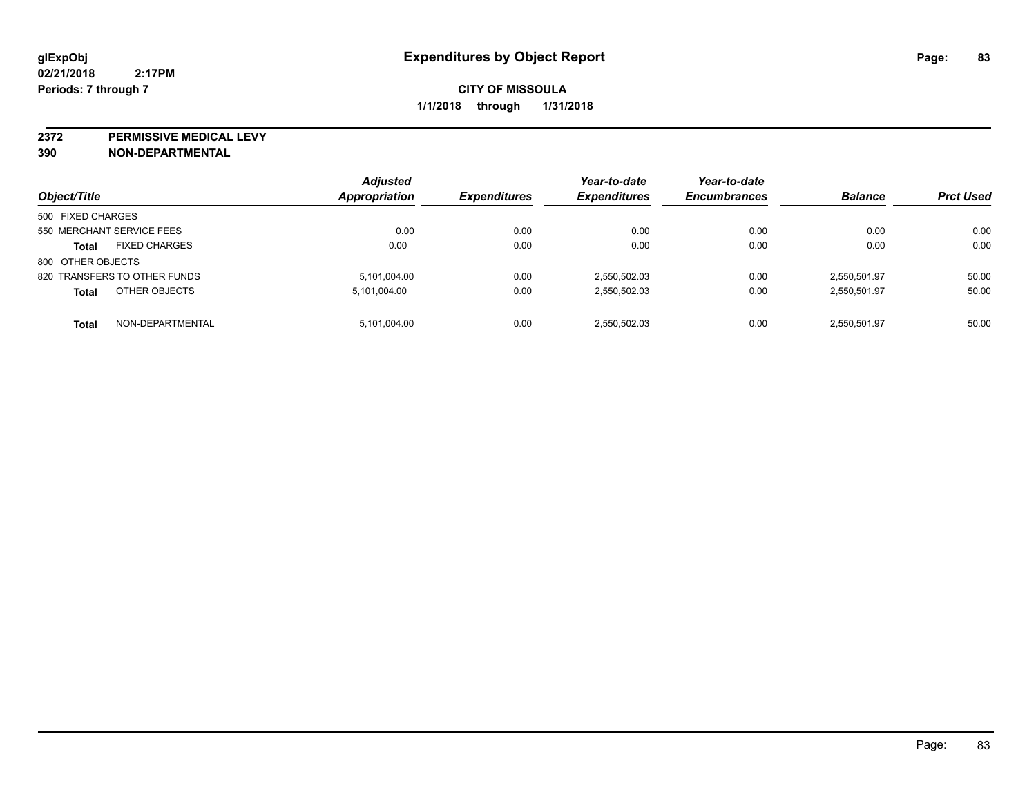**glExpObj** **Expenditures by Object Report**

**02/21/2018 2:17PM**

**Periods: 7 through 7**

**CITY OF MISSOULA**

**1/1/2018 through 1/31/2018**

**2372 PERMISSIVE MEDICAL LEVY**

**390 NON-DEPARTMENTAL**

| Object/Title | | Adjusted Appropriation | Expenditures | Year-to-date Expenditures | Year-to-date Encumbrances | Balance | Prct Used |
|---|---|---|---|---|---|---|---|
| 500 FIXED CHARGES | | | | | | | |
| 550 MERCHANT SERVICE FEES | | 0.00 | 0.00 | 0.00 | 0.00 | 0.00 | 0.00 |
| **Total** | FIXED CHARGES | 0.00 | 0.00 | 0.00 | 0.00 | 0.00 | 0.00 |
| 800 OTHER OBJECTS | | | | | | | |
| 820 TRANSFERS TO OTHER FUNDS | | 5,101,004.00 | 0.00 | 2,550,502.03 | 0.00 | 2,550,501.97 | 50.00 |
| **Total** | OTHER OBJECTS | 5,101,004.00 | 0.00 | 2,550,502.03 | 0.00 | 2,550,501.97 | 50.00 |
| **Total** | NON-DEPARTMENTAL | 5,101,004.00 | 0.00 | 2,550,502.03 | 0.00 | 2,550,501.97 | 50.00 |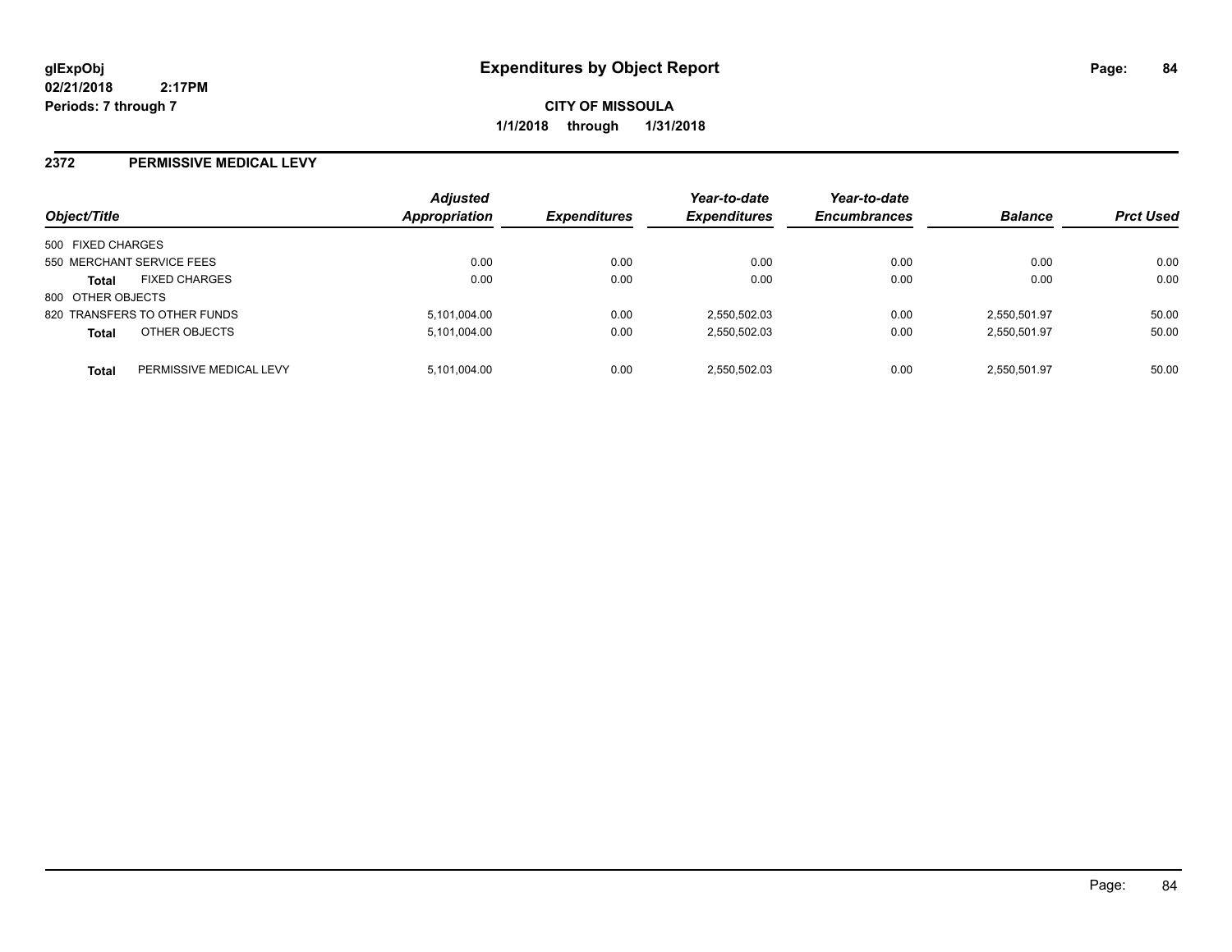# Expenditures by Object Report

glExpObj
02/21/2018 2:17PM
Periods: 7 through 7

**CITY OF MISSOULA**
**1/1/2018 through 1/31/2018**

## 2372 PERMISSIVE MEDICAL LEVY

| Object/Title | | Adjusted Appropriation | Expenditures | Year-to-date Expenditures | Year-to-date Encumbrances | Balance | Prct Used |
|---|---|---|---|---|---|---|---|
| 500 FIXED CHARGES | | | | | | | |
| 550 MERCHANT SERVICE FEES | | 0.00 | 0.00 | 0.00 | 0.00 | 0.00 | 0.00 |
| **Total** | FIXED CHARGES | 0.00 | 0.00 | 0.00 | 0.00 | 0.00 | 0.00 |
| 800 OTHER OBJECTS | | | | | | | |
| 820 TRANSFERS TO OTHER FUNDS | | 5,101,004.00 | 0.00 | 2,550,502.03 | 0.00 | 2,550,501.97 | 50.00 |
| **Total** | OTHER OBJECTS | 5,101,004.00 | 0.00 | 2,550,502.03 | 0.00 | 2,550,501.97 | 50.00 |
| **Total** | PERMISSIVE MEDICAL LEVY | 5,101,004.00 | 0.00 | 2,550,502.03 | 0.00 | 2,550,501.97 | 50.00 |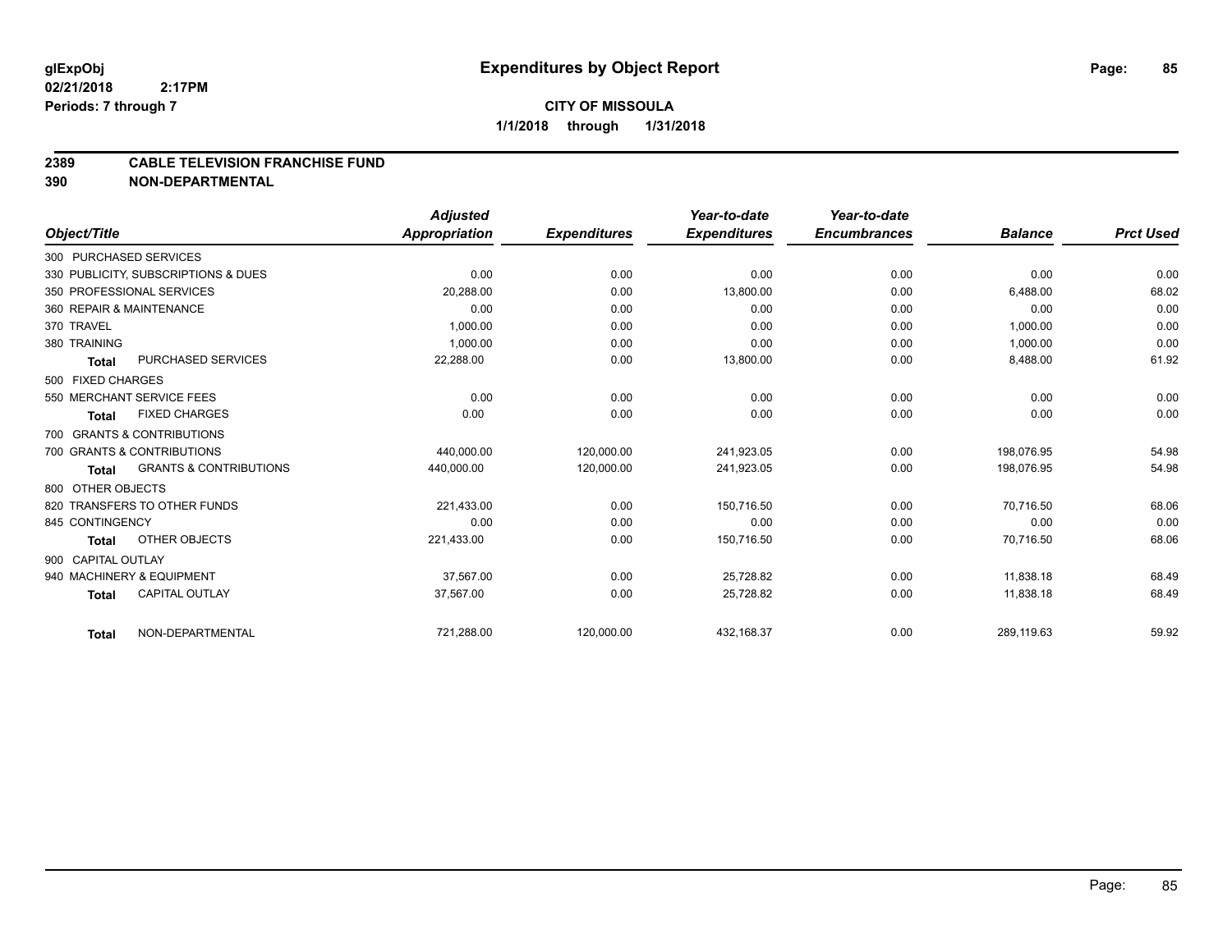# Expenditures by Object Report

glExpObj
02/21/2018 2:17PM
Periods: 7 through 7

**CITY OF MISSOULA**
**1/1/2018 through 1/31/2018**

## 2389 CABLE TELEVISION FRANCHISE FUND
## 390 NON-DEPARTMENTAL

| Object/Title | Adjusted Appropriation | Expenditures | Year-to-date Expenditures | Year-to-date Encumbrances | Balance | Prct Used |
|---|---|---|---|---|---|---|
| 300 PURCHASED SERVICES | | | | | | |
| 330 PUBLICITY, SUBSCRIPTIONS & DUES | 0.00 | 0.00 | 0.00 | 0.00 | 0.00 | 0.00 |
| 350 PROFESSIONAL SERVICES | 20,288.00 | 0.00 | 13,800.00 | 0.00 | 6,488.00 | 68.02 |
| 360 REPAIR & MAINTENANCE | 0.00 | 0.00 | 0.00 | 0.00 | 0.00 | 0.00 |
| 370 TRAVEL | 1,000.00 | 0.00 | 0.00 | 0.00 | 1,000.00 | 0.00 |
| 380 TRAINING | 1,000.00 | 0.00 | 0.00 | 0.00 | 1,000.00 | 0.00 |
| **Total** PURCHASED SERVICES | 22,288.00 | 0.00 | 13,800.00 | 0.00 | 8,488.00 | 61.92 |
| 500 FIXED CHARGES | | | | | | |
| 550 MERCHANT SERVICE FEES | 0.00 | 0.00 | 0.00 | 0.00 | 0.00 | 0.00 |
| **Total** FIXED CHARGES | 0.00 | 0.00 | 0.00 | 0.00 | 0.00 | 0.00 |
| 700 GRANTS & CONTRIBUTIONS | | | | | | |
| 700 GRANTS & CONTRIBUTIONS | 440,000.00 | 120,000.00 | 241,923.05 | 0.00 | 198,076.95 | 54.98 |
| **Total** GRANTS & CONTRIBUTIONS | 440,000.00 | 120,000.00 | 241,923.05 | 0.00 | 198,076.95 | 54.98 |
| 800 OTHER OBJECTS | | | | | | |
| 820 TRANSFERS TO OTHER FUNDS | 221,433.00 | 0.00 | 150,716.50 | 0.00 | 70,716.50 | 68.06 |
| 845 CONTINGENCY | 0.00 | 0.00 | 0.00 | 0.00 | 0.00 | 0.00 |
| **Total** OTHER OBJECTS | 221,433.00 | 0.00 | 150,716.50 | 0.00 | 70,716.50 | 68.06 |
| 900 CAPITAL OUTLAY | | | | | | |
| 940 MACHINERY & EQUIPMENT | 37,567.00 | 0.00 | 25,728.82 | 0.00 | 11,838.18 | 68.49 |
| **Total** CAPITAL OUTLAY | 37,567.00 | 0.00 | 25,728.82 | 0.00 | 11,838.18 | 68.49 |
| **Total** NON-DEPARTMENTAL | 721,288.00 | 120,000.00 | 432,168.37 | 0.00 | 289,119.63 | 59.92 |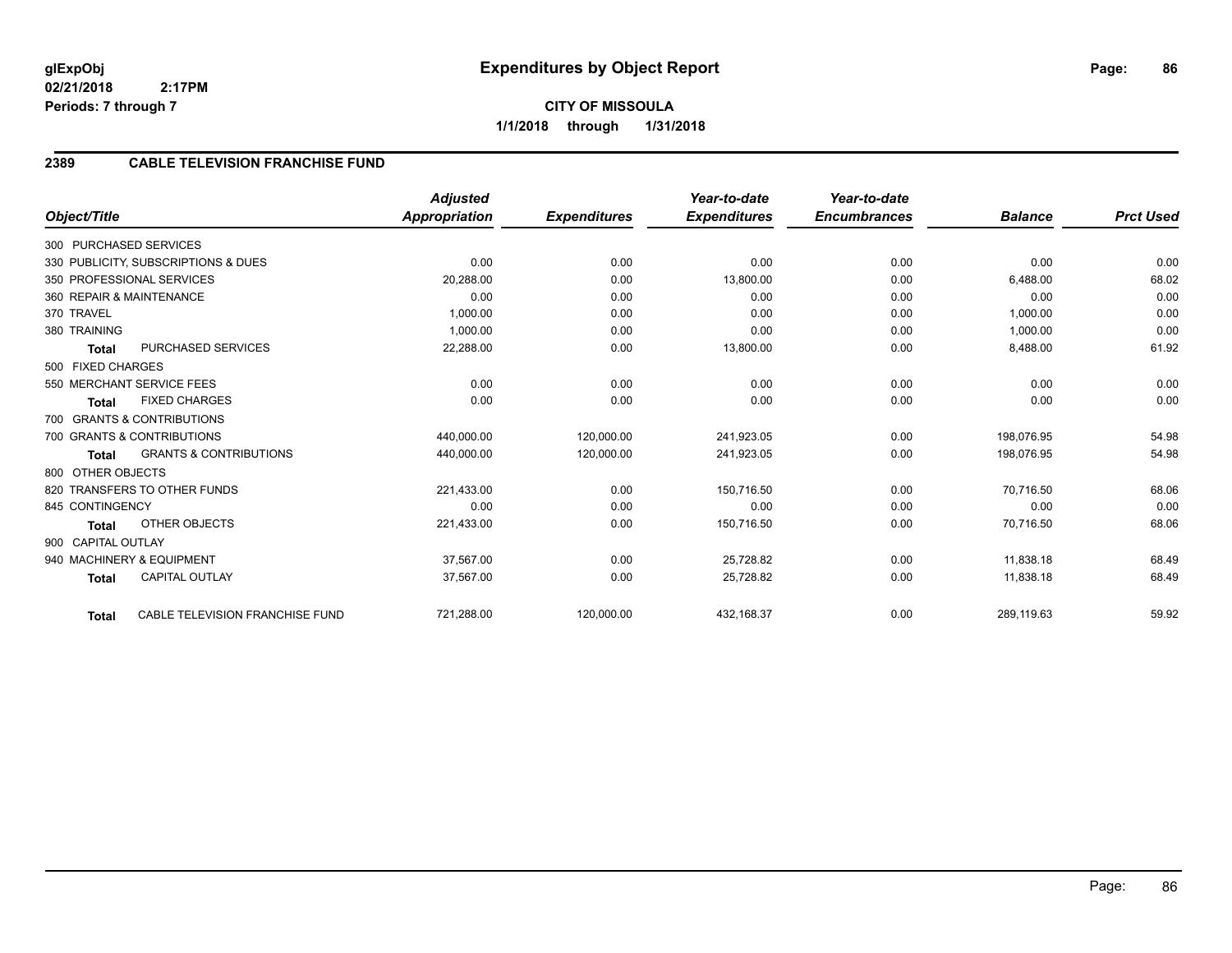**glExpObj** **Expenditures by Object Report**

**02/21/2018 2:17PM**

**Periods: 7 through 7**

**CITY OF MISSOULA**

**1/1/2018 through 1/31/2018**

## 2389 CABLE TELEVISION FRANCHISE FUND

| Object/Title | | Adjusted Appropriation | Expenditures | Year-to-date Expenditures | Year-to-date Encumbrances | Balance | Prct Used |
|---|---|---|---|---|---|---|---|
| 300 PURCHASED SERVICES | | | | | | | |
| 330 PUBLICITY, SUBSCRIPTIONS & DUES | | 0.00 | 0.00 | 0.00 | 0.00 | 0.00 | 0.00 |
| 350 PROFESSIONAL SERVICES | | 20,288.00 | 0.00 | 13,800.00 | 0.00 | 6,488.00 | 68.02 |
| 360 REPAIR & MAINTENANCE | | 0.00 | 0.00 | 0.00 | 0.00 | 0.00 | 0.00 |
| 370 TRAVEL | | 1,000.00 | 0.00 | 0.00 | 0.00 | 1,000.00 | 0.00 |
| 380 TRAINING | | 1,000.00 | 0.00 | 0.00 | 0.00 | 1,000.00 | 0.00 |
| **Total** | PURCHASED SERVICES | 22,288.00 | 0.00 | 13,800.00 | 0.00 | 8,488.00 | 61.92 |
| 500 FIXED CHARGES | | | | | | | |
| 550 MERCHANT SERVICE FEES | | 0.00 | 0.00 | 0.00 | 0.00 | 0.00 | 0.00 |
| **Total** | FIXED CHARGES | 0.00 | 0.00 | 0.00 | 0.00 | 0.00 | 0.00 |
| 700 GRANTS & CONTRIBUTIONS | | | | | | | |
| 700 GRANTS & CONTRIBUTIONS | | 440,000.00 | 120,000.00 | 241,923.05 | 0.00 | 198,076.95 | 54.98 |
| **Total** | GRANTS & CONTRIBUTIONS | 440,000.00 | 120,000.00 | 241,923.05 | 0.00 | 198,076.95 | 54.98 |
| 800 OTHER OBJECTS | | | | | | | |
| 820 TRANSFERS TO OTHER FUNDS | | 221,433.00 | 0.00 | 150,716.50 | 0.00 | 70,716.50 | 68.06 |
| 845 CONTINGENCY | | 0.00 | 0.00 | 0.00 | 0.00 | 0.00 | 0.00 |
| **Total** | OTHER OBJECTS | 221,433.00 | 0.00 | 150,716.50 | 0.00 | 70,716.50 | 68.06 |
| 900 CAPITAL OUTLAY | | | | | | | |
| 940 MACHINERY & EQUIPMENT | | 37,567.00 | 0.00 | 25,728.82 | 0.00 | 11,838.18 | 68.49 |
| **Total** | CAPITAL OUTLAY | 37,567.00 | 0.00 | 25,728.82 | 0.00 | 11,838.18 | 68.49 |
| **Total** | CABLE TELEVISION FRANCHISE FUND | 721,288.00 | 120,000.00 | 432,168.37 | 0.00 | 289,119.63 | 59.92 |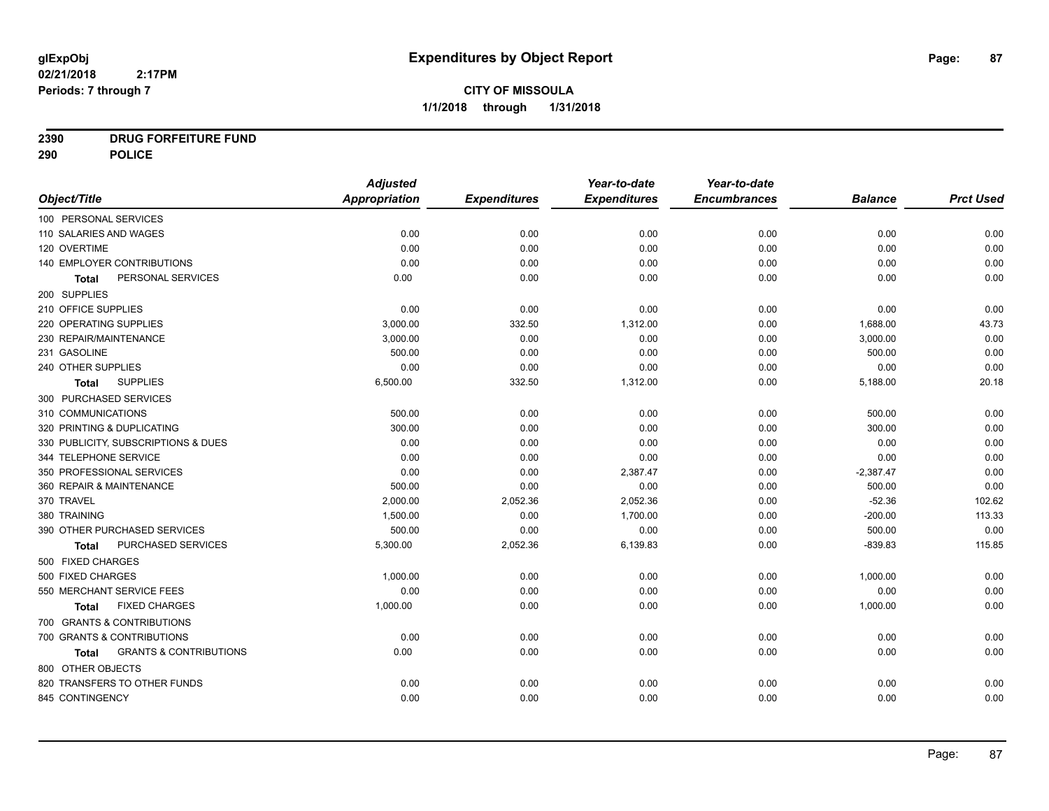# Expenditures by Object Report

glExpObj
02/21/2018 2:17PM
Periods: 7 through 7

**CITY OF MISSOULA**
**1/1/2018 through 1/31/2018**

**2390 DRUG FORFEITURE FUND**
**290 POLICE**

| Object/Title | Adjusted Appropriation | Expenditures | Year-to-date Expenditures | Year-to-date Encumbrances | Balance | Prct Used |
|---|---|---|---|---|---|---|
| 100 PERSONAL SERVICES | | | | | | |
| 110 SALARIES AND WAGES | 0.00 | 0.00 | 0.00 | 0.00 | 0.00 | 0.00 |
| 120 OVERTIME | 0.00 | 0.00 | 0.00 | 0.00 | 0.00 | 0.00 |
| 140 EMPLOYER CONTRIBUTIONS | 0.00 | 0.00 | 0.00 | 0.00 | 0.00 | 0.00 |
| **Total** PERSONAL SERVICES | 0.00 | 0.00 | 0.00 | 0.00 | 0.00 | 0.00 |
| 200 SUPPLIES | | | | | | |
| 210 OFFICE SUPPLIES | 0.00 | 0.00 | 0.00 | 0.00 | 0.00 | 0.00 |
| 220 OPERATING SUPPLIES | 3,000.00 | 332.50 | 1,312.00 | 0.00 | 1,688.00 | 43.73 |
| 230 REPAIR/MAINTENANCE | 3,000.00 | 0.00 | 0.00 | 0.00 | 3,000.00 | 0.00 |
| 231 GASOLINE | 500.00 | 0.00 | 0.00 | 0.00 | 500.00 | 0.00 |
| 240 OTHER SUPPLIES | 0.00 | 0.00 | 0.00 | 0.00 | 0.00 | 0.00 |
| **Total** SUPPLIES | 6,500.00 | 332.50 | 1,312.00 | 0.00 | 5,188.00 | 20.18 |
| 300 PURCHASED SERVICES | | | | | | |
| 310 COMMUNICATIONS | 500.00 | 0.00 | 0.00 | 0.00 | 500.00 | 0.00 |
| 320 PRINTING & DUPLICATING | 300.00 | 0.00 | 0.00 | 0.00 | 300.00 | 0.00 |
| 330 PUBLICITY, SUBSCRIPTIONS & DUES | 0.00 | 0.00 | 0.00 | 0.00 | 0.00 | 0.00 |
| 344 TELEPHONE SERVICE | 0.00 | 0.00 | 0.00 | 0.00 | 0.00 | 0.00 |
| 350 PROFESSIONAL SERVICES | 0.00 | 0.00 | 2,387.47 | 0.00 | -2,387.47 | 0.00 |
| 360 REPAIR & MAINTENANCE | 500.00 | 0.00 | 0.00 | 0.00 | 500.00 | 0.00 |
| 370 TRAVEL | 2,000.00 | 2,052.36 | 2,052.36 | 0.00 | -52.36 | 102.62 |
| 380 TRAINING | 1,500.00 | 0.00 | 1,700.00 | 0.00 | -200.00 | 113.33 |
| 390 OTHER PURCHASED SERVICES | 500.00 | 0.00 | 0.00 | 0.00 | 500.00 | 0.00 |
| **Total** PURCHASED SERVICES | 5,300.00 | 2,052.36 | 6,139.83 | 0.00 | -839.83 | 115.85 |
| 500 FIXED CHARGES | | | | | | |
| 500 FIXED CHARGES | 1,000.00 | 0.00 | 0.00 | 0.00 | 1,000.00 | 0.00 |
| 550 MERCHANT SERVICE FEES | 0.00 | 0.00 | 0.00 | 0.00 | 0.00 | 0.00 |
| **Total** FIXED CHARGES | 1,000.00 | 0.00 | 0.00 | 0.00 | 1,000.00 | 0.00 |
| 700 GRANTS & CONTRIBUTIONS | | | | | | |
| 700 GRANTS & CONTRIBUTIONS | 0.00 | 0.00 | 0.00 | 0.00 | 0.00 | 0.00 |
| **Total** GRANTS & CONTRIBUTIONS | 0.00 | 0.00 | 0.00 | 0.00 | 0.00 | 0.00 |
| 800 OTHER OBJECTS | | | | | | |
| 820 TRANSFERS TO OTHER FUNDS | 0.00 | 0.00 | 0.00 | 0.00 | 0.00 | 0.00 |
| 845 CONTINGENCY | 0.00 | 0.00 | 0.00 | 0.00 | 0.00 | 0.00 |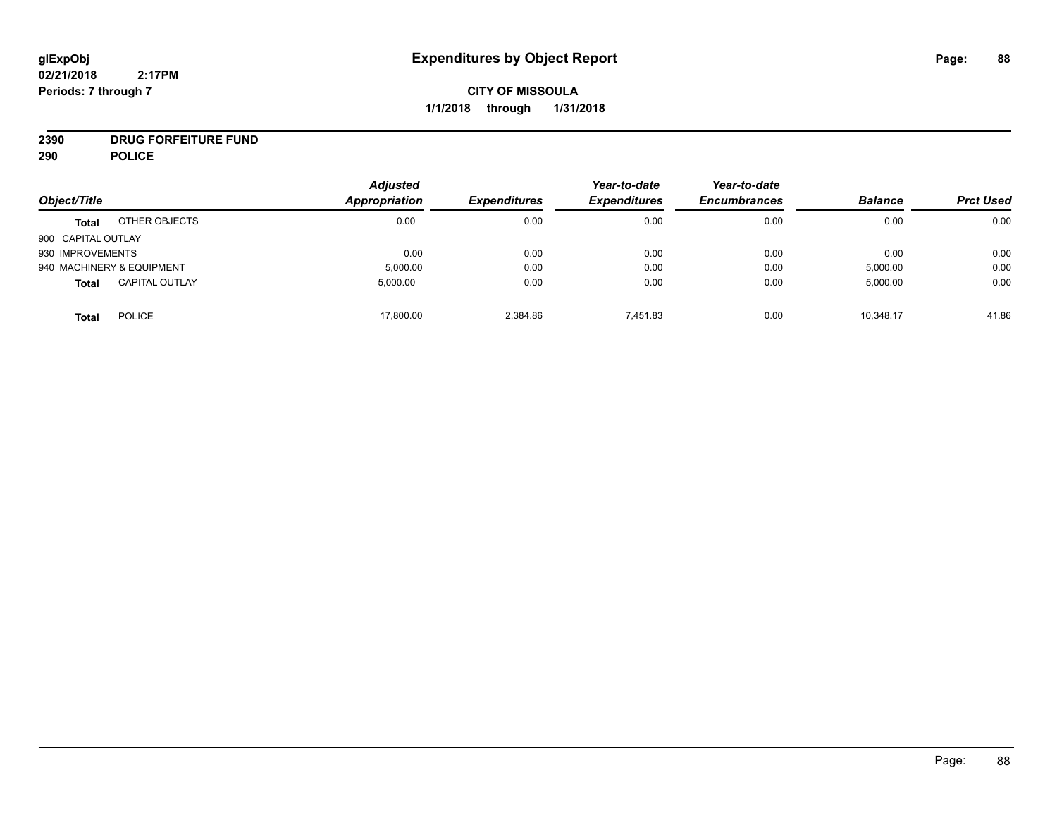# Expenditures by Object Report

glExpObj
02/21/2018 2:17PM
Periods: 7 through 7

**CITY OF MISSOULA**
**1/1/2018 through 1/31/2018**

**2390 DRUG FORFEITURE FUND**
**290 POLICE**

| Object/Title | | Adjusted Appropriation | Expenditures | Year-to-date Expenditures | Year-to-date Encumbrances | Balance | Prct Used |
|---|---|---|---|---|---|---|---|
| **Total** | OTHER OBJECTS | 0.00 | 0.00 | 0.00 | 0.00 | 0.00 | 0.00 |
| 900 CAPITAL OUTLAY | | | | | | | |
| 930 IMPROVEMENTS | | 0.00 | 0.00 | 0.00 | 0.00 | 0.00 | 0.00 |
| 940 MACHINERY & EQUIPMENT | | 5,000.00 | 0.00 | 0.00 | 0.00 | 5,000.00 | 0.00 |
| **Total** | CAPITAL OUTLAY | 5,000.00 | 0.00 | 0.00 | 0.00 | 5,000.00 | 0.00 |
| **Total** | POLICE | 17,800.00 | 2,384.86 | 7,451.83 | 0.00 | 10,348.17 | 41.86 |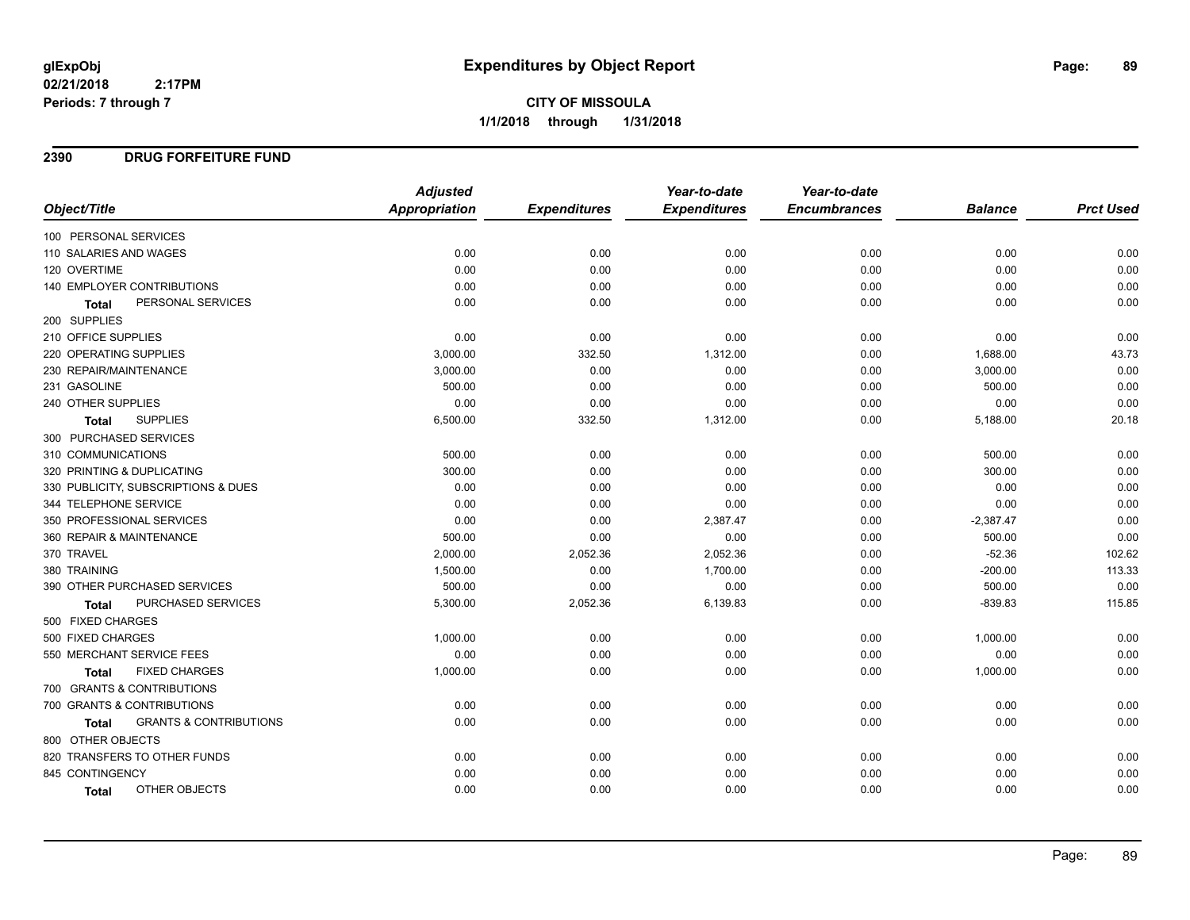# Expenditures by Object Report

**CITY OF MISSOULA**

**1/1/2018 through 1/31/2018**

glExpObj
02/21/2018 2:17PM
Periods: 7 through 7

## 2390 DRUG FORFEITURE FUND

| Object/Title | Adjusted Appropriation | Expenditures | Year-to-date Expenditures | Year-to-date Encumbrances | Balance | Prct Used |
|---|---|---|---|---|---|---|
| 100 PERSONAL SERVICES | | | | | | |
| 110 SALARIES AND WAGES | 0.00 | 0.00 | 0.00 | 0.00 | 0.00 | 0.00 |
| 120 OVERTIME | 0.00 | 0.00 | 0.00 | 0.00 | 0.00 | 0.00 |
| 140 EMPLOYER CONTRIBUTIONS | 0.00 | 0.00 | 0.00 | 0.00 | 0.00 | 0.00 |
| **Total** PERSONAL SERVICES | 0.00 | 0.00 | 0.00 | 0.00 | 0.00 | 0.00 |
| 200 SUPPLIES | | | | | | |
| 210 OFFICE SUPPLIES | 0.00 | 0.00 | 0.00 | 0.00 | 0.00 | 0.00 |
| 220 OPERATING SUPPLIES | 3,000.00 | 332.50 | 1,312.00 | 0.00 | 1,688.00 | 43.73 |
| 230 REPAIR/MAINTENANCE | 3,000.00 | 0.00 | 0.00 | 0.00 | 3,000.00 | 0.00 |
| 231 GASOLINE | 500.00 | 0.00 | 0.00 | 0.00 | 500.00 | 0.00 |
| 240 OTHER SUPPLIES | 0.00 | 0.00 | 0.00 | 0.00 | 0.00 | 0.00 |
| **Total** SUPPLIES | 6,500.00 | 332.50 | 1,312.00 | 0.00 | 5,188.00 | 20.18 |
| 300 PURCHASED SERVICES | | | | | | |
| 310 COMMUNICATIONS | 500.00 | 0.00 | 0.00 | 0.00 | 500.00 | 0.00 |
| 320 PRINTING & DUPLICATING | 300.00 | 0.00 | 0.00 | 0.00 | 300.00 | 0.00 |
| 330 PUBLICITY, SUBSCRIPTIONS & DUES | 0.00 | 0.00 | 0.00 | 0.00 | 0.00 | 0.00 |
| 344 TELEPHONE SERVICE | 0.00 | 0.00 | 0.00 | 0.00 | 0.00 | 0.00 |
| 350 PROFESSIONAL SERVICES | 0.00 | 0.00 | 2,387.47 | 0.00 | -2,387.47 | 0.00 |
| 360 REPAIR & MAINTENANCE | 500.00 | 0.00 | 0.00 | 0.00 | 500.00 | 0.00 |
| 370 TRAVEL | 2,000.00 | 2,052.36 | 2,052.36 | 0.00 | -52.36 | 102.62 |
| 380 TRAINING | 1,500.00 | 0.00 | 1,700.00 | 0.00 | -200.00 | 113.33 |
| 390 OTHER PURCHASED SERVICES | 500.00 | 0.00 | 0.00 | 0.00 | 500.00 | 0.00 |
| **Total** PURCHASED SERVICES | 5,300.00 | 2,052.36 | 6,139.83 | 0.00 | -839.83 | 115.85 |
| 500 FIXED CHARGES | | | | | | |
| 500 FIXED CHARGES | 1,000.00 | 0.00 | 0.00 | 0.00 | 1,000.00 | 0.00 |
| 550 MERCHANT SERVICE FEES | 0.00 | 0.00 | 0.00 | 0.00 | 0.00 | 0.00 |
| **Total** FIXED CHARGES | 1,000.00 | 0.00 | 0.00 | 0.00 | 1,000.00 | 0.00 |
| 700 GRANTS & CONTRIBUTIONS | | | | | | |
| 700 GRANTS & CONTRIBUTIONS | 0.00 | 0.00 | 0.00 | 0.00 | 0.00 | 0.00 |
| **Total** GRANTS & CONTRIBUTIONS | 0.00 | 0.00 | 0.00 | 0.00 | 0.00 | 0.00 |
| 800 OTHER OBJECTS | | | | | | |
| 820 TRANSFERS TO OTHER FUNDS | 0.00 | 0.00 | 0.00 | 0.00 | 0.00 | 0.00 |
| 845 CONTINGENCY | 0.00 | 0.00 | 0.00 | 0.00 | 0.00 | 0.00 |
| **Total** OTHER OBJECTS | 0.00 | 0.00 | 0.00 | 0.00 | 0.00 | 0.00 |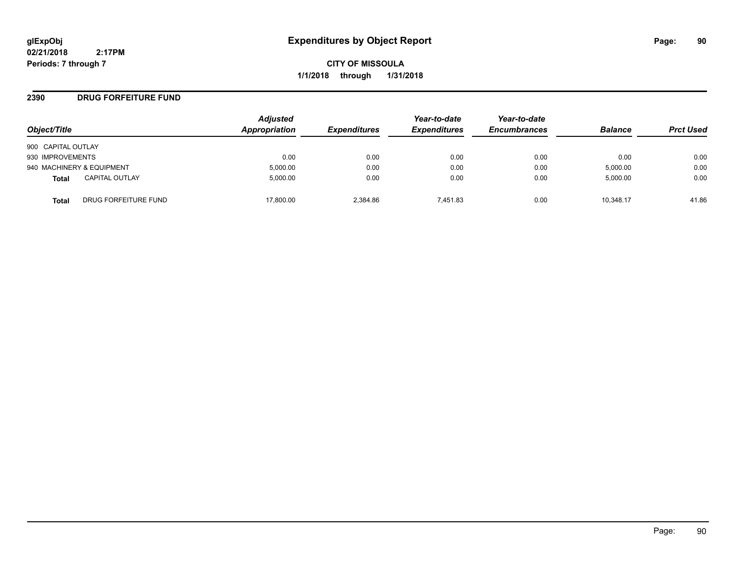**glExpObj** **Expenditures by Object Report**
**02/21/2018 2:17PM**
**Periods: 7 through 7**

**CITY OF MISSOULA**
**1/1/2018 through 1/31/2018**

## 2390 DRUG FORFEITURE FUND

| Object/Title | | Adjusted Appropriation | Expenditures | Year-to-date Expenditures | Year-to-date Encumbrances | Balance | Prct Used |
|---|---|---|---|---|---|---|---|
| 900 CAPITAL OUTLAY | | | | | | | |
| 930 IMPROVEMENTS | | 0.00 | 0.00 | 0.00 | 0.00 | 0.00 | 0.00 |
| 940 MACHINERY & EQUIPMENT | | 5,000.00 | 0.00 | 0.00 | 0.00 | 5,000.00 | 0.00 |
| **Total** | CAPITAL OUTLAY | 5,000.00 | 0.00 | 0.00 | 0.00 | 5,000.00 | 0.00 |
| **Total** | DRUG FORFEITURE FUND | 17,800.00 | 2,384.86 | 7,451.83 | 0.00 | 10,348.17 | 41.86 |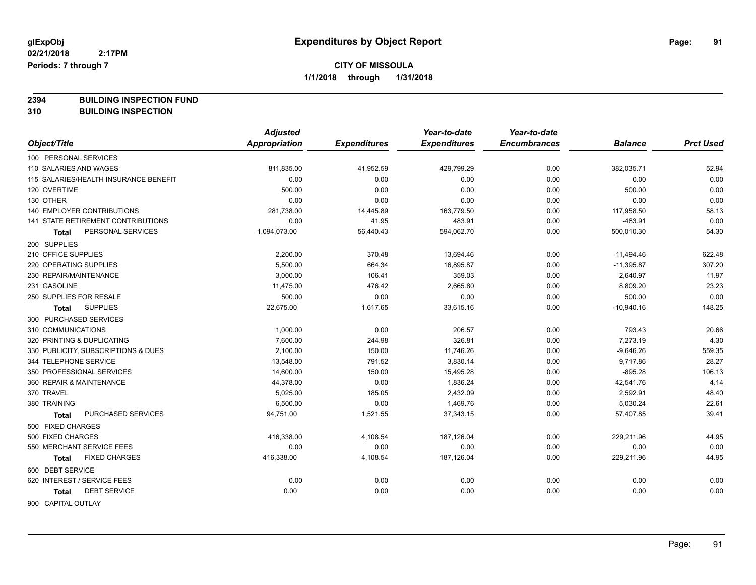# Expenditures by Object Report

glExpObj
02/21/2018 2:17PM
Periods: 7 through 7

**CITY OF MISSOULA**
**1/1/2018 through 1/31/2018**

**2394 BUILDING INSPECTION FUND**
**310 BUILDING INSPECTION**

| Object/Title | Adjusted Appropriation | Expenditures | Year-to-date Expenditures | Year-to-date Encumbrances | Balance | Prct Used |
|---|---|---|---|---|---|---|
| 100 PERSONAL SERVICES | | | | | | |
| 110 SALARIES AND WAGES | 811,835.00 | 41,952.59 | 429,799.29 | 0.00 | 382,035.71 | 52.94 |
| 115 SALARIES/HEALTH INSURANCE BENEFIT | 0.00 | 0.00 | 0.00 | 0.00 | 0.00 | 0.00 |
| 120 OVERTIME | 500.00 | 0.00 | 0.00 | 0.00 | 500.00 | 0.00 |
| 130 OTHER | 0.00 | 0.00 | 0.00 | 0.00 | 0.00 | 0.00 |
| 140 EMPLOYER CONTRIBUTIONS | 281,738.00 | 14,445.89 | 163,779.50 | 0.00 | 117,958.50 | 58.13 |
| 141 STATE RETIREMENT CONTRIBUTIONS | 0.00 | 41.95 | 483.91 | 0.00 | -483.91 | 0.00 |
| **Total** PERSONAL SERVICES | 1,094,073.00 | 56,440.43 | 594,062.70 | 0.00 | 500,010.30 | 54.30 |
| 200 SUPPLIES | | | | | | |
| 210 OFFICE SUPPLIES | 2,200.00 | 370.48 | 13,694.46 | 0.00 | -11,494.46 | 622.48 |
| 220 OPERATING SUPPLIES | 5,500.00 | 664.34 | 16,895.87 | 0.00 | -11,395.87 | 307.20 |
| 230 REPAIR/MAINTENANCE | 3,000.00 | 106.41 | 359.03 | 0.00 | 2,640.97 | 11.97 |
| 231 GASOLINE | 11,475.00 | 476.42 | 2,665.80 | 0.00 | 8,809.20 | 23.23 |
| 250 SUPPLIES FOR RESALE | 500.00 | 0.00 | 0.00 | 0.00 | 500.00 | 0.00 |
| **Total** SUPPLIES | 22,675.00 | 1,617.65 | 33,615.16 | 0.00 | -10,940.16 | 148.25 |
| 300 PURCHASED SERVICES | | | | | | |
| 310 COMMUNICATIONS | 1,000.00 | 0.00 | 206.57 | 0.00 | 793.43 | 20.66 |
| 320 PRINTING & DUPLICATING | 7,600.00 | 244.98 | 326.81 | 0.00 | 7,273.19 | 4.30 |
| 330 PUBLICITY, SUBSCRIPTIONS & DUES | 2,100.00 | 150.00 | 11,746.26 | 0.00 | -9,646.26 | 559.35 |
| 344 TELEPHONE SERVICE | 13,548.00 | 791.52 | 3,830.14 | 0.00 | 9,717.86 | 28.27 |
| 350 PROFESSIONAL SERVICES | 14,600.00 | 150.00 | 15,495.28 | 0.00 | -895.28 | 106.13 |
| 360 REPAIR & MAINTENANCE | 44,378.00 | 0.00 | 1,836.24 | 0.00 | 42,541.76 | 4.14 |
| 370 TRAVEL | 5,025.00 | 185.05 | 2,432.09 | 0.00 | 2,592.91 | 48.40 |
| 380 TRAINING | 6,500.00 | 0.00 | 1,469.76 | 0.00 | 5,030.24 | 22.61 |
| **Total** PURCHASED SERVICES | 94,751.00 | 1,521.55 | 37,343.15 | 0.00 | 57,407.85 | 39.41 |
| 500 FIXED CHARGES | | | | | | |
| 500 FIXED CHARGES | 416,338.00 | 4,108.54 | 187,126.04 | 0.00 | 229,211.96 | 44.95 |
| 550 MERCHANT SERVICE FEES | 0.00 | 0.00 | 0.00 | 0.00 | 0.00 | 0.00 |
| **Total** FIXED CHARGES | 416,338.00 | 4,108.54 | 187,126.04 | 0.00 | 229,211.96 | 44.95 |
| 600 DEBT SERVICE | | | | | | |
| 620 INTEREST / SERVICE FEES | 0.00 | 0.00 | 0.00 | 0.00 | 0.00 | 0.00 |
| **Total** DEBT SERVICE | 0.00 | 0.00 | 0.00 | 0.00 | 0.00 | 0.00 |
| 900 CAPITAL OUTLAY | | | | | | |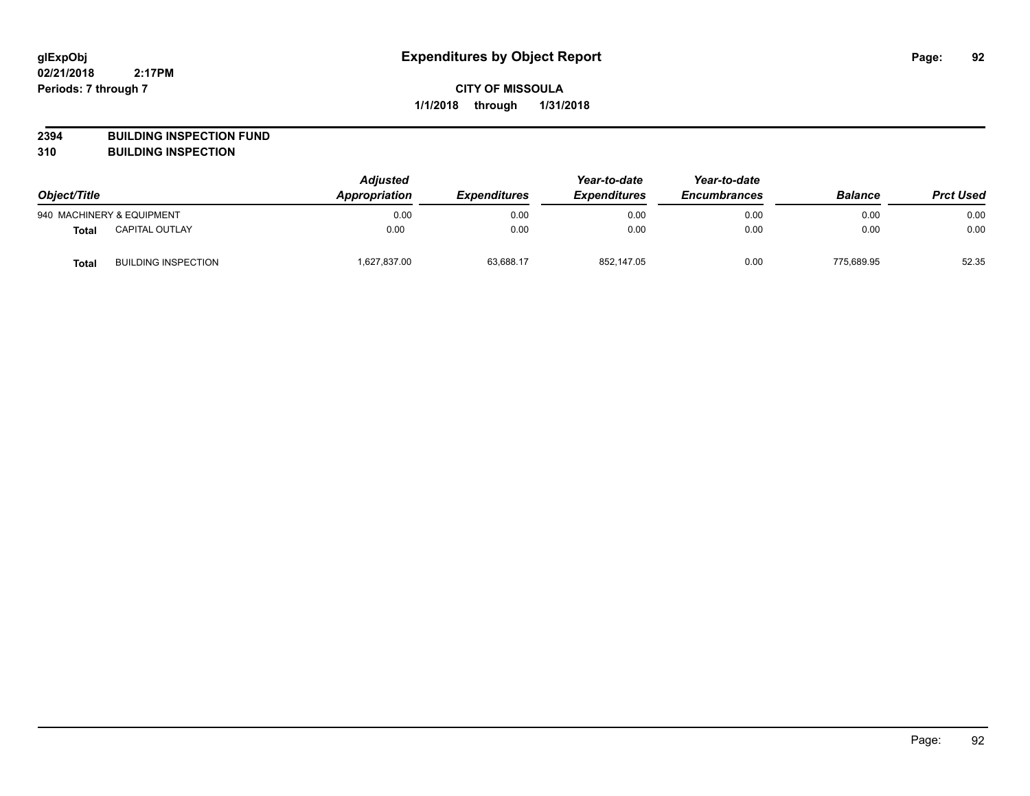**glExpObj** **Expenditures by Object Report**

**02/21/2018 2:17PM**

**Periods: 7 through 7**

**CITY OF MISSOULA**

**1/1/2018 through 1/31/2018**

**2394 BUILDING INSPECTION FUND**

**310 BUILDING INSPECTION**

| Object/Title | | Adjusted Appropriation | Expenditures | Year-to-date Expenditures | Year-to-date Encumbrances | Balance | Prct Used |
|---|---|---|---|---|---|---|---|
| 940 MACHINERY & EQUIPMENT | | 0.00 | 0.00 | 0.00 | 0.00 | 0.00 | 0.00 |
| **Total** | CAPITAL OUTLAY | 0.00 | 0.00 | 0.00 | 0.00 | 0.00 | 0.00 |
| **Total** | BUILDING INSPECTION | 1,627,837.00 | 63,688.17 | 852,147.05 | 0.00 | 775,689.95 | 52.35 |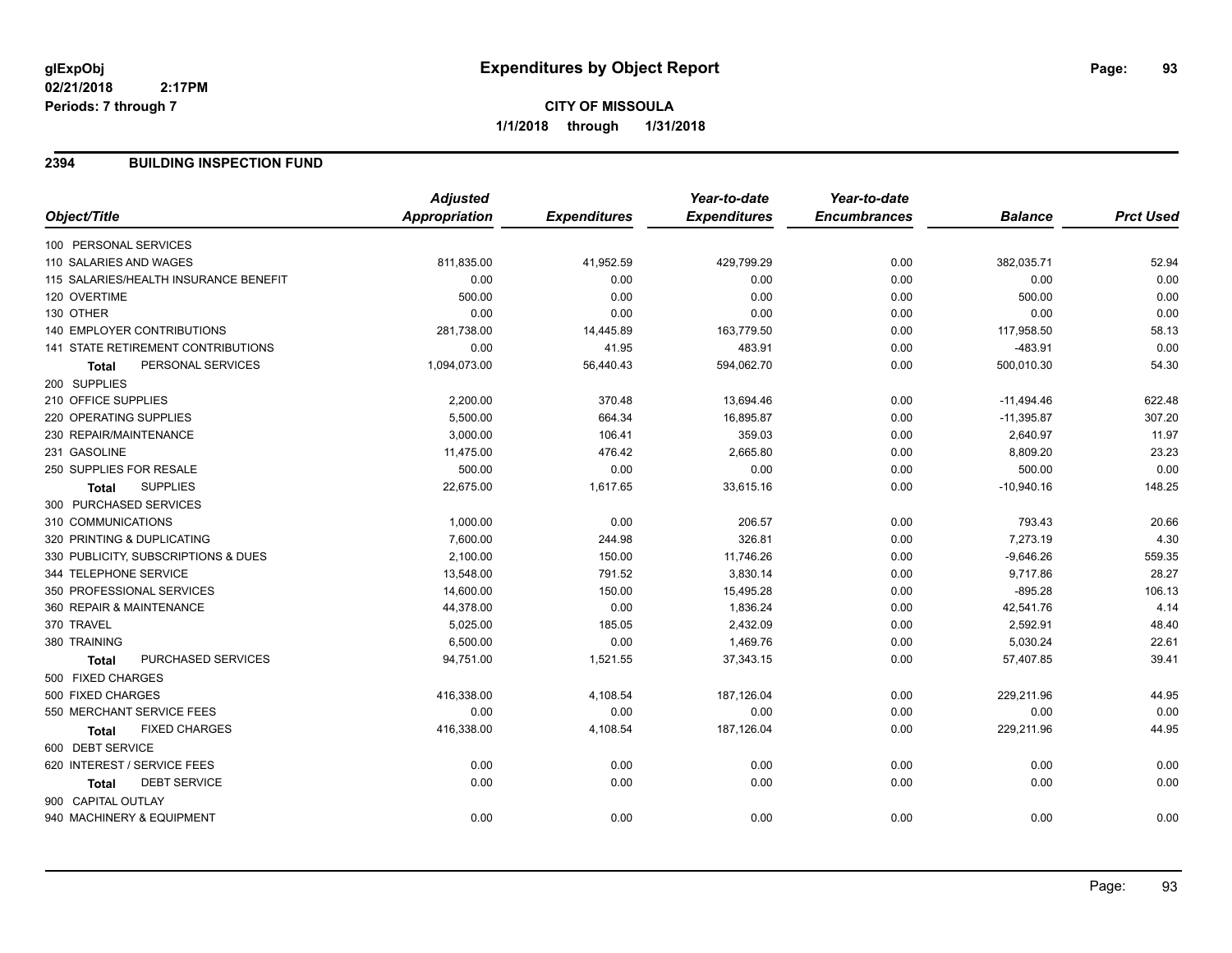glExpObj
02/21/2018 2:17PM
Periods: 7 through 7

# Expenditures by Object Report

**CITY OF MISSOULA**
**1/1/2018 through 1/31/2018**

## 2394 BUILDING INSPECTION FUND

| Object/Title | Adjusted Appropriation | Expenditures | Year-to-date Expenditures | Year-to-date Encumbrances | Balance | Prct Used |
|---|---|---|---|---|---|---|
| 100 PERSONAL SERVICES | | | | | | |
| 110 SALARIES AND WAGES | 811,835.00 | 41,952.59 | 429,799.29 | 0.00 | 382,035.71 | 52.94 |
| 115 SALARIES/HEALTH INSURANCE BENEFIT | 0.00 | 0.00 | 0.00 | 0.00 | 0.00 | 0.00 |
| 120 OVERTIME | 500.00 | 0.00 | 0.00 | 0.00 | 500.00 | 0.00 |
| 130 OTHER | 0.00 | 0.00 | 0.00 | 0.00 | 0.00 | 0.00 |
| 140 EMPLOYER CONTRIBUTIONS | 281,738.00 | 14,445.89 | 163,779.50 | 0.00 | 117,958.50 | 58.13 |
| 141 STATE RETIREMENT CONTRIBUTIONS | 0.00 | 41.95 | 483.91 | 0.00 | -483.91 | 0.00 |
| **Total** PERSONAL SERVICES | 1,094,073.00 | 56,440.43 | 594,062.70 | 0.00 | 500,010.30 | 54.30 |
| 200 SUPPLIES | | | | | | |
| 210 OFFICE SUPPLIES | 2,200.00 | 370.48 | 13,694.46 | 0.00 | -11,494.46 | 622.48 |
| 220 OPERATING SUPPLIES | 5,500.00 | 664.34 | 16,895.87 | 0.00 | -11,395.87 | 307.20 |
| 230 REPAIR/MAINTENANCE | 3,000.00 | 106.41 | 359.03 | 0.00 | 2,640.97 | 11.97 |
| 231 GASOLINE | 11,475.00 | 476.42 | 2,665.80 | 0.00 | 8,809.20 | 23.23 |
| 250 SUPPLIES FOR RESALE | 500.00 | 0.00 | 0.00 | 0.00 | 500.00 | 0.00 |
| **Total** SUPPLIES | 22,675.00 | 1,617.65 | 33,615.16 | 0.00 | -10,940.16 | 148.25 |
| 300 PURCHASED SERVICES | | | | | | |
| 310 COMMUNICATIONS | 1,000.00 | 0.00 | 206.57 | 0.00 | 793.43 | 20.66 |
| 320 PRINTING & DUPLICATING | 7,600.00 | 244.98 | 326.81 | 0.00 | 7,273.19 | 4.30 |
| 330 PUBLICITY, SUBSCRIPTIONS & DUES | 2,100.00 | 150.00 | 11,746.26 | 0.00 | -9,646.26 | 559.35 |
| 344 TELEPHONE SERVICE | 13,548.00 | 791.52 | 3,830.14 | 0.00 | 9,717.86 | 28.27 |
| 350 PROFESSIONAL SERVICES | 14,600.00 | 150.00 | 15,495.28 | 0.00 | -895.28 | 106.13 |
| 360 REPAIR & MAINTENANCE | 44,378.00 | 0.00 | 1,836.24 | 0.00 | 42,541.76 | 4.14 |
| 370 TRAVEL | 5,025.00 | 185.05 | 2,432.09 | 0.00 | 2,592.91 | 48.40 |
| 380 TRAINING | 6,500.00 | 0.00 | 1,469.76 | 0.00 | 5,030.24 | 22.61 |
| **Total** PURCHASED SERVICES | 94,751.00 | 1,521.55 | 37,343.15 | 0.00 | 57,407.85 | 39.41 |
| 500 FIXED CHARGES | | | | | | |
| 500 FIXED CHARGES | 416,338.00 | 4,108.54 | 187,126.04 | 0.00 | 229,211.96 | 44.95 |
| 550 MERCHANT SERVICE FEES | 0.00 | 0.00 | 0.00 | 0.00 | 0.00 | 0.00 |
| **Total** FIXED CHARGES | 416,338.00 | 4,108.54 | 187,126.04 | 0.00 | 229,211.96 | 44.95 |
| 600 DEBT SERVICE | | | | | | |
| 620 INTEREST / SERVICE FEES | 0.00 | 0.00 | 0.00 | 0.00 | 0.00 | 0.00 |
| **Total** DEBT SERVICE | 0.00 | 0.00 | 0.00 | 0.00 | 0.00 | 0.00 |
| 900 CAPITAL OUTLAY | | | | | | |
| 940 MACHINERY & EQUIPMENT | 0.00 | 0.00 | 0.00 | 0.00 | 0.00 | 0.00 |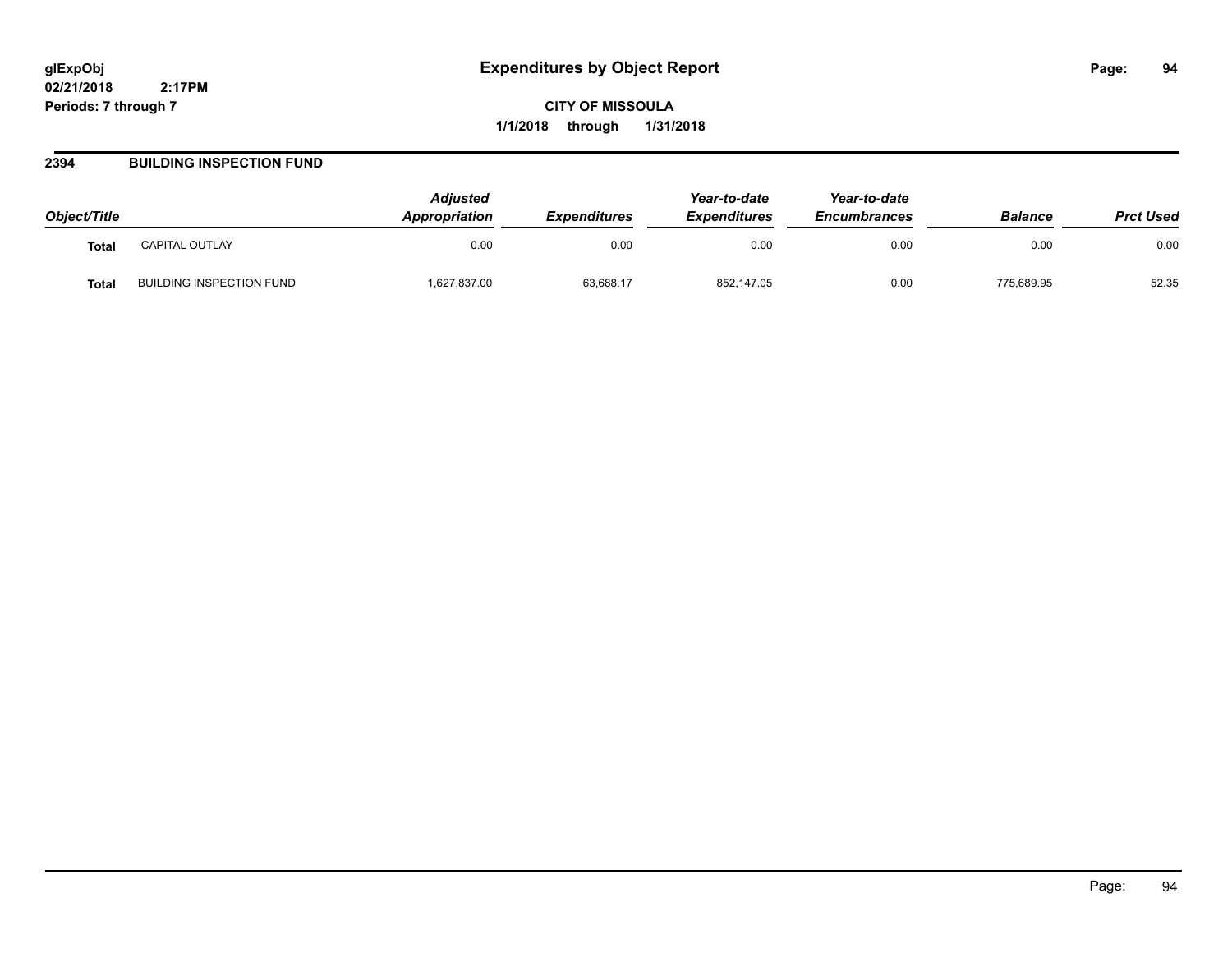## 2394 BUILDING INSPECTION FUND

| Object/Title | | Adjusted Appropriation | Expenditures | Year-to-date Expenditures | Year-to-date Encumbrances | Balance | Prct Used |
|---|---|---|---|---|---|---|---|
| **Total** | CAPITAL OUTLAY | 0.00 | 0.00 | 0.00 | 0.00 | 0.00 | 0.00 |
| **Total** | BUILDING INSPECTION FUND | 1,627,837.00 | 63,688.17 | 852,147.05 | 0.00 | 775,689.95 | 52.35 |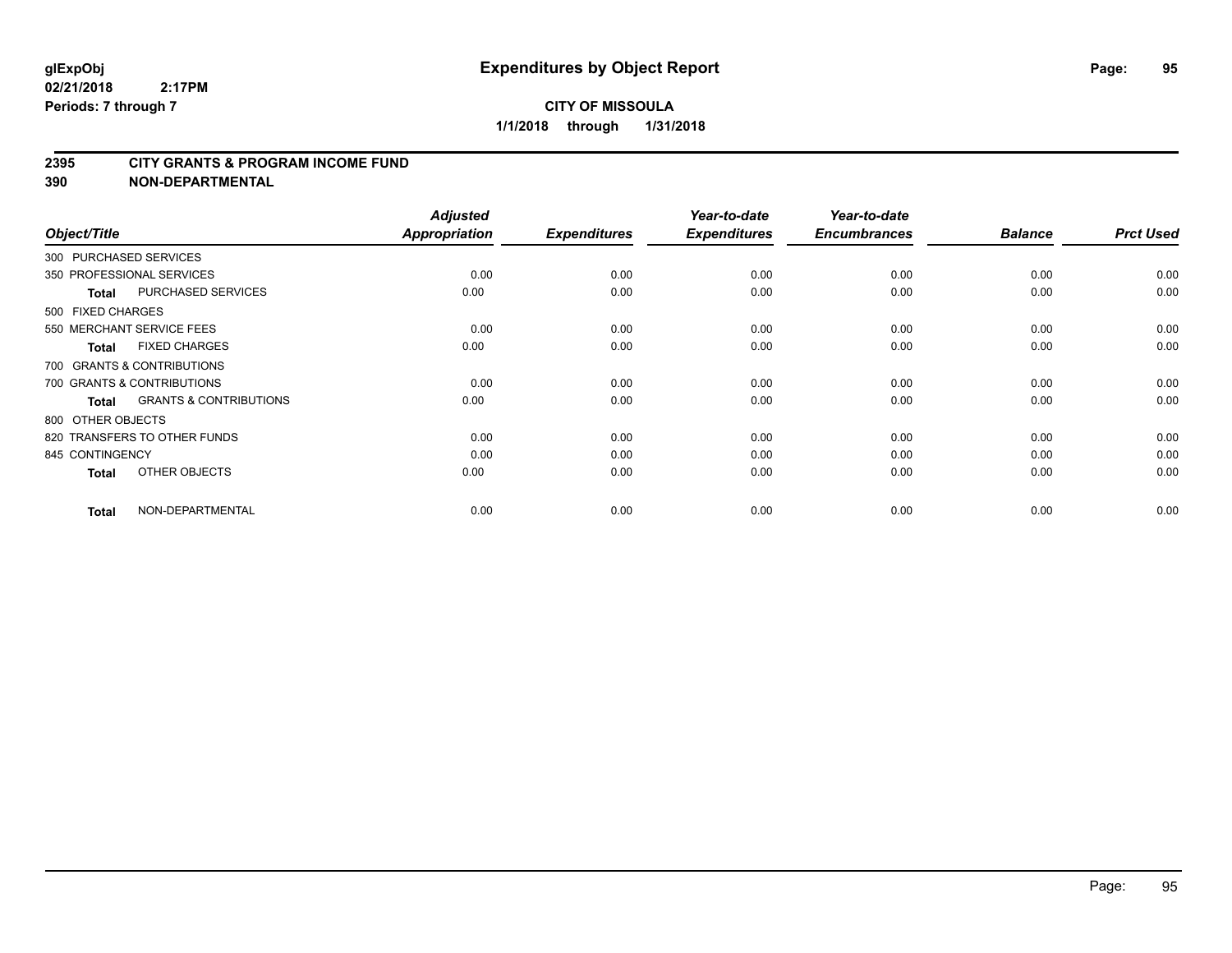**glExpObj** **Expenditures by Object Report**

**02/21/2018 2:17PM**

**Periods: 7 through 7**

**CITY OF MISSOULA**

**1/1/2018 through 1/31/2018**

## 2395 CITY GRANTS & PROGRAM INCOME FUND

## 390 NON-DEPARTMENTAL

| Object/Title | | Adjusted Appropriation | Expenditures | Year-to-date Expenditures | Year-to-date Encumbrances | Balance | Prct Used |
|---|---|---|---|---|---|---|---|
| 300 PURCHASED SERVICES | | | | | | | |
| 350 PROFESSIONAL SERVICES | | 0.00 | 0.00 | 0.00 | 0.00 | 0.00 | 0.00 |
| **Total** | PURCHASED SERVICES | 0.00 | 0.00 | 0.00 | 0.00 | 0.00 | 0.00 |
| 500 FIXED CHARGES | | | | | | | |
| 550 MERCHANT SERVICE FEES | | 0.00 | 0.00 | 0.00 | 0.00 | 0.00 | 0.00 |
| **Total** | FIXED CHARGES | 0.00 | 0.00 | 0.00 | 0.00 | 0.00 | 0.00 |
| 700 GRANTS & CONTRIBUTIONS | | | | | | | |
| 700 GRANTS & CONTRIBUTIONS | | 0.00 | 0.00 | 0.00 | 0.00 | 0.00 | 0.00 |
| **Total** | GRANTS & CONTRIBUTIONS | 0.00 | 0.00 | 0.00 | 0.00 | 0.00 | 0.00 |
| 800 OTHER OBJECTS | | | | | | | |
| 820 TRANSFERS TO OTHER FUNDS | | 0.00 | 0.00 | 0.00 | 0.00 | 0.00 | 0.00 |
| 845 CONTINGENCY | | 0.00 | 0.00 | 0.00 | 0.00 | 0.00 | 0.00 |
| **Total** | OTHER OBJECTS | 0.00 | 0.00 | 0.00 | 0.00 | 0.00 | 0.00 |
| **Total** | NON-DEPARTMENTAL | 0.00 | 0.00 | 0.00 | 0.00 | 0.00 | 0.00 |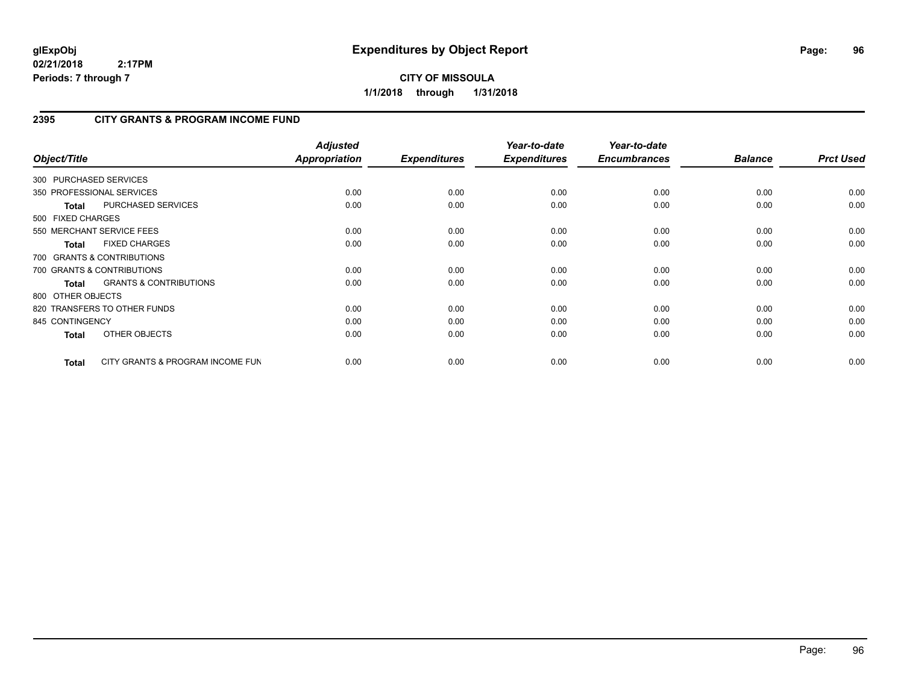# Expenditures by Object Report

glExpObj
02/21/2018 2:17PM
Periods: 7 through 7

**CITY OF MISSOULA**
**1/1/2018 through 1/31/2018**

## 2395 CITY GRANTS & PROGRAM INCOME FUND

| Object/Title | | Adjusted Appropriation | Expenditures | Year-to-date Expenditures | Year-to-date Encumbrances | Balance | Prct Used |
|---|---|---|---|---|---|---|---|
| 300 PURCHASED SERVICES | | | | | | | |
| 350 PROFESSIONAL SERVICES | | 0.00 | 0.00 | 0.00 | 0.00 | 0.00 | 0.00 |
| **Total** | PURCHASED SERVICES | 0.00 | 0.00 | 0.00 | 0.00 | 0.00 | 0.00 |
| 500 FIXED CHARGES | | | | | | | |
| 550 MERCHANT SERVICE FEES | | 0.00 | 0.00 | 0.00 | 0.00 | 0.00 | 0.00 |
| **Total** | FIXED CHARGES | 0.00 | 0.00 | 0.00 | 0.00 | 0.00 | 0.00 |
| 700 GRANTS & CONTRIBUTIONS | | | | | | | |
| 700 GRANTS & CONTRIBUTIONS | | 0.00 | 0.00 | 0.00 | 0.00 | 0.00 | 0.00 |
| **Total** | GRANTS & CONTRIBUTIONS | 0.00 | 0.00 | 0.00 | 0.00 | 0.00 | 0.00 |
| 800 OTHER OBJECTS | | | | | | | |
| 820 TRANSFERS TO OTHER FUNDS | | 0.00 | 0.00 | 0.00 | 0.00 | 0.00 | 0.00 |
| 845 CONTINGENCY | | 0.00 | 0.00 | 0.00 | 0.00 | 0.00 | 0.00 |
| **Total** | OTHER OBJECTS | 0.00 | 0.00 | 0.00 | 0.00 | 0.00 | 0.00 |
| **Total** | CITY GRANTS & PROGRAM INCOME FUN | 0.00 | 0.00 | 0.00 | 0.00 | 0.00 | 0.00 |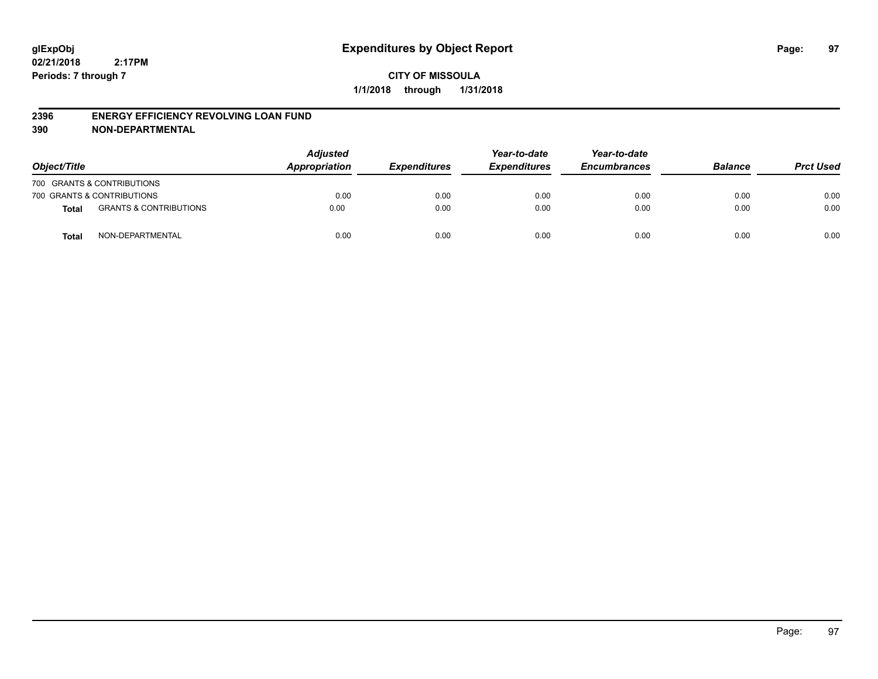# Expenditures by Object Report

glExpObj
02/21/2018 2:17PM
Periods: 7 through 7

**CITY OF MISSOULA**
**1/1/2018 through 1/31/2018**

## 2396 ENERGY EFFICIENCY REVOLVING LOAN FUND
## 390 NON-DEPARTMENTAL

| Object/Title | | Adjusted Appropriation | Expenditures | Year-to-date Expenditures | Year-to-date Encumbrances | Balance | Prct Used |
|---|---|---|---|---|---|---|---|
| 700 GRANTS & CONTRIBUTIONS | | | | | | | |
| 700 GRANTS & CONTRIBUTIONS | | 0.00 | 0.00 | 0.00 | 0.00 | 0.00 | 0.00 |
| **Total** | GRANTS & CONTRIBUTIONS | 0.00 | 0.00 | 0.00 | 0.00 | 0.00 | 0.00 |
| **Total** | NON-DEPARTMENTAL | 0.00 | 0.00 | 0.00 | 0.00 | 0.00 | 0.00 |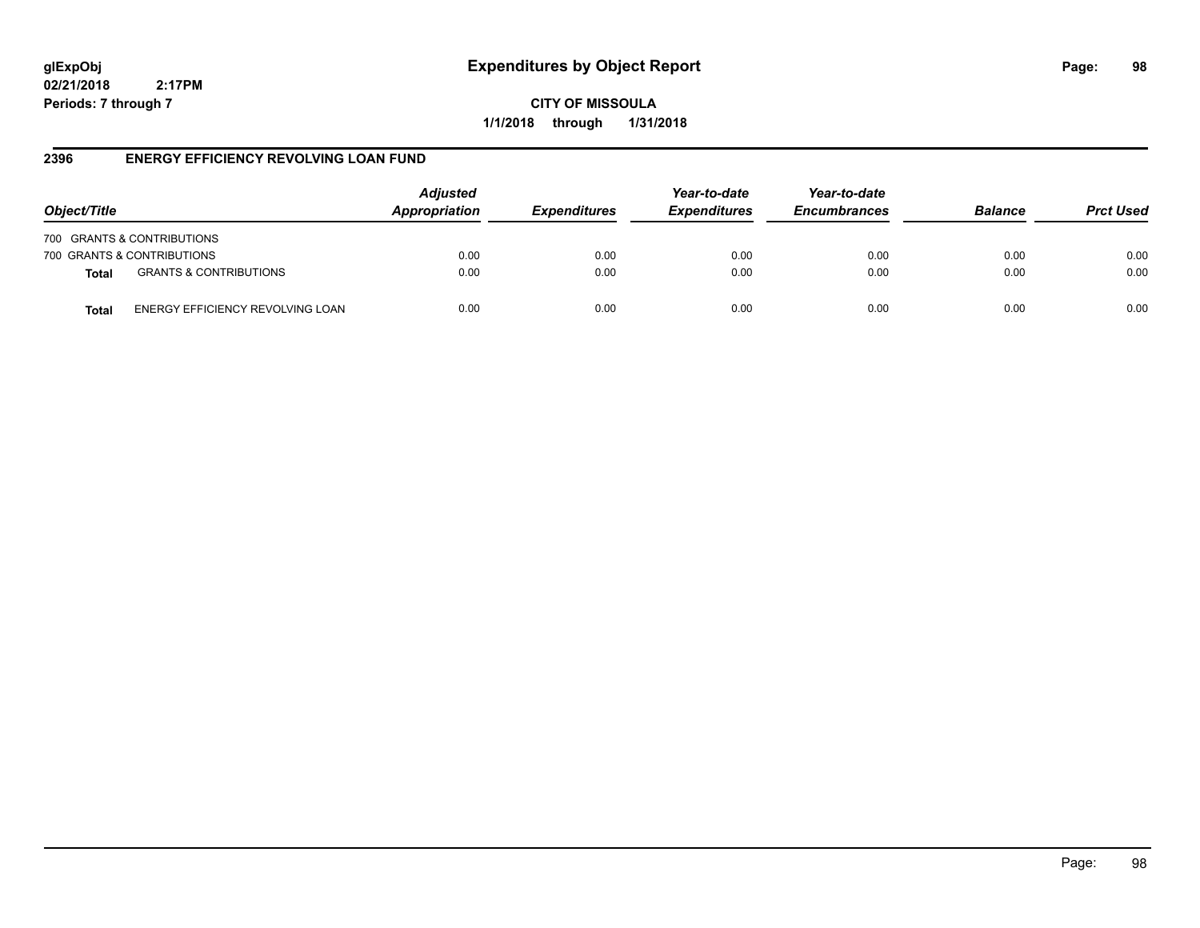# Expenditures by Object Report

**CITY OF MISSOULA**

**1/1/2018 through 1/31/2018**

glExpObj
02/21/2018 2:17PM
Periods: 7 through 7

## 2396 ENERGY EFFICIENCY REVOLVING LOAN FUND

| Object/Title | | Adjusted Appropriation | Expenditures | Year-to-date Expenditures | Year-to-date Encumbrances | Balance | Prct Used |
|---|---|---|---|---|---|---|---|
| 700 GRANTS & CONTRIBUTIONS | | | | | | | |
| 700 GRANTS & CONTRIBUTIONS | | 0.00 | 0.00 | 0.00 | 0.00 | 0.00 | 0.00 |
| **Total** | GRANTS & CONTRIBUTIONS | 0.00 | 0.00 | 0.00 | 0.00 | 0.00 | 0.00 |
| **Total** | ENERGY EFFICIENCY REVOLVING LOAN | 0.00 | 0.00 | 0.00 | 0.00 | 0.00 | 0.00 |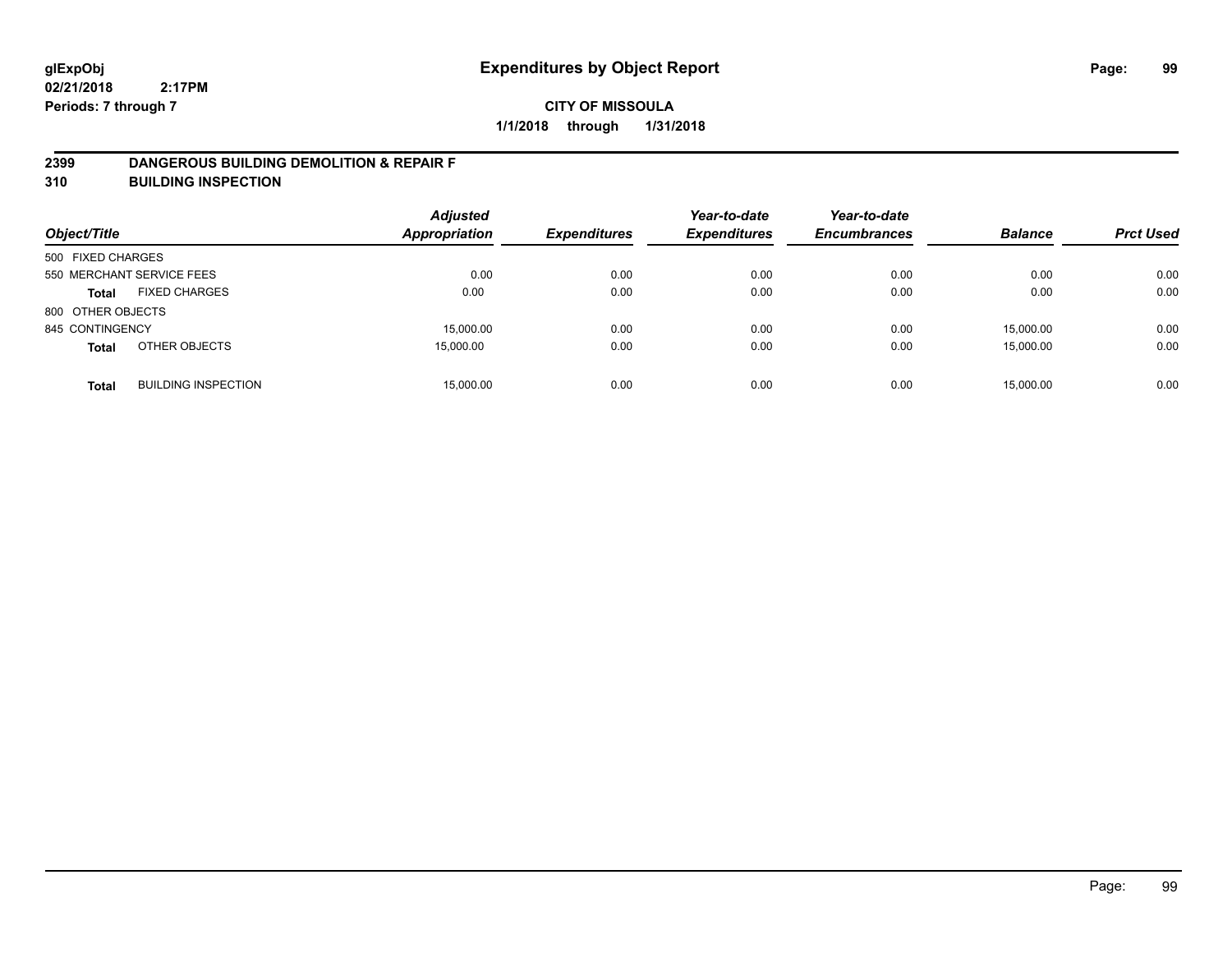# Expenditures by Object Report

glExpObj
02/21/2018 2:17PM
Periods: 7 through 7

**CITY OF MISSOULA**
**1/1/2018 through 1/31/2018**

## 2399 DANGEROUS BUILDING DEMOLITION & REPAIR F
## 310 BUILDING INSPECTION

| Object/Title | | Adjusted Appropriation | Expenditures | Year-to-date Expenditures | Year-to-date Encumbrances | Balance | Prct Used |
|---|---|---|---|---|---|---|---|
| 500 FIXED CHARGES | | | | | | | |
| 550 MERCHANT SERVICE FEES | | 0.00 | 0.00 | 0.00 | 0.00 | 0.00 | 0.00 |
| **Total** | FIXED CHARGES | 0.00 | 0.00 | 0.00 | 0.00 | 0.00 | 0.00 |
| 800 OTHER OBJECTS | | | | | | | |
| 845 CONTINGENCY | | 15,000.00 | 0.00 | 0.00 | 0.00 | 15,000.00 | 0.00 |
| **Total** | OTHER OBJECTS | 15,000.00 | 0.00 | 0.00 | 0.00 | 15,000.00 | 0.00 |
| **Total** | BUILDING INSPECTION | 15,000.00 | 0.00 | 0.00 | 0.00 | 15,000.00 | 0.00 |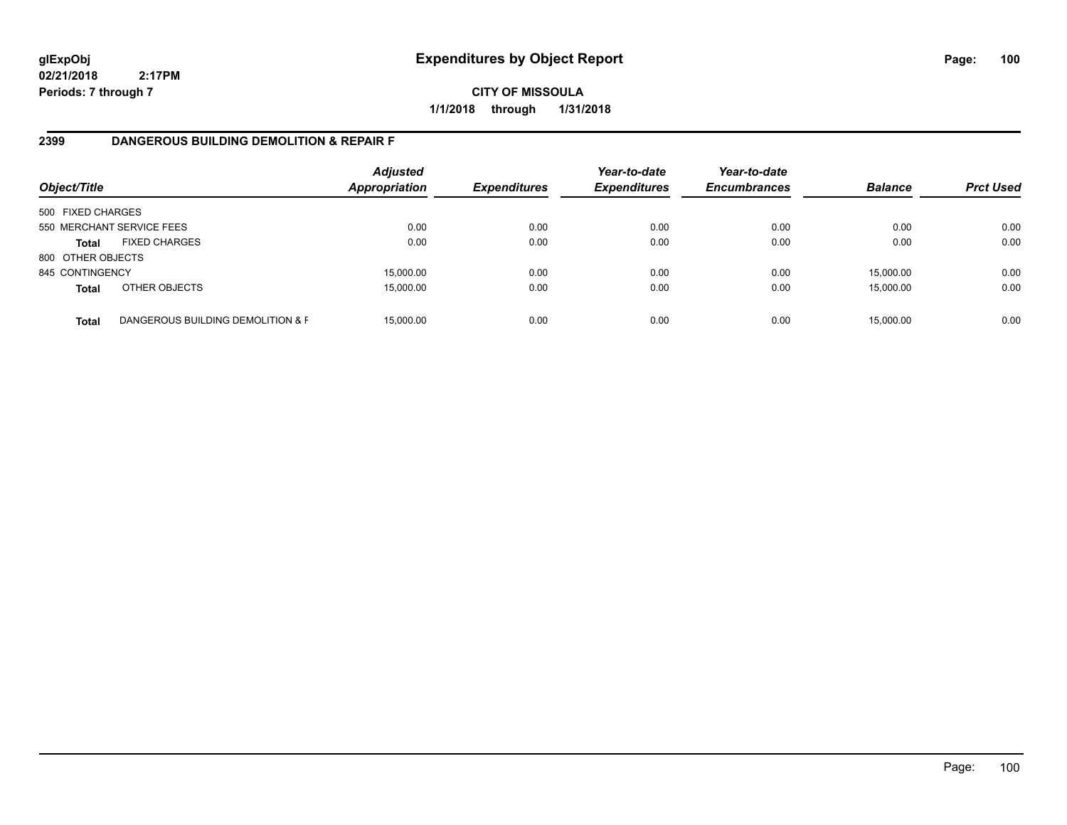# Expenditures by Object Report

glExpObj
02/21/2018 2:17PM
Periods: 7 through 7

**CITY OF MISSOULA**
**1/1/2018 through 1/31/2018**

## 2399 DANGEROUS BUILDING DEMOLITION & REPAIR F

| Object/Title | | Adjusted Appropriation | Expenditures | Year-to-date Expenditures | Year-to-date Encumbrances | Balance | Prct Used |
|---|---|---|---|---|---|---|---|
| 500 FIXED CHARGES | | | | | | | |
| 550 MERCHANT SERVICE FEES | | 0.00 | 0.00 | 0.00 | 0.00 | 0.00 | 0.00 |
| **Total** | FIXED CHARGES | 0.00 | 0.00 | 0.00 | 0.00 | 0.00 | 0.00 |
| 800 OTHER OBJECTS | | | | | | | |
| 845 CONTINGENCY | | 15,000.00 | 0.00 | 0.00 | 0.00 | 15,000.00 | 0.00 |
| **Total** | OTHER OBJECTS | 15,000.00 | 0.00 | 0.00 | 0.00 | 15,000.00 | 0.00 |
| **Total** | DANGEROUS BUILDING DEMOLITION & F | 15,000.00 | 0.00 | 0.00 | 0.00 | 15,000.00 | 0.00 |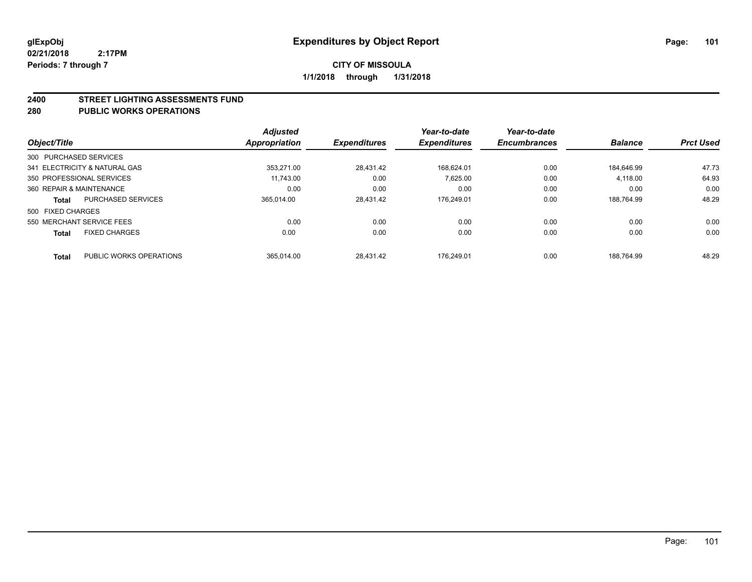# Expenditures by Object Report

glExpObj
02/21/2018 2:17PM
Periods: 7 through 7

**CITY OF MISSOULA**
**1/1/2018 through 1/31/2018**

## 2400 STREET LIGHTING ASSESSMENTS FUND
## 280 PUBLIC WORKS OPERATIONS

| Object/Title | | Adjusted Appropriation | Expenditures | Year-to-date Expenditures | Year-to-date Encumbrances | Balance | Prct Used |
|---|---|---|---|---|---|---|---|
| 300 PURCHASED SERVICES | | | | | | | |
| 341 ELECTRICITY & NATURAL GAS | | 353,271.00 | 28,431.42 | 168,624.01 | 0.00 | 184,646.99 | 47.73 |
| 350 PROFESSIONAL SERVICES | | 11,743.00 | 0.00 | 7,625.00 | 0.00 | 4,118.00 | 64.93 |
| 360 REPAIR & MAINTENANCE | | 0.00 | 0.00 | 0.00 | 0.00 | 0.00 | 0.00 |
| **Total** | PURCHASED SERVICES | 365,014.00 | 28,431.42 | 176,249.01 | 0.00 | 188,764.99 | 48.29 |
| 500 FIXED CHARGES | | | | | | | |
| 550 MERCHANT SERVICE FEES | | 0.00 | 0.00 | 0.00 | 0.00 | 0.00 | 0.00 |
| **Total** | FIXED CHARGES | 0.00 | 0.00 | 0.00 | 0.00 | 0.00 | 0.00 |
| **Total** | PUBLIC WORKS OPERATIONS | 365,014.00 | 28,431.42 | 176,249.01 | 0.00 | 188,764.99 | 48.29 |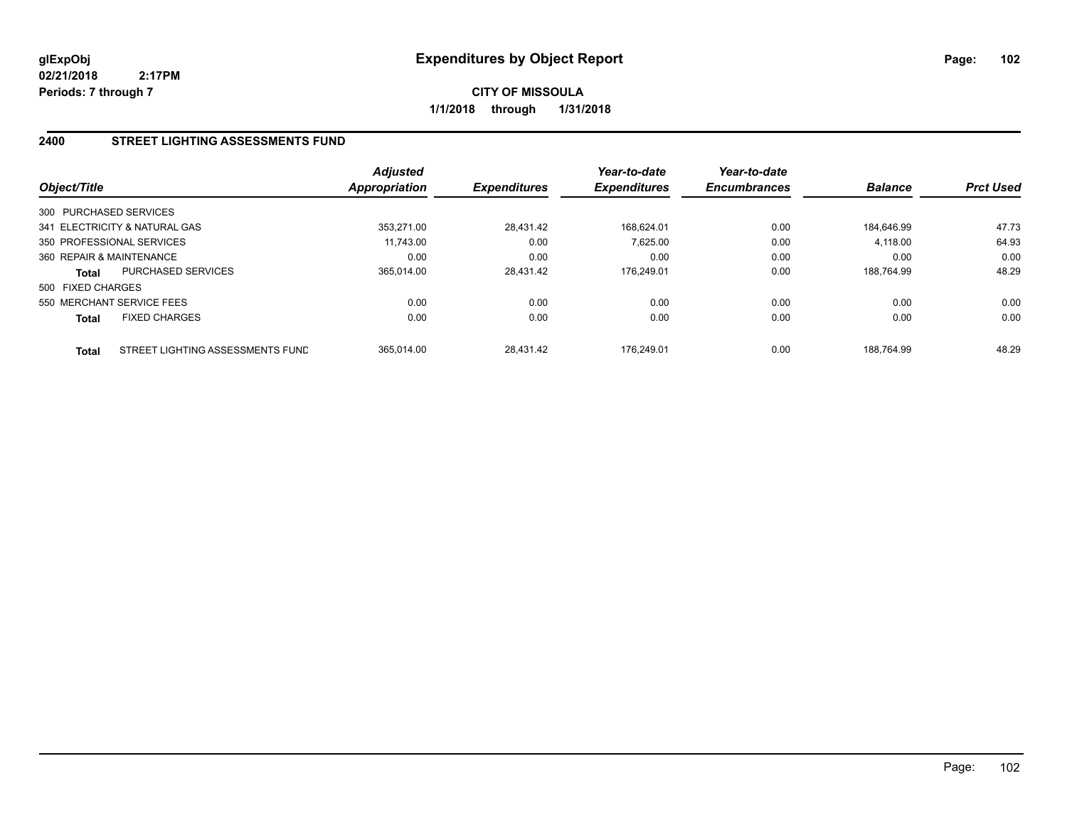**glExpObj**
**02/21/2018 2:17PM**
**Periods: 7 through 7**

# Expenditures by Object Report

**CITY OF MISSOULA**
**1/1/2018 through 1/31/2018**

## 2400 STREET LIGHTING ASSESSMENTS FUND

| Object/Title | | *Adjusted Appropriation* | *Expenditures* | *Year-to-date Expenditures* | *Year-to-date Encumbrances* | *Balance* | *Prct Used* |
|---|---|---|---|---|---|---|---|
| 300 PURCHASED SERVICES | | | | | | | |
| 341 ELECTRICITY & NATURAL GAS | | 353,271.00 | 28,431.42 | 168,624.01 | 0.00 | 184,646.99 | 47.73 |
| 350 PROFESSIONAL SERVICES | | 11,743.00 | 0.00 | 7,625.00 | 0.00 | 4,118.00 | 64.93 |
| 360 REPAIR & MAINTENANCE | | 0.00 | 0.00 | 0.00 | 0.00 | 0.00 | 0.00 |
| **Total** | PURCHASED SERVICES | 365,014.00 | 28,431.42 | 176,249.01 | 0.00 | 188,764.99 | 48.29 |
| 500 FIXED CHARGES | | | | | | | |
| 550 MERCHANT SERVICE FEES | | 0.00 | 0.00 | 0.00 | 0.00 | 0.00 | 0.00 |
| **Total** | FIXED CHARGES | 0.00 | 0.00 | 0.00 | 0.00 | 0.00 | 0.00 |
| **Total** | STREET LIGHTING ASSESSMENTS FUND | 365,014.00 | 28,431.42 | 176,249.01 | 0.00 | 188,764.99 | 48.29 |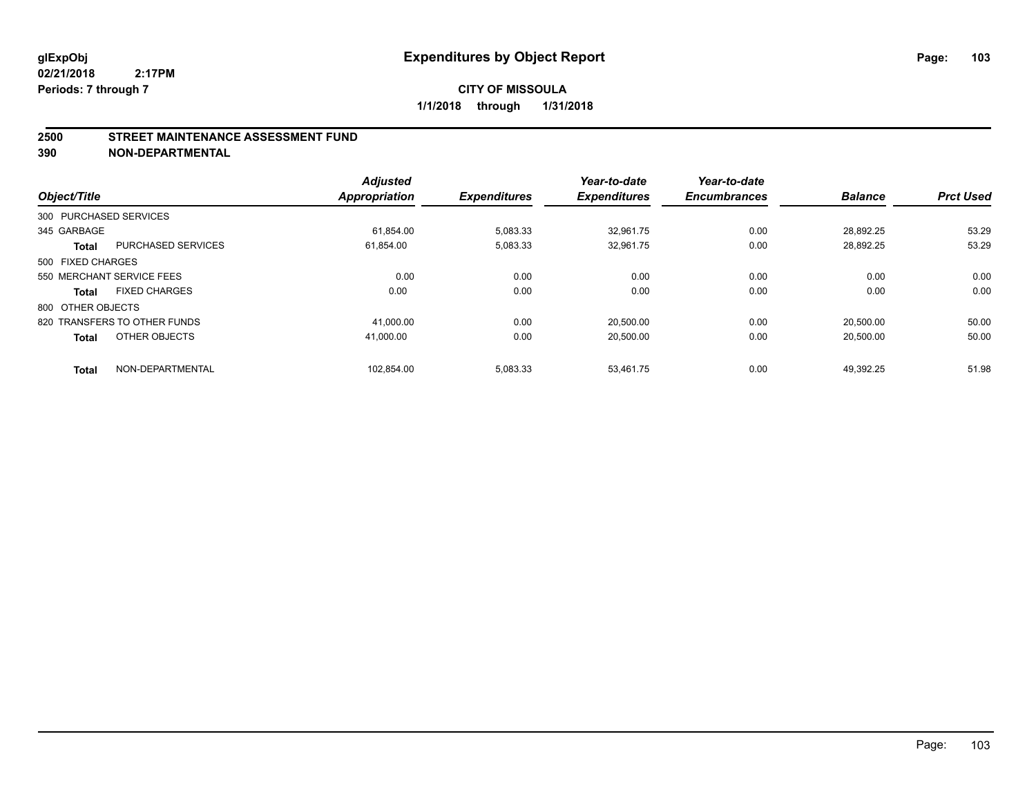# Expenditures by Object Report

glExpObj
02/21/2018 2:17PM
Periods: 7 through 7

**CITY OF MISSOULA**
**1/1/2018 through 1/31/2018**

## 2500 STREET MAINTENANCE ASSESSMENT FUND
## 390 NON-DEPARTMENTAL

| Object/Title | | Adjusted Appropriation | Expenditures | Year-to-date Expenditures | Year-to-date Encumbrances | Balance | Prct Used |
|---|---|---|---|---|---|---|---|
| 300 PURCHASED SERVICES | | | | | | | |
| 345 GARBAGE | | 61,854.00 | 5,083.33 | 32,961.75 | 0.00 | 28,892.25 | 53.29 |
| **Total** | PURCHASED SERVICES | 61,854.00 | 5,083.33 | 32,961.75 | 0.00 | 28,892.25 | 53.29 |
| 500 FIXED CHARGES | | | | | | | |
| 550 MERCHANT SERVICE FEES | | 0.00 | 0.00 | 0.00 | 0.00 | 0.00 | 0.00 |
| **Total** | FIXED CHARGES | 0.00 | 0.00 | 0.00 | 0.00 | 0.00 | 0.00 |
| 800 OTHER OBJECTS | | | | | | | |
| 820 TRANSFERS TO OTHER FUNDS | | 41,000.00 | 0.00 | 20,500.00 | 0.00 | 20,500.00 | 50.00 |
| **Total** | OTHER OBJECTS | 41,000.00 | 0.00 | 20,500.00 | 0.00 | 20,500.00 | 50.00 |
| **Total** | NON-DEPARTMENTAL | 102,854.00 | 5,083.33 | 53,461.75 | 0.00 | 49,392.25 | 51.98 |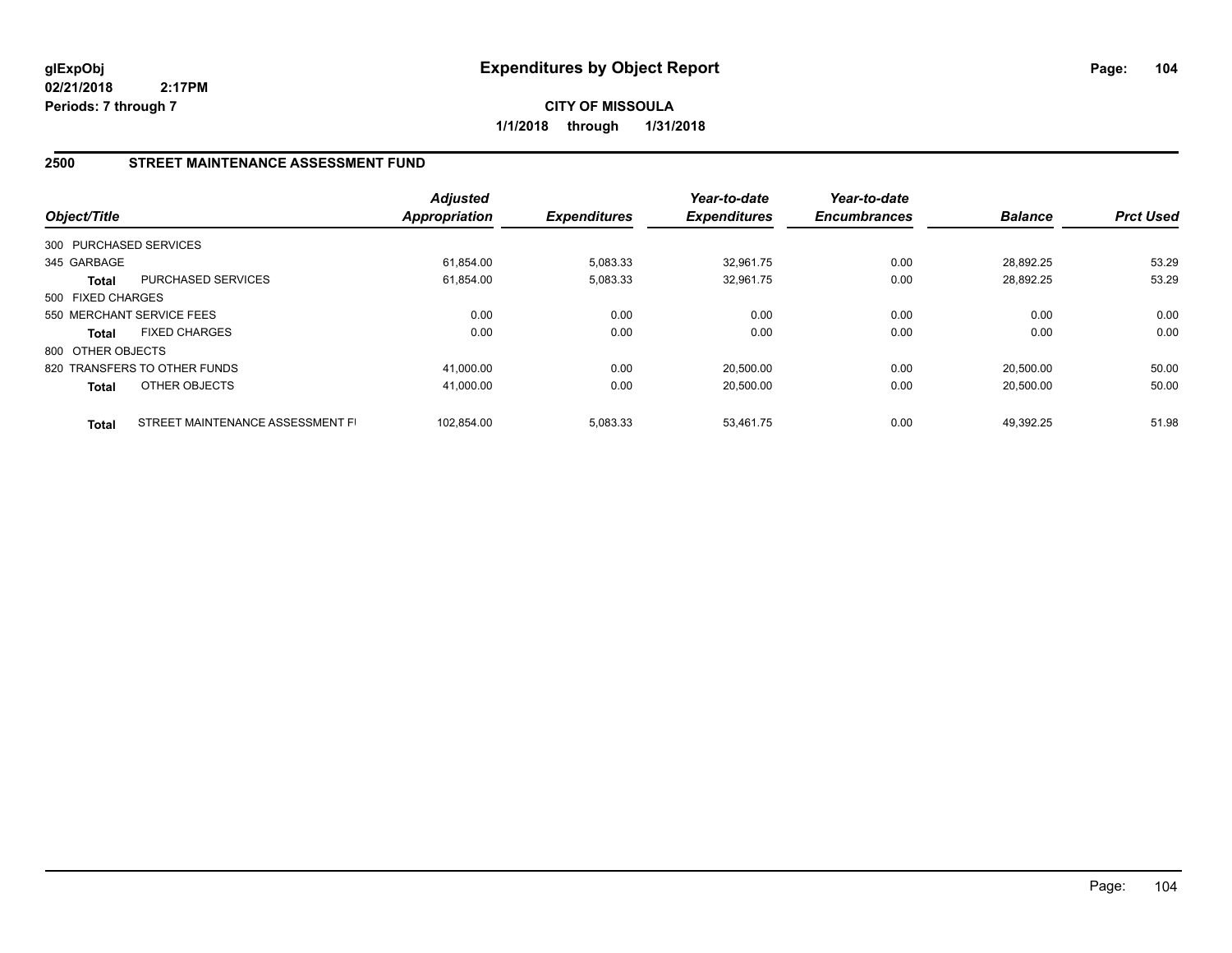**glExpObj** **Expenditures by Object Report**
**02/21/2018 2:17PM**
**Periods: 7 through 7**

**CITY OF MISSOULA**
**1/1/2018 through 1/31/2018**

## 2500 STREET MAINTENANCE ASSESSMENT FUND

| Object/Title | | Adjusted Appropriation | Expenditures | Year-to-date Expenditures | Year-to-date Encumbrances | Balance | Prct Used |
|---|---|---|---|---|---|---|---|
| 300 PURCHASED SERVICES | | | | | | | |
| 345 GARBAGE | | 61,854.00 | 5,083.33 | 32,961.75 | 0.00 | 28,892.25 | 53.29 |
| **Total** | PURCHASED SERVICES | 61,854.00 | 5,083.33 | 32,961.75 | 0.00 | 28,892.25 | 53.29 |
| 500 FIXED CHARGES | | | | | | | |
| 550 MERCHANT SERVICE FEES | | 0.00 | 0.00 | 0.00 | 0.00 | 0.00 | 0.00 |
| **Total** | FIXED CHARGES | 0.00 | 0.00 | 0.00 | 0.00 | 0.00 | 0.00 |
| 800 OTHER OBJECTS | | | | | | | |
| 820 TRANSFERS TO OTHER FUNDS | | 41,000.00 | 0.00 | 20,500.00 | 0.00 | 20,500.00 | 50.00 |
| **Total** | OTHER OBJECTS | 41,000.00 | 0.00 | 20,500.00 | 0.00 | 20,500.00 | 50.00 |
| **Total** | STREET MAINTENANCE ASSESSMENT FI | 102,854.00 | 5,083.33 | 53,461.75 | 0.00 | 49,392.25 | 51.98 |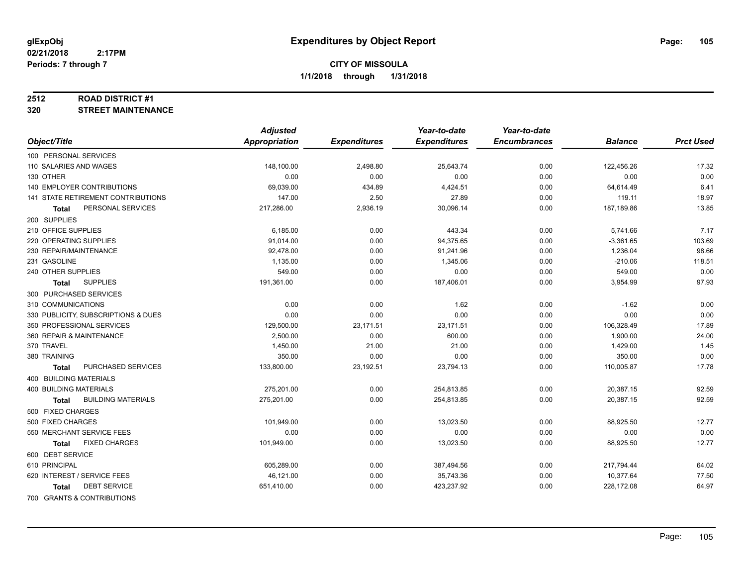# Expenditures by Object Report

glExpObj
02/21/2018 2:17PM
Periods: 7 through 7

**CITY OF MISSOULA**
**1/1/2018 through 1/31/2018**

**2512 ROAD DISTRICT #1**
**320 STREET MAINTENANCE**

| Object/Title | Adjusted Appropriation | Expenditures | Year-to-date Expenditures | Year-to-date Encumbrances | Balance | Prct Used |
|---|---|---|---|---|---|---|
| 100 PERSONAL SERVICES | | | | | | |
| 110 SALARIES AND WAGES | 148,100.00 | 2,498.80 | 25,643.74 | 0.00 | 122,456.26 | 17.32 |
| 130 OTHER | 0.00 | 0.00 | 0.00 | 0.00 | 0.00 | 0.00 |
| 140 EMPLOYER CONTRIBUTIONS | 69,039.00 | 434.89 | 4,424.51 | 0.00 | 64,614.49 | 6.41 |
| 141 STATE RETIREMENT CONTRIBUTIONS | 147.00 | 2.50 | 27.89 | 0.00 | 119.11 | 18.97 |
| **Total** PERSONAL SERVICES | 217,286.00 | 2,936.19 | 30,096.14 | 0.00 | 187,189.86 | 13.85 |
| 200 SUPPLIES | | | | | | |
| 210 OFFICE SUPPLIES | 6,185.00 | 0.00 | 443.34 | 0.00 | 5,741.66 | 7.17 |
| 220 OPERATING SUPPLIES | 91,014.00 | 0.00 | 94,375.65 | 0.00 | -3,361.65 | 103.69 |
| 230 REPAIR/MAINTENANCE | 92,478.00 | 0.00 | 91,241.96 | 0.00 | 1,236.04 | 98.66 |
| 231 GASOLINE | 1,135.00 | 0.00 | 1,345.06 | 0.00 | -210.06 | 118.51 |
| 240 OTHER SUPPLIES | 549.00 | 0.00 | 0.00 | 0.00 | 549.00 | 0.00 |
| **Total** SUPPLIES | 191,361.00 | 0.00 | 187,406.01 | 0.00 | 3,954.99 | 97.93 |
| 300 PURCHASED SERVICES | | | | | | |
| 310 COMMUNICATIONS | 0.00 | 0.00 | 1.62 | 0.00 | -1.62 | 0.00 |
| 330 PUBLICITY, SUBSCRIPTIONS & DUES | 0.00 | 0.00 | 0.00 | 0.00 | 0.00 | 0.00 |
| 350 PROFESSIONAL SERVICES | 129,500.00 | 23,171.51 | 23,171.51 | 0.00 | 106,328.49 | 17.89 |
| 360 REPAIR & MAINTENANCE | 2,500.00 | 0.00 | 600.00 | 0.00 | 1,900.00 | 24.00 |
| 370 TRAVEL | 1,450.00 | 21.00 | 21.00 | 0.00 | 1,429.00 | 1.45 |
| 380 TRAINING | 350.00 | 0.00 | 0.00 | 0.00 | 350.00 | 0.00 |
| **Total** PURCHASED SERVICES | 133,800.00 | 23,192.51 | 23,794.13 | 0.00 | 110,005.87 | 17.78 |
| 400 BUILDING MATERIALS | | | | | | |
| 400 BUILDING MATERIALS | 275,201.00 | 0.00 | 254,813.85 | 0.00 | 20,387.15 | 92.59 |
| **Total** BUILDING MATERIALS | 275,201.00 | 0.00 | 254,813.85 | 0.00 | 20,387.15 | 92.59 |
| 500 FIXED CHARGES | | | | | | |
| 500 FIXED CHARGES | 101,949.00 | 0.00 | 13,023.50 | 0.00 | 88,925.50 | 12.77 |
| 550 MERCHANT SERVICE FEES | 0.00 | 0.00 | 0.00 | 0.00 | 0.00 | 0.00 |
| **Total** FIXED CHARGES | 101,949.00 | 0.00 | 13,023.50 | 0.00 | 88,925.50 | 12.77 |
| 600 DEBT SERVICE | | | | | | |
| 610 PRINCIPAL | 605,289.00 | 0.00 | 387,494.56 | 0.00 | 217,794.44 | 64.02 |
| 620 INTEREST / SERVICE FEES | 46,121.00 | 0.00 | 35,743.36 | 0.00 | 10,377.64 | 77.50 |
| **Total** DEBT SERVICE | 651,410.00 | 0.00 | 423,237.92 | 0.00 | 228,172.08 | 64.97 |
| 700 GRANTS & CONTRIBUTIONS | | | | | | |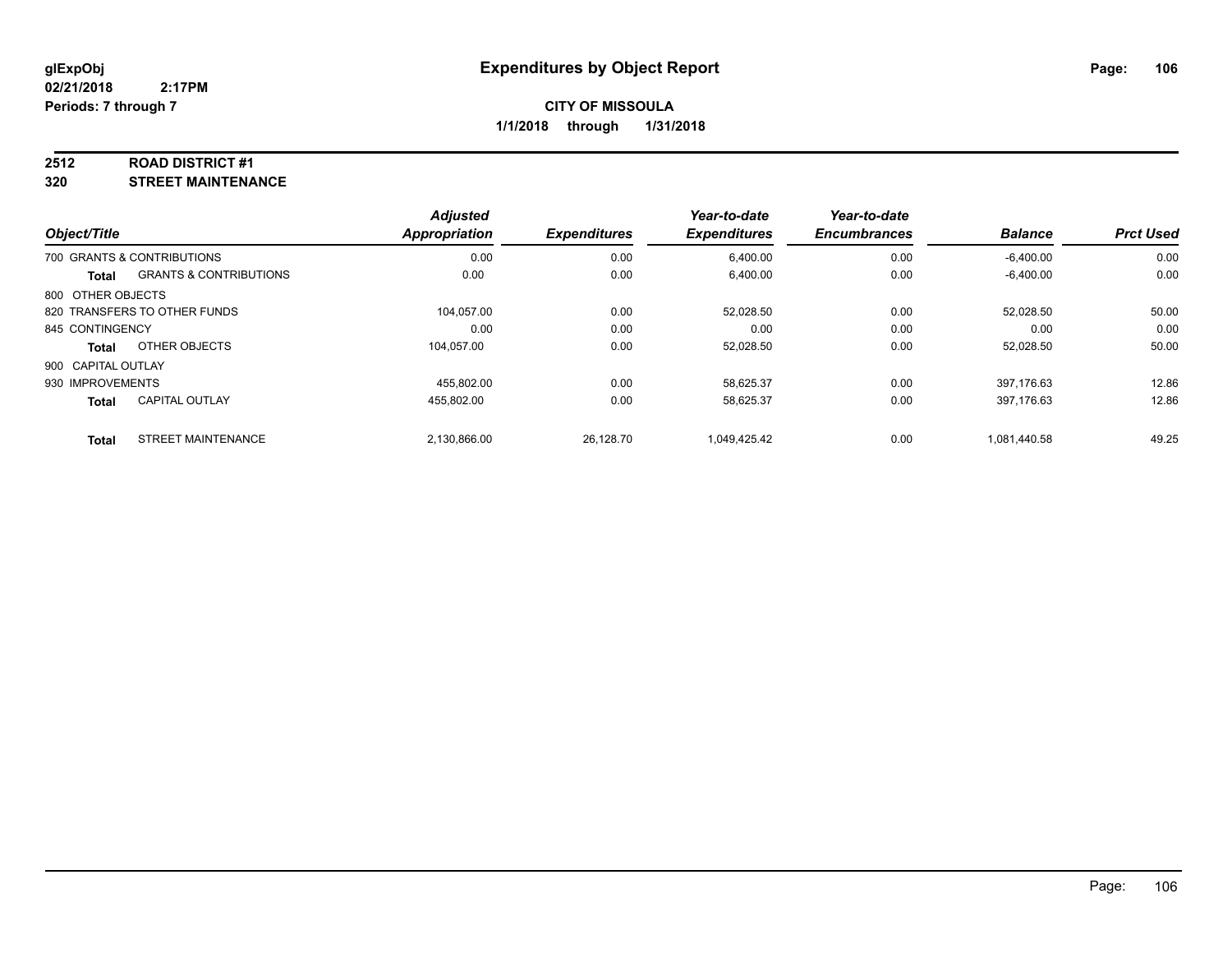**glExpObj**
**02/21/2018 2:17PM**
**Periods: 7 through 7**

# Expenditures by Object Report

**CITY OF MISSOULA**
**1/1/2018 through 1/31/2018**

**2512 ROAD DISTRICT #1**
**320 STREET MAINTENANCE**

| Object/Title | | Adjusted Appropriation | Expenditures | Year-to-date Expenditures | Year-to-date Encumbrances | Balance | Prct Used |
|---|---|---|---|---|---|---|---|
| 700 GRANTS & CONTRIBUTIONS | | 0.00 | 0.00 | 6,400.00 | 0.00 | -6,400.00 | 0.00 |
| **Total** | GRANTS & CONTRIBUTIONS | 0.00 | 0.00 | 6,400.00 | 0.00 | -6,400.00 | 0.00 |
| 800 OTHER OBJECTS | | | | | | | |
| 820 TRANSFERS TO OTHER FUNDS | | 104,057.00 | 0.00 | 52,028.50 | 0.00 | 52,028.50 | 50.00 |
| 845 CONTINGENCY | | 0.00 | 0.00 | 0.00 | 0.00 | 0.00 | 0.00 |
| **Total** | OTHER OBJECTS | 104,057.00 | 0.00 | 52,028.50 | 0.00 | 52,028.50 | 50.00 |
| 900 CAPITAL OUTLAY | | | | | | | |
| 930 IMPROVEMENTS | | 455,802.00 | 0.00 | 58,625.37 | 0.00 | 397,176.63 | 12.86 |
| **Total** | CAPITAL OUTLAY | 455,802.00 | 0.00 | 58,625.37 | 0.00 | 397,176.63 | 12.86 |
| **Total** | STREET MAINTENANCE | 2,130,866.00 | 26,128.70 | 1,049,425.42 | 0.00 | 1,081,440.58 | 49.25 |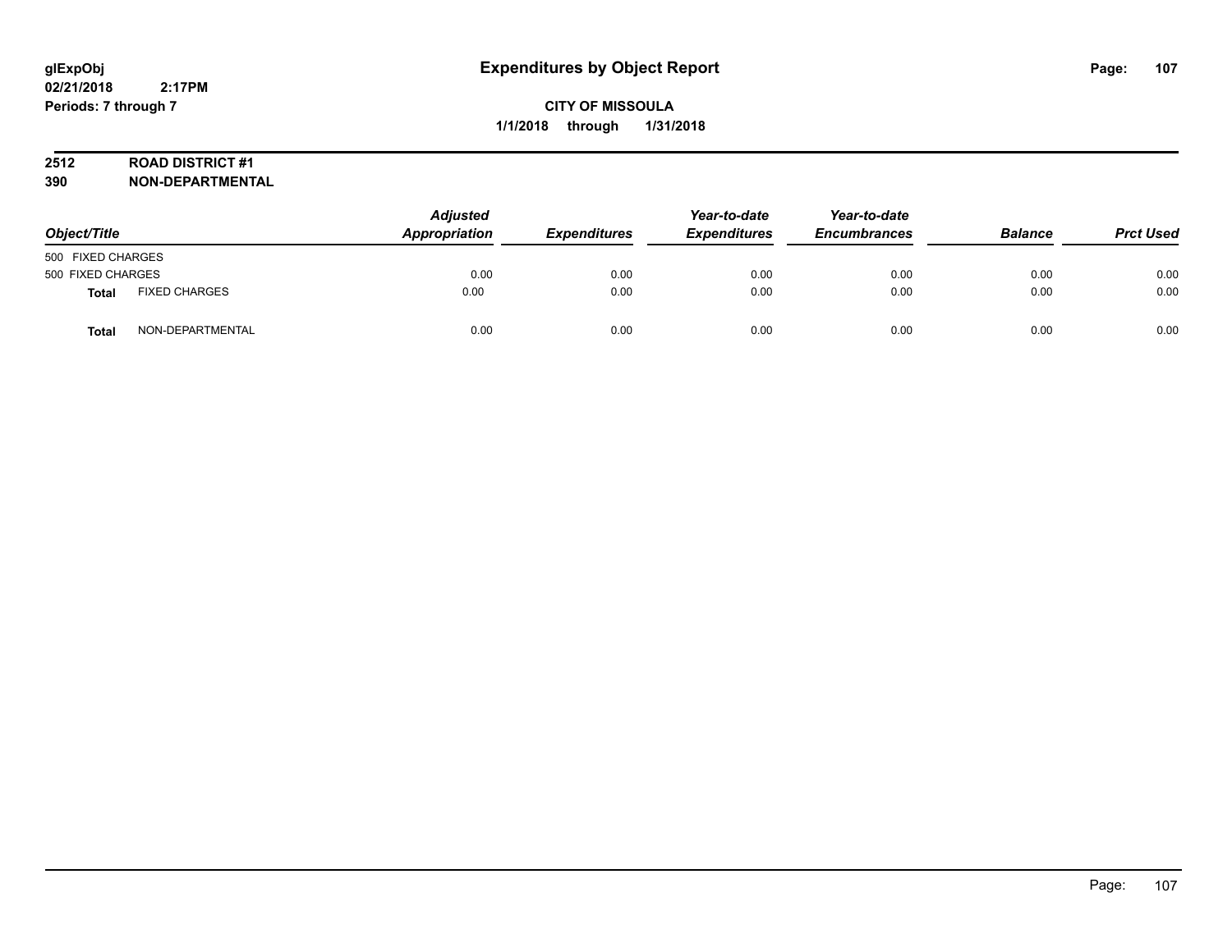# Expenditures by Object Report

glExpObj
02/21/2018 2:17PM
Periods: 7 through 7

**CITY OF MISSOULA**
**1/1/2018 through 1/31/2018**

**2512 ROAD DISTRICT #1**
**390 NON-DEPARTMENTAL**

| Object/Title | | Adjusted Appropriation | Expenditures | Year-to-date Expenditures | Year-to-date Encumbrances | Balance | Prct Used |
|---|---|---|---|---|---|---|---|
| 500 FIXED CHARGES | | | | | | | |
| 500 FIXED CHARGES | | 0.00 | 0.00 | 0.00 | 0.00 | 0.00 | 0.00 |
| **Total** | FIXED CHARGES | 0.00 | 0.00 | 0.00 | 0.00 | 0.00 | 0.00 |
| **Total** | NON-DEPARTMENTAL | 0.00 | 0.00 | 0.00 | 0.00 | 0.00 | 0.00 |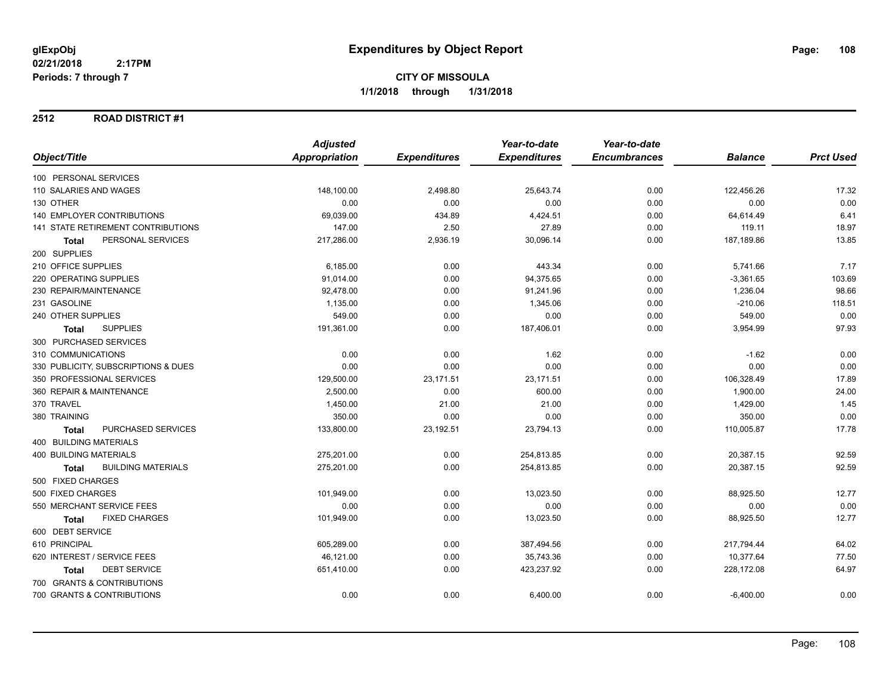# Expenditures by Object Report

glExpObj
02/21/2018 2:17PM
Periods: 7 through 7

**CITY OF MISSOULA**
**1/1/2018 through 1/31/2018**

## 2512 ROAD DISTRICT #1

| Object/Title | Adjusted Appropriation | Expenditures | Year-to-date Expenditures | Year-to-date Encumbrances | Balance | Prct Used |
|---|---|---|---|---|---|---|
| 100 PERSONAL SERVICES | | | | | | |
| 110 SALARIES AND WAGES | 148,100.00 | 2,498.80 | 25,643.74 | 0.00 | 122,456.26 | 17.32 |
| 130 OTHER | 0.00 | 0.00 | 0.00 | 0.00 | 0.00 | 0.00 |
| 140 EMPLOYER CONTRIBUTIONS | 69,039.00 | 434.89 | 4,424.51 | 0.00 | 64,614.49 | 6.41 |
| 141 STATE RETIREMENT CONTRIBUTIONS | 147.00 | 2.50 | 27.89 | 0.00 | 119.11 | 18.97 |
| **Total** PERSONAL SERVICES | 217,286.00 | 2,936.19 | 30,096.14 | 0.00 | 187,189.86 | 13.85 |
| 200 SUPPLIES | | | | | | |
| 210 OFFICE SUPPLIES | 6,185.00 | 0.00 | 443.34 | 0.00 | 5,741.66 | 7.17 |
| 220 OPERATING SUPPLIES | 91,014.00 | 0.00 | 94,375.65 | 0.00 | -3,361.65 | 103.69 |
| 230 REPAIR/MAINTENANCE | 92,478.00 | 0.00 | 91,241.96 | 0.00 | 1,236.04 | 98.66 |
| 231 GASOLINE | 1,135.00 | 0.00 | 1,345.06 | 0.00 | -210.06 | 118.51 |
| 240 OTHER SUPPLIES | 549.00 | 0.00 | 0.00 | 0.00 | 549.00 | 0.00 |
| **Total** SUPPLIES | 191,361.00 | 0.00 | 187,406.01 | 0.00 | 3,954.99 | 97.93 |
| 300 PURCHASED SERVICES | | | | | | |
| 310 COMMUNICATIONS | 0.00 | 0.00 | 1.62 | 0.00 | -1.62 | 0.00 |
| 330 PUBLICITY, SUBSCRIPTIONS & DUES | 0.00 | 0.00 | 0.00 | 0.00 | 0.00 | 0.00 |
| 350 PROFESSIONAL SERVICES | 129,500.00 | 23,171.51 | 23,171.51 | 0.00 | 106,328.49 | 17.89 |
| 360 REPAIR & MAINTENANCE | 2,500.00 | 0.00 | 600.00 | 0.00 | 1,900.00 | 24.00 |
| 370 TRAVEL | 1,450.00 | 21.00 | 21.00 | 0.00 | 1,429.00 | 1.45 |
| 380 TRAINING | 350.00 | 0.00 | 0.00 | 0.00 | 350.00 | 0.00 |
| **Total** PURCHASED SERVICES | 133,800.00 | 23,192.51 | 23,794.13 | 0.00 | 110,005.87 | 17.78 |
| 400 BUILDING MATERIALS | | | | | | |
| 400 BUILDING MATERIALS | 275,201.00 | 0.00 | 254,813.85 | 0.00 | 20,387.15 | 92.59 |
| **Total** BUILDING MATERIALS | 275,201.00 | 0.00 | 254,813.85 | 0.00 | 20,387.15 | 92.59 |
| 500 FIXED CHARGES | | | | | | |
| 500 FIXED CHARGES | 101,949.00 | 0.00 | 13,023.50 | 0.00 | 88,925.50 | 12.77 |
| 550 MERCHANT SERVICE FEES | 0.00 | 0.00 | 0.00 | 0.00 | 0.00 | 0.00 |
| **Total** FIXED CHARGES | 101,949.00 | 0.00 | 13,023.50 | 0.00 | 88,925.50 | 12.77 |
| 600 DEBT SERVICE | | | | | | |
| 610 PRINCIPAL | 605,289.00 | 0.00 | 387,494.56 | 0.00 | 217,794.44 | 64.02 |
| 620 INTEREST / SERVICE FEES | 46,121.00 | 0.00 | 35,743.36 | 0.00 | 10,377.64 | 77.50 |
| **Total** DEBT SERVICE | 651,410.00 | 0.00 | 423,237.92 | 0.00 | 228,172.08 | 64.97 |
| 700 GRANTS & CONTRIBUTIONS | | | | | | |
| 700 GRANTS & CONTRIBUTIONS | 0.00 | 0.00 | 6,400.00 | 0.00 | -6,400.00 | 0.00 |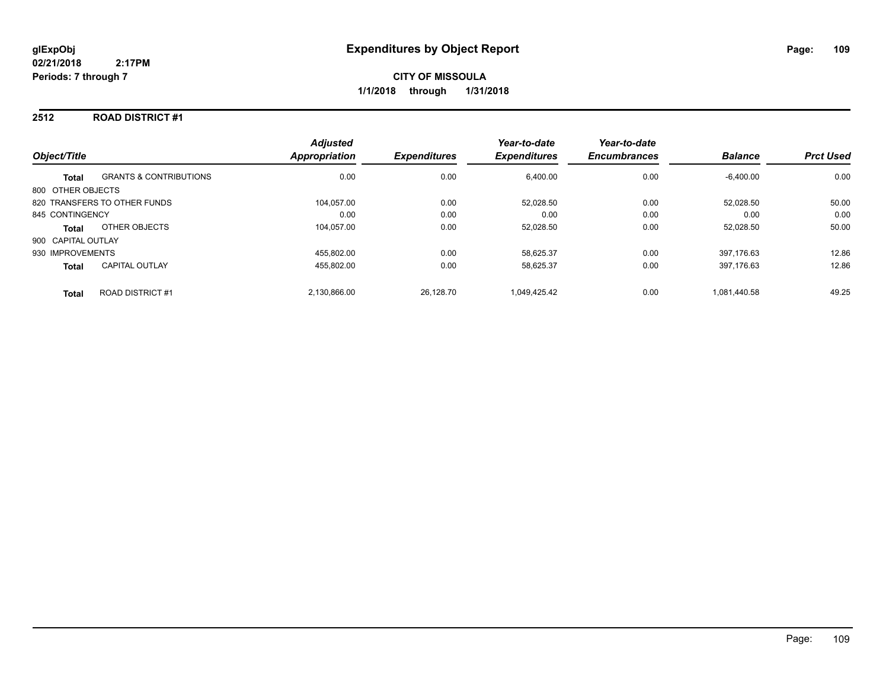# Expenditures by Object Report

glExpObj
02/21/2018 2:17PM
Periods: 7 through 7

**CITY OF MISSOULA**
**1/1/2018 through 1/31/2018**

## 2512 ROAD DISTRICT #1

| Object/Title | | Adjusted Appropriation | Expenditures | Year-to-date Expenditures | Year-to-date Encumbrances | Balance | Prct Used |
|---|---|---|---|---|---|---|---|
| **Total** | GRANTS & CONTRIBUTIONS | 0.00 | 0.00 | 6,400.00 | 0.00 | -6,400.00 | 0.00 |
| 800 OTHER OBJECTS | | | | | | | |
| 820 TRANSFERS TO OTHER FUNDS | | 104,057.00 | 0.00 | 52,028.50 | 0.00 | 52,028.50 | 50.00 |
| 845 CONTINGENCY | | 0.00 | 0.00 | 0.00 | 0.00 | 0.00 | 0.00 |
| **Total** | OTHER OBJECTS | 104,057.00 | 0.00 | 52,028.50 | 0.00 | 52,028.50 | 50.00 |
| 900 CAPITAL OUTLAY | | | | | | | |
| 930 IMPROVEMENTS | | 455,802.00 | 0.00 | 58,625.37 | 0.00 | 397,176.63 | 12.86 |
| **Total** | CAPITAL OUTLAY | 455,802.00 | 0.00 | 58,625.37 | 0.00 | 397,176.63 | 12.86 |
| **Total** | ROAD DISTRICT #1 | 2,130,866.00 | 26,128.70 | 1,049,425.42 | 0.00 | 1,081,440.58 | 49.25 |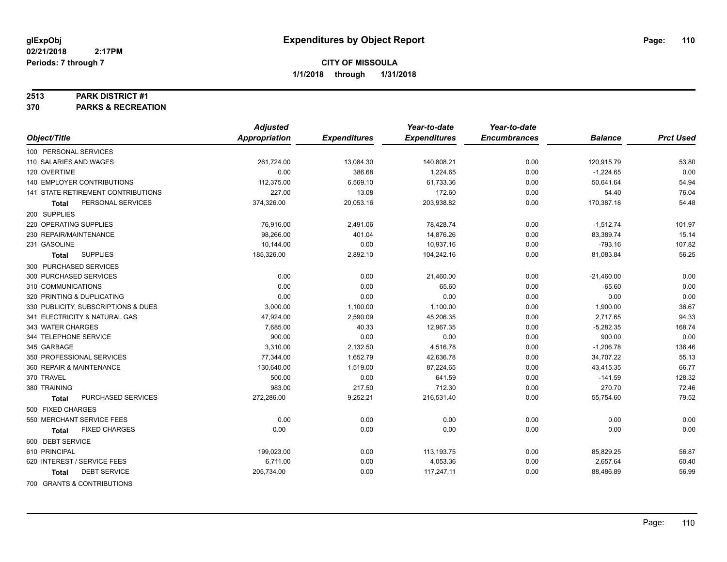# Expenditures by Object Report

glExpObj
02/21/2018 2:17PM
Periods: 7 through 7

**CITY OF MISSOULA**
**1/1/2018 through 1/31/2018**

**2513 PARK DISTRICT #1**
**370 PARKS & RECREATION**

| Object/Title | Adjusted Appropriation | Expenditures | Year-to-date Expenditures | Year-to-date Encumbrances | Balance | Prct Used |
|---|---|---|---|---|---|---|
| 100 PERSONAL SERVICES | | | | | | |
| 110 SALARIES AND WAGES | 261,724.00 | 13,084.30 | 140,808.21 | 0.00 | 120,915.79 | 53.80 |
| 120 OVERTIME | 0.00 | 386.68 | 1,224.65 | 0.00 | -1,224.65 | 0.00 |
| 140 EMPLOYER CONTRIBUTIONS | 112,375.00 | 6,569.10 | 61,733.36 | 0.00 | 50,641.64 | 54.94 |
| 141 STATE RETIREMENT CONTRIBUTIONS | 227.00 | 13.08 | 172.60 | 0.00 | 54.40 | 76.04 |
| **Total** PERSONAL SERVICES | 374,326.00 | 20,053.16 | 203,938.82 | 0.00 | 170,387.18 | 54.48 |
| 200 SUPPLIES | | | | | | |
| 220 OPERATING SUPPLIES | 76,916.00 | 2,491.06 | 78,428.74 | 0.00 | -1,512.74 | 101.97 |
| 230 REPAIR/MAINTENANCE | 98,266.00 | 401.04 | 14,876.26 | 0.00 | 83,389.74 | 15.14 |
| 231 GASOLINE | 10,144.00 | 0.00 | 10,937.16 | 0.00 | -793.16 | 107.82 |
| **Total** SUPPLIES | 185,326.00 | 2,892.10 | 104,242.16 | 0.00 | 81,083.84 | 56.25 |
| 300 PURCHASED SERVICES | | | | | | |
| 300 PURCHASED SERVICES | 0.00 | 0.00 | 21,460.00 | 0.00 | -21,460.00 | 0.00 |
| 310 COMMUNICATIONS | 0.00 | 0.00 | 65.60 | 0.00 | -65.60 | 0.00 |
| 320 PRINTING & DUPLICATING | 0.00 | 0.00 | 0.00 | 0.00 | 0.00 | 0.00 |
| 330 PUBLICITY, SUBSCRIPTIONS & DUES | 3,000.00 | 1,100.00 | 1,100.00 | 0.00 | 1,900.00 | 36.67 |
| 341 ELECTRICITY & NATURAL GAS | 47,924.00 | 2,590.09 | 45,206.35 | 0.00 | 2,717.65 | 94.33 |
| 343 WATER CHARGES | 7,685.00 | 40.33 | 12,967.35 | 0.00 | -5,282.35 | 168.74 |
| 344 TELEPHONE SERVICE | 900.00 | 0.00 | 0.00 | 0.00 | 900.00 | 0.00 |
| 345 GARBAGE | 3,310.00 | 2,132.50 | 4,516.78 | 0.00 | -1,206.78 | 136.46 |
| 350 PROFESSIONAL SERVICES | 77,344.00 | 1,652.79 | 42,636.78 | 0.00 | 34,707.22 | 55.13 |
| 360 REPAIR & MAINTENANCE | 130,640.00 | 1,519.00 | 87,224.65 | 0.00 | 43,415.35 | 66.77 |
| 370 TRAVEL | 500.00 | 0.00 | 641.59 | 0.00 | -141.59 | 128.32 |
| 380 TRAINING | 983.00 | 217.50 | 712.30 | 0.00 | 270.70 | 72.46 |
| **Total** PURCHASED SERVICES | 272,286.00 | 9,252.21 | 216,531.40 | 0.00 | 55,754.60 | 79.52 |
| 500 FIXED CHARGES | | | | | | |
| 550 MERCHANT SERVICE FEES | 0.00 | 0.00 | 0.00 | 0.00 | 0.00 | 0.00 |
| **Total** FIXED CHARGES | 0.00 | 0.00 | 0.00 | 0.00 | 0.00 | 0.00 |
| 600 DEBT SERVICE | | | | | | |
| 610 PRINCIPAL | 199,023.00 | 0.00 | 113,193.75 | 0.00 | 85,829.25 | 56.87 |
| 620 INTEREST / SERVICE FEES | 6,711.00 | 0.00 | 4,053.36 | 0.00 | 2,657.64 | 60.40 |
| **Total** DEBT SERVICE | 205,734.00 | 0.00 | 117,247.11 | 0.00 | 88,486.89 | 56.99 |
| 700 GRANTS & CONTRIBUTIONS | | | | | | |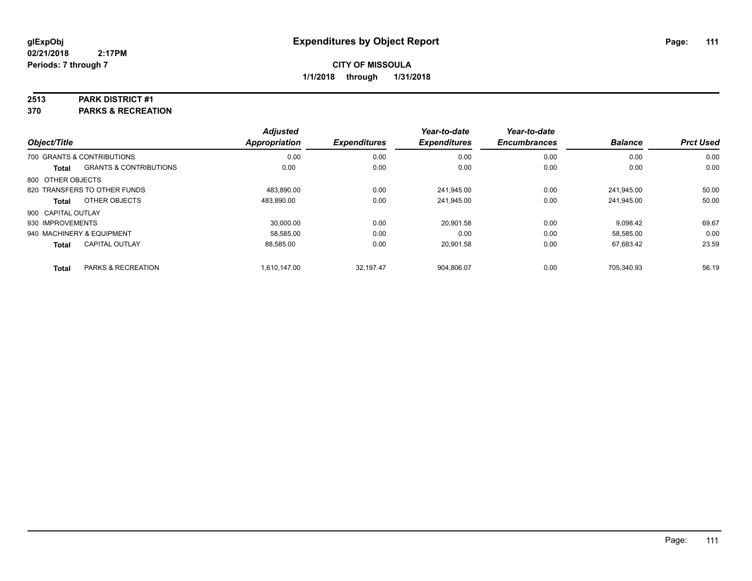# Expenditures by Object Report

glExpObj
02/21/2018 2:17PM
Periods: 7 through 7

**CITY OF MISSOULA**
**1/1/2018 through 1/31/2018**

**2513 PARK DISTRICT #1**
**370 PARKS & RECREATION**

| Object/Title | Adjusted Appropriation | Expenditures | Year-to-date Expenditures | Year-to-date Encumbrances | Balance | Prct Used |
|---|---|---|---|---|---|---|
| 700 GRANTS & CONTRIBUTIONS | 0.00 | 0.00 | 0.00 | 0.00 | 0.00 | 0.00 |
| **Total** GRANTS & CONTRIBUTIONS | 0.00 | 0.00 | 0.00 | 0.00 | 0.00 | 0.00 |
| 800 OTHER OBJECTS | | | | | | |
| 820 TRANSFERS TO OTHER FUNDS | 483,890.00 | 0.00 | 241,945.00 | 0.00 | 241,945.00 | 50.00 |
| **Total** OTHER OBJECTS | 483,890.00 | 0.00 | 241,945.00 | 0.00 | 241,945.00 | 50.00 |
| 900 CAPITAL OUTLAY | | | | | | |
| 930 IMPROVEMENTS | 30,000.00 | 0.00 | 20,901.58 | 0.00 | 9,098.42 | 69.67 |
| 940 MACHINERY & EQUIPMENT | 58,585.00 | 0.00 | 0.00 | 0.00 | 58,585.00 | 0.00 |
| **Total** CAPITAL OUTLAY | 88,585.00 | 0.00 | 20,901.58 | 0.00 | 67,683.42 | 23.59 |
| **Total** PARKS & RECREATION | 1,610,147.00 | 32,197.47 | 904,806.07 | 0.00 | 705,340.93 | 56.19 |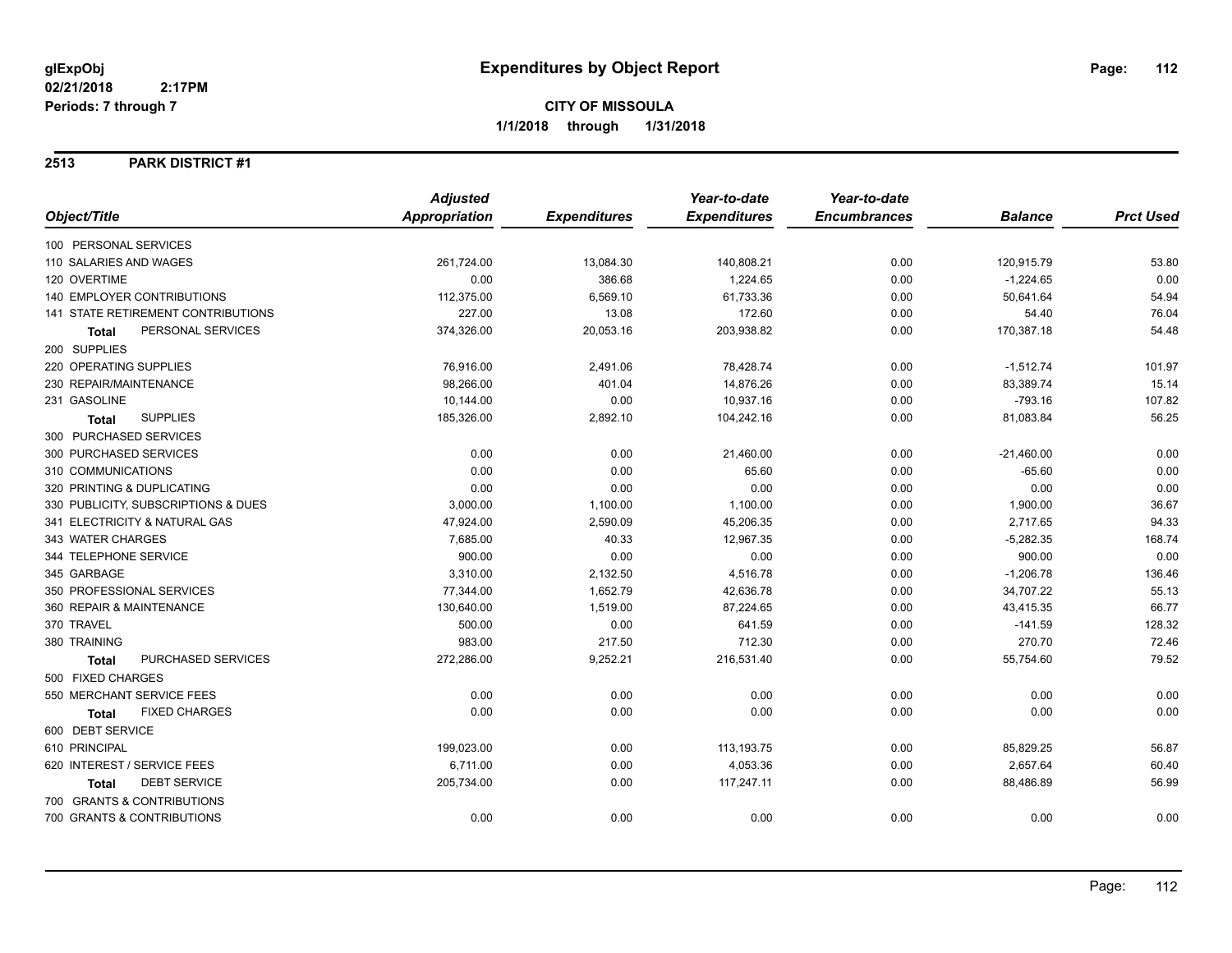**glExpObj**
**02/21/2018 2:17PM**
**Periods: 7 through 7**

# Expenditures by Object Report

**CITY OF MISSOULA**
**1/1/2018 through 1/31/2018**

## 2513 PARK DISTRICT #1

| Object/Title | Adjusted Appropriation | Expenditures | Year-to-date Expenditures | Year-to-date Encumbrances | Balance | Prct Used |
|---|---|---|---|---|---|---|
| 100 PERSONAL SERVICES | | | | | | |
| 110 SALARIES AND WAGES | 261,724.00 | 13,084.30 | 140,808.21 | 0.00 | 120,915.79 | 53.80 |
| 120 OVERTIME | 0.00 | 386.68 | 1,224.65 | 0.00 | -1,224.65 | 0.00 |
| 140 EMPLOYER CONTRIBUTIONS | 112,375.00 | 6,569.10 | 61,733.36 | 0.00 | 50,641.64 | 54.94 |
| 141 STATE RETIREMENT CONTRIBUTIONS | 227.00 | 13.08 | 172.60 | 0.00 | 54.40 | 76.04 |
| **Total** PERSONAL SERVICES | 374,326.00 | 20,053.16 | 203,938.82 | 0.00 | 170,387.18 | 54.48 |
| 200 SUPPLIES | | | | | | |
| 220 OPERATING SUPPLIES | 76,916.00 | 2,491.06 | 78,428.74 | 0.00 | -1,512.74 | 101.97 |
| 230 REPAIR/MAINTENANCE | 98,266.00 | 401.04 | 14,876.26 | 0.00 | 83,389.74 | 15.14 |
| 231 GASOLINE | 10,144.00 | 0.00 | 10,937.16 | 0.00 | -793.16 | 107.82 |
| **Total** SUPPLIES | 185,326.00 | 2,892.10 | 104,242.16 | 0.00 | 81,083.84 | 56.25 |
| 300 PURCHASED SERVICES | | | | | | |
| 300 PURCHASED SERVICES | 0.00 | 0.00 | 21,460.00 | 0.00 | -21,460.00 | 0.00 |
| 310 COMMUNICATIONS | 0.00 | 0.00 | 65.60 | 0.00 | -65.60 | 0.00 |
| 320 PRINTING & DUPLICATING | 0.00 | 0.00 | 0.00 | 0.00 | 0.00 | 0.00 |
| 330 PUBLICITY, SUBSCRIPTIONS & DUES | 3,000.00 | 1,100.00 | 1,100.00 | 0.00 | 1,900.00 | 36.67 |
| 341 ELECTRICITY & NATURAL GAS | 47,924.00 | 2,590.09 | 45,206.35 | 0.00 | 2,717.65 | 94.33 |
| 343 WATER CHARGES | 7,685.00 | 40.33 | 12,967.35 | 0.00 | -5,282.35 | 168.74 |
| 344 TELEPHONE SERVICE | 900.00 | 0.00 | 0.00 | 0.00 | 900.00 | 0.00 |
| 345 GARBAGE | 3,310.00 | 2,132.50 | 4,516.78 | 0.00 | -1,206.78 | 136.46 |
| 350 PROFESSIONAL SERVICES | 77,344.00 | 1,652.79 | 42,636.78 | 0.00 | 34,707.22 | 55.13 |
| 360 REPAIR & MAINTENANCE | 130,640.00 | 1,519.00 | 87,224.65 | 0.00 | 43,415.35 | 66.77 |
| 370 TRAVEL | 500.00 | 0.00 | 641.59 | 0.00 | -141.59 | 128.32 |
| 380 TRAINING | 983.00 | 217.50 | 712.30 | 0.00 | 270.70 | 72.46 |
| **Total** PURCHASED SERVICES | 272,286.00 | 9,252.21 | 216,531.40 | 0.00 | 55,754.60 | 79.52 |
| 500 FIXED CHARGES | | | | | | |
| 550 MERCHANT SERVICE FEES | 0.00 | 0.00 | 0.00 | 0.00 | 0.00 | 0.00 |
| **Total** FIXED CHARGES | 0.00 | 0.00 | 0.00 | 0.00 | 0.00 | 0.00 |
| 600 DEBT SERVICE | | | | | | |
| 610 PRINCIPAL | 199,023.00 | 0.00 | 113,193.75 | 0.00 | 85,829.25 | 56.87 |
| 620 INTEREST / SERVICE FEES | 6,711.00 | 0.00 | 4,053.36 | 0.00 | 2,657.64 | 60.40 |
| **Total** DEBT SERVICE | 205,734.00 | 0.00 | 117,247.11 | 0.00 | 88,486.89 | 56.99 |
| 700 GRANTS & CONTRIBUTIONS | | | | | | |
| 700 GRANTS & CONTRIBUTIONS | 0.00 | 0.00 | 0.00 | 0.00 | 0.00 | 0.00 |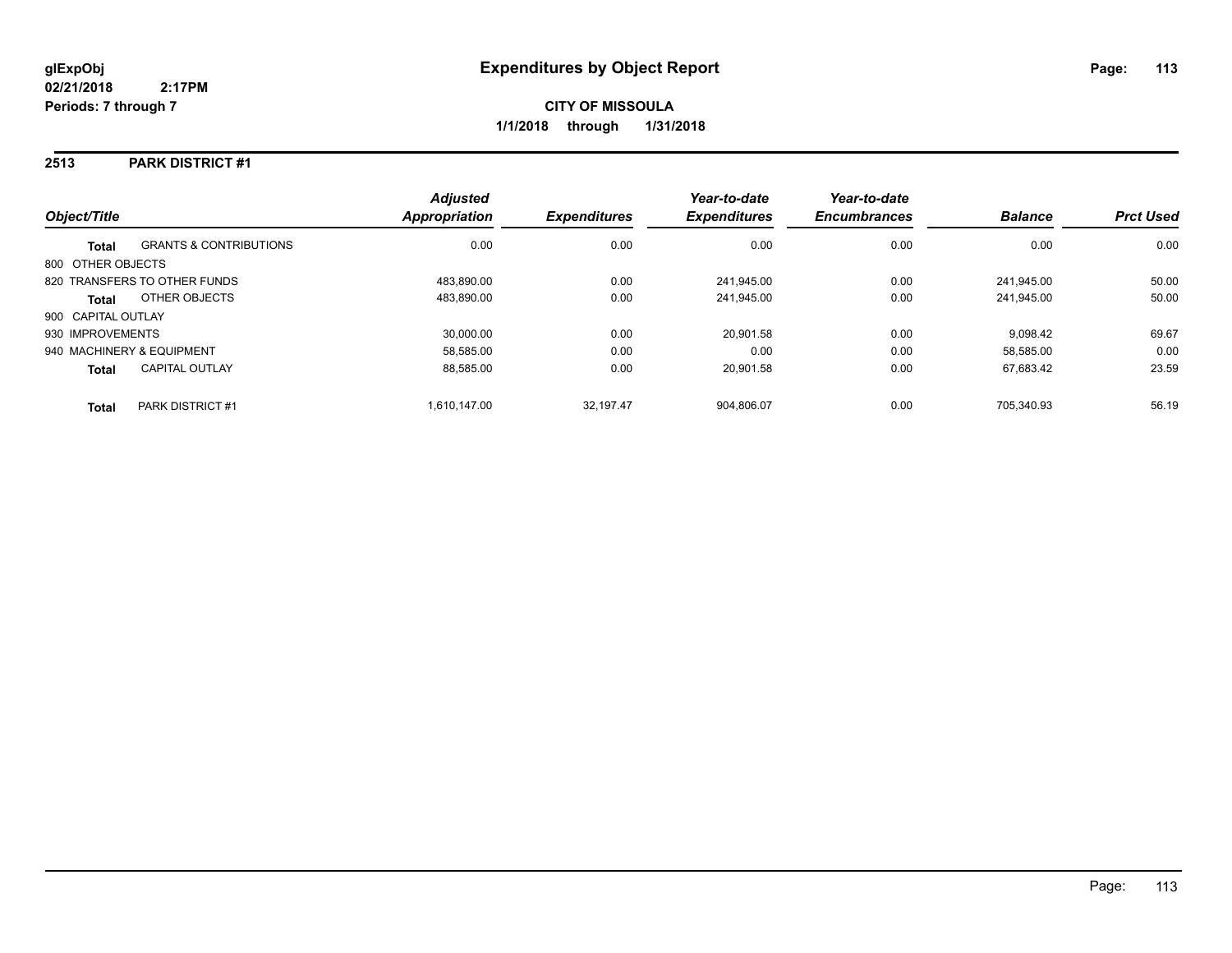**Expenditures by Object Report**

**CITY OF MISSOULA**

**1/1/2018 through 1/31/2018**

glExpObj
02/21/2018 2:17PM
Periods: 7 through 7

## 2513 PARK DISTRICT #1

| Object/Title | | Adjusted Appropriation | Expenditures | Year-to-date Expenditures | Year-to-date Encumbrances | Balance | Prct Used |
|---|---|---|---|---|---|---|---|
| **Total** | GRANTS & CONTRIBUTIONS | 0.00 | 0.00 | 0.00 | 0.00 | 0.00 | 0.00 |
| 800 OTHER OBJECTS | | | | | | | |
| 820 TRANSFERS TO OTHER FUNDS | | 483,890.00 | 0.00 | 241,945.00 | 0.00 | 241,945.00 | 50.00 |
| **Total** | OTHER OBJECTS | 483,890.00 | 0.00 | 241,945.00 | 0.00 | 241,945.00 | 50.00 |
| 900 CAPITAL OUTLAY | | | | | | | |
| 930 IMPROVEMENTS | | 30,000.00 | 0.00 | 20,901.58 | 0.00 | 9,098.42 | 69.67 |
| 940 MACHINERY & EQUIPMENT | | 58,585.00 | 0.00 | 0.00 | 0.00 | 58,585.00 | 0.00 |
| **Total** | CAPITAL OUTLAY | 88,585.00 | 0.00 | 20,901.58 | 0.00 | 67,683.42 | 23.59 |
| **Total** | PARK DISTRICT #1 | 1,610,147.00 | 32,197.47 | 904,806.07 | 0.00 | 705,340.93 | 56.19 |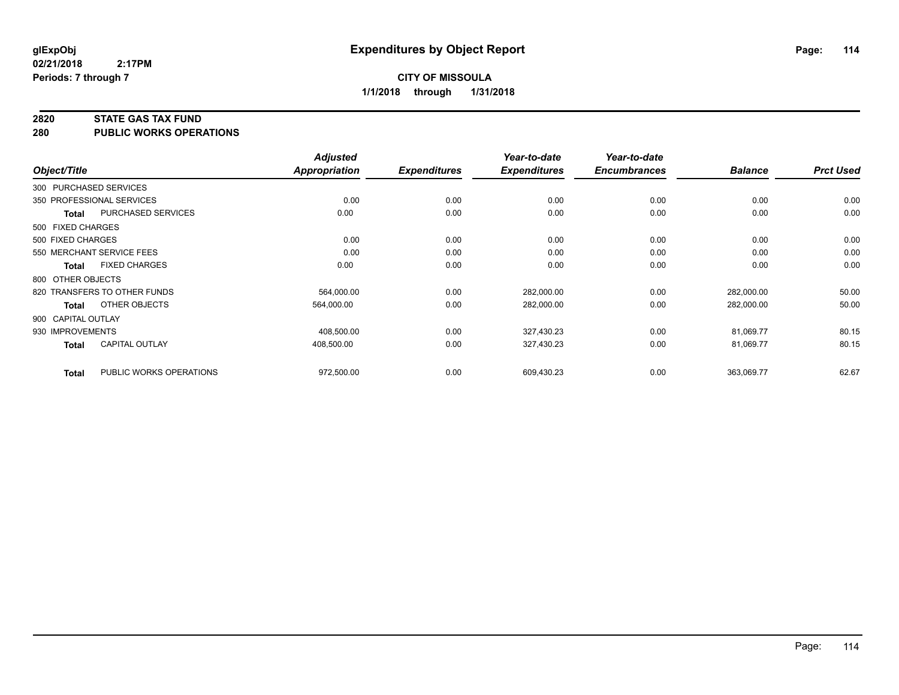glExpObj
02/21/2018 2:17PM
Periods: 7 through 7

# Expenditures by Object Report

**CITY OF MISSOULA**
**1/1/2018 through 1/31/2018**

## 2820 STATE GAS TAX FUND
## 280 PUBLIC WORKS OPERATIONS

| Object/Title | | Adjusted Appropriation | Expenditures | Year-to-date Expenditures | Year-to-date Encumbrances | Balance | Prct Used |
|---|---|---|---|---|---|---|---|
| 300 PURCHASED SERVICES | | | | | | | |
| 350 PROFESSIONAL SERVICES | | 0.00 | 0.00 | 0.00 | 0.00 | 0.00 | 0.00 |
| **Total** | PURCHASED SERVICES | 0.00 | 0.00 | 0.00 | 0.00 | 0.00 | 0.00 |
| 500 FIXED CHARGES | | | | | | | |
| 500 FIXED CHARGES | | 0.00 | 0.00 | 0.00 | 0.00 | 0.00 | 0.00 |
| 550 MERCHANT SERVICE FEES | | 0.00 | 0.00 | 0.00 | 0.00 | 0.00 | 0.00 |
| **Total** | FIXED CHARGES | 0.00 | 0.00 | 0.00 | 0.00 | 0.00 | 0.00 |
| 800 OTHER OBJECTS | | | | | | | |
| 820 TRANSFERS TO OTHER FUNDS | | 564,000.00 | 0.00 | 282,000.00 | 0.00 | 282,000.00 | 50.00 |
| **Total** | OTHER OBJECTS | 564,000.00 | 0.00 | 282,000.00 | 0.00 | 282,000.00 | 50.00 |
| 900 CAPITAL OUTLAY | | | | | | | |
| 930 IMPROVEMENTS | | 408,500.00 | 0.00 | 327,430.23 | 0.00 | 81,069.77 | 80.15 |
| **Total** | CAPITAL OUTLAY | 408,500.00 | 0.00 | 327,430.23 | 0.00 | 81,069.77 | 80.15 |
| **Total** | PUBLIC WORKS OPERATIONS | 972,500.00 | 0.00 | 609,430.23 | 0.00 | 363,069.77 | 62.67 |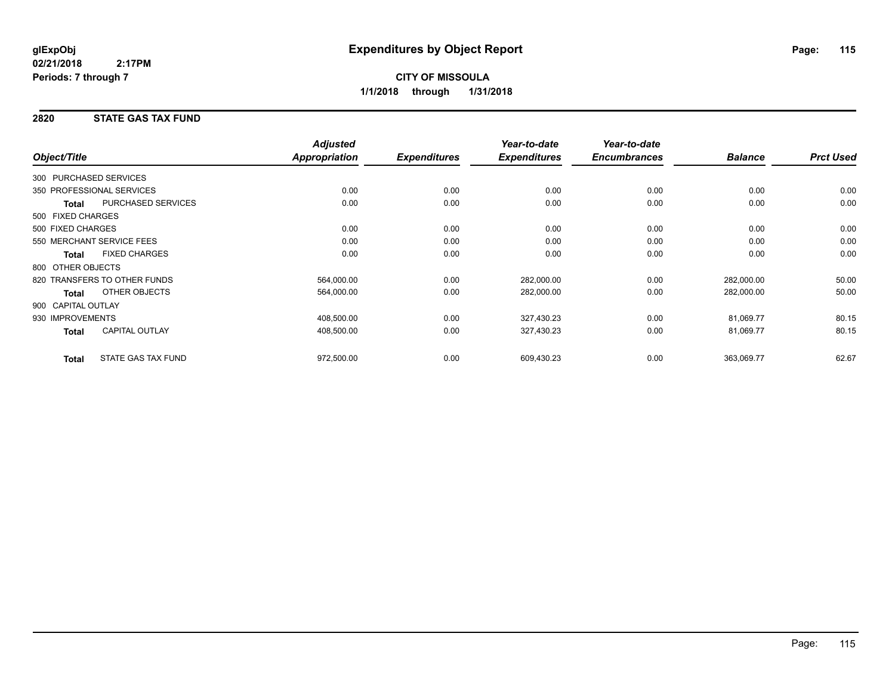**glExpObj** **Expenditures by Object Report**
**02/21/2018 2:17PM**
**Periods: 7 through 7**

**CITY OF MISSOULA**
**1/1/2018 through 1/31/2018**

## 2820 STATE GAS TAX FUND

| Object/Title | | *Adjusted Appropriation* | *Expenditures* | *Year-to-date Expenditures* | *Year-to-date Encumbrances* | *Balance* | *Prct Used* |
|---|---|---|---|---|---|---|---|
| 300 PURCHASED SERVICES | | | | | | | |
| 350 PROFESSIONAL SERVICES | | 0.00 | 0.00 | 0.00 | 0.00 | 0.00 | 0.00 |
| **Total** | PURCHASED SERVICES | 0.00 | 0.00 | 0.00 | 0.00 | 0.00 | 0.00 |
| 500 FIXED CHARGES | | | | | | | |
| 500 FIXED CHARGES | | 0.00 | 0.00 | 0.00 | 0.00 | 0.00 | 0.00 |
| 550 MERCHANT SERVICE FEES | | 0.00 | 0.00 | 0.00 | 0.00 | 0.00 | 0.00 |
| **Total** | FIXED CHARGES | 0.00 | 0.00 | 0.00 | 0.00 | 0.00 | 0.00 |
| 800 OTHER OBJECTS | | | | | | | |
| 820 TRANSFERS TO OTHER FUNDS | | 564,000.00 | 0.00 | 282,000.00 | 0.00 | 282,000.00 | 50.00 |
| **Total** | OTHER OBJECTS | 564,000.00 | 0.00 | 282,000.00 | 0.00 | 282,000.00 | 50.00 |
| 900 CAPITAL OUTLAY | | | | | | | |
| 930 IMPROVEMENTS | | 408,500.00 | 0.00 | 327,430.23 | 0.00 | 81,069.77 | 80.15 |
| **Total** | CAPITAL OUTLAY | 408,500.00 | 0.00 | 327,430.23 | 0.00 | 81,069.77 | 80.15 |
| **Total** | STATE GAS TAX FUND | 972,500.00 | 0.00 | 609,430.23 | 0.00 | 363,069.77 | 62.67 |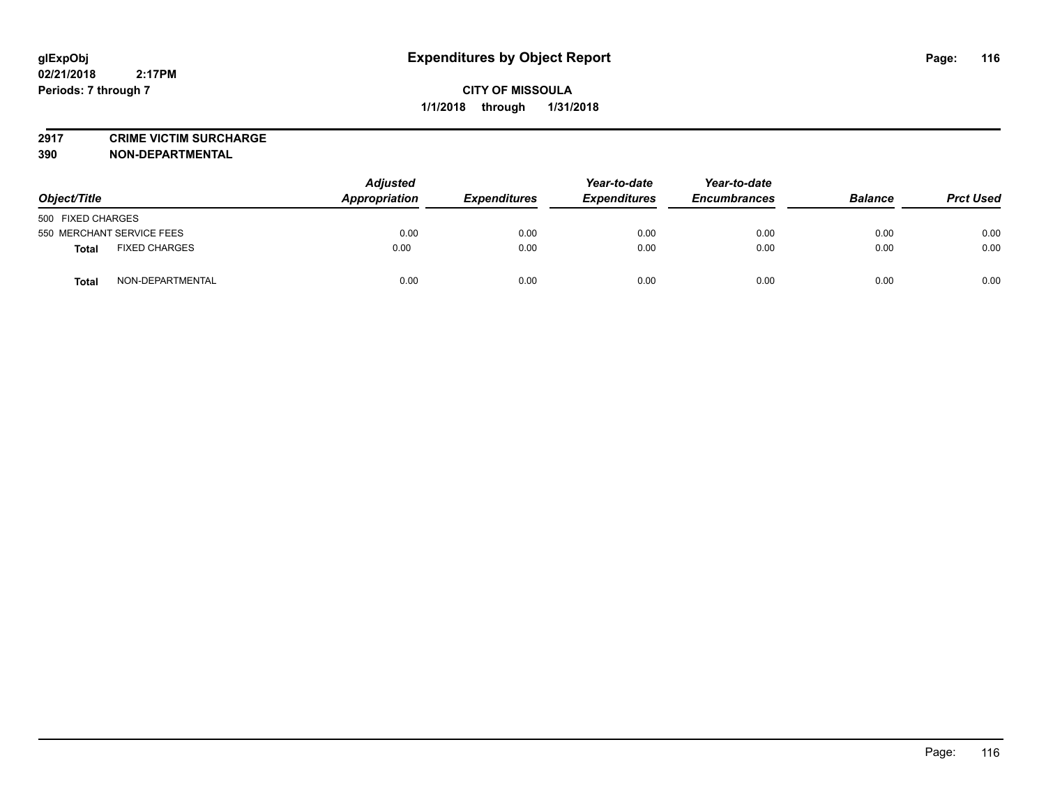**glExpObj**
**02/21/2018 2:17PM**
**Periods: 7 through 7**

# Expenditures by Object Report

**CITY OF MISSOULA**
**1/1/2018 through 1/31/2018**

**2917 CRIME VICTIM SURCHARGE**
**390 NON-DEPARTMENTAL**

| Object/Title | | Adjusted Appropriation | Expenditures | Year-to-date Expenditures | Year-to-date Encumbrances | Balance | Prct Used |
|---|---|---|---|---|---|---|---|
| 500 FIXED CHARGES | | | | | | | |
| 550 MERCHANT SERVICE FEES | | 0.00 | 0.00 | 0.00 | 0.00 | 0.00 | 0.00 |
| **Total** | FIXED CHARGES | 0.00 | 0.00 | 0.00 | 0.00 | 0.00 | 0.00 |
| **Total** | NON-DEPARTMENTAL | 0.00 | 0.00 | 0.00 | 0.00 | 0.00 | 0.00 |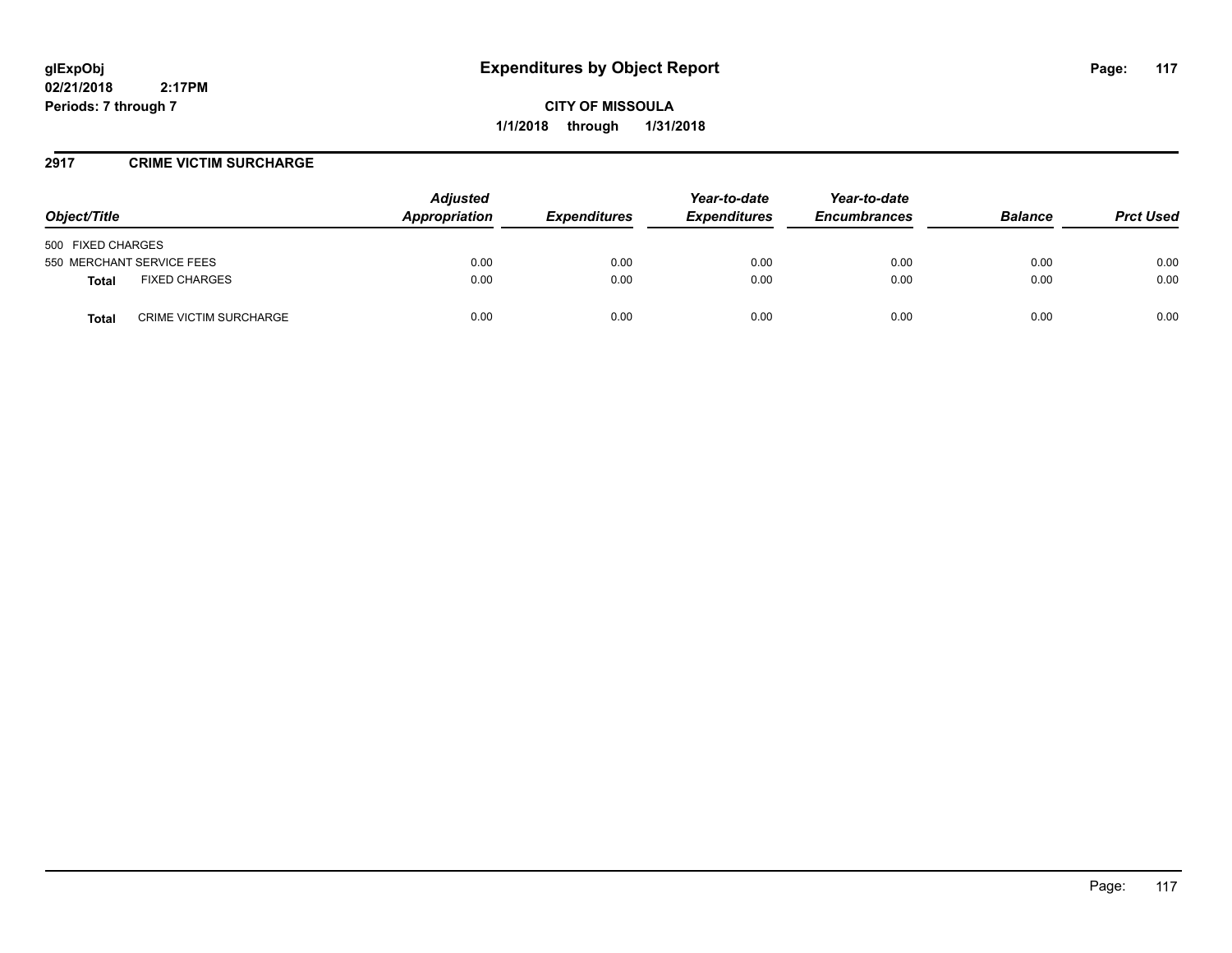**glExpObj**
**02/21/2018 2:17PM**
**Periods: 7 through 7**

# Expenditures by Object Report

**CITY OF MISSOULA**
**1/1/2018 through 1/31/2018**

## 2917 CRIME VICTIM SURCHARGE

| Object/Title | | Adjusted Appropriation | Expenditures | Year-to-date Expenditures | Year-to-date Encumbrances | Balance | Prct Used |
|---|---|---|---|---|---|---|---|
| 500 FIXED CHARGES | | | | | | | |
| 550 MERCHANT SERVICE FEES | | 0.00 | 0.00 | 0.00 | 0.00 | 0.00 | 0.00 |
| **Total** | FIXED CHARGES | 0.00 | 0.00 | 0.00 | 0.00 | 0.00 | 0.00 |
| **Total** | CRIME VICTIM SURCHARGE | 0.00 | 0.00 | 0.00 | 0.00 | 0.00 | 0.00 |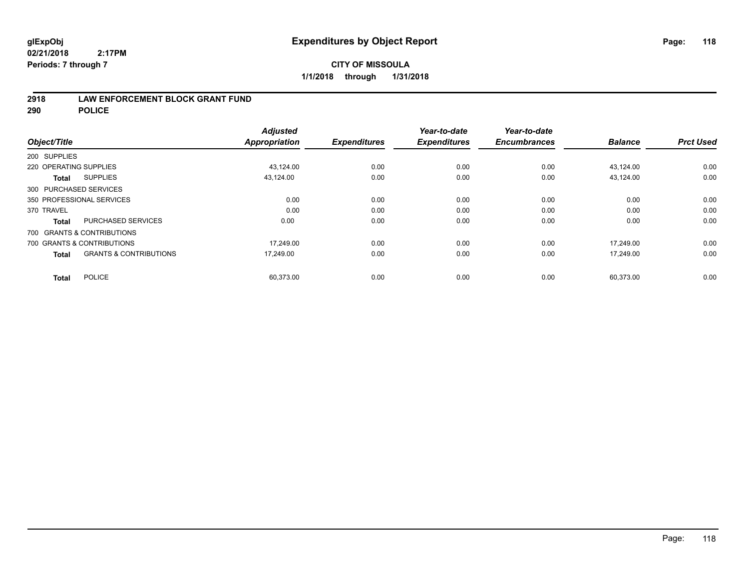glExpObj
02/21/2018 2:17PM
Periods: 7 through 7

# Expenditures by Object Report

**CITY OF MISSOULA**
**1/1/2018 through 1/31/2018**

**2918 LAW ENFORCEMENT BLOCK GRANT FUND**
**290 POLICE**

| Object/Title | | Adjusted Appropriation | Expenditures | Year-to-date Expenditures | Year-to-date Encumbrances | Balance | Prct Used |
|---|---|---|---|---|---|---|---|
| 200 SUPPLIES | | | | | | | |
| 220 OPERATING SUPPLIES | | 43,124.00 | 0.00 | 0.00 | 0.00 | 43,124.00 | 0.00 |
| **Total** | SUPPLIES | 43,124.00 | 0.00 | 0.00 | 0.00 | 43,124.00 | 0.00 |
| 300 PURCHASED SERVICES | | | | | | | |
| 350 PROFESSIONAL SERVICES | | 0.00 | 0.00 | 0.00 | 0.00 | 0.00 | 0.00 |
| 370 TRAVEL | | 0.00 | 0.00 | 0.00 | 0.00 | 0.00 | 0.00 |
| **Total** | PURCHASED SERVICES | 0.00 | 0.00 | 0.00 | 0.00 | 0.00 | 0.00 |
| 700 GRANTS & CONTRIBUTIONS | | | | | | | |
| 700 GRANTS & CONTRIBUTIONS | | 17,249.00 | 0.00 | 0.00 | 0.00 | 17,249.00 | 0.00 |
| **Total** | GRANTS & CONTRIBUTIONS | 17,249.00 | 0.00 | 0.00 | 0.00 | 17,249.00 | 0.00 |
| **Total** | POLICE | 60,373.00 | 0.00 | 0.00 | 0.00 | 60,373.00 | 0.00 |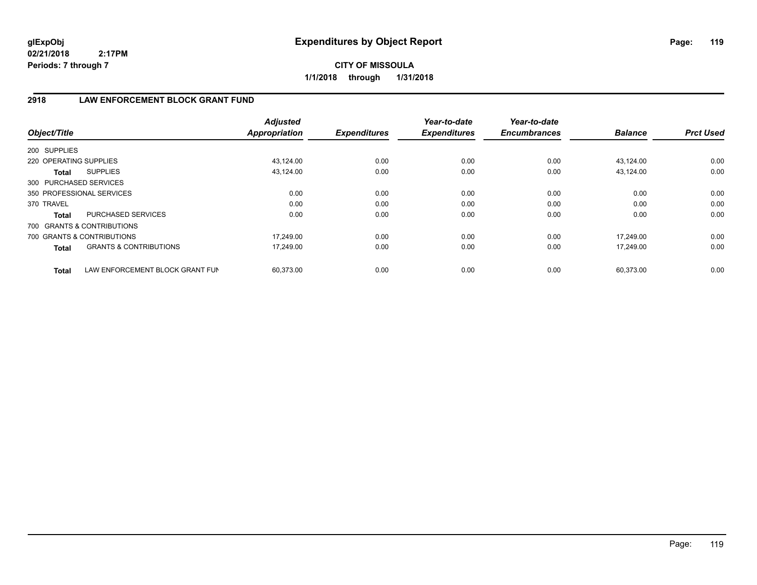# Expenditures by Object Report

glExpObj
02/21/2018 2:17PM
Periods: 7 through 7

**CITY OF MISSOULA**

**1/1/2018 through 1/31/2018**

## 2918 LAW ENFORCEMENT BLOCK GRANT FUND

| Object/Title | | Adjusted Appropriation | Expenditures | Year-to-date Expenditures | Year-to-date Encumbrances | Balance | Prct Used |
|---|---|---|---|---|---|---|---|
| 200 SUPPLIES | | | | | | | |
| 220 OPERATING SUPPLIES | | 43,124.00 | 0.00 | 0.00 | 0.00 | 43,124.00 | 0.00 |
| **Total** | SUPPLIES | 43,124.00 | 0.00 | 0.00 | 0.00 | 43,124.00 | 0.00 |
| 300 PURCHASED SERVICES | | | | | | | |
| 350 PROFESSIONAL SERVICES | | 0.00 | 0.00 | 0.00 | 0.00 | 0.00 | 0.00 |
| 370 TRAVEL | | 0.00 | 0.00 | 0.00 | 0.00 | 0.00 | 0.00 |
| **Total** | PURCHASED SERVICES | 0.00 | 0.00 | 0.00 | 0.00 | 0.00 | 0.00 |
| 700 GRANTS & CONTRIBUTIONS | | | | | | | |
| 700 GRANTS & CONTRIBUTIONS | | 17,249.00 | 0.00 | 0.00 | 0.00 | 17,249.00 | 0.00 |
| **Total** | GRANTS & CONTRIBUTIONS | 17,249.00 | 0.00 | 0.00 | 0.00 | 17,249.00 | 0.00 |
| **Total** | LAW ENFORCEMENT BLOCK GRANT FUN | 60,373.00 | 0.00 | 0.00 | 0.00 | 60,373.00 | 0.00 |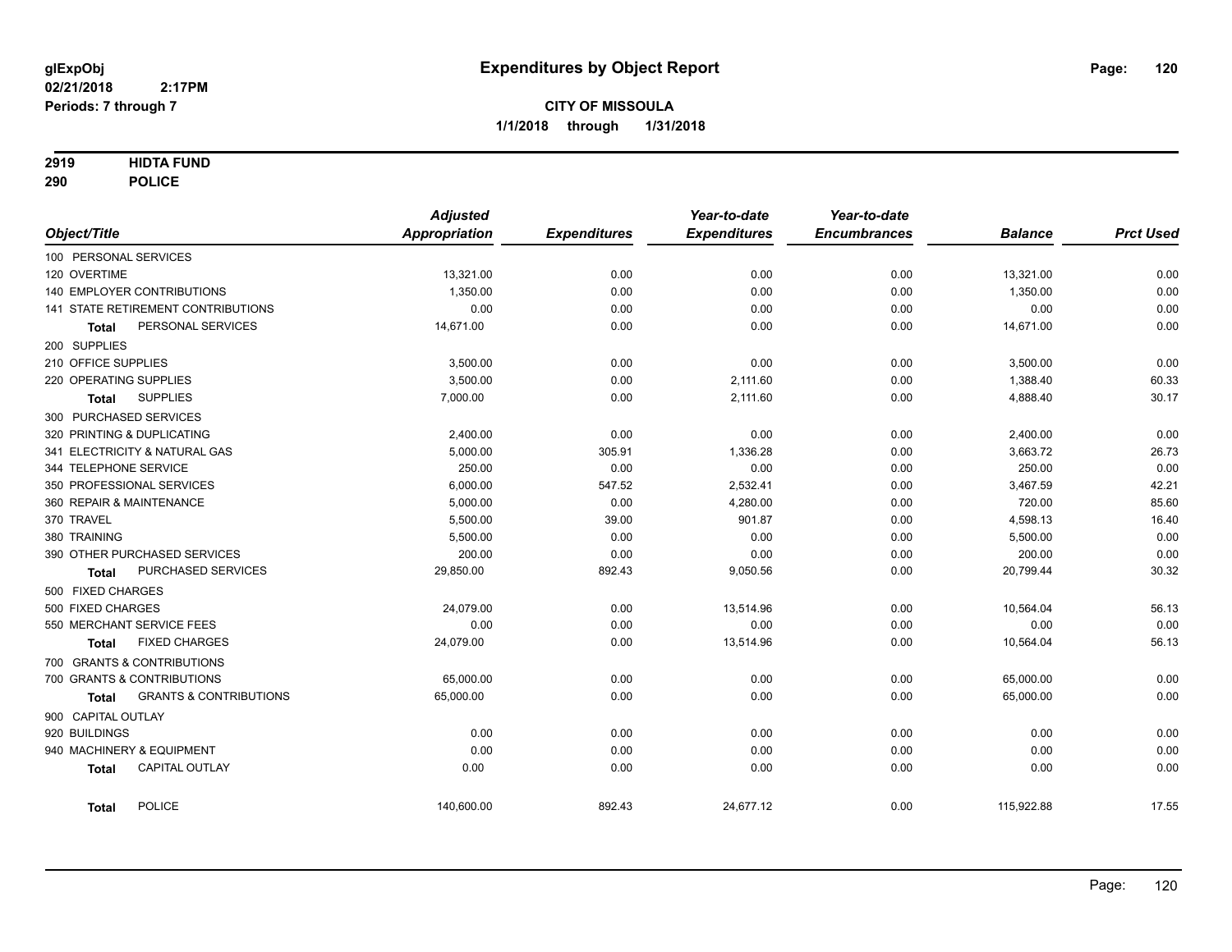**glExpObj**
**02/21/2018 2:17PM**
**Periods: 7 through 7**

# Expenditures by Object Report

**CITY OF MISSOULA**
**1/1/2018 through 1/31/2018**

**2919 HIDTA FUND**
**290 POLICE**

| Object/Title | Adjusted Appropriation | Expenditures | Year-to-date Expenditures | Year-to-date Encumbrances | Balance | Prct Used |
|---|---|---|---|---|---|---|
| 100 PERSONAL SERVICES | | | | | | |
| 120 OVERTIME | 13,321.00 | 0.00 | 0.00 | 0.00 | 13,321.00 | 0.00 |
| 140 EMPLOYER CONTRIBUTIONS | 1,350.00 | 0.00 | 0.00 | 0.00 | 1,350.00 | 0.00 |
| 141 STATE RETIREMENT CONTRIBUTIONS | 0.00 | 0.00 | 0.00 | 0.00 | 0.00 | 0.00 |
| **Total** PERSONAL SERVICES | 14,671.00 | 0.00 | 0.00 | 0.00 | 14,671.00 | 0.00 |
| 200 SUPPLIES | | | | | | |
| 210 OFFICE SUPPLIES | 3,500.00 | 0.00 | 0.00 | 0.00 | 3,500.00 | 0.00 |
| 220 OPERATING SUPPLIES | 3,500.00 | 0.00 | 2,111.60 | 0.00 | 1,388.40 | 60.33 |
| **Total** SUPPLIES | 7,000.00 | 0.00 | 2,111.60 | 0.00 | 4,888.40 | 30.17 |
| 300 PURCHASED SERVICES | | | | | | |
| 320 PRINTING & DUPLICATING | 2,400.00 | 0.00 | 0.00 | 0.00 | 2,400.00 | 0.00 |
| 341 ELECTRICITY & NATURAL GAS | 5,000.00 | 305.91 | 1,336.28 | 0.00 | 3,663.72 | 26.73 |
| 344 TELEPHONE SERVICE | 250.00 | 0.00 | 0.00 | 0.00 | 250.00 | 0.00 |
| 350 PROFESSIONAL SERVICES | 6,000.00 | 547.52 | 2,532.41 | 0.00 | 3,467.59 | 42.21 |
| 360 REPAIR & MAINTENANCE | 5,000.00 | 0.00 | 4,280.00 | 0.00 | 720.00 | 85.60 |
| 370 TRAVEL | 5,500.00 | 39.00 | 901.87 | 0.00 | 4,598.13 | 16.40 |
| 380 TRAINING | 5,500.00 | 0.00 | 0.00 | 0.00 | 5,500.00 | 0.00 |
| 390 OTHER PURCHASED SERVICES | 200.00 | 0.00 | 0.00 | 0.00 | 200.00 | 0.00 |
| **Total** PURCHASED SERVICES | 29,850.00 | 892.43 | 9,050.56 | 0.00 | 20,799.44 | 30.32 |
| 500 FIXED CHARGES | | | | | | |
| 500 FIXED CHARGES | 24,079.00 | 0.00 | 13,514.96 | 0.00 | 10,564.04 | 56.13 |
| 550 MERCHANT SERVICE FEES | 0.00 | 0.00 | 0.00 | 0.00 | 0.00 | 0.00 |
| **Total** FIXED CHARGES | 24,079.00 | 0.00 | 13,514.96 | 0.00 | 10,564.04 | 56.13 |
| 700 GRANTS & CONTRIBUTIONS | | | | | | |
| 700 GRANTS & CONTRIBUTIONS | 65,000.00 | 0.00 | 0.00 | 0.00 | 65,000.00 | 0.00 |
| **Total** GRANTS & CONTRIBUTIONS | 65,000.00 | 0.00 | 0.00 | 0.00 | 65,000.00 | 0.00 |
| 900 CAPITAL OUTLAY | | | | | | |
| 920 BUILDINGS | 0.00 | 0.00 | 0.00 | 0.00 | 0.00 | 0.00 |
| 940 MACHINERY & EQUIPMENT | 0.00 | 0.00 | 0.00 | 0.00 | 0.00 | 0.00 |
| **Total** CAPITAL OUTLAY | 0.00 | 0.00 | 0.00 | 0.00 | 0.00 | 0.00 |
| **Total** POLICE | 140,600.00 | 892.43 | 24,677.12 | 0.00 | 115,922.88 | 17.55 |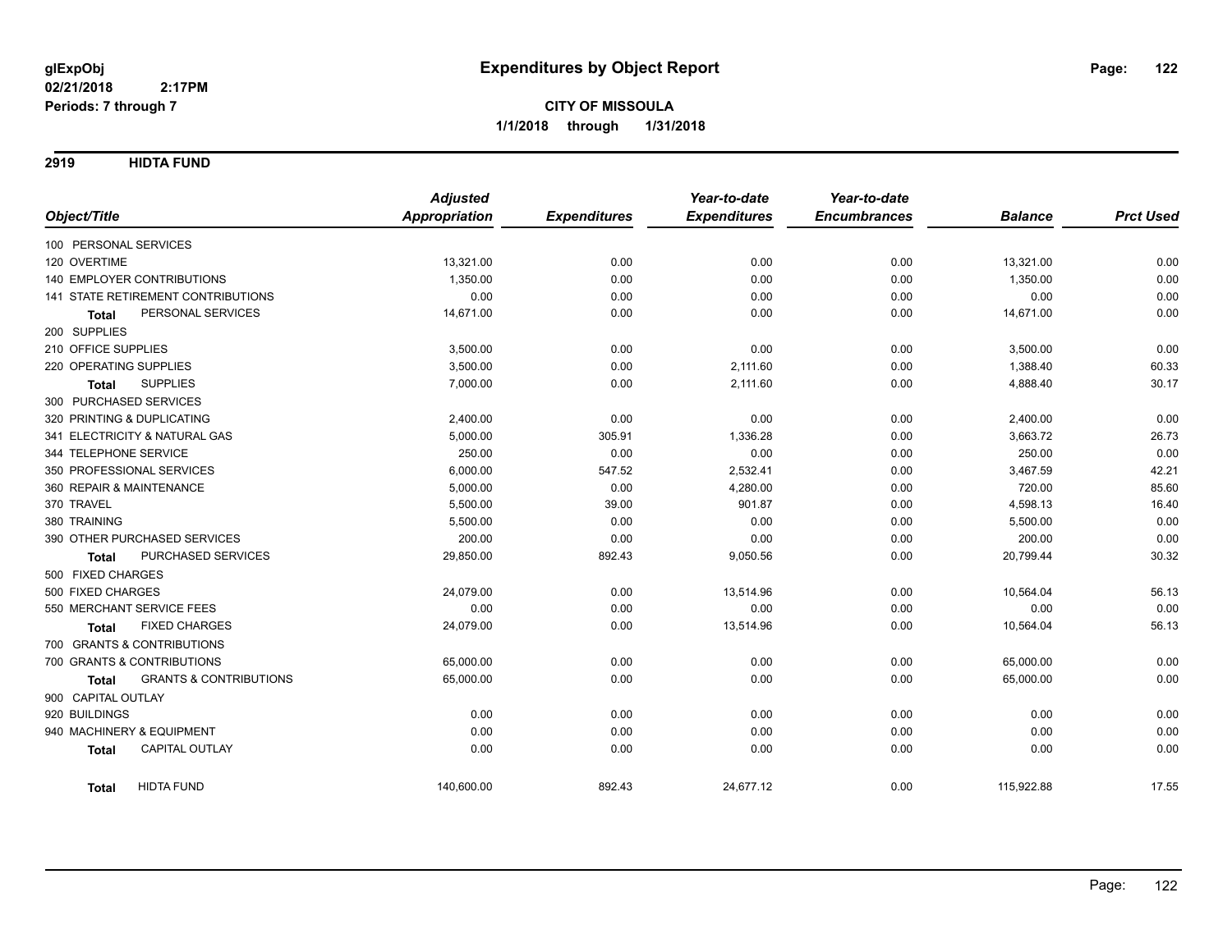**glExpObj**
**02/21/2018 2:17PM**
**Periods: 7 through 7**

# Expenditures by Object Report

**CITY OF MISSOULA**
**1/1/2018 through 1/31/2018**

## 2919 HIDTA FUND

| Object/Title | Adjusted Appropriation | Expenditures | Year-to-date Expenditures | Year-to-date Encumbrances | Balance | Prct Used |
|---|---|---|---|---|---|---|
| 100 PERSONAL SERVICES | | | | | | |
| 120 OVERTIME | 13,321.00 | 0.00 | 0.00 | 0.00 | 13,321.00 | 0.00 |
| 140 EMPLOYER CONTRIBUTIONS | 1,350.00 | 0.00 | 0.00 | 0.00 | 1,350.00 | 0.00 |
| 141 STATE RETIREMENT CONTRIBUTIONS | 0.00 | 0.00 | 0.00 | 0.00 | 0.00 | 0.00 |
| **Total** PERSONAL SERVICES | 14,671.00 | 0.00 | 0.00 | 0.00 | 14,671.00 | 0.00 |
| 200 SUPPLIES | | | | | | |
| 210 OFFICE SUPPLIES | 3,500.00 | 0.00 | 0.00 | 0.00 | 3,500.00 | 0.00 |
| 220 OPERATING SUPPLIES | 3,500.00 | 0.00 | 2,111.60 | 0.00 | 1,388.40 | 60.33 |
| **Total** SUPPLIES | 7,000.00 | 0.00 | 2,111.60 | 0.00 | 4,888.40 | 30.17 |
| 300 PURCHASED SERVICES | | | | | | |
| 320 PRINTING & DUPLICATING | 2,400.00 | 0.00 | 0.00 | 0.00 | 2,400.00 | 0.00 |
| 341 ELECTRICITY & NATURAL GAS | 5,000.00 | 305.91 | 1,336.28 | 0.00 | 3,663.72 | 26.73 |
| 344 TELEPHONE SERVICE | 250.00 | 0.00 | 0.00 | 0.00 | 250.00 | 0.00 |
| 350 PROFESSIONAL SERVICES | 6,000.00 | 547.52 | 2,532.41 | 0.00 | 3,467.59 | 42.21 |
| 360 REPAIR & MAINTENANCE | 5,000.00 | 0.00 | 4,280.00 | 0.00 | 720.00 | 85.60 |
| 370 TRAVEL | 5,500.00 | 39.00 | 901.87 | 0.00 | 4,598.13 | 16.40 |
| 380 TRAINING | 5,500.00 | 0.00 | 0.00 | 0.00 | 5,500.00 | 0.00 |
| 390 OTHER PURCHASED SERVICES | 200.00 | 0.00 | 0.00 | 0.00 | 200.00 | 0.00 |
| **Total** PURCHASED SERVICES | 29,850.00 | 892.43 | 9,050.56 | 0.00 | 20,799.44 | 30.32 |
| 500 FIXED CHARGES | | | | | | |
| 500 FIXED CHARGES | 24,079.00 | 0.00 | 13,514.96 | 0.00 | 10,564.04 | 56.13 |
| 550 MERCHANT SERVICE FEES | 0.00 | 0.00 | 0.00 | 0.00 | 0.00 | 0.00 |
| **Total** FIXED CHARGES | 24,079.00 | 0.00 | 13,514.96 | 0.00 | 10,564.04 | 56.13 |
| 700 GRANTS & CONTRIBUTIONS | | | | | | |
| 700 GRANTS & CONTRIBUTIONS | 65,000.00 | 0.00 | 0.00 | 0.00 | 65,000.00 | 0.00 |
| **Total** GRANTS & CONTRIBUTIONS | 65,000.00 | 0.00 | 0.00 | 0.00 | 65,000.00 | 0.00 |
| 900 CAPITAL OUTLAY | | | | | | |
| 920 BUILDINGS | 0.00 | 0.00 | 0.00 | 0.00 | 0.00 | 0.00 |
| 940 MACHINERY & EQUIPMENT | 0.00 | 0.00 | 0.00 | 0.00 | 0.00 | 0.00 |
| **Total** CAPITAL OUTLAY | 0.00 | 0.00 | 0.00 | 0.00 | 0.00 | 0.00 |
| **Total** HIDTA FUND | 140,600.00 | 892.43 | 24,677.12 | 0.00 | 115,922.88 | 17.55 |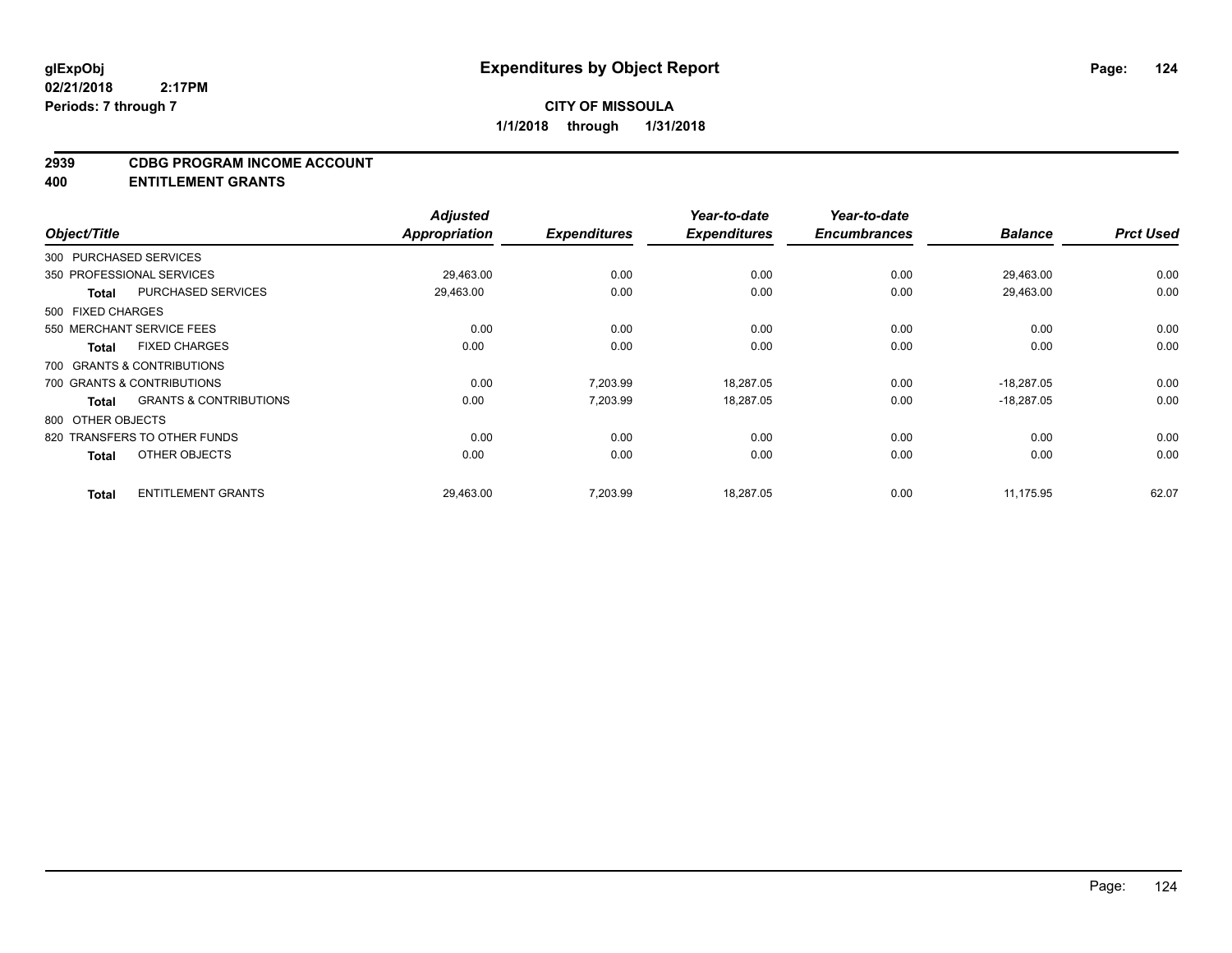**glExpObj**
**02/21/2018 2:17PM**
**Periods: 7 through 7**

# Expenditures by Object Report

**CITY OF MISSOULA**
**1/1/2018 through 1/31/2018**

## 2939 CDBG PROGRAM INCOME ACCOUNT
## 400 ENTITLEMENT GRANTS

| Object/Title | | Adjusted Appropriation | Expenditures | Year-to-date Expenditures | Year-to-date Encumbrances | Balance | Prct Used |
|---|---|---|---|---|---|---|---|
| 300 PURCHASED SERVICES | | | | | | | |
| 350 PROFESSIONAL SERVICES | | 29,463.00 | 0.00 | 0.00 | 0.00 | 29,463.00 | 0.00 |
| **Total** | PURCHASED SERVICES | 29,463.00 | 0.00 | 0.00 | 0.00 | 29,463.00 | 0.00 |
| 500 FIXED CHARGES | | | | | | | |
| 550 MERCHANT SERVICE FEES | | 0.00 | 0.00 | 0.00 | 0.00 | 0.00 | 0.00 |
| **Total** | FIXED CHARGES | 0.00 | 0.00 | 0.00 | 0.00 | 0.00 | 0.00 |
| 700 GRANTS & CONTRIBUTIONS | | | | | | | |
| 700 GRANTS & CONTRIBUTIONS | | 0.00 | 7,203.99 | 18,287.05 | 0.00 | -18,287.05 | 0.00 |
| **Total** | GRANTS & CONTRIBUTIONS | 0.00 | 7,203.99 | 18,287.05 | 0.00 | -18,287.05 | 0.00 |
| 800 OTHER OBJECTS | | | | | | | |
| 820 TRANSFERS TO OTHER FUNDS | | 0.00 | 0.00 | 0.00 | 0.00 | 0.00 | 0.00 |
| **Total** | OTHER OBJECTS | 0.00 | 0.00 | 0.00 | 0.00 | 0.00 | 0.00 |
| **Total** | ENTITLEMENT GRANTS | 29,463.00 | 7,203.99 | 18,287.05 | 0.00 | 11,175.95 | 62.07 |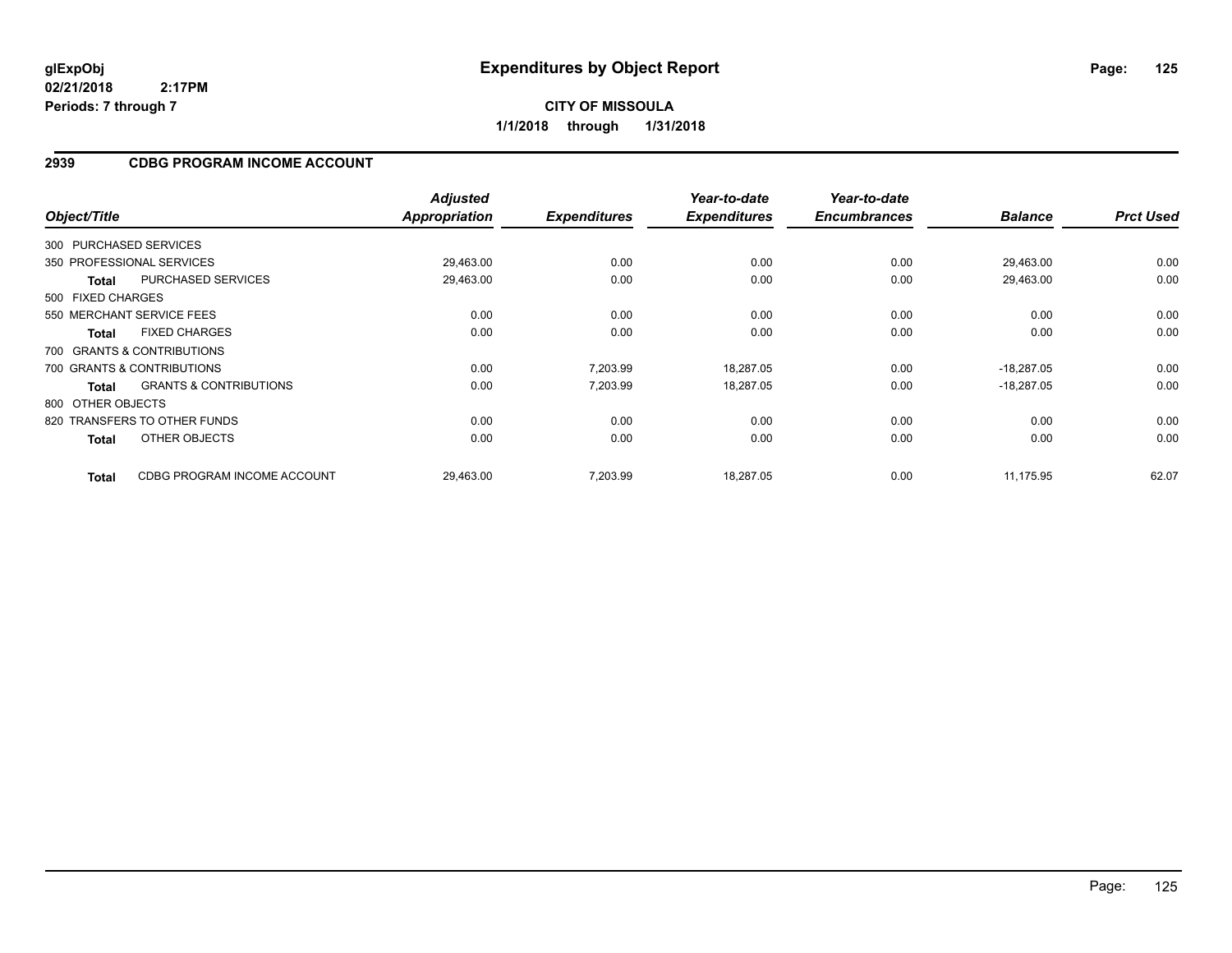# Expenditures by Object Report

glExpObj
02/21/2018 2:17PM
Periods: 7 through 7

**CITY OF MISSOULA**
**1/1/2018 through 1/31/2018**

## 2939 CDBG PROGRAM INCOME ACCOUNT

| Object/Title | | Adjusted Appropriation | Expenditures | Year-to-date Expenditures | Year-to-date Encumbrances | Balance | Prct Used |
|---|---|---|---|---|---|---|---|
| 300 PURCHASED SERVICES | | | | | | | |
| 350 PROFESSIONAL SERVICES | | 29,463.00 | 0.00 | 0.00 | 0.00 | 29,463.00 | 0.00 |
| **Total** | PURCHASED SERVICES | 29,463.00 | 0.00 | 0.00 | 0.00 | 29,463.00 | 0.00 |
| 500 FIXED CHARGES | | | | | | | |
| 550 MERCHANT SERVICE FEES | | 0.00 | 0.00 | 0.00 | 0.00 | 0.00 | 0.00 |
| **Total** | FIXED CHARGES | 0.00 | 0.00 | 0.00 | 0.00 | 0.00 | 0.00 |
| 700 GRANTS & CONTRIBUTIONS | | | | | | | |
| 700 GRANTS & CONTRIBUTIONS | | 0.00 | 7,203.99 | 18,287.05 | 0.00 | -18,287.05 | 0.00 |
| **Total** | GRANTS & CONTRIBUTIONS | 0.00 | 7,203.99 | 18,287.05 | 0.00 | -18,287.05 | 0.00 |
| 800 OTHER OBJECTS | | | | | | | |
| 820 TRANSFERS TO OTHER FUNDS | | 0.00 | 0.00 | 0.00 | 0.00 | 0.00 | 0.00 |
| **Total** | OTHER OBJECTS | 0.00 | 0.00 | 0.00 | 0.00 | 0.00 | 0.00 |
| **Total** | CDBG PROGRAM INCOME ACCOUNT | 29,463.00 | 7,203.99 | 18,287.05 | 0.00 | 11,175.95 | 62.07 |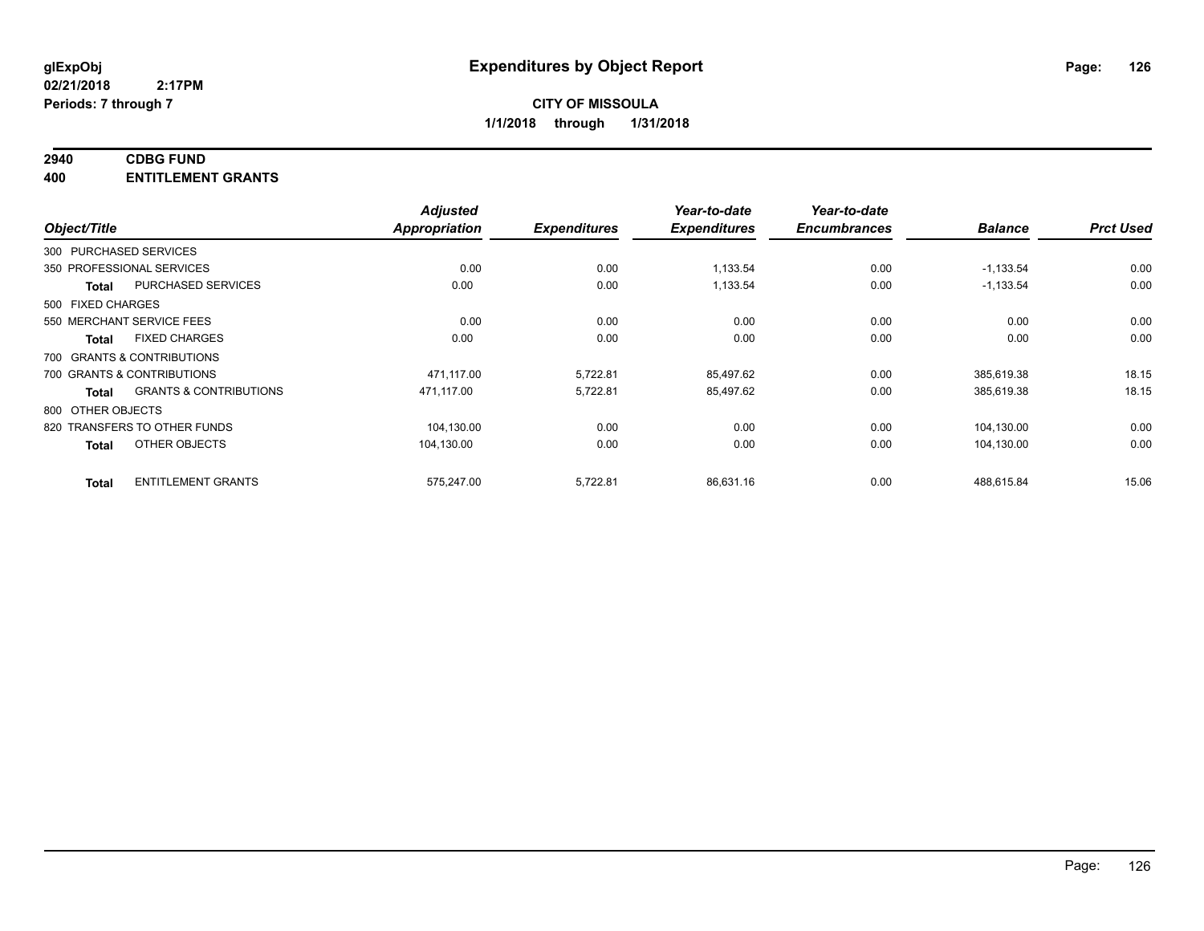**glExpObj**
**02/21/2018 2:17PM**
**Periods: 7 through 7**

# Expenditures by Object Report

**CITY OF MISSOULA**
**1/1/2018 through 1/31/2018**

**2940 CDBG FUND**
**400 ENTITLEMENT GRANTS**

| Object/Title | Adjusted Appropriation | Expenditures | Year-to-date Expenditures | Year-to-date Encumbrances | Balance | Prct Used |
|---|---|---|---|---|---|---|
| 300 PURCHASED SERVICES | | | | | | |
| 350 PROFESSIONAL SERVICES | 0.00 | 0.00 | 1,133.54 | 0.00 | -1,133.54 | 0.00 |
| **Total** PURCHASED SERVICES | 0.00 | 0.00 | 1,133.54 | 0.00 | -1,133.54 | 0.00 |
| 500 FIXED CHARGES | | | | | | |
| 550 MERCHANT SERVICE FEES | 0.00 | 0.00 | 0.00 | 0.00 | 0.00 | 0.00 |
| **Total** FIXED CHARGES | 0.00 | 0.00 | 0.00 | 0.00 | 0.00 | 0.00 |
| 700 GRANTS & CONTRIBUTIONS | | | | | | |
| 700 GRANTS & CONTRIBUTIONS | 471,117.00 | 5,722.81 | 85,497.62 | 0.00 | 385,619.38 | 18.15 |
| **Total** GRANTS & CONTRIBUTIONS | 471,117.00 | 5,722.81 | 85,497.62 | 0.00 | 385,619.38 | 18.15 |
| 800 OTHER OBJECTS | | | | | | |
| 820 TRANSFERS TO OTHER FUNDS | 104,130.00 | 0.00 | 0.00 | 0.00 | 104,130.00 | 0.00 |
| **Total** OTHER OBJECTS | 104,130.00 | 0.00 | 0.00 | 0.00 | 104,130.00 | 0.00 |
| **Total** ENTITLEMENT GRANTS | 575,247.00 | 5,722.81 | 86,631.16 | 0.00 | 488,615.84 | 15.06 |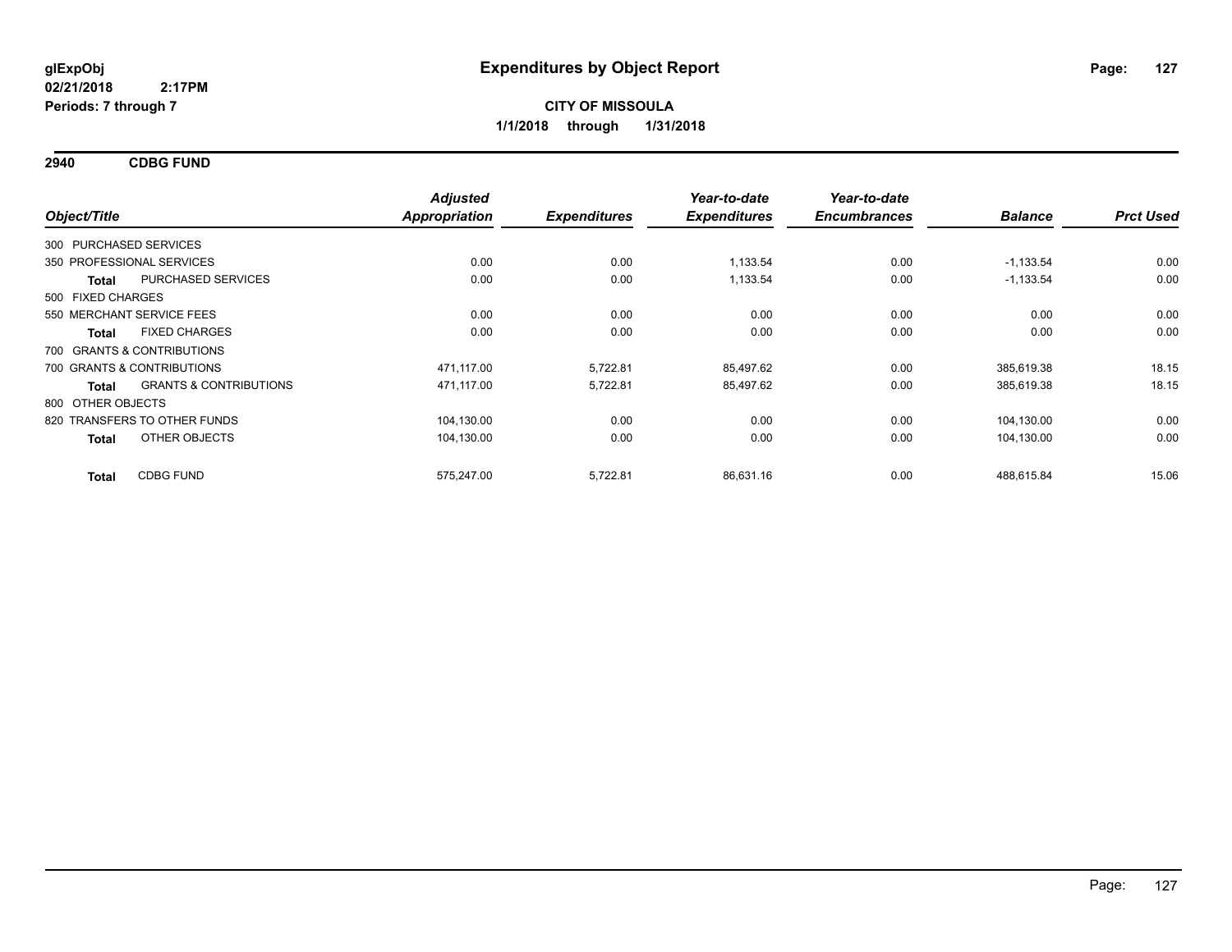glExpObj
02/21/2018 2:17PM
Periods: 7 through 7

# Expenditures by Object Report

**CITY OF MISSOULA**
**1/1/2018 through 1/31/2018**

## 2940 CDBG FUND

| Object/Title | Adjusted Appropriation | Expenditures | Year-to-date Expenditures | Year-to-date Encumbrances | Balance | Prct Used |
|---|---|---|---|---|---|---|
| 300 PURCHASED SERVICES | | | | | | |
| 350 PROFESSIONAL SERVICES | 0.00 | 0.00 | 1,133.54 | 0.00 | -1,133.54 | 0.00 |
| **Total** PURCHASED SERVICES | 0.00 | 0.00 | 1,133.54 | 0.00 | -1,133.54 | 0.00 |
| 500 FIXED CHARGES | | | | | | |
| 550 MERCHANT SERVICE FEES | 0.00 | 0.00 | 0.00 | 0.00 | 0.00 | 0.00 |
| **Total** FIXED CHARGES | 0.00 | 0.00 | 0.00 | 0.00 | 0.00 | 0.00 |
| 700 GRANTS & CONTRIBUTIONS | | | | | | |
| 700 GRANTS & CONTRIBUTIONS | 471,117.00 | 5,722.81 | 85,497.62 | 0.00 | 385,619.38 | 18.15 |
| **Total** GRANTS & CONTRIBUTIONS | 471,117.00 | 5,722.81 | 85,497.62 | 0.00 | 385,619.38 | 18.15 |
| 800 OTHER OBJECTS | | | | | | |
| 820 TRANSFERS TO OTHER FUNDS | 104,130.00 | 0.00 | 0.00 | 0.00 | 104,130.00 | 0.00 |
| **Total** OTHER OBJECTS | 104,130.00 | 0.00 | 0.00 | 0.00 | 104,130.00 | 0.00 |
| **Total** CDBG FUND | 575,247.00 | 5,722.81 | 86,631.16 | 0.00 | 488,615.84 | 15.06 |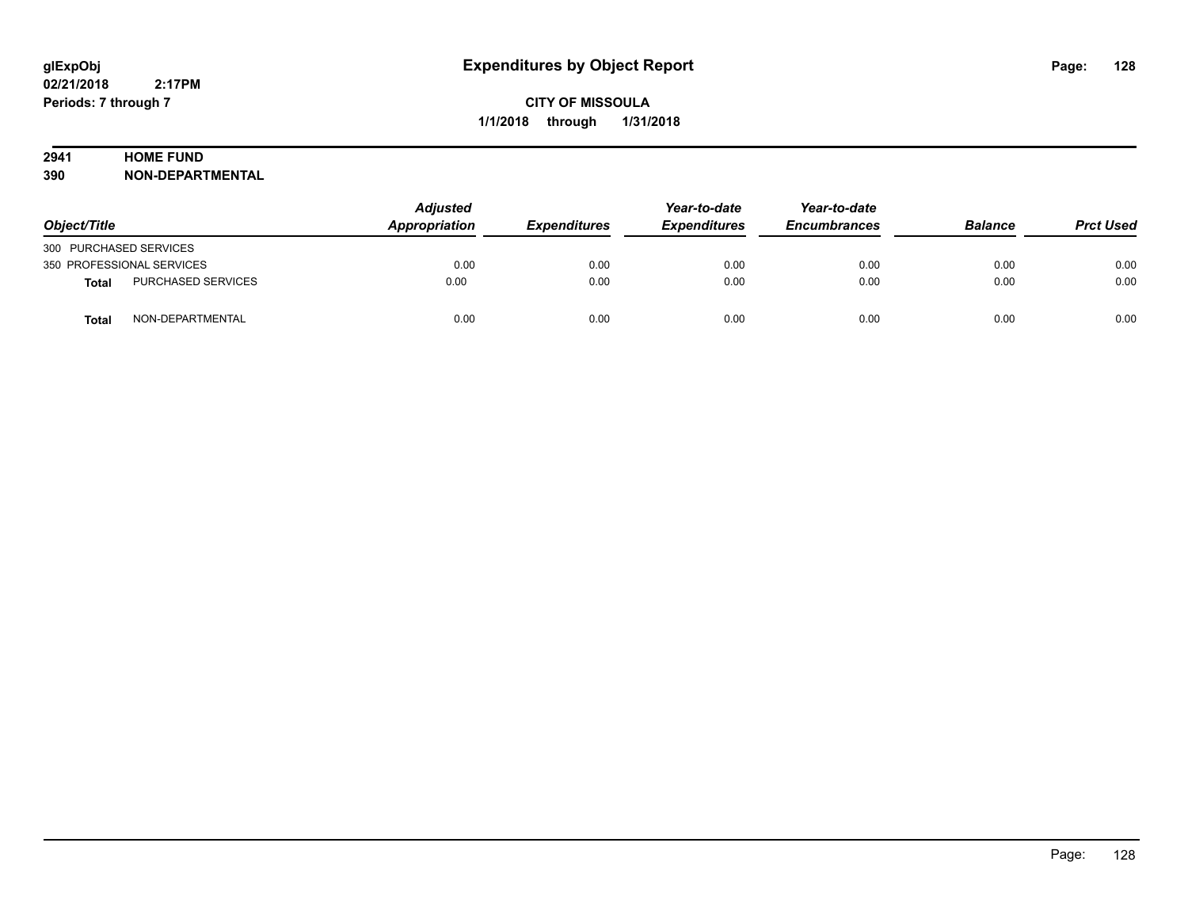# Expenditures by Object Report

glExpObj
02/21/2018 2:17PM
Periods: 7 through 7

**CITY OF MISSOULA**
**1/1/2018 through 1/31/2018**

**2941 HOME FUND**
**390 NON-DEPARTMENTAL**

| Object/Title | | Adjusted Appropriation | Expenditures | Year-to-date Expenditures | Year-to-date Encumbrances | Balance | Prct Used |
|---|---|---|---|---|---|---|---|
| 300 PURCHASED SERVICES | | | | | | | |
| 350 PROFESSIONAL SERVICES | | 0.00 | 0.00 | 0.00 | 0.00 | 0.00 | 0.00 |
| **Total** | PURCHASED SERVICES | 0.00 | 0.00 | 0.00 | 0.00 | 0.00 | 0.00 |
| **Total** | NON-DEPARTMENTAL | 0.00 | 0.00 | 0.00 | 0.00 | 0.00 | 0.00 |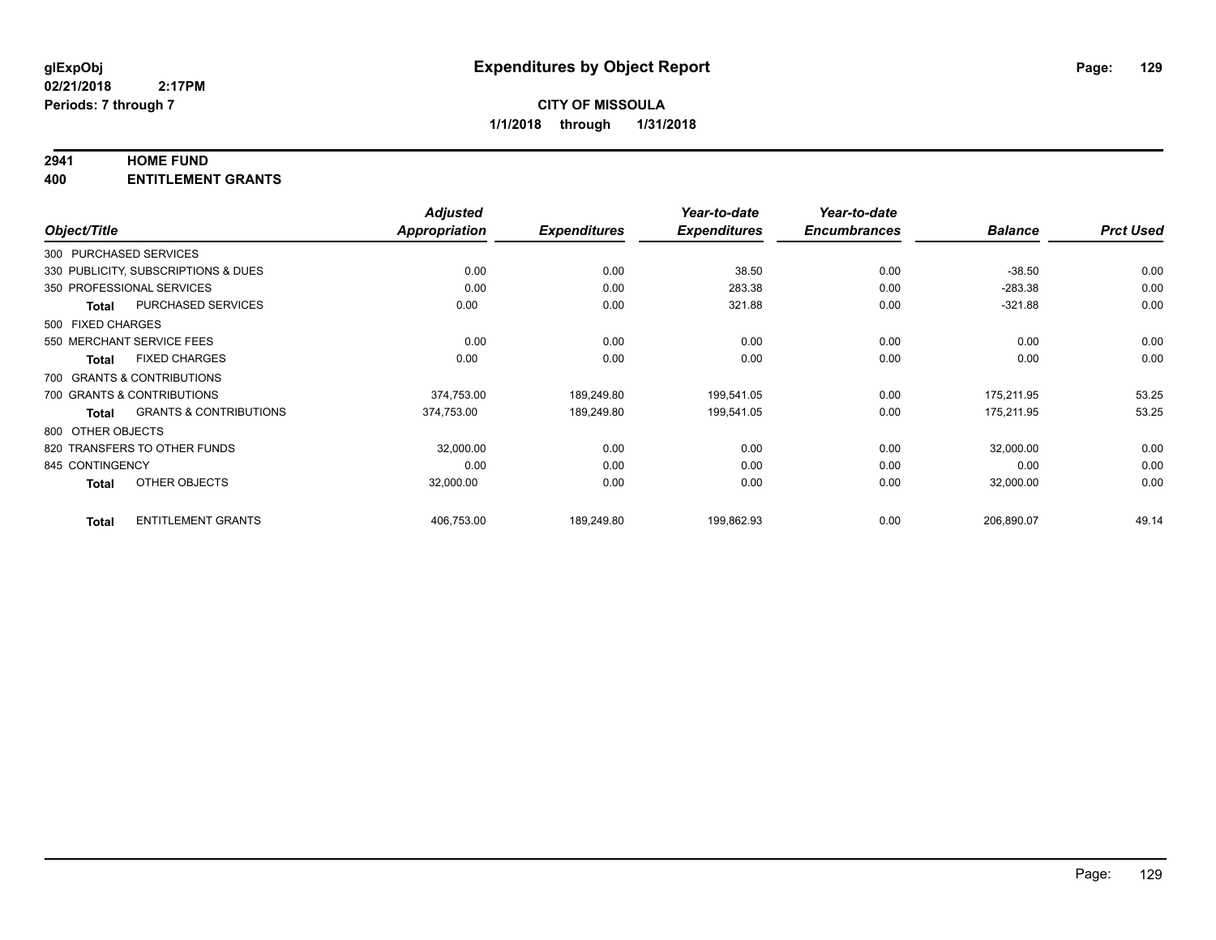**glExpObj**
**02/21/2018 2:17PM**
**Periods: 7 through 7**

# Expenditures by Object Report

**CITY OF MISSOULA**
**1/1/2018 through 1/31/2018**

## 2941 HOME FUND
## 400 ENTITLEMENT GRANTS

| Object/Title | | Adjusted Appropriation | Expenditures | Year-to-date Expenditures | Year-to-date Encumbrances | Balance | Prct Used |
|---|---|---|---|---|---|---|---|
| 300 PURCHASED SERVICES | | | | | | | |
| 330 PUBLICITY, SUBSCRIPTIONS & DUES | | 0.00 | 0.00 | 38.50 | 0.00 | -38.50 | 0.00 |
| 350 PROFESSIONAL SERVICES | | 0.00 | 0.00 | 283.38 | 0.00 | -283.38 | 0.00 |
| Total | PURCHASED SERVICES | 0.00 | 0.00 | 321.88 | 0.00 | -321.88 | 0.00 |
| 500 FIXED CHARGES | | | | | | | |
| 550 MERCHANT SERVICE FEES | | 0.00 | 0.00 | 0.00 | 0.00 | 0.00 | 0.00 |
| Total | FIXED CHARGES | 0.00 | 0.00 | 0.00 | 0.00 | 0.00 | 0.00 |
| 700 GRANTS & CONTRIBUTIONS | | | | | | | |
| 700 GRANTS & CONTRIBUTIONS | | 374,753.00 | 189,249.80 | 199,541.05 | 0.00 | 175,211.95 | 53.25 |
| Total | GRANTS & CONTRIBUTIONS | 374,753.00 | 189,249.80 | 199,541.05 | 0.00 | 175,211.95 | 53.25 |
| 800 OTHER OBJECTS | | | | | | | |
| 820 TRANSFERS TO OTHER FUNDS | | 32,000.00 | 0.00 | 0.00 | 0.00 | 32,000.00 | 0.00 |
| 845 CONTINGENCY | | 0.00 | 0.00 | 0.00 | 0.00 | 0.00 | 0.00 |
| Total | OTHER OBJECTS | 32,000.00 | 0.00 | 0.00 | 0.00 | 32,000.00 | 0.00 |
| Total | ENTITLEMENT GRANTS | 406,753.00 | 189,249.80 | 199,862.93 | 0.00 | 206,890.07 | 49.14 |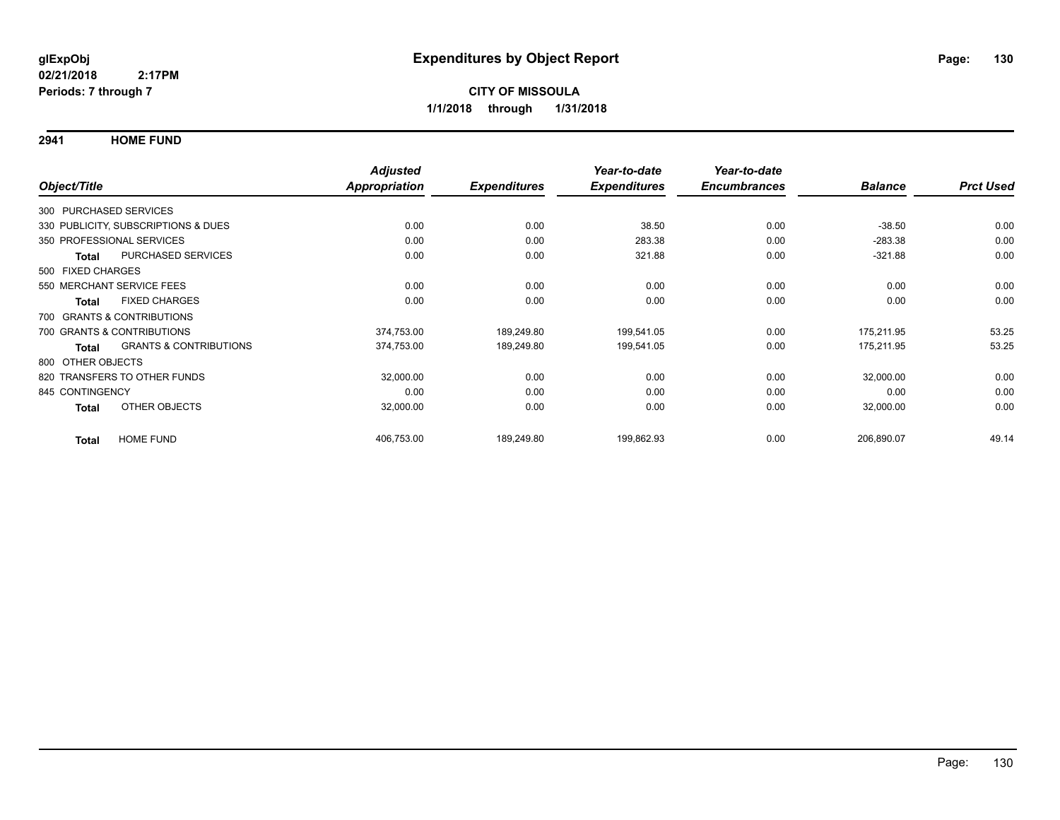**glExpObj**
**02/21/2018 2:17PM**
**Periods: 7 through 7**

# Expenditures by Object Report

**CITY OF MISSOULA**
**1/1/2018 through 1/31/2018**

## 2941 HOME FUND

| Object/Title | Adjusted Appropriation | Expenditures | Year-to-date Expenditures | Year-to-date Encumbrances | Balance | Prct Used |
|---|---|---|---|---|---|---|
| 300 PURCHASED SERVICES | | | | | | |
| 330 PUBLICITY, SUBSCRIPTIONS & DUES | 0.00 | 0.00 | 38.50 | 0.00 | -38.50 | 0.00 |
| 350 PROFESSIONAL SERVICES | 0.00 | 0.00 | 283.38 | 0.00 | -283.38 | 0.00 |
| **Total** PURCHASED SERVICES | 0.00 | 0.00 | 321.88 | 0.00 | -321.88 | 0.00 |
| 500 FIXED CHARGES | | | | | | |
| 550 MERCHANT SERVICE FEES | 0.00 | 0.00 | 0.00 | 0.00 | 0.00 | 0.00 |
| **Total** FIXED CHARGES | 0.00 | 0.00 | 0.00 | 0.00 | 0.00 | 0.00 |
| 700 GRANTS & CONTRIBUTIONS | | | | | | |
| 700 GRANTS & CONTRIBUTIONS | 374,753.00 | 189,249.80 | 199,541.05 | 0.00 | 175,211.95 | 53.25 |
| **Total** GRANTS & CONTRIBUTIONS | 374,753.00 | 189,249.80 | 199,541.05 | 0.00 | 175,211.95 | 53.25 |
| 800 OTHER OBJECTS | | | | | | |
| 820 TRANSFERS TO OTHER FUNDS | 32,000.00 | 0.00 | 0.00 | 0.00 | 32,000.00 | 0.00 |
| 845 CONTINGENCY | 0.00 | 0.00 | 0.00 | 0.00 | 0.00 | 0.00 |
| **Total** OTHER OBJECTS | 32,000.00 | 0.00 | 0.00 | 0.00 | 32,000.00 | 0.00 |
| **Total** HOME FUND | 406,753.00 | 189,249.80 | 199,862.93 | 0.00 | 206,890.07 | 49.14 |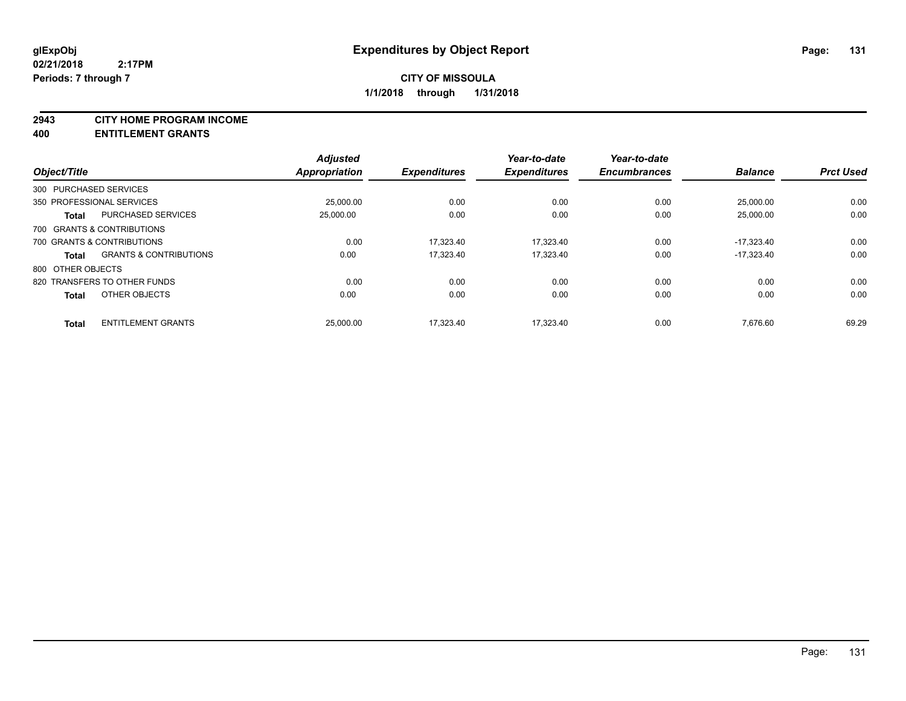# Expenditures by Object Report

glExpObj
02/21/2018 2:17PM
Periods: 7 through 7

**CITY OF MISSOULA**
**1/1/2018 through 1/31/2018**

**2943 CITY HOME PROGRAM INCOME**
**400 ENTITLEMENT GRANTS**

| Object/Title | | Adjusted Appropriation | Expenditures | Year-to-date Expenditures | Year-to-date Encumbrances | Balance | Prct Used |
|---|---|---|---|---|---|---|---|
| 300 PURCHASED SERVICES | | | | | | | |
| 350 PROFESSIONAL SERVICES | | 25,000.00 | 0.00 | 0.00 | 0.00 | 25,000.00 | 0.00 |
| **Total** | PURCHASED SERVICES | 25,000.00 | 0.00 | 0.00 | 0.00 | 25,000.00 | 0.00 |
| 700 GRANTS & CONTRIBUTIONS | | | | | | | |
| 700 GRANTS & CONTRIBUTIONS | | 0.00 | 17,323.40 | 17,323.40 | 0.00 | -17,323.40 | 0.00 |
| **Total** | GRANTS & CONTRIBUTIONS | 0.00 | 17,323.40 | 17,323.40 | 0.00 | -17,323.40 | 0.00 |
| 800 OTHER OBJECTS | | | | | | | |
| 820 TRANSFERS TO OTHER FUNDS | | 0.00 | 0.00 | 0.00 | 0.00 | 0.00 | 0.00 |
| **Total** | OTHER OBJECTS | 0.00 | 0.00 | 0.00 | 0.00 | 0.00 | 0.00 |
| **Total** | ENTITLEMENT GRANTS | 25,000.00 | 17,323.40 | 17,323.40 | 0.00 | 7,676.60 | 69.29 |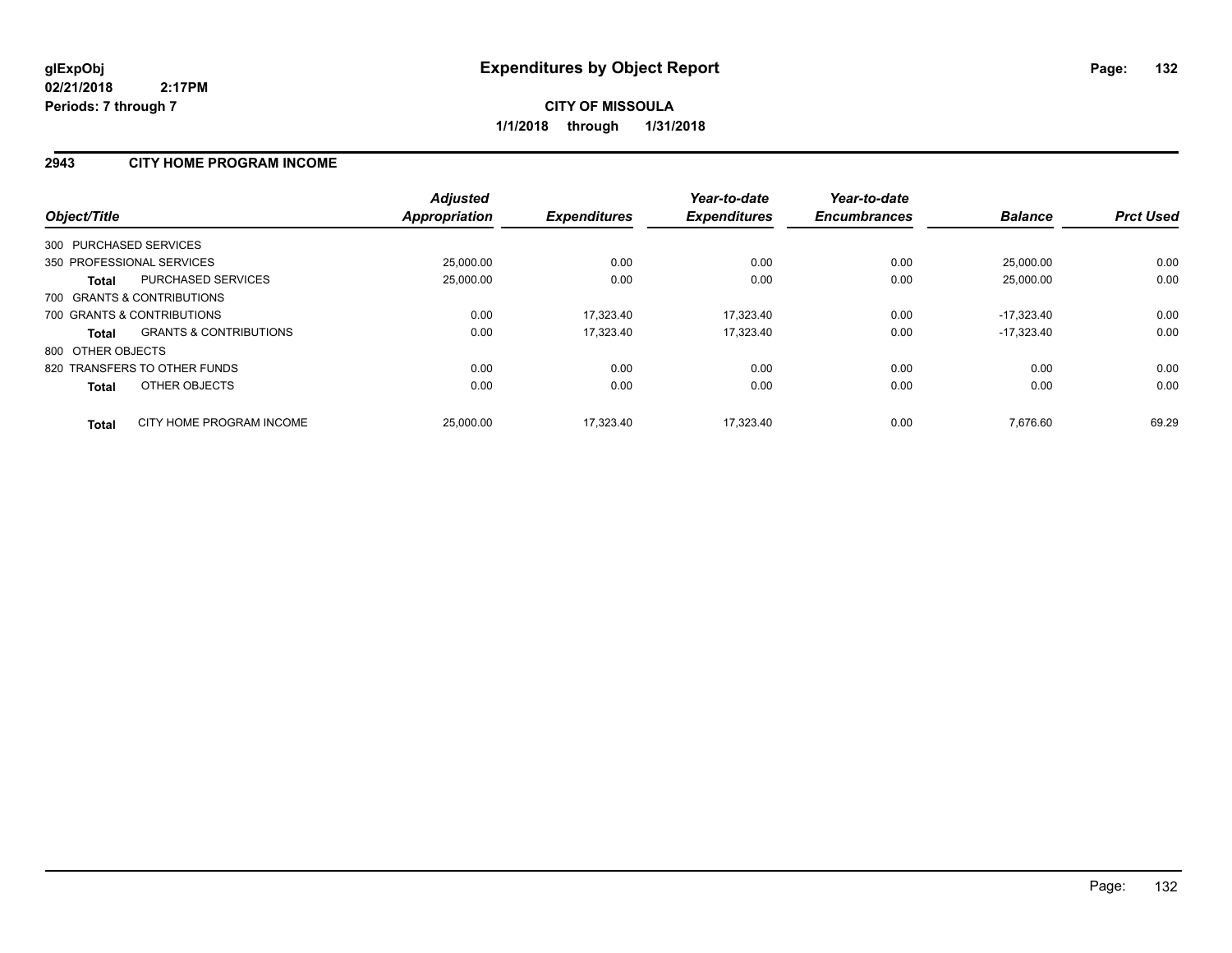# Expenditures by Object Report

glExpObj
02/21/2018 2:17PM
Periods: 7 through 7

**CITY OF MISSOULA**
**1/1/2018 through 1/31/2018**

## 2943 CITY HOME PROGRAM INCOME

| Object/Title | Adjusted Appropriation | Expenditures | Year-to-date Expenditures | Year-to-date Encumbrances | Balance | Prct Used |
|---|---|---|---|---|---|---|
| 300 PURCHASED SERVICES | | | | | | |
| 350 PROFESSIONAL SERVICES | 25,000.00 | 0.00 | 0.00 | 0.00 | 25,000.00 | 0.00 |
| **Total** PURCHASED SERVICES | 25,000.00 | 0.00 | 0.00 | 0.00 | 25,000.00 | 0.00 |
| 700 GRANTS & CONTRIBUTIONS | | | | | | |
| 700 GRANTS & CONTRIBUTIONS | 0.00 | 17,323.40 | 17,323.40 | 0.00 | -17,323.40 | 0.00 |
| **Total** GRANTS & CONTRIBUTIONS | 0.00 | 17,323.40 | 17,323.40 | 0.00 | -17,323.40 | 0.00 |
| 800 OTHER OBJECTS | | | | | | |
| 820 TRANSFERS TO OTHER FUNDS | 0.00 | 0.00 | 0.00 | 0.00 | 0.00 | 0.00 |
| **Total** OTHER OBJECTS | 0.00 | 0.00 | 0.00 | 0.00 | 0.00 | 0.00 |
| **Total** CITY HOME PROGRAM INCOME | 25,000.00 | 17,323.40 | 17,323.40 | 0.00 | 7,676.60 | 69.29 |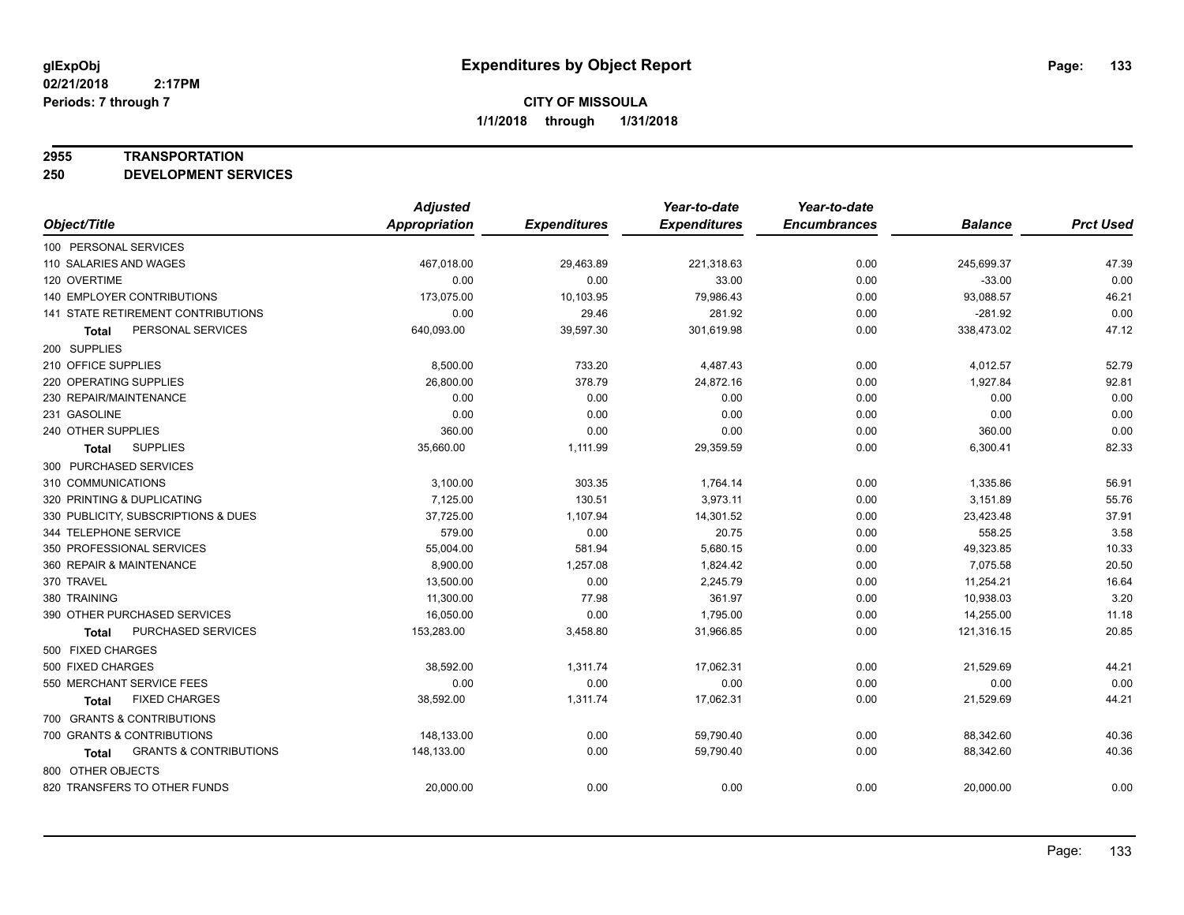**glExpObj**
**02/21/2018 2:17PM**
**Periods: 7 through 7**

# Expenditures by Object Report

**CITY OF MISSOULA**
**1/1/2018 through 1/31/2018**

**2955 TRANSPORTATION**
**250 DEVELOPMENT SERVICES**

| Object/Title | Adjusted Appropriation | Expenditures | Year-to-date Expenditures | Year-to-date Encumbrances | Balance | Prct Used |
|---|---|---|---|---|---|---|
| 100 PERSONAL SERVICES | | | | | | |
| 110 SALARIES AND WAGES | 467,018.00 | 29,463.89 | 221,318.63 | 0.00 | 245,699.37 | 47.39 |
| 120 OVERTIME | 0.00 | 0.00 | 33.00 | 0.00 | -33.00 | 0.00 |
| 140 EMPLOYER CONTRIBUTIONS | 173,075.00 | 10,103.95 | 79,986.43 | 0.00 | 93,088.57 | 46.21 |
| 141 STATE RETIREMENT CONTRIBUTIONS | 0.00 | 29.46 | 281.92 | 0.00 | -281.92 | 0.00 |
| **Total** PERSONAL SERVICES | 640,093.00 | 39,597.30 | 301,619.98 | 0.00 | 338,473.02 | 47.12 |
| 200 SUPPLIES | | | | | | |
| 210 OFFICE SUPPLIES | 8,500.00 | 733.20 | 4,487.43 | 0.00 | 4,012.57 | 52.79 |
| 220 OPERATING SUPPLIES | 26,800.00 | 378.79 | 24,872.16 | 0.00 | 1,927.84 | 92.81 |
| 230 REPAIR/MAINTENANCE | 0.00 | 0.00 | 0.00 | 0.00 | 0.00 | 0.00 |
| 231 GASOLINE | 0.00 | 0.00 | 0.00 | 0.00 | 0.00 | 0.00 |
| 240 OTHER SUPPLIES | 360.00 | 0.00 | 0.00 | 0.00 | 360.00 | 0.00 |
| **Total** SUPPLIES | 35,660.00 | 1,111.99 | 29,359.59 | 0.00 | 6,300.41 | 82.33 |
| 300 PURCHASED SERVICES | | | | | | |
| 310 COMMUNICATIONS | 3,100.00 | 303.35 | 1,764.14 | 0.00 | 1,335.86 | 56.91 |
| 320 PRINTING & DUPLICATING | 7,125.00 | 130.51 | 3,973.11 | 0.00 | 3,151.89 | 55.76 |
| 330 PUBLICITY, SUBSCRIPTIONS & DUES | 37,725.00 | 1,107.94 | 14,301.52 | 0.00 | 23,423.48 | 37.91 |
| 344 TELEPHONE SERVICE | 579.00 | 0.00 | 20.75 | 0.00 | 558.25 | 3.58 |
| 350 PROFESSIONAL SERVICES | 55,004.00 | 581.94 | 5,680.15 | 0.00 | 49,323.85 | 10.33 |
| 360 REPAIR & MAINTENANCE | 8,900.00 | 1,257.08 | 1,824.42 | 0.00 | 7,075.58 | 20.50 |
| 370 TRAVEL | 13,500.00 | 0.00 | 2,245.79 | 0.00 | 11,254.21 | 16.64 |
| 380 TRAINING | 11,300.00 | 77.98 | 361.97 | 0.00 | 10,938.03 | 3.20 |
| 390 OTHER PURCHASED SERVICES | 16,050.00 | 0.00 | 1,795.00 | 0.00 | 14,255.00 | 11.18 |
| **Total** PURCHASED SERVICES | 153,283.00 | 3,458.80 | 31,966.85 | 0.00 | 121,316.15 | 20.85 |
| 500 FIXED CHARGES | | | | | | |
| 500 FIXED CHARGES | 38,592.00 | 1,311.74 | 17,062.31 | 0.00 | 21,529.69 | 44.21 |
| 550 MERCHANT SERVICE FEES | 0.00 | 0.00 | 0.00 | 0.00 | 0.00 | 0.00 |
| **Total** FIXED CHARGES | 38,592.00 | 1,311.74 | 17,062.31 | 0.00 | 21,529.69 | 44.21 |
| 700 GRANTS & CONTRIBUTIONS | | | | | | |
| 700 GRANTS & CONTRIBUTIONS | 148,133.00 | 0.00 | 59,790.40 | 0.00 | 88,342.60 | 40.36 |
| **Total** GRANTS & CONTRIBUTIONS | 148,133.00 | 0.00 | 59,790.40 | 0.00 | 88,342.60 | 40.36 |
| 800 OTHER OBJECTS | | | | | | |
| 820 TRANSFERS TO OTHER FUNDS | 20,000.00 | 0.00 | 0.00 | 0.00 | 20,000.00 | 0.00 |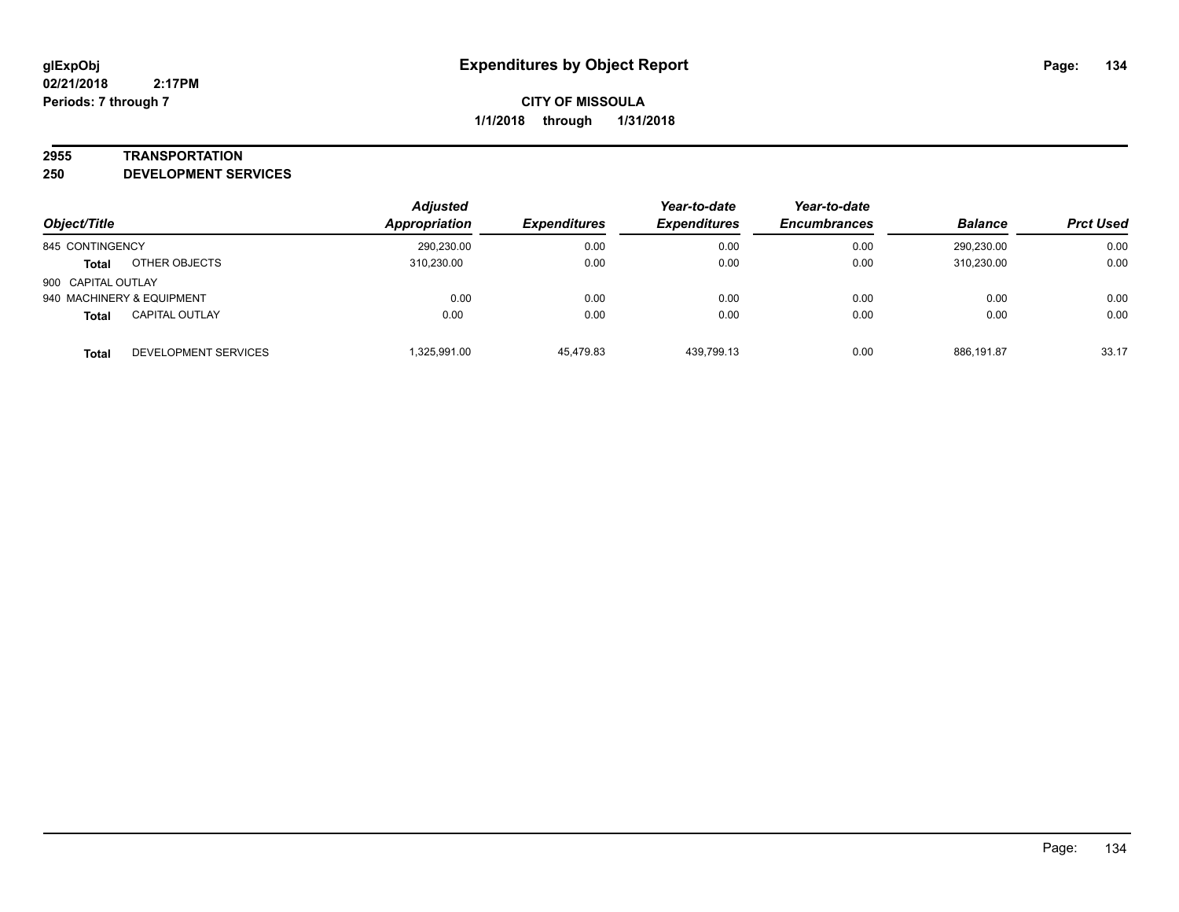# Expenditures by Object Report

glExpObj
02/21/2018 2:17PM
Periods: 7 through 7

**CITY OF MISSOULA**
**1/1/2018 through 1/31/2018**

**2955 TRANSPORTATION**
**250 DEVELOPMENT SERVICES**

| Object/Title | | Adjusted Appropriation | Expenditures | Year-to-date Expenditures | Year-to-date Encumbrances | Balance | Prct Used |
|---|---|---|---|---|---|---|---|
| 845 CONTINGENCY | | 290,230.00 | 0.00 | 0.00 | 0.00 | 290,230.00 | 0.00 |
| **Total** | OTHER OBJECTS | 310,230.00 | 0.00 | 0.00 | 0.00 | 310,230.00 | 0.00 |
| 900 CAPITAL OUTLAY | | | | | | | |
| 940 MACHINERY & EQUIPMENT | | 0.00 | 0.00 | 0.00 | 0.00 | 0.00 | 0.00 |
| **Total** | CAPITAL OUTLAY | 0.00 | 0.00 | 0.00 | 0.00 | 0.00 | 0.00 |
| **Total** | DEVELOPMENT SERVICES | 1,325,991.00 | 45,479.83 | 439,799.13 | 0.00 | 886,191.87 | 33.17 |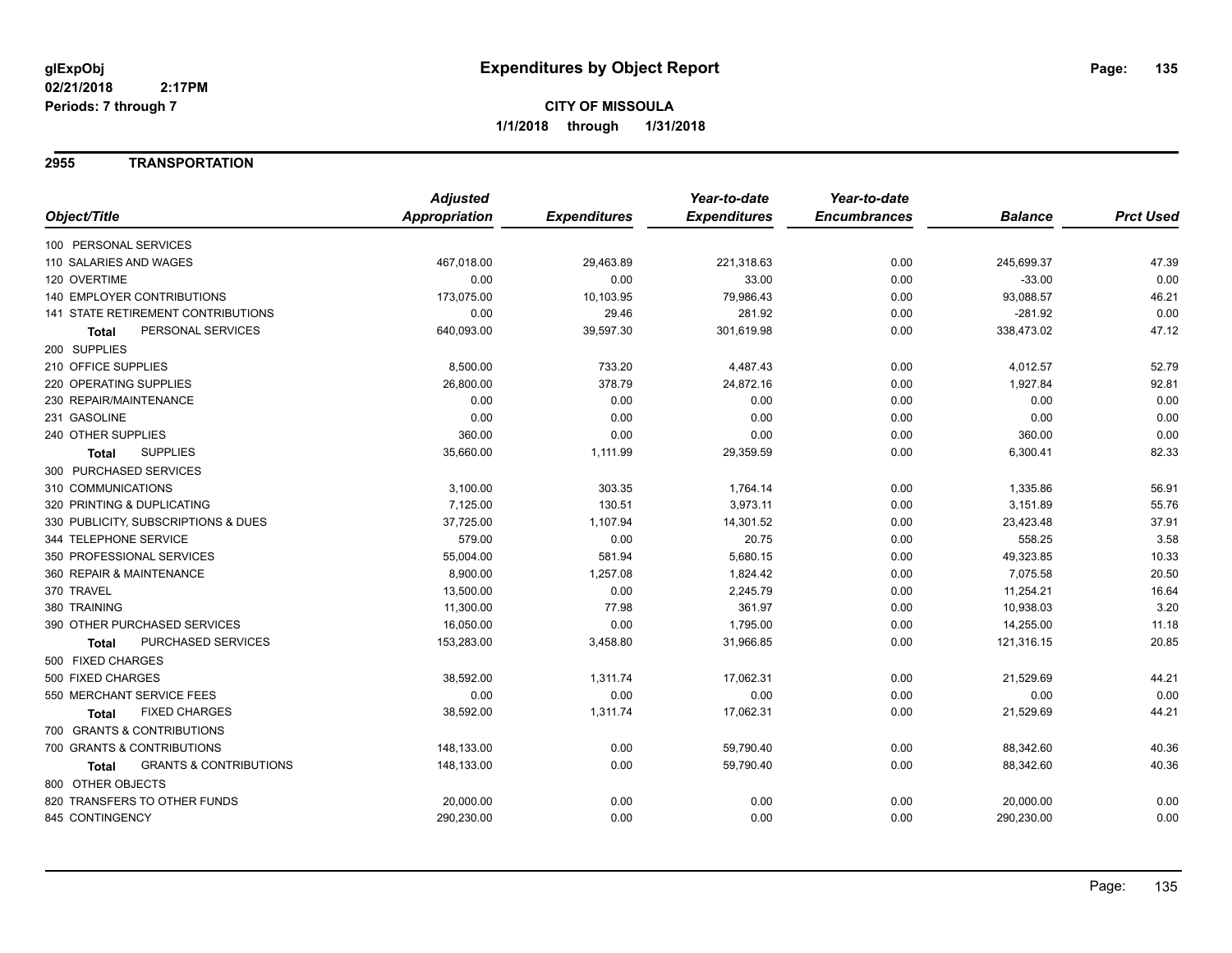**glExpObj** **Expenditures by Object Report**
**02/21/2018 2:17PM**
**Periods: 7 through 7**

**CITY OF MISSOULA**
**1/1/2018 through 1/31/2018**

## 2955 TRANSPORTATION

| Object/Title | Adjusted Appropriation | Expenditures | Year-to-date Expenditures | Year-to-date Encumbrances | Balance | Prct Used |
|---|---|---|---|---|---|---|
| 100 PERSONAL SERVICES | | | | | | |
| 110 SALARIES AND WAGES | 467,018.00 | 29,463.89 | 221,318.63 | 0.00 | 245,699.37 | 47.39 |
| 120 OVERTIME | 0.00 | 0.00 | 33.00 | 0.00 | -33.00 | 0.00 |
| 140 EMPLOYER CONTRIBUTIONS | 173,075.00 | 10,103.95 | 79,986.43 | 0.00 | 93,088.57 | 46.21 |
| 141 STATE RETIREMENT CONTRIBUTIONS | 0.00 | 29.46 | 281.92 | 0.00 | -281.92 | 0.00 |
| **Total** PERSONAL SERVICES | 640,093.00 | 39,597.30 | 301,619.98 | 0.00 | 338,473.02 | 47.12 |
| 200 SUPPLIES | | | | | | |
| 210 OFFICE SUPPLIES | 8,500.00 | 733.20 | 4,487.43 | 0.00 | 4,012.57 | 52.79 |
| 220 OPERATING SUPPLIES | 26,800.00 | 378.79 | 24,872.16 | 0.00 | 1,927.84 | 92.81 |
| 230 REPAIR/MAINTENANCE | 0.00 | 0.00 | 0.00 | 0.00 | 0.00 | 0.00 |
| 231 GASOLINE | 0.00 | 0.00 | 0.00 | 0.00 | 0.00 | 0.00 |
| 240 OTHER SUPPLIES | 360.00 | 0.00 | 0.00 | 0.00 | 360.00 | 0.00 |
| **Total** SUPPLIES | 35,660.00 | 1,111.99 | 29,359.59 | 0.00 | 6,300.41 | 82.33 |
| 300 PURCHASED SERVICES | | | | | | |
| 310 COMMUNICATIONS | 3,100.00 | 303.35 | 1,764.14 | 0.00 | 1,335.86 | 56.91 |
| 320 PRINTING & DUPLICATING | 7,125.00 | 130.51 | 3,973.11 | 0.00 | 3,151.89 | 55.76 |
| 330 PUBLICITY, SUBSCRIPTIONS & DUES | 37,725.00 | 1,107.94 | 14,301.52 | 0.00 | 23,423.48 | 37.91 |
| 344 TELEPHONE SERVICE | 579.00 | 0.00 | 20.75 | 0.00 | 558.25 | 3.58 |
| 350 PROFESSIONAL SERVICES | 55,004.00 | 581.94 | 5,680.15 | 0.00 | 49,323.85 | 10.33 |
| 360 REPAIR & MAINTENANCE | 8,900.00 | 1,257.08 | 1,824.42 | 0.00 | 7,075.58 | 20.50 |
| 370 TRAVEL | 13,500.00 | 0.00 | 2,245.79 | 0.00 | 11,254.21 | 16.64 |
| 380 TRAINING | 11,300.00 | 77.98 | 361.97 | 0.00 | 10,938.03 | 3.20 |
| 390 OTHER PURCHASED SERVICES | 16,050.00 | 0.00 | 1,795.00 | 0.00 | 14,255.00 | 11.18 |
| **Total** PURCHASED SERVICES | 153,283.00 | 3,458.80 | 31,966.85 | 0.00 | 121,316.15 | 20.85 |
| 500 FIXED CHARGES | | | | | | |
| 500 FIXED CHARGES | 38,592.00 | 1,311.74 | 17,062.31 | 0.00 | 21,529.69 | 44.21 |
| 550 MERCHANT SERVICE FEES | 0.00 | 0.00 | 0.00 | 0.00 | 0.00 | 0.00 |
| **Total** FIXED CHARGES | 38,592.00 | 1,311.74 | 17,062.31 | 0.00 | 21,529.69 | 44.21 |
| 700 GRANTS & CONTRIBUTIONS | | | | | | |
| 700 GRANTS & CONTRIBUTIONS | 148,133.00 | 0.00 | 59,790.40 | 0.00 | 88,342.60 | 40.36 |
| **Total** GRANTS & CONTRIBUTIONS | 148,133.00 | 0.00 | 59,790.40 | 0.00 | 88,342.60 | 40.36 |
| 800 OTHER OBJECTS | | | | | | |
| 820 TRANSFERS TO OTHER FUNDS | 20,000.00 | 0.00 | 0.00 | 0.00 | 20,000.00 | 0.00 |
| 845 CONTINGENCY | 290,230.00 | 0.00 | 0.00 | 0.00 | 290,230.00 | 0.00 |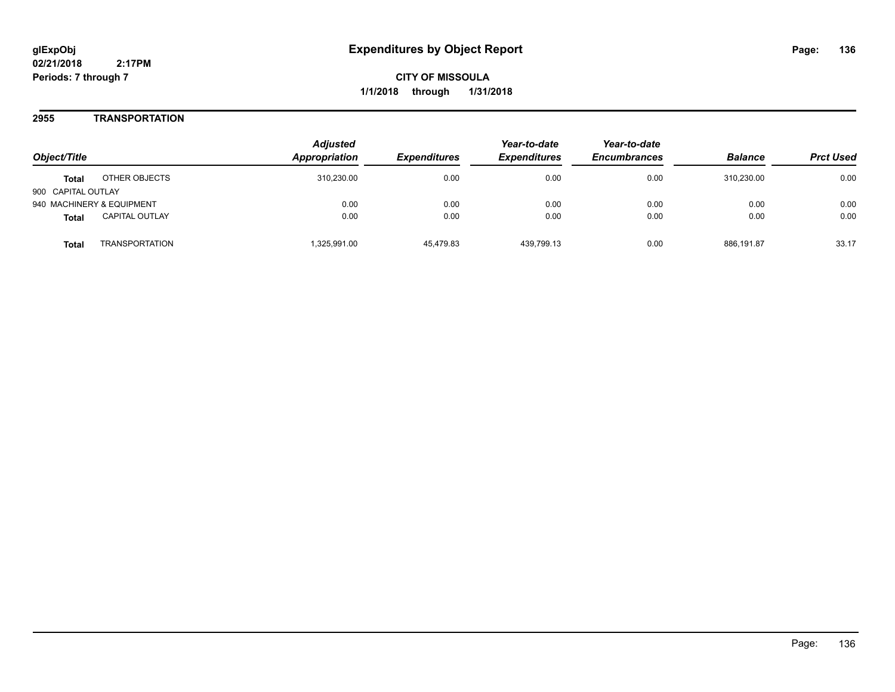# Expenditures by Object Report

**CITY OF MISSOULA**

**1/1/2018 through 1/31/2018**

glExpObj
02/21/2018 2:17PM
Periods: 7 through 7

## 2955 TRANSPORTATION

| Object/Title | | Adjusted Appropriation | Expenditures | Year-to-date Expenditures | Year-to-date Encumbrances | Balance | Prct Used |
|---|---|---|---|---|---|---|---|
| **Total** | OTHER OBJECTS | 310,230.00 | 0.00 | 0.00 | 0.00 | 310,230.00 | 0.00 |
| 900 CAPITAL OUTLAY | | | | | | | |
| 940 MACHINERY & EQUIPMENT | | 0.00 | 0.00 | 0.00 | 0.00 | 0.00 | 0.00 |
| **Total** | CAPITAL OUTLAY | 0.00 | 0.00 | 0.00 | 0.00 | 0.00 | 0.00 |
| **Total** | TRANSPORTATION | 1,325,991.00 | 45,479.83 | 439,799.13 | 0.00 | 886,191.87 | 33.17 |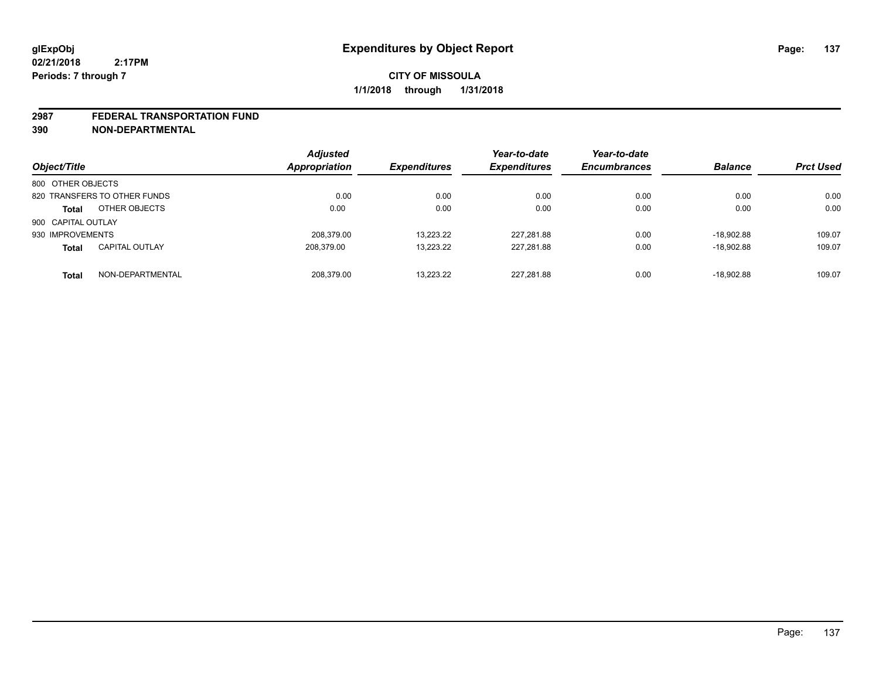**glExpObj**
**02/21/2018 2:17PM**
**Periods: 7 through 7**

# Expenditures by Object Report

**CITY OF MISSOULA**
**1/1/2018 through 1/31/2018**

**2987 FEDERAL TRANSPORTATION FUND**
**390 NON-DEPARTMENTAL**

| Object/Title | Adjusted Appropriation | Expenditures | Year-to-date Expenditures | Year-to-date Encumbrances | Balance | Prct Used |
|---|---|---|---|---|---|---|
| 800 OTHER OBJECTS | | | | | | |
| 820 TRANSFERS TO OTHER FUNDS | 0.00 | 0.00 | 0.00 | 0.00 | 0.00 | 0.00 |
| **Total** OTHER OBJECTS | 0.00 | 0.00 | 0.00 | 0.00 | 0.00 | 0.00 |
| 900 CAPITAL OUTLAY | | | | | | |
| 930 IMPROVEMENTS | 208,379.00 | 13,223.22 | 227,281.88 | 0.00 | -18,902.88 | 109.07 |
| **Total** CAPITAL OUTLAY | 208,379.00 | 13,223.22 | 227,281.88 | 0.00 | -18,902.88 | 109.07 |
| **Total** NON-DEPARTMENTAL | 208,379.00 | 13,223.22 | 227,281.88 | 0.00 | -18,902.88 | 109.07 |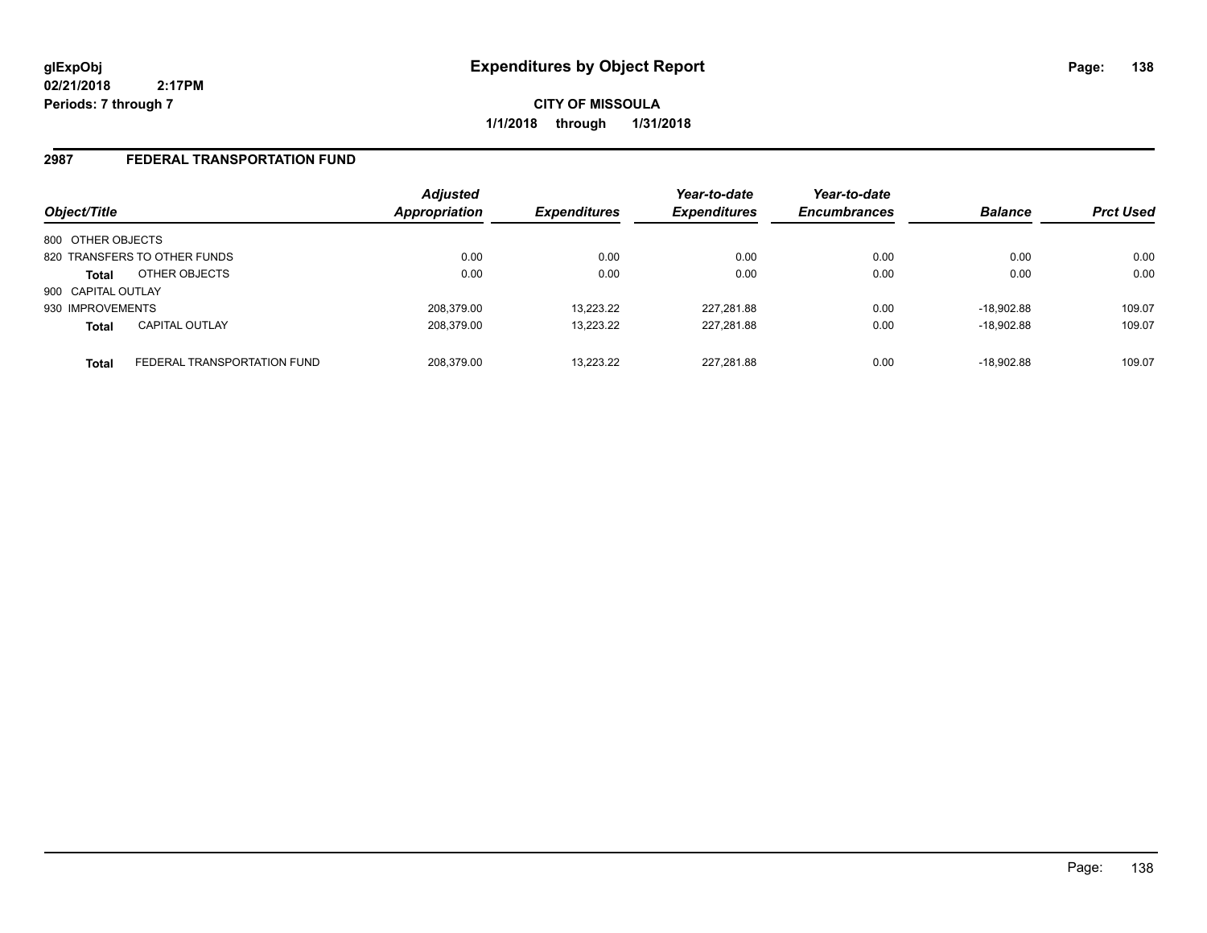**glExpObj**
**02/21/2018 2:17PM**
**Periods: 7 through 7**

# Expenditures by Object Report

**CITY OF MISSOULA**
**1/1/2018 through 1/31/2018**

## 2987 FEDERAL TRANSPORTATION FUND

| Object/Title | | *Adjusted Appropriation* | *Expenditures* | *Year-to-date Expenditures* | *Year-to-date Encumbrances* | *Balance* | *Prct Used* |
|---|---|---|---|---|---|---|---|
| 800 OTHER OBJECTS | | | | | | | |
| 820 TRANSFERS TO OTHER FUNDS | | 0.00 | 0.00 | 0.00 | 0.00 | 0.00 | 0.00 |
| **Total** | OTHER OBJECTS | 0.00 | 0.00 | 0.00 | 0.00 | 0.00 | 0.00 |
| 900 CAPITAL OUTLAY | | | | | | | |
| 930 IMPROVEMENTS | | 208,379.00 | 13,223.22 | 227,281.88 | 0.00 | -18,902.88 | 109.07 |
| **Total** | CAPITAL OUTLAY | 208,379.00 | 13,223.22 | 227,281.88 | 0.00 | -18,902.88 | 109.07 |
| **Total** | FEDERAL TRANSPORTATION FUND | 208,379.00 | 13,223.22 | 227,281.88 | 0.00 | -18,902.88 | 109.07 |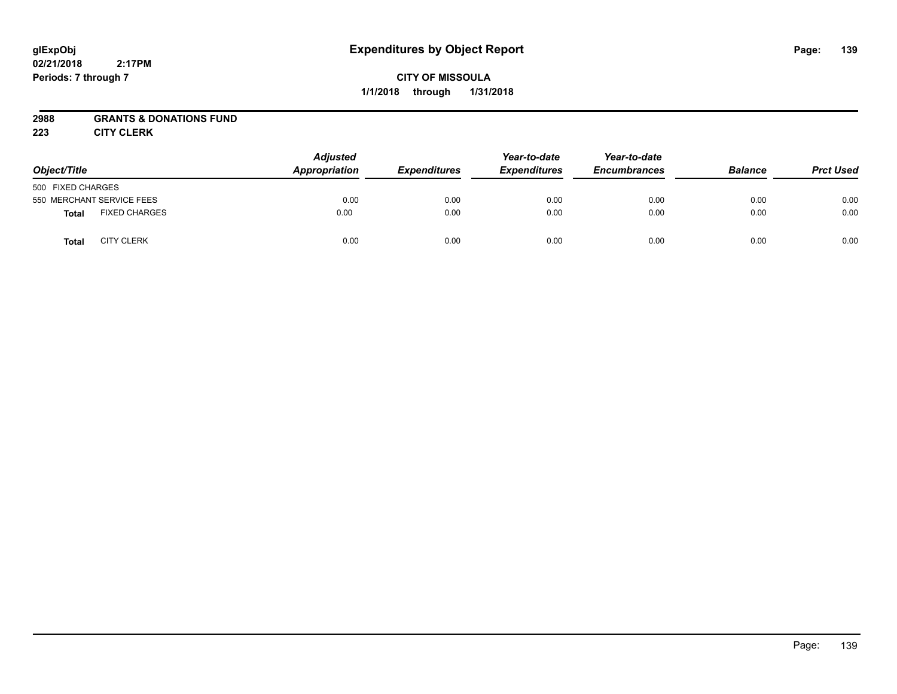# Expenditures by Object Report

glExpObj
02/21/2018 2:17PM
Periods: 7 through 7

**CITY OF MISSOULA**
**1/1/2018 through 1/31/2018**

**2988 GRANTS & DONATIONS FUND**
**223 CITY CLERK**

| Object/Title | Adjusted Appropriation | Expenditures | Year-to-date Expenditures | Year-to-date Encumbrances | Balance | Prct Used |
|---|---|---|---|---|---|---|
| 500 FIXED CHARGES | | | | | | |
| 550 MERCHANT SERVICE FEES | 0.00 | 0.00 | 0.00 | 0.00 | 0.00 | 0.00 |
| **Total** FIXED CHARGES | 0.00 | 0.00 | 0.00 | 0.00 | 0.00 | 0.00 |
| **Total** CITY CLERK | 0.00 | 0.00 | 0.00 | 0.00 | 0.00 | 0.00 |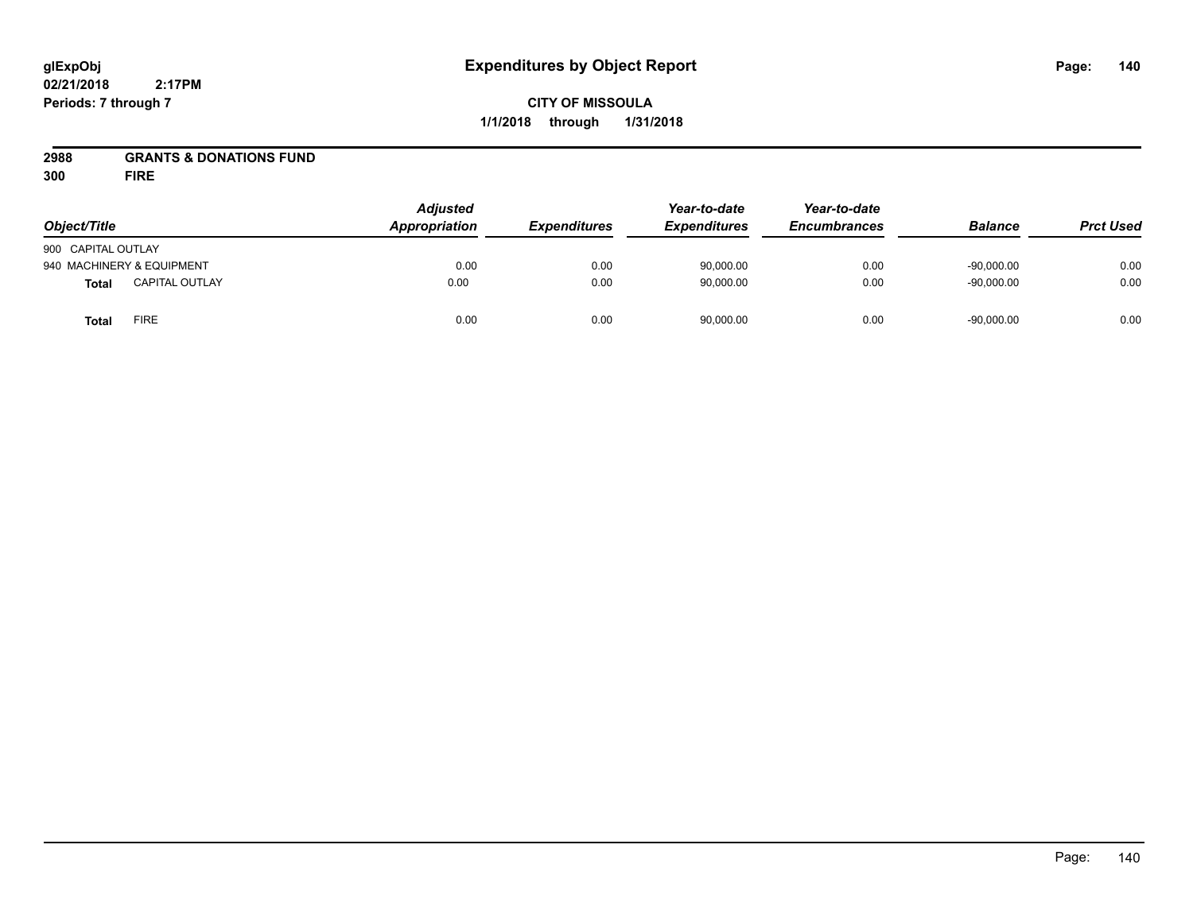**glExpObj**
**02/21/2018 2:17PM**
**Periods: 7 through 7**

# Expenditures by Object Report

**CITY OF MISSOULA**
**1/1/2018 through 1/31/2018**

**2988 GRANTS & DONATIONS FUND**
**300 FIRE**

| Object/Title | Adjusted Appropriation | Expenditures | Year-to-date Expenditures | Year-to-date Encumbrances | Balance | Prct Used |
|---|---|---|---|---|---|---|
| 900 CAPITAL OUTLAY | | | | | | |
| 940 MACHINERY & EQUIPMENT | 0.00 | 0.00 | 90,000.00 | 0.00 | -90,000.00 | 0.00 |
| **Total** CAPITAL OUTLAY | 0.00 | 0.00 | 90,000.00 | 0.00 | -90,000.00 | 0.00 |
| **Total** FIRE | 0.00 | 0.00 | 90,000.00 | 0.00 | -90,000.00 | 0.00 |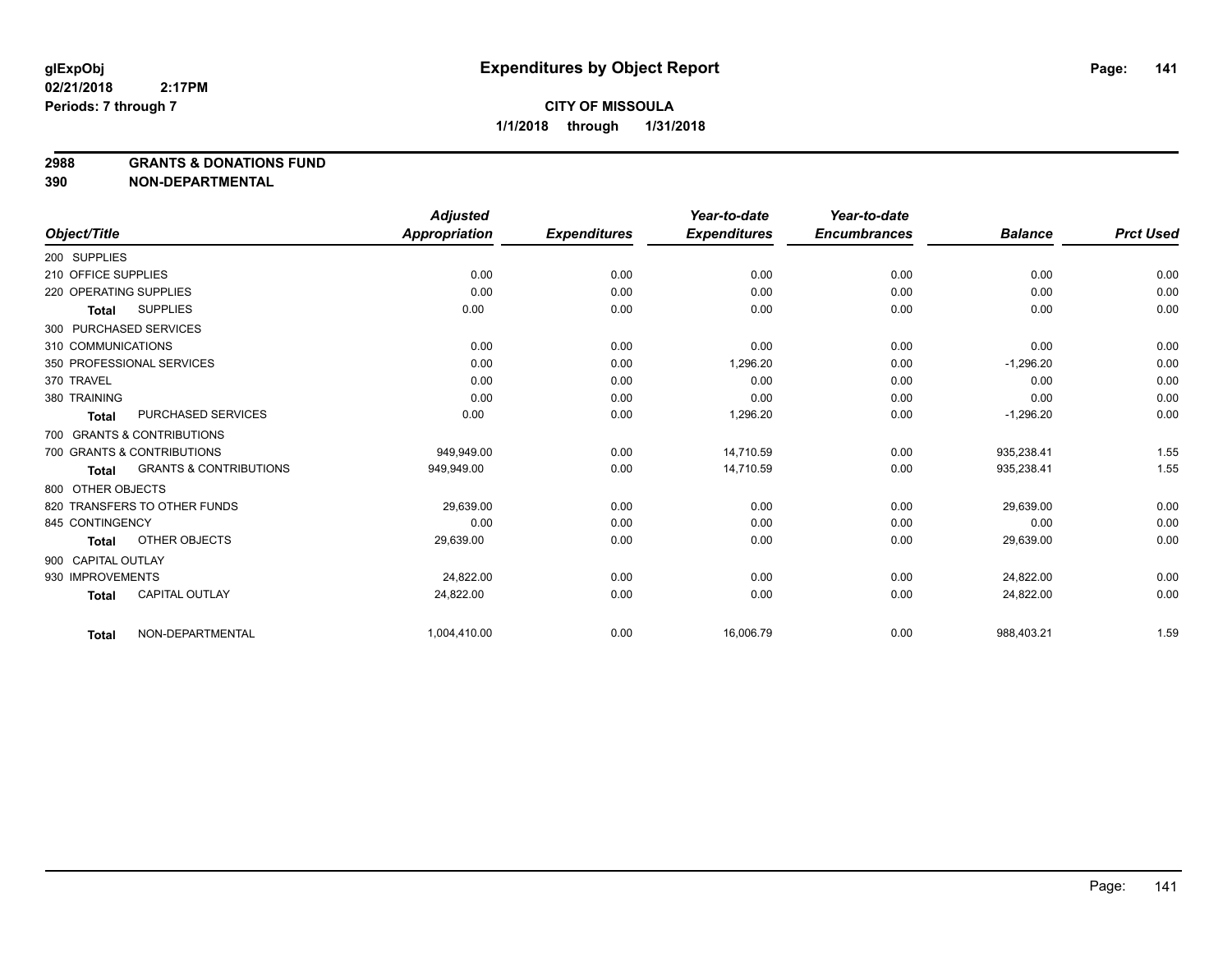# Expenditures by Object Report

glExpObj
02/21/2018 2:17PM
Periods: 7 through 7

**CITY OF MISSOULA**
**1/1/2018 through 1/31/2018**

**2988 GRANTS & DONATIONS FUND**
**390 NON-DEPARTMENTAL**

| Object/Title | Adjusted Appropriation | Expenditures | Year-to-date Expenditures | Year-to-date Encumbrances | Balance | Prct Used |
|---|---|---|---|---|---|---|
| 200 SUPPLIES | | | | | | |
| 210 OFFICE SUPPLIES | 0.00 | 0.00 | 0.00 | 0.00 | 0.00 | 0.00 |
| 220 OPERATING SUPPLIES | 0.00 | 0.00 | 0.00 | 0.00 | 0.00 | 0.00 |
| **Total** SUPPLIES | 0.00 | 0.00 | 0.00 | 0.00 | 0.00 | 0.00 |
| 300 PURCHASED SERVICES | | | | | | |
| 310 COMMUNICATIONS | 0.00 | 0.00 | 0.00 | 0.00 | 0.00 | 0.00 |
| 350 PROFESSIONAL SERVICES | 0.00 | 0.00 | 1,296.20 | 0.00 | -1,296.20 | 0.00 |
| 370 TRAVEL | 0.00 | 0.00 | 0.00 | 0.00 | 0.00 | 0.00 |
| 380 TRAINING | 0.00 | 0.00 | 0.00 | 0.00 | 0.00 | 0.00 |
| **Total** PURCHASED SERVICES | 0.00 | 0.00 | 1,296.20 | 0.00 | -1,296.20 | 0.00 |
| 700 GRANTS & CONTRIBUTIONS | | | | | | |
| 700 GRANTS & CONTRIBUTIONS | 949,949.00 | 0.00 | 14,710.59 | 0.00 | 935,238.41 | 1.55 |
| **Total** GRANTS & CONTRIBUTIONS | 949,949.00 | 0.00 | 14,710.59 | 0.00 | 935,238.41 | 1.55 |
| 800 OTHER OBJECTS | | | | | | |
| 820 TRANSFERS TO OTHER FUNDS | 29,639.00 | 0.00 | 0.00 | 0.00 | 29,639.00 | 0.00 |
| 845 CONTINGENCY | 0.00 | 0.00 | 0.00 | 0.00 | 0.00 | 0.00 |
| **Total** OTHER OBJECTS | 29,639.00 | 0.00 | 0.00 | 0.00 | 29,639.00 | 0.00 |
| 900 CAPITAL OUTLAY | | | | | | |
| 930 IMPROVEMENTS | 24,822.00 | 0.00 | 0.00 | 0.00 | 24,822.00 | 0.00 |
| **Total** CAPITAL OUTLAY | 24,822.00 | 0.00 | 0.00 | 0.00 | 24,822.00 | 0.00 |
| **Total** NON-DEPARTMENTAL | 1,004,410.00 | 0.00 | 16,006.79 | 0.00 | 988,403.21 | 1.59 |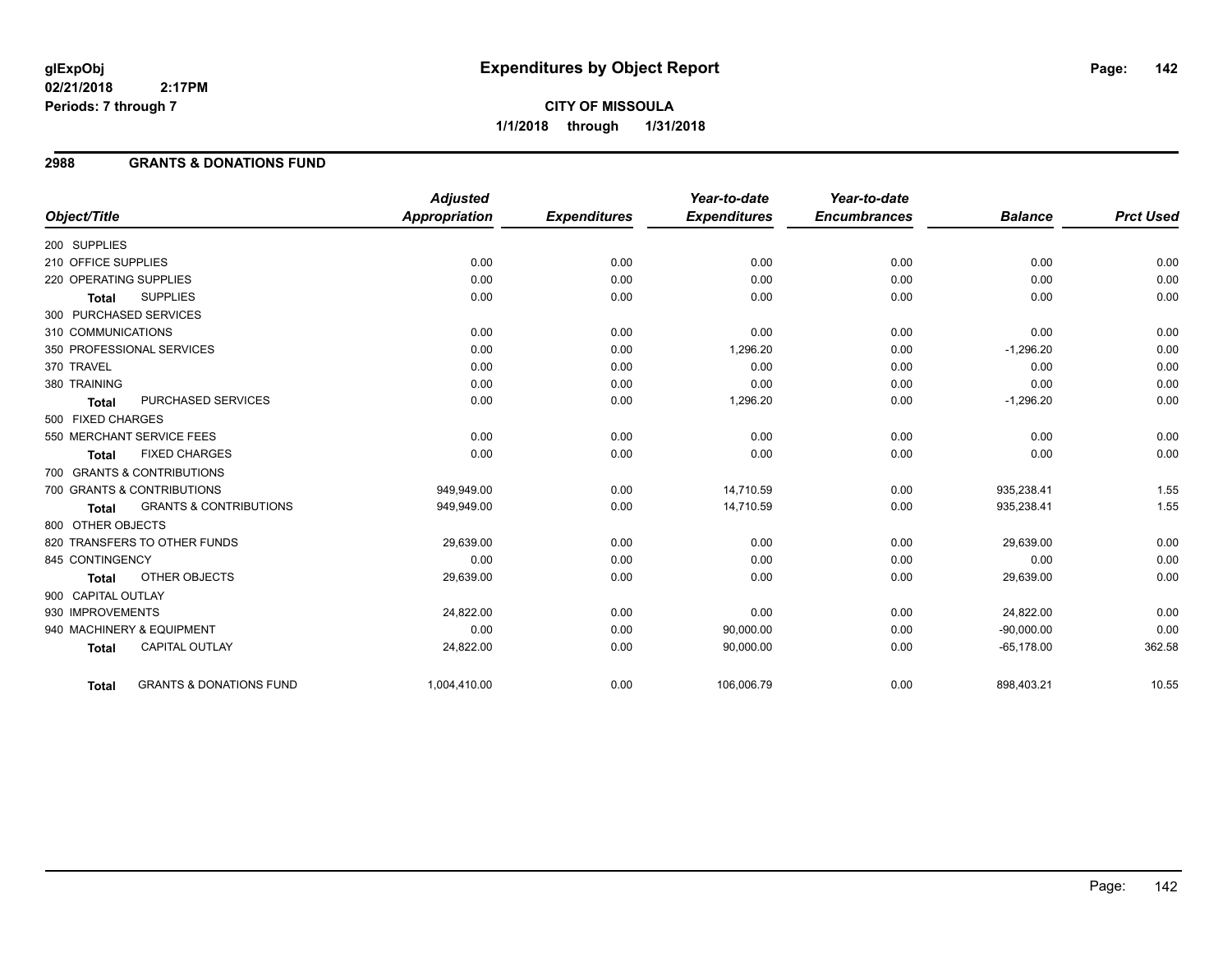glExpObj
02/21/2018 2:17PM
Periods: 7 through 7

# Expenditures by Object Report

**CITY OF MISSOULA**
**1/1/2018 through 1/31/2018**

## 2988 GRANTS & DONATIONS FUND

| Object/Title | Adjusted Appropriation | Expenditures | Year-to-date Expenditures | Year-to-date Encumbrances | Balance | Prct Used |
|---|---|---|---|---|---|---|
| 200 SUPPLIES | | | | | | |
| 210 OFFICE SUPPLIES | 0.00 | 0.00 | 0.00 | 0.00 | 0.00 | 0.00 |
| 220 OPERATING SUPPLIES | 0.00 | 0.00 | 0.00 | 0.00 | 0.00 | 0.00 |
| **Total** SUPPLIES | 0.00 | 0.00 | 0.00 | 0.00 | 0.00 | 0.00 |
| 300 PURCHASED SERVICES | | | | | | |
| 310 COMMUNICATIONS | 0.00 | 0.00 | 0.00 | 0.00 | 0.00 | 0.00 |
| 350 PROFESSIONAL SERVICES | 0.00 | 0.00 | 1,296.20 | 0.00 | -1,296.20 | 0.00 |
| 370 TRAVEL | 0.00 | 0.00 | 0.00 | 0.00 | 0.00 | 0.00 |
| 380 TRAINING | 0.00 | 0.00 | 0.00 | 0.00 | 0.00 | 0.00 |
| **Total** PURCHASED SERVICES | 0.00 | 0.00 | 1,296.20 | 0.00 | -1,296.20 | 0.00 |
| 500 FIXED CHARGES | | | | | | |
| 550 MERCHANT SERVICE FEES | 0.00 | 0.00 | 0.00 | 0.00 | 0.00 | 0.00 |
| **Total** FIXED CHARGES | 0.00 | 0.00 | 0.00 | 0.00 | 0.00 | 0.00 |
| 700 GRANTS & CONTRIBUTIONS | | | | | | |
| 700 GRANTS & CONTRIBUTIONS | 949,949.00 | 0.00 | 14,710.59 | 0.00 | 935,238.41 | 1.55 |
| **Total** GRANTS & CONTRIBUTIONS | 949,949.00 | 0.00 | 14,710.59 | 0.00 | 935,238.41 | 1.55 |
| 800 OTHER OBJECTS | | | | | | |
| 820 TRANSFERS TO OTHER FUNDS | 29,639.00 | 0.00 | 0.00 | 0.00 | 29,639.00 | 0.00 |
| 845 CONTINGENCY | 0.00 | 0.00 | 0.00 | 0.00 | 0.00 | 0.00 |
| **Total** OTHER OBJECTS | 29,639.00 | 0.00 | 0.00 | 0.00 | 29,639.00 | 0.00 |
| 900 CAPITAL OUTLAY | | | | | | |
| 930 IMPROVEMENTS | 24,822.00 | 0.00 | 0.00 | 0.00 | 24,822.00 | 0.00 |
| 940 MACHINERY & EQUIPMENT | 0.00 | 0.00 | 90,000.00 | 0.00 | -90,000.00 | 0.00 |
| **Total** CAPITAL OUTLAY | 24,822.00 | 0.00 | 90,000.00 | 0.00 | -65,178.00 | 362.58 |
| **Total** GRANTS & DONATIONS FUND | 1,004,410.00 | 0.00 | 106,006.79 | 0.00 | 898,403.21 | 10.55 |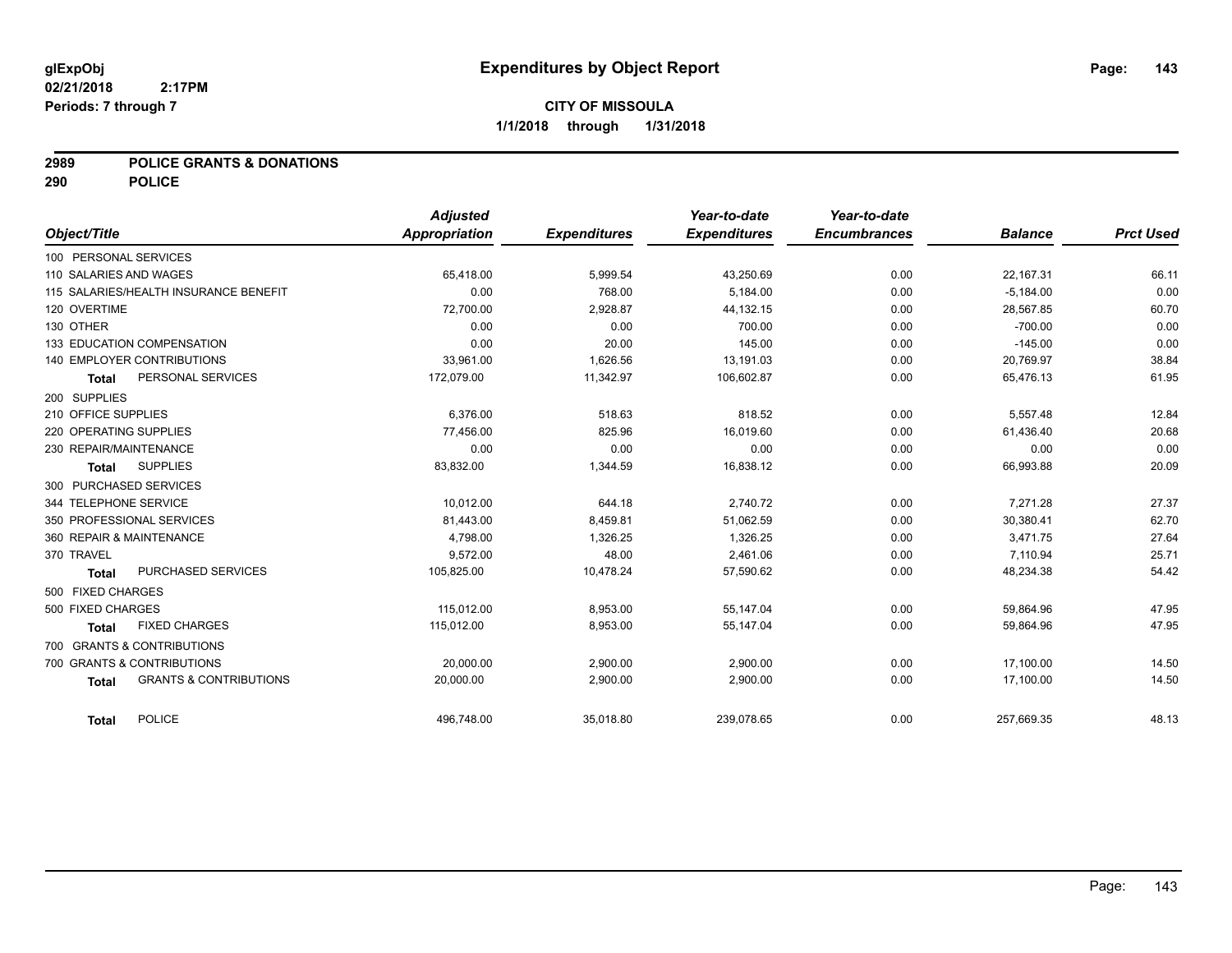# Expenditures by Object Report

glExpObj
02/21/2018 2:17PM
Periods: 7 through 7

**CITY OF MISSOULA**
**1/1/2018 through 1/31/2018**

**2989 POLICE GRANTS & DONATIONS**
**290 POLICE**

| Object/Title | Adjusted Appropriation | Expenditures | Year-to-date Expenditures | Year-to-date Encumbrances | Balance | Prct Used |
|---|---|---|---|---|---|---|
| 100 PERSONAL SERVICES | | | | | | |
| 110 SALARIES AND WAGES | 65,418.00 | 5,999.54 | 43,250.69 | 0.00 | 22,167.31 | 66.11 |
| 115 SALARIES/HEALTH INSURANCE BENEFIT | 0.00 | 768.00 | 5,184.00 | 0.00 | -5,184.00 | 0.00 |
| 120 OVERTIME | 72,700.00 | 2,928.87 | 44,132.15 | 0.00 | 28,567.85 | 60.70 |
| 130 OTHER | 0.00 | 0.00 | 700.00 | 0.00 | -700.00 | 0.00 |
| 133 EDUCATION COMPENSATION | 0.00 | 20.00 | 145.00 | 0.00 | -145.00 | 0.00 |
| 140 EMPLOYER CONTRIBUTIONS | 33,961.00 | 1,626.56 | 13,191.03 | 0.00 | 20,769.97 | 38.84 |
| **Total** PERSONAL SERVICES | 172,079.00 | 11,342.97 | 106,602.87 | 0.00 | 65,476.13 | 61.95 |
| 200 SUPPLIES | | | | | | |
| 210 OFFICE SUPPLIES | 6,376.00 | 518.63 | 818.52 | 0.00 | 5,557.48 | 12.84 |
| 220 OPERATING SUPPLIES | 77,456.00 | 825.96 | 16,019.60 | 0.00 | 61,436.40 | 20.68 |
| 230 REPAIR/MAINTENANCE | 0.00 | 0.00 | 0.00 | 0.00 | 0.00 | 0.00 |
| **Total** SUPPLIES | 83,832.00 | 1,344.59 | 16,838.12 | 0.00 | 66,993.88 | 20.09 |
| 300 PURCHASED SERVICES | | | | | | |
| 344 TELEPHONE SERVICE | 10,012.00 | 644.18 | 2,740.72 | 0.00 | 7,271.28 | 27.37 |
| 350 PROFESSIONAL SERVICES | 81,443.00 | 8,459.81 | 51,062.59 | 0.00 | 30,380.41 | 62.70 |
| 360 REPAIR & MAINTENANCE | 4,798.00 | 1,326.25 | 1,326.25 | 0.00 | 3,471.75 | 27.64 |
| 370 TRAVEL | 9,572.00 | 48.00 | 2,461.06 | 0.00 | 7,110.94 | 25.71 |
| **Total** PURCHASED SERVICES | 105,825.00 | 10,478.24 | 57,590.62 | 0.00 | 48,234.38 | 54.42 |
| 500 FIXED CHARGES | | | | | | |
| 500 FIXED CHARGES | 115,012.00 | 8,953.00 | 55,147.04 | 0.00 | 59,864.96 | 47.95 |
| **Total** FIXED CHARGES | 115,012.00 | 8,953.00 | 55,147.04 | 0.00 | 59,864.96 | 47.95 |
| 700 GRANTS & CONTRIBUTIONS | | | | | | |
| 700 GRANTS & CONTRIBUTIONS | 20,000.00 | 2,900.00 | 2,900.00 | 0.00 | 17,100.00 | 14.50 |
| **Total** GRANTS & CONTRIBUTIONS | 20,000.00 | 2,900.00 | 2,900.00 | 0.00 | 17,100.00 | 14.50 |
| **Total** POLICE | 496,748.00 | 35,018.80 | 239,078.65 | 0.00 | 257,669.35 | 48.13 |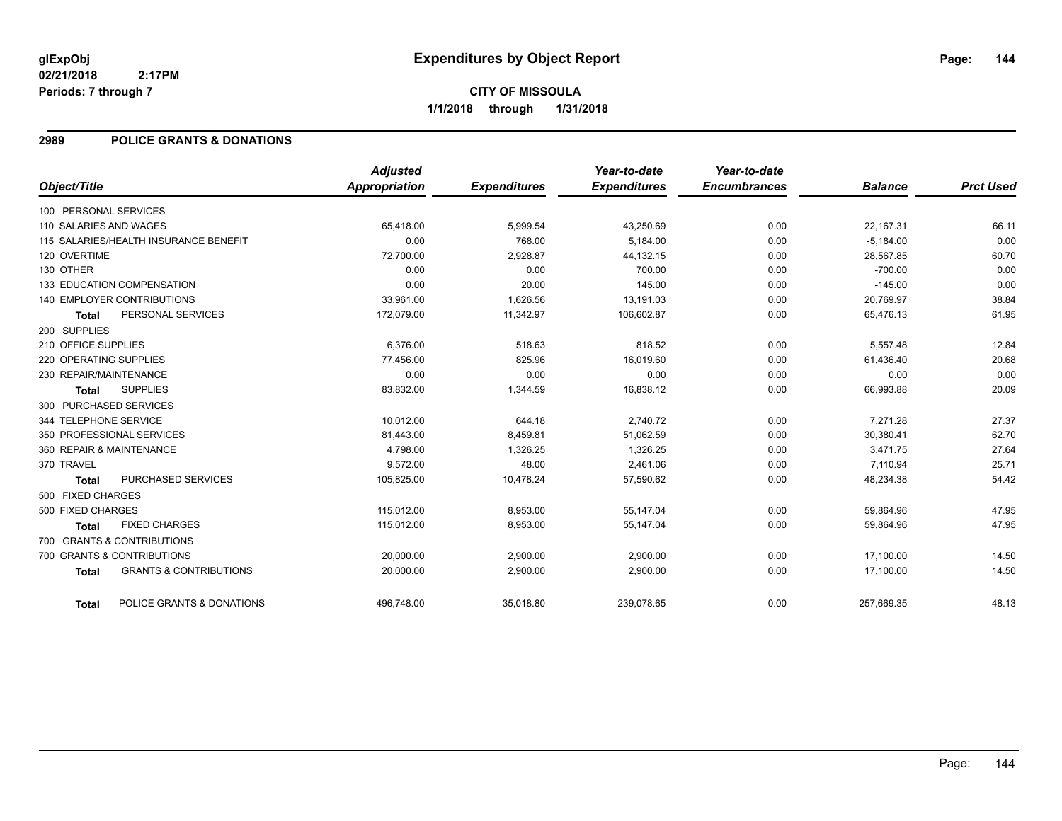# Expenditures by Object Report

glExpObj
02/21/2018 2:17PM
Periods: 7 through 7

**CITY OF MISSOULA**
**1/1/2018 through 1/31/2018**

## 2989 POLICE GRANTS & DONATIONS

| Object/Title | Adjusted Appropriation | Expenditures | Year-to-date Expenditures | Year-to-date Encumbrances | Balance | Prct Used |
|---|---|---|---|---|---|---|
| 100 PERSONAL SERVICES | | | | | | |
| 110 SALARIES AND WAGES | 65,418.00 | 5,999.54 | 43,250.69 | 0.00 | 22,167.31 | 66.11 |
| 115 SALARIES/HEALTH INSURANCE BENEFIT | 0.00 | 768.00 | 5,184.00 | 0.00 | -5,184.00 | 0.00 |
| 120 OVERTIME | 72,700.00 | 2,928.87 | 44,132.15 | 0.00 | 28,567.85 | 60.70 |
| 130 OTHER | 0.00 | 0.00 | 700.00 | 0.00 | -700.00 | 0.00 |
| 133 EDUCATION COMPENSATION | 0.00 | 20.00 | 145.00 | 0.00 | -145.00 | 0.00 |
| 140 EMPLOYER CONTRIBUTIONS | 33,961.00 | 1,626.56 | 13,191.03 | 0.00 | 20,769.97 | 38.84 |
| **Total** PERSONAL SERVICES | 172,079.00 | 11,342.97 | 106,602.87 | 0.00 | 65,476.13 | 61.95 |
| 200 SUPPLIES | | | | | | |
| 210 OFFICE SUPPLIES | 6,376.00 | 518.63 | 818.52 | 0.00 | 5,557.48 | 12.84 |
| 220 OPERATING SUPPLIES | 77,456.00 | 825.96 | 16,019.60 | 0.00 | 61,436.40 | 20.68 |
| 230 REPAIR/MAINTENANCE | 0.00 | 0.00 | 0.00 | 0.00 | 0.00 | 0.00 |
| **Total** SUPPLIES | 83,832.00 | 1,344.59 | 16,838.12 | 0.00 | 66,993.88 | 20.09 |
| 300 PURCHASED SERVICES | | | | | | |
| 344 TELEPHONE SERVICE | 10,012.00 | 644.18 | 2,740.72 | 0.00 | 7,271.28 | 27.37 |
| 350 PROFESSIONAL SERVICES | 81,443.00 | 8,459.81 | 51,062.59 | 0.00 | 30,380.41 | 62.70 |
| 360 REPAIR & MAINTENANCE | 4,798.00 | 1,326.25 | 1,326.25 | 0.00 | 3,471.75 | 27.64 |
| 370 TRAVEL | 9,572.00 | 48.00 | 2,461.06 | 0.00 | 7,110.94 | 25.71 |
| **Total** PURCHASED SERVICES | 105,825.00 | 10,478.24 | 57,590.62 | 0.00 | 48,234.38 | 54.42 |
| 500 FIXED CHARGES | | | | | | |
| 500 FIXED CHARGES | 115,012.00 | 8,953.00 | 55,147.04 | 0.00 | 59,864.96 | 47.95 |
| **Total** FIXED CHARGES | 115,012.00 | 8,953.00 | 55,147.04 | 0.00 | 59,864.96 | 47.95 |
| 700 GRANTS & CONTRIBUTIONS | | | | | | |
| 700 GRANTS & CONTRIBUTIONS | 20,000.00 | 2,900.00 | 2,900.00 | 0.00 | 17,100.00 | 14.50 |
| **Total** GRANTS & CONTRIBUTIONS | 20,000.00 | 2,900.00 | 2,900.00 | 0.00 | 17,100.00 | 14.50 |
| **Total** POLICE GRANTS & DONATIONS | 496,748.00 | 35,018.80 | 239,078.65 | 0.00 | 257,669.35 | 48.13 |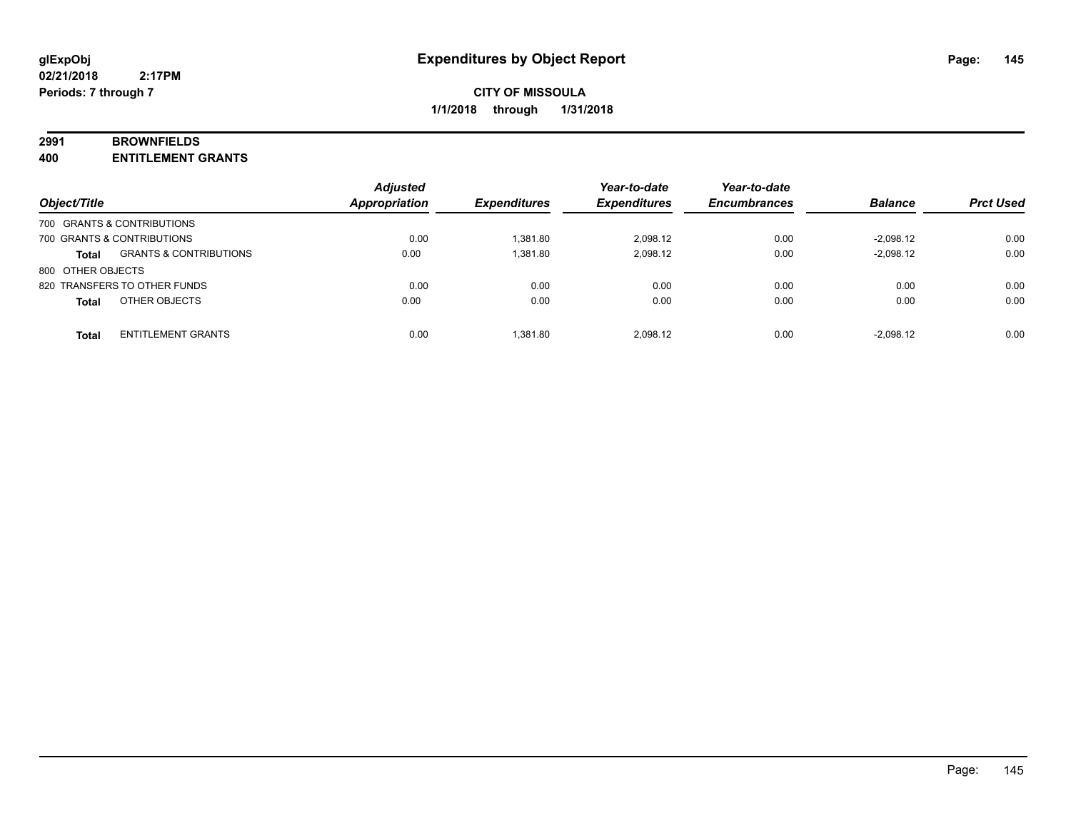**glExpObj**
**02/21/2018 2:17PM**
**Periods: 7 through 7**

# Expenditures by Object Report

**CITY OF MISSOULA**
**1/1/2018 through 1/31/2018**

**2991 BROWNFIELDS**
**400 ENTITLEMENT GRANTS**

| Object/Title | | Adjusted Appropriation | Expenditures | Year-to-date Expenditures | Year-to-date Encumbrances | Balance | Prct Used |
|---|---|---|---|---|---|---|---|
| 700 GRANTS & CONTRIBUTIONS | | | | | | | |
| 700 GRANTS & CONTRIBUTIONS | | 0.00 | 1,381.80 | 2,098.12 | 0.00 | -2,098.12 | 0.00 |
| **Total** | GRANTS & CONTRIBUTIONS | 0.00 | 1,381.80 | 2,098.12 | 0.00 | -2,098.12 | 0.00 |
| 800 OTHER OBJECTS | | | | | | | |
| 820 TRANSFERS TO OTHER FUNDS | | 0.00 | 0.00 | 0.00 | 0.00 | 0.00 | 0.00 |
| **Total** | OTHER OBJECTS | 0.00 | 0.00 | 0.00 | 0.00 | 0.00 | 0.00 |
| **Total** | ENTITLEMENT GRANTS | 0.00 | 1,381.80 | 2,098.12 | 0.00 | -2,098.12 | 0.00 |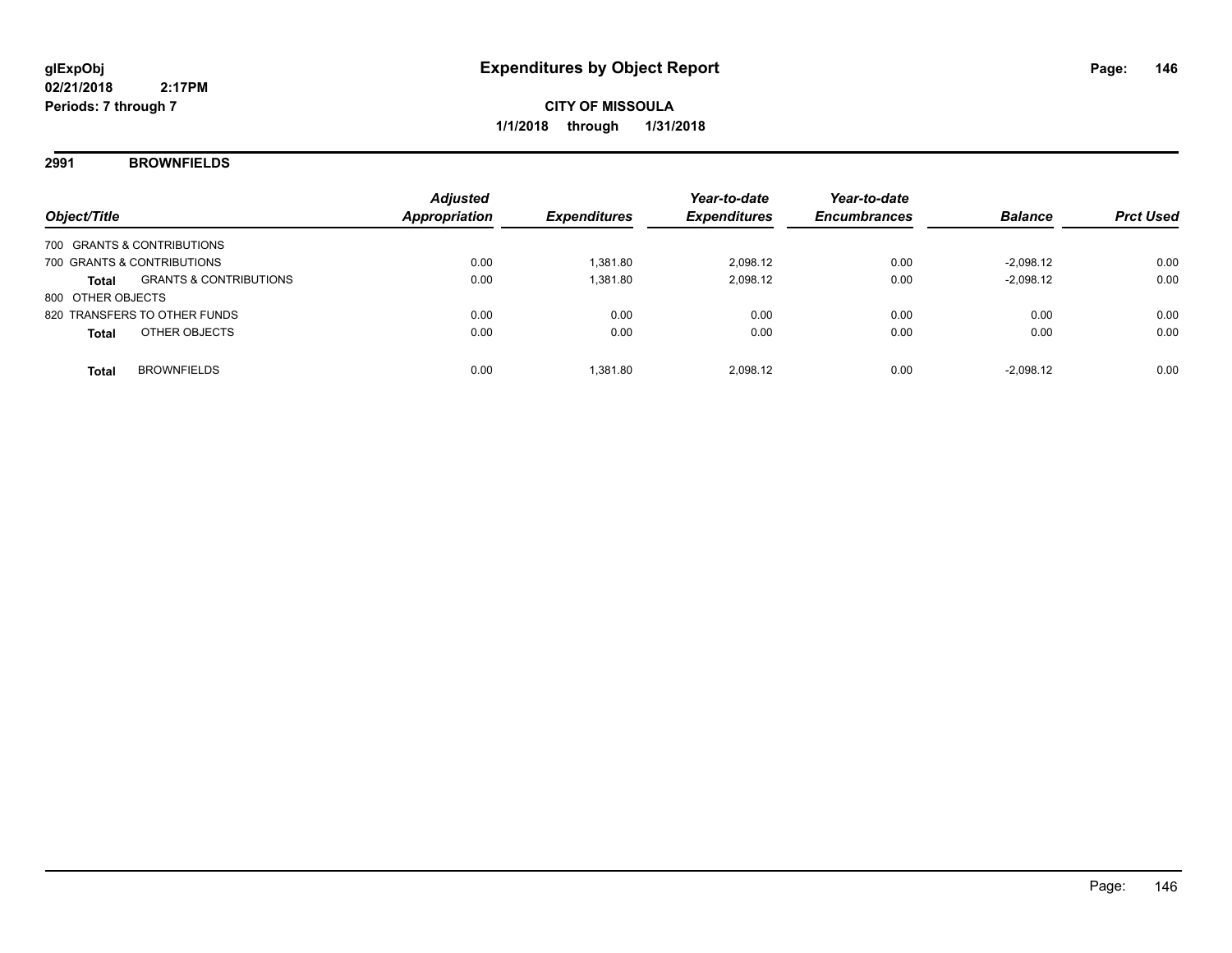**glExpObj** **Expenditures by Object Report**

**02/21/2018 2:17PM**

**Periods: 7 through 7**

**CITY OF MISSOULA**

**1/1/2018 through 1/31/2018**

## 2991 BROWNFIELDS

| Object/Title | | Adjusted Appropriation | Expenditures | Year-to-date Expenditures | Year-to-date Encumbrances | Balance | Prct Used |
|---|---|---|---|---|---|---|---|
| 700 GRANTS & CONTRIBUTIONS | | | | | | | |
| 700 GRANTS & CONTRIBUTIONS | | 0.00 | 1,381.80 | 2,098.12 | 0.00 | -2,098.12 | 0.00 |
| **Total** | GRANTS & CONTRIBUTIONS | 0.00 | 1,381.80 | 2,098.12 | 0.00 | -2,098.12 | 0.00 |
| 800 OTHER OBJECTS | | | | | | | |
| 820 TRANSFERS TO OTHER FUNDS | | 0.00 | 0.00 | 0.00 | 0.00 | 0.00 | 0.00 |
| **Total** | OTHER OBJECTS | 0.00 | 0.00 | 0.00 | 0.00 | 0.00 | 0.00 |
| **Total** | BROWNFIELDS | 0.00 | 1,381.80 | 2,098.12 | 0.00 | -2,098.12 | 0.00 |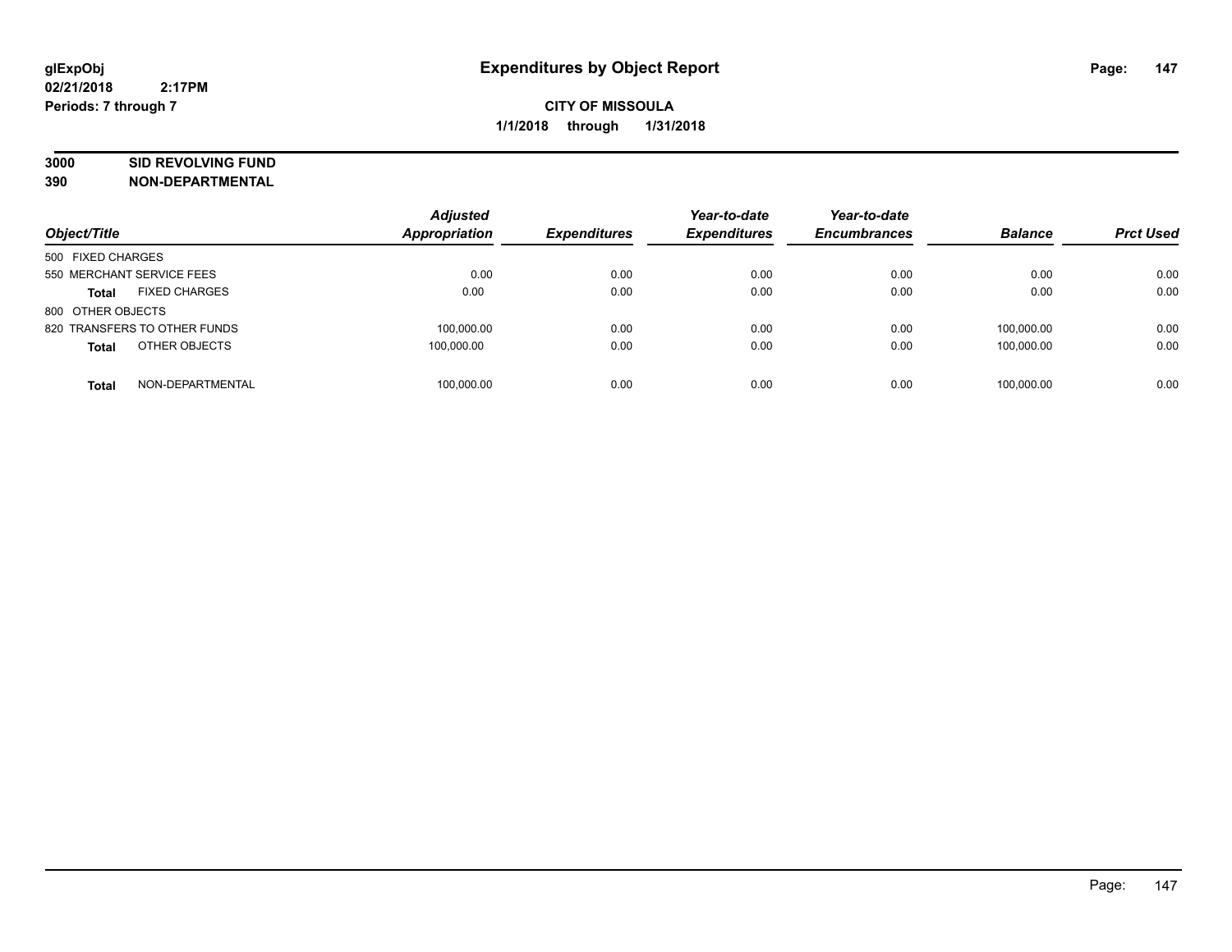glExpObj
02/21/2018 2:17PM
Periods: 7 through 7

# Expenditures by Object Report

**CITY OF MISSOULA**
**1/1/2018 through 1/31/2018**

**3000 SID REVOLVING FUND**
**390 NON-DEPARTMENTAL**

| Object/Title | Adjusted Appropriation | Expenditures | Year-to-date Expenditures | Year-to-date Encumbrances | Balance | Prct Used |
|---|---|---|---|---|---|---|
| 500 FIXED CHARGES | | | | | | |
| 550 MERCHANT SERVICE FEES | 0.00 | 0.00 | 0.00 | 0.00 | 0.00 | 0.00 |
| **Total** FIXED CHARGES | 0.00 | 0.00 | 0.00 | 0.00 | 0.00 | 0.00 |
| 800 OTHER OBJECTS | | | | | | |
| 820 TRANSFERS TO OTHER FUNDS | 100,000.00 | 0.00 | 0.00 | 0.00 | 100,000.00 | 0.00 |
| **Total** OTHER OBJECTS | 100,000.00 | 0.00 | 0.00 | 0.00 | 100,000.00 | 0.00 |
| **Total** NON-DEPARTMENTAL | 100,000.00 | 0.00 | 0.00 | 0.00 | 100,000.00 | 0.00 |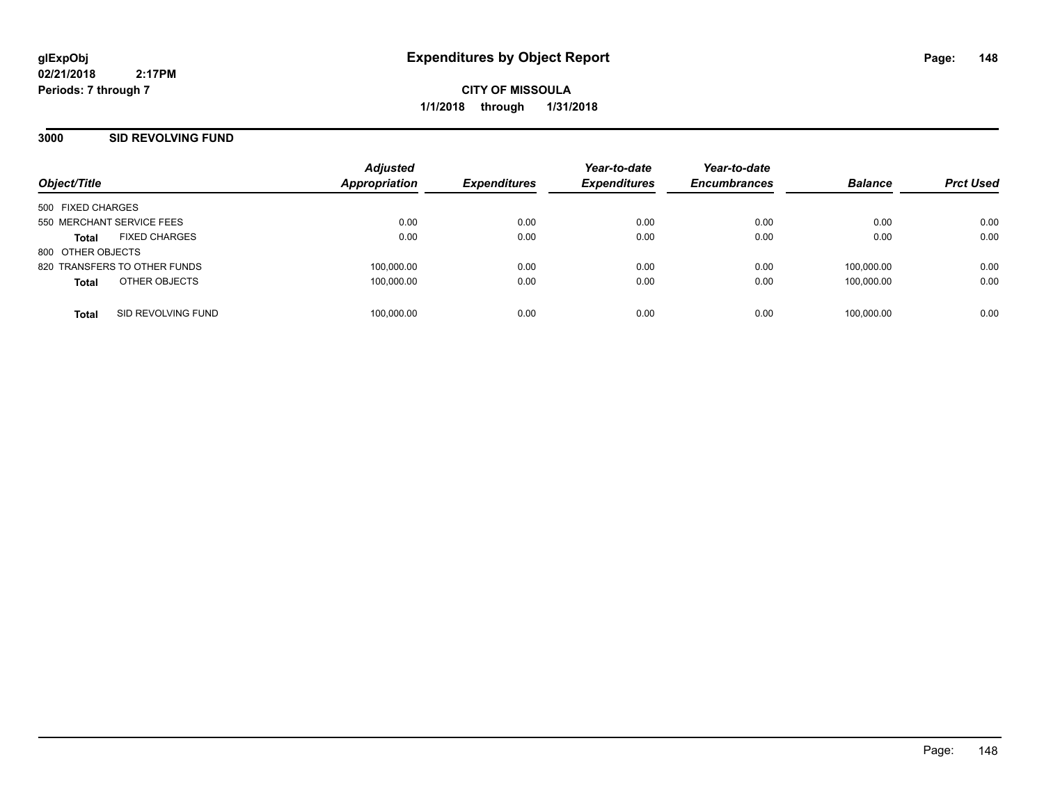**glExpObj**
**02/21/2018 2:17PM**
**Periods: 7 through 7**

# Expenditures by Object Report

**CITY OF MISSOULA**
**1/1/2018 through 1/31/2018**

## 3000 SID REVOLVING FUND

| Object/Title | Adjusted Appropriation | Expenditures | Year-to-date Expenditures | Year-to-date Encumbrances | Balance | Prct Used |
|---|---|---|---|---|---|---|
| 500 FIXED CHARGES | | | | | | |
| 550 MERCHANT SERVICE FEES | 0.00 | 0.00 | 0.00 | 0.00 | 0.00 | 0.00 |
| **Total** FIXED CHARGES | 0.00 | 0.00 | 0.00 | 0.00 | 0.00 | 0.00 |
| 800 OTHER OBJECTS | | | | | | |
| 820 TRANSFERS TO OTHER FUNDS | 100,000.00 | 0.00 | 0.00 | 0.00 | 100,000.00 | 0.00 |
| **Total** OTHER OBJECTS | 100,000.00 | 0.00 | 0.00 | 0.00 | 100,000.00 | 0.00 |
| **Total** SID REVOLVING FUND | 100,000.00 | 0.00 | 0.00 | 0.00 | 100,000.00 | 0.00 |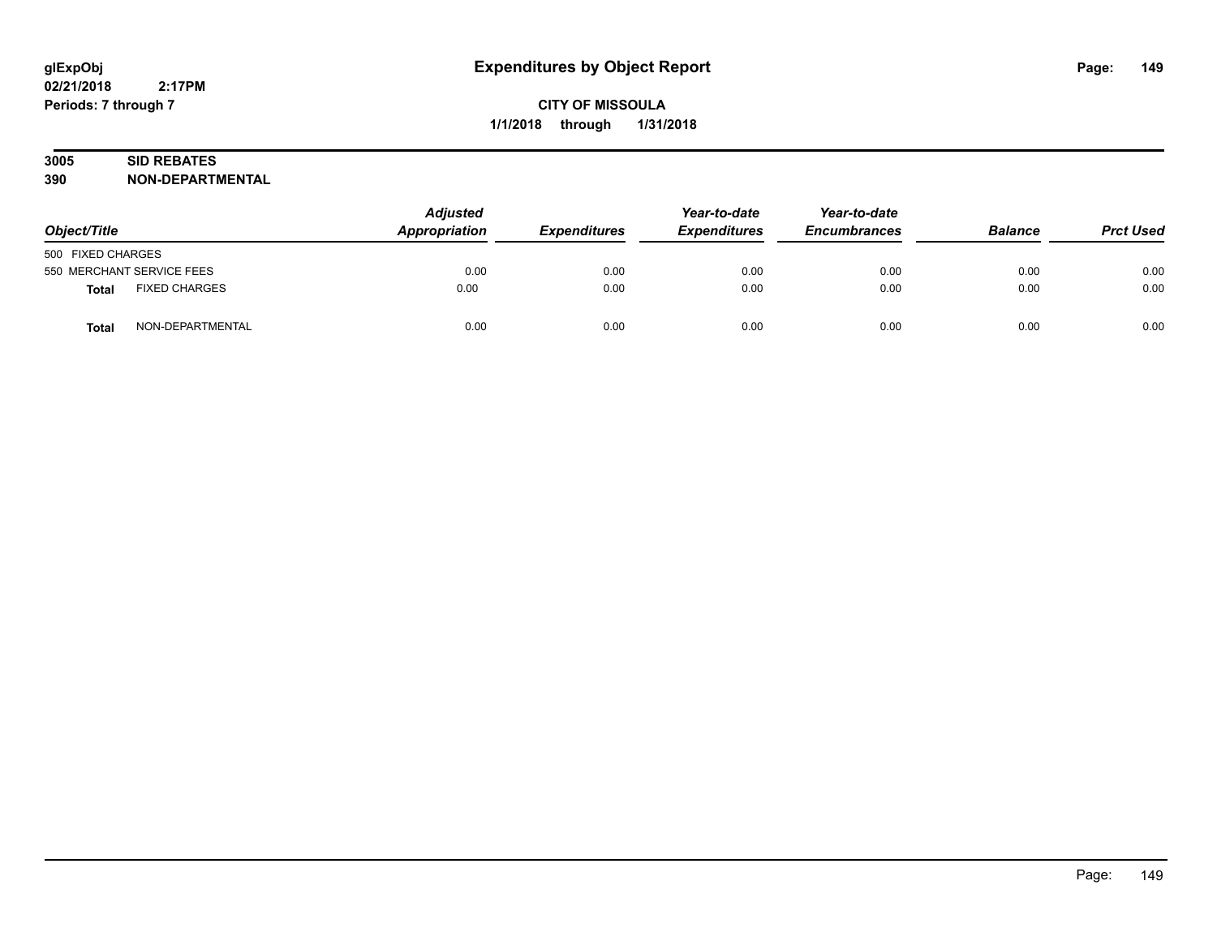# Expenditures by Object Report

glExpObj
02/21/2018 2:17PM
Periods: 7 through 7

**CITY OF MISSOULA**
**1/1/2018 through 1/31/2018**

**3005 SID REBATES**
**390 NON-DEPARTMENTAL**

| Object/Title | | Adjusted Appropriation | Expenditures | Year-to-date Expenditures | Year-to-date Encumbrances | Balance | Prct Used |
|---|---|---|---|---|---|---|---|
| 500 FIXED CHARGES | | | | | | | |
| 550 MERCHANT SERVICE FEES | | 0.00 | 0.00 | 0.00 | 0.00 | 0.00 | 0.00 |
| **Total** | FIXED CHARGES | 0.00 | 0.00 | 0.00 | 0.00 | 0.00 | 0.00 |
| **Total** | NON-DEPARTMENTAL | 0.00 | 0.00 | 0.00 | 0.00 | 0.00 | 0.00 |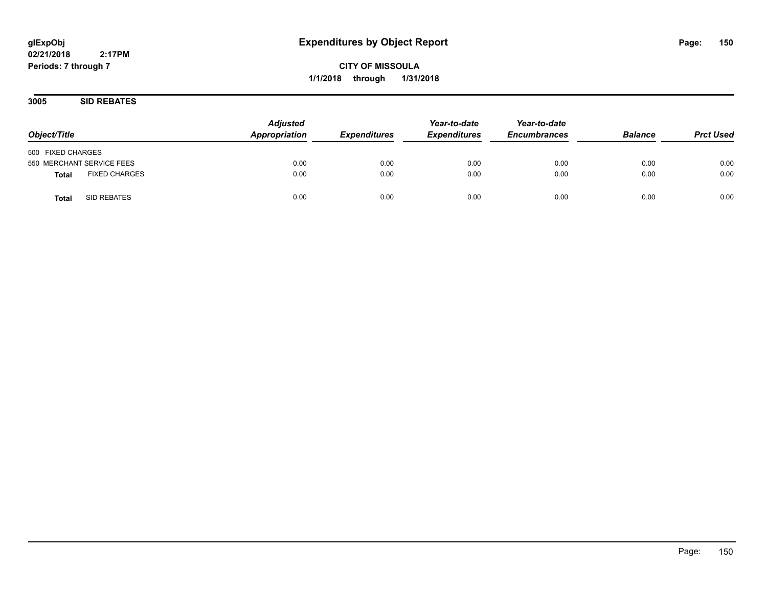# Expenditures by Object Report

glExpObj
02/21/2018 2:17PM
Periods: 7 through 7

**CITY OF MISSOULA**
**1/1/2018 through 1/31/2018**

## 3005 SID REBATES

| Object/Title | Adjusted Appropriation | Expenditures | Year-to-date Expenditures | Year-to-date Encumbrances | Balance | Prct Used |
|---|---|---|---|---|---|---|
| 500 FIXED CHARGES | | | | | | |
| 550 MERCHANT SERVICE FEES | 0.00 | 0.00 | 0.00 | 0.00 | 0.00 | 0.00 |
| **Total** FIXED CHARGES | 0.00 | 0.00 | 0.00 | 0.00 | 0.00 | 0.00 |
| **Total** SID REBATES | 0.00 | 0.00 | 0.00 | 0.00 | 0.00 | 0.00 |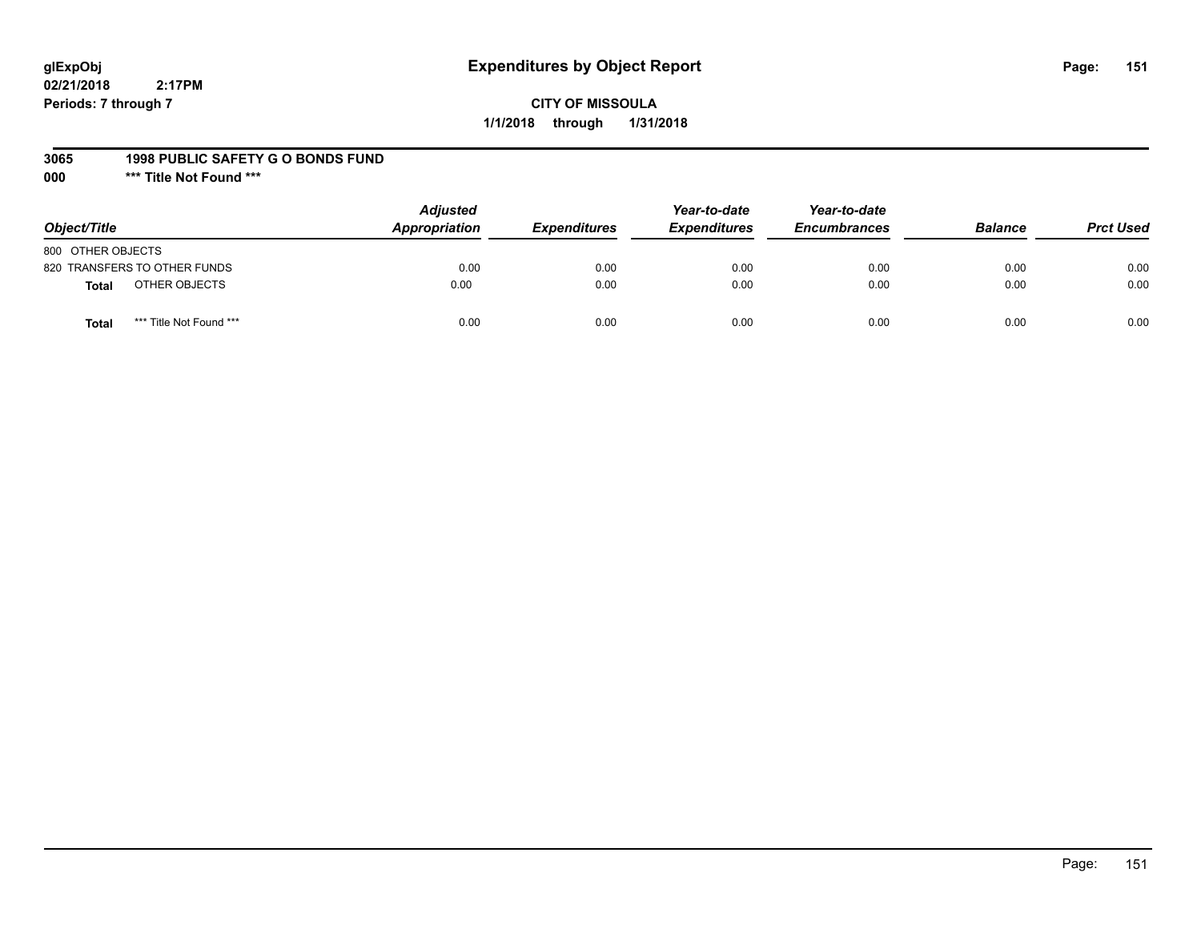# Expenditures by Object Report

glExpObj
02/21/2018 2:17PM
Periods: 7 through 7

**CITY OF MISSOULA**
**1/1/2018 through 1/31/2018**

**3065 1998 PUBLIC SAFETY G O BONDS FUND**
**000 *** Title Not Found *****

| Object/Title | | Adjusted Appropriation | Expenditures | Year-to-date Expenditures | Year-to-date Encumbrances | Balance | Prct Used |
|---|---|---|---|---|---|---|---|
| 800 OTHER OBJECTS | | | | | | | |
| 820 TRANSFERS TO OTHER FUNDS | | 0.00 | 0.00 | 0.00 | 0.00 | 0.00 | 0.00 |
| **Total** | OTHER OBJECTS | 0.00 | 0.00 | 0.00 | 0.00 | 0.00 | 0.00 |
| **Total** | *** Title Not Found *** | 0.00 | 0.00 | 0.00 | 0.00 | 0.00 | 0.00 |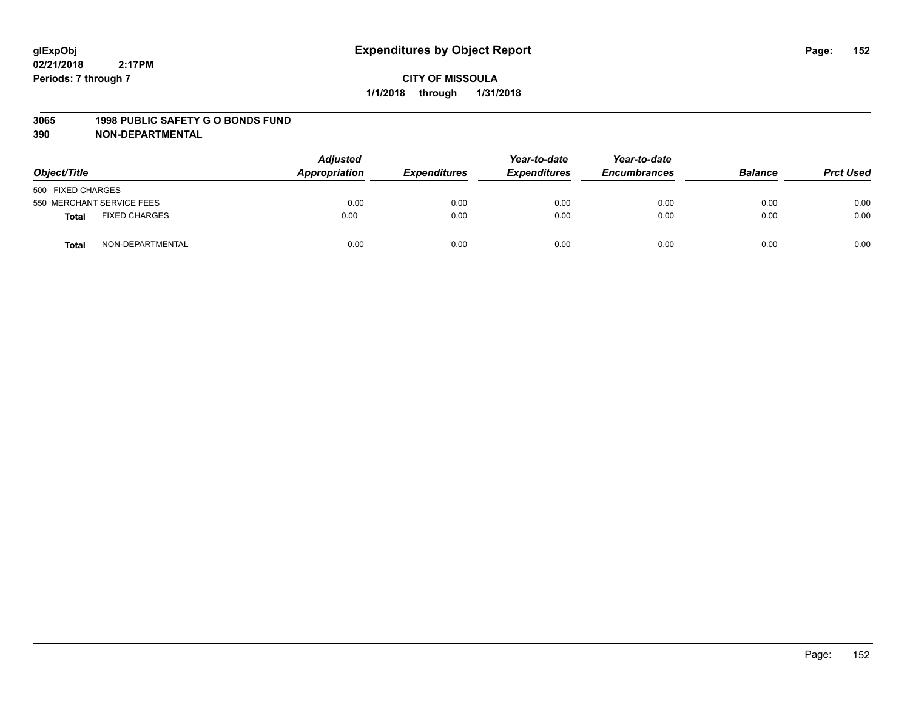glExpObj
02/21/2018 2:17PM
Periods: 7 through 7

# Expenditures by Object Report

**CITY OF MISSOULA**
**1/1/2018 through 1/31/2018**

**3065 1998 PUBLIC SAFETY G O BONDS FUND**
**390 NON-DEPARTMENTAL**

| Object/Title | | Adjusted Appropriation | Expenditures | Year-to-date Expenditures | Year-to-date Encumbrances | Balance | Prct Used |
|---|---|---|---|---|---|---|---|
| 500 FIXED CHARGES | | | | | | | |
| 550 MERCHANT SERVICE FEES | | 0.00 | 0.00 | 0.00 | 0.00 | 0.00 | 0.00 |
| **Total** | FIXED CHARGES | 0.00 | 0.00 | 0.00 | 0.00 | 0.00 | 0.00 |
| **Total** | NON-DEPARTMENTAL | 0.00 | 0.00 | 0.00 | 0.00 | 0.00 | 0.00 |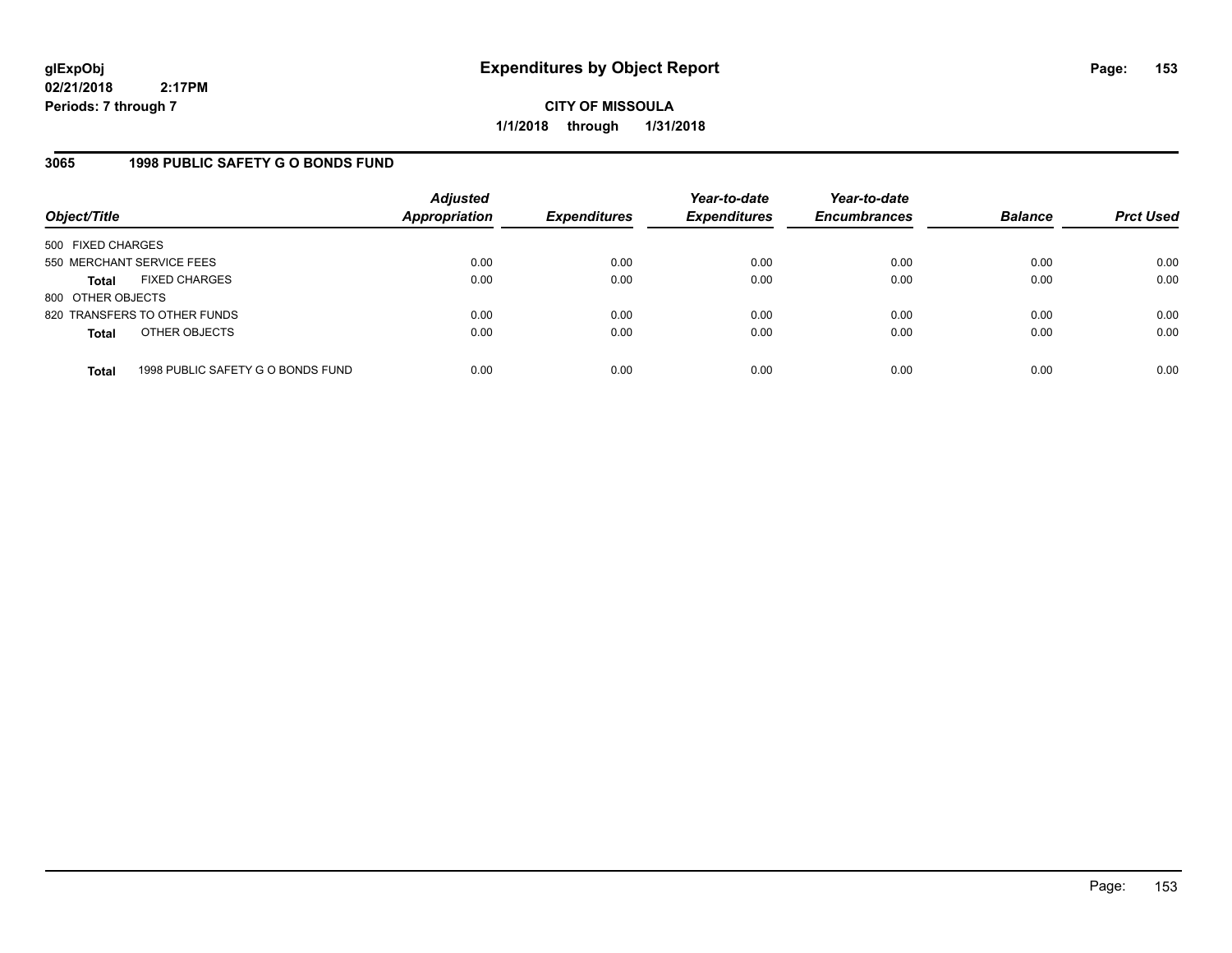# Expenditures by Object Report

glExpObj
02/21/2018 2:17PM
Periods: 7 through 7

**CITY OF MISSOULA**
**1/1/2018 through 1/31/2018**

### 3065 1998 PUBLIC SAFETY G O BONDS FUND

| Object/Title | | Adjusted Appropriation | Expenditures | Year-to-date Expenditures | Year-to-date Encumbrances | Balance | Prct Used |
|---|---|---|---|---|---|---|---|
| 500 FIXED CHARGES | | | | | | | |
| 550 MERCHANT SERVICE FEES | | 0.00 | 0.00 | 0.00 | 0.00 | 0.00 | 0.00 |
| **Total** | FIXED CHARGES | 0.00 | 0.00 | 0.00 | 0.00 | 0.00 | 0.00 |
| 800 OTHER OBJECTS | | | | | | | |
| 820 TRANSFERS TO OTHER FUNDS | | 0.00 | 0.00 | 0.00 | 0.00 | 0.00 | 0.00 |
| **Total** | OTHER OBJECTS | 0.00 | 0.00 | 0.00 | 0.00 | 0.00 | 0.00 |
| **Total** | 1998 PUBLIC SAFETY G O BONDS FUND | 0.00 | 0.00 | 0.00 | 0.00 | 0.00 | 0.00 |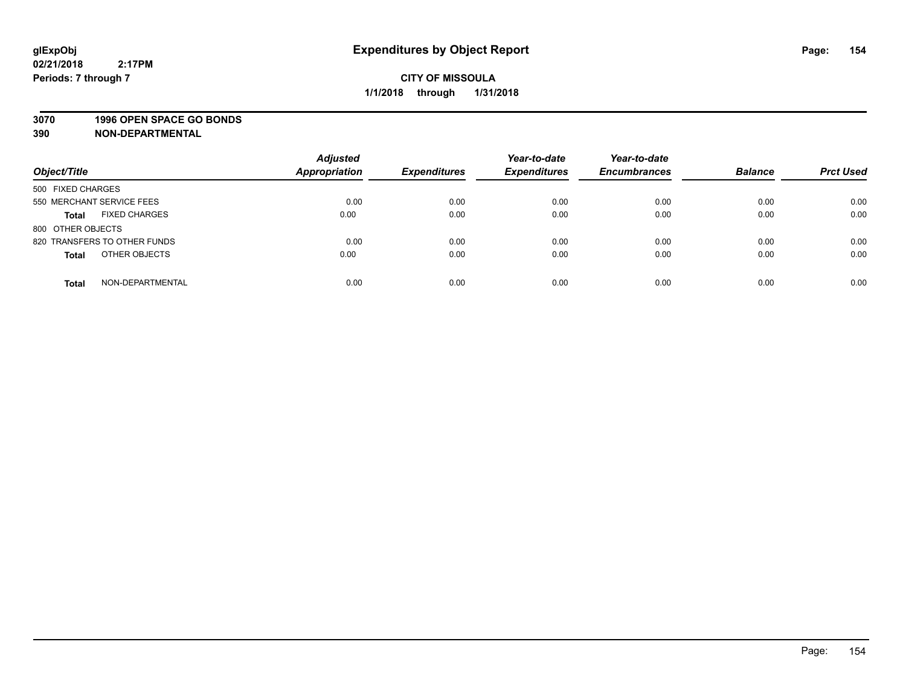# Expenditures by Object Report

glExpObj
02/21/2018 2:17PM
Periods: 7 through 7

**CITY OF MISSOULA**
**1/1/2018 through 1/31/2018**

**3070 1996 OPEN SPACE GO BONDS**
**390 NON-DEPARTMENTAL**

| Object/Title | Adjusted Appropriation | Expenditures | Year-to-date Expenditures | Year-to-date Encumbrances | Balance | Prct Used |
|---|---|---|---|---|---|---|
| 500 FIXED CHARGES | | | | | | |
| 550 MERCHANT SERVICE FEES | 0.00 | 0.00 | 0.00 | 0.00 | 0.00 | 0.00 |
| **Total** FIXED CHARGES | 0.00 | 0.00 | 0.00 | 0.00 | 0.00 | 0.00 |
| 800 OTHER OBJECTS | | | | | | |
| 820 TRANSFERS TO OTHER FUNDS | 0.00 | 0.00 | 0.00 | 0.00 | 0.00 | 0.00 |
| **Total** OTHER OBJECTS | 0.00 | 0.00 | 0.00 | 0.00 | 0.00 | 0.00 |
| **Total** NON-DEPARTMENTAL | 0.00 | 0.00 | 0.00 | 0.00 | 0.00 | 0.00 |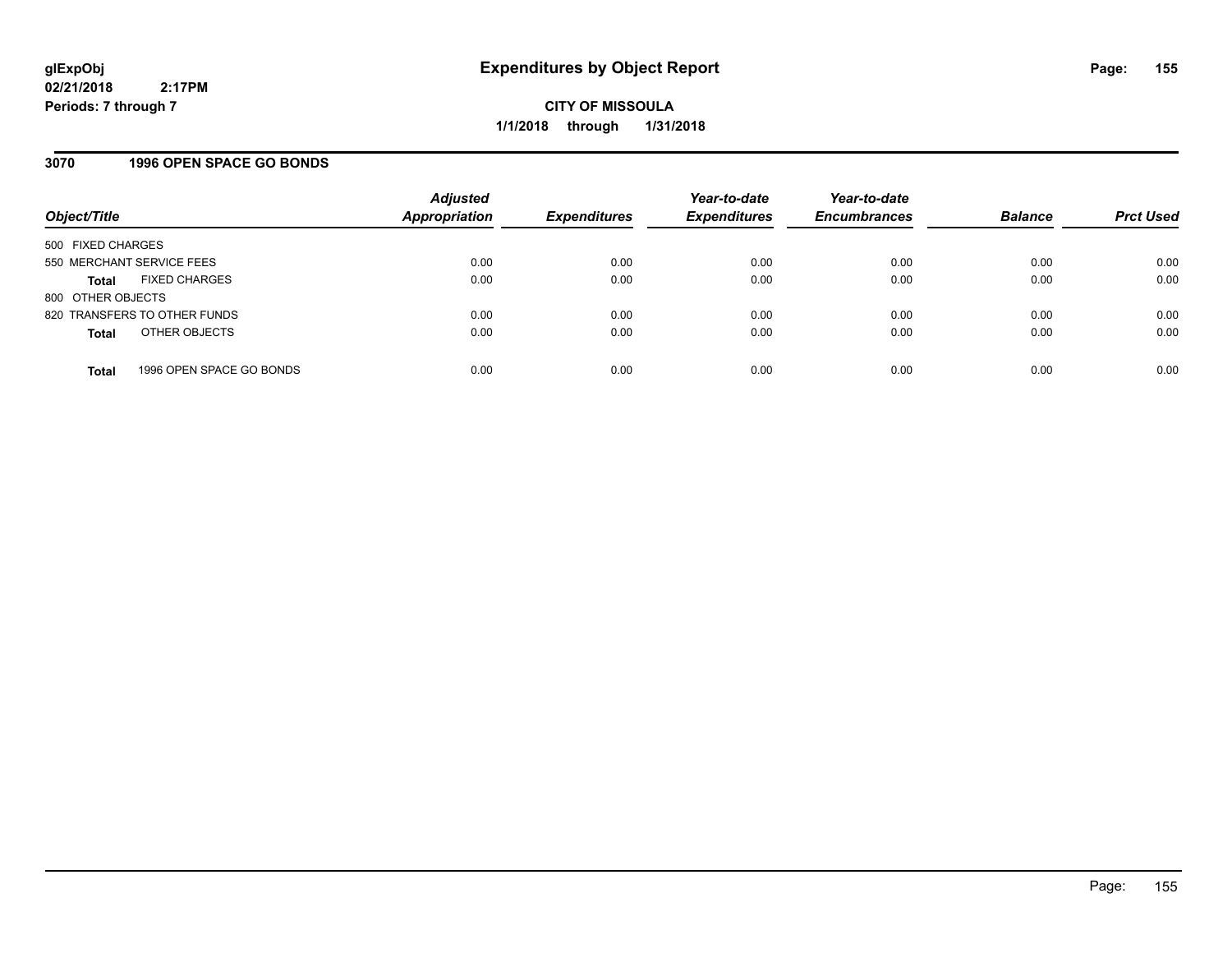# Expenditures by Object Report

glExpObj
02/21/2018 2:17PM
Periods: 7 through 7

**CITY OF MISSOULA**
**1/1/2018 through 1/31/2018**

## 3070 1996 OPEN SPACE GO BONDS

| Object/Title | Adjusted Appropriation | Expenditures | Year-to-date Expenditures | Year-to-date Encumbrances | Balance | Prct Used |
|---|---|---|---|---|---|---|
| 500 FIXED CHARGES | | | | | | |
| 550 MERCHANT SERVICE FEES | 0.00 | 0.00 | 0.00 | 0.00 | 0.00 | 0.00 |
| **Total** FIXED CHARGES | 0.00 | 0.00 | 0.00 | 0.00 | 0.00 | 0.00 |
| 800 OTHER OBJECTS | | | | | | |
| 820 TRANSFERS TO OTHER FUNDS | 0.00 | 0.00 | 0.00 | 0.00 | 0.00 | 0.00 |
| **Total** OTHER OBJECTS | 0.00 | 0.00 | 0.00 | 0.00 | 0.00 | 0.00 |
| **Total** 1996 OPEN SPACE GO BONDS | 0.00 | 0.00 | 0.00 | 0.00 | 0.00 | 0.00 |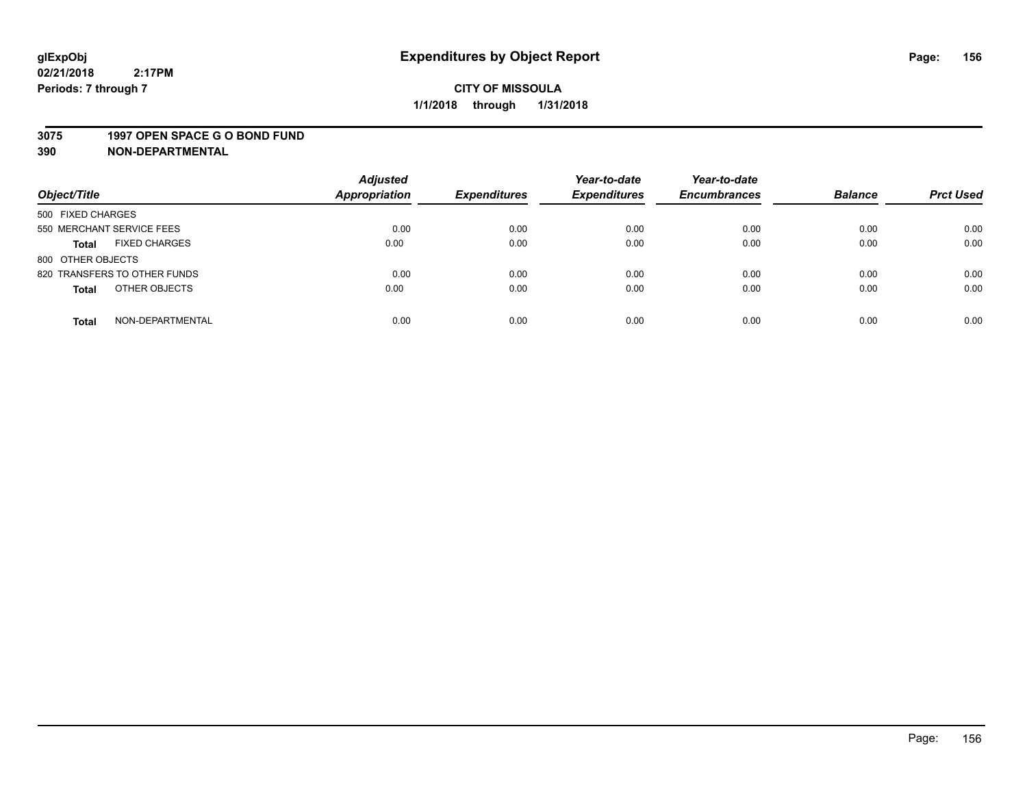**glExpObj**
**02/21/2018 2:17PM**
**Periods: 7 through 7**

# Expenditures by Object Report

**CITY OF MISSOULA**
**1/1/2018 through 1/31/2018**

**3075 1997 OPEN SPACE G O BOND FUND**
**390 NON-DEPARTMENTAL**

| Object/Title | | Adjusted Appropriation | Expenditures | Year-to-date Expenditures | Year-to-date Encumbrances | Balance | Prct Used |
|---|---|---|---|---|---|---|---|
| 500 FIXED CHARGES | | | | | | | |
| 550 MERCHANT SERVICE FEES | | 0.00 | 0.00 | 0.00 | 0.00 | 0.00 | 0.00 |
| **Total** | FIXED CHARGES | 0.00 | 0.00 | 0.00 | 0.00 | 0.00 | 0.00 |
| 800 OTHER OBJECTS | | | | | | | |
| 820 TRANSFERS TO OTHER FUNDS | | 0.00 | 0.00 | 0.00 | 0.00 | 0.00 | 0.00 |
| **Total** | OTHER OBJECTS | 0.00 | 0.00 | 0.00 | 0.00 | 0.00 | 0.00 |
| **Total** | NON-DEPARTMENTAL | 0.00 | 0.00 | 0.00 | 0.00 | 0.00 | 0.00 |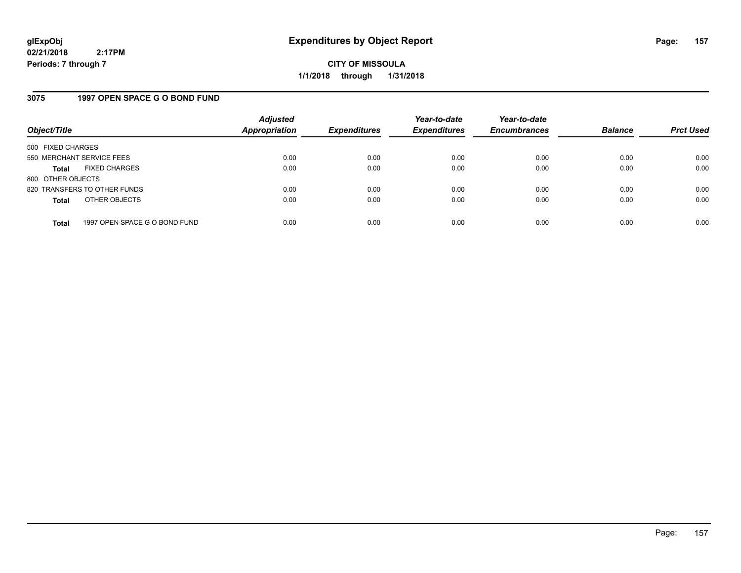glExpObj
02/21/2018 2:17PM
Periods: 7 through 7

# Expenditures by Object Report

**CITY OF MISSOULA**
**1/1/2018 through 1/31/2018**

## 3075 1997 OPEN SPACE G O BOND FUND

| Object/Title | | Adjusted Appropriation | Expenditures | Year-to-date Expenditures | Year-to-date Encumbrances | Balance | Prct Used |
|---|---|---|---|---|---|---|---|
| 500 FIXED CHARGES | | | | | | | |
| 550 MERCHANT SERVICE FEES | | 0.00 | 0.00 | 0.00 | 0.00 | 0.00 | 0.00 |
| **Total** | FIXED CHARGES | 0.00 | 0.00 | 0.00 | 0.00 | 0.00 | 0.00 |
| 800 OTHER OBJECTS | | | | | | | |
| 820 TRANSFERS TO OTHER FUNDS | | 0.00 | 0.00 | 0.00 | 0.00 | 0.00 | 0.00 |
| **Total** | OTHER OBJECTS | 0.00 | 0.00 | 0.00 | 0.00 | 0.00 | 0.00 |
| **Total** | 1997 OPEN SPACE G O BOND FUND | 0.00 | 0.00 | 0.00 | 0.00 | 0.00 | 0.00 |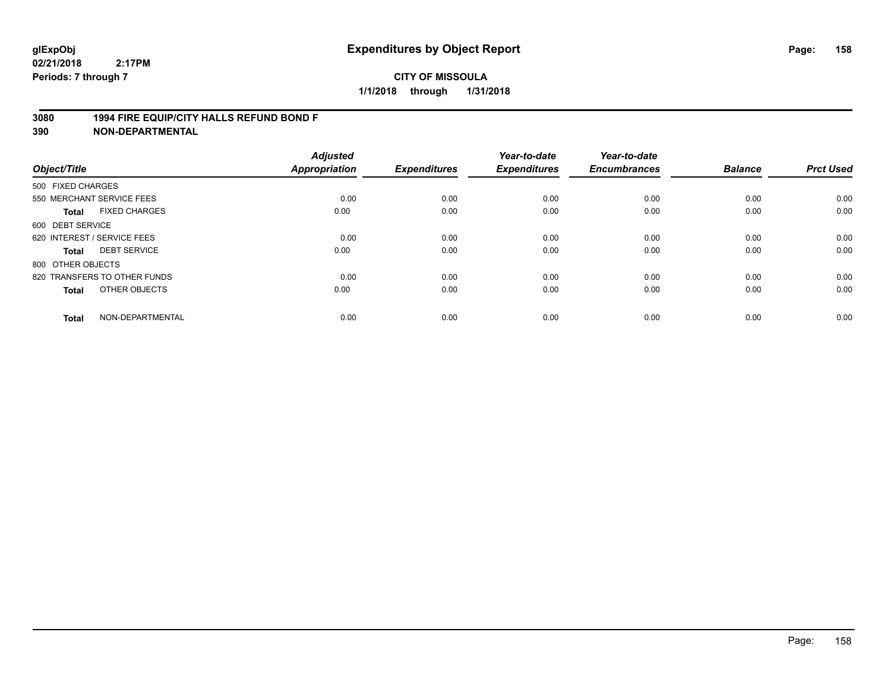**glExpObj**
**02/21/2018 2:17PM**
**Periods: 7 through 7**

# Expenditures by Object Report

**CITY OF MISSOULA**
**1/1/2018 through 1/31/2018**

**3080 1994 FIRE EQUIP/CITY HALLS REFUND BOND F**
**390 NON-DEPARTMENTAL**

| Object/Title | Adjusted Appropriation | Expenditures | Year-to-date Expenditures | Year-to-date Encumbrances | Balance | Prct Used |
|---|---|---|---|---|---|---|
| 500 FIXED CHARGES | | | | | | |
| 550 MERCHANT SERVICE FEES | 0.00 | 0.00 | 0.00 | 0.00 | 0.00 | 0.00 |
| **Total** FIXED CHARGES | 0.00 | 0.00 | 0.00 | 0.00 | 0.00 | 0.00 |
| 600 DEBT SERVICE | | | | | | |
| 620 INTEREST / SERVICE FEES | 0.00 | 0.00 | 0.00 | 0.00 | 0.00 | 0.00 |
| **Total** DEBT SERVICE | 0.00 | 0.00 | 0.00 | 0.00 | 0.00 | 0.00 |
| 800 OTHER OBJECTS | | | | | | |
| 820 TRANSFERS TO OTHER FUNDS | 0.00 | 0.00 | 0.00 | 0.00 | 0.00 | 0.00 |
| **Total** OTHER OBJECTS | 0.00 | 0.00 | 0.00 | 0.00 | 0.00 | 0.00 |
| **Total** NON-DEPARTMENTAL | 0.00 | 0.00 | 0.00 | 0.00 | 0.00 | 0.00 |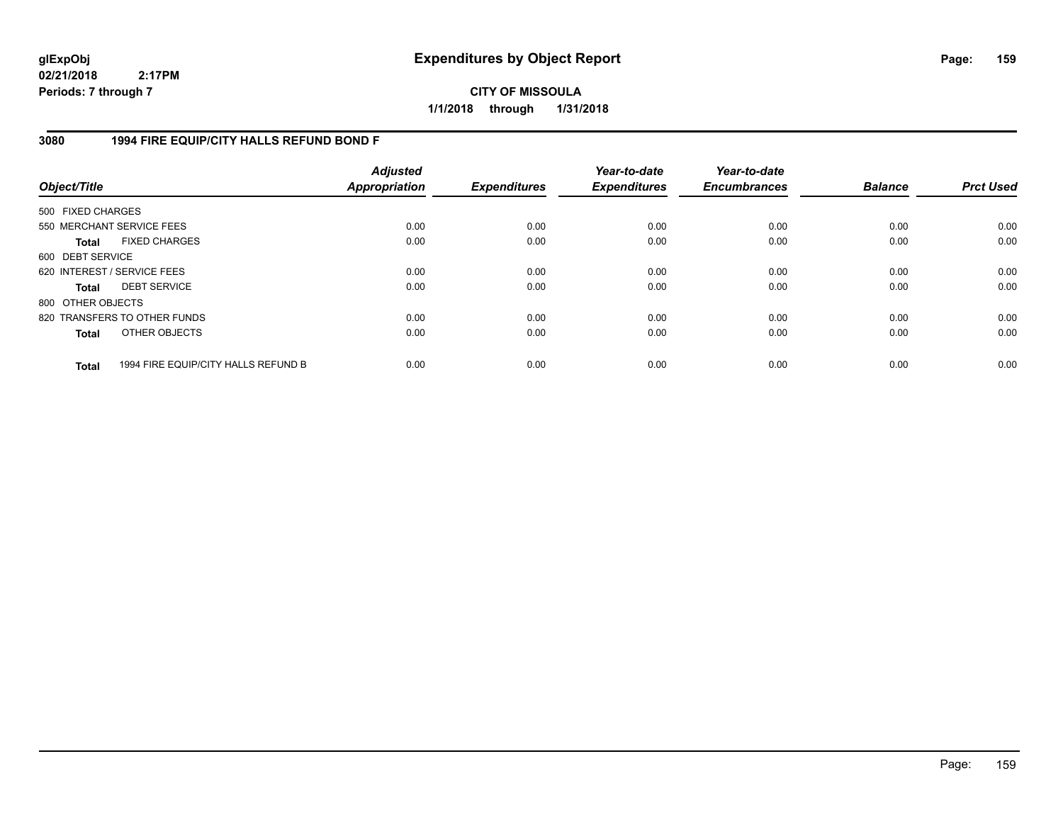**glExpObj**
**02/21/2018 2:17PM**
**Periods: 7 through 7**

# Expenditures by Object Report

**CITY OF MISSOULA**
**1/1/2018 through 1/31/2018**

## 3080 1994 FIRE EQUIP/CITY HALLS REFUND BOND F

| Object/Title | Adjusted Appropriation | Expenditures | Year-to-date Expenditures | Year-to-date Encumbrances | Balance | Prct Used |
|---|---|---|---|---|---|---|
| 500 FIXED CHARGES | | | | | | |
| 550 MERCHANT SERVICE FEES | 0.00 | 0.00 | 0.00 | 0.00 | 0.00 | 0.00 |
| **Total** FIXED CHARGES | 0.00 | 0.00 | 0.00 | 0.00 | 0.00 | 0.00 |
| 600 DEBT SERVICE | | | | | | |
| 620 INTEREST / SERVICE FEES | 0.00 | 0.00 | 0.00 | 0.00 | 0.00 | 0.00 |
| **Total** DEBT SERVICE | 0.00 | 0.00 | 0.00 | 0.00 | 0.00 | 0.00 |
| 800 OTHER OBJECTS | | | | | | |
| 820 TRANSFERS TO OTHER FUNDS | 0.00 | 0.00 | 0.00 | 0.00 | 0.00 | 0.00 |
| **Total** OTHER OBJECTS | 0.00 | 0.00 | 0.00 | 0.00 | 0.00 | 0.00 |
| **Total** 1994 FIRE EQUIP/CITY HALLS REFUND B | 0.00 | 0.00 | 0.00 | 0.00 | 0.00 | 0.00 |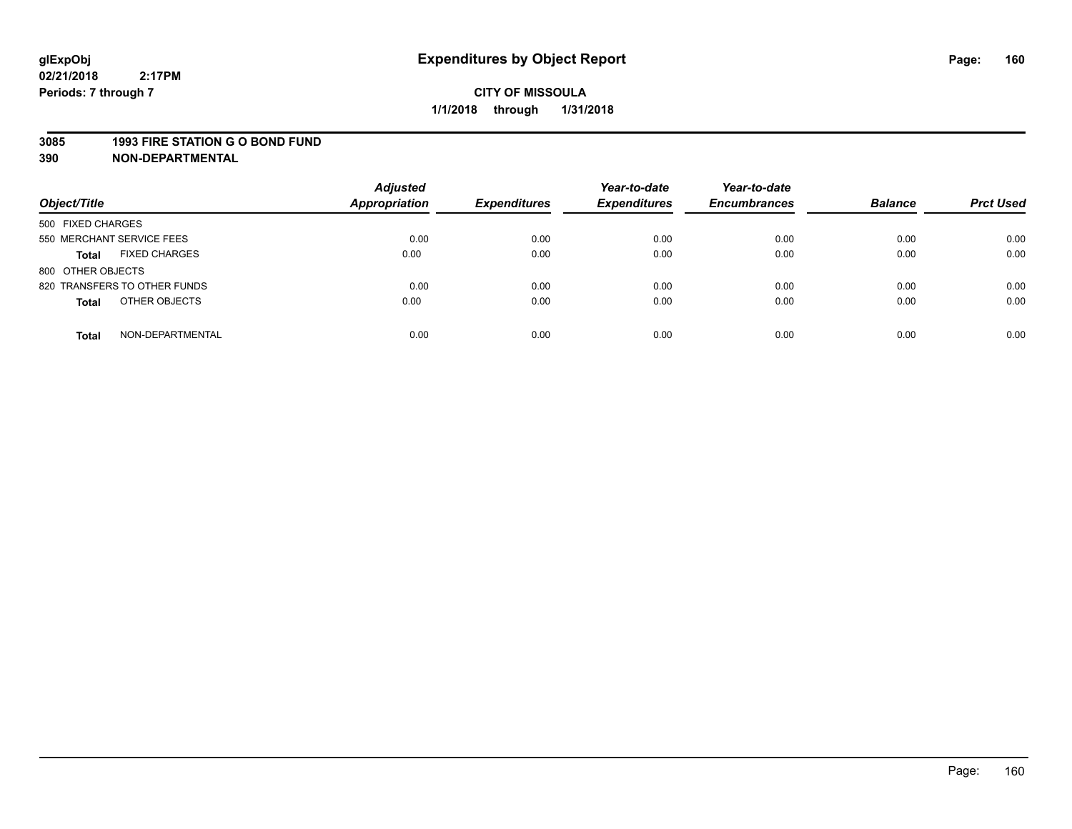# Expenditures by Object Report

**glExpObj**
**02/21/2018 2:17PM**
**Periods: 7 through 7**

**CITY OF MISSOULA**
**1/1/2018 through 1/31/2018**

**3085 1993 FIRE STATION G O BOND FUND**
**390 NON-DEPARTMENTAL**

| Object/Title | Adjusted Appropriation | Expenditures | Year-to-date Expenditures | Year-to-date Encumbrances | Balance | Prct Used |
|---|---|---|---|---|---|---|
| 500 FIXED CHARGES | | | | | | |
| 550 MERCHANT SERVICE FEES | 0.00 | 0.00 | 0.00 | 0.00 | 0.00 | 0.00 |
| **Total** FIXED CHARGES | 0.00 | 0.00 | 0.00 | 0.00 | 0.00 | 0.00 |
| 800 OTHER OBJECTS | | | | | | |
| 820 TRANSFERS TO OTHER FUNDS | 0.00 | 0.00 | 0.00 | 0.00 | 0.00 | 0.00 |
| **Total** OTHER OBJECTS | 0.00 | 0.00 | 0.00 | 0.00 | 0.00 | 0.00 |
| **Total** NON-DEPARTMENTAL | 0.00 | 0.00 | 0.00 | 0.00 | 0.00 | 0.00 |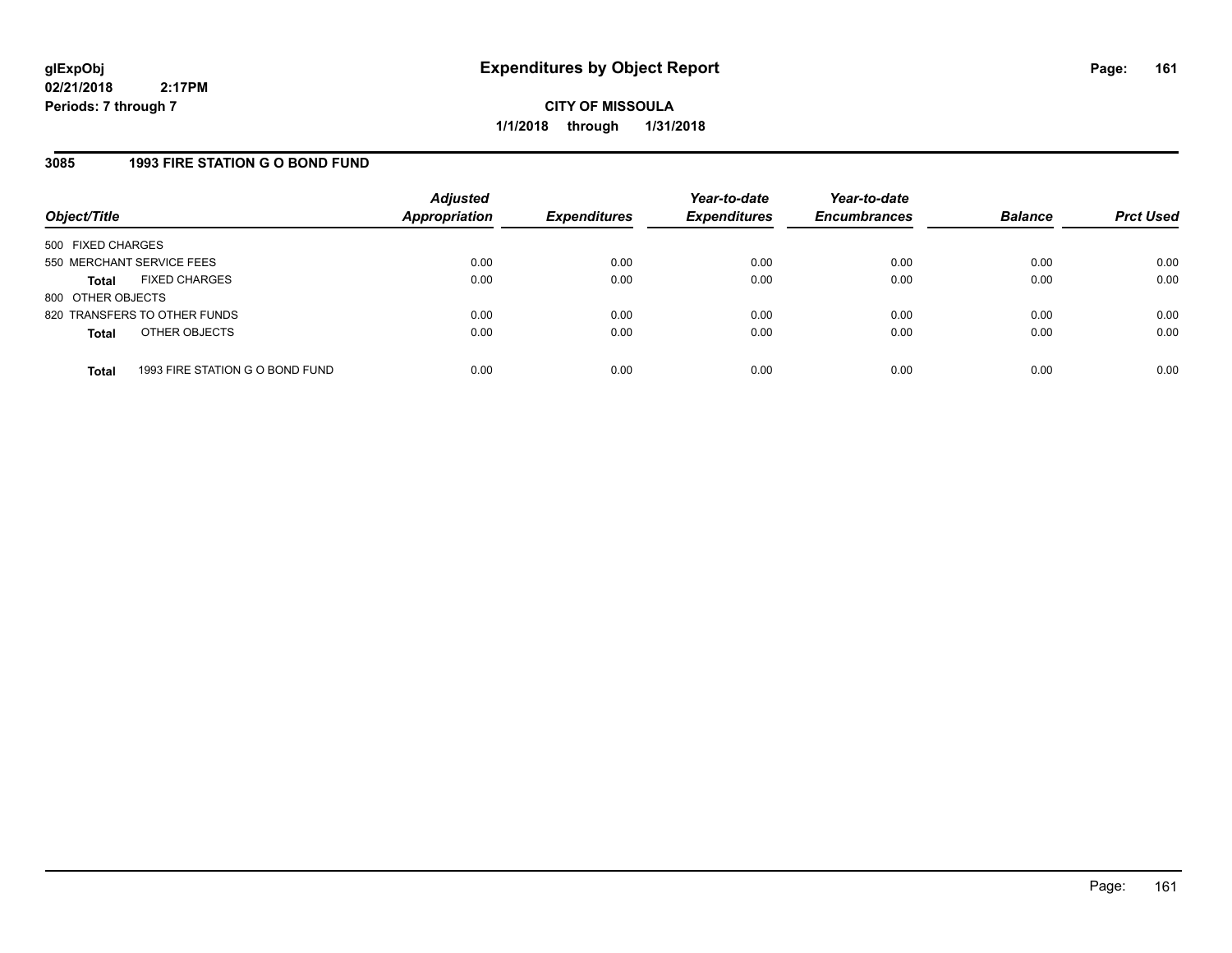# Expenditures by Object Report

**glExpObj**
**02/21/2018 2:17PM**
**Periods: 7 through 7**

**CITY OF MISSOULA**
**1/1/2018 through 1/31/2018**

## 3085 1993 FIRE STATION G O BOND FUND

| Object/Title | | Adjusted Appropriation | Expenditures | Year-to-date Expenditures | Year-to-date Encumbrances | Balance | Prct Used |
|---|---|---|---|---|---|---|---|
| 500 FIXED CHARGES | | | | | | | |
| 550 MERCHANT SERVICE FEES | | 0.00 | 0.00 | 0.00 | 0.00 | 0.00 | 0.00 |
| **Total** | FIXED CHARGES | 0.00 | 0.00 | 0.00 | 0.00 | 0.00 | 0.00 |
| 800 OTHER OBJECTS | | | | | | | |
| 820 TRANSFERS TO OTHER FUNDS | | 0.00 | 0.00 | 0.00 | 0.00 | 0.00 | 0.00 |
| **Total** | OTHER OBJECTS | 0.00 | 0.00 | 0.00 | 0.00 | 0.00 | 0.00 |
| **Total** | 1993 FIRE STATION G O BOND FUND | 0.00 | 0.00 | 0.00 | 0.00 | 0.00 | 0.00 |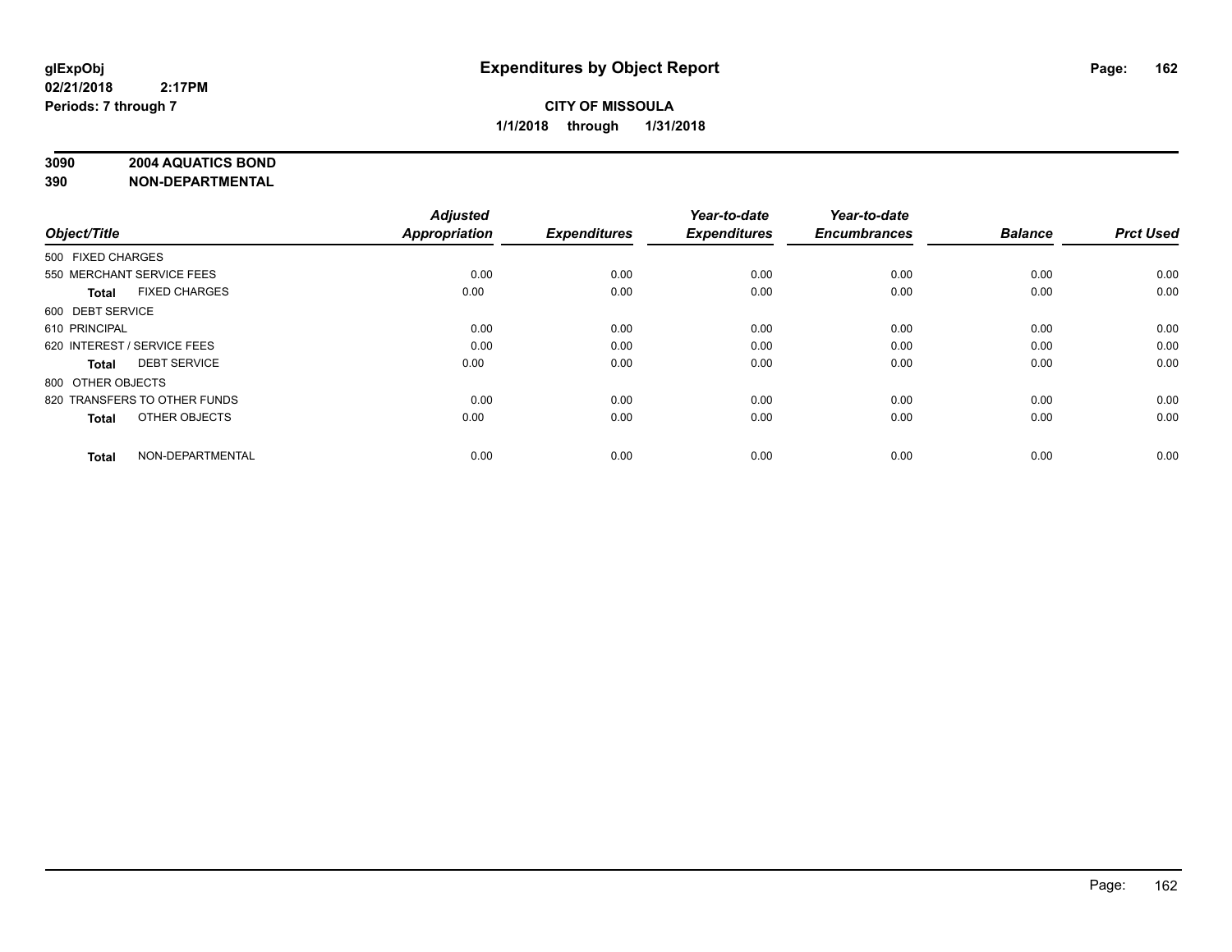**glExpObj**
**02/21/2018 2:17PM**
**Periods: 7 through 7**

# Expenditures by Object Report

**CITY OF MISSOULA**
**1/1/2018 through 1/31/2018**

**3090 2004 AQUATICS BOND**
**390 NON-DEPARTMENTAL**

| Object/Title | Adjusted Appropriation | Expenditures | Year-to-date Expenditures | Year-to-date Encumbrances | Balance | Prct Used |
|---|---|---|---|---|---|---|
| 500 FIXED CHARGES | | | | | | |
| 550 MERCHANT SERVICE FEES | 0.00 | 0.00 | 0.00 | 0.00 | 0.00 | 0.00 |
| **Total** FIXED CHARGES | 0.00 | 0.00 | 0.00 | 0.00 | 0.00 | 0.00 |
| 600 DEBT SERVICE | | | | | | |
| 610 PRINCIPAL | 0.00 | 0.00 | 0.00 | 0.00 | 0.00 | 0.00 |
| 620 INTEREST / SERVICE FEES | 0.00 | 0.00 | 0.00 | 0.00 | 0.00 | 0.00 |
| **Total** DEBT SERVICE | 0.00 | 0.00 | 0.00 | 0.00 | 0.00 | 0.00 |
| 800 OTHER OBJECTS | | | | | | |
| 820 TRANSFERS TO OTHER FUNDS | 0.00 | 0.00 | 0.00 | 0.00 | 0.00 | 0.00 |
| **Total** OTHER OBJECTS | 0.00 | 0.00 | 0.00 | 0.00 | 0.00 | 0.00 |
| **Total** NON-DEPARTMENTAL | 0.00 | 0.00 | 0.00 | 0.00 | 0.00 | 0.00 |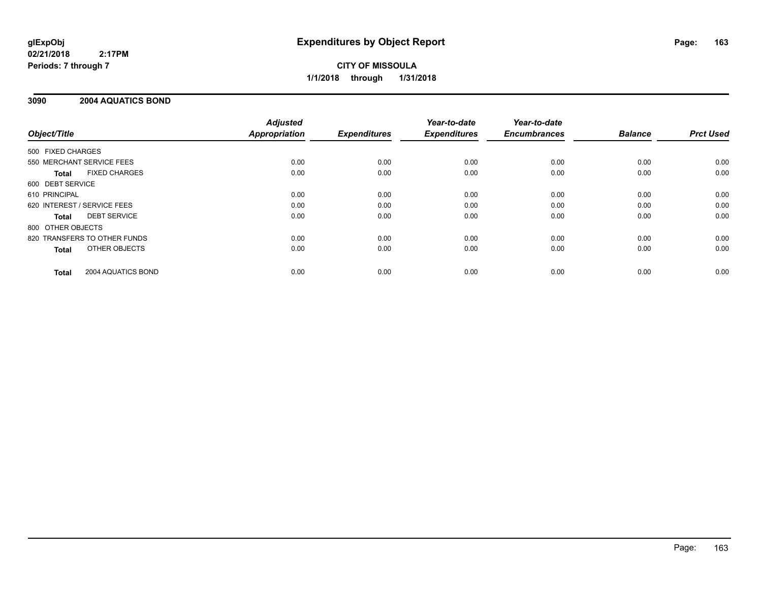glExpObj
02/21/2018 2:17PM
Periods: 7 through 7

# Expenditures by Object Report

**CITY OF MISSOULA**
**1/1/2018 through 1/31/2018**

## 3090 2004 AQUATICS BOND

| Object/Title | Adjusted Appropriation | Expenditures | Year-to-date Expenditures | Year-to-date Encumbrances | Balance | Prct Used |
|---|---|---|---|---|---|---|
| 500 FIXED CHARGES | | | | | | |
| 550 MERCHANT SERVICE FEES | 0.00 | 0.00 | 0.00 | 0.00 | 0.00 | 0.00 |
| **Total** FIXED CHARGES | 0.00 | 0.00 | 0.00 | 0.00 | 0.00 | 0.00 |
| 600 DEBT SERVICE | | | | | | |
| 610 PRINCIPAL | 0.00 | 0.00 | 0.00 | 0.00 | 0.00 | 0.00 |
| 620 INTEREST / SERVICE FEES | 0.00 | 0.00 | 0.00 | 0.00 | 0.00 | 0.00 |
| **Total** DEBT SERVICE | 0.00 | 0.00 | 0.00 | 0.00 | 0.00 | 0.00 |
| 800 OTHER OBJECTS | | | | | | |
| 820 TRANSFERS TO OTHER FUNDS | 0.00 | 0.00 | 0.00 | 0.00 | 0.00 | 0.00 |
| **Total** OTHER OBJECTS | 0.00 | 0.00 | 0.00 | 0.00 | 0.00 | 0.00 |
| **Total** 2004 AQUATICS BOND | 0.00 | 0.00 | 0.00 | 0.00 | 0.00 | 0.00 |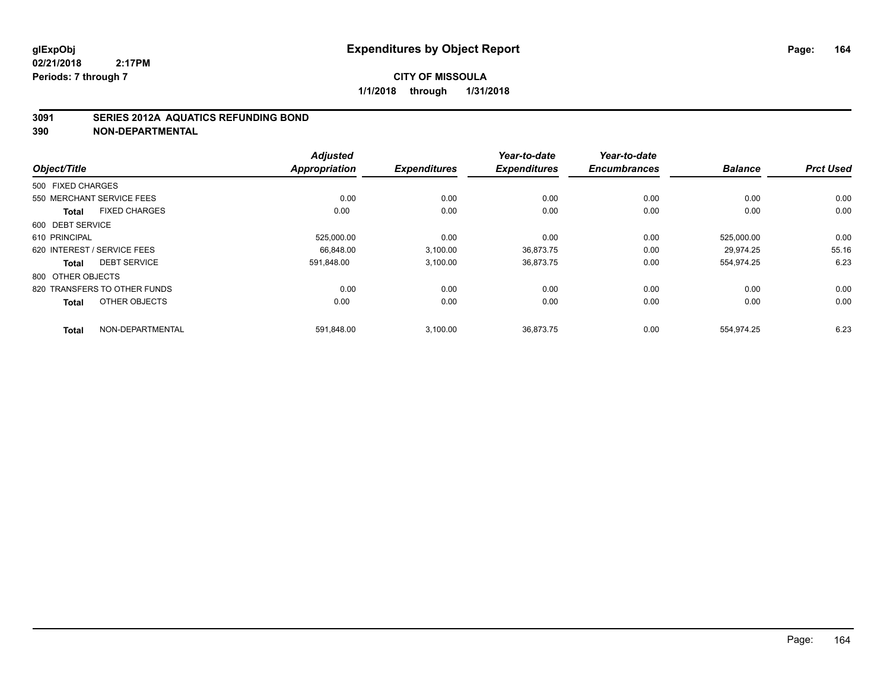**glExpObj** **Expenditures by Object Report**

**02/21/2018 2:17PM**

**Periods: 7 through 7**

**CITY OF MISSOULA**

**1/1/2018 through 1/31/2018**

## 3091 SERIES 2012A AQUATICS REFUNDING BOND

## 390 NON-DEPARTMENTAL

| Object/Title | Adjusted Appropriation | Expenditures | Year-to-date Expenditures | Year-to-date Encumbrances | Balance | Prct Used |
|---|---|---|---|---|---|---|
| 500 FIXED CHARGES | | | | | | |
| 550 MERCHANT SERVICE FEES | 0.00 | 0.00 | 0.00 | 0.00 | 0.00 | 0.00 |
| **Total** FIXED CHARGES | 0.00 | 0.00 | 0.00 | 0.00 | 0.00 | 0.00 |
| 600 DEBT SERVICE | | | | | | |
| 610 PRINCIPAL | 525,000.00 | 0.00 | 0.00 | 0.00 | 525,000.00 | 0.00 |
| 620 INTEREST / SERVICE FEES | 66,848.00 | 3,100.00 | 36,873.75 | 0.00 | 29,974.25 | 55.16 |
| **Total** DEBT SERVICE | 591,848.00 | 3,100.00 | 36,873.75 | 0.00 | 554,974.25 | 6.23 |
| 800 OTHER OBJECTS | | | | | | |
| 820 TRANSFERS TO OTHER FUNDS | 0.00 | 0.00 | 0.00 | 0.00 | 0.00 | 0.00 |
| **Total** OTHER OBJECTS | 0.00 | 0.00 | 0.00 | 0.00 | 0.00 | 0.00 |
| **Total** NON-DEPARTMENTAL | 591,848.00 | 3,100.00 | 36,873.75 | 0.00 | 554,974.25 | 6.23 |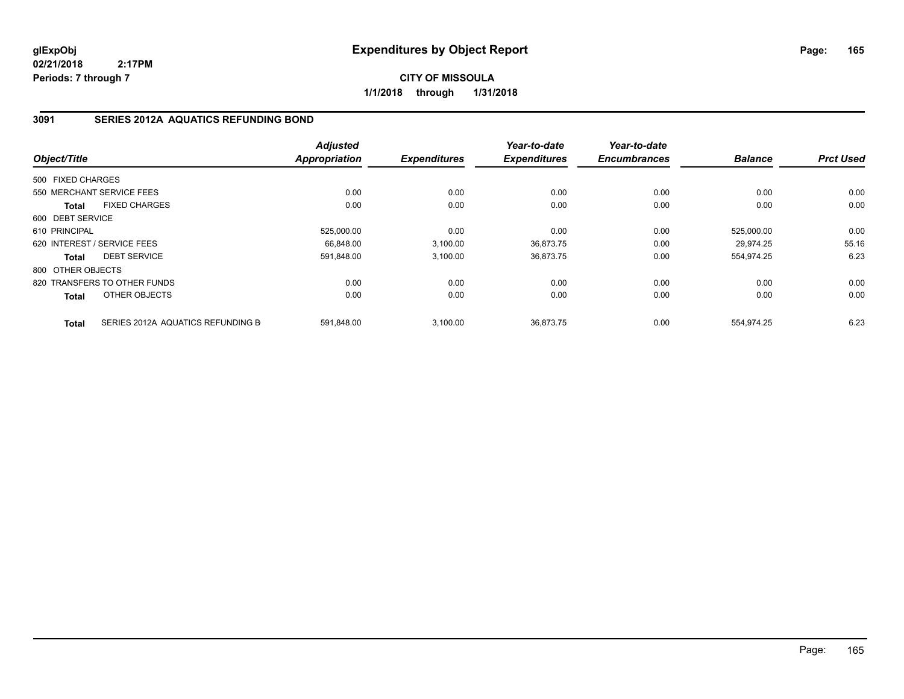**glExpObj**
**02/21/2018 2:17PM**
**Periods: 7 through 7**

# Expenditures by Object Report

**CITY OF MISSOULA**
**1/1/2018 through 1/31/2018**

## 3091 SERIES 2012A AQUATICS REFUNDING BOND

| Object/Title | | Adjusted Appropriation | Expenditures | Year-to-date Expenditures | Year-to-date Encumbrances | Balance | Prct Used |
|---|---|---|---|---|---|---|---|
| 500 FIXED CHARGES | | | | | | | |
| 550 MERCHANT SERVICE FEES | | 0.00 | 0.00 | 0.00 | 0.00 | 0.00 | 0.00 |
| **Total** | FIXED CHARGES | 0.00 | 0.00 | 0.00 | 0.00 | 0.00 | 0.00 |
| 600 DEBT SERVICE | | | | | | | |
| 610 PRINCIPAL | | 525,000.00 | 0.00 | 0.00 | 0.00 | 525,000.00 | 0.00 |
| 620 INTEREST / SERVICE FEES | | 66,848.00 | 3,100.00 | 36,873.75 | 0.00 | 29,974.25 | 55.16 |
| **Total** | DEBT SERVICE | 591,848.00 | 3,100.00 | 36,873.75 | 0.00 | 554,974.25 | 6.23 |
| 800 OTHER OBJECTS | | | | | | | |
| 820 TRANSFERS TO OTHER FUNDS | | 0.00 | 0.00 | 0.00 | 0.00 | 0.00 | 0.00 |
| **Total** | OTHER OBJECTS | 0.00 | 0.00 | 0.00 | 0.00 | 0.00 | 0.00 |
| **Total** | SERIES 2012A AQUATICS REFUNDING B | 591,848.00 | 3,100.00 | 36,873.75 | 0.00 | 554,974.25 | 6.23 |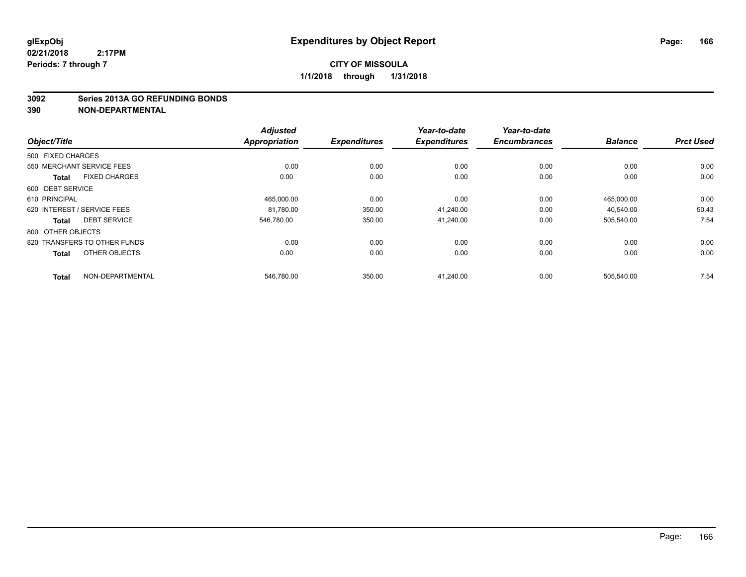**glExpObj** **Expenditures by Object Report**

**02/21/2018 2:17PM**

**Periods: 7 through 7**

**CITY OF MISSOULA**

**1/1/2018 through 1/31/2018**

**3092 Series 2013A GO REFUNDING BONDS**

**390 NON-DEPARTMENTAL**

| Object/Title | | Adjusted Appropriation | Expenditures | Year-to-date Expenditures | Year-to-date Encumbrances | Balance | Prct Used |
|---|---|---|---|---|---|---|---|
| 500 FIXED CHARGES | | | | | | | |
| 550 MERCHANT SERVICE FEES | | 0.00 | 0.00 | 0.00 | 0.00 | 0.00 | 0.00 |
| **Total** | FIXED CHARGES | 0.00 | 0.00 | 0.00 | 0.00 | 0.00 | 0.00 |
| 600 DEBT SERVICE | | | | | | | |
| 610 PRINCIPAL | | 465,000.00 | 0.00 | 0.00 | 0.00 | 465,000.00 | 0.00 |
| 620 INTEREST / SERVICE FEES | | 81,780.00 | 350.00 | 41,240.00 | 0.00 | 40,540.00 | 50.43 |
| **Total** | DEBT SERVICE | 546,780.00 | 350.00 | 41,240.00 | 0.00 | 505,540.00 | 7.54 |
| 800 OTHER OBJECTS | | | | | | | |
| 820 TRANSFERS TO OTHER FUNDS | | 0.00 | 0.00 | 0.00 | 0.00 | 0.00 | 0.00 |
| **Total** | OTHER OBJECTS | 0.00 | 0.00 | 0.00 | 0.00 | 0.00 | 0.00 |
| **Total** | NON-DEPARTMENTAL | 546,780.00 | 350.00 | 41,240.00 | 0.00 | 505,540.00 | 7.54 |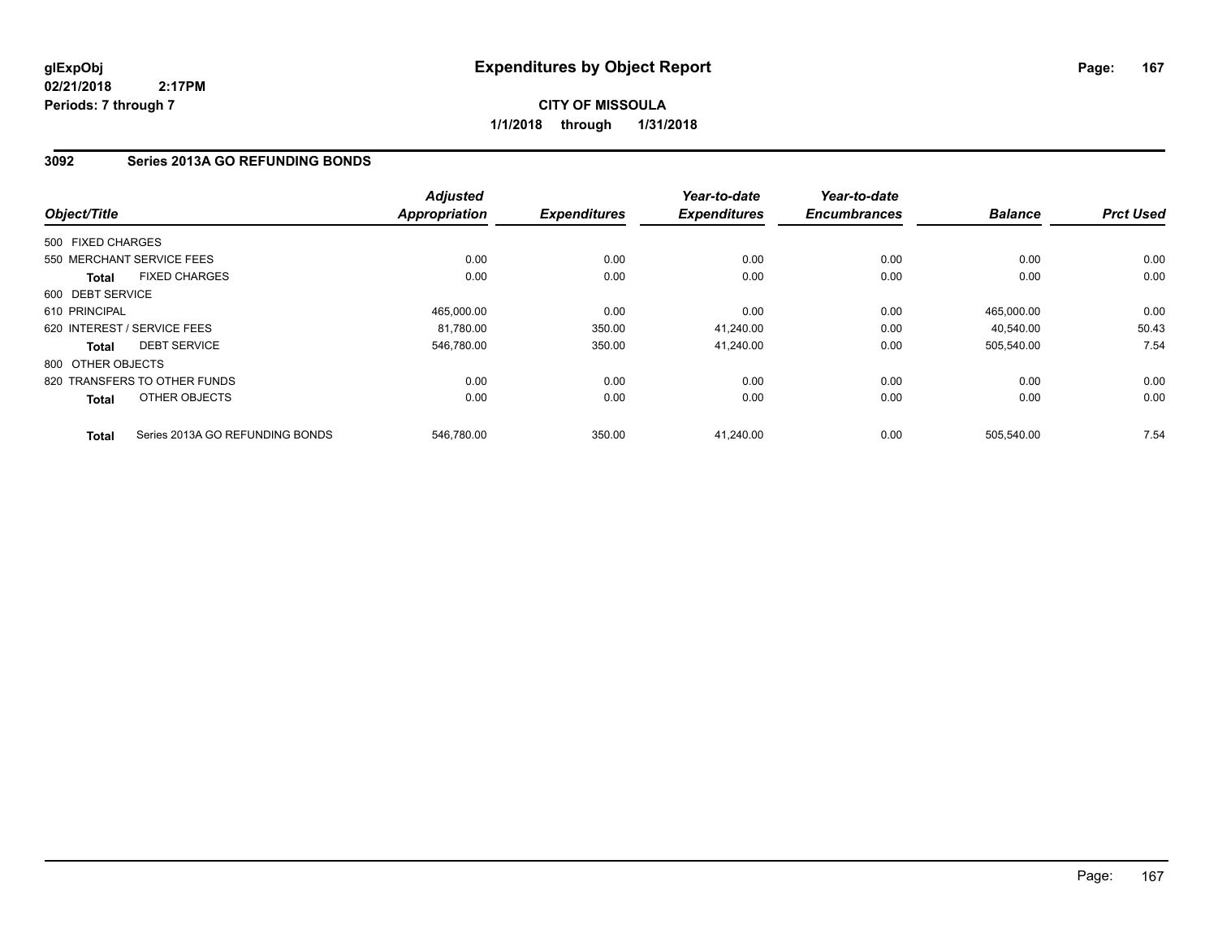**glExpObj**
**02/21/2018 2:17PM**
**Periods: 7 through 7**

# Expenditures by Object Report

**CITY OF MISSOULA**
**1/1/2018 through 1/31/2018**

## 3092 Series 2013A GO REFUNDING BONDS

| Object/Title | | Adjusted Appropriation | Expenditures | Year-to-date Expenditures | Year-to-date Encumbrances | Balance | Prct Used |
|---|---|---|---|---|---|---|---|
| 500 FIXED CHARGES | | | | | | | |
| 550 MERCHANT SERVICE FEES | | 0.00 | 0.00 | 0.00 | 0.00 | 0.00 | 0.00 |
| **Total** | FIXED CHARGES | 0.00 | 0.00 | 0.00 | 0.00 | 0.00 | 0.00 |
| 600 DEBT SERVICE | | | | | | | |
| 610 PRINCIPAL | | 465,000.00 | 0.00 | 0.00 | 0.00 | 465,000.00 | 0.00 |
| 620 INTEREST / SERVICE FEES | | 81,780.00 | 350.00 | 41,240.00 | 0.00 | 40,540.00 | 50.43 |
| **Total** | DEBT SERVICE | 546,780.00 | 350.00 | 41,240.00 | 0.00 | 505,540.00 | 7.54 |
| 800 OTHER OBJECTS | | | | | | | |
| 820 TRANSFERS TO OTHER FUNDS | | 0.00 | 0.00 | 0.00 | 0.00 | 0.00 | 0.00 |
| **Total** | OTHER OBJECTS | 0.00 | 0.00 | 0.00 | 0.00 | 0.00 | 0.00 |
| **Total** | Series 2013A GO REFUNDING BONDS | 546,780.00 | 350.00 | 41,240.00 | 0.00 | 505,540.00 | 7.54 |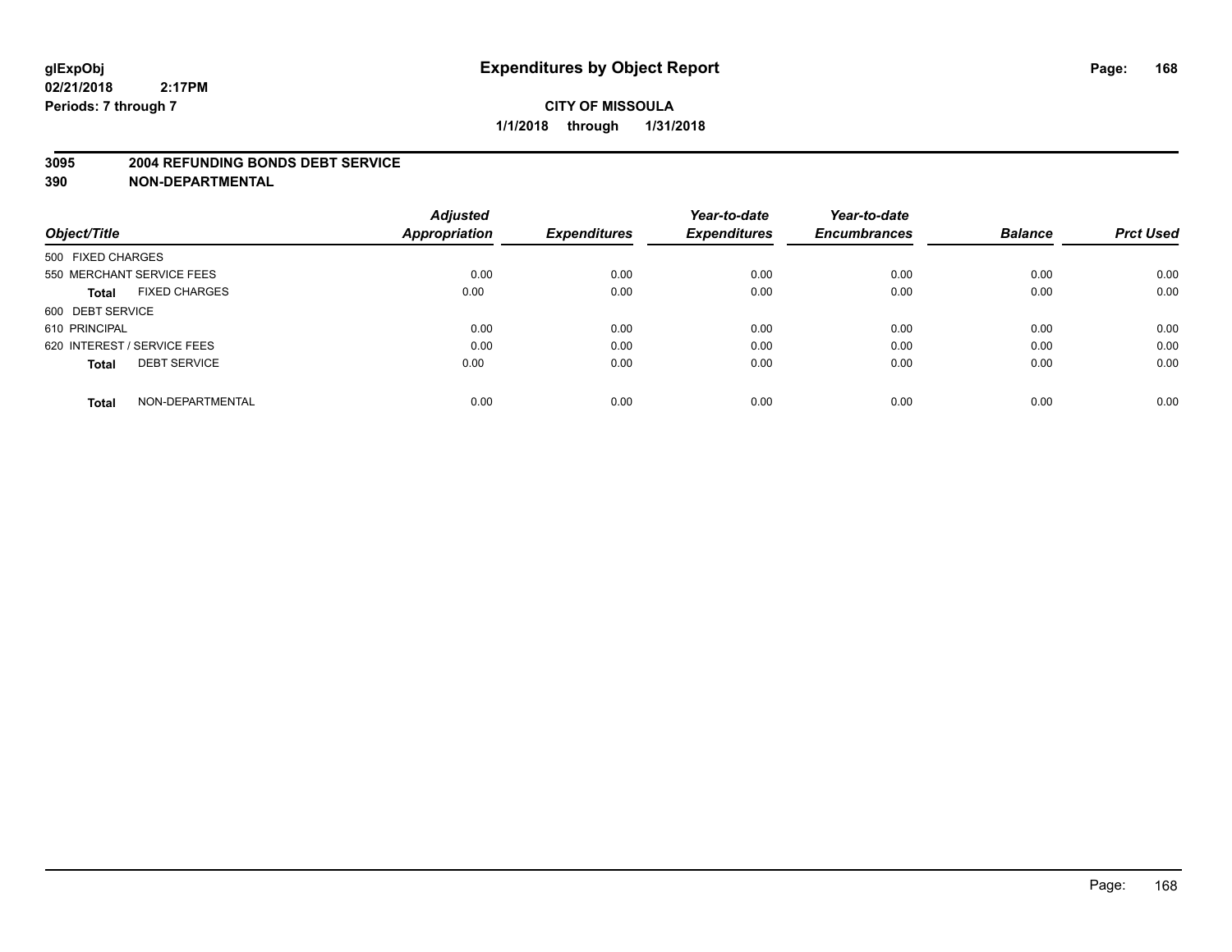# Expenditures by Object Report

**glExpObj**
**02/21/2018 2:17PM**
**Periods: 7 through 7**

**CITY OF MISSOULA**
**1/1/2018 through 1/31/2018**

**3095 2004 REFUNDING BONDS DEBT SERVICE**
**390 NON-DEPARTMENTAL**

| Object/Title | Adjusted Appropriation | Expenditures | Year-to-date Expenditures | Year-to-date Encumbrances | Balance | Prct Used |
|---|---|---|---|---|---|---|
| 500 FIXED CHARGES | | | | | | |
| 550 MERCHANT SERVICE FEES | 0.00 | 0.00 | 0.00 | 0.00 | 0.00 | 0.00 |
| **Total** FIXED CHARGES | 0.00 | 0.00 | 0.00 | 0.00 | 0.00 | 0.00 |
| 600 DEBT SERVICE | | | | | | |
| 610 PRINCIPAL | 0.00 | 0.00 | 0.00 | 0.00 | 0.00 | 0.00 |
| 620 INTEREST / SERVICE FEES | 0.00 | 0.00 | 0.00 | 0.00 | 0.00 | 0.00 |
| **Total** DEBT SERVICE | 0.00 | 0.00 | 0.00 | 0.00 | 0.00 | 0.00 |
| **Total** NON-DEPARTMENTAL | 0.00 | 0.00 | 0.00 | 0.00 | 0.00 | 0.00 |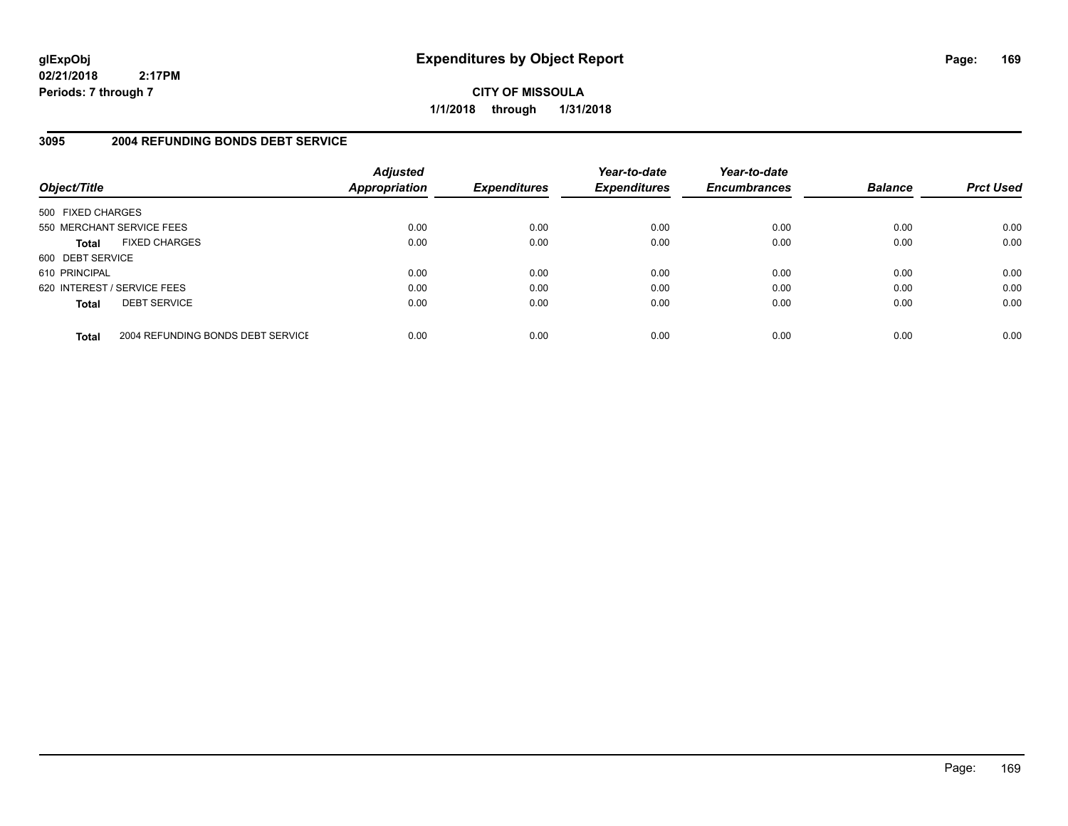# Expenditures by Object Report

glExpObj
02/21/2018 2:17PM
Periods: 7 through 7

**CITY OF MISSOULA**
**1/1/2018 through 1/31/2018**

## 3095 2004 REFUNDING BONDS DEBT SERVICE

| Object/Title | | Adjusted Appropriation | Expenditures | Year-to-date Expenditures | Year-to-date Encumbrances | Balance | Prct Used |
|---|---|---|---|---|---|---|---|
| 500 FIXED CHARGES | | | | | | | |
| 550 MERCHANT SERVICE FEES | | 0.00 | 0.00 | 0.00 | 0.00 | 0.00 | 0.00 |
| **Total** | FIXED CHARGES | 0.00 | 0.00 | 0.00 | 0.00 | 0.00 | 0.00 |
| 600 DEBT SERVICE | | | | | | | |
| 610 PRINCIPAL | | 0.00 | 0.00 | 0.00 | 0.00 | 0.00 | 0.00 |
| 620 INTEREST / SERVICE FEES | | 0.00 | 0.00 | 0.00 | 0.00 | 0.00 | 0.00 |
| **Total** | DEBT SERVICE | 0.00 | 0.00 | 0.00 | 0.00 | 0.00 | 0.00 |
| **Total** | 2004 REFUNDING BONDS DEBT SERVICE | 0.00 | 0.00 | 0.00 | 0.00 | 0.00 | 0.00 |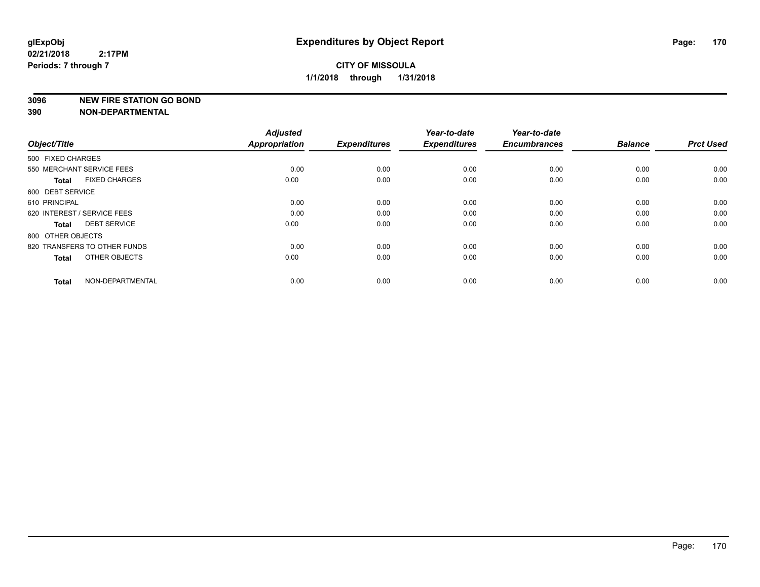# Expenditures by Object Report

glExpObj
02/21/2018 2:17PM
Periods: 7 through 7

**CITY OF MISSOULA**
**1/1/2018 through 1/31/2018**

**3096 NEW FIRE STATION GO BOND**
**390 NON-DEPARTMENTAL**

| Object/Title | Adjusted Appropriation | Expenditures | Year-to-date Expenditures | Year-to-date Encumbrances | Balance | Prct Used |
|---|---|---|---|---|---|---|
| 500 FIXED CHARGES | | | | | | |
| 550 MERCHANT SERVICE FEES | 0.00 | 0.00 | 0.00 | 0.00 | 0.00 | 0.00 |
| **Total** FIXED CHARGES | 0.00 | 0.00 | 0.00 | 0.00 | 0.00 | 0.00 |
| 600 DEBT SERVICE | | | | | | |
| 610 PRINCIPAL | 0.00 | 0.00 | 0.00 | 0.00 | 0.00 | 0.00 |
| 620 INTEREST / SERVICE FEES | 0.00 | 0.00 | 0.00 | 0.00 | 0.00 | 0.00 |
| **Total** DEBT SERVICE | 0.00 | 0.00 | 0.00 | 0.00 | 0.00 | 0.00 |
| 800 OTHER OBJECTS | | | | | | |
| 820 TRANSFERS TO OTHER FUNDS | 0.00 | 0.00 | 0.00 | 0.00 | 0.00 | 0.00 |
| **Total** OTHER OBJECTS | 0.00 | 0.00 | 0.00 | 0.00 | 0.00 | 0.00 |
| **Total** NON-DEPARTMENTAL | 0.00 | 0.00 | 0.00 | 0.00 | 0.00 | 0.00 |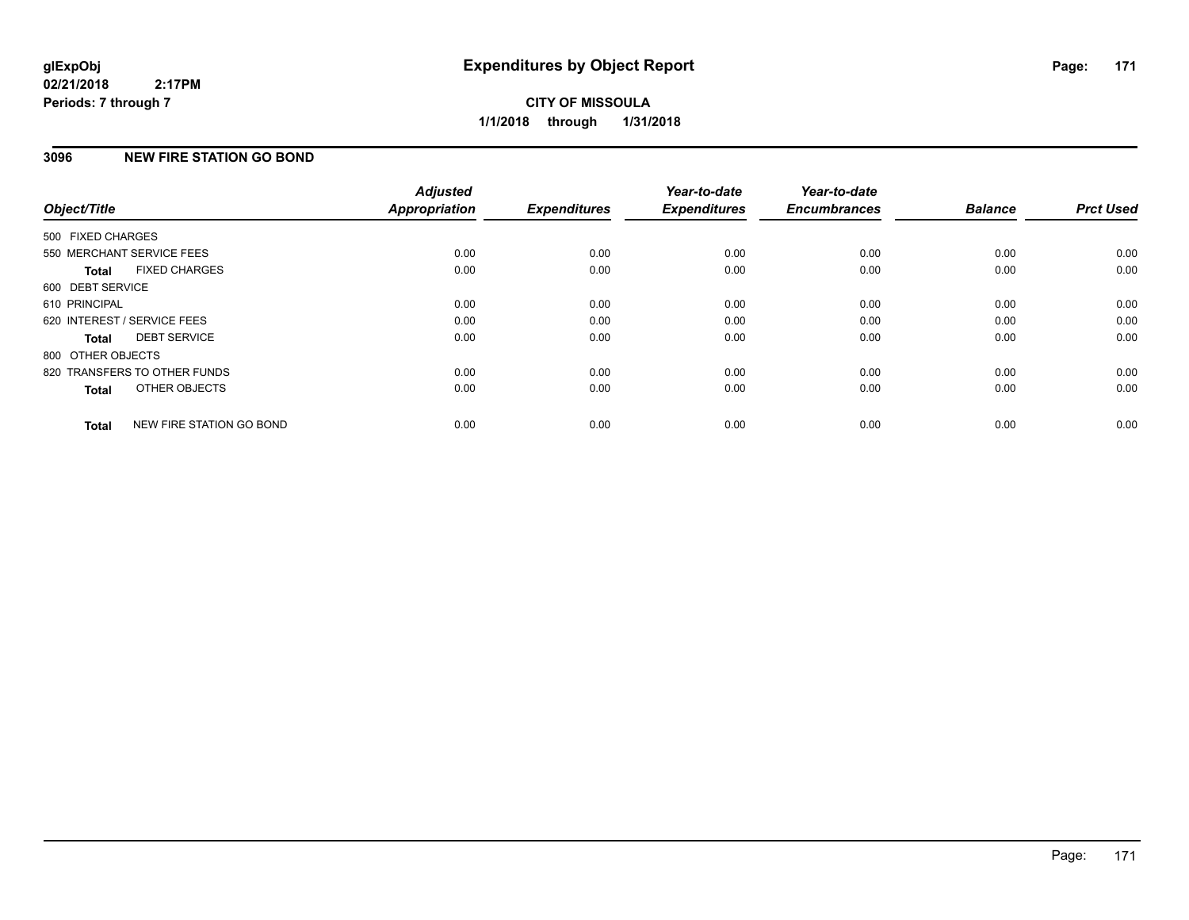**glExpObj**
**02/21/2018 2:17PM**
**Periods: 7 through 7**

# Expenditures by Object Report

**CITY OF MISSOULA**
**1/1/2018 through 1/31/2018**

## 3096 NEW FIRE STATION GO BOND

| Object/Title | Adjusted Appropriation | Expenditures | Year-to-date Expenditures | Year-to-date Encumbrances | Balance | Prct Used |
|---|---|---|---|---|---|---|
| 500 FIXED CHARGES | | | | | | |
| 550 MERCHANT SERVICE FEES | 0.00 | 0.00 | 0.00 | 0.00 | 0.00 | 0.00 |
| **Total** FIXED CHARGES | 0.00 | 0.00 | 0.00 | 0.00 | 0.00 | 0.00 |
| 600 DEBT SERVICE | | | | | | |
| 610 PRINCIPAL | 0.00 | 0.00 | 0.00 | 0.00 | 0.00 | 0.00 |
| 620 INTEREST / SERVICE FEES | 0.00 | 0.00 | 0.00 | 0.00 | 0.00 | 0.00 |
| **Total** DEBT SERVICE | 0.00 | 0.00 | 0.00 | 0.00 | 0.00 | 0.00 |
| 800 OTHER OBJECTS | | | | | | |
| 820 TRANSFERS TO OTHER FUNDS | 0.00 | 0.00 | 0.00 | 0.00 | 0.00 | 0.00 |
| **Total** OTHER OBJECTS | 0.00 | 0.00 | 0.00 | 0.00 | 0.00 | 0.00 |
| **Total** NEW FIRE STATION GO BOND | 0.00 | 0.00 | 0.00 | 0.00 | 0.00 | 0.00 |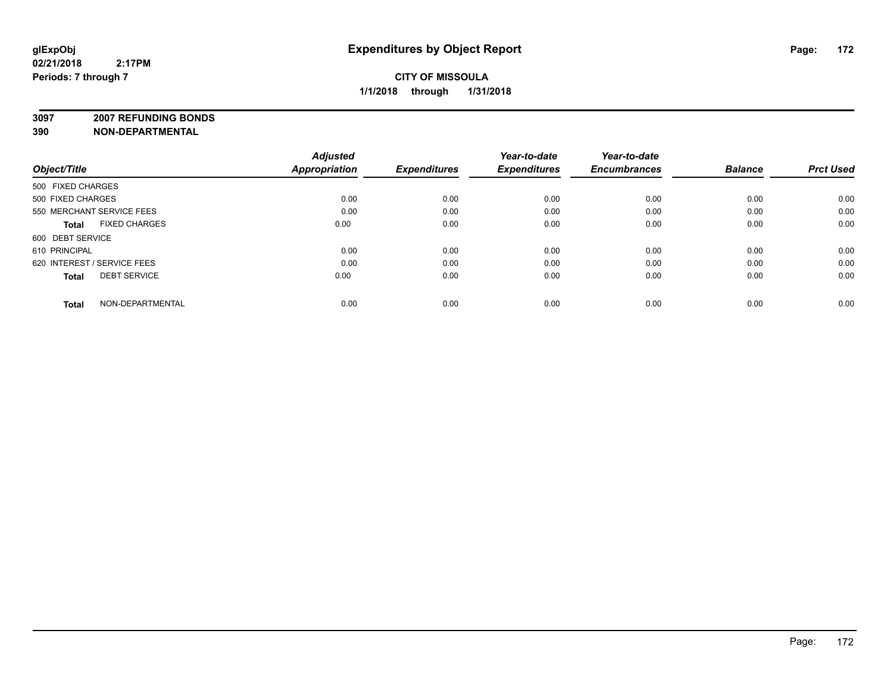**glExpObj**
**02/21/2018 2:17PM**
**Periods: 7 through 7**

# Expenditures by Object Report

**CITY OF MISSOULA**
**1/1/2018 through 1/31/2018**

**3097 2007 REFUNDING BONDS**
**390 NON-DEPARTMENTAL**

| Object/Title | Adjusted Appropriation | Expenditures | Year-to-date Expenditures | Year-to-date Encumbrances | Balance | Prct Used |
|---|---|---|---|---|---|---|
| 500 FIXED CHARGES | | | | | | |
| 500 FIXED CHARGES | 0.00 | 0.00 | 0.00 | 0.00 | 0.00 | 0.00 |
| 550 MERCHANT SERVICE FEES | 0.00 | 0.00 | 0.00 | 0.00 | 0.00 | 0.00 |
| **Total** FIXED CHARGES | 0.00 | 0.00 | 0.00 | 0.00 | 0.00 | 0.00 |
| 600 DEBT SERVICE | | | | | | |
| 610 PRINCIPAL | 0.00 | 0.00 | 0.00 | 0.00 | 0.00 | 0.00 |
| 620 INTEREST / SERVICE FEES | 0.00 | 0.00 | 0.00 | 0.00 | 0.00 | 0.00 |
| **Total** DEBT SERVICE | 0.00 | 0.00 | 0.00 | 0.00 | 0.00 | 0.00 |
| **Total** NON-DEPARTMENTAL | 0.00 | 0.00 | 0.00 | 0.00 | 0.00 | 0.00 |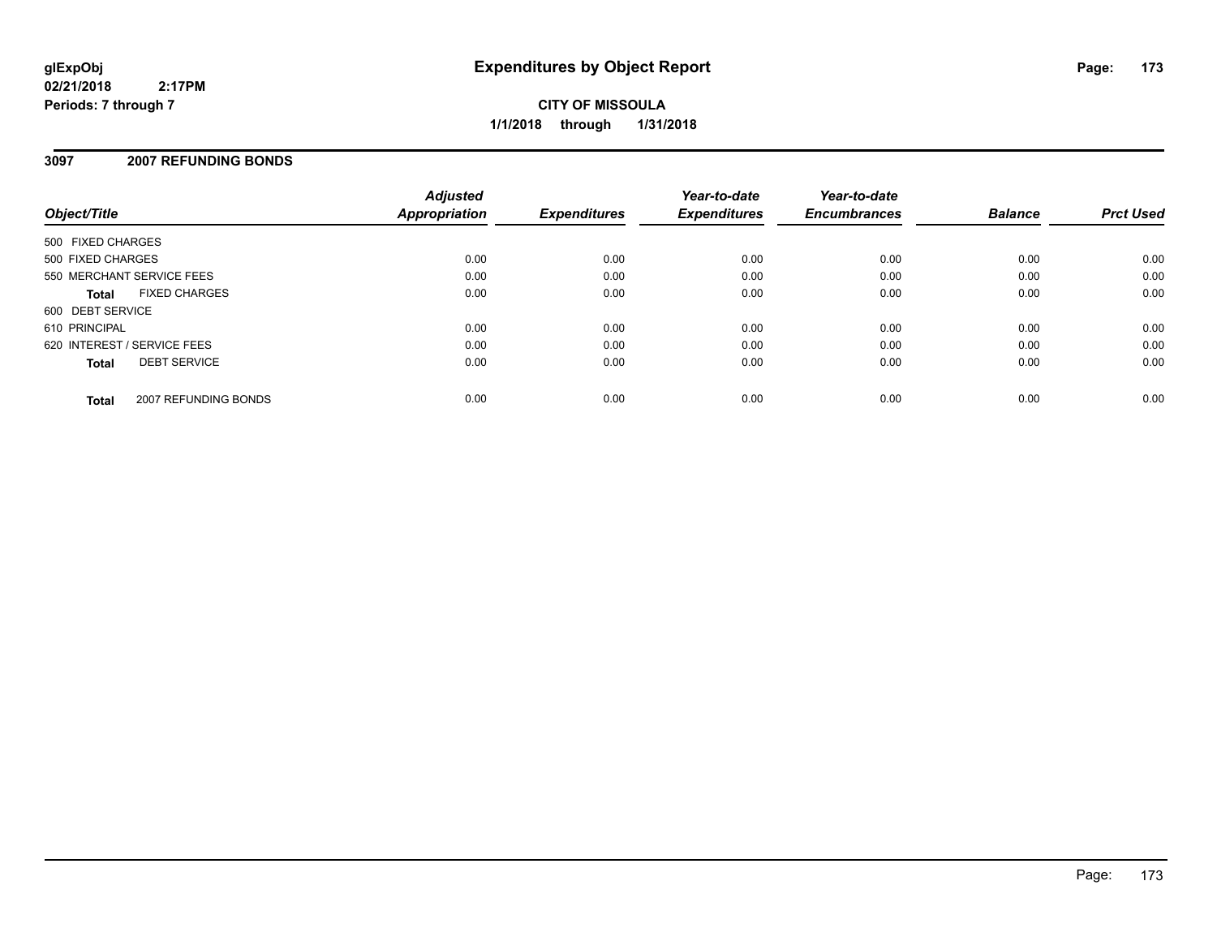# Expenditures by Object Report

**CITY OF MISSOULA**

**1/1/2018 through 1/31/2018**

glExpObj
02/21/2018 2:17PM
Periods: 7 through 7

## 3097 2007 REFUNDING BONDS

| Object/Title | Adjusted Appropriation | Expenditures | Year-to-date Expenditures | Year-to-date Encumbrances | Balance | Prct Used |
|---|---|---|---|---|---|---|
| 500 FIXED CHARGES | | | | | | |
| 500 FIXED CHARGES | 0.00 | 0.00 | 0.00 | 0.00 | 0.00 | 0.00 |
| 550 MERCHANT SERVICE FEES | 0.00 | 0.00 | 0.00 | 0.00 | 0.00 | 0.00 |
| **Total** FIXED CHARGES | 0.00 | 0.00 | 0.00 | 0.00 | 0.00 | 0.00 |
| 600 DEBT SERVICE | | | | | | |
| 610 PRINCIPAL | 0.00 | 0.00 | 0.00 | 0.00 | 0.00 | 0.00 |
| 620 INTEREST / SERVICE FEES | 0.00 | 0.00 | 0.00 | 0.00 | 0.00 | 0.00 |
| **Total** DEBT SERVICE | 0.00 | 0.00 | 0.00 | 0.00 | 0.00 | 0.00 |
| **Total** 2007 REFUNDING BONDS | 0.00 | 0.00 | 0.00 | 0.00 | 0.00 | 0.00 |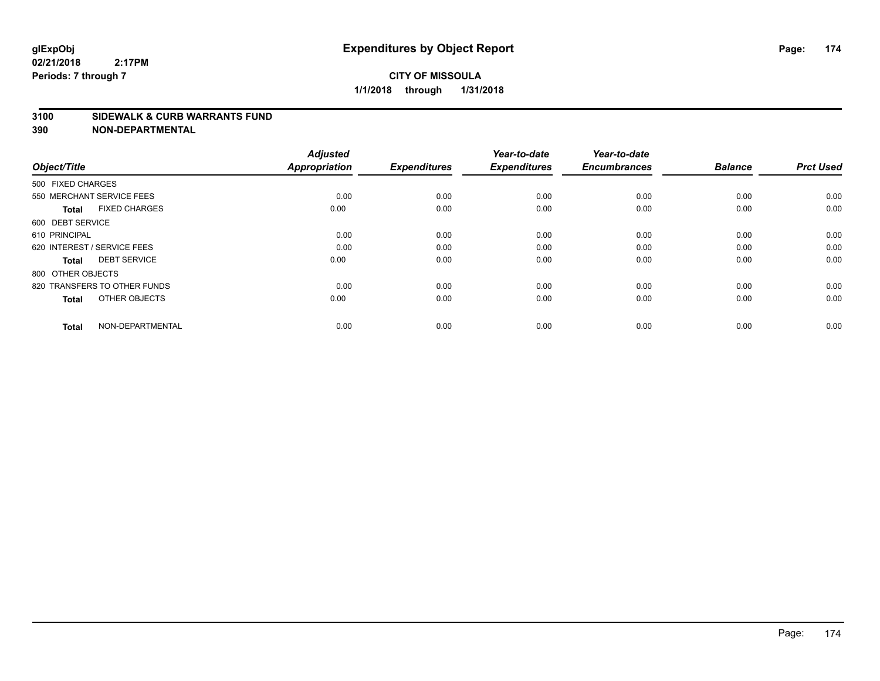# Expenditures by Object Report

glExpObj
02/21/2018 2:17PM
Periods: 7 through 7

**CITY OF MISSOULA**

**1/1/2018 through 1/31/2018**

**3100 SIDEWALK & CURB WARRANTS FUND**

**390 NON-DEPARTMENTAL**

| Object/Title | Adjusted Appropriation | Expenditures | Year-to-date Expenditures | Year-to-date Encumbrances | Balance | Prct Used |
|---|---|---|---|---|---|---|
| 500 FIXED CHARGES | | | | | | |
| 550 MERCHANT SERVICE FEES | 0.00 | 0.00 | 0.00 | 0.00 | 0.00 | 0.00 |
| **Total** FIXED CHARGES | 0.00 | 0.00 | 0.00 | 0.00 | 0.00 | 0.00 |
| 600 DEBT SERVICE | | | | | | |
| 610 PRINCIPAL | 0.00 | 0.00 | 0.00 | 0.00 | 0.00 | 0.00 |
| 620 INTEREST / SERVICE FEES | 0.00 | 0.00 | 0.00 | 0.00 | 0.00 | 0.00 |
| **Total** DEBT SERVICE | 0.00 | 0.00 | 0.00 | 0.00 | 0.00 | 0.00 |
| 800 OTHER OBJECTS | | | | | | |
| 820 TRANSFERS TO OTHER FUNDS | 0.00 | 0.00 | 0.00 | 0.00 | 0.00 | 0.00 |
| **Total** OTHER OBJECTS | 0.00 | 0.00 | 0.00 | 0.00 | 0.00 | 0.00 |
| **Total** NON-DEPARTMENTAL | 0.00 | 0.00 | 0.00 | 0.00 | 0.00 | 0.00 |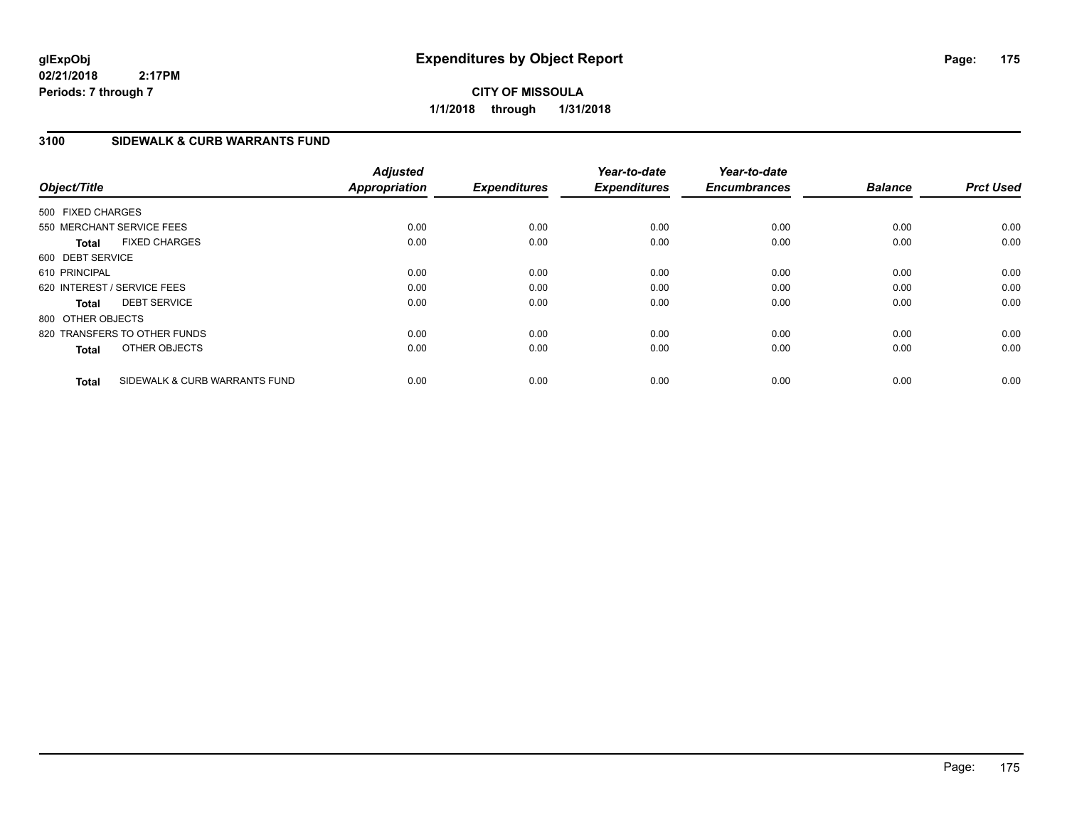**glExpObj**
**02/21/2018 2:17PM**
**Periods: 7 through 7**

# Expenditures by Object Report

**CITY OF MISSOULA**
**1/1/2018 through 1/31/2018**

## 3100 SIDEWALK & CURB WARRANTS FUND

| Object/Title | Adjusted Appropriation | Expenditures | Year-to-date Expenditures | Year-to-date Encumbrances | Balance | Prct Used |
|---|---|---|---|---|---|---|
| 500 FIXED CHARGES | | | | | | |
| 550 MERCHANT SERVICE FEES | 0.00 | 0.00 | 0.00 | 0.00 | 0.00 | 0.00 |
| **Total** FIXED CHARGES | 0.00 | 0.00 | 0.00 | 0.00 | 0.00 | 0.00 |
| 600 DEBT SERVICE | | | | | | |
| 610 PRINCIPAL | 0.00 | 0.00 | 0.00 | 0.00 | 0.00 | 0.00 |
| 620 INTEREST / SERVICE FEES | 0.00 | 0.00 | 0.00 | 0.00 | 0.00 | 0.00 |
| **Total** DEBT SERVICE | 0.00 | 0.00 | 0.00 | 0.00 | 0.00 | 0.00 |
| 800 OTHER OBJECTS | | | | | | |
| 820 TRANSFERS TO OTHER FUNDS | 0.00 | 0.00 | 0.00 | 0.00 | 0.00 | 0.00 |
| **Total** OTHER OBJECTS | 0.00 | 0.00 | 0.00 | 0.00 | 0.00 | 0.00 |
| **Total** SIDEWALK & CURB WARRANTS FUND | 0.00 | 0.00 | 0.00 | 0.00 | 0.00 | 0.00 |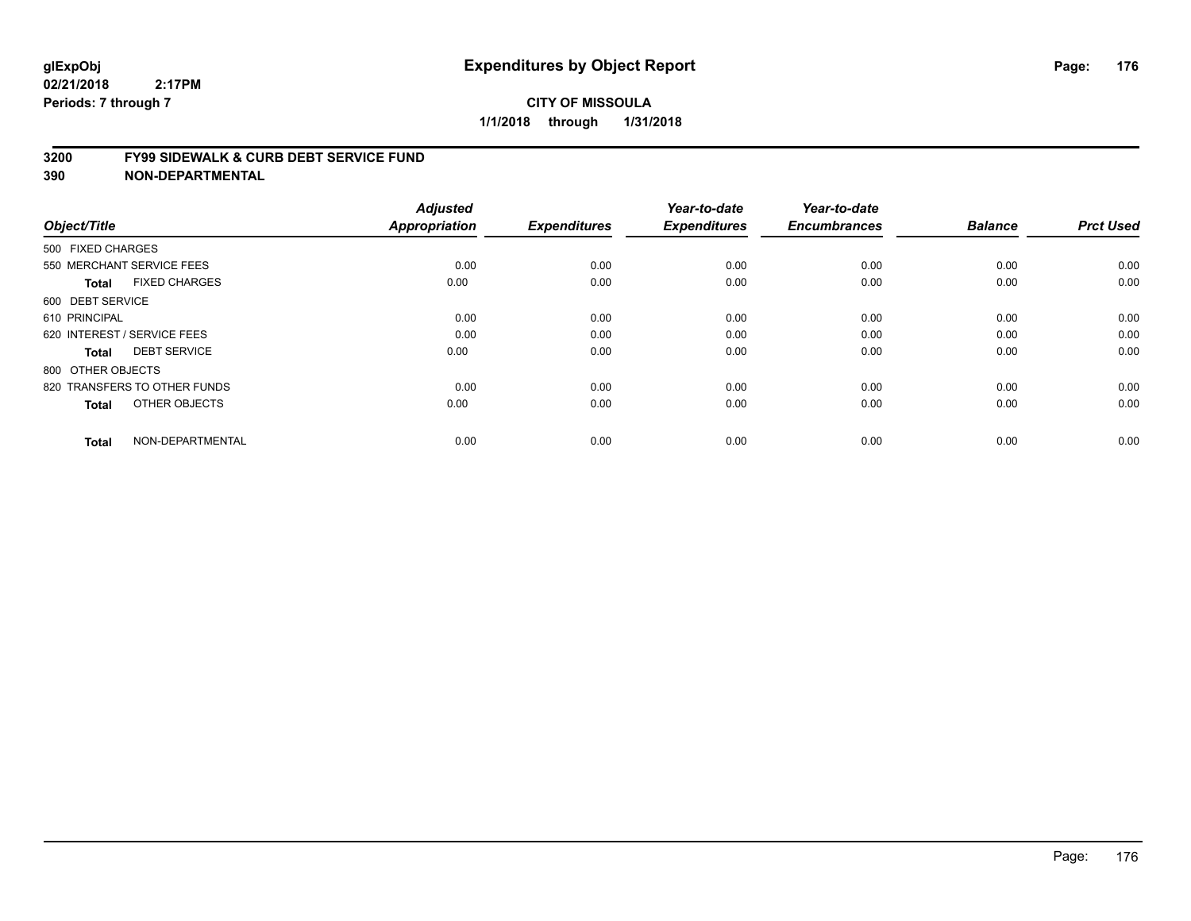**glExpObj**
**02/21/2018 2:17PM**
**Periods: 7 through 7**

# Expenditures by Object Report

**CITY OF MISSOULA**
**1/1/2018 through 1/31/2018**

## 3200 FY99 SIDEWALK & CURB DEBT SERVICE FUND
## 390 NON-DEPARTMENTAL

| Object/Title | Adjusted Appropriation | Expenditures | Year-to-date Expenditures | Year-to-date Encumbrances | Balance | Prct Used |
|---|---|---|---|---|---|---|
| 500 FIXED CHARGES | | | | | | |
| 550 MERCHANT SERVICE FEES | 0.00 | 0.00 | 0.00 | 0.00 | 0.00 | 0.00 |
| **Total** FIXED CHARGES | 0.00 | 0.00 | 0.00 | 0.00 | 0.00 | 0.00 |
| 600 DEBT SERVICE | | | | | | |
| 610 PRINCIPAL | 0.00 | 0.00 | 0.00 | 0.00 | 0.00 | 0.00 |
| 620 INTEREST / SERVICE FEES | 0.00 | 0.00 | 0.00 | 0.00 | 0.00 | 0.00 |
| **Total** DEBT SERVICE | 0.00 | 0.00 | 0.00 | 0.00 | 0.00 | 0.00 |
| 800 OTHER OBJECTS | | | | | | |
| 820 TRANSFERS TO OTHER FUNDS | 0.00 | 0.00 | 0.00 | 0.00 | 0.00 | 0.00 |
| **Total** OTHER OBJECTS | 0.00 | 0.00 | 0.00 | 0.00 | 0.00 | 0.00 |
| **Total** NON-DEPARTMENTAL | 0.00 | 0.00 | 0.00 | 0.00 | 0.00 | 0.00 |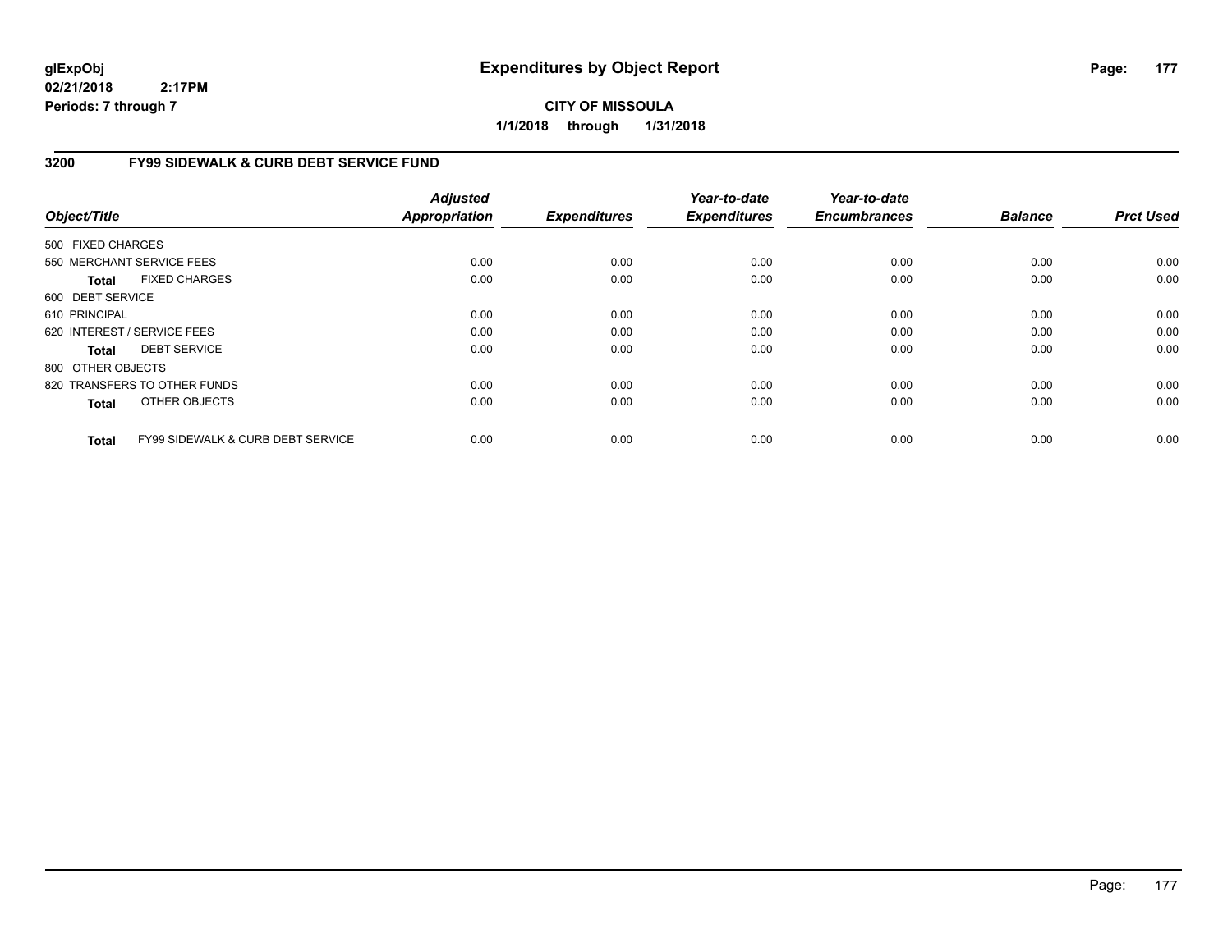**glExpObj**
**02/21/2018 2:17PM**
**Periods: 7 through 7**

# Expenditures by Object Report

**CITY OF MISSOULA**
**1/1/2018 through 1/31/2018**

## 3200 FY99 SIDEWALK & CURB DEBT SERVICE FUND

| Object/Title | Adjusted Appropriation | Expenditures | Year-to-date Expenditures | Year-to-date Encumbrances | Balance | Prct Used |
|---|---|---|---|---|---|---|
| 500 FIXED CHARGES | | | | | | |
| 550 MERCHANT SERVICE FEES | 0.00 | 0.00 | 0.00 | 0.00 | 0.00 | 0.00 |
| **Total** FIXED CHARGES | 0.00 | 0.00 | 0.00 | 0.00 | 0.00 | 0.00 |
| 600 DEBT SERVICE | | | | | | |
| 610 PRINCIPAL | 0.00 | 0.00 | 0.00 | 0.00 | 0.00 | 0.00 |
| 620 INTEREST / SERVICE FEES | 0.00 | 0.00 | 0.00 | 0.00 | 0.00 | 0.00 |
| **Total** DEBT SERVICE | 0.00 | 0.00 | 0.00 | 0.00 | 0.00 | 0.00 |
| 800 OTHER OBJECTS | | | | | | |
| 820 TRANSFERS TO OTHER FUNDS | 0.00 | 0.00 | 0.00 | 0.00 | 0.00 | 0.00 |
| **Total** OTHER OBJECTS | 0.00 | 0.00 | 0.00 | 0.00 | 0.00 | 0.00 |
| **Total** FY99 SIDEWALK & CURB DEBT SERVICE | 0.00 | 0.00 | 0.00 | 0.00 | 0.00 | 0.00 |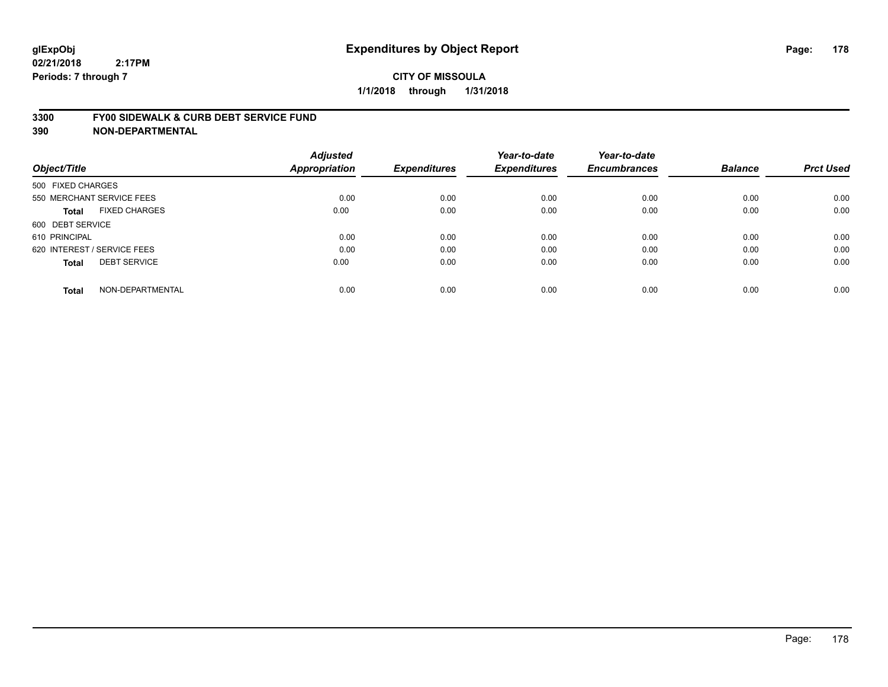# Expenditures by Object Report

glExpObj
02/21/2018 2:17PM
Periods: 7 through 7

**CITY OF MISSOULA**
**1/1/2018 through 1/31/2018**

**3300 FY00 SIDEWALK & CURB DEBT SERVICE FUND**
**390 NON-DEPARTMENTAL**

| Object/Title | Adjusted Appropriation | Expenditures | Year-to-date Expenditures | Year-to-date Encumbrances | Balance | Prct Used |
|---|---|---|---|---|---|---|
| 500 FIXED CHARGES | | | | | | |
| 550 MERCHANT SERVICE FEES | 0.00 | 0.00 | 0.00 | 0.00 | 0.00 | 0.00 |
| **Total** FIXED CHARGES | 0.00 | 0.00 | 0.00 | 0.00 | 0.00 | 0.00 |
| 600 DEBT SERVICE | | | | | | |
| 610 PRINCIPAL | 0.00 | 0.00 | 0.00 | 0.00 | 0.00 | 0.00 |
| 620 INTEREST / SERVICE FEES | 0.00 | 0.00 | 0.00 | 0.00 | 0.00 | 0.00 |
| **Total** DEBT SERVICE | 0.00 | 0.00 | 0.00 | 0.00 | 0.00 | 0.00 |
| **Total** NON-DEPARTMENTAL | 0.00 | 0.00 | 0.00 | 0.00 | 0.00 | 0.00 |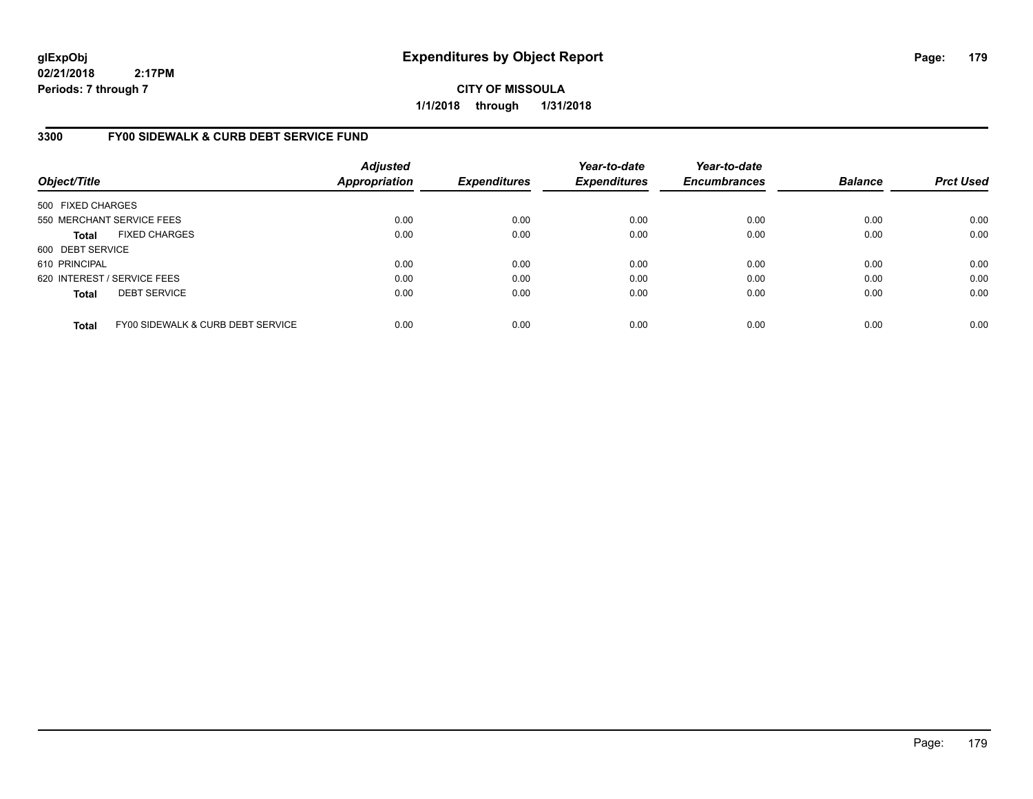**glExpObj**
**02/21/2018 2:17PM**
**Periods: 7 through 7**

# Expenditures by Object Report

**CITY OF MISSOULA**
**1/1/2018 through 1/31/2018**

## 3300 FY00 SIDEWALK & CURB DEBT SERVICE FUND

| Object/Title | Adjusted Appropriation | Expenditures | Year-to-date Expenditures | Year-to-date Encumbrances | Balance | Prct Used |
|---|---|---|---|---|---|---|
| 500 FIXED CHARGES | | | | | | |
| 550 MERCHANT SERVICE FEES | 0.00 | 0.00 | 0.00 | 0.00 | 0.00 | 0.00 |
| **Total** FIXED CHARGES | 0.00 | 0.00 | 0.00 | 0.00 | 0.00 | 0.00 |
| 600 DEBT SERVICE | | | | | | |
| 610 PRINCIPAL | 0.00 | 0.00 | 0.00 | 0.00 | 0.00 | 0.00 |
| 620 INTEREST / SERVICE FEES | 0.00 | 0.00 | 0.00 | 0.00 | 0.00 | 0.00 |
| **Total** DEBT SERVICE | 0.00 | 0.00 | 0.00 | 0.00 | 0.00 | 0.00 |
| **Total** FY00 SIDEWALK & CURB DEBT SERVICE | 0.00 | 0.00 | 0.00 | 0.00 | 0.00 | 0.00 |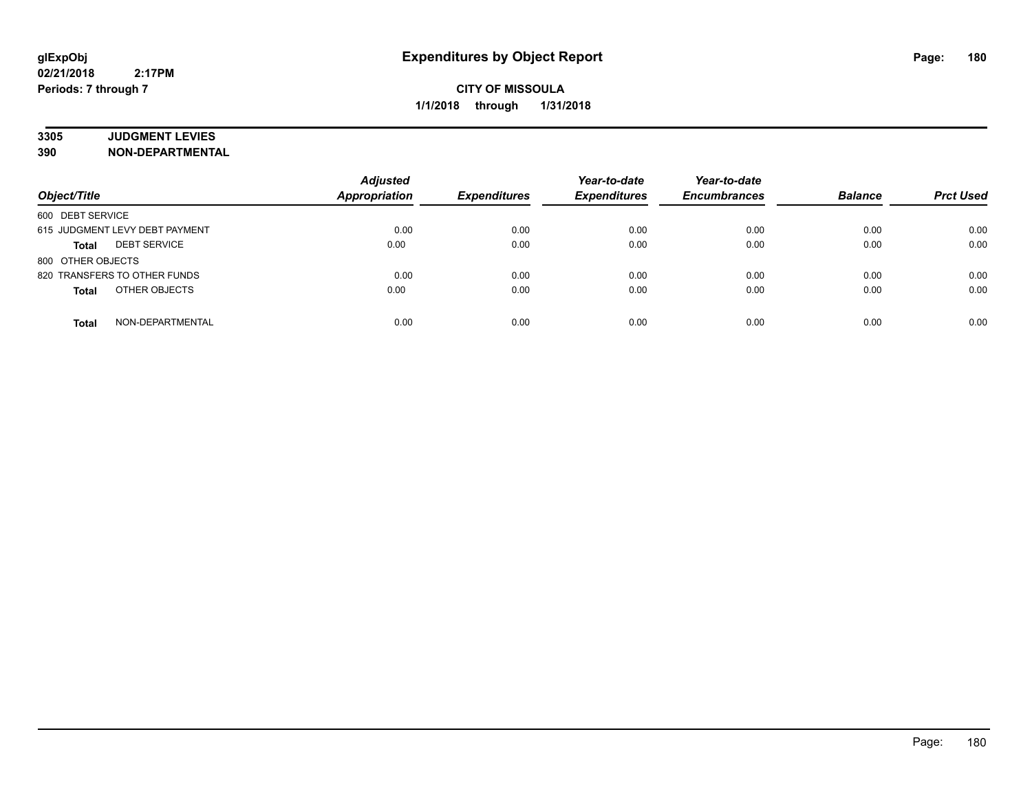# Expenditures by Object Report

glExpObj
02/21/2018 2:17PM
Periods: 7 through 7

**CITY OF MISSOULA**
**1/1/2018 through 1/31/2018**

**3305 JUDGMENT LEVIES**
**390 NON-DEPARTMENTAL**

| Object/Title | Adjusted Appropriation | Expenditures | Year-to-date Expenditures | Year-to-date Encumbrances | Balance | Prct Used |
|---|---|---|---|---|---|---|
| 600 DEBT SERVICE | | | | | | |
| 615 JUDGMENT LEVY DEBT PAYMENT | 0.00 | 0.00 | 0.00 | 0.00 | 0.00 | 0.00 |
| **Total** DEBT SERVICE | 0.00 | 0.00 | 0.00 | 0.00 | 0.00 | 0.00 |
| 800 OTHER OBJECTS | | | | | | |
| 820 TRANSFERS TO OTHER FUNDS | 0.00 | 0.00 | 0.00 | 0.00 | 0.00 | 0.00 |
| **Total** OTHER OBJECTS | 0.00 | 0.00 | 0.00 | 0.00 | 0.00 | 0.00 |
| **Total** NON-DEPARTMENTAL | 0.00 | 0.00 | 0.00 | 0.00 | 0.00 | 0.00 |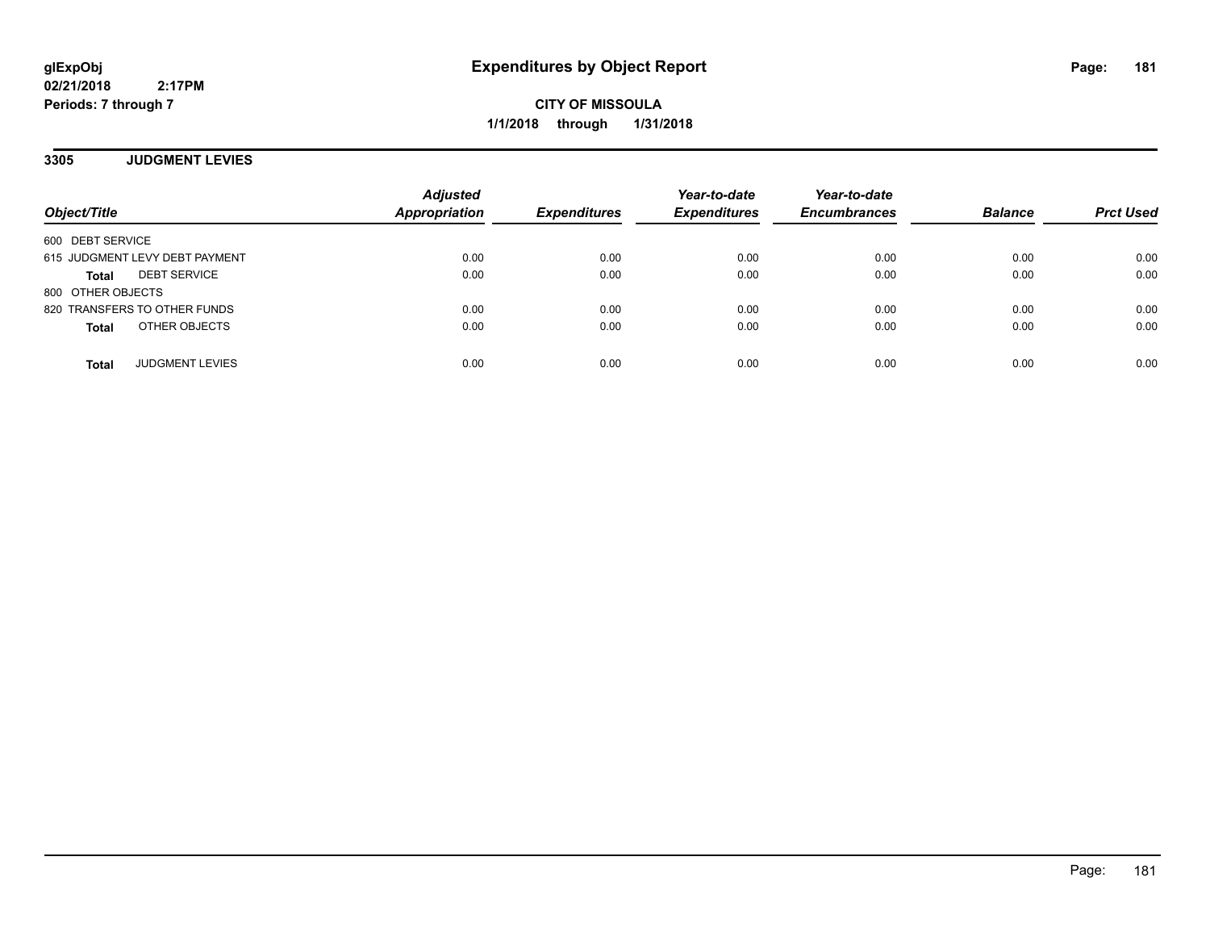**glExpObj**
**02/21/2018 2:17PM**
**Periods: 7 through 7**

# Expenditures by Object Report

**CITY OF MISSOULA**
**1/1/2018 through 1/31/2018**

## 3305 JUDGMENT LEVIES

| Object/Title | Adjusted Appropriation | Expenditures | Year-to-date Expenditures | Year-to-date Encumbrances | Balance | Prct Used |
|---|---|---|---|---|---|---|
| 600 DEBT SERVICE | | | | | | |
| 615 JUDGMENT LEVY DEBT PAYMENT | 0.00 | 0.00 | 0.00 | 0.00 | 0.00 | 0.00 |
| **Total** DEBT SERVICE | 0.00 | 0.00 | 0.00 | 0.00 | 0.00 | 0.00 |
| 800 OTHER OBJECTS | | | | | | |
| 820 TRANSFERS TO OTHER FUNDS | 0.00 | 0.00 | 0.00 | 0.00 | 0.00 | 0.00 |
| **Total** OTHER OBJECTS | 0.00 | 0.00 | 0.00 | 0.00 | 0.00 | 0.00 |
| **Total** JUDGMENT LEVIES | 0.00 | 0.00 | 0.00 | 0.00 | 0.00 | 0.00 |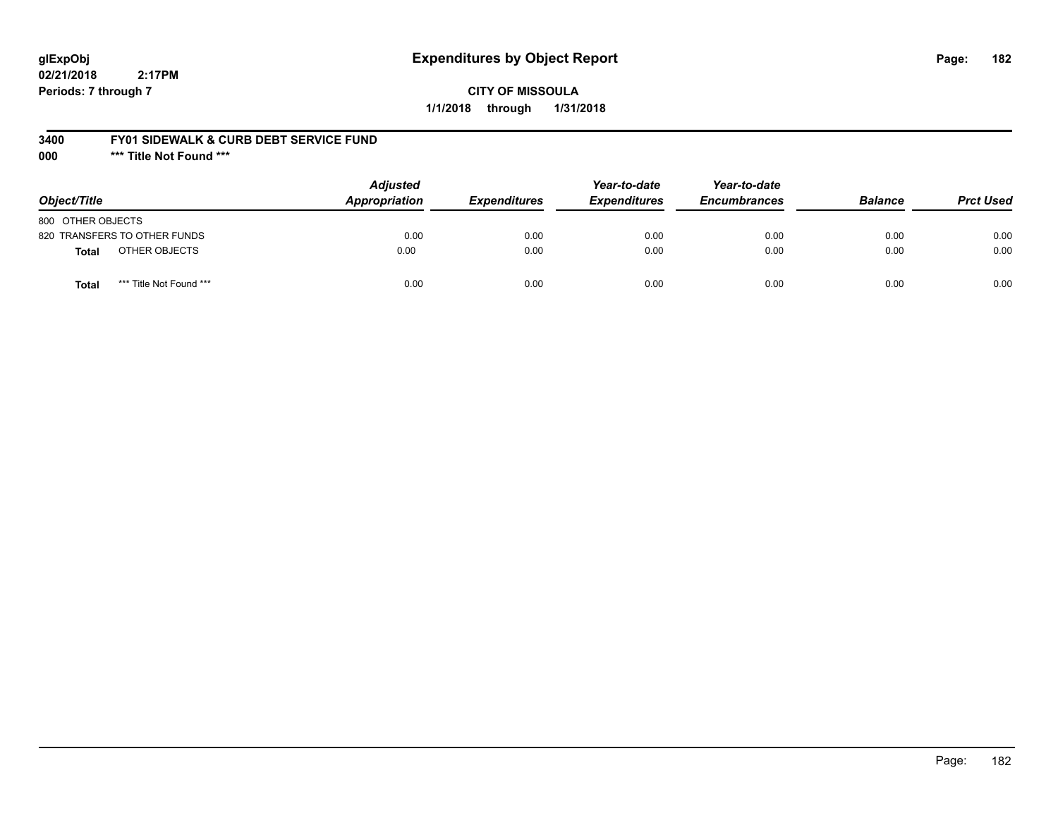# Expenditures by Object Report

glExpObj
02/21/2018 2:17PM
Periods: 7 through 7

**CITY OF MISSOULA**
**1/1/2018 through 1/31/2018**

**3400 FY01 SIDEWALK & CURB DEBT SERVICE FUND**
**000 *** Title Not Found *****

| Object/Title | Adjusted Appropriation | Expenditures | Year-to-date Expenditures | Year-to-date Encumbrances | Balance | Prct Used |
|---|---|---|---|---|---|---|
| 800 OTHER OBJECTS | | | | | | |
| 820 TRANSFERS TO OTHER FUNDS | 0.00 | 0.00 | 0.00 | 0.00 | 0.00 | 0.00 |
| **Total** OTHER OBJECTS | 0.00 | 0.00 | 0.00 | 0.00 | 0.00 | 0.00 |
| **Total** *** Title Not Found *** | 0.00 | 0.00 | 0.00 | 0.00 | 0.00 | 0.00 |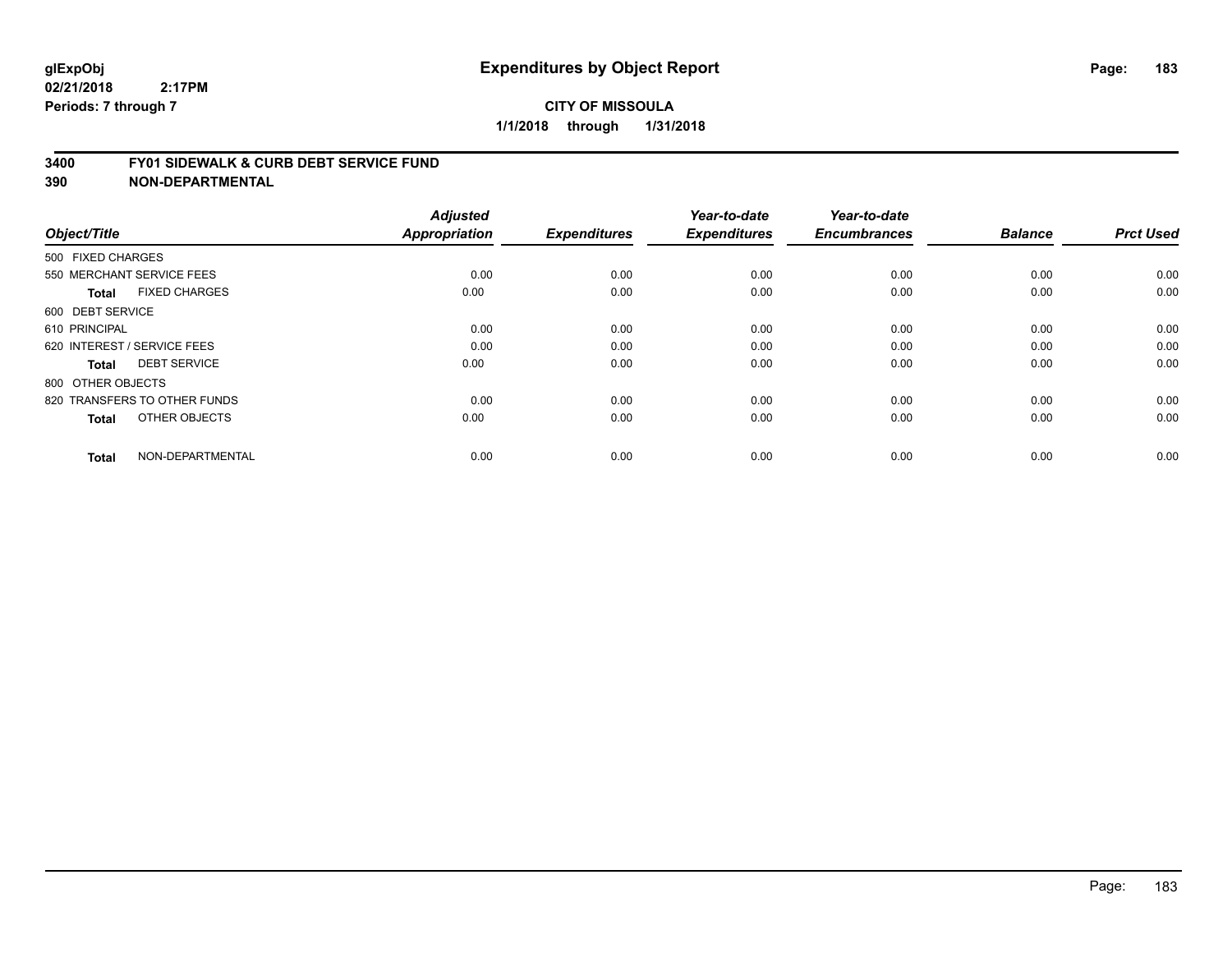# Expenditures by Object Report

glExpObj
02/21/2018 2:17PM
Periods: 7 through 7

**CITY OF MISSOULA**
**1/1/2018 through 1/31/2018**

## 3400 FY01 SIDEWALK & CURB DEBT SERVICE FUND
## 390 NON-DEPARTMENTAL

| Object/Title | Adjusted Appropriation | Expenditures | Year-to-date Expenditures | Year-to-date Encumbrances | Balance | Prct Used |
|---|---|---|---|---|---|---|
| 500 FIXED CHARGES | | | | | | |
| 550 MERCHANT SERVICE FEES | 0.00 | 0.00 | 0.00 | 0.00 | 0.00 | 0.00 |
| **Total** FIXED CHARGES | 0.00 | 0.00 | 0.00 | 0.00 | 0.00 | 0.00 |
| 600 DEBT SERVICE | | | | | | |
| 610 PRINCIPAL | 0.00 | 0.00 | 0.00 | 0.00 | 0.00 | 0.00 |
| 620 INTEREST / SERVICE FEES | 0.00 | 0.00 | 0.00 | 0.00 | 0.00 | 0.00 |
| **Total** DEBT SERVICE | 0.00 | 0.00 | 0.00 | 0.00 | 0.00 | 0.00 |
| 800 OTHER OBJECTS | | | | | | |
| 820 TRANSFERS TO OTHER FUNDS | 0.00 | 0.00 | 0.00 | 0.00 | 0.00 | 0.00 |
| **Total** OTHER OBJECTS | 0.00 | 0.00 | 0.00 | 0.00 | 0.00 | 0.00 |
| **Total** NON-DEPARTMENTAL | 0.00 | 0.00 | 0.00 | 0.00 | 0.00 | 0.00 |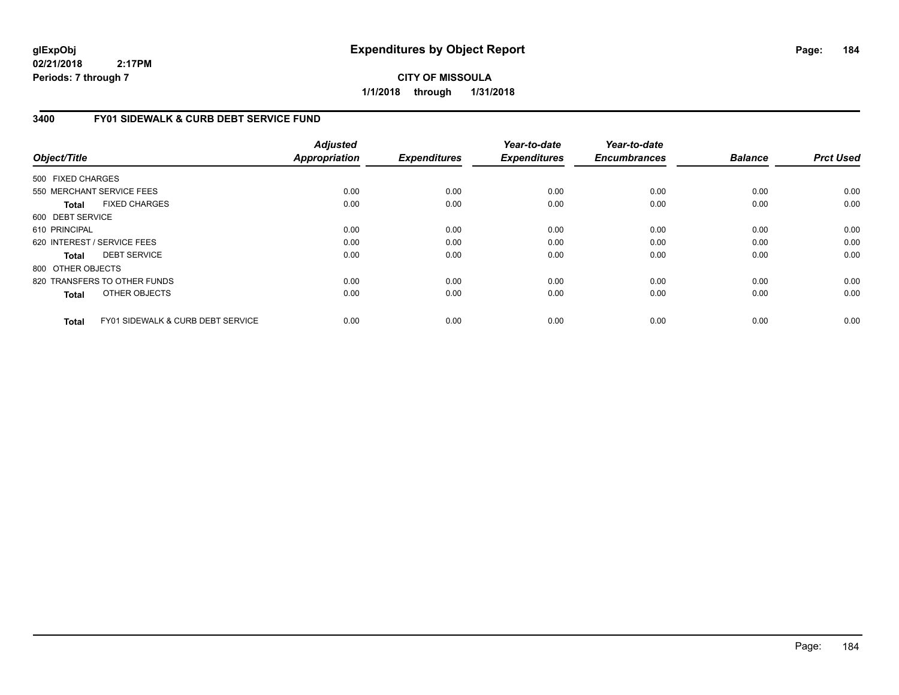# Expenditures by Object Report

glExpObj
02/21/2018 2:17PM
Periods: 7 through 7

**CITY OF MISSOULA**
**1/1/2018 through 1/31/2018**

## 3400 FY01 SIDEWALK & CURB DEBT SERVICE FUND

| Object/Title | Adjusted Appropriation | Expenditures | Year-to-date Expenditures | Year-to-date Encumbrances | Balance | Prct Used |
|---|---|---|---|---|---|---|
| 500 FIXED CHARGES | | | | | | |
| 550 MERCHANT SERVICE FEES | 0.00 | 0.00 | 0.00 | 0.00 | 0.00 | 0.00 |
| **Total** FIXED CHARGES | 0.00 | 0.00 | 0.00 | 0.00 | 0.00 | 0.00 |
| 600 DEBT SERVICE | | | | | | |
| 610 PRINCIPAL | 0.00 | 0.00 | 0.00 | 0.00 | 0.00 | 0.00 |
| 620 INTEREST / SERVICE FEES | 0.00 | 0.00 | 0.00 | 0.00 | 0.00 | 0.00 |
| **Total** DEBT SERVICE | 0.00 | 0.00 | 0.00 | 0.00 | 0.00 | 0.00 |
| 800 OTHER OBJECTS | | | | | | |
| 820 TRANSFERS TO OTHER FUNDS | 0.00 | 0.00 | 0.00 | 0.00 | 0.00 | 0.00 |
| **Total** OTHER OBJECTS | 0.00 | 0.00 | 0.00 | 0.00 | 0.00 | 0.00 |
| **Total** FY01 SIDEWALK & CURB DEBT SERVICE | 0.00 | 0.00 | 0.00 | 0.00 | 0.00 | 0.00 |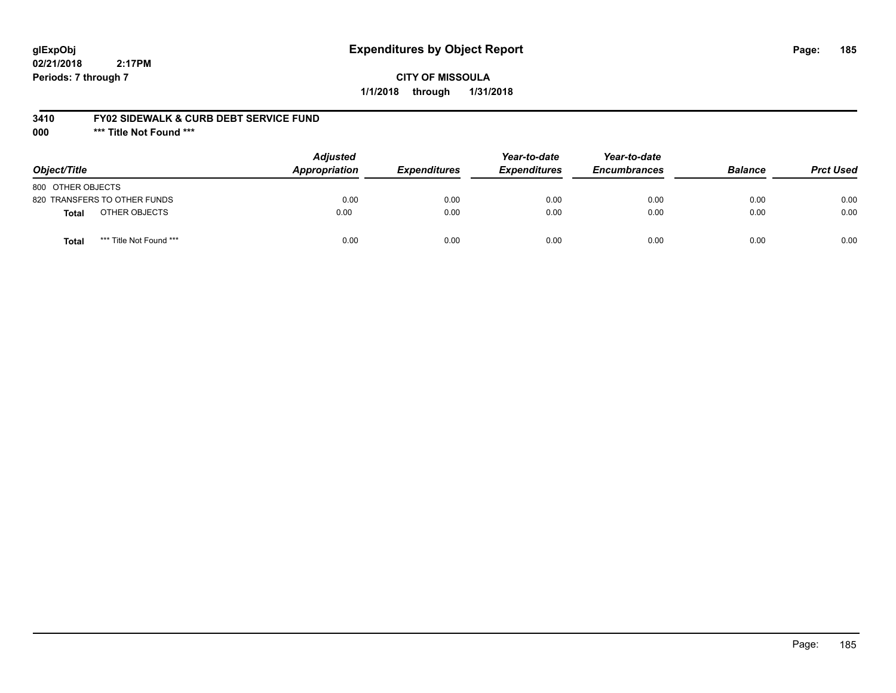# Expenditures by Object Report

glExpObj
02/21/2018 2:17PM
Periods: 7 through 7

**CITY OF MISSOULA**
**1/1/2018 through 1/31/2018**

**3410 FY02 SIDEWALK & CURB DEBT SERVICE FUND**
**000 \*\*\* Title Not Found \*\*\***

| Object/Title | Adjusted Appropriation | Expenditures | Year-to-date Expenditures | Year-to-date Encumbrances | Balance | Prct Used |
|---|---|---|---|---|---|---|
| 800 OTHER OBJECTS | | | | | | |
| 820 TRANSFERS TO OTHER FUNDS | 0.00 | 0.00 | 0.00 | 0.00 | 0.00 | 0.00 |
| **Total** OTHER OBJECTS | 0.00 | 0.00 | 0.00 | 0.00 | 0.00 | 0.00 |
| **Total** *** Title Not Found *** | 0.00 | 0.00 | 0.00 | 0.00 | 0.00 | 0.00 |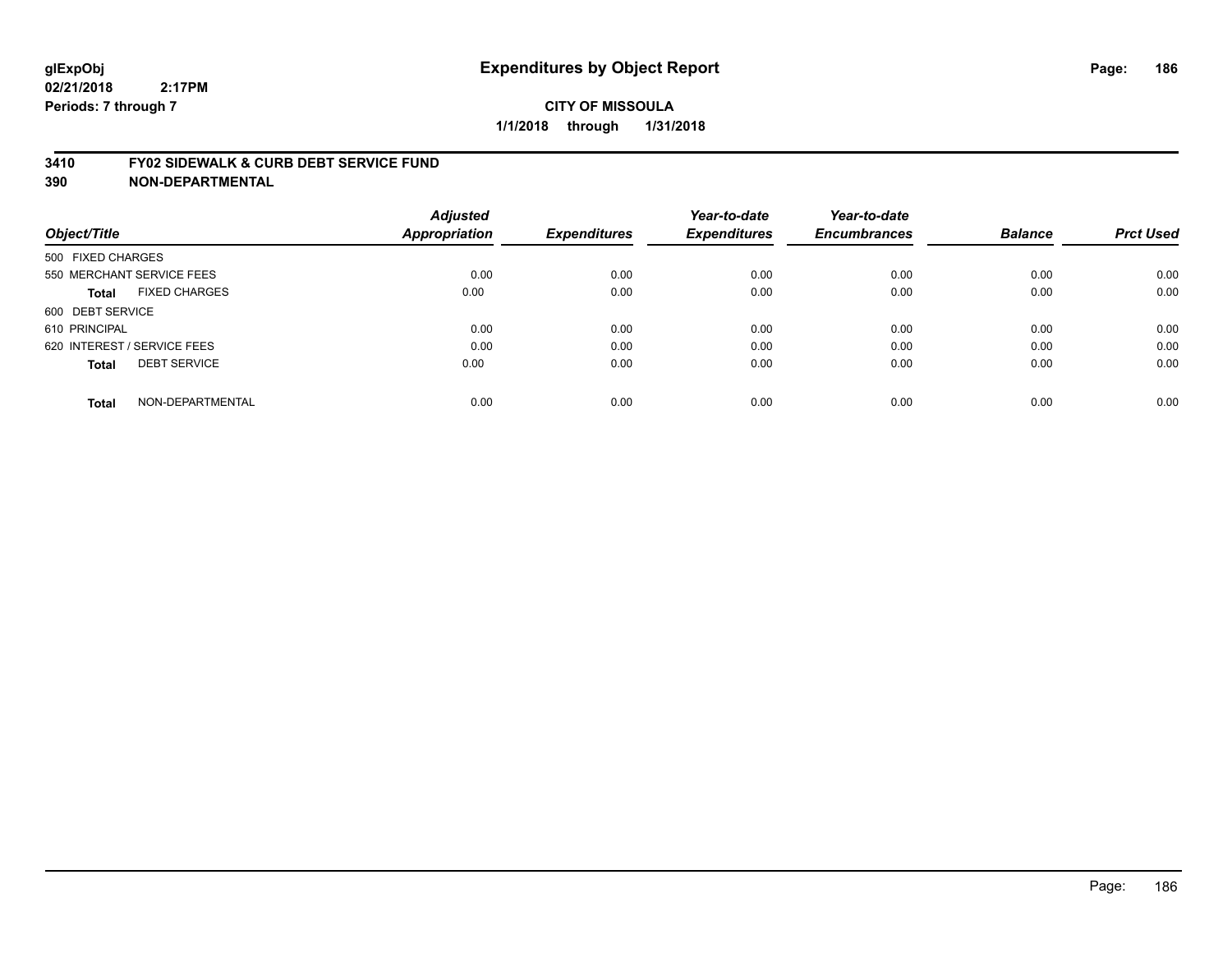# Expenditures by Object Report

glExpObj
02/21/2018 2:17PM
Periods: 7 through 7

**CITY OF MISSOULA**
**1/1/2018 through 1/31/2018**

## 3410 FY02 SIDEWALK & CURB DEBT SERVICE FUND
## 390 NON-DEPARTMENTAL

| Object/Title | Adjusted Appropriation | Expenditures | Year-to-date Expenditures | Year-to-date Encumbrances | Balance | Prct Used |
|---|---|---|---|---|---|---|
| 500 FIXED CHARGES | | | | | | |
| 550 MERCHANT SERVICE FEES | 0.00 | 0.00 | 0.00 | 0.00 | 0.00 | 0.00 |
| **Total** FIXED CHARGES | 0.00 | 0.00 | 0.00 | 0.00 | 0.00 | 0.00 |
| 600 DEBT SERVICE | | | | | | |
| 610 PRINCIPAL | 0.00 | 0.00 | 0.00 | 0.00 | 0.00 | 0.00 |
| 620 INTEREST / SERVICE FEES | 0.00 | 0.00 | 0.00 | 0.00 | 0.00 | 0.00 |
| **Total** DEBT SERVICE | 0.00 | 0.00 | 0.00 | 0.00 | 0.00 | 0.00 |
| **Total** NON-DEPARTMENTAL | 0.00 | 0.00 | 0.00 | 0.00 | 0.00 | 0.00 |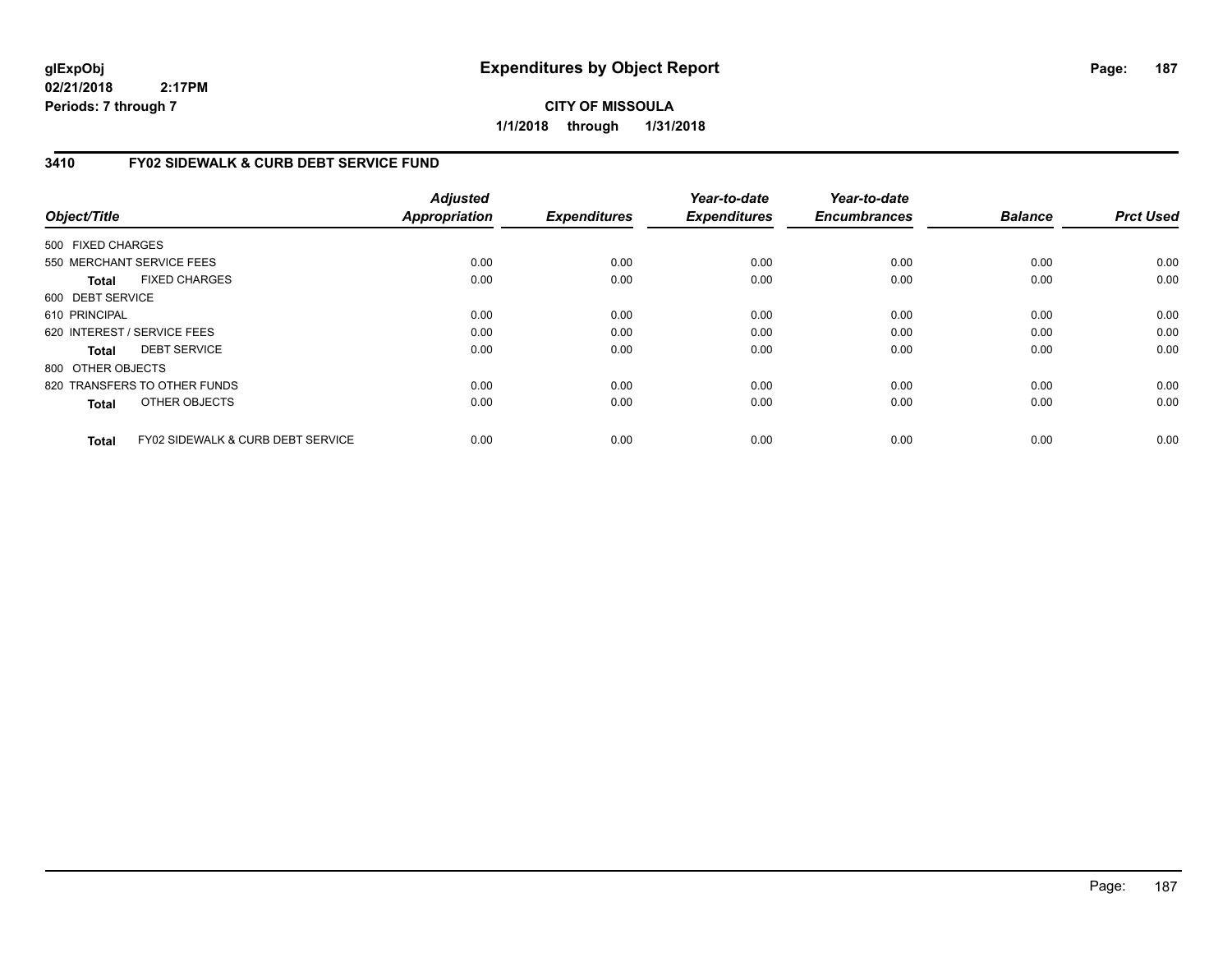# Expenditures by Object Report

**glExpObj**
**02/21/2018 2:17PM**
**Periods: 7 through 7**

**CITY OF MISSOULA**
**1/1/2018 through 1/31/2018**

## 3410 FY02 SIDEWALK & CURB DEBT SERVICE FUND

| Object/Title | Adjusted Appropriation | Expenditures | Year-to-date Expenditures | Year-to-date Encumbrances | Balance | Prct Used |
|---|---|---|---|---|---|---|
| 500 FIXED CHARGES | | | | | | |
| 550 MERCHANT SERVICE FEES | 0.00 | 0.00 | 0.00 | 0.00 | 0.00 | 0.00 |
| **Total** FIXED CHARGES | 0.00 | 0.00 | 0.00 | 0.00 | 0.00 | 0.00 |
| 600 DEBT SERVICE | | | | | | |
| 610 PRINCIPAL | 0.00 | 0.00 | 0.00 | 0.00 | 0.00 | 0.00 |
| 620 INTEREST / SERVICE FEES | 0.00 | 0.00 | 0.00 | 0.00 | 0.00 | 0.00 |
| **Total** DEBT SERVICE | 0.00 | 0.00 | 0.00 | 0.00 | 0.00 | 0.00 |
| 800 OTHER OBJECTS | | | | | | |
| 820 TRANSFERS TO OTHER FUNDS | 0.00 | 0.00 | 0.00 | 0.00 | 0.00 | 0.00 |
| **Total** OTHER OBJECTS | 0.00 | 0.00 | 0.00 | 0.00 | 0.00 | 0.00 |
| **Total** FY02 SIDEWALK & CURB DEBT SERVICE | 0.00 | 0.00 | 0.00 | 0.00 | 0.00 | 0.00 |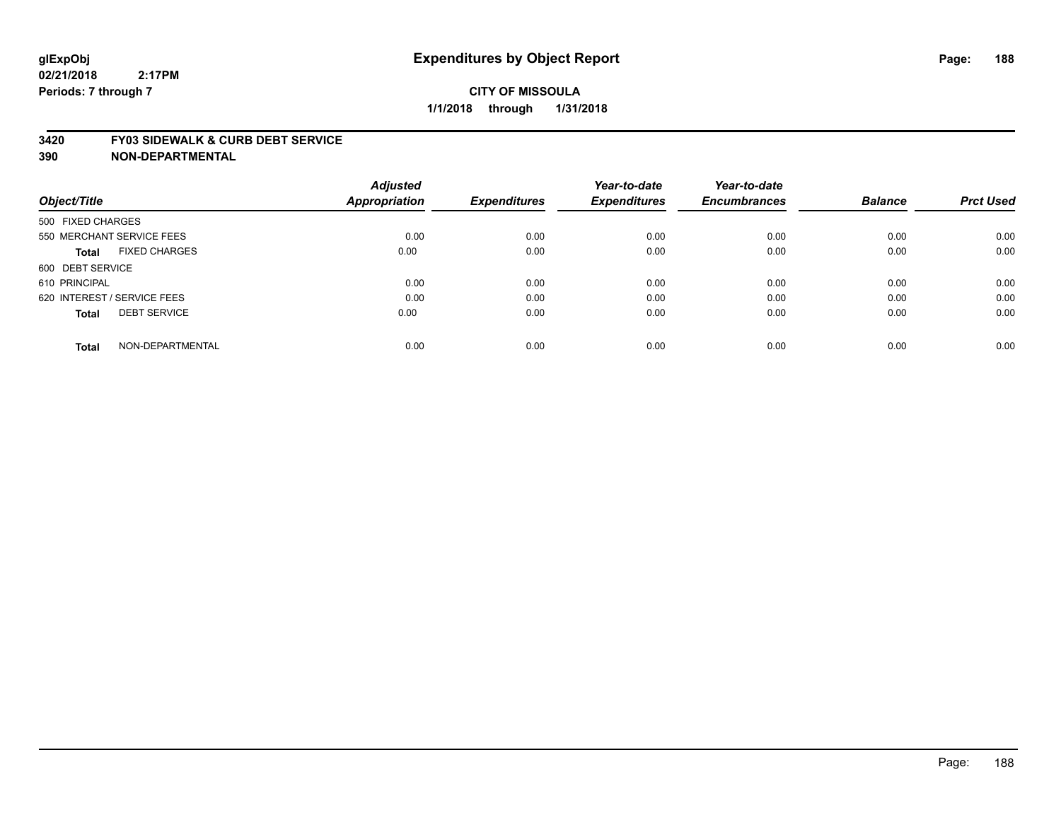# Expenditures by Object Report

glExpObj
02/21/2018 2:17PM
Periods: 7 through 7

**CITY OF MISSOULA**

**1/1/2018 through 1/31/2018**

**3420 FY03 SIDEWALK & CURB DEBT SERVICE**

**390 NON-DEPARTMENTAL**

| Object/Title | Adjusted Appropriation | Expenditures | Year-to-date Expenditures | Year-to-date Encumbrances | Balance | Prct Used |
|---|---|---|---|---|---|---|
| 500 FIXED CHARGES | | | | | | |
| 550 MERCHANT SERVICE FEES | 0.00 | 0.00 | 0.00 | 0.00 | 0.00 | 0.00 |
| **Total** FIXED CHARGES | 0.00 | 0.00 | 0.00 | 0.00 | 0.00 | 0.00 |
| 600 DEBT SERVICE | | | | | | |
| 610 PRINCIPAL | 0.00 | 0.00 | 0.00 | 0.00 | 0.00 | 0.00 |
| 620 INTEREST / SERVICE FEES | 0.00 | 0.00 | 0.00 | 0.00 | 0.00 | 0.00 |
| **Total** DEBT SERVICE | 0.00 | 0.00 | 0.00 | 0.00 | 0.00 | 0.00 |
| **Total** NON-DEPARTMENTAL | 0.00 | 0.00 | 0.00 | 0.00 | 0.00 | 0.00 |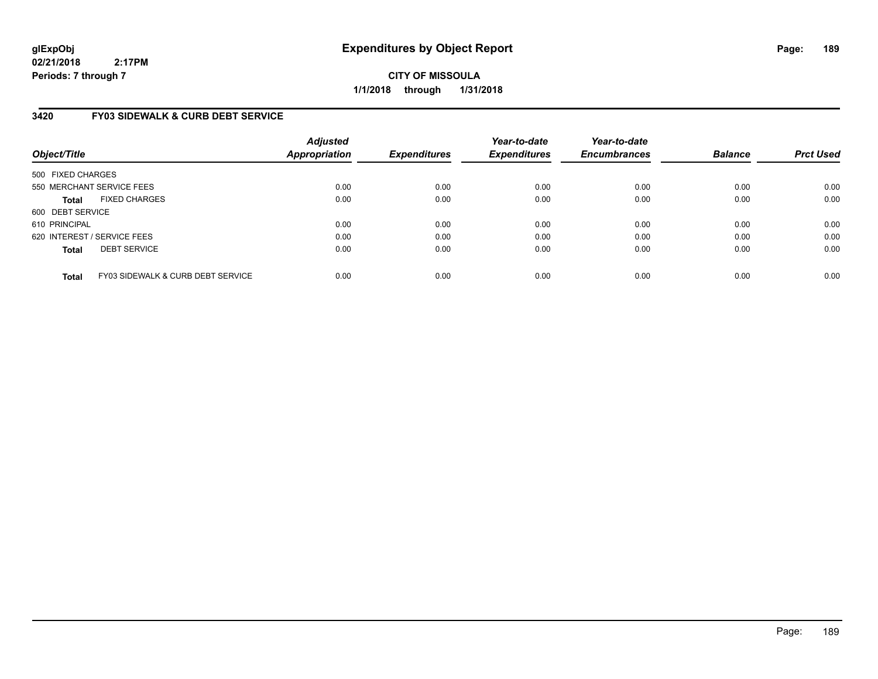**glExpObj**
**02/21/2018 2:17PM**
**Periods: 7 through 7**

# Expenditures by Object Report

**CITY OF MISSOULA**
**1/1/2018 through 1/31/2018**

## 3420 FY03 SIDEWALK & CURB DEBT SERVICE

| Object/Title | Adjusted Appropriation | Expenditures | Year-to-date Expenditures | Year-to-date Encumbrances | Balance | Prct Used |
|---|---|---|---|---|---|---|
| 500 FIXED CHARGES | | | | | | |
| 550 MERCHANT SERVICE FEES | 0.00 | 0.00 | 0.00 | 0.00 | 0.00 | 0.00 |
| **Total** FIXED CHARGES | 0.00 | 0.00 | 0.00 | 0.00 | 0.00 | 0.00 |
| 600 DEBT SERVICE | | | | | | |
| 610 PRINCIPAL | 0.00 | 0.00 | 0.00 | 0.00 | 0.00 | 0.00 |
| 620 INTEREST / SERVICE FEES | 0.00 | 0.00 | 0.00 | 0.00 | 0.00 | 0.00 |
| **Total** DEBT SERVICE | 0.00 | 0.00 | 0.00 | 0.00 | 0.00 | 0.00 |
| **Total** FY03 SIDEWALK & CURB DEBT SERVICE | 0.00 | 0.00 | 0.00 | 0.00 | 0.00 | 0.00 |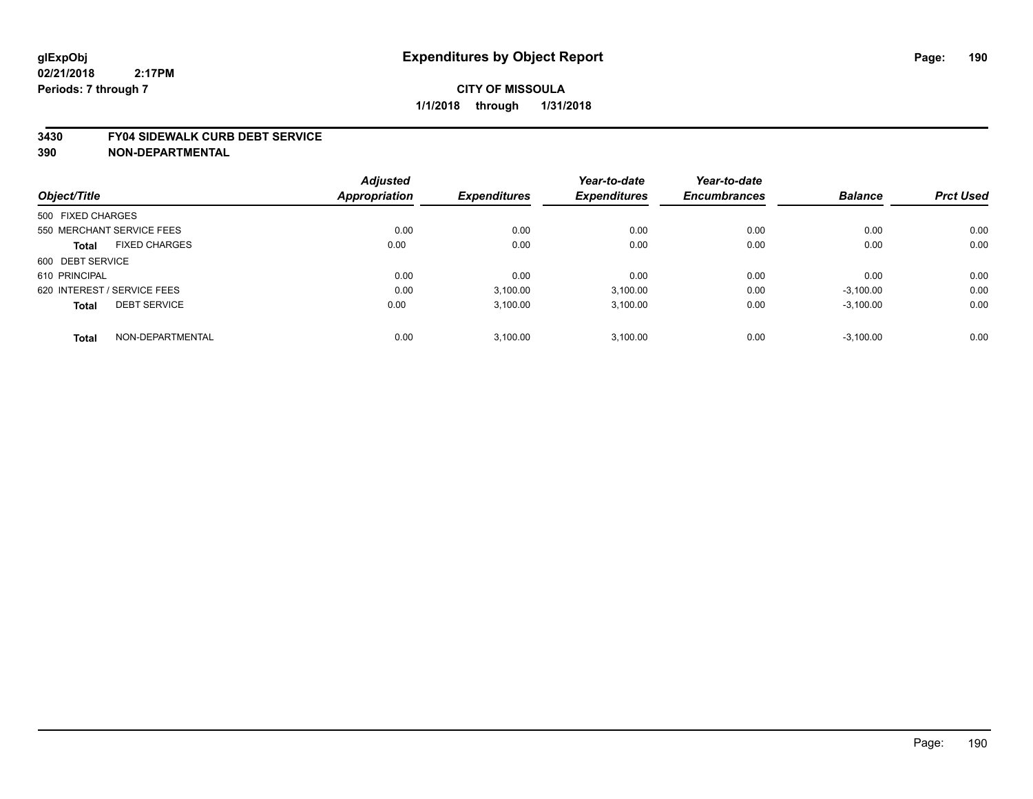**glExpObj**
**02/21/2018 2:17PM**
**Periods: 7 through 7**

# Expenditures by Object Report

**CITY OF MISSOULA**
**1/1/2018 through 1/31/2018**

**3430 FY04 SIDEWALK CURB DEBT SERVICE**
**390 NON-DEPARTMENTAL**

| Object/Title | Adjusted Appropriation | Expenditures | Year-to-date Expenditures | Year-to-date Encumbrances | Balance | Prct Used |
|---|---|---|---|---|---|---|
| 500 FIXED CHARGES | | | | | | |
| 550 MERCHANT SERVICE FEES | 0.00 | 0.00 | 0.00 | 0.00 | 0.00 | 0.00 |
| **Total** FIXED CHARGES | 0.00 | 0.00 | 0.00 | 0.00 | 0.00 | 0.00 |
| 600 DEBT SERVICE | | | | | | |
| 610 PRINCIPAL | 0.00 | 0.00 | 0.00 | 0.00 | 0.00 | 0.00 |
| 620 INTEREST / SERVICE FEES | 0.00 | 3,100.00 | 3,100.00 | 0.00 | -3,100.00 | 0.00 |
| **Total** DEBT SERVICE | 0.00 | 3,100.00 | 3,100.00 | 0.00 | -3,100.00 | 0.00 |
| **Total** NON-DEPARTMENTAL | 0.00 | 3,100.00 | 3,100.00 | 0.00 | -3,100.00 | 0.00 |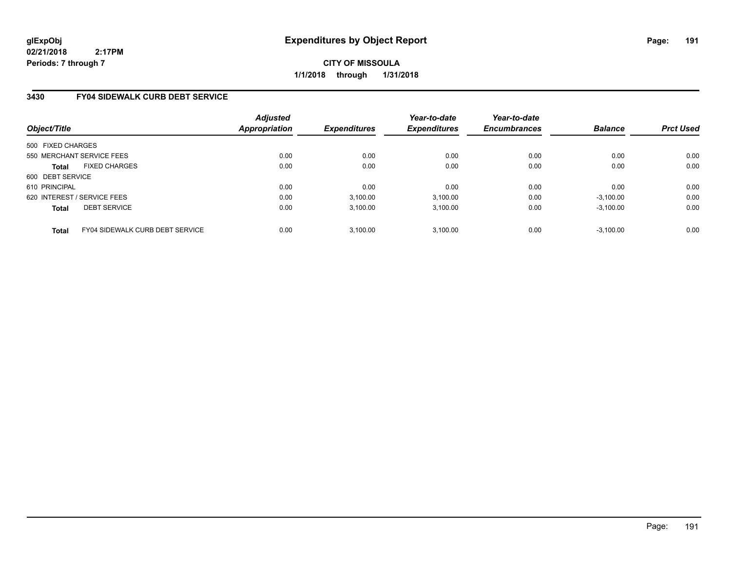**glExpObj**
**02/21/2018 2:17PM**
**Periods: 7 through 7**

# Expenditures by Object Report

**CITY OF MISSOULA**
**1/1/2018 through 1/31/2018**

## 3430 FY04 SIDEWALK CURB DEBT SERVICE

| Object/Title | Adjusted Appropriation | Expenditures | Year-to-date Expenditures | Year-to-date Encumbrances | Balance | Prct Used |
|---|---|---|---|---|---|---|
| 500 FIXED CHARGES | | | | | | |
| 550 MERCHANT SERVICE FEES | 0.00 | 0.00 | 0.00 | 0.00 | 0.00 | 0.00 |
| **Total** FIXED CHARGES | 0.00 | 0.00 | 0.00 | 0.00 | 0.00 | 0.00 |
| 600 DEBT SERVICE | | | | | | |
| 610 PRINCIPAL | 0.00 | 0.00 | 0.00 | 0.00 | 0.00 | 0.00 |
| 620 INTEREST / SERVICE FEES | 0.00 | 3,100.00 | 3,100.00 | 0.00 | -3,100.00 | 0.00 |
| **Total** DEBT SERVICE | 0.00 | 3,100.00 | 3,100.00 | 0.00 | -3,100.00 | 0.00 |
| **Total** FY04 SIDEWALK CURB DEBT SERVICE | 0.00 | 3,100.00 | 3,100.00 | 0.00 | -3,100.00 | 0.00 |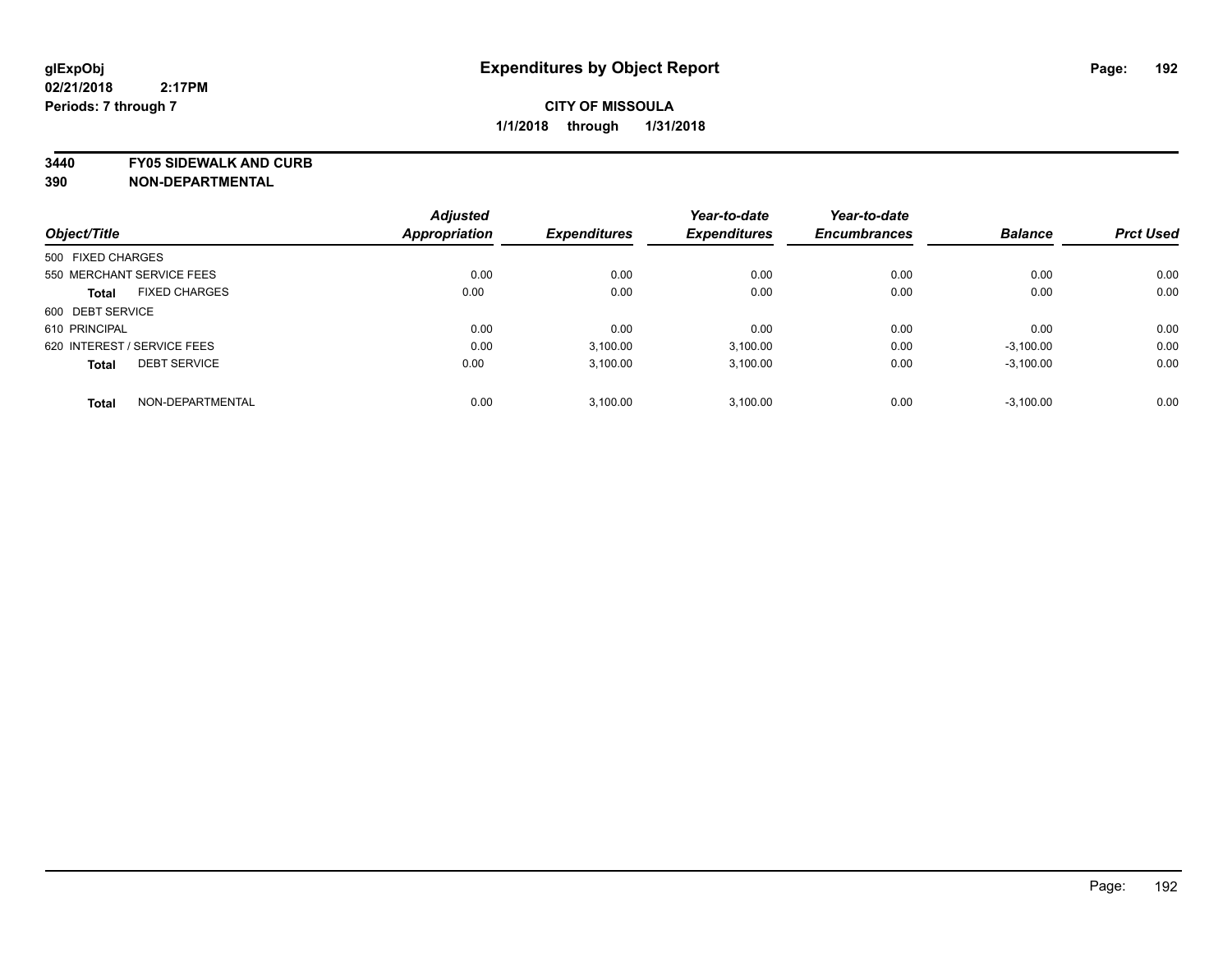**glExpObj**
**02/21/2018 2:17PM**
**Periods: 7 through 7**

# Expenditures by Object Report

**CITY OF MISSOULA**
**1/1/2018 through 1/31/2018**

**3440 FY05 SIDEWALK AND CURB**
**390 NON-DEPARTMENTAL**

| Object/Title | Adjusted Appropriation | Expenditures | Year-to-date Expenditures | Year-to-date Encumbrances | Balance | Prct Used |
|---|---|---|---|---|---|---|
| 500 FIXED CHARGES | | | | | | |
| 550 MERCHANT SERVICE FEES | 0.00 | 0.00 | 0.00 | 0.00 | 0.00 | 0.00 |
| **Total** FIXED CHARGES | 0.00 | 0.00 | 0.00 | 0.00 | 0.00 | 0.00 |
| 600 DEBT SERVICE | | | | | | |
| 610 PRINCIPAL | 0.00 | 0.00 | 0.00 | 0.00 | 0.00 | 0.00 |
| 620 INTEREST / SERVICE FEES | 0.00 | 3,100.00 | 3,100.00 | 0.00 | -3,100.00 | 0.00 |
| **Total** DEBT SERVICE | 0.00 | 3,100.00 | 3,100.00 | 0.00 | -3,100.00 | 0.00 |
| **Total** NON-DEPARTMENTAL | 0.00 | 3,100.00 | 3,100.00 | 0.00 | -3,100.00 | 0.00 |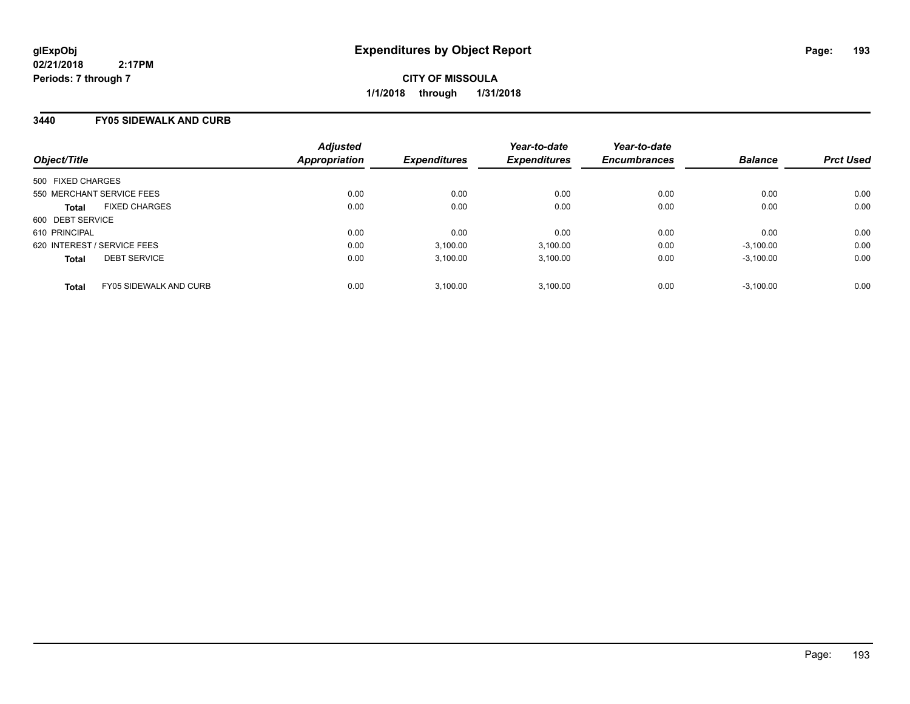glExpObj
02/21/2018 2:17PM
Periods: 7 through 7

# Expenditures by Object Report

**CITY OF MISSOULA**

**1/1/2018 through 1/31/2018**

## 3440 FY05 SIDEWALK AND CURB

| Object/Title | Adjusted Appropriation | Expenditures | Year-to-date Expenditures | Year-to-date Encumbrances | Balance | Prct Used |
|---|---|---|---|---|---|---|
| 500 FIXED CHARGES | | | | | | |
| 550 MERCHANT SERVICE FEES | 0.00 | 0.00 | 0.00 | 0.00 | 0.00 | 0.00 |
| **Total** FIXED CHARGES | 0.00 | 0.00 | 0.00 | 0.00 | 0.00 | 0.00 |
| 600 DEBT SERVICE | | | | | | |
| 610 PRINCIPAL | 0.00 | 0.00 | 0.00 | 0.00 | 0.00 | 0.00 |
| 620 INTEREST / SERVICE FEES | 0.00 | 3,100.00 | 3,100.00 | 0.00 | -3,100.00 | 0.00 |
| **Total** DEBT SERVICE | 0.00 | 3,100.00 | 3,100.00 | 0.00 | -3,100.00 | 0.00 |
| **Total** FY05 SIDEWALK AND CURB | 0.00 | 3,100.00 | 3,100.00 | 0.00 | -3,100.00 | 0.00 |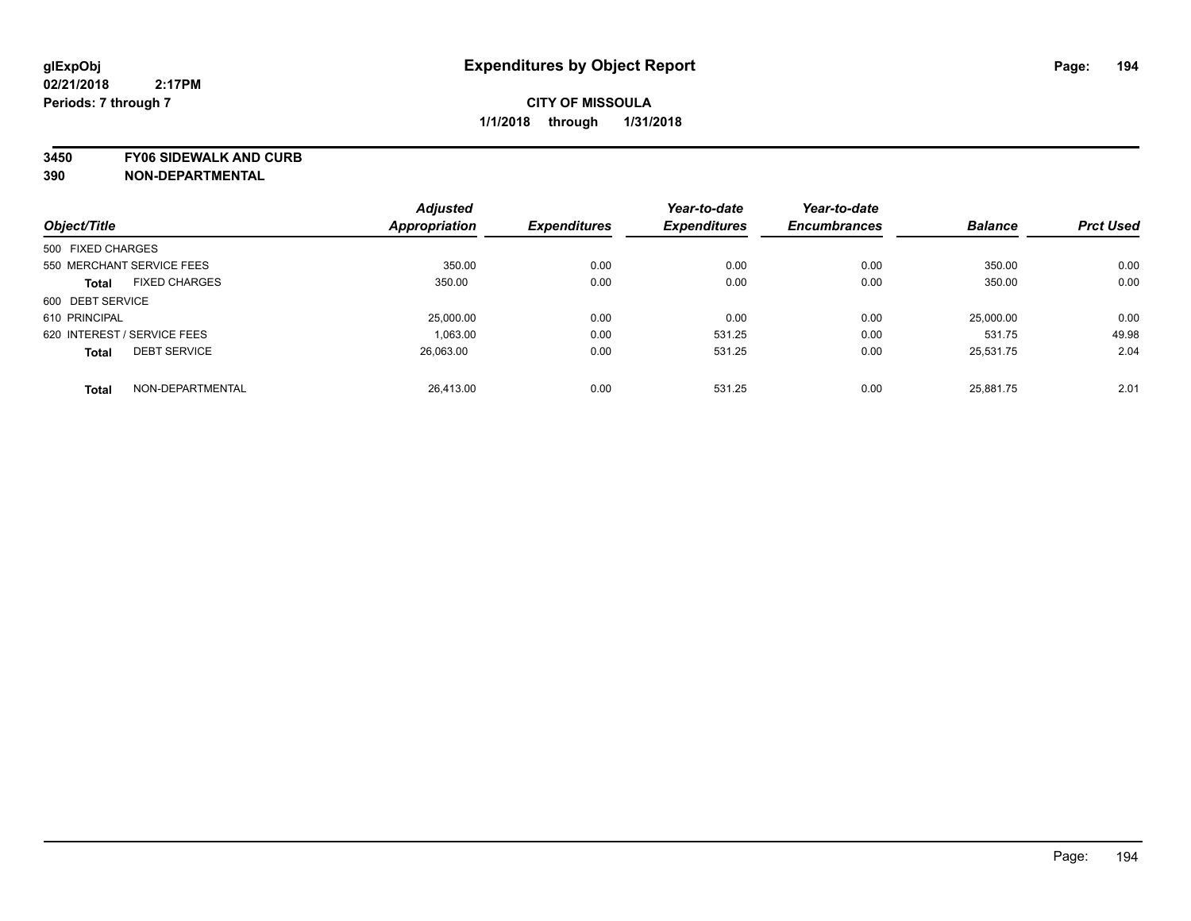# Expenditures by Object Report

glExpObj
02/21/2018 2:17PM
Periods: 7 through 7

**CITY OF MISSOULA**
**1/1/2018 through 1/31/2018**

**3450 FY06 SIDEWALK AND CURB**
**390 NON-DEPARTMENTAL**

| Object/Title | Adjusted Appropriation | Expenditures | Year-to-date Expenditures | Year-to-date Encumbrances | Balance | Prct Used |
|---|---|---|---|---|---|---|
| 500 FIXED CHARGES | | | | | | |
| 550 MERCHANT SERVICE FEES | 350.00 | 0.00 | 0.00 | 0.00 | 350.00 | 0.00 |
| **Total** FIXED CHARGES | 350.00 | 0.00 | 0.00 | 0.00 | 350.00 | 0.00 |
| 600 DEBT SERVICE | | | | | | |
| 610 PRINCIPAL | 25,000.00 | 0.00 | 0.00 | 0.00 | 25,000.00 | 0.00 |
| 620 INTEREST / SERVICE FEES | 1,063.00 | 0.00 | 531.25 | 0.00 | 531.75 | 49.98 |
| **Total** DEBT SERVICE | 26,063.00 | 0.00 | 531.25 | 0.00 | 25,531.75 | 2.04 |
| **Total** NON-DEPARTMENTAL | 26,413.00 | 0.00 | 531.25 | 0.00 | 25,881.75 | 2.01 |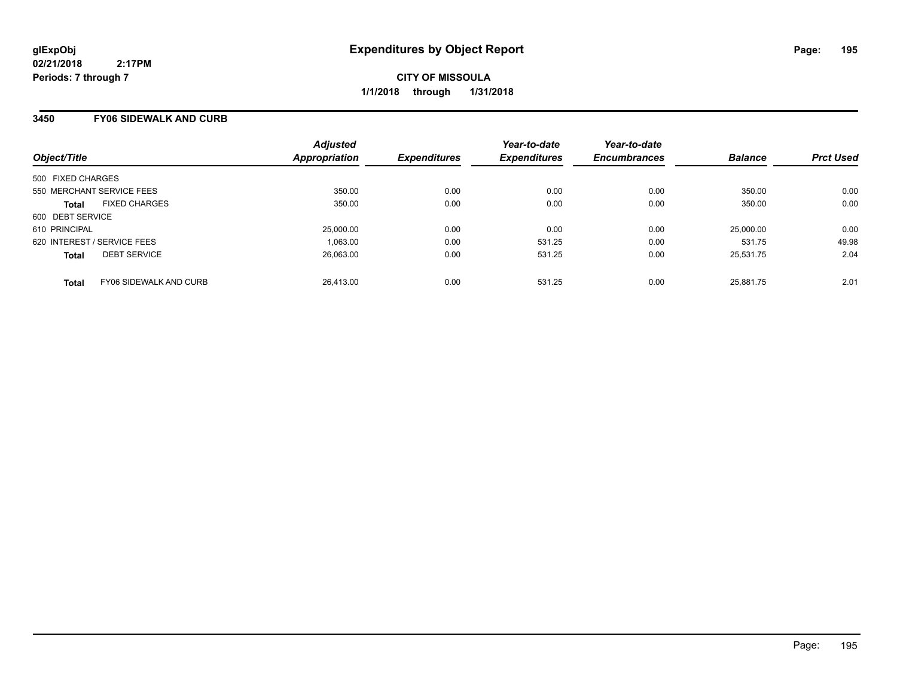**glExpObj**
**02/21/2018 2:17PM**
**Periods: 7 through 7**

# Expenditures by Object Report

**CITY OF MISSOULA**
**1/1/2018 through 1/31/2018**

## 3450 FY06 SIDEWALK AND CURB

| Object/Title | Adjusted Appropriation | Expenditures | Year-to-date Expenditures | Year-to-date Encumbrances | Balance | Prct Used |
|---|---|---|---|---|---|---|
| 500 FIXED CHARGES | | | | | | |
| 550 MERCHANT SERVICE FEES | 350.00 | 0.00 | 0.00 | 0.00 | 350.00 | 0.00 |
| **Total** FIXED CHARGES | 350.00 | 0.00 | 0.00 | 0.00 | 350.00 | 0.00 |
| 600 DEBT SERVICE | | | | | | |
| 610 PRINCIPAL | 25,000.00 | 0.00 | 0.00 | 0.00 | 25,000.00 | 0.00 |
| 620 INTEREST / SERVICE FEES | 1,063.00 | 0.00 | 531.25 | 0.00 | 531.75 | 49.98 |
| **Total** DEBT SERVICE | 26,063.00 | 0.00 | 531.25 | 0.00 | 25,531.75 | 2.04 |
| **Total** FY06 SIDEWALK AND CURB | 26,413.00 | 0.00 | 531.25 | 0.00 | 25,881.75 | 2.01 |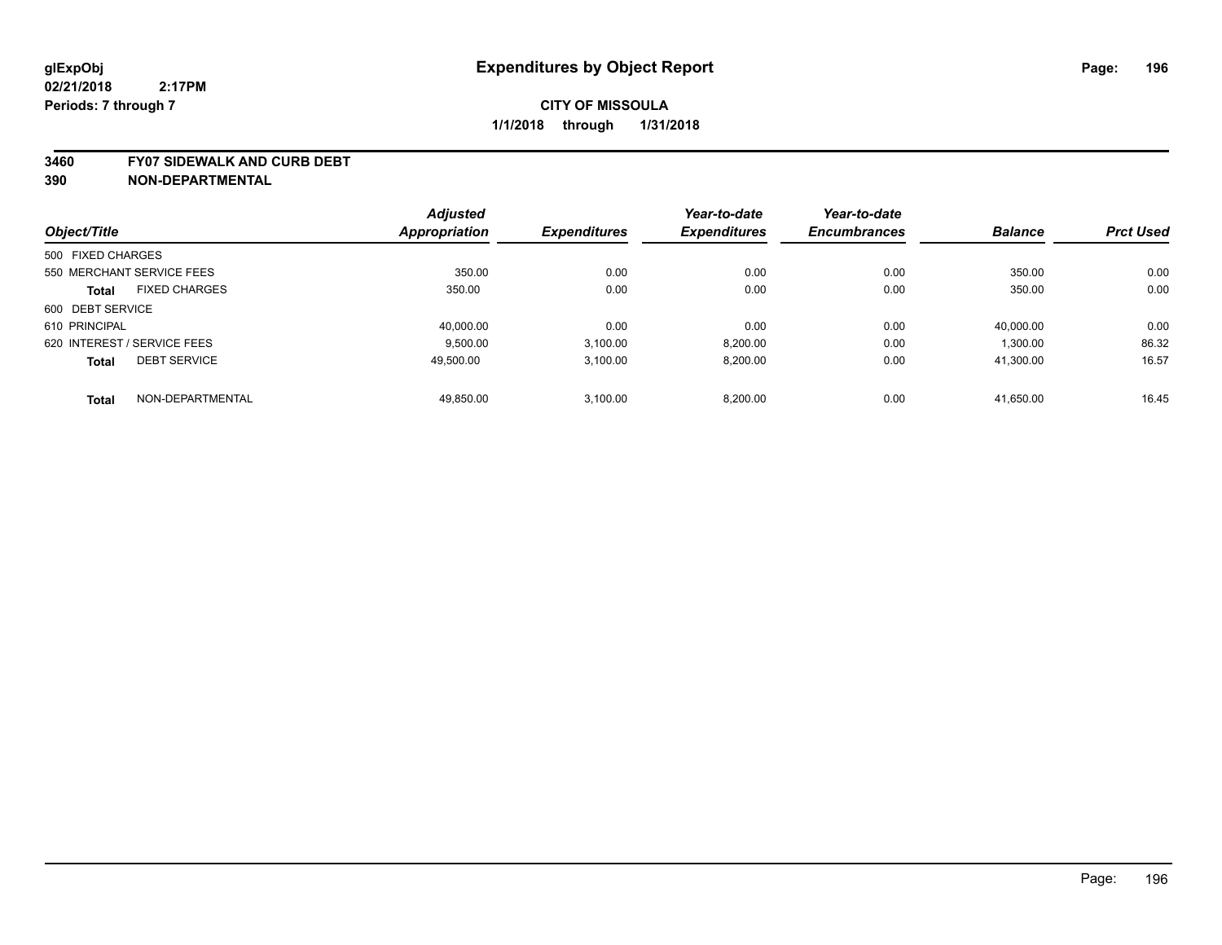**glExpObj** **Expenditures by Object Report**
**02/21/2018 2:17PM**
**Periods: 7 through 7**

**CITY OF MISSOULA**
**1/1/2018 through 1/31/2018**

**3460 FY07 SIDEWALK AND CURB DEBT**
**390 NON-DEPARTMENTAL**

| Object/Title | | Adjusted Appropriation | Expenditures | Year-to-date Expenditures | Year-to-date Encumbrances | Balance | Prct Used |
|---|---|---|---|---|---|---|---|
| 500 FIXED CHARGES | | | | | | | |
| 550 MERCHANT SERVICE FEES | | 350.00 | 0.00 | 0.00 | 0.00 | 350.00 | 0.00 |
| **Total** | FIXED CHARGES | 350.00 | 0.00 | 0.00 | 0.00 | 350.00 | 0.00 |
| 600 DEBT SERVICE | | | | | | | |
| 610 PRINCIPAL | | 40,000.00 | 0.00 | 0.00 | 0.00 | 40,000.00 | 0.00 |
| 620 INTEREST / SERVICE FEES | | 9,500.00 | 3,100.00 | 8,200.00 | 0.00 | 1,300.00 | 86.32 |
| **Total** | DEBT SERVICE | 49,500.00 | 3,100.00 | 8,200.00 | 0.00 | 41,300.00 | 16.57 |
| **Total** | NON-DEPARTMENTAL | 49,850.00 | 3,100.00 | 8,200.00 | 0.00 | 41,650.00 | 16.45 |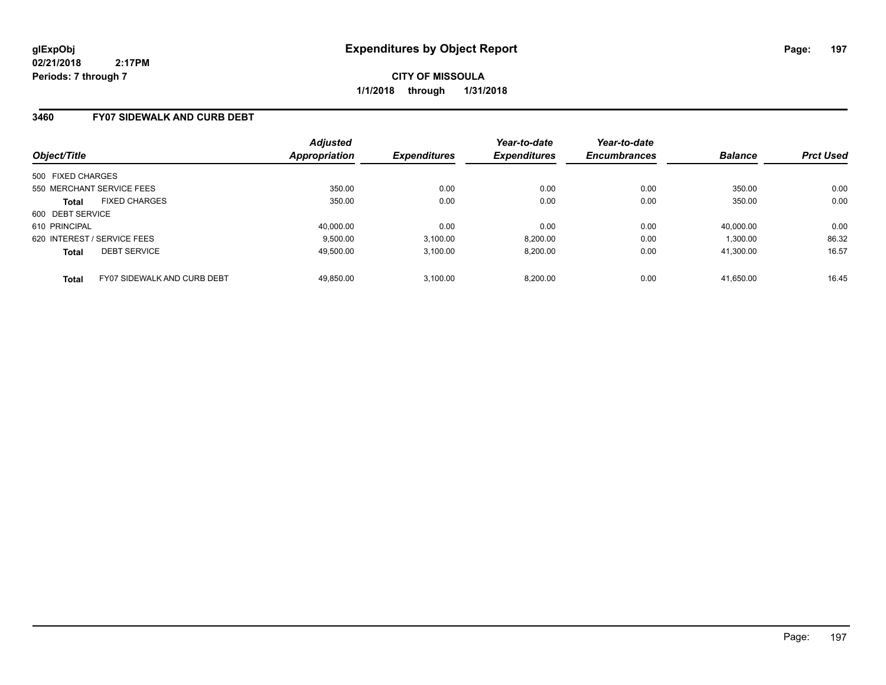**glExpObj**
**02/21/2018 2:17PM**
**Periods: 7 through 7**

# Expenditures by Object Report

**CITY OF MISSOULA**
**1/1/2018 through 1/31/2018**

## 3460 FY07 SIDEWALK AND CURB DEBT

| Object/Title | Adjusted Appropriation | Expenditures | Year-to-date Expenditures | Year-to-date Encumbrances | Balance | Prct Used |
|---|---|---|---|---|---|---|
| 500 FIXED CHARGES | | | | | | |
| 550 MERCHANT SERVICE FEES | 350.00 | 0.00 | 0.00 | 0.00 | 350.00 | 0.00 |
| **Total** FIXED CHARGES | 350.00 | 0.00 | 0.00 | 0.00 | 350.00 | 0.00 |
| 600 DEBT SERVICE | | | | | | |
| 610 PRINCIPAL | 40,000.00 | 0.00 | 0.00 | 0.00 | 40,000.00 | 0.00 |
| 620 INTEREST / SERVICE FEES | 9,500.00 | 3,100.00 | 8,200.00 | 0.00 | 1,300.00 | 86.32 |
| **Total** DEBT SERVICE | 49,500.00 | 3,100.00 | 8,200.00 | 0.00 | 41,300.00 | 16.57 |
| **Total** FY07 SIDEWALK AND CURB DEBT | 49,850.00 | 3,100.00 | 8,200.00 | 0.00 | 41,650.00 | 16.45 |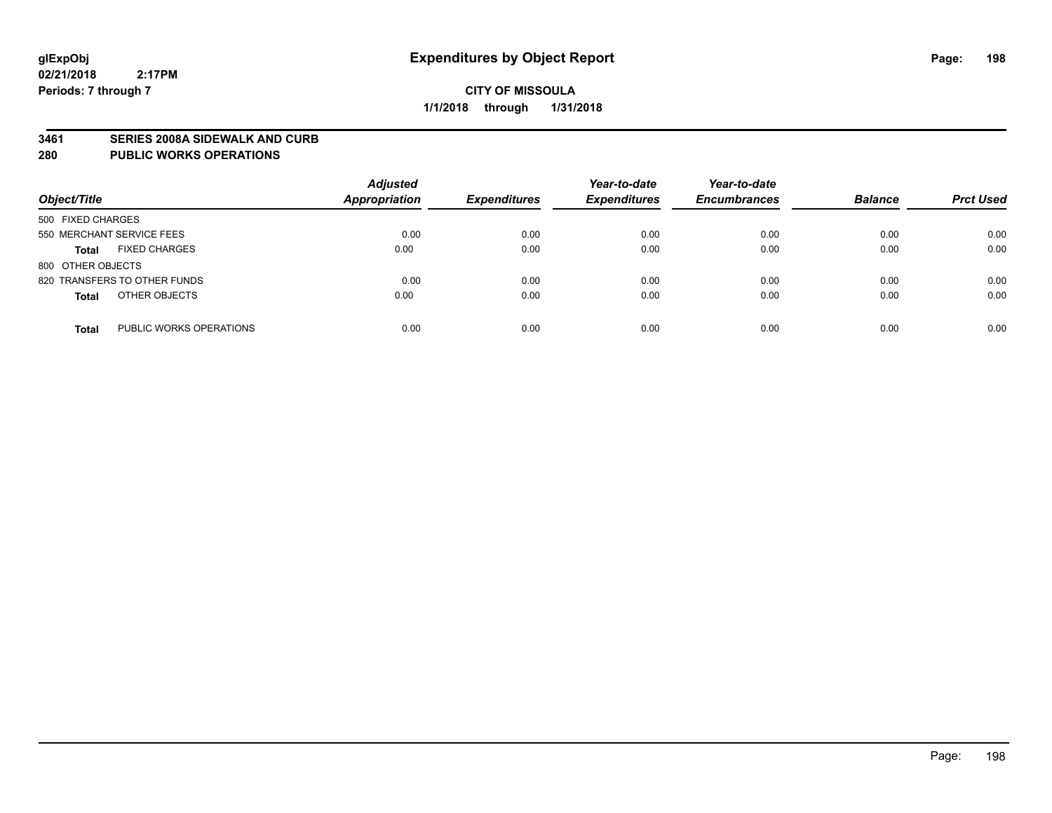# Expenditures by Object Report

glExpObj
02/21/2018 2:17PM
Periods: 7 through 7

**CITY OF MISSOULA**
**1/1/2018 through 1/31/2018**

## 3461 SERIES 2008A SIDEWALK AND CURB
## 280 PUBLIC WORKS OPERATIONS

| Object/Title | Adjusted Appropriation | Expenditures | Year-to-date Expenditures | Year-to-date Encumbrances | Balance | Prct Used |
|---|---|---|---|---|---|---|
| 500 FIXED CHARGES | | | | | | |
| 550 MERCHANT SERVICE FEES | 0.00 | 0.00 | 0.00 | 0.00 | 0.00 | 0.00 |
| **Total** FIXED CHARGES | 0.00 | 0.00 | 0.00 | 0.00 | 0.00 | 0.00 |
| 800 OTHER OBJECTS | | | | | | |
| 820 TRANSFERS TO OTHER FUNDS | 0.00 | 0.00 | 0.00 | 0.00 | 0.00 | 0.00 |
| **Total** OTHER OBJECTS | 0.00 | 0.00 | 0.00 | 0.00 | 0.00 | 0.00 |
| **Total** PUBLIC WORKS OPERATIONS | 0.00 | 0.00 | 0.00 | 0.00 | 0.00 | 0.00 |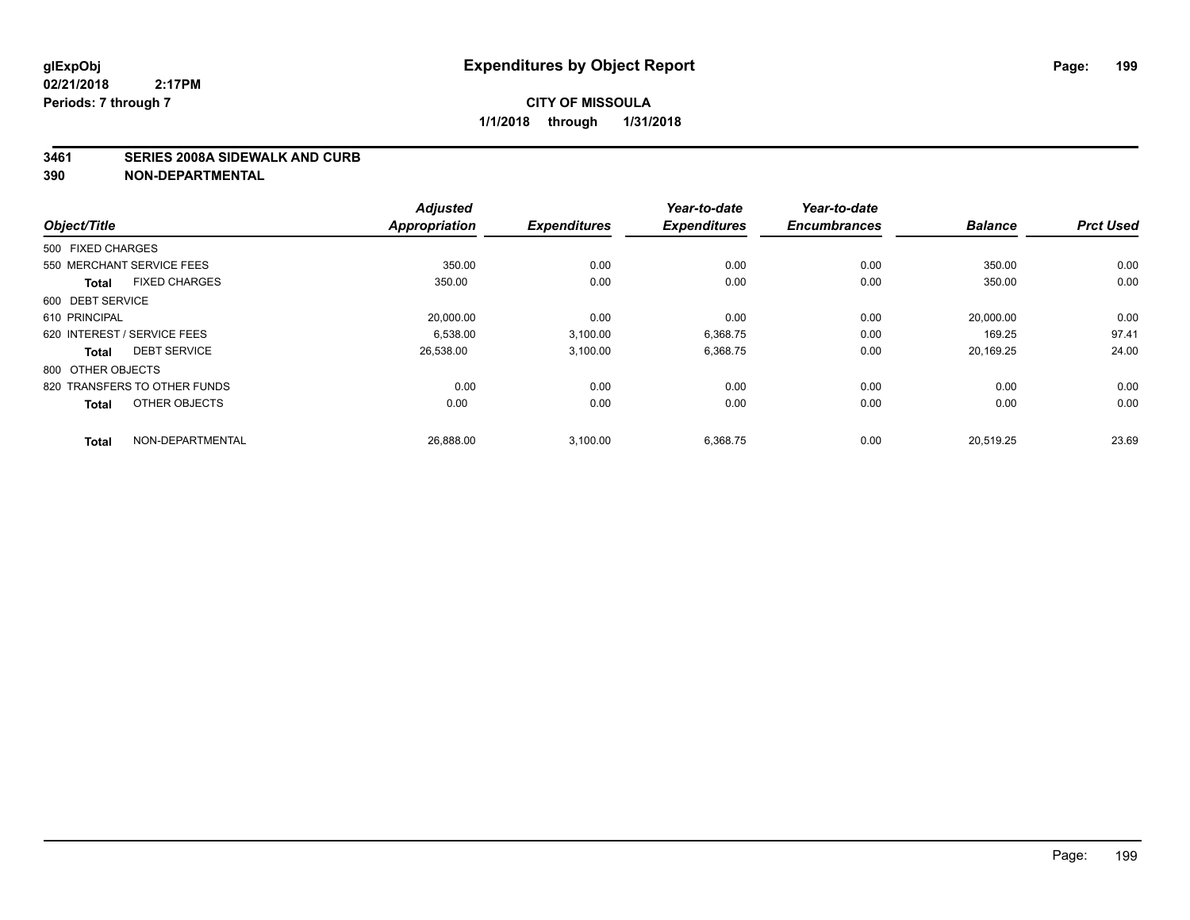# Expenditures by Object Report

glExpObj
02/21/2018 2:17PM
Periods: 7 through 7

**CITY OF MISSOULA**
**1/1/2018 through 1/31/2018**

## 3461 SERIES 2008A SIDEWALK AND CURB
## 390 NON-DEPARTMENTAL

| Object/Title | Adjusted Appropriation | Expenditures | Year-to-date Expenditures | Year-to-date Encumbrances | Balance | Prct Used |
|---|---|---|---|---|---|---|
| 500 FIXED CHARGES | | | | | | |
| 550 MERCHANT SERVICE FEES | 350.00 | 0.00 | 0.00 | 0.00 | 350.00 | 0.00 |
| **Total** FIXED CHARGES | 350.00 | 0.00 | 0.00 | 0.00 | 350.00 | 0.00 |
| 600 DEBT SERVICE | | | | | | |
| 610 PRINCIPAL | 20,000.00 | 0.00 | 0.00 | 0.00 | 20,000.00 | 0.00 |
| 620 INTEREST / SERVICE FEES | 6,538.00 | 3,100.00 | 6,368.75 | 0.00 | 169.25 | 97.41 |
| **Total** DEBT SERVICE | 26,538.00 | 3,100.00 | 6,368.75 | 0.00 | 20,169.25 | 24.00 |
| 800 OTHER OBJECTS | | | | | | |
| 820 TRANSFERS TO OTHER FUNDS | 0.00 | 0.00 | 0.00 | 0.00 | 0.00 | 0.00 |
| **Total** OTHER OBJECTS | 0.00 | 0.00 | 0.00 | 0.00 | 0.00 | 0.00 |
| **Total** NON-DEPARTMENTAL | 26,888.00 | 3,100.00 | 6,368.75 | 0.00 | 20,519.25 | 23.69 |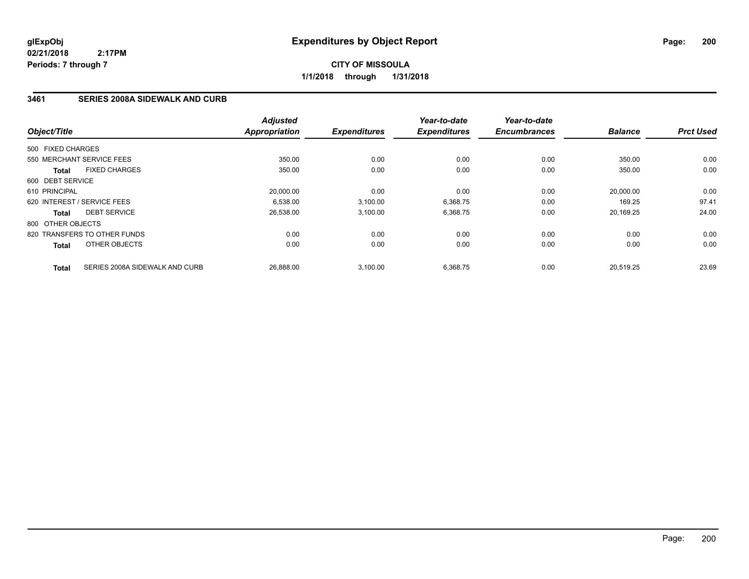**glExpObj**
**02/21/2018 2:17PM**
**Periods: 7 through 7**

# Expenditures by Object Report

**CITY OF MISSOULA**
**1/1/2018 through 1/31/2018**

## 3461 SERIES 2008A SIDEWALK AND CURB

| Object/Title | Adjusted Appropriation | Expenditures | Year-to-date Expenditures | Year-to-date Encumbrances | Balance | Prct Used |
|---|---|---|---|---|---|---|
| 500 FIXED CHARGES | | | | | | |
| 550 MERCHANT SERVICE FEES | 350.00 | 0.00 | 0.00 | 0.00 | 350.00 | 0.00 |
| **Total** FIXED CHARGES | 350.00 | 0.00 | 0.00 | 0.00 | 350.00 | 0.00 |
| 600 DEBT SERVICE | | | | | | |
| 610 PRINCIPAL | 20,000.00 | 0.00 | 0.00 | 0.00 | 20,000.00 | 0.00 |
| 620 INTEREST / SERVICE FEES | 6,538.00 | 3,100.00 | 6,368.75 | 0.00 | 169.25 | 97.41 |
| **Total** DEBT SERVICE | 26,538.00 | 3,100.00 | 6,368.75 | 0.00 | 20,169.25 | 24.00 |
| 800 OTHER OBJECTS | | | | | | |
| 820 TRANSFERS TO OTHER FUNDS | 0.00 | 0.00 | 0.00 | 0.00 | 0.00 | 0.00 |
| **Total** OTHER OBJECTS | 0.00 | 0.00 | 0.00 | 0.00 | 0.00 | 0.00 |
| **Total** SERIES 2008A SIDEWALK AND CURB | 26,888.00 | 3,100.00 | 6,368.75 | 0.00 | 20,519.25 | 23.69 |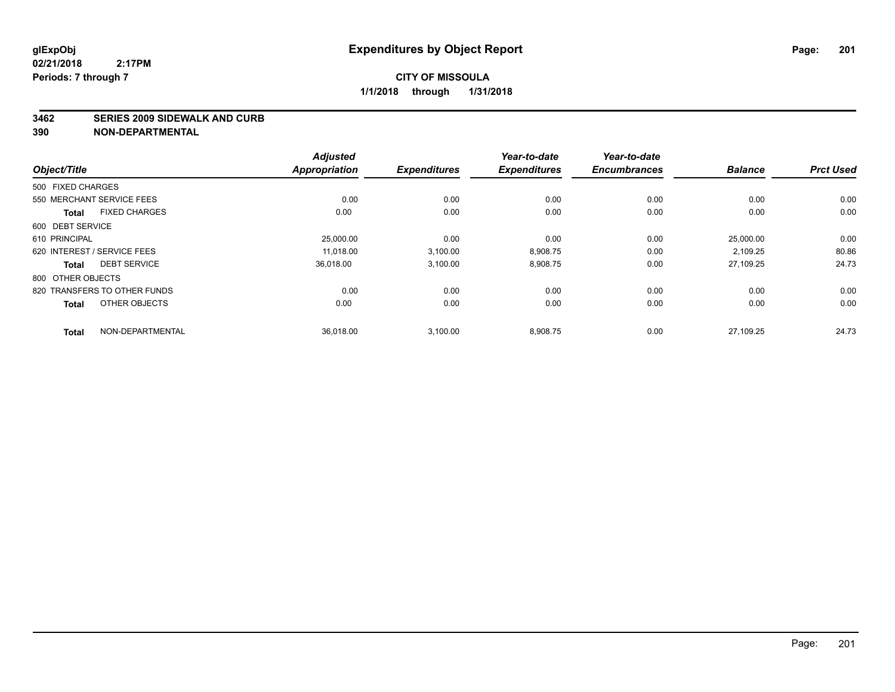**glExpObj** **Expenditures by Object Report**

**02/21/2018 2:17PM**

**Periods: 7 through 7**

**CITY OF MISSOULA**

**1/1/2018 through 1/31/2018**

## 3462 SERIES 2009 SIDEWALK AND CURB
## 390 NON-DEPARTMENTAL

| Object/Title | Adjusted Appropriation | Expenditures | Year-to-date Expenditures | Year-to-date Encumbrances | Balance | Prct Used |
|---|---|---|---|---|---|---|
| 500 FIXED CHARGES | | | | | | |
| 550 MERCHANT SERVICE FEES | 0.00 | 0.00 | 0.00 | 0.00 | 0.00 | 0.00 |
| **Total** FIXED CHARGES | 0.00 | 0.00 | 0.00 | 0.00 | 0.00 | 0.00 |
| 600 DEBT SERVICE | | | | | | |
| 610 PRINCIPAL | 25,000.00 | 0.00 | 0.00 | 0.00 | 25,000.00 | 0.00 |
| 620 INTEREST / SERVICE FEES | 11,018.00 | 3,100.00 | 8,908.75 | 0.00 | 2,109.25 | 80.86 |
| **Total** DEBT SERVICE | 36,018.00 | 3,100.00 | 8,908.75 | 0.00 | 27,109.25 | 24.73 |
| 800 OTHER OBJECTS | | | | | | |
| 820 TRANSFERS TO OTHER FUNDS | 0.00 | 0.00 | 0.00 | 0.00 | 0.00 | 0.00 |
| **Total** OTHER OBJECTS | 0.00 | 0.00 | 0.00 | 0.00 | 0.00 | 0.00 |
| **Total** NON-DEPARTMENTAL | 36,018.00 | 3,100.00 | 8,908.75 | 0.00 | 27,109.25 | 24.73 |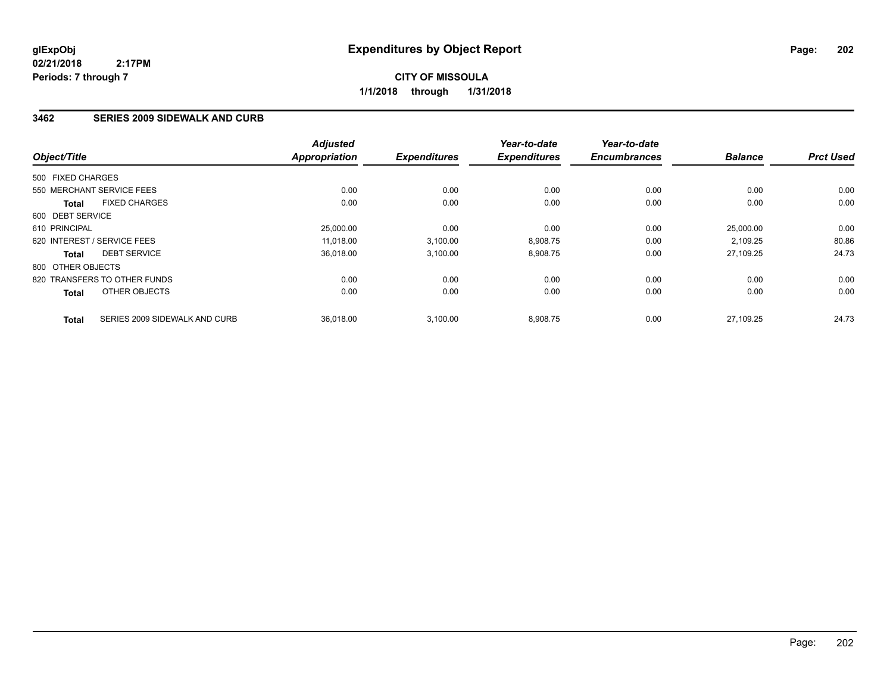# Expenditures by Object Report

glExpObj
02/21/2018 2:17PM
Periods: 7 through 7

**CITY OF MISSOULA**
**1/1/2018 through 1/31/2018**

## 3462 SERIES 2009 SIDEWALK AND CURB

| Object/Title | | Adjusted Appropriation | Expenditures | Year-to-date Expenditures | Year-to-date Encumbrances | Balance | Prct Used |
|---|---|---|---|---|---|---|---|
| 500 FIXED CHARGES | | | | | | | |
| 550 MERCHANT SERVICE FEES | | 0.00 | 0.00 | 0.00 | 0.00 | 0.00 | 0.00 |
| **Total** | FIXED CHARGES | 0.00 | 0.00 | 0.00 | 0.00 | 0.00 | 0.00 |
| 600 DEBT SERVICE | | | | | | | |
| 610 PRINCIPAL | | 25,000.00 | 0.00 | 0.00 | 0.00 | 25,000.00 | 0.00 |
| 620 INTEREST / SERVICE FEES | | 11,018.00 | 3,100.00 | 8,908.75 | 0.00 | 2,109.25 | 80.86 |
| **Total** | DEBT SERVICE | 36,018.00 | 3,100.00 | 8,908.75 | 0.00 | 27,109.25 | 24.73 |
| 800 OTHER OBJECTS | | | | | | | |
| 820 TRANSFERS TO OTHER FUNDS | | 0.00 | 0.00 | 0.00 | 0.00 | 0.00 | 0.00 |
| **Total** | OTHER OBJECTS | 0.00 | 0.00 | 0.00 | 0.00 | 0.00 | 0.00 |
| **Total** | SERIES 2009 SIDEWALK AND CURB | 36,018.00 | 3,100.00 | 8,908.75 | 0.00 | 27,109.25 | 24.73 |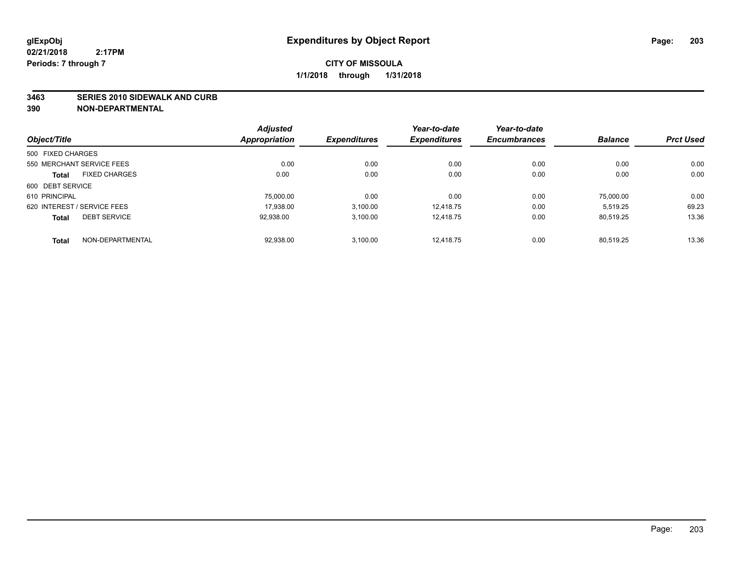**glExpObj**
**02/21/2018 2:17PM**
**Periods: 7 through 7**

# Expenditures by Object Report

**CITY OF MISSOULA**
**1/1/2018 through 1/31/2018**

**3463 SERIES 2010 SIDEWALK AND CURB**
**390 NON-DEPARTMENTAL**

| Object/Title | | Adjusted Appropriation | Expenditures | Year-to-date Expenditures | Year-to-date Encumbrances | Balance | Prct Used |
|---|---|---|---|---|---|---|---|
| 500 FIXED CHARGES | | | | | | | |
| 550 MERCHANT SERVICE FEES | | 0.00 | 0.00 | 0.00 | 0.00 | 0.00 | 0.00 |
| **Total** | FIXED CHARGES | 0.00 | 0.00 | 0.00 | 0.00 | 0.00 | 0.00 |
| 600 DEBT SERVICE | | | | | | | |
| 610 PRINCIPAL | | 75,000.00 | 0.00 | 0.00 | 0.00 | 75,000.00 | 0.00 |
| 620 INTEREST / SERVICE FEES | | 17,938.00 | 3,100.00 | 12,418.75 | 0.00 | 5,519.25 | 69.23 |
| **Total** | DEBT SERVICE | 92,938.00 | 3,100.00 | 12,418.75 | 0.00 | 80,519.25 | 13.36 |
| **Total** | NON-DEPARTMENTAL | 92,938.00 | 3,100.00 | 12,418.75 | 0.00 | 80,519.25 | 13.36 |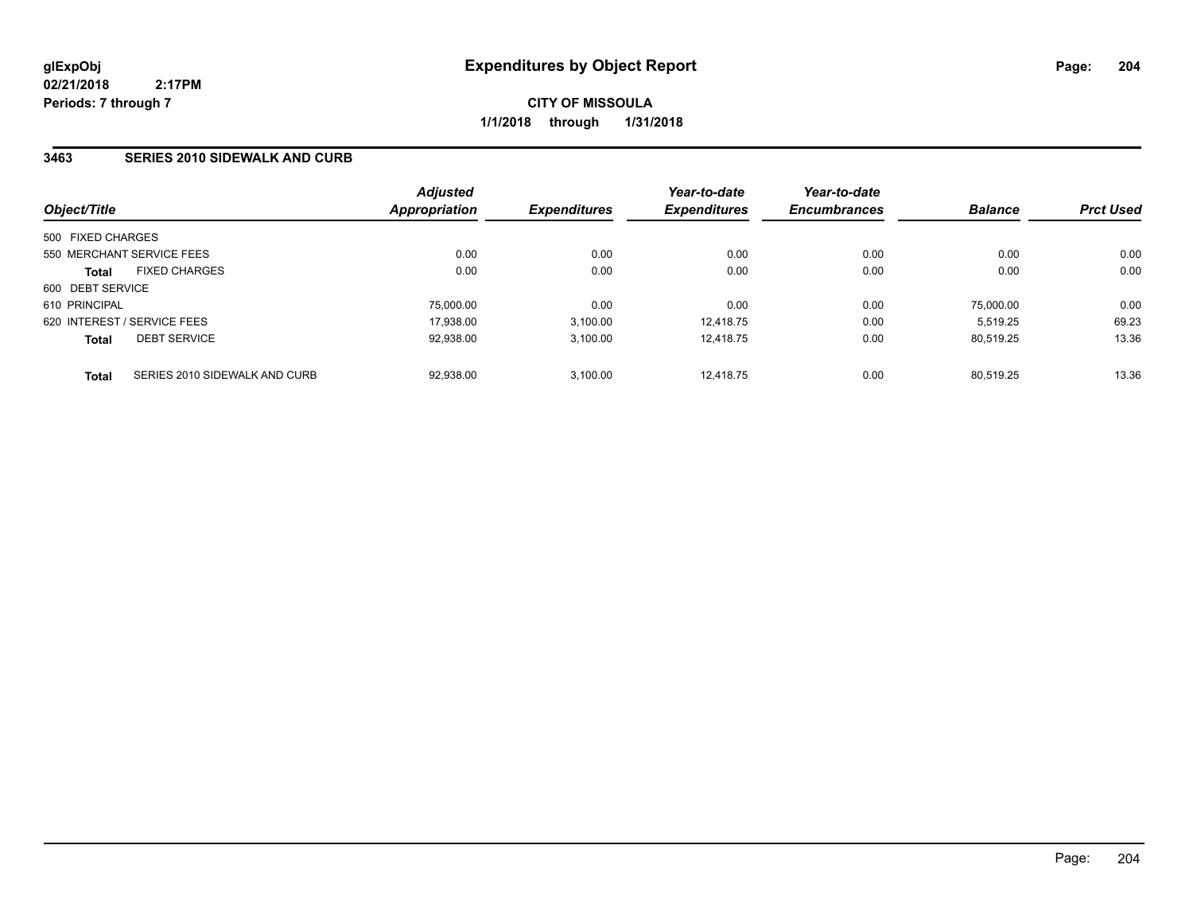glExpObj
02/21/2018 2:17PM
Periods: 7 through 7

# Expenditures by Object Report

**CITY OF MISSOULA**
**1/1/2018 through 1/31/2018**

## 3463 SERIES 2010 SIDEWALK AND CURB

| Object/Title | | Adjusted Appropriation | Expenditures | Year-to-date Expenditures | Year-to-date Encumbrances | Balance | Prct Used |
|---|---|---|---|---|---|---|---|
| 500 FIXED CHARGES | | | | | | | |
| 550 MERCHANT SERVICE FEES | | 0.00 | 0.00 | 0.00 | 0.00 | 0.00 | 0.00 |
| **Total** | FIXED CHARGES | 0.00 | 0.00 | 0.00 | 0.00 | 0.00 | 0.00 |
| 600 DEBT SERVICE | | | | | | | |
| 610 PRINCIPAL | | 75,000.00 | 0.00 | 0.00 | 0.00 | 75,000.00 | 0.00 |
| 620 INTEREST / SERVICE FEES | | 17,938.00 | 3,100.00 | 12,418.75 | 0.00 | 5,519.25 | 69.23 |
| **Total** | DEBT SERVICE | 92,938.00 | 3,100.00 | 12,418.75 | 0.00 | 80,519.25 | 13.36 |
| **Total** | SERIES 2010 SIDEWALK AND CURB | 92,938.00 | 3,100.00 | 12,418.75 | 0.00 | 80,519.25 | 13.36 |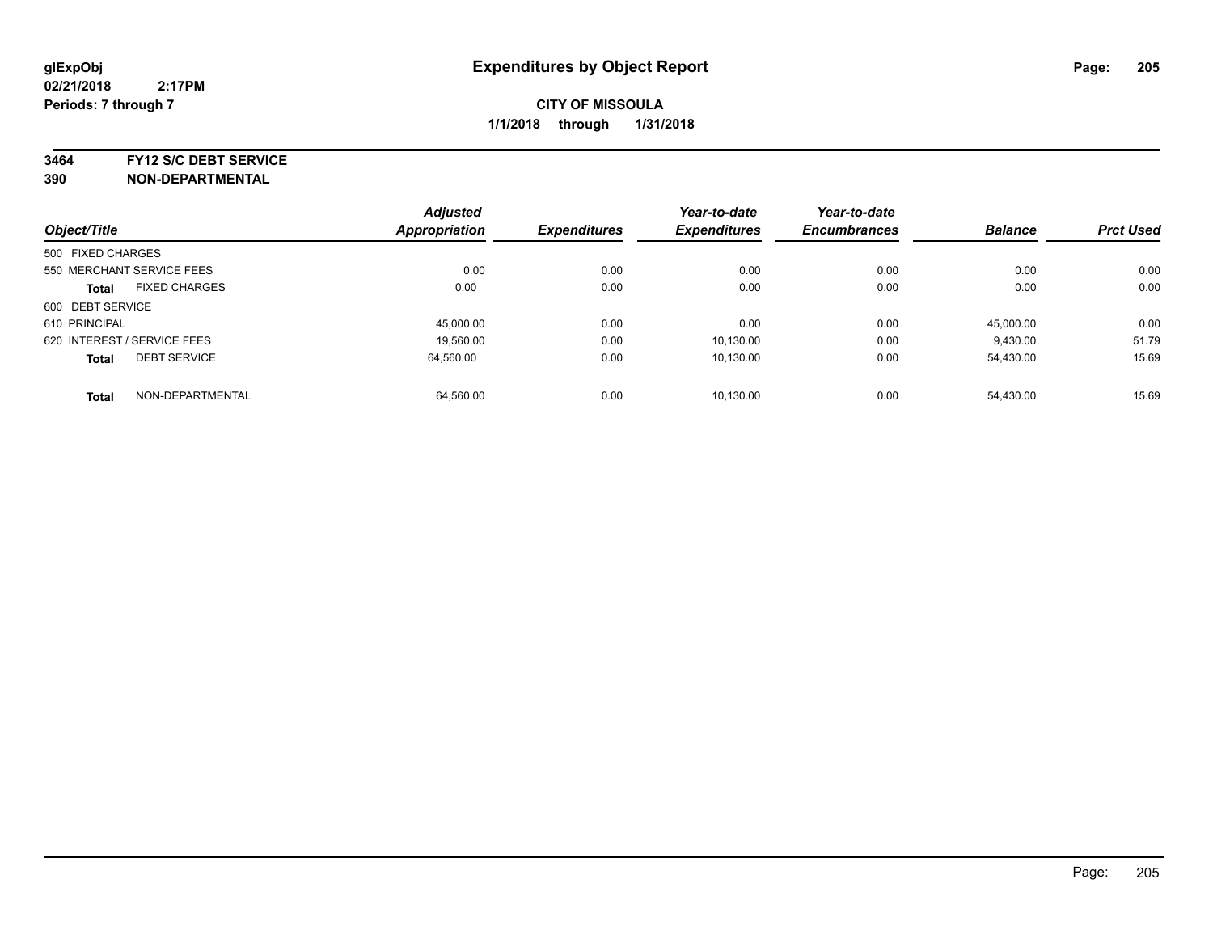**glExpObj**
**02/21/2018 2:17PM**
**Periods: 7 through 7**

# Expenditures by Object Report

**CITY OF MISSOULA**
**1/1/2018 through 1/31/2018**

**3464 FY12 S/C DEBT SERVICE**
**390 NON-DEPARTMENTAL**

| Object/Title | Adjusted Appropriation | Expenditures | Year-to-date Expenditures | Year-to-date Encumbrances | Balance | Prct Used |
|---|---|---|---|---|---|---|
| 500 FIXED CHARGES | | | | | | |
| 550 MERCHANT SERVICE FEES | 0.00 | 0.00 | 0.00 | 0.00 | 0.00 | 0.00 |
| **Total** FIXED CHARGES | 0.00 | 0.00 | 0.00 | 0.00 | 0.00 | 0.00 |
| 600 DEBT SERVICE | | | | | | |
| 610 PRINCIPAL | 45,000.00 | 0.00 | 0.00 | 0.00 | 45,000.00 | 0.00 |
| 620 INTEREST / SERVICE FEES | 19,560.00 | 0.00 | 10,130.00 | 0.00 | 9,430.00 | 51.79 |
| **Total** DEBT SERVICE | 64,560.00 | 0.00 | 10,130.00 | 0.00 | 54,430.00 | 15.69 |
| **Total** NON-DEPARTMENTAL | 64,560.00 | 0.00 | 10,130.00 | 0.00 | 54,430.00 | 15.69 |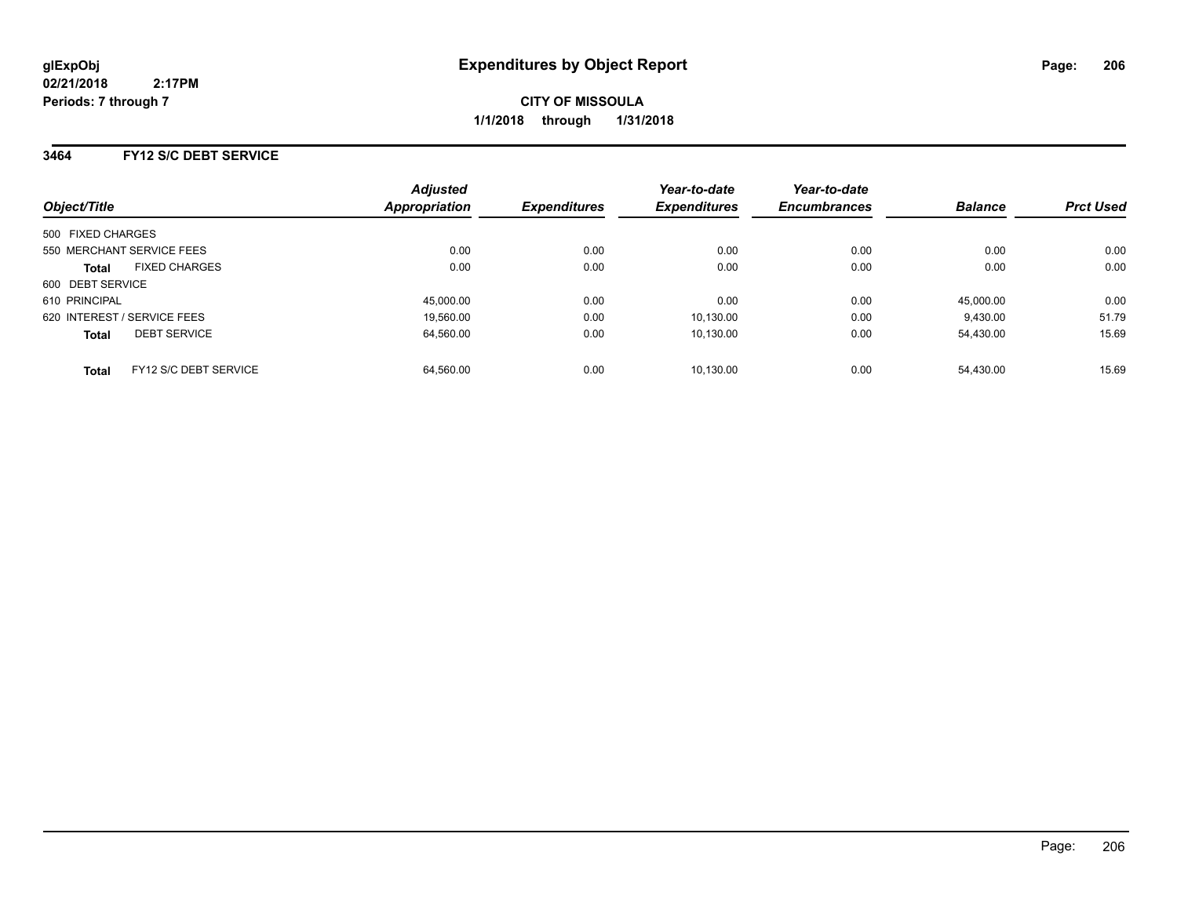# Expenditures by Object Report

glExpObj
02/21/2018 2:17PM
Periods: 7 through 7

**CITY OF MISSOULA**
**1/1/2018 through 1/31/2018**

## 3464 FY12 S/C DEBT SERVICE

| Object/Title | Adjusted Appropriation | Expenditures | Year-to-date Expenditures | Year-to-date Encumbrances | Balance | Prct Used |
|---|---|---|---|---|---|---|
| 500 FIXED CHARGES | | | | | | |
| 550 MERCHANT SERVICE FEES | 0.00 | 0.00 | 0.00 | 0.00 | 0.00 | 0.00 |
| **Total** FIXED CHARGES | 0.00 | 0.00 | 0.00 | 0.00 | 0.00 | 0.00 |
| 600 DEBT SERVICE | | | | | | |
| 610 PRINCIPAL | 45,000.00 | 0.00 | 0.00 | 0.00 | 45,000.00 | 0.00 |
| 620 INTEREST / SERVICE FEES | 19,560.00 | 0.00 | 10,130.00 | 0.00 | 9,430.00 | 51.79 |
| **Total** DEBT SERVICE | 64,560.00 | 0.00 | 10,130.00 | 0.00 | 54,430.00 | 15.69 |
| **Total** FY12 S/C DEBT SERVICE | 64,560.00 | 0.00 | 10,130.00 | 0.00 | 54,430.00 | 15.69 |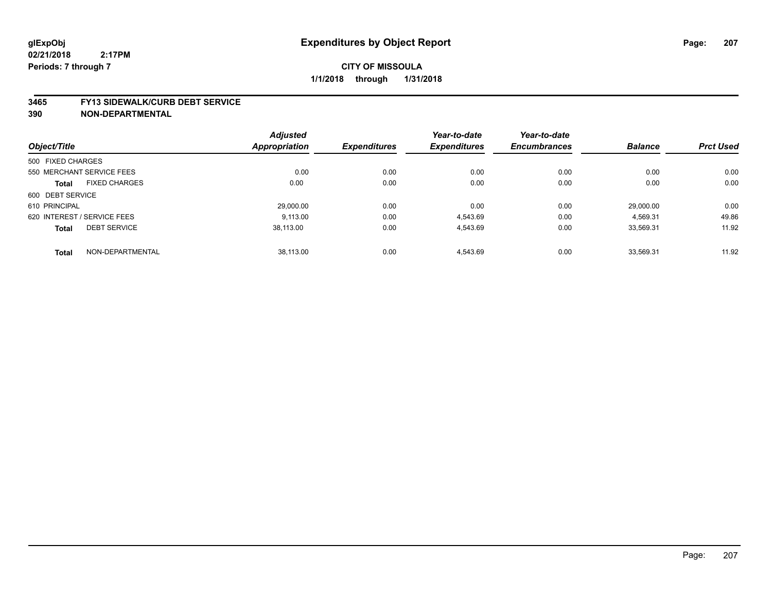**glExpObj**
**02/21/2018 2:17PM**
**Periods: 7 through 7**

# Expenditures by Object Report

**CITY OF MISSOULA**
**1/1/2018 through 1/31/2018**

## 3465 FY13 SIDEWALK/CURB DEBT SERVICE
## 390 NON-DEPARTMENTAL

| Object/Title | Adjusted Appropriation | Expenditures | Year-to-date Expenditures | Year-to-date Encumbrances | Balance | Prct Used |
|---|---|---|---|---|---|---|
| 500 FIXED CHARGES | | | | | | |
| 550 MERCHANT SERVICE FEES | 0.00 | 0.00 | 0.00 | 0.00 | 0.00 | 0.00 |
| **Total** FIXED CHARGES | 0.00 | 0.00 | 0.00 | 0.00 | 0.00 | 0.00 |
| 600 DEBT SERVICE | | | | | | |
| 610 PRINCIPAL | 29,000.00 | 0.00 | 0.00 | 0.00 | 29,000.00 | 0.00 |
| 620 INTEREST / SERVICE FEES | 9,113.00 | 0.00 | 4,543.69 | 0.00 | 4,569.31 | 49.86 |
| **Total** DEBT SERVICE | 38,113.00 | 0.00 | 4,543.69 | 0.00 | 33,569.31 | 11.92 |
| **Total** NON-DEPARTMENTAL | 38,113.00 | 0.00 | 4,543.69 | 0.00 | 33,569.31 | 11.92 |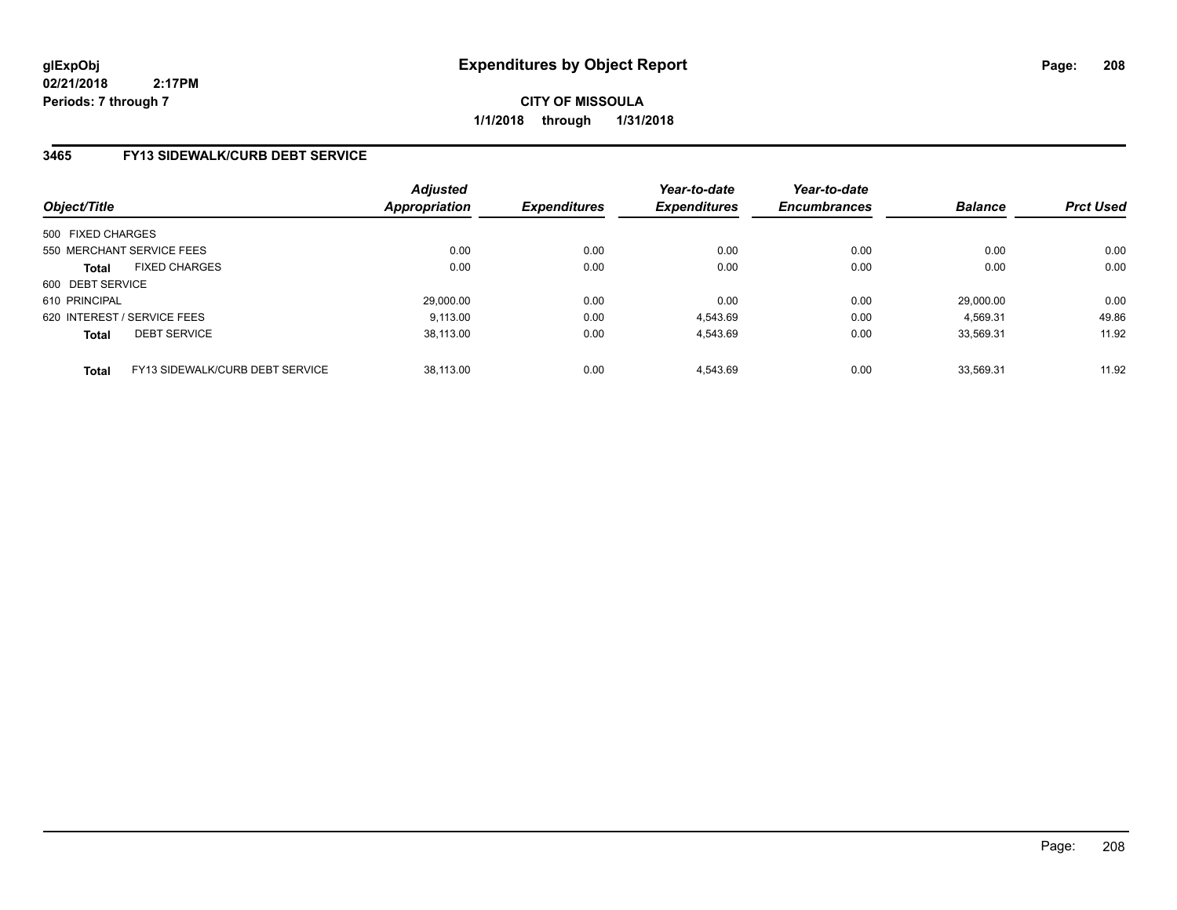**glExpObj**
**02/21/2018 2:17PM**
**Periods: 7 through 7**

# Expenditures by Object Report

**CITY OF MISSOULA**
**1/1/2018 through 1/31/2018**

## 3465 FY13 SIDEWALK/CURB DEBT SERVICE

| Object/Title | | Adjusted Appropriation | Expenditures | Year-to-date Expenditures | Year-to-date Encumbrances | Balance | Prct Used |
|---|---|---|---|---|---|---|---|
| 500 FIXED CHARGES | | | | | | | |
| 550 MERCHANT SERVICE FEES | | 0.00 | 0.00 | 0.00 | 0.00 | 0.00 | 0.00 |
| **Total** | FIXED CHARGES | 0.00 | 0.00 | 0.00 | 0.00 | 0.00 | 0.00 |
| 600 DEBT SERVICE | | | | | | | |
| 610 PRINCIPAL | | 29,000.00 | 0.00 | 0.00 | 0.00 | 29,000.00 | 0.00 |
| 620 INTEREST / SERVICE FEES | | 9,113.00 | 0.00 | 4,543.69 | 0.00 | 4,569.31 | 49.86 |
| **Total** | DEBT SERVICE | 38,113.00 | 0.00 | 4,543.69 | 0.00 | 33,569.31 | 11.92 |
| **Total** | FY13 SIDEWALK/CURB DEBT SERVICE | 38,113.00 | 0.00 | 4,543.69 | 0.00 | 33,569.31 | 11.92 |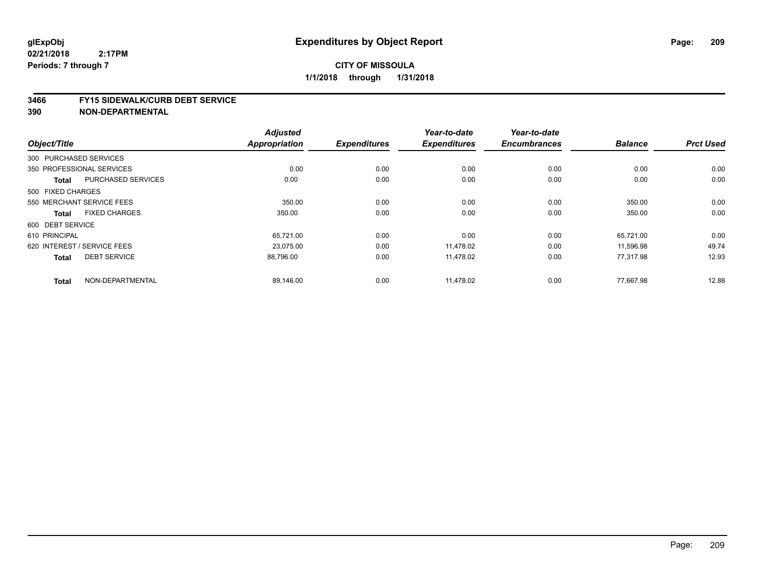**glExpObj**
**02/21/2018 2:17PM**
**Periods: 7 through 7**

# Expenditures by Object Report

**CITY OF MISSOULA**
**1/1/2018 through 1/31/2018**

**3466 FY15 SIDEWALK/CURB DEBT SERVICE**
**390 NON-DEPARTMENTAL**

| Object/Title | Adjusted Appropriation | Expenditures | Year-to-date Expenditures | Year-to-date Encumbrances | Balance | Prct Used |
|---|---|---|---|---|---|---|
| 300 PURCHASED SERVICES | | | | | | |
| 350 PROFESSIONAL SERVICES | 0.00 | 0.00 | 0.00 | 0.00 | 0.00 | 0.00 |
| **Total** PURCHASED SERVICES | 0.00 | 0.00 | 0.00 | 0.00 | 0.00 | 0.00 |
| 500 FIXED CHARGES | | | | | | |
| 550 MERCHANT SERVICE FEES | 350.00 | 0.00 | 0.00 | 0.00 | 350.00 | 0.00 |
| **Total** FIXED CHARGES | 350.00 | 0.00 | 0.00 | 0.00 | 350.00 | 0.00 |
| 600 DEBT SERVICE | | | | | | |
| 610 PRINCIPAL | 65,721.00 | 0.00 | 0.00 | 0.00 | 65,721.00 | 0.00 |
| 620 INTEREST / SERVICE FEES | 23,075.00 | 0.00 | 11,478.02 | 0.00 | 11,596.98 | 49.74 |
| **Total** DEBT SERVICE | 88,796.00 | 0.00 | 11,478.02 | 0.00 | 77,317.98 | 12.93 |
| **Total** NON-DEPARTMENTAL | 89,146.00 | 0.00 | 11,478.02 | 0.00 | 77,667.98 | 12.88 |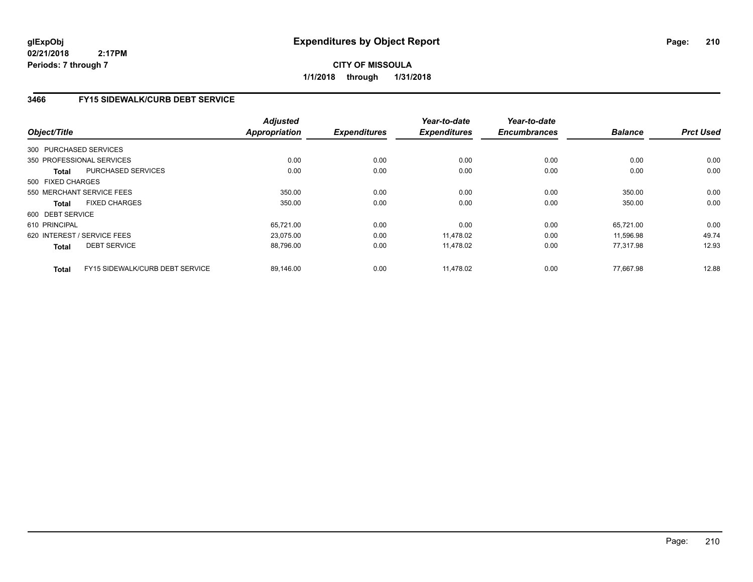# Expenditures by Object Report

glExpObj
02/21/2018 2:17PM
Periods: 7 through 7

**CITY OF MISSOULA**

**1/1/2018 through 1/31/2018**

## 3466 FY15 SIDEWALK/CURB DEBT SERVICE

| Object/Title | | Adjusted Appropriation | Expenditures | Year-to-date Expenditures | Year-to-date Encumbrances | Balance | Prct Used |
|---|---|---|---|---|---|---|---|
| 300 PURCHASED SERVICES | | | | | | | |
| 350 PROFESSIONAL SERVICES | | 0.00 | 0.00 | 0.00 | 0.00 | 0.00 | 0.00 |
| **Total** | PURCHASED SERVICES | 0.00 | 0.00 | 0.00 | 0.00 | 0.00 | 0.00 |
| 500 FIXED CHARGES | | | | | | | |
| 550 MERCHANT SERVICE FEES | | 350.00 | 0.00 | 0.00 | 0.00 | 350.00 | 0.00 |
| **Total** | FIXED CHARGES | 350.00 | 0.00 | 0.00 | 0.00 | 350.00 | 0.00 |
| 600 DEBT SERVICE | | | | | | | |
| 610 PRINCIPAL | | 65,721.00 | 0.00 | 0.00 | 0.00 | 65,721.00 | 0.00 |
| 620 INTEREST / SERVICE FEES | | 23,075.00 | 0.00 | 11,478.02 | 0.00 | 11,596.98 | 49.74 |
| **Total** | DEBT SERVICE | 88,796.00 | 0.00 | 11,478.02 | 0.00 | 77,317.98 | 12.93 |
| **Total** | FY15 SIDEWALK/CURB DEBT SERVICE | 89,146.00 | 0.00 | 11,478.02 | 0.00 | 77,667.98 | 12.88 |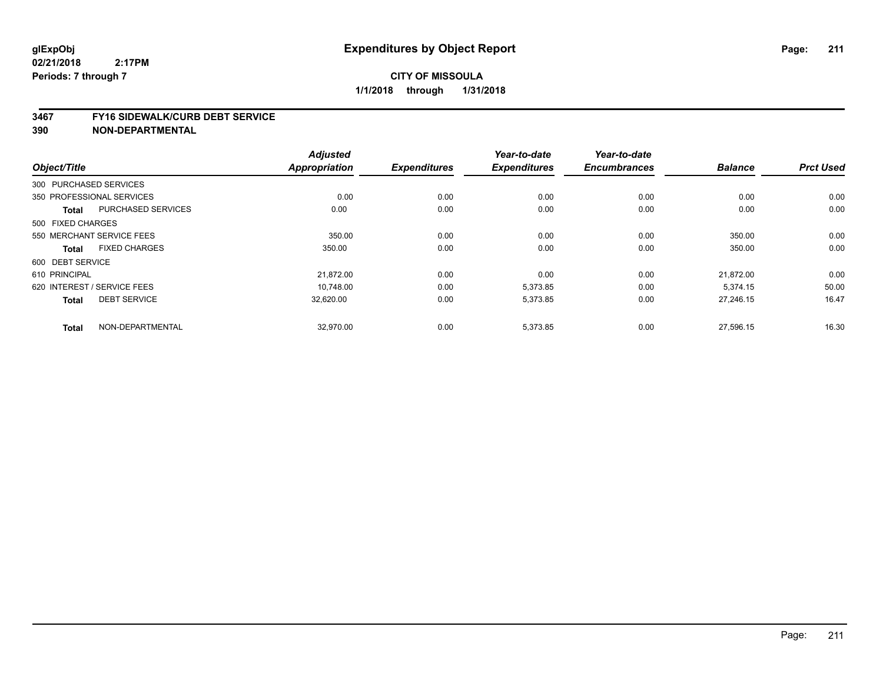**glExpObj**
**02/21/2018 2:17PM**
**Periods: 7 through 7**

# Expenditures by Object Report

**CITY OF MISSOULA**
**1/1/2018 through 1/31/2018**

## 3467 FY16 SIDEWALK/CURB DEBT SERVICE
## 390 NON-DEPARTMENTAL

| Object/Title | | Adjusted Appropriation | Expenditures | Year-to-date Expenditures | Year-to-date Encumbrances | Balance | Prct Used |
|---|---|---|---|---|---|---|---|
| 300 PURCHASED SERVICES | | | | | | | |
| 350 PROFESSIONAL SERVICES | | 0.00 | 0.00 | 0.00 | 0.00 | 0.00 | 0.00 |
| **Total** | PURCHASED SERVICES | 0.00 | 0.00 | 0.00 | 0.00 | 0.00 | 0.00 |
| 500 FIXED CHARGES | | | | | | | |
| 550 MERCHANT SERVICE FEES | | 350.00 | 0.00 | 0.00 | 0.00 | 350.00 | 0.00 |
| **Total** | FIXED CHARGES | 350.00 | 0.00 | 0.00 | 0.00 | 350.00 | 0.00 |
| 600 DEBT SERVICE | | | | | | | |
| 610 PRINCIPAL | | 21,872.00 | 0.00 | 0.00 | 0.00 | 21,872.00 | 0.00 |
| 620 INTEREST / SERVICE FEES | | 10,748.00 | 0.00 | 5,373.85 | 0.00 | 5,374.15 | 50.00 |
| **Total** | DEBT SERVICE | 32,620.00 | 0.00 | 5,373.85 | 0.00 | 27,246.15 | 16.47 |
| **Total** | NON-DEPARTMENTAL | 32,970.00 | 0.00 | 5,373.85 | 0.00 | 27,596.15 | 16.30 |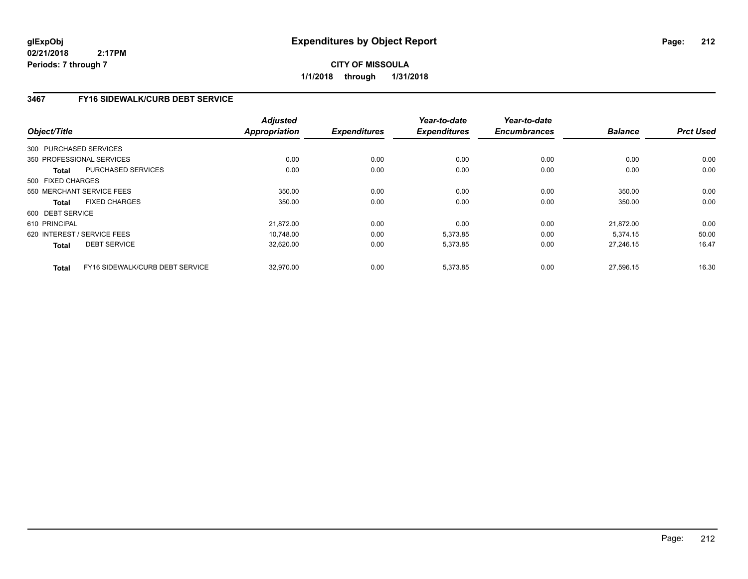**glExpObj**
**02/21/2018 2:17PM**
**Periods: 7 through 7**

# Expenditures by Object Report

**CITY OF MISSOULA**
**1/1/2018 through 1/31/2018**

## 3467 FY16 SIDEWALK/CURB DEBT SERVICE

| Object/Title | Adjusted Appropriation | Expenditures | Year-to-date Expenditures | Year-to-date Encumbrances | Balance | Prct Used |
|---|---|---|---|---|---|---|
| 300 PURCHASED SERVICES | | | | | | |
| 350 PROFESSIONAL SERVICES | 0.00 | 0.00 | 0.00 | 0.00 | 0.00 | 0.00 |
| **Total** PURCHASED SERVICES | 0.00 | 0.00 | 0.00 | 0.00 | 0.00 | 0.00 |
| 500 FIXED CHARGES | | | | | | |
| 550 MERCHANT SERVICE FEES | 350.00 | 0.00 | 0.00 | 0.00 | 350.00 | 0.00 |
| **Total** FIXED CHARGES | 350.00 | 0.00 | 0.00 | 0.00 | 350.00 | 0.00 |
| 600 DEBT SERVICE | | | | | | |
| 610 PRINCIPAL | 21,872.00 | 0.00 | 0.00 | 0.00 | 21,872.00 | 0.00 |
| 620 INTEREST / SERVICE FEES | 10,748.00 | 0.00 | 5,373.85 | 0.00 | 5,374.15 | 50.00 |
| **Total** DEBT SERVICE | 32,620.00 | 0.00 | 5,373.85 | 0.00 | 27,246.15 | 16.47 |
| **Total** FY16 SIDEWALK/CURB DEBT SERVICE | 32,970.00 | 0.00 | 5,373.85 | 0.00 | 27,596.15 | 16.30 |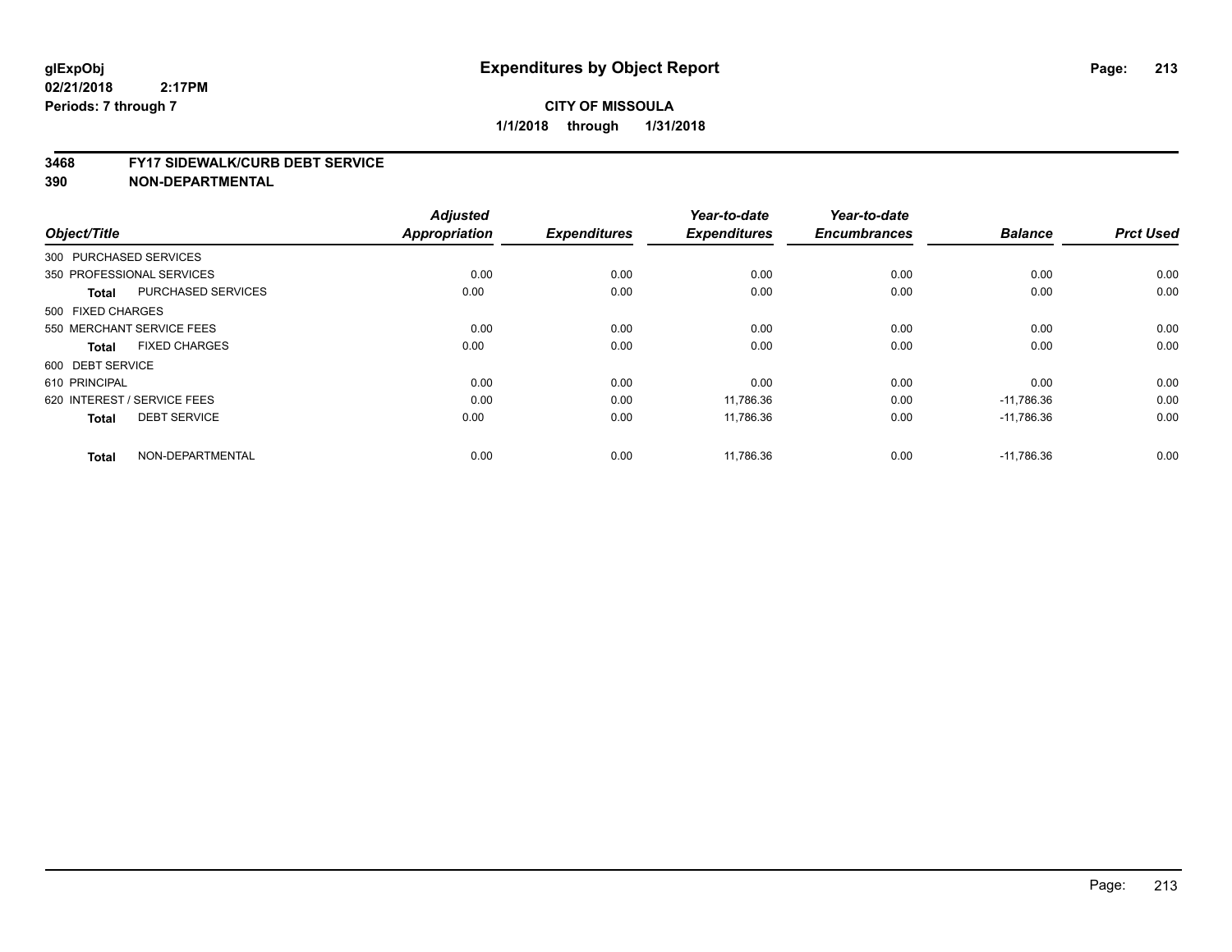**glExpObj**
**02/21/2018 2:17PM**
**Periods: 7 through 7**

# Expenditures by Object Report

**CITY OF MISSOULA**
**1/1/2018 through 1/31/2018**

**3468 FY17 SIDEWALK/CURB DEBT SERVICE**
**390 NON-DEPARTMENTAL**

| Object/Title | | Adjusted Appropriation | Expenditures | Year-to-date Expenditures | Year-to-date Encumbrances | Balance | Prct Used |
|---|---|---|---|---|---|---|---|
| 300 PURCHASED SERVICES | | | | | | | |
| 350 PROFESSIONAL SERVICES | | 0.00 | 0.00 | 0.00 | 0.00 | 0.00 | 0.00 |
| **Total** | PURCHASED SERVICES | 0.00 | 0.00 | 0.00 | 0.00 | 0.00 | 0.00 |
| 500 FIXED CHARGES | | | | | | | |
| 550 MERCHANT SERVICE FEES | | 0.00 | 0.00 | 0.00 | 0.00 | 0.00 | 0.00 |
| **Total** | FIXED CHARGES | 0.00 | 0.00 | 0.00 | 0.00 | 0.00 | 0.00 |
| 600 DEBT SERVICE | | | | | | | |
| 610 PRINCIPAL | | 0.00 | 0.00 | 0.00 | 0.00 | 0.00 | 0.00 |
| 620 INTEREST / SERVICE FEES | | 0.00 | 0.00 | 11,786.36 | 0.00 | -11,786.36 | 0.00 |
| **Total** | DEBT SERVICE | 0.00 | 0.00 | 11,786.36 | 0.00 | -11,786.36 | 0.00 |
| **Total** | NON-DEPARTMENTAL | 0.00 | 0.00 | 11,786.36 | 0.00 | -11,786.36 | 0.00 |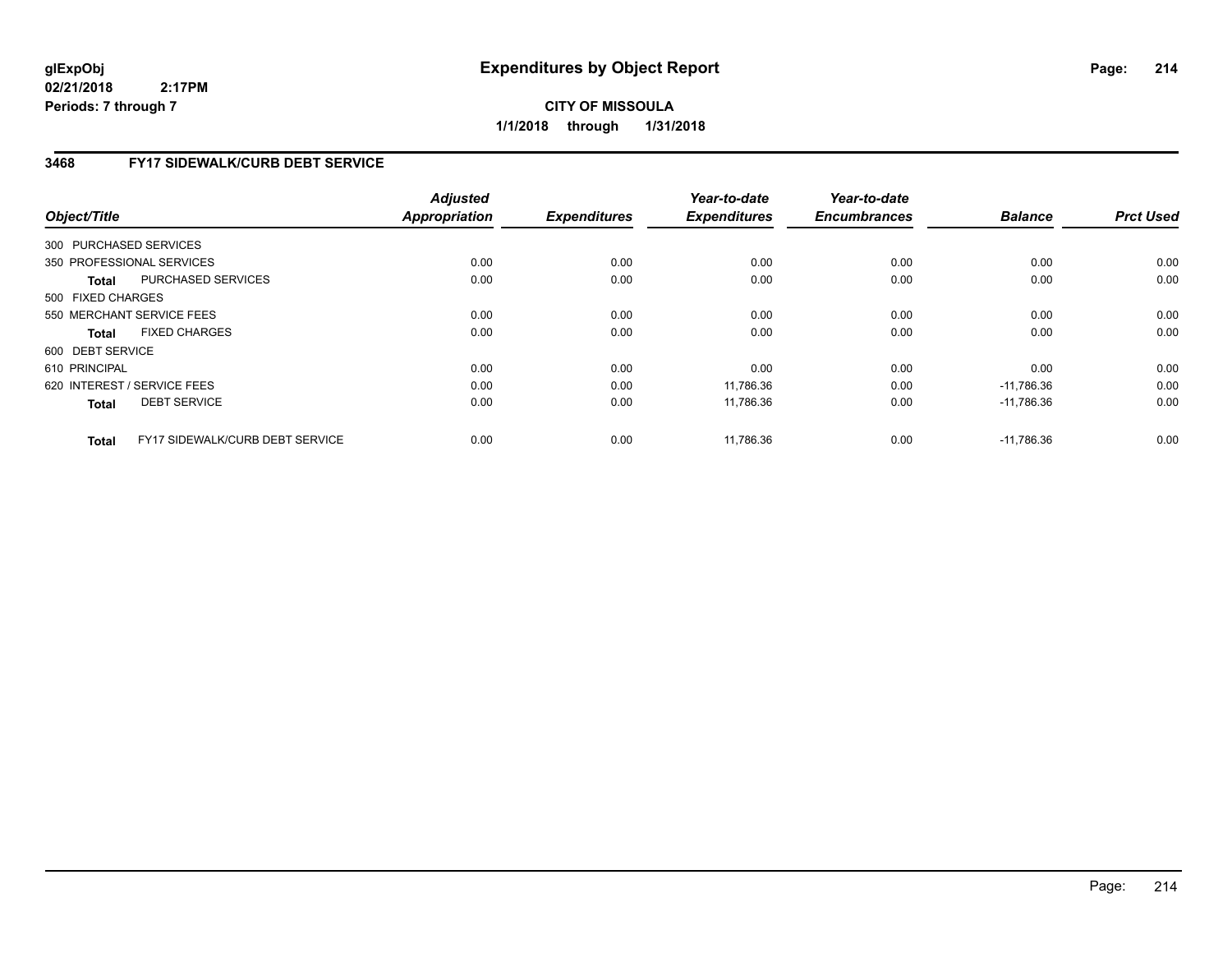**glExpObj** **Expenditures by Object Report**

**02/21/2018 2:17PM**

**Periods: 7 through 7**

**CITY OF MISSOULA**

**1/1/2018 through 1/31/2018**

## 3468 FY17 SIDEWALK/CURB DEBT SERVICE

| Object/Title | Adjusted Appropriation | Expenditures | Year-to-date Expenditures | Year-to-date Encumbrances | Balance | Prct Used |
|---|---|---|---|---|---|---|
| 300 PURCHASED SERVICES | | | | | | |
| 350 PROFESSIONAL SERVICES | 0.00 | 0.00 | 0.00 | 0.00 | 0.00 | 0.00 |
| **Total** PURCHASED SERVICES | 0.00 | 0.00 | 0.00 | 0.00 | 0.00 | 0.00 |
| 500 FIXED CHARGES | | | | | | |
| 550 MERCHANT SERVICE FEES | 0.00 | 0.00 | 0.00 | 0.00 | 0.00 | 0.00 |
| **Total** FIXED CHARGES | 0.00 | 0.00 | 0.00 | 0.00 | 0.00 | 0.00 |
| 600 DEBT SERVICE | | | | | | |
| 610 PRINCIPAL | 0.00 | 0.00 | 0.00 | 0.00 | 0.00 | 0.00 |
| 620 INTEREST / SERVICE FEES | 0.00 | 0.00 | 11,786.36 | 0.00 | -11,786.36 | 0.00 |
| **Total** DEBT SERVICE | 0.00 | 0.00 | 11,786.36 | 0.00 | -11,786.36 | 0.00 |
| **Total** FY17 SIDEWALK/CURB DEBT SERVICE | 0.00 | 0.00 | 11,786.36 | 0.00 | -11,786.36 | 0.00 |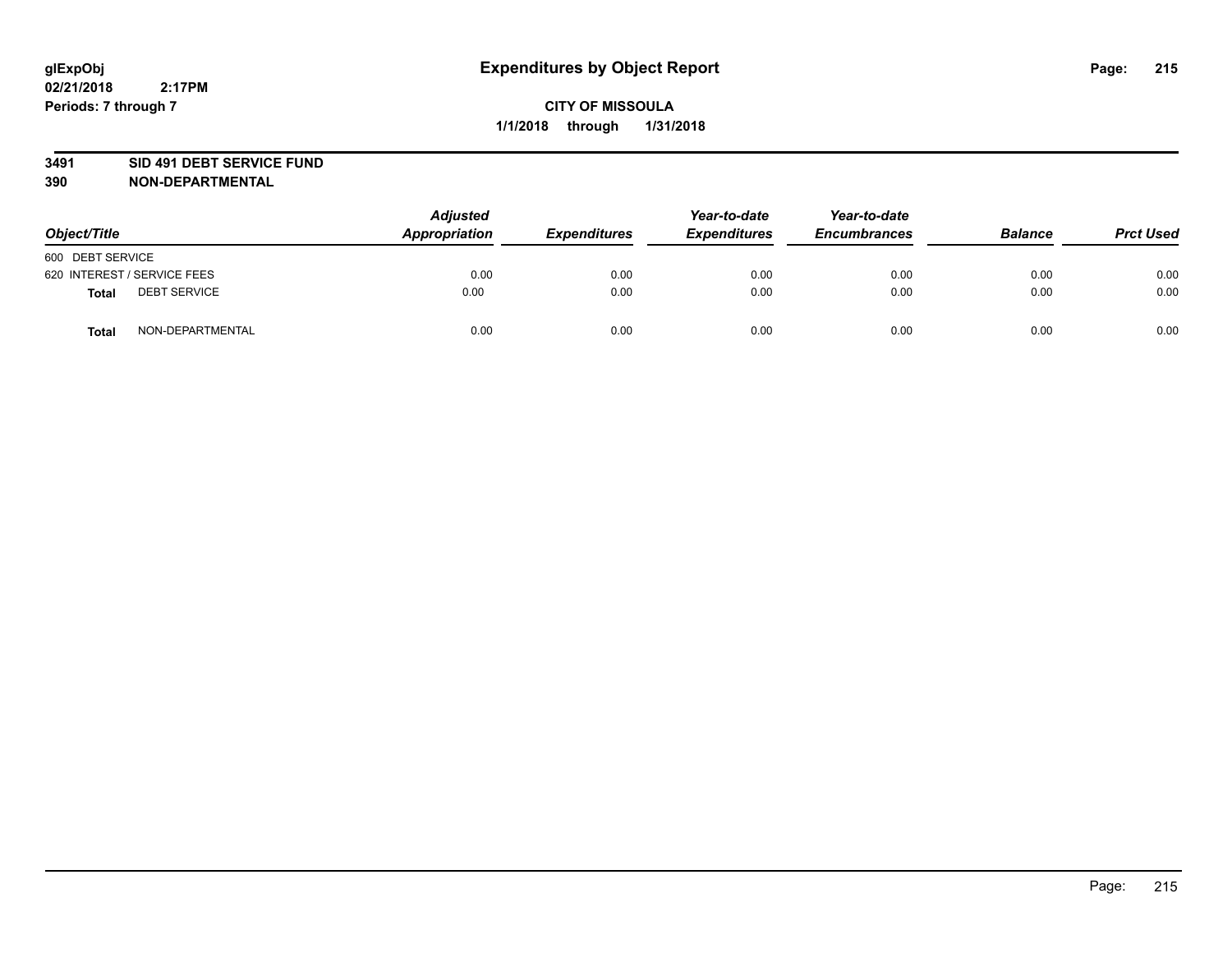**glExpObj**
**02/21/2018 2:17PM**
**Periods: 7 through 7**

# Expenditures by Object Report

**CITY OF MISSOULA**
**1/1/2018 through 1/31/2018**

**3491 SID 491 DEBT SERVICE FUND**
**390 NON-DEPARTMENTAL**

| Object/Title | Adjusted Appropriation | Expenditures | Year-to-date Expenditures | Year-to-date Encumbrances | Balance | Prct Used |
|---|---|---|---|---|---|---|
| 600 DEBT SERVICE | | | | | | |
| 620 INTEREST / SERVICE FEES | 0.00 | 0.00 | 0.00 | 0.00 | 0.00 | 0.00 |
| **Total** DEBT SERVICE | 0.00 | 0.00 | 0.00 | 0.00 | 0.00 | 0.00 |
| **Total** NON-DEPARTMENTAL | 0.00 | 0.00 | 0.00 | 0.00 | 0.00 | 0.00 |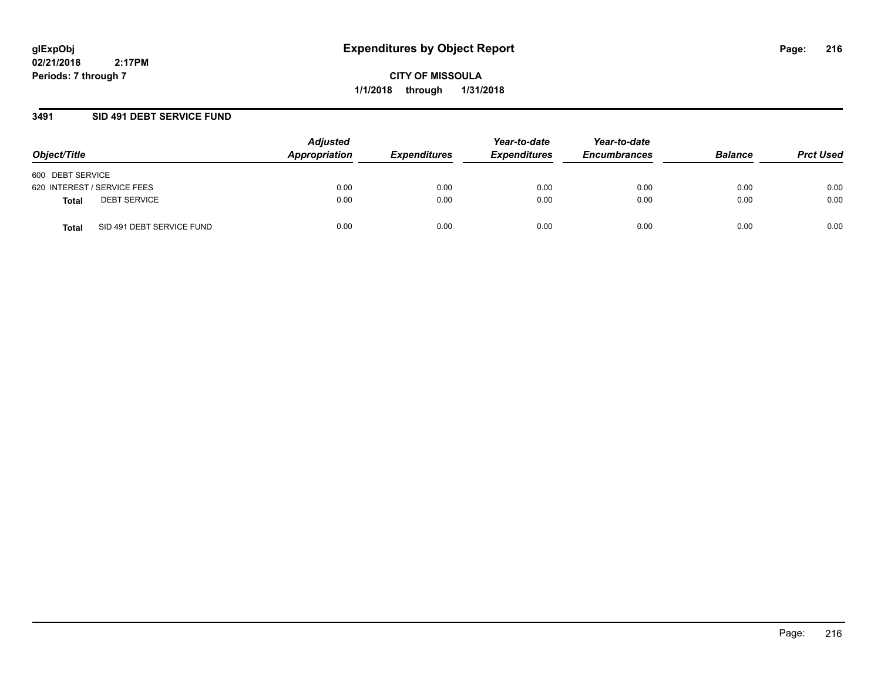**glExpObj**
**02/21/2018 2:17PM**
**Periods: 7 through 7**

# Expenditures by Object Report

**CITY OF MISSOULA**
**1/1/2018 through 1/31/2018**

## 3491 SID 491 DEBT SERVICE FUND

| Object/Title | Adjusted Appropriation | Expenditures | Year-to-date Expenditures | Year-to-date Encumbrances | Balance | Prct Used |
|---|---|---|---|---|---|---|
| 600 DEBT SERVICE | | | | | | |
| 620 INTEREST / SERVICE FEES | 0.00 | 0.00 | 0.00 | 0.00 | 0.00 | 0.00 |
| **Total** DEBT SERVICE | 0.00 | 0.00 | 0.00 | 0.00 | 0.00 | 0.00 |
| **Total** SID 491 DEBT SERVICE FUND | 0.00 | 0.00 | 0.00 | 0.00 | 0.00 | 0.00 |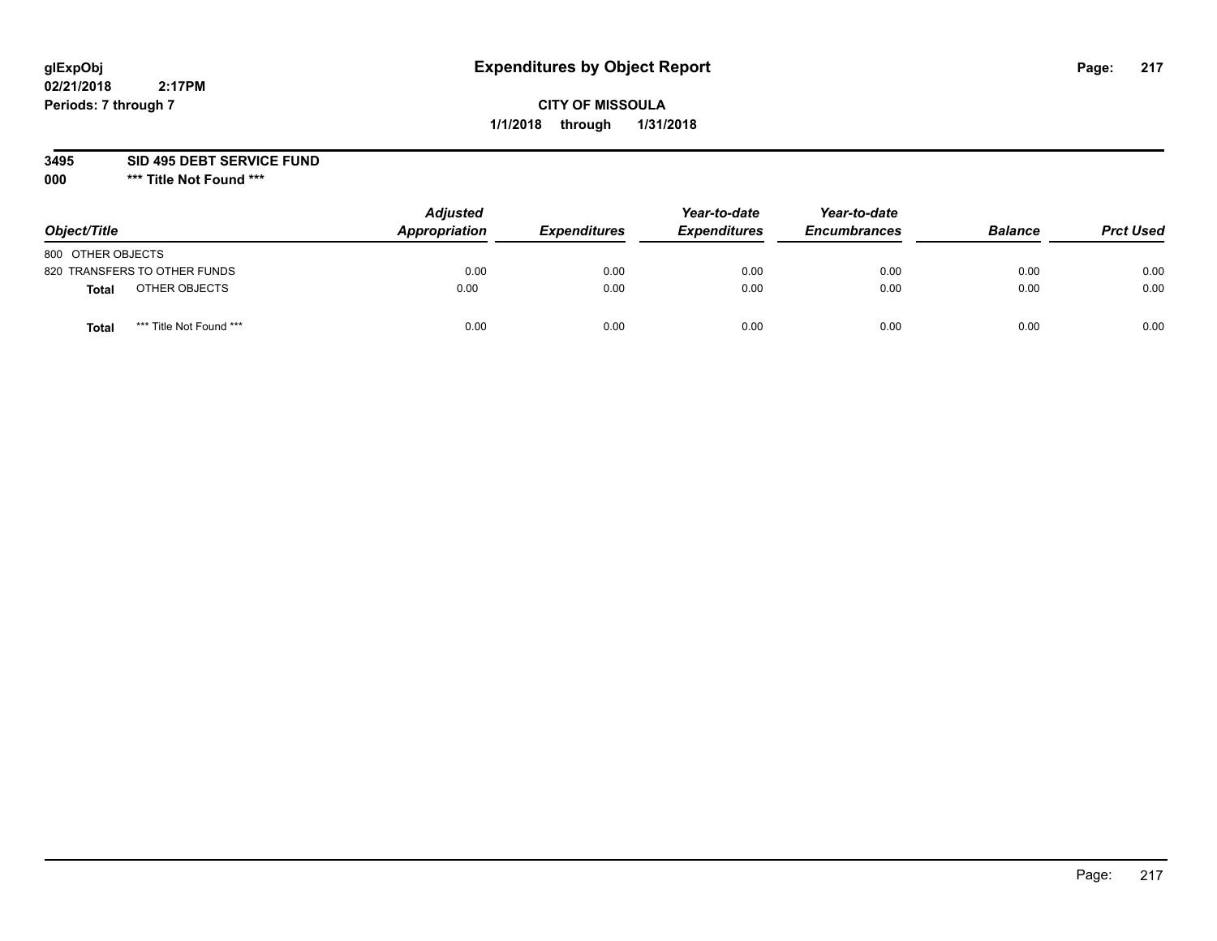# Expenditures by Object Report

glExpObj
02/21/2018 2:17PM
Periods: 7 through 7

**CITY OF MISSOULA**
**1/1/2018 through 1/31/2018**

**3495 SID 495 DEBT SERVICE FUND**
**000 *** Title Not Found *****

| Object/Title | Adjusted Appropriation | Expenditures | Year-to-date Expenditures | Year-to-date Encumbrances | Balance | Prct Used |
|---|---|---|---|---|---|---|
| 800 OTHER OBJECTS | | | | | | |
| 820 TRANSFERS TO OTHER FUNDS | 0.00 | 0.00 | 0.00 | 0.00 | 0.00 | 0.00 |
| **Total** OTHER OBJECTS | 0.00 | 0.00 | 0.00 | 0.00 | 0.00 | 0.00 |
| **Total** *** Title Not Found *** | 0.00 | 0.00 | 0.00 | 0.00 | 0.00 | 0.00 |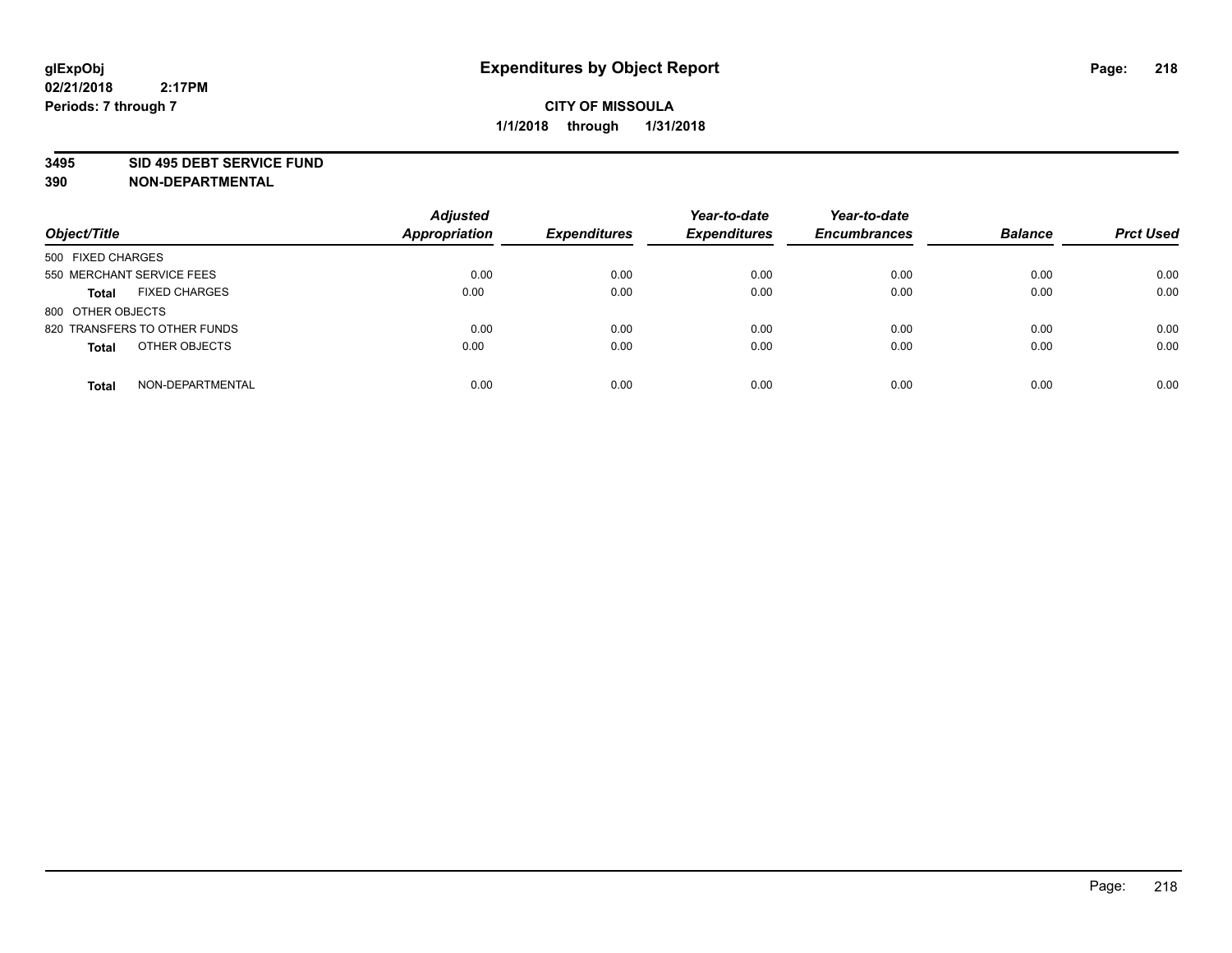**glExpObj**
**02/21/2018 2:17PM**
**Periods: 7 through 7**

# Expenditures by Object Report

**CITY OF MISSOULA**
**1/1/2018 through 1/31/2018**

**3495 SID 495 DEBT SERVICE FUND**
**390 NON-DEPARTMENTAL**

| Object/Title | Adjusted Appropriation | Expenditures | Year-to-date Expenditures | Year-to-date Encumbrances | Balance | Prct Used |
|---|---|---|---|---|---|---|
| 500 FIXED CHARGES | | | | | | |
| 550 MERCHANT SERVICE FEES | 0.00 | 0.00 | 0.00 | 0.00 | 0.00 | 0.00 |
| **Total** FIXED CHARGES | 0.00 | 0.00 | 0.00 | 0.00 | 0.00 | 0.00 |
| 800 OTHER OBJECTS | | | | | | |
| 820 TRANSFERS TO OTHER FUNDS | 0.00 | 0.00 | 0.00 | 0.00 | 0.00 | 0.00 |
| **Total** OTHER OBJECTS | 0.00 | 0.00 | 0.00 | 0.00 | 0.00 | 0.00 |
| **Total** NON-DEPARTMENTAL | 0.00 | 0.00 | 0.00 | 0.00 | 0.00 | 0.00 |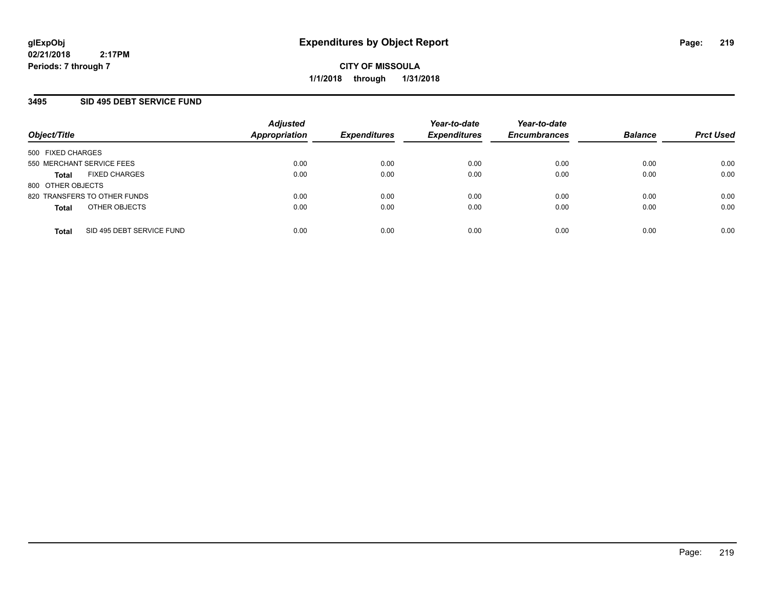**glExpObj**
**02/21/2018 2:17PM**
**Periods: 7 through 7**

# Expenditures by Object Report

**CITY OF MISSOULA**
**1/1/2018 through 1/31/2018**

## 3495 SID 495 DEBT SERVICE FUND

| Object/Title | Adjusted Appropriation | Expenditures | Year-to-date Expenditures | Year-to-date Encumbrances | Balance | Prct Used |
|---|---|---|---|---|---|---|
| 500 FIXED CHARGES | | | | | | |
| 550 MERCHANT SERVICE FEES | 0.00 | 0.00 | 0.00 | 0.00 | 0.00 | 0.00 |
| **Total** FIXED CHARGES | 0.00 | 0.00 | 0.00 | 0.00 | 0.00 | 0.00 |
| 800 OTHER OBJECTS | | | | | | |
| 820 TRANSFERS TO OTHER FUNDS | 0.00 | 0.00 | 0.00 | 0.00 | 0.00 | 0.00 |
| **Total** OTHER OBJECTS | 0.00 | 0.00 | 0.00 | 0.00 | 0.00 | 0.00 |
| **Total** SID 495 DEBT SERVICE FUND | 0.00 | 0.00 | 0.00 | 0.00 | 0.00 | 0.00 |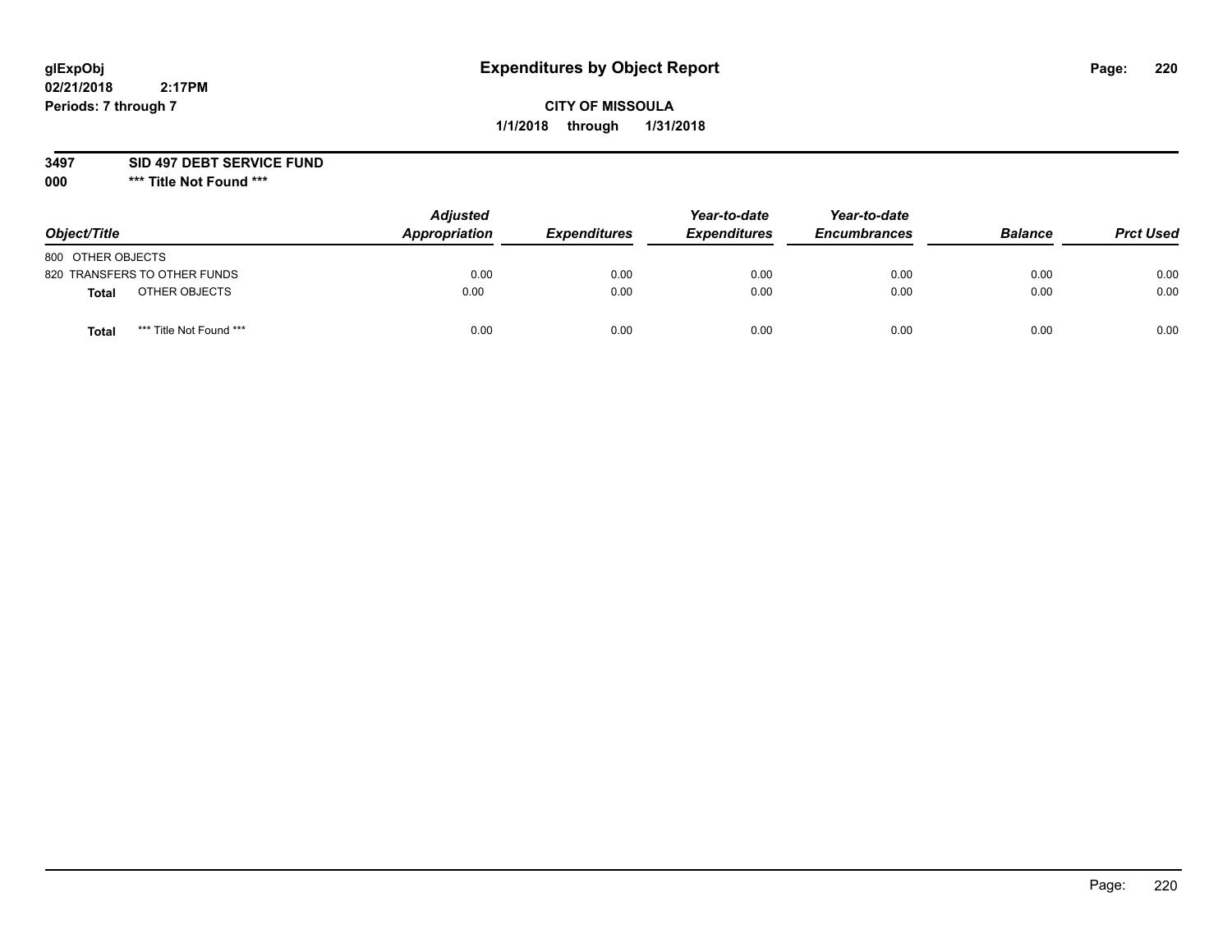glExpObj
02/21/2018 2:17PM
Periods: 7 through 7

# Expenditures by Object Report

**CITY OF MISSOULA**
**1/1/2018 through 1/31/2018**

**3497 SID 497 DEBT SERVICE FUND**
**000 \*\*\* Title Not Found \*\*\***

| Object/Title | Adjusted Appropriation | Expenditures | Year-to-date Expenditures | Year-to-date Encumbrances | Balance | Prct Used |
|---|---|---|---|---|---|---|
| 800 OTHER OBJECTS | | | | | | |
| 820 TRANSFERS TO OTHER FUNDS | 0.00 | 0.00 | 0.00 | 0.00 | 0.00 | 0.00 |
| **Total** OTHER OBJECTS | 0.00 | 0.00 | 0.00 | 0.00 | 0.00 | 0.00 |
| **Total** *** Title Not Found *** | 0.00 | 0.00 | 0.00 | 0.00 | 0.00 | 0.00 |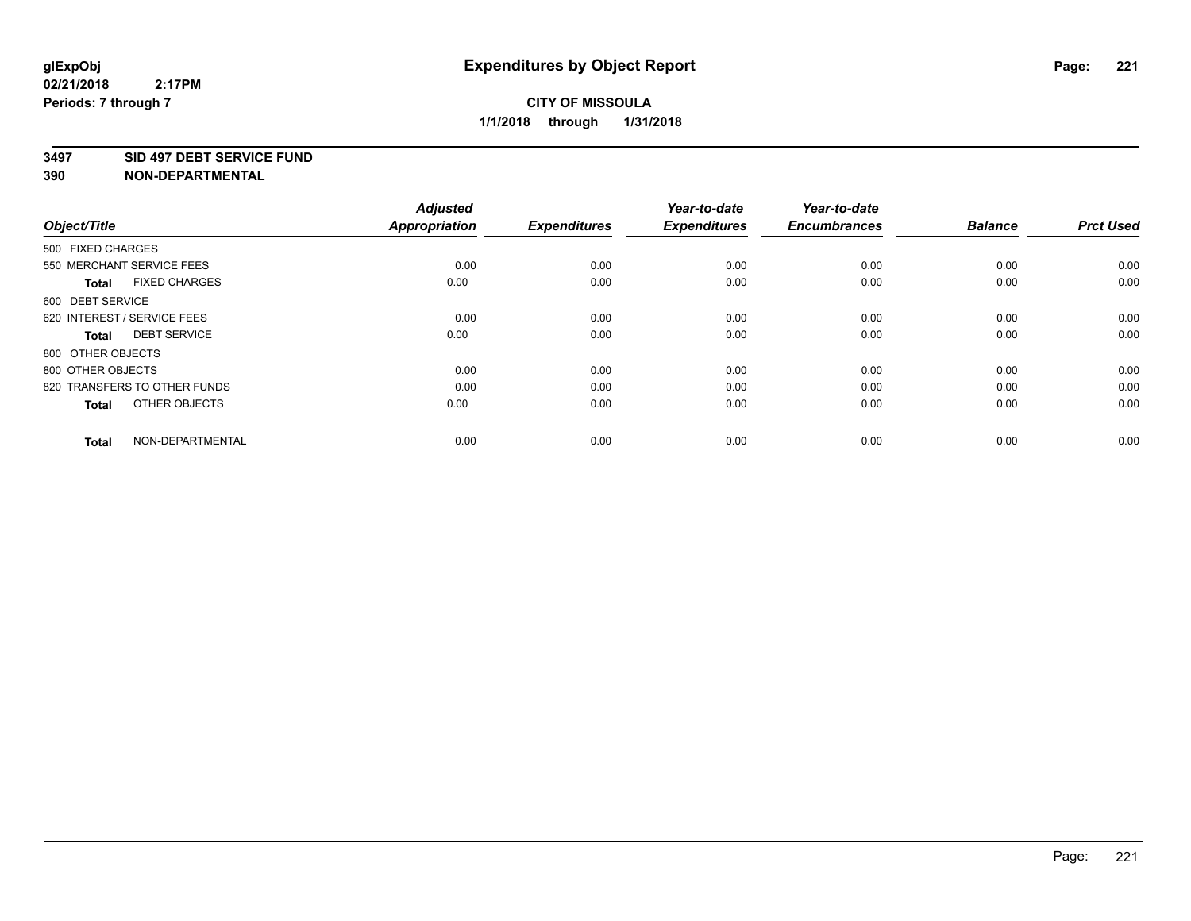glExpObj
02/21/2018 2:17PM
Periods: 7 through 7

# Expenditures by Object Report

**CITY OF MISSOULA**
**1/1/2018 through 1/31/2018**

**3497 SID 497 DEBT SERVICE FUND**
**390 NON-DEPARTMENTAL**

| Object/Title | Adjusted Appropriation | Expenditures | Year-to-date Expenditures | Year-to-date Encumbrances | Balance | Prct Used |
|---|---|---|---|---|---|---|
| 500 FIXED CHARGES | | | | | | |
| 550 MERCHANT SERVICE FEES | 0.00 | 0.00 | 0.00 | 0.00 | 0.00 | 0.00 |
| **Total** FIXED CHARGES | 0.00 | 0.00 | 0.00 | 0.00 | 0.00 | 0.00 |
| 600 DEBT SERVICE | | | | | | |
| 620 INTEREST / SERVICE FEES | 0.00 | 0.00 | 0.00 | 0.00 | 0.00 | 0.00 |
| **Total** DEBT SERVICE | 0.00 | 0.00 | 0.00 | 0.00 | 0.00 | 0.00 |
| 800 OTHER OBJECTS | | | | | | |
| 800 OTHER OBJECTS | 0.00 | 0.00 | 0.00 | 0.00 | 0.00 | 0.00 |
| 820 TRANSFERS TO OTHER FUNDS | 0.00 | 0.00 | 0.00 | 0.00 | 0.00 | 0.00 |
| **Total** OTHER OBJECTS | 0.00 | 0.00 | 0.00 | 0.00 | 0.00 | 0.00 |
| **Total** NON-DEPARTMENTAL | 0.00 | 0.00 | 0.00 | 0.00 | 0.00 | 0.00 |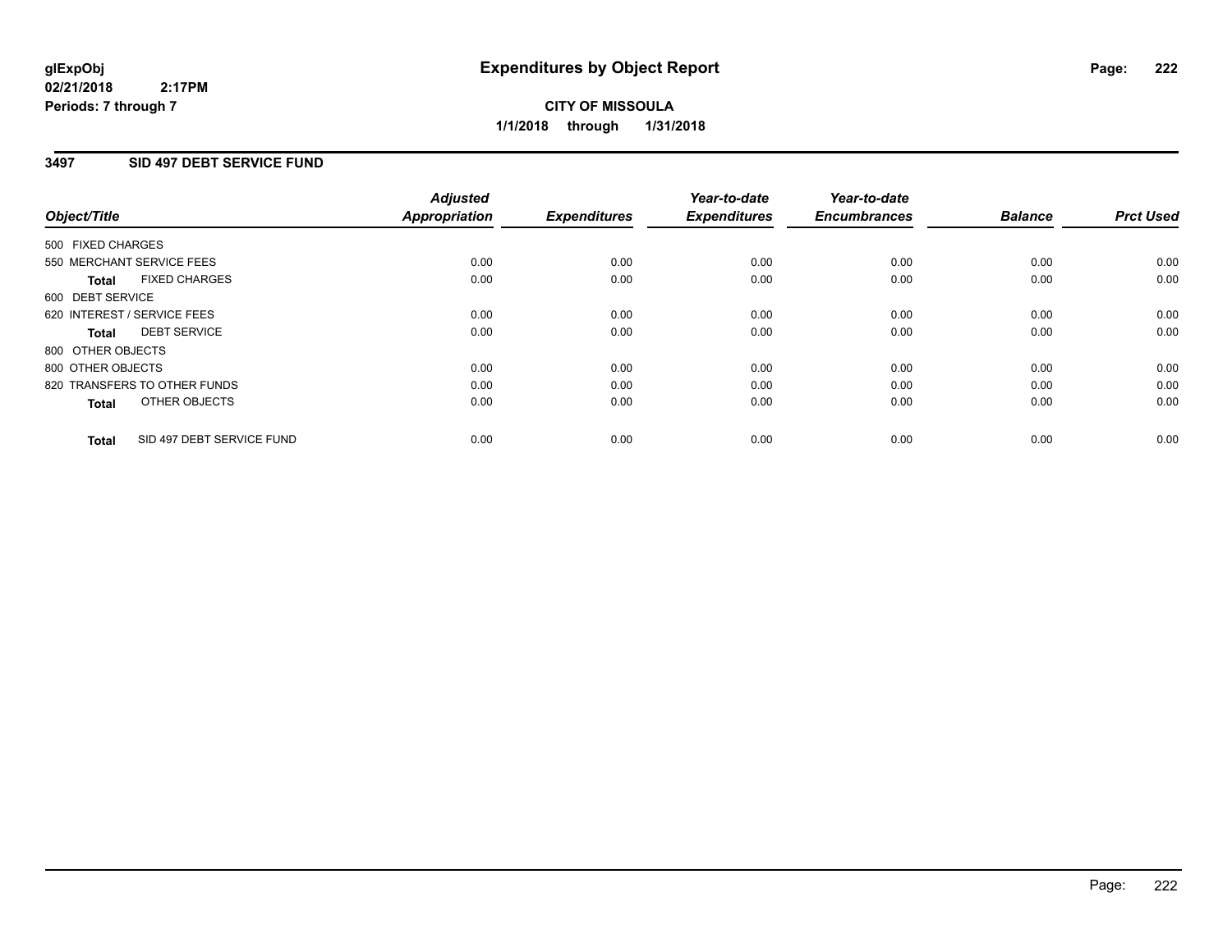**glExpObj**
**02/21/2018 2:17PM**
**Periods: 7 through 7**

# Expenditures by Object Report

**CITY OF MISSOULA**
**1/1/2018 through 1/31/2018**

## 3497 SID 497 DEBT SERVICE FUND

| Object/Title | Adjusted Appropriation | Expenditures | Year-to-date Expenditures | Year-to-date Encumbrances | Balance | Prct Used |
|---|---|---|---|---|---|---|
| 500 FIXED CHARGES | | | | | | |
| 550 MERCHANT SERVICE FEES | 0.00 | 0.00 | 0.00 | 0.00 | 0.00 | 0.00 |
| **Total** FIXED CHARGES | 0.00 | 0.00 | 0.00 | 0.00 | 0.00 | 0.00 |
| 600 DEBT SERVICE | | | | | | |
| 620 INTEREST / SERVICE FEES | 0.00 | 0.00 | 0.00 | 0.00 | 0.00 | 0.00 |
| **Total** DEBT SERVICE | 0.00 | 0.00 | 0.00 | 0.00 | 0.00 | 0.00 |
| 800 OTHER OBJECTS | | | | | | |
| 800 OTHER OBJECTS | 0.00 | 0.00 | 0.00 | 0.00 | 0.00 | 0.00 |
| 820 TRANSFERS TO OTHER FUNDS | 0.00 | 0.00 | 0.00 | 0.00 | 0.00 | 0.00 |
| **Total** OTHER OBJECTS | 0.00 | 0.00 | 0.00 | 0.00 | 0.00 | 0.00 |
| **Total** SID 497 DEBT SERVICE FUND | 0.00 | 0.00 | 0.00 | 0.00 | 0.00 | 0.00 |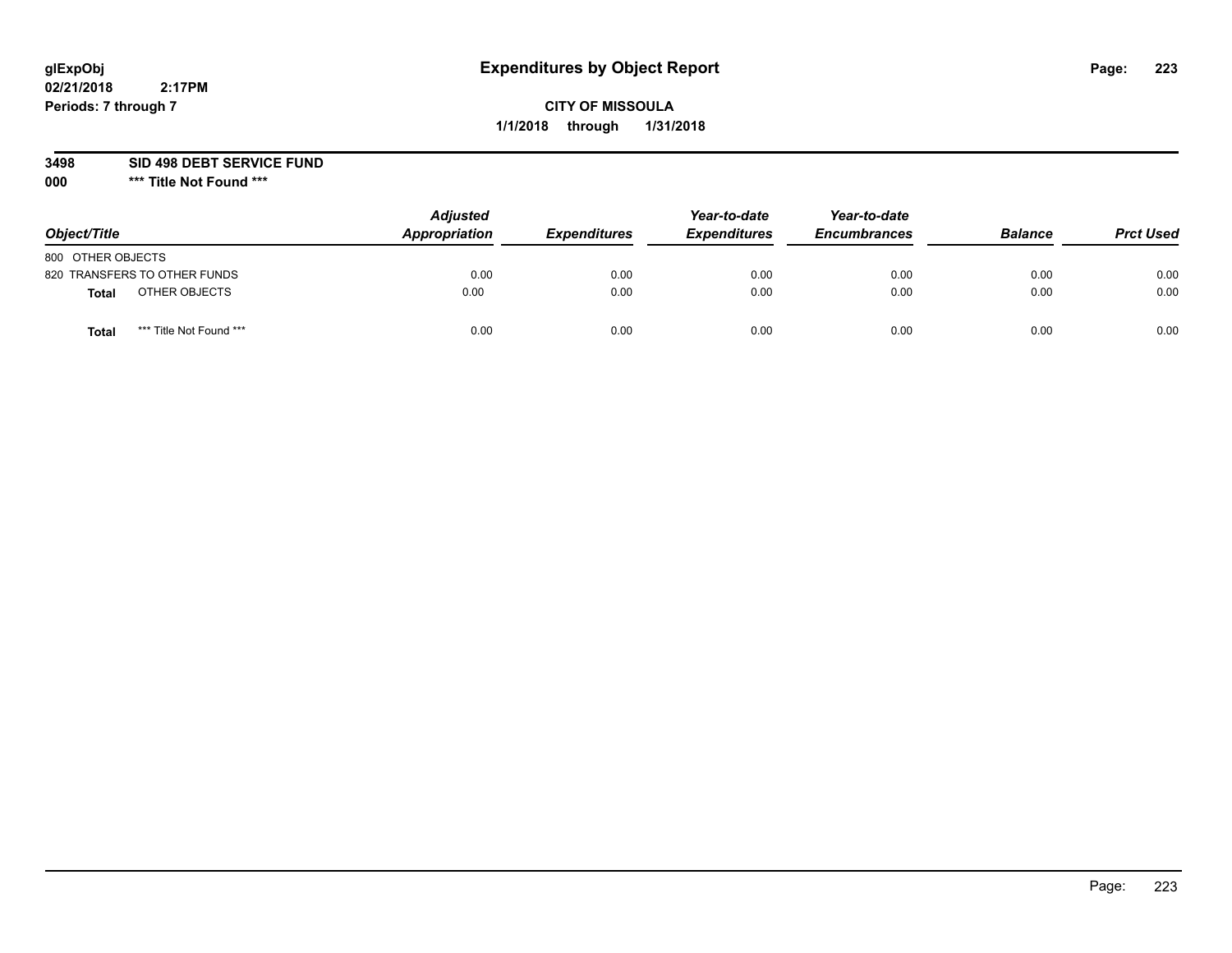**glExpObj**
**02/21/2018 2:17PM**
**Periods: 7 through 7**

# Expenditures by Object Report

**CITY OF MISSOULA**
**1/1/2018 through 1/31/2018**

**3498 SID 498 DEBT SERVICE FUND**
**000 *** Title Not Found *****

| Object/Title | Adjusted Appropriation | Expenditures | Year-to-date Expenditures | Year-to-date Encumbrances | Balance | Prct Used |
|---|---|---|---|---|---|---|
| 800 OTHER OBJECTS | | | | | | |
| 820 TRANSFERS TO OTHER FUNDS | 0.00 | 0.00 | 0.00 | 0.00 | 0.00 | 0.00 |
| **Total** OTHER OBJECTS | 0.00 | 0.00 | 0.00 | 0.00 | 0.00 | 0.00 |
| **Total** *** Title Not Found *** | 0.00 | 0.00 | 0.00 | 0.00 | 0.00 | 0.00 |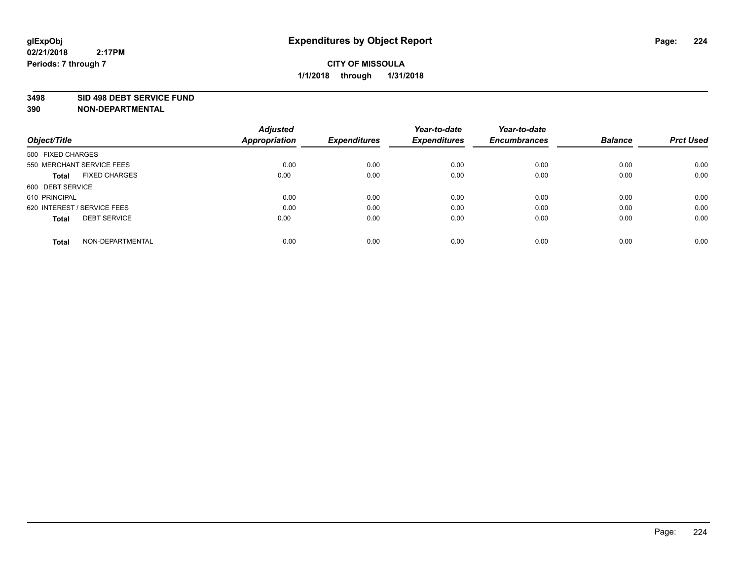glExpObj
02/21/2018 2:17PM
Periods: 7 through 7

# Expenditures by Object Report

**CITY OF MISSOULA**
**1/1/2018 through 1/31/2018**

**3498 SID 498 DEBT SERVICE FUND**
**390 NON-DEPARTMENTAL**

| Object/Title | Adjusted Appropriation | Expenditures | Year-to-date Expenditures | Year-to-date Encumbrances | Balance | Prct Used |
|---|---|---|---|---|---|---|
| 500 FIXED CHARGES | | | | | | |
| 550 MERCHANT SERVICE FEES | 0.00 | 0.00 | 0.00 | 0.00 | 0.00 | 0.00 |
| **Total** FIXED CHARGES | 0.00 | 0.00 | 0.00 | 0.00 | 0.00 | 0.00 |
| 600 DEBT SERVICE | | | | | | |
| 610 PRINCIPAL | 0.00 | 0.00 | 0.00 | 0.00 | 0.00 | 0.00 |
| 620 INTEREST / SERVICE FEES | 0.00 | 0.00 | 0.00 | 0.00 | 0.00 | 0.00 |
| **Total** DEBT SERVICE | 0.00 | 0.00 | 0.00 | 0.00 | 0.00 | 0.00 |
| **Total** NON-DEPARTMENTAL | 0.00 | 0.00 | 0.00 | 0.00 | 0.00 | 0.00 |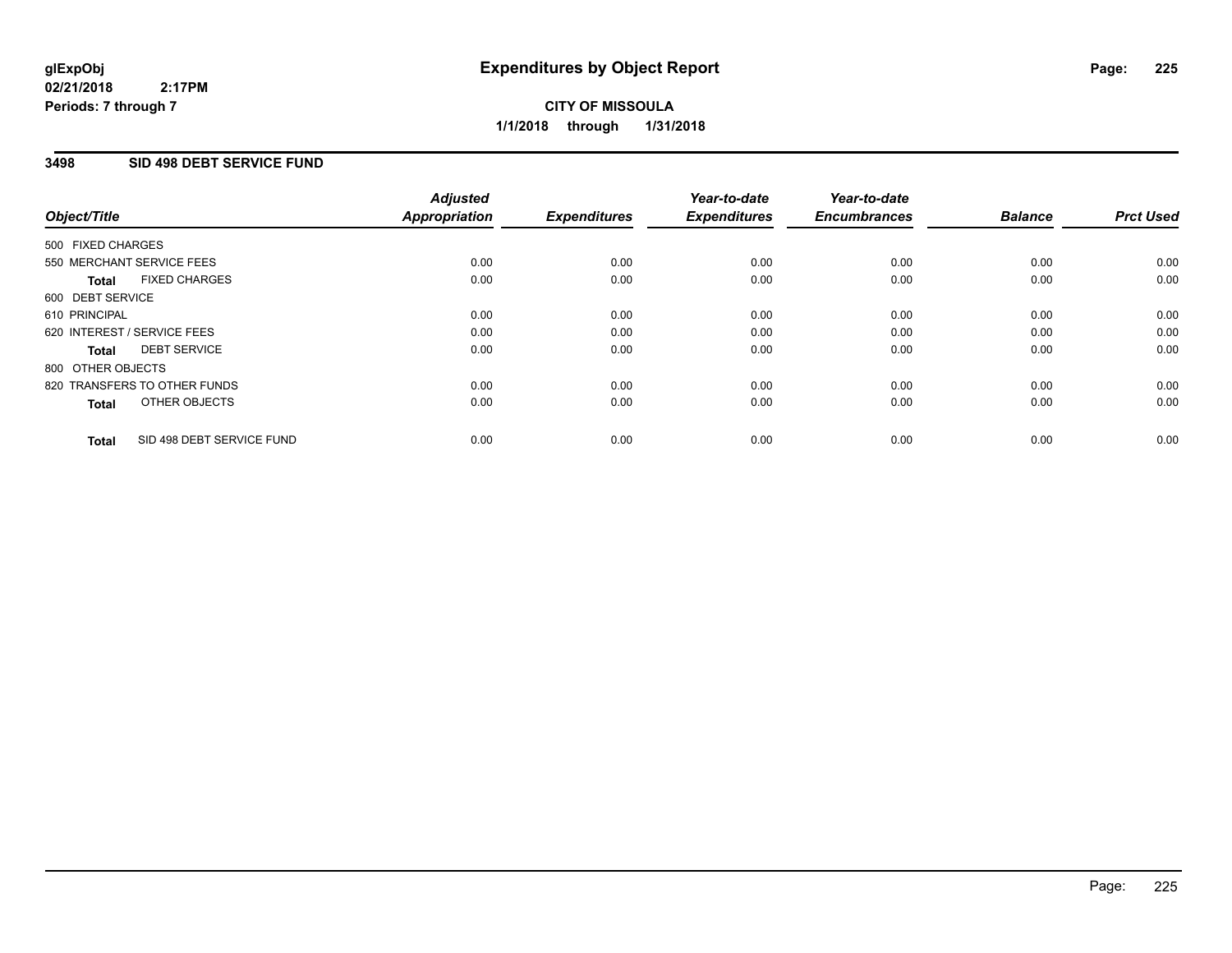**glExpObj**
**02/21/2018 2:17PM**
**Periods: 7 through 7**

# Expenditures by Object Report

**CITY OF MISSOULA**
**1/1/2018 through 1/31/2018**

## 3498 SID 498 DEBT SERVICE FUND

| Object/Title | Adjusted Appropriation | Expenditures | Year-to-date Expenditures | Year-to-date Encumbrances | Balance | Prct Used |
|---|---|---|---|---|---|---|
| 500 FIXED CHARGES | | | | | | |
| 550 MERCHANT SERVICE FEES | 0.00 | 0.00 | 0.00 | 0.00 | 0.00 | 0.00 |
| **Total** FIXED CHARGES | 0.00 | 0.00 | 0.00 | 0.00 | 0.00 | 0.00 |
| 600 DEBT SERVICE | | | | | | |
| 610 PRINCIPAL | 0.00 | 0.00 | 0.00 | 0.00 | 0.00 | 0.00 |
| 620 INTEREST / SERVICE FEES | 0.00 | 0.00 | 0.00 | 0.00 | 0.00 | 0.00 |
| **Total** DEBT SERVICE | 0.00 | 0.00 | 0.00 | 0.00 | 0.00 | 0.00 |
| 800 OTHER OBJECTS | | | | | | |
| 820 TRANSFERS TO OTHER FUNDS | 0.00 | 0.00 | 0.00 | 0.00 | 0.00 | 0.00 |
| **Total** OTHER OBJECTS | 0.00 | 0.00 | 0.00 | 0.00 | 0.00 | 0.00 |
| **Total** SID 498 DEBT SERVICE FUND | 0.00 | 0.00 | 0.00 | 0.00 | 0.00 | 0.00 |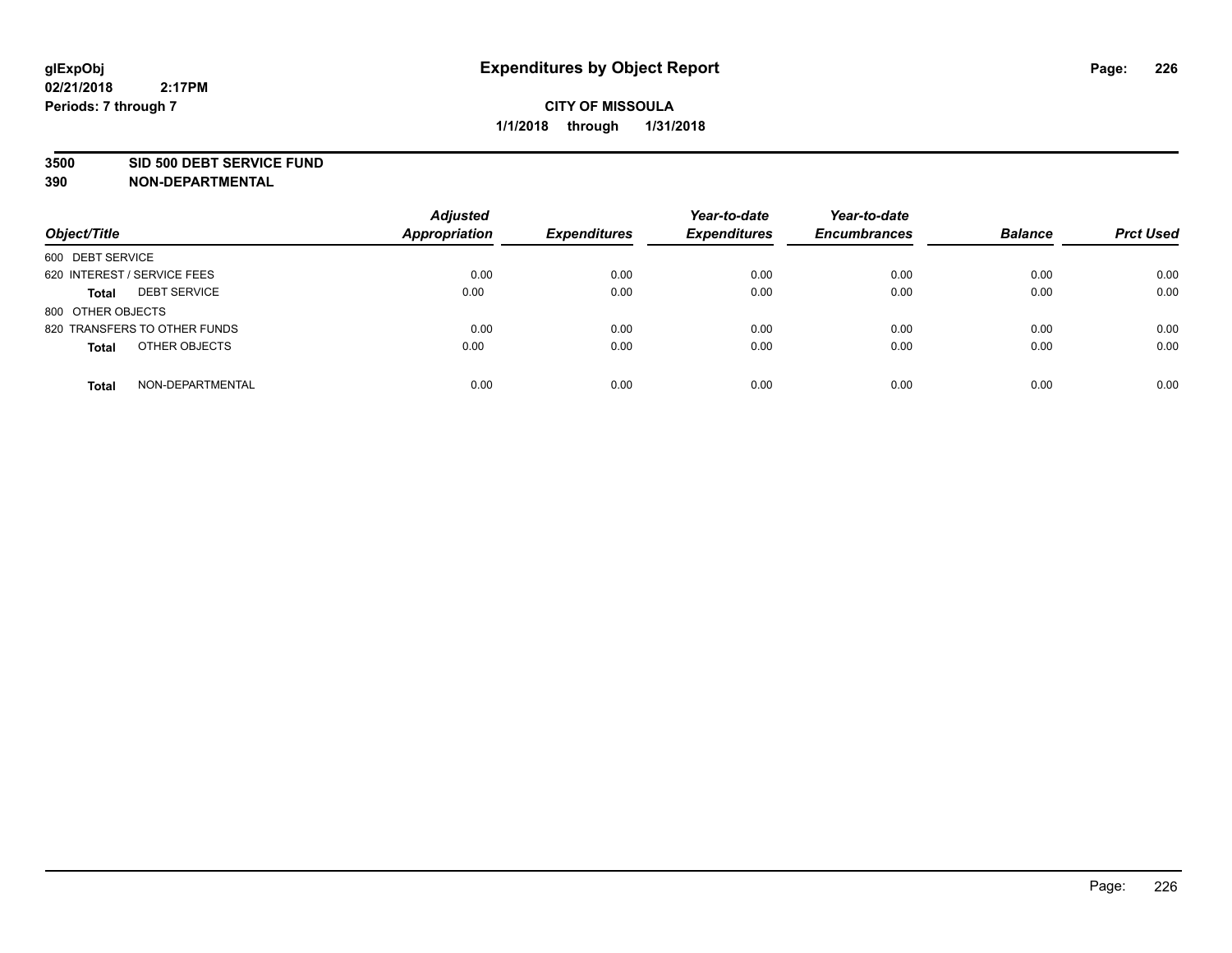**glExpObj** **Expenditures by Object Report**
**02/21/2018 2:17PM**
**Periods: 7 through 7**

**CITY OF MISSOULA**
**1/1/2018 through 1/31/2018**

**3500 SID 500 DEBT SERVICE FUND**
**390 NON-DEPARTMENTAL**

| Object/Title | Adjusted Appropriation | Expenditures | Year-to-date Expenditures | Year-to-date Encumbrances | Balance | Prct Used |
|---|---|---|---|---|---|---|
| 600 DEBT SERVICE | | | | | | |
| 620 INTEREST / SERVICE FEES | 0.00 | 0.00 | 0.00 | 0.00 | 0.00 | 0.00 |
| **Total** DEBT SERVICE | 0.00 | 0.00 | 0.00 | 0.00 | 0.00 | 0.00 |
| 800 OTHER OBJECTS | | | | | | |
| 820 TRANSFERS TO OTHER FUNDS | 0.00 | 0.00 | 0.00 | 0.00 | 0.00 | 0.00 |
| **Total** OTHER OBJECTS | 0.00 | 0.00 | 0.00 | 0.00 | 0.00 | 0.00 |
| **Total** NON-DEPARTMENTAL | 0.00 | 0.00 | 0.00 | 0.00 | 0.00 | 0.00 |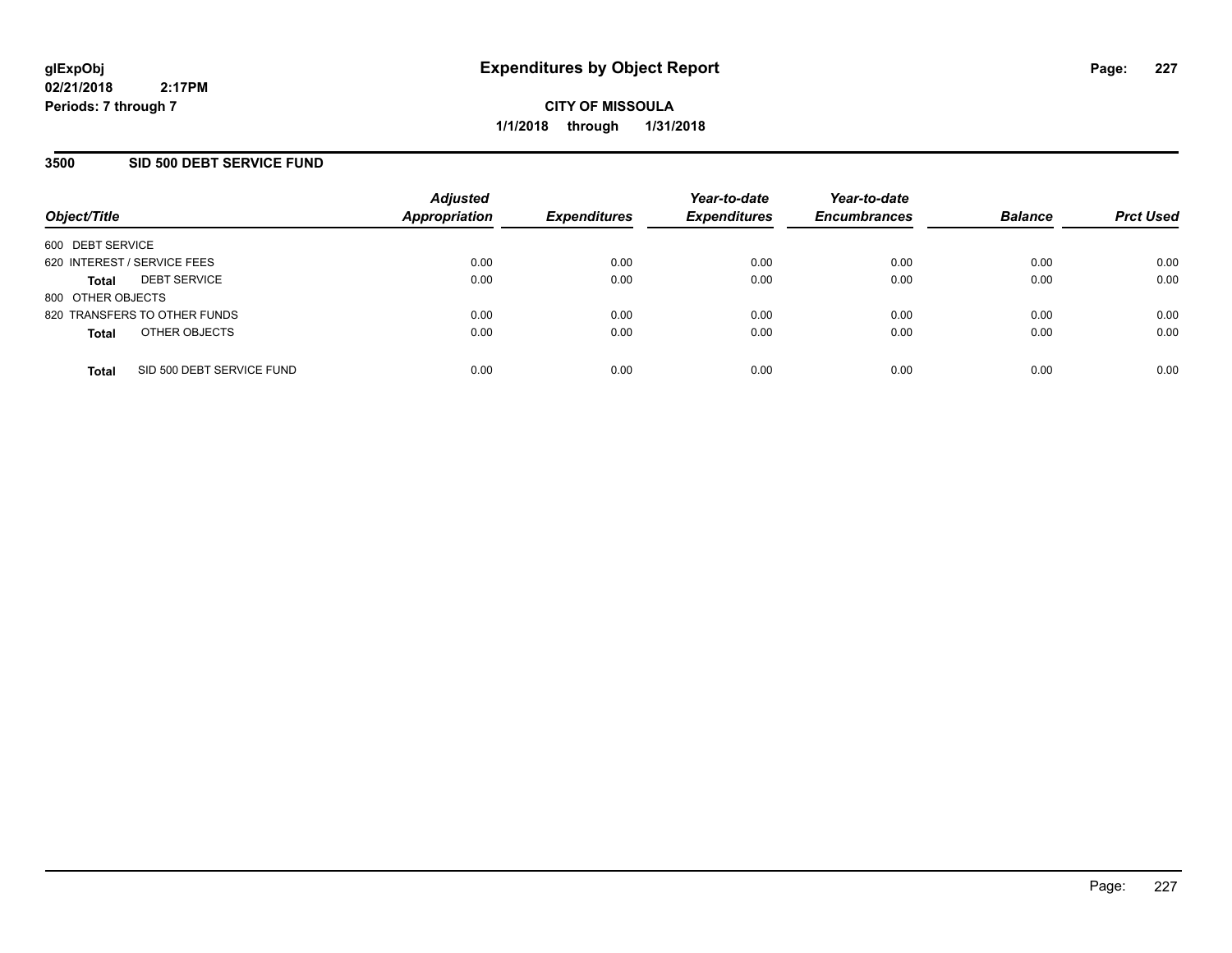glExpObj
02/21/2018 2:17PM
Periods: 7 through 7

# Expenditures by Object Report

**CITY OF MISSOULA**
**1/1/2018 through 1/31/2018**

## 3500 SID 500 DEBT SERVICE FUND

| Object/Title | Adjusted Appropriation | Expenditures | Year-to-date Expenditures | Year-to-date Encumbrances | Balance | Prct Used |
|---|---|---|---|---|---|---|
| 600 DEBT SERVICE | | | | | | |
| 620 INTEREST / SERVICE FEES | 0.00 | 0.00 | 0.00 | 0.00 | 0.00 | 0.00 |
| **Total** DEBT SERVICE | 0.00 | 0.00 | 0.00 | 0.00 | 0.00 | 0.00 |
| 800 OTHER OBJECTS | | | | | | |
| 820 TRANSFERS TO OTHER FUNDS | 0.00 | 0.00 | 0.00 | 0.00 | 0.00 | 0.00 |
| **Total** OTHER OBJECTS | 0.00 | 0.00 | 0.00 | 0.00 | 0.00 | 0.00 |
| **Total** SID 500 DEBT SERVICE FUND | 0.00 | 0.00 | 0.00 | 0.00 | 0.00 | 0.00 |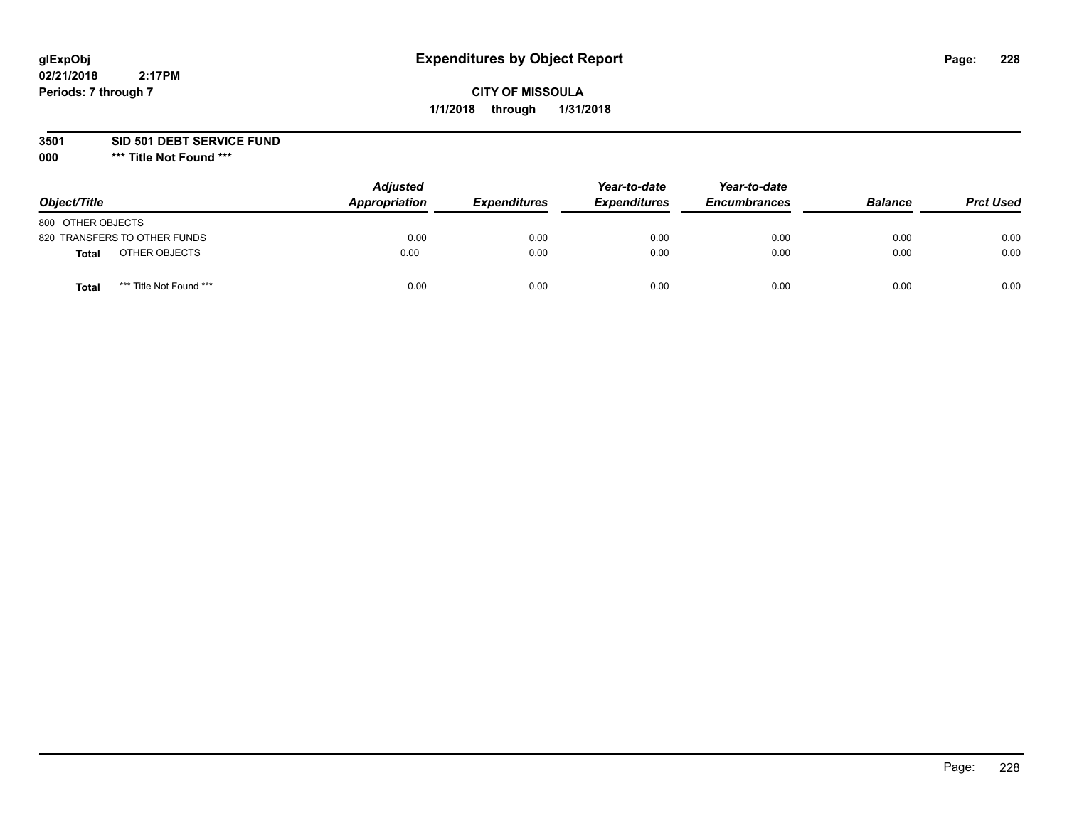# Expenditures by Object Report

glExpObj
02/21/2018 2:17PM
Periods: 7 through 7

**CITY OF MISSOULA**
**1/1/2018 through 1/31/2018**

**3501 SID 501 DEBT SERVICE FUND**
**000 \*\*\* Title Not Found \*\*\***

| Object/Title | Adjusted Appropriation | Expenditures | Year-to-date Expenditures | Year-to-date Encumbrances | Balance | Prct Used |
|---|---|---|---|---|---|---|
| 800 OTHER OBJECTS | | | | | | |
| 820 TRANSFERS TO OTHER FUNDS | 0.00 | 0.00 | 0.00 | 0.00 | 0.00 | 0.00 |
| **Total** OTHER OBJECTS | 0.00 | 0.00 | 0.00 | 0.00 | 0.00 | 0.00 |
| **Total** *** Title Not Found *** | 0.00 | 0.00 | 0.00 | 0.00 | 0.00 | 0.00 |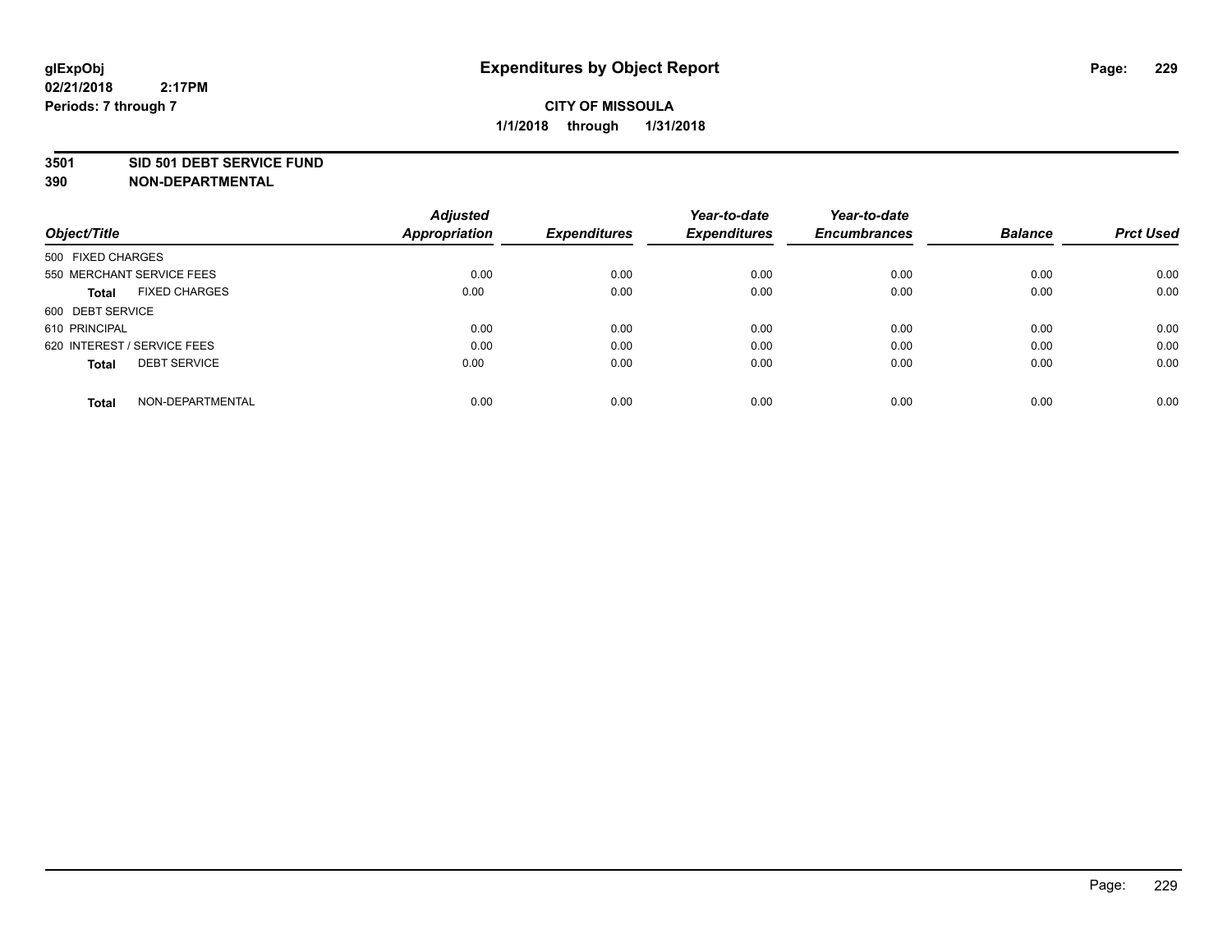# Expenditures by Object Report

glExpObj
02/21/2018 2:17PM
Periods: 7 through 7

**CITY OF MISSOULA**
**1/1/2018 through 1/31/2018**

**3501 SID 501 DEBT SERVICE FUND**
**390 NON-DEPARTMENTAL**

| Object/Title | Adjusted Appropriation | Expenditures | Year-to-date Expenditures | Year-to-date Encumbrances | Balance | Prct Used |
|---|---|---|---|---|---|---|
| 500 FIXED CHARGES | | | | | | |
| 550 MERCHANT SERVICE FEES | 0.00 | 0.00 | 0.00 | 0.00 | 0.00 | 0.00 |
| **Total** FIXED CHARGES | 0.00 | 0.00 | 0.00 | 0.00 | 0.00 | 0.00 |
| 600 DEBT SERVICE | | | | | | |
| 610 PRINCIPAL | 0.00 | 0.00 | 0.00 | 0.00 | 0.00 | 0.00 |
| 620 INTEREST / SERVICE FEES | 0.00 | 0.00 | 0.00 | 0.00 | 0.00 | 0.00 |
| **Total** DEBT SERVICE | 0.00 | 0.00 | 0.00 | 0.00 | 0.00 | 0.00 |
| **Total** NON-DEPARTMENTAL | 0.00 | 0.00 | 0.00 | 0.00 | 0.00 | 0.00 |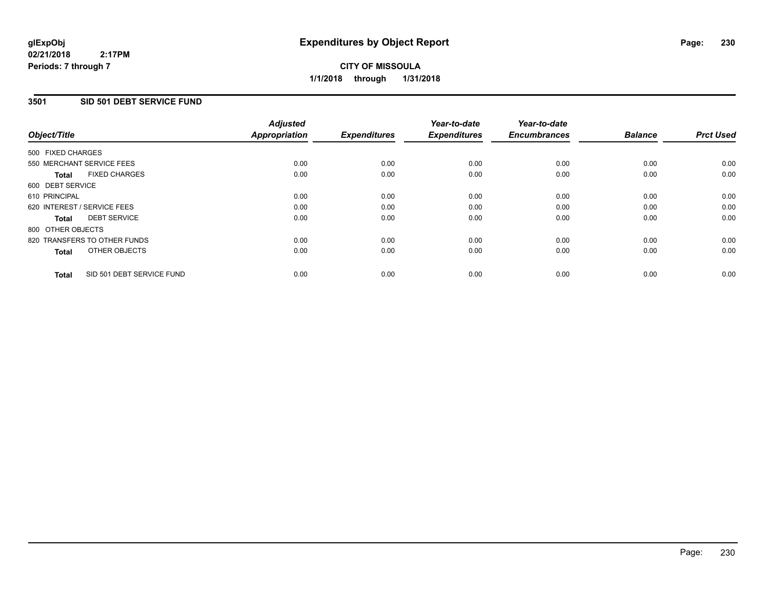# Expenditures by Object Report

glExpObj
02/21/2018 2:17PM
Periods: 7 through 7

**CITY OF MISSOULA**

**1/1/2018 through 1/31/2018**

## 3501 SID 501 DEBT SERVICE FUND

| Object/Title | Adjusted Appropriation | Expenditures | Year-to-date Expenditures | Year-to-date Encumbrances | Balance | Prct Used |
|---|---|---|---|---|---|---|
| 500 FIXED CHARGES | | | | | | |
| 550 MERCHANT SERVICE FEES | 0.00 | 0.00 | 0.00 | 0.00 | 0.00 | 0.00 |
| **Total** FIXED CHARGES | 0.00 | 0.00 | 0.00 | 0.00 | 0.00 | 0.00 |
| 600 DEBT SERVICE | | | | | | |
| 610 PRINCIPAL | 0.00 | 0.00 | 0.00 | 0.00 | 0.00 | 0.00 |
| 620 INTEREST / SERVICE FEES | 0.00 | 0.00 | 0.00 | 0.00 | 0.00 | 0.00 |
| **Total** DEBT SERVICE | 0.00 | 0.00 | 0.00 | 0.00 | 0.00 | 0.00 |
| 800 OTHER OBJECTS | | | | | | |
| 820 TRANSFERS TO OTHER FUNDS | 0.00 | 0.00 | 0.00 | 0.00 | 0.00 | 0.00 |
| **Total** OTHER OBJECTS | 0.00 | 0.00 | 0.00 | 0.00 | 0.00 | 0.00 |
| **Total** SID 501 DEBT SERVICE FUND | 0.00 | 0.00 | 0.00 | 0.00 | 0.00 | 0.00 |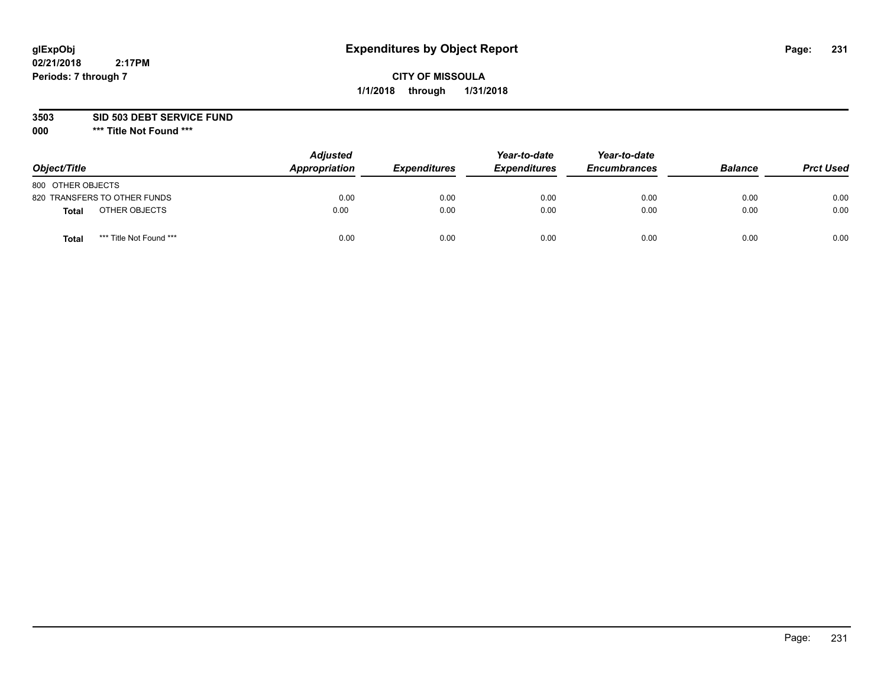glExpObj
02/21/2018 2:17PM
Periods: 7 through 7

# Expenditures by Object Report

**CITY OF MISSOULA**
**1/1/2018 through 1/31/2018**

**3503 SID 503 DEBT SERVICE FUND**
**000 *** Title Not Found *****

| Object/Title | | Adjusted Appropriation | Expenditures | Year-to-date Expenditures | Year-to-date Encumbrances | Balance | Prct Used |
|---|---|---|---|---|---|---|---|
| 800 OTHER OBJECTS | | | | | | | |
| 820 TRANSFERS TO OTHER FUNDS | | 0.00 | 0.00 | 0.00 | 0.00 | 0.00 | 0.00 |
| **Total** | OTHER OBJECTS | 0.00 | 0.00 | 0.00 | 0.00 | 0.00 | 0.00 |
| **Total** | *** Title Not Found *** | 0.00 | 0.00 | 0.00 | 0.00 | 0.00 | 0.00 |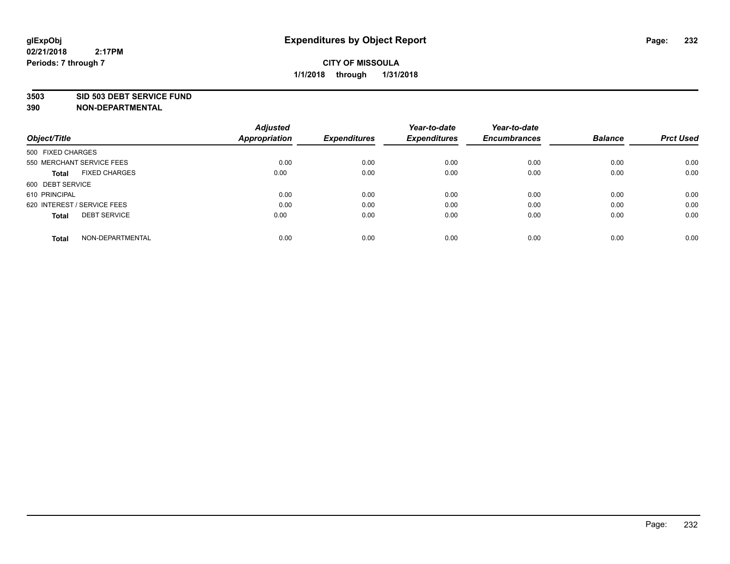# Expenditures by Object Report

glExpObj
02/21/2018 2:17PM
Periods: 7 through 7

**CITY OF MISSOULA**
**1/1/2018 through 1/31/2018**

## 3503 SID 503 DEBT SERVICE FUND
## 390 NON-DEPARTMENTAL

| Object/Title | Adjusted Appropriation | Expenditures | Year-to-date Expenditures | Year-to-date Encumbrances | Balance | Prct Used |
|---|---|---|---|---|---|---|
| 500 FIXED CHARGES | | | | | | |
| 550 MERCHANT SERVICE FEES | 0.00 | 0.00 | 0.00 | 0.00 | 0.00 | 0.00 |
| **Total** FIXED CHARGES | 0.00 | 0.00 | 0.00 | 0.00 | 0.00 | 0.00 |
| 600 DEBT SERVICE | | | | | | |
| 610 PRINCIPAL | 0.00 | 0.00 | 0.00 | 0.00 | 0.00 | 0.00 |
| 620 INTEREST / SERVICE FEES | 0.00 | 0.00 | 0.00 | 0.00 | 0.00 | 0.00 |
| **Total** DEBT SERVICE | 0.00 | 0.00 | 0.00 | 0.00 | 0.00 | 0.00 |
| **Total** NON-DEPARTMENTAL | 0.00 | 0.00 | 0.00 | 0.00 | 0.00 | 0.00 |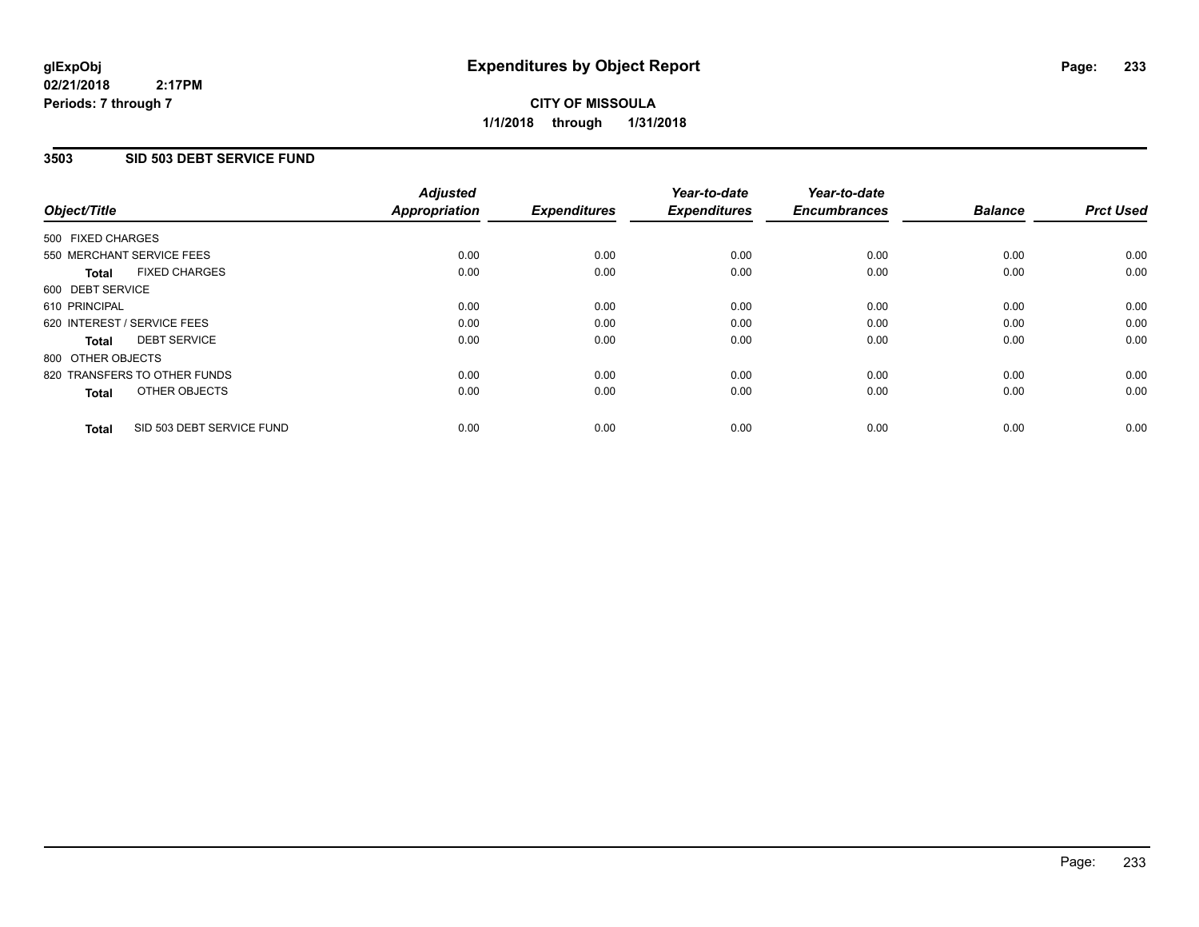**glExpObj**
**02/21/2018 2:17PM**
**Periods: 7 through 7**

# Expenditures by Object Report

**CITY OF MISSOULA**
**1/1/2018 through 1/31/2018**

## 3503 SID 503 DEBT SERVICE FUND

| Object/Title | Adjusted Appropriation | Expenditures | Year-to-date Expenditures | Year-to-date Encumbrances | Balance | Prct Used |
|---|---|---|---|---|---|---|
| 500 FIXED CHARGES | | | | | | |
| 550 MERCHANT SERVICE FEES | 0.00 | 0.00 | 0.00 | 0.00 | 0.00 | 0.00 |
| **Total** FIXED CHARGES | 0.00 | 0.00 | 0.00 | 0.00 | 0.00 | 0.00 |
| 600 DEBT SERVICE | | | | | | |
| 610 PRINCIPAL | 0.00 | 0.00 | 0.00 | 0.00 | 0.00 | 0.00 |
| 620 INTEREST / SERVICE FEES | 0.00 | 0.00 | 0.00 | 0.00 | 0.00 | 0.00 |
| **Total** DEBT SERVICE | 0.00 | 0.00 | 0.00 | 0.00 | 0.00 | 0.00 |
| 800 OTHER OBJECTS | | | | | | |
| 820 TRANSFERS TO OTHER FUNDS | 0.00 | 0.00 | 0.00 | 0.00 | 0.00 | 0.00 |
| **Total** OTHER OBJECTS | 0.00 | 0.00 | 0.00 | 0.00 | 0.00 | 0.00 |
| **Total** SID 503 DEBT SERVICE FUND | 0.00 | 0.00 | 0.00 | 0.00 | 0.00 | 0.00 |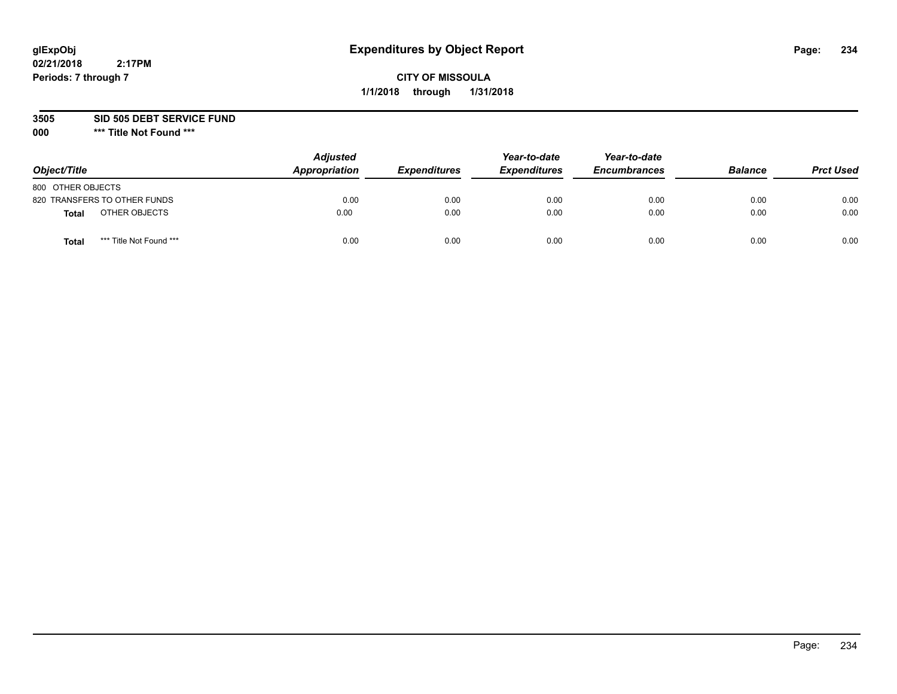**glExpObj**
**02/21/2018 2:17PM**
**Periods: 7 through 7**

# Expenditures by Object Report

**CITY OF MISSOULA**
**1/1/2018 through 1/31/2018**

**3505 SID 505 DEBT SERVICE FUND**
**000 \*\*\* Title Not Found \*\*\***

| Object/Title | Adjusted Appropriation | Expenditures | Year-to-date Expenditures | Year-to-date Encumbrances | Balance | Prct Used |
|---|---|---|---|---|---|---|
| 800 OTHER OBJECTS | | | | | | |
| 820 TRANSFERS TO OTHER FUNDS | 0.00 | 0.00 | 0.00 | 0.00 | 0.00 | 0.00 |
| **Total** OTHER OBJECTS | 0.00 | 0.00 | 0.00 | 0.00 | 0.00 | 0.00 |
| **Total** *** Title Not Found *** | 0.00 | 0.00 | 0.00 | 0.00 | 0.00 | 0.00 |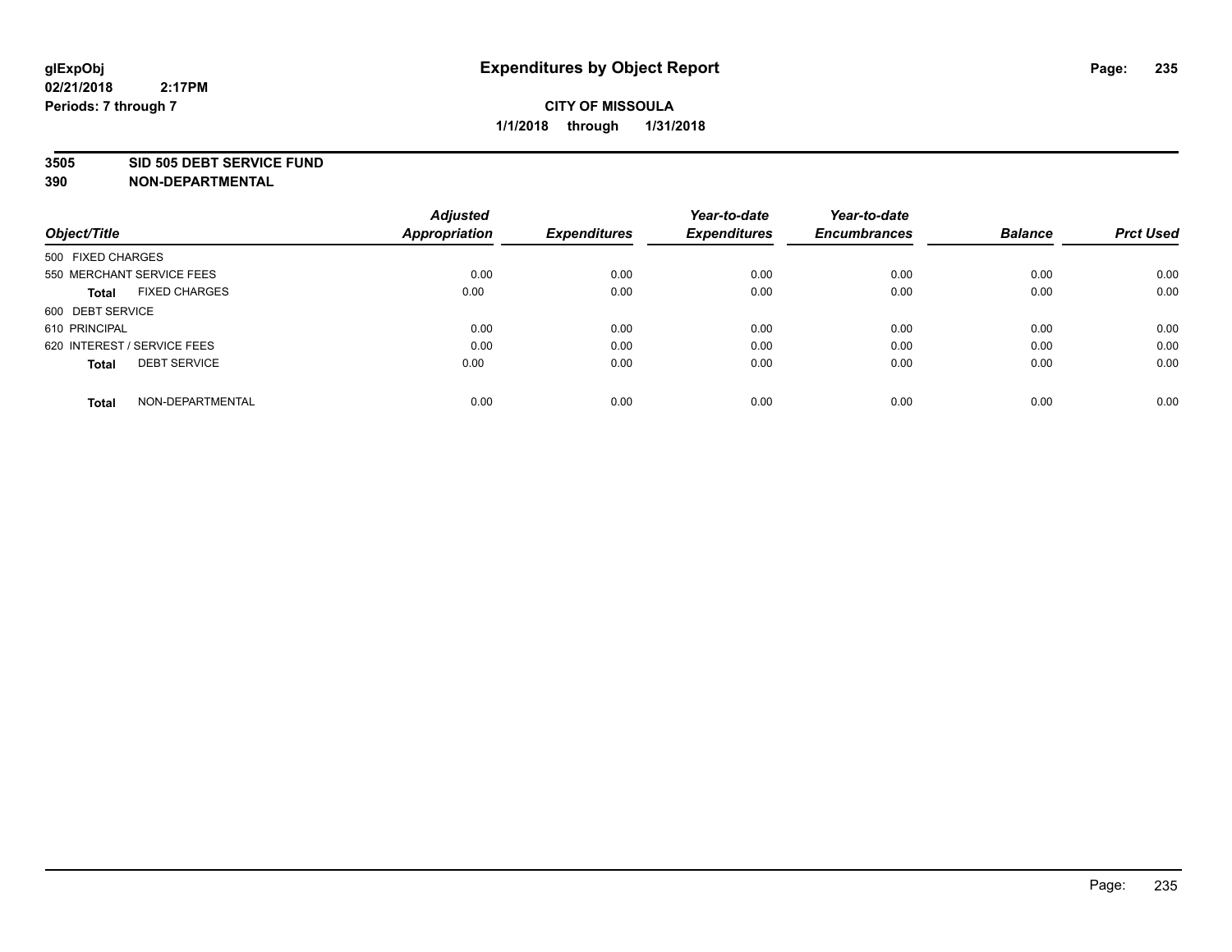**glExpObj**
**02/21/2018 2:17PM**
**Periods: 7 through 7**

# Expenditures by Object Report

**CITY OF MISSOULA**
**1/1/2018 through 1/31/2018**

**3505 SID 505 DEBT SERVICE FUND**
**390 NON-DEPARTMENTAL**

| Object/Title | Adjusted Appropriation | Expenditures | Year-to-date Expenditures | Year-to-date Encumbrances | Balance | Prct Used |
|---|---|---|---|---|---|---|
| 500 FIXED CHARGES | | | | | | |
| 550 MERCHANT SERVICE FEES | 0.00 | 0.00 | 0.00 | 0.00 | 0.00 | 0.00 |
| **Total** FIXED CHARGES | 0.00 | 0.00 | 0.00 | 0.00 | 0.00 | 0.00 |
| 600 DEBT SERVICE | | | | | | |
| 610 PRINCIPAL | 0.00 | 0.00 | 0.00 | 0.00 | 0.00 | 0.00 |
| 620 INTEREST / SERVICE FEES | 0.00 | 0.00 | 0.00 | 0.00 | 0.00 | 0.00 |
| **Total** DEBT SERVICE | 0.00 | 0.00 | 0.00 | 0.00 | 0.00 | 0.00 |
| **Total** NON-DEPARTMENTAL | 0.00 | 0.00 | 0.00 | 0.00 | 0.00 | 0.00 |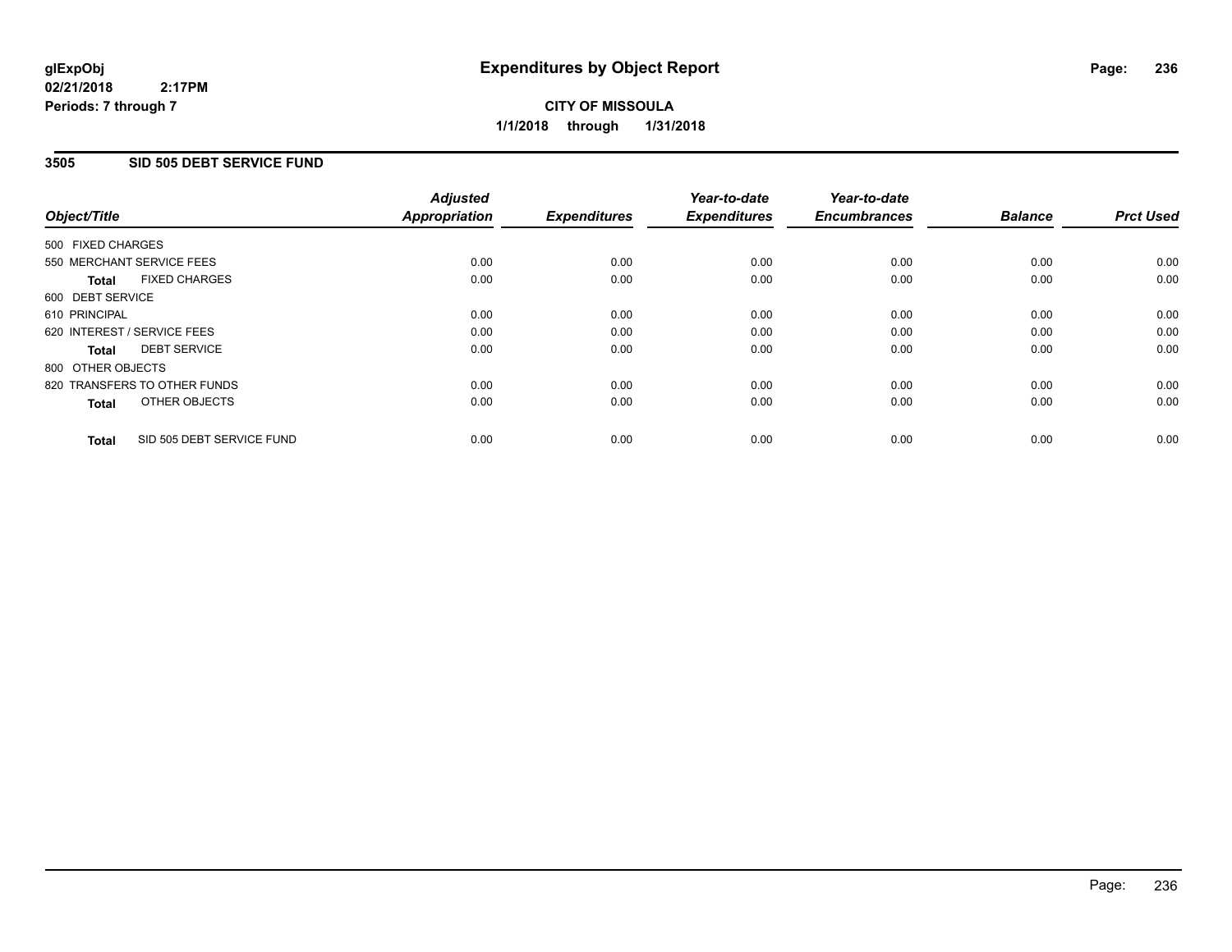**glExpObj**
**02/21/2018 2:17PM**
**Periods: 7 through 7**

# Expenditures by Object Report

**CITY OF MISSOULA**
**1/1/2018 through 1/31/2018**

## 3505 SID 505 DEBT SERVICE FUND

| Object/Title | Adjusted Appropriation | Expenditures | Year-to-date Expenditures | Year-to-date Encumbrances | Balance | Prct Used |
|---|---|---|---|---|---|---|
| 500 FIXED CHARGES | | | | | | |
| 550 MERCHANT SERVICE FEES | 0.00 | 0.00 | 0.00 | 0.00 | 0.00 | 0.00 |
| **Total** FIXED CHARGES | 0.00 | 0.00 | 0.00 | 0.00 | 0.00 | 0.00 |
| 600 DEBT SERVICE | | | | | | |
| 610 PRINCIPAL | 0.00 | 0.00 | 0.00 | 0.00 | 0.00 | 0.00 |
| 620 INTEREST / SERVICE FEES | 0.00 | 0.00 | 0.00 | 0.00 | 0.00 | 0.00 |
| **Total** DEBT SERVICE | 0.00 | 0.00 | 0.00 | 0.00 | 0.00 | 0.00 |
| 800 OTHER OBJECTS | | | | | | |
| 820 TRANSFERS TO OTHER FUNDS | 0.00 | 0.00 | 0.00 | 0.00 | 0.00 | 0.00 |
| **Total** OTHER OBJECTS | 0.00 | 0.00 | 0.00 | 0.00 | 0.00 | 0.00 |
| **Total** SID 505 DEBT SERVICE FUND | 0.00 | 0.00 | 0.00 | 0.00 | 0.00 | 0.00 |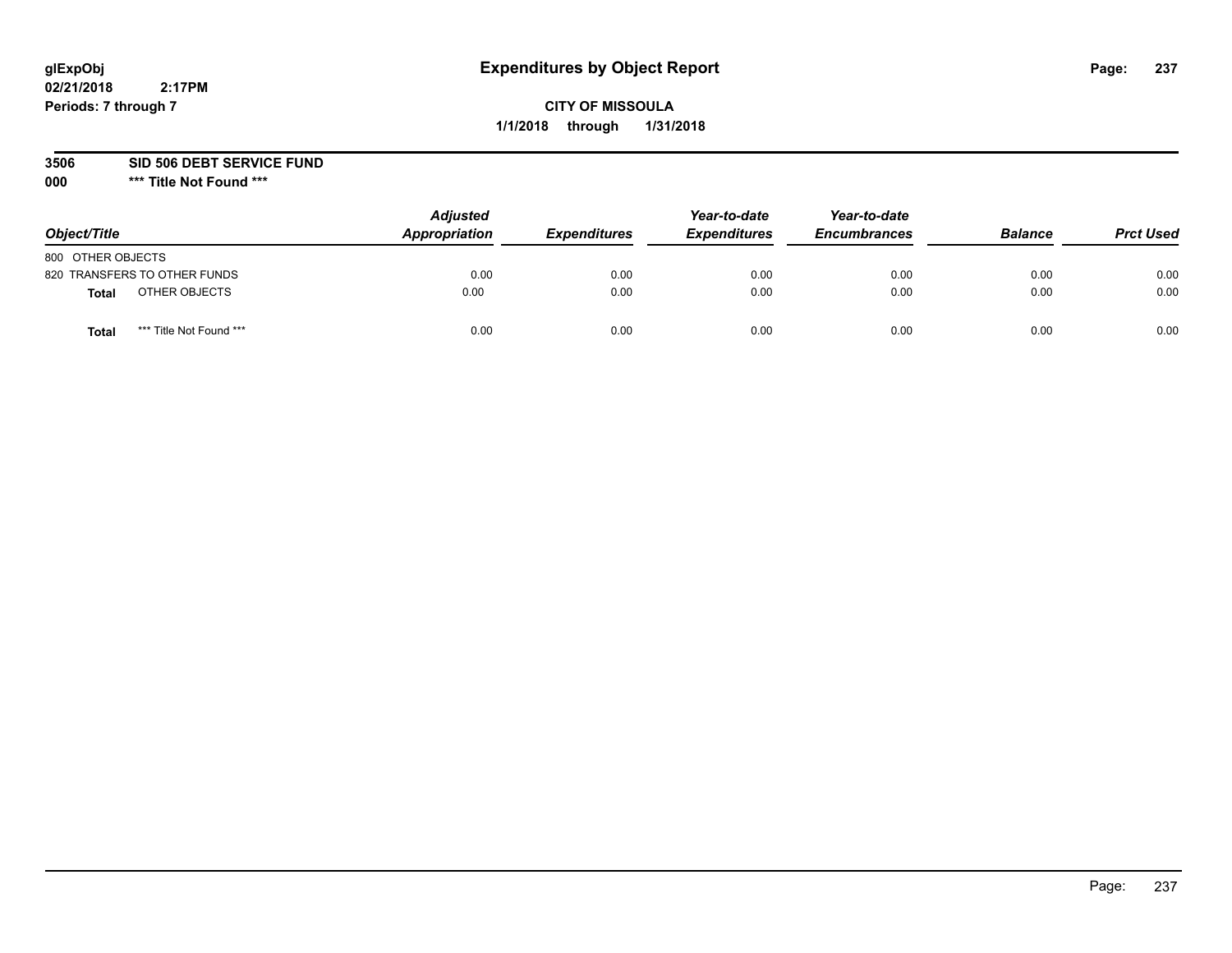# Expenditures by Object Report

glExpObj
02/21/2018 2:17PM
Periods: 7 through 7

**CITY OF MISSOULA**
**1/1/2018 through 1/31/2018**

**3506 SID 506 DEBT SERVICE FUND**
**000 \*\*\* Title Not Found \*\*\***

| Object/Title | Adjusted Appropriation | Expenditures | Year-to-date Expenditures | Year-to-date Encumbrances | Balance | Prct Used |
|---|---|---|---|---|---|---|
| 800 OTHER OBJECTS | | | | | | |
| 820 TRANSFERS TO OTHER FUNDS | 0.00 | 0.00 | 0.00 | 0.00 | 0.00 | 0.00 |
| **Total** OTHER OBJECTS | 0.00 | 0.00 | 0.00 | 0.00 | 0.00 | 0.00 |
| **Total** *** Title Not Found *** | 0.00 | 0.00 | 0.00 | 0.00 | 0.00 | 0.00 |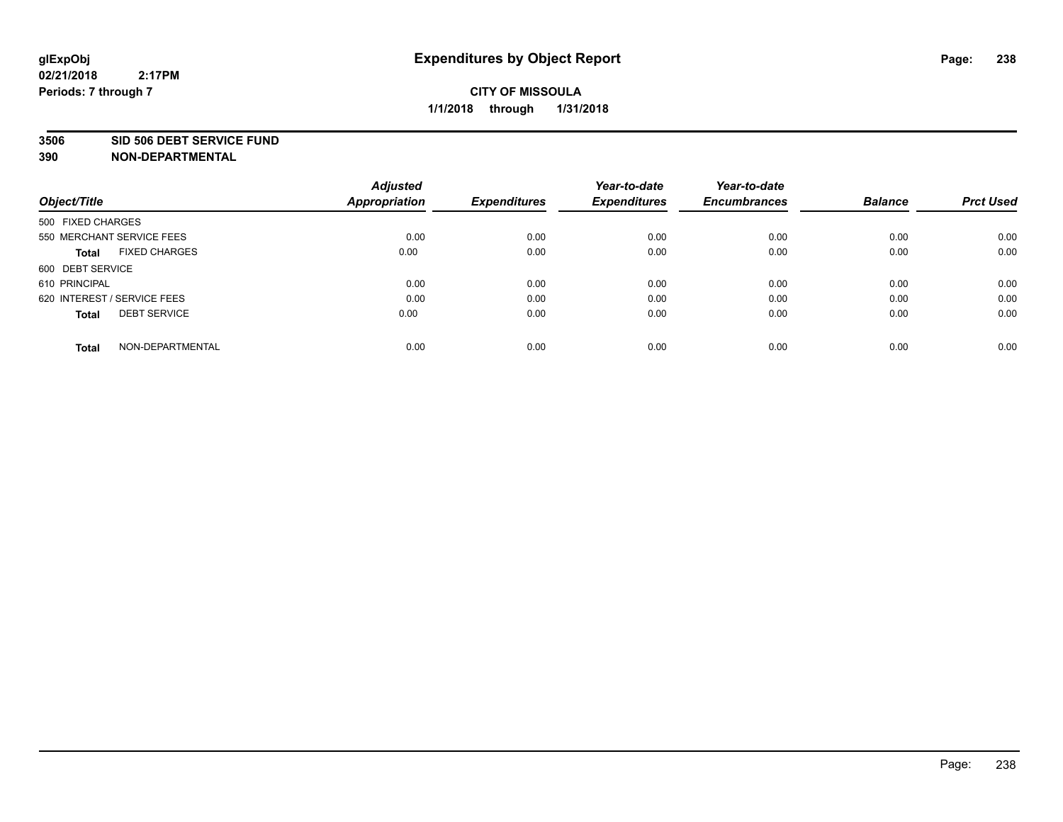# Expenditures by Object Report

glExpObj
02/21/2018 2:17PM
Periods: 7 through 7

**CITY OF MISSOULA**
**1/1/2018 through 1/31/2018**

**3506 SID 506 DEBT SERVICE FUND**
**390 NON-DEPARTMENTAL**

| Object/Title | Adjusted Appropriation | Expenditures | Year-to-date Expenditures | Year-to-date Encumbrances | Balance | Prct Used |
|---|---|---|---|---|---|---|
| 500 FIXED CHARGES | | | | | | |
| 550 MERCHANT SERVICE FEES | 0.00 | 0.00 | 0.00 | 0.00 | 0.00 | 0.00 |
| **Total** FIXED CHARGES | 0.00 | 0.00 | 0.00 | 0.00 | 0.00 | 0.00 |
| 600 DEBT SERVICE | | | | | | |
| 610 PRINCIPAL | 0.00 | 0.00 | 0.00 | 0.00 | 0.00 | 0.00 |
| 620 INTEREST / SERVICE FEES | 0.00 | 0.00 | 0.00 | 0.00 | 0.00 | 0.00 |
| **Total** DEBT SERVICE | 0.00 | 0.00 | 0.00 | 0.00 | 0.00 | 0.00 |
| **Total** NON-DEPARTMENTAL | 0.00 | 0.00 | 0.00 | 0.00 | 0.00 | 0.00 |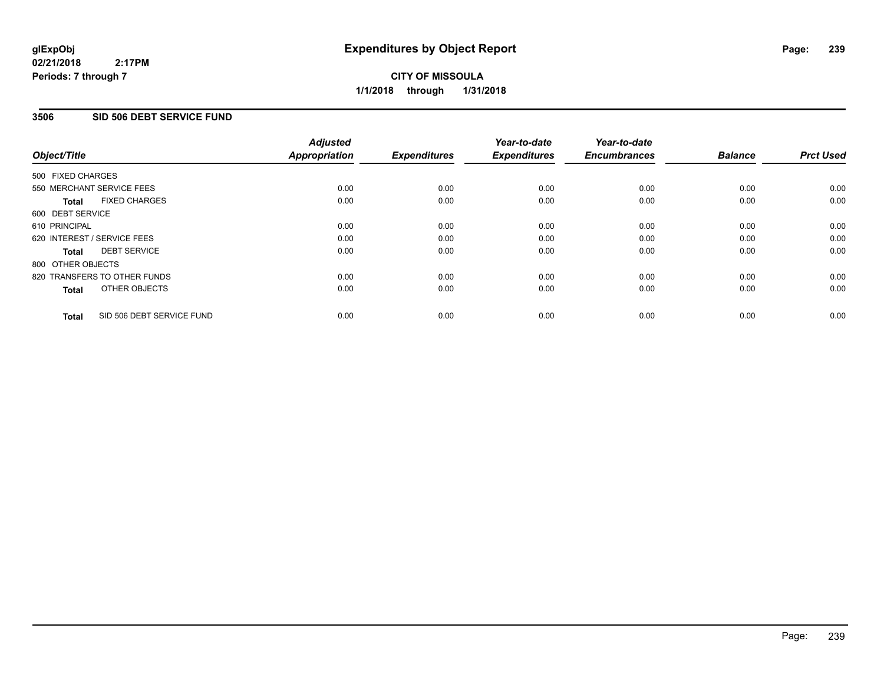**glExpObj**
**02/21/2018 2:17PM**
**Periods: 7 through 7**

# Expenditures by Object Report

**CITY OF MISSOULA**
**1/1/2018 through 1/31/2018**

## 3506 SID 506 DEBT SERVICE FUND

| Object/Title | Adjusted Appropriation | Expenditures | Year-to-date Expenditures | Year-to-date Encumbrances | Balance | Prct Used |
|---|---|---|---|---|---|---|
| 500 FIXED CHARGES | | | | | | |
| 550 MERCHANT SERVICE FEES | 0.00 | 0.00 | 0.00 | 0.00 | 0.00 | 0.00 |
| **Total** FIXED CHARGES | 0.00 | 0.00 | 0.00 | 0.00 | 0.00 | 0.00 |
| 600 DEBT SERVICE | | | | | | |
| 610 PRINCIPAL | 0.00 | 0.00 | 0.00 | 0.00 | 0.00 | 0.00 |
| 620 INTEREST / SERVICE FEES | 0.00 | 0.00 | 0.00 | 0.00 | 0.00 | 0.00 |
| **Total** DEBT SERVICE | 0.00 | 0.00 | 0.00 | 0.00 | 0.00 | 0.00 |
| 800 OTHER OBJECTS | | | | | | |
| 820 TRANSFERS TO OTHER FUNDS | 0.00 | 0.00 | 0.00 | 0.00 | 0.00 | 0.00 |
| **Total** OTHER OBJECTS | 0.00 | 0.00 | 0.00 | 0.00 | 0.00 | 0.00 |
| **Total** SID 506 DEBT SERVICE FUND | 0.00 | 0.00 | 0.00 | 0.00 | 0.00 | 0.00 |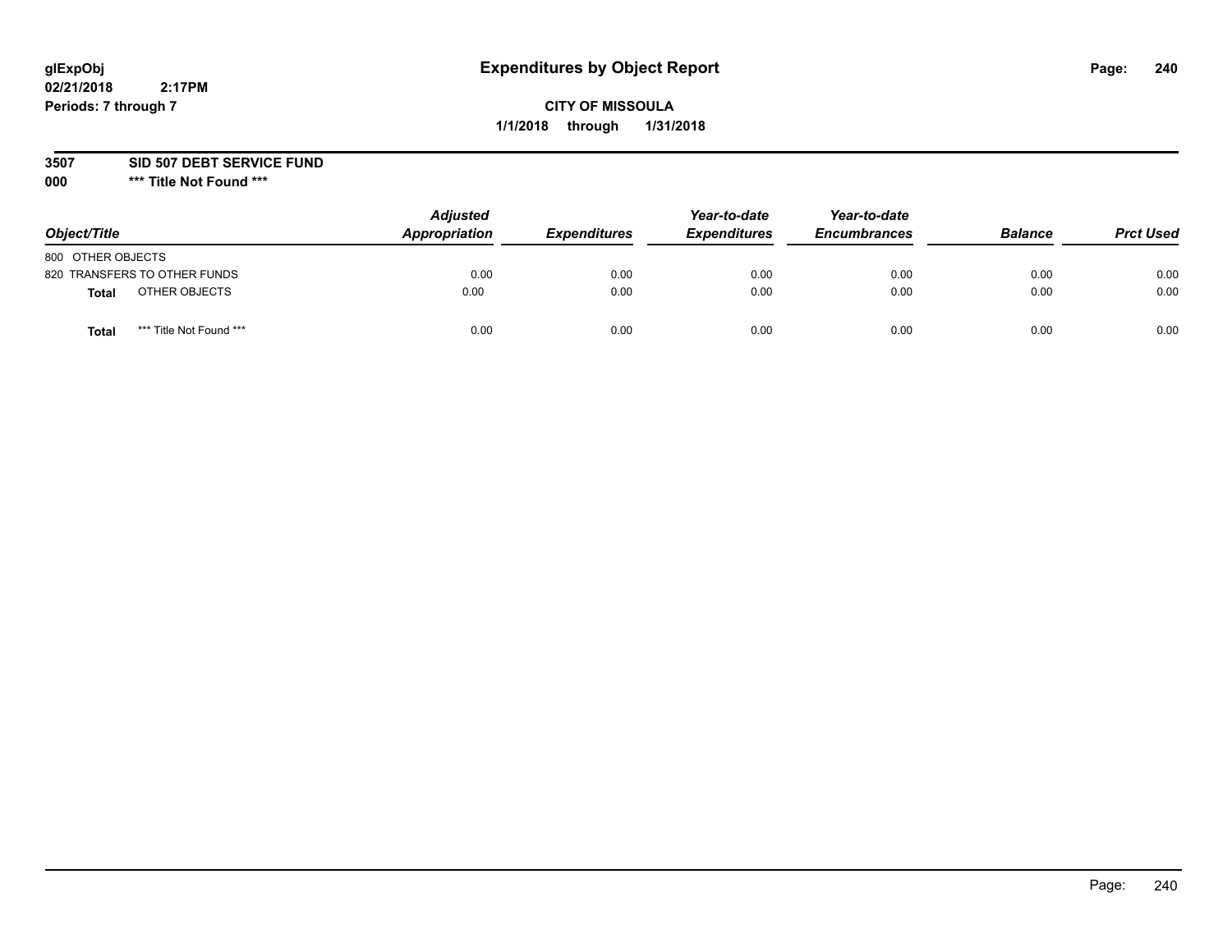# Expenditures by Object Report

glExpObj
02/21/2018 2:17PM
Periods: 7 through 7

**CITY OF MISSOULA**
**1/1/2018 through 1/31/2018**

**3507 SID 507 DEBT SERVICE FUND**
**000 *** Title Not Found *****

| Object/Title | | Adjusted Appropriation | Expenditures | Year-to-date Expenditures | Year-to-date Encumbrances | Balance | Prct Used |
|---|---|---|---|---|---|---|---|
| 800 OTHER OBJECTS | | | | | | | |
| 820 TRANSFERS TO OTHER FUNDS | | 0.00 | 0.00 | 0.00 | 0.00 | 0.00 | 0.00 |
| **Total** | OTHER OBJECTS | 0.00 | 0.00 | 0.00 | 0.00 | 0.00 | 0.00 |
| **Total** | *** Title Not Found *** | 0.00 | 0.00 | 0.00 | 0.00 | 0.00 | 0.00 |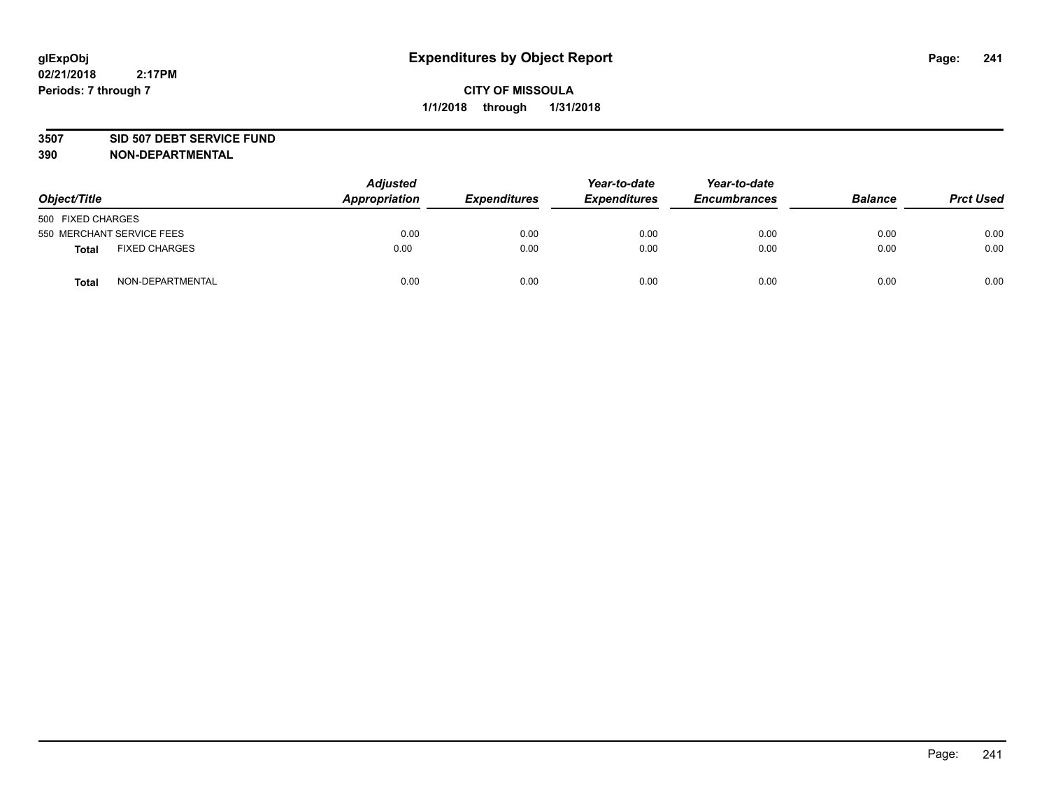# Expenditures by Object Report

glExpObj
02/21/2018 2:17PM
Periods: 7 through 7

**CITY OF MISSOULA**
**1/1/2018 through 1/31/2018**

**3507 SID 507 DEBT SERVICE FUND**
**390 NON-DEPARTMENTAL**

| Object/Title | | Adjusted Appropriation | Expenditures | Year-to-date Expenditures | Year-to-date Encumbrances | Balance | Prct Used |
|---|---|---|---|---|---|---|---|
| 500 FIXED CHARGES | | | | | | | |
| 550 MERCHANT SERVICE FEES | | 0.00 | 0.00 | 0.00 | 0.00 | 0.00 | 0.00 |
| **Total** | FIXED CHARGES | 0.00 | 0.00 | 0.00 | 0.00 | 0.00 | 0.00 |
| **Total** | NON-DEPARTMENTAL | 0.00 | 0.00 | 0.00 | 0.00 | 0.00 | 0.00 |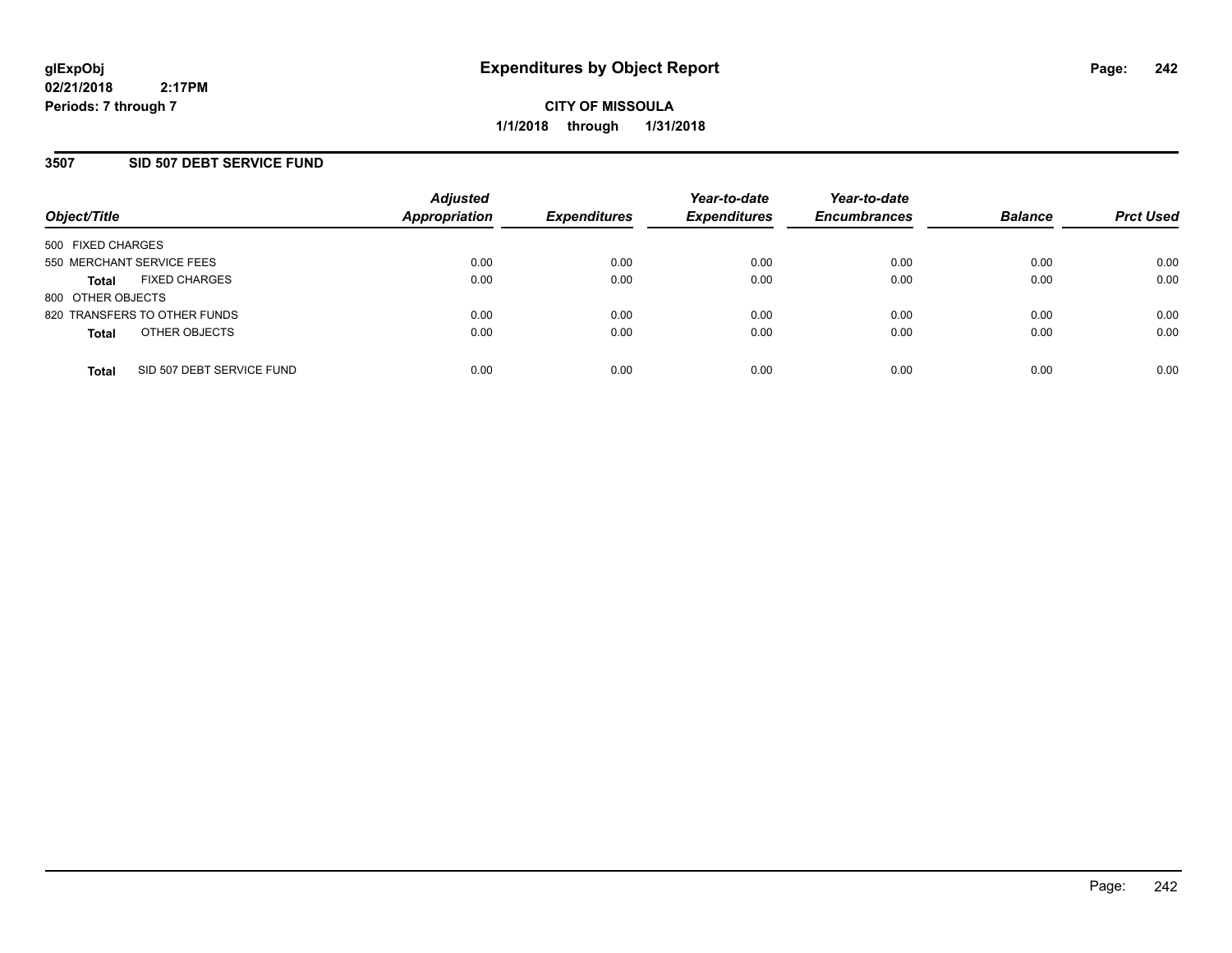**glExpObj**
**02/21/2018 2:17PM**
**Periods: 7 through 7**

# Expenditures by Object Report

**CITY OF MISSOULA**
**1/1/2018 through 1/31/2018**

## 3507 SID 507 DEBT SERVICE FUND

| Object/Title | | Adjusted Appropriation | Expenditures | Year-to-date Expenditures | Year-to-date Encumbrances | Balance | Prct Used |
|---|---|---|---|---|---|---|---|
| 500 FIXED CHARGES | | | | | | | |
| 550 MERCHANT SERVICE FEES | | 0.00 | 0.00 | 0.00 | 0.00 | 0.00 | 0.00 |
| **Total** | FIXED CHARGES | 0.00 | 0.00 | 0.00 | 0.00 | 0.00 | 0.00 |
| 800 OTHER OBJECTS | | | | | | | |
| 820 TRANSFERS TO OTHER FUNDS | | 0.00 | 0.00 | 0.00 | 0.00 | 0.00 | 0.00 |
| **Total** | OTHER OBJECTS | 0.00 | 0.00 | 0.00 | 0.00 | 0.00 | 0.00 |
| **Total** | SID 507 DEBT SERVICE FUND | 0.00 | 0.00 | 0.00 | 0.00 | 0.00 | 0.00 |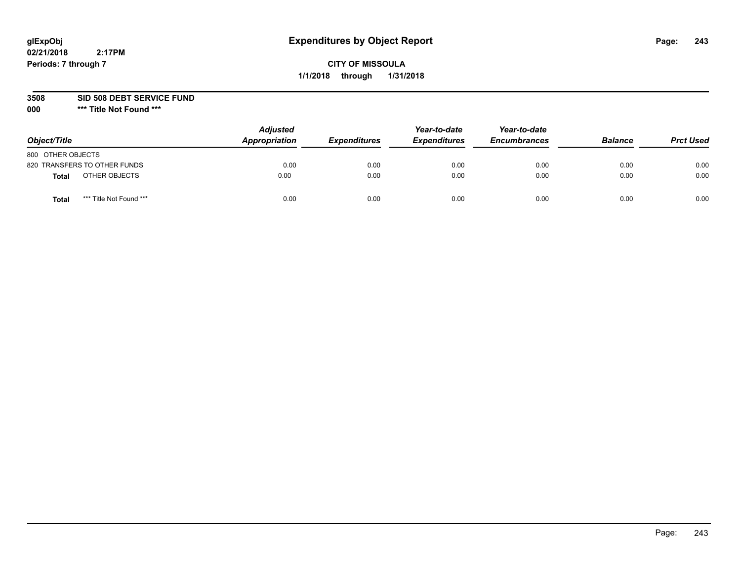glExpObj
02/21/2018 2:17PM
Periods: 7 through 7

# Expenditures by Object Report

**CITY OF MISSOULA**
**1/1/2018 through 1/31/2018**

**3508 SID 508 DEBT SERVICE FUND**
**000 *** Title Not Found *****

| Object/Title | Adjusted Appropriation | Expenditures | Year-to-date Expenditures | Year-to-date Encumbrances | Balance | Prct Used |
|---|---|---|---|---|---|---|
| 800 OTHER OBJECTS | | | | | | |
| 820 TRANSFERS TO OTHER FUNDS | 0.00 | 0.00 | 0.00 | 0.00 | 0.00 | 0.00 |
| **Total** OTHER OBJECTS | 0.00 | 0.00 | 0.00 | 0.00 | 0.00 | 0.00 |
| **Total** *** Title Not Found *** | 0.00 | 0.00 | 0.00 | 0.00 | 0.00 | 0.00 |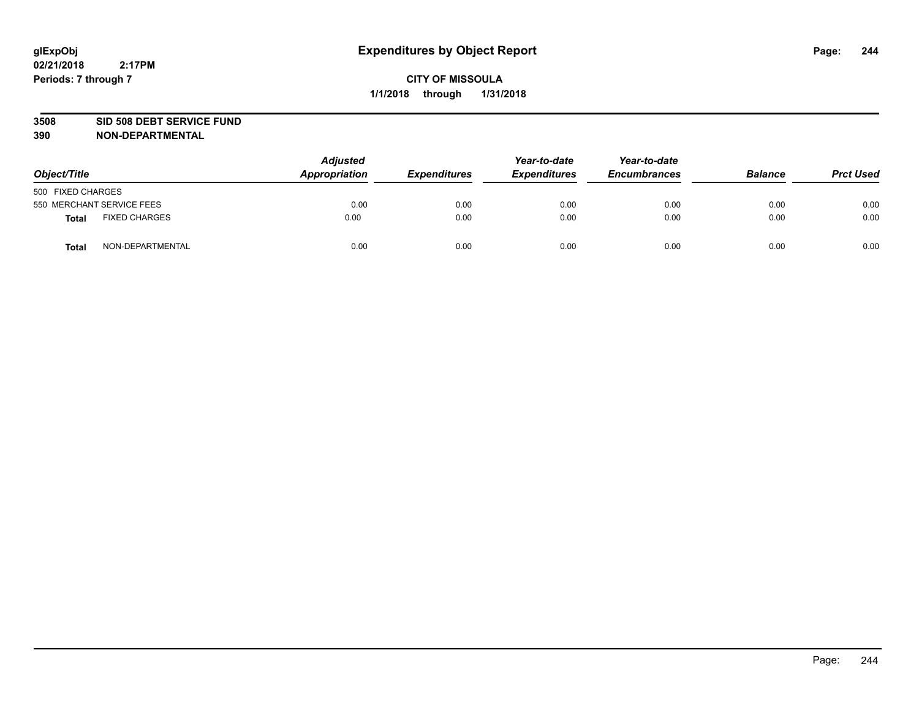**glExpObj**
**02/21/2018 2:17PM**
**Periods: 7 through 7**

# Expenditures by Object Report

**CITY OF MISSOULA**
**1/1/2018 through 1/31/2018**

**3508 SID 508 DEBT SERVICE FUND**
**390 NON-DEPARTMENTAL**

| Object/Title | | *Adjusted Appropriation* | *Expenditures* | *Year-to-date Expenditures* | *Year-to-date Encumbrances* | *Balance* | *Prct Used* |
|---|---|---|---|---|---|---|---|
| 500 FIXED CHARGES | | | | | | | |
| 550 MERCHANT SERVICE FEES | | 0.00 | 0.00 | 0.00 | 0.00 | 0.00 | 0.00 |
| **Total** | FIXED CHARGES | 0.00 | 0.00 | 0.00 | 0.00 | 0.00 | 0.00 |
| **Total** | NON-DEPARTMENTAL | 0.00 | 0.00 | 0.00 | 0.00 | 0.00 | 0.00 |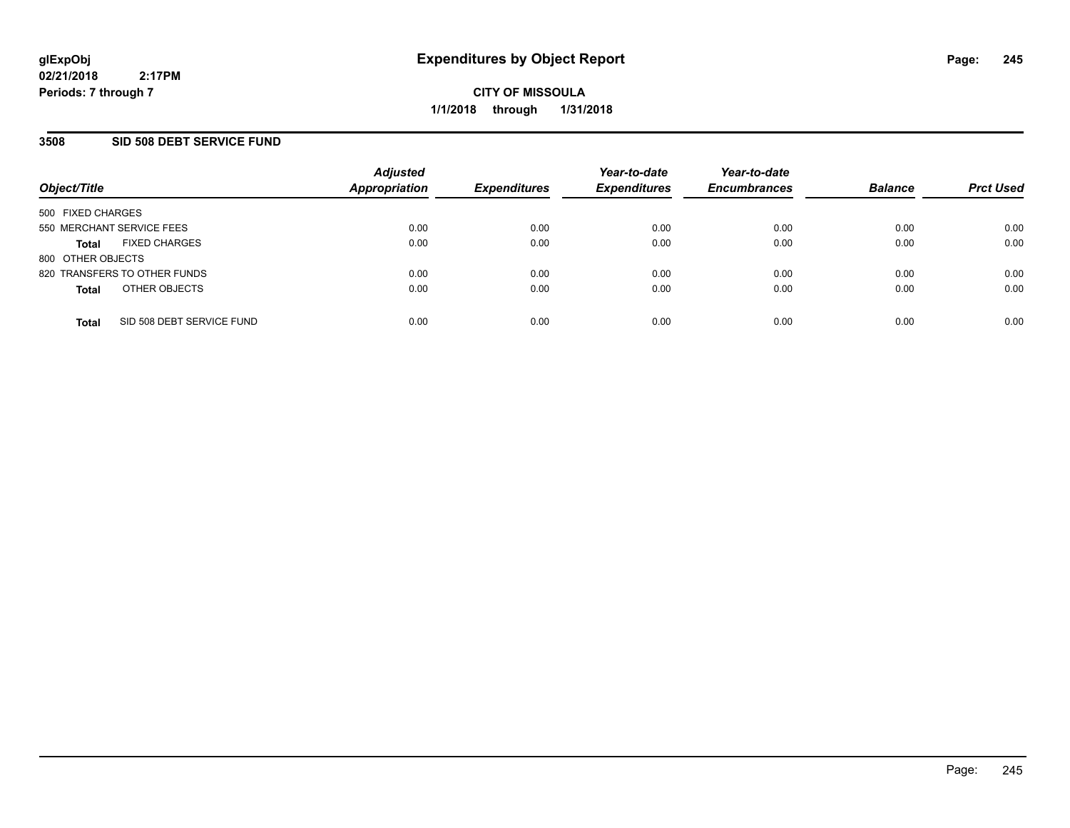**glExpObj**
**02/21/2018 2:17PM**
**Periods: 7 through 7**

# Expenditures by Object Report

**CITY OF MISSOULA**
**1/1/2018 through 1/31/2018**

## 3508 SID 508 DEBT SERVICE FUND

| Object/Title | Adjusted Appropriation | Expenditures | Year-to-date Expenditures | Year-to-date Encumbrances | Balance | Prct Used |
|---|---|---|---|---|---|---|
| 500 FIXED CHARGES | | | | | | |
| 550 MERCHANT SERVICE FEES | 0.00 | 0.00 | 0.00 | 0.00 | 0.00 | 0.00 |
| **Total** FIXED CHARGES | 0.00 | 0.00 | 0.00 | 0.00 | 0.00 | 0.00 |
| 800 OTHER OBJECTS | | | | | | |
| 820 TRANSFERS TO OTHER FUNDS | 0.00 | 0.00 | 0.00 | 0.00 | 0.00 | 0.00 |
| **Total** OTHER OBJECTS | 0.00 | 0.00 | 0.00 | 0.00 | 0.00 | 0.00 |
| **Total** SID 508 DEBT SERVICE FUND | 0.00 | 0.00 | 0.00 | 0.00 | 0.00 | 0.00 |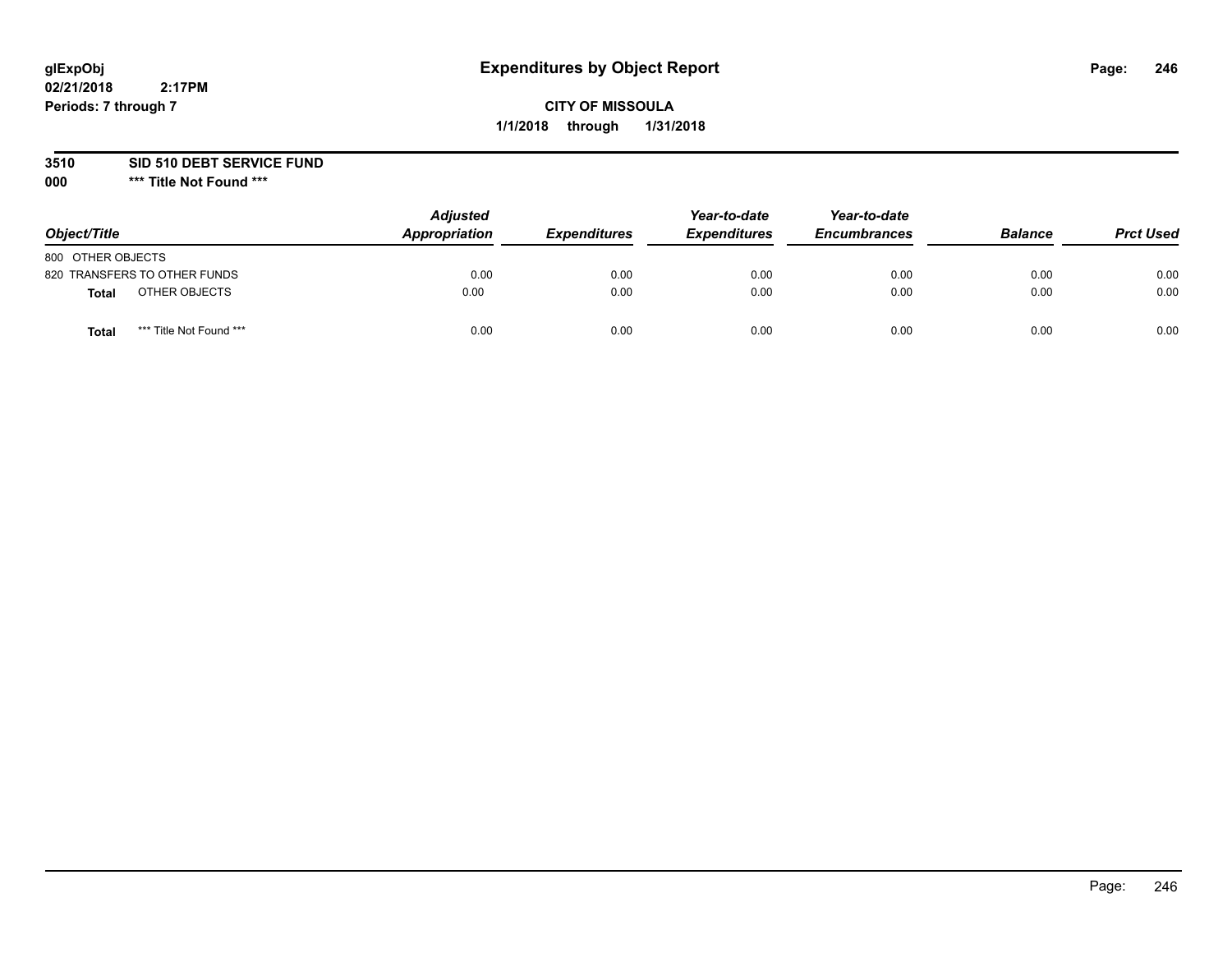glExpObj
02/21/2018 2:17PM
Periods: 7 through 7

# Expenditures by Object Report

**CITY OF MISSOULA**
**1/1/2018 through 1/31/2018**

**3510 SID 510 DEBT SERVICE FUND**
**000 \*\*\* Title Not Found \*\*\***

| Object/Title | Adjusted Appropriation | Expenditures | Year-to-date Expenditures | Year-to-date Encumbrances | Balance | Prct Used |
|---|---|---|---|---|---|---|
| 800 OTHER OBJECTS | | | | | | |
| 820 TRANSFERS TO OTHER FUNDS | 0.00 | 0.00 | 0.00 | 0.00 | 0.00 | 0.00 |
| **Total** OTHER OBJECTS | 0.00 | 0.00 | 0.00 | 0.00 | 0.00 | 0.00 |
| **Total** *** Title Not Found *** | 0.00 | 0.00 | 0.00 | 0.00 | 0.00 | 0.00 |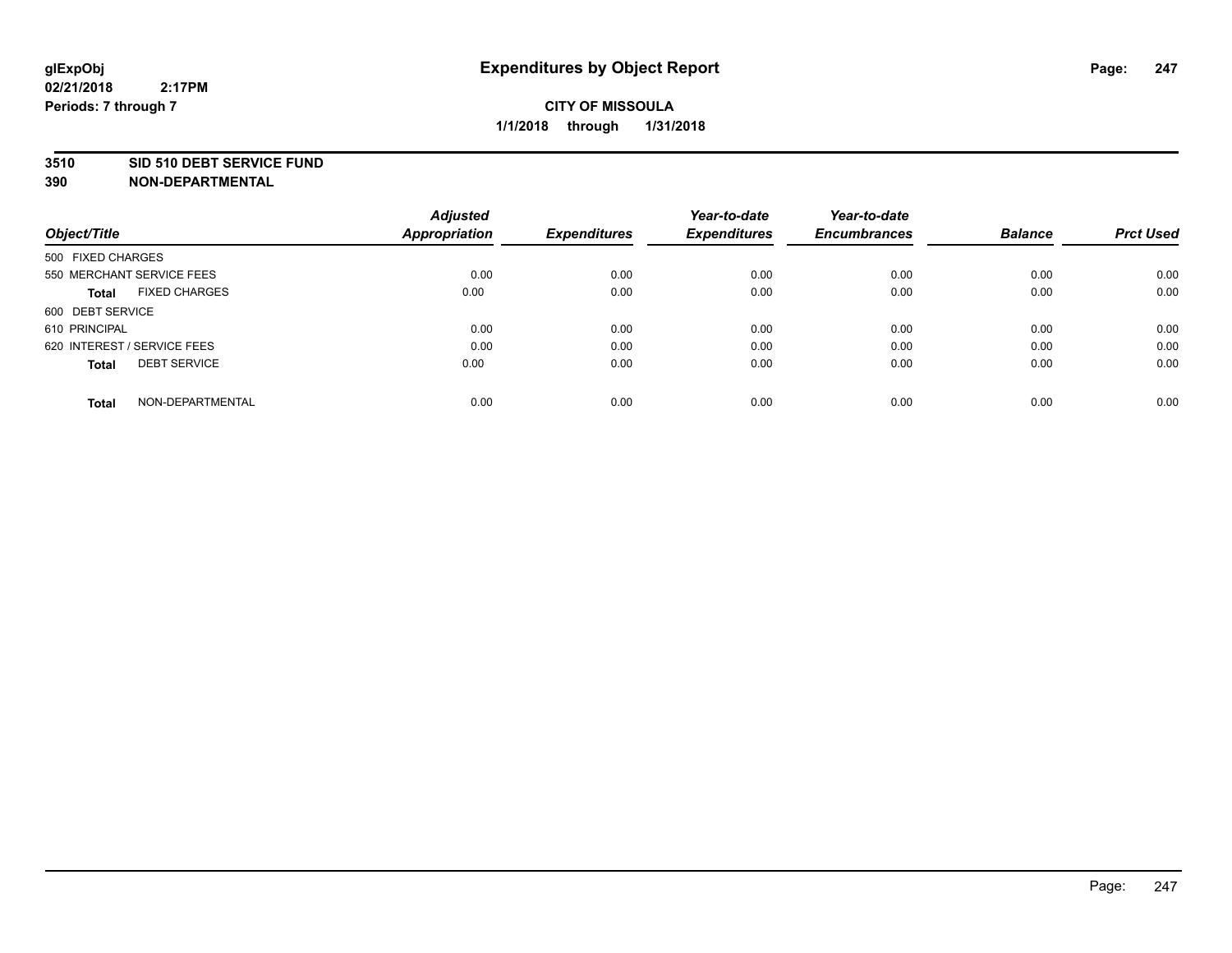**glExpObj**
**02/21/2018 2:17PM**
**Periods: 7 through 7**

# Expenditures by Object Report

**CITY OF MISSOULA**
**1/1/2018 through 1/31/2018**

**3510 SID 510 DEBT SERVICE FUND**
**390 NON-DEPARTMENTAL**

| Object/Title | Adjusted Appropriation | Expenditures | Year-to-date Expenditures | Year-to-date Encumbrances | Balance | Prct Used |
|---|---|---|---|---|---|---|
| 500 FIXED CHARGES | | | | | | |
| 550 MERCHANT SERVICE FEES | 0.00 | 0.00 | 0.00 | 0.00 | 0.00 | 0.00 |
| **Total** FIXED CHARGES | 0.00 | 0.00 | 0.00 | 0.00 | 0.00 | 0.00 |
| 600 DEBT SERVICE | | | | | | |
| 610 PRINCIPAL | 0.00 | 0.00 | 0.00 | 0.00 | 0.00 | 0.00 |
| 620 INTEREST / SERVICE FEES | 0.00 | 0.00 | 0.00 | 0.00 | 0.00 | 0.00 |
| **Total** DEBT SERVICE | 0.00 | 0.00 | 0.00 | 0.00 | 0.00 | 0.00 |
| **Total** NON-DEPARTMENTAL | 0.00 | 0.00 | 0.00 | 0.00 | 0.00 | 0.00 |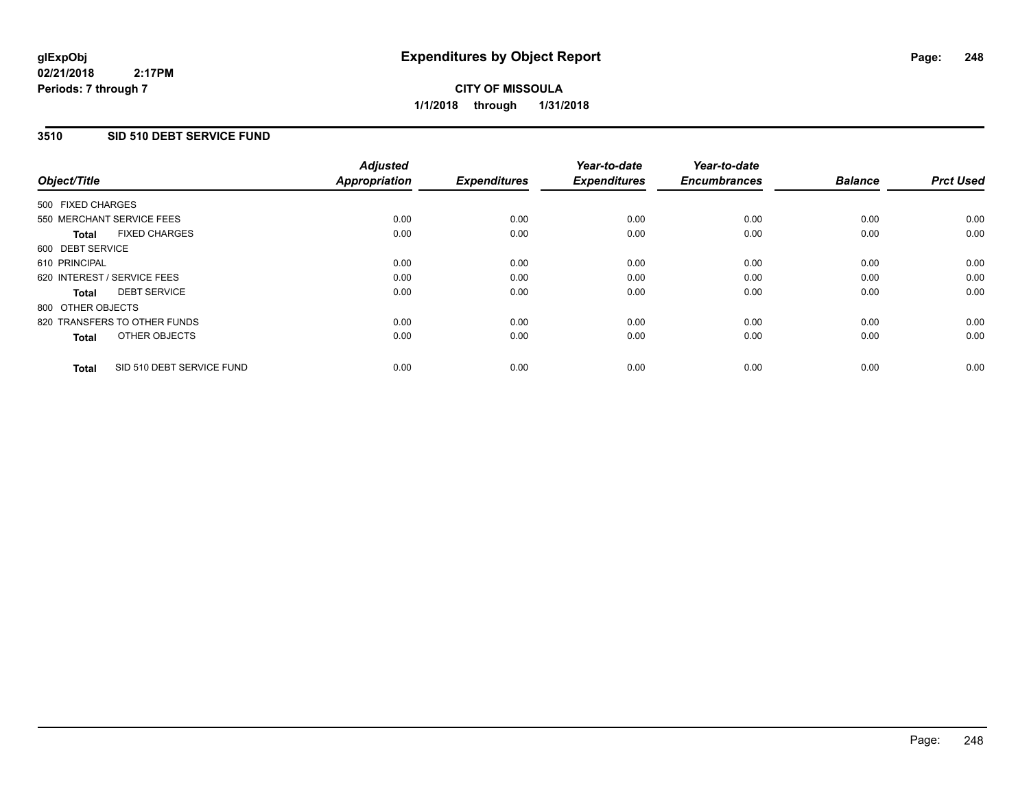# Expenditures by Object Report

glExpObj
02/21/2018 2:17PM
Periods: 7 through 7

**CITY OF MISSOULA**
**1/1/2018 through 1/31/2018**

## 3510 SID 510 DEBT SERVICE FUND

| Object/Title | Adjusted Appropriation | Expenditures | Year-to-date Expenditures | Year-to-date Encumbrances | Balance | Prct Used |
|---|---|---|---|---|---|---|
| 500 FIXED CHARGES | | | | | | |
| 550 MERCHANT SERVICE FEES | 0.00 | 0.00 | 0.00 | 0.00 | 0.00 | 0.00 |
| **Total** FIXED CHARGES | 0.00 | 0.00 | 0.00 | 0.00 | 0.00 | 0.00 |
| 600 DEBT SERVICE | | | | | | |
| 610 PRINCIPAL | 0.00 | 0.00 | 0.00 | 0.00 | 0.00 | 0.00 |
| 620 INTEREST / SERVICE FEES | 0.00 | 0.00 | 0.00 | 0.00 | 0.00 | 0.00 |
| **Total** DEBT SERVICE | 0.00 | 0.00 | 0.00 | 0.00 | 0.00 | 0.00 |
| 800 OTHER OBJECTS | | | | | | |
| 820 TRANSFERS TO OTHER FUNDS | 0.00 | 0.00 | 0.00 | 0.00 | 0.00 | 0.00 |
| **Total** OTHER OBJECTS | 0.00 | 0.00 | 0.00 | 0.00 | 0.00 | 0.00 |
| **Total** SID 510 DEBT SERVICE FUND | 0.00 | 0.00 | 0.00 | 0.00 | 0.00 | 0.00 |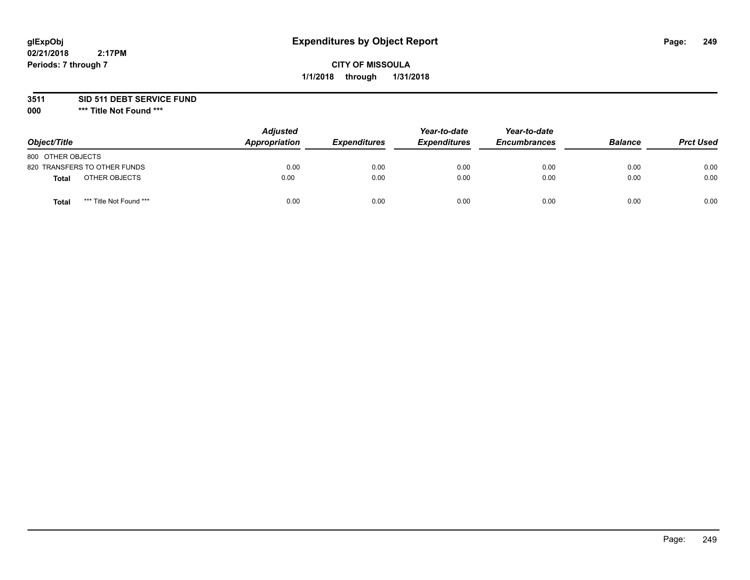glExpObj
02/21/2018 2:17PM
Periods: 7 through 7

# Expenditures by Object Report

**CITY OF MISSOULA**
**1/1/2018 through 1/31/2018**

**3511 SID 511 DEBT SERVICE FUND**
**000 \*\*\* Title Not Found \*\*\***

| Object/Title | | Adjusted Appropriation | Expenditures | Year-to-date Expenditures | Year-to-date Encumbrances | Balance | Prct Used |
|---|---|---|---|---|---|---|---|
| 800 OTHER OBJECTS | | | | | | | |
| 820 TRANSFERS TO OTHER FUNDS | | 0.00 | 0.00 | 0.00 | 0.00 | 0.00 | 0.00 |
| **Total** | OTHER OBJECTS | 0.00 | 0.00 | 0.00 | 0.00 | 0.00 | 0.00 |
| **Total** | *** Title Not Found *** | 0.00 | 0.00 | 0.00 | 0.00 | 0.00 | 0.00 |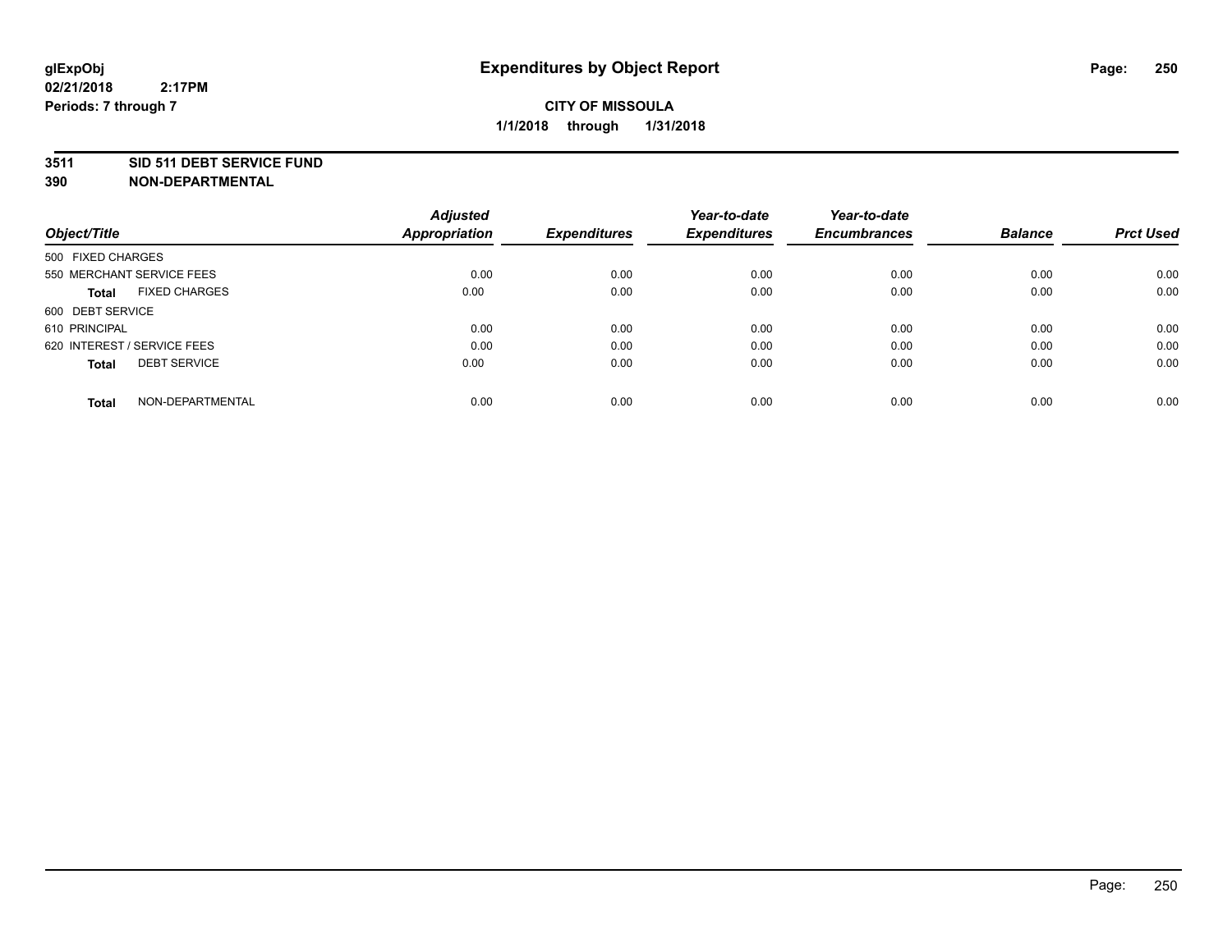# Expenditures by Object Report

glExpObj
02/21/2018 2:17PM
Periods: 7 through 7

**CITY OF MISSOULA**
**1/1/2018 through 1/31/2018**

**3511 SID 511 DEBT SERVICE FUND**
**390 NON-DEPARTMENTAL**

| Object/Title | Adjusted Appropriation | Expenditures | Year-to-date Expenditures | Year-to-date Encumbrances | Balance | Prct Used |
|---|---|---|---|---|---|---|
| 500 FIXED CHARGES | | | | | | |
| 550 MERCHANT SERVICE FEES | 0.00 | 0.00 | 0.00 | 0.00 | 0.00 | 0.00 |
| **Total** FIXED CHARGES | 0.00 | 0.00 | 0.00 | 0.00 | 0.00 | 0.00 |
| 600 DEBT SERVICE | | | | | | |
| 610 PRINCIPAL | 0.00 | 0.00 | 0.00 | 0.00 | 0.00 | 0.00 |
| 620 INTEREST / SERVICE FEES | 0.00 | 0.00 | 0.00 | 0.00 | 0.00 | 0.00 |
| **Total** DEBT SERVICE | 0.00 | 0.00 | 0.00 | 0.00 | 0.00 | 0.00 |
| **Total** NON-DEPARTMENTAL | 0.00 | 0.00 | 0.00 | 0.00 | 0.00 | 0.00 |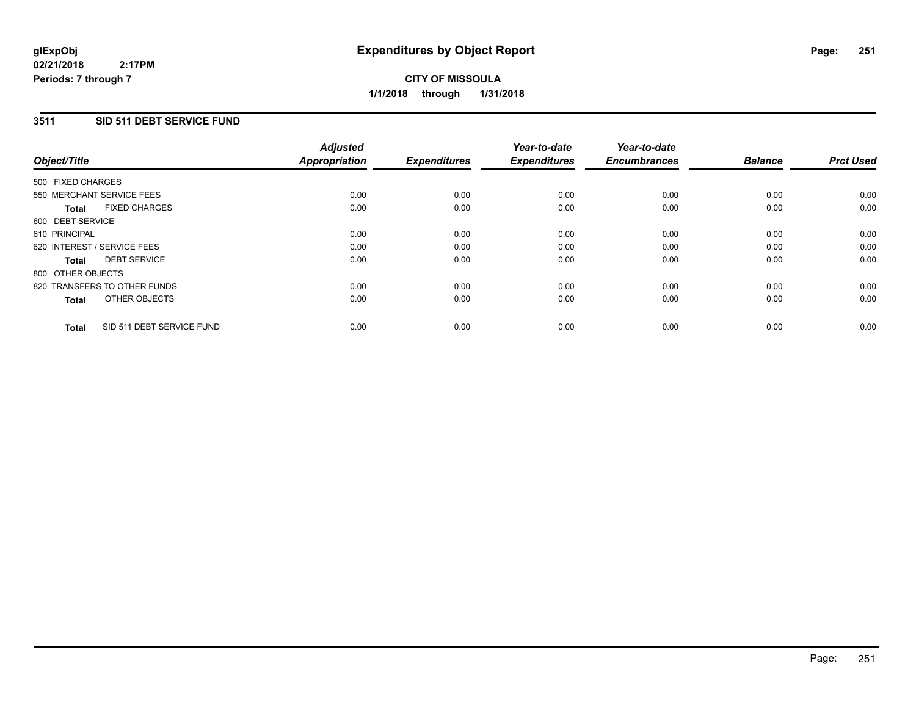**glExpObj**
**02/21/2018 2:17PM**
**Periods: 7 through 7**

# Expenditures by Object Report

**CITY OF MISSOULA**
**1/1/2018 through 1/31/2018**

## 3511 SID 511 DEBT SERVICE FUND

| Object/Title | Adjusted Appropriation | Expenditures | Year-to-date Expenditures | Year-to-date Encumbrances | Balance | Prct Used |
|---|---|---|---|---|---|---|
| 500 FIXED CHARGES | | | | | | |
| 550 MERCHANT SERVICE FEES | 0.00 | 0.00 | 0.00 | 0.00 | 0.00 | 0.00 |
| **Total** FIXED CHARGES | 0.00 | 0.00 | 0.00 | 0.00 | 0.00 | 0.00 |
| 600 DEBT SERVICE | | | | | | |
| 610 PRINCIPAL | 0.00 | 0.00 | 0.00 | 0.00 | 0.00 | 0.00 |
| 620 INTEREST / SERVICE FEES | 0.00 | 0.00 | 0.00 | 0.00 | 0.00 | 0.00 |
| **Total** DEBT SERVICE | 0.00 | 0.00 | 0.00 | 0.00 | 0.00 | 0.00 |
| 800 OTHER OBJECTS | | | | | | |
| 820 TRANSFERS TO OTHER FUNDS | 0.00 | 0.00 | 0.00 | 0.00 | 0.00 | 0.00 |
| **Total** OTHER OBJECTS | 0.00 | 0.00 | 0.00 | 0.00 | 0.00 | 0.00 |
| **Total** SID 511 DEBT SERVICE FUND | 0.00 | 0.00 | 0.00 | 0.00 | 0.00 | 0.00 |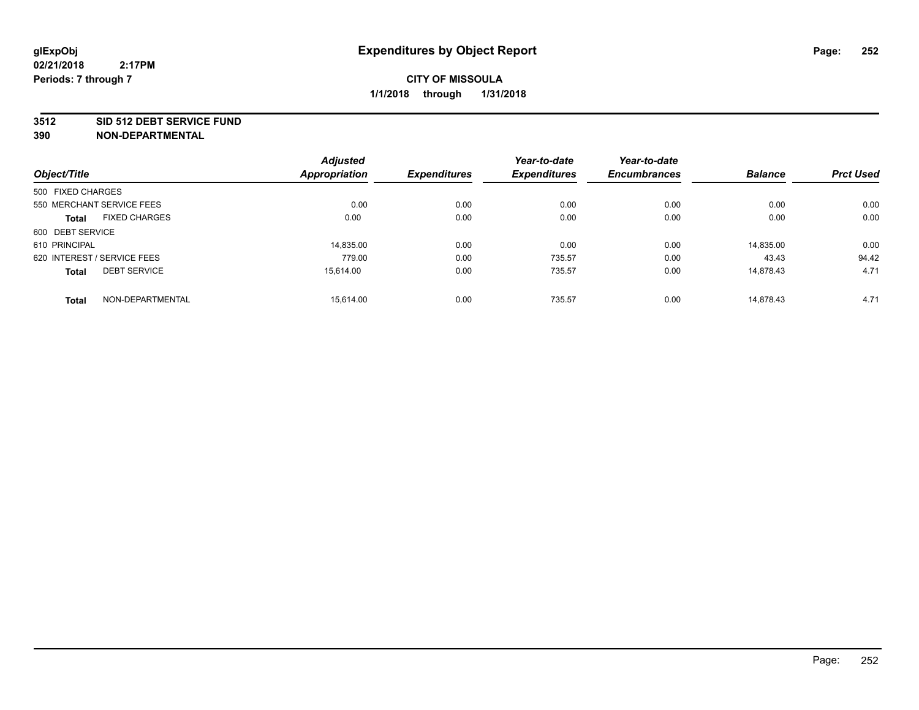**glExpObj**
**02/21/2018 2:17PM**
**Periods: 7 through 7**

# Expenditures by Object Report

**CITY OF MISSOULA**
**1/1/2018 through 1/31/2018**

**3512 SID 512 DEBT SERVICE FUND**
**390 NON-DEPARTMENTAL**

| Object/Title | Adjusted Appropriation | Expenditures | Year-to-date Expenditures | Year-to-date Encumbrances | Balance | Prct Used |
|---|---|---|---|---|---|---|
| 500 FIXED CHARGES | | | | | | |
| 550 MERCHANT SERVICE FEES | 0.00 | 0.00 | 0.00 | 0.00 | 0.00 | 0.00 |
| **Total** FIXED CHARGES | 0.00 | 0.00 | 0.00 | 0.00 | 0.00 | 0.00 |
| 600 DEBT SERVICE | | | | | | |
| 610 PRINCIPAL | 14,835.00 | 0.00 | 0.00 | 0.00 | 14,835.00 | 0.00 |
| 620 INTEREST / SERVICE FEES | 779.00 | 0.00 | 735.57 | 0.00 | 43.43 | 94.42 |
| **Total** DEBT SERVICE | 15,614.00 | 0.00 | 735.57 | 0.00 | 14,878.43 | 4.71 |
| **Total** NON-DEPARTMENTAL | 15,614.00 | 0.00 | 735.57 | 0.00 | 14,878.43 | 4.71 |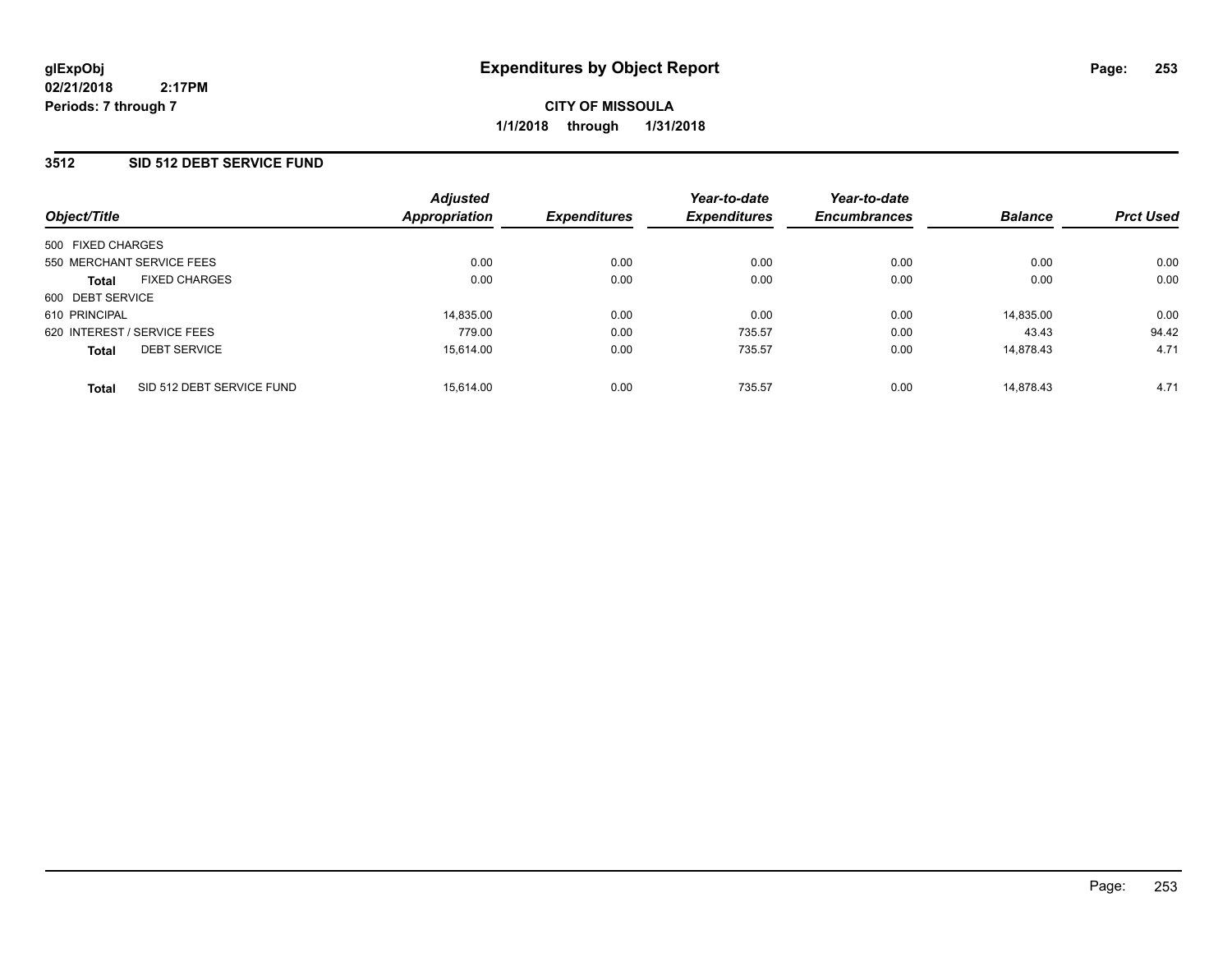**glExpObj**
**02/21/2018 2:17PM**
**Periods: 7 through 7**

# Expenditures by Object Report

**CITY OF MISSOULA**
**1/1/2018 through 1/31/2018**

## 3512 SID 512 DEBT SERVICE FUND

| Object/Title | Adjusted Appropriation | Expenditures | Year-to-date Expenditures | Year-to-date Encumbrances | Balance | Prct Used |
|---|---|---|---|---|---|---|
| 500 FIXED CHARGES | | | | | | |
| 550 MERCHANT SERVICE FEES | 0.00 | 0.00 | 0.00 | 0.00 | 0.00 | 0.00 |
| **Total** FIXED CHARGES | 0.00 | 0.00 | 0.00 | 0.00 | 0.00 | 0.00 |
| 600 DEBT SERVICE | | | | | | |
| 610 PRINCIPAL | 14,835.00 | 0.00 | 0.00 | 0.00 | 14,835.00 | 0.00 |
| 620 INTEREST / SERVICE FEES | 779.00 | 0.00 | 735.57 | 0.00 | 43.43 | 94.42 |
| **Total** DEBT SERVICE | 15,614.00 | 0.00 | 735.57 | 0.00 | 14,878.43 | 4.71 |
| **Total** SID 512 DEBT SERVICE FUND | 15,614.00 | 0.00 | 735.57 | 0.00 | 14,878.43 | 4.71 |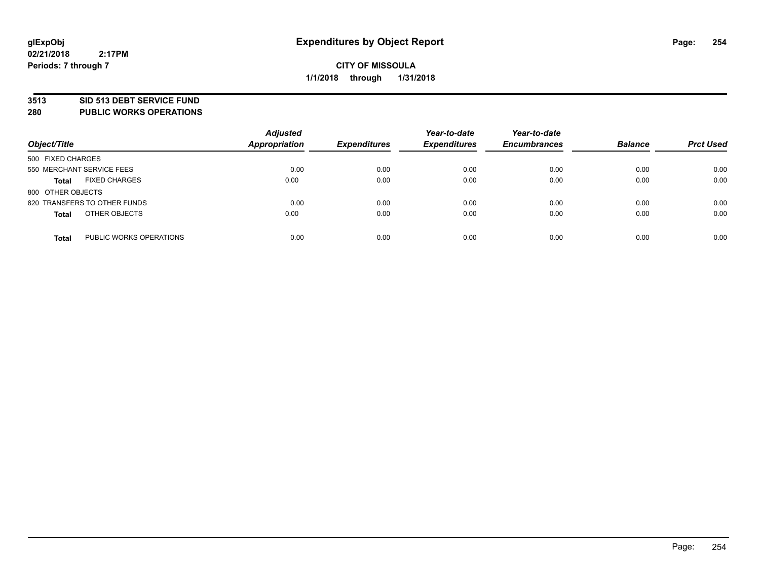glExpObj
02/21/2018 2:17PM
Periods: 7 through 7

# Expenditures by Object Report

**CITY OF MISSOULA**
**1/1/2018 through 1/31/2018**

**3513 SID 513 DEBT SERVICE FUND**
**280 PUBLIC WORKS OPERATIONS**

| Object/Title | Adjusted Appropriation | Expenditures | Year-to-date Expenditures | Year-to-date Encumbrances | Balance | Prct Used |
|---|---|---|---|---|---|---|
| 500 FIXED CHARGES | | | | | | |
| 550 MERCHANT SERVICE FEES | 0.00 | 0.00 | 0.00 | 0.00 | 0.00 | 0.00 |
| **Total** FIXED CHARGES | 0.00 | 0.00 | 0.00 | 0.00 | 0.00 | 0.00 |
| 800 OTHER OBJECTS | | | | | | |
| 820 TRANSFERS TO OTHER FUNDS | 0.00 | 0.00 | 0.00 | 0.00 | 0.00 | 0.00 |
| **Total** OTHER OBJECTS | 0.00 | 0.00 | 0.00 | 0.00 | 0.00 | 0.00 |
| **Total** PUBLIC WORKS OPERATIONS | 0.00 | 0.00 | 0.00 | 0.00 | 0.00 | 0.00 |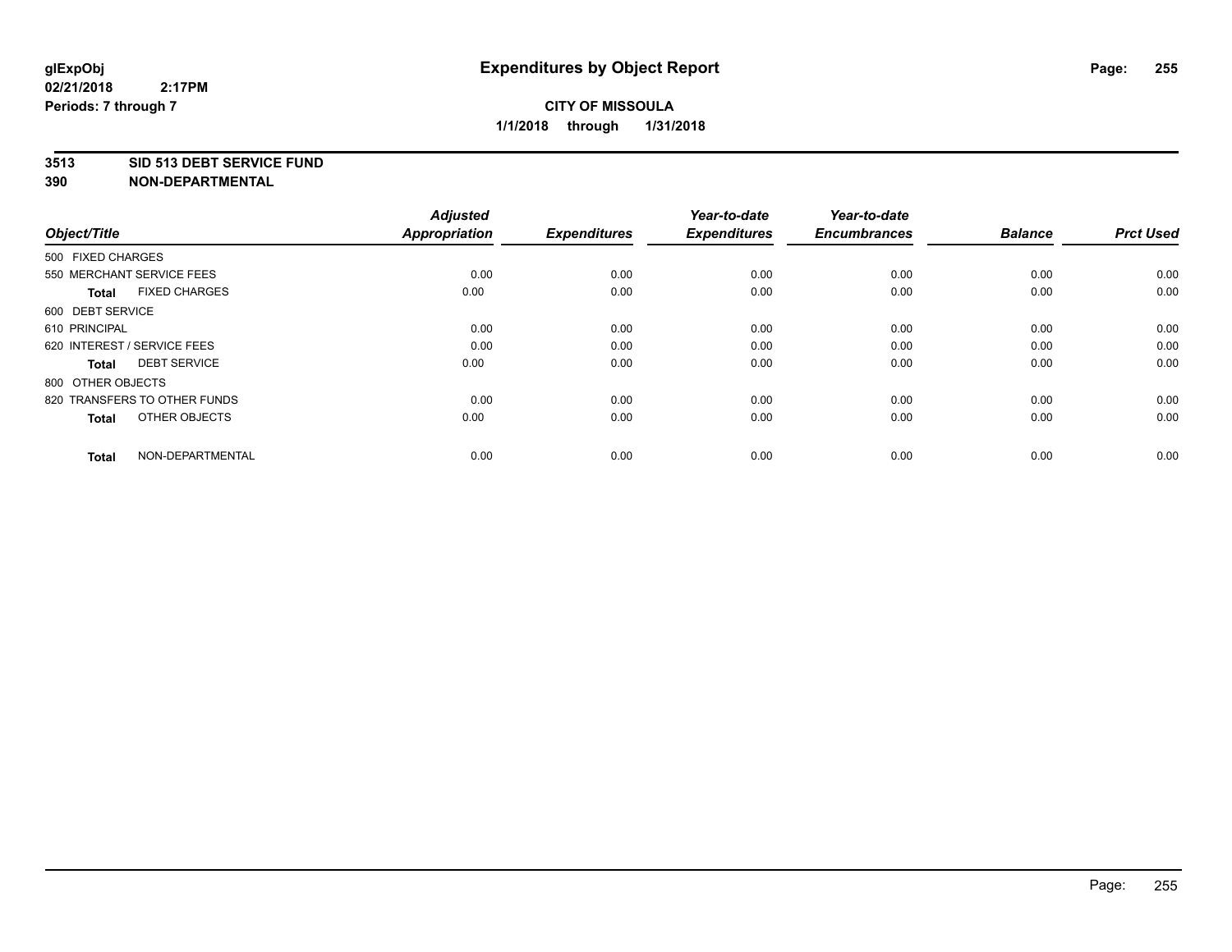**glExpObj**
**02/21/2018 2:17PM**
**Periods: 7 through 7**

# Expenditures by Object Report

**CITY OF MISSOULA**
**1/1/2018 through 1/31/2018**

## 3513 SID 513 DEBT SERVICE FUND
## 390 NON-DEPARTMENTAL

| Object/Title | Adjusted Appropriation | Expenditures | Year-to-date Expenditures | Year-to-date Encumbrances | Balance | Prct Used |
|---|---|---|---|---|---|---|
| 500 FIXED CHARGES | | | | | | |
| 550 MERCHANT SERVICE FEES | 0.00 | 0.00 | 0.00 | 0.00 | 0.00 | 0.00 |
| **Total** FIXED CHARGES | 0.00 | 0.00 | 0.00 | 0.00 | 0.00 | 0.00 |
| 600 DEBT SERVICE | | | | | | |
| 610 PRINCIPAL | 0.00 | 0.00 | 0.00 | 0.00 | 0.00 | 0.00 |
| 620 INTEREST / SERVICE FEES | 0.00 | 0.00 | 0.00 | 0.00 | 0.00 | 0.00 |
| **Total** DEBT SERVICE | 0.00 | 0.00 | 0.00 | 0.00 | 0.00 | 0.00 |
| 800 OTHER OBJECTS | | | | | | |
| 820 TRANSFERS TO OTHER FUNDS | 0.00 | 0.00 | 0.00 | 0.00 | 0.00 | 0.00 |
| **Total** OTHER OBJECTS | 0.00 | 0.00 | 0.00 | 0.00 | 0.00 | 0.00 |
| **Total** NON-DEPARTMENTAL | 0.00 | 0.00 | 0.00 | 0.00 | 0.00 | 0.00 |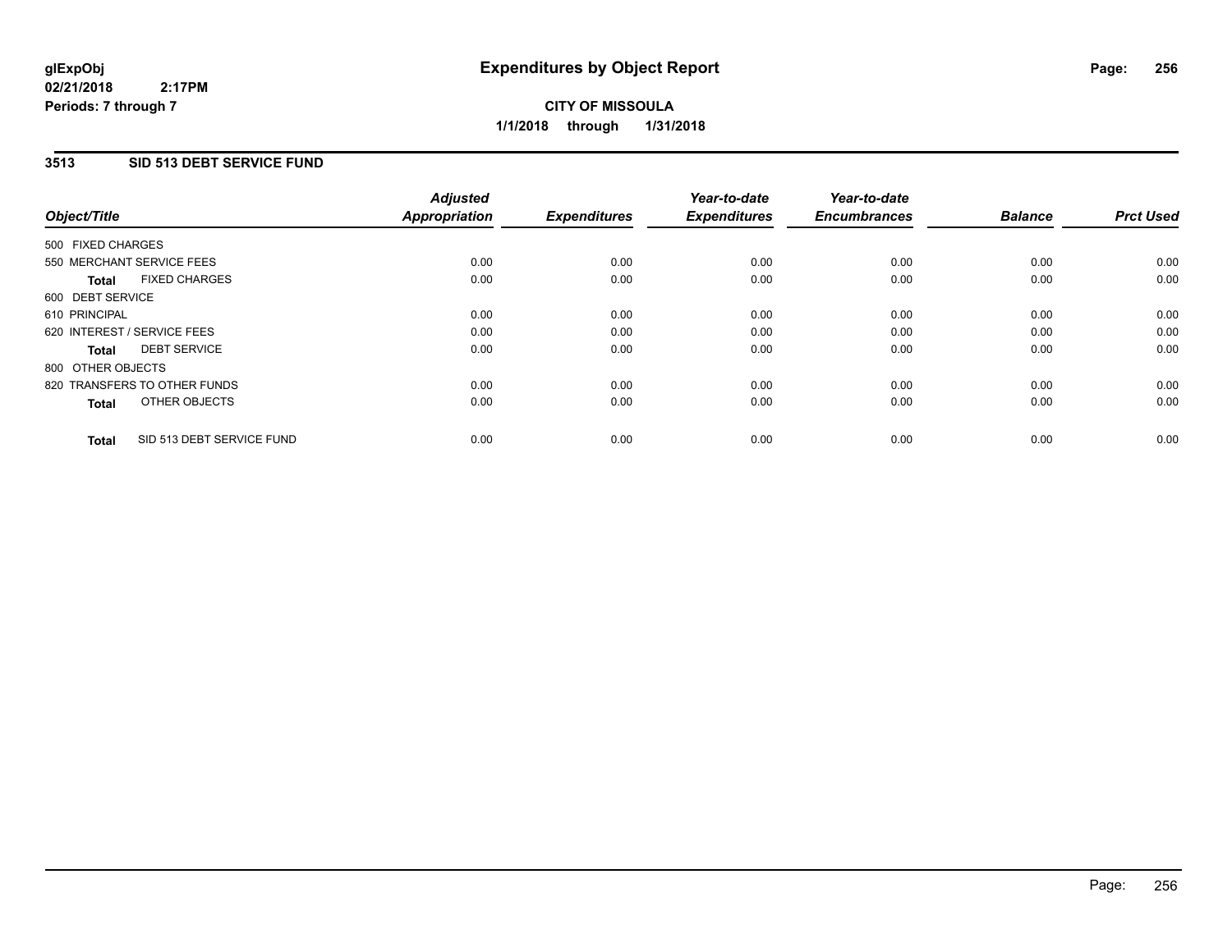**glExpObj**
**02/21/2018 2:17PM**
**Periods: 7 through 7**

# Expenditures by Object Report

**CITY OF MISSOULA**
**1/1/2018 through 1/31/2018**

## 3513 SID 513 DEBT SERVICE FUND

| Object/Title | Adjusted Appropriation | Expenditures | Year-to-date Expenditures | Year-to-date Encumbrances | Balance | Prct Used |
|---|---|---|---|---|---|---|
| 500 FIXED CHARGES | | | | | | |
| 550 MERCHANT SERVICE FEES | 0.00 | 0.00 | 0.00 | 0.00 | 0.00 | 0.00 |
| **Total** FIXED CHARGES | 0.00 | 0.00 | 0.00 | 0.00 | 0.00 | 0.00 |
| 600 DEBT SERVICE | | | | | | |
| 610 PRINCIPAL | 0.00 | 0.00 | 0.00 | 0.00 | 0.00 | 0.00 |
| 620 INTEREST / SERVICE FEES | 0.00 | 0.00 | 0.00 | 0.00 | 0.00 | 0.00 |
| **Total** DEBT SERVICE | 0.00 | 0.00 | 0.00 | 0.00 | 0.00 | 0.00 |
| 800 OTHER OBJECTS | | | | | | |
| 820 TRANSFERS TO OTHER FUNDS | 0.00 | 0.00 | 0.00 | 0.00 | 0.00 | 0.00 |
| **Total** OTHER OBJECTS | 0.00 | 0.00 | 0.00 | 0.00 | 0.00 | 0.00 |
| **Total** SID 513 DEBT SERVICE FUND | 0.00 | 0.00 | 0.00 | 0.00 | 0.00 | 0.00 |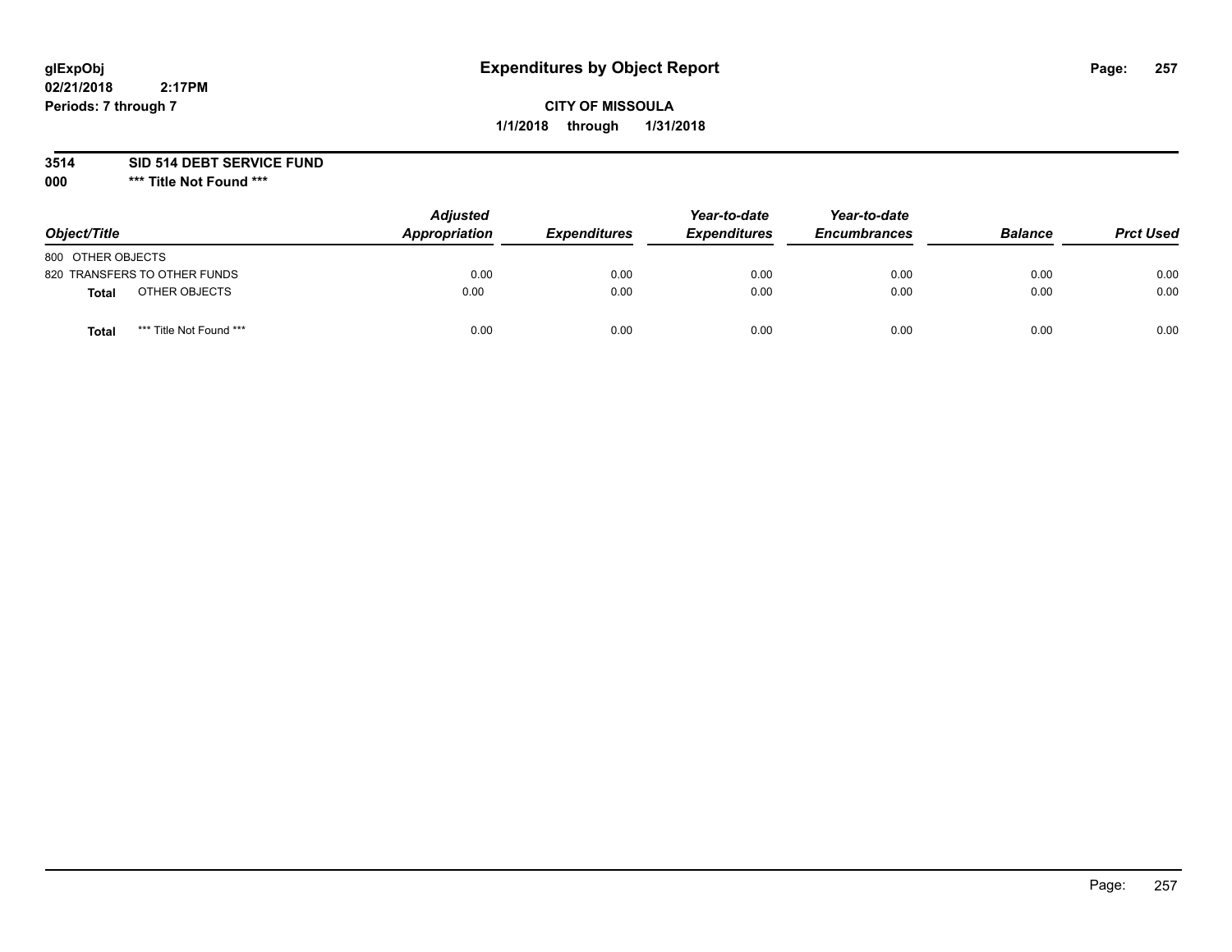glExpObj
02/21/2018 2:17PM
Periods: 7 through 7

# Expenditures by Object Report

**CITY OF MISSOULA**

**1/1/2018 through 1/31/2018**

**3514 SID 514 DEBT SERVICE FUND**

**000 *** Title Not Found *****

| Object/Title | Adjusted Appropriation | Expenditures | Year-to-date Expenditures | Year-to-date Encumbrances | Balance | Prct Used |
|---|---|---|---|---|---|---|
| 800 OTHER OBJECTS | | | | | | |
| 820 TRANSFERS TO OTHER FUNDS | 0.00 | 0.00 | 0.00 | 0.00 | 0.00 | 0.00 |
| **Total** OTHER OBJECTS | 0.00 | 0.00 | 0.00 | 0.00 | 0.00 | 0.00 |
| **Total** *** Title Not Found *** | 0.00 | 0.00 | 0.00 | 0.00 | 0.00 | 0.00 |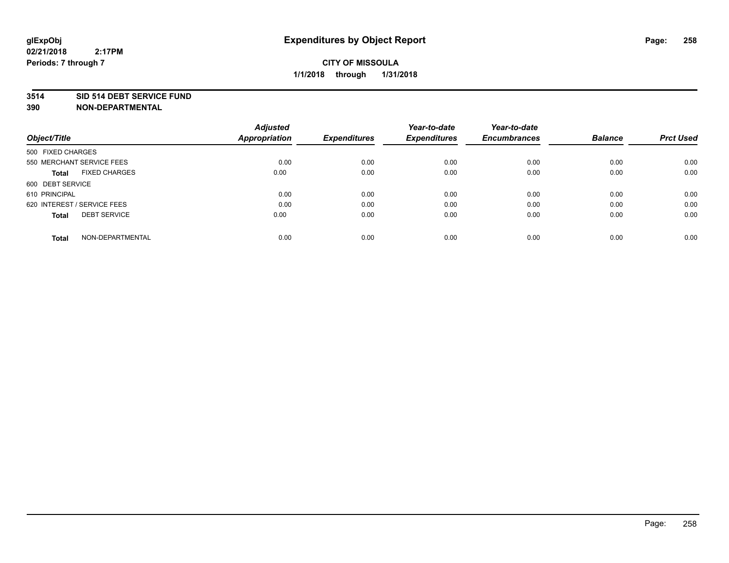# Expenditures by Object Report

glExpObj
02/21/2018 2:17PM
Periods: 7 through 7

**CITY OF MISSOULA**
**1/1/2018 through 1/31/2018**

**3514 SID 514 DEBT SERVICE FUND**
**390 NON-DEPARTMENTAL**

| Object/Title | | Adjusted Appropriation | Expenditures | Year-to-date Expenditures | Year-to-date Encumbrances | Balance | Prct Used |
|---|---|---|---|---|---|---|---|
| 500 FIXED CHARGES | | | | | | | |
| 550 MERCHANT SERVICE FEES | | 0.00 | 0.00 | 0.00 | 0.00 | 0.00 | 0.00 |
| **Total** | FIXED CHARGES | 0.00 | 0.00 | 0.00 | 0.00 | 0.00 | 0.00 |
| 600 DEBT SERVICE | | | | | | | |
| 610 PRINCIPAL | | 0.00 | 0.00 | 0.00 | 0.00 | 0.00 | 0.00 |
| 620 INTEREST / SERVICE FEES | | 0.00 | 0.00 | 0.00 | 0.00 | 0.00 | 0.00 |
| **Total** | DEBT SERVICE | 0.00 | 0.00 | 0.00 | 0.00 | 0.00 | 0.00 |
| **Total** | NON-DEPARTMENTAL | 0.00 | 0.00 | 0.00 | 0.00 | 0.00 | 0.00 |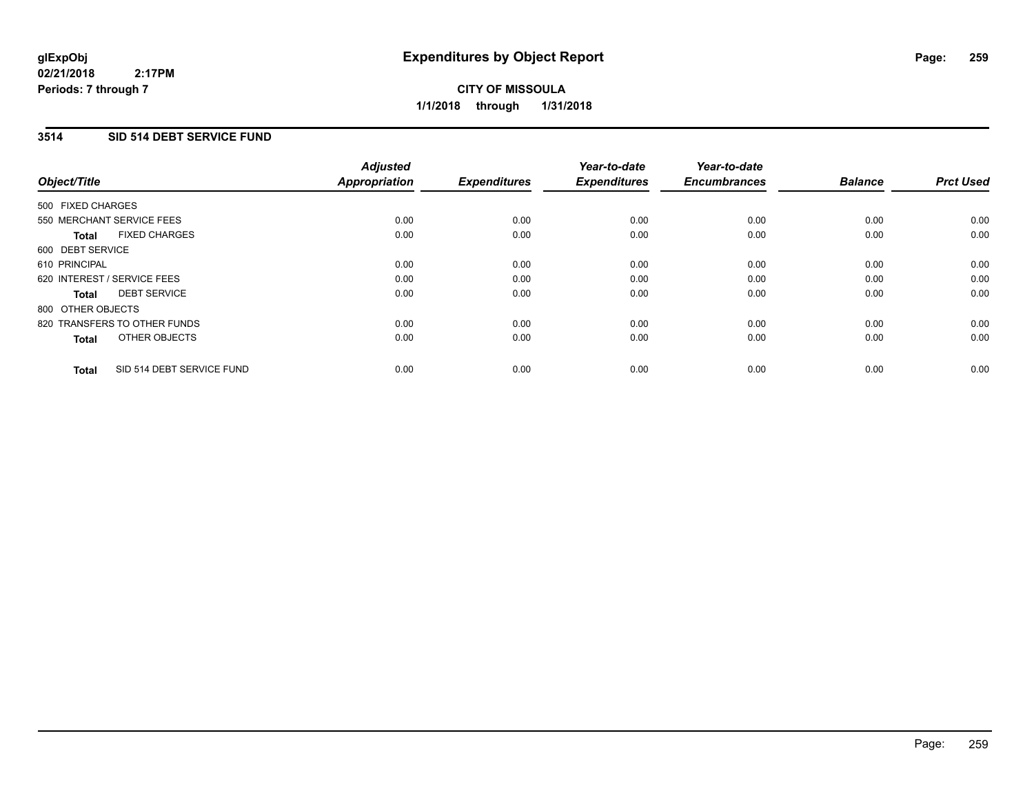**glExpObj**
**02/21/2018 2:17PM**
**Periods: 7 through 7**

# Expenditures by Object Report

**CITY OF MISSOULA**
**1/1/2018 through 1/31/2018**

## 3514 SID 514 DEBT SERVICE FUND

| Object/Title | Adjusted Appropriation | Expenditures | Year-to-date Expenditures | Year-to-date Encumbrances | Balance | Prct Used |
|---|---|---|---|---|---|---|
| 500 FIXED CHARGES | | | | | | |
| 550 MERCHANT SERVICE FEES | 0.00 | 0.00 | 0.00 | 0.00 | 0.00 | 0.00 |
| **Total** FIXED CHARGES | 0.00 | 0.00 | 0.00 | 0.00 | 0.00 | 0.00 |
| 600 DEBT SERVICE | | | | | | |
| 610 PRINCIPAL | 0.00 | 0.00 | 0.00 | 0.00 | 0.00 | 0.00 |
| 620 INTEREST / SERVICE FEES | 0.00 | 0.00 | 0.00 | 0.00 | 0.00 | 0.00 |
| **Total** DEBT SERVICE | 0.00 | 0.00 | 0.00 | 0.00 | 0.00 | 0.00 |
| 800 OTHER OBJECTS | | | | | | |
| 820 TRANSFERS TO OTHER FUNDS | 0.00 | 0.00 | 0.00 | 0.00 | 0.00 | 0.00 |
| **Total** OTHER OBJECTS | 0.00 | 0.00 | 0.00 | 0.00 | 0.00 | 0.00 |
| **Total** SID 514 DEBT SERVICE FUND | 0.00 | 0.00 | 0.00 | 0.00 | 0.00 | 0.00 |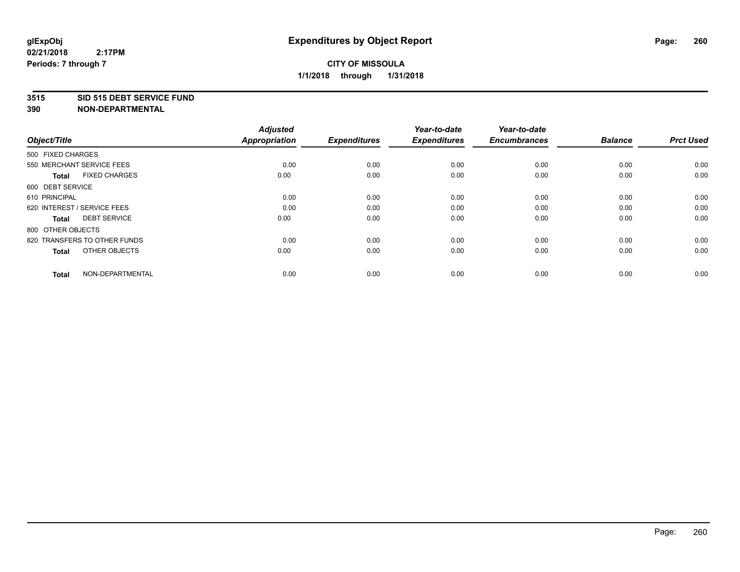# Expenditures by Object Report

glExpObj
02/21/2018 2:17PM
Periods: 7 through 7

**CITY OF MISSOULA**
**1/1/2018 through 1/31/2018**

**3515 SID 515 DEBT SERVICE FUND**
**390 NON-DEPARTMENTAL**

| Object/Title | Adjusted Appropriation | Expenditures | Year-to-date Expenditures | Year-to-date Encumbrances | Balance | Prct Used |
|---|---|---|---|---|---|---|
| 500 FIXED CHARGES | | | | | | |
| 550 MERCHANT SERVICE FEES | 0.00 | 0.00 | 0.00 | 0.00 | 0.00 | 0.00 |
| **Total** FIXED CHARGES | 0.00 | 0.00 | 0.00 | 0.00 | 0.00 | 0.00 |
| 600 DEBT SERVICE | | | | | | |
| 610 PRINCIPAL | 0.00 | 0.00 | 0.00 | 0.00 | 0.00 | 0.00 |
| 620 INTEREST / SERVICE FEES | 0.00 | 0.00 | 0.00 | 0.00 | 0.00 | 0.00 |
| **Total** DEBT SERVICE | 0.00 | 0.00 | 0.00 | 0.00 | 0.00 | 0.00 |
| 800 OTHER OBJECTS | | | | | | |
| 820 TRANSFERS TO OTHER FUNDS | 0.00 | 0.00 | 0.00 | 0.00 | 0.00 | 0.00 |
| **Total** OTHER OBJECTS | 0.00 | 0.00 | 0.00 | 0.00 | 0.00 | 0.00 |
| **Total** NON-DEPARTMENTAL | 0.00 | 0.00 | 0.00 | 0.00 | 0.00 | 0.00 |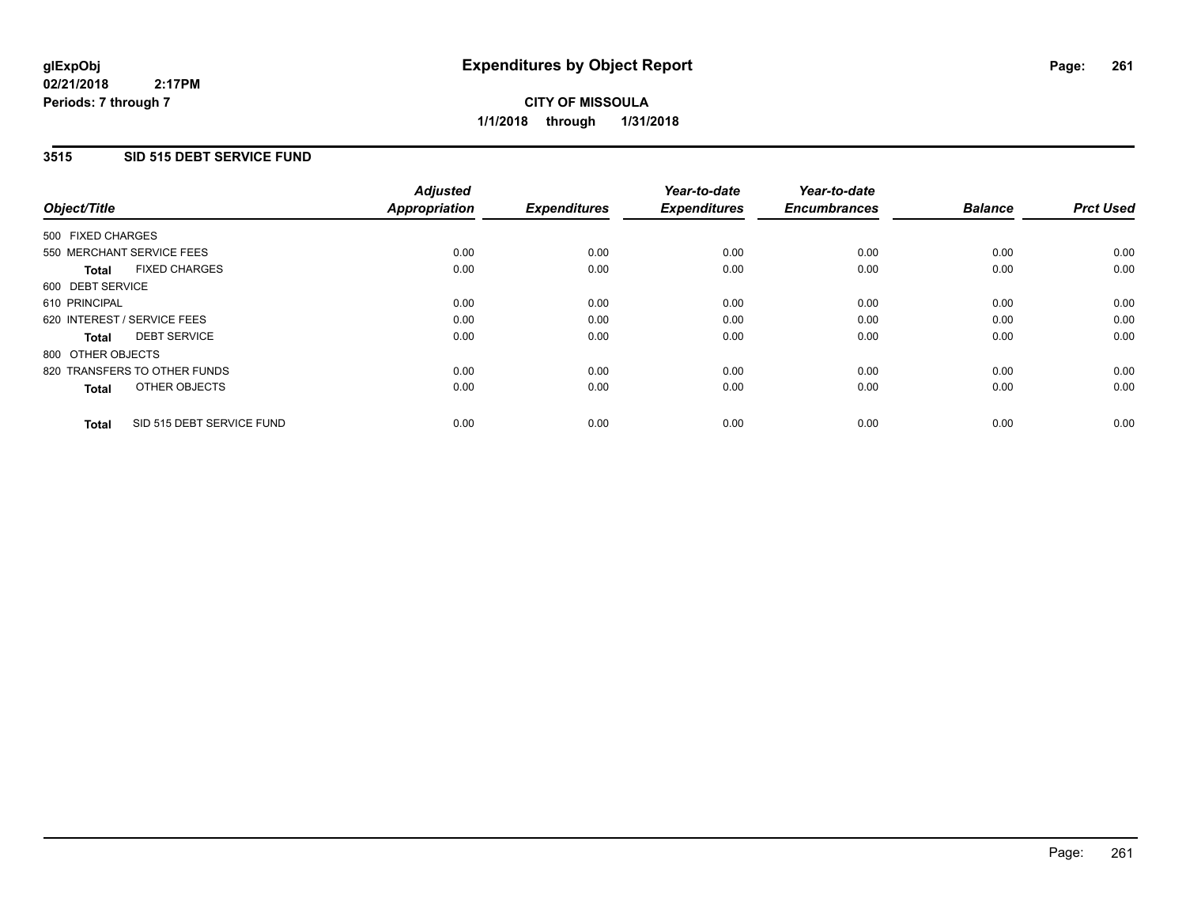**glExpObj**
**02/21/2018 2:17PM**
**Periods: 7 through 7**

# Expenditures by Object Report

**CITY OF MISSOULA**
**1/1/2018 through 1/31/2018**

## 3515 SID 515 DEBT SERVICE FUND

| Object/Title | Adjusted Appropriation | Expenditures | Year-to-date Expenditures | Year-to-date Encumbrances | Balance | Prct Used |
|---|---|---|---|---|---|---|
| 500 FIXED CHARGES | | | | | | |
| 550 MERCHANT SERVICE FEES | 0.00 | 0.00 | 0.00 | 0.00 | 0.00 | 0.00 |
| **Total** FIXED CHARGES | 0.00 | 0.00 | 0.00 | 0.00 | 0.00 | 0.00 |
| 600 DEBT SERVICE | | | | | | |
| 610 PRINCIPAL | 0.00 | 0.00 | 0.00 | 0.00 | 0.00 | 0.00 |
| 620 INTEREST / SERVICE FEES | 0.00 | 0.00 | 0.00 | 0.00 | 0.00 | 0.00 |
| **Total** DEBT SERVICE | 0.00 | 0.00 | 0.00 | 0.00 | 0.00 | 0.00 |
| 800 OTHER OBJECTS | | | | | | |
| 820 TRANSFERS TO OTHER FUNDS | 0.00 | 0.00 | 0.00 | 0.00 | 0.00 | 0.00 |
| **Total** OTHER OBJECTS | 0.00 | 0.00 | 0.00 | 0.00 | 0.00 | 0.00 |
| **Total** SID 515 DEBT SERVICE FUND | 0.00 | 0.00 | 0.00 | 0.00 | 0.00 | 0.00 |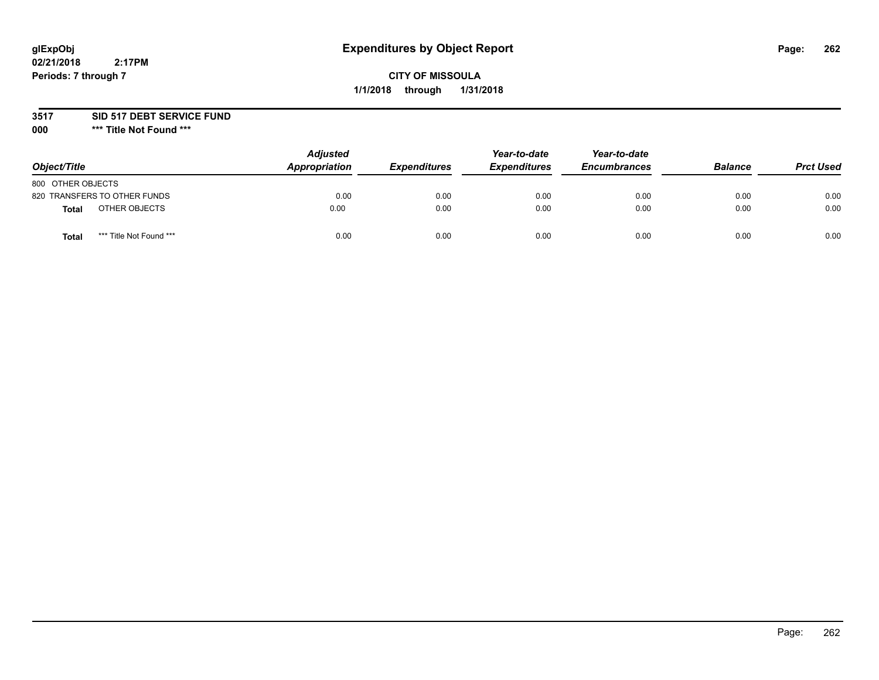# Expenditures by Object Report

glExpObj
02/21/2018 2:17PM
Periods: 7 through 7

**CITY OF MISSOULA**
**1/1/2018 through 1/31/2018**

**3517 SID 517 DEBT SERVICE FUND**
**000 \*\*\* Title Not Found \*\*\***

| Object/Title | | Adjusted Appropriation | Expenditures | Year-to-date Expenditures | Year-to-date Encumbrances | Balance | Prct Used |
|---|---|---|---|---|---|---|---|
| 800 OTHER OBJECTS | | | | | | | |
| 820 TRANSFERS TO OTHER FUNDS | | 0.00 | 0.00 | 0.00 | 0.00 | 0.00 | 0.00 |
| **Total** | OTHER OBJECTS | 0.00 | 0.00 | 0.00 | 0.00 | 0.00 | 0.00 |
| **Total** | *** Title Not Found *** | 0.00 | 0.00 | 0.00 | 0.00 | 0.00 | 0.00 |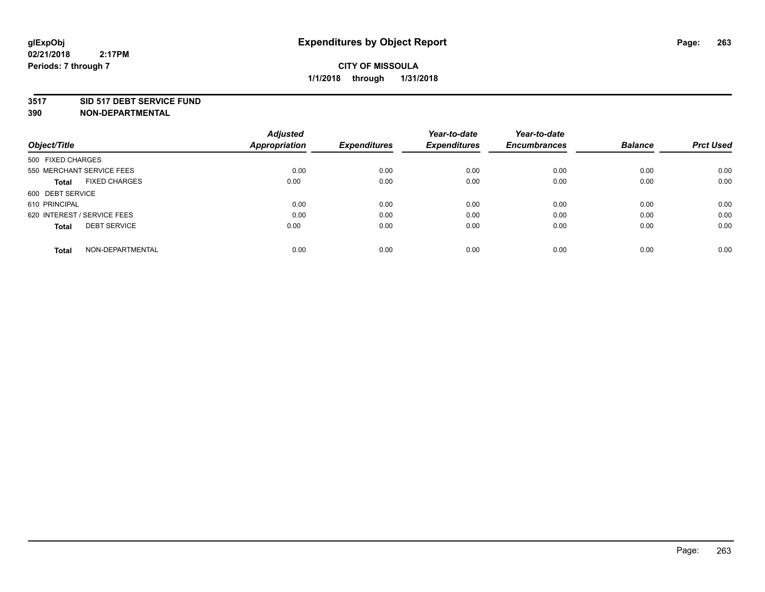# Expenditures by Object Report

glExpObj
02/21/2018 2:17PM
Periods: 7 through 7

**CITY OF MISSOULA**
**1/1/2018 through 1/31/2018**

**3517 SID 517 DEBT SERVICE FUND**
**390 NON-DEPARTMENTAL**

| Object/Title | Adjusted Appropriation | Expenditures | Year-to-date Expenditures | Year-to-date Encumbrances | Balance | Prct Used |
|---|---|---|---|---|---|---|
| 500 FIXED CHARGES | | | | | | |
| 550 MERCHANT SERVICE FEES | 0.00 | 0.00 | 0.00 | 0.00 | 0.00 | 0.00 |
| **Total** FIXED CHARGES | 0.00 | 0.00 | 0.00 | 0.00 | 0.00 | 0.00 |
| 600 DEBT SERVICE | | | | | | |
| 610 PRINCIPAL | 0.00 | 0.00 | 0.00 | 0.00 | 0.00 | 0.00 |
| 620 INTEREST / SERVICE FEES | 0.00 | 0.00 | 0.00 | 0.00 | 0.00 | 0.00 |
| **Total** DEBT SERVICE | 0.00 | 0.00 | 0.00 | 0.00 | 0.00 | 0.00 |
| **Total** NON-DEPARTMENTAL | 0.00 | 0.00 | 0.00 | 0.00 | 0.00 | 0.00 |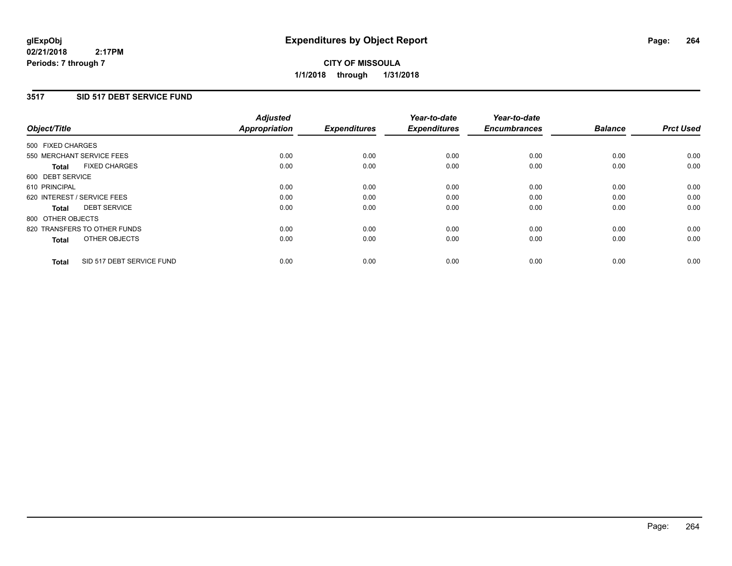**glExpObj**
**02/21/2018 2:17PM**
**Periods: 7 through 7**

# Expenditures by Object Report

**CITY OF MISSOULA**
**1/1/2018 through 1/31/2018**

## 3517 SID 517 DEBT SERVICE FUND

| Object/Title | Adjusted Appropriation | Expenditures | Year-to-date Expenditures | Year-to-date Encumbrances | Balance | Prct Used |
|---|---|---|---|---|---|---|
| 500 FIXED CHARGES | | | | | | |
| 550 MERCHANT SERVICE FEES | 0.00 | 0.00 | 0.00 | 0.00 | 0.00 | 0.00 |
| **Total** FIXED CHARGES | 0.00 | 0.00 | 0.00 | 0.00 | 0.00 | 0.00 |
| 600 DEBT SERVICE | | | | | | |
| 610 PRINCIPAL | 0.00 | 0.00 | 0.00 | 0.00 | 0.00 | 0.00 |
| 620 INTEREST / SERVICE FEES | 0.00 | 0.00 | 0.00 | 0.00 | 0.00 | 0.00 |
| **Total** DEBT SERVICE | 0.00 | 0.00 | 0.00 | 0.00 | 0.00 | 0.00 |
| 800 OTHER OBJECTS | | | | | | |
| 820 TRANSFERS TO OTHER FUNDS | 0.00 | 0.00 | 0.00 | 0.00 | 0.00 | 0.00 |
| **Total** OTHER OBJECTS | 0.00 | 0.00 | 0.00 | 0.00 | 0.00 | 0.00 |
| **Total** SID 517 DEBT SERVICE FUND | 0.00 | 0.00 | 0.00 | 0.00 | 0.00 | 0.00 |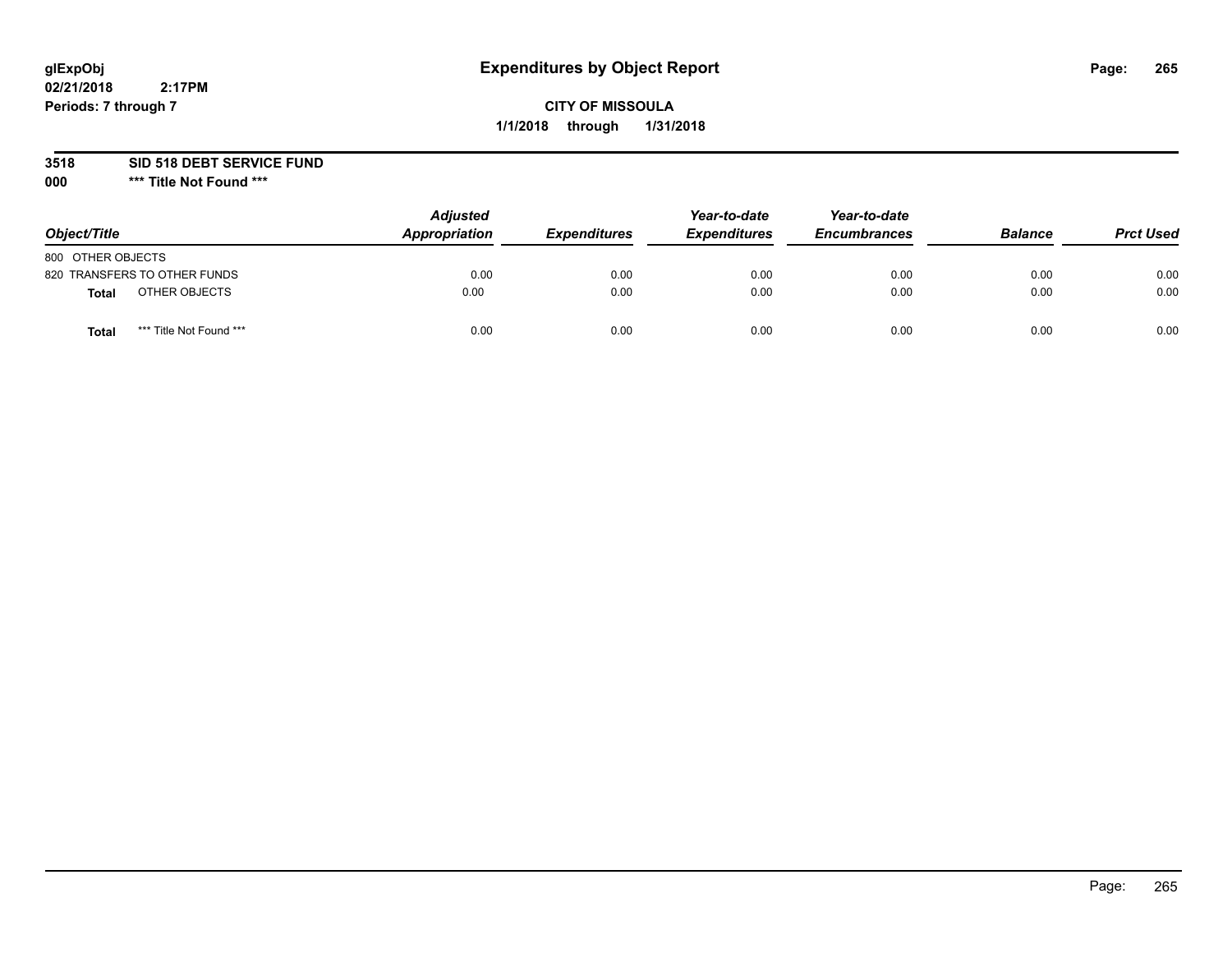**glExpObj**
**02/21/2018 2:17PM**
**Periods: 7 through 7**

# Expenditures by Object Report

**CITY OF MISSOULA**
**1/1/2018 through 1/31/2018**

**3518 SID 518 DEBT SERVICE FUND**
**000 \*\*\* Title Not Found \*\*\***

| Object/Title | Adjusted Appropriation | Expenditures | Year-to-date Expenditures | Year-to-date Encumbrances | Balance | Prct Used |
|---|---|---|---|---|---|---|
| 800 OTHER OBJECTS | | | | | | |
| 820 TRANSFERS TO OTHER FUNDS | 0.00 | 0.00 | 0.00 | 0.00 | 0.00 | 0.00 |
| **Total** OTHER OBJECTS | 0.00 | 0.00 | 0.00 | 0.00 | 0.00 | 0.00 |
| **Total** *** Title Not Found *** | 0.00 | 0.00 | 0.00 | 0.00 | 0.00 | 0.00 |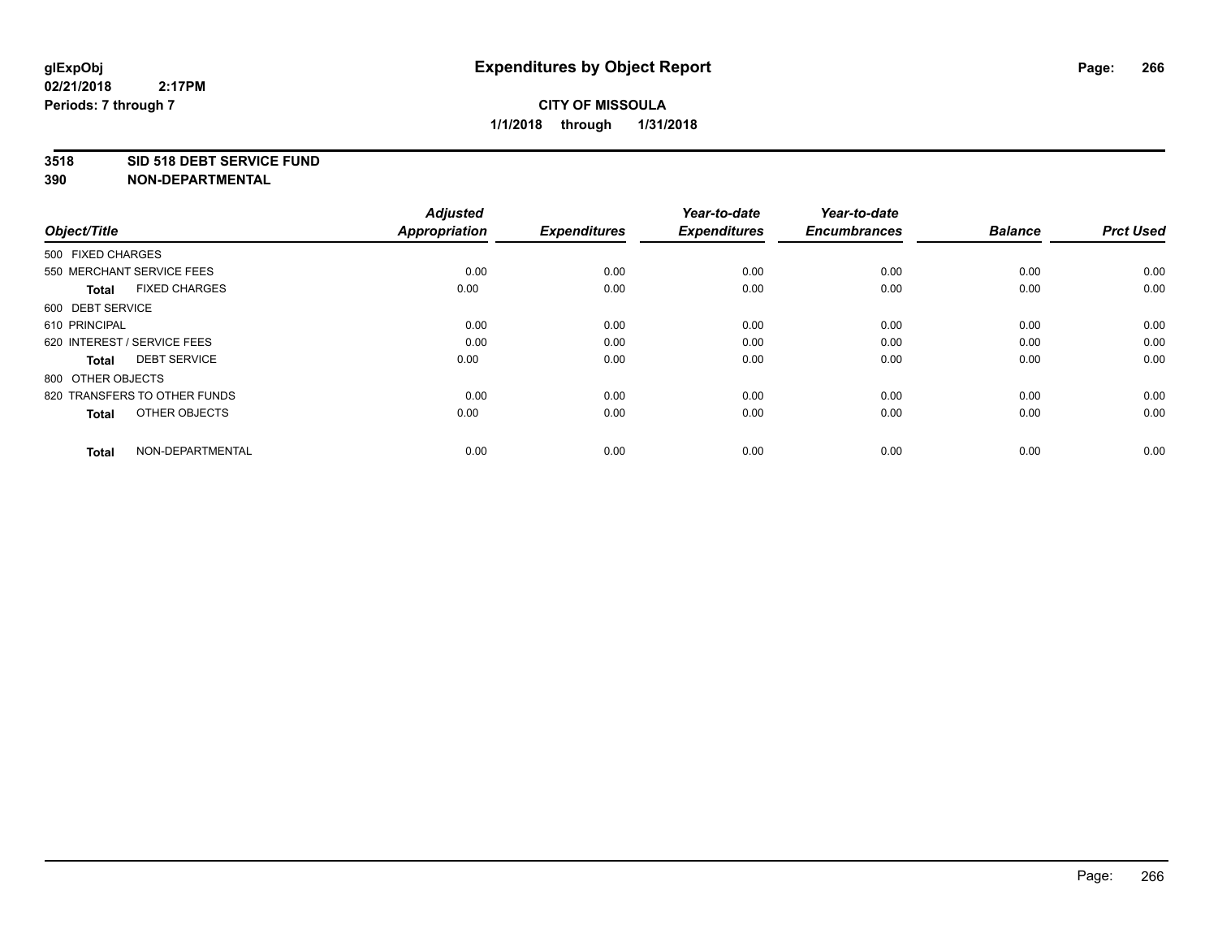**glExpObj**
**02/21/2018 2:17PM**
**Periods: 7 through 7**

# Expenditures by Object Report

**CITY OF MISSOULA**
**1/1/2018 through 1/31/2018**

**3518 SID 518 DEBT SERVICE FUND**
**390 NON-DEPARTMENTAL**

| Object/Title | Adjusted Appropriation | Expenditures | Year-to-date Expenditures | Year-to-date Encumbrances | Balance | Prct Used |
|---|---|---|---|---|---|---|
| 500 FIXED CHARGES | | | | | | |
| 550 MERCHANT SERVICE FEES | 0.00 | 0.00 | 0.00 | 0.00 | 0.00 | 0.00 |
| **Total** FIXED CHARGES | 0.00 | 0.00 | 0.00 | 0.00 | 0.00 | 0.00 |
| 600 DEBT SERVICE | | | | | | |
| 610 PRINCIPAL | 0.00 | 0.00 | 0.00 | 0.00 | 0.00 | 0.00 |
| 620 INTEREST / SERVICE FEES | 0.00 | 0.00 | 0.00 | 0.00 | 0.00 | 0.00 |
| **Total** DEBT SERVICE | 0.00 | 0.00 | 0.00 | 0.00 | 0.00 | 0.00 |
| 800 OTHER OBJECTS | | | | | | |
| 820 TRANSFERS TO OTHER FUNDS | 0.00 | 0.00 | 0.00 | 0.00 | 0.00 | 0.00 |
| **Total** OTHER OBJECTS | 0.00 | 0.00 | 0.00 | 0.00 | 0.00 | 0.00 |
| **Total** NON-DEPARTMENTAL | 0.00 | 0.00 | 0.00 | 0.00 | 0.00 | 0.00 |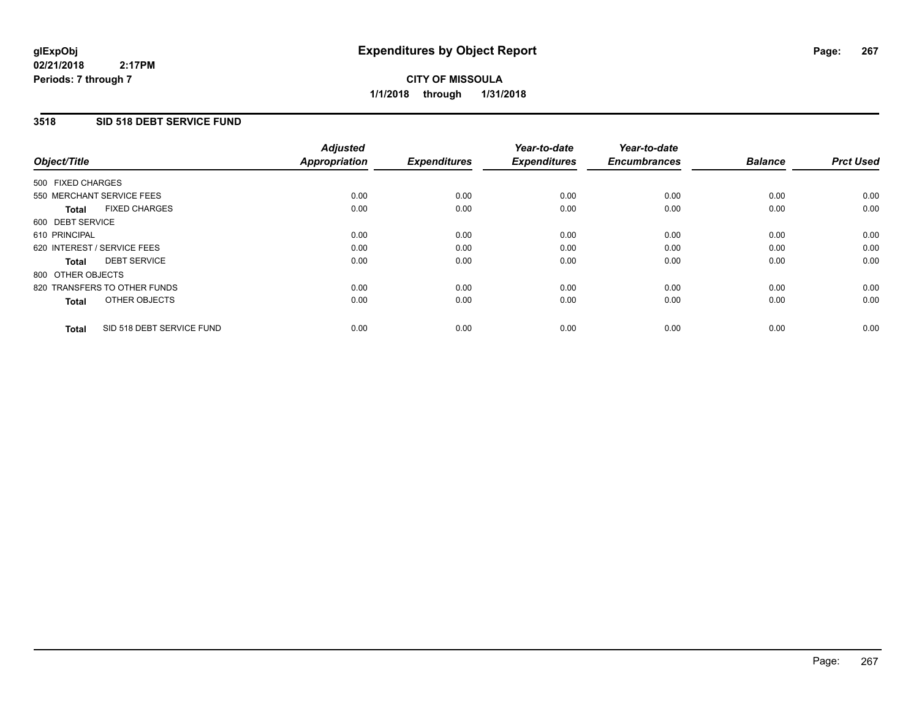# Expenditures by Object Report

glExpObj
02/21/2018 2:17PM
Periods: 7 through 7

**CITY OF MISSOULA**
**1/1/2018 through 1/31/2018**

## 3518 SID 518 DEBT SERVICE FUND

| Object/Title | Adjusted Appropriation | Expenditures | Year-to-date Expenditures | Year-to-date Encumbrances | Balance | Prct Used |
|---|---|---|---|---|---|---|
| 500 FIXED CHARGES | | | | | | |
| 550 MERCHANT SERVICE FEES | 0.00 | 0.00 | 0.00 | 0.00 | 0.00 | 0.00 |
| **Total** FIXED CHARGES | 0.00 | 0.00 | 0.00 | 0.00 | 0.00 | 0.00 |
| 600 DEBT SERVICE | | | | | | |
| 610 PRINCIPAL | 0.00 | 0.00 | 0.00 | 0.00 | 0.00 | 0.00 |
| 620 INTEREST / SERVICE FEES | 0.00 | 0.00 | 0.00 | 0.00 | 0.00 | 0.00 |
| **Total** DEBT SERVICE | 0.00 | 0.00 | 0.00 | 0.00 | 0.00 | 0.00 |
| 800 OTHER OBJECTS | | | | | | |
| 820 TRANSFERS TO OTHER FUNDS | 0.00 | 0.00 | 0.00 | 0.00 | 0.00 | 0.00 |
| **Total** OTHER OBJECTS | 0.00 | 0.00 | 0.00 | 0.00 | 0.00 | 0.00 |
| **Total** SID 518 DEBT SERVICE FUND | 0.00 | 0.00 | 0.00 | 0.00 | 0.00 | 0.00 |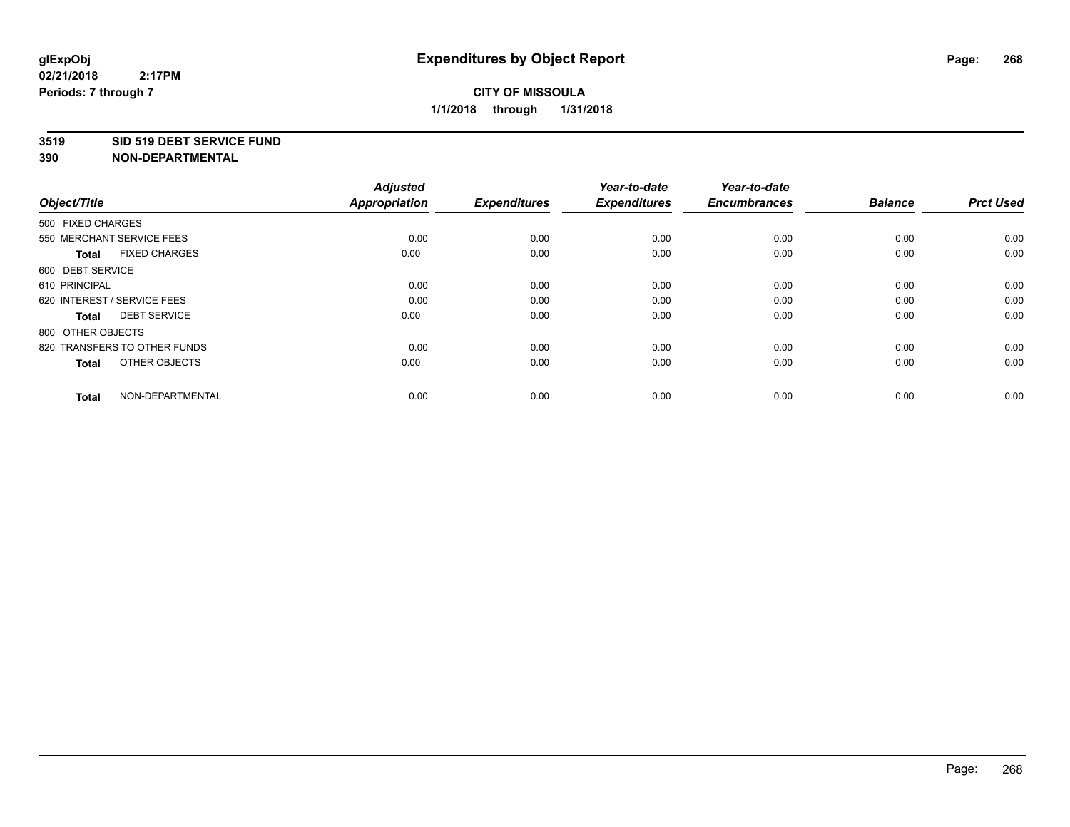**glExpObj**
**02/21/2018 2:17PM**
**Periods: 7 through 7**

# Expenditures by Object Report

**CITY OF MISSOULA**
**1/1/2018 through 1/31/2018**

**3519 SID 519 DEBT SERVICE FUND**
**390 NON-DEPARTMENTAL**

| Object/Title | Adjusted Appropriation | Expenditures | Year-to-date Expenditures | Year-to-date Encumbrances | Balance | Prct Used |
|---|---|---|---|---|---|---|
| 500 FIXED CHARGES | | | | | | |
| 550 MERCHANT SERVICE FEES | 0.00 | 0.00 | 0.00 | 0.00 | 0.00 | 0.00 |
| **Total** FIXED CHARGES | 0.00 | 0.00 | 0.00 | 0.00 | 0.00 | 0.00 |
| 600 DEBT SERVICE | | | | | | |
| 610 PRINCIPAL | 0.00 | 0.00 | 0.00 | 0.00 | 0.00 | 0.00 |
| 620 INTEREST / SERVICE FEES | 0.00 | 0.00 | 0.00 | 0.00 | 0.00 | 0.00 |
| **Total** DEBT SERVICE | 0.00 | 0.00 | 0.00 | 0.00 | 0.00 | 0.00 |
| 800 OTHER OBJECTS | | | | | | |
| 820 TRANSFERS TO OTHER FUNDS | 0.00 | 0.00 | 0.00 | 0.00 | 0.00 | 0.00 |
| **Total** OTHER OBJECTS | 0.00 | 0.00 | 0.00 | 0.00 | 0.00 | 0.00 |
| **Total** NON-DEPARTMENTAL | 0.00 | 0.00 | 0.00 | 0.00 | 0.00 | 0.00 |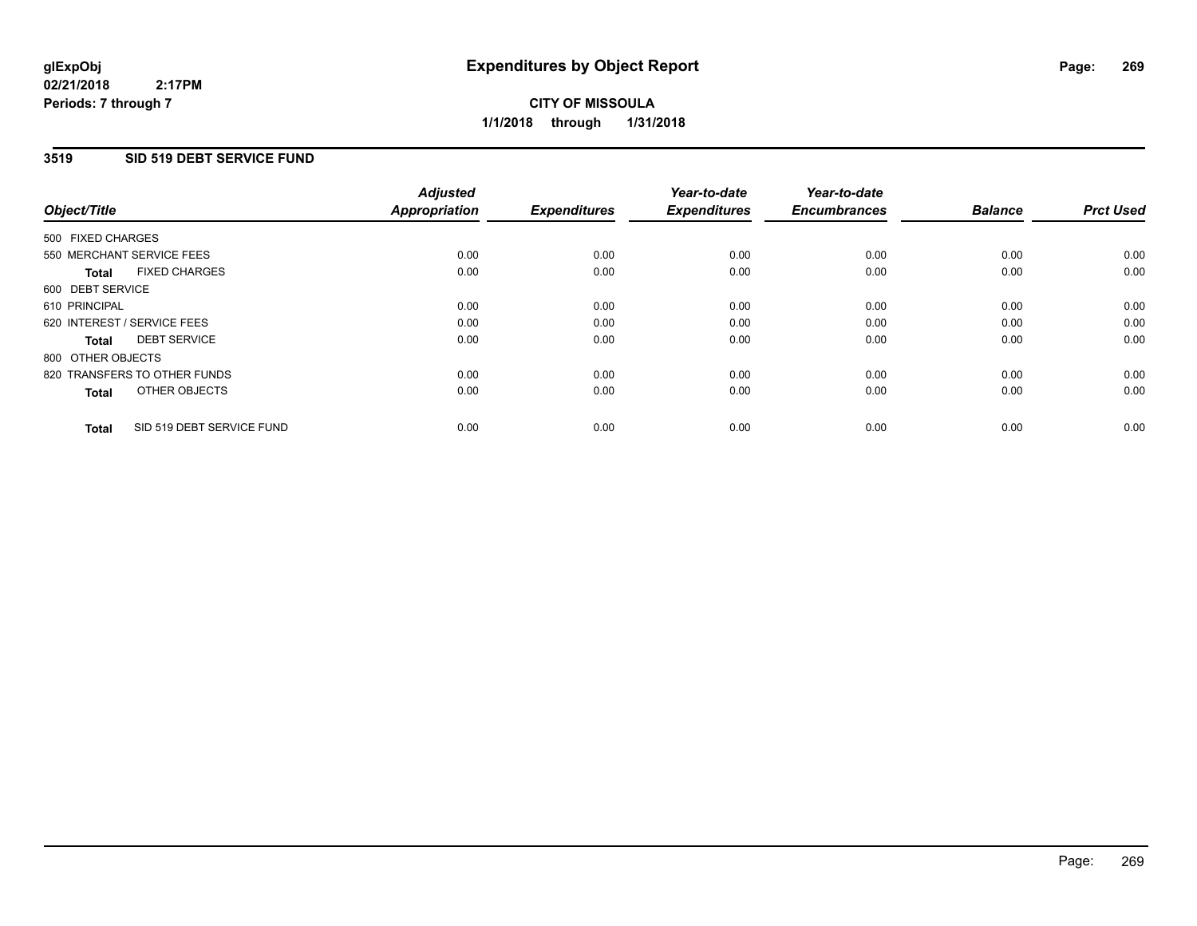# Expenditures by Object Report

glExpObj
02/21/2018 2:17PM
Periods: 7 through 7

**CITY OF MISSOULA**
**1/1/2018 through 1/31/2018**

## 3519 SID 519 DEBT SERVICE FUND

| Object/Title | Adjusted Appropriation | Expenditures | Year-to-date Expenditures | Year-to-date Encumbrances | Balance | Prct Used |
|---|---|---|---|---|---|---|
| 500 FIXED CHARGES | | | | | | |
| 550 MERCHANT SERVICE FEES | 0.00 | 0.00 | 0.00 | 0.00 | 0.00 | 0.00 |
| **Total** FIXED CHARGES | 0.00 | 0.00 | 0.00 | 0.00 | 0.00 | 0.00 |
| 600 DEBT SERVICE | | | | | | |
| 610 PRINCIPAL | 0.00 | 0.00 | 0.00 | 0.00 | 0.00 | 0.00 |
| 620 INTEREST / SERVICE FEES | 0.00 | 0.00 | 0.00 | 0.00 | 0.00 | 0.00 |
| **Total** DEBT SERVICE | 0.00 | 0.00 | 0.00 | 0.00 | 0.00 | 0.00 |
| 800 OTHER OBJECTS | | | | | | |
| 820 TRANSFERS TO OTHER FUNDS | 0.00 | 0.00 | 0.00 | 0.00 | 0.00 | 0.00 |
| **Total** OTHER OBJECTS | 0.00 | 0.00 | 0.00 | 0.00 | 0.00 | 0.00 |
| **Total** SID 519 DEBT SERVICE FUND | 0.00 | 0.00 | 0.00 | 0.00 | 0.00 | 0.00 |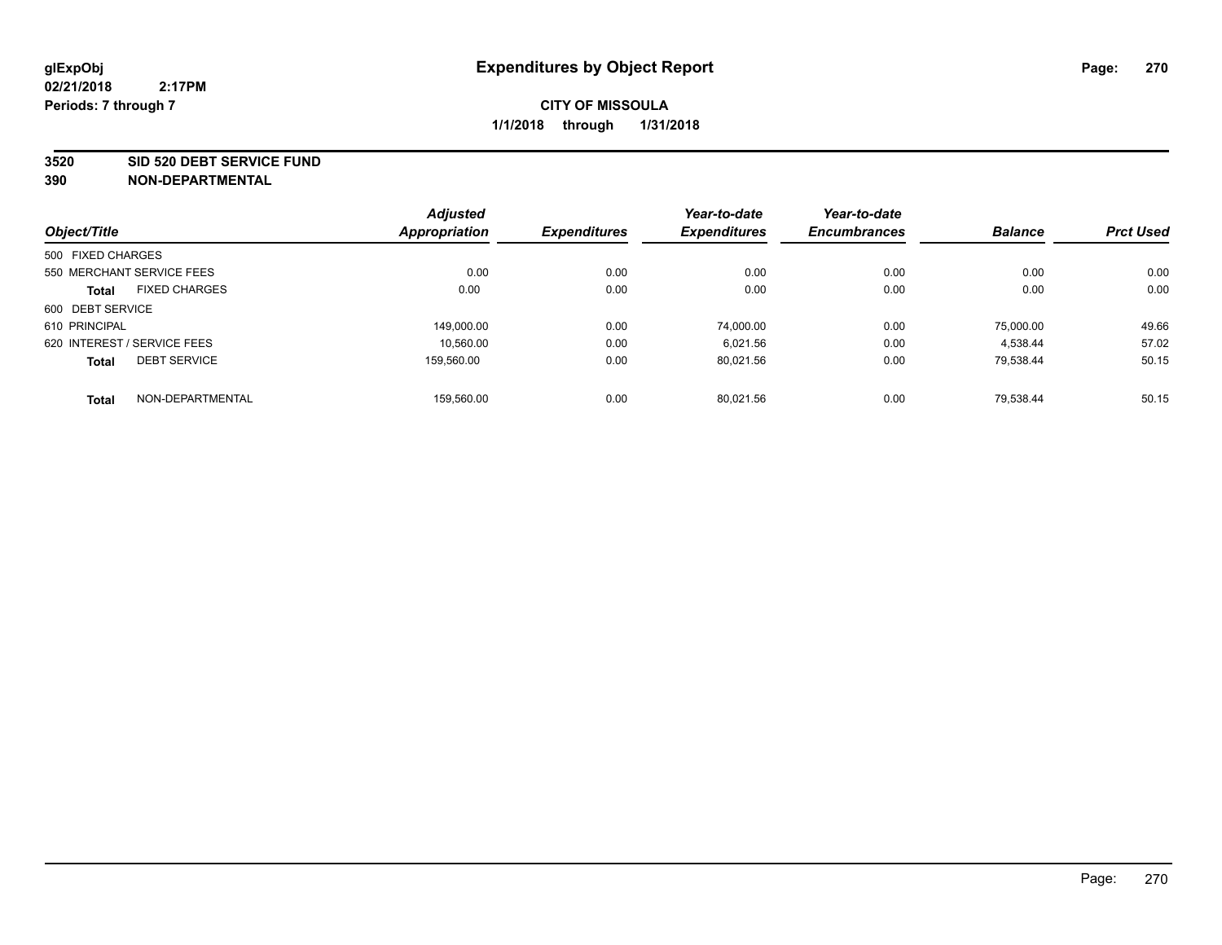# Expenditures by Object Report

**glExpObj**
**02/21/2018 2:17PM**
**Periods: 7 through 7**

**CITY OF MISSOULA**
**1/1/2018 through 1/31/2018**

**3520 SID 520 DEBT SERVICE FUND**
**390 NON-DEPARTMENTAL**

| Object/Title | Adjusted Appropriation | Expenditures | Year-to-date Expenditures | Year-to-date Encumbrances | Balance | Prct Used |
|---|---|---|---|---|---|---|
| 500 FIXED CHARGES | | | | | | |
| 550 MERCHANT SERVICE FEES | 0.00 | 0.00 | 0.00 | 0.00 | 0.00 | 0.00 |
| **Total** FIXED CHARGES | 0.00 | 0.00 | 0.00 | 0.00 | 0.00 | 0.00 |
| 600 DEBT SERVICE | | | | | | |
| 610 PRINCIPAL | 149,000.00 | 0.00 | 74,000.00 | 0.00 | 75,000.00 | 49.66 |
| 620 INTEREST / SERVICE FEES | 10,560.00 | 0.00 | 6,021.56 | 0.00 | 4,538.44 | 57.02 |
| **Total** DEBT SERVICE | 159,560.00 | 0.00 | 80,021.56 | 0.00 | 79,538.44 | 50.15 |
| **Total** NON-DEPARTMENTAL | 159,560.00 | 0.00 | 80,021.56 | 0.00 | 79,538.44 | 50.15 |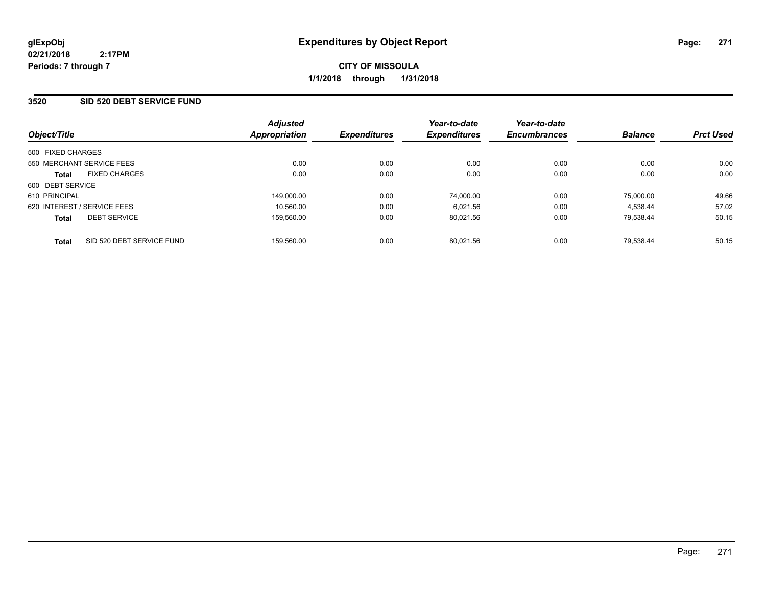# Expenditures by Object Report

glExpObj
02/21/2018 2:17PM
Periods: 7 through 7

**CITY OF MISSOULA**
**1/1/2018 through 1/31/2018**

## 3520 SID 520 DEBT SERVICE FUND

| Object/Title | Adjusted Appropriation | Expenditures | Year-to-date Expenditures | Year-to-date Encumbrances | Balance | Prct Used |
|---|---|---|---|---|---|---|
| 500 FIXED CHARGES | | | | | | |
| 550 MERCHANT SERVICE FEES | 0.00 | 0.00 | 0.00 | 0.00 | 0.00 | 0.00 |
| **Total** FIXED CHARGES | 0.00 | 0.00 | 0.00 | 0.00 | 0.00 | 0.00 |
| 600 DEBT SERVICE | | | | | | |
| 610 PRINCIPAL | 149,000.00 | 0.00 | 74,000.00 | 0.00 | 75,000.00 | 49.66 |
| 620 INTEREST / SERVICE FEES | 10,560.00 | 0.00 | 6,021.56 | 0.00 | 4,538.44 | 57.02 |
| **Total** DEBT SERVICE | 159,560.00 | 0.00 | 80,021.56 | 0.00 | 79,538.44 | 50.15 |
| **Total** SID 520 DEBT SERVICE FUND | 159,560.00 | 0.00 | 80,021.56 | 0.00 | 79,538.44 | 50.15 |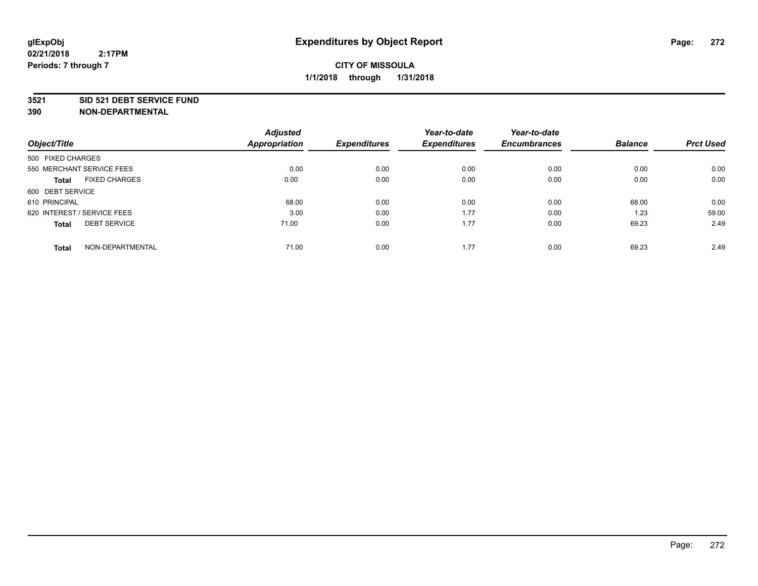**glExpObj**
**02/21/2018 2:17PM**
**Periods: 7 through 7**

# Expenditures by Object Report

**CITY OF MISSOULA**
**1/1/2018 through 1/31/2018**

**3521 SID 521 DEBT SERVICE FUND**
**390 NON-DEPARTMENTAL**

| Object/Title | Adjusted Appropriation | Expenditures | Year-to-date Expenditures | Year-to-date Encumbrances | Balance | Prct Used |
|---|---|---|---|---|---|---|
| 500 FIXED CHARGES | | | | | | |
| 550 MERCHANT SERVICE FEES | 0.00 | 0.00 | 0.00 | 0.00 | 0.00 | 0.00 |
| **Total** FIXED CHARGES | 0.00 | 0.00 | 0.00 | 0.00 | 0.00 | 0.00 |
| 600 DEBT SERVICE | | | | | | |
| 610 PRINCIPAL | 68.00 | 0.00 | 0.00 | 0.00 | 68.00 | 0.00 |
| 620 INTEREST / SERVICE FEES | 3.00 | 0.00 | 1.77 | 0.00 | 1.23 | 59.00 |
| **Total** DEBT SERVICE | 71.00 | 0.00 | 1.77 | 0.00 | 69.23 | 2.49 |
| **Total** NON-DEPARTMENTAL | 71.00 | 0.00 | 1.77 | 0.00 | 69.23 | 2.49 |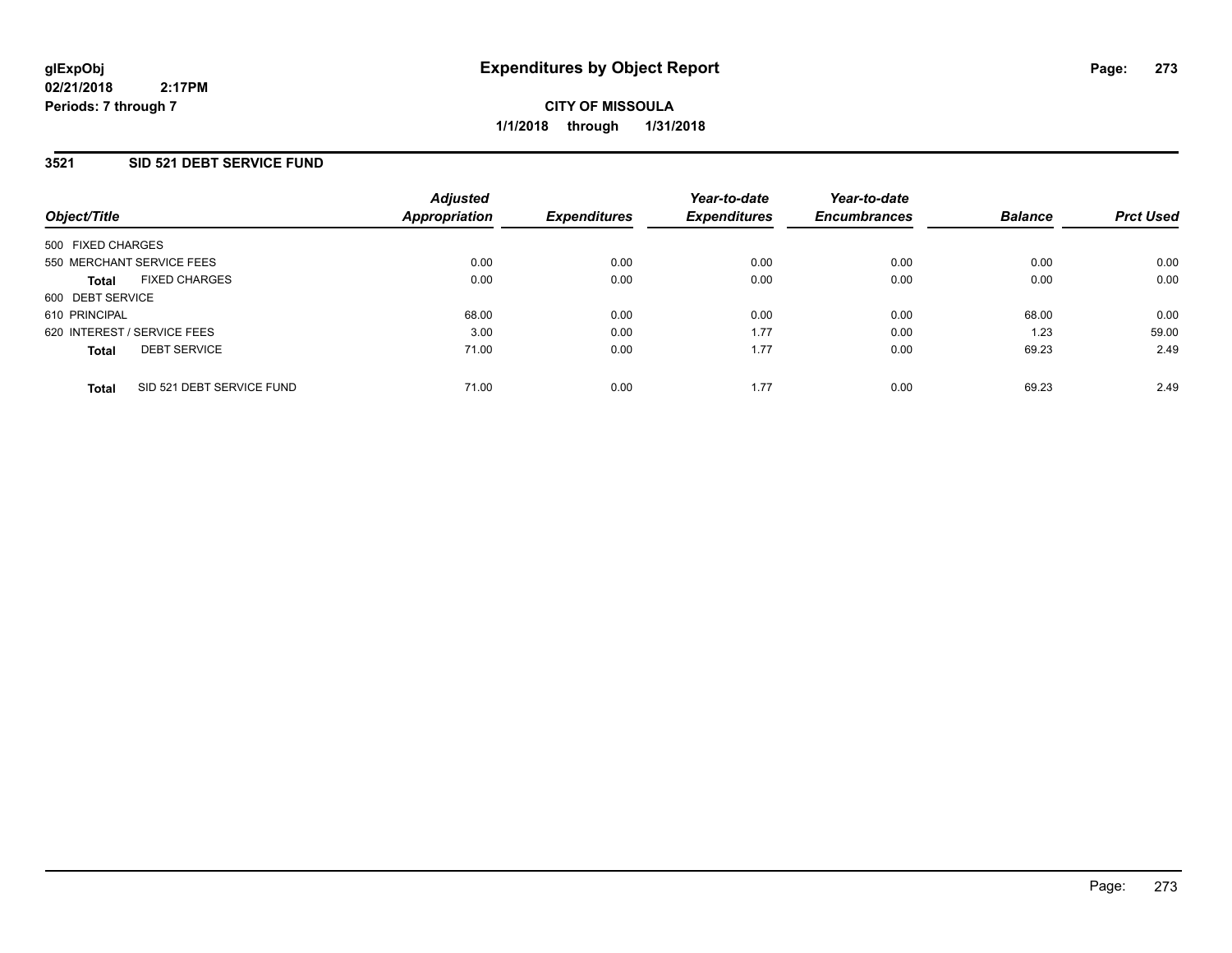glExpObj
02/21/2018 2:17PM
Periods: 7 through 7

# Expenditures by Object Report

**CITY OF MISSOULA**
**1/1/2018 through 1/31/2018**

## 3521 SID 521 DEBT SERVICE FUND

| Object/Title | Adjusted Appropriation | Expenditures | Year-to-date Expenditures | Year-to-date Encumbrances | Balance | Prct Used |
|---|---|---|---|---|---|---|
| 500 FIXED CHARGES | | | | | | |
| 550 MERCHANT SERVICE FEES | 0.00 | 0.00 | 0.00 | 0.00 | 0.00 | 0.00 |
| **Total** FIXED CHARGES | 0.00 | 0.00 | 0.00 | 0.00 | 0.00 | 0.00 |
| 600 DEBT SERVICE | | | | | | |
| 610 PRINCIPAL | 68.00 | 0.00 | 0.00 | 0.00 | 68.00 | 0.00 |
| 620 INTEREST / SERVICE FEES | 3.00 | 0.00 | 1.77 | 0.00 | 1.23 | 59.00 |
| **Total** DEBT SERVICE | 71.00 | 0.00 | 1.77 | 0.00 | 69.23 | 2.49 |
| **Total** SID 521 DEBT SERVICE FUND | 71.00 | 0.00 | 1.77 | 0.00 | 69.23 | 2.49 |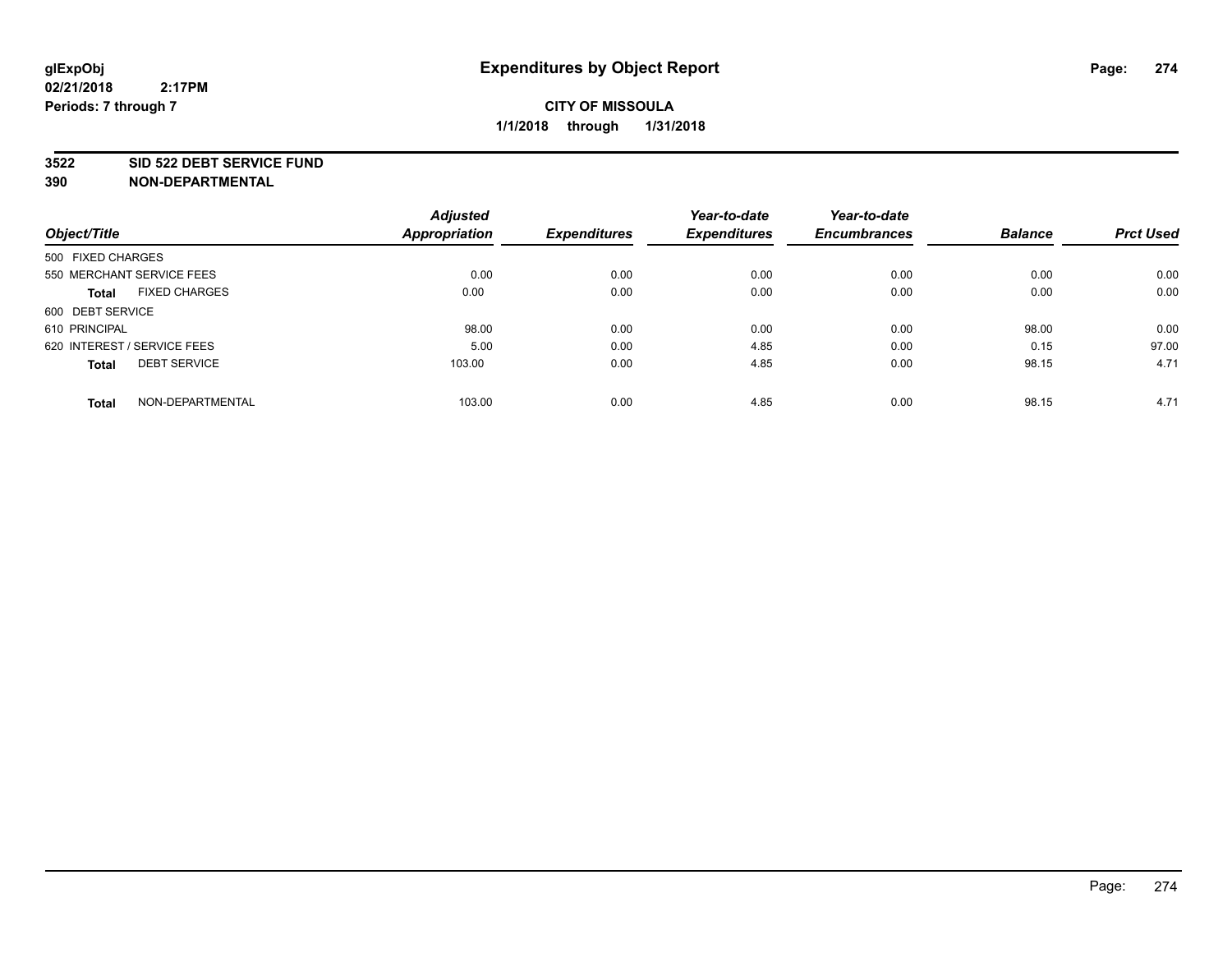**glExpObj** **Expenditures by Object Report**

**02/21/2018 2:17PM**

**Periods: 7 through 7**

**CITY OF MISSOULA**

**1/1/2018 through 1/31/2018**

**3522 SID 522 DEBT SERVICE FUND**

**390 NON-DEPARTMENTAL**

| Object/Title | | Adjusted Appropriation | Expenditures | Year-to-date Expenditures | Year-to-date Encumbrances | Balance | Prct Used |
|---|---|---|---|---|---|---|---|
| 500 FIXED CHARGES | | | | | | | |
| 550 MERCHANT SERVICE FEES | | 0.00 | 0.00 | 0.00 | 0.00 | 0.00 | 0.00 |
| **Total** | FIXED CHARGES | 0.00 | 0.00 | 0.00 | 0.00 | 0.00 | 0.00 |
| 600 DEBT SERVICE | | | | | | | |
| 610 PRINCIPAL | | 98.00 | 0.00 | 0.00 | 0.00 | 98.00 | 0.00 |
| 620 INTEREST / SERVICE FEES | | 5.00 | 0.00 | 4.85 | 0.00 | 0.15 | 97.00 |
| **Total** | DEBT SERVICE | 103.00 | 0.00 | 4.85 | 0.00 | 98.15 | 4.71 |
| **Total** | NON-DEPARTMENTAL | 103.00 | 0.00 | 4.85 | 0.00 | 98.15 | 4.71 |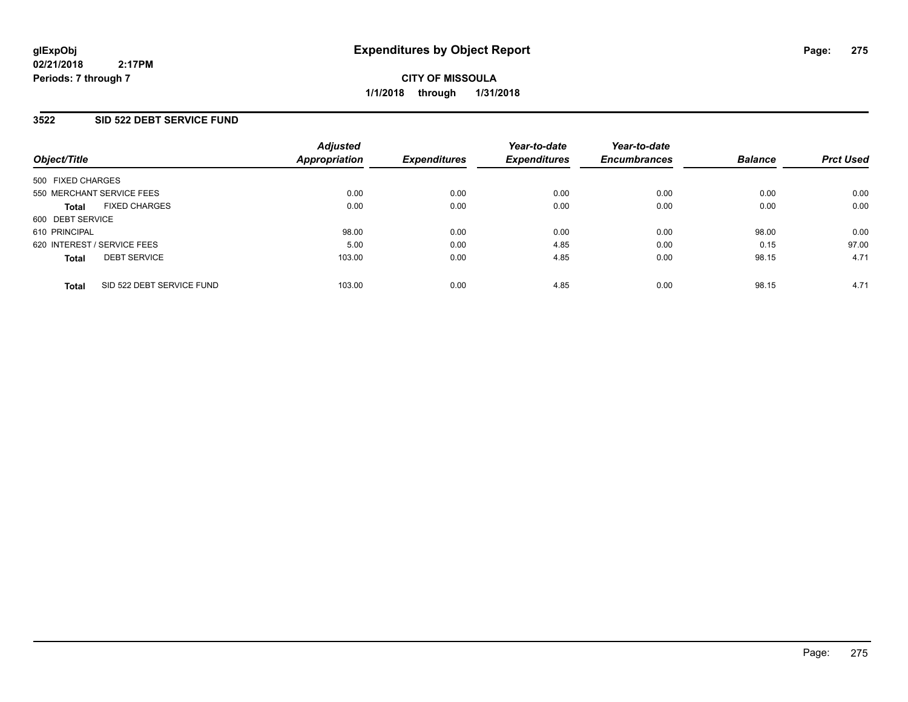# Expenditures by Object Report

glExpObj
02/21/2018 2:17PM
Periods: 7 through 7

**CITY OF MISSOULA**
**1/1/2018 through 1/31/2018**

## 3522 SID 522 DEBT SERVICE FUND

| Object/Title | Adjusted Appropriation | Expenditures | Year-to-date Expenditures | Year-to-date Encumbrances | Balance | Prct Used |
|---|---|---|---|---|---|---|
| 500 FIXED CHARGES | | | | | | |
| 550 MERCHANT SERVICE FEES | 0.00 | 0.00 | 0.00 | 0.00 | 0.00 | 0.00 |
| **Total** FIXED CHARGES | 0.00 | 0.00 | 0.00 | 0.00 | 0.00 | 0.00 |
| 600 DEBT SERVICE | | | | | | |
| 610 PRINCIPAL | 98.00 | 0.00 | 0.00 | 0.00 | 98.00 | 0.00 |
| 620 INTEREST / SERVICE FEES | 5.00 | 0.00 | 4.85 | 0.00 | 0.15 | 97.00 |
| **Total** DEBT SERVICE | 103.00 | 0.00 | 4.85 | 0.00 | 98.15 | 4.71 |
| **Total** SID 522 DEBT SERVICE FUND | 103.00 | 0.00 | 4.85 | 0.00 | 98.15 | 4.71 |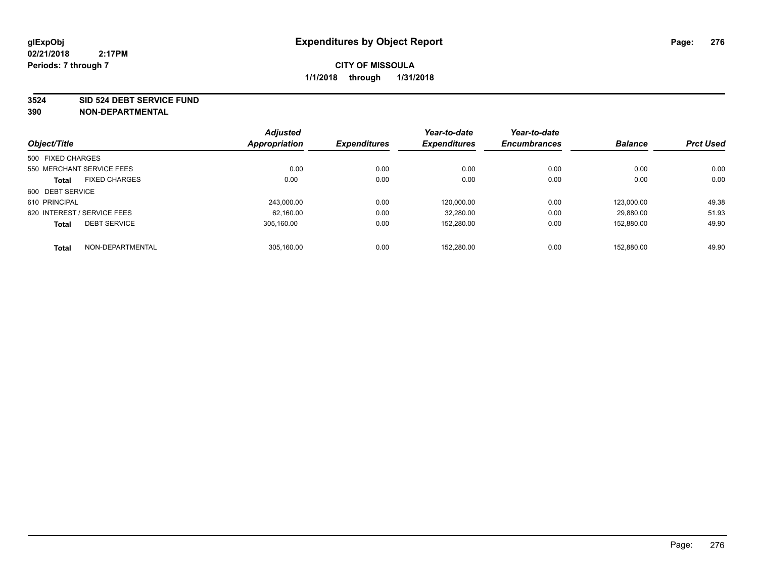**glExpObj**
**02/21/2018 2:17PM**
**Periods: 7 through 7**

# Expenditures by Object Report

**CITY OF MISSOULA**
**1/1/2018 through 1/31/2018**

**3524 SID 524 DEBT SERVICE FUND**
**390 NON-DEPARTMENTAL**

| Object/Title | Adjusted Appropriation | Expenditures | Year-to-date Expenditures | Year-to-date Encumbrances | Balance | Prct Used |
|---|---|---|---|---|---|---|
| 500 FIXED CHARGES | | | | | | |
| 550 MERCHANT SERVICE FEES | 0.00 | 0.00 | 0.00 | 0.00 | 0.00 | 0.00 |
| **Total** FIXED CHARGES | 0.00 | 0.00 | 0.00 | 0.00 | 0.00 | 0.00 |
| 600 DEBT SERVICE | | | | | | |
| 610 PRINCIPAL | 243,000.00 | 0.00 | 120,000.00 | 0.00 | 123,000.00 | 49.38 |
| 620 INTEREST / SERVICE FEES | 62,160.00 | 0.00 | 32,280.00 | 0.00 | 29,880.00 | 51.93 |
| **Total** DEBT SERVICE | 305,160.00 | 0.00 | 152,280.00 | 0.00 | 152,880.00 | 49.90 |
| **Total** NON-DEPARTMENTAL | 305,160.00 | 0.00 | 152,280.00 | 0.00 | 152,880.00 | 49.90 |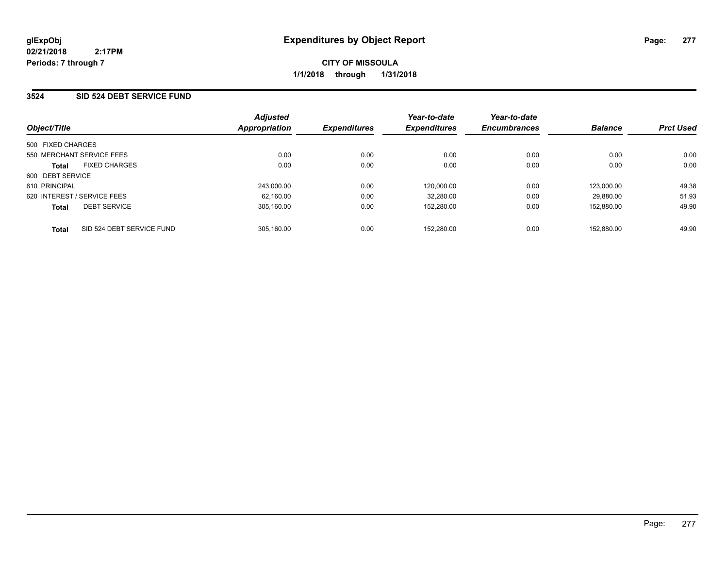# Expenditures by Object Report

glExpObj
02/21/2018 2:17PM
Periods: 7 through 7

**CITY OF MISSOULA**

**1/1/2018 through 1/31/2018**

## 3524 SID 524 DEBT SERVICE FUND

| Object/Title | | Adjusted Appropriation | Expenditures | Year-to-date Expenditures | Year-to-date Encumbrances | Balance | Prct Used |
|---|---|---|---|---|---|---|---|
| 500 FIXED CHARGES | | | | | | | |
| 550 MERCHANT SERVICE FEES | | 0.00 | 0.00 | 0.00 | 0.00 | 0.00 | 0.00 |
| **Total** | FIXED CHARGES | 0.00 | 0.00 | 0.00 | 0.00 | 0.00 | 0.00 |
| 600 DEBT SERVICE | | | | | | | |
| 610 PRINCIPAL | | 243,000.00 | 0.00 | 120,000.00 | 0.00 | 123,000.00 | 49.38 |
| 620 INTEREST / SERVICE FEES | | 62,160.00 | 0.00 | 32,280.00 | 0.00 | 29,880.00 | 51.93 |
| **Total** | DEBT SERVICE | 305,160.00 | 0.00 | 152,280.00 | 0.00 | 152,880.00 | 49.90 |
| **Total** | SID 524 DEBT SERVICE FUND | 305,160.00 | 0.00 | 152,280.00 | 0.00 | 152,880.00 | 49.90 |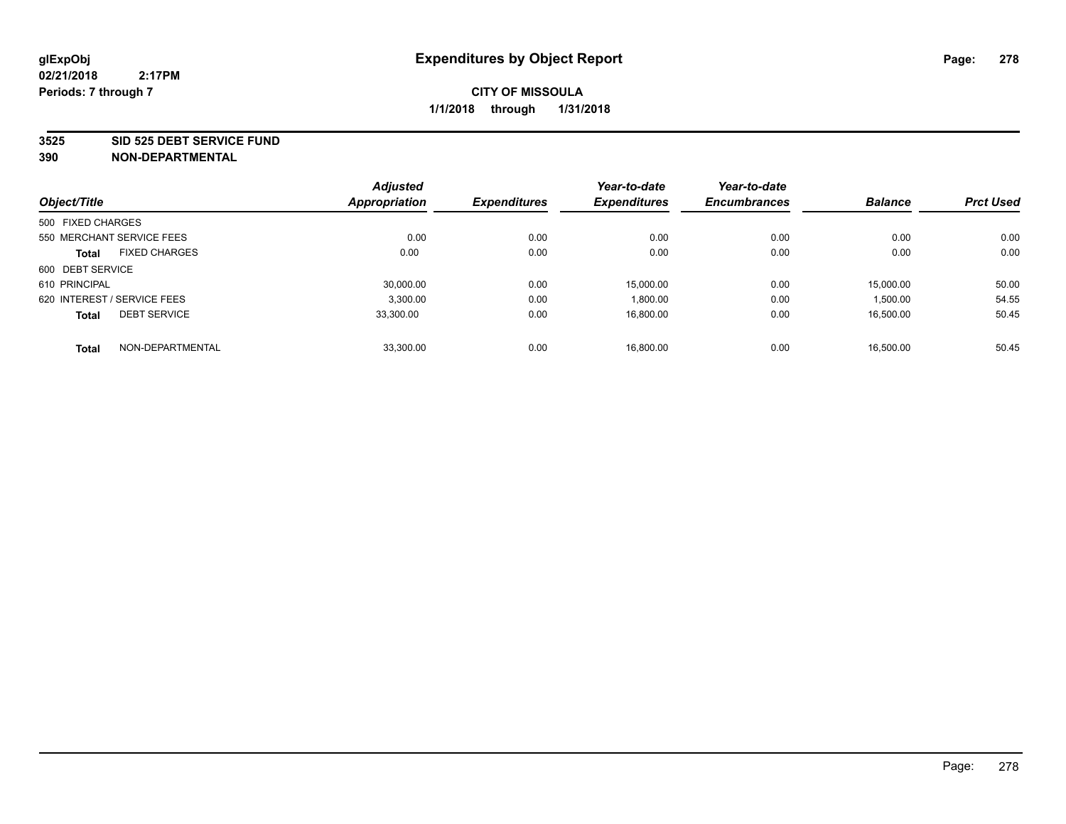**glExpObj**
**02/21/2018 2:17PM**
**Periods: 7 through 7**

# Expenditures by Object Report

**CITY OF MISSOULA**
**1/1/2018 through 1/31/2018**

**3525 SID 525 DEBT SERVICE FUND**
**390 NON-DEPARTMENTAL**

| Object/Title | Adjusted Appropriation | Expenditures | Year-to-date Expenditures | Year-to-date Encumbrances | Balance | Prct Used |
|---|---|---|---|---|---|---|
| 500 FIXED CHARGES | | | | | | |
| 550 MERCHANT SERVICE FEES | 0.00 | 0.00 | 0.00 | 0.00 | 0.00 | 0.00 |
| **Total** FIXED CHARGES | 0.00 | 0.00 | 0.00 | 0.00 | 0.00 | 0.00 |
| 600 DEBT SERVICE | | | | | | |
| 610 PRINCIPAL | 30,000.00 | 0.00 | 15,000.00 | 0.00 | 15,000.00 | 50.00 |
| 620 INTEREST / SERVICE FEES | 3,300.00 | 0.00 | 1,800.00 | 0.00 | 1,500.00 | 54.55 |
| **Total** DEBT SERVICE | 33,300.00 | 0.00 | 16,800.00 | 0.00 | 16,500.00 | 50.45 |
| **Total** NON-DEPARTMENTAL | 33,300.00 | 0.00 | 16,800.00 | 0.00 | 16,500.00 | 50.45 |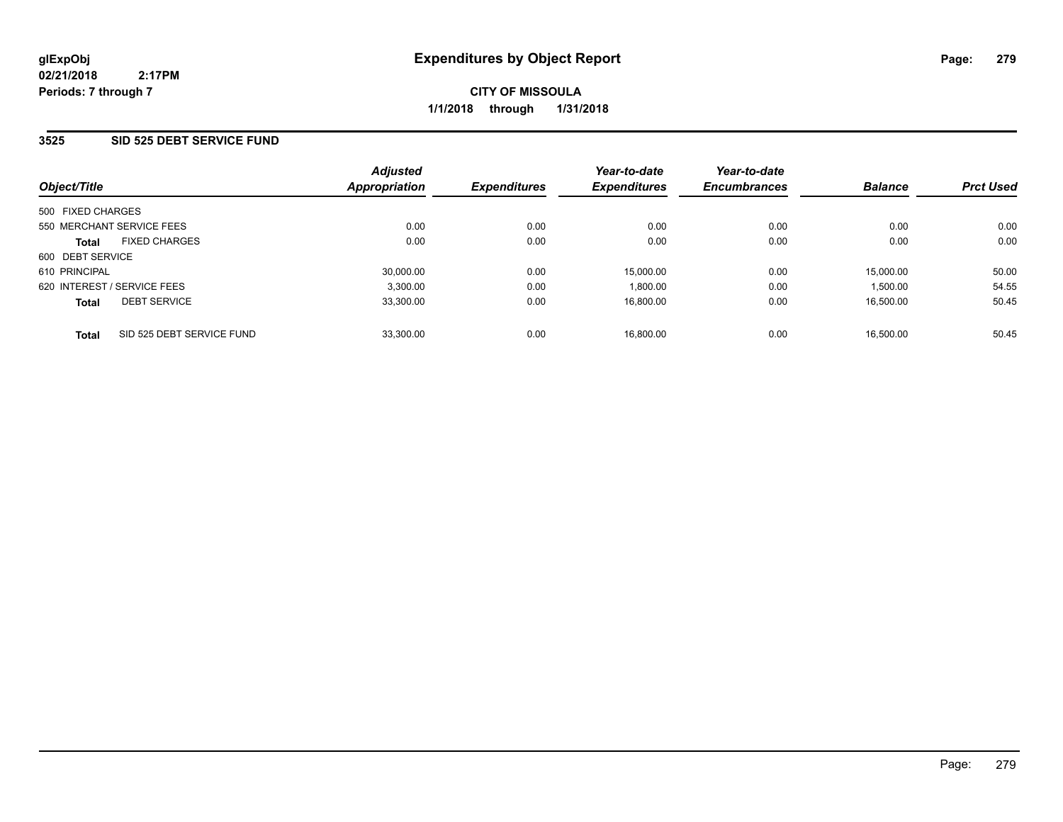glExpObj
02/21/2018 2:17PM
Periods: 7 through 7

# Expenditures by Object Report

**CITY OF MISSOULA**
**1/1/2018 through 1/31/2018**

## 3525 SID 525 DEBT SERVICE FUND

| Object/Title | Adjusted Appropriation | Expenditures | Year-to-date Expenditures | Year-to-date Encumbrances | Balance | Prct Used |
|---|---|---|---|---|---|---|
| 500 FIXED CHARGES | | | | | | |
| 550 MERCHANT SERVICE FEES | 0.00 | 0.00 | 0.00 | 0.00 | 0.00 | 0.00 |
| **Total** FIXED CHARGES | 0.00 | 0.00 | 0.00 | 0.00 | 0.00 | 0.00 |
| 600 DEBT SERVICE | | | | | | |
| 610 PRINCIPAL | 30,000.00 | 0.00 | 15,000.00 | 0.00 | 15,000.00 | 50.00 |
| 620 INTEREST / SERVICE FEES | 3,300.00 | 0.00 | 1,800.00 | 0.00 | 1,500.00 | 54.55 |
| **Total** DEBT SERVICE | 33,300.00 | 0.00 | 16,800.00 | 0.00 | 16,500.00 | 50.45 |
| **Total** SID 525 DEBT SERVICE FUND | 33,300.00 | 0.00 | 16,800.00 | 0.00 | 16,500.00 | 50.45 |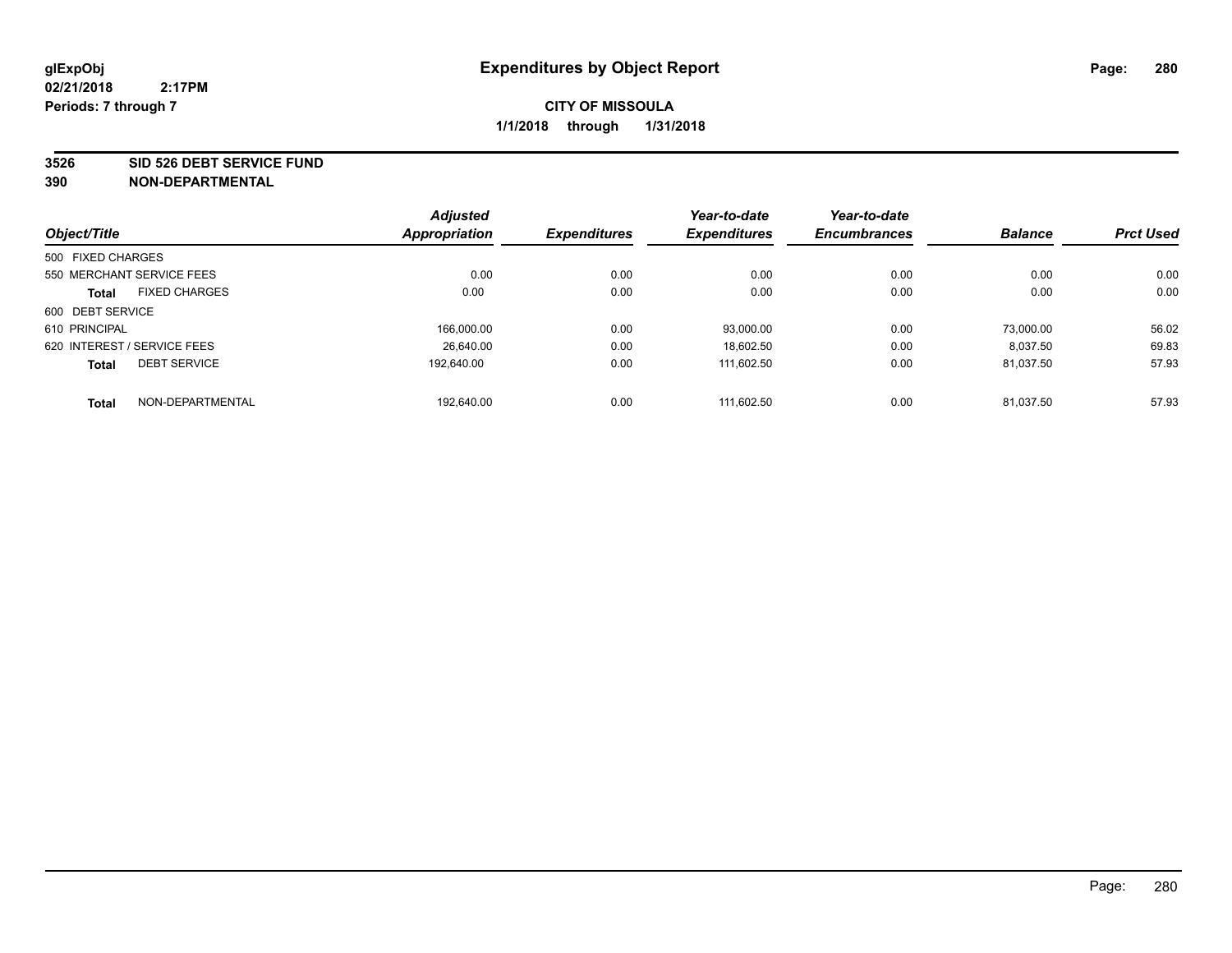**glExpObj**
**02/21/2018 2:17PM**
**Periods: 7 through 7**

# Expenditures by Object Report

**CITY OF MISSOULA**
**1/1/2018 through 1/31/2018**

**3526 SID 526 DEBT SERVICE FUND**
**390 NON-DEPARTMENTAL**

| Object/Title | Adjusted Appropriation | Expenditures | Year-to-date Expenditures | Year-to-date Encumbrances | Balance | Prct Used |
|---|---|---|---|---|---|---|
| 500 FIXED CHARGES | | | | | | |
| 550 MERCHANT SERVICE FEES | 0.00 | 0.00 | 0.00 | 0.00 | 0.00 | 0.00 |
| **Total** FIXED CHARGES | 0.00 | 0.00 | 0.00 | 0.00 | 0.00 | 0.00 |
| 600 DEBT SERVICE | | | | | | |
| 610 PRINCIPAL | 166,000.00 | 0.00 | 93,000.00 | 0.00 | 73,000.00 | 56.02 |
| 620 INTEREST / SERVICE FEES | 26,640.00 | 0.00 | 18,602.50 | 0.00 | 8,037.50 | 69.83 |
| **Total** DEBT SERVICE | 192,640.00 | 0.00 | 111,602.50 | 0.00 | 81,037.50 | 57.93 |
| **Total** NON-DEPARTMENTAL | 192,640.00 | 0.00 | 111,602.50 | 0.00 | 81,037.50 | 57.93 |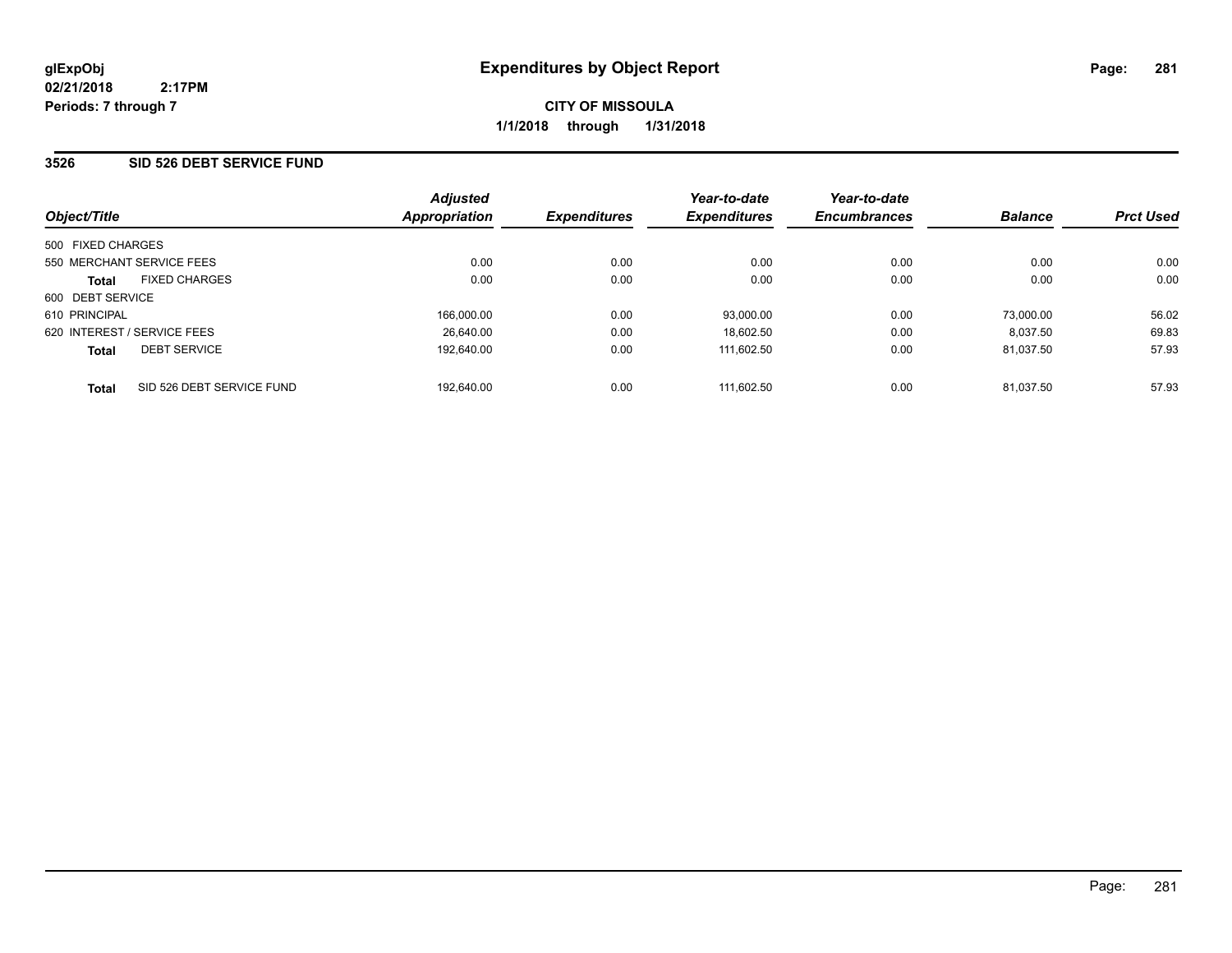**glExpObj**
**02/21/2018 2:17PM**
**Periods: 7 through 7**

# Expenditures by Object Report

**CITY OF MISSOULA**
**1/1/2018 through 1/31/2018**

## 3526 SID 526 DEBT SERVICE FUND

| Object/Title | Adjusted Appropriation | Expenditures | Year-to-date Expenditures | Year-to-date Encumbrances | Balance | Prct Used |
|---|---|---|---|---|---|---|
| 500 FIXED CHARGES | | | | | | |
| 550 MERCHANT SERVICE FEES | 0.00 | 0.00 | 0.00 | 0.00 | 0.00 | 0.00 |
| **Total** FIXED CHARGES | 0.00 | 0.00 | 0.00 | 0.00 | 0.00 | 0.00 |
| 600 DEBT SERVICE | | | | | | |
| 610 PRINCIPAL | 166,000.00 | 0.00 | 93,000.00 | 0.00 | 73,000.00 | 56.02 |
| 620 INTEREST / SERVICE FEES | 26,640.00 | 0.00 | 18,602.50 | 0.00 | 8,037.50 | 69.83 |
| **Total** DEBT SERVICE | 192,640.00 | 0.00 | 111,602.50 | 0.00 | 81,037.50 | 57.93 |
| **Total** SID 526 DEBT SERVICE FUND | 192,640.00 | 0.00 | 111,602.50 | 0.00 | 81,037.50 | 57.93 |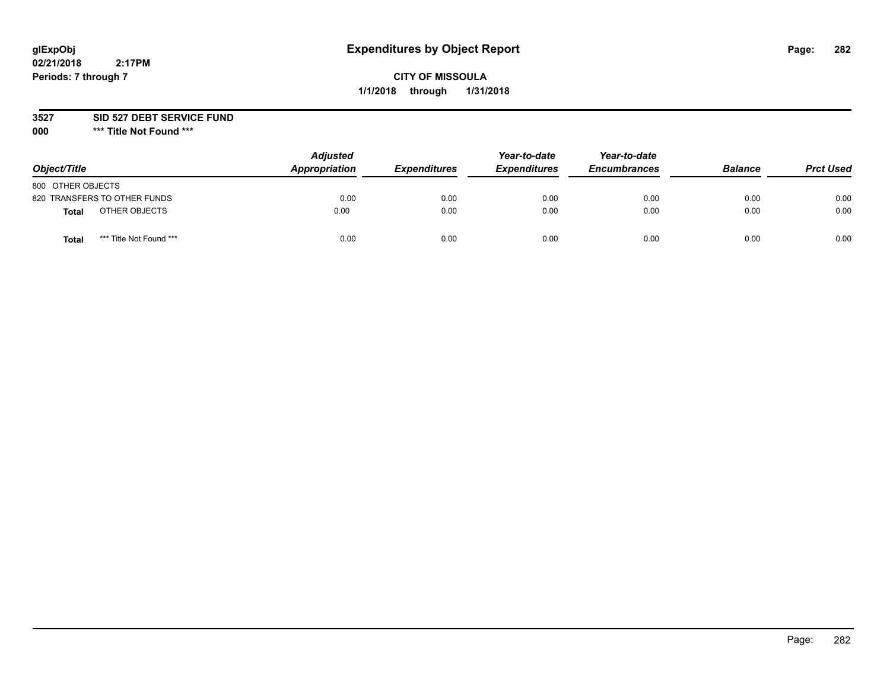# Expenditures by Object Report

glExpObj
02/21/2018 2:17PM
Periods: 7 through 7

**CITY OF MISSOULA**
**1/1/2018 through 1/31/2018**

**3527 SID 527 DEBT SERVICE FUND**
**000 *** Title Not Found *****

| Object/Title | Adjusted Appropriation | Expenditures | Year-to-date Expenditures | Year-to-date Encumbrances | Balance | Prct Used |
|---|---|---|---|---|---|---|
| 800 OTHER OBJECTS | | | | | | |
| 820 TRANSFERS TO OTHER FUNDS | 0.00 | 0.00 | 0.00 | 0.00 | 0.00 | 0.00 |
| **Total** OTHER OBJECTS | 0.00 | 0.00 | 0.00 | 0.00 | 0.00 | 0.00 |
| **Total** *** Title Not Found *** | 0.00 | 0.00 | 0.00 | 0.00 | 0.00 | 0.00 |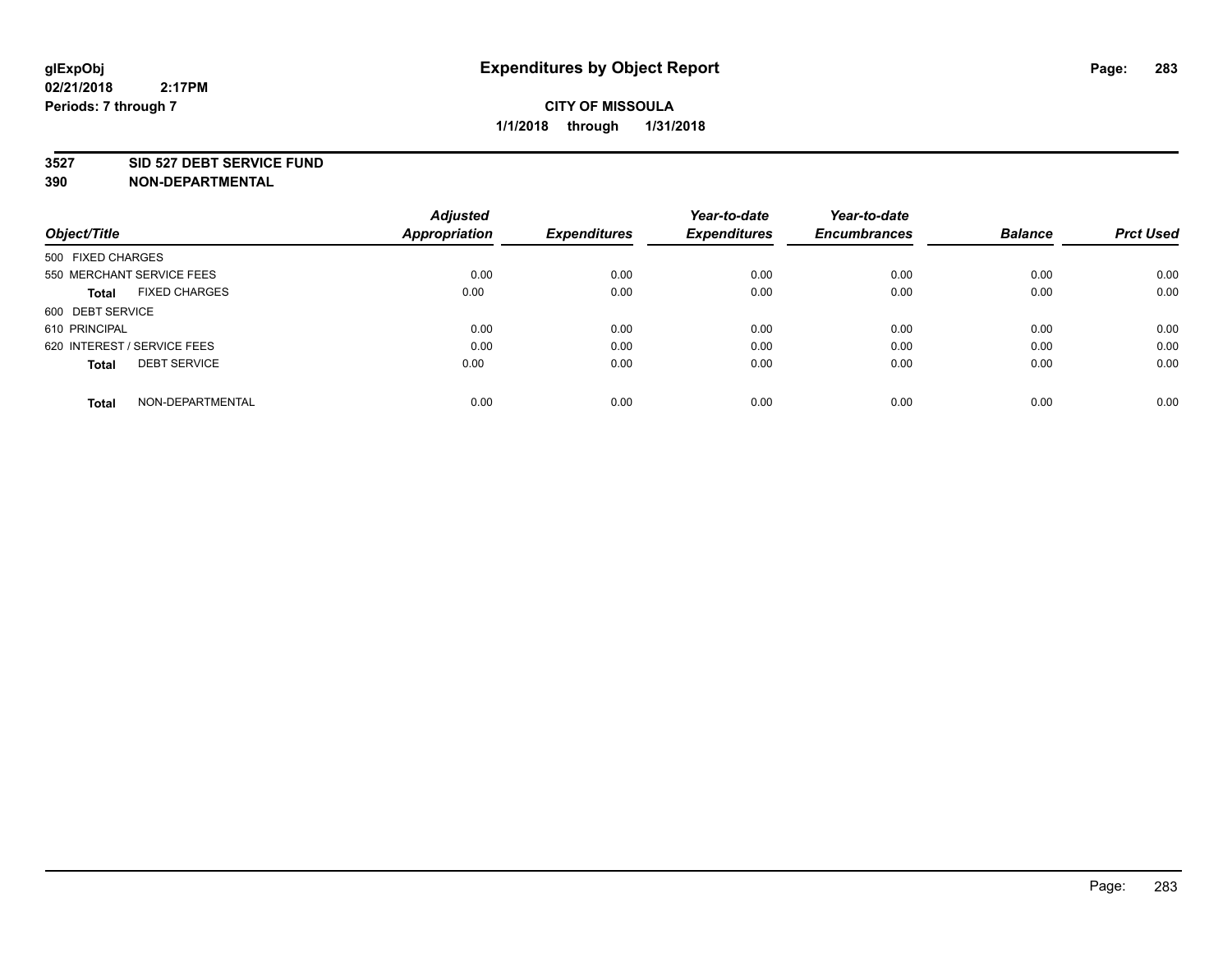# Expenditures by Object Report

glExpObj
02/21/2018 2:17PM
Periods: 7 through 7

**CITY OF MISSOULA**
**1/1/2018 through 1/31/2018**

**3527 SID 527 DEBT SERVICE FUND**
**390 NON-DEPARTMENTAL**

| Object/Title | Adjusted Appropriation | Expenditures | Year-to-date Expenditures | Year-to-date Encumbrances | Balance | Prct Used |
|---|---|---|---|---|---|---|
| 500 FIXED CHARGES | | | | | | |
| 550 MERCHANT SERVICE FEES | 0.00 | 0.00 | 0.00 | 0.00 | 0.00 | 0.00 |
| **Total** FIXED CHARGES | 0.00 | 0.00 | 0.00 | 0.00 | 0.00 | 0.00 |
| 600 DEBT SERVICE | | | | | | |
| 610 PRINCIPAL | 0.00 | 0.00 | 0.00 | 0.00 | 0.00 | 0.00 |
| 620 INTEREST / SERVICE FEES | 0.00 | 0.00 | 0.00 | 0.00 | 0.00 | 0.00 |
| **Total** DEBT SERVICE | 0.00 | 0.00 | 0.00 | 0.00 | 0.00 | 0.00 |
| **Total** NON-DEPARTMENTAL | 0.00 | 0.00 | 0.00 | 0.00 | 0.00 | 0.00 |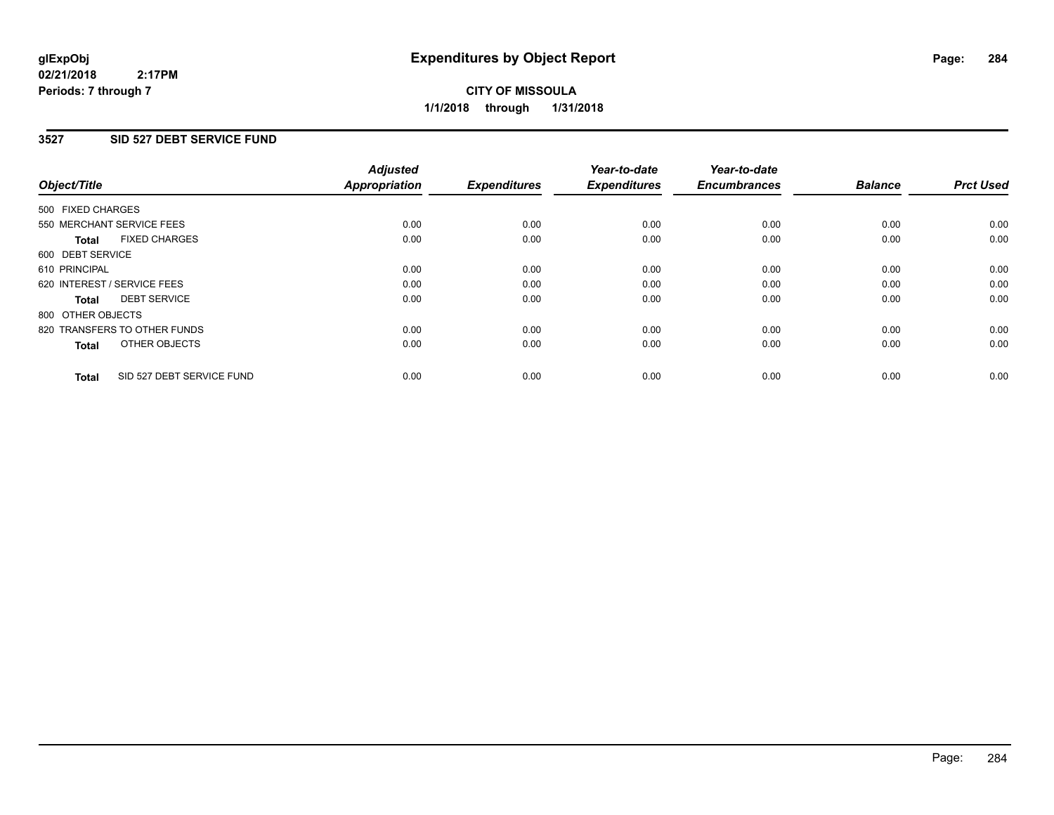**glExpObj**
**02/21/2018 2:17PM**
**Periods: 7 through 7**

# Expenditures by Object Report

**CITY OF MISSOULA**
**1/1/2018 through 1/31/2018**

## 3527 SID 527 DEBT SERVICE FUND

| Object/Title | Adjusted Appropriation | Expenditures | Year-to-date Expenditures | Year-to-date Encumbrances | Balance | Prct Used |
|---|---|---|---|---|---|---|
| 500 FIXED CHARGES | | | | | | |
| 550 MERCHANT SERVICE FEES | 0.00 | 0.00 | 0.00 | 0.00 | 0.00 | 0.00 |
| **Total** FIXED CHARGES | 0.00 | 0.00 | 0.00 | 0.00 | 0.00 | 0.00 |
| 600 DEBT SERVICE | | | | | | |
| 610 PRINCIPAL | 0.00 | 0.00 | 0.00 | 0.00 | 0.00 | 0.00 |
| 620 INTEREST / SERVICE FEES | 0.00 | 0.00 | 0.00 | 0.00 | 0.00 | 0.00 |
| **Total** DEBT SERVICE | 0.00 | 0.00 | 0.00 | 0.00 | 0.00 | 0.00 |
| 800 OTHER OBJECTS | | | | | | |
| 820 TRANSFERS TO OTHER FUNDS | 0.00 | 0.00 | 0.00 | 0.00 | 0.00 | 0.00 |
| **Total** OTHER OBJECTS | 0.00 | 0.00 | 0.00 | 0.00 | 0.00 | 0.00 |
| **Total** SID 527 DEBT SERVICE FUND | 0.00 | 0.00 | 0.00 | 0.00 | 0.00 | 0.00 |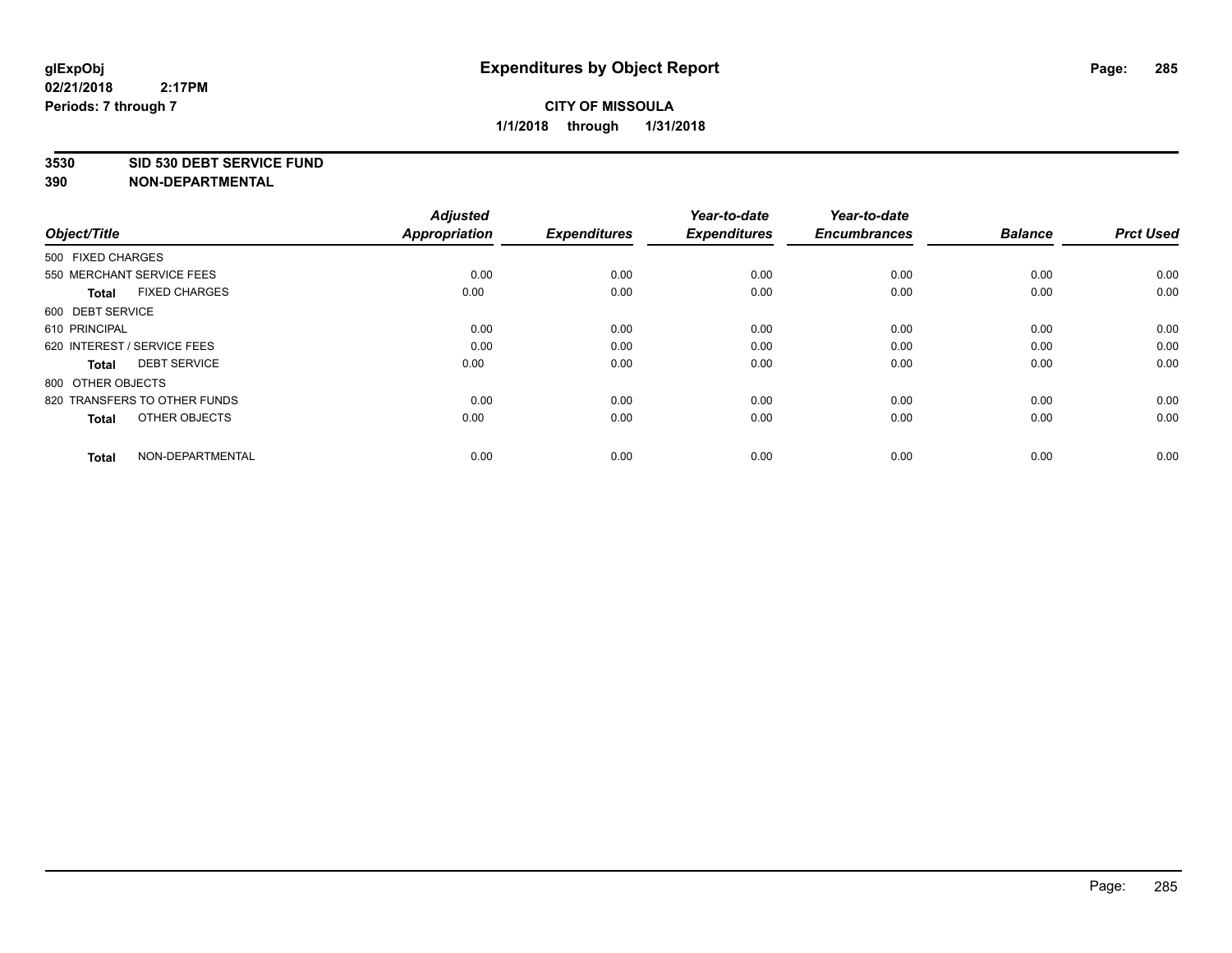# Expenditures by Object Report

glExpObj
02/21/2018 2:17PM
Periods: 7 through 7

**CITY OF MISSOULA**
**1/1/2018 through 1/31/2018**

**3530 SID 530 DEBT SERVICE FUND**
**390 NON-DEPARTMENTAL**

| Object/Title | Adjusted Appropriation | Expenditures | Year-to-date Expenditures | Year-to-date Encumbrances | Balance | Prct Used |
|---|---|---|---|---|---|---|
| 500 FIXED CHARGES | | | | | | |
| 550 MERCHANT SERVICE FEES | 0.00 | 0.00 | 0.00 | 0.00 | 0.00 | 0.00 |
| **Total** FIXED CHARGES | 0.00 | 0.00 | 0.00 | 0.00 | 0.00 | 0.00 |
| 600 DEBT SERVICE | | | | | | |
| 610 PRINCIPAL | 0.00 | 0.00 | 0.00 | 0.00 | 0.00 | 0.00 |
| 620 INTEREST / SERVICE FEES | 0.00 | 0.00 | 0.00 | 0.00 | 0.00 | 0.00 |
| **Total** DEBT SERVICE | 0.00 | 0.00 | 0.00 | 0.00 | 0.00 | 0.00 |
| 800 OTHER OBJECTS | | | | | | |
| 820 TRANSFERS TO OTHER FUNDS | 0.00 | 0.00 | 0.00 | 0.00 | 0.00 | 0.00 |
| **Total** OTHER OBJECTS | 0.00 | 0.00 | 0.00 | 0.00 | 0.00 | 0.00 |
| **Total** NON-DEPARTMENTAL | 0.00 | 0.00 | 0.00 | 0.00 | 0.00 | 0.00 |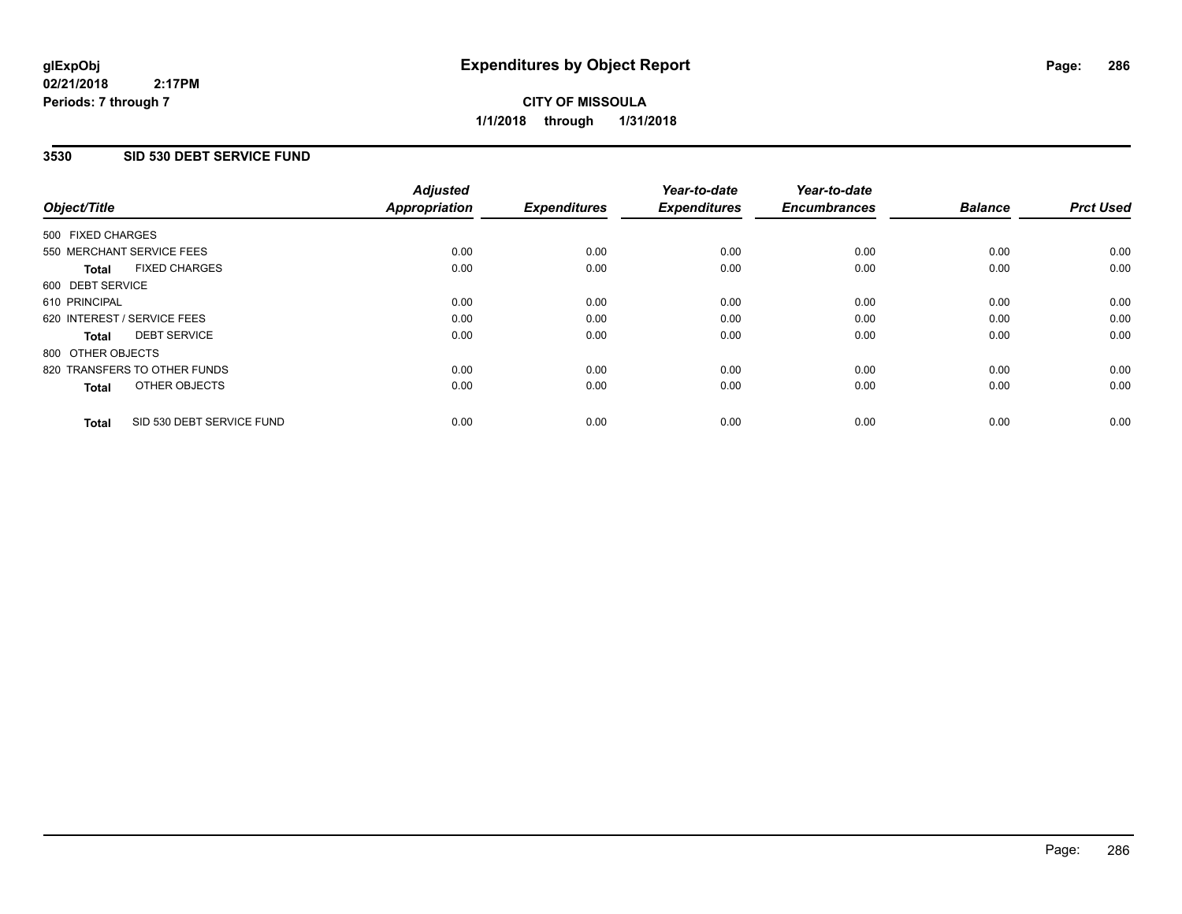# Expenditures by Object Report

glExpObj
02/21/2018 2:17PM
Periods: 7 through 7

**CITY OF MISSOULA**
**1/1/2018 through 1/31/2018**

## 3530 SID 530 DEBT SERVICE FUND

| Object/Title | Adjusted Appropriation | Expenditures | Year-to-date Expenditures | Year-to-date Encumbrances | Balance | Prct Used |
|---|---|---|---|---|---|---|
| 500 FIXED CHARGES | | | | | | |
| 550 MERCHANT SERVICE FEES | 0.00 | 0.00 | 0.00 | 0.00 | 0.00 | 0.00 |
| **Total** FIXED CHARGES | 0.00 | 0.00 | 0.00 | 0.00 | 0.00 | 0.00 |
| 600 DEBT SERVICE | | | | | | |
| 610 PRINCIPAL | 0.00 | 0.00 | 0.00 | 0.00 | 0.00 | 0.00 |
| 620 INTEREST / SERVICE FEES | 0.00 | 0.00 | 0.00 | 0.00 | 0.00 | 0.00 |
| **Total** DEBT SERVICE | 0.00 | 0.00 | 0.00 | 0.00 | 0.00 | 0.00 |
| 800 OTHER OBJECTS | | | | | | |
| 820 TRANSFERS TO OTHER FUNDS | 0.00 | 0.00 | 0.00 | 0.00 | 0.00 | 0.00 |
| **Total** OTHER OBJECTS | 0.00 | 0.00 | 0.00 | 0.00 | 0.00 | 0.00 |
| **Total** SID 530 DEBT SERVICE FUND | 0.00 | 0.00 | 0.00 | 0.00 | 0.00 | 0.00 |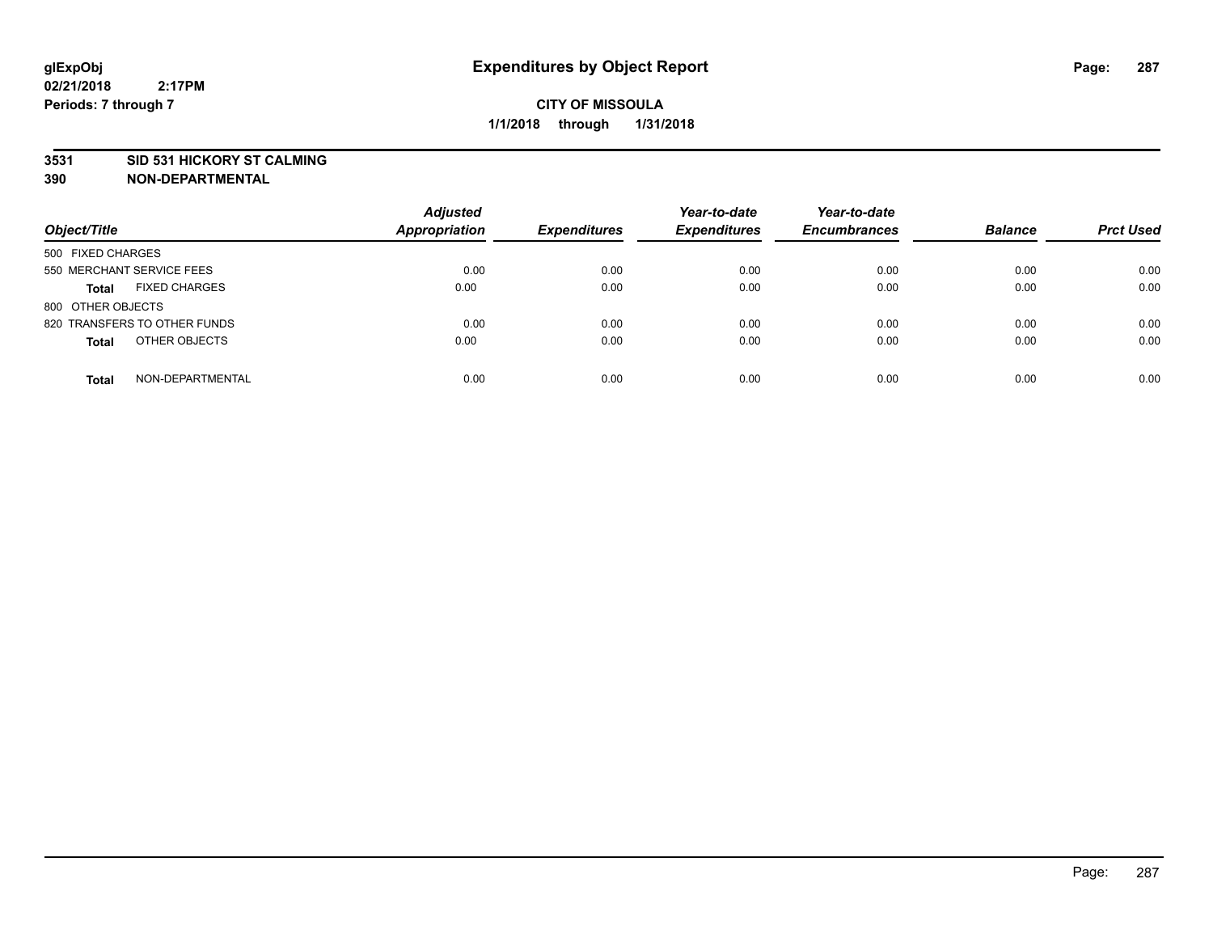# Expenditures by Object Report

glExpObj
02/21/2018 2:17PM
Periods: 7 through 7

**CITY OF MISSOULA**
**1/1/2018 through 1/31/2018**

**3531 SID 531 HICKORY ST CALMING**
**390 NON-DEPARTMENTAL**

| Object/Title | Adjusted Appropriation | Expenditures | Year-to-date Expenditures | Year-to-date Encumbrances | Balance | Prct Used |
|---|---|---|---|---|---|---|
| 500 FIXED CHARGES | | | | | | |
| 550 MERCHANT SERVICE FEES | 0.00 | 0.00 | 0.00 | 0.00 | 0.00 | 0.00 |
| **Total** FIXED CHARGES | 0.00 | 0.00 | 0.00 | 0.00 | 0.00 | 0.00 |
| 800 OTHER OBJECTS | | | | | | |
| 820 TRANSFERS TO OTHER FUNDS | 0.00 | 0.00 | 0.00 | 0.00 | 0.00 | 0.00 |
| **Total** OTHER OBJECTS | 0.00 | 0.00 | 0.00 | 0.00 | 0.00 | 0.00 |
| **Total** NON-DEPARTMENTAL | 0.00 | 0.00 | 0.00 | 0.00 | 0.00 | 0.00 |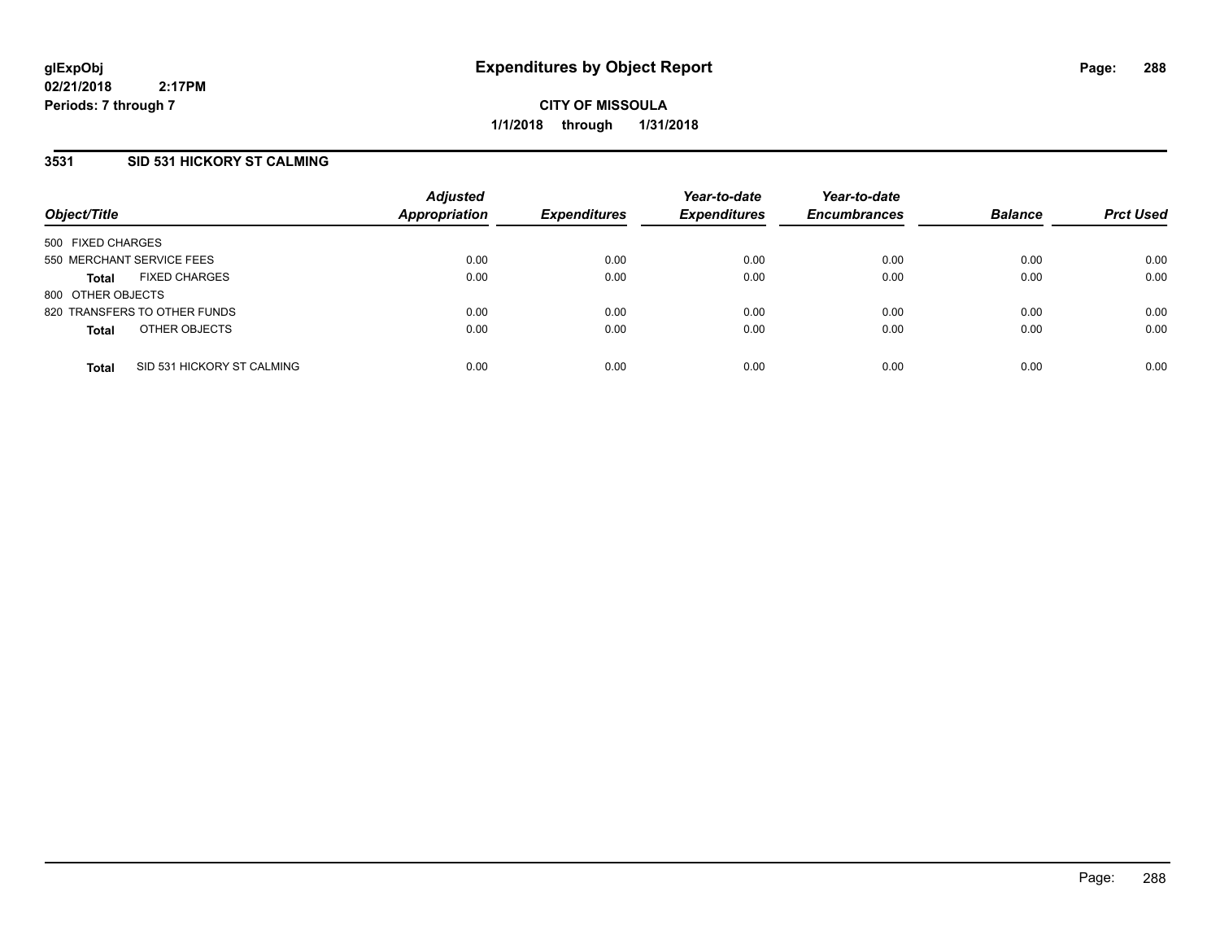**glExpObj**
**02/21/2018 2:17PM**
**Periods: 7 through 7**

# Expenditures by Object Report

**CITY OF MISSOULA**
**1/1/2018 through 1/31/2018**

## 3531 SID 531 HICKORY ST CALMING

| Object/Title | Adjusted Appropriation | Expenditures | Year-to-date Expenditures | Year-to-date Encumbrances | Balance | Prct Used |
|---|---|---|---|---|---|---|
| 500 FIXED CHARGES | | | | | | |
| 550 MERCHANT SERVICE FEES | 0.00 | 0.00 | 0.00 | 0.00 | 0.00 | 0.00 |
| **Total** FIXED CHARGES | 0.00 | 0.00 | 0.00 | 0.00 | 0.00 | 0.00 |
| 800 OTHER OBJECTS | | | | | | |
| 820 TRANSFERS TO OTHER FUNDS | 0.00 | 0.00 | 0.00 | 0.00 | 0.00 | 0.00 |
| **Total** OTHER OBJECTS | 0.00 | 0.00 | 0.00 | 0.00 | 0.00 | 0.00 |
| **Total** SID 531 HICKORY ST CALMING | 0.00 | 0.00 | 0.00 | 0.00 | 0.00 | 0.00 |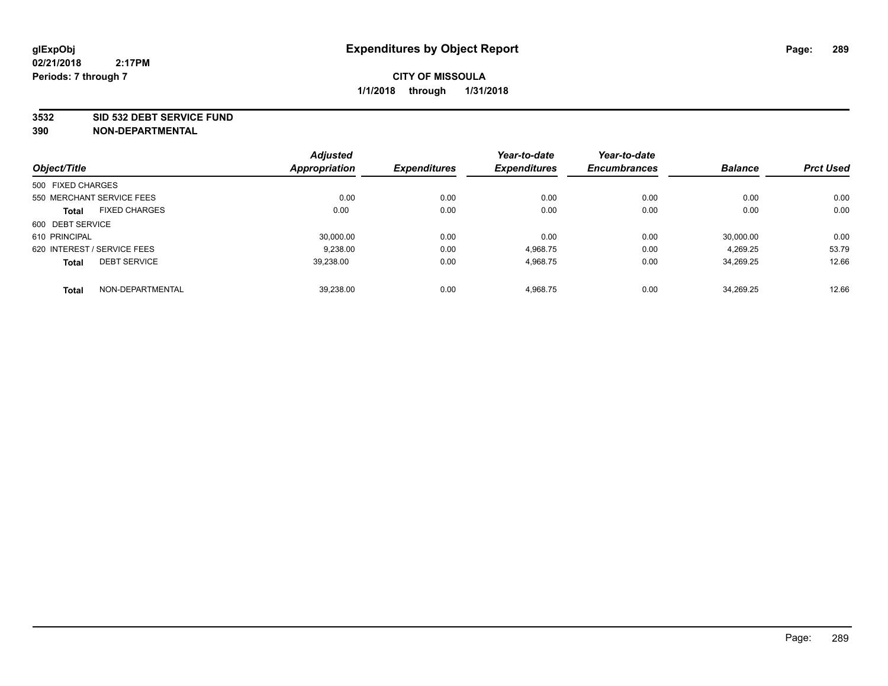# Expenditures by Object Report

glExpObj
02/21/2018 2:17PM
Periods: 7 through 7

**CITY OF MISSOULA**
**1/1/2018 through 1/31/2018**

**3532 SID 532 DEBT SERVICE FUND**
**390 NON-DEPARTMENTAL**

| Object/Title | | Adjusted Appropriation | Expenditures | Year-to-date Expenditures | Year-to-date Encumbrances | Balance | Prct Used |
|---|---|---|---|---|---|---|---|
| 500 FIXED CHARGES | | | | | | | |
| 550 MERCHANT SERVICE FEES | | 0.00 | 0.00 | 0.00 | 0.00 | 0.00 | 0.00 |
| **Total** | FIXED CHARGES | 0.00 | 0.00 | 0.00 | 0.00 | 0.00 | 0.00 |
| 600 DEBT SERVICE | | | | | | | |
| 610 PRINCIPAL | | 30,000.00 | 0.00 | 0.00 | 0.00 | 30,000.00 | 0.00 |
| 620 INTEREST / SERVICE FEES | | 9,238.00 | 0.00 | 4,968.75 | 0.00 | 4,269.25 | 53.79 |
| **Total** | DEBT SERVICE | 39,238.00 | 0.00 | 4,968.75 | 0.00 | 34,269.25 | 12.66 |
| **Total** | NON-DEPARTMENTAL | 39,238.00 | 0.00 | 4,968.75 | 0.00 | 34,269.25 | 12.66 |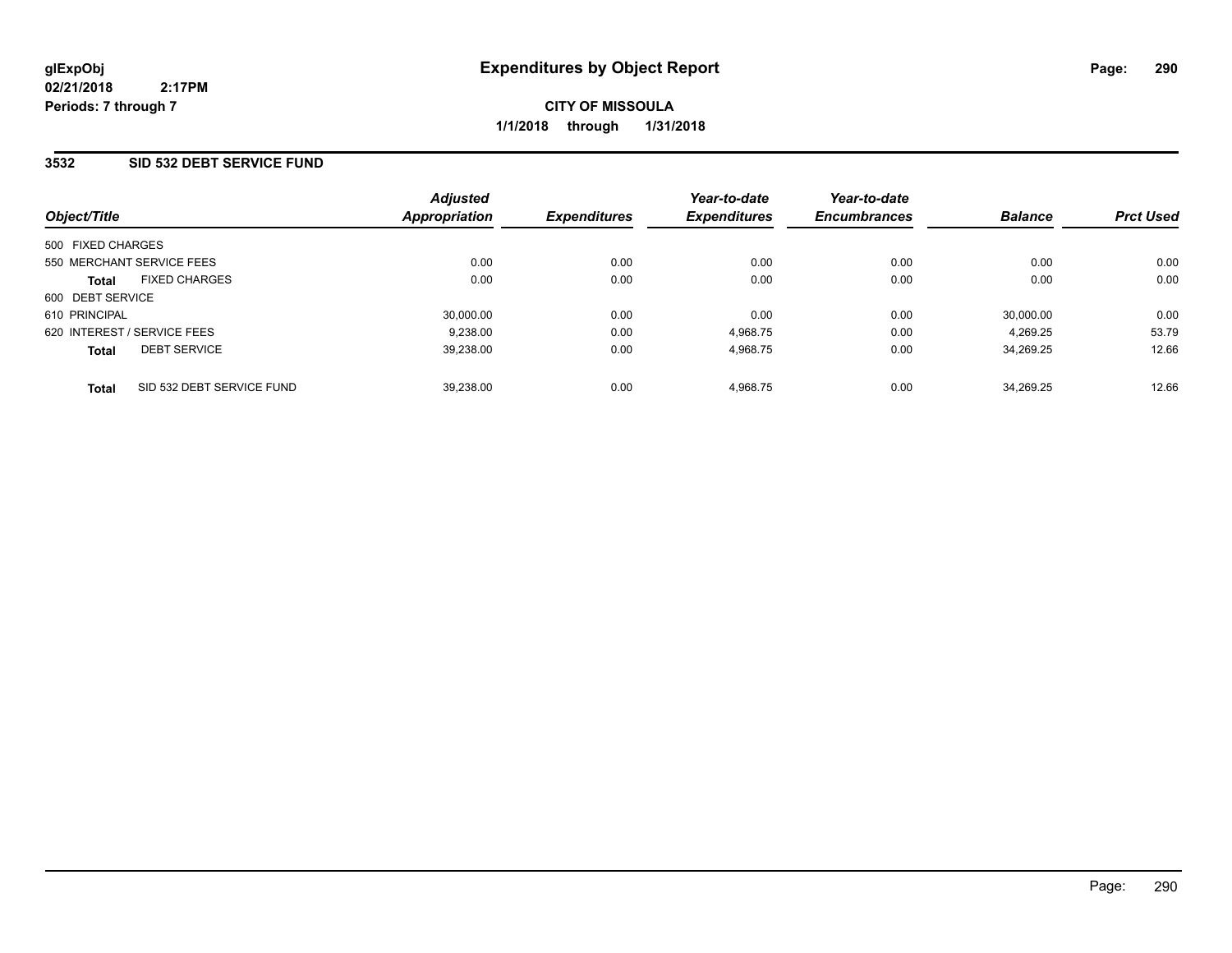**glExpObj**
**02/21/2018 2:17PM**
**Periods: 7 through 7**

# Expenditures by Object Report

**CITY OF MISSOULA**
**1/1/2018 through 1/31/2018**

## 3532 SID 532 DEBT SERVICE FUND

| Object/Title | Adjusted Appropriation | Expenditures | Year-to-date Expenditures | Year-to-date Encumbrances | Balance | Prct Used |
|---|---|---|---|---|---|---|
| 500 FIXED CHARGES | | | | | | |
| 550 MERCHANT SERVICE FEES | 0.00 | 0.00 | 0.00 | 0.00 | 0.00 | 0.00 |
| **Total** FIXED CHARGES | 0.00 | 0.00 | 0.00 | 0.00 | 0.00 | 0.00 |
| 600 DEBT SERVICE | | | | | | |
| 610 PRINCIPAL | 30,000.00 | 0.00 | 0.00 | 0.00 | 30,000.00 | 0.00 |
| 620 INTEREST / SERVICE FEES | 9,238.00 | 0.00 | 4,968.75 | 0.00 | 4,269.25 | 53.79 |
| **Total** DEBT SERVICE | 39,238.00 | 0.00 | 4,968.75 | 0.00 | 34,269.25 | 12.66 |
| **Total** SID 532 DEBT SERVICE FUND | 39,238.00 | 0.00 | 4,968.75 | 0.00 | 34,269.25 | 12.66 |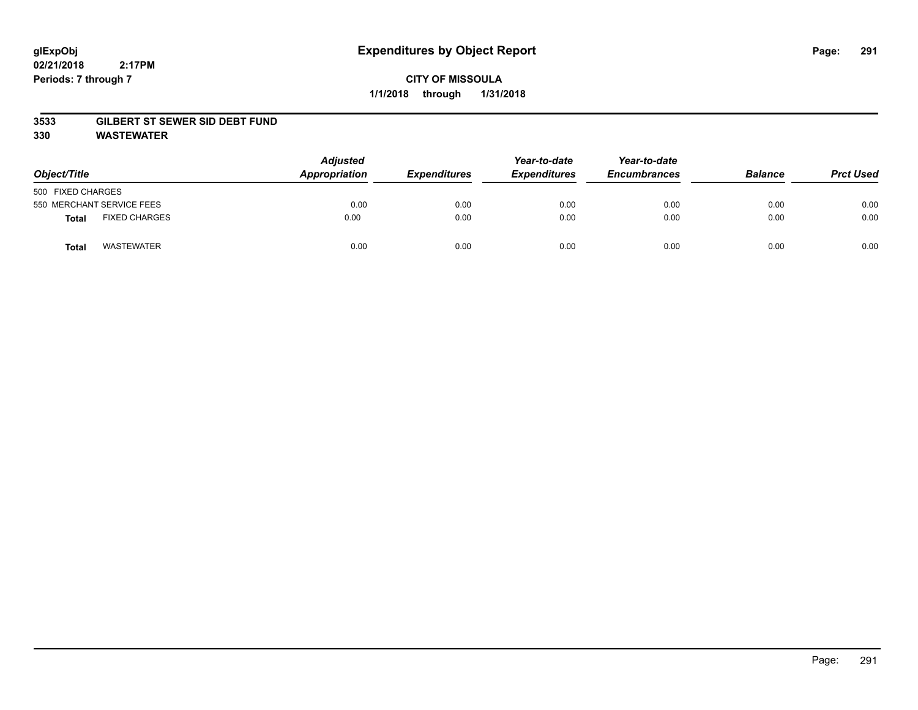glExpObj
02/21/2018 2:17PM
Periods: 7 through 7

# Expenditures by Object Report

**CITY OF MISSOULA**
**1/1/2018 through 1/31/2018**

**3533 GILBERT ST SEWER SID DEBT FUND**
**330 WASTEWATER**

| Object/Title | Adjusted Appropriation | Expenditures | Year-to-date Expenditures | Year-to-date Encumbrances | Balance | Prct Used |
|---|---|---|---|---|---|---|
| 500 FIXED CHARGES | | | | | | |
| 550 MERCHANT SERVICE FEES | 0.00 | 0.00 | 0.00 | 0.00 | 0.00 | 0.00 |
| **Total** FIXED CHARGES | 0.00 | 0.00 | 0.00 | 0.00 | 0.00 | 0.00 |
| **Total** WASTEWATER | 0.00 | 0.00 | 0.00 | 0.00 | 0.00 | 0.00 |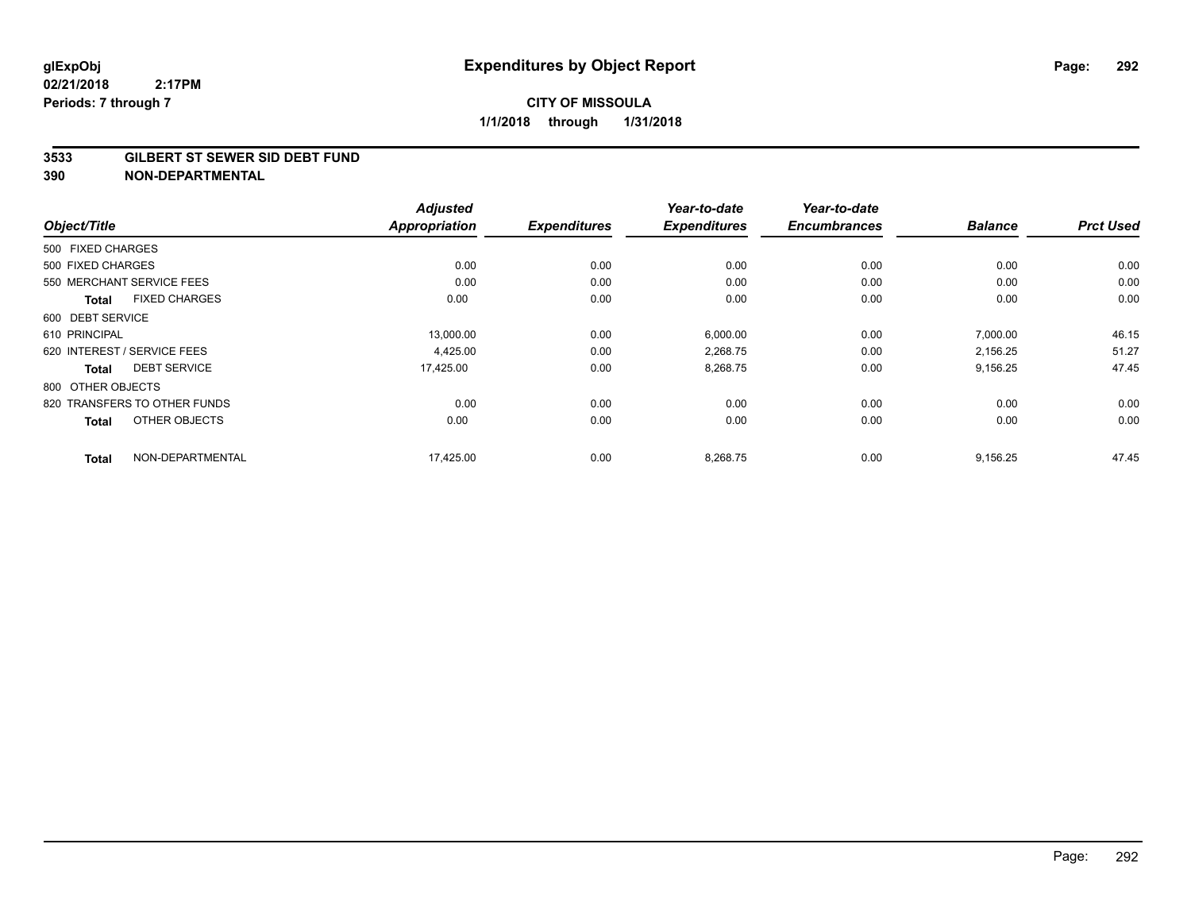**glExpObj**
**02/21/2018 2:17PM**
**Periods: 7 through 7**

# Expenditures by Object Report

**CITY OF MISSOULA**
**1/1/2018 through 1/31/2018**

**3533 GILBERT ST SEWER SID DEBT FUND**
**390 NON-DEPARTMENTAL**

| Object/Title | Adjusted Appropriation | Expenditures | Year-to-date Expenditures | Year-to-date Encumbrances | Balance | Prct Used |
|---|---|---|---|---|---|---|
| 500 FIXED CHARGES | | | | | | |
| 500 FIXED CHARGES | 0.00 | 0.00 | 0.00 | 0.00 | 0.00 | 0.00 |
| 550 MERCHANT SERVICE FEES | 0.00 | 0.00 | 0.00 | 0.00 | 0.00 | 0.00 |
| **Total** FIXED CHARGES | 0.00 | 0.00 | 0.00 | 0.00 | 0.00 | 0.00 |
| 600 DEBT SERVICE | | | | | | |
| 610 PRINCIPAL | 13,000.00 | 0.00 | 6,000.00 | 0.00 | 7,000.00 | 46.15 |
| 620 INTEREST / SERVICE FEES | 4,425.00 | 0.00 | 2,268.75 | 0.00 | 2,156.25 | 51.27 |
| **Total** DEBT SERVICE | 17,425.00 | 0.00 | 8,268.75 | 0.00 | 9,156.25 | 47.45 |
| 800 OTHER OBJECTS | | | | | | |
| 820 TRANSFERS TO OTHER FUNDS | 0.00 | 0.00 | 0.00 | 0.00 | 0.00 | 0.00 |
| **Total** OTHER OBJECTS | 0.00 | 0.00 | 0.00 | 0.00 | 0.00 | 0.00 |
| **Total** NON-DEPARTMENTAL | 17,425.00 | 0.00 | 8,268.75 | 0.00 | 9,156.25 | 47.45 |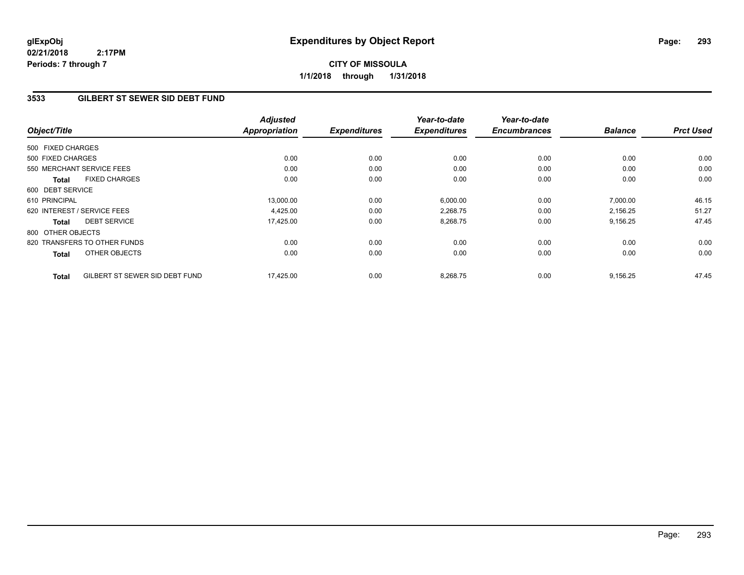**glExpObj**
**02/21/2018 2:17PM**
**Periods: 7 through 7**

# Expenditures by Object Report

**CITY OF MISSOULA**
**1/1/2018 through 1/31/2018**

## 3533 GILBERT ST SEWER SID DEBT FUND

| Object/Title | Adjusted Appropriation | Expenditures | Year-to-date Expenditures | Year-to-date Encumbrances | Balance | Prct Used |
|---|---|---|---|---|---|---|
| 500 FIXED CHARGES | | | | | | |
| 500 FIXED CHARGES | 0.00 | 0.00 | 0.00 | 0.00 | 0.00 | 0.00 |
| 550 MERCHANT SERVICE FEES | 0.00 | 0.00 | 0.00 | 0.00 | 0.00 | 0.00 |
| **Total** FIXED CHARGES | 0.00 | 0.00 | 0.00 | 0.00 | 0.00 | 0.00 |
| 600 DEBT SERVICE | | | | | | |
| 610 PRINCIPAL | 13,000.00 | 0.00 | 6,000.00 | 0.00 | 7,000.00 | 46.15 |
| 620 INTEREST / SERVICE FEES | 4,425.00 | 0.00 | 2,268.75 | 0.00 | 2,156.25 | 51.27 |
| **Total** DEBT SERVICE | 17,425.00 | 0.00 | 8,268.75 | 0.00 | 9,156.25 | 47.45 |
| 800 OTHER OBJECTS | | | | | | |
| 820 TRANSFERS TO OTHER FUNDS | 0.00 | 0.00 | 0.00 | 0.00 | 0.00 | 0.00 |
| **Total** OTHER OBJECTS | 0.00 | 0.00 | 0.00 | 0.00 | 0.00 | 0.00 |
| **Total** GILBERT ST SEWER SID DEBT FUND | 17,425.00 | 0.00 | 8,268.75 | 0.00 | 9,156.25 | 47.45 |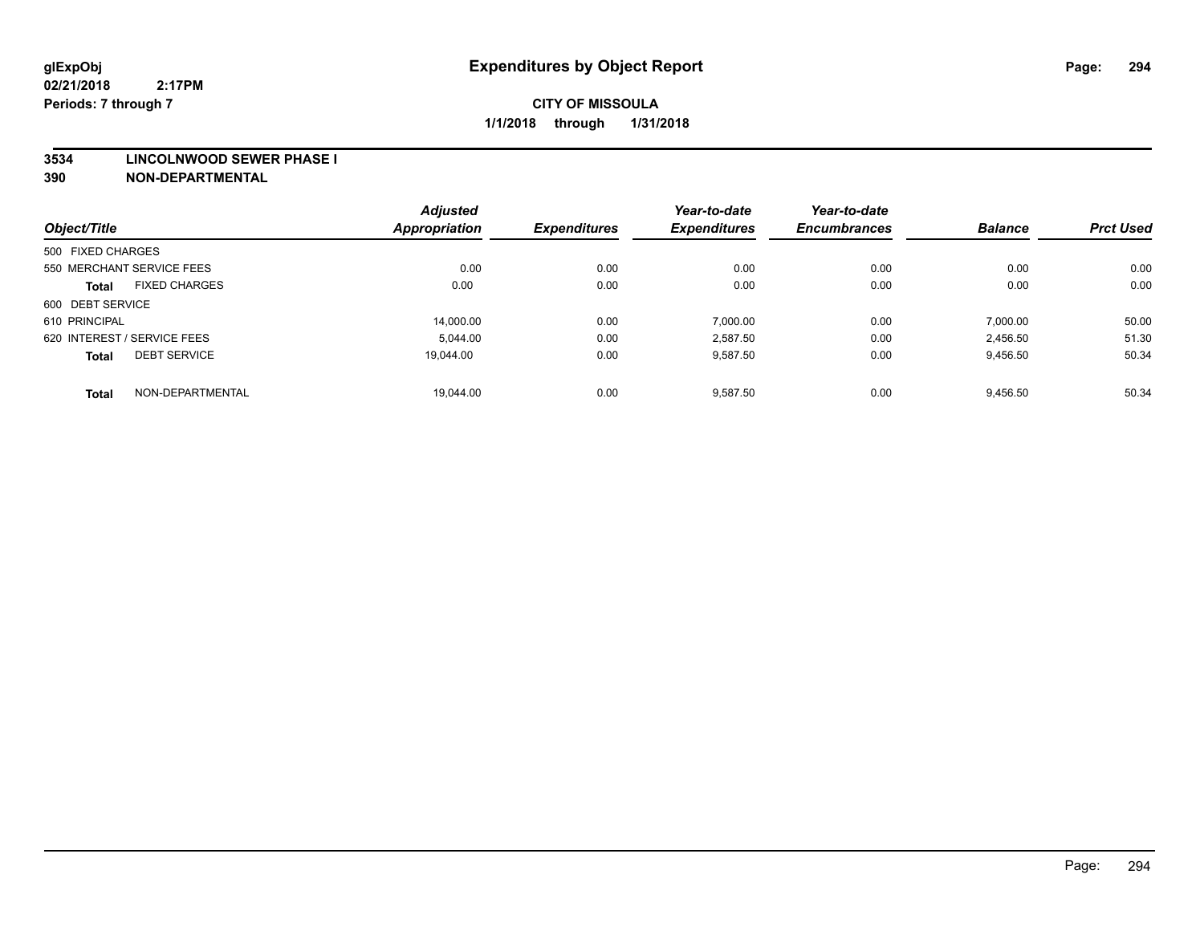# Expenditures by Object Report

glExpObj
02/21/2018 2:17PM
Periods: 7 through 7

**CITY OF MISSOULA**
**1/1/2018 through 1/31/2018**

**3534 LINCOLNWOOD SEWER PHASE I**
**390 NON-DEPARTMENTAL**

| Object/Title | Adjusted Appropriation | Expenditures | Year-to-date Expenditures | Year-to-date Encumbrances | Balance | Prct Used |
|---|---|---|---|---|---|---|
| 500 FIXED CHARGES | | | | | | |
| 550 MERCHANT SERVICE FEES | 0.00 | 0.00 | 0.00 | 0.00 | 0.00 | 0.00 |
| **Total** FIXED CHARGES | 0.00 | 0.00 | 0.00 | 0.00 | 0.00 | 0.00 |
| 600 DEBT SERVICE | | | | | | |
| 610 PRINCIPAL | 14,000.00 | 0.00 | 7,000.00 | 0.00 | 7,000.00 | 50.00 |
| 620 INTEREST / SERVICE FEES | 5,044.00 | 0.00 | 2,587.50 | 0.00 | 2,456.50 | 51.30 |
| **Total** DEBT SERVICE | 19,044.00 | 0.00 | 9,587.50 | 0.00 | 9,456.50 | 50.34 |
| **Total** NON-DEPARTMENTAL | 19,044.00 | 0.00 | 9,587.50 | 0.00 | 9,456.50 | 50.34 |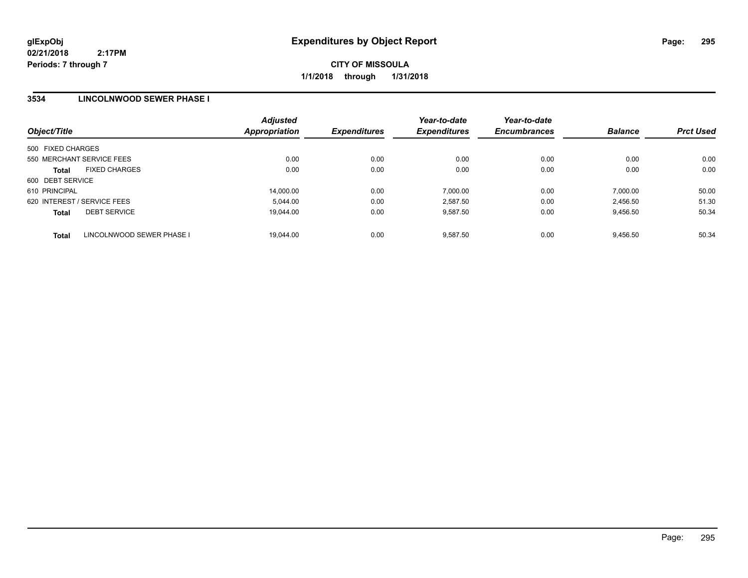# Expenditures by Object Report

glExpObj
02/21/2018 2:17PM
Periods: 7 through 7

**CITY OF MISSOULA**
**1/1/2018 through 1/31/2018**

## 3534 LINCOLNWOOD SEWER PHASE I

| Object/Title | Adjusted Appropriation | Expenditures | Year-to-date Expenditures | Year-to-date Encumbrances | Balance | Prct Used |
|---|---|---|---|---|---|---|
| 500 FIXED CHARGES | | | | | | |
| 550 MERCHANT SERVICE FEES | 0.00 | 0.00 | 0.00 | 0.00 | 0.00 | 0.00 |
| **Total** FIXED CHARGES | 0.00 | 0.00 | 0.00 | 0.00 | 0.00 | 0.00 |
| 600 DEBT SERVICE | | | | | | |
| 610 PRINCIPAL | 14,000.00 | 0.00 | 7,000.00 | 0.00 | 7,000.00 | 50.00 |
| 620 INTEREST / SERVICE FEES | 5,044.00 | 0.00 | 2,587.50 | 0.00 | 2,456.50 | 51.30 |
| **Total** DEBT SERVICE | 19,044.00 | 0.00 | 9,587.50 | 0.00 | 9,456.50 | 50.34 |
| **Total** LINCOLNWOOD SEWER PHASE I | 19,044.00 | 0.00 | 9,587.50 | 0.00 | 9,456.50 | 50.34 |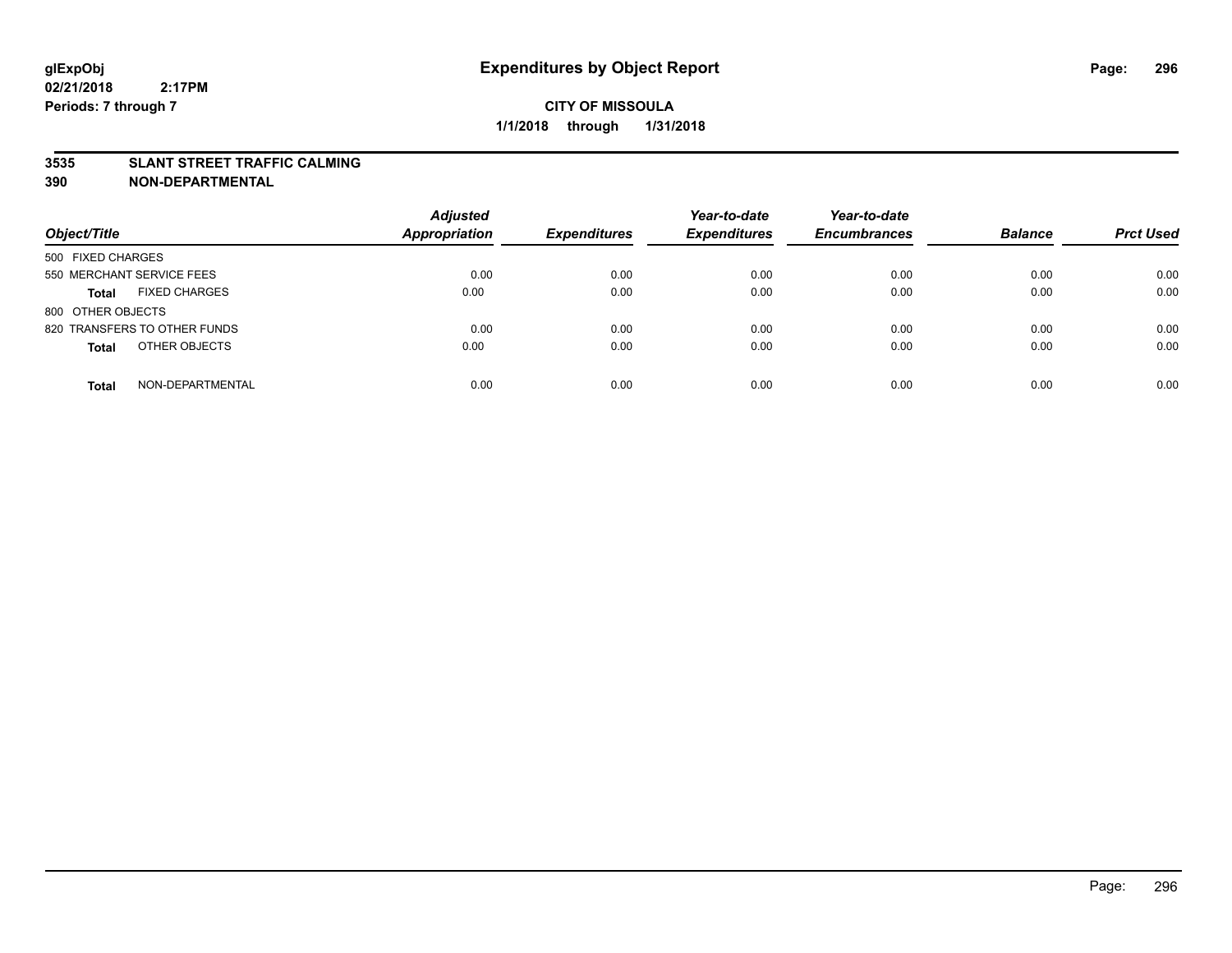**glExpObj**
**02/21/2018 2:17PM**
**Periods: 7 through 7**

# Expenditures by Object Report

**CITY OF MISSOULA**
**1/1/2018 through 1/31/2018**

**3535 SLANT STREET TRAFFIC CALMING**
**390 NON-DEPARTMENTAL**

| Object/Title | Adjusted Appropriation | Expenditures | Year-to-date Expenditures | Year-to-date Encumbrances | Balance | Prct Used |
|---|---|---|---|---|---|---|
| 500 FIXED CHARGES | | | | | | |
| 550 MERCHANT SERVICE FEES | 0.00 | 0.00 | 0.00 | 0.00 | 0.00 | 0.00 |
| **Total** FIXED CHARGES | 0.00 | 0.00 | 0.00 | 0.00 | 0.00 | 0.00 |
| 800 OTHER OBJECTS | | | | | | |
| 820 TRANSFERS TO OTHER FUNDS | 0.00 | 0.00 | 0.00 | 0.00 | 0.00 | 0.00 |
| **Total** OTHER OBJECTS | 0.00 | 0.00 | 0.00 | 0.00 | 0.00 | 0.00 |
| **Total** NON-DEPARTMENTAL | 0.00 | 0.00 | 0.00 | 0.00 | 0.00 | 0.00 |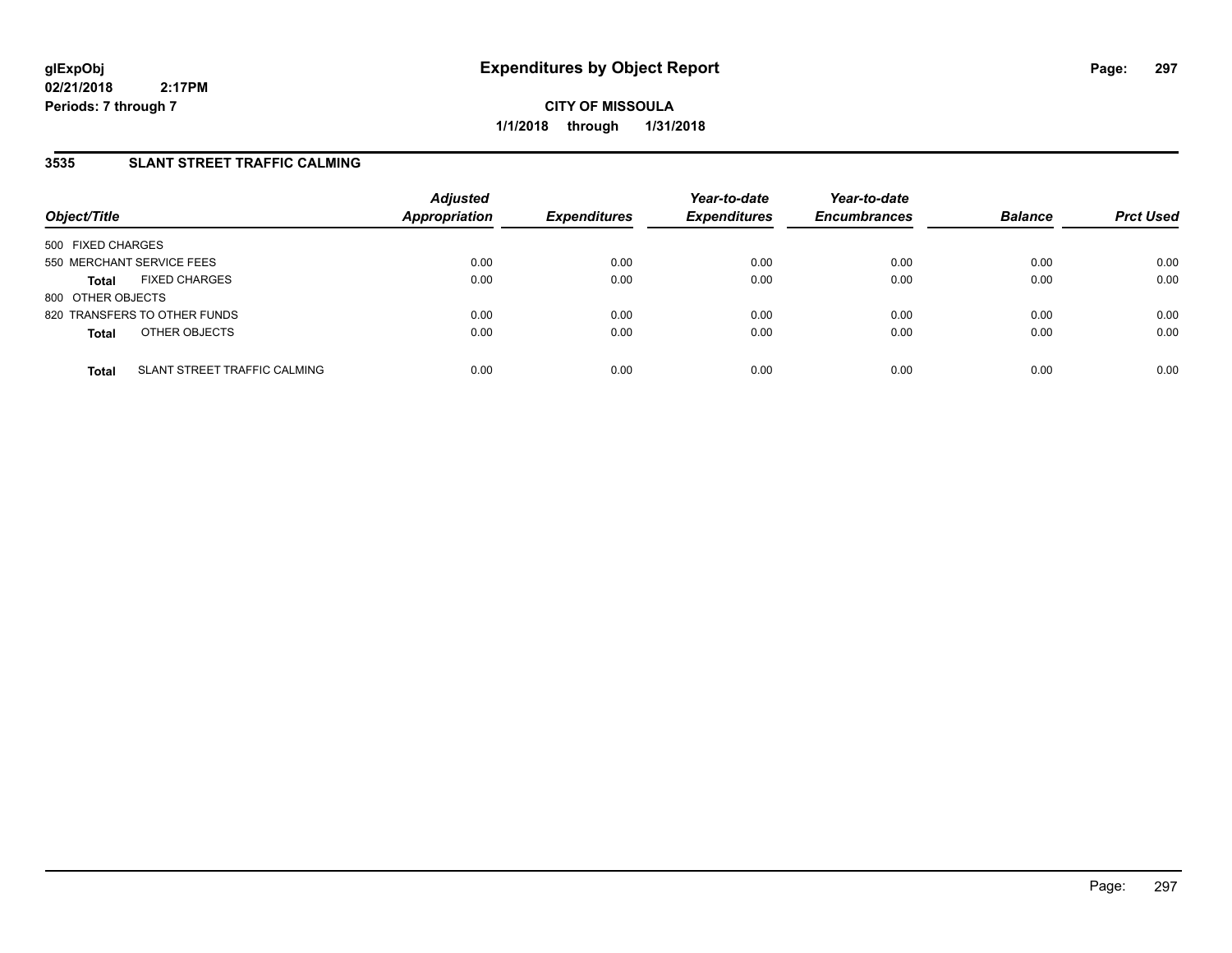**glExpObj**
**02/21/2018 2:17PM**
**Periods: 7 through 7**

# Expenditures by Object Report

**CITY OF MISSOULA**
**1/1/2018 through 1/31/2018**

## 3535 SLANT STREET TRAFFIC CALMING

| Object/Title | | Adjusted Appropriation | Expenditures | Year-to-date Expenditures | Year-to-date Encumbrances | Balance | Prct Used |
|---|---|---|---|---|---|---|---|
| 500 FIXED CHARGES | | | | | | | |
| 550 MERCHANT SERVICE FEES | | 0.00 | 0.00 | 0.00 | 0.00 | 0.00 | 0.00 |
| **Total** | FIXED CHARGES | 0.00 | 0.00 | 0.00 | 0.00 | 0.00 | 0.00 |
| 800 OTHER OBJECTS | | | | | | | |
| 820 TRANSFERS TO OTHER FUNDS | | 0.00 | 0.00 | 0.00 | 0.00 | 0.00 | 0.00 |
| **Total** | OTHER OBJECTS | 0.00 | 0.00 | 0.00 | 0.00 | 0.00 | 0.00 |
| **Total** | SLANT STREET TRAFFIC CALMING | 0.00 | 0.00 | 0.00 | 0.00 | 0.00 | 0.00 |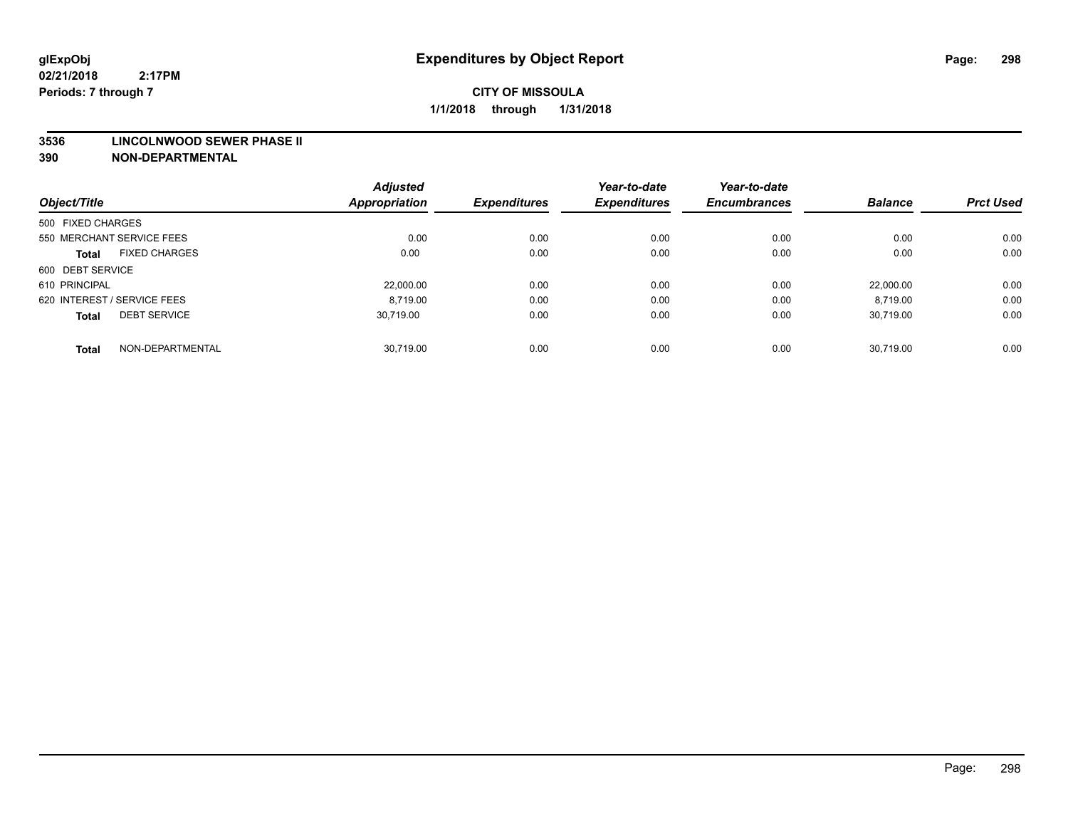# Expenditures by Object Report

glExpObj
02/21/2018 2:17PM
Periods: 7 through 7

**CITY OF MISSOULA**
**1/1/2018 through 1/31/2018**

**3536 LINCOLNWOOD SEWER PHASE II**
**390 NON-DEPARTMENTAL**

| Object/Title | Adjusted Appropriation | Expenditures | Year-to-date Expenditures | Year-to-date Encumbrances | Balance | Prct Used |
|---|---|---|---|---|---|---|
| 500 FIXED CHARGES | | | | | | |
| 550 MERCHANT SERVICE FEES | 0.00 | 0.00 | 0.00 | 0.00 | 0.00 | 0.00 |
| **Total** FIXED CHARGES | 0.00 | 0.00 | 0.00 | 0.00 | 0.00 | 0.00 |
| 600 DEBT SERVICE | | | | | | |
| 610 PRINCIPAL | 22,000.00 | 0.00 | 0.00 | 0.00 | 22,000.00 | 0.00 |
| 620 INTEREST / SERVICE FEES | 8,719.00 | 0.00 | 0.00 | 0.00 | 8,719.00 | 0.00 |
| **Total** DEBT SERVICE | 30,719.00 | 0.00 | 0.00 | 0.00 | 30,719.00 | 0.00 |
| **Total** NON-DEPARTMENTAL | 30,719.00 | 0.00 | 0.00 | 0.00 | 30,719.00 | 0.00 |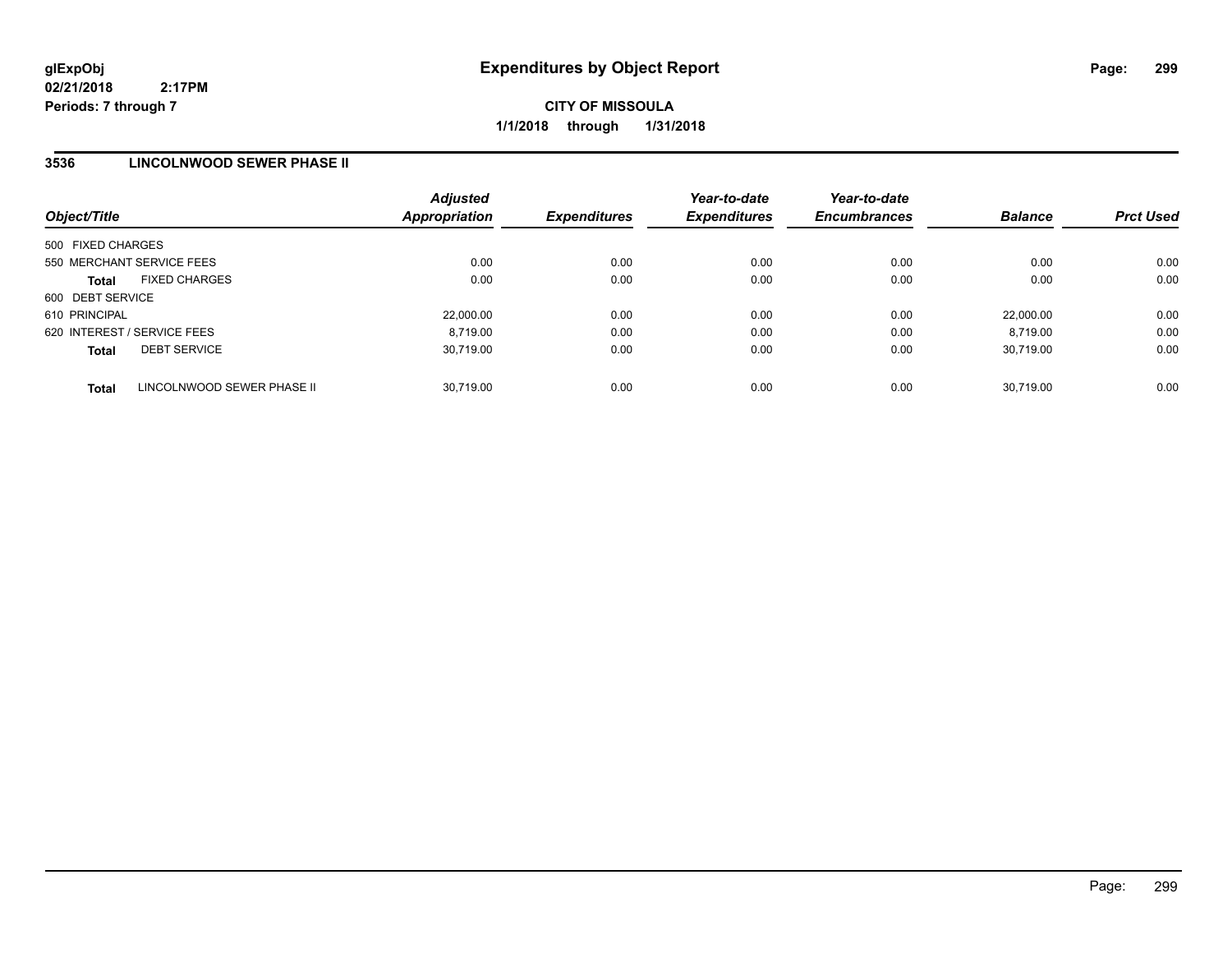**glExpObj**
**02/21/2018 2:17PM**
**Periods: 7 through 7**

# Expenditures by Object Report

**CITY OF MISSOULA**
**1/1/2018 through 1/31/2018**

## 3536 LINCOLNWOOD SEWER PHASE II

| Object/Title | Adjusted Appropriation | Expenditures | Year-to-date Expenditures | Year-to-date Encumbrances | Balance | Prct Used |
|---|---|---|---|---|---|---|
| 500 FIXED CHARGES | | | | | | |
| 550 MERCHANT SERVICE FEES | 0.00 | 0.00 | 0.00 | 0.00 | 0.00 | 0.00 |
| **Total** FIXED CHARGES | 0.00 | 0.00 | 0.00 | 0.00 | 0.00 | 0.00 |
| 600 DEBT SERVICE | | | | | | |
| 610 PRINCIPAL | 22,000.00 | 0.00 | 0.00 | 0.00 | 22,000.00 | 0.00 |
| 620 INTEREST / SERVICE FEES | 8,719.00 | 0.00 | 0.00 | 0.00 | 8,719.00 | 0.00 |
| **Total** DEBT SERVICE | 30,719.00 | 0.00 | 0.00 | 0.00 | 30,719.00 | 0.00 |
| **Total** LINCOLNWOOD SEWER PHASE II | 30,719.00 | 0.00 | 0.00 | 0.00 | 30,719.00 | 0.00 |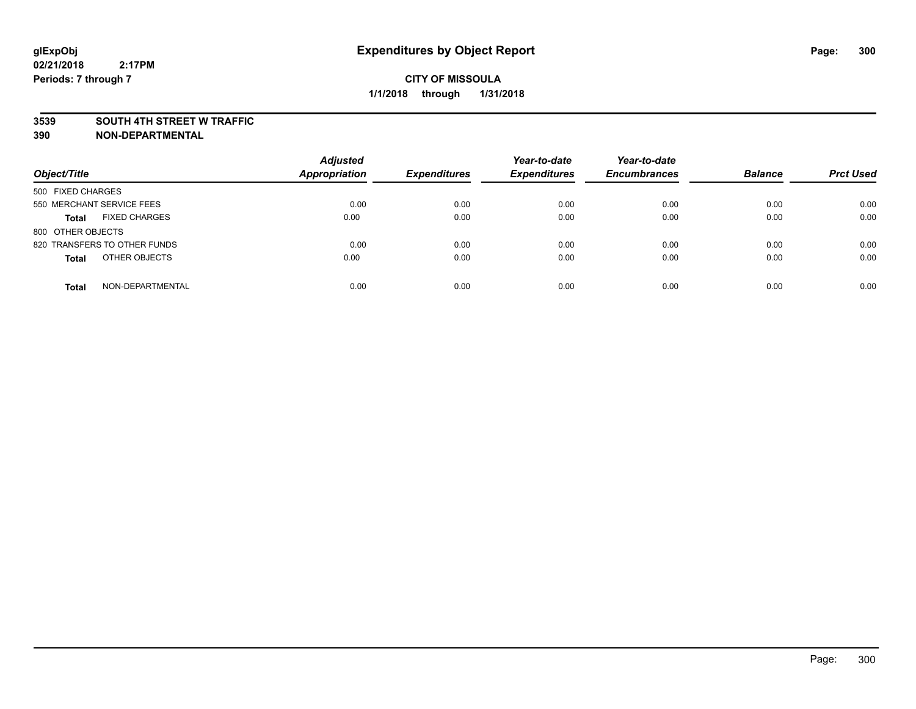**glExpObj**
**02/21/2018 2:17PM**
**Periods: 7 through 7**

# Expenditures by Object Report

**CITY OF MISSOULA**
**1/1/2018 through 1/31/2018**

**3539 SOUTH 4TH STREET W TRAFFIC**
**390 NON-DEPARTMENTAL**

| Object/Title | Adjusted Appropriation | Expenditures | Year-to-date Expenditures | Year-to-date Encumbrances | Balance | Prct Used |
|---|---|---|---|---|---|---|
| 500 FIXED CHARGES | | | | | | |
| 550 MERCHANT SERVICE FEES | 0.00 | 0.00 | 0.00 | 0.00 | 0.00 | 0.00 |
| **Total** FIXED CHARGES | 0.00 | 0.00 | 0.00 | 0.00 | 0.00 | 0.00 |
| 800 OTHER OBJECTS | | | | | | |
| 820 TRANSFERS TO OTHER FUNDS | 0.00 | 0.00 | 0.00 | 0.00 | 0.00 | 0.00 |
| **Total** OTHER OBJECTS | 0.00 | 0.00 | 0.00 | 0.00 | 0.00 | 0.00 |
| **Total** NON-DEPARTMENTAL | 0.00 | 0.00 | 0.00 | 0.00 | 0.00 | 0.00 |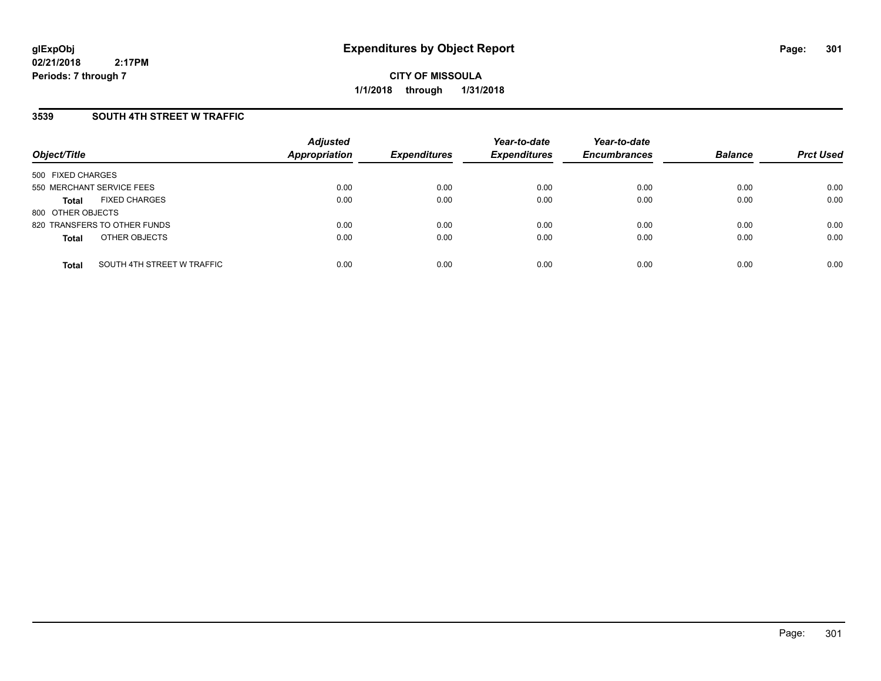# Expenditures by Object Report

glExpObj
02/21/2018 2:17PM
Periods: 7 through 7

**CITY OF MISSOULA**
**1/1/2018 through 1/31/2018**

## 3539 SOUTH 4TH STREET W TRAFFIC

| Object/Title | Adjusted Appropriation | Expenditures | Year-to-date Expenditures | Year-to-date Encumbrances | Balance | Prct Used |
|---|---|---|---|---|---|---|
| 500 FIXED CHARGES | | | | | | |
| 550 MERCHANT SERVICE FEES | 0.00 | 0.00 | 0.00 | 0.00 | 0.00 | 0.00 |
| **Total** FIXED CHARGES | 0.00 | 0.00 | 0.00 | 0.00 | 0.00 | 0.00 |
| 800 OTHER OBJECTS | | | | | | |
| 820 TRANSFERS TO OTHER FUNDS | 0.00 | 0.00 | 0.00 | 0.00 | 0.00 | 0.00 |
| **Total** OTHER OBJECTS | 0.00 | 0.00 | 0.00 | 0.00 | 0.00 | 0.00 |
| **Total** SOUTH 4TH STREET W TRAFFIC | 0.00 | 0.00 | 0.00 | 0.00 | 0.00 | 0.00 |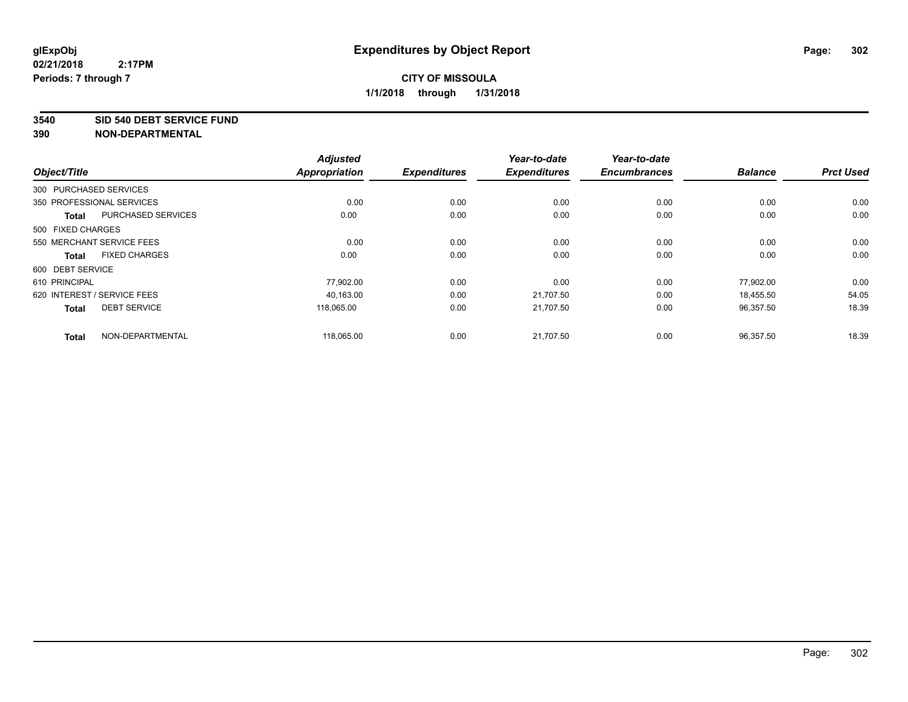**glExpObj**
**02/21/2018 2:17PM**
**Periods: 7 through 7**

# Expenditures by Object Report

**CITY OF MISSOULA**
**1/1/2018 through 1/31/2018**

**3540 SID 540 DEBT SERVICE FUND**
**390 NON-DEPARTMENTAL**

| Object/Title | | Adjusted Appropriation | Expenditures | Year-to-date Expenditures | Year-to-date Encumbrances | Balance | Prct Used |
|---|---|---|---|---|---|---|---|
| 300 PURCHASED SERVICES | | | | | | | |
| 350 PROFESSIONAL SERVICES | | 0.00 | 0.00 | 0.00 | 0.00 | 0.00 | 0.00 |
| **Total** | PURCHASED SERVICES | 0.00 | 0.00 | 0.00 | 0.00 | 0.00 | 0.00 |
| 500 FIXED CHARGES | | | | | | | |
| 550 MERCHANT SERVICE FEES | | 0.00 | 0.00 | 0.00 | 0.00 | 0.00 | 0.00 |
| **Total** | FIXED CHARGES | 0.00 | 0.00 | 0.00 | 0.00 | 0.00 | 0.00 |
| 600 DEBT SERVICE | | | | | | | |
| 610 PRINCIPAL | | 77,902.00 | 0.00 | 0.00 | 0.00 | 77,902.00 | 0.00 |
| 620 INTEREST / SERVICE FEES | | 40,163.00 | 0.00 | 21,707.50 | 0.00 | 18,455.50 | 54.05 |
| **Total** | DEBT SERVICE | 118,065.00 | 0.00 | 21,707.50 | 0.00 | 96,357.50 | 18.39 |
| **Total** | NON-DEPARTMENTAL | 118,065.00 | 0.00 | 21,707.50 | 0.00 | 96,357.50 | 18.39 |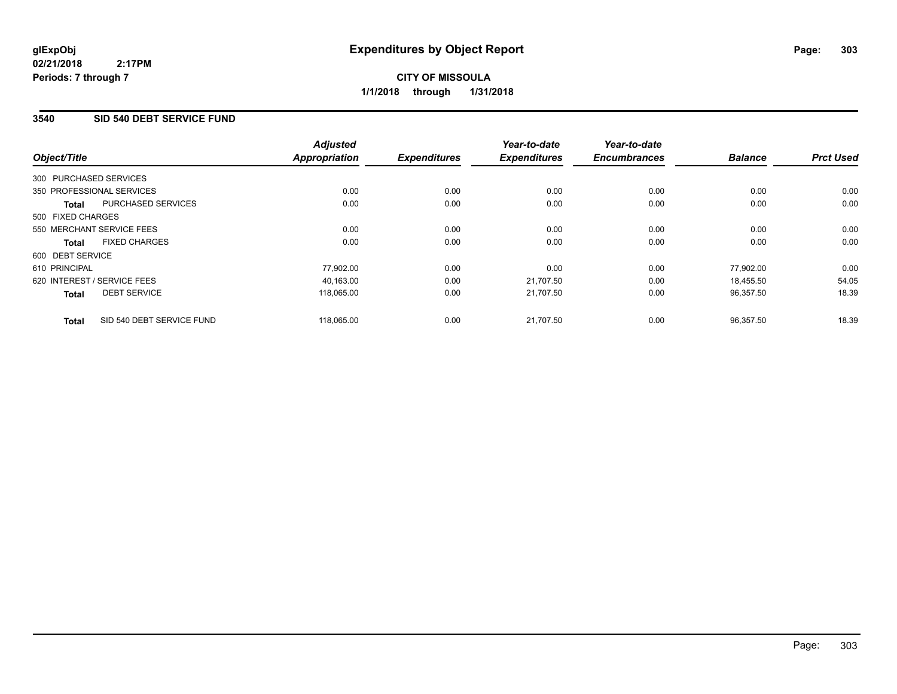**glExpObj**
**02/21/2018 2:17PM**
**Periods: 7 through 7**

# Expenditures by Object Report

**CITY OF MISSOULA**
**1/1/2018 through 1/31/2018**

## 3540 SID 540 DEBT SERVICE FUND

| Object/Title | Adjusted Appropriation | Expenditures | Year-to-date Expenditures | Year-to-date Encumbrances | Balance | Prct Used |
|---|---|---|---|---|---|---|
| 300 PURCHASED SERVICES | | | | | | |
| 350 PROFESSIONAL SERVICES | 0.00 | 0.00 | 0.00 | 0.00 | 0.00 | 0.00 |
| **Total** PURCHASED SERVICES | 0.00 | 0.00 | 0.00 | 0.00 | 0.00 | 0.00 |
| 500 FIXED CHARGES | | | | | | |
| 550 MERCHANT SERVICE FEES | 0.00 | 0.00 | 0.00 | 0.00 | 0.00 | 0.00 |
| **Total** FIXED CHARGES | 0.00 | 0.00 | 0.00 | 0.00 | 0.00 | 0.00 |
| 600 DEBT SERVICE | | | | | | |
| 610 PRINCIPAL | 77,902.00 | 0.00 | 0.00 | 0.00 | 77,902.00 | 0.00 |
| 620 INTEREST / SERVICE FEES | 40,163.00 | 0.00 | 21,707.50 | 0.00 | 18,455.50 | 54.05 |
| **Total** DEBT SERVICE | 118,065.00 | 0.00 | 21,707.50 | 0.00 | 96,357.50 | 18.39 |
| **Total** SID 540 DEBT SERVICE FUND | 118,065.00 | 0.00 | 21,707.50 | 0.00 | 96,357.50 | 18.39 |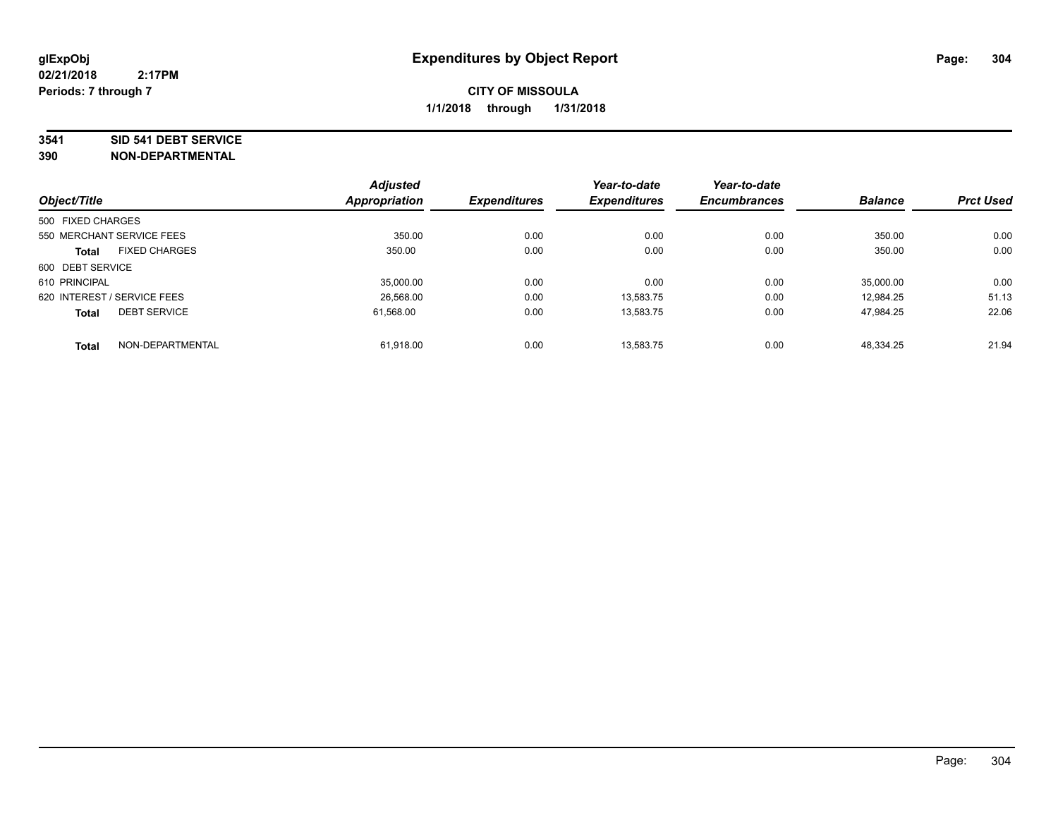glExpObj
02/21/2018 2:17PM
Periods: 7 through 7

# Expenditures by Object Report

**CITY OF MISSOULA**
**1/1/2018 through 1/31/2018**

**3541 SID 541 DEBT SERVICE**
**390 NON-DEPARTMENTAL**

| Object/Title | Adjusted Appropriation | Expenditures | Year-to-date Expenditures | Year-to-date Encumbrances | Balance | Prct Used |
|---|---|---|---|---|---|---|
| 500 FIXED CHARGES | | | | | | |
| 550 MERCHANT SERVICE FEES | 350.00 | 0.00 | 0.00 | 0.00 | 350.00 | 0.00 |
| **Total** FIXED CHARGES | 350.00 | 0.00 | 0.00 | 0.00 | 350.00 | 0.00 |
| 600 DEBT SERVICE | | | | | | |
| 610 PRINCIPAL | 35,000.00 | 0.00 | 0.00 | 0.00 | 35,000.00 | 0.00 |
| 620 INTEREST / SERVICE FEES | 26,568.00 | 0.00 | 13,583.75 | 0.00 | 12,984.25 | 51.13 |
| **Total** DEBT SERVICE | 61,568.00 | 0.00 | 13,583.75 | 0.00 | 47,984.25 | 22.06 |
| **Total** NON-DEPARTMENTAL | 61,918.00 | 0.00 | 13,583.75 | 0.00 | 48,334.25 | 21.94 |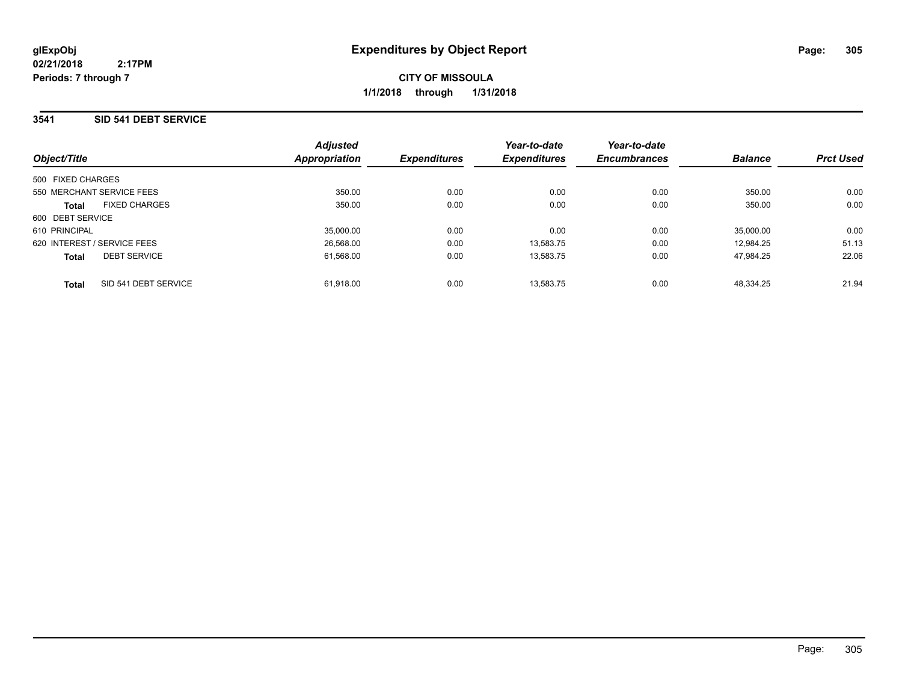**glExpObj**
**02/21/2018 2:17PM**
**Periods: 7 through 7**

# Expenditures by Object Report

**CITY OF MISSOULA**
**1/1/2018 through 1/31/2018**

## 3541 SID 541 DEBT SERVICE

| Object/Title | Adjusted Appropriation | Expenditures | Year-to-date Expenditures | Year-to-date Encumbrances | Balance | Prct Used |
|---|---|---|---|---|---|---|
| 500 FIXED CHARGES | | | | | | |
| 550 MERCHANT SERVICE FEES | 350.00 | 0.00 | 0.00 | 0.00 | 350.00 | 0.00 |
| **Total** FIXED CHARGES | 350.00 | 0.00 | 0.00 | 0.00 | 350.00 | 0.00 |
| 600 DEBT SERVICE | | | | | | |
| 610 PRINCIPAL | 35,000.00 | 0.00 | 0.00 | 0.00 | 35,000.00 | 0.00 |
| 620 INTEREST / SERVICE FEES | 26,568.00 | 0.00 | 13,583.75 | 0.00 | 12,984.25 | 51.13 |
| **Total** DEBT SERVICE | 61,568.00 | 0.00 | 13,583.75 | 0.00 | 47,984.25 | 22.06 |
| **Total** SID 541 DEBT SERVICE | 61,918.00 | 0.00 | 13,583.75 | 0.00 | 48,334.25 | 21.94 |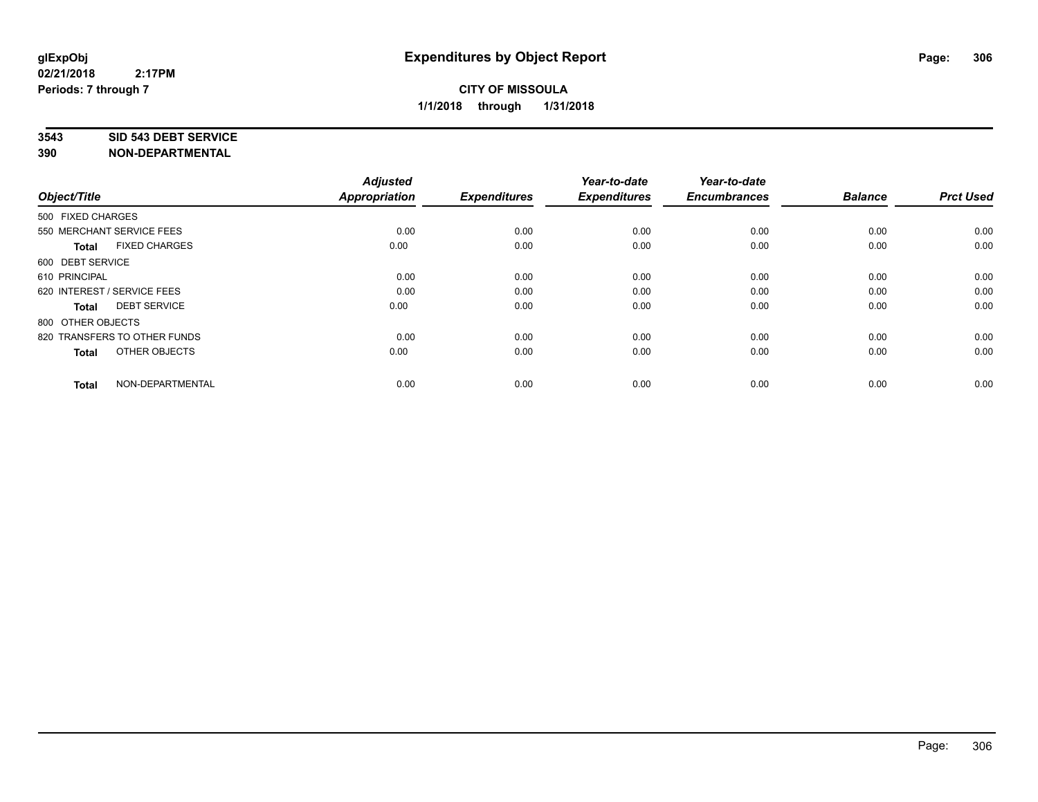**glExpObj**
**02/21/2018 2:17PM**
**Periods: 7 through 7**

# Expenditures by Object Report

**CITY OF MISSOULA**
**1/1/2018 through 1/31/2018**

**3543 SID 543 DEBT SERVICE**
**390 NON-DEPARTMENTAL**

| Object/Title | Adjusted Appropriation | Expenditures | Year-to-date Expenditures | Year-to-date Encumbrances | Balance | Prct Used |
|---|---|---|---|---|---|---|
| 500 FIXED CHARGES | | | | | | |
| 550 MERCHANT SERVICE FEES | 0.00 | 0.00 | 0.00 | 0.00 | 0.00 | 0.00 |
| **Total** FIXED CHARGES | 0.00 | 0.00 | 0.00 | 0.00 | 0.00 | 0.00 |
| 600 DEBT SERVICE | | | | | | |
| 610 PRINCIPAL | 0.00 | 0.00 | 0.00 | 0.00 | 0.00 | 0.00 |
| 620 INTEREST / SERVICE FEES | 0.00 | 0.00 | 0.00 | 0.00 | 0.00 | 0.00 |
| **Total** DEBT SERVICE | 0.00 | 0.00 | 0.00 | 0.00 | 0.00 | 0.00 |
| 800 OTHER OBJECTS | | | | | | |
| 820 TRANSFERS TO OTHER FUNDS | 0.00 | 0.00 | 0.00 | 0.00 | 0.00 | 0.00 |
| **Total** OTHER OBJECTS | 0.00 | 0.00 | 0.00 | 0.00 | 0.00 | 0.00 |
| **Total** NON-DEPARTMENTAL | 0.00 | 0.00 | 0.00 | 0.00 | 0.00 | 0.00 |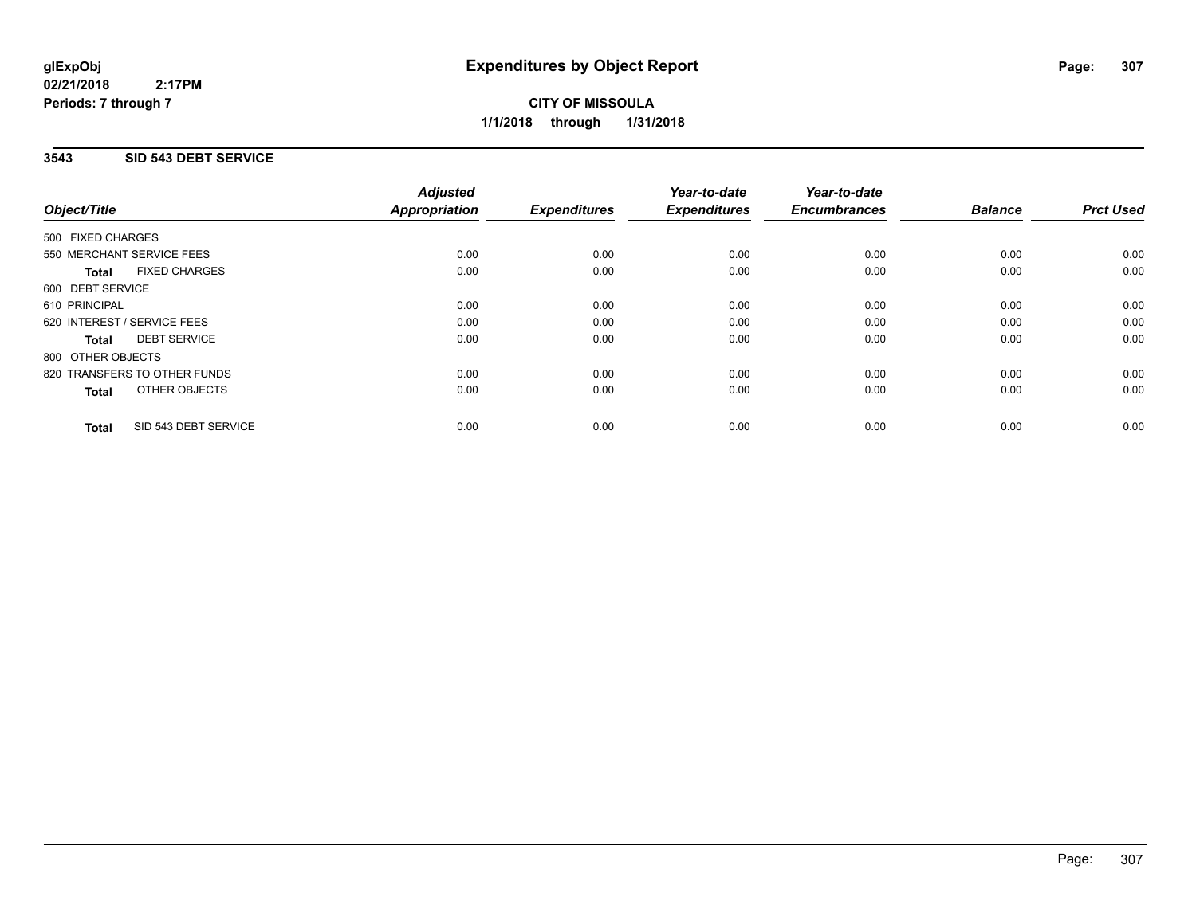# Expenditures by Object Report

glExpObj
02/21/2018 2:17PM
Periods: 7 through 7

**CITY OF MISSOULA**
**1/1/2018 through 1/31/2018**

## 3543 SID 543 DEBT SERVICE

| Object/Title | Adjusted Appropriation | Expenditures | Year-to-date Expenditures | Year-to-date Encumbrances | Balance | Prct Used |
|---|---|---|---|---|---|---|
| 500 FIXED CHARGES | | | | | | |
| 550 MERCHANT SERVICE FEES | 0.00 | 0.00 | 0.00 | 0.00 | 0.00 | 0.00 |
| **Total** FIXED CHARGES | 0.00 | 0.00 | 0.00 | 0.00 | 0.00 | 0.00 |
| 600 DEBT SERVICE | | | | | | |
| 610 PRINCIPAL | 0.00 | 0.00 | 0.00 | 0.00 | 0.00 | 0.00 |
| 620 INTEREST / SERVICE FEES | 0.00 | 0.00 | 0.00 | 0.00 | 0.00 | 0.00 |
| **Total** DEBT SERVICE | 0.00 | 0.00 | 0.00 | 0.00 | 0.00 | 0.00 |
| 800 OTHER OBJECTS | | | | | | |
| 820 TRANSFERS TO OTHER FUNDS | 0.00 | 0.00 | 0.00 | 0.00 | 0.00 | 0.00 |
| **Total** OTHER OBJECTS | 0.00 | 0.00 | 0.00 | 0.00 | 0.00 | 0.00 |
| **Total** SID 543 DEBT SERVICE | 0.00 | 0.00 | 0.00 | 0.00 | 0.00 | 0.00 |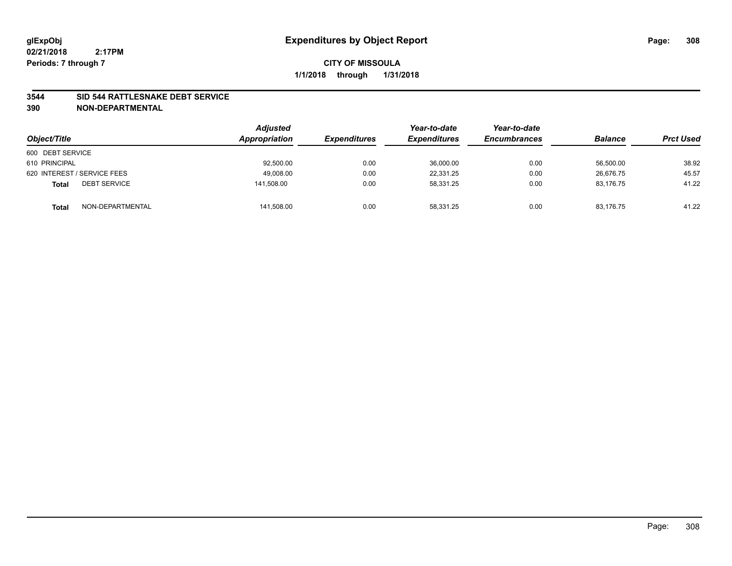# Expenditures by Object Report

glExpObj
02/21/2018 2:17PM
Periods: 7 through 7

**CITY OF MISSOULA**

**1/1/2018 through 1/31/2018**

## 3544 SID 544 RATTLESNAKE DEBT SERVICE
## 390 NON-DEPARTMENTAL

| Object/Title | | Adjusted Appropriation | Expenditures | Year-to-date Expenditures | Year-to-date Encumbrances | Balance | Prct Used |
|---|---|---|---|---|---|---|---|
| 600 DEBT SERVICE | | | | | | | |
| 610 PRINCIPAL | | 92,500.00 | 0.00 | 36,000.00 | 0.00 | 56,500.00 | 38.92 |
| 620 INTEREST / SERVICE FEES | | 49,008.00 | 0.00 | 22,331.25 | 0.00 | 26,676.75 | 45.57 |
| **Total** | DEBT SERVICE | 141,508.00 | 0.00 | 58,331.25 | 0.00 | 83,176.75 | 41.22 |
| **Total** | NON-DEPARTMENTAL | 141,508.00 | 0.00 | 58,331.25 | 0.00 | 83,176.75 | 41.22 |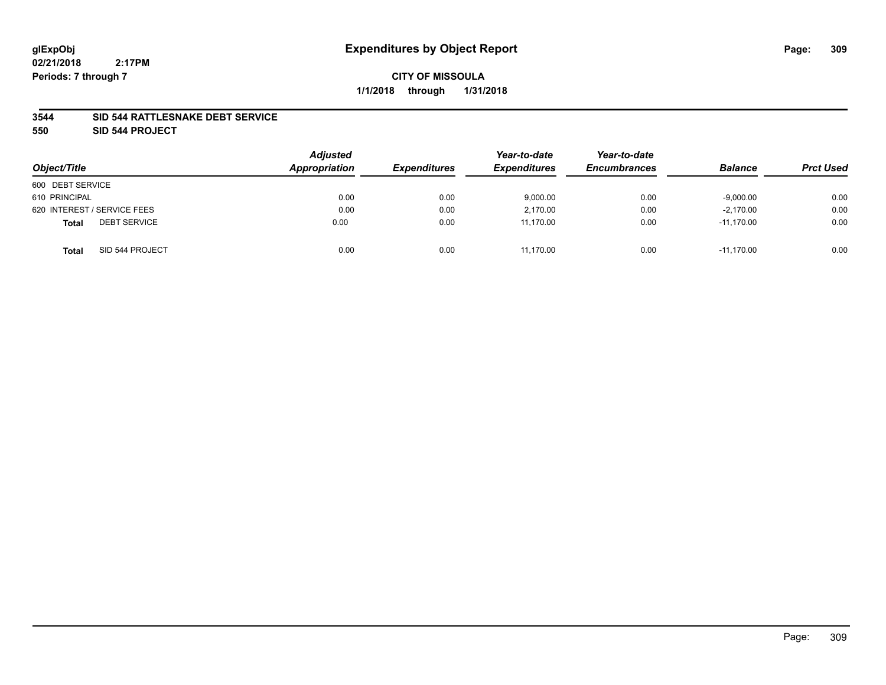# Expenditures by Object Report

glExpObj
02/21/2018 2:17PM
Periods: 7 through 7

**CITY OF MISSOULA**
**1/1/2018 through 1/31/2018**

**3544 SID 544 RATTLESNAKE DEBT SERVICE**
**550 SID 544 PROJECT**

| Object/Title | Adjusted Appropriation | Expenditures | Year-to-date Expenditures | Year-to-date Encumbrances | Balance | Prct Used |
|---|---|---|---|---|---|---|
| 600 DEBT SERVICE | | | | | | |
| 610 PRINCIPAL | 0.00 | 0.00 | 9,000.00 | 0.00 | -9,000.00 | 0.00 |
| 620 INTEREST / SERVICE FEES | 0.00 | 0.00 | 2,170.00 | 0.00 | -2,170.00 | 0.00 |
| **Total** DEBT SERVICE | 0.00 | 0.00 | 11,170.00 | 0.00 | -11,170.00 | 0.00 |
| **Total** SID 544 PROJECT | 0.00 | 0.00 | 11,170.00 | 0.00 | -11,170.00 | 0.00 |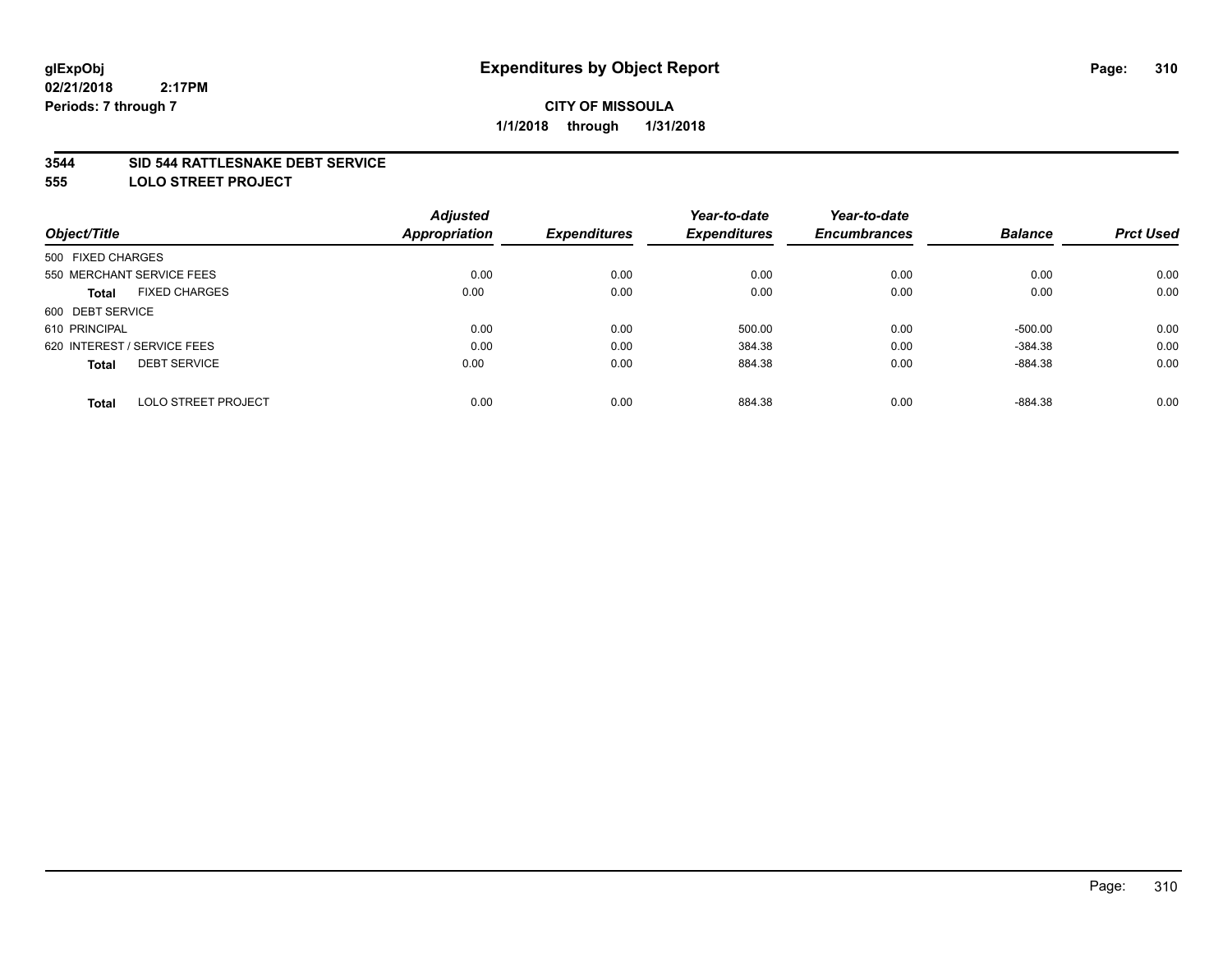# Expenditures by Object Report

glExpObj
02/21/2018 2:17PM
Periods: 7 through 7

**CITY OF MISSOULA**
**1/1/2018 through 1/31/2018**

**3544 SID 544 RATTLESNAKE DEBT SERVICE**
**555 LOLO STREET PROJECT**

| Object/Title | Adjusted Appropriation | Expenditures | Year-to-date Expenditures | Year-to-date Encumbrances | Balance | Prct Used |
|---|---|---|---|---|---|---|
| 500 FIXED CHARGES | | | | | | |
| 550 MERCHANT SERVICE FEES | 0.00 | 0.00 | 0.00 | 0.00 | 0.00 | 0.00 |
| **Total** FIXED CHARGES | 0.00 | 0.00 | 0.00 | 0.00 | 0.00 | 0.00 |
| 600 DEBT SERVICE | | | | | | |
| 610 PRINCIPAL | 0.00 | 0.00 | 500.00 | 0.00 | -500.00 | 0.00 |
| 620 INTEREST / SERVICE FEES | 0.00 | 0.00 | 384.38 | 0.00 | -384.38 | 0.00 |
| **Total** DEBT SERVICE | 0.00 | 0.00 | 884.38 | 0.00 | -884.38 | 0.00 |
| **Total** LOLO STREET PROJECT | 0.00 | 0.00 | 884.38 | 0.00 | -884.38 | 0.00 |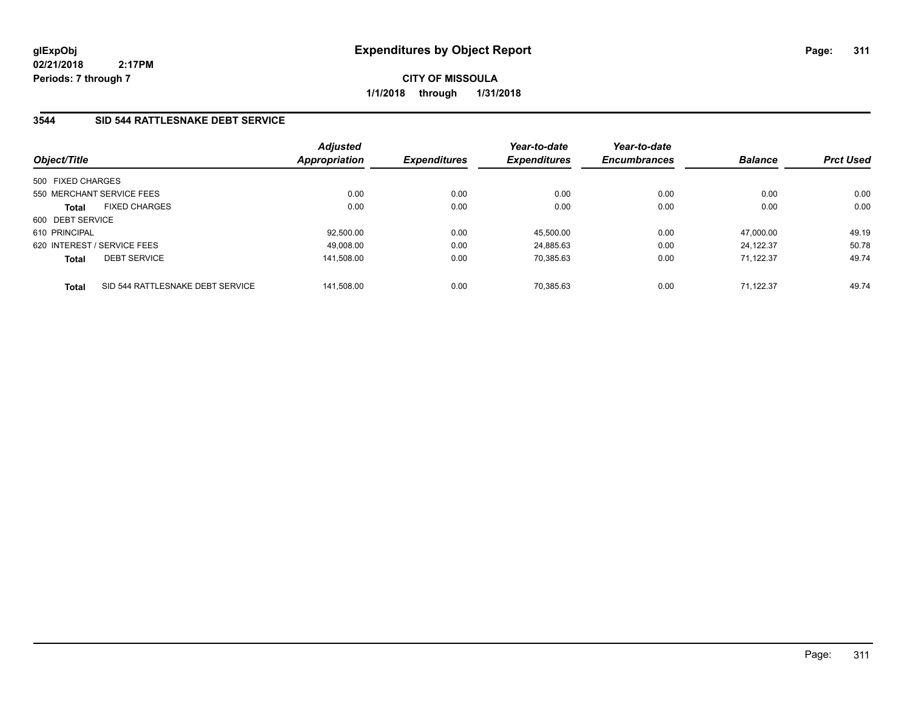glExpObj
02/21/2018 2:17PM
Periods: 7 through 7

# Expenditures by Object Report

**CITY OF MISSOULA**
**1/1/2018 through 1/31/2018**

## 3544 SID 544 RATTLESNAKE DEBT SERVICE

| Object/Title | Adjusted Appropriation | Expenditures | Year-to-date Expenditures | Year-to-date Encumbrances | Balance | Prct Used |
|---|---|---|---|---|---|---|
| 500 FIXED CHARGES | | | | | | |
| 550 MERCHANT SERVICE FEES | 0.00 | 0.00 | 0.00 | 0.00 | 0.00 | 0.00 |
| **Total** FIXED CHARGES | 0.00 | 0.00 | 0.00 | 0.00 | 0.00 | 0.00 |
| 600 DEBT SERVICE | | | | | | |
| 610 PRINCIPAL | 92,500.00 | 0.00 | 45,500.00 | 0.00 | 47,000.00 | 49.19 |
| 620 INTEREST / SERVICE FEES | 49,008.00 | 0.00 | 24,885.63 | 0.00 | 24,122.37 | 50.78 |
| **Total** DEBT SERVICE | 141,508.00 | 0.00 | 70,385.63 | 0.00 | 71,122.37 | 49.74 |
| **Total** SID 544 RATTLESNAKE DEBT SERVICE | 141,508.00 | 0.00 | 70,385.63 | 0.00 | 71,122.37 | 49.74 |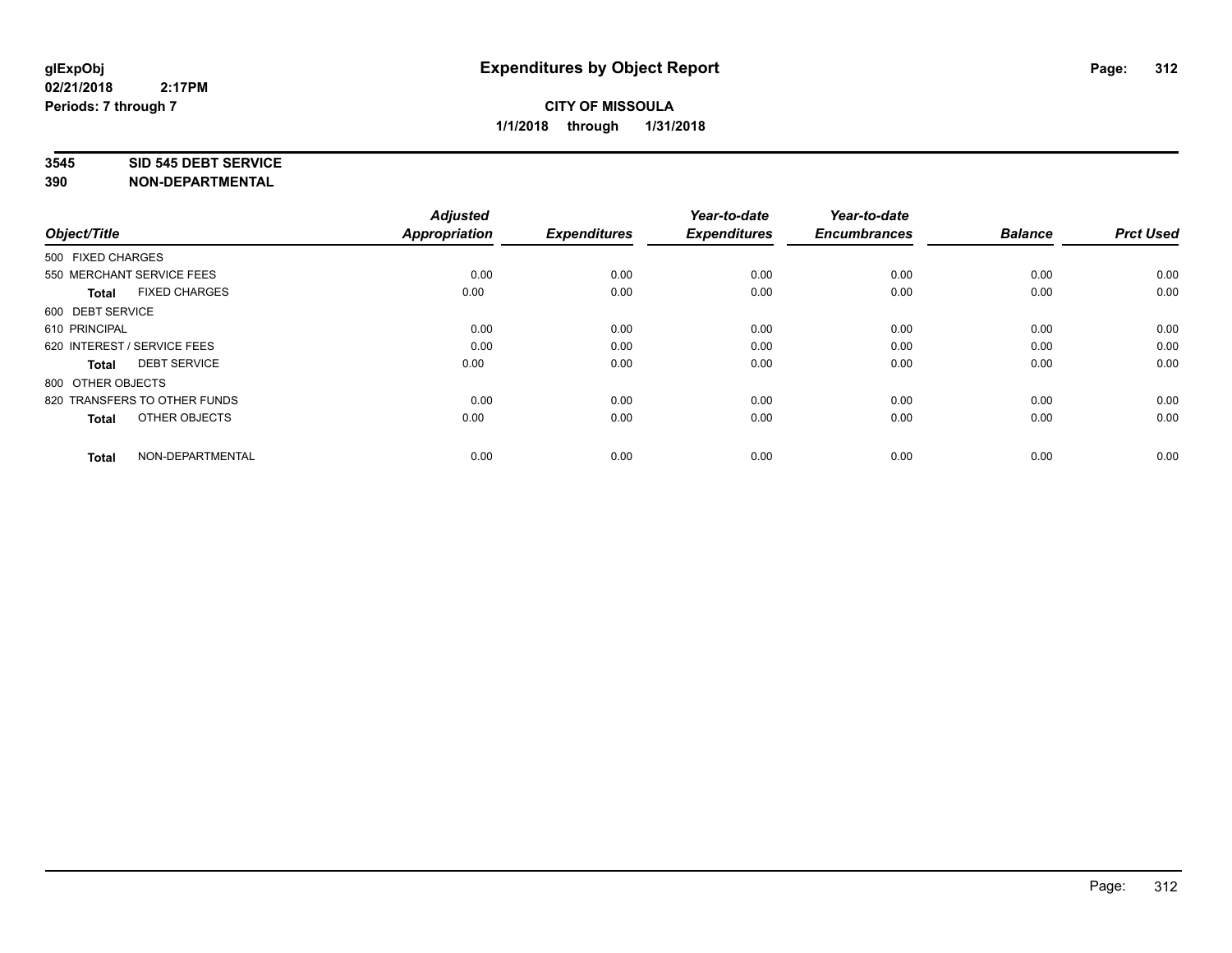**glExpObj** **Expenditures by Object Report**
**02/21/2018 2:17PM**
**Periods: 7 through 7**

**CITY OF MISSOULA**
**1/1/2018 through 1/31/2018**

**3545 SID 545 DEBT SERVICE**
**390 NON-DEPARTMENTAL**

| Object/Title | Adjusted Appropriation | Expenditures | Year-to-date Expenditures | Year-to-date Encumbrances | Balance | Prct Used |
|---|---|---|---|---|---|---|
| 500 FIXED CHARGES | | | | | | |
| 550 MERCHANT SERVICE FEES | 0.00 | 0.00 | 0.00 | 0.00 | 0.00 | 0.00 |
| **Total** FIXED CHARGES | 0.00 | 0.00 | 0.00 | 0.00 | 0.00 | 0.00 |
| 600 DEBT SERVICE | | | | | | |
| 610 PRINCIPAL | 0.00 | 0.00 | 0.00 | 0.00 | 0.00 | 0.00 |
| 620 INTEREST / SERVICE FEES | 0.00 | 0.00 | 0.00 | 0.00 | 0.00 | 0.00 |
| **Total** DEBT SERVICE | 0.00 | 0.00 | 0.00 | 0.00 | 0.00 | 0.00 |
| 800 OTHER OBJECTS | | | | | | |
| 820 TRANSFERS TO OTHER FUNDS | 0.00 | 0.00 | 0.00 | 0.00 | 0.00 | 0.00 |
| **Total** OTHER OBJECTS | 0.00 | 0.00 | 0.00 | 0.00 | 0.00 | 0.00 |
| **Total** NON-DEPARTMENTAL | 0.00 | 0.00 | 0.00 | 0.00 | 0.00 | 0.00 |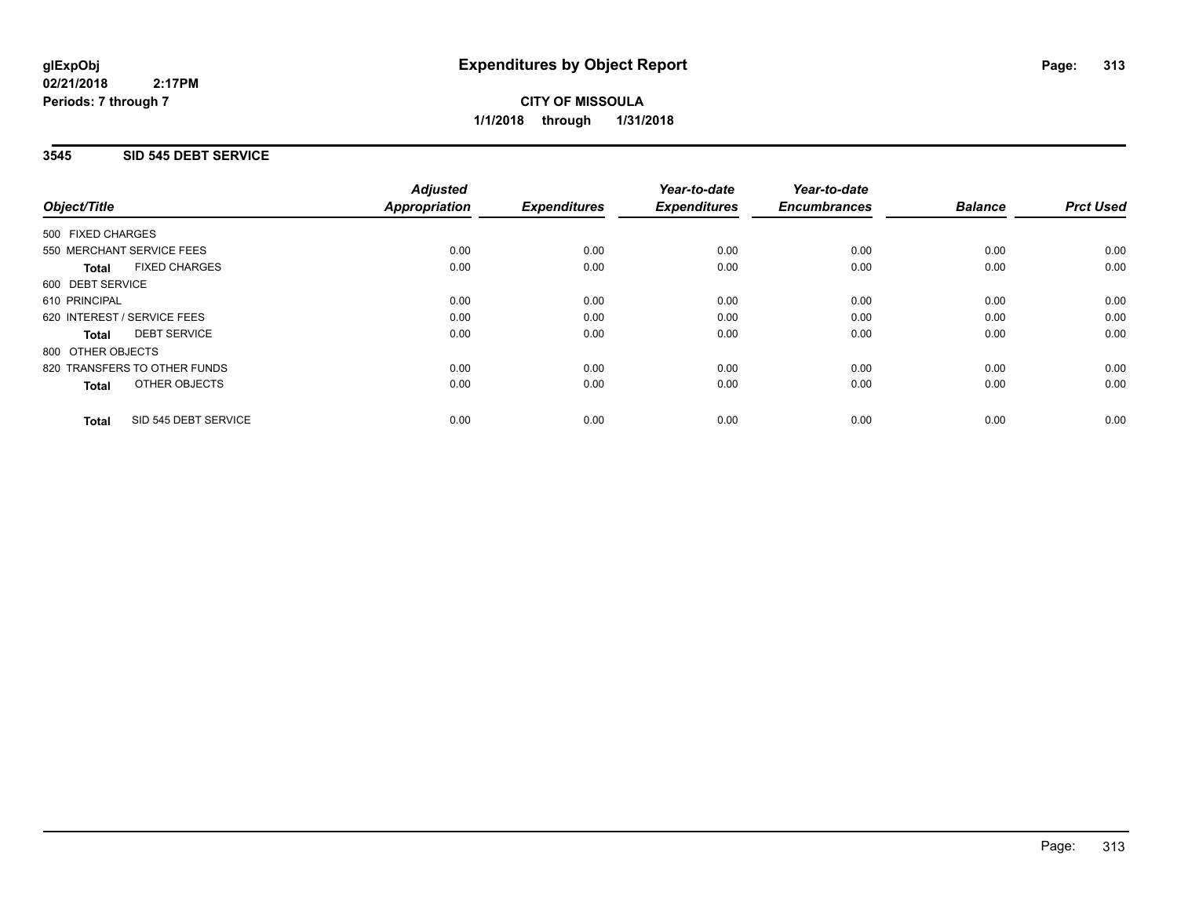# Expenditures by Object Report

glExpObj
02/21/2018 2:17PM
Periods: 7 through 7

**CITY OF MISSOULA**
**1/1/2018 through 1/31/2018**

## 3545 SID 545 DEBT SERVICE

| Object/Title | Adjusted Appropriation | Expenditures | Year-to-date Expenditures | Year-to-date Encumbrances | Balance | Prct Used |
|---|---|---|---|---|---|---|
| 500 FIXED CHARGES | | | | | | |
| 550 MERCHANT SERVICE FEES | 0.00 | 0.00 | 0.00 | 0.00 | 0.00 | 0.00 |
| **Total** FIXED CHARGES | 0.00 | 0.00 | 0.00 | 0.00 | 0.00 | 0.00 |
| 600 DEBT SERVICE | | | | | | |
| 610 PRINCIPAL | 0.00 | 0.00 | 0.00 | 0.00 | 0.00 | 0.00 |
| 620 INTEREST / SERVICE FEES | 0.00 | 0.00 | 0.00 | 0.00 | 0.00 | 0.00 |
| **Total** DEBT SERVICE | 0.00 | 0.00 | 0.00 | 0.00 | 0.00 | 0.00 |
| 800 OTHER OBJECTS | | | | | | |
| 820 TRANSFERS TO OTHER FUNDS | 0.00 | 0.00 | 0.00 | 0.00 | 0.00 | 0.00 |
| **Total** OTHER OBJECTS | 0.00 | 0.00 | 0.00 | 0.00 | 0.00 | 0.00 |
| **Total** SID 545 DEBT SERVICE | 0.00 | 0.00 | 0.00 | 0.00 | 0.00 | 0.00 |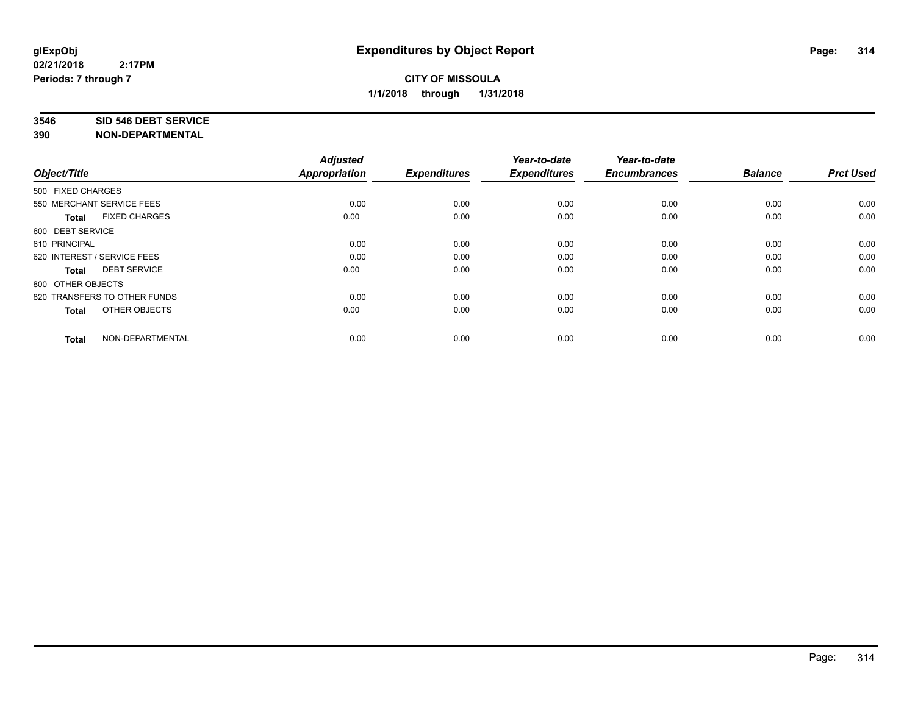**glExpObj**
**02/21/2018 2:17PM**
**Periods: 7 through 7**

# Expenditures by Object Report

**CITY OF MISSOULA**
**1/1/2018 through 1/31/2018**

**3546 SID 546 DEBT SERVICE**
**390 NON-DEPARTMENTAL**

| Object/Title | Adjusted Appropriation | Expenditures | Year-to-date Expenditures | Year-to-date Encumbrances | Balance | Prct Used |
|---|---|---|---|---|---|---|
| 500 FIXED CHARGES | | | | | | |
| 550 MERCHANT SERVICE FEES | 0.00 | 0.00 | 0.00 | 0.00 | 0.00 | 0.00 |
| **Total** FIXED CHARGES | 0.00 | 0.00 | 0.00 | 0.00 | 0.00 | 0.00 |
| 600 DEBT SERVICE | | | | | | |
| 610 PRINCIPAL | 0.00 | 0.00 | 0.00 | 0.00 | 0.00 | 0.00 |
| 620 INTEREST / SERVICE FEES | 0.00 | 0.00 | 0.00 | 0.00 | 0.00 | 0.00 |
| **Total** DEBT SERVICE | 0.00 | 0.00 | 0.00 | 0.00 | 0.00 | 0.00 |
| 800 OTHER OBJECTS | | | | | | |
| 820 TRANSFERS TO OTHER FUNDS | 0.00 | 0.00 | 0.00 | 0.00 | 0.00 | 0.00 |
| **Total** OTHER OBJECTS | 0.00 | 0.00 | 0.00 | 0.00 | 0.00 | 0.00 |
| **Total** NON-DEPARTMENTAL | 0.00 | 0.00 | 0.00 | 0.00 | 0.00 | 0.00 |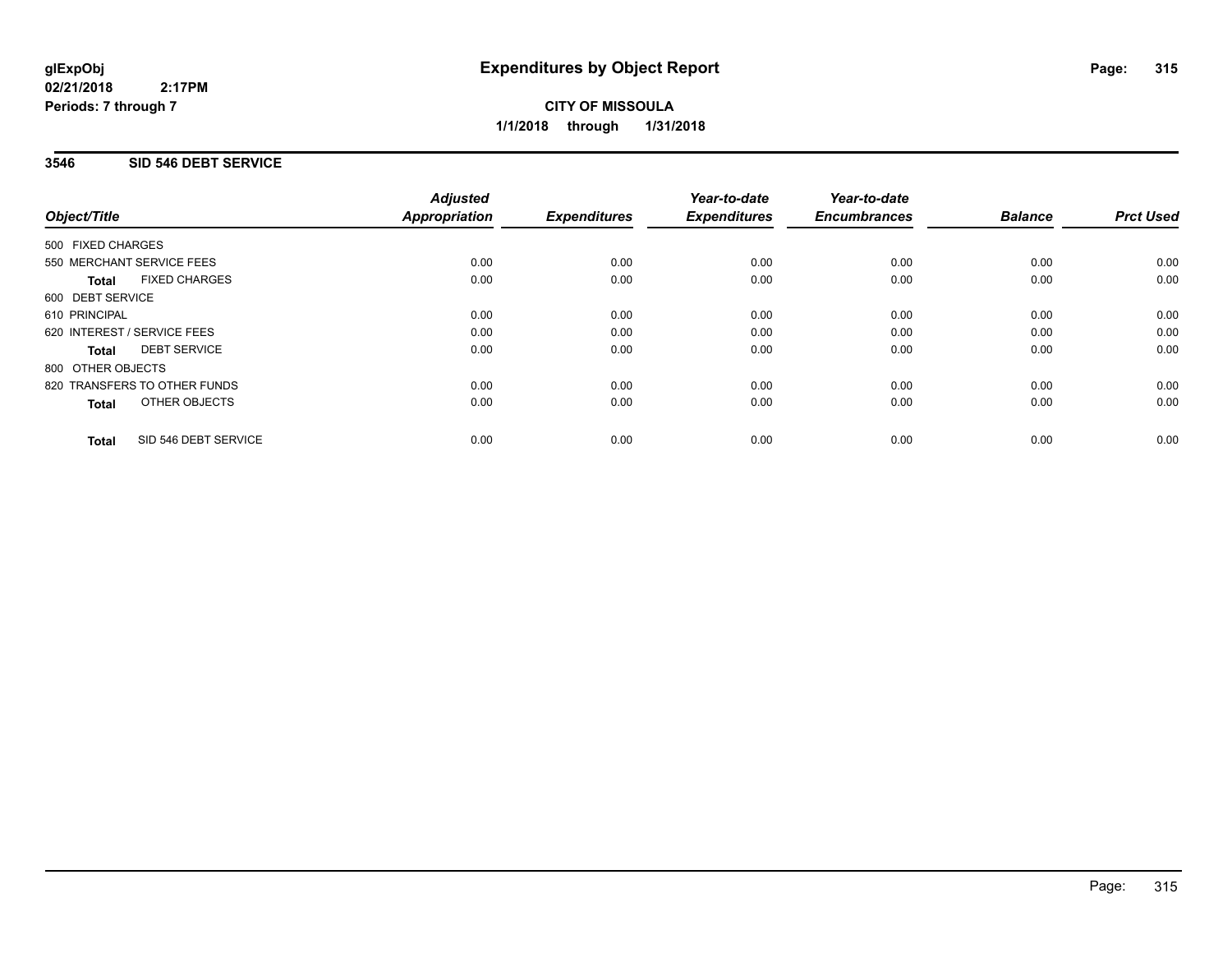# Expenditures by Object Report

glExpObj
02/21/2018 2:17PM
Periods: 7 through 7

**CITY OF MISSOULA**
**1/1/2018 through 1/31/2018**

## 3546 SID 546 DEBT SERVICE

| Object/Title | Adjusted Appropriation | Expenditures | Year-to-date Expenditures | Year-to-date Encumbrances | Balance | Prct Used |
|---|---|---|---|---|---|---|
| 500 FIXED CHARGES | | | | | | |
| 550 MERCHANT SERVICE FEES | 0.00 | 0.00 | 0.00 | 0.00 | 0.00 | 0.00 |
| **Total** FIXED CHARGES | 0.00 | 0.00 | 0.00 | 0.00 | 0.00 | 0.00 |
| 600 DEBT SERVICE | | | | | | |
| 610 PRINCIPAL | 0.00 | 0.00 | 0.00 | 0.00 | 0.00 | 0.00 |
| 620 INTEREST / SERVICE FEES | 0.00 | 0.00 | 0.00 | 0.00 | 0.00 | 0.00 |
| **Total** DEBT SERVICE | 0.00 | 0.00 | 0.00 | 0.00 | 0.00 | 0.00 |
| 800 OTHER OBJECTS | | | | | | |
| 820 TRANSFERS TO OTHER FUNDS | 0.00 | 0.00 | 0.00 | 0.00 | 0.00 | 0.00 |
| **Total** OTHER OBJECTS | 0.00 | 0.00 | 0.00 | 0.00 | 0.00 | 0.00 |
| **Total** SID 546 DEBT SERVICE | 0.00 | 0.00 | 0.00 | 0.00 | 0.00 | 0.00 |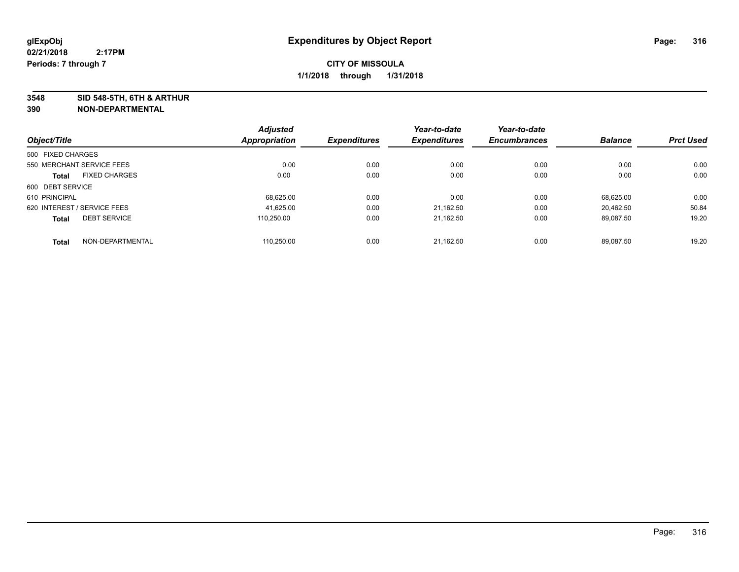**glExpObj** **Expenditures by Object Report**
**02/21/2018 2:17PM**
**Periods: 7 through 7**

**CITY OF MISSOULA**
**1/1/2018 through 1/31/2018**

**3548 SID 548-5TH, 6TH & ARTHUR**
**390 NON-DEPARTMENTAL**

| Object/Title | | Adjusted Appropriation | Expenditures | Year-to-date Expenditures | Year-to-date Encumbrances | Balance | Prct Used |
|---|---|---|---|---|---|---|---|
| 500 FIXED CHARGES | | | | | | | |
| 550 MERCHANT SERVICE FEES | | 0.00 | 0.00 | 0.00 | 0.00 | 0.00 | 0.00 |
| **Total** | FIXED CHARGES | 0.00 | 0.00 | 0.00 | 0.00 | 0.00 | 0.00 |
| 600 DEBT SERVICE | | | | | | | |
| 610 PRINCIPAL | | 68,625.00 | 0.00 | 0.00 | 0.00 | 68,625.00 | 0.00 |
| 620 INTEREST / SERVICE FEES | | 41,625.00 | 0.00 | 21,162.50 | 0.00 | 20,462.50 | 50.84 |
| **Total** | DEBT SERVICE | 110,250.00 | 0.00 | 21,162.50 | 0.00 | 89,087.50 | 19.20 |
| **Total** | NON-DEPARTMENTAL | 110,250.00 | 0.00 | 21,162.50 | 0.00 | 89,087.50 | 19.20 |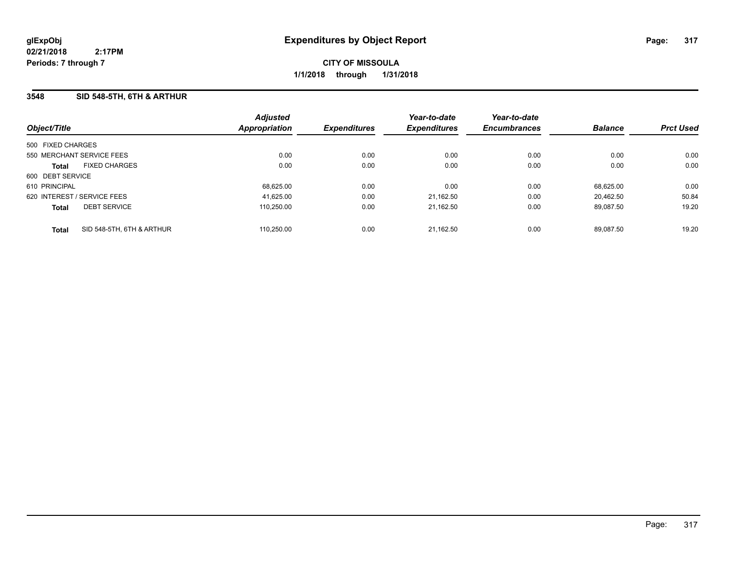# Expenditures by Object Report

glExpObj
02/21/2018 2:17PM
Periods: 7 through 7

**CITY OF MISSOULA**
**1/1/2018 through 1/31/2018**

## 3548 SID 548-5TH, 6TH & ARTHUR

| Object/Title | | Adjusted Appropriation | Expenditures | Year-to-date Expenditures | Year-to-date Encumbrances | Balance | Prct Used |
|---|---|---|---|---|---|---|---|
| 500 FIXED CHARGES | | | | | | | |
| 550 MERCHANT SERVICE FEES | | 0.00 | 0.00 | 0.00 | 0.00 | 0.00 | 0.00 |
| **Total** | FIXED CHARGES | 0.00 | 0.00 | 0.00 | 0.00 | 0.00 | 0.00 |
| 600 DEBT SERVICE | | | | | | | |
| 610 PRINCIPAL | | 68,625.00 | 0.00 | 0.00 | 0.00 | 68,625.00 | 0.00 |
| 620 INTEREST / SERVICE FEES | | 41,625.00 | 0.00 | 21,162.50 | 0.00 | 20,462.50 | 50.84 |
| **Total** | DEBT SERVICE | 110,250.00 | 0.00 | 21,162.50 | 0.00 | 89,087.50 | 19.20 |
| **Total** | SID 548-5TH, 6TH & ARTHUR | 110,250.00 | 0.00 | 21,162.50 | 0.00 | 89,087.50 | 19.20 |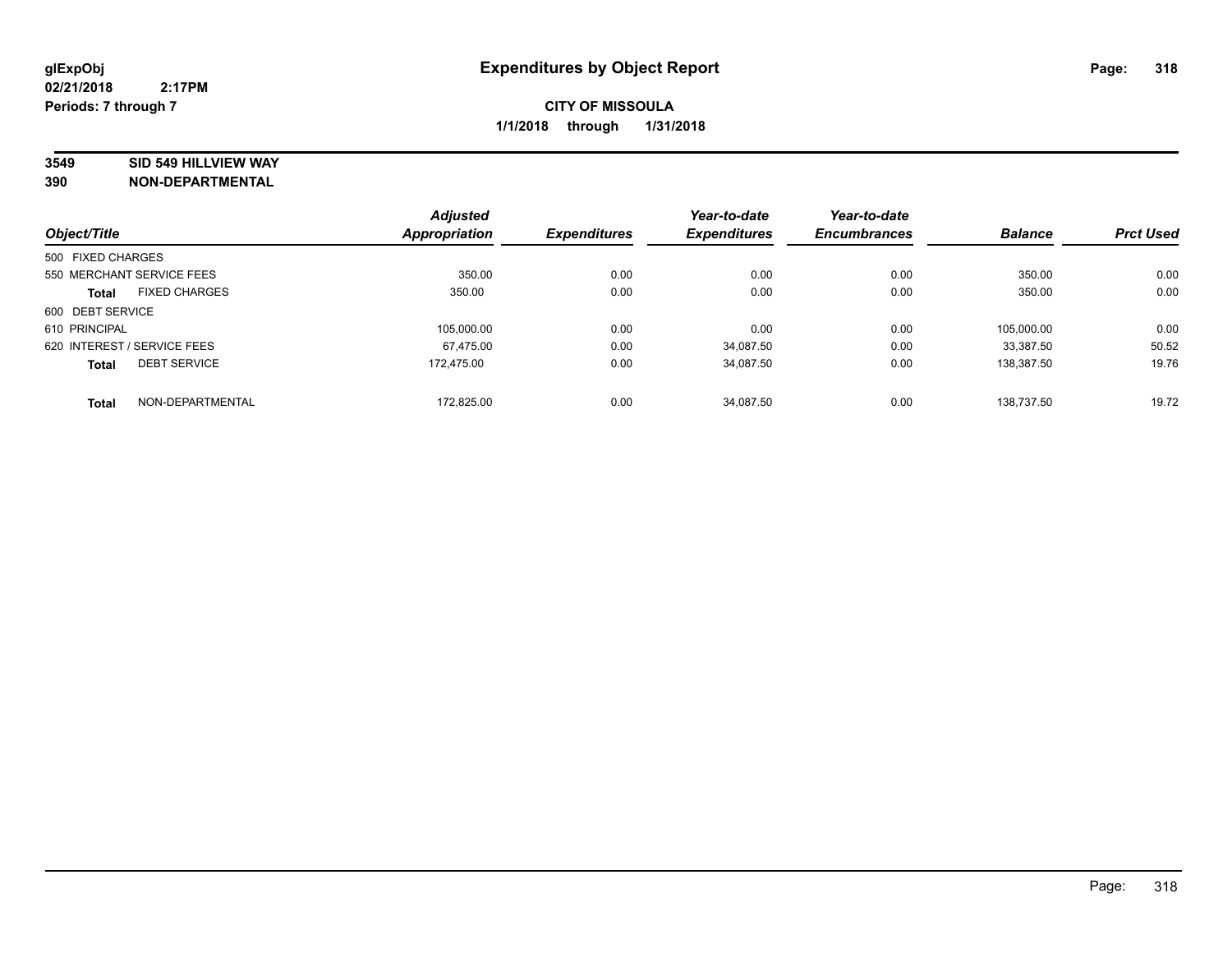# Expenditures by Object Report

glExpObj
02/21/2018 2:17PM
Periods: 7 through 7

**CITY OF MISSOULA**
**1/1/2018 through 1/31/2018**

**3549 SID 549 HILLVIEW WAY**
**390 NON-DEPARTMENTAL**

| Object/Title | Adjusted Appropriation | Expenditures | Year-to-date Expenditures | Year-to-date Encumbrances | Balance | Prct Used |
|---|---|---|---|---|---|---|
| 500 FIXED CHARGES | | | | | | |
| 550 MERCHANT SERVICE FEES | 350.00 | 0.00 | 0.00 | 0.00 | 350.00 | 0.00 |
| **Total** FIXED CHARGES | 350.00 | 0.00 | 0.00 | 0.00 | 350.00 | 0.00 |
| 600 DEBT SERVICE | | | | | | |
| 610 PRINCIPAL | 105,000.00 | 0.00 | 0.00 | 0.00 | 105,000.00 | 0.00 |
| 620 INTEREST / SERVICE FEES | 67,475.00 | 0.00 | 34,087.50 | 0.00 | 33,387.50 | 50.52 |
| **Total** DEBT SERVICE | 172,475.00 | 0.00 | 34,087.50 | 0.00 | 138,387.50 | 19.76 |
| **Total** NON-DEPARTMENTAL | 172,825.00 | 0.00 | 34,087.50 | 0.00 | 138,737.50 | 19.72 |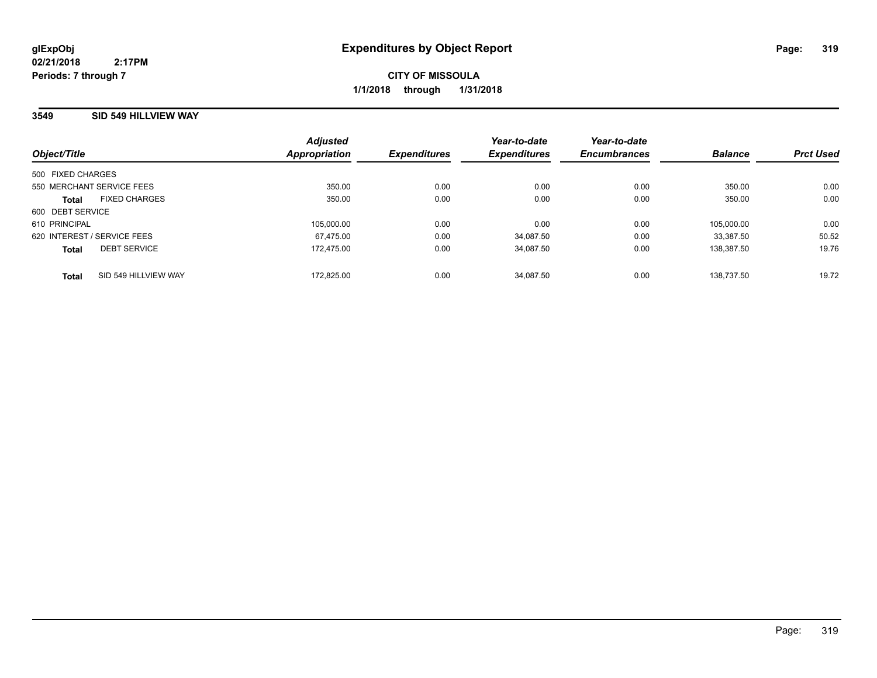**glExpObj** **Expenditures by Object Report**

**02/21/2018 2:17PM**

**Periods: 7 through 7**

**CITY OF MISSOULA**

**1/1/2018 through 1/31/2018**

## 3549 SID 549 HILLVIEW WAY

| Object/Title | Adjusted Appropriation | Expenditures | Year-to-date Expenditures | Year-to-date Encumbrances | Balance | Prct Used |
|---|---|---|---|---|---|---|
| 500 FIXED CHARGES | | | | | | |
| 550 MERCHANT SERVICE FEES | 350.00 | 0.00 | 0.00 | 0.00 | 350.00 | 0.00 |
| **Total** FIXED CHARGES | 350.00 | 0.00 | 0.00 | 0.00 | 350.00 | 0.00 |
| 600 DEBT SERVICE | | | | | | |
| 610 PRINCIPAL | 105,000.00 | 0.00 | 0.00 | 0.00 | 105,000.00 | 0.00 |
| 620 INTEREST / SERVICE FEES | 67,475.00 | 0.00 | 34,087.50 | 0.00 | 33,387.50 | 50.52 |
| **Total** DEBT SERVICE | 172,475.00 | 0.00 | 34,087.50 | 0.00 | 138,387.50 | 19.76 |
| **Total** SID 549 HILLVIEW WAY | 172,825.00 | 0.00 | 34,087.50 | 0.00 | 138,737.50 | 19.72 |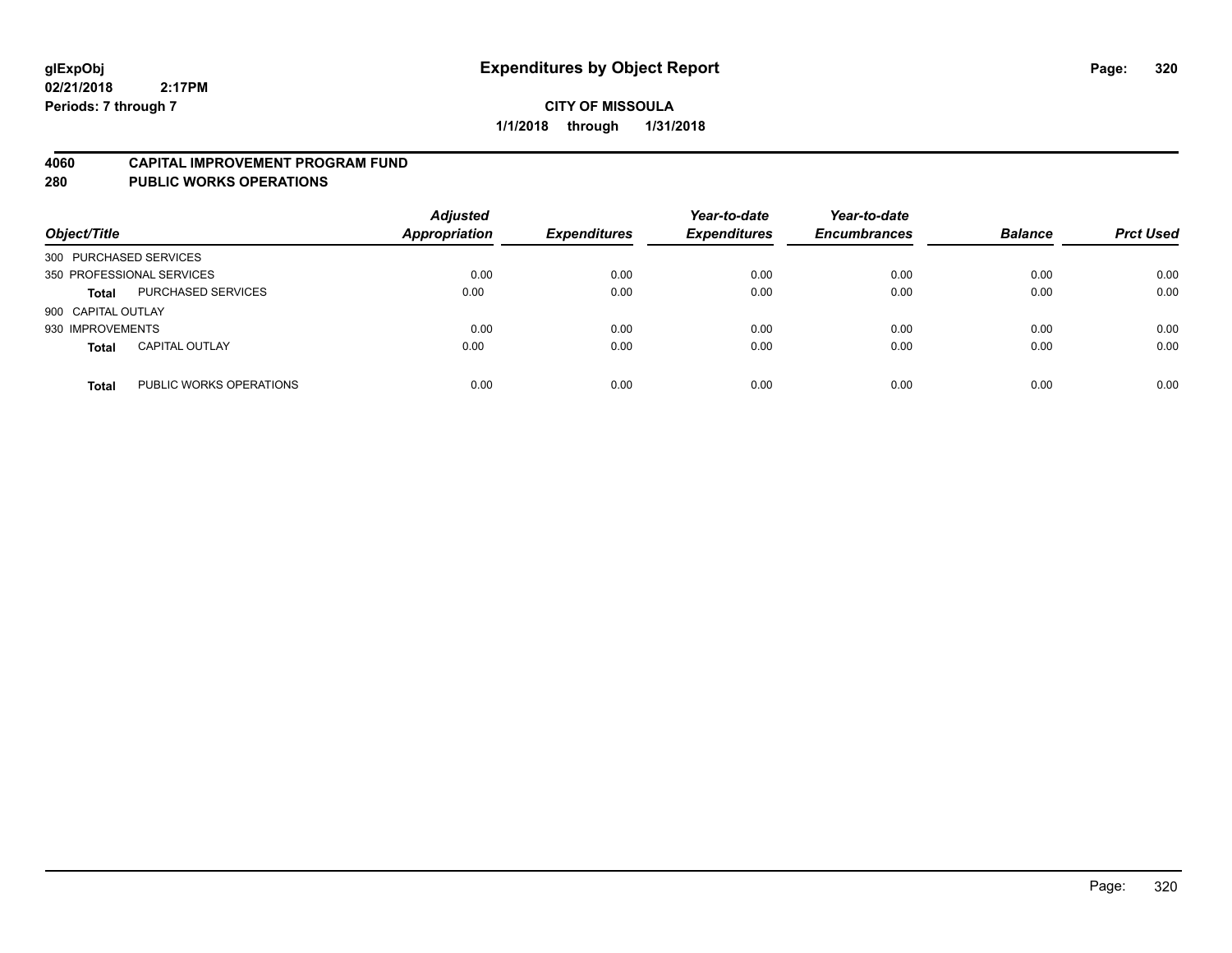**glExpObj**
**02/21/2018 2:17PM**
**Periods: 7 through 7**

# Expenditures by Object Report

**CITY OF MISSOULA**
**1/1/2018 through 1/31/2018**

## 4060 CAPITAL IMPROVEMENT PROGRAM FUND
## 280 PUBLIC WORKS OPERATIONS

| Object/Title | | Adjusted Appropriation | Expenditures | Year-to-date Expenditures | Year-to-date Encumbrances | Balance | Prct Used |
|---|---|---|---|---|---|---|---|
| 300 PURCHASED SERVICES | | | | | | | |
| 350 PROFESSIONAL SERVICES | | 0.00 | 0.00 | 0.00 | 0.00 | 0.00 | 0.00 |
| **Total** | PURCHASED SERVICES | 0.00 | 0.00 | 0.00 | 0.00 | 0.00 | 0.00 |
| 900 CAPITAL OUTLAY | | | | | | | |
| 930 IMPROVEMENTS | | 0.00 | 0.00 | 0.00 | 0.00 | 0.00 | 0.00 |
| **Total** | CAPITAL OUTLAY | 0.00 | 0.00 | 0.00 | 0.00 | 0.00 | 0.00 |
| **Total** | PUBLIC WORKS OPERATIONS | 0.00 | 0.00 | 0.00 | 0.00 | 0.00 | 0.00 |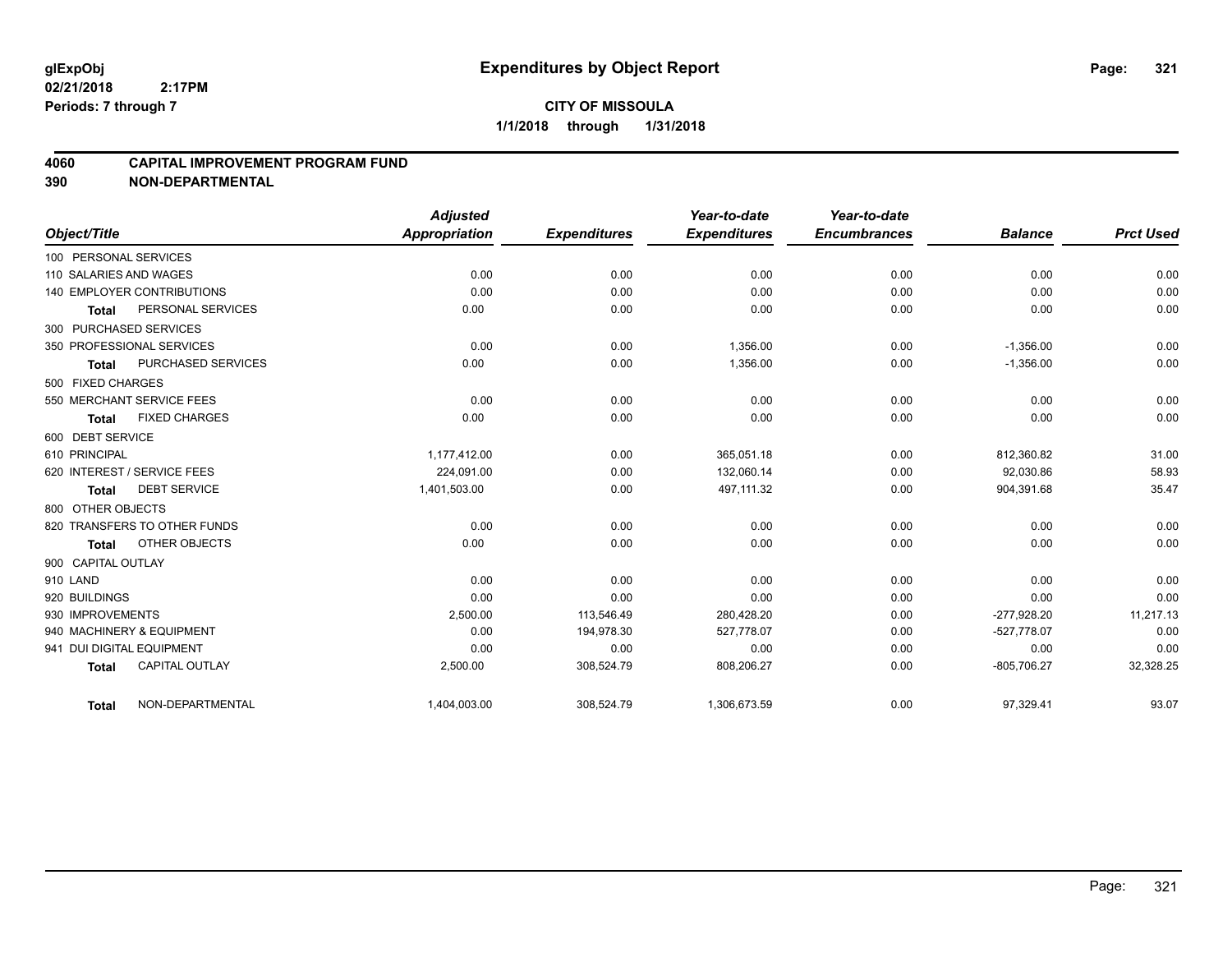glExpObj
02/21/2018 2:17PM
Periods: 7 through 7

# Expenditures by Object Report

**CITY OF MISSOULA**

**1/1/2018 through 1/31/2018**

## 4060 CAPITAL IMPROVEMENT PROGRAM FUND
## 390 NON-DEPARTMENTAL

| Object/Title | Adjusted Appropriation | Expenditures | Year-to-date Expenditures | Year-to-date Encumbrances | Balance | Prct Used |
|---|---|---|---|---|---|---|
| 100 PERSONAL SERVICES | | | | | | |
| 110 SALARIES AND WAGES | 0.00 | 0.00 | 0.00 | 0.00 | 0.00 | 0.00 |
| 140 EMPLOYER CONTRIBUTIONS | 0.00 | 0.00 | 0.00 | 0.00 | 0.00 | 0.00 |
| **Total** PERSONAL SERVICES | 0.00 | 0.00 | 0.00 | 0.00 | 0.00 | 0.00 |
| 300 PURCHASED SERVICES | | | | | | |
| 350 PROFESSIONAL SERVICES | 0.00 | 0.00 | 1,356.00 | 0.00 | -1,356.00 | 0.00 |
| **Total** PURCHASED SERVICES | 0.00 | 0.00 | 1,356.00 | 0.00 | -1,356.00 | 0.00 |
| 500 FIXED CHARGES | | | | | | |
| 550 MERCHANT SERVICE FEES | 0.00 | 0.00 | 0.00 | 0.00 | 0.00 | 0.00 |
| **Total** FIXED CHARGES | 0.00 | 0.00 | 0.00 | 0.00 | 0.00 | 0.00 |
| 600 DEBT SERVICE | | | | | | |
| 610 PRINCIPAL | 1,177,412.00 | 0.00 | 365,051.18 | 0.00 | 812,360.82 | 31.00 |
| 620 INTEREST / SERVICE FEES | 224,091.00 | 0.00 | 132,060.14 | 0.00 | 92,030.86 | 58.93 |
| **Total** DEBT SERVICE | 1,401,503.00 | 0.00 | 497,111.32 | 0.00 | 904,391.68 | 35.47 |
| 800 OTHER OBJECTS | | | | | | |
| 820 TRANSFERS TO OTHER FUNDS | 0.00 | 0.00 | 0.00 | 0.00 | 0.00 | 0.00 |
| **Total** OTHER OBJECTS | 0.00 | 0.00 | 0.00 | 0.00 | 0.00 | 0.00 |
| 900 CAPITAL OUTLAY | | | | | | |
| 910 LAND | 0.00 | 0.00 | 0.00 | 0.00 | 0.00 | 0.00 |
| 920 BUILDINGS | 0.00 | 0.00 | 0.00 | 0.00 | 0.00 | 0.00 |
| 930 IMPROVEMENTS | 2,500.00 | 113,546.49 | 280,428.20 | 0.00 | -277,928.20 | 11,217.13 |
| 940 MACHINERY & EQUIPMENT | 0.00 | 194,978.30 | 527,778.07 | 0.00 | -527,778.07 | 0.00 |
| 941 DUI DIGITAL EQUIPMENT | 0.00 | 0.00 | 0.00 | 0.00 | 0.00 | 0.00 |
| **Total** CAPITAL OUTLAY | 2,500.00 | 308,524.79 | 808,206.27 | 0.00 | -805,706.27 | 32,328.25 |
| **Total** NON-DEPARTMENTAL | 1,404,003.00 | 308,524.79 | 1,306,673.59 | 0.00 | 97,329.41 | 93.07 |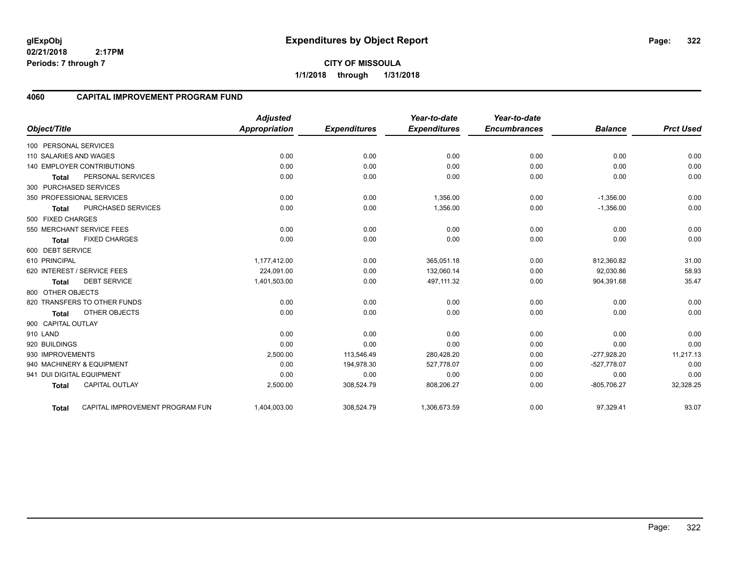**glExpObj**
**02/21/2018 2:17PM**
**Periods: 7 through 7**

# Expenditures by Object Report

**CITY OF MISSOULA**
**1/1/2018 through 1/31/2018**

## 4060 CAPITAL IMPROVEMENT PROGRAM FUND

| Object/Title | Adjusted Appropriation | Expenditures | Year-to-date Expenditures | Year-to-date Encumbrances | Balance | Prct Used |
|---|---|---|---|---|---|---|
| 100 PERSONAL SERVICES | | | | | | |
| 110 SALARIES AND WAGES | 0.00 | 0.00 | 0.00 | 0.00 | 0.00 | 0.00 |
| 140 EMPLOYER CONTRIBUTIONS | 0.00 | 0.00 | 0.00 | 0.00 | 0.00 | 0.00 |
| **Total** PERSONAL SERVICES | 0.00 | 0.00 | 0.00 | 0.00 | 0.00 | 0.00 |
| 300 PURCHASED SERVICES | | | | | | |
| 350 PROFESSIONAL SERVICES | 0.00 | 0.00 | 1,356.00 | 0.00 | -1,356.00 | 0.00 |
| **Total** PURCHASED SERVICES | 0.00 | 0.00 | 1,356.00 | 0.00 | -1,356.00 | 0.00 |
| 500 FIXED CHARGES | | | | | | |
| 550 MERCHANT SERVICE FEES | 0.00 | 0.00 | 0.00 | 0.00 | 0.00 | 0.00 |
| **Total** FIXED CHARGES | 0.00 | 0.00 | 0.00 | 0.00 | 0.00 | 0.00 |
| 600 DEBT SERVICE | | | | | | |
| 610 PRINCIPAL | 1,177,412.00 | 0.00 | 365,051.18 | 0.00 | 812,360.82 | 31.00 |
| 620 INTEREST / SERVICE FEES | 224,091.00 | 0.00 | 132,060.14 | 0.00 | 92,030.86 | 58.93 |
| **Total** DEBT SERVICE | 1,401,503.00 | 0.00 | 497,111.32 | 0.00 | 904,391.68 | 35.47 |
| 800 OTHER OBJECTS | | | | | | |
| 820 TRANSFERS TO OTHER FUNDS | 0.00 | 0.00 | 0.00 | 0.00 | 0.00 | 0.00 |
| **Total** OTHER OBJECTS | 0.00 | 0.00 | 0.00 | 0.00 | 0.00 | 0.00 |
| 900 CAPITAL OUTLAY | | | | | | |
| 910 LAND | 0.00 | 0.00 | 0.00 | 0.00 | 0.00 | 0.00 |
| 920 BUILDINGS | 0.00 | 0.00 | 0.00 | 0.00 | 0.00 | 0.00 |
| 930 IMPROVEMENTS | 2,500.00 | 113,546.49 | 280,428.20 | 0.00 | -277,928.20 | 11,217.13 |
| 940 MACHINERY & EQUIPMENT | 0.00 | 194,978.30 | 527,778.07 | 0.00 | -527,778.07 | 0.00 |
| 941 DUI DIGITAL EQUIPMENT | 0.00 | 0.00 | 0.00 | 0.00 | 0.00 | 0.00 |
| **Total** CAPITAL OUTLAY | 2,500.00 | 308,524.79 | 808,206.27 | 0.00 | -805,706.27 | 32,328.25 |
| **Total** CAPITAL IMPROVEMENT PROGRAM FUN | 1,404,003.00 | 308,524.79 | 1,306,673.59 | 0.00 | 97,329.41 | 93.07 |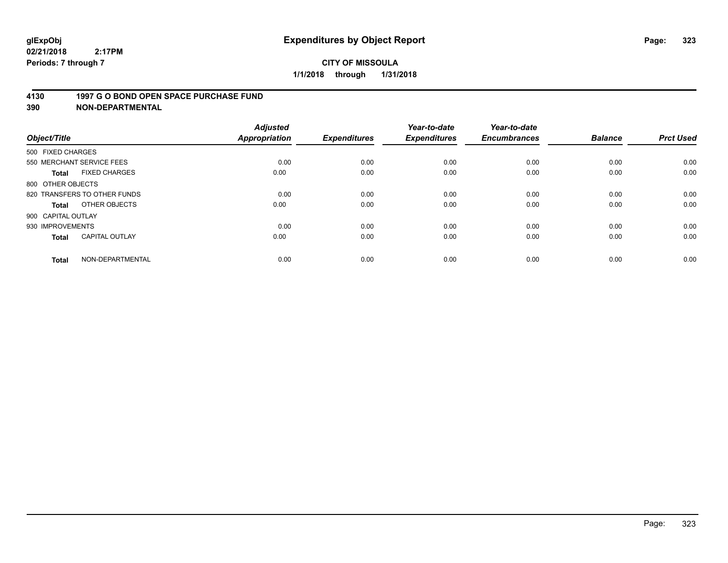**glExpObj**
**02/21/2018 2:17PM**
**Periods: 7 through 7**

# Expenditures by Object Report

**CITY OF MISSOULA**
**1/1/2018 through 1/31/2018**

## 4130 1997 G O BOND OPEN SPACE PURCHASE FUND
## 390 NON-DEPARTMENTAL

| Object/Title | Adjusted Appropriation | Expenditures | Year-to-date Expenditures | Year-to-date Encumbrances | Balance | Prct Used |
|---|---|---|---|---|---|---|
| 500 FIXED CHARGES | | | | | | |
| 550 MERCHANT SERVICE FEES | 0.00 | 0.00 | 0.00 | 0.00 | 0.00 | 0.00 |
| **Total** FIXED CHARGES | 0.00 | 0.00 | 0.00 | 0.00 | 0.00 | 0.00 |
| 800 OTHER OBJECTS | | | | | | |
| 820 TRANSFERS TO OTHER FUNDS | 0.00 | 0.00 | 0.00 | 0.00 | 0.00 | 0.00 |
| **Total** OTHER OBJECTS | 0.00 | 0.00 | 0.00 | 0.00 | 0.00 | 0.00 |
| 900 CAPITAL OUTLAY | | | | | | |
| 930 IMPROVEMENTS | 0.00 | 0.00 | 0.00 | 0.00 | 0.00 | 0.00 |
| **Total** CAPITAL OUTLAY | 0.00 | 0.00 | 0.00 | 0.00 | 0.00 | 0.00 |
| **Total** NON-DEPARTMENTAL | 0.00 | 0.00 | 0.00 | 0.00 | 0.00 | 0.00 |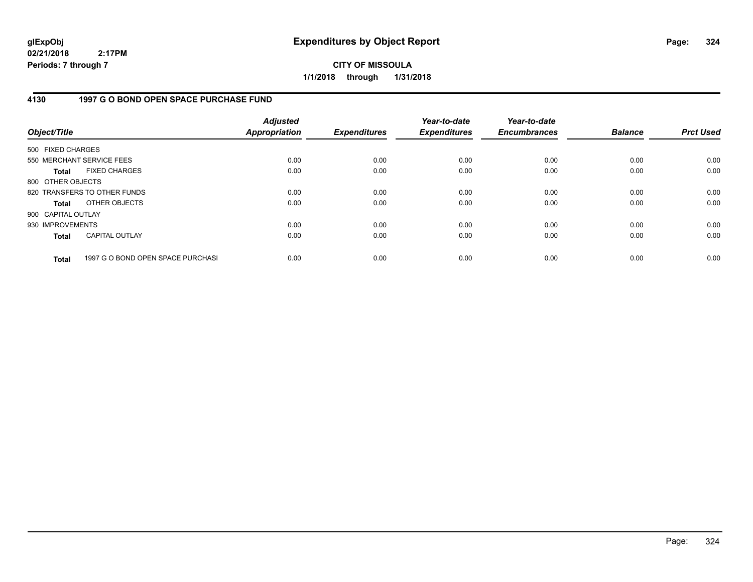**glExpObj**
**02/21/2018 2:17PM**
**Periods: 7 through 7**

# Expenditures by Object Report

**CITY OF MISSOULA**
**1/1/2018 through 1/31/2018**

## 4130 1997 G O BOND OPEN SPACE PURCHASE FUND

| Object/Title | Adjusted Appropriation | Expenditures | Year-to-date Expenditures | Year-to-date Encumbrances | Balance | Prct Used |
|---|---|---|---|---|---|---|
| 500 FIXED CHARGES | | | | | | |
| 550 MERCHANT SERVICE FEES | 0.00 | 0.00 | 0.00 | 0.00 | 0.00 | 0.00 |
| **Total** FIXED CHARGES | 0.00 | 0.00 | 0.00 | 0.00 | 0.00 | 0.00 |
| 800 OTHER OBJECTS | | | | | | |
| 820 TRANSFERS TO OTHER FUNDS | 0.00 | 0.00 | 0.00 | 0.00 | 0.00 | 0.00 |
| **Total** OTHER OBJECTS | 0.00 | 0.00 | 0.00 | 0.00 | 0.00 | 0.00 |
| 900 CAPITAL OUTLAY | | | | | | |
| 930 IMPROVEMENTS | 0.00 | 0.00 | 0.00 | 0.00 | 0.00 | 0.00 |
| **Total** CAPITAL OUTLAY | 0.00 | 0.00 | 0.00 | 0.00 | 0.00 | 0.00 |
| **Total** 1997 G O BOND OPEN SPACE PURCHASI | 0.00 | 0.00 | 0.00 | 0.00 | 0.00 | 0.00 |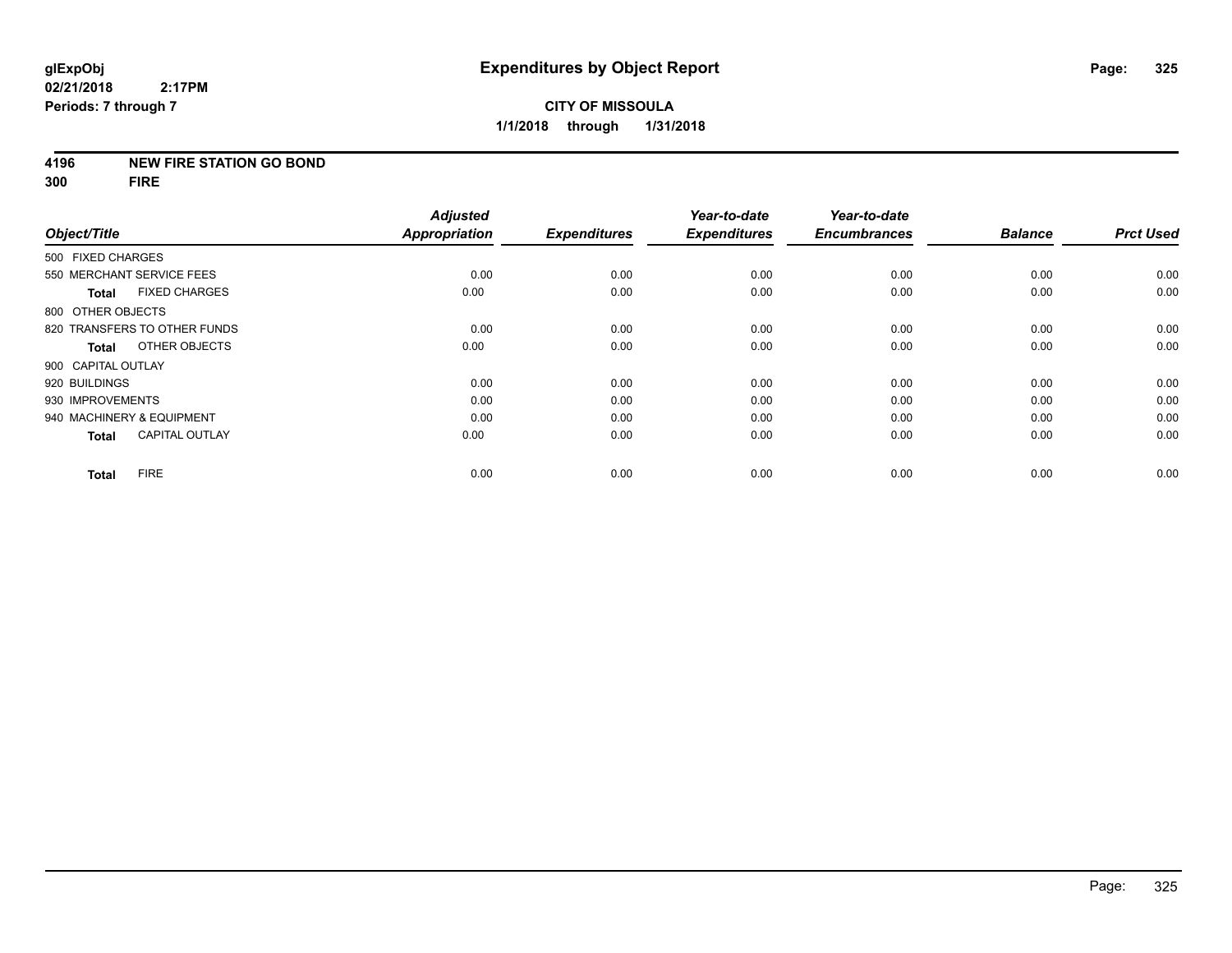**glExpObj**
**02/21/2018 2:17PM**
**Periods: 7 through 7**

# Expenditures by Object Report

**CITY OF MISSOULA**
**1/1/2018 through 1/31/2018**

**4196 NEW FIRE STATION GO BOND**
**300 FIRE**

| Object/Title | Adjusted Appropriation | Expenditures | Year-to-date Expenditures | Year-to-date Encumbrances | Balance | Prct Used |
|---|---|---|---|---|---|---|
| 500 FIXED CHARGES | | | | | | |
| 550 MERCHANT SERVICE FEES | 0.00 | 0.00 | 0.00 | 0.00 | 0.00 | 0.00 |
| **Total** FIXED CHARGES | 0.00 | 0.00 | 0.00 | 0.00 | 0.00 | 0.00 |
| 800 OTHER OBJECTS | | | | | | |
| 820 TRANSFERS TO OTHER FUNDS | 0.00 | 0.00 | 0.00 | 0.00 | 0.00 | 0.00 |
| **Total** OTHER OBJECTS | 0.00 | 0.00 | 0.00 | 0.00 | 0.00 | 0.00 |
| 900 CAPITAL OUTLAY | | | | | | |
| 920 BUILDINGS | 0.00 | 0.00 | 0.00 | 0.00 | 0.00 | 0.00 |
| 930 IMPROVEMENTS | 0.00 | 0.00 | 0.00 | 0.00 | 0.00 | 0.00 |
| 940 MACHINERY & EQUIPMENT | 0.00 | 0.00 | 0.00 | 0.00 | 0.00 | 0.00 |
| **Total** CAPITAL OUTLAY | 0.00 | 0.00 | 0.00 | 0.00 | 0.00 | 0.00 |
| **Total** FIRE | 0.00 | 0.00 | 0.00 | 0.00 | 0.00 | 0.00 |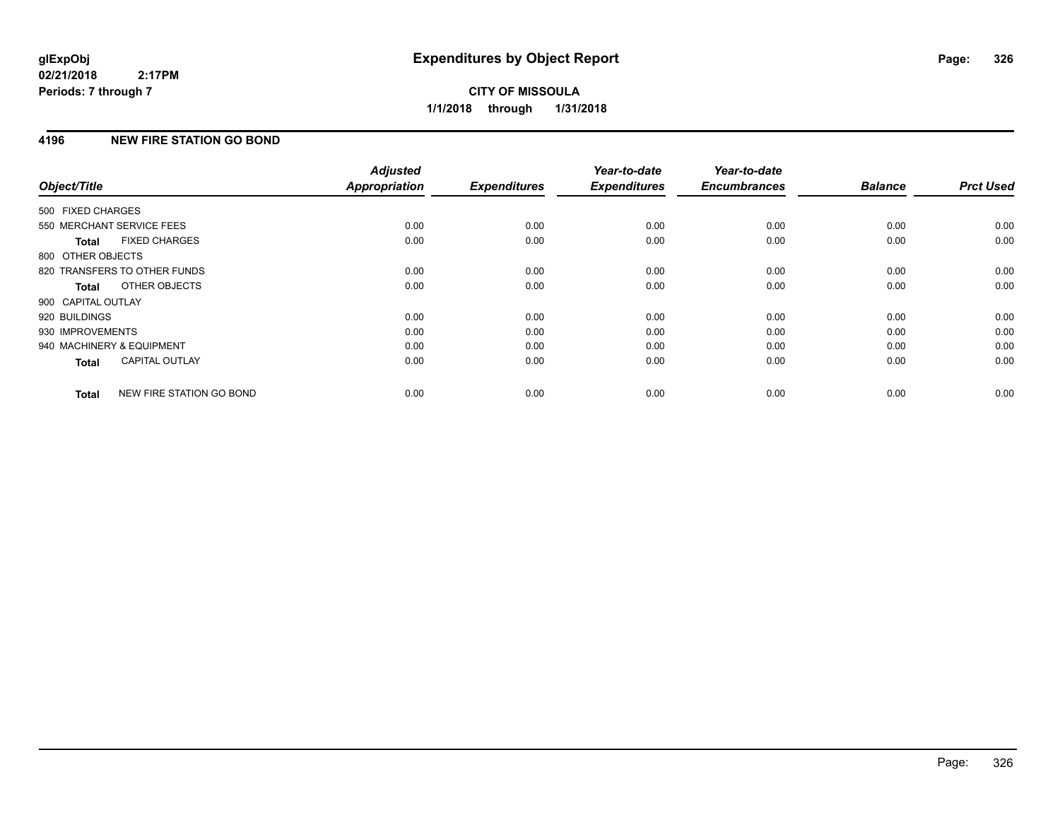# Expenditures by Object Report

glExpObj
02/21/2018 2:17PM
Periods: 7 through 7

**CITY OF MISSOULA**
**1/1/2018 through 1/31/2018**

## 4196 NEW FIRE STATION GO BOND

| Object/Title | Adjusted Appropriation | Expenditures | Year-to-date Expenditures | Year-to-date Encumbrances | Balance | Prct Used |
|---|---|---|---|---|---|---|
| 500 FIXED CHARGES | | | | | | |
| 550 MERCHANT SERVICE FEES | 0.00 | 0.00 | 0.00 | 0.00 | 0.00 | 0.00 |
| **Total** FIXED CHARGES | 0.00 | 0.00 | 0.00 | 0.00 | 0.00 | 0.00 |
| 800 OTHER OBJECTS | | | | | | |
| 820 TRANSFERS TO OTHER FUNDS | 0.00 | 0.00 | 0.00 | 0.00 | 0.00 | 0.00 |
| **Total** OTHER OBJECTS | 0.00 | 0.00 | 0.00 | 0.00 | 0.00 | 0.00 |
| 900 CAPITAL OUTLAY | | | | | | |
| 920 BUILDINGS | 0.00 | 0.00 | 0.00 | 0.00 | 0.00 | 0.00 |
| 930 IMPROVEMENTS | 0.00 | 0.00 | 0.00 | 0.00 | 0.00 | 0.00 |
| 940 MACHINERY & EQUIPMENT | 0.00 | 0.00 | 0.00 | 0.00 | 0.00 | 0.00 |
| **Total** CAPITAL OUTLAY | 0.00 | 0.00 | 0.00 | 0.00 | 0.00 | 0.00 |
| **Total** NEW FIRE STATION GO BOND | 0.00 | 0.00 | 0.00 | 0.00 | 0.00 | 0.00 |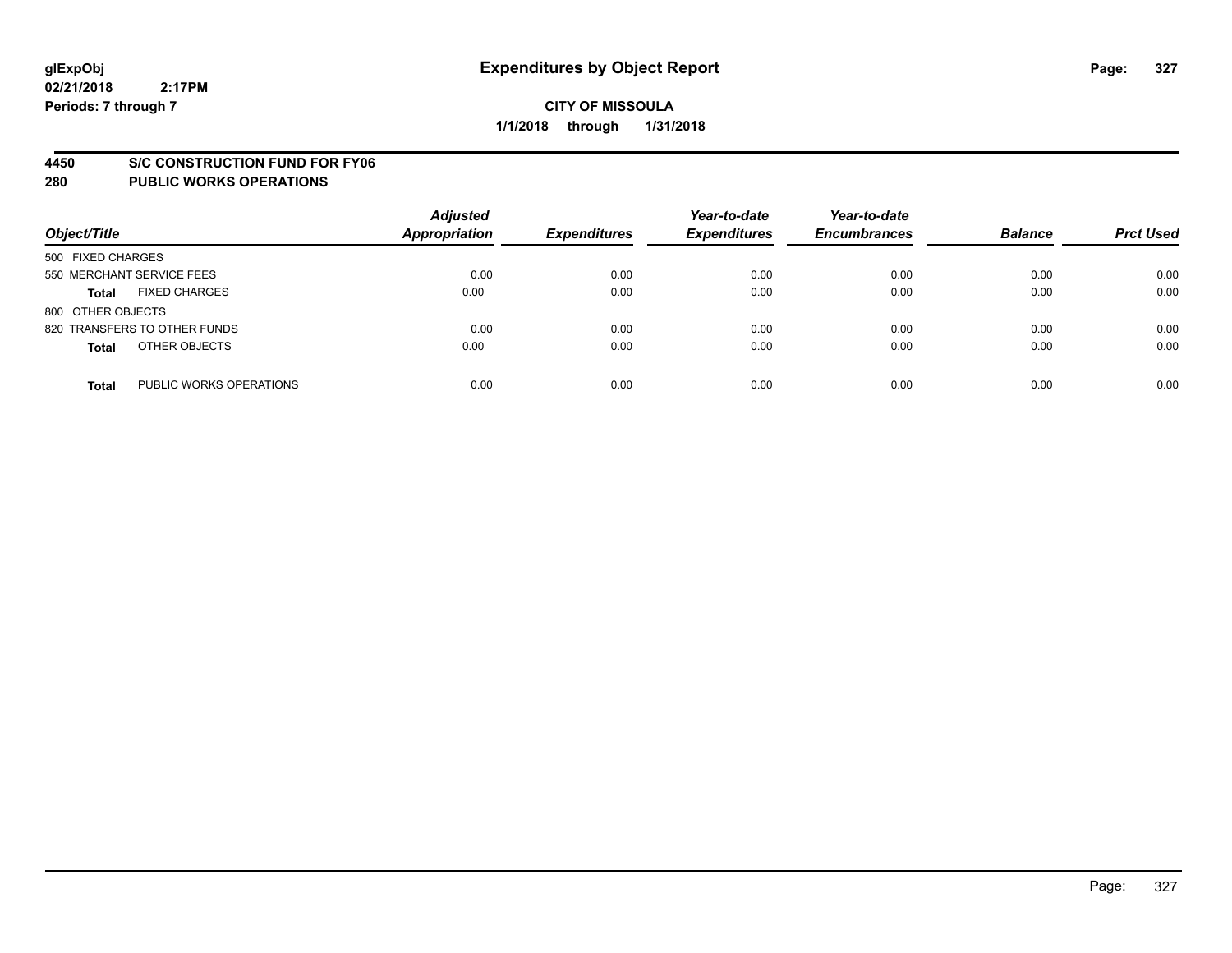# Expenditures by Object Report

glExpObj
02/21/2018 2:17PM
Periods: 7 through 7

**CITY OF MISSOULA**
**1/1/2018 through 1/31/2018**

## 4450 S/C CONSTRUCTION FUND FOR FY06
## 280 PUBLIC WORKS OPERATIONS

| Object/Title | Adjusted Appropriation | Expenditures | Year-to-date Expenditures | Year-to-date Encumbrances | Balance | Prct Used |
|---|---|---|---|---|---|---|
| 500 FIXED CHARGES | | | | | | |
| 550 MERCHANT SERVICE FEES | 0.00 | 0.00 | 0.00 | 0.00 | 0.00 | 0.00 |
| **Total** FIXED CHARGES | 0.00 | 0.00 | 0.00 | 0.00 | 0.00 | 0.00 |
| 800 OTHER OBJECTS | | | | | | |
| 820 TRANSFERS TO OTHER FUNDS | 0.00 | 0.00 | 0.00 | 0.00 | 0.00 | 0.00 |
| **Total** OTHER OBJECTS | 0.00 | 0.00 | 0.00 | 0.00 | 0.00 | 0.00 |
| **Total** PUBLIC WORKS OPERATIONS | 0.00 | 0.00 | 0.00 | 0.00 | 0.00 | 0.00 |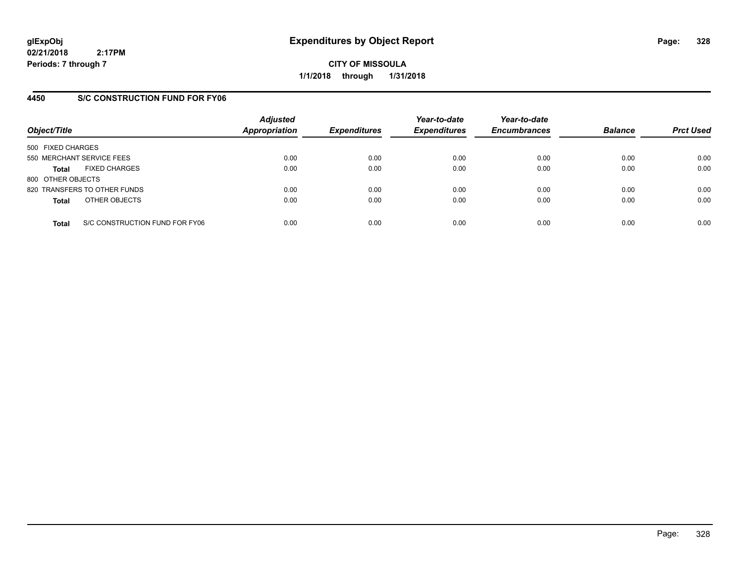# Expenditures by Object Report

glExpObj
02/21/2018 2:17PM
Periods: 7 through 7

**CITY OF MISSOULA**
**1/1/2018 through 1/31/2018**

## 4450 S/C CONSTRUCTION FUND FOR FY06

| Object/Title | | Adjusted Appropriation | Expenditures | Year-to-date Expenditures | Year-to-date Encumbrances | Balance | Prct Used |
|---|---|---|---|---|---|---|---|
| 500 FIXED CHARGES | | | | | | | |
| 550 MERCHANT SERVICE FEES | | 0.00 | 0.00 | 0.00 | 0.00 | 0.00 | 0.00 |
| **Total** | FIXED CHARGES | 0.00 | 0.00 | 0.00 | 0.00 | 0.00 | 0.00 |
| 800 OTHER OBJECTS | | | | | | | |
| 820 TRANSFERS TO OTHER FUNDS | | 0.00 | 0.00 | 0.00 | 0.00 | 0.00 | 0.00 |
| **Total** | OTHER OBJECTS | 0.00 | 0.00 | 0.00 | 0.00 | 0.00 | 0.00 |
| **Total** | S/C CONSTRUCTION FUND FOR FY06 | 0.00 | 0.00 | 0.00 | 0.00 | 0.00 | 0.00 |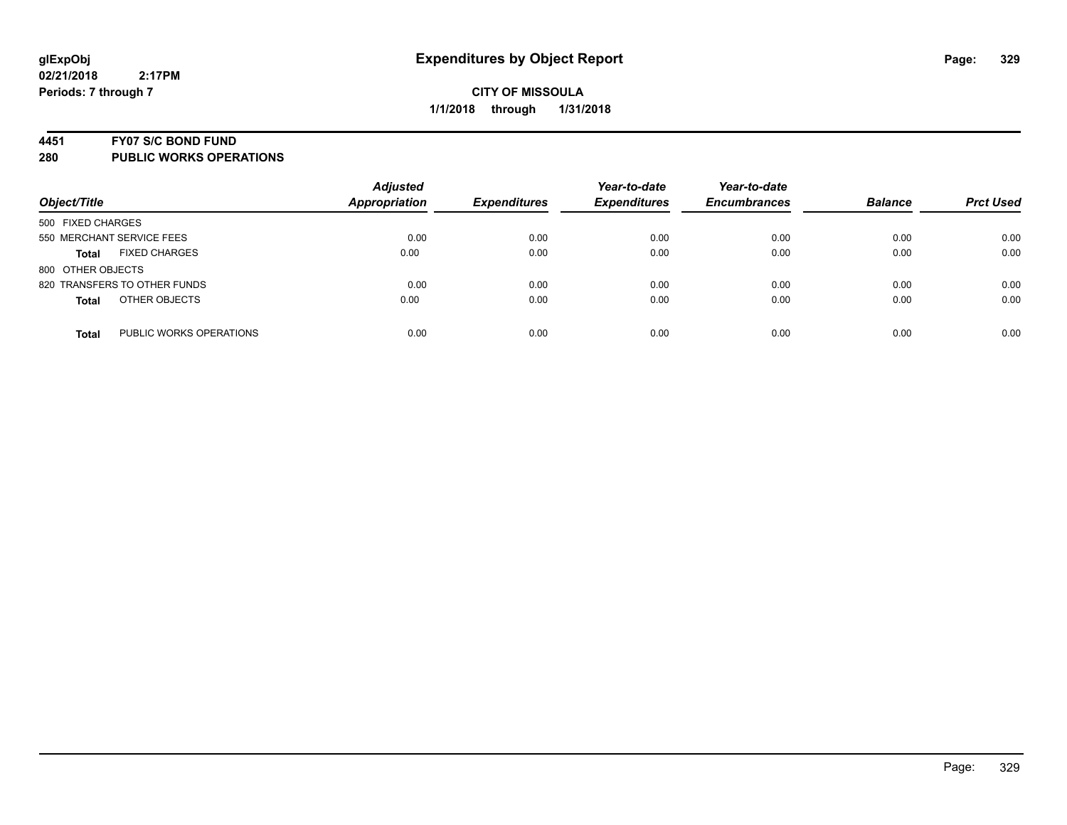# Expenditures by Object Report

glExpObj
02/21/2018 2:17PM
Periods: 7 through 7

**CITY OF MISSOULA**
**1/1/2018 through 1/31/2018**

## 4451 FY07 S/C BOND FUND
## 280 PUBLIC WORKS OPERATIONS

| Object/Title | Adjusted Appropriation | Expenditures | Year-to-date Expenditures | Year-to-date Encumbrances | Balance | Prct Used |
|---|---|---|---|---|---|---|
| 500 FIXED CHARGES | | | | | | |
| 550 MERCHANT SERVICE FEES | 0.00 | 0.00 | 0.00 | 0.00 | 0.00 | 0.00 |
| **Total** FIXED CHARGES | 0.00 | 0.00 | 0.00 | 0.00 | 0.00 | 0.00 |
| 800 OTHER OBJECTS | | | | | | |
| 820 TRANSFERS TO OTHER FUNDS | 0.00 | 0.00 | 0.00 | 0.00 | 0.00 | 0.00 |
| **Total** OTHER OBJECTS | 0.00 | 0.00 | 0.00 | 0.00 | 0.00 | 0.00 |
| **Total** PUBLIC WORKS OPERATIONS | 0.00 | 0.00 | 0.00 | 0.00 | 0.00 | 0.00 |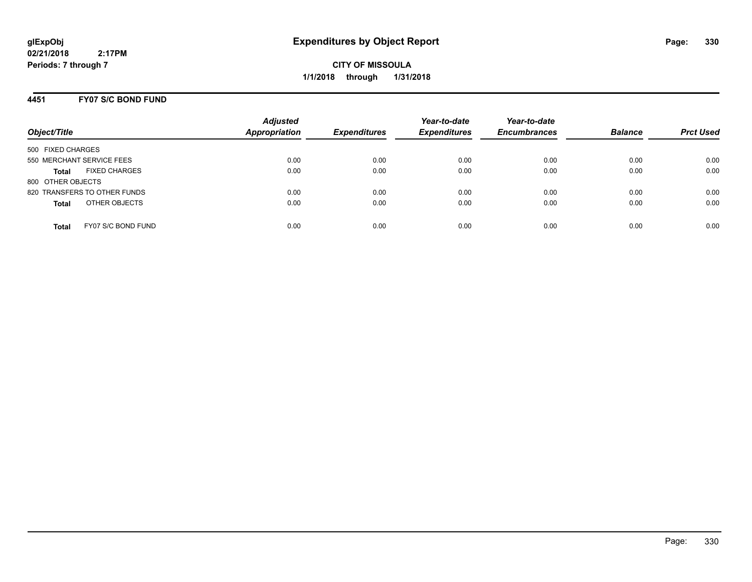# Expenditures by Object Report

glExpObj
02/21/2018 2:17PM
Periods: 7 through 7

**CITY OF MISSOULA**
**1/1/2018 through 1/31/2018**

## 4451 FY07 S/C BOND FUND

| Object/Title | Adjusted Appropriation | Expenditures | Year-to-date Expenditures | Year-to-date Encumbrances | Balance | Prct Used |
|---|---|---|---|---|---|---|
| 500 FIXED CHARGES | | | | | | |
| 550 MERCHANT SERVICE FEES | 0.00 | 0.00 | 0.00 | 0.00 | 0.00 | 0.00 |
| **Total** FIXED CHARGES | 0.00 | 0.00 | 0.00 | 0.00 | 0.00 | 0.00 |
| 800 OTHER OBJECTS | | | | | | |
| 820 TRANSFERS TO OTHER FUNDS | 0.00 | 0.00 | 0.00 | 0.00 | 0.00 | 0.00 |
| **Total** OTHER OBJECTS | 0.00 | 0.00 | 0.00 | 0.00 | 0.00 | 0.00 |
| **Total** FY07 S/C BOND FUND | 0.00 | 0.00 | 0.00 | 0.00 | 0.00 | 0.00 |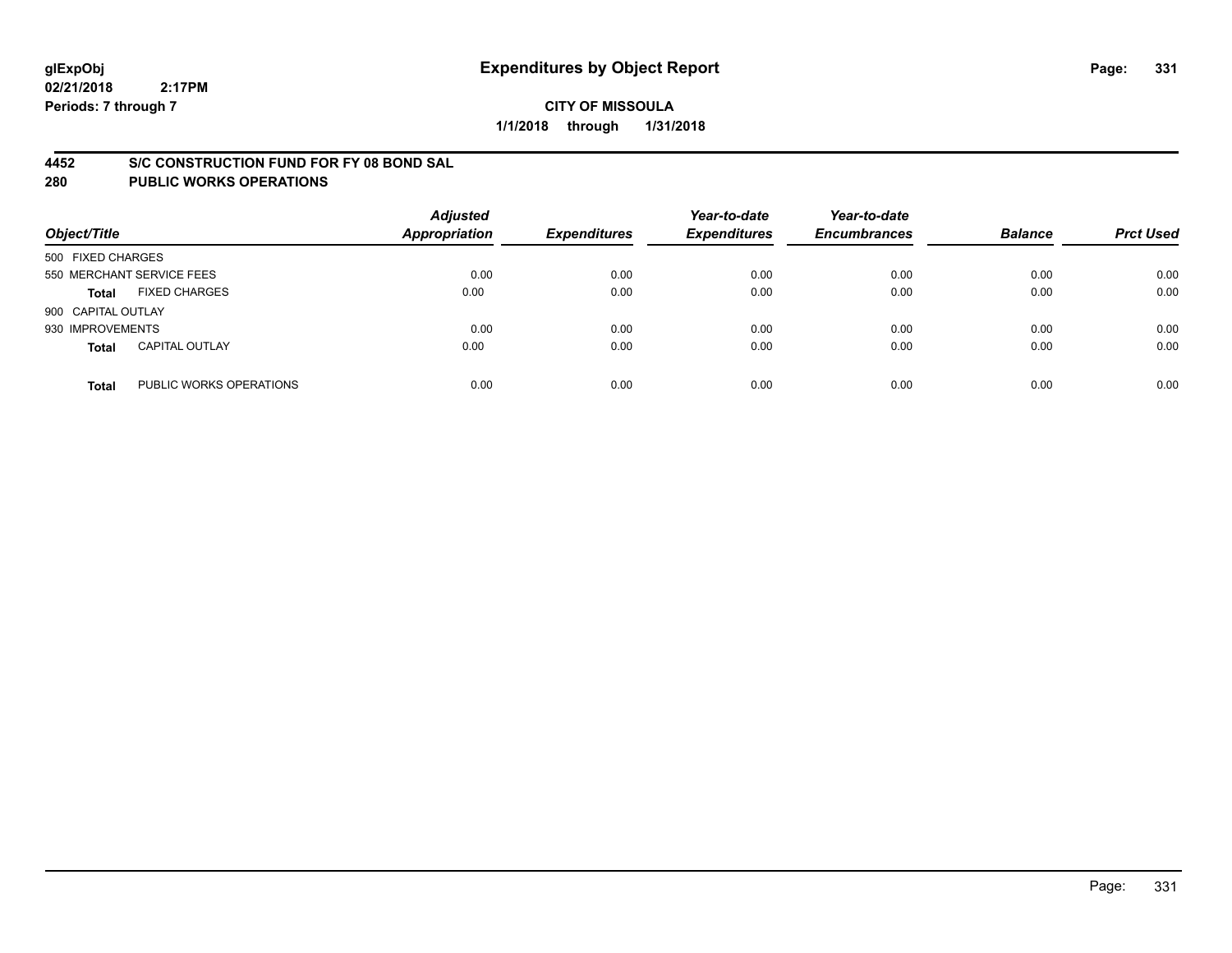**glExpObj**
**02/21/2018 2:17PM**
**Periods: 7 through 7**

# Expenditures by Object Report

**CITY OF MISSOULA**
**1/1/2018 through 1/31/2018**

## 4452 S/C CONSTRUCTION FUND FOR FY 08 BOND SAL
## 280 PUBLIC WORKS OPERATIONS

| Object/Title | Adjusted Appropriation | Expenditures | Year-to-date Expenditures | Year-to-date Encumbrances | Balance | Prct Used |
|---|---|---|---|---|---|---|
| 500 FIXED CHARGES | | | | | | |
| 550 MERCHANT SERVICE FEES | 0.00 | 0.00 | 0.00 | 0.00 | 0.00 | 0.00 |
| **Total** FIXED CHARGES | 0.00 | 0.00 | 0.00 | 0.00 | 0.00 | 0.00 |
| 900 CAPITAL OUTLAY | | | | | | |
| 930 IMPROVEMENTS | 0.00 | 0.00 | 0.00 | 0.00 | 0.00 | 0.00 |
| **Total** CAPITAL OUTLAY | 0.00 | 0.00 | 0.00 | 0.00 | 0.00 | 0.00 |
| **Total** PUBLIC WORKS OPERATIONS | 0.00 | 0.00 | 0.00 | 0.00 | 0.00 | 0.00 |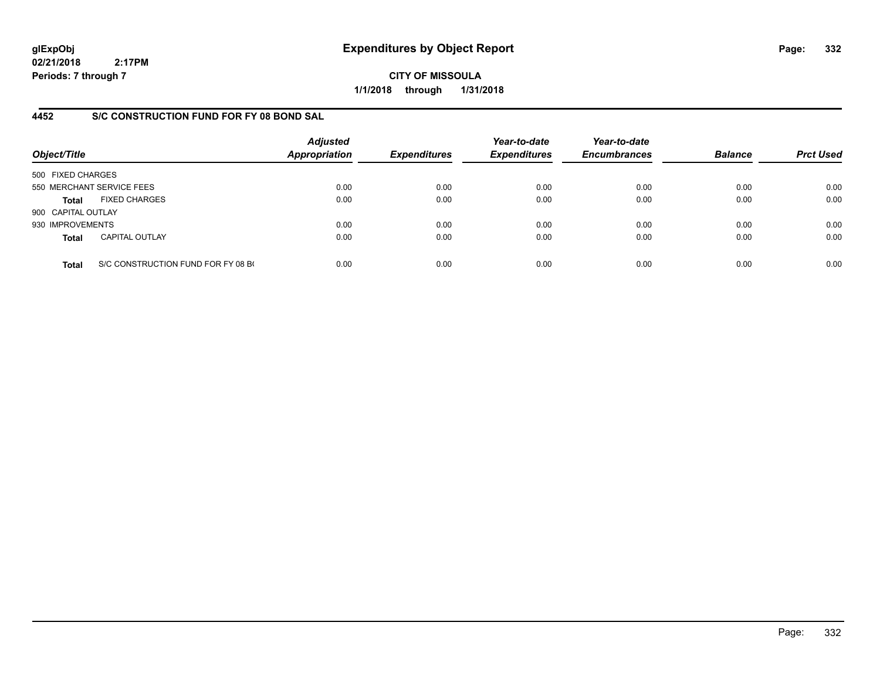**glExpObj**
**02/21/2018 2:17PM**
**Periods: 7 through 7**

# Expenditures by Object Report

**CITY OF MISSOULA**
**1/1/2018 through 1/31/2018**

## 4452 S/C CONSTRUCTION FUND FOR FY 08 BOND SAL

| Object/Title | Adjusted Appropriation | Expenditures | Year-to-date Expenditures | Year-to-date Encumbrances | Balance | Prct Used |
|---|---|---|---|---|---|---|
| 500 FIXED CHARGES | | | | | | |
| 550 MERCHANT SERVICE FEES | 0.00 | 0.00 | 0.00 | 0.00 | 0.00 | 0.00 |
| **Total** FIXED CHARGES | 0.00 | 0.00 | 0.00 | 0.00 | 0.00 | 0.00 |
| 900 CAPITAL OUTLAY | | | | | | |
| 930 IMPROVEMENTS | 0.00 | 0.00 | 0.00 | 0.00 | 0.00 | 0.00 |
| **Total** CAPITAL OUTLAY | 0.00 | 0.00 | 0.00 | 0.00 | 0.00 | 0.00 |
| **Total** S/C CONSTRUCTION FUND FOR FY 08 B( | 0.00 | 0.00 | 0.00 | 0.00 | 0.00 | 0.00 |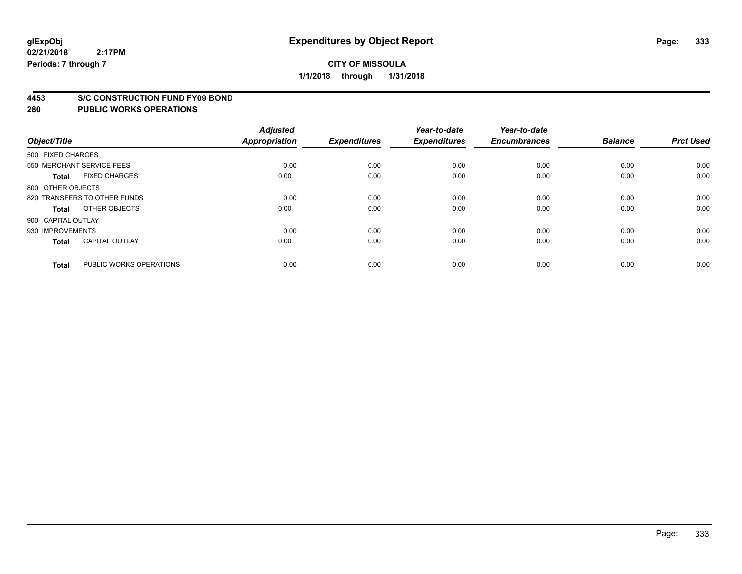**glExpObj** **Expenditures by Object Report**
**02/21/2018 2:17PM**
**Periods: 7 through 7**

**CITY OF MISSOULA**
**1/1/2018 through 1/31/2018**

## 4453 S/C CONSTRUCTION FUND FY09 BOND
## 280 PUBLIC WORKS OPERATIONS

| Object/Title | Adjusted Appropriation | Expenditures | Year-to-date Expenditures | Year-to-date Encumbrances | Balance | Prct Used |
|---|---|---|---|---|---|---|
| 500 FIXED CHARGES | | | | | | |
| 550 MERCHANT SERVICE FEES | 0.00 | 0.00 | 0.00 | 0.00 | 0.00 | 0.00 |
| **Total** FIXED CHARGES | 0.00 | 0.00 | 0.00 | 0.00 | 0.00 | 0.00 |
| 800 OTHER OBJECTS | | | | | | |
| 820 TRANSFERS TO OTHER FUNDS | 0.00 | 0.00 | 0.00 | 0.00 | 0.00 | 0.00 |
| **Total** OTHER OBJECTS | 0.00 | 0.00 | 0.00 | 0.00 | 0.00 | 0.00 |
| 900 CAPITAL OUTLAY | | | | | | |
| 930 IMPROVEMENTS | 0.00 | 0.00 | 0.00 | 0.00 | 0.00 | 0.00 |
| **Total** CAPITAL OUTLAY | 0.00 | 0.00 | 0.00 | 0.00 | 0.00 | 0.00 |
| **Total** PUBLIC WORKS OPERATIONS | 0.00 | 0.00 | 0.00 | 0.00 | 0.00 | 0.00 |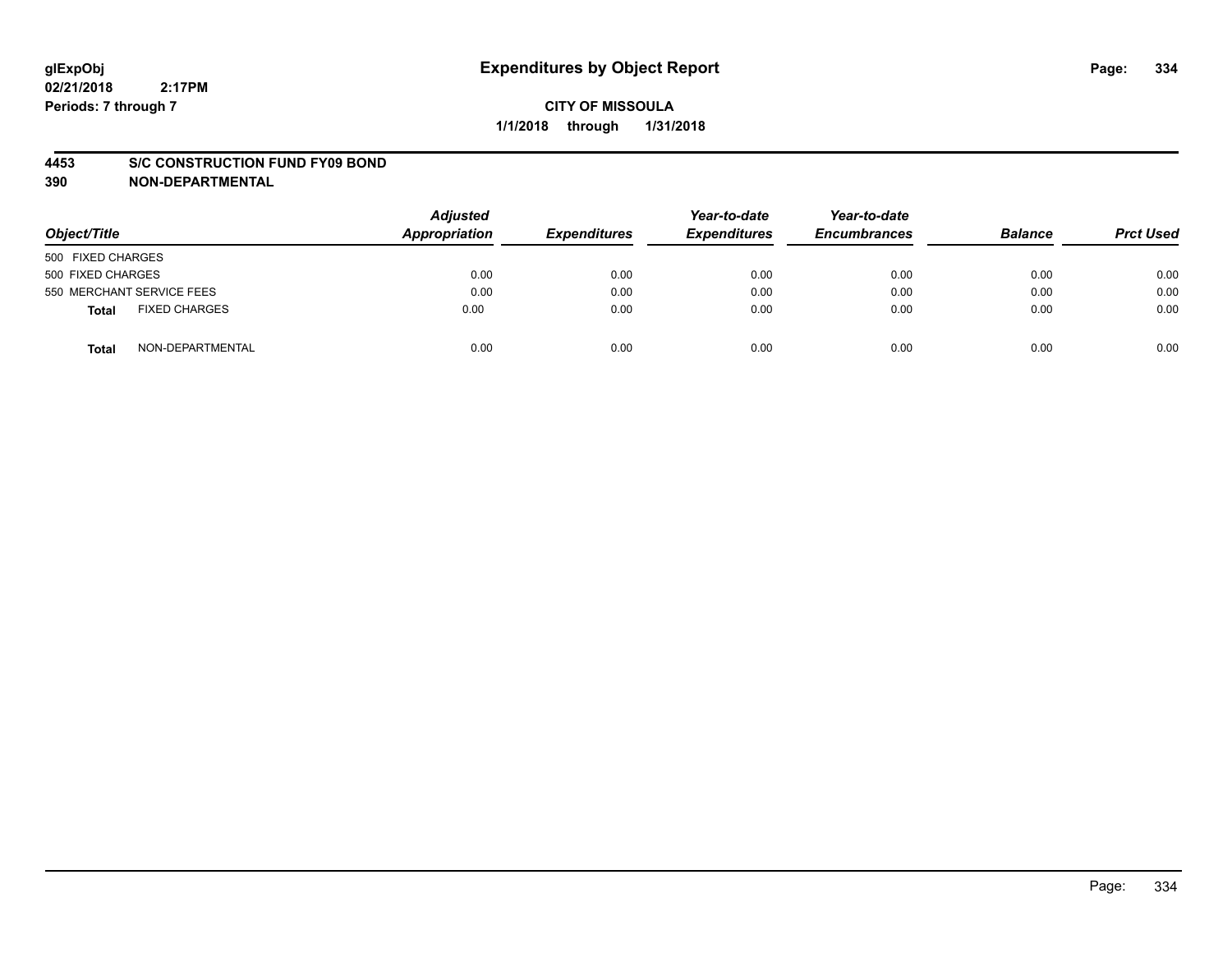**CITY OF MISSOULA**

**1/1/2018 through 1/31/2018**

# Expenditures by Object Report

**4453 S/C CONSTRUCTION FUND FY09 BOND**

**390 NON-DEPARTMENTAL**

| Object/Title | | Adjusted Appropriation | Expenditures | Year-to-date Expenditures | Year-to-date Encumbrances | Balance | Prct Used |
|---|---|---|---|---|---|---|---|
| 500 FIXED CHARGES | | | | | | | |
| 500 FIXED CHARGES | | 0.00 | 0.00 | 0.00 | 0.00 | 0.00 | 0.00 |
| 550 MERCHANT SERVICE FEES | | 0.00 | 0.00 | 0.00 | 0.00 | 0.00 | 0.00 |
| **Total** | FIXED CHARGES | 0.00 | 0.00 | 0.00 | 0.00 | 0.00 | 0.00 |
| **Total** | NON-DEPARTMENTAL | 0.00 | 0.00 | 0.00 | 0.00 | 0.00 | 0.00 |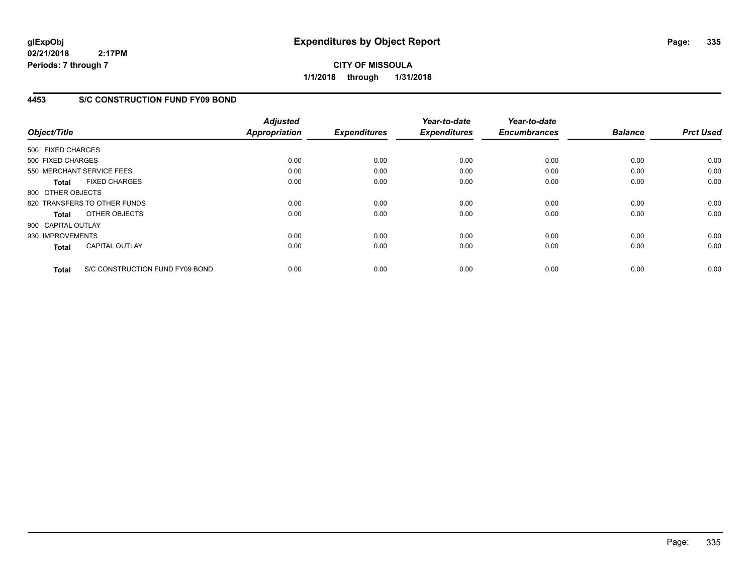# Expenditures by Object Report

glExpObj
02/21/2018 2:17PM
Periods: 7 through 7

**CITY OF MISSOULA**
**1/1/2018 through 1/31/2018**

## 4453 S/C CONSTRUCTION FUND FY09 BOND

| Object/Title | Adjusted Appropriation | Expenditures | Year-to-date Expenditures | Year-to-date Encumbrances | Balance | Prct Used |
|---|---|---|---|---|---|---|
| 500 FIXED CHARGES | | | | | | |
| 500 FIXED CHARGES | 0.00 | 0.00 | 0.00 | 0.00 | 0.00 | 0.00 |
| 550 MERCHANT SERVICE FEES | 0.00 | 0.00 | 0.00 | 0.00 | 0.00 | 0.00 |
| **Total** FIXED CHARGES | 0.00 | 0.00 | 0.00 | 0.00 | 0.00 | 0.00 |
| 800 OTHER OBJECTS | | | | | | |
| 820 TRANSFERS TO OTHER FUNDS | 0.00 | 0.00 | 0.00 | 0.00 | 0.00 | 0.00 |
| **Total** OTHER OBJECTS | 0.00 | 0.00 | 0.00 | 0.00 | 0.00 | 0.00 |
| 900 CAPITAL OUTLAY | | | | | | |
| 930 IMPROVEMENTS | 0.00 | 0.00 | 0.00 | 0.00 | 0.00 | 0.00 |
| **Total** CAPITAL OUTLAY | 0.00 | 0.00 | 0.00 | 0.00 | 0.00 | 0.00 |
| **Total** S/C CONSTRUCTION FUND FY09 BOND | 0.00 | 0.00 | 0.00 | 0.00 | 0.00 | 0.00 |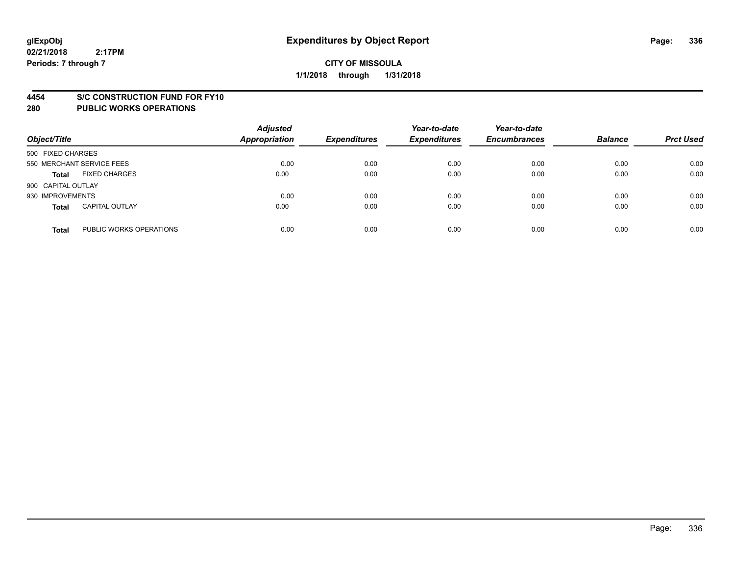**glExpObj**
**02/21/2018 2:17PM**
**Periods: 7 through 7**

# Expenditures by Object Report

**CITY OF MISSOULA**
**1/1/2018 through 1/31/2018**

## 4454 S/C CONSTRUCTION FUND FOR FY10
## 280 PUBLIC WORKS OPERATIONS

| Object/Title | | Adjusted Appropriation | Expenditures | Year-to-date Expenditures | Year-to-date Encumbrances | Balance | Prct Used |
|---|---|---|---|---|---|---|---|
| 500 FIXED CHARGES | | | | | | | |
| 550 MERCHANT SERVICE FEES | | 0.00 | 0.00 | 0.00 | 0.00 | 0.00 | 0.00 |
| **Total** | FIXED CHARGES | 0.00 | 0.00 | 0.00 | 0.00 | 0.00 | 0.00 |
| 900 CAPITAL OUTLAY | | | | | | | |
| 930 IMPROVEMENTS | | 0.00 | 0.00 | 0.00 | 0.00 | 0.00 | 0.00 |
| **Total** | CAPITAL OUTLAY | 0.00 | 0.00 | 0.00 | 0.00 | 0.00 | 0.00 |
| **Total** | PUBLIC WORKS OPERATIONS | 0.00 | 0.00 | 0.00 | 0.00 | 0.00 | 0.00 |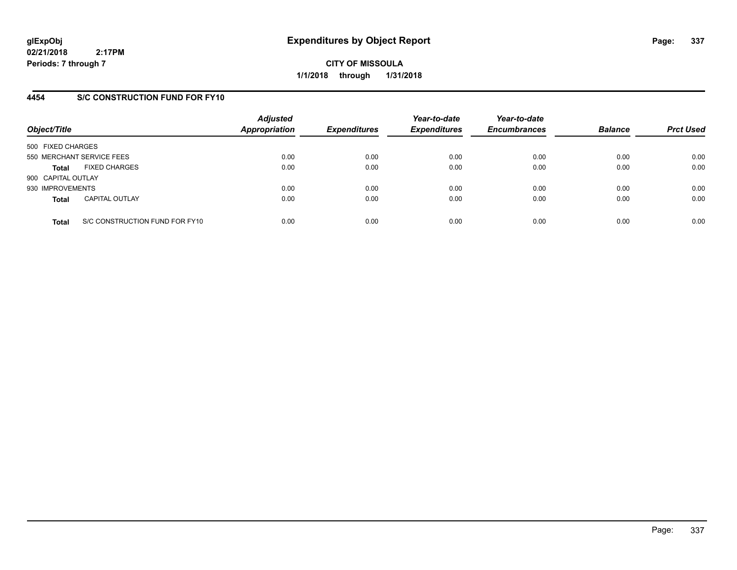**glExpObj**
**02/21/2018 2:17PM**
**Periods: 7 through 7**

# Expenditures by Object Report

**CITY OF MISSOULA**
**1/1/2018 through 1/31/2018**

## 4454 S/C CONSTRUCTION FUND FOR FY10

| Object/Title | | Adjusted Appropriation | Expenditures | Year-to-date Expenditures | Year-to-date Encumbrances | Balance | Prct Used |
|---|---|---|---|---|---|---|---|
| 500 FIXED CHARGES | | | | | | | |
| 550 MERCHANT SERVICE FEES | | 0.00 | 0.00 | 0.00 | 0.00 | 0.00 | 0.00 |
| **Total** | FIXED CHARGES | 0.00 | 0.00 | 0.00 | 0.00 | 0.00 | 0.00 |
| 900 CAPITAL OUTLAY | | | | | | | |
| 930 IMPROVEMENTS | | 0.00 | 0.00 | 0.00 | 0.00 | 0.00 | 0.00 |
| **Total** | CAPITAL OUTLAY | 0.00 | 0.00 | 0.00 | 0.00 | 0.00 | 0.00 |
| **Total** | S/C CONSTRUCTION FUND FOR FY10 | 0.00 | 0.00 | 0.00 | 0.00 | 0.00 | 0.00 |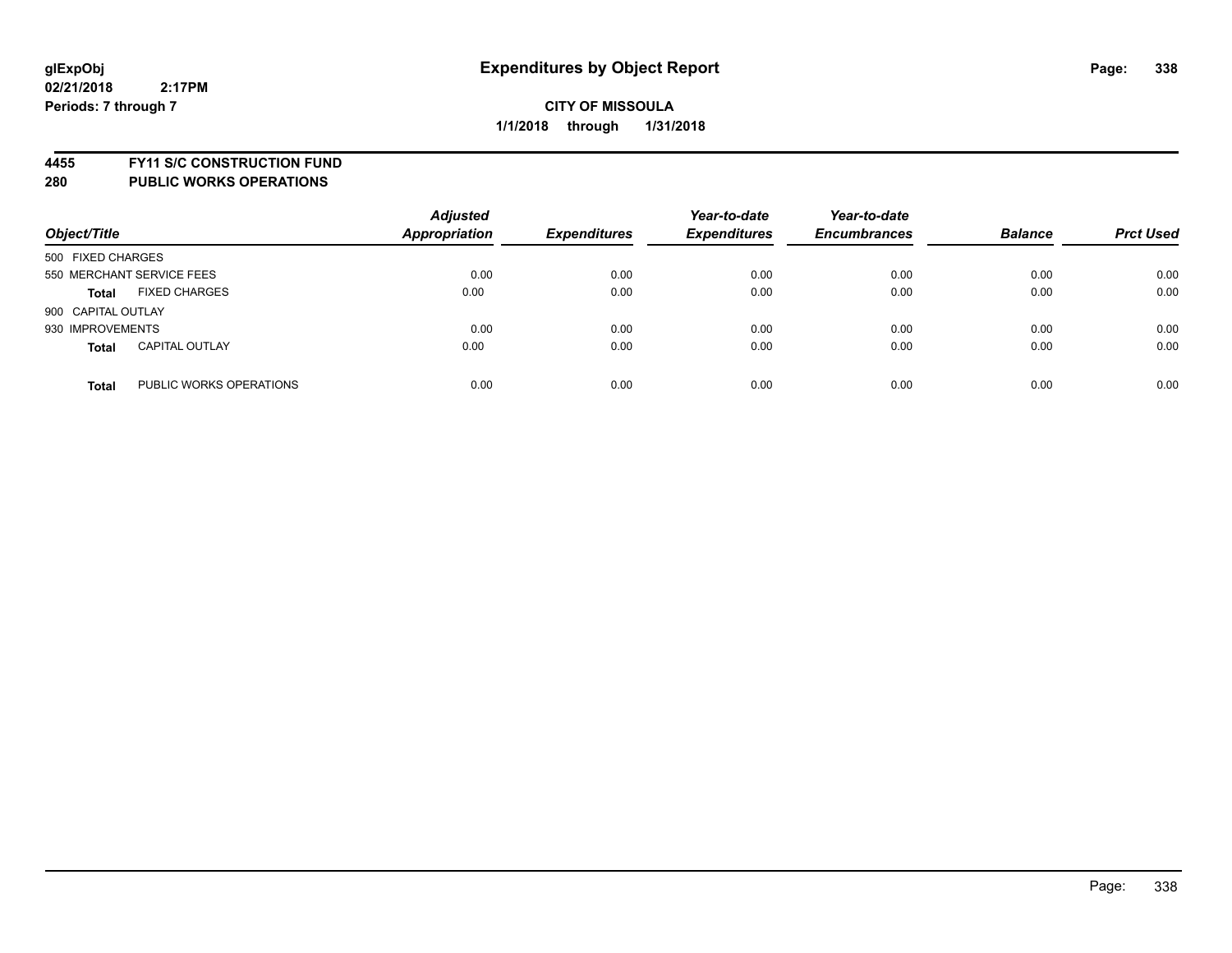**glExpObj**
**02/21/2018 2:17PM**
**Periods: 7 through 7**

# Expenditures by Object Report

**CITY OF MISSOULA**
**1/1/2018 through 1/31/2018**

## 4455 FY11 S/C CONSTRUCTION FUND
## 280 PUBLIC WORKS OPERATIONS

| Object/Title | Adjusted Appropriation | Expenditures | Year-to-date Expenditures | Year-to-date Encumbrances | Balance | Prct Used |
|---|---|---|---|---|---|---|
| 500 FIXED CHARGES | | | | | | |
| 550 MERCHANT SERVICE FEES | 0.00 | 0.00 | 0.00 | 0.00 | 0.00 | 0.00 |
| **Total** FIXED CHARGES | 0.00 | 0.00 | 0.00 | 0.00 | 0.00 | 0.00 |
| 900 CAPITAL OUTLAY | | | | | | |
| 930 IMPROVEMENTS | 0.00 | 0.00 | 0.00 | 0.00 | 0.00 | 0.00 |
| **Total** CAPITAL OUTLAY | 0.00 | 0.00 | 0.00 | 0.00 | 0.00 | 0.00 |
| **Total** PUBLIC WORKS OPERATIONS | 0.00 | 0.00 | 0.00 | 0.00 | 0.00 | 0.00 |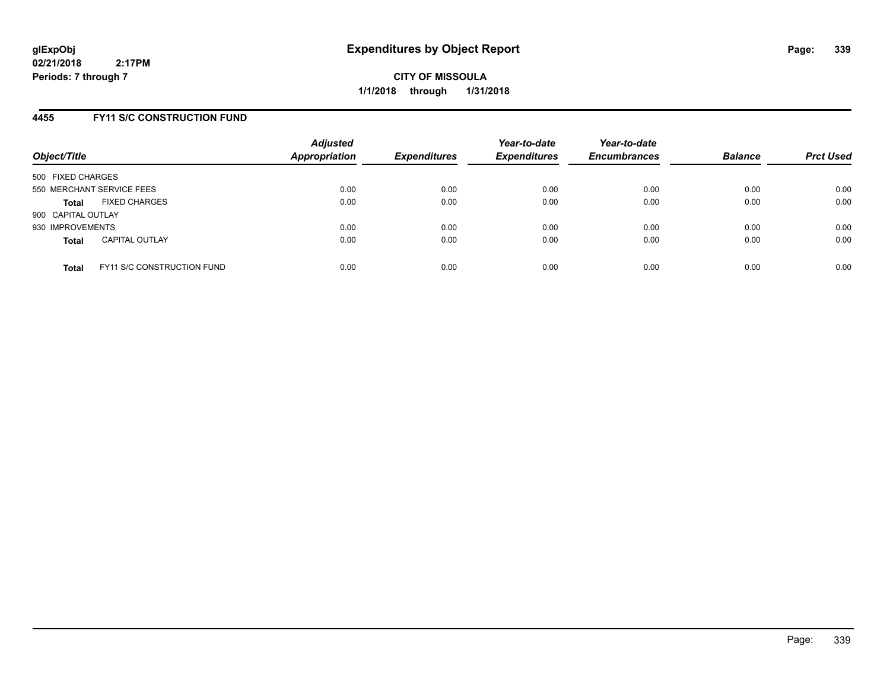# Expenditures by Object Report

**glExpObj**
**02/21/2018 2:17PM**
**Periods: 7 through 7**

**CITY OF MISSOULA**
**1/1/2018 through 1/31/2018**

## 4455 FY11 S/C CONSTRUCTION FUND

| Object/Title | | Adjusted Appropriation | Expenditures | Year-to-date Expenditures | Year-to-date Encumbrances | Balance | Prct Used |
|---|---|---|---|---|---|---|---|
| 500 FIXED CHARGES | | | | | | | |
| 550 MERCHANT SERVICE FEES | | 0.00 | 0.00 | 0.00 | 0.00 | 0.00 | 0.00 |
| **Total** | FIXED CHARGES | 0.00 | 0.00 | 0.00 | 0.00 | 0.00 | 0.00 |
| 900 CAPITAL OUTLAY | | | | | | | |
| 930 IMPROVEMENTS | | 0.00 | 0.00 | 0.00 | 0.00 | 0.00 | 0.00 |
| **Total** | CAPITAL OUTLAY | 0.00 | 0.00 | 0.00 | 0.00 | 0.00 | 0.00 |
| **Total** | FY11 S/C CONSTRUCTION FUND | 0.00 | 0.00 | 0.00 | 0.00 | 0.00 | 0.00 |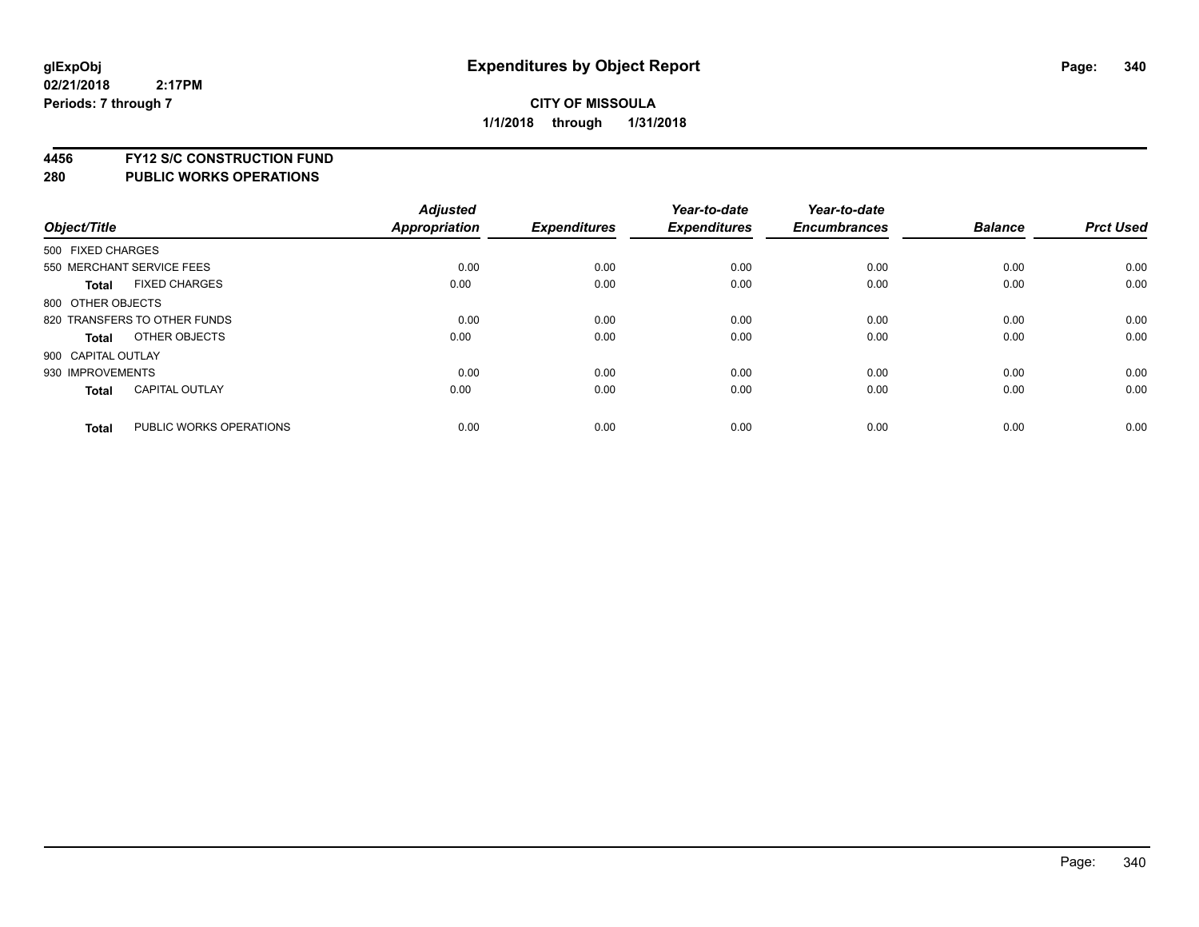**glExpObj** **Expenditures by Object Report**

**02/21/2018 2:17PM**

**Periods: 7 through 7**

**CITY OF MISSOULA**

**1/1/2018 through 1/31/2018**

**4456 FY12 S/C CONSTRUCTION FUND**

**280 PUBLIC WORKS OPERATIONS**

| Object/Title | | Adjusted Appropriation | Expenditures | Year-to-date Expenditures | Year-to-date Encumbrances | Balance | Prct Used |
|---|---|---|---|---|---|---|---|
| 500 FIXED CHARGES | | | | | | | |
| 550 MERCHANT SERVICE FEES | | 0.00 | 0.00 | 0.00 | 0.00 | 0.00 | 0.00 |
| **Total** | FIXED CHARGES | 0.00 | 0.00 | 0.00 | 0.00 | 0.00 | 0.00 |
| 800 OTHER OBJECTS | | | | | | | |
| 820 TRANSFERS TO OTHER FUNDS | | 0.00 | 0.00 | 0.00 | 0.00 | 0.00 | 0.00 |
| **Total** | OTHER OBJECTS | 0.00 | 0.00 | 0.00 | 0.00 | 0.00 | 0.00 |
| 900 CAPITAL OUTLAY | | | | | | | |
| 930 IMPROVEMENTS | | 0.00 | 0.00 | 0.00 | 0.00 | 0.00 | 0.00 |
| **Total** | CAPITAL OUTLAY | 0.00 | 0.00 | 0.00 | 0.00 | 0.00 | 0.00 |
| **Total** | PUBLIC WORKS OPERATIONS | 0.00 | 0.00 | 0.00 | 0.00 | 0.00 | 0.00 |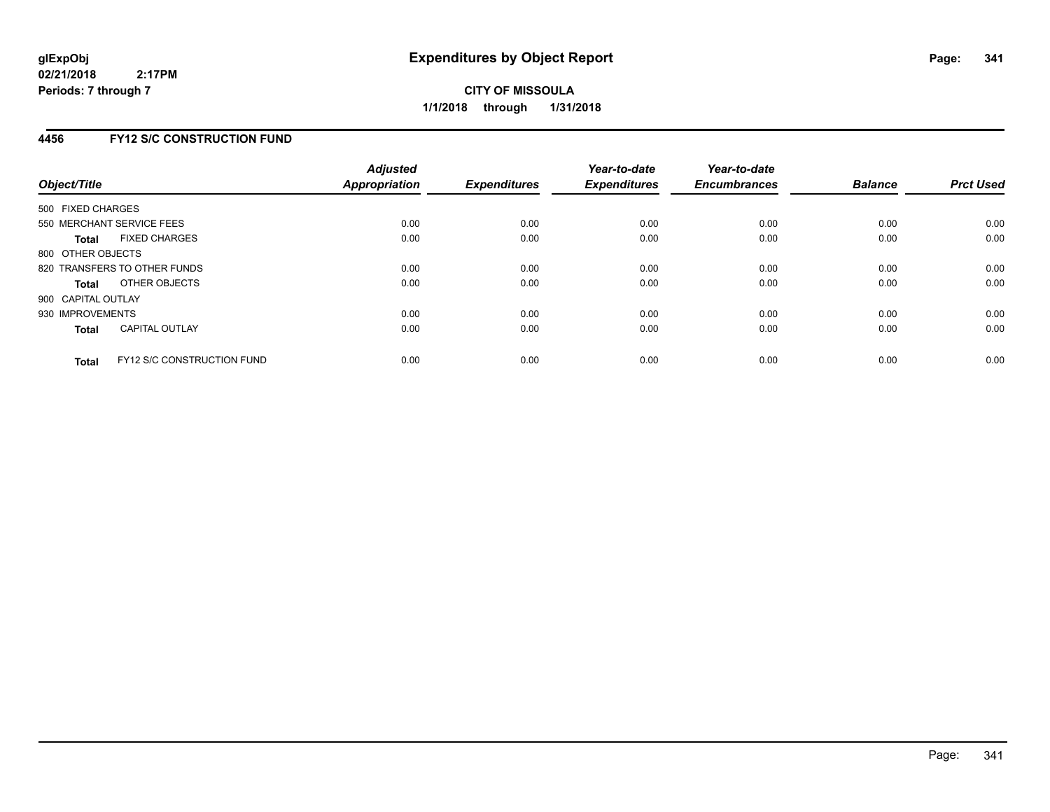# Expenditures by Object Report

glExpObj
02/21/2018 2:17PM
Periods: 7 through 7

**CITY OF MISSOULA**
**1/1/2018 through 1/31/2018**

## 4456 FY12 S/C CONSTRUCTION FUND

| Object/Title | Adjusted Appropriation | Expenditures | Year-to-date Expenditures | Year-to-date Encumbrances | Balance | Prct Used |
|---|---|---|---|---|---|---|
| 500 FIXED CHARGES | | | | | | |
| 550 MERCHANT SERVICE FEES | 0.00 | 0.00 | 0.00 | 0.00 | 0.00 | 0.00 |
| **Total** FIXED CHARGES | 0.00 | 0.00 | 0.00 | 0.00 | 0.00 | 0.00 |
| 800 OTHER OBJECTS | | | | | | |
| 820 TRANSFERS TO OTHER FUNDS | 0.00 | 0.00 | 0.00 | 0.00 | 0.00 | 0.00 |
| **Total** OTHER OBJECTS | 0.00 | 0.00 | 0.00 | 0.00 | 0.00 | 0.00 |
| 900 CAPITAL OUTLAY | | | | | | |
| 930 IMPROVEMENTS | 0.00 | 0.00 | 0.00 | 0.00 | 0.00 | 0.00 |
| **Total** CAPITAL OUTLAY | 0.00 | 0.00 | 0.00 | 0.00 | 0.00 | 0.00 |
| **Total** FY12 S/C CONSTRUCTION FUND | 0.00 | 0.00 | 0.00 | 0.00 | 0.00 | 0.00 |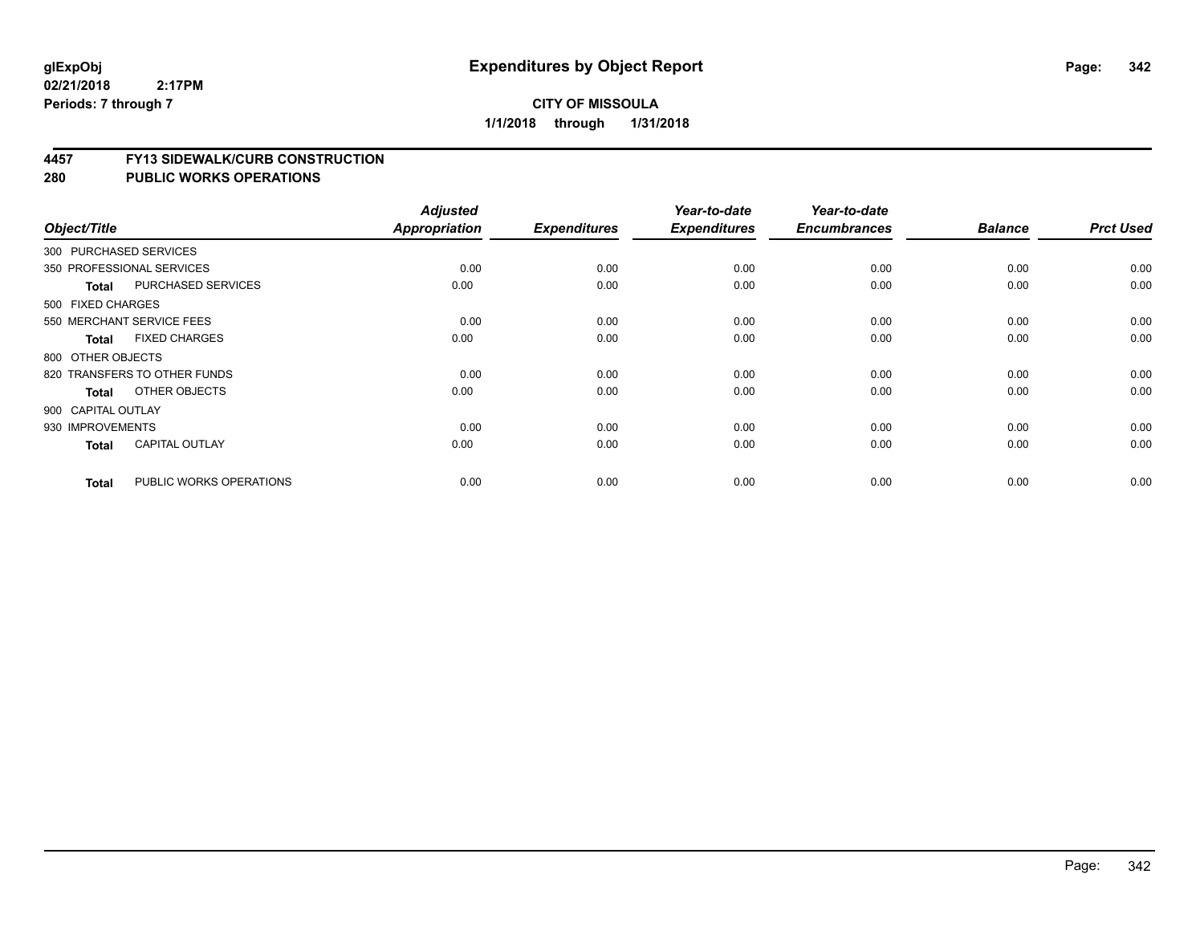# Expenditures by Object Report

glExpObj
02/21/2018 2:17PM
Periods: 7 through 7

**CITY OF MISSOULA**
**1/1/2018 through 1/31/2018**

## 4457 FY13 SIDEWALK/CURB CONSTRUCTION
## 280 PUBLIC WORKS OPERATIONS

| Object/Title | | Adjusted Appropriation | Expenditures | Year-to-date Expenditures | Year-to-date Encumbrances | Balance | Prct Used |
|---|---|---|---|---|---|---|---|
| 300 PURCHASED SERVICES | | | | | | | |
| 350 PROFESSIONAL SERVICES | | 0.00 | 0.00 | 0.00 | 0.00 | 0.00 | 0.00 |
| **Total** | PURCHASED SERVICES | 0.00 | 0.00 | 0.00 | 0.00 | 0.00 | 0.00 |
| 500 FIXED CHARGES | | | | | | | |
| 550 MERCHANT SERVICE FEES | | 0.00 | 0.00 | 0.00 | 0.00 | 0.00 | 0.00 |
| **Total** | FIXED CHARGES | 0.00 | 0.00 | 0.00 | 0.00 | 0.00 | 0.00 |
| 800 OTHER OBJECTS | | | | | | | |
| 820 TRANSFERS TO OTHER FUNDS | | 0.00 | 0.00 | 0.00 | 0.00 | 0.00 | 0.00 |
| **Total** | OTHER OBJECTS | 0.00 | 0.00 | 0.00 | 0.00 | 0.00 | 0.00 |
| 900 CAPITAL OUTLAY | | | | | | | |
| 930 IMPROVEMENTS | | 0.00 | 0.00 | 0.00 | 0.00 | 0.00 | 0.00 |
| **Total** | CAPITAL OUTLAY | 0.00 | 0.00 | 0.00 | 0.00 | 0.00 | 0.00 |
| **Total** | PUBLIC WORKS OPERATIONS | 0.00 | 0.00 | 0.00 | 0.00 | 0.00 | 0.00 |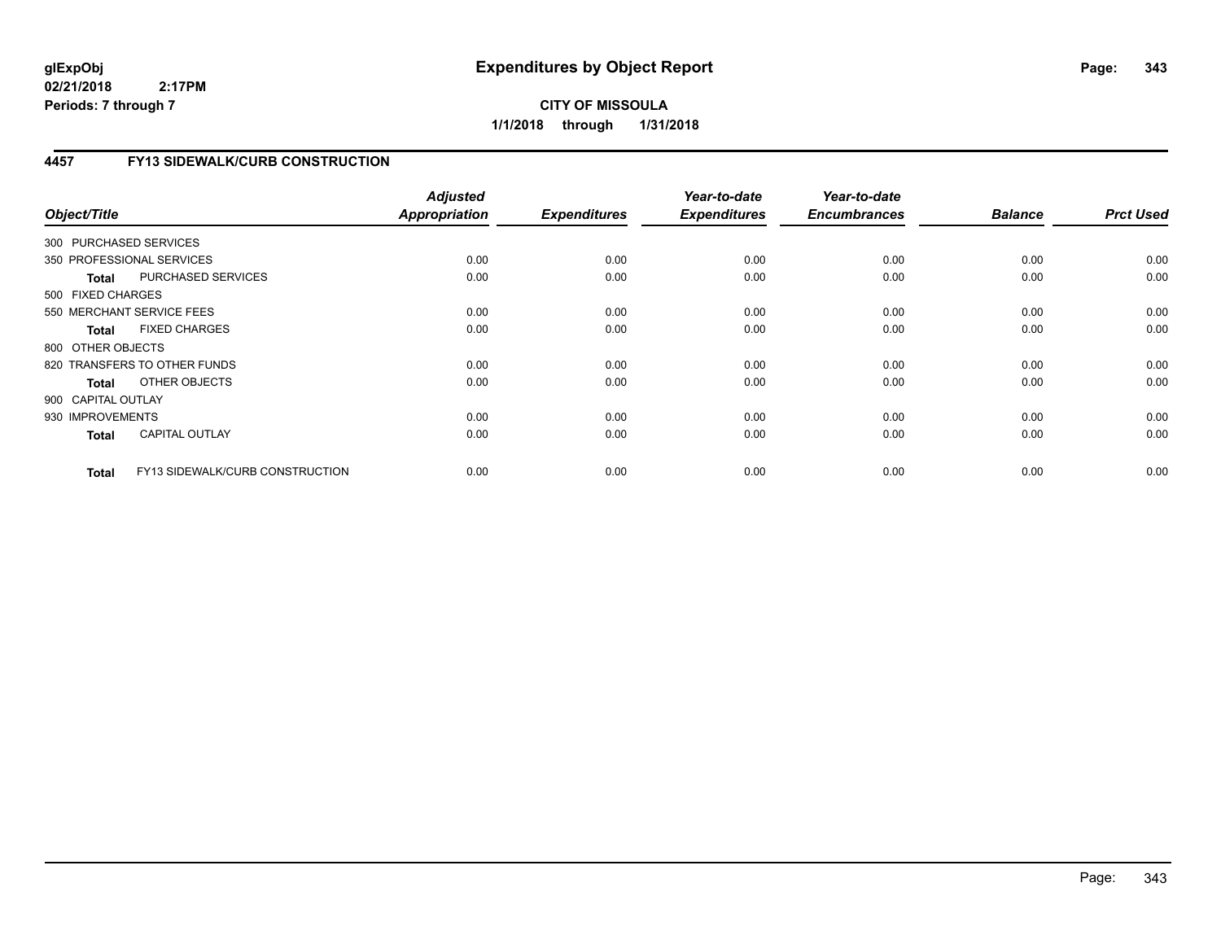**glExpObj**
**02/21/2018 2:17PM**
**Periods: 7 through 7**

# Expenditures by Object Report

**CITY OF MISSOULA**
**1/1/2018 through 1/31/2018**

## 4457 FY13 SIDEWALK/CURB CONSTRUCTION

| Object/Title | Adjusted Appropriation | Expenditures | Year-to-date Expenditures | Year-to-date Encumbrances | Balance | Prct Used |
|---|---|---|---|---|---|---|
| 300 PURCHASED SERVICES | | | | | | |
| 350 PROFESSIONAL SERVICES | 0.00 | 0.00 | 0.00 | 0.00 | 0.00 | 0.00 |
| **Total** PURCHASED SERVICES | 0.00 | 0.00 | 0.00 | 0.00 | 0.00 | 0.00 |
| 500 FIXED CHARGES | | | | | | |
| 550 MERCHANT SERVICE FEES | 0.00 | 0.00 | 0.00 | 0.00 | 0.00 | 0.00 |
| **Total** FIXED CHARGES | 0.00 | 0.00 | 0.00 | 0.00 | 0.00 | 0.00 |
| 800 OTHER OBJECTS | | | | | | |
| 820 TRANSFERS TO OTHER FUNDS | 0.00 | 0.00 | 0.00 | 0.00 | 0.00 | 0.00 |
| **Total** OTHER OBJECTS | 0.00 | 0.00 | 0.00 | 0.00 | 0.00 | 0.00 |
| 900 CAPITAL OUTLAY | | | | | | |
| 930 IMPROVEMENTS | 0.00 | 0.00 | 0.00 | 0.00 | 0.00 | 0.00 |
| **Total** CAPITAL OUTLAY | 0.00 | 0.00 | 0.00 | 0.00 | 0.00 | 0.00 |
| **Total** FY13 SIDEWALK/CURB CONSTRUCTION | 0.00 | 0.00 | 0.00 | 0.00 | 0.00 | 0.00 |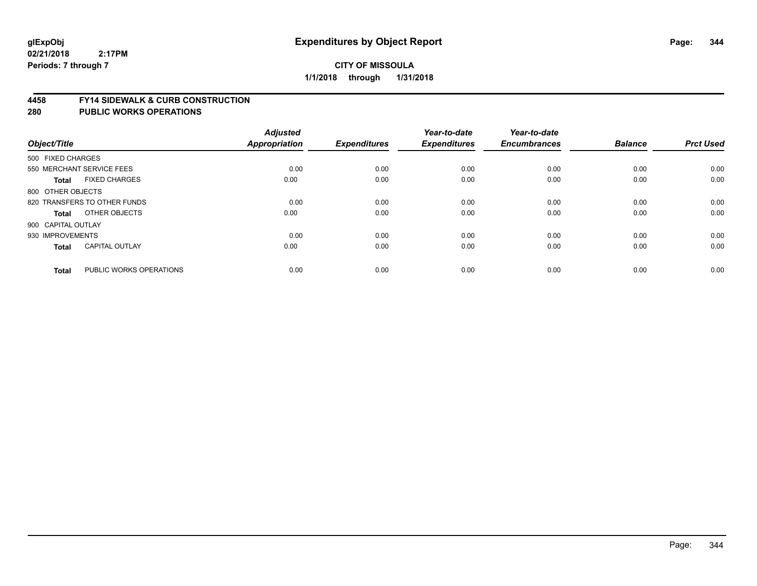**CITY OF MISSOULA**

**1/1/2018 through 1/31/2018**

**Expenditures by Object Report**

glExpObj
02/21/2018 2:17PM
Periods: 7 through 7

## 4458 FY14 SIDEWALK & CURB CONSTRUCTION
## 280 PUBLIC WORKS OPERATIONS

| Object/Title | Adjusted Appropriation | Expenditures | Year-to-date Expenditures | Year-to-date Encumbrances | Balance | Prct Used |
|---|---|---|---|---|---|---|
| 500 FIXED CHARGES | | | | | | |
| 550 MERCHANT SERVICE FEES | 0.00 | 0.00 | 0.00 | 0.00 | 0.00 | 0.00 |
| **Total** FIXED CHARGES | 0.00 | 0.00 | 0.00 | 0.00 | 0.00 | 0.00 |
| 800 OTHER OBJECTS | | | | | | |
| 820 TRANSFERS TO OTHER FUNDS | 0.00 | 0.00 | 0.00 | 0.00 | 0.00 | 0.00 |
| **Total** OTHER OBJECTS | 0.00 | 0.00 | 0.00 | 0.00 | 0.00 | 0.00 |
| 900 CAPITAL OUTLAY | | | | | | |
| 930 IMPROVEMENTS | 0.00 | 0.00 | 0.00 | 0.00 | 0.00 | 0.00 |
| **Total** CAPITAL OUTLAY | 0.00 | 0.00 | 0.00 | 0.00 | 0.00 | 0.00 |
| **Total** PUBLIC WORKS OPERATIONS | 0.00 | 0.00 | 0.00 | 0.00 | 0.00 | 0.00 |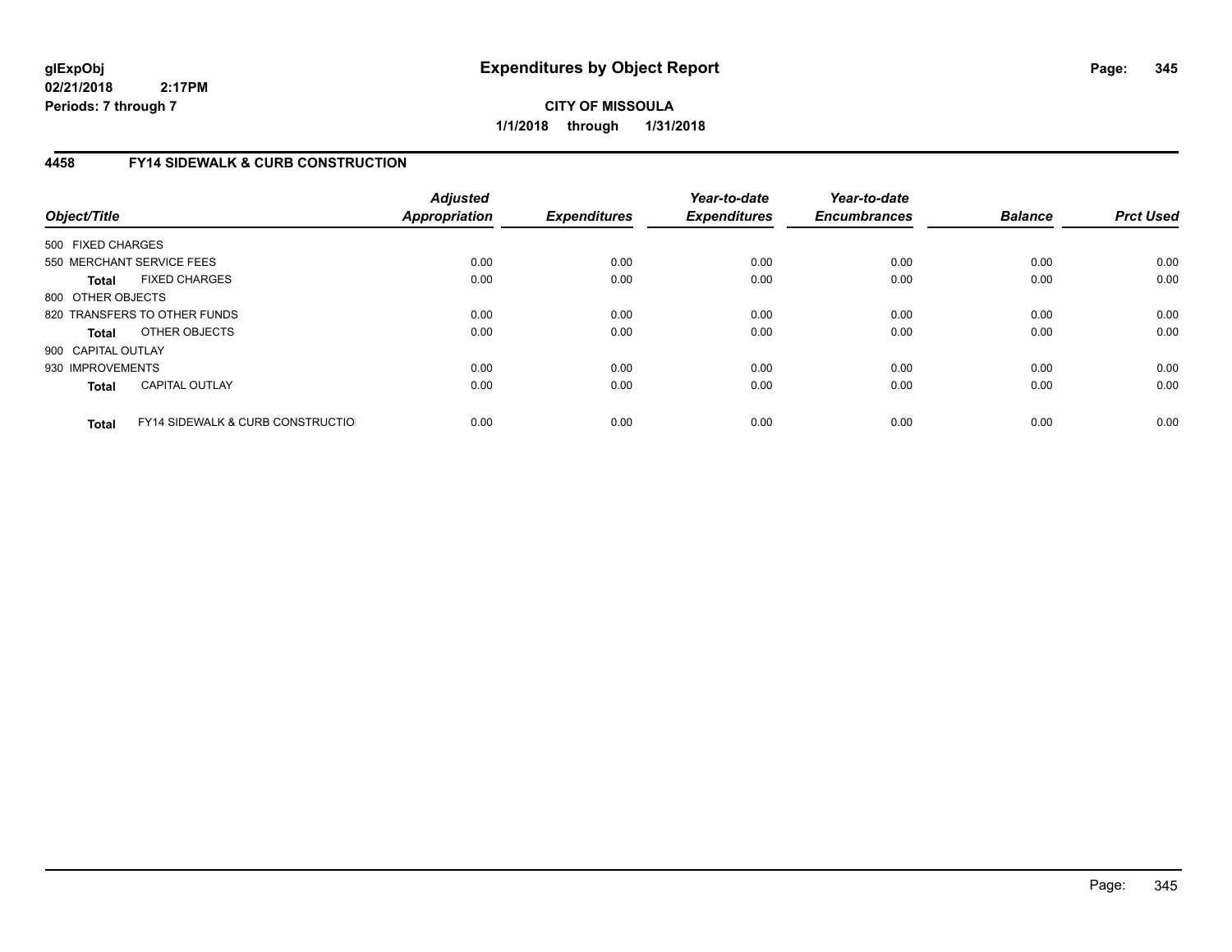**glExpObj**
**02/21/2018 2:17PM**
**Periods: 7 through 7**

# Expenditures by Object Report

**CITY OF MISSOULA**
**1/1/2018 through 1/31/2018**

## 4458 FY14 SIDEWALK & CURB CONSTRUCTION

| Object/Title | | *Adjusted Appropriation* | *Expenditures* | *Year-to-date Expenditures* | *Year-to-date Encumbrances* | *Balance* | *Prct Used* |
|---|---|---|---|---|---|---|---|
| 500 FIXED CHARGES | | | | | | | |
| 550 MERCHANT SERVICE FEES | | 0.00 | 0.00 | 0.00 | 0.00 | 0.00 | 0.00 |
| **Total** | FIXED CHARGES | 0.00 | 0.00 | 0.00 | 0.00 | 0.00 | 0.00 |
| 800 OTHER OBJECTS | | | | | | | |
| 820 TRANSFERS TO OTHER FUNDS | | 0.00 | 0.00 | 0.00 | 0.00 | 0.00 | 0.00 |
| **Total** | OTHER OBJECTS | 0.00 | 0.00 | 0.00 | 0.00 | 0.00 | 0.00 |
| 900 CAPITAL OUTLAY | | | | | | | |
| 930 IMPROVEMENTS | | 0.00 | 0.00 | 0.00 | 0.00 | 0.00 | 0.00 |
| **Total** | CAPITAL OUTLAY | 0.00 | 0.00 | 0.00 | 0.00 | 0.00 | 0.00 |
| **Total** | FY14 SIDEWALK & CURB CONSTRUCTIO | 0.00 | 0.00 | 0.00 | 0.00 | 0.00 | 0.00 |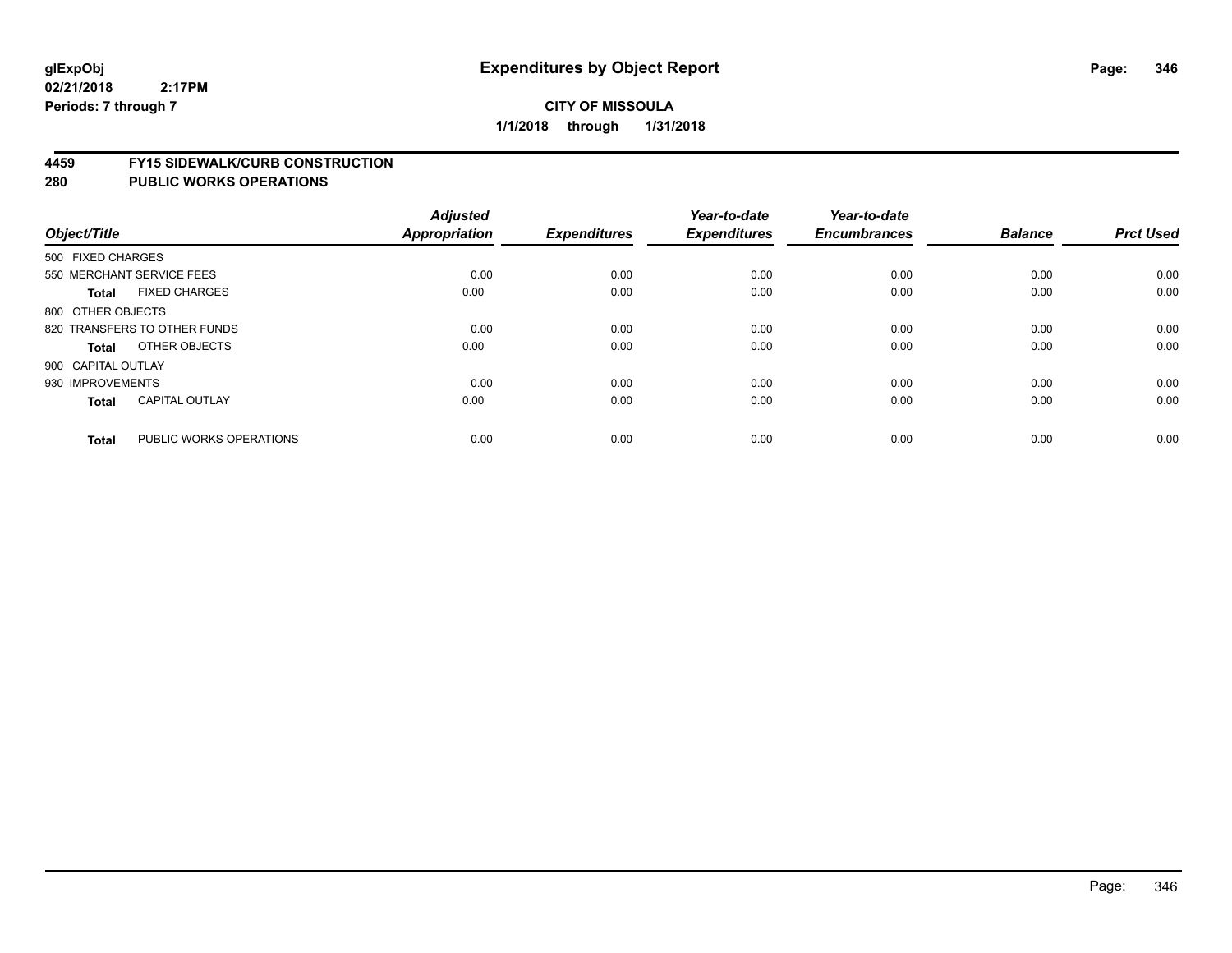# Expenditures by Object Report

glExpObj
02/21/2018 2:17PM
Periods: 7 through 7

**CITY OF MISSOULA**
**1/1/2018 through 1/31/2018**

## 4459 FY15 SIDEWALK/CURB CONSTRUCTION
## 280 PUBLIC WORKS OPERATIONS

| Object/Title | Adjusted Appropriation | Expenditures | Year-to-date Expenditures | Year-to-date Encumbrances | Balance | Prct Used |
|---|---|---|---|---|---|---|
| 500 FIXED CHARGES | | | | | | |
| 550 MERCHANT SERVICE FEES | 0.00 | 0.00 | 0.00 | 0.00 | 0.00 | 0.00 |
| **Total** FIXED CHARGES | 0.00 | 0.00 | 0.00 | 0.00 | 0.00 | 0.00 |
| 800 OTHER OBJECTS | | | | | | |
| 820 TRANSFERS TO OTHER FUNDS | 0.00 | 0.00 | 0.00 | 0.00 | 0.00 | 0.00 |
| **Total** OTHER OBJECTS | 0.00 | 0.00 | 0.00 | 0.00 | 0.00 | 0.00 |
| 900 CAPITAL OUTLAY | | | | | | |
| 930 IMPROVEMENTS | 0.00 | 0.00 | 0.00 | 0.00 | 0.00 | 0.00 |
| **Total** CAPITAL OUTLAY | 0.00 | 0.00 | 0.00 | 0.00 | 0.00 | 0.00 |
| **Total** PUBLIC WORKS OPERATIONS | 0.00 | 0.00 | 0.00 | 0.00 | 0.00 | 0.00 |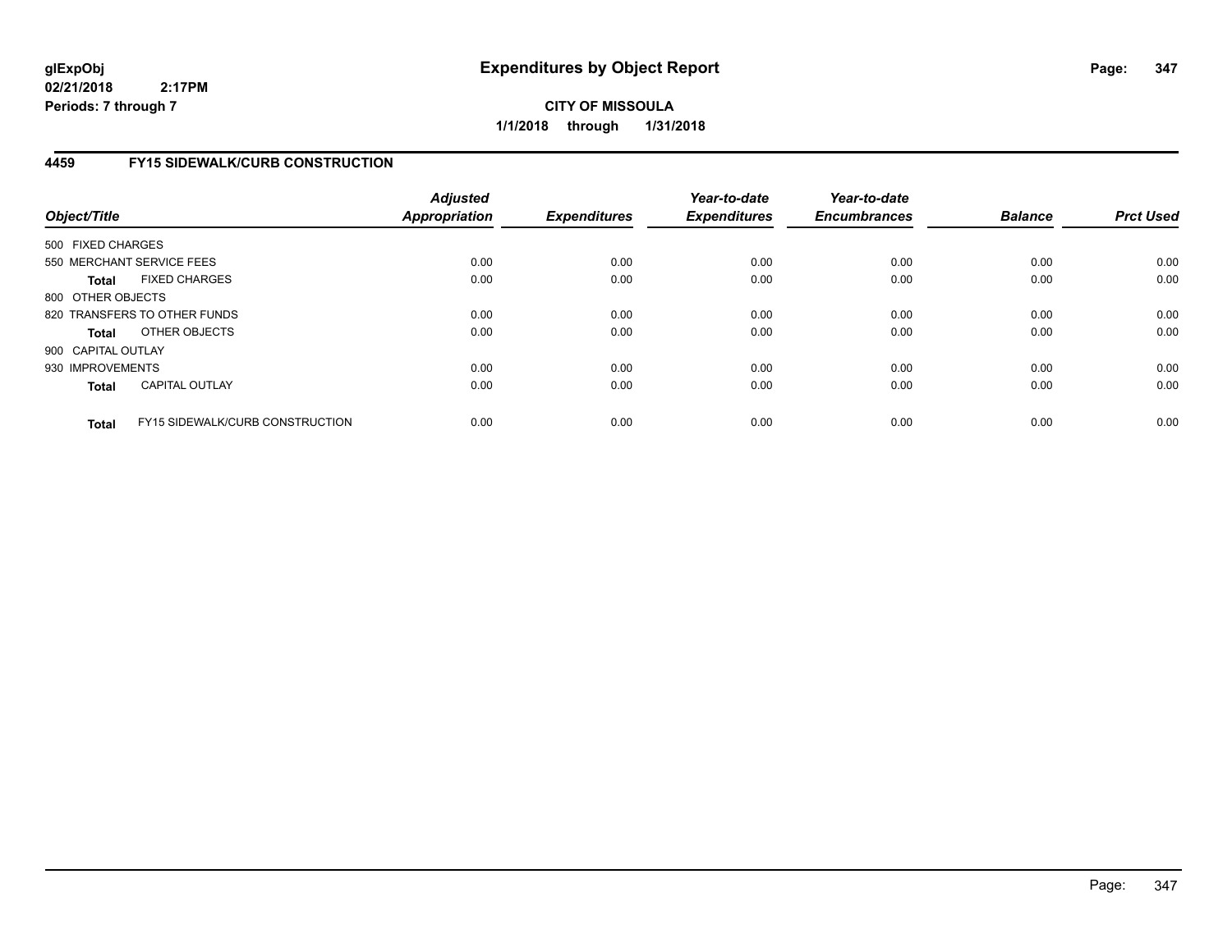# Expenditures by Object Report

glExpObj
02/21/2018 2:17PM
Periods: 7 through 7

**CITY OF MISSOULA**
**1/1/2018 through 1/31/2018**

## 4459 FY15 SIDEWALK/CURB CONSTRUCTION

| Object/Title | | Adjusted Appropriation | Expenditures | Year-to-date Expenditures | Year-to-date Encumbrances | Balance | Prct Used |
|---|---|---|---|---|---|---|---|
| 500 FIXED CHARGES | | | | | | | |
| 550 MERCHANT SERVICE FEES | | 0.00 | 0.00 | 0.00 | 0.00 | 0.00 | 0.00 |
| **Total** | FIXED CHARGES | 0.00 | 0.00 | 0.00 | 0.00 | 0.00 | 0.00 |
| 800 OTHER OBJECTS | | | | | | | |
| 820 TRANSFERS TO OTHER FUNDS | | 0.00 | 0.00 | 0.00 | 0.00 | 0.00 | 0.00 |
| **Total** | OTHER OBJECTS | 0.00 | 0.00 | 0.00 | 0.00 | 0.00 | 0.00 |
| 900 CAPITAL OUTLAY | | | | | | | |
| 930 IMPROVEMENTS | | 0.00 | 0.00 | 0.00 | 0.00 | 0.00 | 0.00 |
| **Total** | CAPITAL OUTLAY | 0.00 | 0.00 | 0.00 | 0.00 | 0.00 | 0.00 |
| **Total** | FY15 SIDEWALK/CURB CONSTRUCTION | 0.00 | 0.00 | 0.00 | 0.00 | 0.00 | 0.00 |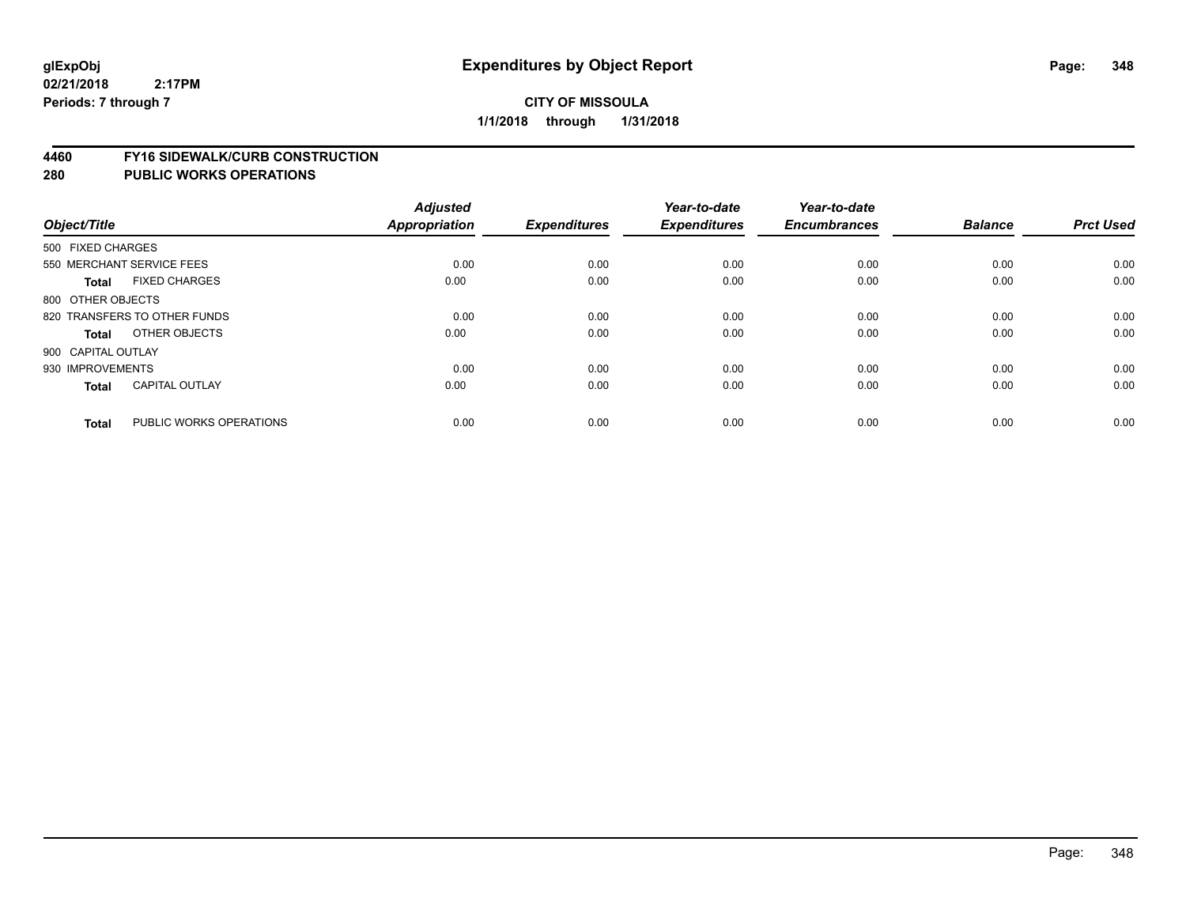# Expenditures by Object Report

glExpObj
02/21/2018 2:17PM
Periods: 7 through 7

**CITY OF MISSOULA**
**1/1/2018 through 1/31/2018**

## 4460 FY16 SIDEWALK/CURB CONSTRUCTION
## 280 PUBLIC WORKS OPERATIONS

| Object/Title | Adjusted Appropriation | Expenditures | Year-to-date Expenditures | Year-to-date Encumbrances | Balance | Prct Used |
|---|---|---|---|---|---|---|
| 500 FIXED CHARGES | | | | | | |
| 550 MERCHANT SERVICE FEES | 0.00 | 0.00 | 0.00 | 0.00 | 0.00 | 0.00 |
| **Total** FIXED CHARGES | 0.00 | 0.00 | 0.00 | 0.00 | 0.00 | 0.00 |
| 800 OTHER OBJECTS | | | | | | |
| 820 TRANSFERS TO OTHER FUNDS | 0.00 | 0.00 | 0.00 | 0.00 | 0.00 | 0.00 |
| **Total** OTHER OBJECTS | 0.00 | 0.00 | 0.00 | 0.00 | 0.00 | 0.00 |
| 900 CAPITAL OUTLAY | | | | | | |
| 930 IMPROVEMENTS | 0.00 | 0.00 | 0.00 | 0.00 | 0.00 | 0.00 |
| **Total** CAPITAL OUTLAY | 0.00 | 0.00 | 0.00 | 0.00 | 0.00 | 0.00 |
| **Total** PUBLIC WORKS OPERATIONS | 0.00 | 0.00 | 0.00 | 0.00 | 0.00 | 0.00 |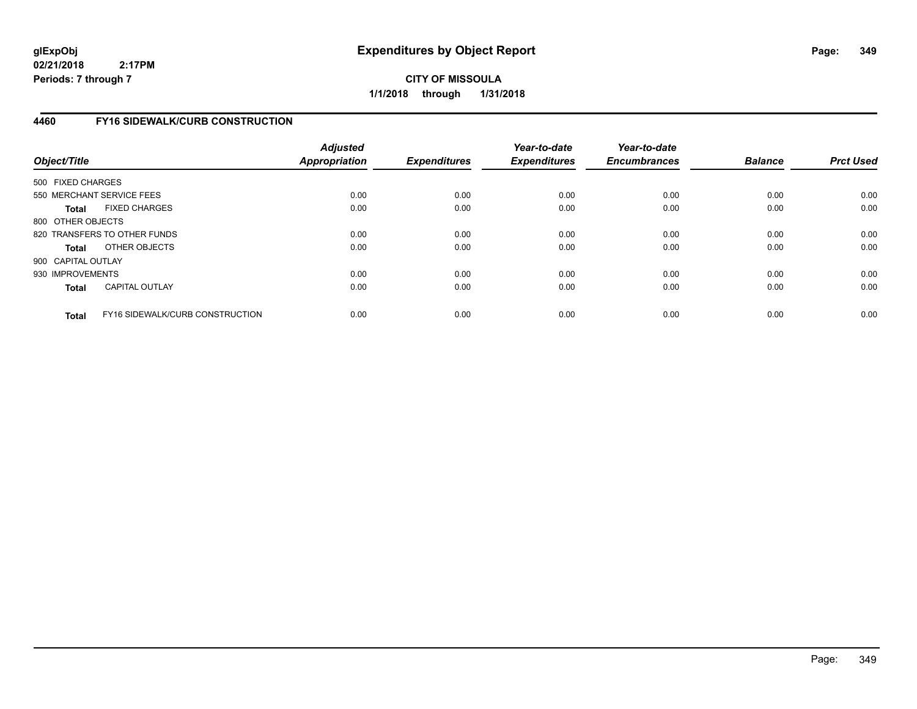# Expenditures by Object Report

glExpObj
02/21/2018 2:17PM
Periods: 7 through 7

**CITY OF MISSOULA**

**1/1/2018 through 1/31/2018**

## 4460 FY16 SIDEWALK/CURB CONSTRUCTION

| Object/Title | | Adjusted Appropriation | Expenditures | Year-to-date Expenditures | Year-to-date Encumbrances | Balance | Prct Used |
|---|---|---|---|---|---|---|---|
| 500 FIXED CHARGES | | | | | | | |
| 550 MERCHANT SERVICE FEES | | 0.00 | 0.00 | 0.00 | 0.00 | 0.00 | 0.00 |
| **Total** | FIXED CHARGES | 0.00 | 0.00 | 0.00 | 0.00 | 0.00 | 0.00 |
| 800 OTHER OBJECTS | | | | | | | |
| 820 TRANSFERS TO OTHER FUNDS | | 0.00 | 0.00 | 0.00 | 0.00 | 0.00 | 0.00 |
| **Total** | OTHER OBJECTS | 0.00 | 0.00 | 0.00 | 0.00 | 0.00 | 0.00 |
| 900 CAPITAL OUTLAY | | | | | | | |
| 930 IMPROVEMENTS | | 0.00 | 0.00 | 0.00 | 0.00 | 0.00 | 0.00 |
| **Total** | CAPITAL OUTLAY | 0.00 | 0.00 | 0.00 | 0.00 | 0.00 | 0.00 |
| **Total** | FY16 SIDEWALK/CURB CONSTRUCTION | 0.00 | 0.00 | 0.00 | 0.00 | 0.00 | 0.00 |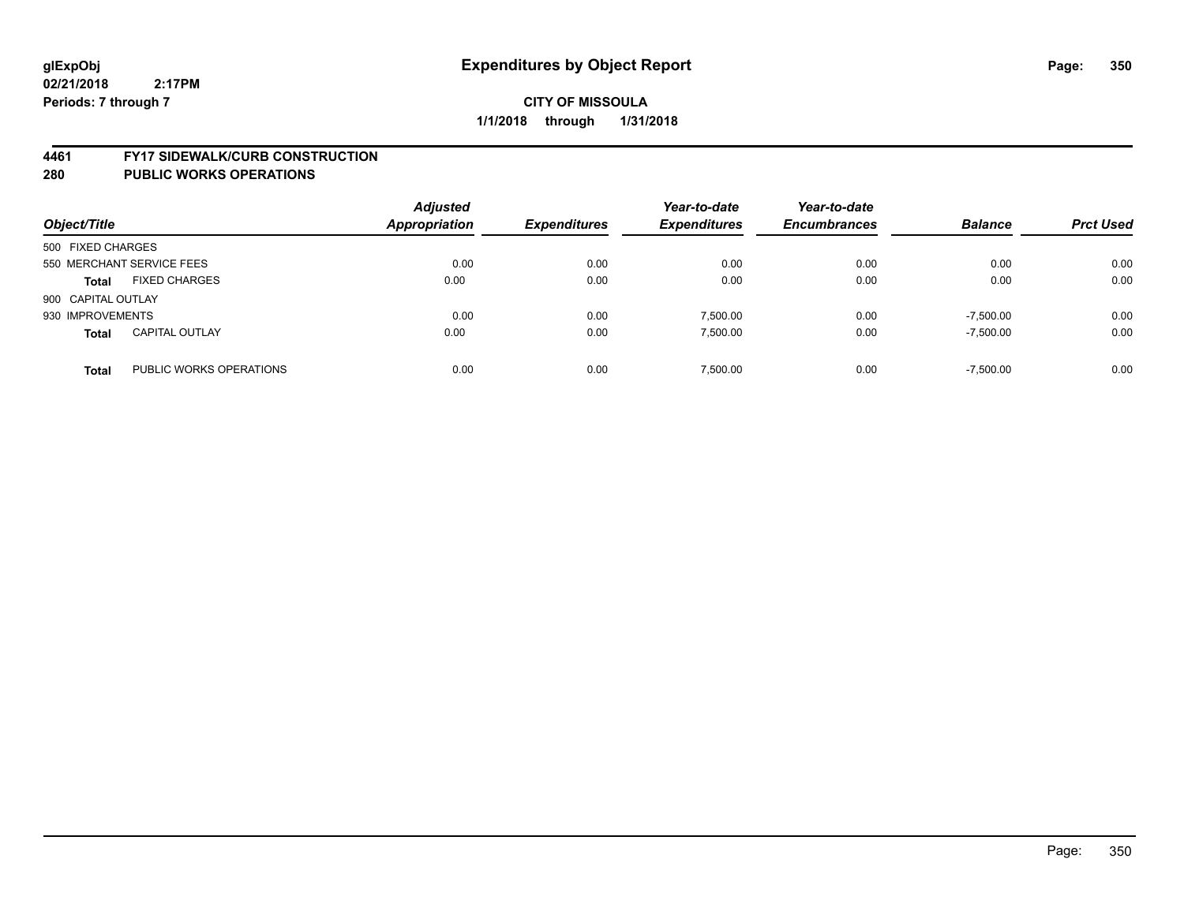glExpObj
02/21/2018 2:17PM
Periods: 7 through 7

# Expenditures by Object Report

**CITY OF MISSOULA**

**1/1/2018 through 1/31/2018**

## 4461 FY17 SIDEWALK/CURB CONSTRUCTION
## 280 PUBLIC WORKS OPERATIONS

| Object/Title | | Adjusted Appropriation | Expenditures | Year-to-date Expenditures | Year-to-date Encumbrances | Balance | Prct Used |
|---|---|---|---|---|---|---|---|
| 500 FIXED CHARGES | | | | | | | |
| 550 MERCHANT SERVICE FEES | | 0.00 | 0.00 | 0.00 | 0.00 | 0.00 | 0.00 |
| **Total** | FIXED CHARGES | 0.00 | 0.00 | 0.00 | 0.00 | 0.00 | 0.00 |
| 900 CAPITAL OUTLAY | | | | | | | |
| 930 IMPROVEMENTS | | 0.00 | 0.00 | 7,500.00 | 0.00 | -7,500.00 | 0.00 |
| **Total** | CAPITAL OUTLAY | 0.00 | 0.00 | 7,500.00 | 0.00 | -7,500.00 | 0.00 |
| **Total** | PUBLIC WORKS OPERATIONS | 0.00 | 0.00 | 7,500.00 | 0.00 | -7,500.00 | 0.00 |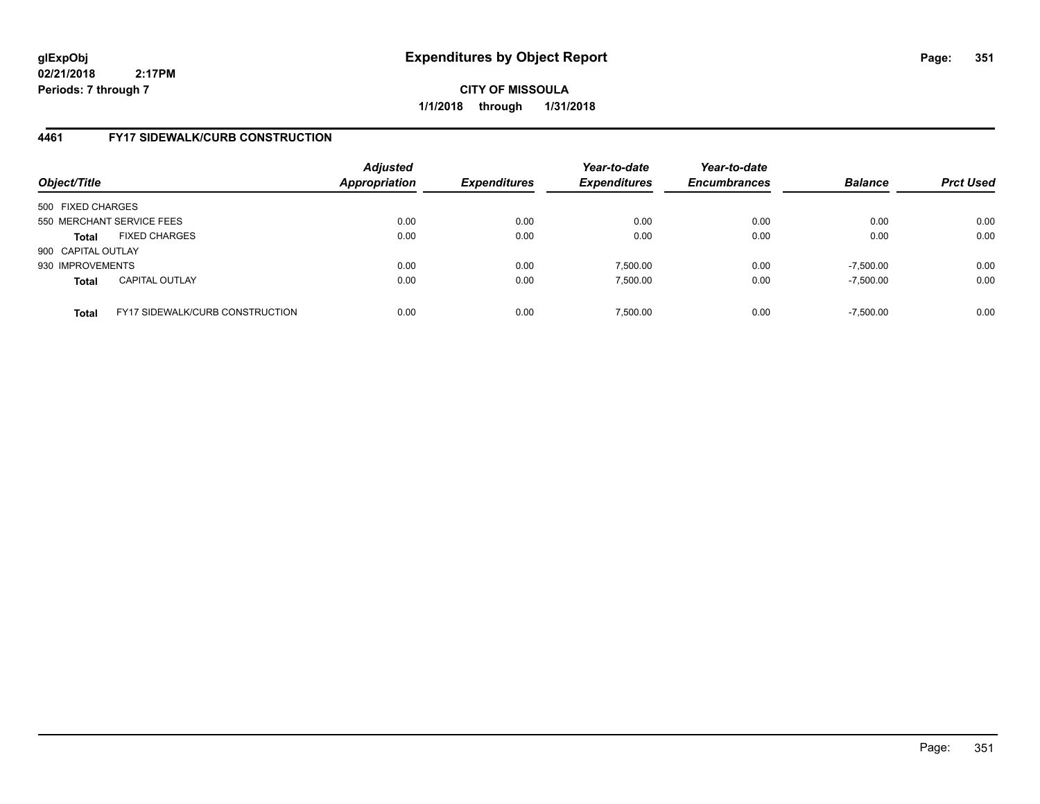**glExpObj**
**02/21/2018 2:17PM**
**Periods: 7 through 7**

# Expenditures by Object Report

**CITY OF MISSOULA**
**1/1/2018 through 1/31/2018**

## 4461 FY17 SIDEWALK/CURB CONSTRUCTION

| Object/Title | | *Adjusted Appropriation* | *Expenditures* | *Year-to-date Expenditures* | *Year-to-date Encumbrances* | *Balance* | *Prct Used* |
|---|---|---|---|---|---|---|---|
| 500 FIXED CHARGES | | | | | | | |
| 550 MERCHANT SERVICE FEES | | 0.00 | 0.00 | 0.00 | 0.00 | 0.00 | 0.00 |
| **Total** | FIXED CHARGES | 0.00 | 0.00 | 0.00 | 0.00 | 0.00 | 0.00 |
| 900 CAPITAL OUTLAY | | | | | | | |
| 930 IMPROVEMENTS | | 0.00 | 0.00 | 7,500.00 | 0.00 | -7,500.00 | 0.00 |
| **Total** | CAPITAL OUTLAY | 0.00 | 0.00 | 7,500.00 | 0.00 | -7,500.00 | 0.00 |
| **Total** | FY17 SIDEWALK/CURB CONSTRUCTION | 0.00 | 0.00 | 7,500.00 | 0.00 | -7,500.00 | 0.00 |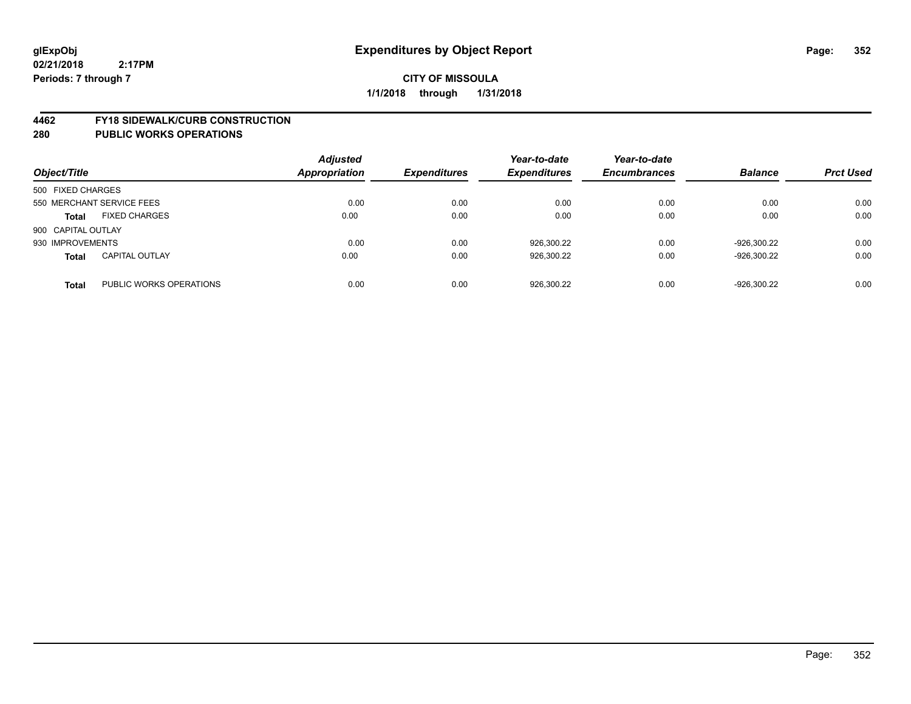**glExpObj**
**02/21/2018 2:17PM**
**Periods: 7 through 7**

# Expenditures by Object Report

**CITY OF MISSOULA**
**1/1/2018 through 1/31/2018**

## 4462 FY18 SIDEWALK/CURB CONSTRUCTION
## 280 PUBLIC WORKS OPERATIONS

| Object/Title | Adjusted Appropriation | Expenditures | Year-to-date Expenditures | Year-to-date Encumbrances | Balance | Prct Used |
|---|---|---|---|---|---|---|
| 500 FIXED CHARGES | | | | | | |
| 550 MERCHANT SERVICE FEES | 0.00 | 0.00 | 0.00 | 0.00 | 0.00 | 0.00 |
| **Total** FIXED CHARGES | 0.00 | 0.00 | 0.00 | 0.00 | 0.00 | 0.00 |
| 900 CAPITAL OUTLAY | | | | | | |
| 930 IMPROVEMENTS | 0.00 | 0.00 | 926,300.22 | 0.00 | -926,300.22 | 0.00 |
| **Total** CAPITAL OUTLAY | 0.00 | 0.00 | 926,300.22 | 0.00 | -926,300.22 | 0.00 |
| **Total** PUBLIC WORKS OPERATIONS | 0.00 | 0.00 | 926,300.22 | 0.00 | -926,300.22 | 0.00 |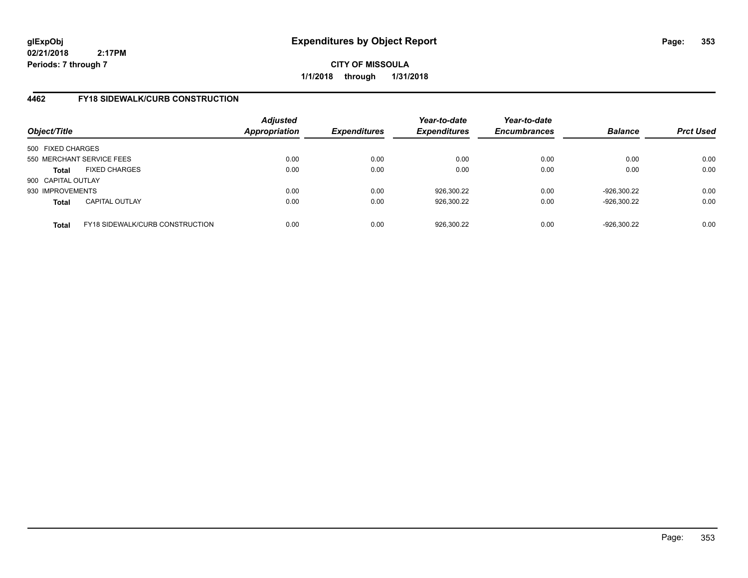# Expenditures by Object Report

**CITY OF MISSOULA**

**1/1/2018 through 1/31/2018**

glExpObj
02/21/2018 2:17PM
Periods: 7 through 7

## 4462 FY18 SIDEWALK/CURB CONSTRUCTION

| Object/Title | | Adjusted Appropriation | Expenditures | Year-to-date Expenditures | Year-to-date Encumbrances | Balance | Prct Used |
|---|---|---|---|---|---|---|---|
| 500 FIXED CHARGES | | | | | | | |
| 550 MERCHANT SERVICE FEES | | 0.00 | 0.00 | 0.00 | 0.00 | 0.00 | 0.00 |
| **Total** | FIXED CHARGES | 0.00 | 0.00 | 0.00 | 0.00 | 0.00 | 0.00 |
| 900 CAPITAL OUTLAY | | | | | | | |
| 930 IMPROVEMENTS | | 0.00 | 0.00 | 926,300.22 | 0.00 | -926,300.22 | 0.00 |
| **Total** | CAPITAL OUTLAY | 0.00 | 0.00 | 926,300.22 | 0.00 | -926,300.22 | 0.00 |
| **Total** | FY18 SIDEWALK/CURB CONSTRUCTION | 0.00 | 0.00 | 926,300.22 | 0.00 | -926,300.22 | 0.00 |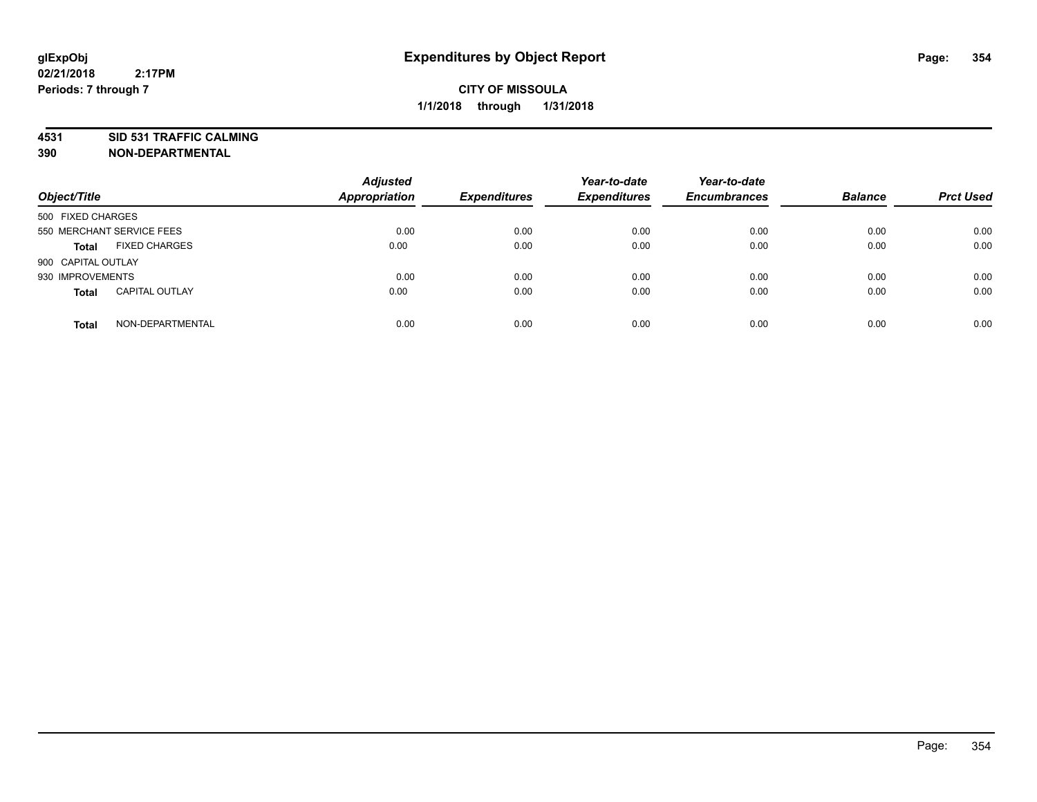# Expenditures by Object Report

glExpObj
02/21/2018 2:17PM
Periods: 7 through 7

**CITY OF MISSOULA**
**1/1/2018 through 1/31/2018**

**4531 SID 531 TRAFFIC CALMING**
**390 NON-DEPARTMENTAL**

| Object/Title | Adjusted Appropriation | Expenditures | Year-to-date Expenditures | Year-to-date Encumbrances | Balance | Prct Used |
|---|---|---|---|---|---|---|
| 500 FIXED CHARGES | | | | | | |
| 550 MERCHANT SERVICE FEES | 0.00 | 0.00 | 0.00 | 0.00 | 0.00 | 0.00 |
| **Total** FIXED CHARGES | 0.00 | 0.00 | 0.00 | 0.00 | 0.00 | 0.00 |
| 900 CAPITAL OUTLAY | | | | | | |
| 930 IMPROVEMENTS | 0.00 | 0.00 | 0.00 | 0.00 | 0.00 | 0.00 |
| **Total** CAPITAL OUTLAY | 0.00 | 0.00 | 0.00 | 0.00 | 0.00 | 0.00 |
| **Total** NON-DEPARTMENTAL | 0.00 | 0.00 | 0.00 | 0.00 | 0.00 | 0.00 |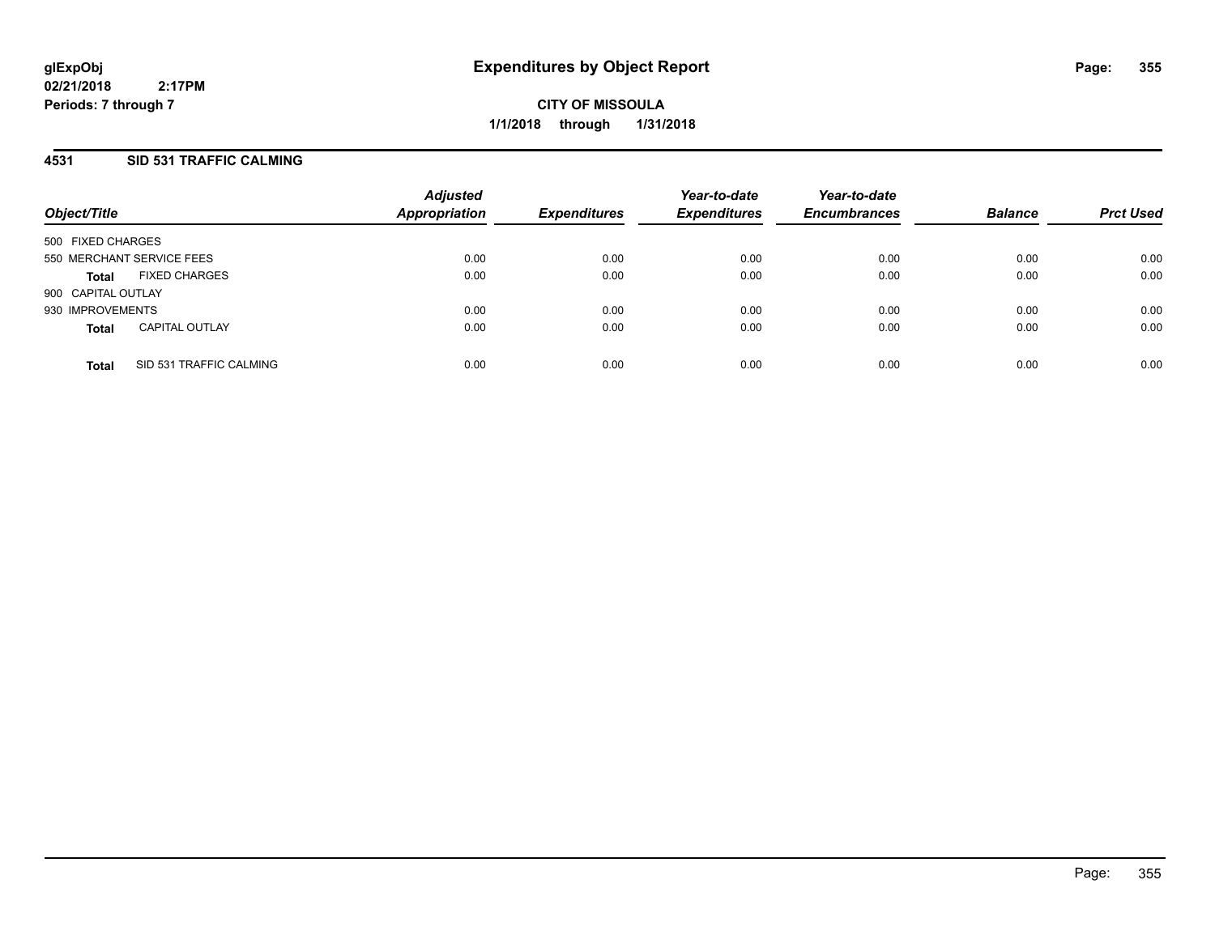**glExpObj**
**02/21/2018 2:17PM**
**Periods: 7 through 7**

# Expenditures by Object Report

**CITY OF MISSOULA**
**1/1/2018 through 1/31/2018**

## 4531 SID 531 TRAFFIC CALMING

| Object/Title | Adjusted Appropriation | Expenditures | Year-to-date Expenditures | Year-to-date Encumbrances | Balance | Prct Used |
|---|---|---|---|---|---|---|
| 500 FIXED CHARGES | | | | | | |
| 550 MERCHANT SERVICE FEES | 0.00 | 0.00 | 0.00 | 0.00 | 0.00 | 0.00 |
| **Total** FIXED CHARGES | 0.00 | 0.00 | 0.00 | 0.00 | 0.00 | 0.00 |
| 900 CAPITAL OUTLAY | | | | | | |
| 930 IMPROVEMENTS | 0.00 | 0.00 | 0.00 | 0.00 | 0.00 | 0.00 |
| **Total** CAPITAL OUTLAY | 0.00 | 0.00 | 0.00 | 0.00 | 0.00 | 0.00 |
| **Total** SID 531 TRAFFIC CALMING | 0.00 | 0.00 | 0.00 | 0.00 | 0.00 | 0.00 |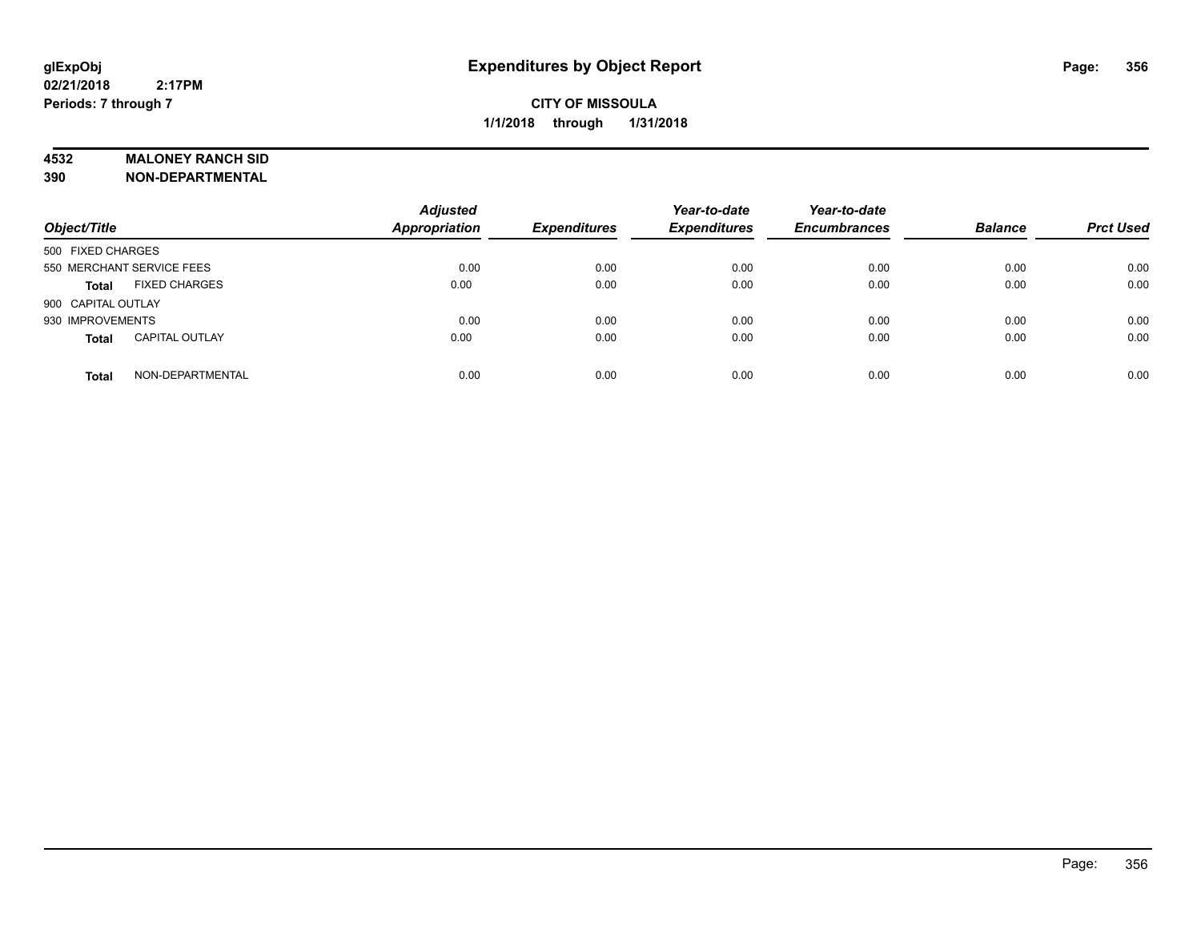**glExpObj**
**02/21/2018 2:17PM**
**Periods: 7 through 7**

# Expenditures by Object Report

**CITY OF MISSOULA**
**1/1/2018 through 1/31/2018**

**4532 MALONEY RANCH SID**
**390 NON-DEPARTMENTAL**

| Object/Title | Adjusted Appropriation | Expenditures | Year-to-date Expenditures | Year-to-date Encumbrances | Balance | Prct Used |
|---|---|---|---|---|---|---|
| 500 FIXED CHARGES | | | | | | |
| 550 MERCHANT SERVICE FEES | 0.00 | 0.00 | 0.00 | 0.00 | 0.00 | 0.00 |
| **Total** FIXED CHARGES | 0.00 | 0.00 | 0.00 | 0.00 | 0.00 | 0.00 |
| 900 CAPITAL OUTLAY | | | | | | |
| 930 IMPROVEMENTS | 0.00 | 0.00 | 0.00 | 0.00 | 0.00 | 0.00 |
| **Total** CAPITAL OUTLAY | 0.00 | 0.00 | 0.00 | 0.00 | 0.00 | 0.00 |
| **Total** NON-DEPARTMENTAL | 0.00 | 0.00 | 0.00 | 0.00 | 0.00 | 0.00 |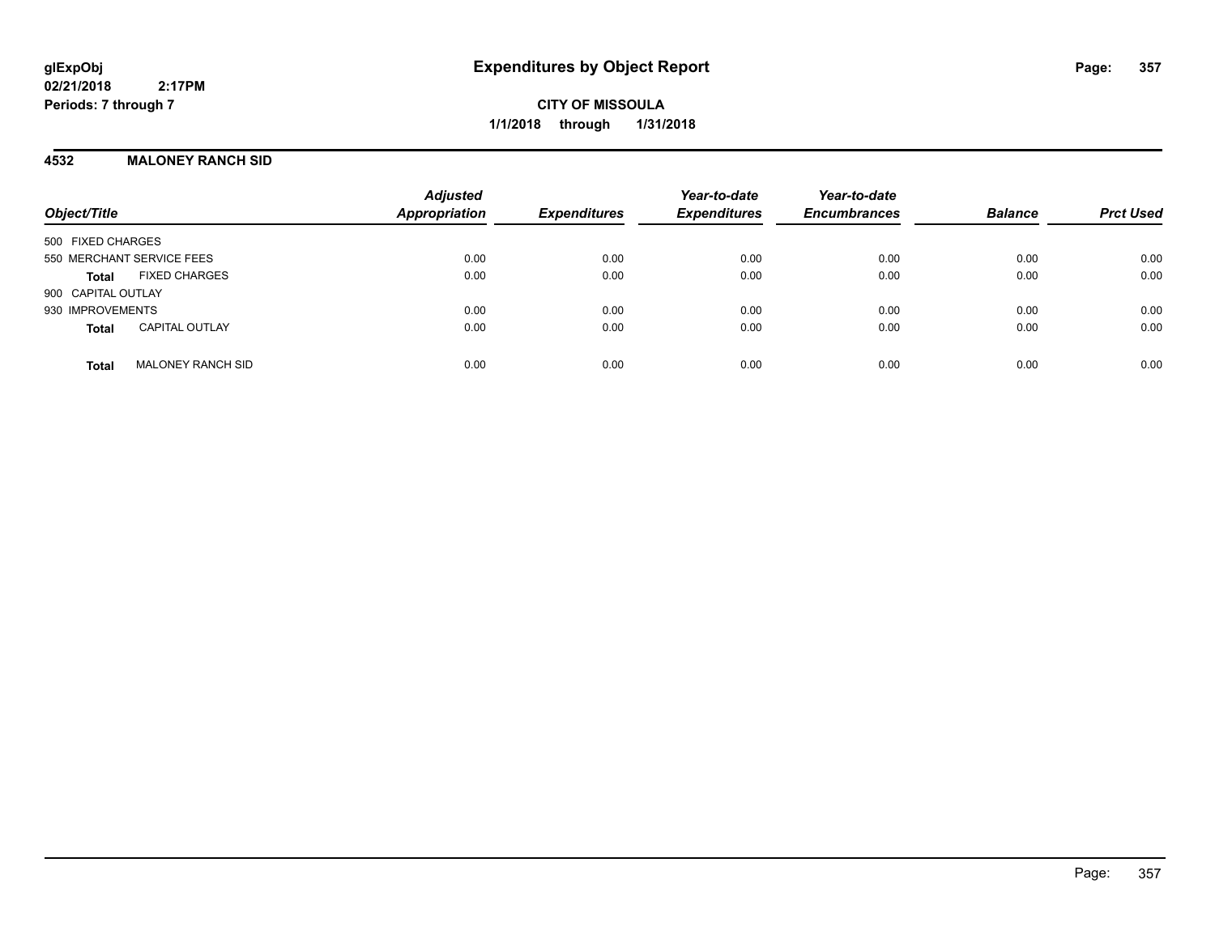**glExpObj**
**02/21/2018 2:17PM**
**Periods: 7 through 7**

# Expenditures by Object Report

**CITY OF MISSOULA**
**1/1/2018 through 1/31/2018**

## 4532 MALONEY RANCH SID

| Object/Title | Adjusted Appropriation | Expenditures | Year-to-date Expenditures | Year-to-date Encumbrances | Balance | Prct Used |
|---|---|---|---|---|---|---|
| 500 FIXED CHARGES | | | | | | |
| 550 MERCHANT SERVICE FEES | 0.00 | 0.00 | 0.00 | 0.00 | 0.00 | 0.00 |
| **Total** FIXED CHARGES | 0.00 | 0.00 | 0.00 | 0.00 | 0.00 | 0.00 |
| 900 CAPITAL OUTLAY | | | | | | |
| 930 IMPROVEMENTS | 0.00 | 0.00 | 0.00 | 0.00 | 0.00 | 0.00 |
| **Total** CAPITAL OUTLAY | 0.00 | 0.00 | 0.00 | 0.00 | 0.00 | 0.00 |
| **Total** MALONEY RANCH SID | 0.00 | 0.00 | 0.00 | 0.00 | 0.00 | 0.00 |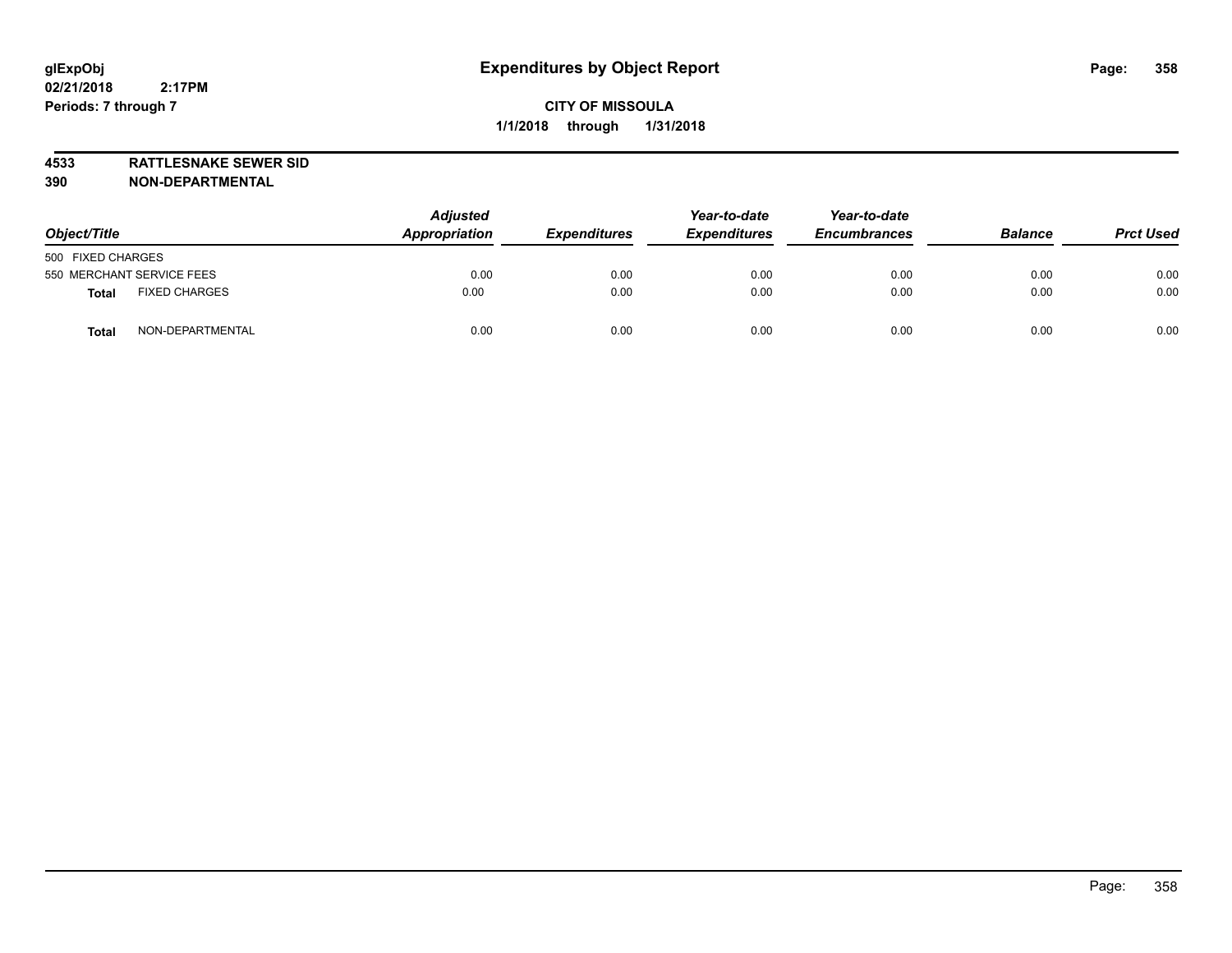**glExpObj** **Expenditures by Object Report**

**02/21/2018 2:17PM**

**Periods: 7 through 7**

**CITY OF MISSOULA**

**1/1/2018 through 1/31/2018**

**4533 RATTLESNAKE SEWER SID**

**390 NON-DEPARTMENTAL**

| Object/Title | | Adjusted Appropriation | Expenditures | Year-to-date Expenditures | Year-to-date Encumbrances | Balance | Prct Used |
|---|---|---|---|---|---|---|---|
| 500 FIXED CHARGES | | | | | | | |
| 550 MERCHANT SERVICE FEES | | 0.00 | 0.00 | 0.00 | 0.00 | 0.00 | 0.00 |
| **Total** | FIXED CHARGES | 0.00 | 0.00 | 0.00 | 0.00 | 0.00 | 0.00 |
| **Total** | NON-DEPARTMENTAL | 0.00 | 0.00 | 0.00 | 0.00 | 0.00 | 0.00 |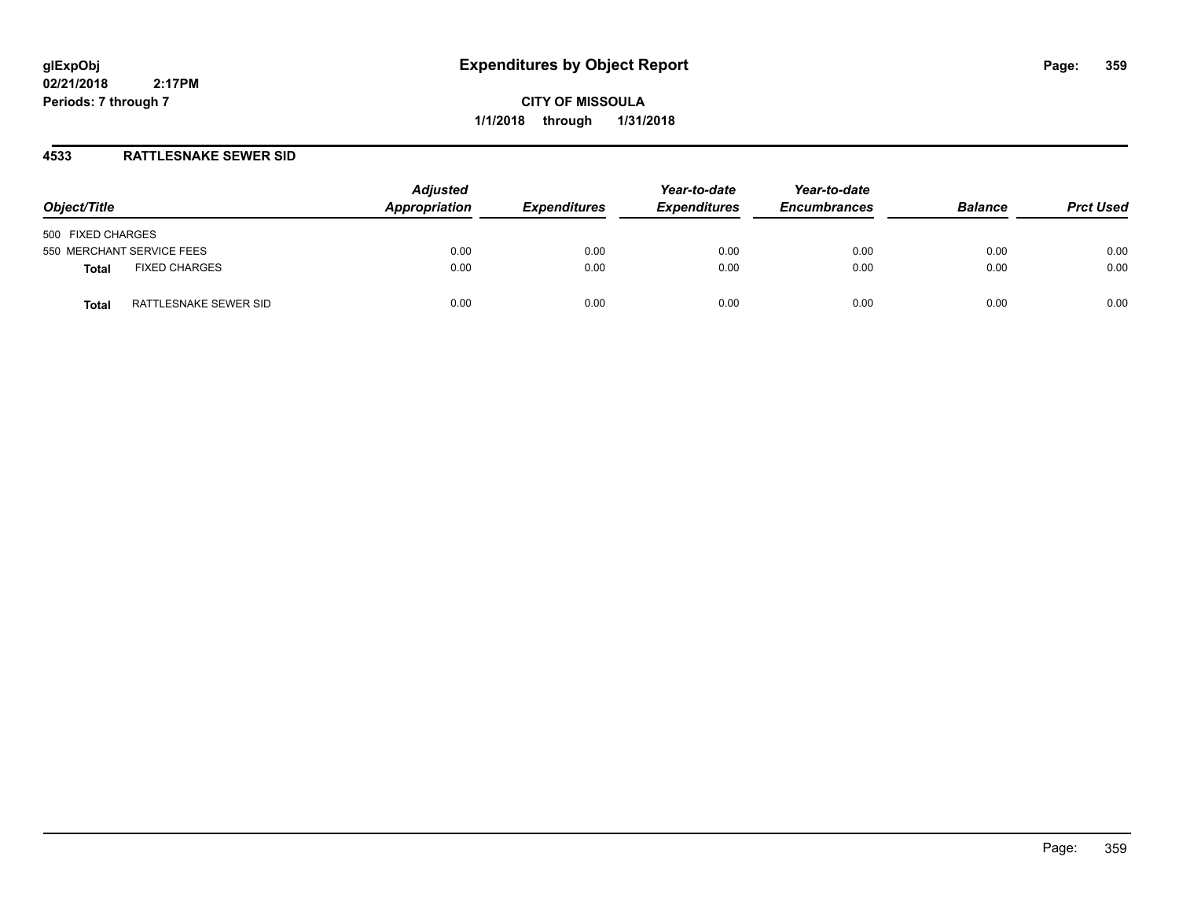glExpObj
02/21/2018 2:17PM
Periods: 7 through 7

# Expenditures by Object Report

**CITY OF MISSOULA**
**1/1/2018 through 1/31/2018**

## 4533 RATTLESNAKE SEWER SID

| Object/Title | | Adjusted Appropriation | Expenditures | Year-to-date Expenditures | Year-to-date Encumbrances | Balance | Prct Used |
|---|---|---|---|---|---|---|---|
| 500 FIXED CHARGES | | | | | | | |
| 550 MERCHANT SERVICE FEES | | 0.00 | 0.00 | 0.00 | 0.00 | 0.00 | 0.00 |
| **Total** | FIXED CHARGES | 0.00 | 0.00 | 0.00 | 0.00 | 0.00 | 0.00 |
| **Total** | RATTLESNAKE SEWER SID | 0.00 | 0.00 | 0.00 | 0.00 | 0.00 | 0.00 |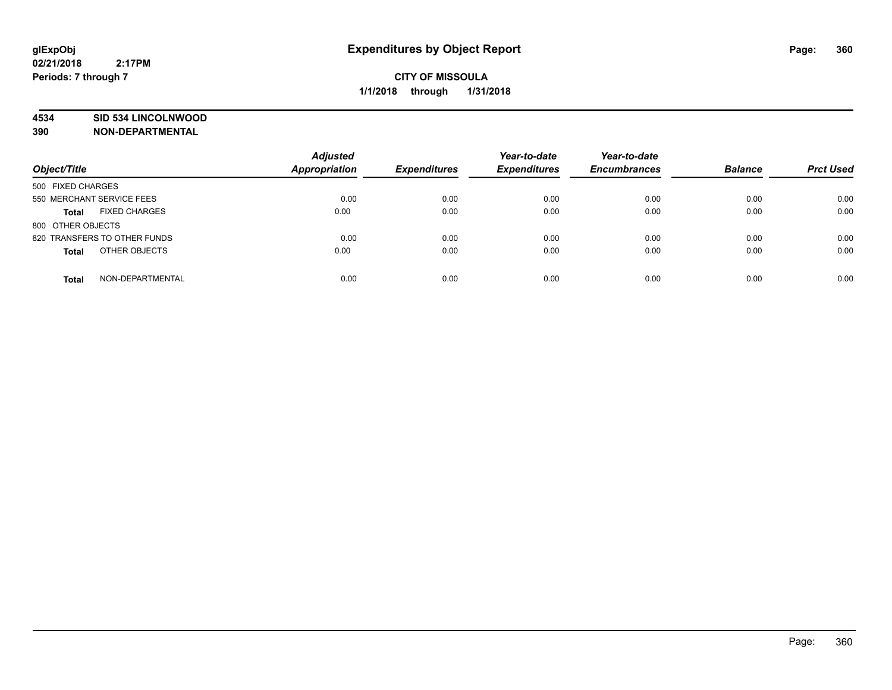**glExpObj**
**02/21/2018 2:17PM**
**Periods: 7 through 7**

# Expenditures by Object Report

**CITY OF MISSOULA**
**1/1/2018 through 1/31/2018**

**4534 SID 534 LINCOLNWOOD**
**390 NON-DEPARTMENTAL**

| Object/Title | Adjusted Appropriation | Expenditures | Year-to-date Expenditures | Year-to-date Encumbrances | Balance | Prct Used |
|---|---|---|---|---|---|---|
| 500 FIXED CHARGES | | | | | | |
| 550 MERCHANT SERVICE FEES | 0.00 | 0.00 | 0.00 | 0.00 | 0.00 | 0.00 |
| **Total** FIXED CHARGES | 0.00 | 0.00 | 0.00 | 0.00 | 0.00 | 0.00 |
| 800 OTHER OBJECTS | | | | | | |
| 820 TRANSFERS TO OTHER FUNDS | 0.00 | 0.00 | 0.00 | 0.00 | 0.00 | 0.00 |
| **Total** OTHER OBJECTS | 0.00 | 0.00 | 0.00 | 0.00 | 0.00 | 0.00 |
| **Total** NON-DEPARTMENTAL | 0.00 | 0.00 | 0.00 | 0.00 | 0.00 | 0.00 |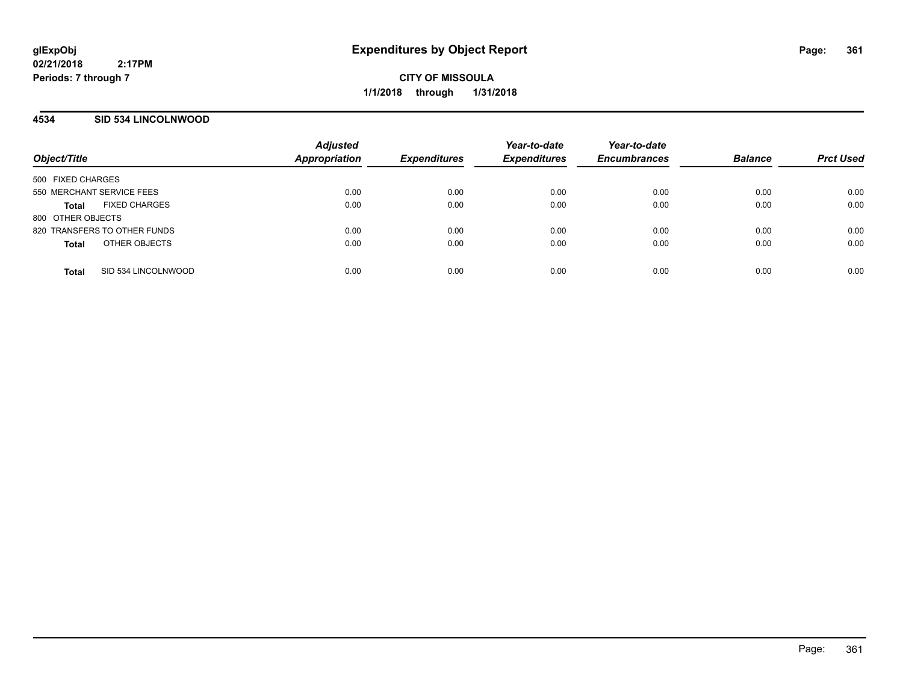glExpObj
02/21/2018 2:17PM
Periods: 7 through 7

# Expenditures by Object Report

**CITY OF MISSOULA**
**1/1/2018 through 1/31/2018**

## 4534 SID 534 LINCOLNWOOD

| Object/Title | Adjusted Appropriation | Expenditures | Year-to-date Expenditures | Year-to-date Encumbrances | Balance | Prct Used |
|---|---|---|---|---|---|---|
| 500 FIXED CHARGES | | | | | | |
| 550 MERCHANT SERVICE FEES | 0.00 | 0.00 | 0.00 | 0.00 | 0.00 | 0.00 |
| **Total** FIXED CHARGES | 0.00 | 0.00 | 0.00 | 0.00 | 0.00 | 0.00 |
| 800 OTHER OBJECTS | | | | | | |
| 820 TRANSFERS TO OTHER FUNDS | 0.00 | 0.00 | 0.00 | 0.00 | 0.00 | 0.00 |
| **Total** OTHER OBJECTS | 0.00 | 0.00 | 0.00 | 0.00 | 0.00 | 0.00 |
| **Total** SID 534 LINCOLNWOOD | 0.00 | 0.00 | 0.00 | 0.00 | 0.00 | 0.00 |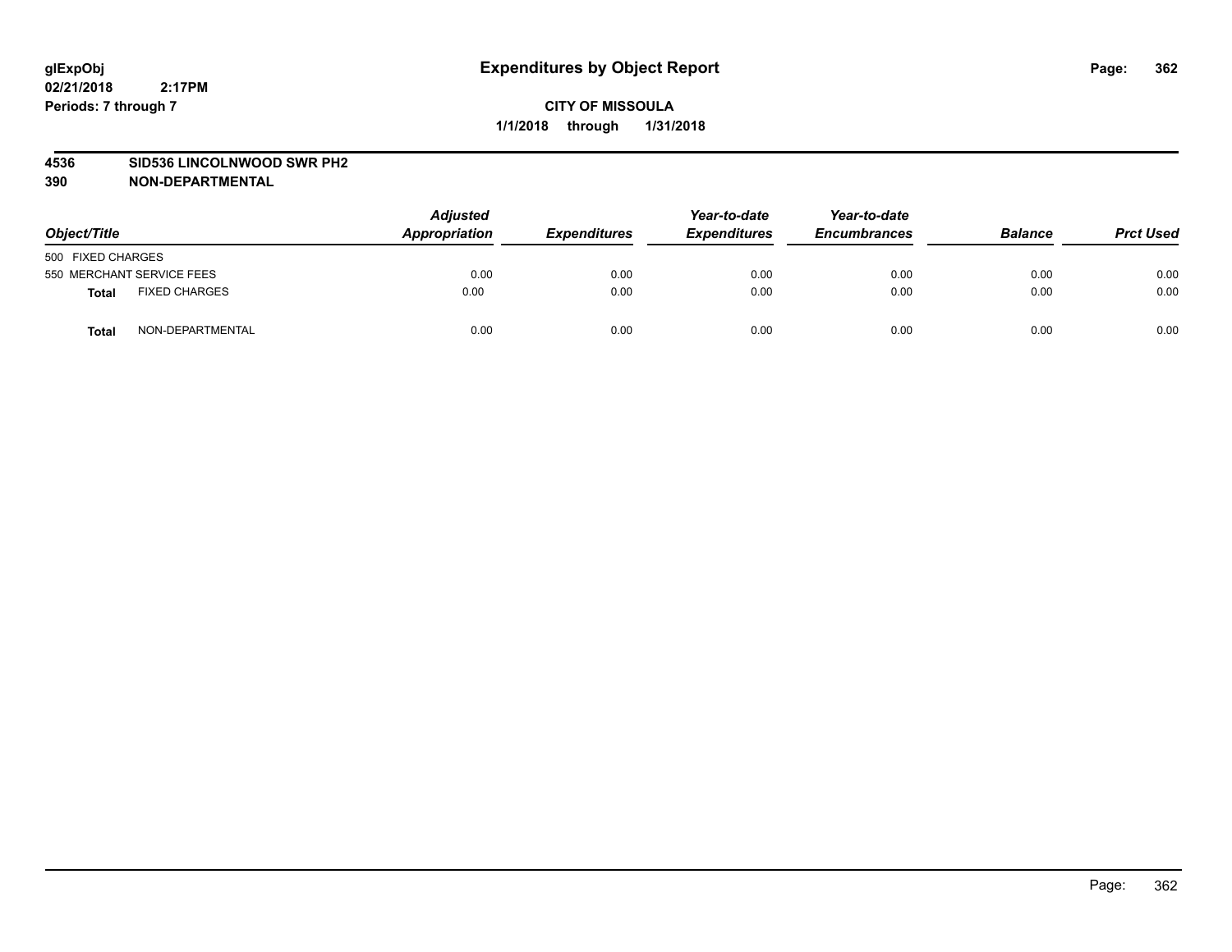# Expenditures by Object Report

glExpObj
02/21/2018 2:17PM
Periods: 7 through 7

**CITY OF MISSOULA**
**1/1/2018 through 1/31/2018**

**4536 SID536 LINCOLNWOOD SWR PH2**
**390 NON-DEPARTMENTAL**

| Object/Title | | Adjusted Appropriation | Expenditures | Year-to-date Expenditures | Year-to-date Encumbrances | Balance | Prct Used |
|---|---|---|---|---|---|---|---|
| 500 FIXED CHARGES | | | | | | | |
| 550 MERCHANT SERVICE FEES | | 0.00 | 0.00 | 0.00 | 0.00 | 0.00 | 0.00 |
| **Total** | FIXED CHARGES | 0.00 | 0.00 | 0.00 | 0.00 | 0.00 | 0.00 |
| **Total** | NON-DEPARTMENTAL | 0.00 | 0.00 | 0.00 | 0.00 | 0.00 | 0.00 |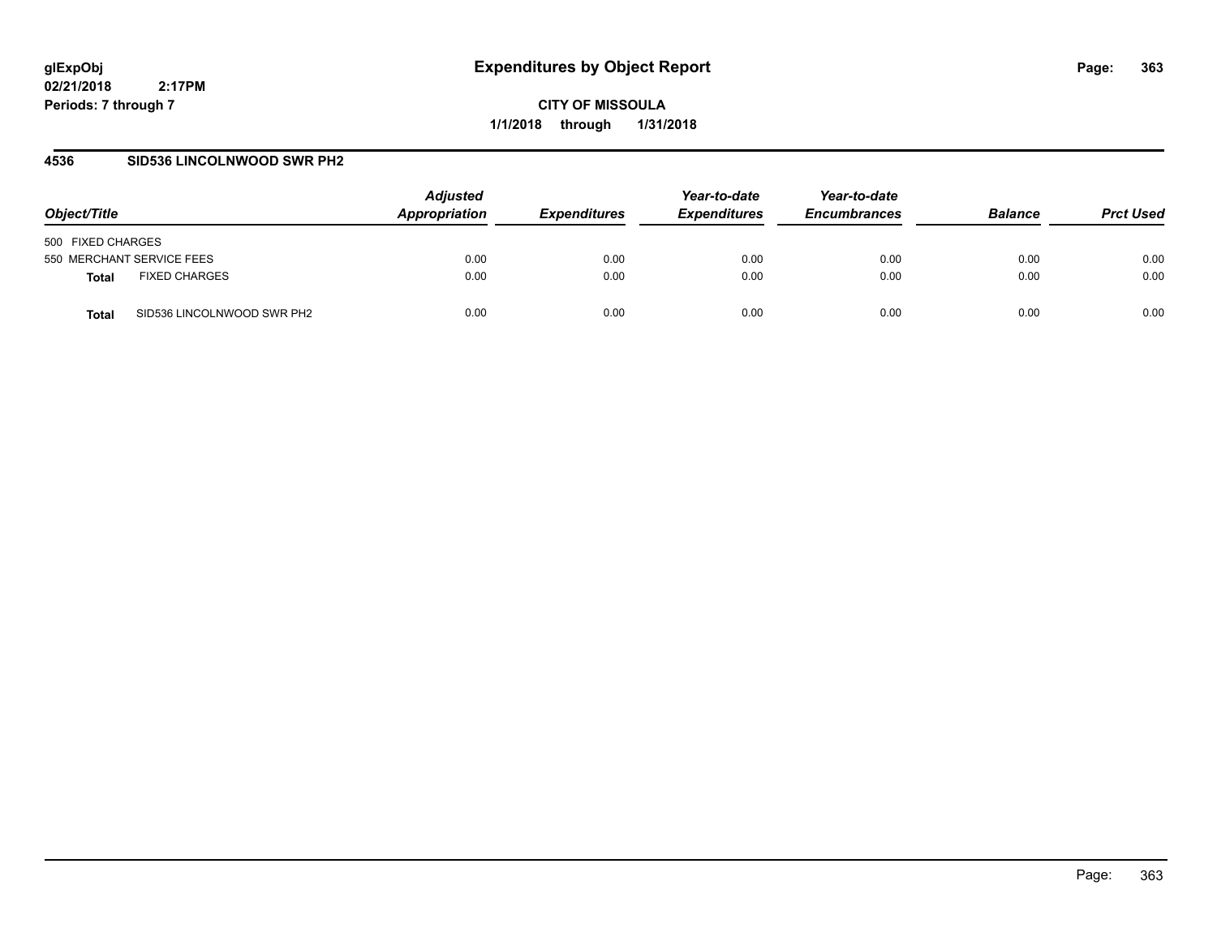# Expenditures by Object Report

glExpObj
02/21/2018 2:17PM
Periods: 7 through 7

**CITY OF MISSOULA**
**1/1/2018 through 1/31/2018**

## 4536 SID536 LINCOLNWOOD SWR PH2

| Object/Title | | Adjusted Appropriation | Expenditures | Year-to-date Expenditures | Year-to-date Encumbrances | Balance | Prct Used |
|---|---|---|---|---|---|---|---|
| 500 FIXED CHARGES | | | | | | | |
| 550 MERCHANT SERVICE FEES | | 0.00 | 0.00 | 0.00 | 0.00 | 0.00 | 0.00 |
| **Total** | FIXED CHARGES | 0.00 | 0.00 | 0.00 | 0.00 | 0.00 | 0.00 |
| **Total** | SID536 LINCOLNWOOD SWR PH2 | 0.00 | 0.00 | 0.00 | 0.00 | 0.00 | 0.00 |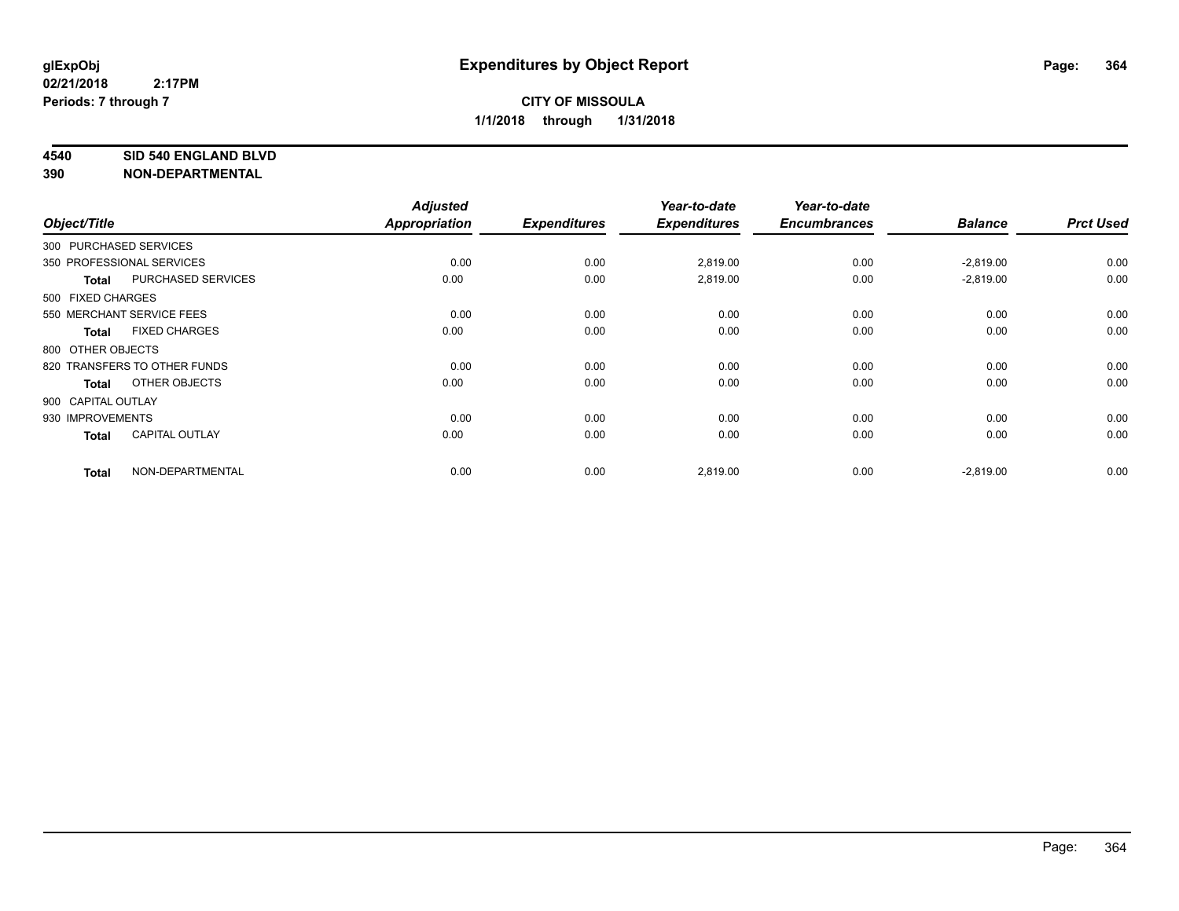# Expenditures by Object Report

glExpObj
02/21/2018 2:17PM
Periods: 7 through 7

**CITY OF MISSOULA**
**1/1/2018 through 1/31/2018**

**4540 SID 540 ENGLAND BLVD**
**390 NON-DEPARTMENTAL**

| Object/Title | | Adjusted Appropriation | Expenditures | Year-to-date Expenditures | Year-to-date Encumbrances | Balance | Prct Used |
|---|---|---|---|---|---|---|---|
| 300 PURCHASED SERVICES | | | | | | | |
| 350 PROFESSIONAL SERVICES | | 0.00 | 0.00 | 2,819.00 | 0.00 | -2,819.00 | 0.00 |
| **Total** | PURCHASED SERVICES | 0.00 | 0.00 | 2,819.00 | 0.00 | -2,819.00 | 0.00 |
| 500 FIXED CHARGES | | | | | | | |
| 550 MERCHANT SERVICE FEES | | 0.00 | 0.00 | 0.00 | 0.00 | 0.00 | 0.00 |
| **Total** | FIXED CHARGES | 0.00 | 0.00 | 0.00 | 0.00 | 0.00 | 0.00 |
| 800 OTHER OBJECTS | | | | | | | |
| 820 TRANSFERS TO OTHER FUNDS | | 0.00 | 0.00 | 0.00 | 0.00 | 0.00 | 0.00 |
| **Total** | OTHER OBJECTS | 0.00 | 0.00 | 0.00 | 0.00 | 0.00 | 0.00 |
| 900 CAPITAL OUTLAY | | | | | | | |
| 930 IMPROVEMENTS | | 0.00 | 0.00 | 0.00 | 0.00 | 0.00 | 0.00 |
| **Total** | CAPITAL OUTLAY | 0.00 | 0.00 | 0.00 | 0.00 | 0.00 | 0.00 |
| **Total** | NON-DEPARTMENTAL | 0.00 | 0.00 | 2,819.00 | 0.00 | -2,819.00 | 0.00 |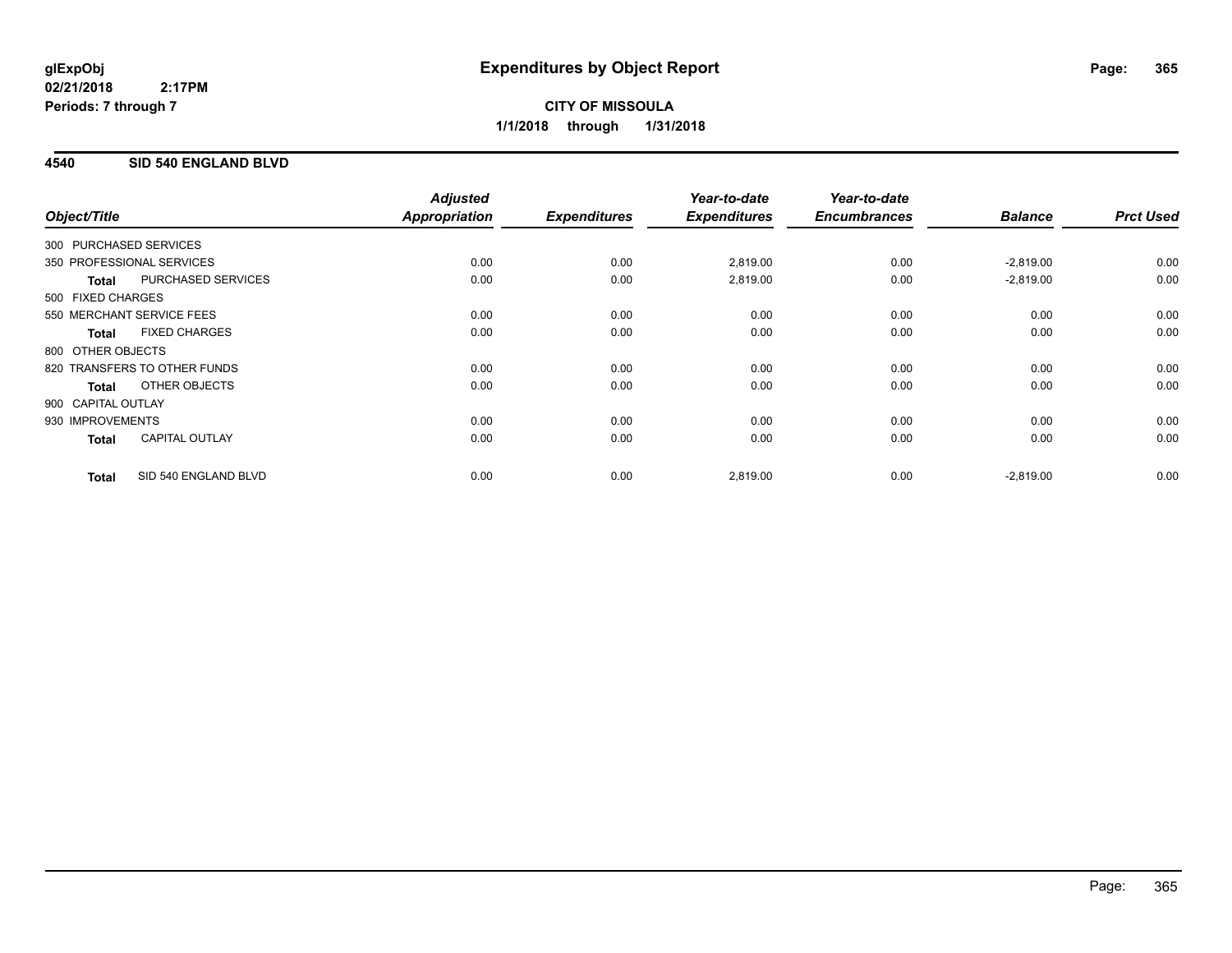**glExpObj**
**02/21/2018 2:17PM**
**Periods: 7 through 7**

# Expenditures by Object Report

**CITY OF MISSOULA**
**1/1/2018 through 1/31/2018**

## 4540 SID 540 ENGLAND BLVD

| Object/Title | | Adjusted Appropriation | Expenditures | Year-to-date Expenditures | Year-to-date Encumbrances | Balance | Prct Used |
|---|---|---|---|---|---|---|---|
| 300 PURCHASED SERVICES | | | | | | | |
| 350 PROFESSIONAL SERVICES | | 0.00 | 0.00 | 2,819.00 | 0.00 | -2,819.00 | 0.00 |
| **Total** | PURCHASED SERVICES | 0.00 | 0.00 | 2,819.00 | 0.00 | -2,819.00 | 0.00 |
| 500 FIXED CHARGES | | | | | | | |
| 550 MERCHANT SERVICE FEES | | 0.00 | 0.00 | 0.00 | 0.00 | 0.00 | 0.00 |
| **Total** | FIXED CHARGES | 0.00 | 0.00 | 0.00 | 0.00 | 0.00 | 0.00 |
| 800 OTHER OBJECTS | | | | | | | |
| 820 TRANSFERS TO OTHER FUNDS | | 0.00 | 0.00 | 0.00 | 0.00 | 0.00 | 0.00 |
| **Total** | OTHER OBJECTS | 0.00 | 0.00 | 0.00 | 0.00 | 0.00 | 0.00 |
| 900 CAPITAL OUTLAY | | | | | | | |
| 930 IMPROVEMENTS | | 0.00 | 0.00 | 0.00 | 0.00 | 0.00 | 0.00 |
| **Total** | CAPITAL OUTLAY | 0.00 | 0.00 | 0.00 | 0.00 | 0.00 | 0.00 |
| **Total** | SID 540 ENGLAND BLVD | 0.00 | 0.00 | 2,819.00 | 0.00 | -2,819.00 | 0.00 |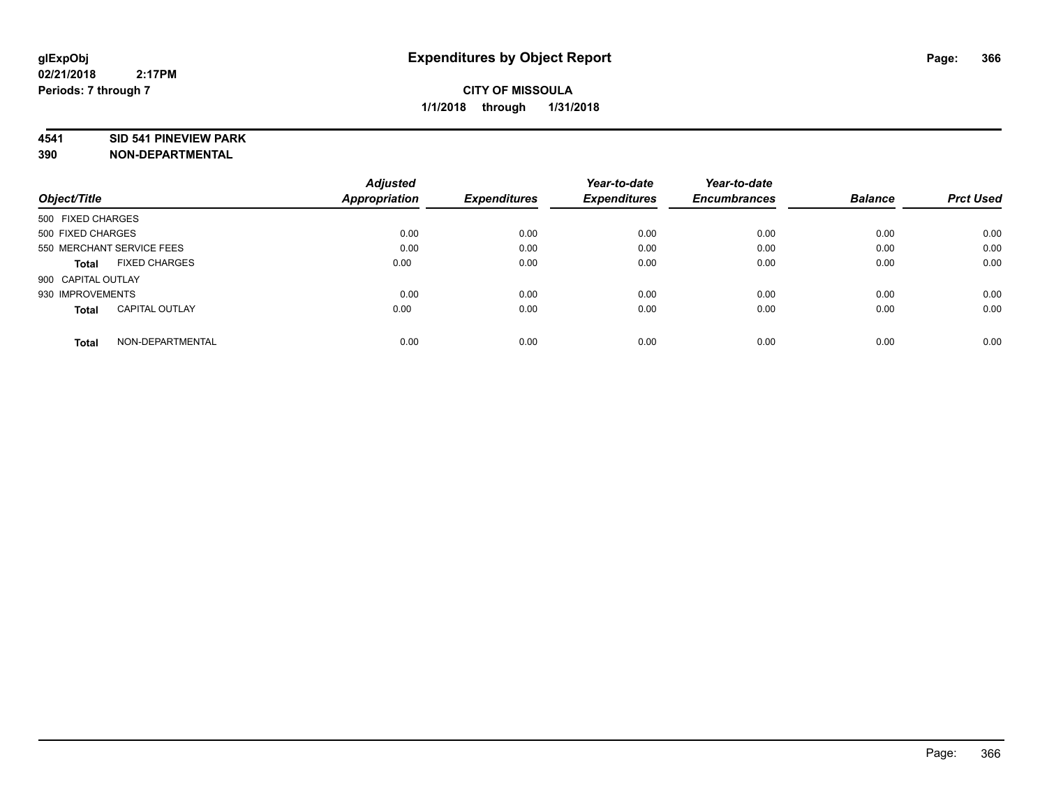**glExpObj**
**02/21/2018 2:17PM**
**Periods: 7 through 7**

# Expenditures by Object Report

**CITY OF MISSOULA**
**1/1/2018 through 1/31/2018**

**4541 SID 541 PINEVIEW PARK**
**390 NON-DEPARTMENTAL**

| Object/Title | Adjusted Appropriation | Expenditures | Year-to-date Expenditures | Year-to-date Encumbrances | Balance | Prct Used |
|---|---|---|---|---|---|---|
| 500 FIXED CHARGES | | | | | | |
| 500 FIXED CHARGES | 0.00 | 0.00 | 0.00 | 0.00 | 0.00 | 0.00 |
| 550 MERCHANT SERVICE FEES | 0.00 | 0.00 | 0.00 | 0.00 | 0.00 | 0.00 |
| **Total** FIXED CHARGES | 0.00 | 0.00 | 0.00 | 0.00 | 0.00 | 0.00 |
| 900 CAPITAL OUTLAY | | | | | | |
| 930 IMPROVEMENTS | 0.00 | 0.00 | 0.00 | 0.00 | 0.00 | 0.00 |
| **Total** CAPITAL OUTLAY | 0.00 | 0.00 | 0.00 | 0.00 | 0.00 | 0.00 |
| **Total** NON-DEPARTMENTAL | 0.00 | 0.00 | 0.00 | 0.00 | 0.00 | 0.00 |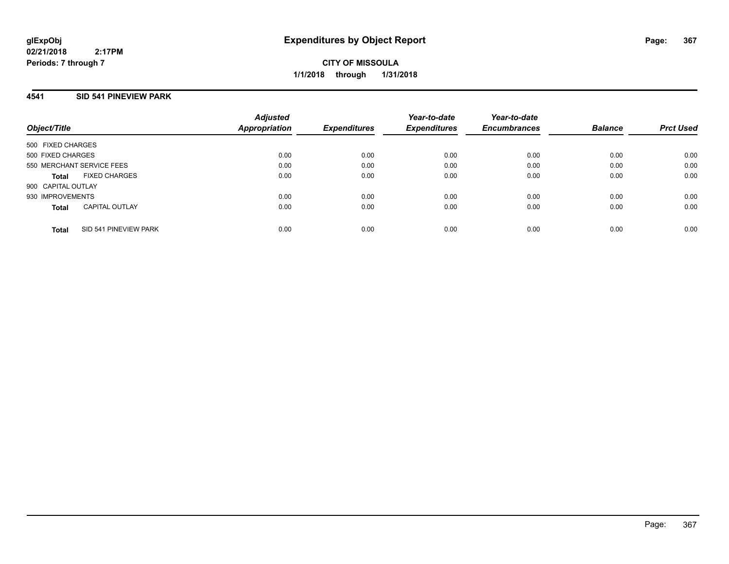# Expenditures by Object Report

glExpObj
02/21/2018 2:17PM
Periods: 7 through 7

**CITY OF MISSOULA**
**1/1/2018 through 1/31/2018**

## 4541 SID 541 PINEVIEW PARK

| Object/Title | Adjusted Appropriation | Expenditures | Year-to-date Expenditures | Year-to-date Encumbrances | Balance | Prct Used |
|---|---|---|---|---|---|---|
| 500 FIXED CHARGES | | | | | | |
| 500 FIXED CHARGES | 0.00 | 0.00 | 0.00 | 0.00 | 0.00 | 0.00 |
| 550 MERCHANT SERVICE FEES | 0.00 | 0.00 | 0.00 | 0.00 | 0.00 | 0.00 |
| **Total** FIXED CHARGES | 0.00 | 0.00 | 0.00 | 0.00 | 0.00 | 0.00 |
| 900 CAPITAL OUTLAY | | | | | | |
| 930 IMPROVEMENTS | 0.00 | 0.00 | 0.00 | 0.00 | 0.00 | 0.00 |
| **Total** CAPITAL OUTLAY | 0.00 | 0.00 | 0.00 | 0.00 | 0.00 | 0.00 |
| **Total** SID 541 PINEVIEW PARK | 0.00 | 0.00 | 0.00 | 0.00 | 0.00 | 0.00 |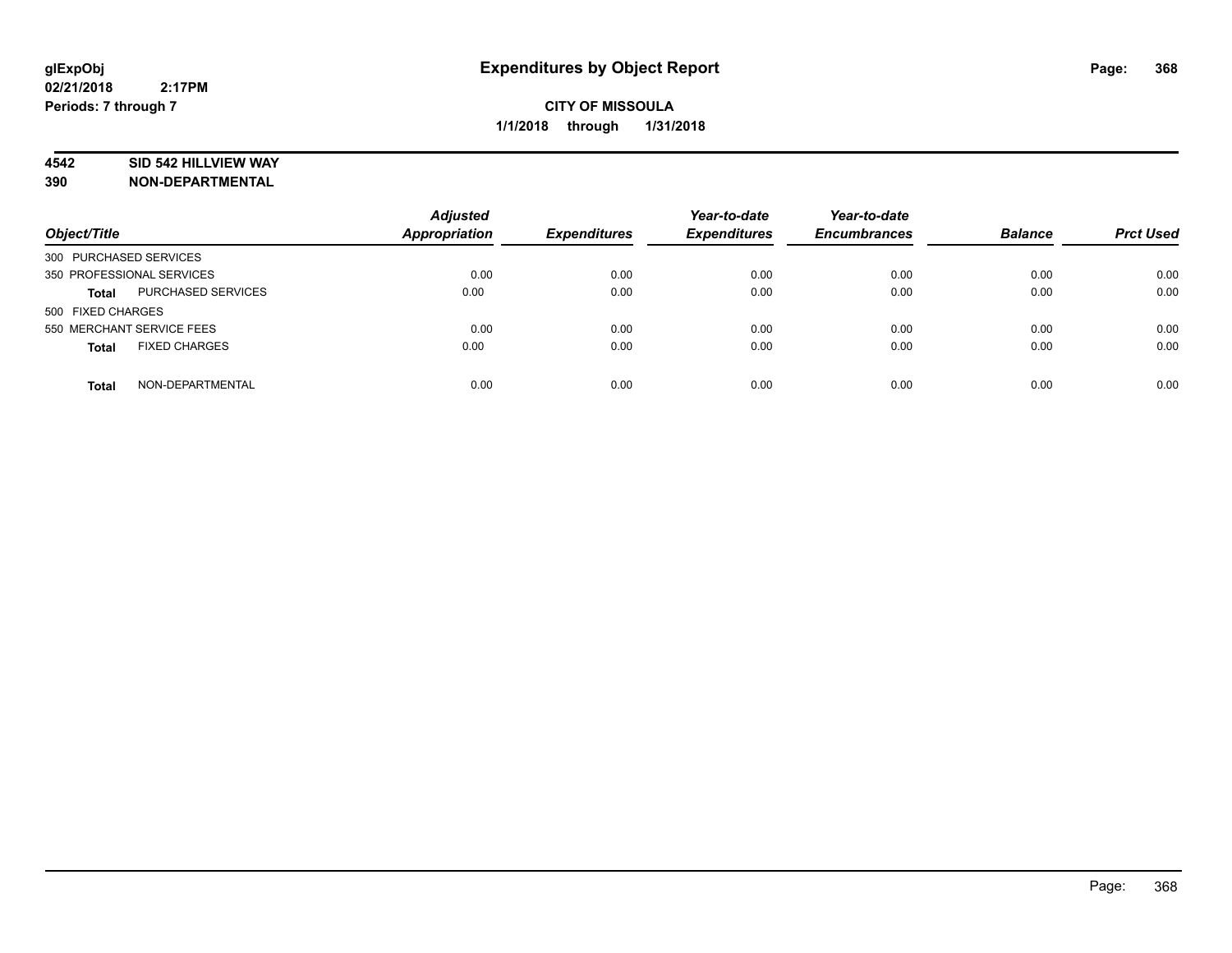**glExpObj**
**02/21/2018 2:17PM**
**Periods: 7 through 7**

# Expenditures by Object Report

**CITY OF MISSOULA**
**1/1/2018 through 1/31/2018**

**4542 SID 542 HILLVIEW WAY**
**390 NON-DEPARTMENTAL**

| Object/Title | | Adjusted Appropriation | Expenditures | Year-to-date Expenditures | Year-to-date Encumbrances | Balance | Prct Used |
|---|---|---|---|---|---|---|---|
| 300 PURCHASED SERVICES | | | | | | | |
| 350 PROFESSIONAL SERVICES | | 0.00 | 0.00 | 0.00 | 0.00 | 0.00 | 0.00 |
| **Total** | PURCHASED SERVICES | 0.00 | 0.00 | 0.00 | 0.00 | 0.00 | 0.00 |
| 500 FIXED CHARGES | | | | | | | |
| 550 MERCHANT SERVICE FEES | | 0.00 | 0.00 | 0.00 | 0.00 | 0.00 | 0.00 |
| **Total** | FIXED CHARGES | 0.00 | 0.00 | 0.00 | 0.00 | 0.00 | 0.00 |
| **Total** | NON-DEPARTMENTAL | 0.00 | 0.00 | 0.00 | 0.00 | 0.00 | 0.00 |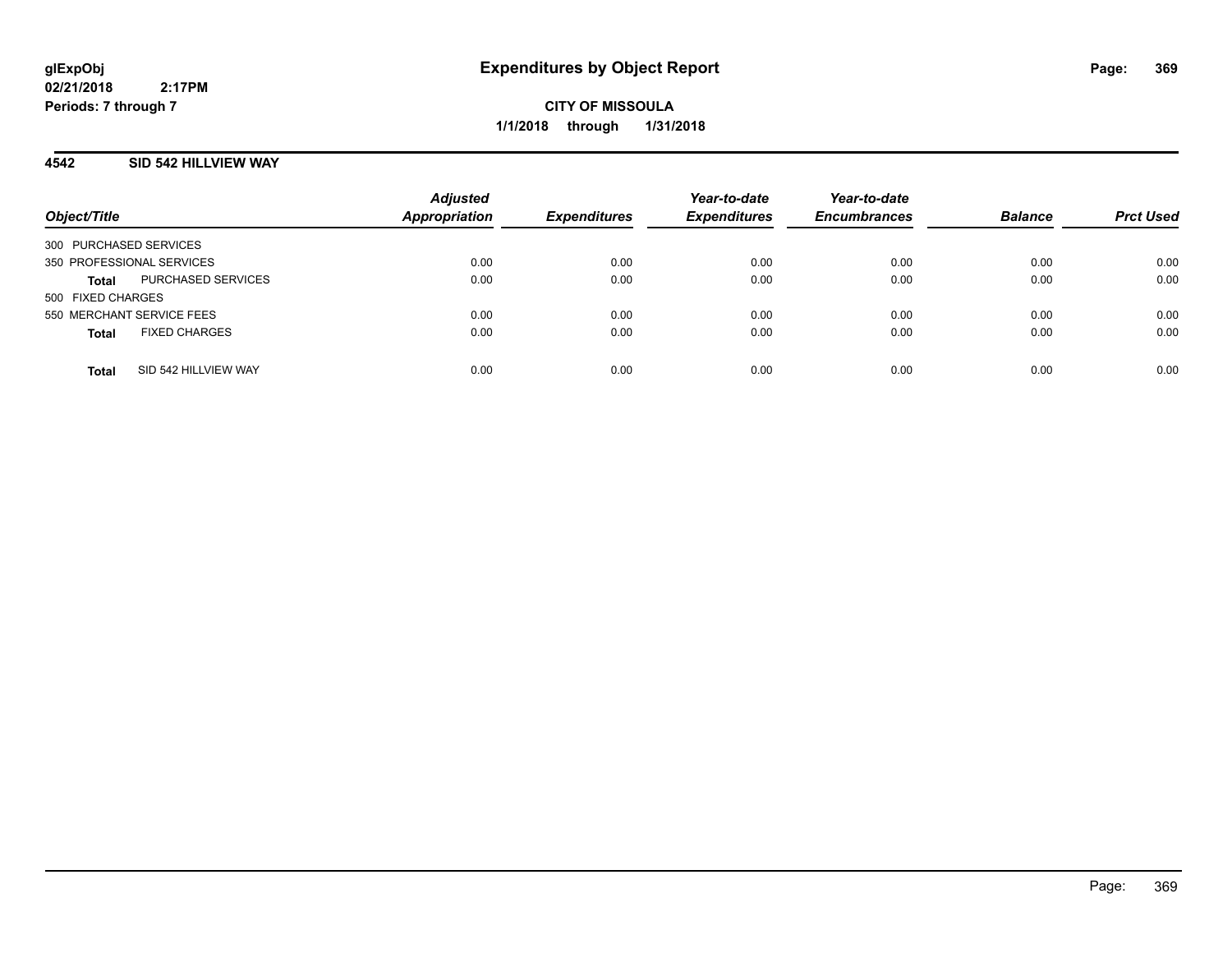**CITY OF MISSOULA**
**1/1/2018 through 1/31/2018**

## 4542 SID 542 HILLVIEW WAY

| Object/Title | Adjusted Appropriation | Expenditures | Year-to-date Expenditures | Year-to-date Encumbrances | Balance | Prct Used |
|---|---|---|---|---|---|---|
| 300 PURCHASED SERVICES | | | | | | |
| 350 PROFESSIONAL SERVICES | 0.00 | 0.00 | 0.00 | 0.00 | 0.00 | 0.00 |
| **Total** PURCHASED SERVICES | 0.00 | 0.00 | 0.00 | 0.00 | 0.00 | 0.00 |
| 500 FIXED CHARGES | | | | | | |
| 550 MERCHANT SERVICE FEES | 0.00 | 0.00 | 0.00 | 0.00 | 0.00 | 0.00 |
| **Total** FIXED CHARGES | 0.00 | 0.00 | 0.00 | 0.00 | 0.00 | 0.00 |
| **Total** SID 542 HILLVIEW WAY | 0.00 | 0.00 | 0.00 | 0.00 | 0.00 | 0.00 |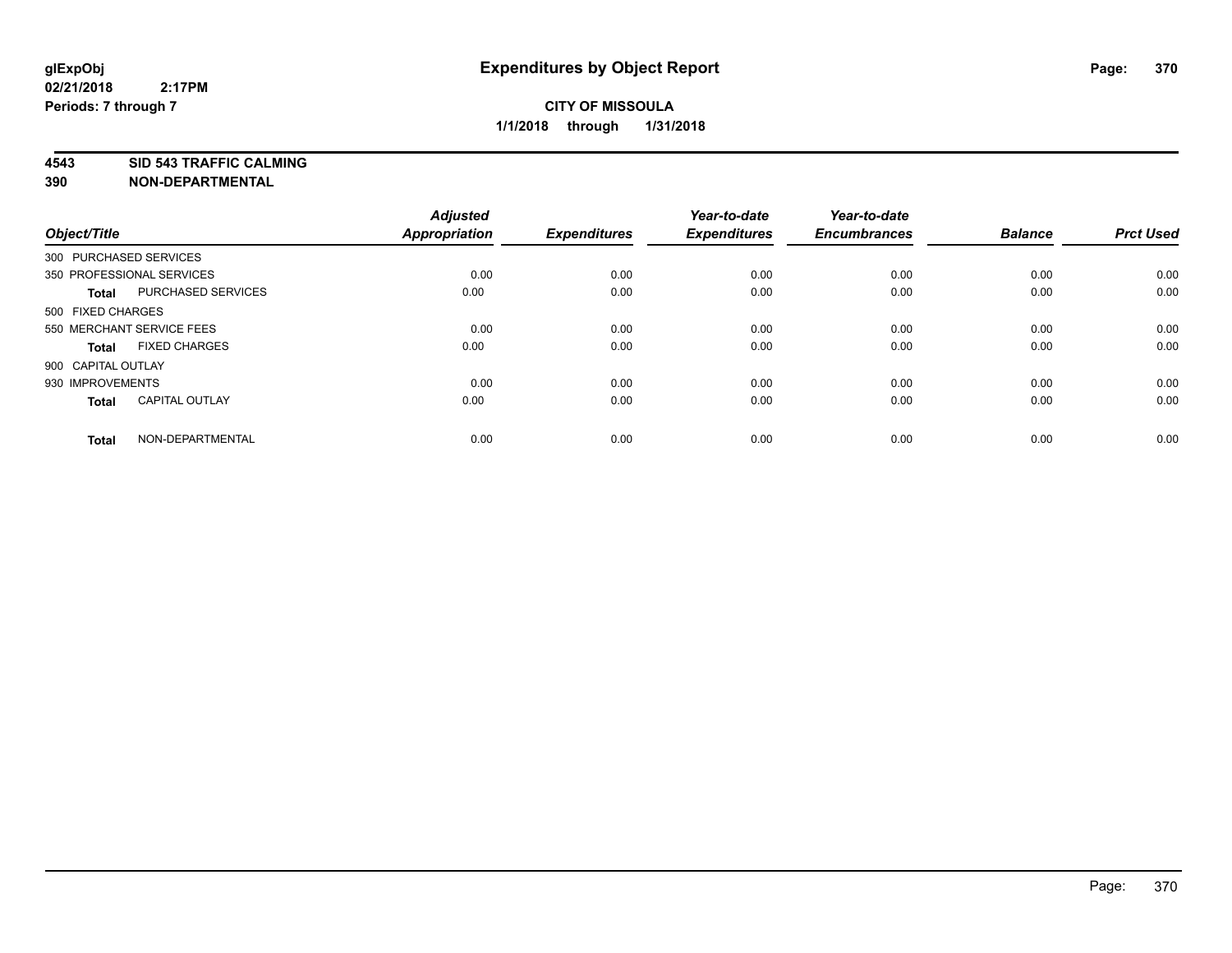**glExpObj**
**02/21/2018 2:17PM**
**Periods: 7 through 7**

# Expenditures by Object Report

**CITY OF MISSOULA**
**1/1/2018 through 1/31/2018**

**4543 SID 543 TRAFFIC CALMING**
**390 NON-DEPARTMENTAL**

| Object/Title | | Adjusted Appropriation | Expenditures | Year-to-date Expenditures | Year-to-date Encumbrances | Balance | Prct Used |
|---|---|---|---|---|---|---|---|
| 300 PURCHASED SERVICES | | | | | | | |
| 350 PROFESSIONAL SERVICES | | 0.00 | 0.00 | 0.00 | 0.00 | 0.00 | 0.00 |
| **Total** | PURCHASED SERVICES | 0.00 | 0.00 | 0.00 | 0.00 | 0.00 | 0.00 |
| 500 FIXED CHARGES | | | | | | | |
| 550 MERCHANT SERVICE FEES | | 0.00 | 0.00 | 0.00 | 0.00 | 0.00 | 0.00 |
| **Total** | FIXED CHARGES | 0.00 | 0.00 | 0.00 | 0.00 | 0.00 | 0.00 |
| 900 CAPITAL OUTLAY | | | | | | | |
| 930 IMPROVEMENTS | | 0.00 | 0.00 | 0.00 | 0.00 | 0.00 | 0.00 |
| **Total** | CAPITAL OUTLAY | 0.00 | 0.00 | 0.00 | 0.00 | 0.00 | 0.00 |
| **Total** | NON-DEPARTMENTAL | 0.00 | 0.00 | 0.00 | 0.00 | 0.00 | 0.00 |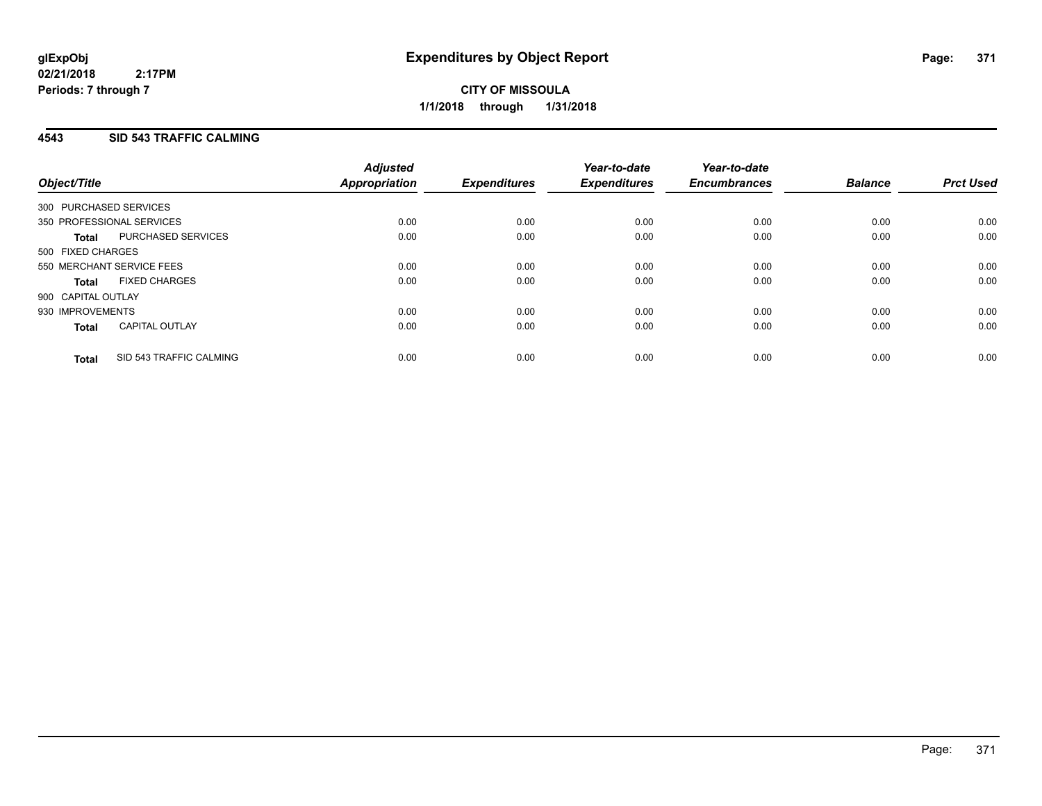**glExpObj**
**02/21/2018 2:17PM**
**Periods: 7 through 7**

# Expenditures by Object Report

**CITY OF MISSOULA**
**1/1/2018 through 1/31/2018**

## 4543 SID 543 TRAFFIC CALMING

| Object/Title | | Adjusted Appropriation | Expenditures | Year-to-date Expenditures | Year-to-date Encumbrances | Balance | Prct Used |
|---|---|---|---|---|---|---|---|
| 300 PURCHASED SERVICES | | | | | | | |
| 350 PROFESSIONAL SERVICES | | 0.00 | 0.00 | 0.00 | 0.00 | 0.00 | 0.00 |
| **Total** | PURCHASED SERVICES | 0.00 | 0.00 | 0.00 | 0.00 | 0.00 | 0.00 |
| 500 FIXED CHARGES | | | | | | | |
| 550 MERCHANT SERVICE FEES | | 0.00 | 0.00 | 0.00 | 0.00 | 0.00 | 0.00 |
| **Total** | FIXED CHARGES | 0.00 | 0.00 | 0.00 | 0.00 | 0.00 | 0.00 |
| 900 CAPITAL OUTLAY | | | | | | | |
| 930 IMPROVEMENTS | | 0.00 | 0.00 | 0.00 | 0.00 | 0.00 | 0.00 |
| **Total** | CAPITAL OUTLAY | 0.00 | 0.00 | 0.00 | 0.00 | 0.00 | 0.00 |
| **Total** | SID 543 TRAFFIC CALMING | 0.00 | 0.00 | 0.00 | 0.00 | 0.00 | 0.00 |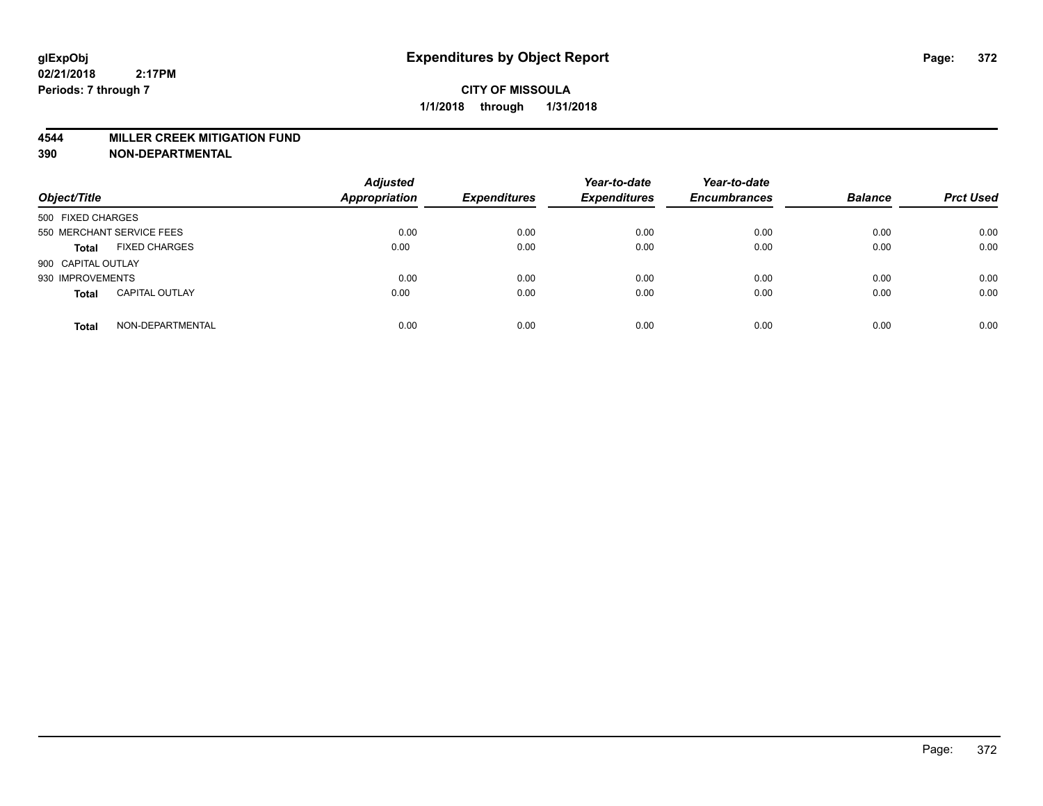**glExpObj**
**02/21/2018 2:17PM**
**Periods: 7 through 7**

# Expenditures by Object Report

**CITY OF MISSOULA**
**1/1/2018 through 1/31/2018**

**4544 MILLER CREEK MITIGATION FUND**
**390 NON-DEPARTMENTAL**

| Object/Title | | *Adjusted Appropriation* | *Expenditures* | *Year-to-date Expenditures* | *Year-to-date Encumbrances* | *Balance* | *Prct Used* |
|---|---|---|---|---|---|---|---|
| 500 FIXED CHARGES | | | | | | | |
| 550 MERCHANT SERVICE FEES | | 0.00 | 0.00 | 0.00 | 0.00 | 0.00 | 0.00 |
| **Total** | FIXED CHARGES | 0.00 | 0.00 | 0.00 | 0.00 | 0.00 | 0.00 |
| 900 CAPITAL OUTLAY | | | | | | | |
| 930 IMPROVEMENTS | | 0.00 | 0.00 | 0.00 | 0.00 | 0.00 | 0.00 |
| **Total** | CAPITAL OUTLAY | 0.00 | 0.00 | 0.00 | 0.00 | 0.00 | 0.00 |
| **Total** | NON-DEPARTMENTAL | 0.00 | 0.00 | 0.00 | 0.00 | 0.00 | 0.00 |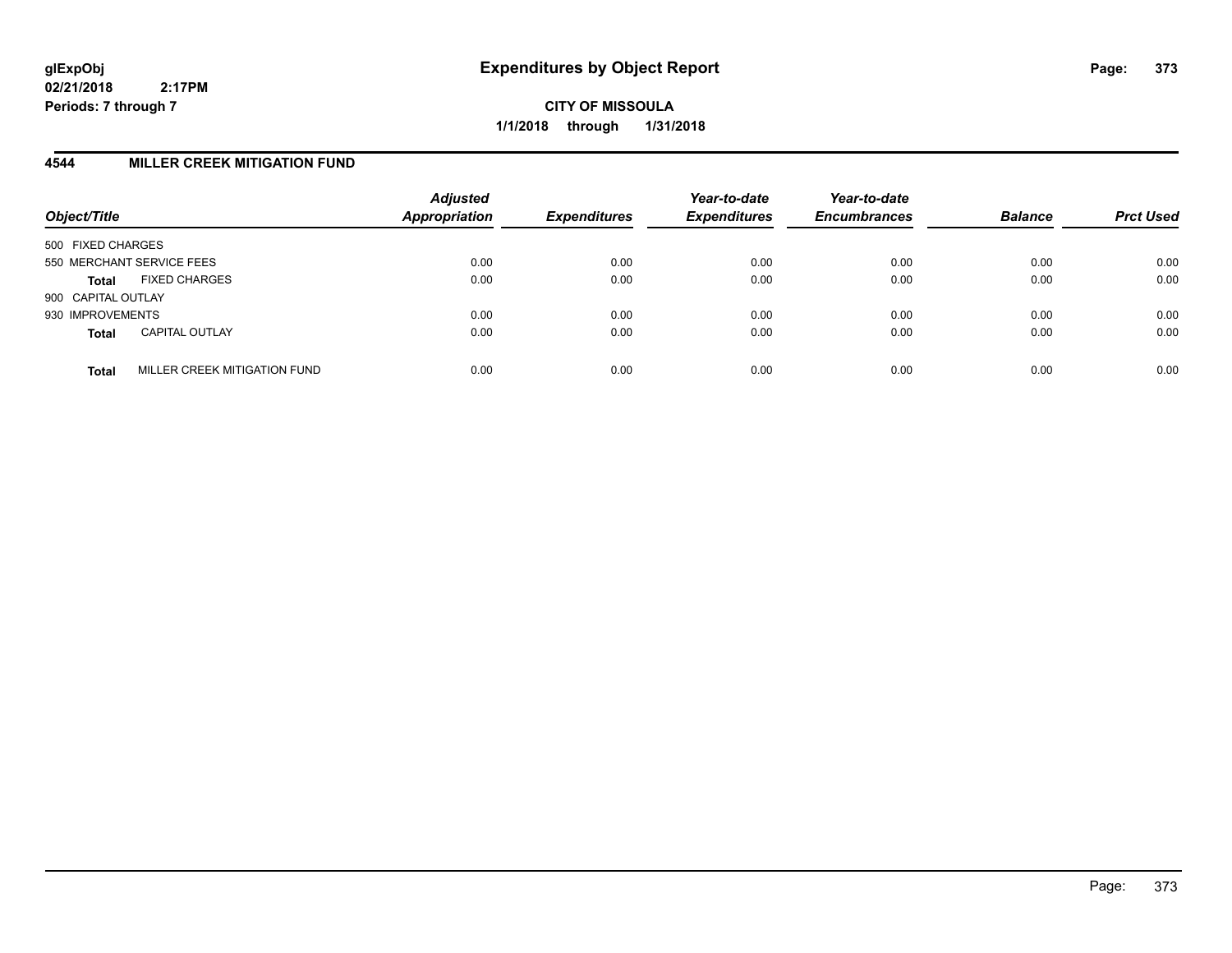**glExpObj**
**02/21/2018 2:17PM**
**Periods: 7 through 7**

# Expenditures by Object Report

**CITY OF MISSOULA**
**1/1/2018 through 1/31/2018**

## 4544 MILLER CREEK MITIGATION FUND

| Object/Title | Adjusted Appropriation | Expenditures | Year-to-date Expenditures | Year-to-date Encumbrances | Balance | Prct Used |
|---|---|---|---|---|---|---|
| 500 FIXED CHARGES | | | | | | |
| 550 MERCHANT SERVICE FEES | 0.00 | 0.00 | 0.00 | 0.00 | 0.00 | 0.00 |
| **Total** FIXED CHARGES | 0.00 | 0.00 | 0.00 | 0.00 | 0.00 | 0.00 |
| 900 CAPITAL OUTLAY | | | | | | |
| 930 IMPROVEMENTS | 0.00 | 0.00 | 0.00 | 0.00 | 0.00 | 0.00 |
| **Total** CAPITAL OUTLAY | 0.00 | 0.00 | 0.00 | 0.00 | 0.00 | 0.00 |
| **Total** MILLER CREEK MITIGATION FUND | 0.00 | 0.00 | 0.00 | 0.00 | 0.00 | 0.00 |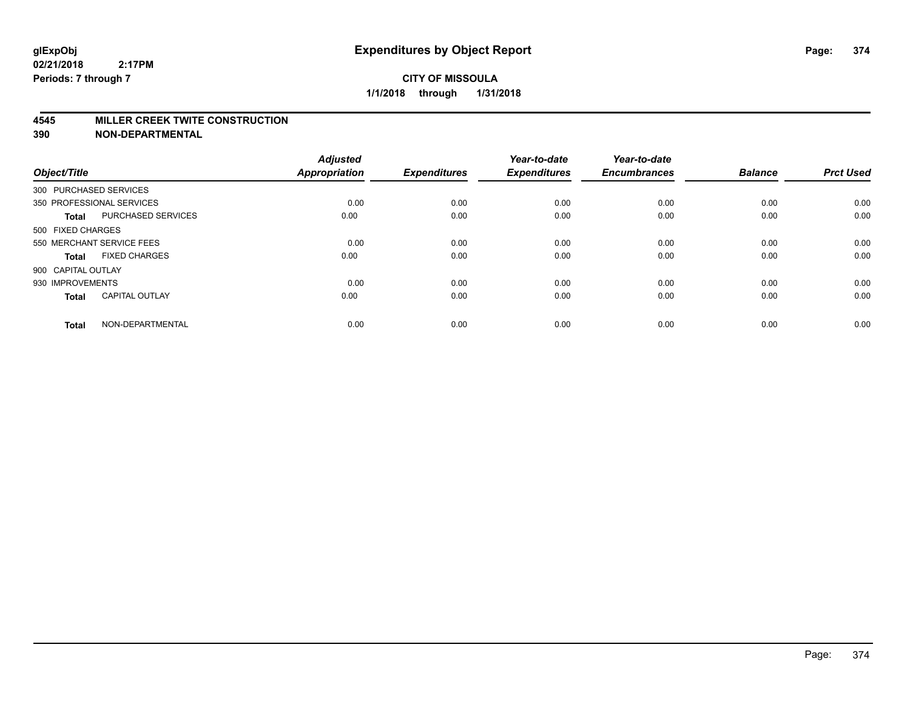# Expenditures by Object Report

glExpObj
02/21/2018 2:17PM
Periods: 7 through 7

**CITY OF MISSOULA**
**1/1/2018 through 1/31/2018**

## 4545 MILLER CREEK TWITE CONSTRUCTION
## 390 NON-DEPARTMENTAL

| Object/Title | | Adjusted Appropriation | Expenditures | Year-to-date Expenditures | Year-to-date Encumbrances | Balance | Prct Used |
|---|---|---|---|---|---|---|---|
| 300 PURCHASED SERVICES | | | | | | | |
| 350 PROFESSIONAL SERVICES | | 0.00 | 0.00 | 0.00 | 0.00 | 0.00 | 0.00 |
| **Total** | PURCHASED SERVICES | 0.00 | 0.00 | 0.00 | 0.00 | 0.00 | 0.00 |
| 500 FIXED CHARGES | | | | | | | |
| 550 MERCHANT SERVICE FEES | | 0.00 | 0.00 | 0.00 | 0.00 | 0.00 | 0.00 |
| **Total** | FIXED CHARGES | 0.00 | 0.00 | 0.00 | 0.00 | 0.00 | 0.00 |
| 900 CAPITAL OUTLAY | | | | | | | |
| 930 IMPROVEMENTS | | 0.00 | 0.00 | 0.00 | 0.00 | 0.00 | 0.00 |
| **Total** | CAPITAL OUTLAY | 0.00 | 0.00 | 0.00 | 0.00 | 0.00 | 0.00 |
| **Total** | NON-DEPARTMENTAL | 0.00 | 0.00 | 0.00 | 0.00 | 0.00 | 0.00 |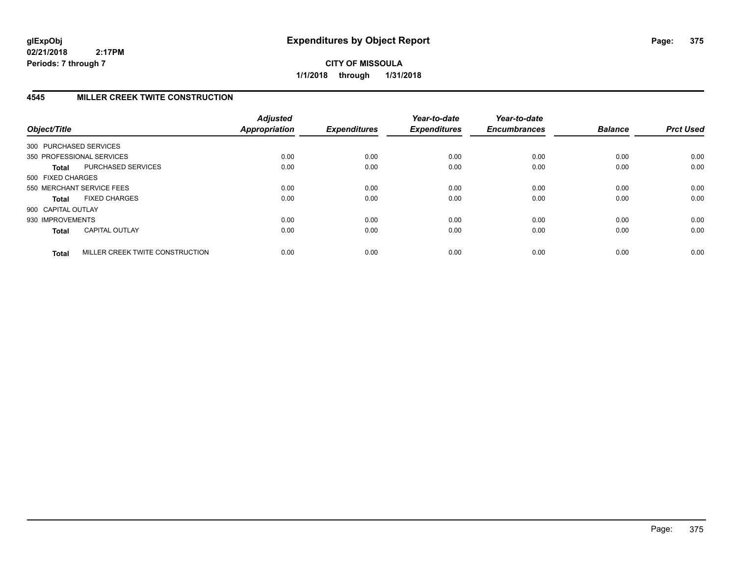**glExpObj** **Expenditures by Object Report**

**02/21/2018 2:17PM**

**Periods: 7 through 7**

**CITY OF MISSOULA**

**1/1/2018 through 1/31/2018**

## 4545 MILLER CREEK TWITE CONSTRUCTION

| Object/Title | | Adjusted Appropriation | Expenditures | Year-to-date Expenditures | Year-to-date Encumbrances | Balance | Prct Used |
|---|---|---|---|---|---|---|---|
| 300 PURCHASED SERVICES | | | | | | | |
| 350 PROFESSIONAL SERVICES | | 0.00 | 0.00 | 0.00 | 0.00 | 0.00 | 0.00 |
| **Total** | PURCHASED SERVICES | 0.00 | 0.00 | 0.00 | 0.00 | 0.00 | 0.00 |
| 500 FIXED CHARGES | | | | | | | |
| 550 MERCHANT SERVICE FEES | | 0.00 | 0.00 | 0.00 | 0.00 | 0.00 | 0.00 |
| **Total** | FIXED CHARGES | 0.00 | 0.00 | 0.00 | 0.00 | 0.00 | 0.00 |
| 900 CAPITAL OUTLAY | | | | | | | |
| 930 IMPROVEMENTS | | 0.00 | 0.00 | 0.00 | 0.00 | 0.00 | 0.00 |
| **Total** | CAPITAL OUTLAY | 0.00 | 0.00 | 0.00 | 0.00 | 0.00 | 0.00 |
| **Total** | MILLER CREEK TWITE CONSTRUCTION | 0.00 | 0.00 | 0.00 | 0.00 | 0.00 | 0.00 |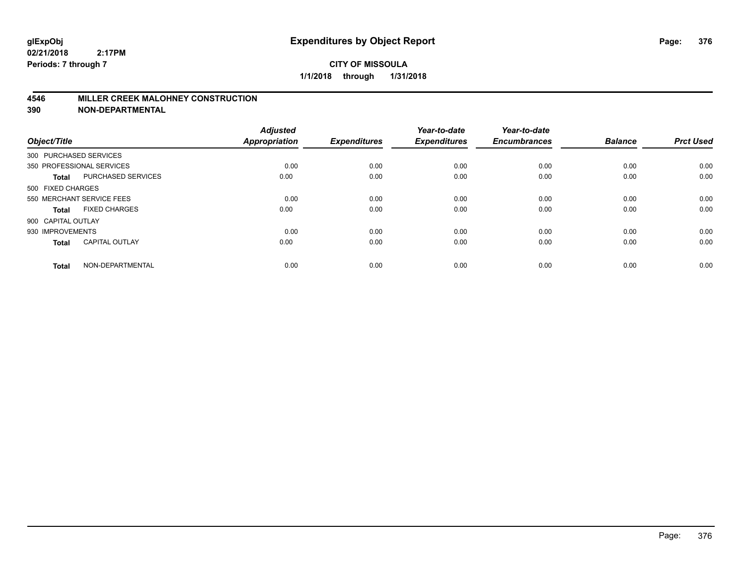**glExpObj**
**02/21/2018 2:17PM**
**Periods: 7 through 7**

# Expenditures by Object Report

**CITY OF MISSOULA**
**1/1/2018 through 1/31/2018**

## 4546 MILLER CREEK MALOHNEY CONSTRUCTION
## 390 NON-DEPARTMENTAL

| Object/Title | | Adjusted Appropriation | Expenditures | Year-to-date Expenditures | Year-to-date Encumbrances | Balance | Prct Used |
|---|---|---|---|---|---|---|---|
| 300 PURCHASED SERVICES | | | | | | | |
| 350 PROFESSIONAL SERVICES | | 0.00 | 0.00 | 0.00 | 0.00 | 0.00 | 0.00 |
| **Total** | PURCHASED SERVICES | 0.00 | 0.00 | 0.00 | 0.00 | 0.00 | 0.00 |
| 500 FIXED CHARGES | | | | | | | |
| 550 MERCHANT SERVICE FEES | | 0.00 | 0.00 | 0.00 | 0.00 | 0.00 | 0.00 |
| **Total** | FIXED CHARGES | 0.00 | 0.00 | 0.00 | 0.00 | 0.00 | 0.00 |
| 900 CAPITAL OUTLAY | | | | | | | |
| 930 IMPROVEMENTS | | 0.00 | 0.00 | 0.00 | 0.00 | 0.00 | 0.00 |
| **Total** | CAPITAL OUTLAY | 0.00 | 0.00 | 0.00 | 0.00 | 0.00 | 0.00 |
| **Total** | NON-DEPARTMENTAL | 0.00 | 0.00 | 0.00 | 0.00 | 0.00 | 0.00 |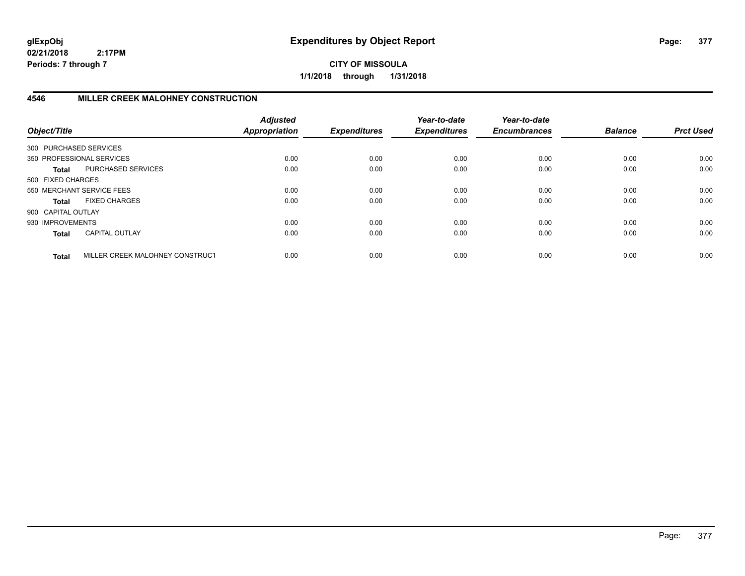# Expenditures by Object Report

glExpObj
02/21/2018 2:17PM
Periods: 7 through 7

**CITY OF MISSOULA**
**1/1/2018 through 1/31/2018**

## 4546 MILLER CREEK MALOHNEY CONSTRUCTION

| Object/Title | | Adjusted Appropriation | Expenditures | Year-to-date Expenditures | Year-to-date Encumbrances | Balance | Prct Used |
|---|---|---|---|---|---|---|---|
| 300 PURCHASED SERVICES | | | | | | | |
| 350 PROFESSIONAL SERVICES | | 0.00 | 0.00 | 0.00 | 0.00 | 0.00 | 0.00 |
| **Total** | PURCHASED SERVICES | 0.00 | 0.00 | 0.00 | 0.00 | 0.00 | 0.00 |
| 500 FIXED CHARGES | | | | | | | |
| 550 MERCHANT SERVICE FEES | | 0.00 | 0.00 | 0.00 | 0.00 | 0.00 | 0.00 |
| **Total** | FIXED CHARGES | 0.00 | 0.00 | 0.00 | 0.00 | 0.00 | 0.00 |
| 900 CAPITAL OUTLAY | | | | | | | |
| 930 IMPROVEMENTS | | 0.00 | 0.00 | 0.00 | 0.00 | 0.00 | 0.00 |
| **Total** | CAPITAL OUTLAY | 0.00 | 0.00 | 0.00 | 0.00 | 0.00 | 0.00 |
| **Total** | MILLER CREEK MALOHNEY CONSTRUCT | 0.00 | 0.00 | 0.00 | 0.00 | 0.00 | 0.00 |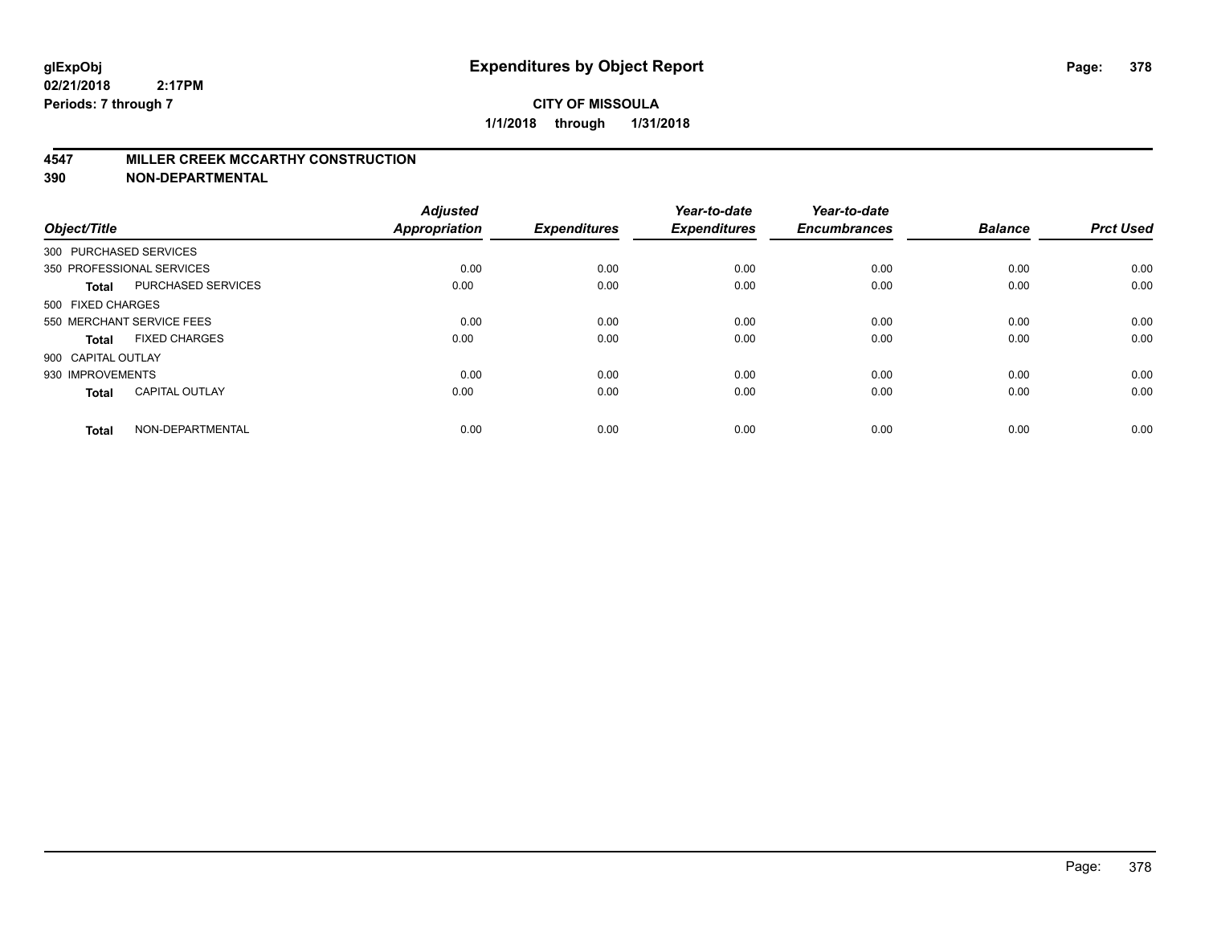# Expenditures by Object Report

glExpObj
02/21/2018 2:17PM
Periods: 7 through 7

**CITY OF MISSOULA**
**1/1/2018 through 1/31/2018**

## 4547 MILLER CREEK MCCARTHY CONSTRUCTION
## 390 NON-DEPARTMENTAL

| Object/Title | | Adjusted Appropriation | Expenditures | Year-to-date Expenditures | Year-to-date Encumbrances | Balance | Prct Used |
|---|---|---|---|---|---|---|---|
| 300 PURCHASED SERVICES | | | | | | | |
| 350 PROFESSIONAL SERVICES | | 0.00 | 0.00 | 0.00 | 0.00 | 0.00 | 0.00 |
| **Total** | PURCHASED SERVICES | 0.00 | 0.00 | 0.00 | 0.00 | 0.00 | 0.00 |
| 500 FIXED CHARGES | | | | | | | |
| 550 MERCHANT SERVICE FEES | | 0.00 | 0.00 | 0.00 | 0.00 | 0.00 | 0.00 |
| **Total** | FIXED CHARGES | 0.00 | 0.00 | 0.00 | 0.00 | 0.00 | 0.00 |
| 900 CAPITAL OUTLAY | | | | | | | |
| 930 IMPROVEMENTS | | 0.00 | 0.00 | 0.00 | 0.00 | 0.00 | 0.00 |
| **Total** | CAPITAL OUTLAY | 0.00 | 0.00 | 0.00 | 0.00 | 0.00 | 0.00 |
| **Total** | NON-DEPARTMENTAL | 0.00 | 0.00 | 0.00 | 0.00 | 0.00 | 0.00 |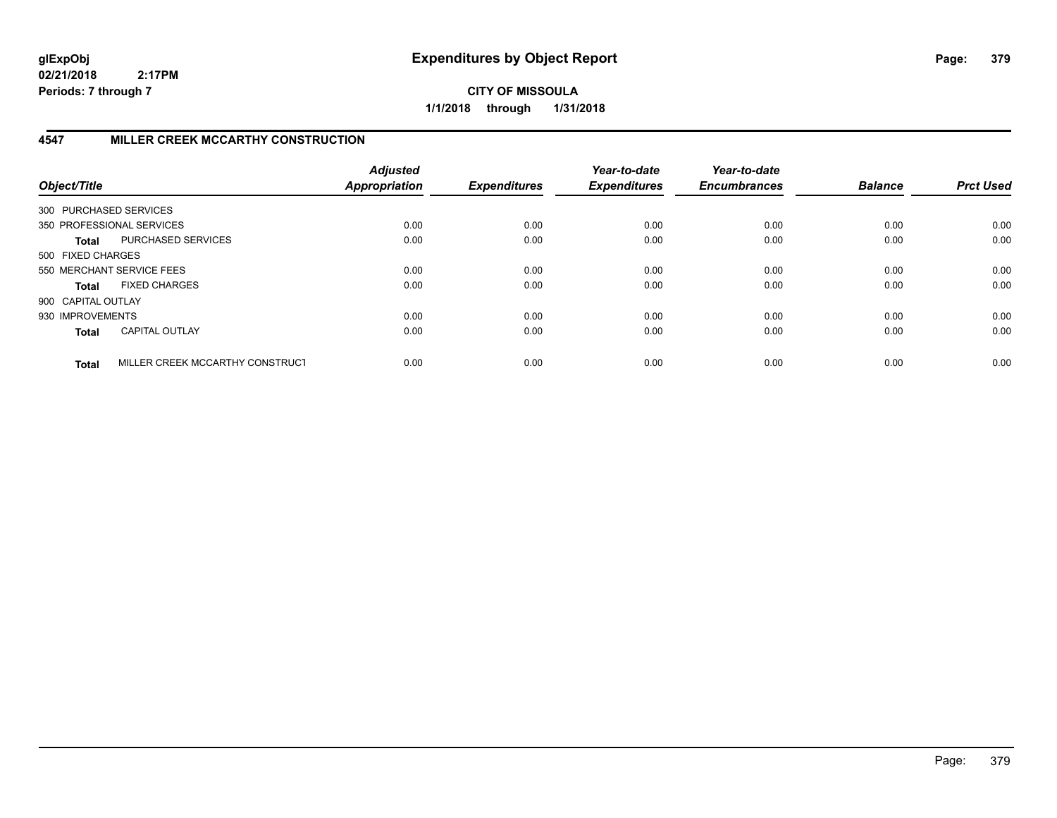**CITY OF MISSOULA**

**1/1/2018 through 1/31/2018**

## 4547 MILLER CREEK MCCARTHY CONSTRUCTION

| Object/Title | | Adjusted Appropriation | Expenditures | Year-to-date Expenditures | Year-to-date Encumbrances | Balance | Prct Used |
|---|---|---|---|---|---|---|---|
| 300 PURCHASED SERVICES | | | | | | | |
| 350 PROFESSIONAL SERVICES | | 0.00 | 0.00 | 0.00 | 0.00 | 0.00 | 0.00 |
| **Total** | PURCHASED SERVICES | 0.00 | 0.00 | 0.00 | 0.00 | 0.00 | 0.00 |
| 500 FIXED CHARGES | | | | | | | |
| 550 MERCHANT SERVICE FEES | | 0.00 | 0.00 | 0.00 | 0.00 | 0.00 | 0.00 |
| **Total** | FIXED CHARGES | 0.00 | 0.00 | 0.00 | 0.00 | 0.00 | 0.00 |
| 900 CAPITAL OUTLAY | | | | | | | |
| 930 IMPROVEMENTS | | 0.00 | 0.00 | 0.00 | 0.00 | 0.00 | 0.00 |
| **Total** | CAPITAL OUTLAY | 0.00 | 0.00 | 0.00 | 0.00 | 0.00 | 0.00 |
| **Total** | MILLER CREEK MCCARTHY CONSTRUCT | 0.00 | 0.00 | 0.00 | 0.00 | 0.00 | 0.00 |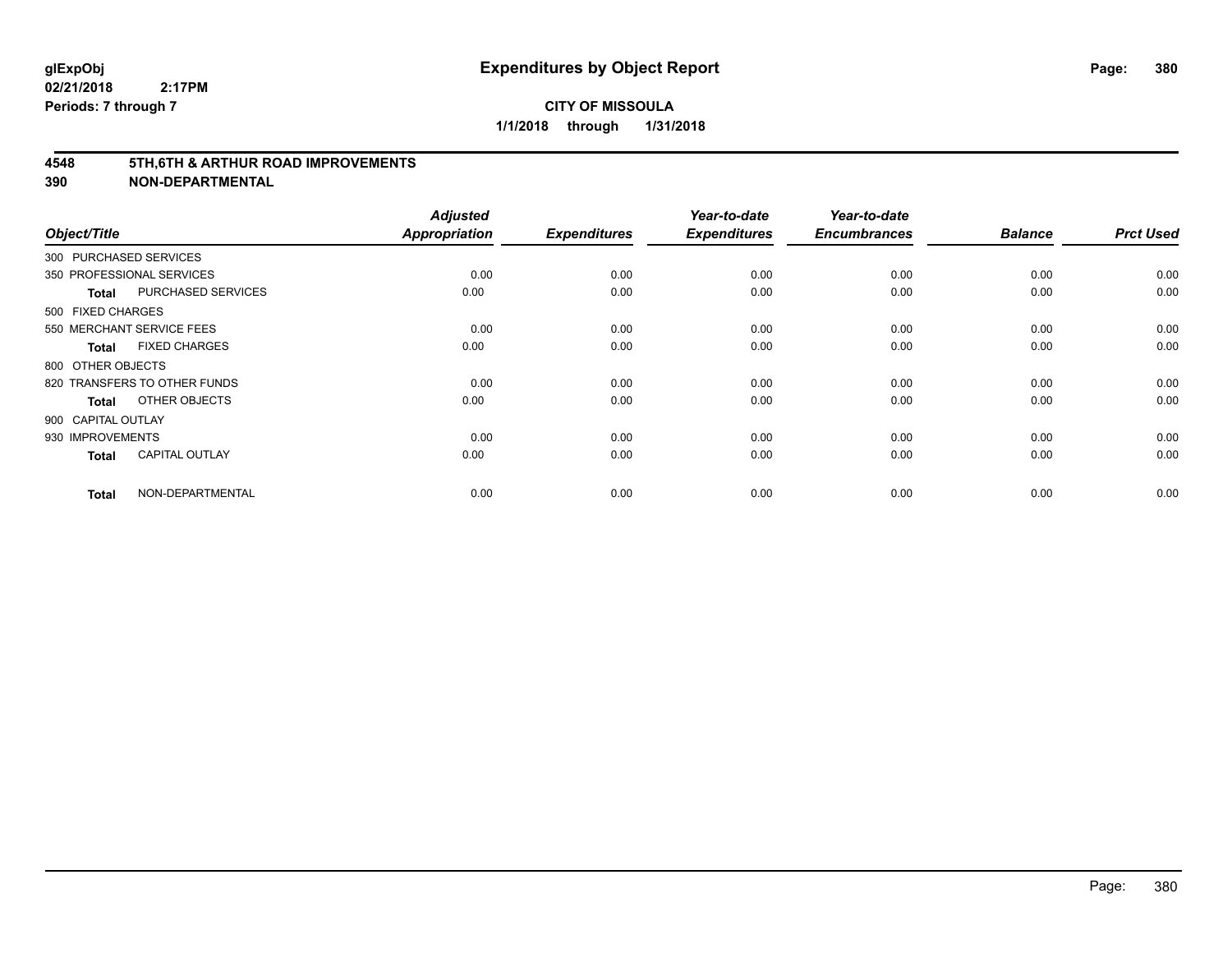**glExpObj**
**02/21/2018 2:17PM**
**Periods: 7 through 7**

# Expenditures by Object Report

**CITY OF MISSOULA**
**1/1/2018 through 1/31/2018**

## 4548 5TH,6TH & ARTHUR ROAD IMPROVEMENTS
## 390 NON-DEPARTMENTAL

| Object/Title | | Adjusted Appropriation | Expenditures | Year-to-date Expenditures | Year-to-date Encumbrances | Balance | Prct Used |
|---|---|---|---|---|---|---|---|
| 300 PURCHASED SERVICES | | | | | | | |
| 350 PROFESSIONAL SERVICES | | 0.00 | 0.00 | 0.00 | 0.00 | 0.00 | 0.00 |
| Total | PURCHASED SERVICES | 0.00 | 0.00 | 0.00 | 0.00 | 0.00 | 0.00 |
| 500 FIXED CHARGES | | | | | | | |
| 550 MERCHANT SERVICE FEES | | 0.00 | 0.00 | 0.00 | 0.00 | 0.00 | 0.00 |
| Total | FIXED CHARGES | 0.00 | 0.00 | 0.00 | 0.00 | 0.00 | 0.00 |
| 800 OTHER OBJECTS | | | | | | | |
| 820 TRANSFERS TO OTHER FUNDS | | 0.00 | 0.00 | 0.00 | 0.00 | 0.00 | 0.00 |
| Total | OTHER OBJECTS | 0.00 | 0.00 | 0.00 | 0.00 | 0.00 | 0.00 |
| 900 CAPITAL OUTLAY | | | | | | | |
| 930 IMPROVEMENTS | | 0.00 | 0.00 | 0.00 | 0.00 | 0.00 | 0.00 |
| Total | CAPITAL OUTLAY | 0.00 | 0.00 | 0.00 | 0.00 | 0.00 | 0.00 |
| Total | NON-DEPARTMENTAL | 0.00 | 0.00 | 0.00 | 0.00 | 0.00 | 0.00 |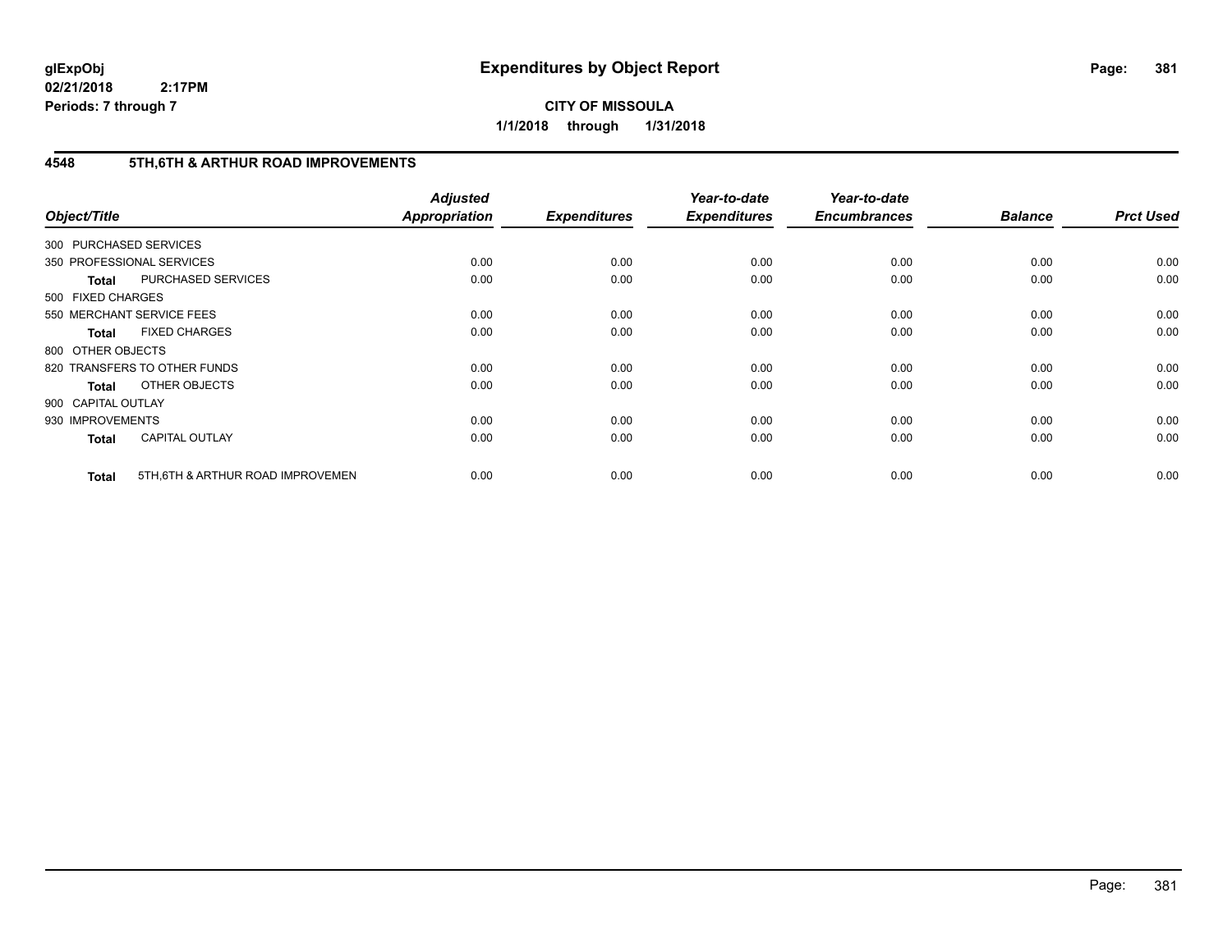**glExpObj**
**02/21/2018 2:17PM**
**Periods: 7 through 7**

# Expenditures by Object Report

**CITY OF MISSOULA**
**1/1/2018 through 1/31/2018**

## 4548 5TH,6TH & ARTHUR ROAD IMPROVEMENTS

| Object/Title | | Adjusted Appropriation | Expenditures | Year-to-date Expenditures | Year-to-date Encumbrances | Balance | Prct Used |
|---|---|---|---|---|---|---|---|
| 300 PURCHASED SERVICES | | | | | | | |
| 350 PROFESSIONAL SERVICES | | 0.00 | 0.00 | 0.00 | 0.00 | 0.00 | 0.00 |
| **Total** | PURCHASED SERVICES | 0.00 | 0.00 | 0.00 | 0.00 | 0.00 | 0.00 |
| 500 FIXED CHARGES | | | | | | | |
| 550 MERCHANT SERVICE FEES | | 0.00 | 0.00 | 0.00 | 0.00 | 0.00 | 0.00 |
| **Total** | FIXED CHARGES | 0.00 | 0.00 | 0.00 | 0.00 | 0.00 | 0.00 |
| 800 OTHER OBJECTS | | | | | | | |
| 820 TRANSFERS TO OTHER FUNDS | | 0.00 | 0.00 | 0.00 | 0.00 | 0.00 | 0.00 |
| **Total** | OTHER OBJECTS | 0.00 | 0.00 | 0.00 | 0.00 | 0.00 | 0.00 |
| 900 CAPITAL OUTLAY | | | | | | | |
| 930 IMPROVEMENTS | | 0.00 | 0.00 | 0.00 | 0.00 | 0.00 | 0.00 |
| **Total** | CAPITAL OUTLAY | 0.00 | 0.00 | 0.00 | 0.00 | 0.00 | 0.00 |
| **Total** | 5TH,6TH & ARTHUR ROAD IMPROVEMEN | 0.00 | 0.00 | 0.00 | 0.00 | 0.00 | 0.00 |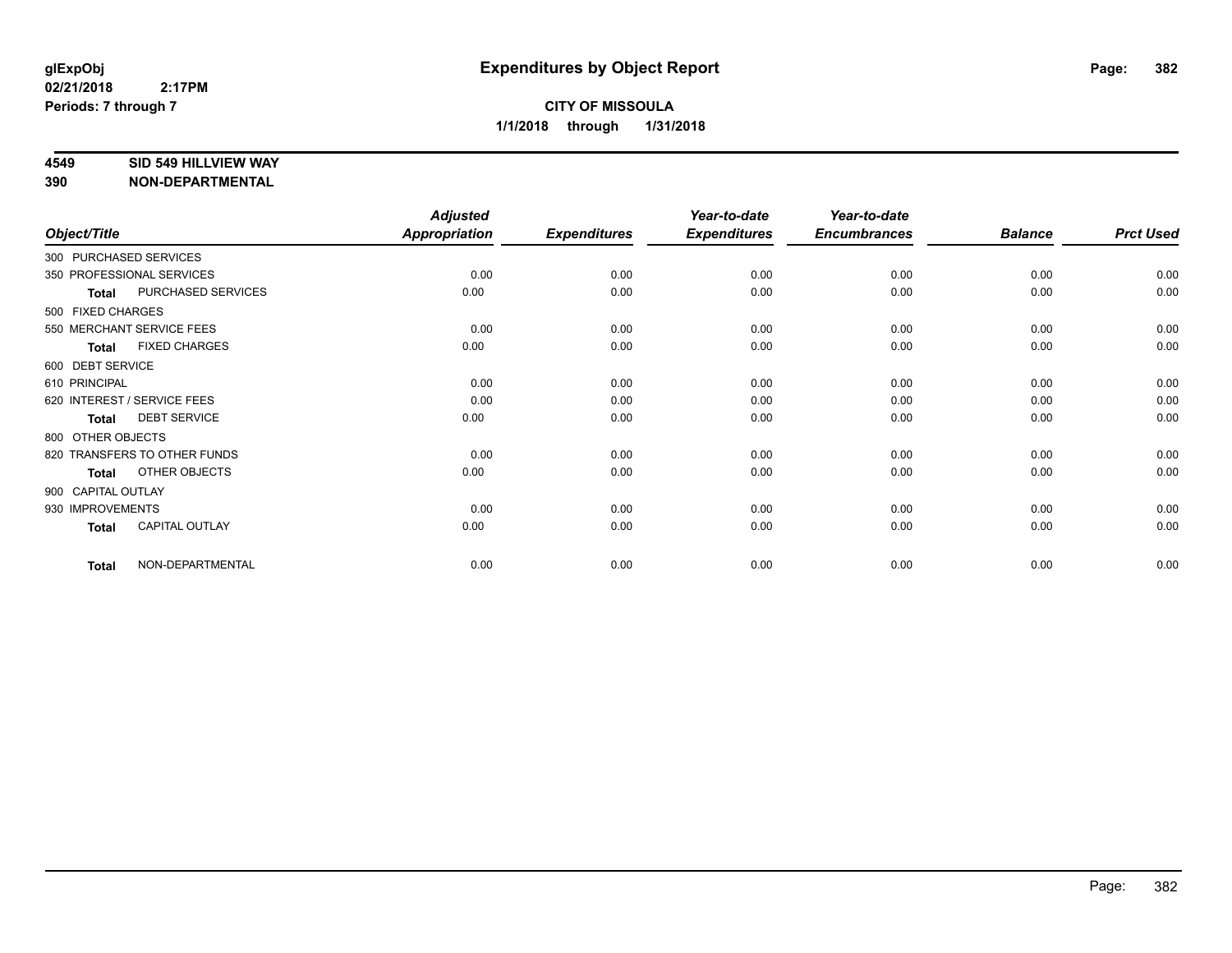**glExpObj** **Expenditures by Object Report**

**02/21/2018 2:17PM**

**Periods: 7 through 7**

**CITY OF MISSOULA**

**1/1/2018 through 1/31/2018**

**4549 SID 549 HILLVIEW WAY**

**390 NON-DEPARTMENTAL**

| Object/Title | | Adjusted Appropriation | Expenditures | Year-to-date Expenditures | Year-to-date Encumbrances | Balance | Prct Used |
|---|---|---|---|---|---|---|---|
| 300 PURCHASED SERVICES | | | | | | | |
| 350 PROFESSIONAL SERVICES | | 0.00 | 0.00 | 0.00 | 0.00 | 0.00 | 0.00 |
| **Total** | PURCHASED SERVICES | 0.00 | 0.00 | 0.00 | 0.00 | 0.00 | 0.00 |
| 500 FIXED CHARGES | | | | | | | |
| 550 MERCHANT SERVICE FEES | | 0.00 | 0.00 | 0.00 | 0.00 | 0.00 | 0.00 |
| **Total** | FIXED CHARGES | 0.00 | 0.00 | 0.00 | 0.00 | 0.00 | 0.00 |
| 600 DEBT SERVICE | | | | | | | |
| 610 PRINCIPAL | | 0.00 | 0.00 | 0.00 | 0.00 | 0.00 | 0.00 |
| 620 INTEREST / SERVICE FEES | | 0.00 | 0.00 | 0.00 | 0.00 | 0.00 | 0.00 |
| **Total** | DEBT SERVICE | 0.00 | 0.00 | 0.00 | 0.00 | 0.00 | 0.00 |
| 800 OTHER OBJECTS | | | | | | | |
| 820 TRANSFERS TO OTHER FUNDS | | 0.00 | 0.00 | 0.00 | 0.00 | 0.00 | 0.00 |
| **Total** | OTHER OBJECTS | 0.00 | 0.00 | 0.00 | 0.00 | 0.00 | 0.00 |
| 900 CAPITAL OUTLAY | | | | | | | |
| 930 IMPROVEMENTS | | 0.00 | 0.00 | 0.00 | 0.00 | 0.00 | 0.00 |
| **Total** | CAPITAL OUTLAY | 0.00 | 0.00 | 0.00 | 0.00 | 0.00 | 0.00 |
| **Total** | NON-DEPARTMENTAL | 0.00 | 0.00 | 0.00 | 0.00 | 0.00 | 0.00 |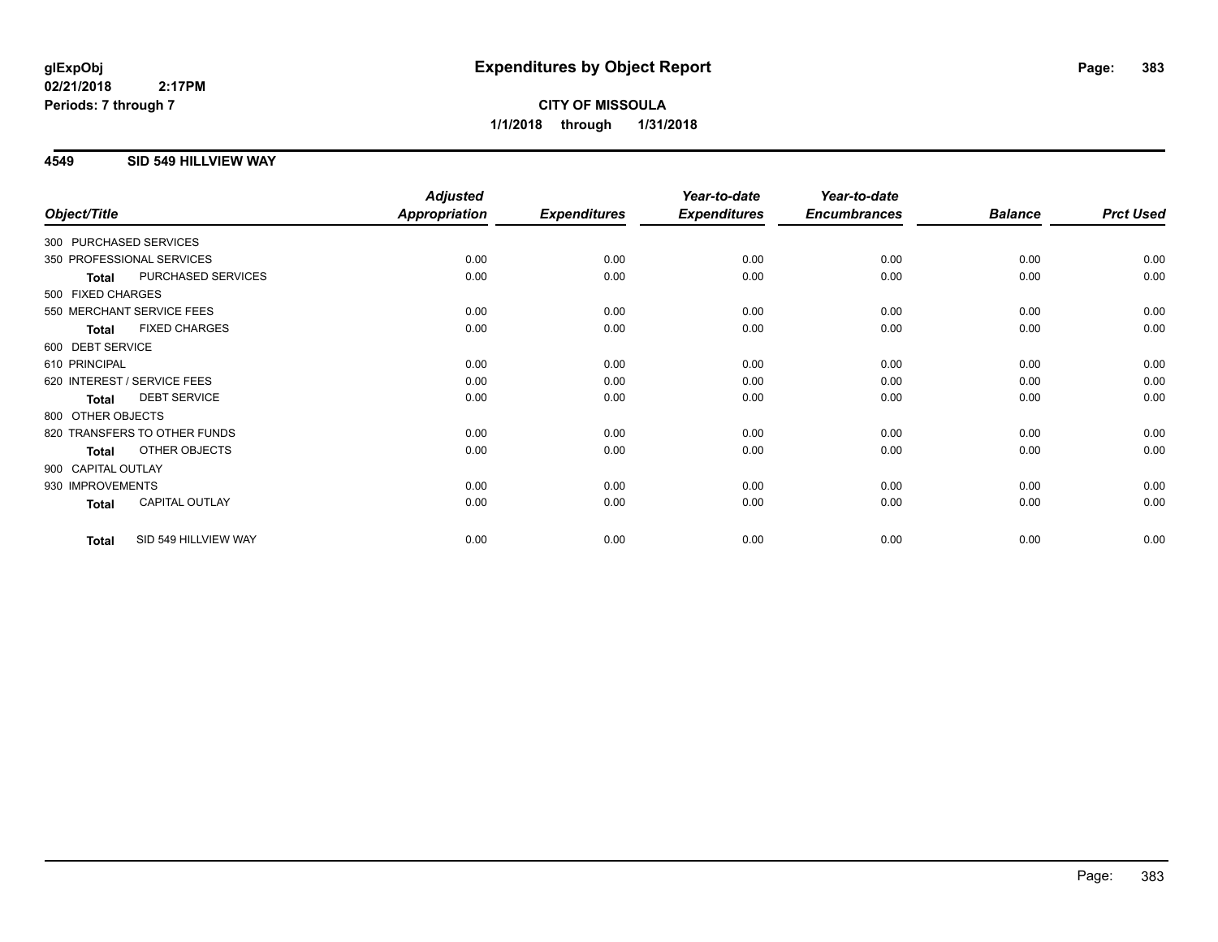# Expenditures by Object Report

glExpObj
02/21/2018 2:17PM
Periods: 7 through 7

**CITY OF MISSOULA**
**1/1/2018 through 1/31/2018**

## 4549 SID 549 HILLVIEW WAY

| Object/Title | Adjusted Appropriation | Expenditures | Year-to-date Expenditures | Year-to-date Encumbrances | Balance | Prct Used |
|---|---|---|---|---|---|---|
| 300 PURCHASED SERVICES | | | | | | |
| 350 PROFESSIONAL SERVICES | 0.00 | 0.00 | 0.00 | 0.00 | 0.00 | 0.00 |
| **Total** PURCHASED SERVICES | 0.00 | 0.00 | 0.00 | 0.00 | 0.00 | 0.00 |
| 500 FIXED CHARGES | | | | | | |
| 550 MERCHANT SERVICE FEES | 0.00 | 0.00 | 0.00 | 0.00 | 0.00 | 0.00 |
| **Total** FIXED CHARGES | 0.00 | 0.00 | 0.00 | 0.00 | 0.00 | 0.00 |
| 600 DEBT SERVICE | | | | | | |
| 610 PRINCIPAL | 0.00 | 0.00 | 0.00 | 0.00 | 0.00 | 0.00 |
| 620 INTEREST / SERVICE FEES | 0.00 | 0.00 | 0.00 | 0.00 | 0.00 | 0.00 |
| **Total** DEBT SERVICE | 0.00 | 0.00 | 0.00 | 0.00 | 0.00 | 0.00 |
| 800 OTHER OBJECTS | | | | | | |
| 820 TRANSFERS TO OTHER FUNDS | 0.00 | 0.00 | 0.00 | 0.00 | 0.00 | 0.00 |
| **Total** OTHER OBJECTS | 0.00 | 0.00 | 0.00 | 0.00 | 0.00 | 0.00 |
| 900 CAPITAL OUTLAY | | | | | | |
| 930 IMPROVEMENTS | 0.00 | 0.00 | 0.00 | 0.00 | 0.00 | 0.00 |
| **Total** CAPITAL OUTLAY | 0.00 | 0.00 | 0.00 | 0.00 | 0.00 | 0.00 |
| **Total** SID 549 HILLVIEW WAY | 0.00 | 0.00 | 0.00 | 0.00 | 0.00 | 0.00 |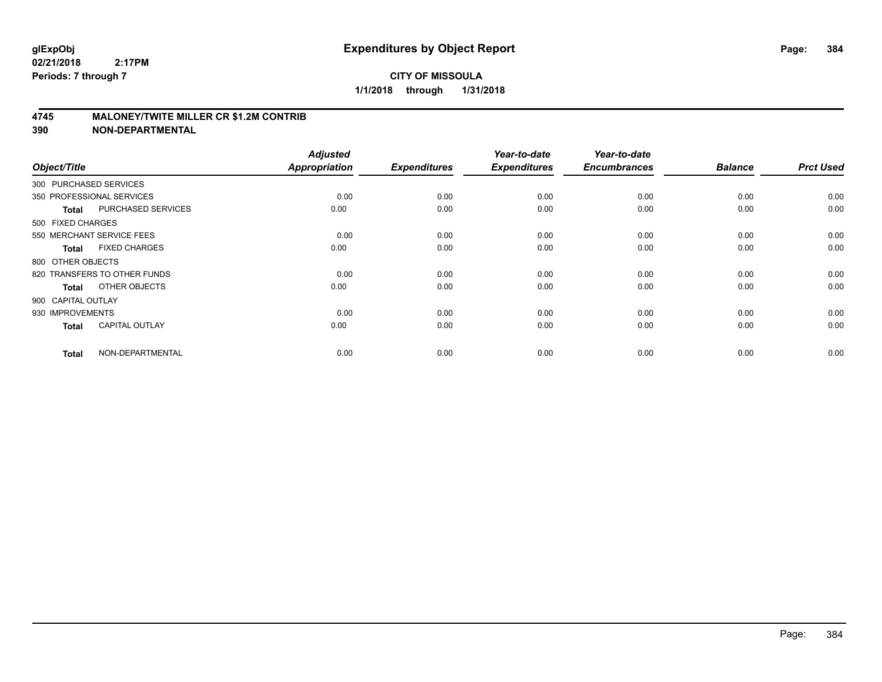**glExpObj**
**02/21/2018 2:17PM**
**Periods: 7 through 7**

# Expenditures by Object Report

**CITY OF MISSOULA**
**1/1/2018 through 1/31/2018**

## 4745 MALONEY/TWITE MILLER CR $1.2M CONTRIB
## 390 NON-DEPARTMENTAL

| Object/Title | | Adjusted Appropriation | Expenditures | Year-to-date Expenditures | Year-to-date Encumbrances | Balance | Prct Used |
|---|---|---|---|---|---|---|---|
| 300 PURCHASED SERVICES | | | | | | | |
| 350 PROFESSIONAL SERVICES | | 0.00 | 0.00 | 0.00 | 0.00 | 0.00 | 0.00 |
| **Total** | PURCHASED SERVICES | 0.00 | 0.00 | 0.00 | 0.00 | 0.00 | 0.00 |
| 500 FIXED CHARGES | | | | | | | |
| 550 MERCHANT SERVICE FEES | | 0.00 | 0.00 | 0.00 | 0.00 | 0.00 | 0.00 |
| **Total** | FIXED CHARGES | 0.00 | 0.00 | 0.00 | 0.00 | 0.00 | 0.00 |
| 800 OTHER OBJECTS | | | | | | | |
| 820 TRANSFERS TO OTHER FUNDS | | 0.00 | 0.00 | 0.00 | 0.00 | 0.00 | 0.00 |
| **Total** | OTHER OBJECTS | 0.00 | 0.00 | 0.00 | 0.00 | 0.00 | 0.00 |
| 900 CAPITAL OUTLAY | | | | | | | |
| 930 IMPROVEMENTS | | 0.00 | 0.00 | 0.00 | 0.00 | 0.00 | 0.00 |
| **Total** | CAPITAL OUTLAY | 0.00 | 0.00 | 0.00 | 0.00 | 0.00 | 0.00 |
| **Total** | NON-DEPARTMENTAL | 0.00 | 0.00 | 0.00 | 0.00 | 0.00 | 0.00 |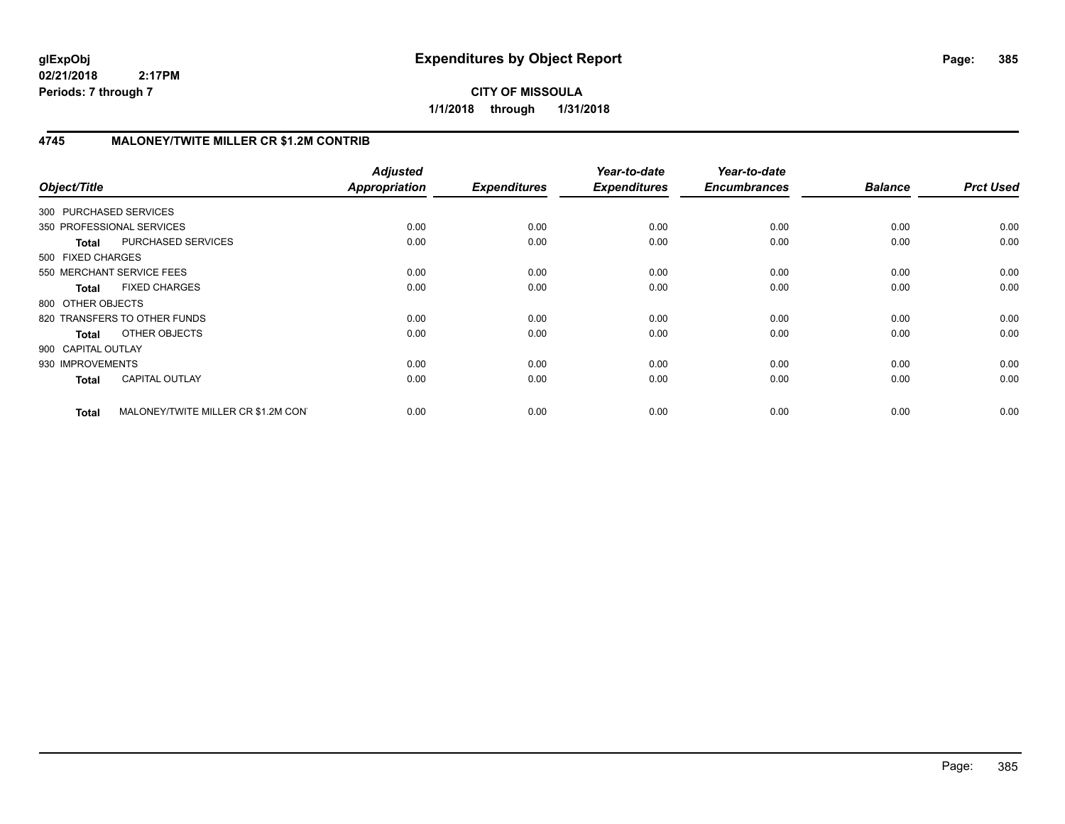**CITY OF MISSOULA**

**1/1/2018 through 1/31/2018**

**glExpObj**
**02/21/2018 2:17PM**
**Periods: 7 through 7**

# Expenditures by Object Report

## 4745 MALONEY/TWITE MILLER CR $1.2M CONTRIB

| Object/Title | Adjusted Appropriation | Expenditures | Year-to-date Expenditures | Year-to-date Encumbrances | Balance | Prct Used |
|---|---|---|---|---|---|---|
| 300 PURCHASED SERVICES | | | | | | |
| 350 PROFESSIONAL SERVICES | 0.00 | 0.00 | 0.00 | 0.00 | 0.00 | 0.00 |
| **Total** PURCHASED SERVICES | 0.00 | 0.00 | 0.00 | 0.00 | 0.00 | 0.00 |
| 500 FIXED CHARGES | | | | | | |
| 550 MERCHANT SERVICE FEES | 0.00 | 0.00 | 0.00 | 0.00 | 0.00 | 0.00 |
| **Total** FIXED CHARGES | 0.00 | 0.00 | 0.00 | 0.00 | 0.00 | 0.00 |
| 800 OTHER OBJECTS | | | | | | |
| 820 TRANSFERS TO OTHER FUNDS | 0.00 | 0.00 | 0.00 | 0.00 | 0.00 | 0.00 |
| **Total** OTHER OBJECTS | 0.00 | 0.00 | 0.00 | 0.00 | 0.00 | 0.00 |
| 900 CAPITAL OUTLAY | | | | | | |
| 930 IMPROVEMENTS | 0.00 | 0.00 | 0.00 | 0.00 | 0.00 | 0.00 |
| **Total** CAPITAL OUTLAY | 0.00 | 0.00 | 0.00 | 0.00 | 0.00 | 0.00 |
| **Total** MALONEY/TWITE MILLER CR $1.2M CON' | 0.00 | 0.00 | 0.00 | 0.00 | 0.00 | 0.00 |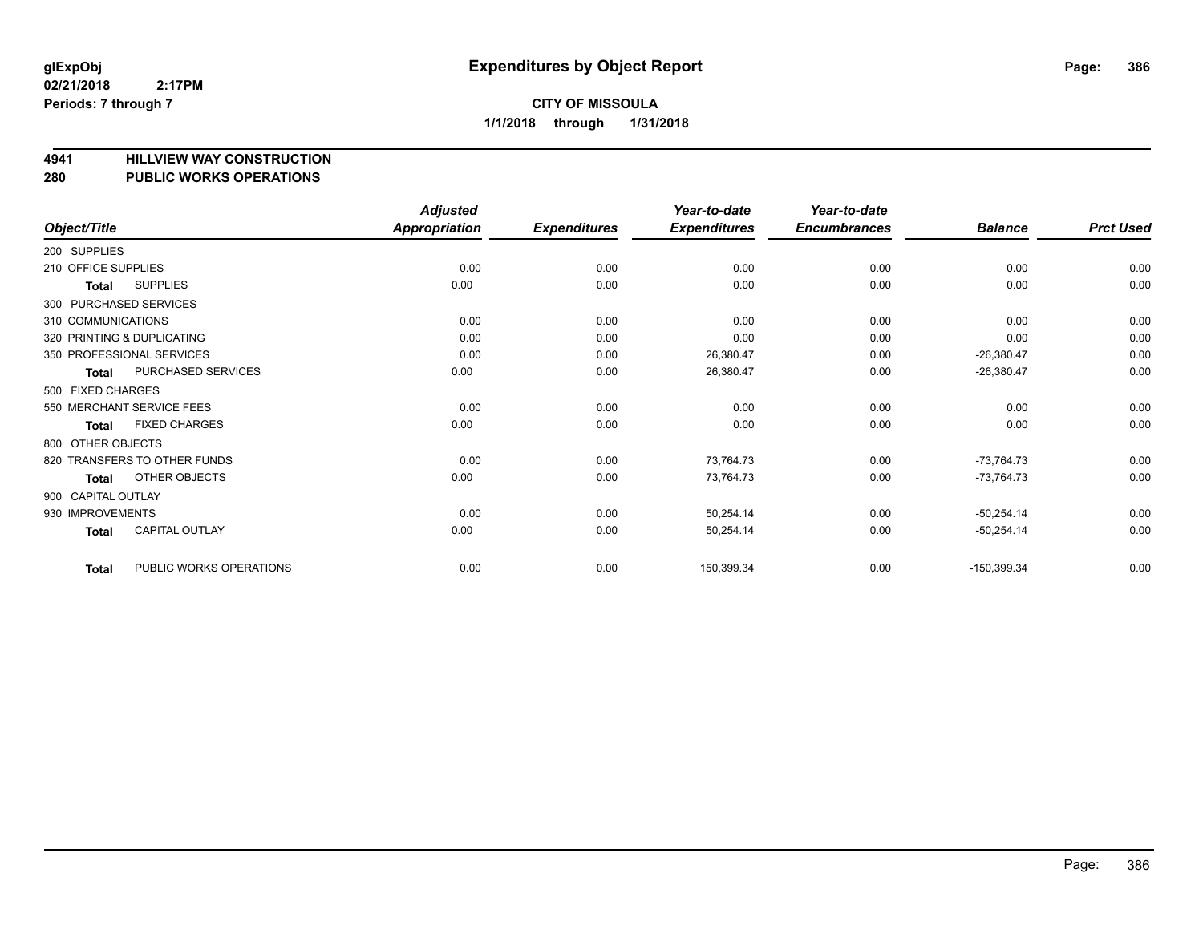glExpObj
02/21/2018 2:17PM
Periods: 7 through 7

# Expenditures by Object Report

**CITY OF MISSOULA**
**1/1/2018 through 1/31/2018**

**4941 HILLVIEW WAY CONSTRUCTION**
**280 PUBLIC WORKS OPERATIONS**

| Object/Title | Adjusted Appropriation | Expenditures | Year-to-date Expenditures | Year-to-date Encumbrances | Balance | Prct Used |
|---|---|---|---|---|---|---|
| 200 SUPPLIES | | | | | | |
| 210 OFFICE SUPPLIES | 0.00 | 0.00 | 0.00 | 0.00 | 0.00 | 0.00 |
| **Total** SUPPLIES | 0.00 | 0.00 | 0.00 | 0.00 | 0.00 | 0.00 |
| 300 PURCHASED SERVICES | | | | | | |
| 310 COMMUNICATIONS | 0.00 | 0.00 | 0.00 | 0.00 | 0.00 | 0.00 |
| 320 PRINTING & DUPLICATING | 0.00 | 0.00 | 0.00 | 0.00 | 0.00 | 0.00 |
| 350 PROFESSIONAL SERVICES | 0.00 | 0.00 | 26,380.47 | 0.00 | -26,380.47 | 0.00 |
| **Total** PURCHASED SERVICES | 0.00 | 0.00 | 26,380.47 | 0.00 | -26,380.47 | 0.00 |
| 500 FIXED CHARGES | | | | | | |
| 550 MERCHANT SERVICE FEES | 0.00 | 0.00 | 0.00 | 0.00 | 0.00 | 0.00 |
| **Total** FIXED CHARGES | 0.00 | 0.00 | 0.00 | 0.00 | 0.00 | 0.00 |
| 800 OTHER OBJECTS | | | | | | |
| 820 TRANSFERS TO OTHER FUNDS | 0.00 | 0.00 | 73,764.73 | 0.00 | -73,764.73 | 0.00 |
| **Total** OTHER OBJECTS | 0.00 | 0.00 | 73,764.73 | 0.00 | -73,764.73 | 0.00 |
| 900 CAPITAL OUTLAY | | | | | | |
| 930 IMPROVEMENTS | 0.00 | 0.00 | 50,254.14 | 0.00 | -50,254.14 | 0.00 |
| **Total** CAPITAL OUTLAY | 0.00 | 0.00 | 50,254.14 | 0.00 | -50,254.14 | 0.00 |
| **Total** PUBLIC WORKS OPERATIONS | 0.00 | 0.00 | 150,399.34 | 0.00 | -150,399.34 | 0.00 |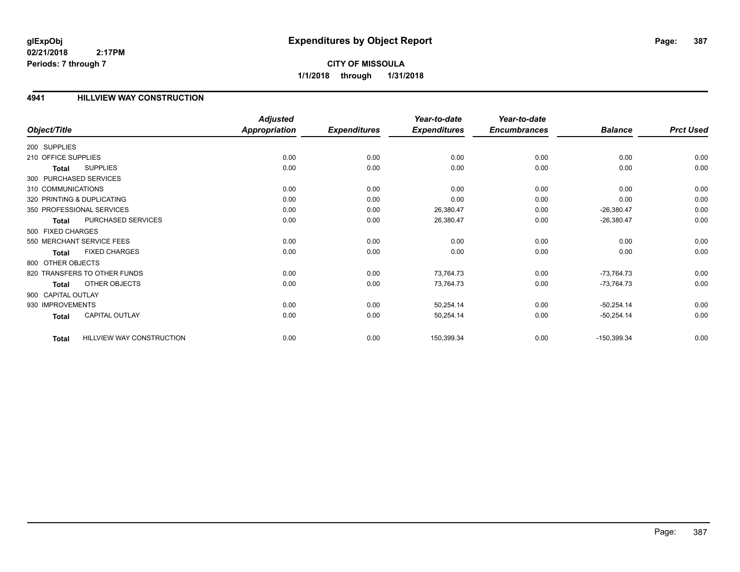**glExpObj**
**02/21/2018 2:17PM**
**Periods: 7 through 7**

# Expenditures by Object Report

**CITY OF MISSOULA**
**1/1/2018 through 1/31/2018**

## 4941 HILLVIEW WAY CONSTRUCTION

| Object/Title | | Adjusted Appropriation | Expenditures | Year-to-date Expenditures | Year-to-date Encumbrances | Balance | Prct Used |
|---|---|---|---|---|---|---|---|
| 200 SUPPLIES | | | | | | | |
| 210 OFFICE SUPPLIES | | 0.00 | 0.00 | 0.00 | 0.00 | 0.00 | 0.00 |
| **Total** | SUPPLIES | 0.00 | 0.00 | 0.00 | 0.00 | 0.00 | 0.00 |
| 300 PURCHASED SERVICES | | | | | | | |
| 310 COMMUNICATIONS | | 0.00 | 0.00 | 0.00 | 0.00 | 0.00 | 0.00 |
| 320 PRINTING & DUPLICATING | | 0.00 | 0.00 | 0.00 | 0.00 | 0.00 | 0.00 |
| 350 PROFESSIONAL SERVICES | | 0.00 | 0.00 | 26,380.47 | 0.00 | -26,380.47 | 0.00 |
| **Total** | PURCHASED SERVICES | 0.00 | 0.00 | 26,380.47 | 0.00 | -26,380.47 | 0.00 |
| 500 FIXED CHARGES | | | | | | | |
| 550 MERCHANT SERVICE FEES | | 0.00 | 0.00 | 0.00 | 0.00 | 0.00 | 0.00 |
| **Total** | FIXED CHARGES | 0.00 | 0.00 | 0.00 | 0.00 | 0.00 | 0.00 |
| 800 OTHER OBJECTS | | | | | | | |
| 820 TRANSFERS TO OTHER FUNDS | | 0.00 | 0.00 | 73,764.73 | 0.00 | -73,764.73 | 0.00 |
| **Total** | OTHER OBJECTS | 0.00 | 0.00 | 73,764.73 | 0.00 | -73,764.73 | 0.00 |
| 900 CAPITAL OUTLAY | | | | | | | |
| 930 IMPROVEMENTS | | 0.00 | 0.00 | 50,254.14 | 0.00 | -50,254.14 | 0.00 |
| **Total** | CAPITAL OUTLAY | 0.00 | 0.00 | 50,254.14 | 0.00 | -50,254.14 | 0.00 |
| **Total** | HILLVIEW WAY CONSTRUCTION | 0.00 | 0.00 | 150,399.34 | 0.00 | -150,399.34 | 0.00 |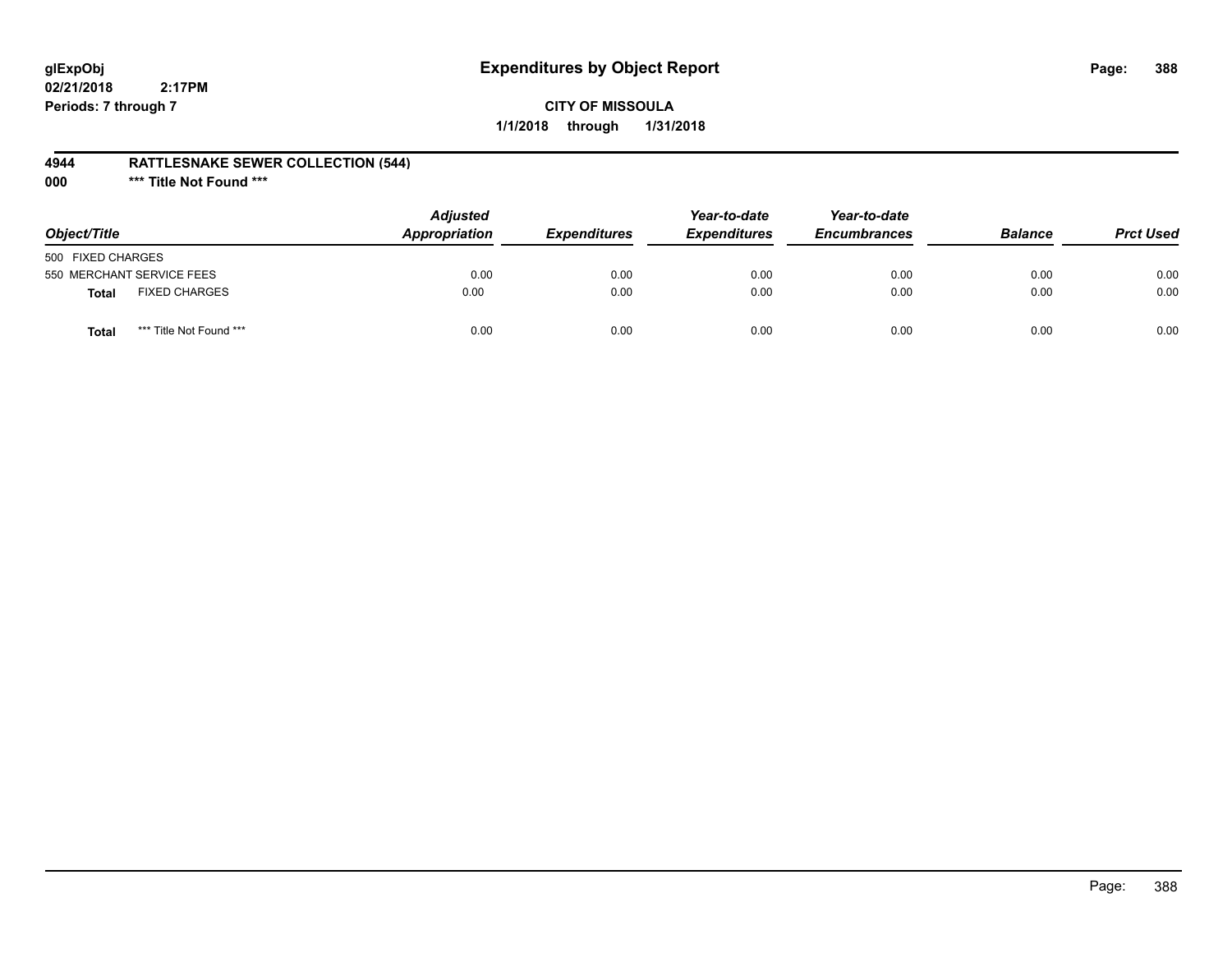# Expenditures by Object Report

glExpObj
02/21/2018 2:17PM
Periods: 7 through 7

**CITY OF MISSOULA**

**1/1/2018 through 1/31/2018**

**4944 RATTLESNAKE SEWER COLLECTION (544)**

**000 \*\*\* Title Not Found \*\*\***

| Object/Title | Adjusted Appropriation | Expenditures | Year-to-date Expenditures | Year-to-date Encumbrances | Balance | Prct Used |
|---|---|---|---|---|---|---|
| 500 FIXED CHARGES | | | | | | |
| 550 MERCHANT SERVICE FEES | 0.00 | 0.00 | 0.00 | 0.00 | 0.00 | 0.00 |
| **Total** FIXED CHARGES | 0.00 | 0.00 | 0.00 | 0.00 | 0.00 | 0.00 |
| **Total** *** Title Not Found *** | 0.00 | 0.00 | 0.00 | 0.00 | 0.00 | 0.00 |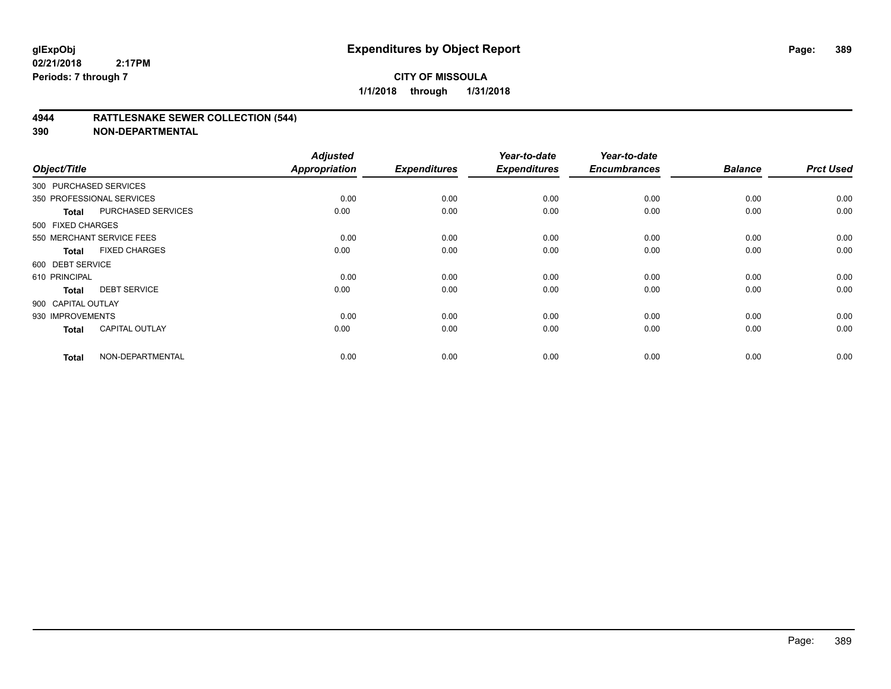# Expenditures by Object Report

glExpObj
02/21/2018 2:17PM
Periods: 7 through 7

**CITY OF MISSOULA**
**1/1/2018 through 1/31/2018**

## 4944 RATTLESNAKE SEWER COLLECTION (544)
## 390 NON-DEPARTMENTAL

| Object/Title | | Adjusted Appropriation | Expenditures | Year-to-date Expenditures | Year-to-date Encumbrances | Balance | Prct Used |
|---|---|---|---|---|---|---|---|
| 300 PURCHASED SERVICES | | | | | | | |
| 350 PROFESSIONAL SERVICES | | 0.00 | 0.00 | 0.00 | 0.00 | 0.00 | 0.00 |
| **Total** | PURCHASED SERVICES | 0.00 | 0.00 | 0.00 | 0.00 | 0.00 | 0.00 |
| 500 FIXED CHARGES | | | | | | | |
| 550 MERCHANT SERVICE FEES | | 0.00 | 0.00 | 0.00 | 0.00 | 0.00 | 0.00 |
| **Total** | FIXED CHARGES | 0.00 | 0.00 | 0.00 | 0.00 | 0.00 | 0.00 |
| 600 DEBT SERVICE | | | | | | | |
| 610 PRINCIPAL | | 0.00 | 0.00 | 0.00 | 0.00 | 0.00 | 0.00 |
| **Total** | DEBT SERVICE | 0.00 | 0.00 | 0.00 | 0.00 | 0.00 | 0.00 |
| 900 CAPITAL OUTLAY | | | | | | | |
| 930 IMPROVEMENTS | | 0.00 | 0.00 | 0.00 | 0.00 | 0.00 | 0.00 |
| **Total** | CAPITAL OUTLAY | 0.00 | 0.00 | 0.00 | 0.00 | 0.00 | 0.00 |
| **Total** | NON-DEPARTMENTAL | 0.00 | 0.00 | 0.00 | 0.00 | 0.00 | 0.00 |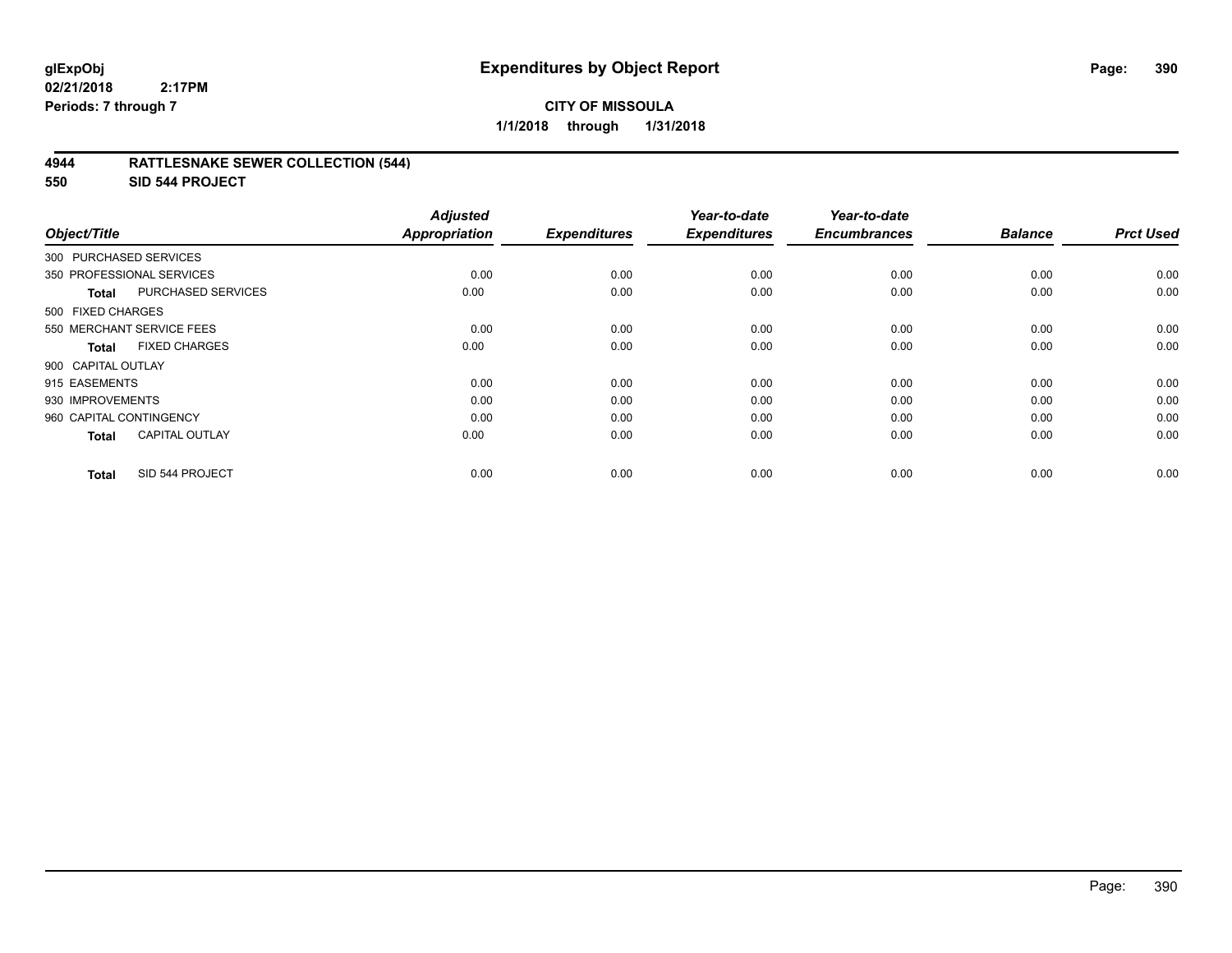# Expenditures by Object Report

glExpObj
02/21/2018 2:17PM
Periods: 7 through 7

**CITY OF MISSOULA**
**1/1/2018 through 1/31/2018**

**4944 RATTLESNAKE SEWER COLLECTION (544)**
**550 SID 544 PROJECT**

| Object/Title | Adjusted Appropriation | Expenditures | Year-to-date Expenditures | Year-to-date Encumbrances | Balance | Prct Used |
|---|---|---|---|---|---|---|
| 300 PURCHASED SERVICES | | | | | | |
| 350 PROFESSIONAL SERVICES | 0.00 | 0.00 | 0.00 | 0.00 | 0.00 | 0.00 |
| **Total** PURCHASED SERVICES | 0.00 | 0.00 | 0.00 | 0.00 | 0.00 | 0.00 |
| 500 FIXED CHARGES | | | | | | |
| 550 MERCHANT SERVICE FEES | 0.00 | 0.00 | 0.00 | 0.00 | 0.00 | 0.00 |
| **Total** FIXED CHARGES | 0.00 | 0.00 | 0.00 | 0.00 | 0.00 | 0.00 |
| 900 CAPITAL OUTLAY | | | | | | |
| 915 EASEMENTS | 0.00 | 0.00 | 0.00 | 0.00 | 0.00 | 0.00 |
| 930 IMPROVEMENTS | 0.00 | 0.00 | 0.00 | 0.00 | 0.00 | 0.00 |
| 960 CAPITAL CONTINGENCY | 0.00 | 0.00 | 0.00 | 0.00 | 0.00 | 0.00 |
| **Total** CAPITAL OUTLAY | 0.00 | 0.00 | 0.00 | 0.00 | 0.00 | 0.00 |
| **Total** SID 544 PROJECT | 0.00 | 0.00 | 0.00 | 0.00 | 0.00 | 0.00 |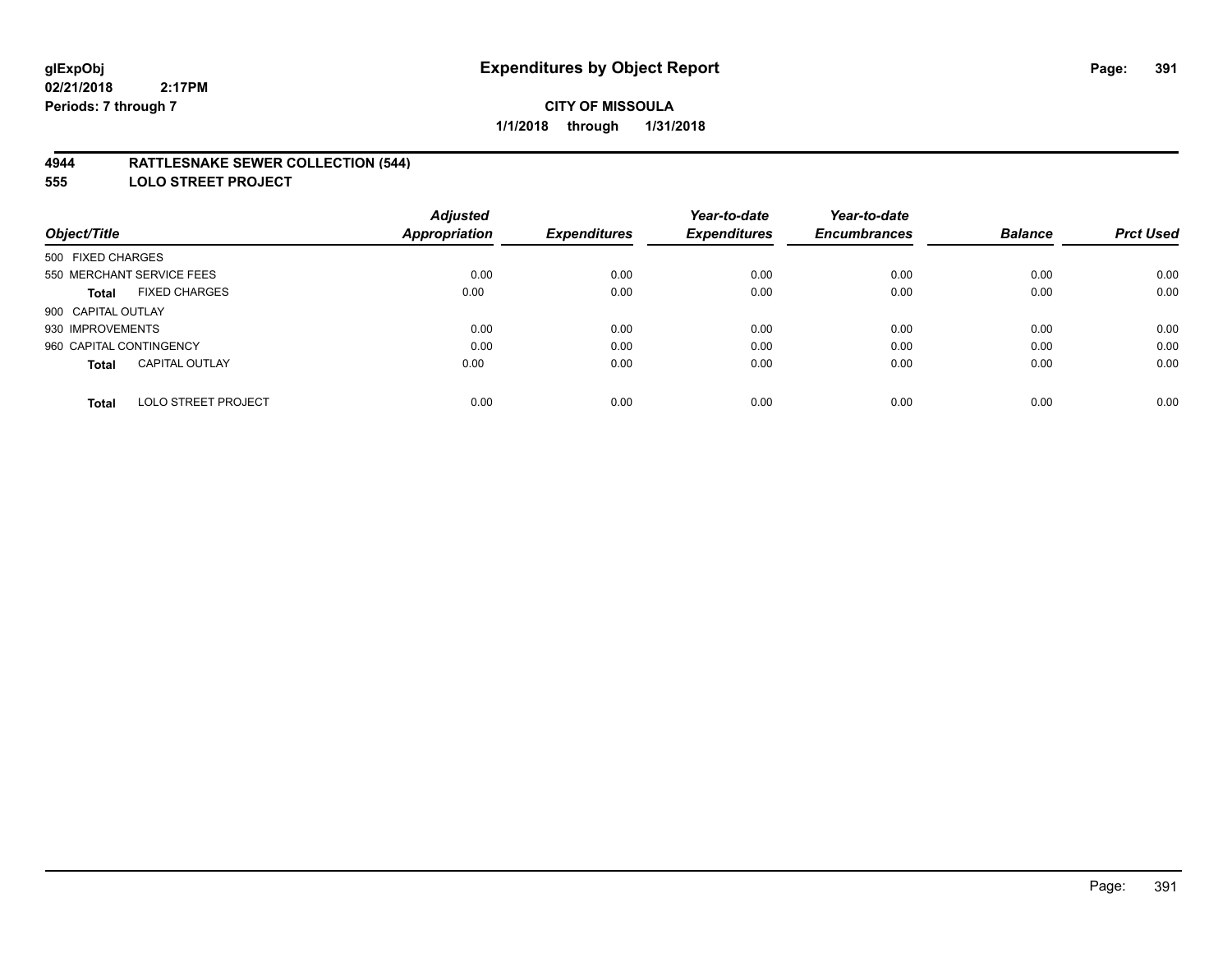**glExpObj**
**02/21/2018 2:17PM**
**Periods: 7 through 7**

# Expenditures by Object Report

**CITY OF MISSOULA**
**1/1/2018 through 1/31/2018**

## 4944 RATTLESNAKE SEWER COLLECTION (544)
## 555 LOLO STREET PROJECT

| Object/Title | Adjusted Appropriation | Expenditures | Year-to-date Expenditures | Year-to-date Encumbrances | Balance | Prct Used |
|---|---|---|---|---|---|---|
| 500 FIXED CHARGES | | | | | | |
| 550 MERCHANT SERVICE FEES | 0.00 | 0.00 | 0.00 | 0.00 | 0.00 | 0.00 |
| **Total** FIXED CHARGES | 0.00 | 0.00 | 0.00 | 0.00 | 0.00 | 0.00 |
| 900 CAPITAL OUTLAY | | | | | | |
| 930 IMPROVEMENTS | 0.00 | 0.00 | 0.00 | 0.00 | 0.00 | 0.00 |
| 960 CAPITAL CONTINGENCY | 0.00 | 0.00 | 0.00 | 0.00 | 0.00 | 0.00 |
| **Total** CAPITAL OUTLAY | 0.00 | 0.00 | 0.00 | 0.00 | 0.00 | 0.00 |
| **Total** LOLO STREET PROJECT | 0.00 | 0.00 | 0.00 | 0.00 | 0.00 | 0.00 |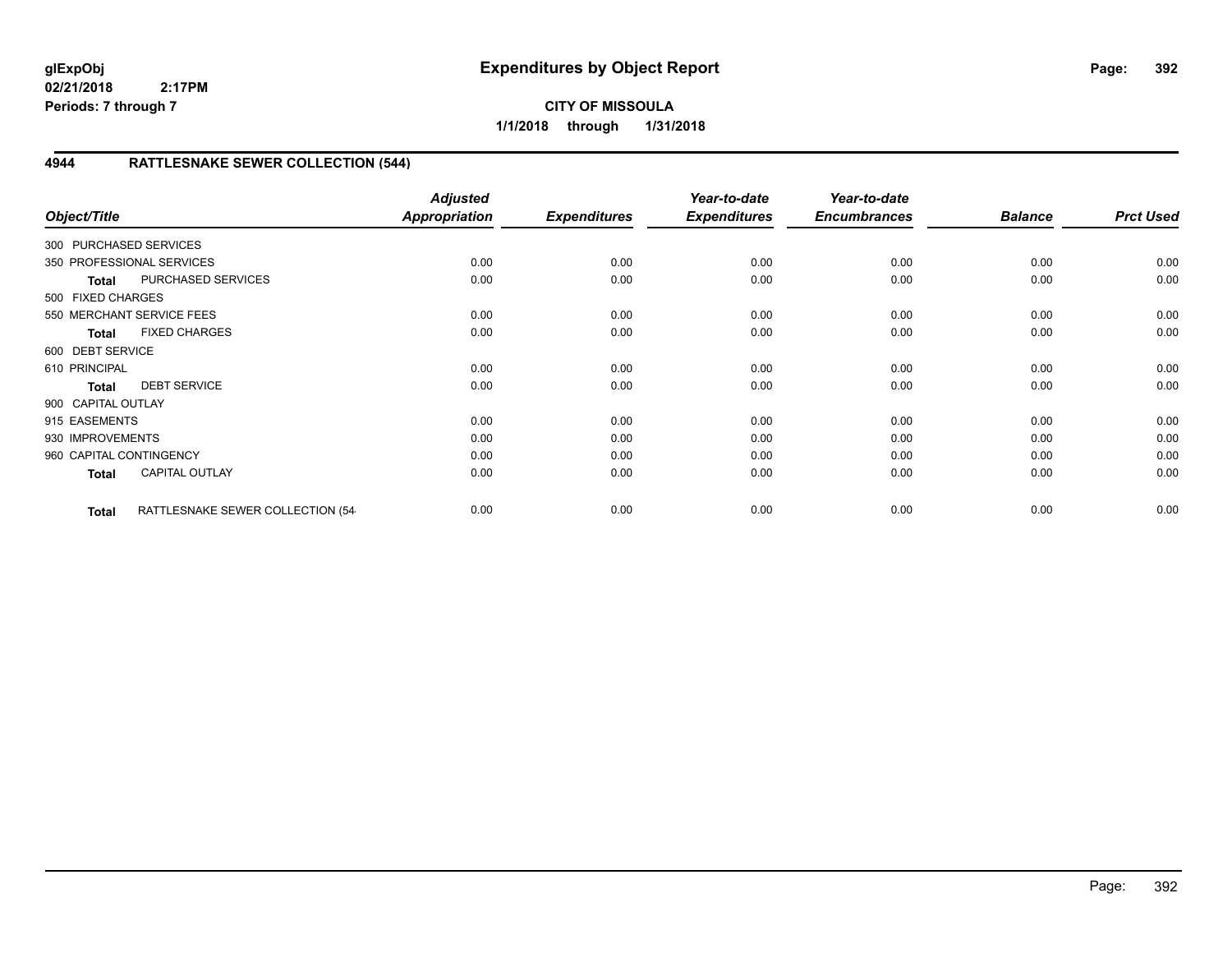**glExpObj** **Expenditures by Object Report**

**02/21/2018 2:17PM**

**Periods: 7 through 7**

**CITY OF MISSOULA**

**1/1/2018 through 1/31/2018**

## 4944 RATTLESNAKE SEWER COLLECTION (544)

| Object/Title | | Adjusted Appropriation | Expenditures | Year-to-date Expenditures | Year-to-date Encumbrances | Balance | Prct Used |
|---|---|---|---|---|---|---|---|
| 300 PURCHASED SERVICES | | | | | | | |
| 350 PROFESSIONAL SERVICES | | 0.00 | 0.00 | 0.00 | 0.00 | 0.00 | 0.00 |
| **Total** | PURCHASED SERVICES | 0.00 | 0.00 | 0.00 | 0.00 | 0.00 | 0.00 |
| 500 FIXED CHARGES | | | | | | | |
| 550 MERCHANT SERVICE FEES | | 0.00 | 0.00 | 0.00 | 0.00 | 0.00 | 0.00 |
| **Total** | FIXED CHARGES | 0.00 | 0.00 | 0.00 | 0.00 | 0.00 | 0.00 |
| 600 DEBT SERVICE | | | | | | | |
| 610 PRINCIPAL | | 0.00 | 0.00 | 0.00 | 0.00 | 0.00 | 0.00 |
| **Total** | DEBT SERVICE | 0.00 | 0.00 | 0.00 | 0.00 | 0.00 | 0.00 |
| 900 CAPITAL OUTLAY | | | | | | | |
| 915 EASEMENTS | | 0.00 | 0.00 | 0.00 | 0.00 | 0.00 | 0.00 |
| 930 IMPROVEMENTS | | 0.00 | 0.00 | 0.00 | 0.00 | 0.00 | 0.00 |
| 960 CAPITAL CONTINGENCY | | 0.00 | 0.00 | 0.00 | 0.00 | 0.00 | 0.00 |
| **Total** | CAPITAL OUTLAY | 0.00 | 0.00 | 0.00 | 0.00 | 0.00 | 0.00 |
| **Total** | RATTLESNAKE SEWER COLLECTION (54 | 0.00 | 0.00 | 0.00 | 0.00 | 0.00 | 0.00 |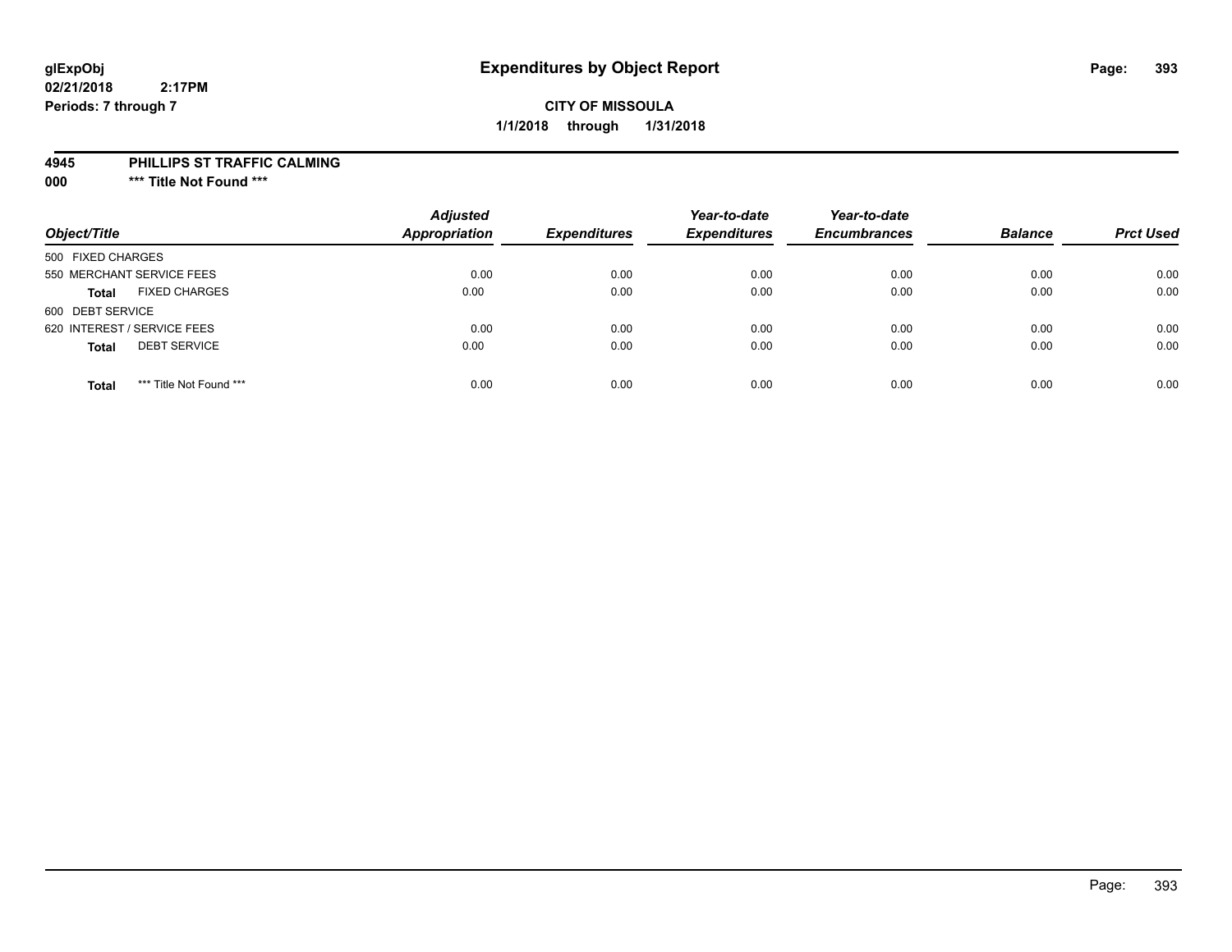# Expenditures by Object Report

glExpObj
02/21/2018 2:17PM
Periods: 7 through 7

**CITY OF MISSOULA**
**1/1/2018 through 1/31/2018**

**4945 PHILLIPS ST TRAFFIC CALMING**
**000 *** Title Not Found *****

| Object/Title | Adjusted Appropriation | Expenditures | Year-to-date Expenditures | Year-to-date Encumbrances | Balance | Prct Used |
|---|---|---|---|---|---|---|
| 500 FIXED CHARGES | | | | | | |
| 550 MERCHANT SERVICE FEES | 0.00 | 0.00 | 0.00 | 0.00 | 0.00 | 0.00 |
| **Total** FIXED CHARGES | 0.00 | 0.00 | 0.00 | 0.00 | 0.00 | 0.00 |
| 600 DEBT SERVICE | | | | | | |
| 620 INTEREST / SERVICE FEES | 0.00 | 0.00 | 0.00 | 0.00 | 0.00 | 0.00 |
| **Total** DEBT SERVICE | 0.00 | 0.00 | 0.00 | 0.00 | 0.00 | 0.00 |
| **Total** *** Title Not Found *** | 0.00 | 0.00 | 0.00 | 0.00 | 0.00 | 0.00 |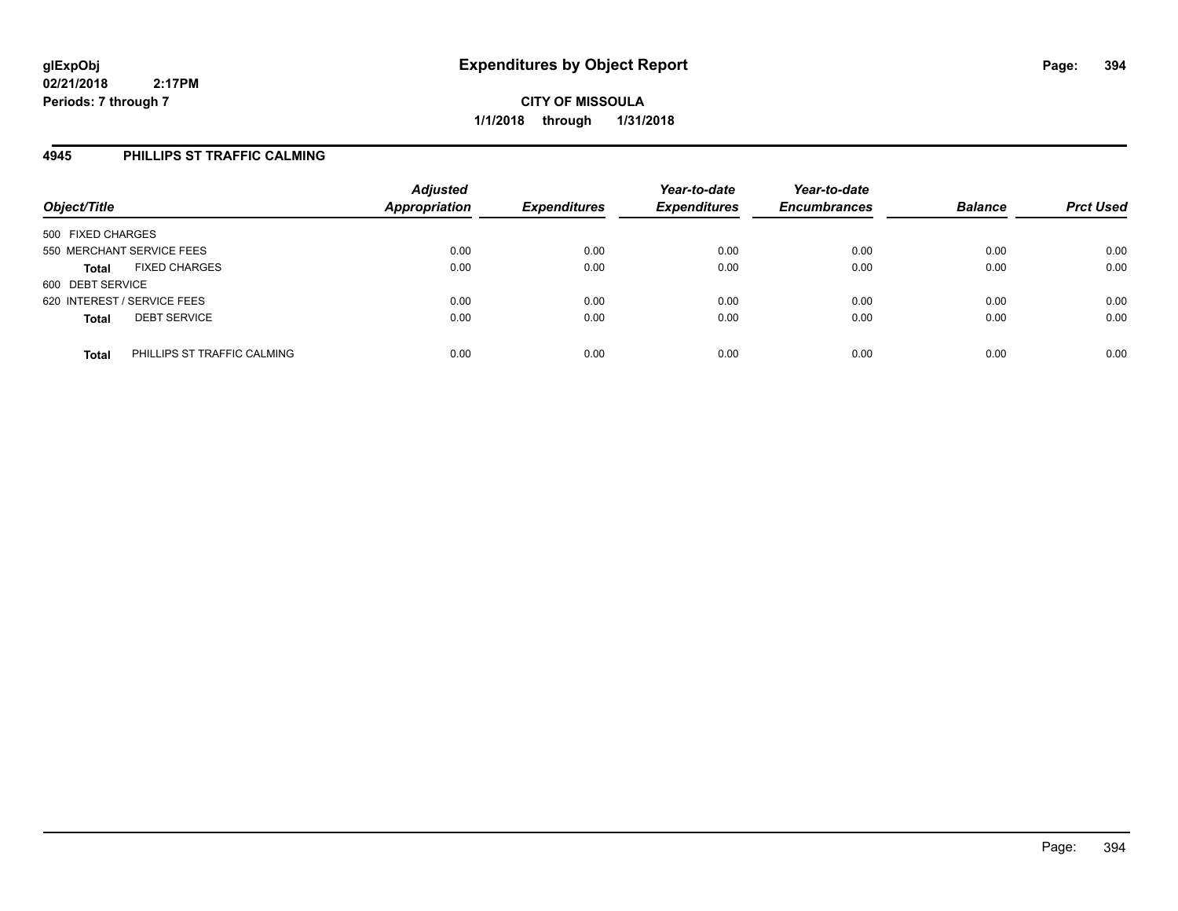**glExpObj**
**02/21/2018 2:17PM**
**Periods: 7 through 7**

# Expenditures by Object Report

**CITY OF MISSOULA**
**1/1/2018 through 1/31/2018**

## 4945 PHILLIPS ST TRAFFIC CALMING

| Object/Title | Adjusted Appropriation | Expenditures | Year-to-date Expenditures | Year-to-date Encumbrances | Balance | Prct Used |
|---|---|---|---|---|---|---|
| 500 FIXED CHARGES | | | | | | |
| 550 MERCHANT SERVICE FEES | 0.00 | 0.00 | 0.00 | 0.00 | 0.00 | 0.00 |
| **Total** FIXED CHARGES | 0.00 | 0.00 | 0.00 | 0.00 | 0.00 | 0.00 |
| 600 DEBT SERVICE | | | | | | |
| 620 INTEREST / SERVICE FEES | 0.00 | 0.00 | 0.00 | 0.00 | 0.00 | 0.00 |
| **Total** DEBT SERVICE | 0.00 | 0.00 | 0.00 | 0.00 | 0.00 | 0.00 |
| **Total** PHILLIPS ST TRAFFIC CALMING | 0.00 | 0.00 | 0.00 | 0.00 | 0.00 | 0.00 |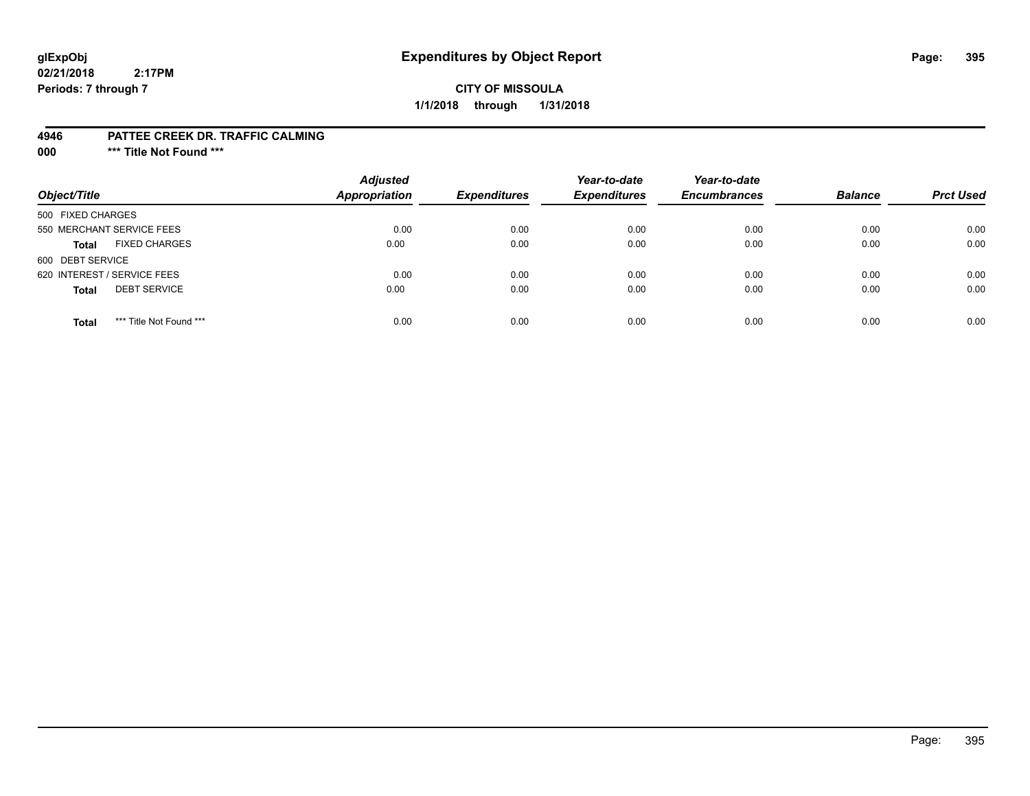glExpObj
02/21/2018 2:17PM
Periods: 7 through 7

# Expenditures by Object Report

**CITY OF MISSOULA**
**1/1/2018 through 1/31/2018**

**4946 PATTEE CREEK DR. TRAFFIC CALMING**
**000 *** Title Not Found *****

| Object/Title | Adjusted Appropriation | Expenditures | Year-to-date Expenditures | Year-to-date Encumbrances | Balance | Prct Used |
|---|---|---|---|---|---|---|
| 500 FIXED CHARGES | | | | | | |
| 550 MERCHANT SERVICE FEES | 0.00 | 0.00 | 0.00 | 0.00 | 0.00 | 0.00 |
| **Total** FIXED CHARGES | 0.00 | 0.00 | 0.00 | 0.00 | 0.00 | 0.00 |
| 600 DEBT SERVICE | | | | | | |
| 620 INTEREST / SERVICE FEES | 0.00 | 0.00 | 0.00 | 0.00 | 0.00 | 0.00 |
| **Total** DEBT SERVICE | 0.00 | 0.00 | 0.00 | 0.00 | 0.00 | 0.00 |
| **Total** *** Title Not Found *** | 0.00 | 0.00 | 0.00 | 0.00 | 0.00 | 0.00 |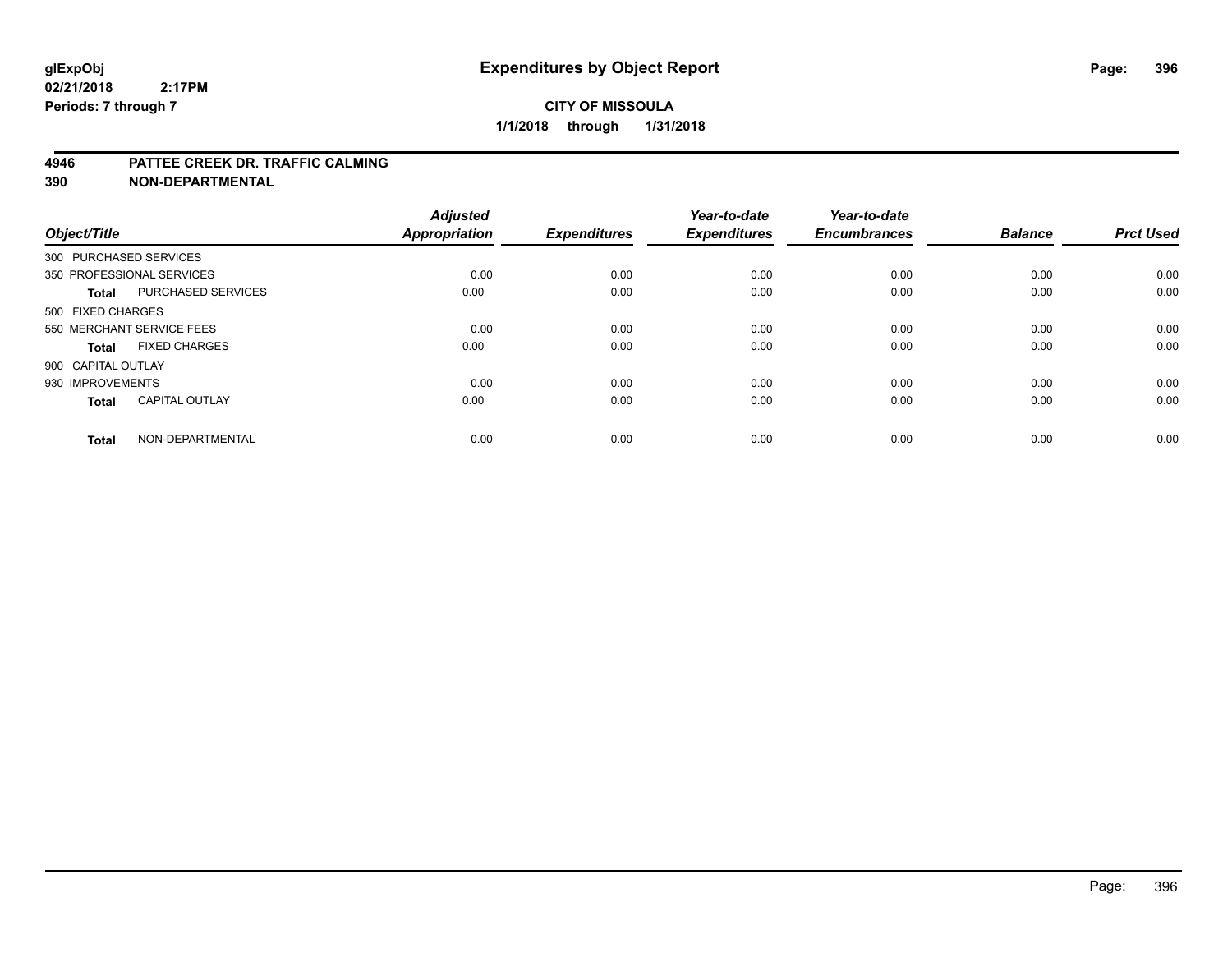**glExpObj**
**02/21/2018 2:17PM**
**Periods: 7 through 7**

# Expenditures by Object Report

**CITY OF MISSOULA**
**1/1/2018 through 1/31/2018**

**4946 PATTEE CREEK DR. TRAFFIC CALMING**
**390 NON-DEPARTMENTAL**

| Object/Title | | Adjusted Appropriation | Expenditures | Year-to-date Expenditures | Year-to-date Encumbrances | Balance | Prct Used |
|---|---|---|---|---|---|---|---|
| 300 PURCHASED SERVICES | | | | | | | |
| 350 PROFESSIONAL SERVICES | | 0.00 | 0.00 | 0.00 | 0.00 | 0.00 | 0.00 |
| **Total** | PURCHASED SERVICES | 0.00 | 0.00 | 0.00 | 0.00 | 0.00 | 0.00 |
| 500 FIXED CHARGES | | | | | | | |
| 550 MERCHANT SERVICE FEES | | 0.00 | 0.00 | 0.00 | 0.00 | 0.00 | 0.00 |
| **Total** | FIXED CHARGES | 0.00 | 0.00 | 0.00 | 0.00 | 0.00 | 0.00 |
| 900 CAPITAL OUTLAY | | | | | | | |
| 930 IMPROVEMENTS | | 0.00 | 0.00 | 0.00 | 0.00 | 0.00 | 0.00 |
| **Total** | CAPITAL OUTLAY | 0.00 | 0.00 | 0.00 | 0.00 | 0.00 | 0.00 |
| **Total** | NON-DEPARTMENTAL | 0.00 | 0.00 | 0.00 | 0.00 | 0.00 | 0.00 |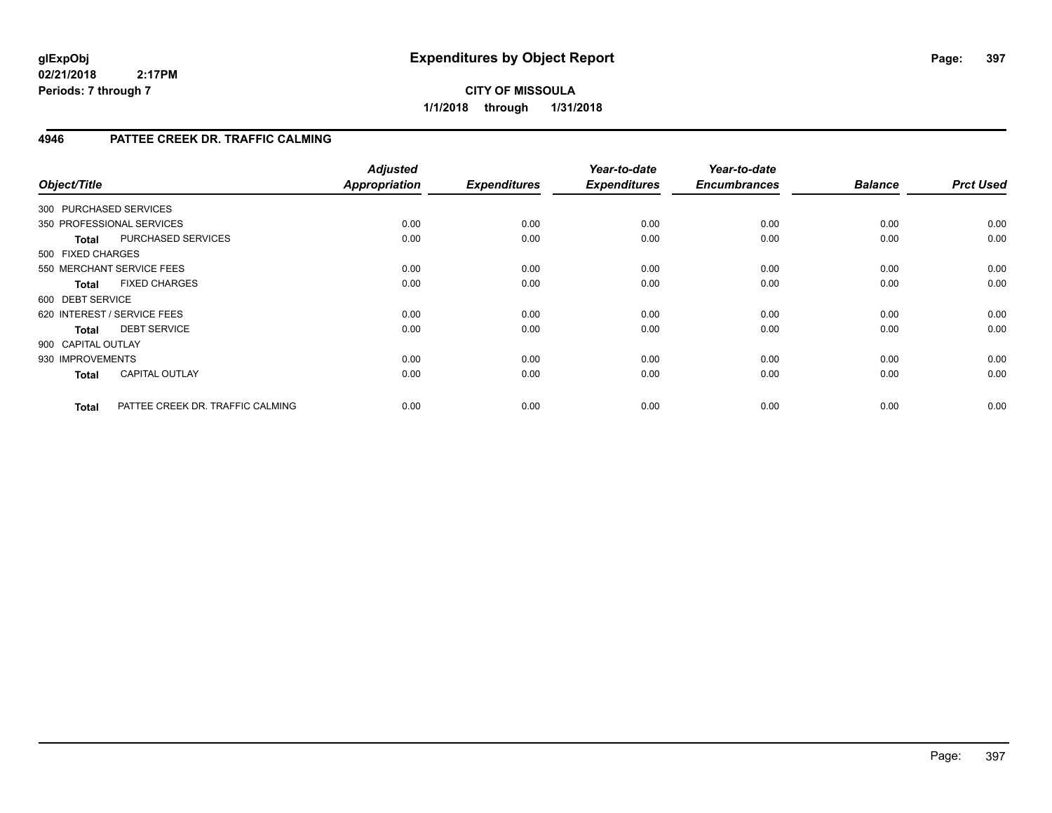**CITY OF MISSOULA**

**1/1/2018 through 1/31/2018**

## 4946 PATTEE CREEK DR. TRAFFIC CALMING

| Object/Title | | Adjusted Appropriation | Expenditures | Year-to-date Expenditures | Year-to-date Encumbrances | Balance | Prct Used |
|---|---|---|---|---|---|---|---|
| 300 PURCHASED SERVICES | | | | | | | |
| 350 PROFESSIONAL SERVICES | | 0.00 | 0.00 | 0.00 | 0.00 | 0.00 | 0.00 |
| **Total** | PURCHASED SERVICES | 0.00 | 0.00 | 0.00 | 0.00 | 0.00 | 0.00 |
| 500 FIXED CHARGES | | | | | | | |
| 550 MERCHANT SERVICE FEES | | 0.00 | 0.00 | 0.00 | 0.00 | 0.00 | 0.00 |
| **Total** | FIXED CHARGES | 0.00 | 0.00 | 0.00 | 0.00 | 0.00 | 0.00 |
| 600 DEBT SERVICE | | | | | | | |
| 620 INTEREST / SERVICE FEES | | 0.00 | 0.00 | 0.00 | 0.00 | 0.00 | 0.00 |
| **Total** | DEBT SERVICE | 0.00 | 0.00 | 0.00 | 0.00 | 0.00 | 0.00 |
| 900 CAPITAL OUTLAY | | | | | | | |
| 930 IMPROVEMENTS | | 0.00 | 0.00 | 0.00 | 0.00 | 0.00 | 0.00 |
| **Total** | CAPITAL OUTLAY | 0.00 | 0.00 | 0.00 | 0.00 | 0.00 | 0.00 |
| **Total** | PATTEE CREEK DR. TRAFFIC CALMING | 0.00 | 0.00 | 0.00 | 0.00 | 0.00 | 0.00 |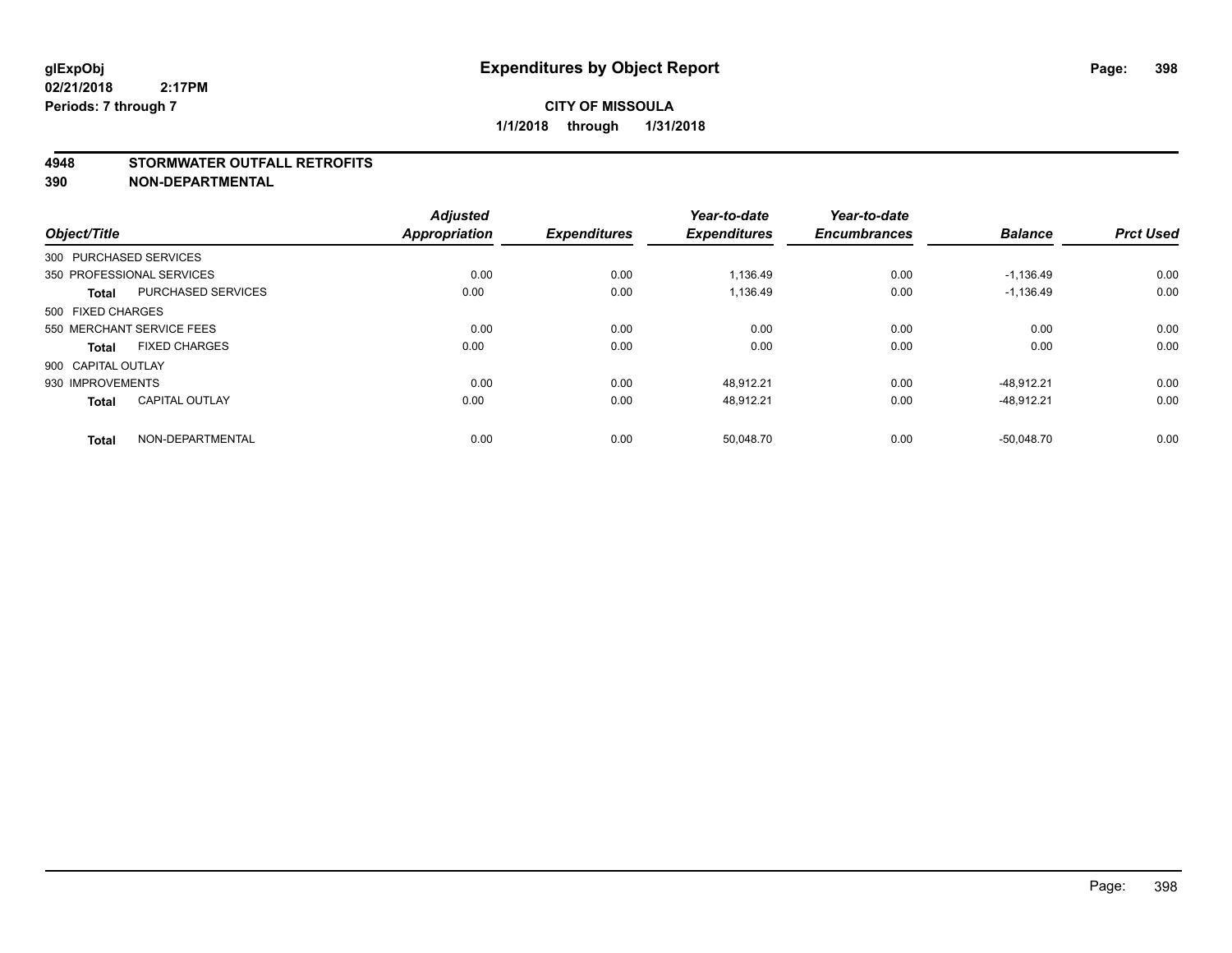**glExpObj**
**02/21/2018 2:17PM**
**Periods: 7 through 7**

# Expenditures by Object Report

**CITY OF MISSOULA**
**1/1/2018 through 1/31/2018**

**4948 STORMWATER OUTFALL RETROFITS**
**390 NON-DEPARTMENTAL**

| Object/Title | | Adjusted Appropriation | Expenditures | Year-to-date Expenditures | Year-to-date Encumbrances | Balance | Prct Used |
|---|---|---|---|---|---|---|---|
| 300 PURCHASED SERVICES | | | | | | | |
| 350 PROFESSIONAL SERVICES | | 0.00 | 0.00 | 1,136.49 | 0.00 | -1,136.49 | 0.00 |
| **Total** | PURCHASED SERVICES | 0.00 | 0.00 | 1,136.49 | 0.00 | -1,136.49 | 0.00 |
| 500 FIXED CHARGES | | | | | | | |
| 550 MERCHANT SERVICE FEES | | 0.00 | 0.00 | 0.00 | 0.00 | 0.00 | 0.00 |
| **Total** | FIXED CHARGES | 0.00 | 0.00 | 0.00 | 0.00 | 0.00 | 0.00 |
| 900 CAPITAL OUTLAY | | | | | | | |
| 930 IMPROVEMENTS | | 0.00 | 0.00 | 48,912.21 | 0.00 | -48,912.21 | 0.00 |
| **Total** | CAPITAL OUTLAY | 0.00 | 0.00 | 48,912.21 | 0.00 | -48,912.21 | 0.00 |
| **Total** | NON-DEPARTMENTAL | 0.00 | 0.00 | 50,048.70 | 0.00 | -50,048.70 | 0.00 |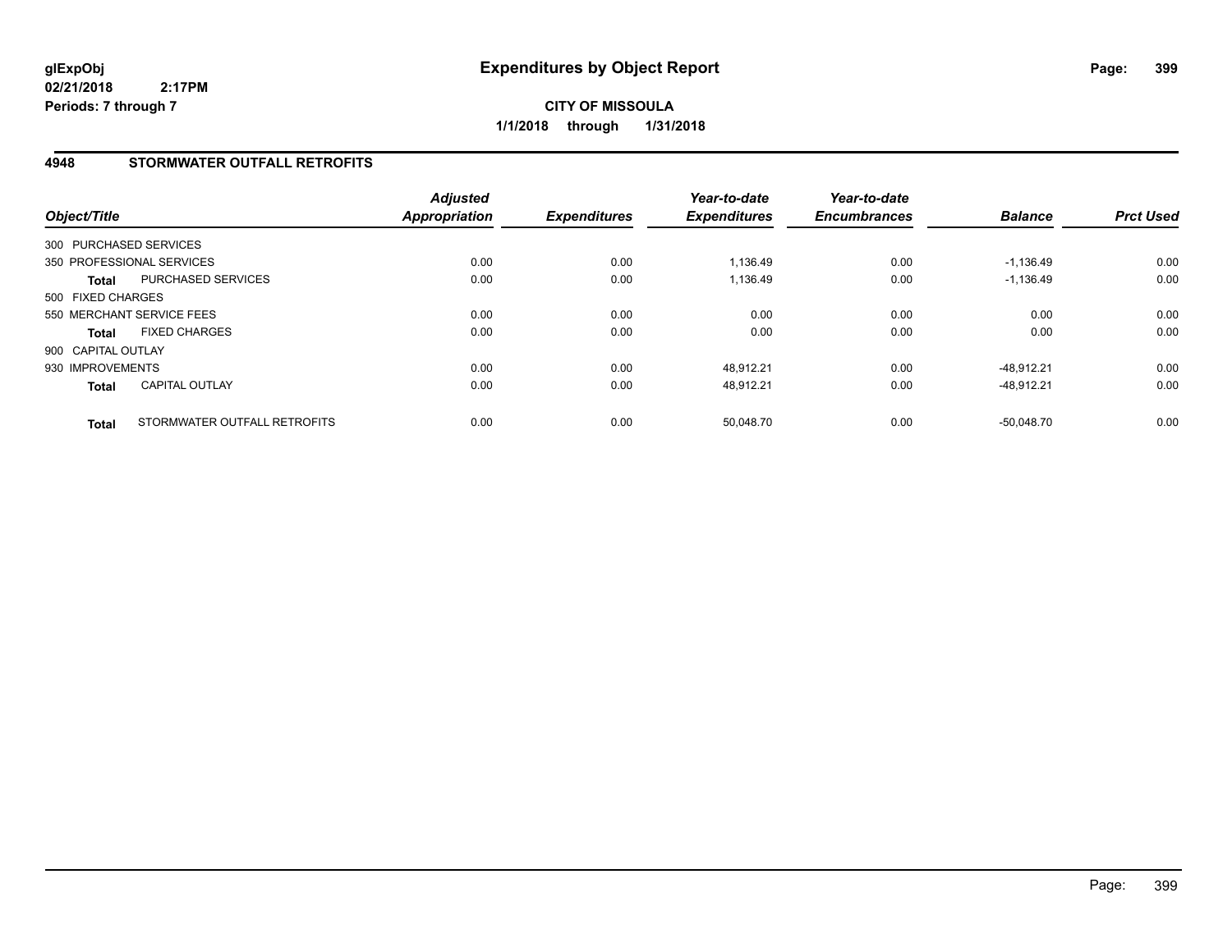**glExpObj**
**02/21/2018 2:17PM**
**Periods: 7 through 7**

# Expenditures by Object Report

**CITY OF MISSOULA**
**1/1/2018 through 1/31/2018**

## 4948 STORMWATER OUTFALL RETROFITS

| Object/Title | | Adjusted Appropriation | Expenditures | Year-to-date Expenditures | Year-to-date Encumbrances | Balance | Prct Used |
|---|---|---|---|---|---|---|---|
| 300 PURCHASED SERVICES | | | | | | | |
| 350 PROFESSIONAL SERVICES | | 0.00 | 0.00 | 1,136.49 | 0.00 | -1,136.49 | 0.00 |
| **Total** | PURCHASED SERVICES | 0.00 | 0.00 | 1,136.49 | 0.00 | -1,136.49 | 0.00 |
| 500 FIXED CHARGES | | | | | | | |
| 550 MERCHANT SERVICE FEES | | 0.00 | 0.00 | 0.00 | 0.00 | 0.00 | 0.00 |
| **Total** | FIXED CHARGES | 0.00 | 0.00 | 0.00 | 0.00 | 0.00 | 0.00 |
| 900 CAPITAL OUTLAY | | | | | | | |
| 930 IMPROVEMENTS | | 0.00 | 0.00 | 48,912.21 | 0.00 | -48,912.21 | 0.00 |
| **Total** | CAPITAL OUTLAY | 0.00 | 0.00 | 48,912.21 | 0.00 | -48,912.21 | 0.00 |
| **Total** | STORMWATER OUTFALL RETROFITS | 0.00 | 0.00 | 50,048.70 | 0.00 | -50,048.70 | 0.00 |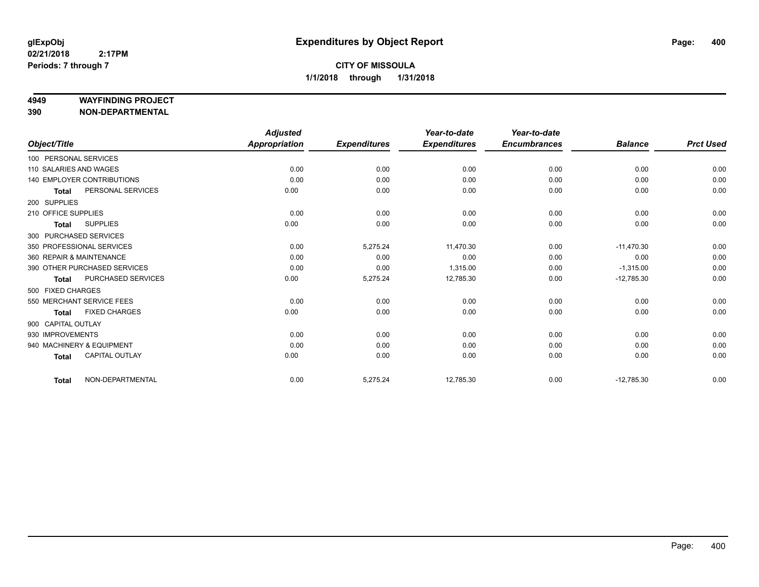**glExpObj** **Expenditures by Object Report**
**02/21/2018 2:17PM**
**Periods: 7 through 7**

**CITY OF MISSOULA**
**1/1/2018 through 1/31/2018**

**4949 WAYFINDING PROJECT**
**390 NON-DEPARTMENTAL**

| Object/Title | Adjusted Appropriation | Expenditures | Year-to-date Expenditures | Year-to-date Encumbrances | Balance | Prct Used |
|---|---|---|---|---|---|---|
| 100 PERSONAL SERVICES | | | | | | |
| 110 SALARIES AND WAGES | 0.00 | 0.00 | 0.00 | 0.00 | 0.00 | 0.00 |
| 140 EMPLOYER CONTRIBUTIONS | 0.00 | 0.00 | 0.00 | 0.00 | 0.00 | 0.00 |
| **Total** PERSONAL SERVICES | 0.00 | 0.00 | 0.00 | 0.00 | 0.00 | 0.00 |
| 200 SUPPLIES | | | | | | |
| 210 OFFICE SUPPLIES | 0.00 | 0.00 | 0.00 | 0.00 | 0.00 | 0.00 |
| **Total** SUPPLIES | 0.00 | 0.00 | 0.00 | 0.00 | 0.00 | 0.00 |
| 300 PURCHASED SERVICES | | | | | | |
| 350 PROFESSIONAL SERVICES | 0.00 | 5,275.24 | 11,470.30 | 0.00 | -11,470.30 | 0.00 |
| 360 REPAIR & MAINTENANCE | 0.00 | 0.00 | 0.00 | 0.00 | 0.00 | 0.00 |
| 390 OTHER PURCHASED SERVICES | 0.00 | 0.00 | 1,315.00 | 0.00 | -1,315.00 | 0.00 |
| **Total** PURCHASED SERVICES | 0.00 | 5,275.24 | 12,785.30 | 0.00 | -12,785.30 | 0.00 |
| 500 FIXED CHARGES | | | | | | |
| 550 MERCHANT SERVICE FEES | 0.00 | 0.00 | 0.00 | 0.00 | 0.00 | 0.00 |
| **Total** FIXED CHARGES | 0.00 | 0.00 | 0.00 | 0.00 | 0.00 | 0.00 |
| 900 CAPITAL OUTLAY | | | | | | |
| 930 IMPROVEMENTS | 0.00 | 0.00 | 0.00 | 0.00 | 0.00 | 0.00 |
| 940 MACHINERY & EQUIPMENT | 0.00 | 0.00 | 0.00 | 0.00 | 0.00 | 0.00 |
| **Total** CAPITAL OUTLAY | 0.00 | 0.00 | 0.00 | 0.00 | 0.00 | 0.00 |
| **Total** NON-DEPARTMENTAL | 0.00 | 5,275.24 | 12,785.30 | 0.00 | -12,785.30 | 0.00 |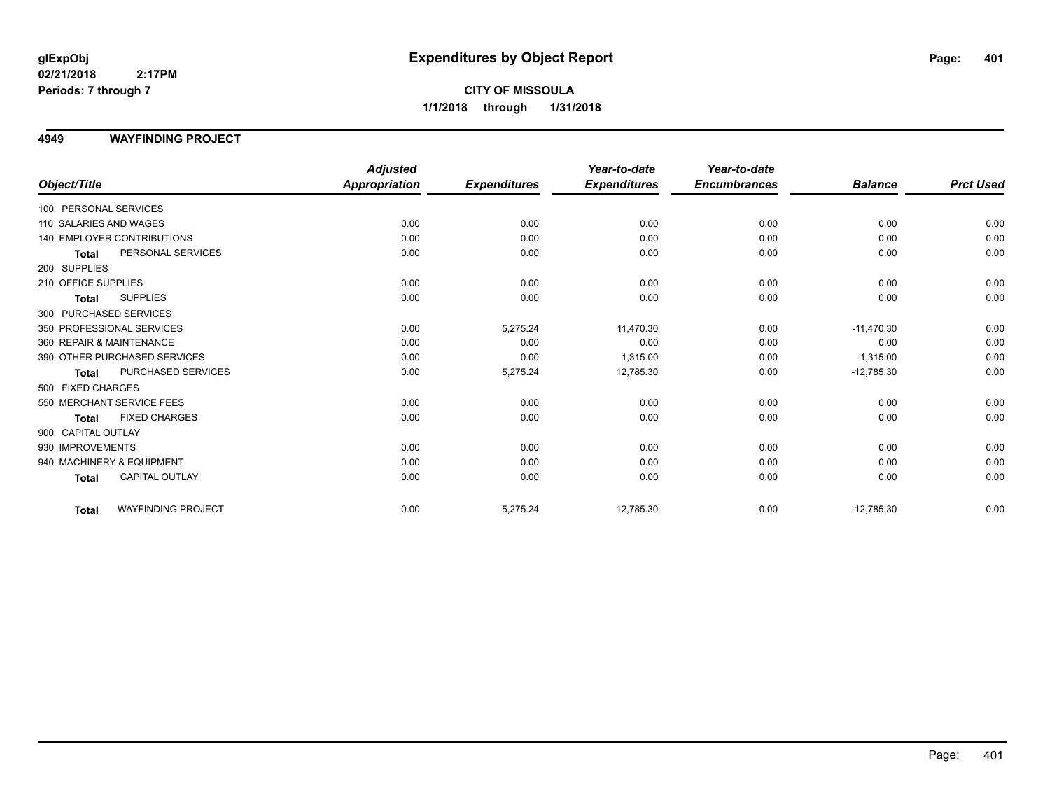# Expenditures by Object Report

glExpObj
02/21/2018 2:17PM
Periods: 7 through 7

**CITY OF MISSOULA**
**1/1/2018 through 1/31/2018**

## 4949 WAYFINDING PROJECT

| Object/Title | | Adjusted Appropriation | Expenditures | Year-to-date Expenditures | Year-to-date Encumbrances | Balance | Prct Used |
|---|---|---|---|---|---|---|---|
| 100 PERSONAL SERVICES | | | | | | | |
| 110 SALARIES AND WAGES | | 0.00 | 0.00 | 0.00 | 0.00 | 0.00 | 0.00 |
| 140 EMPLOYER CONTRIBUTIONS | | 0.00 | 0.00 | 0.00 | 0.00 | 0.00 | 0.00 |
| **Total** | PERSONAL SERVICES | 0.00 | 0.00 | 0.00 | 0.00 | 0.00 | 0.00 |
| 200 SUPPLIES | | | | | | | |
| 210 OFFICE SUPPLIES | | 0.00 | 0.00 | 0.00 | 0.00 | 0.00 | 0.00 |
| **Total** | SUPPLIES | 0.00 | 0.00 | 0.00 | 0.00 | 0.00 | 0.00 |
| 300 PURCHASED SERVICES | | | | | | | |
| 350 PROFESSIONAL SERVICES | | 0.00 | 5,275.24 | 11,470.30 | 0.00 | -11,470.30 | 0.00 |
| 360 REPAIR & MAINTENANCE | | 0.00 | 0.00 | 0.00 | 0.00 | 0.00 | 0.00 |
| 390 OTHER PURCHASED SERVICES | | 0.00 | 0.00 | 1,315.00 | 0.00 | -1,315.00 | 0.00 |
| **Total** | PURCHASED SERVICES | 0.00 | 5,275.24 | 12,785.30 | 0.00 | -12,785.30 | 0.00 |
| 500 FIXED CHARGES | | | | | | | |
| 550 MERCHANT SERVICE FEES | | 0.00 | 0.00 | 0.00 | 0.00 | 0.00 | 0.00 |
| **Total** | FIXED CHARGES | 0.00 | 0.00 | 0.00 | 0.00 | 0.00 | 0.00 |
| 900 CAPITAL OUTLAY | | | | | | | |
| 930 IMPROVEMENTS | | 0.00 | 0.00 | 0.00 | 0.00 | 0.00 | 0.00 |
| 940 MACHINERY & EQUIPMENT | | 0.00 | 0.00 | 0.00 | 0.00 | 0.00 | 0.00 |
| **Total** | CAPITAL OUTLAY | 0.00 | 0.00 | 0.00 | 0.00 | 0.00 | 0.00 |
| **Total** | WAYFINDING PROJECT | 0.00 | 5,275.24 | 12,785.30 | 0.00 | -12,785.30 | 0.00 |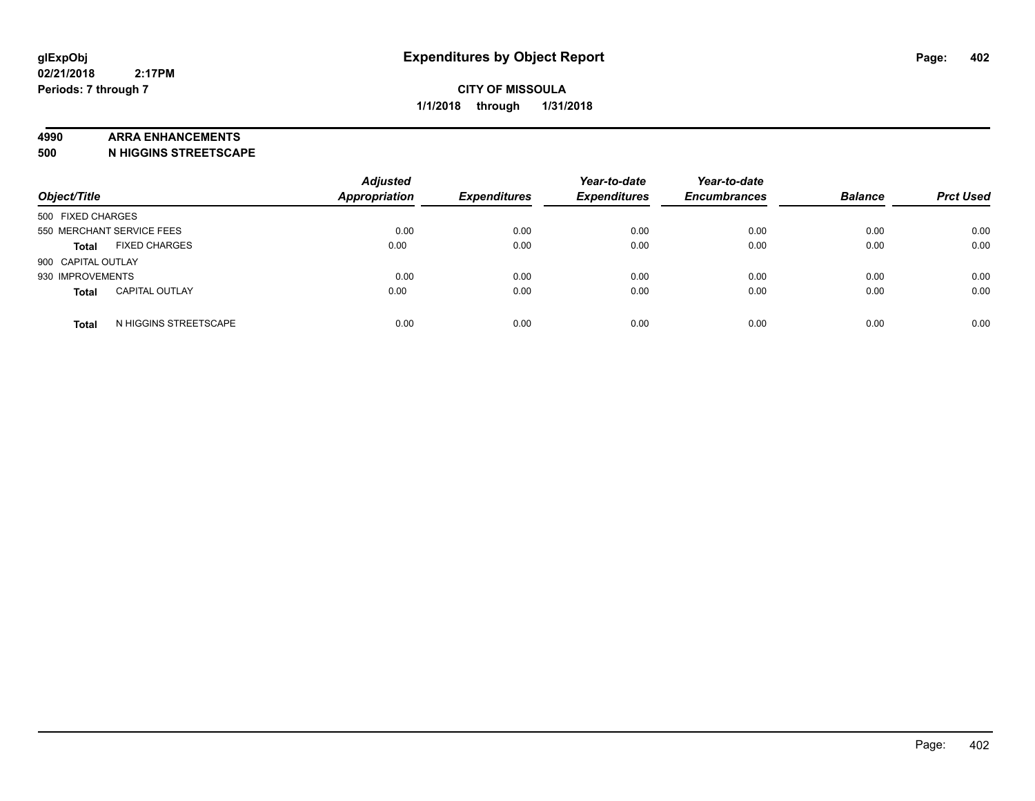**glExpObj**
**02/21/2018 2:17PM**
**Periods: 7 through 7**

# Expenditures by Object Report

**CITY OF MISSOULA**
**1/1/2018 through 1/31/2018**

**4990 ARRA ENHANCEMENTS**
**500 N HIGGINS STREETSCAPE**

| Object/Title | Adjusted Appropriation | Expenditures | Year-to-date Expenditures | Year-to-date Encumbrances | Balance | Prct Used |
|---|---|---|---|---|---|---|
| 500 FIXED CHARGES | | | | | | |
| 550 MERCHANT SERVICE FEES | 0.00 | 0.00 | 0.00 | 0.00 | 0.00 | 0.00 |
| **Total** FIXED CHARGES | 0.00 | 0.00 | 0.00 | 0.00 | 0.00 | 0.00 |
| 900 CAPITAL OUTLAY | | | | | | |
| 930 IMPROVEMENTS | 0.00 | 0.00 | 0.00 | 0.00 | 0.00 | 0.00 |
| **Total** CAPITAL OUTLAY | 0.00 | 0.00 | 0.00 | 0.00 | 0.00 | 0.00 |
| **Total** N HIGGINS STREETSCAPE | 0.00 | 0.00 | 0.00 | 0.00 | 0.00 | 0.00 |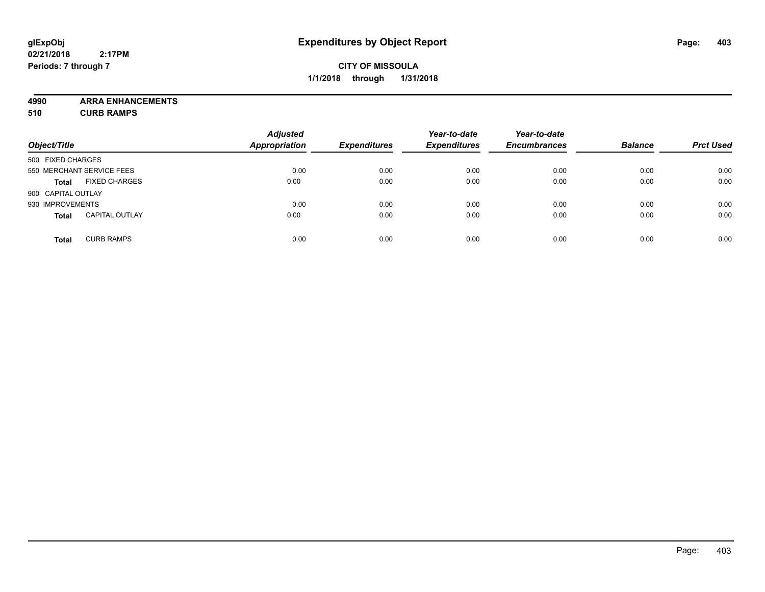**glExpObj**
**02/21/2018 2:17PM**
**Periods: 7 through 7**

# Expenditures by Object Report

**CITY OF MISSOULA**
**1/1/2018 through 1/31/2018**

**4990 ARRA ENHANCEMENTS**
**510 CURB RAMPS**

| Object/Title | Adjusted Appropriation | Expenditures | Year-to-date Expenditures | Year-to-date Encumbrances | Balance | Prct Used |
|---|---|---|---|---|---|---|
| 500 FIXED CHARGES | | | | | | |
| 550 MERCHANT SERVICE FEES | 0.00 | 0.00 | 0.00 | 0.00 | 0.00 | 0.00 |
| **Total** FIXED CHARGES | 0.00 | 0.00 | 0.00 | 0.00 | 0.00 | 0.00 |
| 900 CAPITAL OUTLAY | | | | | | |
| 930 IMPROVEMENTS | 0.00 | 0.00 | 0.00 | 0.00 | 0.00 | 0.00 |
| **Total** CAPITAL OUTLAY | 0.00 | 0.00 | 0.00 | 0.00 | 0.00 | 0.00 |
| **Total** CURB RAMPS | 0.00 | 0.00 | 0.00 | 0.00 | 0.00 | 0.00 |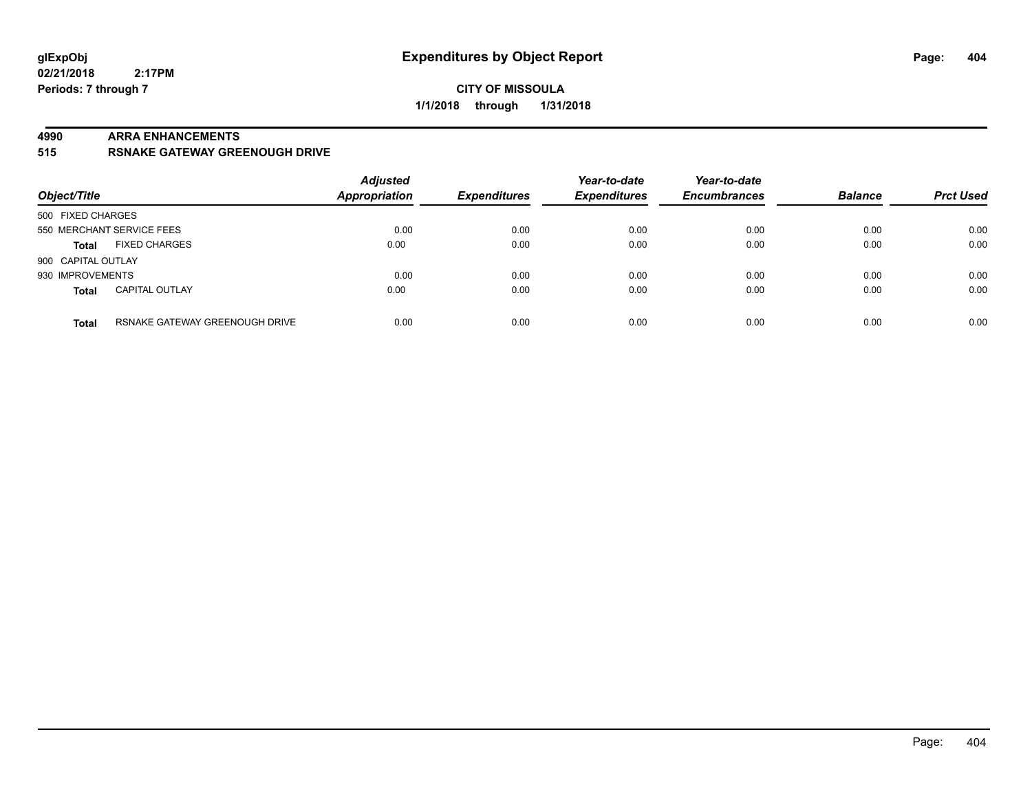# Expenditures by Object Report

glExpObj
02/21/2018 2:17PM
Periods: 7 through 7

**CITY OF MISSOULA**
**1/1/2018 through 1/31/2018**

**4990 ARRA ENHANCEMENTS**
**515 RSNAKE GATEWAY GREENOUGH DRIVE**

| Object/Title | | Adjusted Appropriation | Expenditures | Year-to-date Expenditures | Year-to-date Encumbrances | Balance | Prct Used |
|---|---|---|---|---|---|---|---|
| 500 FIXED CHARGES | | | | | | | |
| 550 MERCHANT SERVICE FEES | | 0.00 | 0.00 | 0.00 | 0.00 | 0.00 | 0.00 |
| **Total** | FIXED CHARGES | 0.00 | 0.00 | 0.00 | 0.00 | 0.00 | 0.00 |
| 900 CAPITAL OUTLAY | | | | | | | |
| 930 IMPROVEMENTS | | 0.00 | 0.00 | 0.00 | 0.00 | 0.00 | 0.00 |
| **Total** | CAPITAL OUTLAY | 0.00 | 0.00 | 0.00 | 0.00 | 0.00 | 0.00 |
| **Total** | RSNAKE GATEWAY GREENOUGH DRIVE | 0.00 | 0.00 | 0.00 | 0.00 | 0.00 | 0.00 |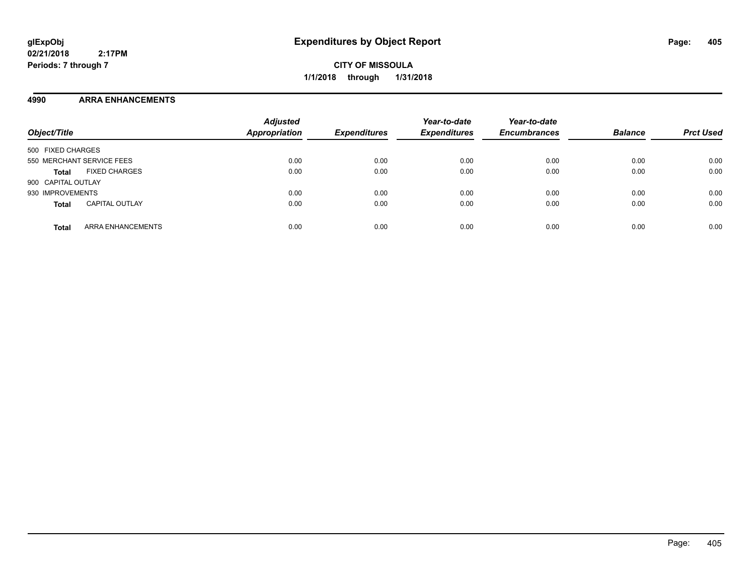**CITY OF MISSOULA**

**1/1/2018 through 1/31/2018**

## 4990 ARRA ENHANCEMENTS

| Object/Title | Adjusted Appropriation | Expenditures | Year-to-date Expenditures | Year-to-date Encumbrances | Balance | Prct Used |
|---|---|---|---|---|---|---|
| 500 FIXED CHARGES | | | | | | |
| 550 MERCHANT SERVICE FEES | 0.00 | 0.00 | 0.00 | 0.00 | 0.00 | 0.00 |
| **Total** FIXED CHARGES | 0.00 | 0.00 | 0.00 | 0.00 | 0.00 | 0.00 |
| 900 CAPITAL OUTLAY | | | | | | |
| 930 IMPROVEMENTS | 0.00 | 0.00 | 0.00 | 0.00 | 0.00 | 0.00 |
| **Total** CAPITAL OUTLAY | 0.00 | 0.00 | 0.00 | 0.00 | 0.00 | 0.00 |
| **Total** ARRA ENHANCEMENTS | 0.00 | 0.00 | 0.00 | 0.00 | 0.00 | 0.00 |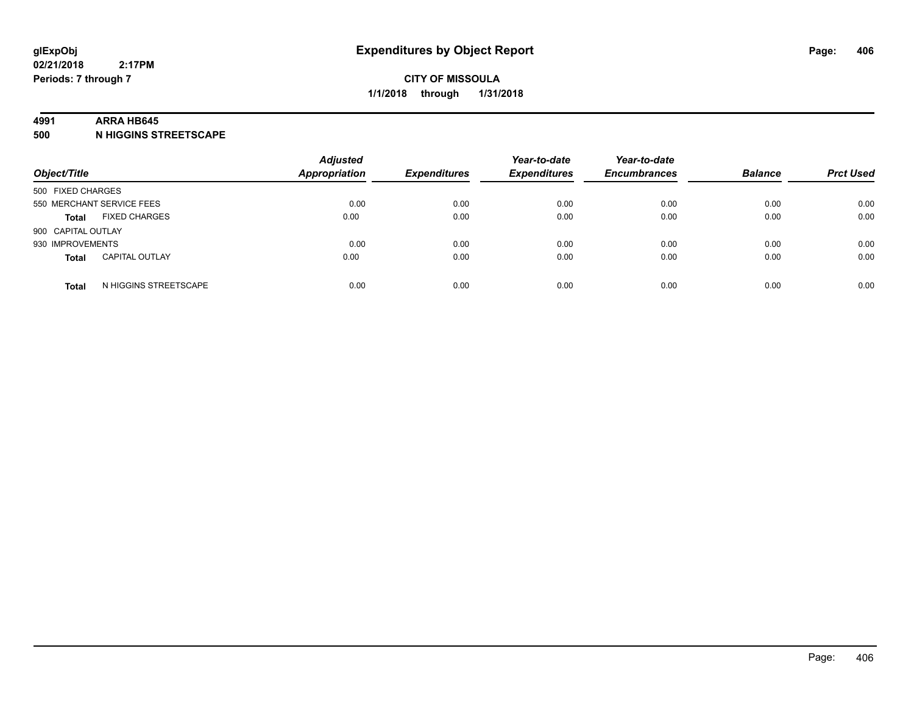**glExpObj**
**02/21/2018 2:17PM**
**Periods: 7 through 7**

# Expenditures by Object Report

**CITY OF MISSOULA**
**1/1/2018 through 1/31/2018**

**4991 ARRA HB645**
**500 N HIGGINS STREETSCAPE**

| Object/Title | | Adjusted Appropriation | Expenditures | Year-to-date Expenditures | Year-to-date Encumbrances | Balance | Prct Used |
|---|---|---|---|---|---|---|---|
| 500 FIXED CHARGES | | | | | | | |
| 550 MERCHANT SERVICE FEES | | 0.00 | 0.00 | 0.00 | 0.00 | 0.00 | 0.00 |
| **Total** | FIXED CHARGES | 0.00 | 0.00 | 0.00 | 0.00 | 0.00 | 0.00 |
| 900 CAPITAL OUTLAY | | | | | | | |
| 930 IMPROVEMENTS | | 0.00 | 0.00 | 0.00 | 0.00 | 0.00 | 0.00 |
| **Total** | CAPITAL OUTLAY | 0.00 | 0.00 | 0.00 | 0.00 | 0.00 | 0.00 |
| **Total** | N HIGGINS STREETSCAPE | 0.00 | 0.00 | 0.00 | 0.00 | 0.00 | 0.00 |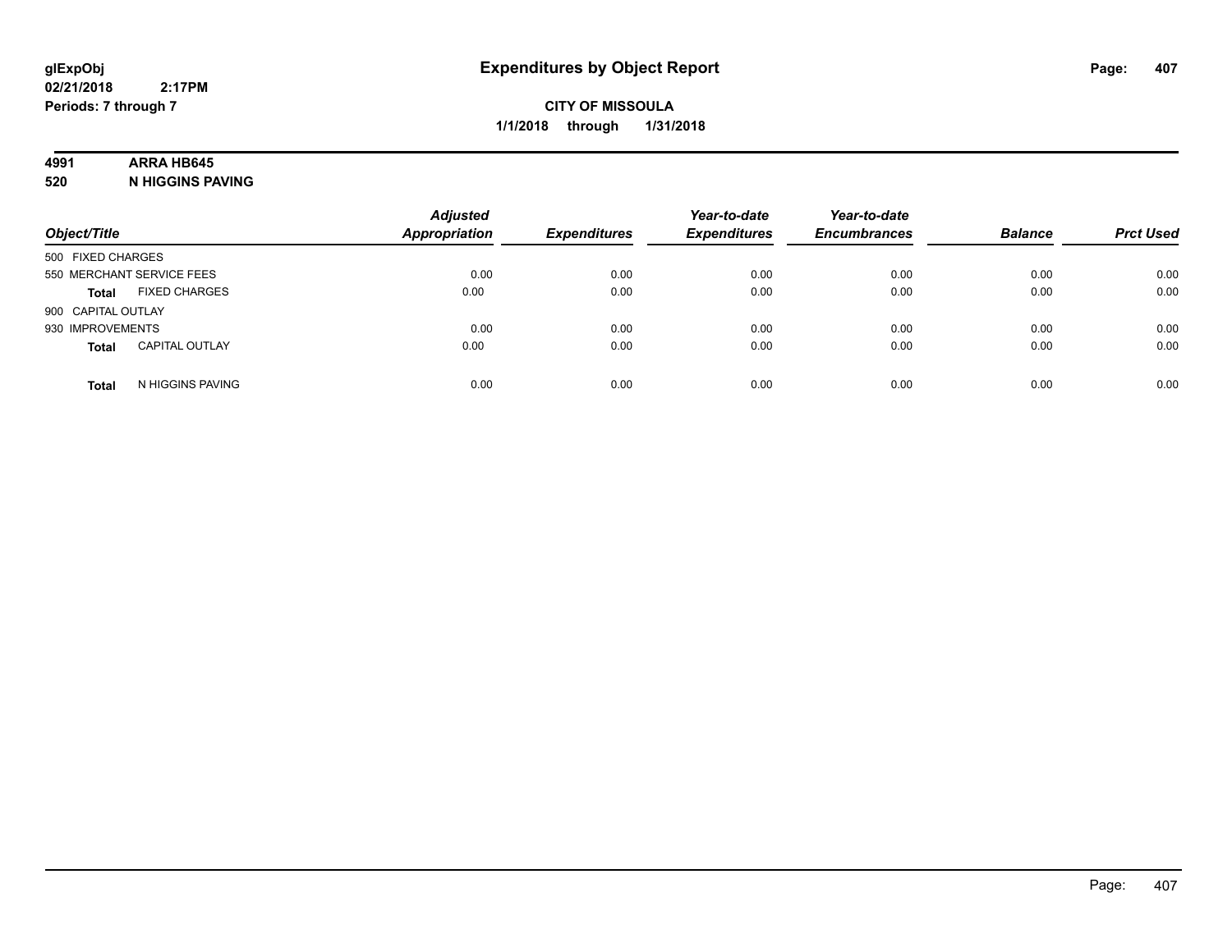**glExpObj**
**02/21/2018 2:17PM**
**Periods: 7 through 7**

# Expenditures by Object Report

**CITY OF MISSOULA**
**1/1/2018 through 1/31/2018**

**4991 ARRA HB645**
**520 N HIGGINS PAVING**

| Object/Title | | Adjusted Appropriation | Expenditures | Year-to-date Expenditures | Year-to-date Encumbrances | Balance | Prct Used |
|---|---|---|---|---|---|---|---|
| 500 FIXED CHARGES | | | | | | | |
| 550 MERCHANT SERVICE FEES | | 0.00 | 0.00 | 0.00 | 0.00 | 0.00 | 0.00 |
| **Total** | FIXED CHARGES | 0.00 | 0.00 | 0.00 | 0.00 | 0.00 | 0.00 |
| 900 CAPITAL OUTLAY | | | | | | | |
| 930 IMPROVEMENTS | | 0.00 | 0.00 | 0.00 | 0.00 | 0.00 | 0.00 |
| **Total** | CAPITAL OUTLAY | 0.00 | 0.00 | 0.00 | 0.00 | 0.00 | 0.00 |
| **Total** | N HIGGINS PAVING | 0.00 | 0.00 | 0.00 | 0.00 | 0.00 | 0.00 |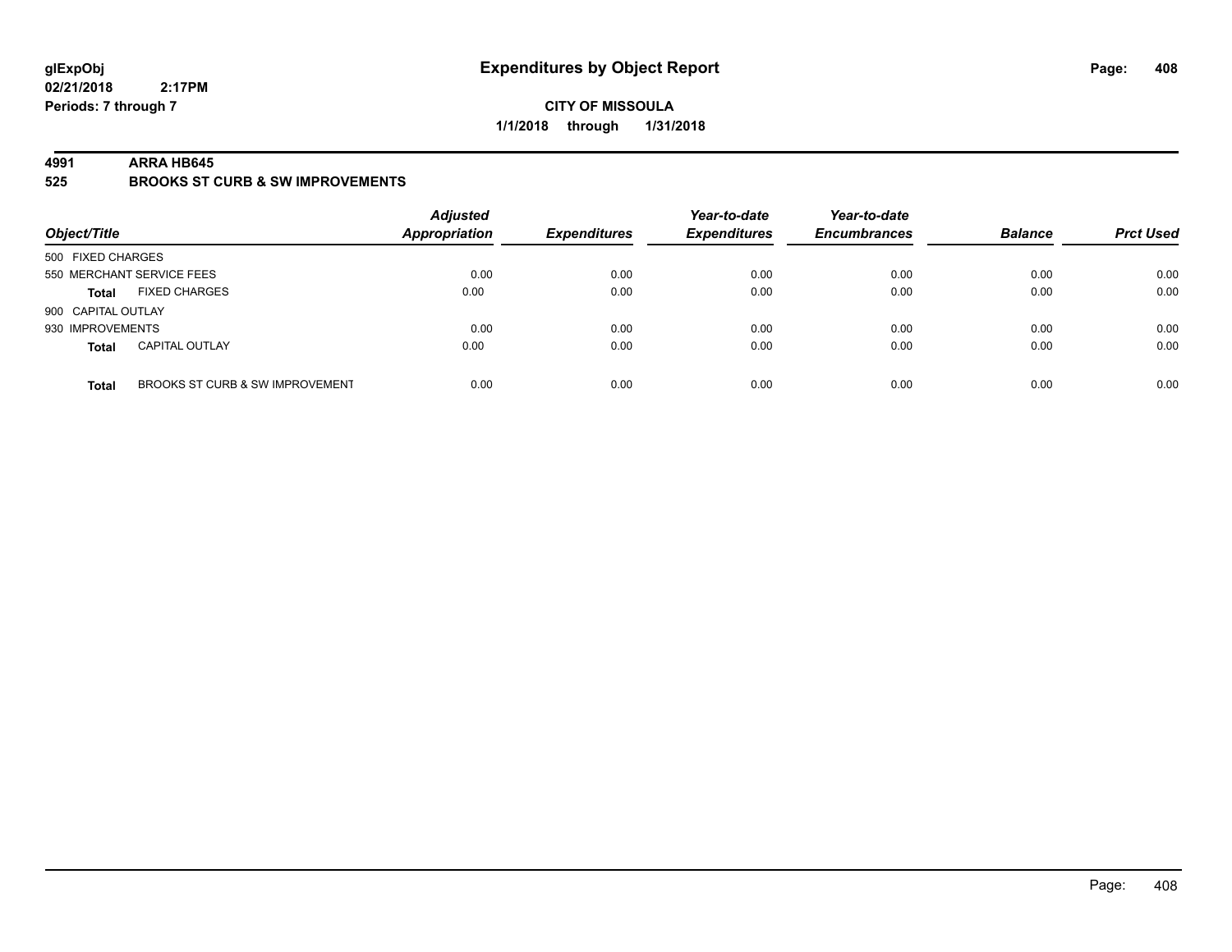glExpObj
02/21/2018 2:17PM
Periods: 7 through 7

# Expenditures by Object Report

**CITY OF MISSOULA**

**1/1/2018 through 1/31/2018**

**4991 ARRA HB645**

**525 BROOKS ST CURB & SW IMPROVEMENTS**

| Object/Title | | *Adjusted Appropriation* | *Expenditures* | *Year-to-date Expenditures* | *Year-to-date Encumbrances* | *Balance* | *Prct Used* |
|---|---|---|---|---|---|---|---|
| 500 FIXED CHARGES | | | | | | | |
| 550 MERCHANT SERVICE FEES | | 0.00 | 0.00 | 0.00 | 0.00 | 0.00 | 0.00 |
| **Total** | FIXED CHARGES | 0.00 | 0.00 | 0.00 | 0.00 | 0.00 | 0.00 |
| 900 CAPITAL OUTLAY | | | | | | | |
| 930 IMPROVEMENTS | | 0.00 | 0.00 | 0.00 | 0.00 | 0.00 | 0.00 |
| **Total** | CAPITAL OUTLAY | 0.00 | 0.00 | 0.00 | 0.00 | 0.00 | 0.00 |
| **Total** | BROOKS ST CURB & SW IMPROVEMENT | 0.00 | 0.00 | 0.00 | 0.00 | 0.00 | 0.00 |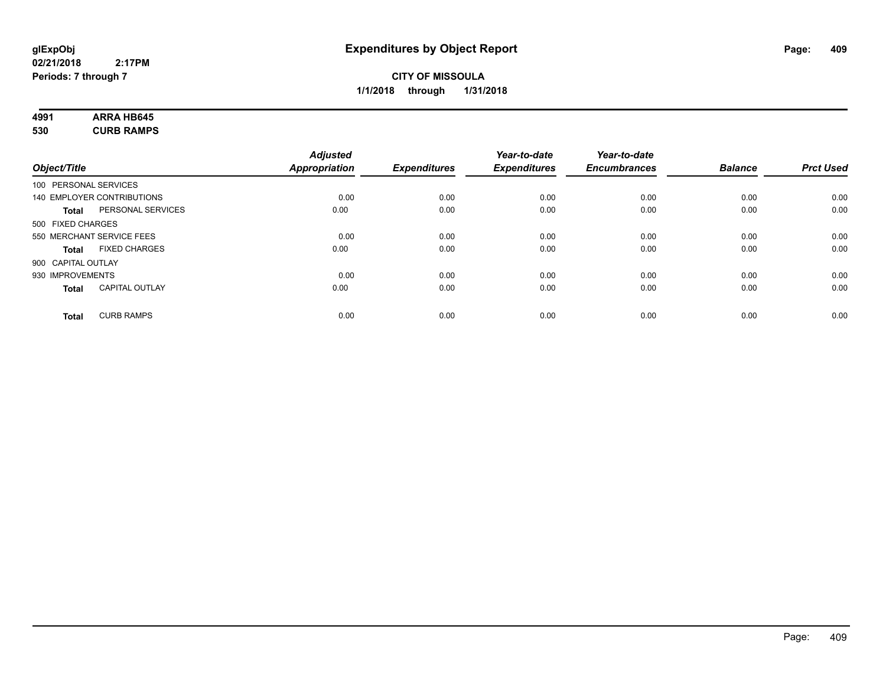# Expenditures by Object Report

**CITY OF MISSOULA**

**1/1/2018 through 1/31/2018**

**4991 ARRA HB645**

**530 CURB RAMPS**

| Object/Title | | Adjusted Appropriation | Expenditures | Year-to-date Expenditures | Year-to-date Encumbrances | Balance | Prct Used |
|---|---|---|---|---|---|---|---|
| 100 PERSONAL SERVICES | | | | | | | |
| 140 EMPLOYER CONTRIBUTIONS | | 0.00 | 0.00 | 0.00 | 0.00 | 0.00 | 0.00 |
| **Total** | PERSONAL SERVICES | 0.00 | 0.00 | 0.00 | 0.00 | 0.00 | 0.00 |
| 500 FIXED CHARGES | | | | | | | |
| 550 MERCHANT SERVICE FEES | | 0.00 | 0.00 | 0.00 | 0.00 | 0.00 | 0.00 |
| **Total** | FIXED CHARGES | 0.00 | 0.00 | 0.00 | 0.00 | 0.00 | 0.00 |
| 900 CAPITAL OUTLAY | | | | | | | |
| 930 IMPROVEMENTS | | 0.00 | 0.00 | 0.00 | 0.00 | 0.00 | 0.00 |
| **Total** | CAPITAL OUTLAY | 0.00 | 0.00 | 0.00 | 0.00 | 0.00 | 0.00 |
| **Total** | CURB RAMPS | 0.00 | 0.00 | 0.00 | 0.00 | 0.00 | 0.00 |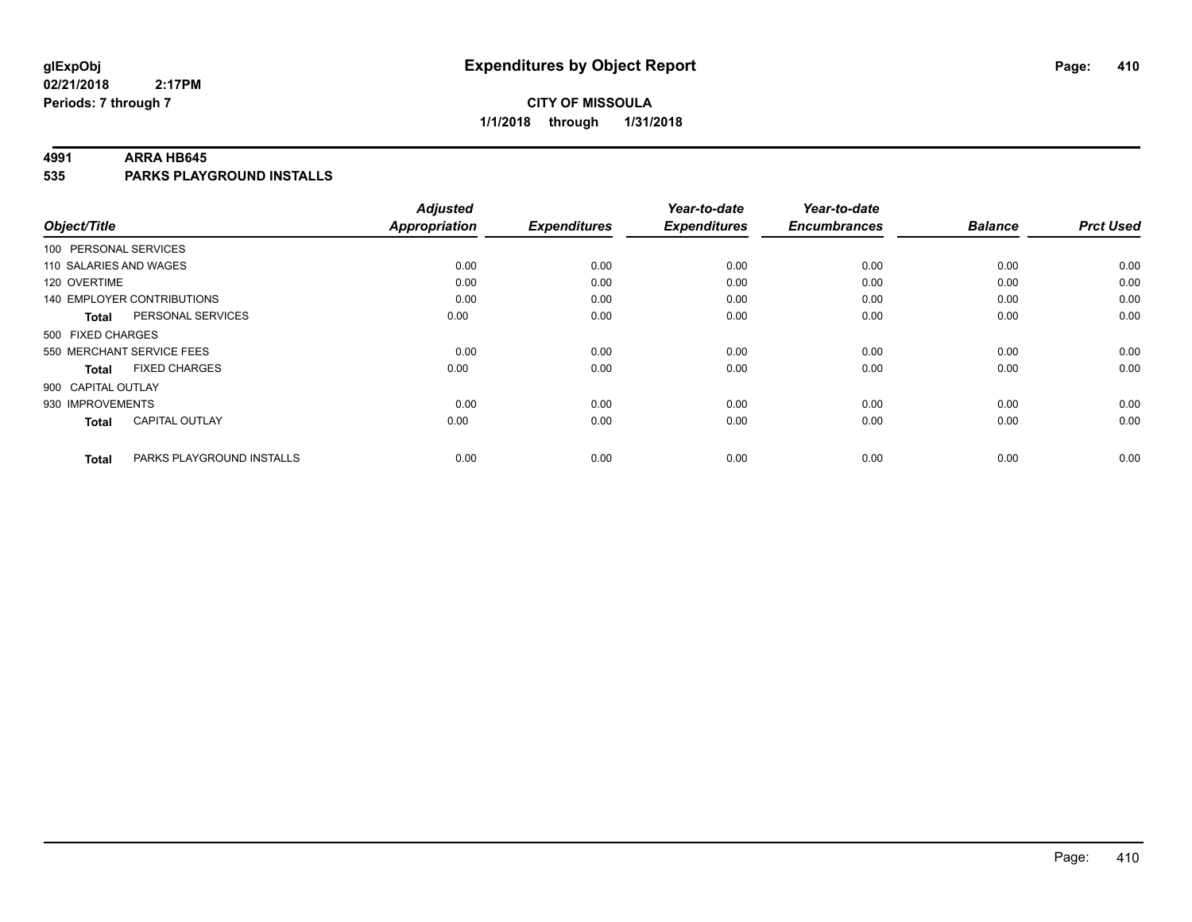# Expenditures by Object Report

**CITY OF MISSOULA**
**1/1/2018 through 1/31/2018**

glExpObj
02/21/2018 2:17PM
Periods: 7 through 7

## 4991 ARRA HB645
## 535 PARKS PLAYGROUND INSTALLS

| Object/Title | Adjusted Appropriation | Expenditures | Year-to-date Expenditures | Year-to-date Encumbrances | Balance | Prct Used |
|---|---|---|---|---|---|---|
| 100 PERSONAL SERVICES | | | | | | |
| 110 SALARIES AND WAGES | 0.00 | 0.00 | 0.00 | 0.00 | 0.00 | 0.00 |
| 120 OVERTIME | 0.00 | 0.00 | 0.00 | 0.00 | 0.00 | 0.00 |
| 140 EMPLOYER CONTRIBUTIONS | 0.00 | 0.00 | 0.00 | 0.00 | 0.00 | 0.00 |
| **Total** PERSONAL SERVICES | 0.00 | 0.00 | 0.00 | 0.00 | 0.00 | 0.00 |
| 500 FIXED CHARGES | | | | | | |
| 550 MERCHANT SERVICE FEES | 0.00 | 0.00 | 0.00 | 0.00 | 0.00 | 0.00 |
| **Total** FIXED CHARGES | 0.00 | 0.00 | 0.00 | 0.00 | 0.00 | 0.00 |
| 900 CAPITAL OUTLAY | | | | | | |
| 930 IMPROVEMENTS | 0.00 | 0.00 | 0.00 | 0.00 | 0.00 | 0.00 |
| **Total** CAPITAL OUTLAY | 0.00 | 0.00 | 0.00 | 0.00 | 0.00 | 0.00 |
| **Total** PARKS PLAYGROUND INSTALLS | 0.00 | 0.00 | 0.00 | 0.00 | 0.00 | 0.00 |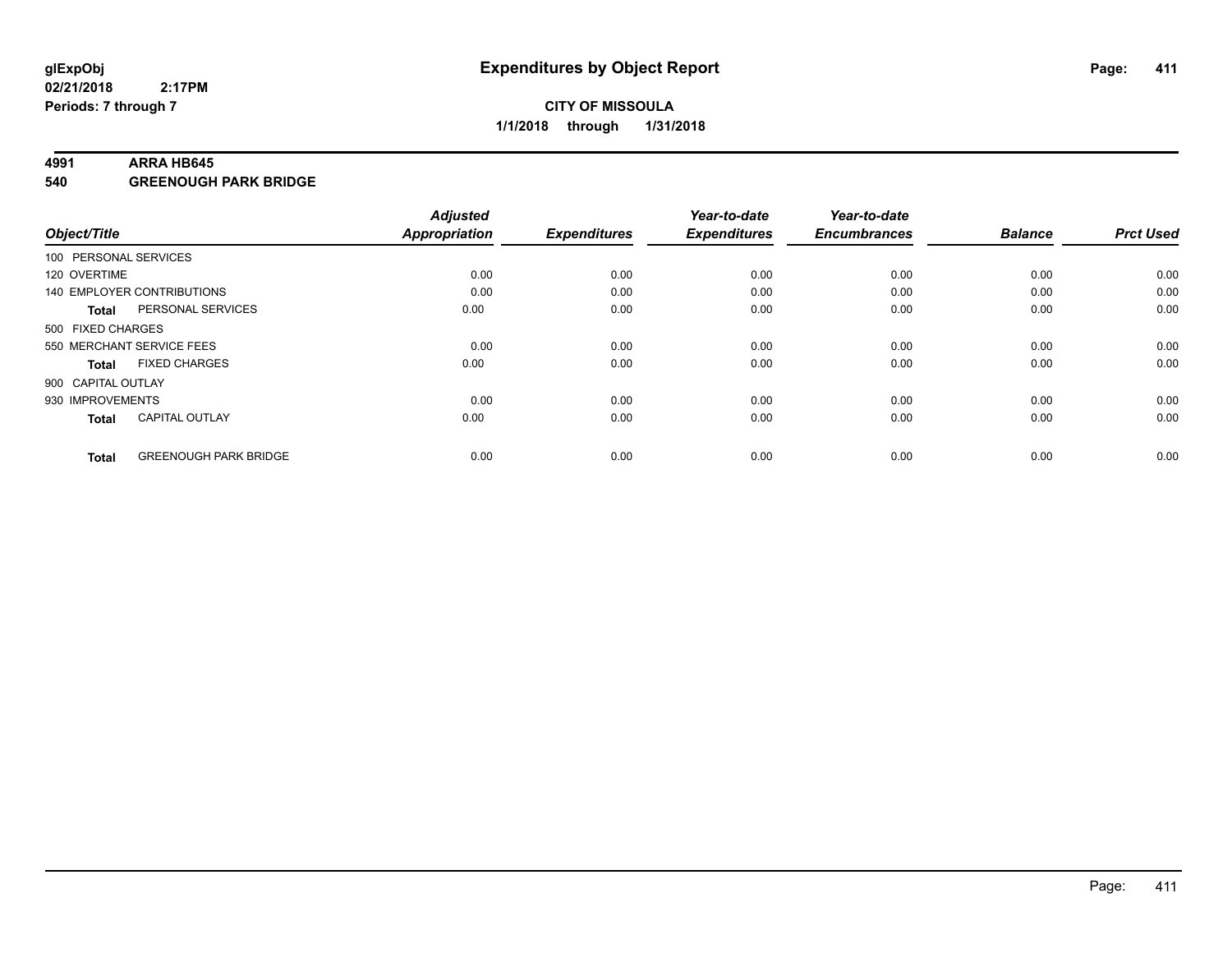# Expenditures by Object Report

glExpObj
02/21/2018 2:17PM
Periods: 7 through 7

**CITY OF MISSOULA**
**1/1/2018 through 1/31/2018**

**4991 ARRA HB645**
**540 GREENOUGH PARK BRIDGE**

| Object/Title | Adjusted Appropriation | Expenditures | Year-to-date Expenditures | Year-to-date Encumbrances | Balance | Prct Used |
|---|---|---|---|---|---|---|
| 100 PERSONAL SERVICES | | | | | | |
| 120 OVERTIME | 0.00 | 0.00 | 0.00 | 0.00 | 0.00 | 0.00 |
| 140 EMPLOYER CONTRIBUTIONS | 0.00 | 0.00 | 0.00 | 0.00 | 0.00 | 0.00 |
| **Total** PERSONAL SERVICES | 0.00 | 0.00 | 0.00 | 0.00 | 0.00 | 0.00 |
| 500 FIXED CHARGES | | | | | | |
| 550 MERCHANT SERVICE FEES | 0.00 | 0.00 | 0.00 | 0.00 | 0.00 | 0.00 |
| **Total** FIXED CHARGES | 0.00 | 0.00 | 0.00 | 0.00 | 0.00 | 0.00 |
| 900 CAPITAL OUTLAY | | | | | | |
| 930 IMPROVEMENTS | 0.00 | 0.00 | 0.00 | 0.00 | 0.00 | 0.00 |
| **Total** CAPITAL OUTLAY | 0.00 | 0.00 | 0.00 | 0.00 | 0.00 | 0.00 |
| **Total** GREENOUGH PARK BRIDGE | 0.00 | 0.00 | 0.00 | 0.00 | 0.00 | 0.00 |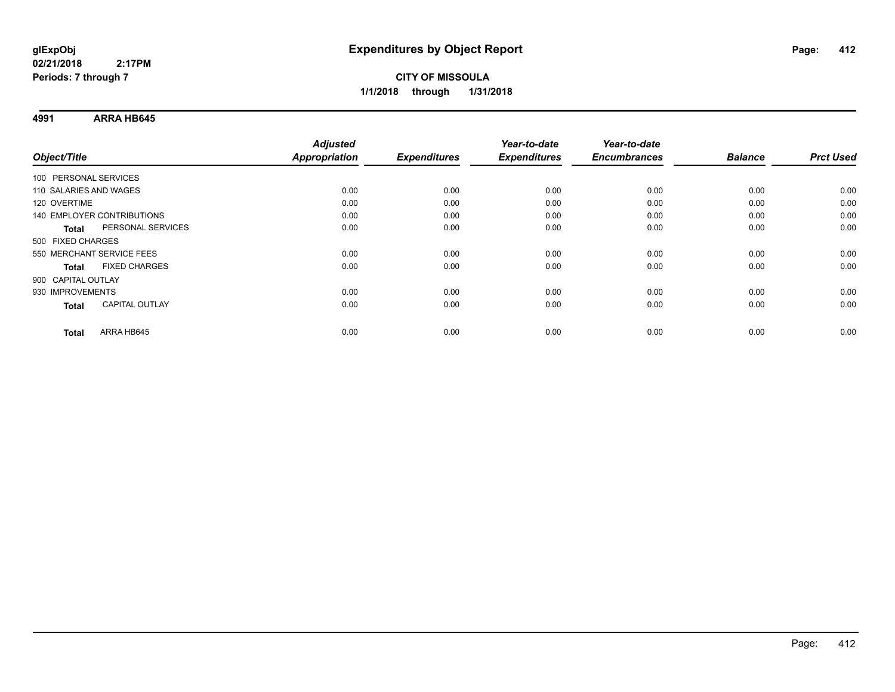# Expenditures by Object Report

glExpObj
02/21/2018 2:17PM
Periods: 7 through 7

**CITY OF MISSOULA**
**1/1/2018 through 1/31/2018**

## 4991 ARRA HB645

| Object/Title | Adjusted Appropriation | Expenditures | Year-to-date Expenditures | Year-to-date Encumbrances | Balance | Prct Used |
|---|---|---|---|---|---|---|
| 100 PERSONAL SERVICES | | | | | | |
| 110 SALARIES AND WAGES | 0.00 | 0.00 | 0.00 | 0.00 | 0.00 | 0.00 |
| 120 OVERTIME | 0.00 | 0.00 | 0.00 | 0.00 | 0.00 | 0.00 |
| 140 EMPLOYER CONTRIBUTIONS | 0.00 | 0.00 | 0.00 | 0.00 | 0.00 | 0.00 |
| **Total** PERSONAL SERVICES | 0.00 | 0.00 | 0.00 | 0.00 | 0.00 | 0.00 |
| 500 FIXED CHARGES | | | | | | |
| 550 MERCHANT SERVICE FEES | 0.00 | 0.00 | 0.00 | 0.00 | 0.00 | 0.00 |
| **Total** FIXED CHARGES | 0.00 | 0.00 | 0.00 | 0.00 | 0.00 | 0.00 |
| 900 CAPITAL OUTLAY | | | | | | |
| 930 IMPROVEMENTS | 0.00 | 0.00 | 0.00 | 0.00 | 0.00 | 0.00 |
| **Total** CAPITAL OUTLAY | 0.00 | 0.00 | 0.00 | 0.00 | 0.00 | 0.00 |
| **Total** ARRA HB645 | 0.00 | 0.00 | 0.00 | 0.00 | 0.00 | 0.00 |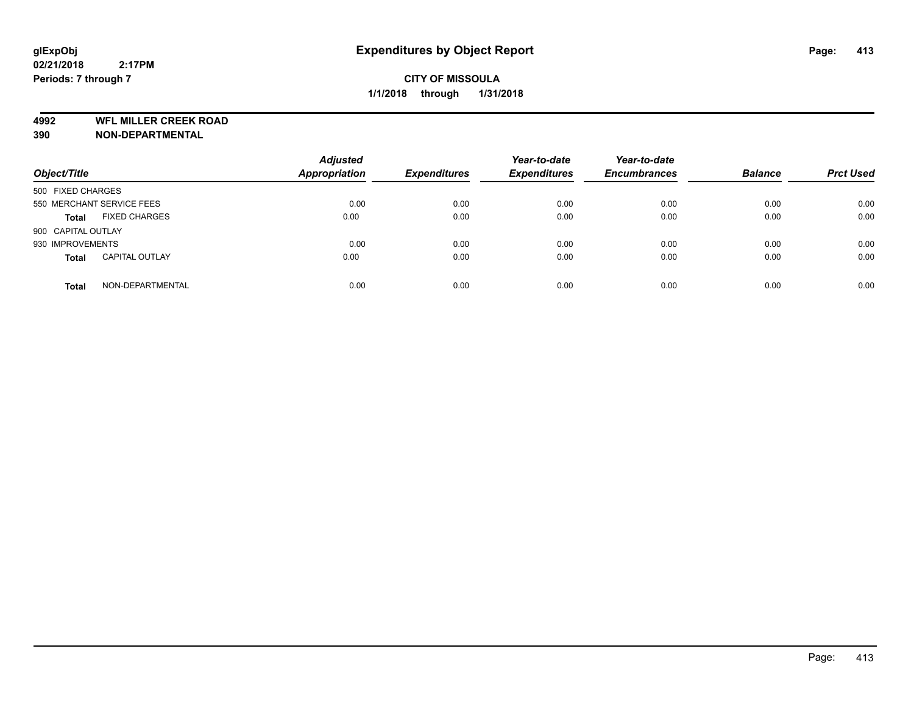**glExpObj**
**02/21/2018 2:17PM**
**Periods: 7 through 7**

# Expenditures by Object Report

**CITY OF MISSOULA**
**1/1/2018 through 1/31/2018**

## 4992 WFL MILLER CREEK ROAD
## 390 NON-DEPARTMENTAL

| Object/Title | Adjusted Appropriation | Expenditures | Year-to-date Expenditures | Year-to-date Encumbrances | Balance | Prct Used |
|---|---|---|---|---|---|---|
| 500 FIXED CHARGES | | | | | | |
| 550 MERCHANT SERVICE FEES | 0.00 | 0.00 | 0.00 | 0.00 | 0.00 | 0.00 |
| **Total** FIXED CHARGES | 0.00 | 0.00 | 0.00 | 0.00 | 0.00 | 0.00 |
| 900 CAPITAL OUTLAY | | | | | | |
| 930 IMPROVEMENTS | 0.00 | 0.00 | 0.00 | 0.00 | 0.00 | 0.00 |
| **Total** CAPITAL OUTLAY | 0.00 | 0.00 | 0.00 | 0.00 | 0.00 | 0.00 |
| **Total** NON-DEPARTMENTAL | 0.00 | 0.00 | 0.00 | 0.00 | 0.00 | 0.00 |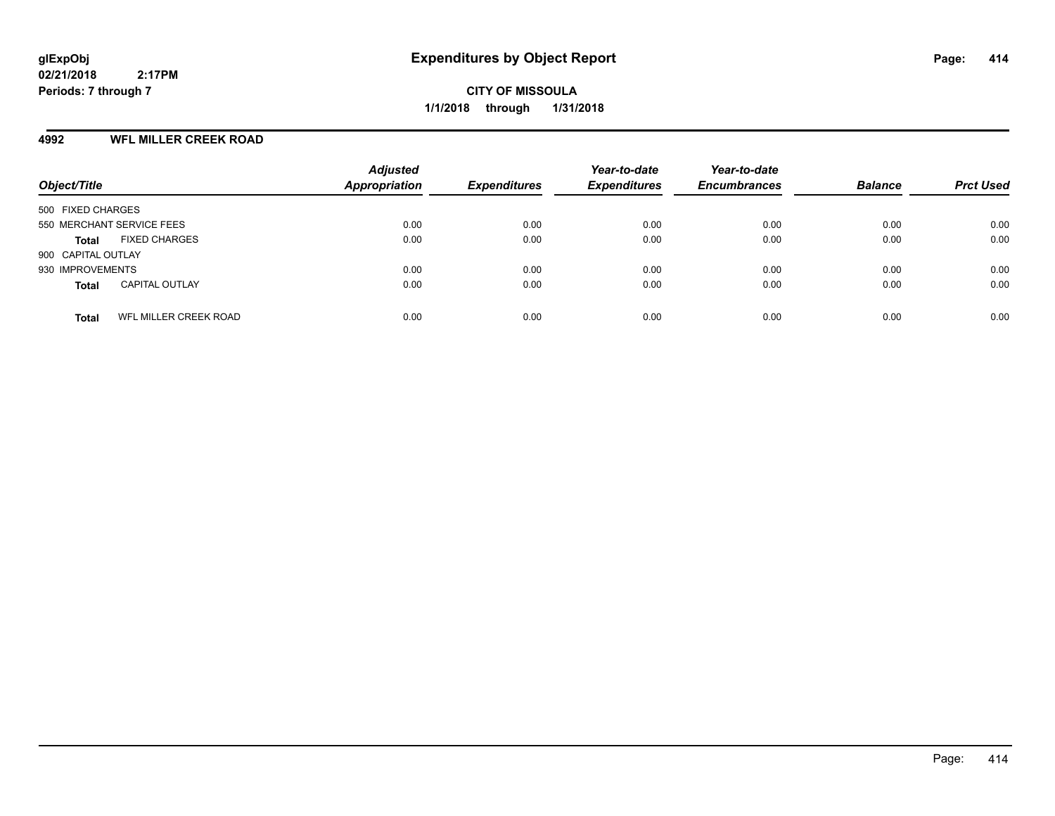**glExpObj**
**02/21/2018 2:17PM**
**Periods: 7 through 7**

# Expenditures by Object Report

**CITY OF MISSOULA**
**1/1/2018 through 1/31/2018**

## 4992 WFL MILLER CREEK ROAD

| Object/Title | Adjusted Appropriation | Expenditures | Year-to-date Expenditures | Year-to-date Encumbrances | Balance | Prct Used |
|---|---|---|---|---|---|---|
| 500 FIXED CHARGES | | | | | | |
| 550 MERCHANT SERVICE FEES | 0.00 | 0.00 | 0.00 | 0.00 | 0.00 | 0.00 |
| **Total** FIXED CHARGES | 0.00 | 0.00 | 0.00 | 0.00 | 0.00 | 0.00 |
| 900 CAPITAL OUTLAY | | | | | | |
| 930 IMPROVEMENTS | 0.00 | 0.00 | 0.00 | 0.00 | 0.00 | 0.00 |
| **Total** CAPITAL OUTLAY | 0.00 | 0.00 | 0.00 | 0.00 | 0.00 | 0.00 |
| **Total** WFL MILLER CREEK ROAD | 0.00 | 0.00 | 0.00 | 0.00 | 0.00 | 0.00 |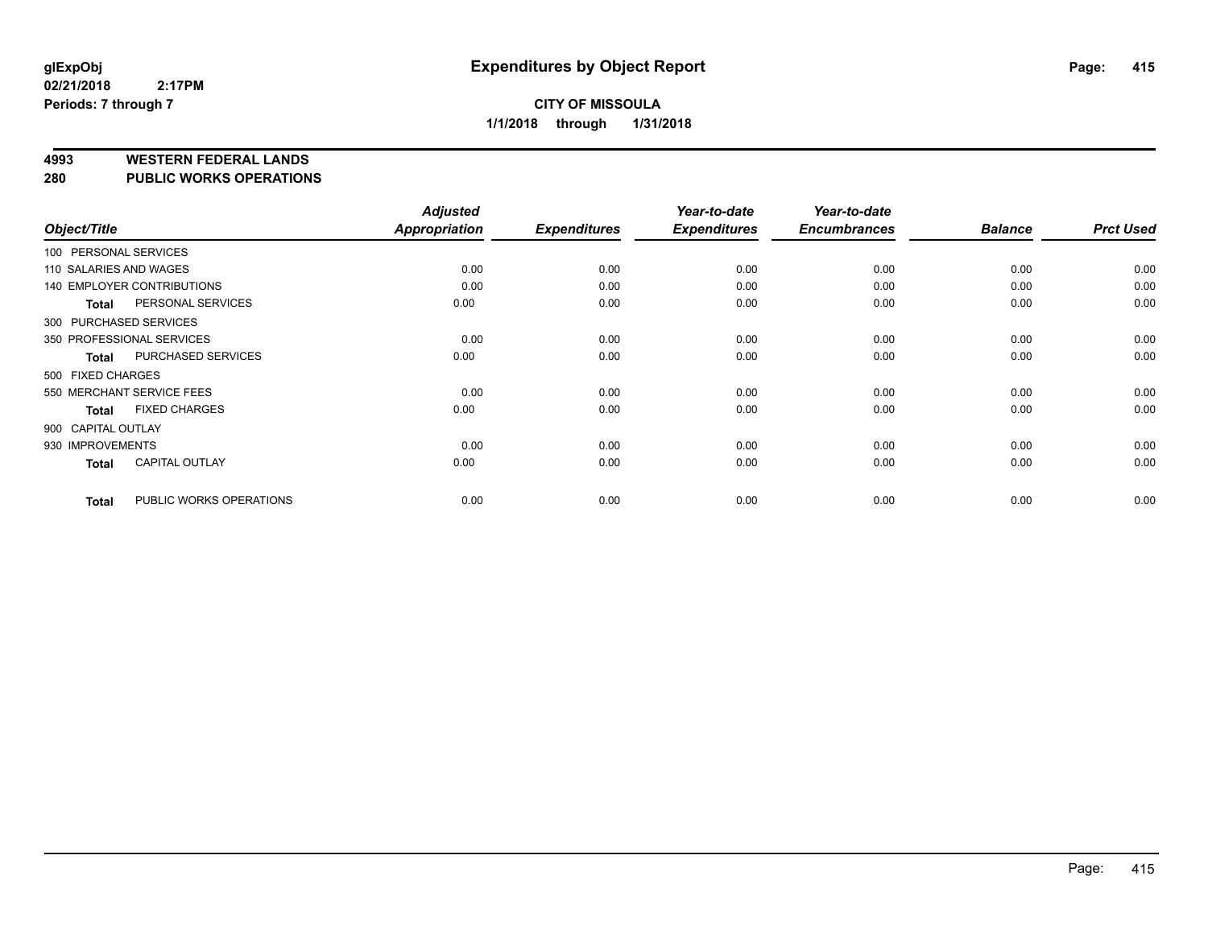**glExpObj**
**02/21/2018 2:17PM**
**Periods: 7 through 7**

# Expenditures by Object Report

**CITY OF MISSOULA**
**1/1/2018 through 1/31/2018**

## 4993 WESTERN FEDERAL LANDS
## 280 PUBLIC WORKS OPERATIONS

| Object/Title | Adjusted Appropriation | Expenditures | Year-to-date Expenditures | Year-to-date Encumbrances | Balance | Prct Used |
|---|---|---|---|---|---|---|
| 100 PERSONAL SERVICES | | | | | | |
| 110 SALARIES AND WAGES | 0.00 | 0.00 | 0.00 | 0.00 | 0.00 | 0.00 |
| 140 EMPLOYER CONTRIBUTIONS | 0.00 | 0.00 | 0.00 | 0.00 | 0.00 | 0.00 |
| **Total** PERSONAL SERVICES | 0.00 | 0.00 | 0.00 | 0.00 | 0.00 | 0.00 |
| 300 PURCHASED SERVICES | | | | | | |
| 350 PROFESSIONAL SERVICES | 0.00 | 0.00 | 0.00 | 0.00 | 0.00 | 0.00 |
| **Total** PURCHASED SERVICES | 0.00 | 0.00 | 0.00 | 0.00 | 0.00 | 0.00 |
| 500 FIXED CHARGES | | | | | | |
| 550 MERCHANT SERVICE FEES | 0.00 | 0.00 | 0.00 | 0.00 | 0.00 | 0.00 |
| **Total** FIXED CHARGES | 0.00 | 0.00 | 0.00 | 0.00 | 0.00 | 0.00 |
| 900 CAPITAL OUTLAY | | | | | | |
| 930 IMPROVEMENTS | 0.00 | 0.00 | 0.00 | 0.00 | 0.00 | 0.00 |
| **Total** CAPITAL OUTLAY | 0.00 | 0.00 | 0.00 | 0.00 | 0.00 | 0.00 |
| **Total** PUBLIC WORKS OPERATIONS | 0.00 | 0.00 | 0.00 | 0.00 | 0.00 | 0.00 |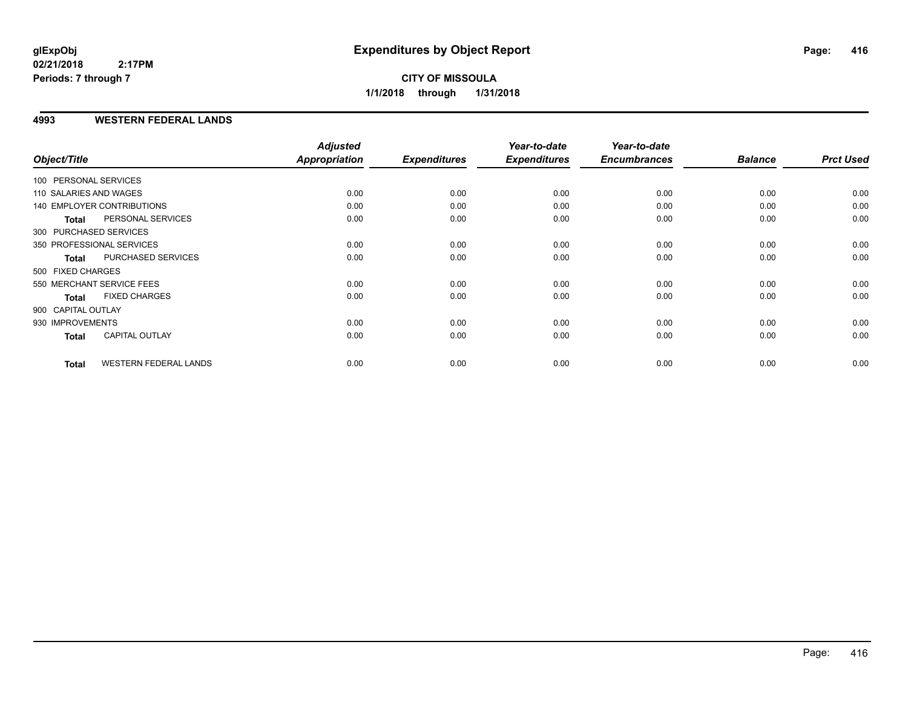# Expenditures by Object Report

glExpObj
02/21/2018 2:17PM
Periods: 7 through 7

**CITY OF MISSOULA**
**1/1/2018 through 1/31/2018**

## 4993 WESTERN FEDERAL LANDS

| Object/Title | Adjusted Appropriation | Expenditures | Year-to-date Expenditures | Year-to-date Encumbrances | Balance | Prct Used |
|---|---|---|---|---|---|---|
| 100 PERSONAL SERVICES | | | | | | |
| 110 SALARIES AND WAGES | 0.00 | 0.00 | 0.00 | 0.00 | 0.00 | 0.00 |
| 140 EMPLOYER CONTRIBUTIONS | 0.00 | 0.00 | 0.00 | 0.00 | 0.00 | 0.00 |
| **Total** PERSONAL SERVICES | 0.00 | 0.00 | 0.00 | 0.00 | 0.00 | 0.00 |
| 300 PURCHASED SERVICES | | | | | | |
| 350 PROFESSIONAL SERVICES | 0.00 | 0.00 | 0.00 | 0.00 | 0.00 | 0.00 |
| **Total** PURCHASED SERVICES | 0.00 | 0.00 | 0.00 | 0.00 | 0.00 | 0.00 |
| 500 FIXED CHARGES | | | | | | |
| 550 MERCHANT SERVICE FEES | 0.00 | 0.00 | 0.00 | 0.00 | 0.00 | 0.00 |
| **Total** FIXED CHARGES | 0.00 | 0.00 | 0.00 | 0.00 | 0.00 | 0.00 |
| 900 CAPITAL OUTLAY | | | | | | |
| 930 IMPROVEMENTS | 0.00 | 0.00 | 0.00 | 0.00 | 0.00 | 0.00 |
| **Total** CAPITAL OUTLAY | 0.00 | 0.00 | 0.00 | 0.00 | 0.00 | 0.00 |
| **Total** WESTERN FEDERAL LANDS | 0.00 | 0.00 | 0.00 | 0.00 | 0.00 | 0.00 |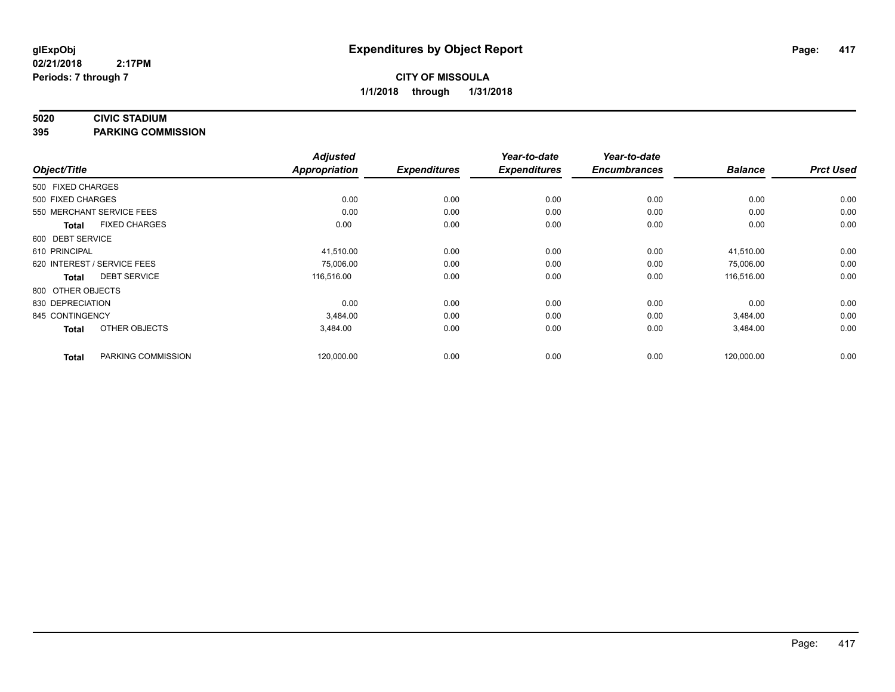# Expenditures by Object Report

glExpObj
02/21/2018 2:17PM
Periods: 7 through 7

**CITY OF MISSOULA**
**1/1/2018 through 1/31/2018**

**5020 CIVIC STADIUM**
**395 PARKING COMMISSION**

| Object/Title | Adjusted Appropriation | Expenditures | Year-to-date Expenditures | Year-to-date Encumbrances | Balance | Prct Used |
|---|---|---|---|---|---|---|
| 500 FIXED CHARGES | | | | | | |
| 500 FIXED CHARGES | 0.00 | 0.00 | 0.00 | 0.00 | 0.00 | 0.00 |
| 550 MERCHANT SERVICE FEES | 0.00 | 0.00 | 0.00 | 0.00 | 0.00 | 0.00 |
| **Total** FIXED CHARGES | 0.00 | 0.00 | 0.00 | 0.00 | 0.00 | 0.00 |
| 600 DEBT SERVICE | | | | | | |
| 610 PRINCIPAL | 41,510.00 | 0.00 | 0.00 | 0.00 | 41,510.00 | 0.00 |
| 620 INTEREST / SERVICE FEES | 75,006.00 | 0.00 | 0.00 | 0.00 | 75,006.00 | 0.00 |
| **Total** DEBT SERVICE | 116,516.00 | 0.00 | 0.00 | 0.00 | 116,516.00 | 0.00 |
| 800 OTHER OBJECTS | | | | | | |
| 830 DEPRECIATION | 0.00 | 0.00 | 0.00 | 0.00 | 0.00 | 0.00 |
| 845 CONTINGENCY | 3,484.00 | 0.00 | 0.00 | 0.00 | 3,484.00 | 0.00 |
| **Total** OTHER OBJECTS | 3,484.00 | 0.00 | 0.00 | 0.00 | 3,484.00 | 0.00 |
| **Total** PARKING COMMISSION | 120,000.00 | 0.00 | 0.00 | 0.00 | 120,000.00 | 0.00 |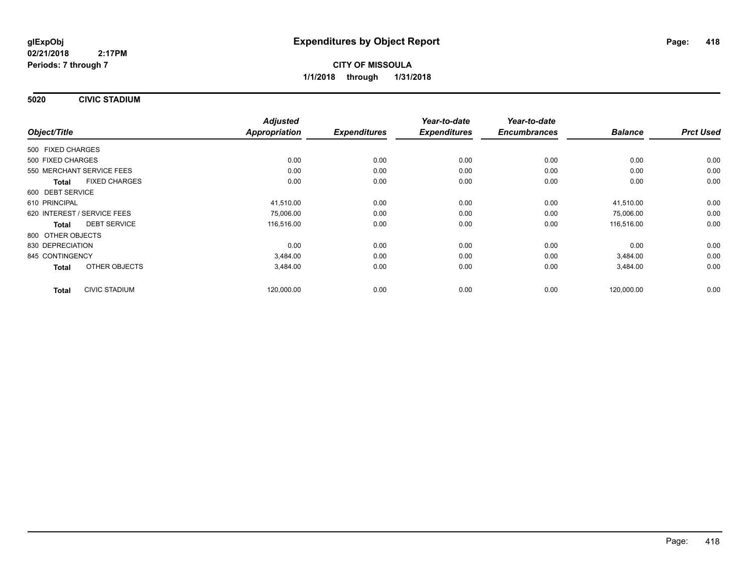**glExpObj**
**02/21/2018 2:17PM**
**Periods: 7 through 7**

# Expenditures by Object Report

**CITY OF MISSOULA**
**1/1/2018 through 1/31/2018**

## 5020 CIVIC STADIUM

| Object/Title | Adjusted Appropriation | Expenditures | Year-to-date Expenditures | Year-to-date Encumbrances | Balance | Prct Used |
|---|---|---|---|---|---|---|
| 500 FIXED CHARGES | | | | | | |
| 500 FIXED CHARGES | 0.00 | 0.00 | 0.00 | 0.00 | 0.00 | 0.00 |
| 550 MERCHANT SERVICE FEES | 0.00 | 0.00 | 0.00 | 0.00 | 0.00 | 0.00 |
| **Total** FIXED CHARGES | 0.00 | 0.00 | 0.00 | 0.00 | 0.00 | 0.00 |
| 600 DEBT SERVICE | | | | | | |
| 610 PRINCIPAL | 41,510.00 | 0.00 | 0.00 | 0.00 | 41,510.00 | 0.00 |
| 620 INTEREST / SERVICE FEES | 75,006.00 | 0.00 | 0.00 | 0.00 | 75,006.00 | 0.00 |
| **Total** DEBT SERVICE | 116,516.00 | 0.00 | 0.00 | 0.00 | 116,516.00 | 0.00 |
| 800 OTHER OBJECTS | | | | | | |
| 830 DEPRECIATION | 0.00 | 0.00 | 0.00 | 0.00 | 0.00 | 0.00 |
| 845 CONTINGENCY | 3,484.00 | 0.00 | 0.00 | 0.00 | 3,484.00 | 0.00 |
| **Total** OTHER OBJECTS | 3,484.00 | 0.00 | 0.00 | 0.00 | 3,484.00 | 0.00 |
| **Total** CIVIC STADIUM | 120,000.00 | 0.00 | 0.00 | 0.00 | 120,000.00 | 0.00 |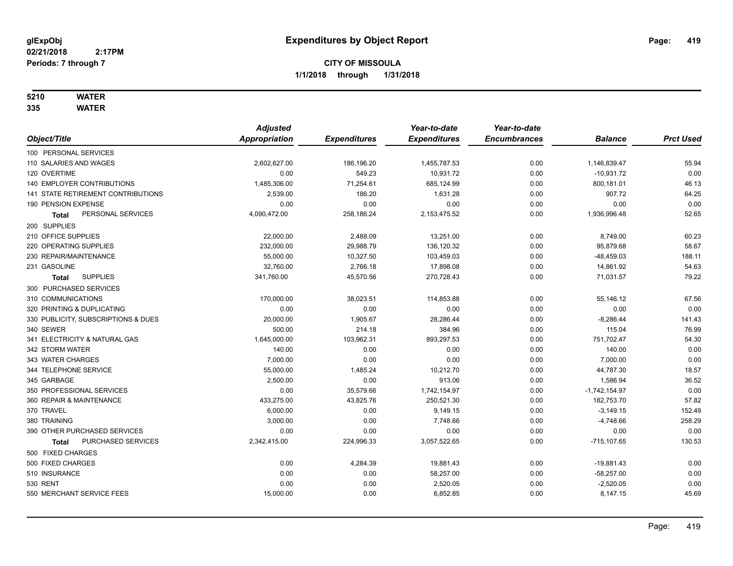glExpObj
02/21/2018 2:17PM
Periods: 7 through 7

# Expenditures by Object Report

**CITY OF MISSOULA**
**1/1/2018 through 1/31/2018**

**5210 WATER**
**335 WATER**

| Object/Title | Adjusted Appropriation | Expenditures | Year-to-date Expenditures | Year-to-date Encumbrances | Balance | Prct Used |
|---|---|---|---|---|---|---|
| 100 PERSONAL SERVICES | | | | | | |
| 110 SALARIES AND WAGES | 2,602,627.00 | 186,196.20 | 1,455,787.53 | 0.00 | 1,146,839.47 | 55.94 |
| 120 OVERTIME | 0.00 | 549.23 | 10,931.72 | 0.00 | -10,931.72 | 0.00 |
| 140 EMPLOYER CONTRIBUTIONS | 1,485,306.00 | 71,254.61 | 685,124.99 | 0.00 | 800,181.01 | 46.13 |
| 141 STATE RETIREMENT CONTRIBUTIONS | 2,539.00 | 186.20 | 1,631.28 | 0.00 | 907.72 | 64.25 |
| 190 PENSION EXPENSE | 0.00 | 0.00 | 0.00 | 0.00 | 0.00 | 0.00 |
| **Total** PERSONAL SERVICES | 4,090,472.00 | 258,186.24 | 2,153,475.52 | 0.00 | 1,936,996.48 | 52.65 |
| 200 SUPPLIES | | | | | | |
| 210 OFFICE SUPPLIES | 22,000.00 | 2,488.09 | 13,251.00 | 0.00 | 8,749.00 | 60.23 |
| 220 OPERATING SUPPLIES | 232,000.00 | 29,988.79 | 136,120.32 | 0.00 | 95,879.68 | 58.67 |
| 230 REPAIR/MAINTENANCE | 55,000.00 | 10,327.50 | 103,459.03 | 0.00 | -48,459.03 | 188.11 |
| 231 GASOLINE | 32,760.00 | 2,766.18 | 17,898.08 | 0.00 | 14,861.92 | 54.63 |
| **Total** SUPPLIES | 341,760.00 | 45,570.56 | 270,728.43 | 0.00 | 71,031.57 | 79.22 |
| 300 PURCHASED SERVICES | | | | | | |
| 310 COMMUNICATIONS | 170,000.00 | 38,023.51 | 114,853.88 | 0.00 | 55,146.12 | 67.56 |
| 320 PRINTING & DUPLICATING | 0.00 | 0.00 | 0.00 | 0.00 | 0.00 | 0.00 |
| 330 PUBLICITY, SUBSCRIPTIONS & DUES | 20,000.00 | 1,905.67 | 28,286.44 | 0.00 | -8,286.44 | 141.43 |
| 340 SEWER | 500.00 | 214.18 | 384.96 | 0.00 | 115.04 | 76.99 |
| 341 ELECTRICITY & NATURAL GAS | 1,645,000.00 | 103,962.31 | 893,297.53 | 0.00 | 751,702.47 | 54.30 |
| 342 STORM WATER | 140.00 | 0.00 | 0.00 | 0.00 | 140.00 | 0.00 |
| 343 WATER CHARGES | 7,000.00 | 0.00 | 0.00 | 0.00 | 7,000.00 | 0.00 |
| 344 TELEPHONE SERVICE | 55,000.00 | 1,485.24 | 10,212.70 | 0.00 | 44,787.30 | 18.57 |
| 345 GARBAGE | 2,500.00 | 0.00 | 913.06 | 0.00 | 1,586.94 | 36.52 |
| 350 PROFESSIONAL SERVICES | 0.00 | 35,579.66 | 1,742,154.97 | 0.00 | -1,742,154.97 | 0.00 |
| 360 REPAIR & MAINTENANCE | 433,275.00 | 43,825.76 | 250,521.30 | 0.00 | 182,753.70 | 57.82 |
| 370 TRAVEL | 6,000.00 | 0.00 | 9,149.15 | 0.00 | -3,149.15 | 152.49 |
| 380 TRAINING | 3,000.00 | 0.00 | 7,748.66 | 0.00 | -4,748.66 | 258.29 |
| 390 OTHER PURCHASED SERVICES | 0.00 | 0.00 | 0.00 | 0.00 | 0.00 | 0.00 |
| **Total** PURCHASED SERVICES | 2,342,415.00 | 224,996.33 | 3,057,522.65 | 0.00 | -715,107.65 | 130.53 |
| 500 FIXED CHARGES | | | | | | |
| 500 FIXED CHARGES | 0.00 | 4,284.39 | 19,881.43 | 0.00 | -19,881.43 | 0.00 |
| 510 INSURANCE | 0.00 | 0.00 | 58,257.00 | 0.00 | -58,257.00 | 0.00 |
| 530 RENT | 0.00 | 0.00 | 2,520.05 | 0.00 | -2,520.05 | 0.00 |
| 550 MERCHANT SERVICE FEES | 15,000.00 | 0.00 | 6,852.85 | 0.00 | 8,147.15 | 45.69 |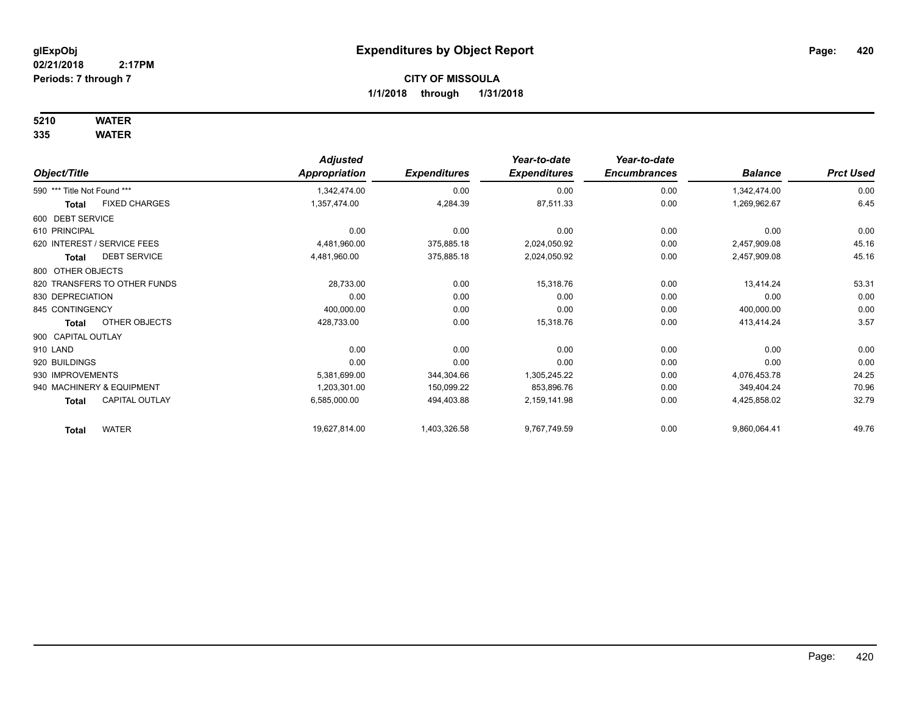# Expenditures by Object Report

glExpObj
02/21/2018 2:17PM
Periods: 7 through 7

**CITY OF MISSOULA**
**1/1/2018 through 1/31/2018**

**5210 WATER**
**335 WATER**

| Object/Title | | Adjusted Appropriation | Expenditures | Year-to-date Expenditures | Year-to-date Encumbrances | Balance | Prct Used |
|---|---|---|---|---|---|---|---|
| 590 *** Title Not Found *** | | 1,342,474.00 | 0.00 | 0.00 | 0.00 | 1,342,474.00 | 0.00 |
| **Total** | FIXED CHARGES | 1,357,474.00 | 4,284.39 | 87,511.33 | 0.00 | 1,269,962.67 | 6.45 |
| 600 DEBT SERVICE | | | | | | | |
| 610 PRINCIPAL | | 0.00 | 0.00 | 0.00 | 0.00 | 0.00 | 0.00 |
| 620 INTEREST / SERVICE FEES | | 4,481,960.00 | 375,885.18 | 2,024,050.92 | 0.00 | 2,457,909.08 | 45.16 |
| **Total** | DEBT SERVICE | 4,481,960.00 | 375,885.18 | 2,024,050.92 | 0.00 | 2,457,909.08 | 45.16 |
| 800 OTHER OBJECTS | | | | | | | |
| 820 TRANSFERS TO OTHER FUNDS | | 28,733.00 | 0.00 | 15,318.76 | 0.00 | 13,414.24 | 53.31 |
| 830 DEPRECIATION | | 0.00 | 0.00 | 0.00 | 0.00 | 0.00 | 0.00 |
| 845 CONTINGENCY | | 400,000.00 | 0.00 | 0.00 | 0.00 | 400,000.00 | 0.00 |
| **Total** | OTHER OBJECTS | 428,733.00 | 0.00 | 15,318.76 | 0.00 | 413,414.24 | 3.57 |
| 900 CAPITAL OUTLAY | | | | | | | |
| 910 LAND | | 0.00 | 0.00 | 0.00 | 0.00 | 0.00 | 0.00 |
| 920 BUILDINGS | | 0.00 | 0.00 | 0.00 | 0.00 | 0.00 | 0.00 |
| 930 IMPROVEMENTS | | 5,381,699.00 | 344,304.66 | 1,305,245.22 | 0.00 | 4,076,453.78 | 24.25 |
| 940 MACHINERY & EQUIPMENT | | 1,203,301.00 | 150,099.22 | 853,896.76 | 0.00 | 349,404.24 | 70.96 |
| **Total** | CAPITAL OUTLAY | 6,585,000.00 | 494,403.88 | 2,159,141.98 | 0.00 | 4,425,858.02 | 32.79 |
| **Total** | WATER | 19,627,814.00 | 1,403,326.58 | 9,767,749.59 | 0.00 | 9,860,064.41 | 49.76 |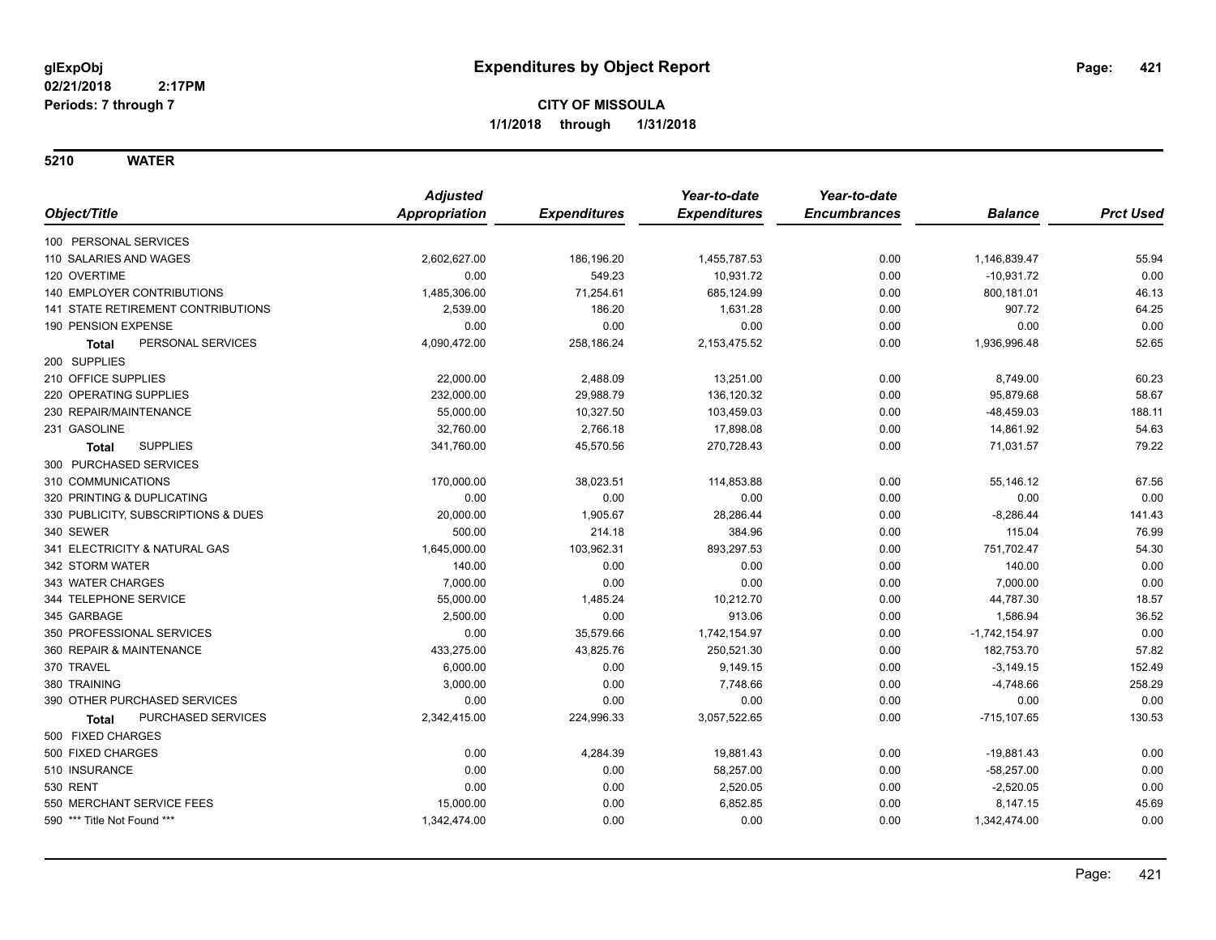**glExpObj**
**02/21/2018 2:17PM**
**Periods: 7 through 7**

# Expenditures by Object Report

**CITY OF MISSOULA**
**1/1/2018 through 1/31/2018**

**5210 WATER**

| Object/Title | Adjusted Appropriation | Expenditures | Year-to-date Expenditures | Year-to-date Encumbrances | Balance | Prct Used |
|---|---|---|---|---|---|---|
| 100 PERSONAL SERVICES | | | | | | |
| 110 SALARIES AND WAGES | 2,602,627.00 | 186,196.20 | 1,455,787.53 | 0.00 | 1,146,839.47 | 55.94 |
| 120 OVERTIME | 0.00 | 549.23 | 10,931.72 | 0.00 | -10,931.72 | 0.00 |
| 140 EMPLOYER CONTRIBUTIONS | 1,485,306.00 | 71,254.61 | 685,124.99 | 0.00 | 800,181.01 | 46.13 |
| 141 STATE RETIREMENT CONTRIBUTIONS | 2,539.00 | 186.20 | 1,631.28 | 0.00 | 907.72 | 64.25 |
| 190 PENSION EXPENSE | 0.00 | 0.00 | 0.00 | 0.00 | 0.00 | 0.00 |
| **Total** PERSONAL SERVICES | 4,090,472.00 | 258,186.24 | 2,153,475.52 | 0.00 | 1,936,996.48 | 52.65 |
| 200 SUPPLIES | | | | | | |
| 210 OFFICE SUPPLIES | 22,000.00 | 2,488.09 | 13,251.00 | 0.00 | 8,749.00 | 60.23 |
| 220 OPERATING SUPPLIES | 232,000.00 | 29,988.79 | 136,120.32 | 0.00 | 95,879.68 | 58.67 |
| 230 REPAIR/MAINTENANCE | 55,000.00 | 10,327.50 | 103,459.03 | 0.00 | -48,459.03 | 188.11 |
| 231 GASOLINE | 32,760.00 | 2,766.18 | 17,898.08 | 0.00 | 14,861.92 | 54.63 |
| **Total** SUPPLIES | 341,760.00 | 45,570.56 | 270,728.43 | 0.00 | 71,031.57 | 79.22 |
| 300 PURCHASED SERVICES | | | | | | |
| 310 COMMUNICATIONS | 170,000.00 | 38,023.51 | 114,853.88 | 0.00 | 55,146.12 | 67.56 |
| 320 PRINTING & DUPLICATING | 0.00 | 0.00 | 0.00 | 0.00 | 0.00 | 0.00 |
| 330 PUBLICITY, SUBSCRIPTIONS & DUES | 20,000.00 | 1,905.67 | 28,286.44 | 0.00 | -8,286.44 | 141.43 |
| 340 SEWER | 500.00 | 214.18 | 384.96 | 0.00 | 115.04 | 76.99 |
| 341 ELECTRICITY & NATURAL GAS | 1,645,000.00 | 103,962.31 | 893,297.53 | 0.00 | 751,702.47 | 54.30 |
| 342 STORM WATER | 140.00 | 0.00 | 0.00 | 0.00 | 140.00 | 0.00 |
| 343 WATER CHARGES | 7,000.00 | 0.00 | 0.00 | 0.00 | 7,000.00 | 0.00 |
| 344 TELEPHONE SERVICE | 55,000.00 | 1,485.24 | 10,212.70 | 0.00 | 44,787.30 | 18.57 |
| 345 GARBAGE | 2,500.00 | 0.00 | 913.06 | 0.00 | 1,586.94 | 36.52 |
| 350 PROFESSIONAL SERVICES | 0.00 | 35,579.66 | 1,742,154.97 | 0.00 | -1,742,154.97 | 0.00 |
| 360 REPAIR & MAINTENANCE | 433,275.00 | 43,825.76 | 250,521.30 | 0.00 | 182,753.70 | 57.82 |
| 370 TRAVEL | 6,000.00 | 0.00 | 9,149.15 | 0.00 | -3,149.15 | 152.49 |
| 380 TRAINING | 3,000.00 | 0.00 | 7,748.66 | 0.00 | -4,748.66 | 258.29 |
| 390 OTHER PURCHASED SERVICES | 0.00 | 0.00 | 0.00 | 0.00 | 0.00 | 0.00 |
| **Total** PURCHASED SERVICES | 2,342,415.00 | 224,996.33 | 3,057,522.65 | 0.00 | -715,107.65 | 130.53 |
| 500 FIXED CHARGES | | | | | | |
| 500 FIXED CHARGES | 0.00 | 4,284.39 | 19,881.43 | 0.00 | -19,881.43 | 0.00 |
| 510 INSURANCE | 0.00 | 0.00 | 58,257.00 | 0.00 | -58,257.00 | 0.00 |
| 530 RENT | 0.00 | 0.00 | 2,520.05 | 0.00 | -2,520.05 | 0.00 |
| 550 MERCHANT SERVICE FEES | 15,000.00 | 0.00 | 6,852.85 | 0.00 | 8,147.15 | 45.69 |
| 590 *** Title Not Found *** | 1,342,474.00 | 0.00 | 0.00 | 0.00 | 1,342,474.00 | 0.00 |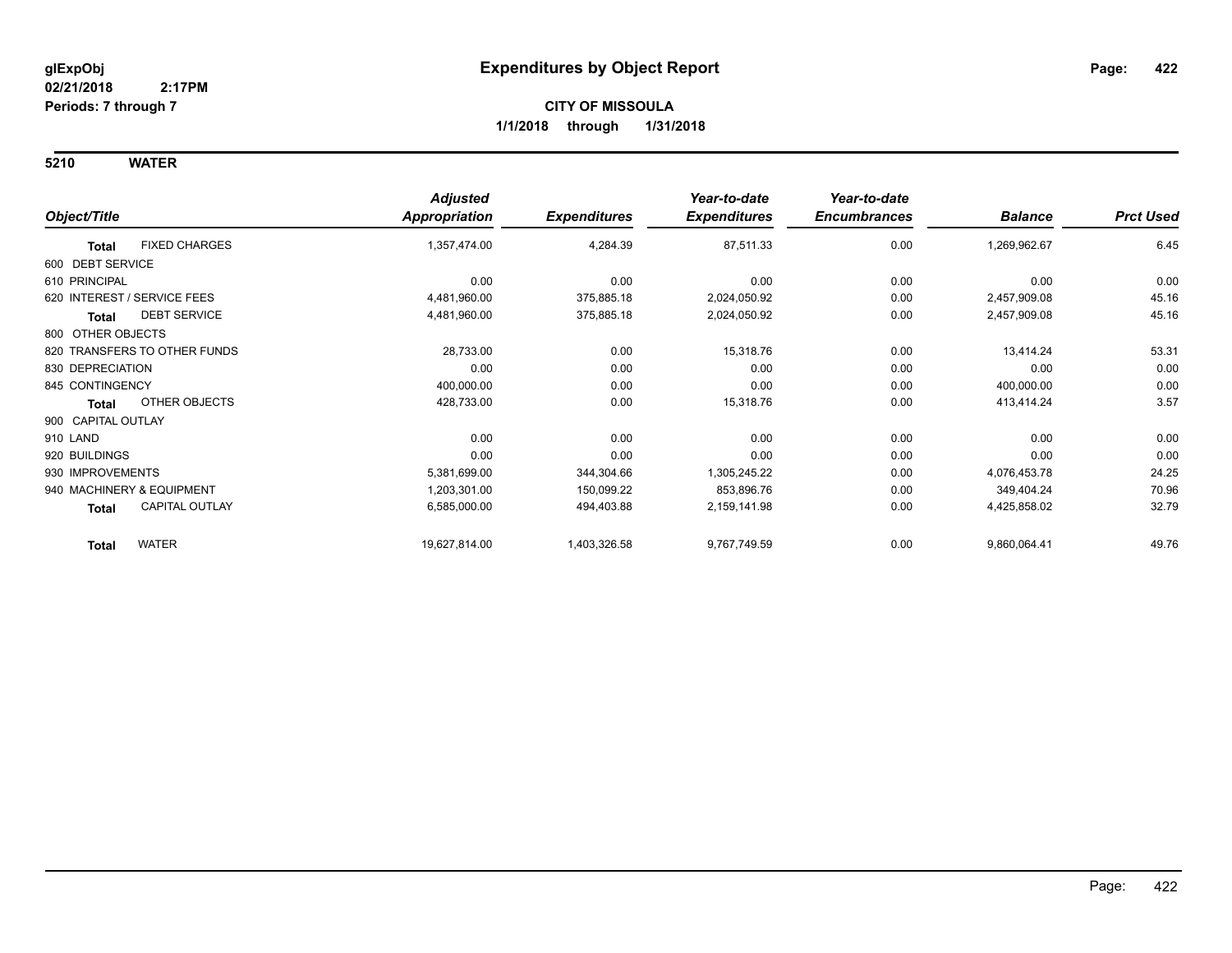# Expenditures by Object Report

glExpObj
02/21/2018 2:17PM
Periods: 7 through 7

**CITY OF MISSOULA**
**1/1/2018 through 1/31/2018**

## 5210 WATER

| Object/Title | | Adjusted Appropriation | Expenditures | Year-to-date Expenditures | Year-to-date Encumbrances | Balance | Prct Used |
|---|---|---|---|---|---|---|---|
| **Total** | FIXED CHARGES | 1,357,474.00 | 4,284.39 | 87,511.33 | 0.00 | 1,269,962.67 | 6.45 |
| 600 DEBT SERVICE | | | | | | | |
| 610 PRINCIPAL | | 0.00 | 0.00 | 0.00 | 0.00 | 0.00 | 0.00 |
| 620 INTEREST / SERVICE FEES | | 4,481,960.00 | 375,885.18 | 2,024,050.92 | 0.00 | 2,457,909.08 | 45.16 |
| **Total** | DEBT SERVICE | 4,481,960.00 | 375,885.18 | 2,024,050.92 | 0.00 | 2,457,909.08 | 45.16 |
| 800 OTHER OBJECTS | | | | | | | |
| 820 TRANSFERS TO OTHER FUNDS | | 28,733.00 | 0.00 | 15,318.76 | 0.00 | 13,414.24 | 53.31 |
| 830 DEPRECIATION | | 0.00 | 0.00 | 0.00 | 0.00 | 0.00 | 0.00 |
| 845 CONTINGENCY | | 400,000.00 | 0.00 | 0.00 | 0.00 | 400,000.00 | 0.00 |
| **Total** | OTHER OBJECTS | 428,733.00 | 0.00 | 15,318.76 | 0.00 | 413,414.24 | 3.57 |
| 900 CAPITAL OUTLAY | | | | | | | |
| 910 LAND | | 0.00 | 0.00 | 0.00 | 0.00 | 0.00 | 0.00 |
| 920 BUILDINGS | | 0.00 | 0.00 | 0.00 | 0.00 | 0.00 | 0.00 |
| 930 IMPROVEMENTS | | 5,381,699.00 | 344,304.66 | 1,305,245.22 | 0.00 | 4,076,453.78 | 24.25 |
| 940 MACHINERY & EQUIPMENT | | 1,203,301.00 | 150,099.22 | 853,896.76 | 0.00 | 349,404.24 | 70.96 |
| **Total** | CAPITAL OUTLAY | 6,585,000.00 | 494,403.88 | 2,159,141.98 | 0.00 | 4,425,858.02 | 32.79 |
| **Total** | WATER | 19,627,814.00 | 1,403,326.58 | 9,767,749.59 | 0.00 | 9,860,064.41 | 49.76 |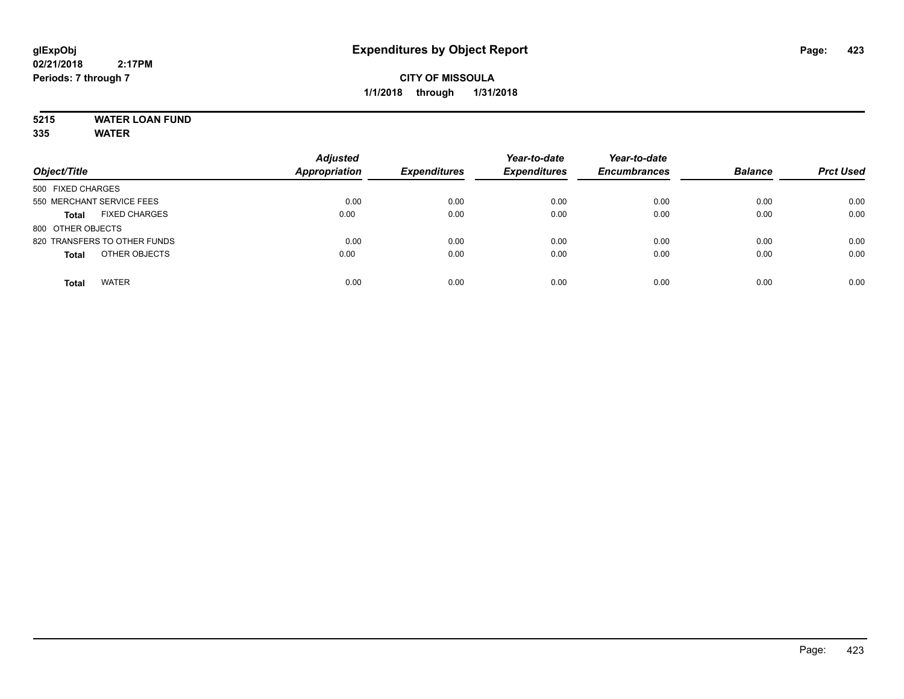**glExpObj**
**02/21/2018 2:17PM**
**Periods: 7 through 7**

# Expenditures by Object Report

**CITY OF MISSOULA**
**1/1/2018 through 1/31/2018**

**5215 WATER LOAN FUND**
**335 WATER**

| Object/Title | Adjusted Appropriation | Expenditures | Year-to-date Expenditures | Year-to-date Encumbrances | Balance | Prct Used |
|---|---|---|---|---|---|---|
| 500 FIXED CHARGES | | | | | | |
| 550 MERCHANT SERVICE FEES | 0.00 | 0.00 | 0.00 | 0.00 | 0.00 | 0.00 |
| **Total** FIXED CHARGES | 0.00 | 0.00 | 0.00 | 0.00 | 0.00 | 0.00 |
| 800 OTHER OBJECTS | | | | | | |
| 820 TRANSFERS TO OTHER FUNDS | 0.00 | 0.00 | 0.00 | 0.00 | 0.00 | 0.00 |
| **Total** OTHER OBJECTS | 0.00 | 0.00 | 0.00 | 0.00 | 0.00 | 0.00 |
| **Total** WATER | 0.00 | 0.00 | 0.00 | 0.00 | 0.00 | 0.00 |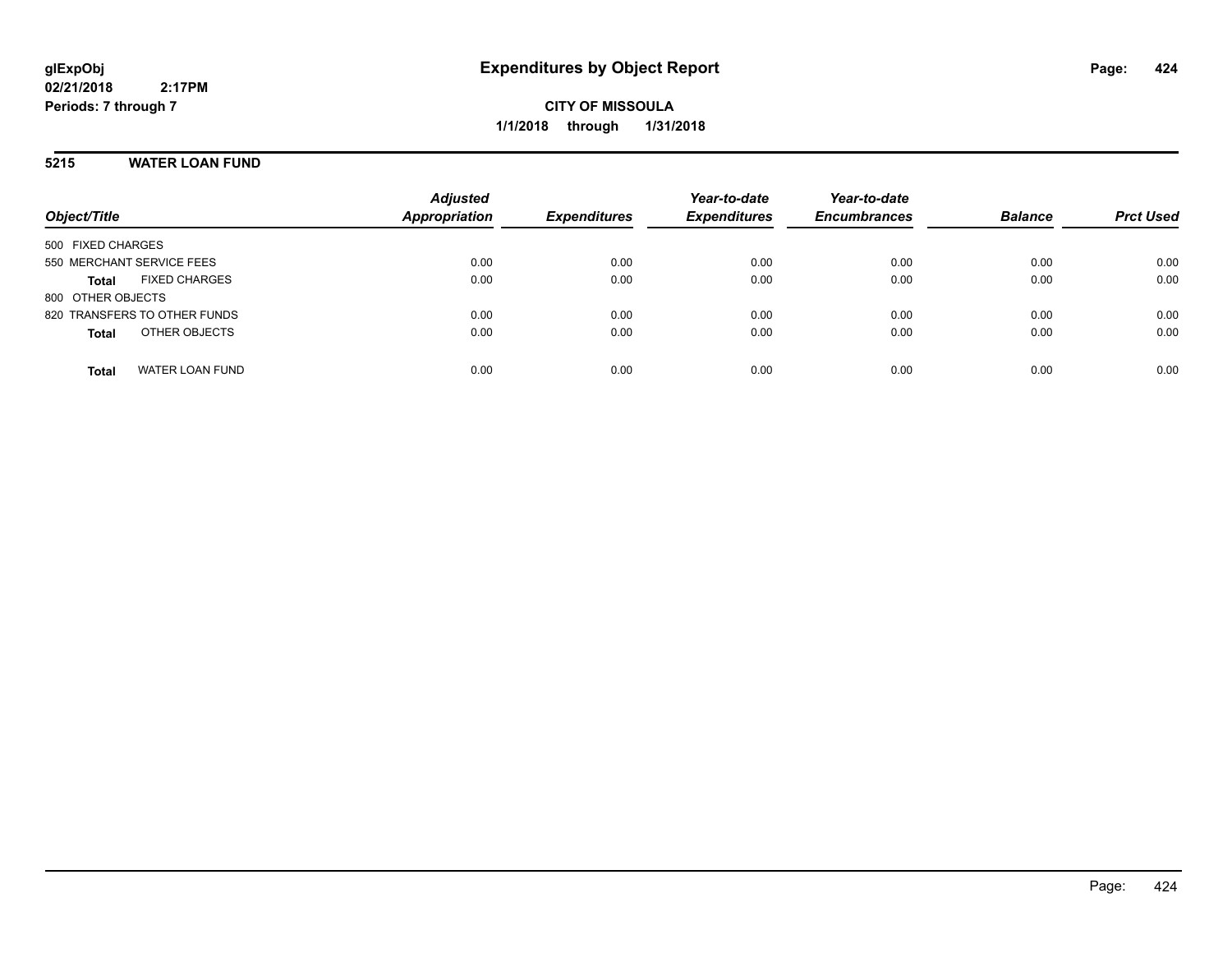# Expenditures by Object Report

**CITY OF MISSOULA**

**1/1/2018 through 1/31/2018**

glExpObj
02/21/2018 2:17PM
Periods: 7 through 7

## 5215 WATER LOAN FUND

| Object/Title | Adjusted Appropriation | Expenditures | Year-to-date Expenditures | Year-to-date Encumbrances | Balance | Prct Used |
|---|---|---|---|---|---|---|
| 500 FIXED CHARGES | | | | | | |
| 550 MERCHANT SERVICE FEES | 0.00 | 0.00 | 0.00 | 0.00 | 0.00 | 0.00 |
| **Total** FIXED CHARGES | 0.00 | 0.00 | 0.00 | 0.00 | 0.00 | 0.00 |
| 800 OTHER OBJECTS | | | | | | |
| 820 TRANSFERS TO OTHER FUNDS | 0.00 | 0.00 | 0.00 | 0.00 | 0.00 | 0.00 |
| **Total** OTHER OBJECTS | 0.00 | 0.00 | 0.00 | 0.00 | 0.00 | 0.00 |
| **Total** WATER LOAN FUND | 0.00 | 0.00 | 0.00 | 0.00 | 0.00 | 0.00 |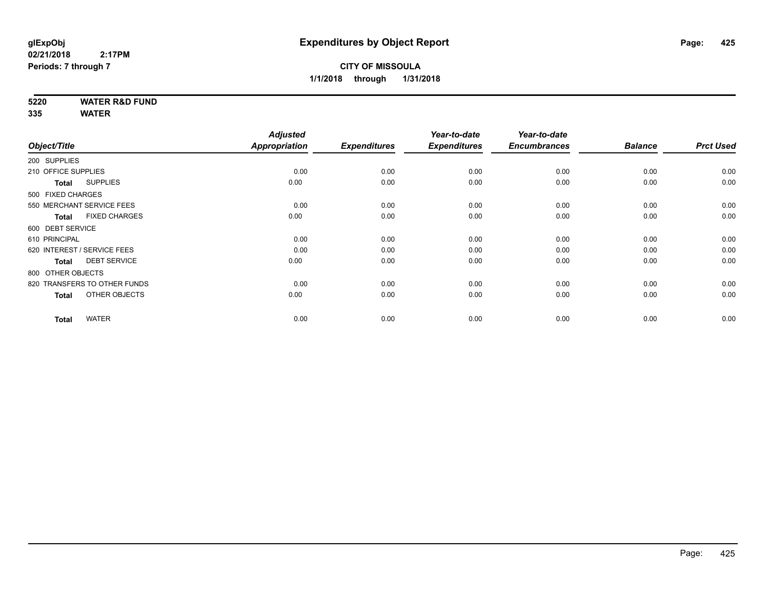**glExpObj**
**02/21/2018 2:17PM**
**Periods: 7 through 7**

# Expenditures by Object Report

**CITY OF MISSOULA**
**1/1/2018 through 1/31/2018**

**5220 WATER R&D FUND**
**335 WATER**

| Object/Title | Adjusted Appropriation | Expenditures | Year-to-date Expenditures | Year-to-date Encumbrances | Balance | Prct Used |
|---|---|---|---|---|---|---|
| 200 SUPPLIES | | | | | | |
| 210 OFFICE SUPPLIES | 0.00 | 0.00 | 0.00 | 0.00 | 0.00 | 0.00 |
| **Total** SUPPLIES | 0.00 | 0.00 | 0.00 | 0.00 | 0.00 | 0.00 |
| 500 FIXED CHARGES | | | | | | |
| 550 MERCHANT SERVICE FEES | 0.00 | 0.00 | 0.00 | 0.00 | 0.00 | 0.00 |
| **Total** FIXED CHARGES | 0.00 | 0.00 | 0.00 | 0.00 | 0.00 | 0.00 |
| 600 DEBT SERVICE | | | | | | |
| 610 PRINCIPAL | 0.00 | 0.00 | 0.00 | 0.00 | 0.00 | 0.00 |
| 620 INTEREST / SERVICE FEES | 0.00 | 0.00 | 0.00 | 0.00 | 0.00 | 0.00 |
| **Total** DEBT SERVICE | 0.00 | 0.00 | 0.00 | 0.00 | 0.00 | 0.00 |
| 800 OTHER OBJECTS | | | | | | |
| 820 TRANSFERS TO OTHER FUNDS | 0.00 | 0.00 | 0.00 | 0.00 | 0.00 | 0.00 |
| **Total** OTHER OBJECTS | 0.00 | 0.00 | 0.00 | 0.00 | 0.00 | 0.00 |
| **Total** WATER | 0.00 | 0.00 | 0.00 | 0.00 | 0.00 | 0.00 |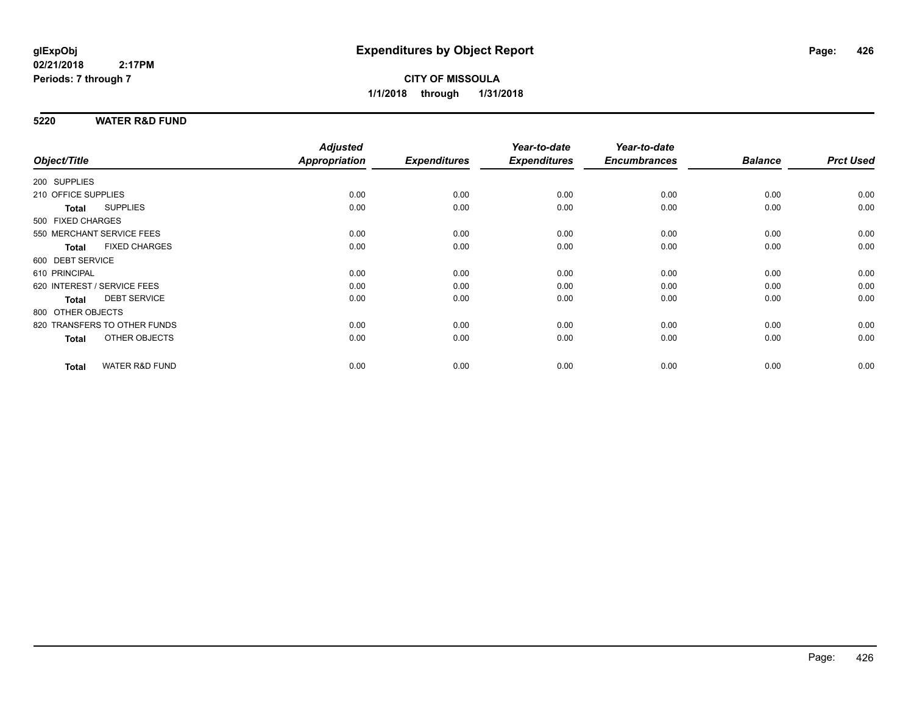# Expenditures by Object Report

glExpObj
02/21/2018 2:17PM
Periods: 7 through 7

**CITY OF MISSOULA**
**1/1/2018 through 1/31/2018**

## 5220 WATER R&D FUND

| Object/Title | Adjusted Appropriation | Expenditures | Year-to-date Expenditures | Year-to-date Encumbrances | Balance | Prct Used |
|---|---|---|---|---|---|---|
| 200 SUPPLIES | | | | | | |
| 210 OFFICE SUPPLIES | 0.00 | 0.00 | 0.00 | 0.00 | 0.00 | 0.00 |
| **Total** SUPPLIES | 0.00 | 0.00 | 0.00 | 0.00 | 0.00 | 0.00 |
| 500 FIXED CHARGES | | | | | | |
| 550 MERCHANT SERVICE FEES | 0.00 | 0.00 | 0.00 | 0.00 | 0.00 | 0.00 |
| **Total** FIXED CHARGES | 0.00 | 0.00 | 0.00 | 0.00 | 0.00 | 0.00 |
| 600 DEBT SERVICE | | | | | | |
| 610 PRINCIPAL | 0.00 | 0.00 | 0.00 | 0.00 | 0.00 | 0.00 |
| 620 INTEREST / SERVICE FEES | 0.00 | 0.00 | 0.00 | 0.00 | 0.00 | 0.00 |
| **Total** DEBT SERVICE | 0.00 | 0.00 | 0.00 | 0.00 | 0.00 | 0.00 |
| 800 OTHER OBJECTS | | | | | | |
| 820 TRANSFERS TO OTHER FUNDS | 0.00 | 0.00 | 0.00 | 0.00 | 0.00 | 0.00 |
| **Total** OTHER OBJECTS | 0.00 | 0.00 | 0.00 | 0.00 | 0.00 | 0.00 |
| **Total** WATER R&D FUND | 0.00 | 0.00 | 0.00 | 0.00 | 0.00 | 0.00 |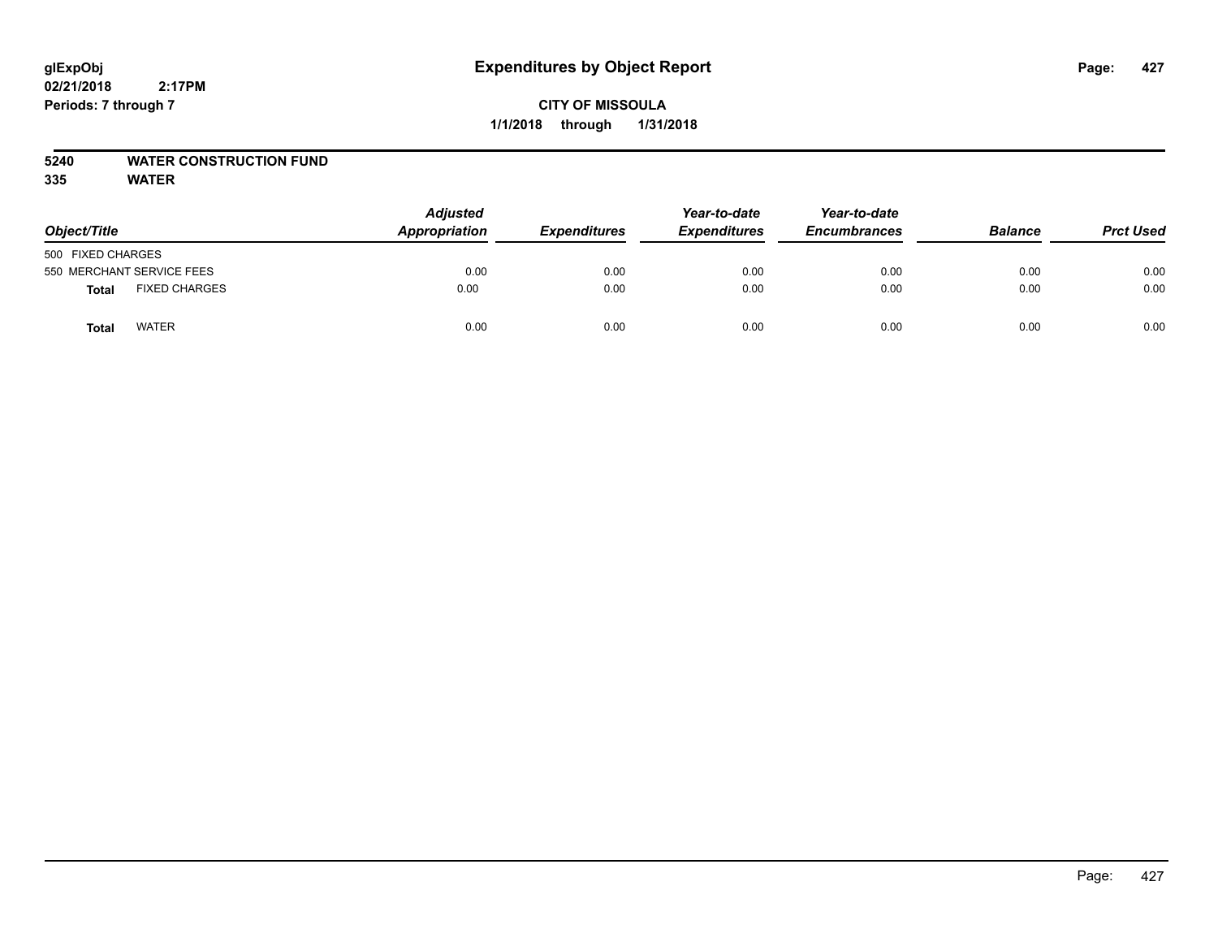glExpObj
02/21/2018 2:17PM
Periods: 7 through 7

# Expenditures by Object Report

**CITY OF MISSOULA**
**1/1/2018 through 1/31/2018**

**5240 WATER CONSTRUCTION FUND**
**335 WATER**

| Object/Title | | Adjusted Appropriation | Expenditures | Year-to-date Expenditures | Year-to-date Encumbrances | Balance | Prct Used |
|---|---|---|---|---|---|---|---|
| 500 FIXED CHARGES | | | | | | | |
| 550 MERCHANT SERVICE FEES | | 0.00 | 0.00 | 0.00 | 0.00 | 0.00 | 0.00 |
| **Total** | FIXED CHARGES | 0.00 | 0.00 | 0.00 | 0.00 | 0.00 | 0.00 |
| **Total** | WATER | 0.00 | 0.00 | 0.00 | 0.00 | 0.00 | 0.00 |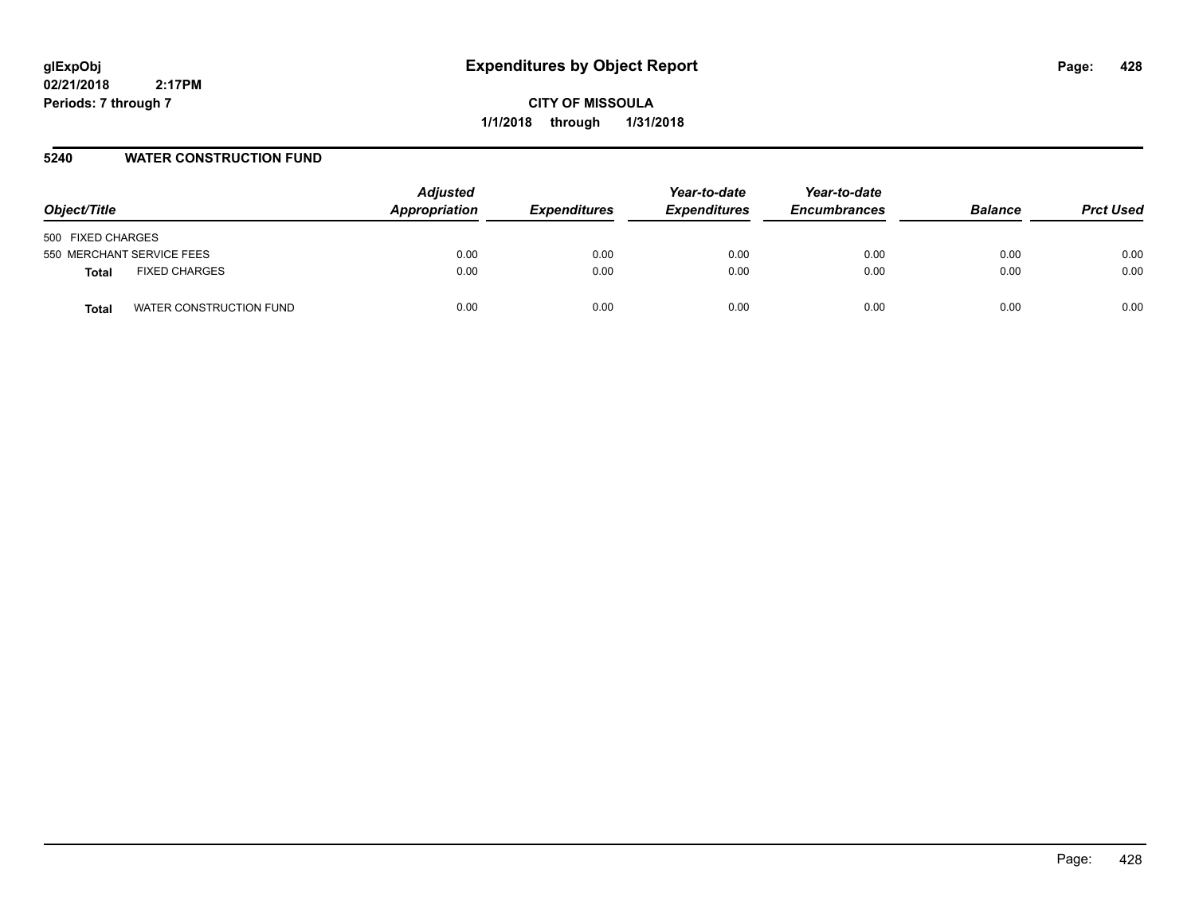glExpObj
02/21/2018 2:17PM
Periods: 7 through 7

# Expenditures by Object Report

**CITY OF MISSOULA**
**1/1/2018 through 1/31/2018**

## 5240 WATER CONSTRUCTION FUND

| Object/Title | Adjusted Appropriation | Expenditures | Year-to-date Expenditures | Year-to-date Encumbrances | Balance | Prct Used |
|---|---|---|---|---|---|---|
| 500 FIXED CHARGES | | | | | | |
| 550 MERCHANT SERVICE FEES | 0.00 | 0.00 | 0.00 | 0.00 | 0.00 | 0.00 |
| **Total** FIXED CHARGES | 0.00 | 0.00 | 0.00 | 0.00 | 0.00 | 0.00 |
| **Total** WATER CONSTRUCTION FUND | 0.00 | 0.00 | 0.00 | 0.00 | 0.00 | 0.00 |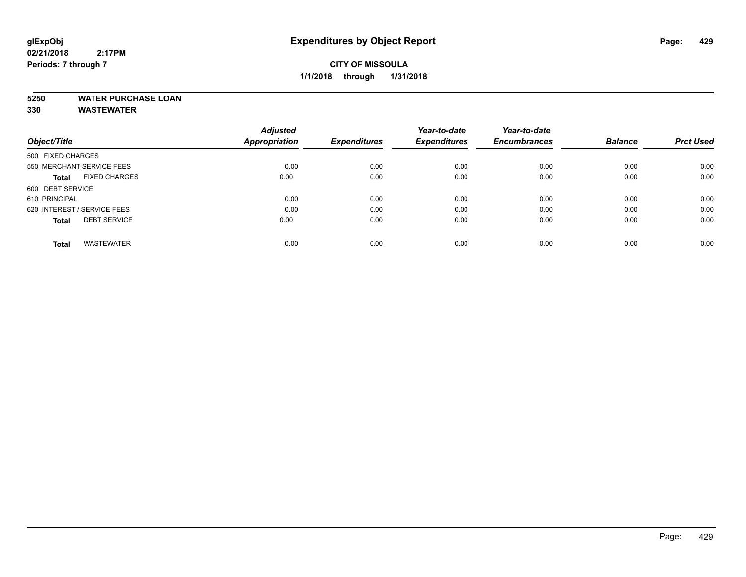**glExpObj** 
**02/21/2018 2:17PM**
**Periods: 7 through 7**

# Expenditures by Object Report

**CITY OF MISSOULA**
**1/1/2018 through 1/31/2018**

**5250 WATER PURCHASE LOAN**
**330 WASTEWATER**

| Object/Title | Adjusted Appropriation | Expenditures | Year-to-date Expenditures | Year-to-date Encumbrances | Balance | Prct Used |
|---|---|---|---|---|---|---|
| 500 FIXED CHARGES | | | | | | |
| 550 MERCHANT SERVICE FEES | 0.00 | 0.00 | 0.00 | 0.00 | 0.00 | 0.00 |
| **Total** FIXED CHARGES | 0.00 | 0.00 | 0.00 | 0.00 | 0.00 | 0.00 |
| 600 DEBT SERVICE | | | | | | |
| 610 PRINCIPAL | 0.00 | 0.00 | 0.00 | 0.00 | 0.00 | 0.00 |
| 620 INTEREST / SERVICE FEES | 0.00 | 0.00 | 0.00 | 0.00 | 0.00 | 0.00 |
| **Total** DEBT SERVICE | 0.00 | 0.00 | 0.00 | 0.00 | 0.00 | 0.00 |
| **Total** WASTEWATER | 0.00 | 0.00 | 0.00 | 0.00 | 0.00 | 0.00 |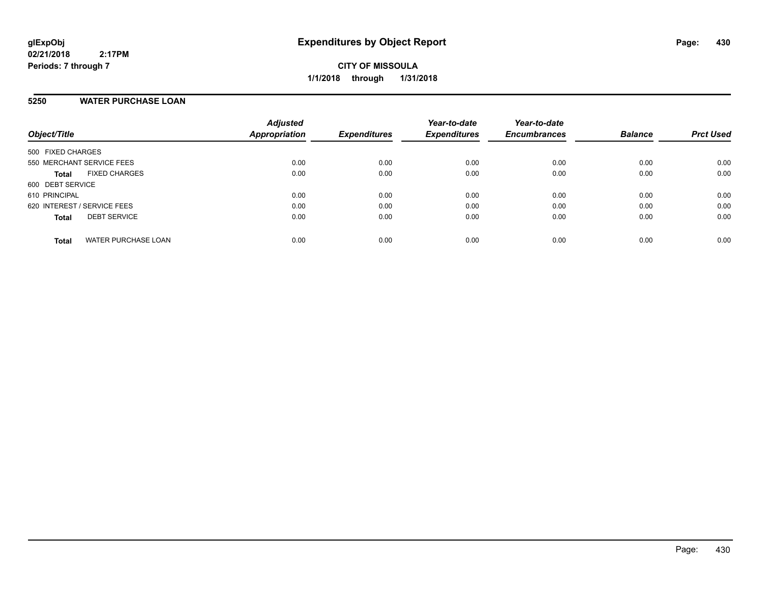**glExpObj**
**02/21/2018 2:17PM**
**Periods: 7 through 7**

# Expenditures by Object Report

**CITY OF MISSOULA**
**1/1/2018 through 1/31/2018**

## 5250 WATER PURCHASE LOAN

| Object/Title | Adjusted Appropriation | Expenditures | Year-to-date Expenditures | Year-to-date Encumbrances | Balance | Prct Used |
|---|---|---|---|---|---|---|
| 500 FIXED CHARGES | | | | | | |
| 550 MERCHANT SERVICE FEES | 0.00 | 0.00 | 0.00 | 0.00 | 0.00 | 0.00 |
| **Total** FIXED CHARGES | 0.00 | 0.00 | 0.00 | 0.00 | 0.00 | 0.00 |
| 600 DEBT SERVICE | | | | | | |
| 610 PRINCIPAL | 0.00 | 0.00 | 0.00 | 0.00 | 0.00 | 0.00 |
| 620 INTEREST / SERVICE FEES | 0.00 | 0.00 | 0.00 | 0.00 | 0.00 | 0.00 |
| **Total** DEBT SERVICE | 0.00 | 0.00 | 0.00 | 0.00 | 0.00 | 0.00 |
| **Total** WATER PURCHASE LOAN | 0.00 | 0.00 | 0.00 | 0.00 | 0.00 | 0.00 |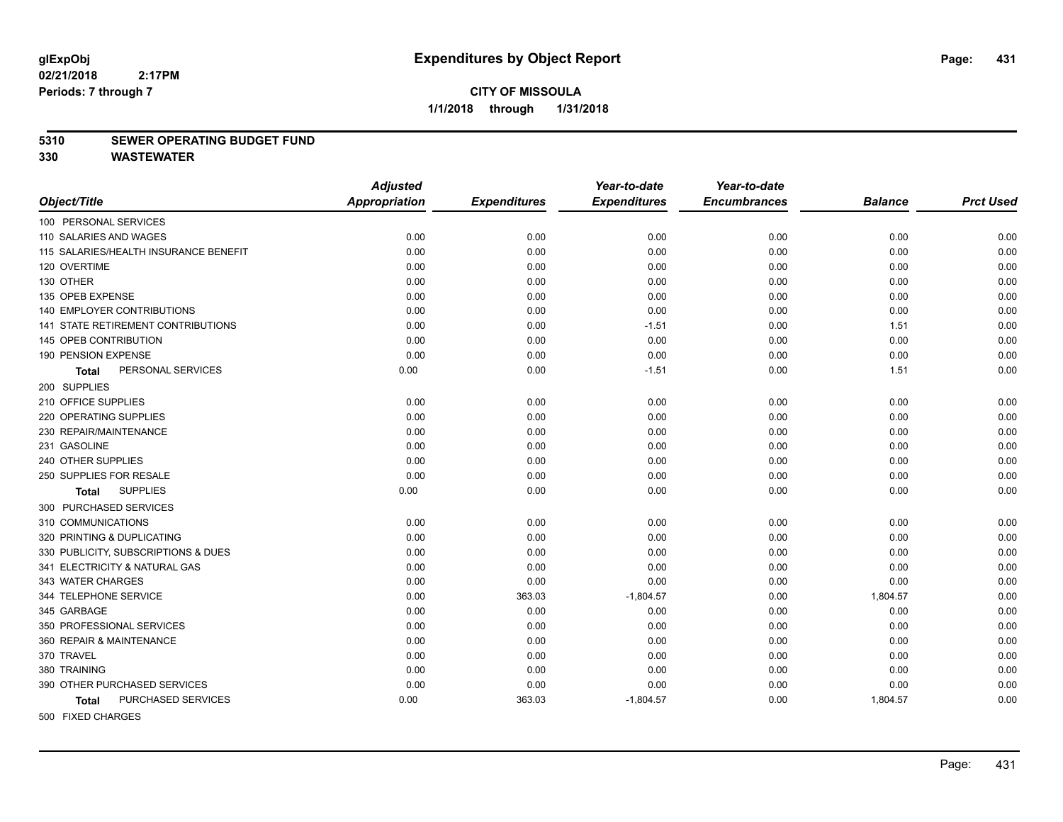# Expenditures by Object Report

glExpObj
02/21/2018 2:17PM
Periods: 7 through 7

**CITY OF MISSOULA**
**1/1/2018 through 1/31/2018**

## 5310 SEWER OPERATING BUDGET FUND
## 330 WASTEWATER

| Object/Title | Adjusted Appropriation | Expenditures | Year-to-date Expenditures | Year-to-date Encumbrances | Balance | Prct Used |
|---|---|---|---|---|---|---|
| 100 PERSONAL SERVICES | | | | | | |
| 110 SALARIES AND WAGES | 0.00 | 0.00 | 0.00 | 0.00 | 0.00 | 0.00 |
| 115 SALARIES/HEALTH INSURANCE BENEFIT | 0.00 | 0.00 | 0.00 | 0.00 | 0.00 | 0.00 |
| 120 OVERTIME | 0.00 | 0.00 | 0.00 | 0.00 | 0.00 | 0.00 |
| 130 OTHER | 0.00 | 0.00 | 0.00 | 0.00 | 0.00 | 0.00 |
| 135 OPEB EXPENSE | 0.00 | 0.00 | 0.00 | 0.00 | 0.00 | 0.00 |
| 140 EMPLOYER CONTRIBUTIONS | 0.00 | 0.00 | 0.00 | 0.00 | 0.00 | 0.00 |
| 141 STATE RETIREMENT CONTRIBUTIONS | 0.00 | 0.00 | -1.51 | 0.00 | 1.51 | 0.00 |
| 145 OPEB CONTRIBUTION | 0.00 | 0.00 | 0.00 | 0.00 | 0.00 | 0.00 |
| 190 PENSION EXPENSE | 0.00 | 0.00 | 0.00 | 0.00 | 0.00 | 0.00 |
| **Total** PERSONAL SERVICES | 0.00 | 0.00 | -1.51 | 0.00 | 1.51 | 0.00 |
| 200 SUPPLIES | | | | | | |
| 210 OFFICE SUPPLIES | 0.00 | 0.00 | 0.00 | 0.00 | 0.00 | 0.00 |
| 220 OPERATING SUPPLIES | 0.00 | 0.00 | 0.00 | 0.00 | 0.00 | 0.00 |
| 230 REPAIR/MAINTENANCE | 0.00 | 0.00 | 0.00 | 0.00 | 0.00 | 0.00 |
| 231 GASOLINE | 0.00 | 0.00 | 0.00 | 0.00 | 0.00 | 0.00 |
| 240 OTHER SUPPLIES | 0.00 | 0.00 | 0.00 | 0.00 | 0.00 | 0.00 |
| 250 SUPPLIES FOR RESALE | 0.00 | 0.00 | 0.00 | 0.00 | 0.00 | 0.00 |
| **Total** SUPPLIES | 0.00 | 0.00 | 0.00 | 0.00 | 0.00 | 0.00 |
| 300 PURCHASED SERVICES | | | | | | |
| 310 COMMUNICATIONS | 0.00 | 0.00 | 0.00 | 0.00 | 0.00 | 0.00 |
| 320 PRINTING & DUPLICATING | 0.00 | 0.00 | 0.00 | 0.00 | 0.00 | 0.00 |
| 330 PUBLICITY, SUBSCRIPTIONS & DUES | 0.00 | 0.00 | 0.00 | 0.00 | 0.00 | 0.00 |
| 341 ELECTRICITY & NATURAL GAS | 0.00 | 0.00 | 0.00 | 0.00 | 0.00 | 0.00 |
| 343 WATER CHARGES | 0.00 | 0.00 | 0.00 | 0.00 | 0.00 | 0.00 |
| 344 TELEPHONE SERVICE | 0.00 | 363.03 | -1,804.57 | 0.00 | 1,804.57 | 0.00 |
| 345 GARBAGE | 0.00 | 0.00 | 0.00 | 0.00 | 0.00 | 0.00 |
| 350 PROFESSIONAL SERVICES | 0.00 | 0.00 | 0.00 | 0.00 | 0.00 | 0.00 |
| 360 REPAIR & MAINTENANCE | 0.00 | 0.00 | 0.00 | 0.00 | 0.00 | 0.00 |
| 370 TRAVEL | 0.00 | 0.00 | 0.00 | 0.00 | 0.00 | 0.00 |
| 380 TRAINING | 0.00 | 0.00 | 0.00 | 0.00 | 0.00 | 0.00 |
| 390 OTHER PURCHASED SERVICES | 0.00 | 0.00 | 0.00 | 0.00 | 0.00 | 0.00 |
| **Total** PURCHASED SERVICES | 0.00 | 363.03 | -1,804.57 | 0.00 | 1,804.57 | 0.00 |
| 500 FIXED CHARGES | | | | | | |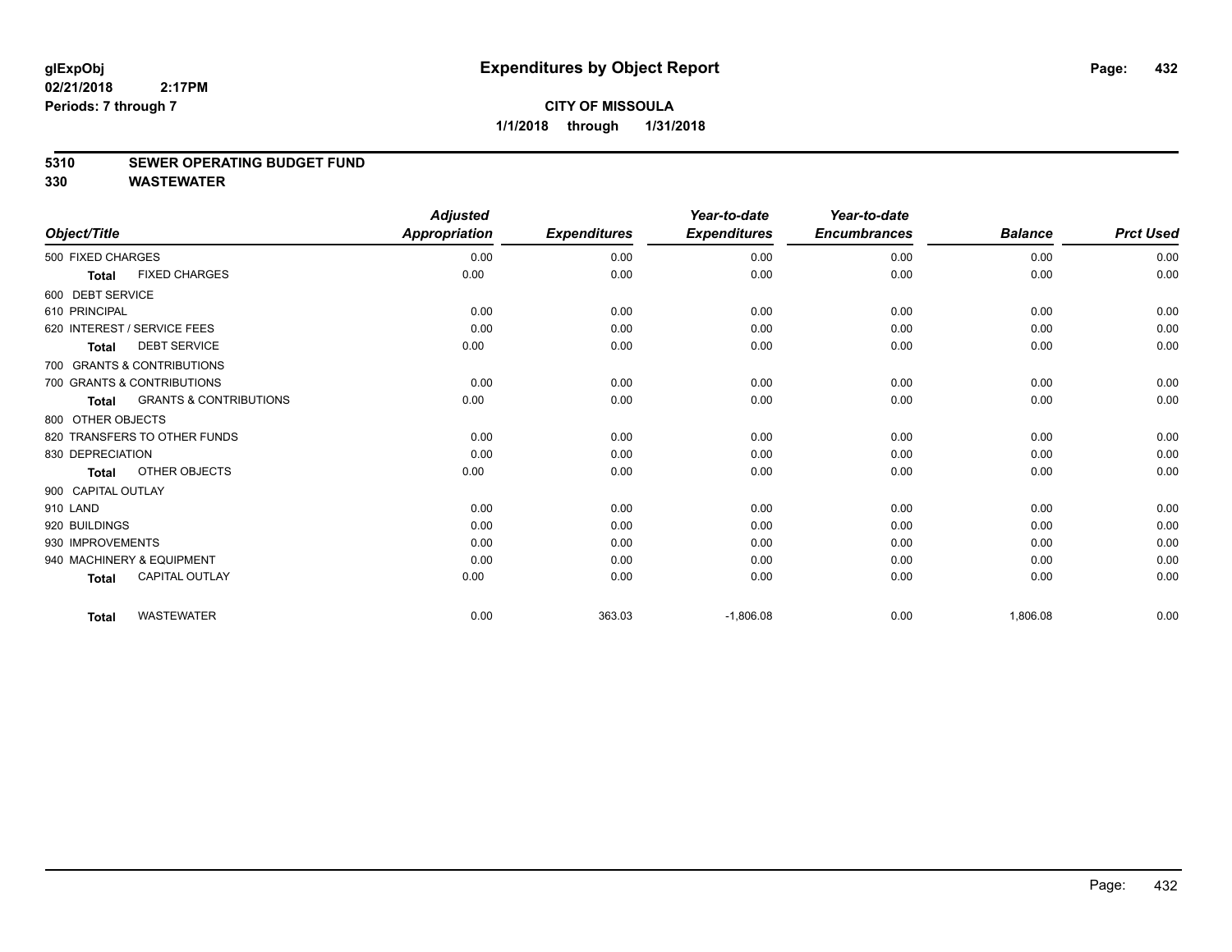**glExpObj**
**02/21/2018 2:17PM**
**Periods: 7 through 7**

# Expenditures by Object Report

**CITY OF MISSOULA**
**1/1/2018 through 1/31/2018**

**5310 SEWER OPERATING BUDGET FUND**
**330 WASTEWATER**

| Object/Title | Adjusted Appropriation | Expenditures | Year-to-date Expenditures | Year-to-date Encumbrances | Balance | Prct Used |
|---|---|---|---|---|---|---|
| 500 FIXED CHARGES | 0.00 | 0.00 | 0.00 | 0.00 | 0.00 | 0.00 |
| **Total** FIXED CHARGES | 0.00 | 0.00 | 0.00 | 0.00 | 0.00 | 0.00 |
| 600 DEBT SERVICE | | | | | | |
| 610 PRINCIPAL | 0.00 | 0.00 | 0.00 | 0.00 | 0.00 | 0.00 |
| 620 INTEREST / SERVICE FEES | 0.00 | 0.00 | 0.00 | 0.00 | 0.00 | 0.00 |
| **Total** DEBT SERVICE | 0.00 | 0.00 | 0.00 | 0.00 | 0.00 | 0.00 |
| 700 GRANTS & CONTRIBUTIONS | | | | | | |
| 700 GRANTS & CONTRIBUTIONS | 0.00 | 0.00 | 0.00 | 0.00 | 0.00 | 0.00 |
| **Total** GRANTS & CONTRIBUTIONS | 0.00 | 0.00 | 0.00 | 0.00 | 0.00 | 0.00 |
| 800 OTHER OBJECTS | | | | | | |
| 820 TRANSFERS TO OTHER FUNDS | 0.00 | 0.00 | 0.00 | 0.00 | 0.00 | 0.00 |
| 830 DEPRECIATION | 0.00 | 0.00 | 0.00 | 0.00 | 0.00 | 0.00 |
| **Total** OTHER OBJECTS | 0.00 | 0.00 | 0.00 | 0.00 | 0.00 | 0.00 |
| 900 CAPITAL OUTLAY | | | | | | |
| 910 LAND | 0.00 | 0.00 | 0.00 | 0.00 | 0.00 | 0.00 |
| 920 BUILDINGS | 0.00 | 0.00 | 0.00 | 0.00 | 0.00 | 0.00 |
| 930 IMPROVEMENTS | 0.00 | 0.00 | 0.00 | 0.00 | 0.00 | 0.00 |
| 940 MACHINERY & EQUIPMENT | 0.00 | 0.00 | 0.00 | 0.00 | 0.00 | 0.00 |
| **Total** CAPITAL OUTLAY | 0.00 | 0.00 | 0.00 | 0.00 | 0.00 | 0.00 |
| **Total** WASTEWATER | 0.00 | 363.03 | -1,806.08 | 0.00 | 1,806.08 | 0.00 |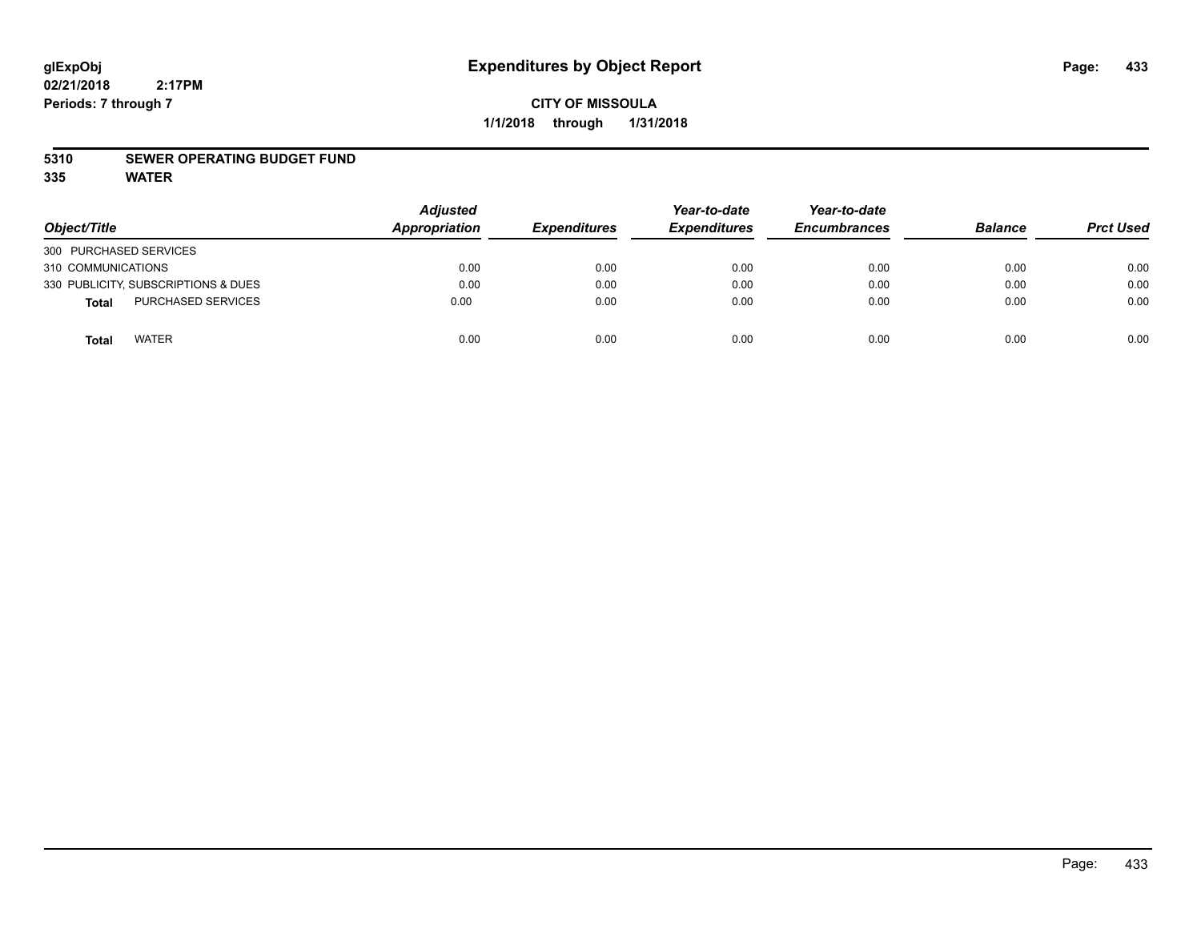**glExpObj**
**02/21/2018 2:17PM**
**Periods: 7 through 7**

# Expenditures by Object Report

**CITY OF MISSOULA**
**1/1/2018 through 1/31/2018**

**5310 SEWER OPERATING BUDGET FUND**
**335 WATER**

| Object/Title | Adjusted Appropriation | Expenditures | Year-to-date Expenditures | Year-to-date Encumbrances | Balance | Prct Used |
|---|---|---|---|---|---|---|
| 300 PURCHASED SERVICES | | | | | | |
| 310 COMMUNICATIONS | 0.00 | 0.00 | 0.00 | 0.00 | 0.00 | 0.00 |
| 330 PUBLICITY, SUBSCRIPTIONS & DUES | 0.00 | 0.00 | 0.00 | 0.00 | 0.00 | 0.00 |
| **Total** PURCHASED SERVICES | 0.00 | 0.00 | 0.00 | 0.00 | 0.00 | 0.00 |
| **Total** WATER | 0.00 | 0.00 | 0.00 | 0.00 | 0.00 | 0.00 |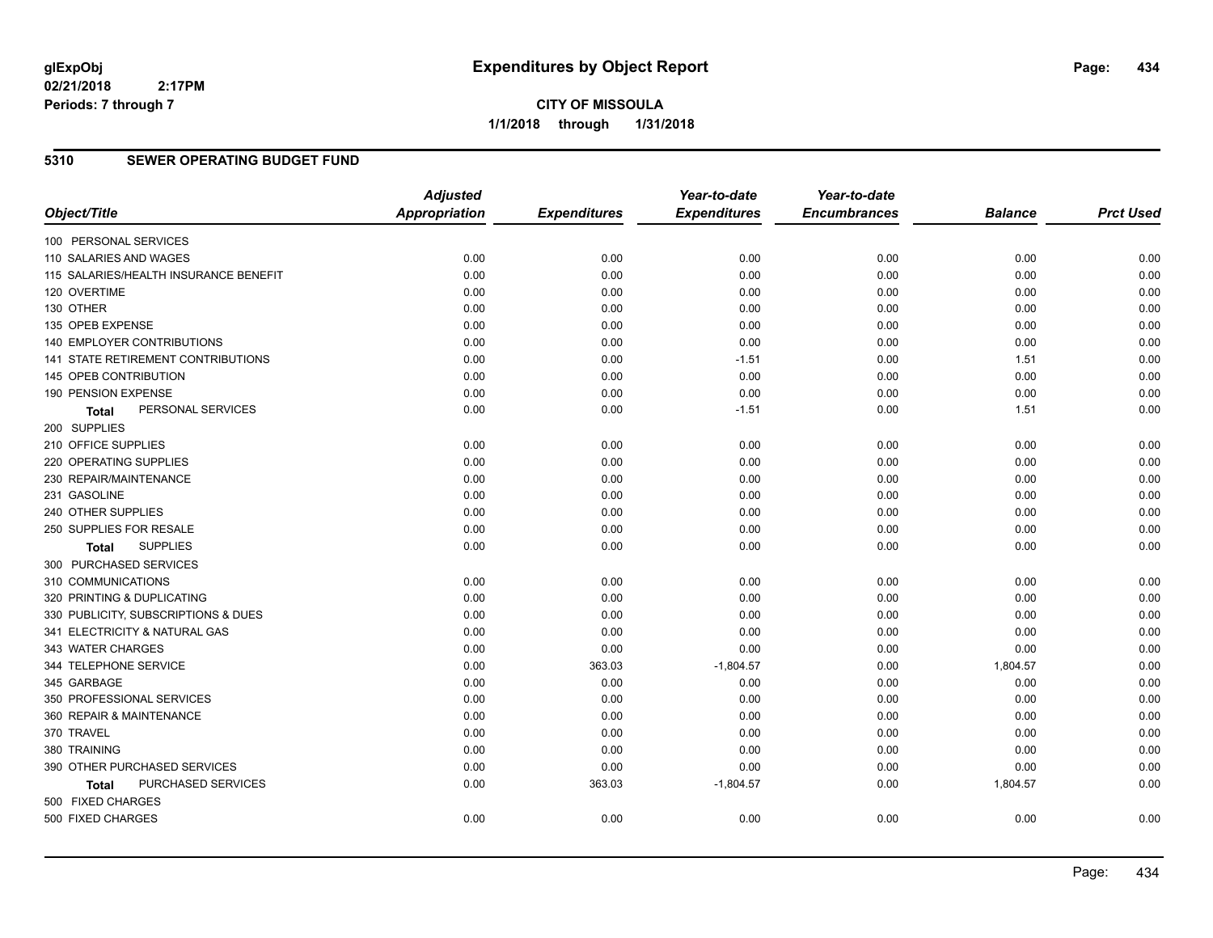# Expenditures by Object Report

glExpObj
02/21/2018 2:17PM
Periods: 7 through 7

**CITY OF MISSOULA**
**1/1/2018 through 1/31/2018**

## 5310 SEWER OPERATING BUDGET FUND

| Object/Title | Adjusted Appropriation | Expenditures | Year-to-date Expenditures | Year-to-date Encumbrances | Balance | Prct Used |
|---|---|---|---|---|---|---|
| 100 PERSONAL SERVICES | | | | | | |
| 110 SALARIES AND WAGES | 0.00 | 0.00 | 0.00 | 0.00 | 0.00 | 0.00 |
| 115 SALARIES/HEALTH INSURANCE BENEFIT | 0.00 | 0.00 | 0.00 | 0.00 | 0.00 | 0.00 |
| 120 OVERTIME | 0.00 | 0.00 | 0.00 | 0.00 | 0.00 | 0.00 |
| 130 OTHER | 0.00 | 0.00 | 0.00 | 0.00 | 0.00 | 0.00 |
| 135 OPEB EXPENSE | 0.00 | 0.00 | 0.00 | 0.00 | 0.00 | 0.00 |
| 140 EMPLOYER CONTRIBUTIONS | 0.00 | 0.00 | 0.00 | 0.00 | 0.00 | 0.00 |
| 141 STATE RETIREMENT CONTRIBUTIONS | 0.00 | 0.00 | -1.51 | 0.00 | 1.51 | 0.00 |
| 145 OPEB CONTRIBUTION | 0.00 | 0.00 | 0.00 | 0.00 | 0.00 | 0.00 |
| 190 PENSION EXPENSE | 0.00 | 0.00 | 0.00 | 0.00 | 0.00 | 0.00 |
| **Total** PERSONAL SERVICES | 0.00 | 0.00 | -1.51 | 0.00 | 1.51 | 0.00 |
| 200 SUPPLIES | | | | | | |
| 210 OFFICE SUPPLIES | 0.00 | 0.00 | 0.00 | 0.00 | 0.00 | 0.00 |
| 220 OPERATING SUPPLIES | 0.00 | 0.00 | 0.00 | 0.00 | 0.00 | 0.00 |
| 230 REPAIR/MAINTENANCE | 0.00 | 0.00 | 0.00 | 0.00 | 0.00 | 0.00 |
| 231 GASOLINE | 0.00 | 0.00 | 0.00 | 0.00 | 0.00 | 0.00 |
| 240 OTHER SUPPLIES | 0.00 | 0.00 | 0.00 | 0.00 | 0.00 | 0.00 |
| 250 SUPPLIES FOR RESALE | 0.00 | 0.00 | 0.00 | 0.00 | 0.00 | 0.00 |
| **Total** SUPPLIES | 0.00 | 0.00 | 0.00 | 0.00 | 0.00 | 0.00 |
| 300 PURCHASED SERVICES | | | | | | |
| 310 COMMUNICATIONS | 0.00 | 0.00 | 0.00 | 0.00 | 0.00 | 0.00 |
| 320 PRINTING & DUPLICATING | 0.00 | 0.00 | 0.00 | 0.00 | 0.00 | 0.00 |
| 330 PUBLICITY, SUBSCRIPTIONS & DUES | 0.00 | 0.00 | 0.00 | 0.00 | 0.00 | 0.00 |
| 341 ELECTRICITY & NATURAL GAS | 0.00 | 0.00 | 0.00 | 0.00 | 0.00 | 0.00 |
| 343 WATER CHARGES | 0.00 | 0.00 | 0.00 | 0.00 | 0.00 | 0.00 |
| 344 TELEPHONE SERVICE | 0.00 | 363.03 | -1,804.57 | 0.00 | 1,804.57 | 0.00 |
| 345 GARBAGE | 0.00 | 0.00 | 0.00 | 0.00 | 0.00 | 0.00 |
| 350 PROFESSIONAL SERVICES | 0.00 | 0.00 | 0.00 | 0.00 | 0.00 | 0.00 |
| 360 REPAIR & MAINTENANCE | 0.00 | 0.00 | 0.00 | 0.00 | 0.00 | 0.00 |
| 370 TRAVEL | 0.00 | 0.00 | 0.00 | 0.00 | 0.00 | 0.00 |
| 380 TRAINING | 0.00 | 0.00 | 0.00 | 0.00 | 0.00 | 0.00 |
| 390 OTHER PURCHASED SERVICES | 0.00 | 0.00 | 0.00 | 0.00 | 0.00 | 0.00 |
| **Total** PURCHASED SERVICES | 0.00 | 363.03 | -1,804.57 | 0.00 | 1,804.57 | 0.00 |
| 500 FIXED CHARGES | | | | | | |
| 500 FIXED CHARGES | 0.00 | 0.00 | 0.00 | 0.00 | 0.00 | 0.00 |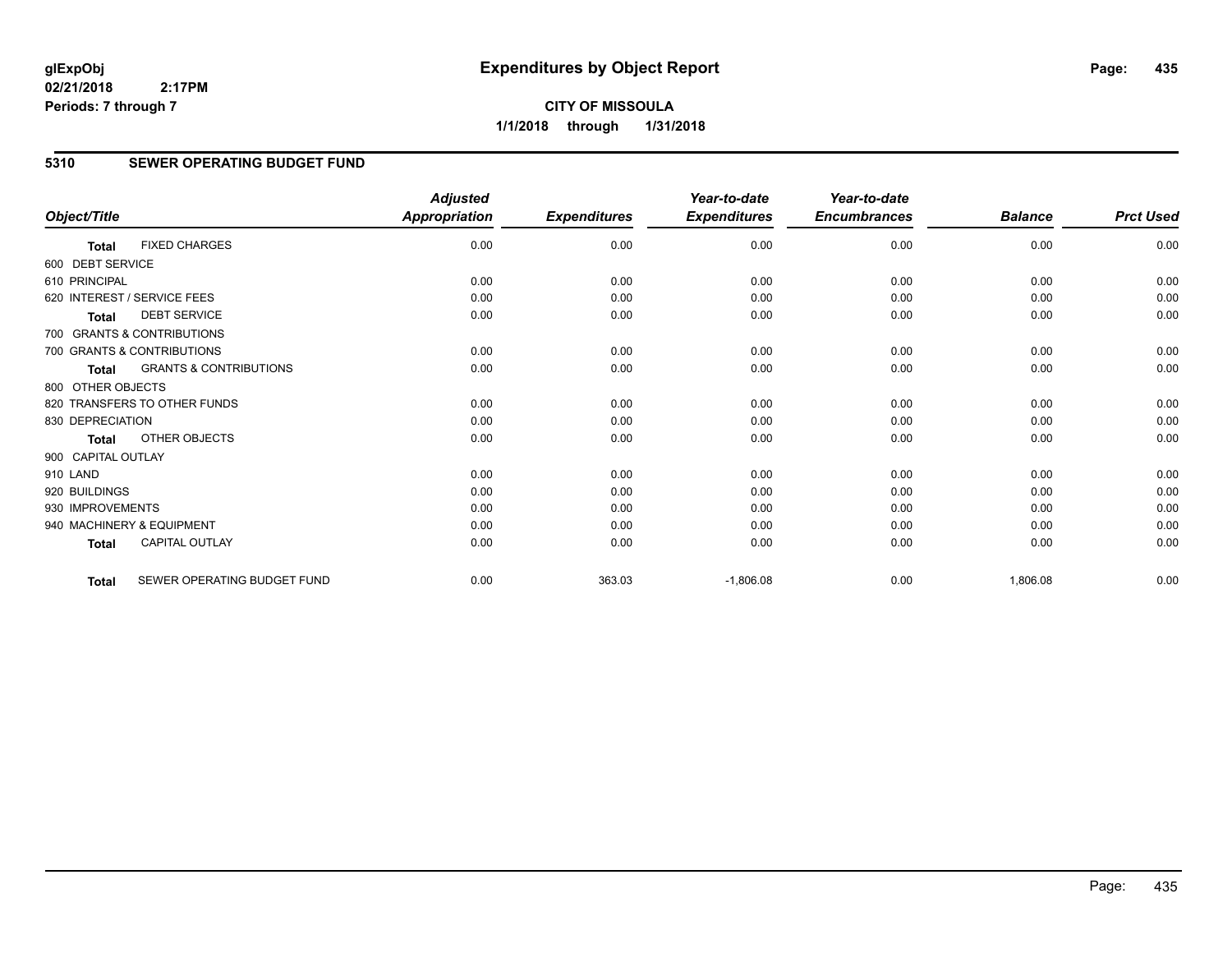**glExpObj**
**02/21/2018 2:17PM**
**Periods: 7 through 7**

# Expenditures by Object Report

**CITY OF MISSOULA**
**1/1/2018 through 1/31/2018**

## 5310 SEWER OPERATING BUDGET FUND

| Object/Title | | *Adjusted Appropriation* | *Expenditures* | *Year-to-date Expenditures* | *Year-to-date Encumbrances* | *Balance* | *Prct Used* |
|---|---|---|---|---|---|---|---|
| **Total** | FIXED CHARGES | 0.00 | 0.00 | 0.00 | 0.00 | 0.00 | 0.00 |
| 600 DEBT SERVICE | | | | | | | |
| 610 PRINCIPAL | | 0.00 | 0.00 | 0.00 | 0.00 | 0.00 | 0.00 |
| 620 INTEREST / SERVICE FEES | | 0.00 | 0.00 | 0.00 | 0.00 | 0.00 | 0.00 |
| **Total** | DEBT SERVICE | 0.00 | 0.00 | 0.00 | 0.00 | 0.00 | 0.00 |
| 700 GRANTS & CONTRIBUTIONS | | | | | | | |
| 700 GRANTS & CONTRIBUTIONS | | 0.00 | 0.00 | 0.00 | 0.00 | 0.00 | 0.00 |
| **Total** | GRANTS & CONTRIBUTIONS | 0.00 | 0.00 | 0.00 | 0.00 | 0.00 | 0.00 |
| 800 OTHER OBJECTS | | | | | | | |
| 820 TRANSFERS TO OTHER FUNDS | | 0.00 | 0.00 | 0.00 | 0.00 | 0.00 | 0.00 |
| 830 DEPRECIATION | | 0.00 | 0.00 | 0.00 | 0.00 | 0.00 | 0.00 |
| **Total** | OTHER OBJECTS | 0.00 | 0.00 | 0.00 | 0.00 | 0.00 | 0.00 |
| 900 CAPITAL OUTLAY | | | | | | | |
| 910 LAND | | 0.00 | 0.00 | 0.00 | 0.00 | 0.00 | 0.00 |
| 920 BUILDINGS | | 0.00 | 0.00 | 0.00 | 0.00 | 0.00 | 0.00 |
| 930 IMPROVEMENTS | | 0.00 | 0.00 | 0.00 | 0.00 | 0.00 | 0.00 |
| 940 MACHINERY & EQUIPMENT | | 0.00 | 0.00 | 0.00 | 0.00 | 0.00 | 0.00 |
| **Total** | CAPITAL OUTLAY | 0.00 | 0.00 | 0.00 | 0.00 | 0.00 | 0.00 |
| **Total** | SEWER OPERATING BUDGET FUND | 0.00 | 363.03 | -1,806.08 | 0.00 | 1,806.08 | 0.00 |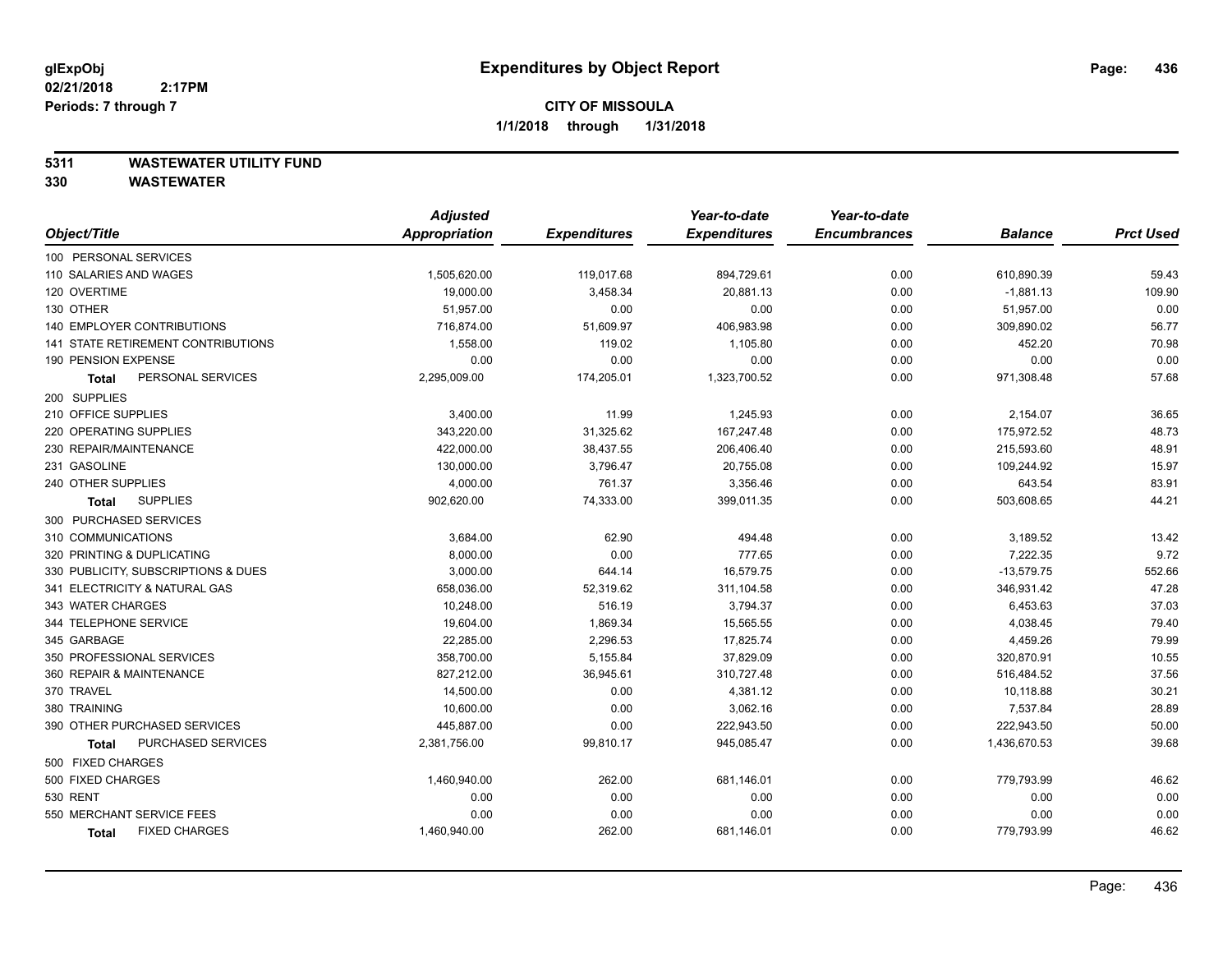# Expenditures by Object Report

glExpObj
02/21/2018 2:17PM
Periods: 7 through 7

**CITY OF MISSOULA**
**1/1/2018 through 1/31/2018**

**5311 WASTEWATER UTILITY FUND**
**330 WASTEWATER**

| Object/Title | Adjusted Appropriation | Expenditures | Year-to-date Expenditures | Year-to-date Encumbrances | Balance | Prct Used |
|---|---|---|---|---|---|---|
| 100 PERSONAL SERVICES | | | | | | |
| 110 SALARIES AND WAGES | 1,505,620.00 | 119,017.68 | 894,729.61 | 0.00 | 610,890.39 | 59.43 |
| 120 OVERTIME | 19,000.00 | 3,458.34 | 20,881.13 | 0.00 | -1,881.13 | 109.90 |
| 130 OTHER | 51,957.00 | 0.00 | 0.00 | 0.00 | 51,957.00 | 0.00 |
| 140 EMPLOYER CONTRIBUTIONS | 716,874.00 | 51,609.97 | 406,983.98 | 0.00 | 309,890.02 | 56.77 |
| 141 STATE RETIREMENT CONTRIBUTIONS | 1,558.00 | 119.02 | 1,105.80 | 0.00 | 452.20 | 70.98 |
| 190 PENSION EXPENSE | 0.00 | 0.00 | 0.00 | 0.00 | 0.00 | 0.00 |
| **Total** PERSONAL SERVICES | 2,295,009.00 | 174,205.01 | 1,323,700.52 | 0.00 | 971,308.48 | 57.68 |
| 200 SUPPLIES | | | | | | |
| 210 OFFICE SUPPLIES | 3,400.00 | 11.99 | 1,245.93 | 0.00 | 2,154.07 | 36.65 |
| 220 OPERATING SUPPLIES | 343,220.00 | 31,325.62 | 167,247.48 | 0.00 | 175,972.52 | 48.73 |
| 230 REPAIR/MAINTENANCE | 422,000.00 | 38,437.55 | 206,406.40 | 0.00 | 215,593.60 | 48.91 |
| 231 GASOLINE | 130,000.00 | 3,796.47 | 20,755.08 | 0.00 | 109,244.92 | 15.97 |
| 240 OTHER SUPPLIES | 4,000.00 | 761.37 | 3,356.46 | 0.00 | 643.54 | 83.91 |
| **Total** SUPPLIES | 902,620.00 | 74,333.00 | 399,011.35 | 0.00 | 503,608.65 | 44.21 |
| 300 PURCHASED SERVICES | | | | | | |
| 310 COMMUNICATIONS | 3,684.00 | 62.90 | 494.48 | 0.00 | 3,189.52 | 13.42 |
| 320 PRINTING & DUPLICATING | 8,000.00 | 0.00 | 777.65 | 0.00 | 7,222.35 | 9.72 |
| 330 PUBLICITY, SUBSCRIPTIONS & DUES | 3,000.00 | 644.14 | 16,579.75 | 0.00 | -13,579.75 | 552.66 |
| 341 ELECTRICITY & NATURAL GAS | 658,036.00 | 52,319.62 | 311,104.58 | 0.00 | 346,931.42 | 47.28 |
| 343 WATER CHARGES | 10,248.00 | 516.19 | 3,794.37 | 0.00 | 6,453.63 | 37.03 |
| 344 TELEPHONE SERVICE | 19,604.00 | 1,869.34 | 15,565.55 | 0.00 | 4,038.45 | 79.40 |
| 345 GARBAGE | 22,285.00 | 2,296.53 | 17,825.74 | 0.00 | 4,459.26 | 79.99 |
| 350 PROFESSIONAL SERVICES | 358,700.00 | 5,155.84 | 37,829.09 | 0.00 | 320,870.91 | 10.55 |
| 360 REPAIR & MAINTENANCE | 827,212.00 | 36,945.61 | 310,727.48 | 0.00 | 516,484.52 | 37.56 |
| 370 TRAVEL | 14,500.00 | 0.00 | 4,381.12 | 0.00 | 10,118.88 | 30.21 |
| 380 TRAINING | 10,600.00 | 0.00 | 3,062.16 | 0.00 | 7,537.84 | 28.89 |
| 390 OTHER PURCHASED SERVICES | 445,887.00 | 0.00 | 222,943.50 | 0.00 | 222,943.50 | 50.00 |
| **Total** PURCHASED SERVICES | 2,381,756.00 | 99,810.17 | 945,085.47 | 0.00 | 1,436,670.53 | 39.68 |
| 500 FIXED CHARGES | | | | | | |
| 500 FIXED CHARGES | 1,460,940.00 | 262.00 | 681,146.01 | 0.00 | 779,793.99 | 46.62 |
| 530 RENT | 0.00 | 0.00 | 0.00 | 0.00 | 0.00 | 0.00 |
| 550 MERCHANT SERVICE FEES | 0.00 | 0.00 | 0.00 | 0.00 | 0.00 | 0.00 |
| **Total** FIXED CHARGES | 1,460,940.00 | 262.00 | 681,146.01 | 0.00 | 779,793.99 | 46.62 |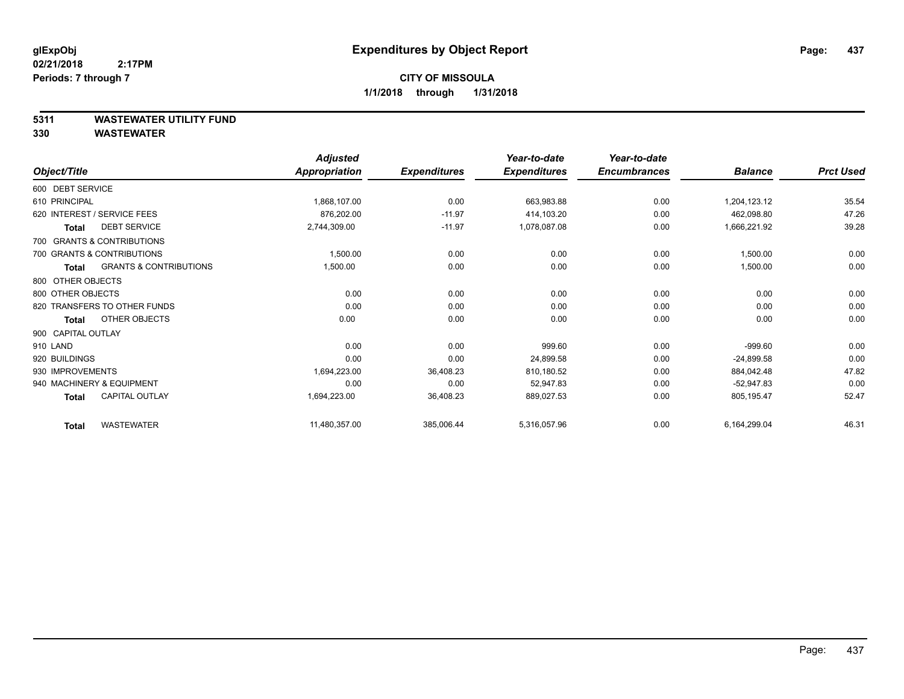**glExpObj**
**02/21/2018 2:17PM**
**Periods: 7 through 7**

# Expenditures by Object Report

**CITY OF MISSOULA**
**1/1/2018 through 1/31/2018**

**5311 WASTEWATER UTILITY FUND**
**330 WASTEWATER**

| Object/Title | Adjusted Appropriation | Expenditures | Year-to-date Expenditures | Year-to-date Encumbrances | Balance | Prct Used |
|---|---|---|---|---|---|---|
| 600 DEBT SERVICE | | | | | | |
| 610 PRINCIPAL | 1,868,107.00 | 0.00 | 663,983.88 | 0.00 | 1,204,123.12 | 35.54 |
| 620 INTEREST / SERVICE FEES | 876,202.00 | -11.97 | 414,103.20 | 0.00 | 462,098.80 | 47.26 |
| **Total** DEBT SERVICE | 2,744,309.00 | -11.97 | 1,078,087.08 | 0.00 | 1,666,221.92 | 39.28 |
| 700 GRANTS & CONTRIBUTIONS | | | | | | |
| 700 GRANTS & CONTRIBUTIONS | 1,500.00 | 0.00 | 0.00 | 0.00 | 1,500.00 | 0.00 |
| **Total** GRANTS & CONTRIBUTIONS | 1,500.00 | 0.00 | 0.00 | 0.00 | 1,500.00 | 0.00 |
| 800 OTHER OBJECTS | | | | | | |
| 800 OTHER OBJECTS | 0.00 | 0.00 | 0.00 | 0.00 | 0.00 | 0.00 |
| 820 TRANSFERS TO OTHER FUNDS | 0.00 | 0.00 | 0.00 | 0.00 | 0.00 | 0.00 |
| **Total** OTHER OBJECTS | 0.00 | 0.00 | 0.00 | 0.00 | 0.00 | 0.00 |
| 900 CAPITAL OUTLAY | | | | | | |
| 910 LAND | 0.00 | 0.00 | 999.60 | 0.00 | -999.60 | 0.00 |
| 920 BUILDINGS | 0.00 | 0.00 | 24,899.58 | 0.00 | -24,899.58 | 0.00 |
| 930 IMPROVEMENTS | 1,694,223.00 | 36,408.23 | 810,180.52 | 0.00 | 884,042.48 | 47.82 |
| 940 MACHINERY & EQUIPMENT | 0.00 | 0.00 | 52,947.83 | 0.00 | -52,947.83 | 0.00 |
| **Total** CAPITAL OUTLAY | 1,694,223.00 | 36,408.23 | 889,027.53 | 0.00 | 805,195.47 | 52.47 |
| **Total** WASTEWATER | 11,480,357.00 | 385,006.44 | 5,316,057.96 | 0.00 | 6,164,299.04 | 46.31 |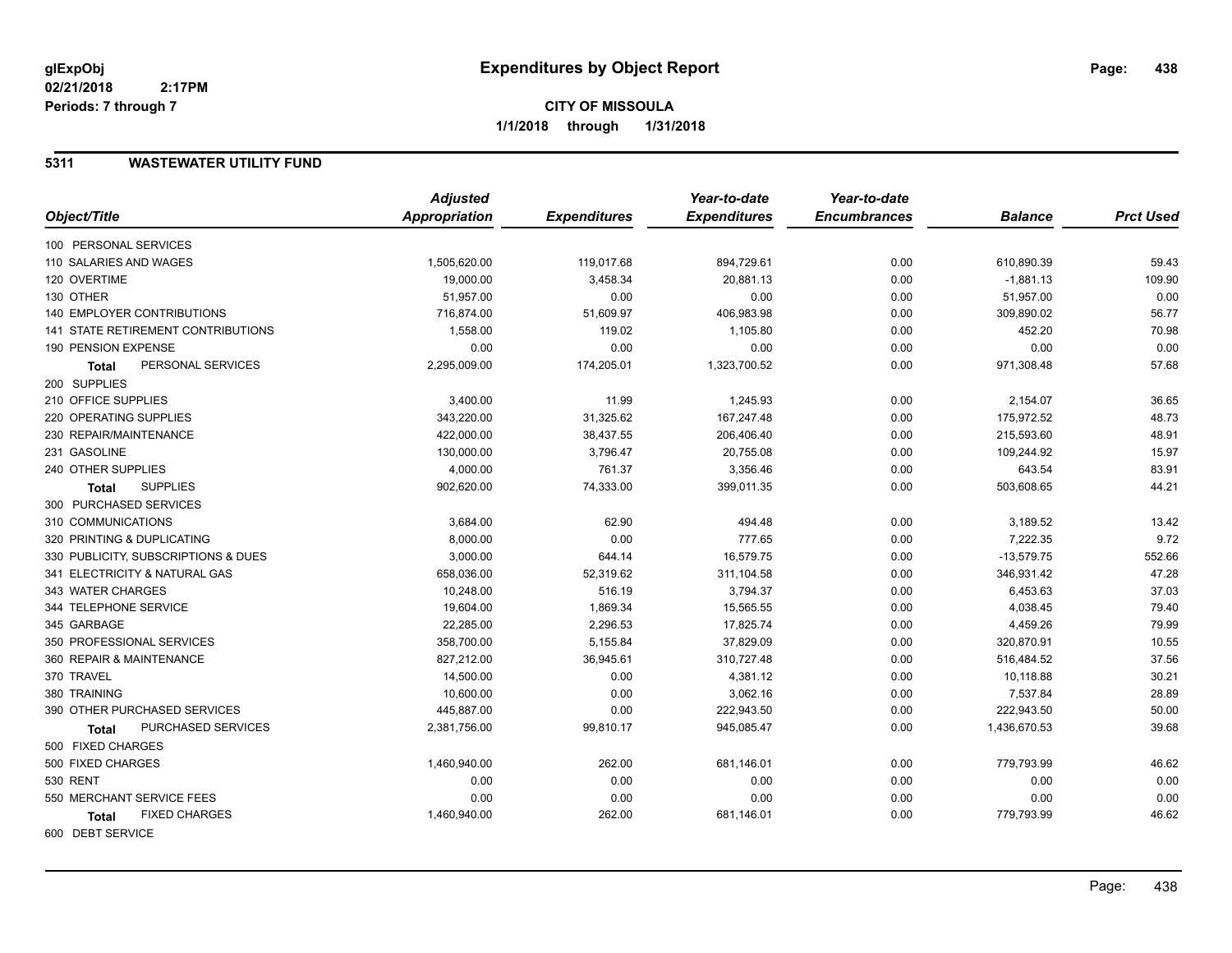# Expenditures by Object Report

glExpObj
02/21/2018 2:17PM
Periods: 7 through 7

**CITY OF MISSOULA**
**1/1/2018 through 1/31/2018**

## 5311 WASTEWATER UTILITY FUND

| Object/Title | Adjusted Appropriation | Expenditures | Year-to-date Expenditures | Year-to-date Encumbrances | Balance | Prct Used |
|---|---|---|---|---|---|---|
| 100 PERSONAL SERVICES | | | | | | |
| 110 SALARIES AND WAGES | 1,505,620.00 | 119,017.68 | 894,729.61 | 0.00 | 610,890.39 | 59.43 |
| 120 OVERTIME | 19,000.00 | 3,458.34 | 20,881.13 | 0.00 | -1,881.13 | 109.90 |
| 130 OTHER | 51,957.00 | 0.00 | 0.00 | 0.00 | 51,957.00 | 0.00 |
| 140 EMPLOYER CONTRIBUTIONS | 716,874.00 | 51,609.97 | 406,983.98 | 0.00 | 309,890.02 | 56.77 |
| 141 STATE RETIREMENT CONTRIBUTIONS | 1,558.00 | 119.02 | 1,105.80 | 0.00 | 452.20 | 70.98 |
| 190 PENSION EXPENSE | 0.00 | 0.00 | 0.00 | 0.00 | 0.00 | 0.00 |
| **Total** PERSONAL SERVICES | 2,295,009.00 | 174,205.01 | 1,323,700.52 | 0.00 | 971,308.48 | 57.68 |
| 200 SUPPLIES | | | | | | |
| 210 OFFICE SUPPLIES | 3,400.00 | 11.99 | 1,245.93 | 0.00 | 2,154.07 | 36.65 |
| 220 OPERATING SUPPLIES | 343,220.00 | 31,325.62 | 167,247.48 | 0.00 | 175,972.52 | 48.73 |
| 230 REPAIR/MAINTENANCE | 422,000.00 | 38,437.55 | 206,406.40 | 0.00 | 215,593.60 | 48.91 |
| 231 GASOLINE | 130,000.00 | 3,796.47 | 20,755.08 | 0.00 | 109,244.92 | 15.97 |
| 240 OTHER SUPPLIES | 4,000.00 | 761.37 | 3,356.46 | 0.00 | 643.54 | 83.91 |
| **Total** SUPPLIES | 902,620.00 | 74,333.00 | 399,011.35 | 0.00 | 503,608.65 | 44.21 |
| 300 PURCHASED SERVICES | | | | | | |
| 310 COMMUNICATIONS | 3,684.00 | 62.90 | 494.48 | 0.00 | 3,189.52 | 13.42 |
| 320 PRINTING & DUPLICATING | 8,000.00 | 0.00 | 777.65 | 0.00 | 7,222.35 | 9.72 |
| 330 PUBLICITY, SUBSCRIPTIONS & DUES | 3,000.00 | 644.14 | 16,579.75 | 0.00 | -13,579.75 | 552.66 |
| 341 ELECTRICITY & NATURAL GAS | 658,036.00 | 52,319.62 | 311,104.58 | 0.00 | 346,931.42 | 47.28 |
| 343 WATER CHARGES | 10,248.00 | 516.19 | 3,794.37 | 0.00 | 6,453.63 | 37.03 |
| 344 TELEPHONE SERVICE | 19,604.00 | 1,869.34 | 15,565.55 | 0.00 | 4,038.45 | 79.40 |
| 345 GARBAGE | 22,285.00 | 2,296.53 | 17,825.74 | 0.00 | 4,459.26 | 79.99 |
| 350 PROFESSIONAL SERVICES | 358,700.00 | 5,155.84 | 37,829.09 | 0.00 | 320,870.91 | 10.55 |
| 360 REPAIR & MAINTENANCE | 827,212.00 | 36,945.61 | 310,727.48 | 0.00 | 516,484.52 | 37.56 |
| 370 TRAVEL | 14,500.00 | 0.00 | 4,381.12 | 0.00 | 10,118.88 | 30.21 |
| 380 TRAINING | 10,600.00 | 0.00 | 3,062.16 | 0.00 | 7,537.84 | 28.89 |
| 390 OTHER PURCHASED SERVICES | 445,887.00 | 0.00 | 222,943.50 | 0.00 | 222,943.50 | 50.00 |
| **Total** PURCHASED SERVICES | 2,381,756.00 | 99,810.17 | 945,085.47 | 0.00 | 1,436,670.53 | 39.68 |
| 500 FIXED CHARGES | | | | | | |
| 500 FIXED CHARGES | 1,460,940.00 | 262.00 | 681,146.01 | 0.00 | 779,793.99 | 46.62 |
| 530 RENT | 0.00 | 0.00 | 0.00 | 0.00 | 0.00 | 0.00 |
| 550 MERCHANT SERVICE FEES | 0.00 | 0.00 | 0.00 | 0.00 | 0.00 | 0.00 |
| **Total** FIXED CHARGES | 1,460,940.00 | 262.00 | 681,146.01 | 0.00 | 779,793.99 | 46.62 |
| 600 DEBT SERVICE | | | | | | |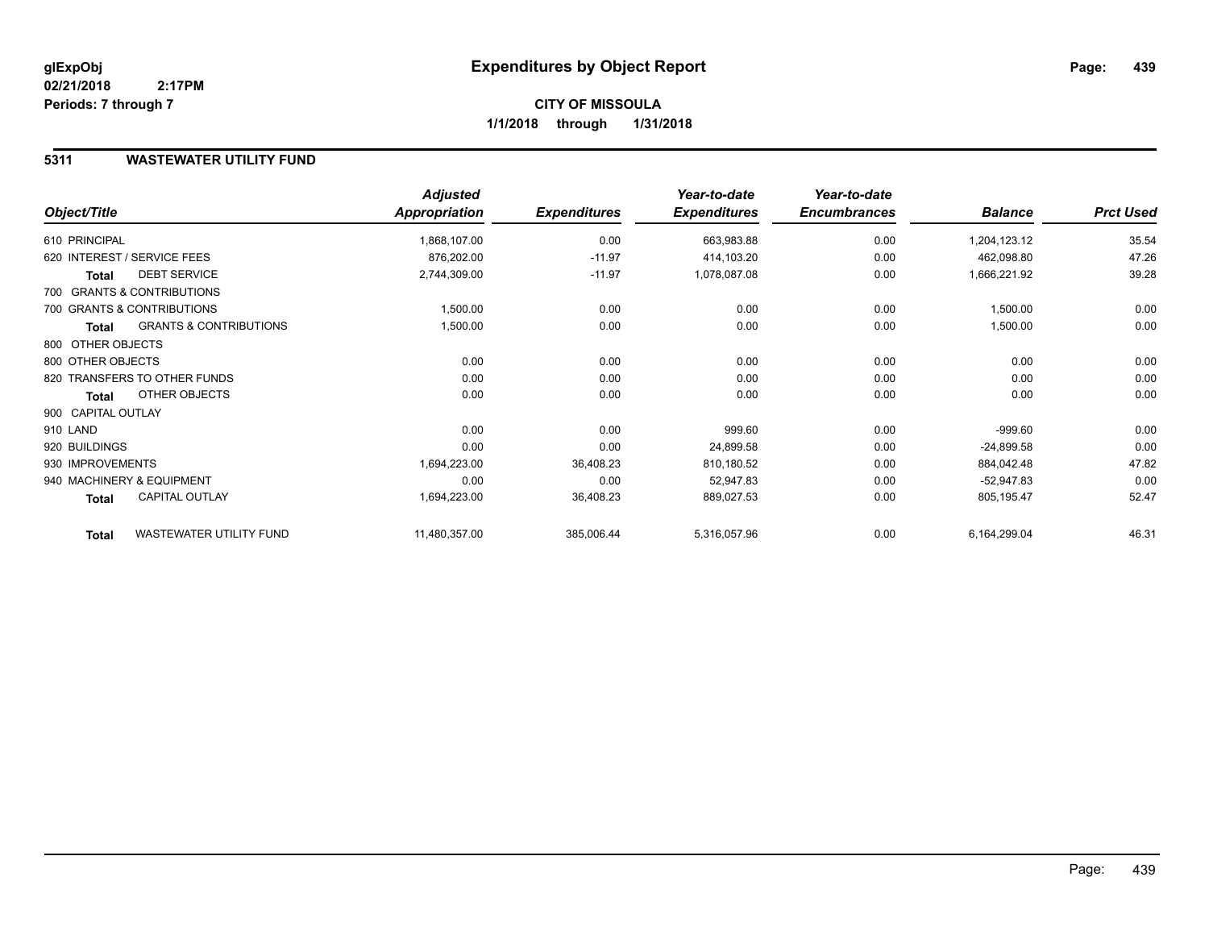**glExpObj**
**02/21/2018 2:17PM**
**Periods: 7 through 7**

# Expenditures by Object Report

**CITY OF MISSOULA**
**1/1/2018 through 1/31/2018**

## 5311 WASTEWATER UTILITY FUND

| Object/Title | Adjusted Appropriation | Expenditures | Year-to-date Expenditures | Year-to-date Encumbrances | Balance | Prct Used |
|---|---|---|---|---|---|---|
| 610 PRINCIPAL | 1,868,107.00 | 0.00 | 663,983.88 | 0.00 | 1,204,123.12 | 35.54 |
| 620 INTEREST / SERVICE FEES | 876,202.00 | -11.97 | 414,103.20 | 0.00 | 462,098.80 | 47.26 |
| **Total** DEBT SERVICE | 2,744,309.00 | -11.97 | 1,078,087.08 | 0.00 | 1,666,221.92 | 39.28 |
| 700 GRANTS & CONTRIBUTIONS | | | | | | |
| 700 GRANTS & CONTRIBUTIONS | 1,500.00 | 0.00 | 0.00 | 0.00 | 1,500.00 | 0.00 |
| **Total** GRANTS & CONTRIBUTIONS | 1,500.00 | 0.00 | 0.00 | 0.00 | 1,500.00 | 0.00 |
| 800 OTHER OBJECTS | | | | | | |
| 800 OTHER OBJECTS | 0.00 | 0.00 | 0.00 | 0.00 | 0.00 | 0.00 |
| 820 TRANSFERS TO OTHER FUNDS | 0.00 | 0.00 | 0.00 | 0.00 | 0.00 | 0.00 |
| **Total** OTHER OBJECTS | 0.00 | 0.00 | 0.00 | 0.00 | 0.00 | 0.00 |
| 900 CAPITAL OUTLAY | | | | | | |
| 910 LAND | 0.00 | 0.00 | 999.60 | 0.00 | -999.60 | 0.00 |
| 920 BUILDINGS | 0.00 | 0.00 | 24,899.58 | 0.00 | -24,899.58 | 0.00 |
| 930 IMPROVEMENTS | 1,694,223.00 | 36,408.23 | 810,180.52 | 0.00 | 884,042.48 | 47.82 |
| 940 MACHINERY & EQUIPMENT | 0.00 | 0.00 | 52,947.83 | 0.00 | -52,947.83 | 0.00 |
| **Total** CAPITAL OUTLAY | 1,694,223.00 | 36,408.23 | 889,027.53 | 0.00 | 805,195.47 | 52.47 |
| **Total** WASTEWATER UTILITY FUND | 11,480,357.00 | 385,006.44 | 5,316,057.96 | 0.00 | 6,164,299.04 | 46.31 |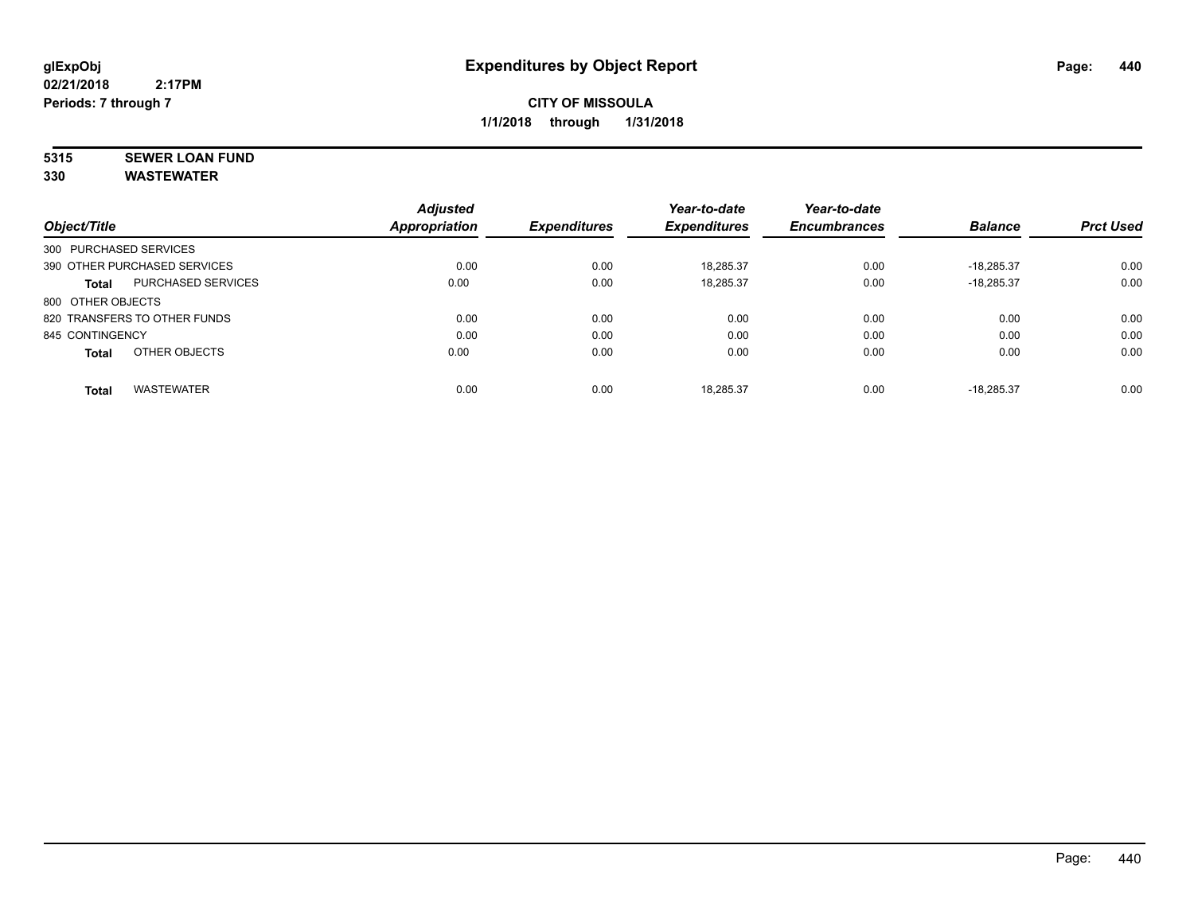**glExpObj**
**02/21/2018 2:17PM**
**Periods: 7 through 7**

# Expenditures by Object Report

**CITY OF MISSOULA**
**1/1/2018 through 1/31/2018**

**5315 SEWER LOAN FUND**
**330 WASTEWATER**

| Object/Title | Adjusted Appropriation | Expenditures | Year-to-date Expenditures | Year-to-date Encumbrances | Balance | Prct Used |
|---|---|---|---|---|---|---|
| 300 PURCHASED SERVICES | | | | | | |
| 390 OTHER PURCHASED SERVICES | 0.00 | 0.00 | 18,285.37 | 0.00 | -18,285.37 | 0.00 |
| **Total** PURCHASED SERVICES | 0.00 | 0.00 | 18,285.37 | 0.00 | -18,285.37 | 0.00 |
| 800 OTHER OBJECTS | | | | | | |
| 820 TRANSFERS TO OTHER FUNDS | 0.00 | 0.00 | 0.00 | 0.00 | 0.00 | 0.00 |
| 845 CONTINGENCY | 0.00 | 0.00 | 0.00 | 0.00 | 0.00 | 0.00 |
| **Total** OTHER OBJECTS | 0.00 | 0.00 | 0.00 | 0.00 | 0.00 | 0.00 |
| **Total** WASTEWATER | 0.00 | 0.00 | 18,285.37 | 0.00 | -18,285.37 | 0.00 |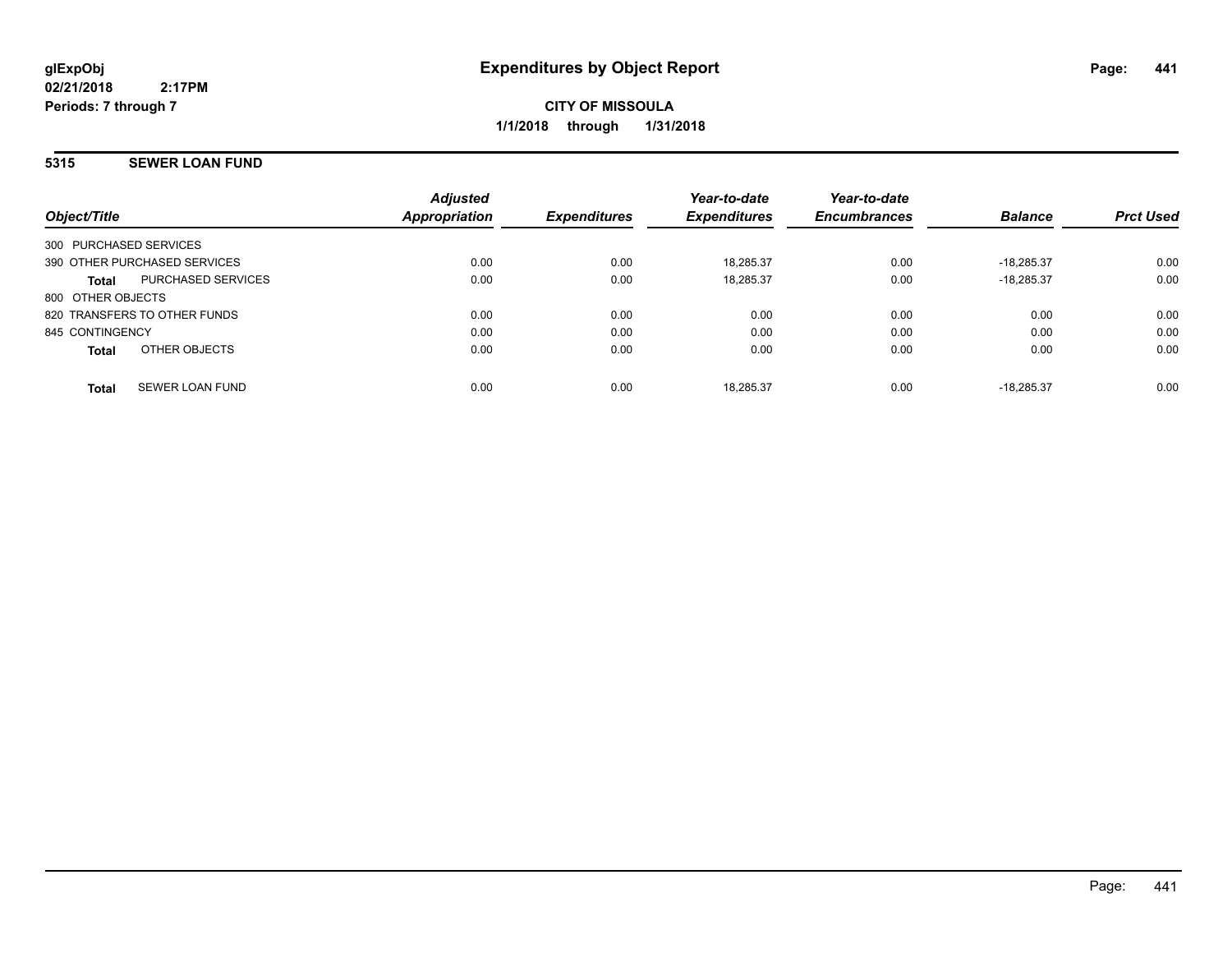**glExpObj** **Expenditures by Object Report**

**02/21/2018 2:17PM**

**Periods: 7 through 7**

**CITY OF MISSOULA**

**1/1/2018 through 1/31/2018**

## 5315 SEWER LOAN FUND

| Object/Title | | Adjusted Appropriation | Expenditures | Year-to-date Expenditures | Year-to-date Encumbrances | Balance | Prct Used |
|---|---|---|---|---|---|---|---|
| 300 PURCHASED SERVICES | | | | | | | |
| 390 OTHER PURCHASED SERVICES | | 0.00 | 0.00 | 18,285.37 | 0.00 | -18,285.37 | 0.00 |
| **Total** | PURCHASED SERVICES | 0.00 | 0.00 | 18,285.37 | 0.00 | -18,285.37 | 0.00 |
| 800 OTHER OBJECTS | | | | | | | |
| 820 TRANSFERS TO OTHER FUNDS | | 0.00 | 0.00 | 0.00 | 0.00 | 0.00 | 0.00 |
| 845 CONTINGENCY | | 0.00 | 0.00 | 0.00 | 0.00 | 0.00 | 0.00 |
| **Total** | OTHER OBJECTS | 0.00 | 0.00 | 0.00 | 0.00 | 0.00 | 0.00 |
| **Total** | SEWER LOAN FUND | 0.00 | 0.00 | 18,285.37 | 0.00 | -18,285.37 | 0.00 |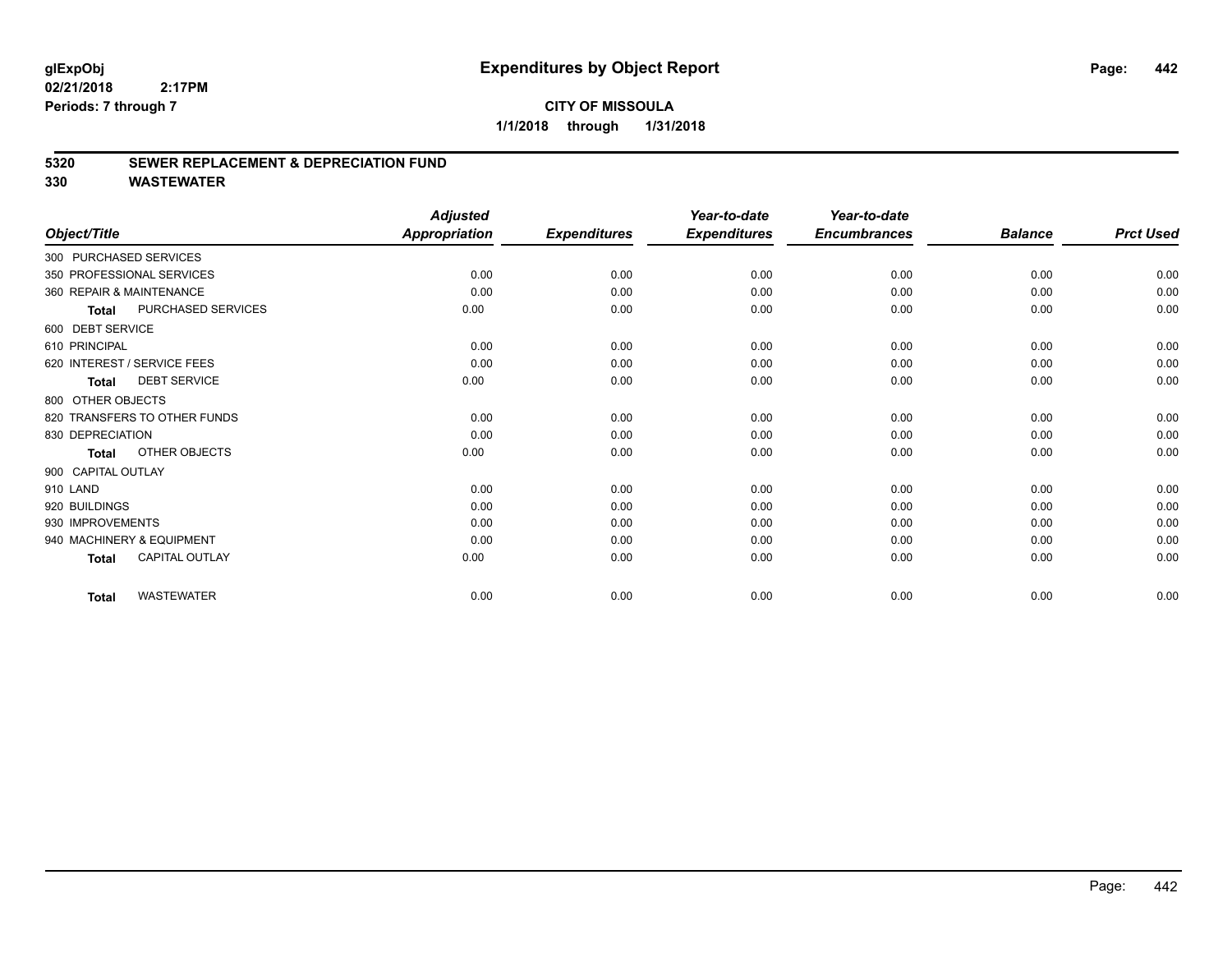**glExpObj**
**02/21/2018 2:17PM**
**Periods: 7 through 7**

# Expenditures by Object Report

**CITY OF MISSOULA**
**1/1/2018 through 1/31/2018**

## 5320 SEWER REPLACEMENT & DEPRECIATION FUND
## 330 WASTEWATER

| Object/Title | Adjusted Appropriation | Expenditures | Year-to-date Expenditures | Year-to-date Encumbrances | Balance | Prct Used |
|---|---|---|---|---|---|---|
| 300 PURCHASED SERVICES | | | | | | |
| 350 PROFESSIONAL SERVICES | 0.00 | 0.00 | 0.00 | 0.00 | 0.00 | 0.00 |
| 360 REPAIR & MAINTENANCE | 0.00 | 0.00 | 0.00 | 0.00 | 0.00 | 0.00 |
| **Total** PURCHASED SERVICES | 0.00 | 0.00 | 0.00 | 0.00 | 0.00 | 0.00 |
| 600 DEBT SERVICE | | | | | | |
| 610 PRINCIPAL | 0.00 | 0.00 | 0.00 | 0.00 | 0.00 | 0.00 |
| 620 INTEREST / SERVICE FEES | 0.00 | 0.00 | 0.00 | 0.00 | 0.00 | 0.00 |
| **Total** DEBT SERVICE | 0.00 | 0.00 | 0.00 | 0.00 | 0.00 | 0.00 |
| 800 OTHER OBJECTS | | | | | | |
| 820 TRANSFERS TO OTHER FUNDS | 0.00 | 0.00 | 0.00 | 0.00 | 0.00 | 0.00 |
| 830 DEPRECIATION | 0.00 | 0.00 | 0.00 | 0.00 | 0.00 | 0.00 |
| **Total** OTHER OBJECTS | 0.00 | 0.00 | 0.00 | 0.00 | 0.00 | 0.00 |
| 900 CAPITAL OUTLAY | | | | | | |
| 910 LAND | 0.00 | 0.00 | 0.00 | 0.00 | 0.00 | 0.00 |
| 920 BUILDINGS | 0.00 | 0.00 | 0.00 | 0.00 | 0.00 | 0.00 |
| 930 IMPROVEMENTS | 0.00 | 0.00 | 0.00 | 0.00 | 0.00 | 0.00 |
| 940 MACHINERY & EQUIPMENT | 0.00 | 0.00 | 0.00 | 0.00 | 0.00 | 0.00 |
| **Total** CAPITAL OUTLAY | 0.00 | 0.00 | 0.00 | 0.00 | 0.00 | 0.00 |
| **Total** WASTEWATER | 0.00 | 0.00 | 0.00 | 0.00 | 0.00 | 0.00 |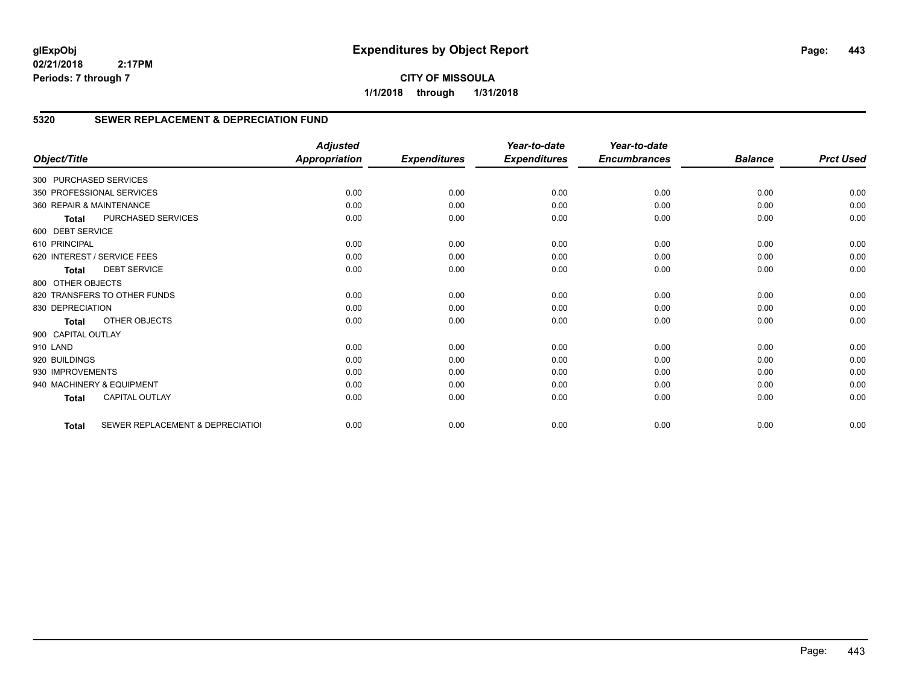# Expenditures by Object Report

glExpObj
02/21/2018 2:17PM
Periods: 7 through 7

**CITY OF MISSOULA**
**1/1/2018 through 1/31/2018**

## 5320 SEWER REPLACEMENT & DEPRECIATION FUND

| Object/Title | Adjusted Appropriation | Expenditures | Year-to-date Expenditures | Year-to-date Encumbrances | Balance | Prct Used |
|---|---|---|---|---|---|---|
| 300 PURCHASED SERVICES | | | | | | |
| 350 PROFESSIONAL SERVICES | 0.00 | 0.00 | 0.00 | 0.00 | 0.00 | 0.00 |
| 360 REPAIR & MAINTENANCE | 0.00 | 0.00 | 0.00 | 0.00 | 0.00 | 0.00 |
| **Total** PURCHASED SERVICES | 0.00 | 0.00 | 0.00 | 0.00 | 0.00 | 0.00 |
| 600 DEBT SERVICE | | | | | | |
| 610 PRINCIPAL | 0.00 | 0.00 | 0.00 | 0.00 | 0.00 | 0.00 |
| 620 INTEREST / SERVICE FEES | 0.00 | 0.00 | 0.00 | 0.00 | 0.00 | 0.00 |
| **Total** DEBT SERVICE | 0.00 | 0.00 | 0.00 | 0.00 | 0.00 | 0.00 |
| 800 OTHER OBJECTS | | | | | | |
| 820 TRANSFERS TO OTHER FUNDS | 0.00 | 0.00 | 0.00 | 0.00 | 0.00 | 0.00 |
| 830 DEPRECIATION | 0.00 | 0.00 | 0.00 | 0.00 | 0.00 | 0.00 |
| **Total** OTHER OBJECTS | 0.00 | 0.00 | 0.00 | 0.00 | 0.00 | 0.00 |
| 900 CAPITAL OUTLAY | | | | | | |
| 910 LAND | 0.00 | 0.00 | 0.00 | 0.00 | 0.00 | 0.00 |
| 920 BUILDINGS | 0.00 | 0.00 | 0.00 | 0.00 | 0.00 | 0.00 |
| 930 IMPROVEMENTS | 0.00 | 0.00 | 0.00 | 0.00 | 0.00 | 0.00 |
| 940 MACHINERY & EQUIPMENT | 0.00 | 0.00 | 0.00 | 0.00 | 0.00 | 0.00 |
| **Total** CAPITAL OUTLAY | 0.00 | 0.00 | 0.00 | 0.00 | 0.00 | 0.00 |
| **Total** SEWER REPLACEMENT & DEPRECIATIOI | 0.00 | 0.00 | 0.00 | 0.00 | 0.00 | 0.00 |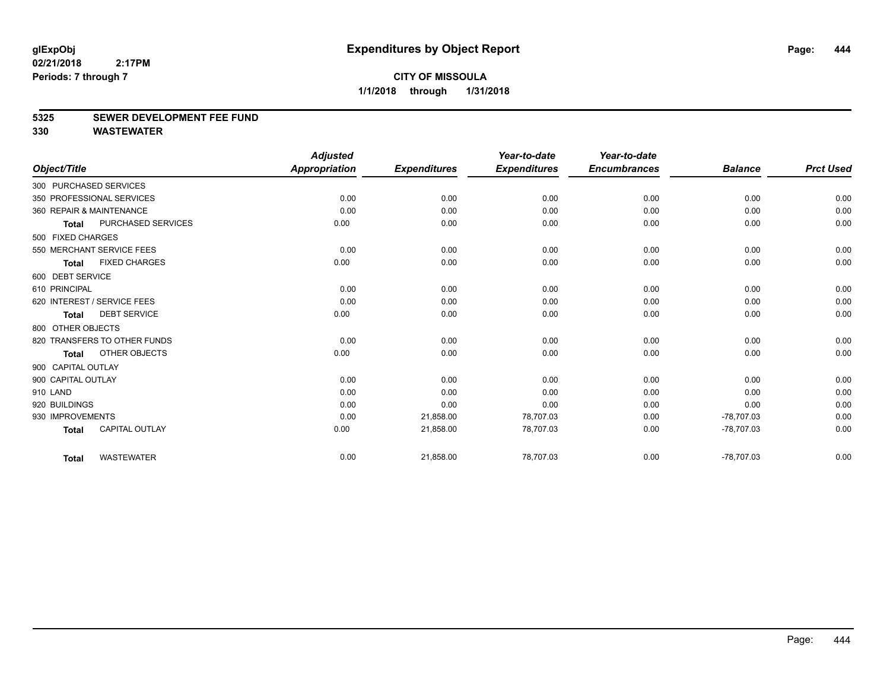**glExpObj**
**02/21/2018 2:17PM**
**Periods: 7 through 7**

# Expenditures by Object Report

**CITY OF MISSOULA**
**1/1/2018 through 1/31/2018**

**5325 SEWER DEVELOPMENT FEE FUND**
**330 WASTEWATER**

| Object/Title | Adjusted Appropriation | Expenditures | Year-to-date Expenditures | Year-to-date Encumbrances | Balance | Prct Used |
|---|---|---|---|---|---|---|
| 300 PURCHASED SERVICES | | | | | | |
| 350 PROFESSIONAL SERVICES | 0.00 | 0.00 | 0.00 | 0.00 | 0.00 | 0.00 |
| 360 REPAIR & MAINTENANCE | 0.00 | 0.00 | 0.00 | 0.00 | 0.00 | 0.00 |
| **Total** PURCHASED SERVICES | 0.00 | 0.00 | 0.00 | 0.00 | 0.00 | 0.00 |
| 500 FIXED CHARGES | | | | | | |
| 550 MERCHANT SERVICE FEES | 0.00 | 0.00 | 0.00 | 0.00 | 0.00 | 0.00 |
| **Total** FIXED CHARGES | 0.00 | 0.00 | 0.00 | 0.00 | 0.00 | 0.00 |
| 600 DEBT SERVICE | | | | | | |
| 610 PRINCIPAL | 0.00 | 0.00 | 0.00 | 0.00 | 0.00 | 0.00 |
| 620 INTEREST / SERVICE FEES | 0.00 | 0.00 | 0.00 | 0.00 | 0.00 | 0.00 |
| **Total** DEBT SERVICE | 0.00 | 0.00 | 0.00 | 0.00 | 0.00 | 0.00 |
| 800 OTHER OBJECTS | | | | | | |
| 820 TRANSFERS TO OTHER FUNDS | 0.00 | 0.00 | 0.00 | 0.00 | 0.00 | 0.00 |
| **Total** OTHER OBJECTS | 0.00 | 0.00 | 0.00 | 0.00 | 0.00 | 0.00 |
| 900 CAPITAL OUTLAY | | | | | | |
| 900 CAPITAL OUTLAY | 0.00 | 0.00 | 0.00 | 0.00 | 0.00 | 0.00 |
| 910 LAND | 0.00 | 0.00 | 0.00 | 0.00 | 0.00 | 0.00 |
| 920 BUILDINGS | 0.00 | 0.00 | 0.00 | 0.00 | 0.00 | 0.00 |
| 930 IMPROVEMENTS | 0.00 | 21,858.00 | 78,707.03 | 0.00 | -78,707.03 | 0.00 |
| **Total** CAPITAL OUTLAY | 0.00 | 21,858.00 | 78,707.03 | 0.00 | -78,707.03 | 0.00 |
| **Total** WASTEWATER | 0.00 | 21,858.00 | 78,707.03 | 0.00 | -78,707.03 | 0.00 |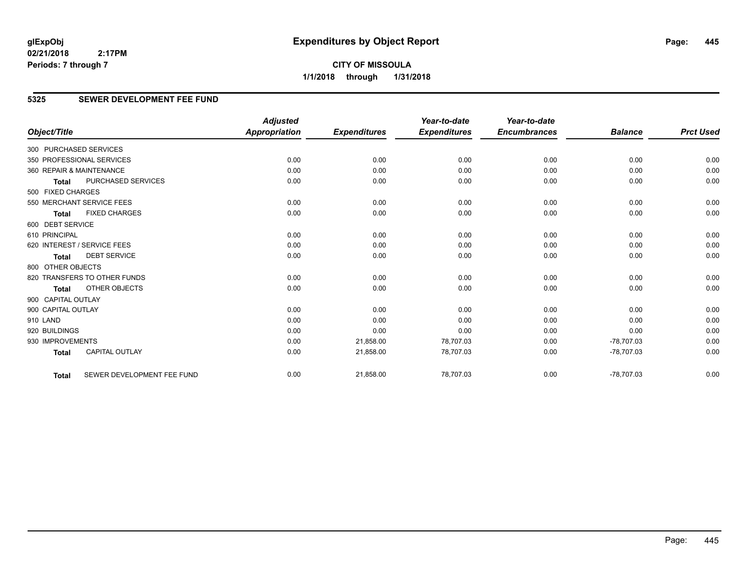**glExpObj**
**02/21/2018 2:17PM**
**Periods: 7 through 7**

# Expenditures by Object Report

**CITY OF MISSOULA**
**1/1/2018 through 1/31/2018**

## 5325 SEWER DEVELOPMENT FEE FUND

| Object/Title | Adjusted Appropriation | Expenditures | Year-to-date Expenditures | Year-to-date Encumbrances | Balance | Prct Used |
|---|---|---|---|---|---|---|
| 300 PURCHASED SERVICES | | | | | | |
| 350 PROFESSIONAL SERVICES | 0.00 | 0.00 | 0.00 | 0.00 | 0.00 | 0.00 |
| 360 REPAIR & MAINTENANCE | 0.00 | 0.00 | 0.00 | 0.00 | 0.00 | 0.00 |
| **Total** PURCHASED SERVICES | 0.00 | 0.00 | 0.00 | 0.00 | 0.00 | 0.00 |
| 500 FIXED CHARGES | | | | | | |
| 550 MERCHANT SERVICE FEES | 0.00 | 0.00 | 0.00 | 0.00 | 0.00 | 0.00 |
| **Total** FIXED CHARGES | 0.00 | 0.00 | 0.00 | 0.00 | 0.00 | 0.00 |
| 600 DEBT SERVICE | | | | | | |
| 610 PRINCIPAL | 0.00 | 0.00 | 0.00 | 0.00 | 0.00 | 0.00 |
| 620 INTEREST / SERVICE FEES | 0.00 | 0.00 | 0.00 | 0.00 | 0.00 | 0.00 |
| **Total** DEBT SERVICE | 0.00 | 0.00 | 0.00 | 0.00 | 0.00 | 0.00 |
| 800 OTHER OBJECTS | | | | | | |
| 820 TRANSFERS TO OTHER FUNDS | 0.00 | 0.00 | 0.00 | 0.00 | 0.00 | 0.00 |
| **Total** OTHER OBJECTS | 0.00 | 0.00 | 0.00 | 0.00 | 0.00 | 0.00 |
| 900 CAPITAL OUTLAY | | | | | | |
| 900 CAPITAL OUTLAY | 0.00 | 0.00 | 0.00 | 0.00 | 0.00 | 0.00 |
| 910 LAND | 0.00 | 0.00 | 0.00 | 0.00 | 0.00 | 0.00 |
| 920 BUILDINGS | 0.00 | 0.00 | 0.00 | 0.00 | 0.00 | 0.00 |
| 930 IMPROVEMENTS | 0.00 | 21,858.00 | 78,707.03 | 0.00 | -78,707.03 | 0.00 |
| **Total** CAPITAL OUTLAY | 0.00 | 21,858.00 | 78,707.03 | 0.00 | -78,707.03 | 0.00 |
| **Total** SEWER DEVELOPMENT FEE FUND | 0.00 | 21,858.00 | 78,707.03 | 0.00 | -78,707.03 | 0.00 |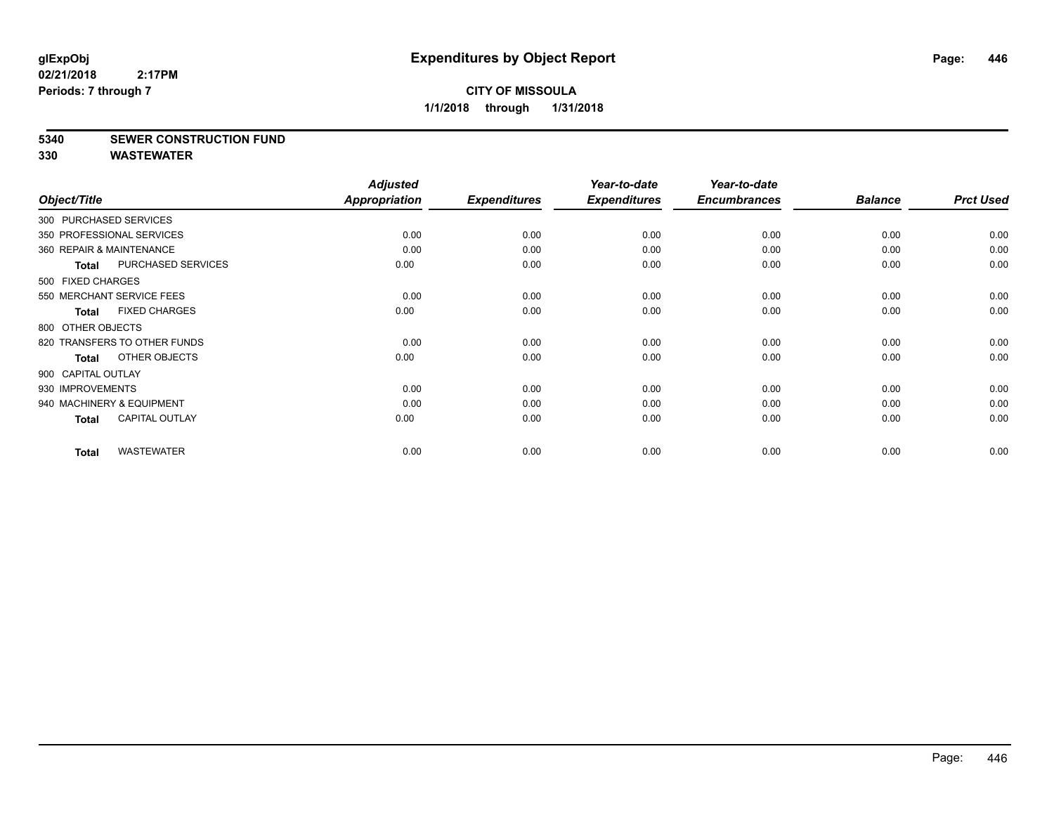**glExpObj**
**02/21/2018 2:17PM**
**Periods: 7 through 7**

# Expenditures by Object Report

**CITY OF MISSOULA**
**1/1/2018 through 1/31/2018**

## 5340 SEWER CONSTRUCTION FUND
## 330 WASTEWATER

| Object/Title | Adjusted Appropriation | Expenditures | Year-to-date Expenditures | Year-to-date Encumbrances | Balance | Prct Used |
|---|---|---|---|---|---|---|
| 300 PURCHASED SERVICES | | | | | | |
| 350 PROFESSIONAL SERVICES | 0.00 | 0.00 | 0.00 | 0.00 | 0.00 | 0.00 |
| 360 REPAIR & MAINTENANCE | 0.00 | 0.00 | 0.00 | 0.00 | 0.00 | 0.00 |
| **Total** PURCHASED SERVICES | 0.00 | 0.00 | 0.00 | 0.00 | 0.00 | 0.00 |
| 500 FIXED CHARGES | | | | | | |
| 550 MERCHANT SERVICE FEES | 0.00 | 0.00 | 0.00 | 0.00 | 0.00 | 0.00 |
| **Total** FIXED CHARGES | 0.00 | 0.00 | 0.00 | 0.00 | 0.00 | 0.00 |
| 800 OTHER OBJECTS | | | | | | |
| 820 TRANSFERS TO OTHER FUNDS | 0.00 | 0.00 | 0.00 | 0.00 | 0.00 | 0.00 |
| **Total** OTHER OBJECTS | 0.00 | 0.00 | 0.00 | 0.00 | 0.00 | 0.00 |
| 900 CAPITAL OUTLAY | | | | | | |
| 930 IMPROVEMENTS | 0.00 | 0.00 | 0.00 | 0.00 | 0.00 | 0.00 |
| 940 MACHINERY & EQUIPMENT | 0.00 | 0.00 | 0.00 | 0.00 | 0.00 | 0.00 |
| **Total** CAPITAL OUTLAY | 0.00 | 0.00 | 0.00 | 0.00 | 0.00 | 0.00 |
| **Total** WASTEWATER | 0.00 | 0.00 | 0.00 | 0.00 | 0.00 | 0.00 |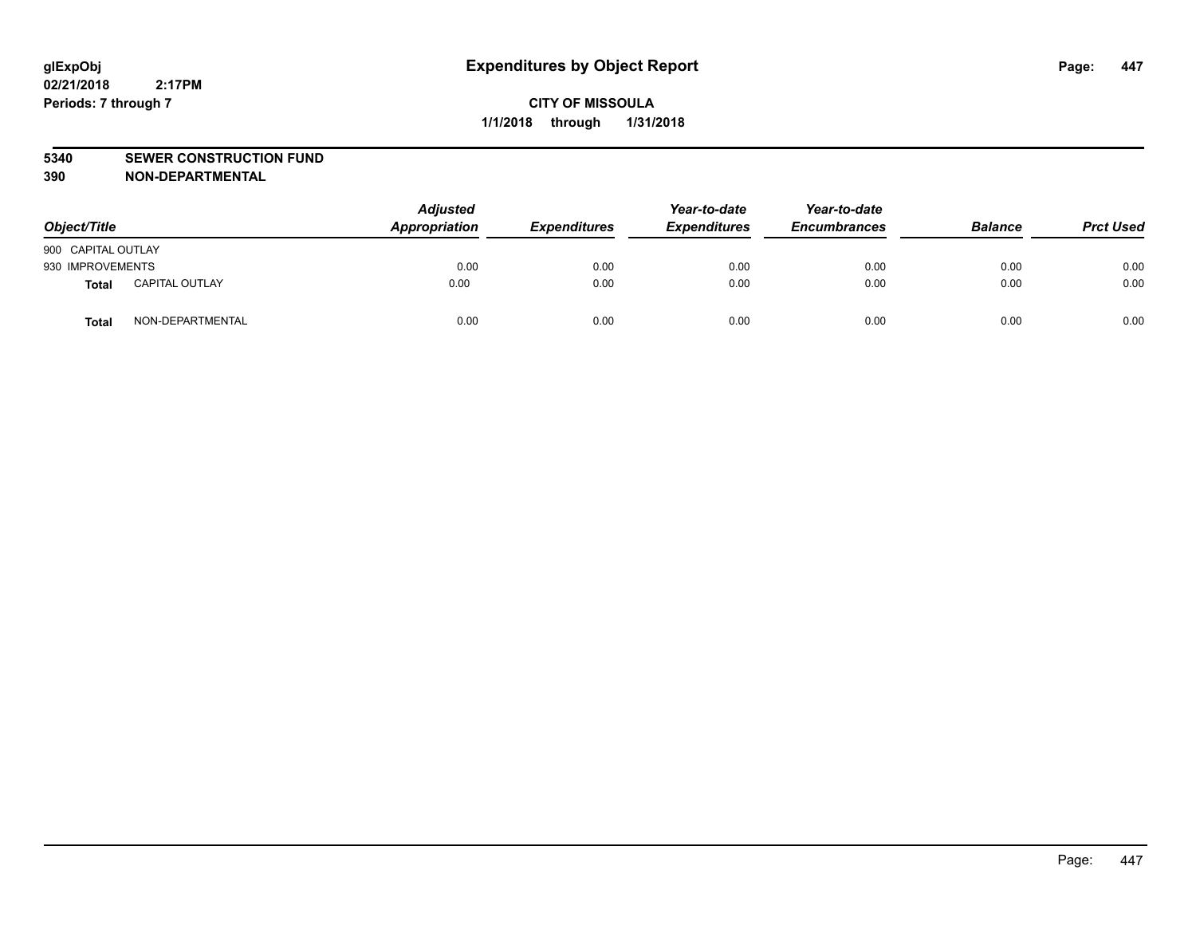glExpObj
02/21/2018 2:17PM
Periods: 7 through 7

# Expenditures by Object Report

**CITY OF MISSOULA**
**1/1/2018 through 1/31/2018**

**5340 SEWER CONSTRUCTION FUND**
**390 NON-DEPARTMENTAL**

| Object/Title | | Adjusted Appropriation | Expenditures | Year-to-date Expenditures | Year-to-date Encumbrances | Balance | Prct Used |
|---|---|---|---|---|---|---|---|
| 900 CAPITAL OUTLAY | | | | | | | |
| 930 IMPROVEMENTS | | 0.00 | 0.00 | 0.00 | 0.00 | 0.00 | 0.00 |
| **Total** | CAPITAL OUTLAY | 0.00 | 0.00 | 0.00 | 0.00 | 0.00 | 0.00 |
| **Total** | NON-DEPARTMENTAL | 0.00 | 0.00 | 0.00 | 0.00 | 0.00 | 0.00 |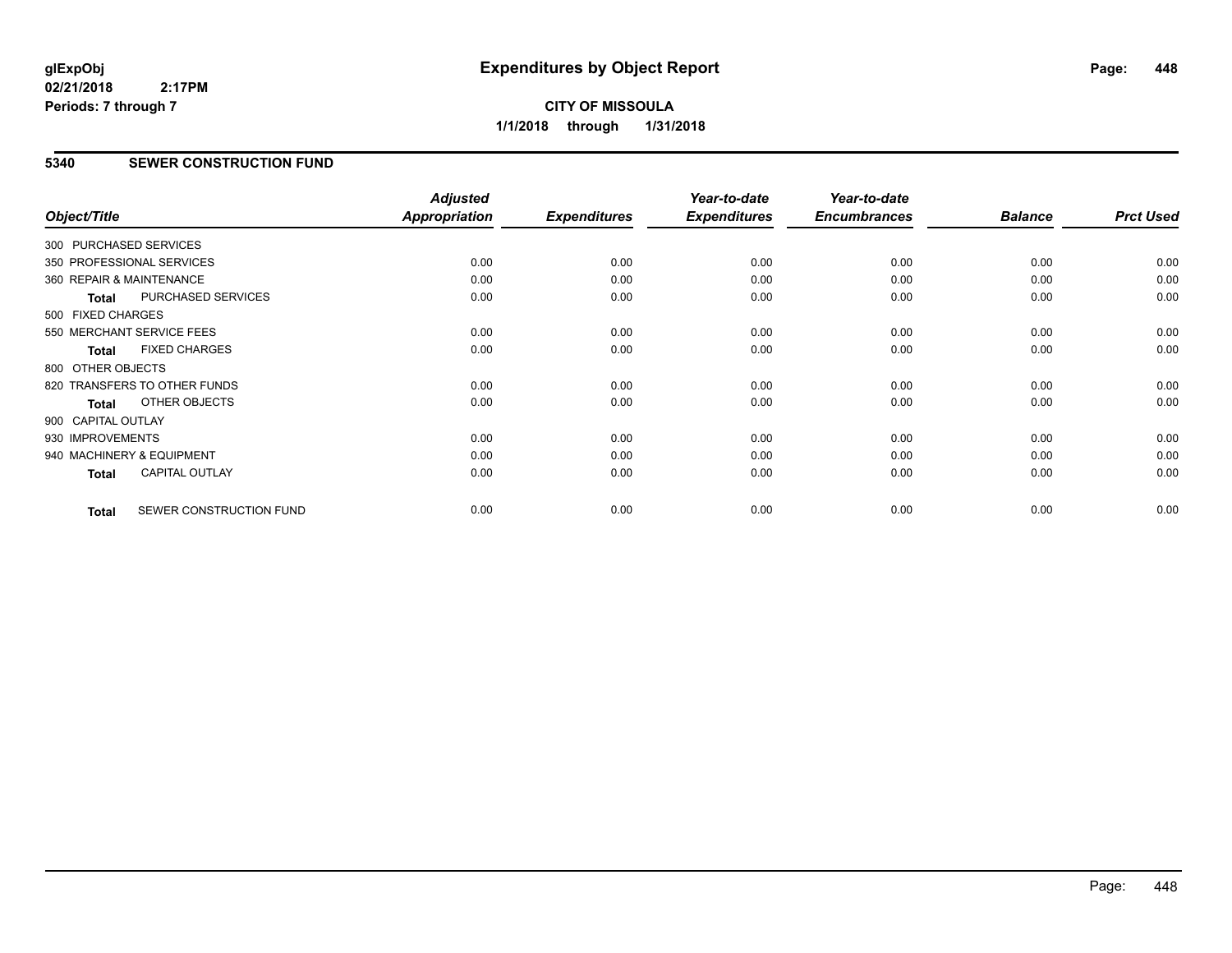**glExpObj**
**02/21/2018 2:17PM**
**Periods: 7 through 7**

# Expenditures by Object Report

**CITY OF MISSOULA**
**1/1/2018 through 1/31/2018**

## 5340 SEWER CONSTRUCTION FUND

| Object/Title | Adjusted Appropriation | Expenditures | Year-to-date Expenditures | Year-to-date Encumbrances | Balance | Prct Used |
|---|---|---|---|---|---|---|
| 300 PURCHASED SERVICES | | | | | | |
| 350 PROFESSIONAL SERVICES | 0.00 | 0.00 | 0.00 | 0.00 | 0.00 | 0.00 |
| 360 REPAIR & MAINTENANCE | 0.00 | 0.00 | 0.00 | 0.00 | 0.00 | 0.00 |
| **Total** PURCHASED SERVICES | 0.00 | 0.00 | 0.00 | 0.00 | 0.00 | 0.00 |
| 500 FIXED CHARGES | | | | | | |
| 550 MERCHANT SERVICE FEES | 0.00 | 0.00 | 0.00 | 0.00 | 0.00 | 0.00 |
| **Total** FIXED CHARGES | 0.00 | 0.00 | 0.00 | 0.00 | 0.00 | 0.00 |
| 800 OTHER OBJECTS | | | | | | |
| 820 TRANSFERS TO OTHER FUNDS | 0.00 | 0.00 | 0.00 | 0.00 | 0.00 | 0.00 |
| **Total** OTHER OBJECTS | 0.00 | 0.00 | 0.00 | 0.00 | 0.00 | 0.00 |
| 900 CAPITAL OUTLAY | | | | | | |
| 930 IMPROVEMENTS | 0.00 | 0.00 | 0.00 | 0.00 | 0.00 | 0.00 |
| 940 MACHINERY & EQUIPMENT | 0.00 | 0.00 | 0.00 | 0.00 | 0.00 | 0.00 |
| **Total** CAPITAL OUTLAY | 0.00 | 0.00 | 0.00 | 0.00 | 0.00 | 0.00 |
| **Total** SEWER CONSTRUCTION FUND | 0.00 | 0.00 | 0.00 | 0.00 | 0.00 | 0.00 |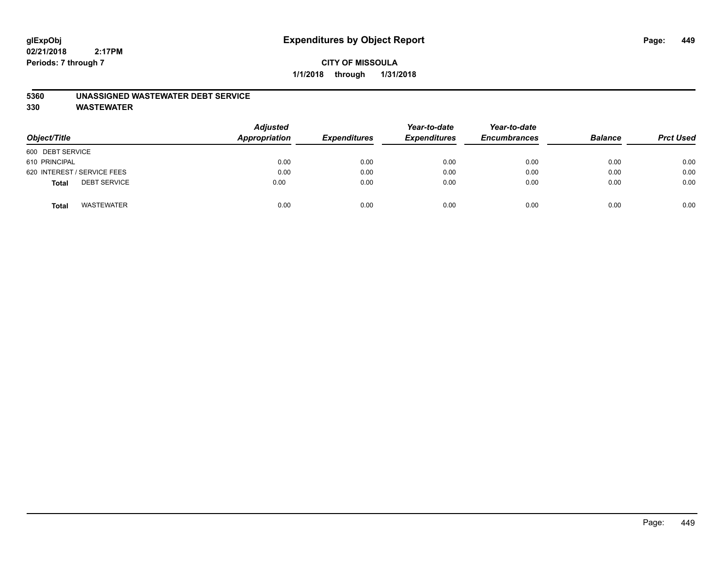**glExpObj**
**02/21/2018 2:17PM**
**Periods: 7 through 7**

# Expenditures by Object Report

**CITY OF MISSOULA**
**1/1/2018 through 1/31/2018**

**5360 UNASSIGNED WASTEWATER DEBT SERVICE**
**330 WASTEWATER**

| Object/Title | Adjusted Appropriation | Expenditures | Year-to-date Expenditures | Year-to-date Encumbrances | Balance | Prct Used |
|---|---|---|---|---|---|---|
| 600 DEBT SERVICE | | | | | | |
| 610 PRINCIPAL | 0.00 | 0.00 | 0.00 | 0.00 | 0.00 | 0.00 |
| 620 INTEREST / SERVICE FEES | 0.00 | 0.00 | 0.00 | 0.00 | 0.00 | 0.00 |
| **Total** DEBT SERVICE | 0.00 | 0.00 | 0.00 | 0.00 | 0.00 | 0.00 |
| **Total** WASTEWATER | 0.00 | 0.00 | 0.00 | 0.00 | 0.00 | 0.00 |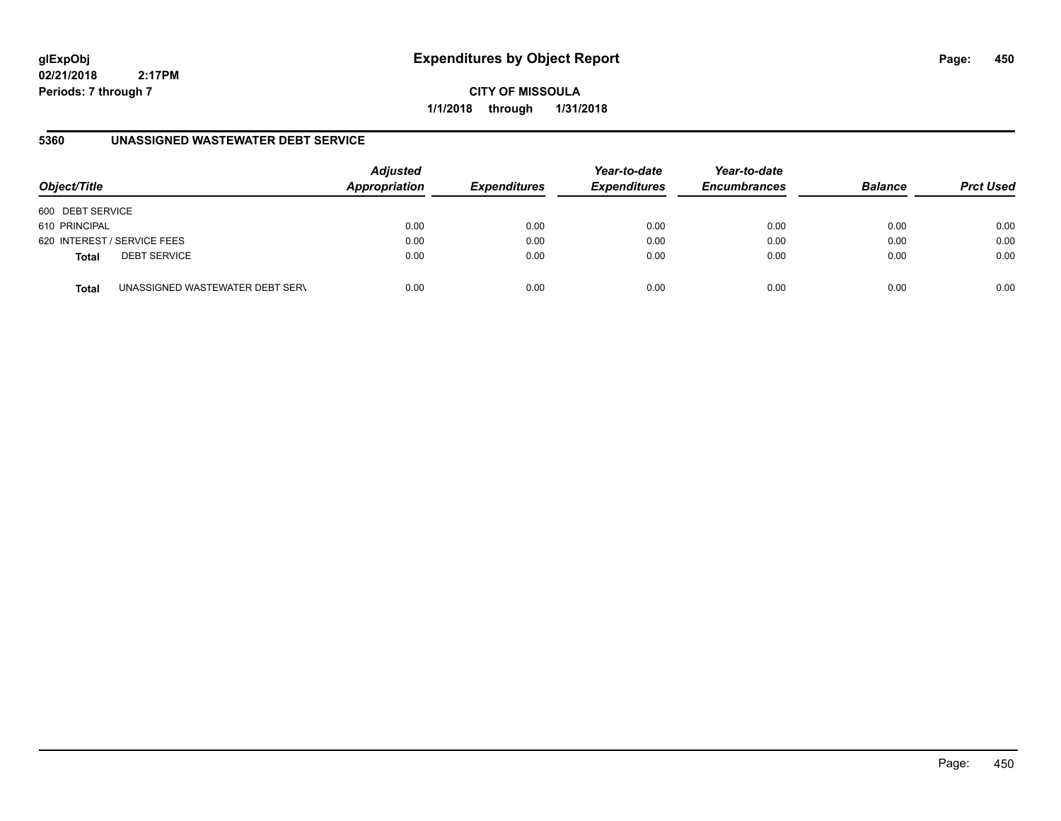# Expenditures by Object Report

glExpObj
02/21/2018 2:17PM
Periods: 7 through 7

CITY OF MISSOULA
1/1/2018 through 1/31/2018

## 5360 UNASSIGNED WASTEWATER DEBT SERVICE

| Object/Title | | Adjusted Appropriation | Expenditures | Year-to-date Expenditures | Year-to-date Encumbrances | Balance | Prct Used |
|---|---|---|---|---|---|---|---|
| 600 DEBT SERVICE | | | | | | | |
| 610 PRINCIPAL | | 0.00 | 0.00 | 0.00 | 0.00 | 0.00 | 0.00 |
| 620 INTEREST / SERVICE FEES | | 0.00 | 0.00 | 0.00 | 0.00 | 0.00 | 0.00 |
| **Total** | DEBT SERVICE | 0.00 | 0.00 | 0.00 | 0.00 | 0.00 | 0.00 |
| **Total** | UNASSIGNED WASTEWATER DEBT SERV | 0.00 | 0.00 | 0.00 | 0.00 | 0.00 | 0.00 |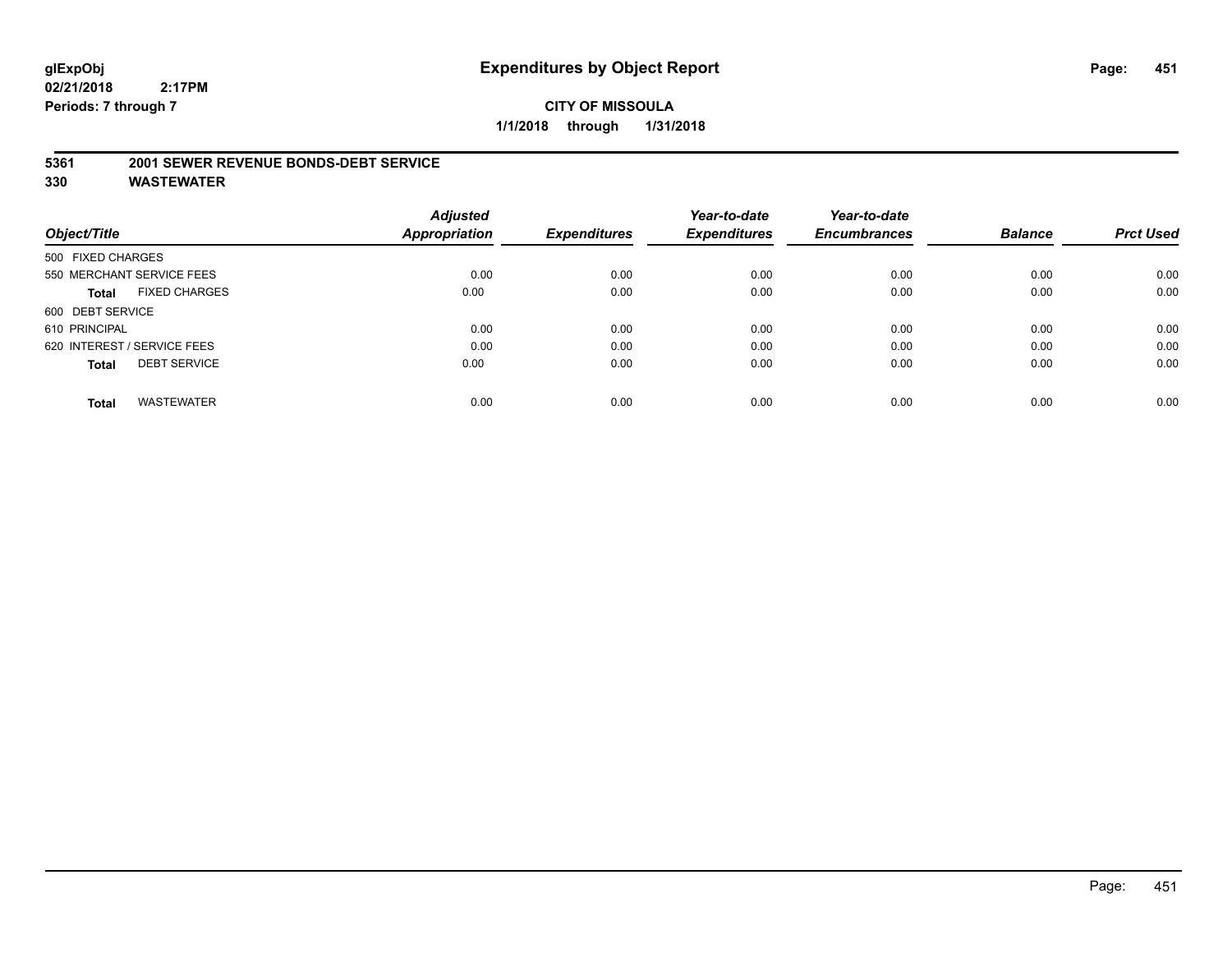**glExpObj**
**02/21/2018 2:17PM**
**Periods: 7 through 7**

# Expenditures by Object Report

**CITY OF MISSOULA**
**1/1/2018 through 1/31/2018**

**5361 2001 SEWER REVENUE BONDS-DEBT SERVICE**
**330 WASTEWATER**

| Object/Title | Adjusted Appropriation | Expenditures | Year-to-date Expenditures | Year-to-date Encumbrances | Balance | Prct Used |
|---|---|---|---|---|---|---|
| 500 FIXED CHARGES | | | | | | |
| 550 MERCHANT SERVICE FEES | 0.00 | 0.00 | 0.00 | 0.00 | 0.00 | 0.00 |
| **Total** FIXED CHARGES | 0.00 | 0.00 | 0.00 | 0.00 | 0.00 | 0.00 |
| 600 DEBT SERVICE | | | | | | |
| 610 PRINCIPAL | 0.00 | 0.00 | 0.00 | 0.00 | 0.00 | 0.00 |
| 620 INTEREST / SERVICE FEES | 0.00 | 0.00 | 0.00 | 0.00 | 0.00 | 0.00 |
| **Total** DEBT SERVICE | 0.00 | 0.00 | 0.00 | 0.00 | 0.00 | 0.00 |
| **Total** WASTEWATER | 0.00 | 0.00 | 0.00 | 0.00 | 0.00 | 0.00 |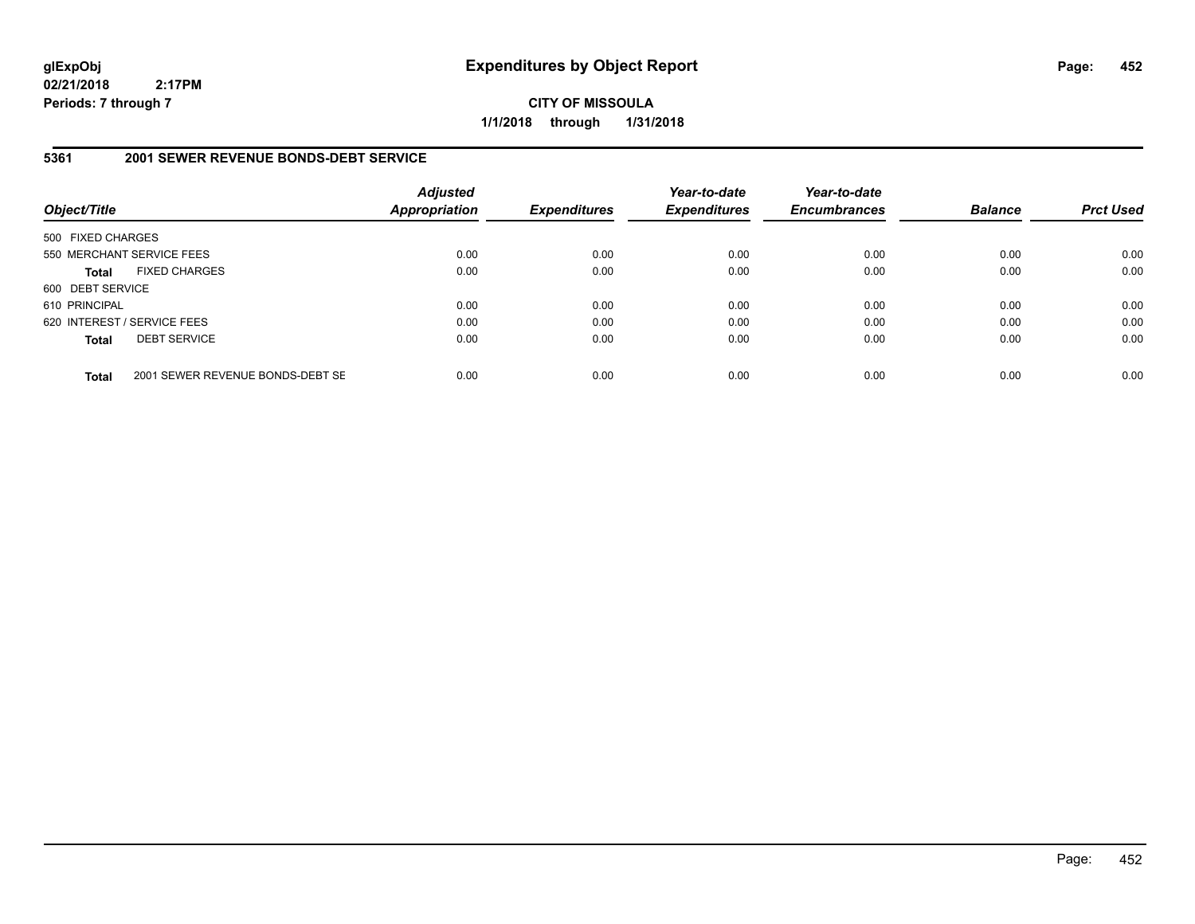**glExpObj**
**02/21/2018 2:17PM**
**Periods: 7 through 7**

# Expenditures by Object Report

**CITY OF MISSOULA**
**1/1/2018 through 1/31/2018**

## 5361 2001 SEWER REVENUE BONDS-DEBT SERVICE

| Object/Title | Adjusted Appropriation | Expenditures | Year-to-date Expenditures | Year-to-date Encumbrances | Balance | Prct Used |
|---|---|---|---|---|---|---|
| 500 FIXED CHARGES | | | | | | |
| 550 MERCHANT SERVICE FEES | 0.00 | 0.00 | 0.00 | 0.00 | 0.00 | 0.00 |
| **Total** FIXED CHARGES | 0.00 | 0.00 | 0.00 | 0.00 | 0.00 | 0.00 |
| 600 DEBT SERVICE | | | | | | |
| 610 PRINCIPAL | 0.00 | 0.00 | 0.00 | 0.00 | 0.00 | 0.00 |
| 620 INTEREST / SERVICE FEES | 0.00 | 0.00 | 0.00 | 0.00 | 0.00 | 0.00 |
| **Total** DEBT SERVICE | 0.00 | 0.00 | 0.00 | 0.00 | 0.00 | 0.00 |
| **Total** 2001 SEWER REVENUE BONDS-DEBT SE | 0.00 | 0.00 | 0.00 | 0.00 | 0.00 | 0.00 |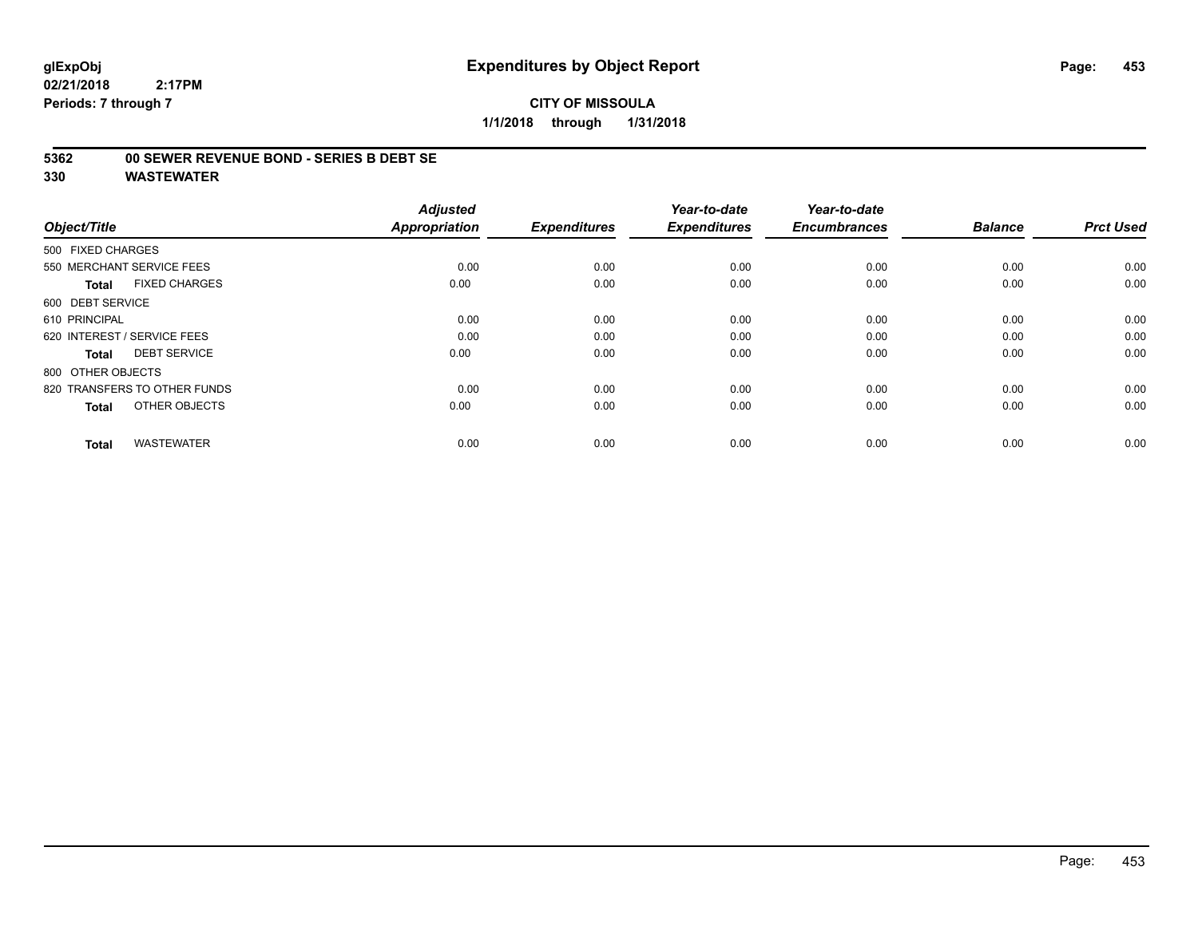# Expenditures by Object Report

glExpObj
02/21/2018 2:17PM
Periods: 7 through 7

**CITY OF MISSOULA**
**1/1/2018 through 1/31/2018**

**5362 00 SEWER REVENUE BOND - SERIES B DEBT SE**
**330 WASTEWATER**

| Object/Title | Adjusted Appropriation | Expenditures | Year-to-date Expenditures | Year-to-date Encumbrances | Balance | Prct Used |
|---|---|---|---|---|---|---|
| 500 FIXED CHARGES | | | | | | |
| 550 MERCHANT SERVICE FEES | 0.00 | 0.00 | 0.00 | 0.00 | 0.00 | 0.00 |
| **Total** FIXED CHARGES | 0.00 | 0.00 | 0.00 | 0.00 | 0.00 | 0.00 |
| 600 DEBT SERVICE | | | | | | |
| 610 PRINCIPAL | 0.00 | 0.00 | 0.00 | 0.00 | 0.00 | 0.00 |
| 620 INTEREST / SERVICE FEES | 0.00 | 0.00 | 0.00 | 0.00 | 0.00 | 0.00 |
| **Total** DEBT SERVICE | 0.00 | 0.00 | 0.00 | 0.00 | 0.00 | 0.00 |
| 800 OTHER OBJECTS | | | | | | |
| 820 TRANSFERS TO OTHER FUNDS | 0.00 | 0.00 | 0.00 | 0.00 | 0.00 | 0.00 |
| **Total** OTHER OBJECTS | 0.00 | 0.00 | 0.00 | 0.00 | 0.00 | 0.00 |
| **Total** WASTEWATER | 0.00 | 0.00 | 0.00 | 0.00 | 0.00 | 0.00 |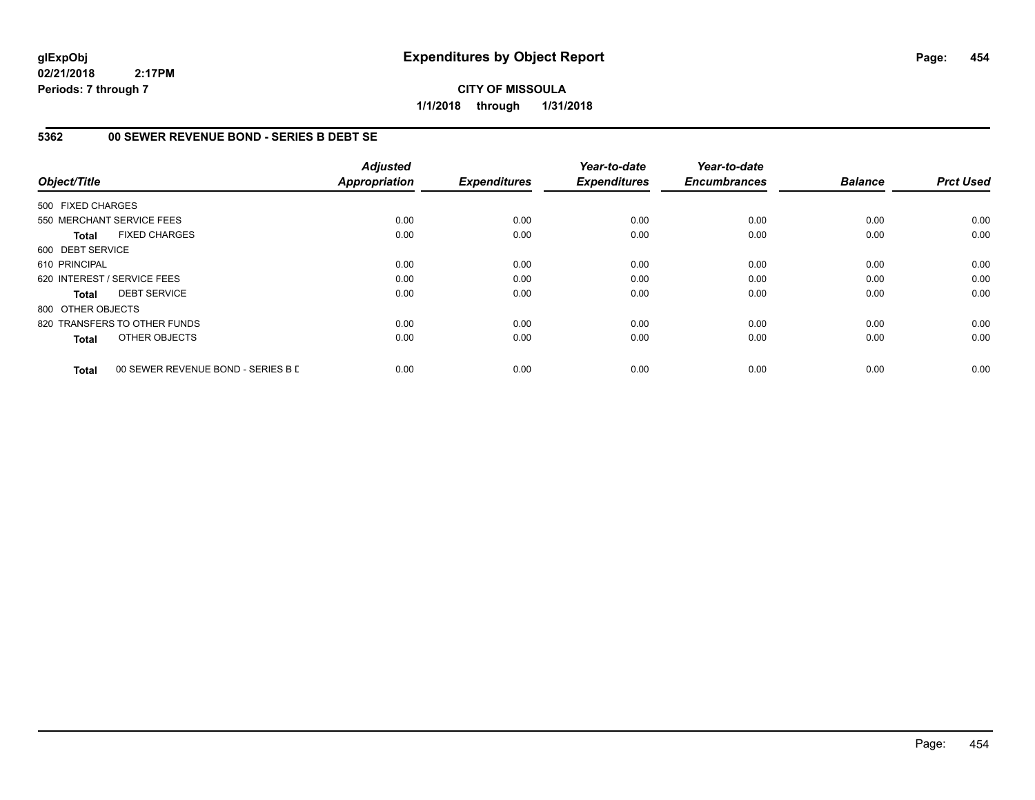# Expenditures by Object Report

glExpObj
02/21/2018 2:17PM
Periods: 7 through 7

**CITY OF MISSOULA**

**1/1/2018 through 1/31/2018**

## 5362 00 SEWER REVENUE BOND - SERIES B DEBT SE

| Object/Title | Adjusted Appropriation | Expenditures | Year-to-date Expenditures | Year-to-date Encumbrances | Balance | Prct Used |
|---|---|---|---|---|---|---|
| 500 FIXED CHARGES | | | | | | |
| 550 MERCHANT SERVICE FEES | 0.00 | 0.00 | 0.00 | 0.00 | 0.00 | 0.00 |
| **Total** FIXED CHARGES | 0.00 | 0.00 | 0.00 | 0.00 | 0.00 | 0.00 |
| 600 DEBT SERVICE | | | | | | |
| 610 PRINCIPAL | 0.00 | 0.00 | 0.00 | 0.00 | 0.00 | 0.00 |
| 620 INTEREST / SERVICE FEES | 0.00 | 0.00 | 0.00 | 0.00 | 0.00 | 0.00 |
| **Total** DEBT SERVICE | 0.00 | 0.00 | 0.00 | 0.00 | 0.00 | 0.00 |
| 800 OTHER OBJECTS | | | | | | |
| 820 TRANSFERS TO OTHER FUNDS | 0.00 | 0.00 | 0.00 | 0.00 | 0.00 | 0.00 |
| **Total** OTHER OBJECTS | 0.00 | 0.00 | 0.00 | 0.00 | 0.00 | 0.00 |
| **Total** 00 SEWER REVENUE BOND - SERIES B D | 0.00 | 0.00 | 0.00 | 0.00 | 0.00 | 0.00 |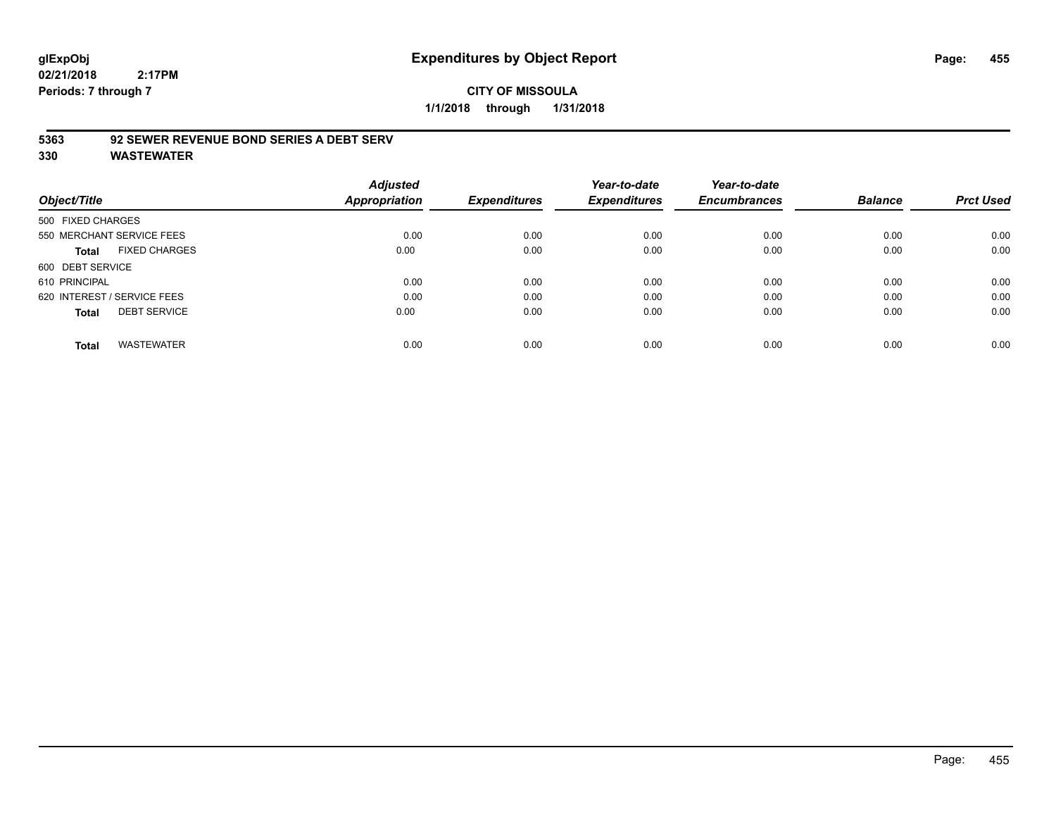**glExpObj**
**02/21/2018 2:17PM**
**Periods: 7 through 7**

# Expenditures by Object Report

**CITY OF MISSOULA**
**1/1/2018 through 1/31/2018**

**5363 92 SEWER REVENUE BOND SERIES A DEBT SERV**
**330 WASTEWATER**

| Object/Title | Adjusted Appropriation | Expenditures | Year-to-date Expenditures | Year-to-date Encumbrances | Balance | Prct Used |
|---|---|---|---|---|---|---|
| 500 FIXED CHARGES | | | | | | |
| 550 MERCHANT SERVICE FEES | 0.00 | 0.00 | 0.00 | 0.00 | 0.00 | 0.00 |
| **Total** FIXED CHARGES | 0.00 | 0.00 | 0.00 | 0.00 | 0.00 | 0.00 |
| 600 DEBT SERVICE | | | | | | |
| 610 PRINCIPAL | 0.00 | 0.00 | 0.00 | 0.00 | 0.00 | 0.00 |
| 620 INTEREST / SERVICE FEES | 0.00 | 0.00 | 0.00 | 0.00 | 0.00 | 0.00 |
| **Total** DEBT SERVICE | 0.00 | 0.00 | 0.00 | 0.00 | 0.00 | 0.00 |
| **Total** WASTEWATER | 0.00 | 0.00 | 0.00 | 0.00 | 0.00 | 0.00 |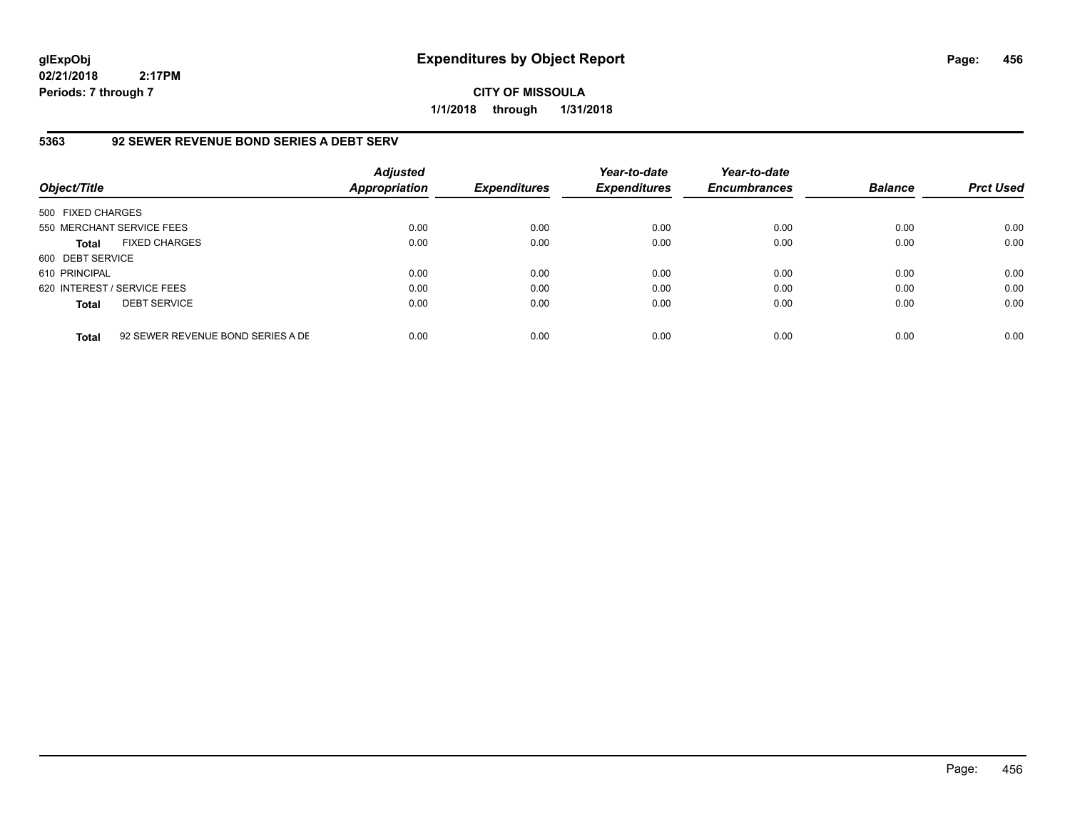**glExpObj**
**02/21/2018 2:17PM**
**Periods: 7 through 7**

# Expenditures by Object Report

**CITY OF MISSOULA**
**1/1/2018 through 1/31/2018**

## 5363 92 SEWER REVENUE BOND SERIES A DEBT SERV

| Object/Title | | Adjusted Appropriation | Expenditures | Year-to-date Expenditures | Year-to-date Encumbrances | Balance | Prct Used |
|---|---|---|---|---|---|---|---|
| 500 FIXED CHARGES | | | | | | | |
| 550 MERCHANT SERVICE FEES | | 0.00 | 0.00 | 0.00 | 0.00 | 0.00 | 0.00 |
| **Total** | FIXED CHARGES | 0.00 | 0.00 | 0.00 | 0.00 | 0.00 | 0.00 |
| 600 DEBT SERVICE | | | | | | | |
| 610 PRINCIPAL | | 0.00 | 0.00 | 0.00 | 0.00 | 0.00 | 0.00 |
| 620 INTEREST / SERVICE FEES | | 0.00 | 0.00 | 0.00 | 0.00 | 0.00 | 0.00 |
| **Total** | DEBT SERVICE | 0.00 | 0.00 | 0.00 | 0.00 | 0.00 | 0.00 |
| **Total** | 92 SEWER REVENUE BOND SERIES A DE | 0.00 | 0.00 | 0.00 | 0.00 | 0.00 | 0.00 |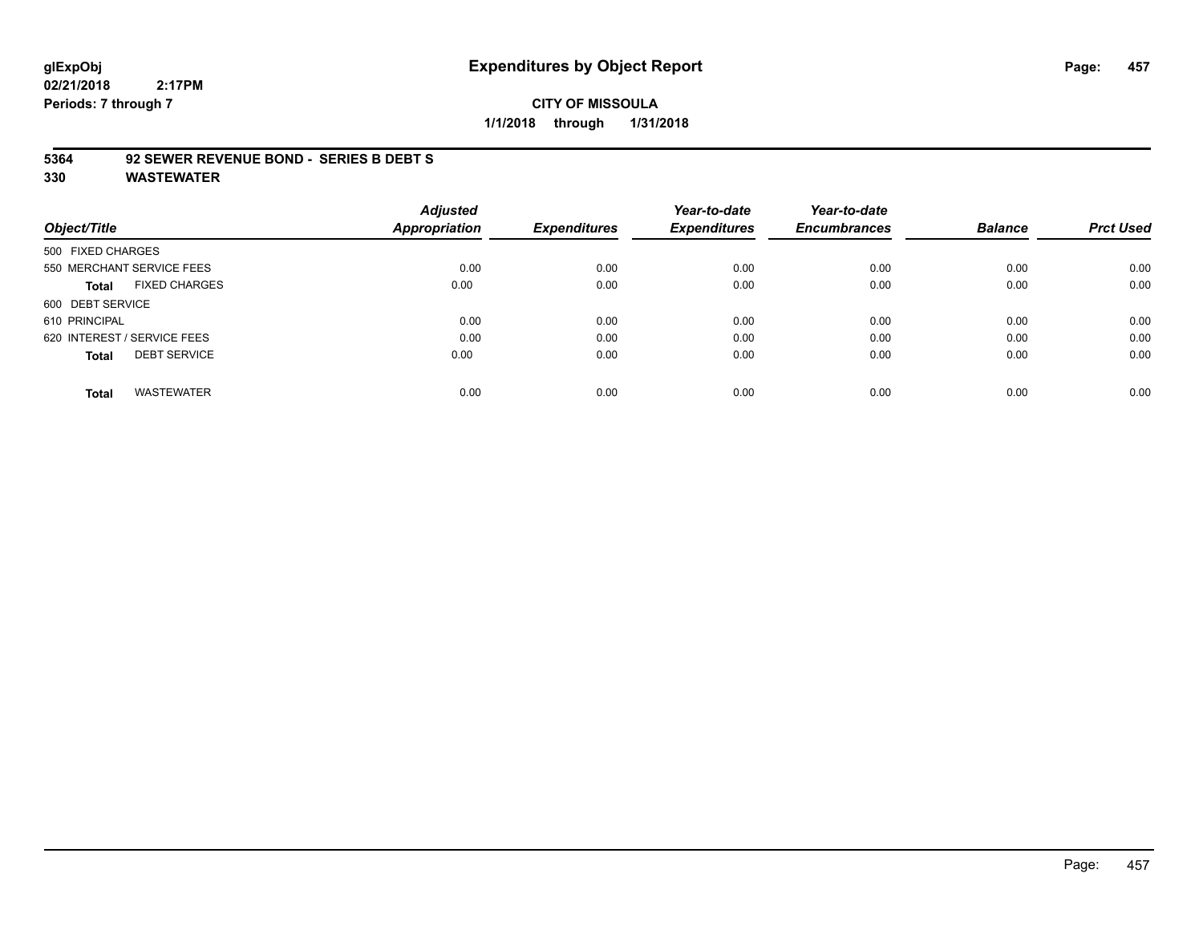glExpObj
02/21/2018 2:17PM
Periods: 7 through 7

# Expenditures by Object Report

**CITY OF MISSOULA**

**1/1/2018 through 1/31/2018**

**5364 92 SEWER REVENUE BOND - SERIES B DEBT S**
**330 WASTEWATER**

| Object/Title | Adjusted Appropriation | Expenditures | Year-to-date Expenditures | Year-to-date Encumbrances | Balance | Prct Used |
|---|---|---|---|---|---|---|
| 500 FIXED CHARGES | | | | | | |
| 550 MERCHANT SERVICE FEES | 0.00 | 0.00 | 0.00 | 0.00 | 0.00 | 0.00 |
| **Total** FIXED CHARGES | 0.00 | 0.00 | 0.00 | 0.00 | 0.00 | 0.00 |
| 600 DEBT SERVICE | | | | | | |
| 610 PRINCIPAL | 0.00 | 0.00 | 0.00 | 0.00 | 0.00 | 0.00 |
| 620 INTEREST / SERVICE FEES | 0.00 | 0.00 | 0.00 | 0.00 | 0.00 | 0.00 |
| **Total** DEBT SERVICE | 0.00 | 0.00 | 0.00 | 0.00 | 0.00 | 0.00 |
| **Total** WASTEWATER | 0.00 | 0.00 | 0.00 | 0.00 | 0.00 | 0.00 |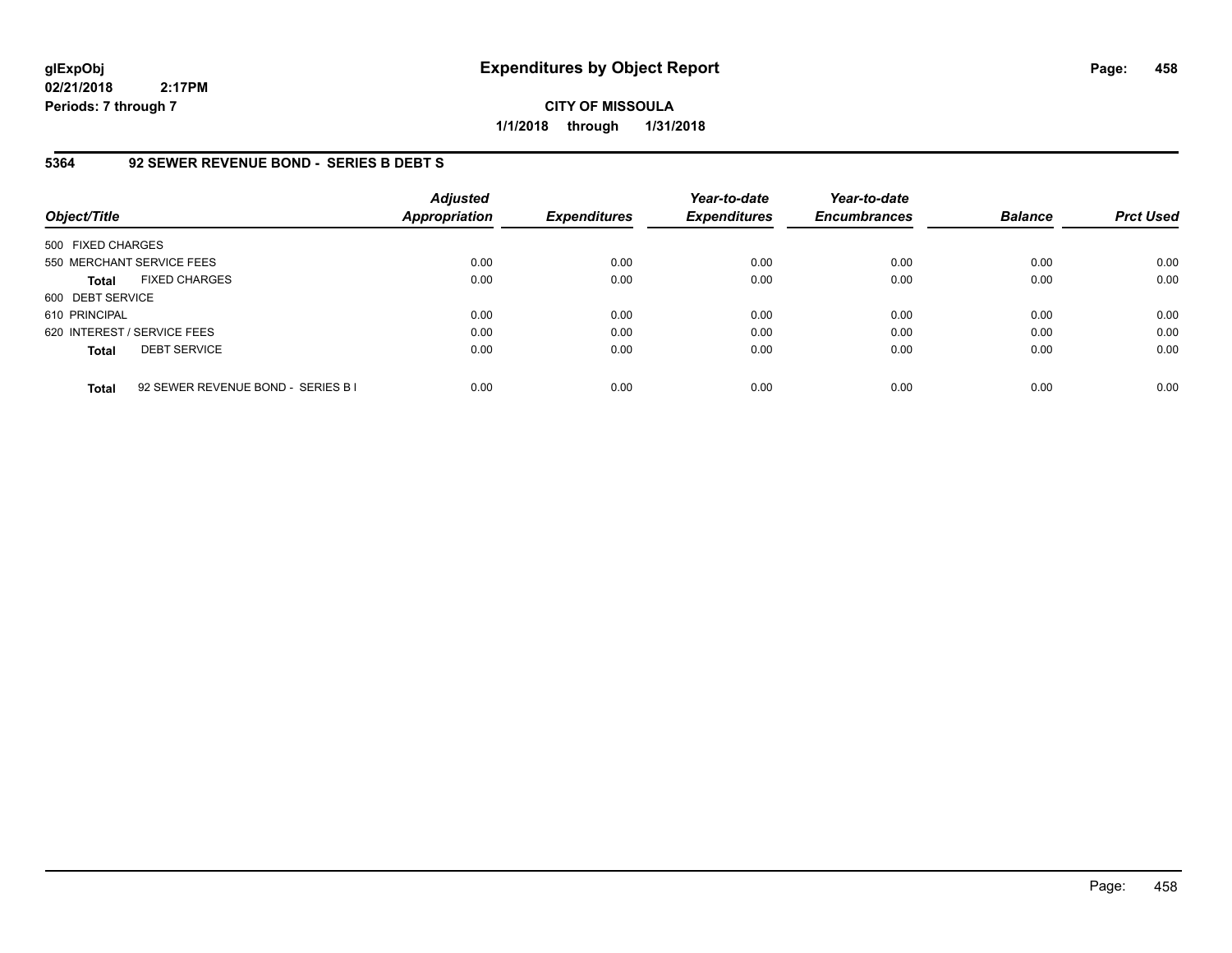**glExpObj**
**02/21/2018 2:17PM**
**Periods: 7 through 7**

# Expenditures by Object Report

**CITY OF MISSOULA**
**1/1/2018 through 1/31/2018**

## 5364 92 SEWER REVENUE BOND - SERIES B DEBT S

| Object/Title | Adjusted Appropriation | Expenditures | Year-to-date Expenditures | Year-to-date Encumbrances | Balance | Prct Used |
|---|---|---|---|---|---|---|
| 500 FIXED CHARGES | | | | | | |
| 550 MERCHANT SERVICE FEES | 0.00 | 0.00 | 0.00 | 0.00 | 0.00 | 0.00 |
| **Total** FIXED CHARGES | 0.00 | 0.00 | 0.00 | 0.00 | 0.00 | 0.00 |
| 600 DEBT SERVICE | | | | | | |
| 610 PRINCIPAL | 0.00 | 0.00 | 0.00 | 0.00 | 0.00 | 0.00 |
| 620 INTEREST / SERVICE FEES | 0.00 | 0.00 | 0.00 | 0.00 | 0.00 | 0.00 |
| **Total** DEBT SERVICE | 0.00 | 0.00 | 0.00 | 0.00 | 0.00 | 0.00 |
| **Total** 92 SEWER REVENUE BOND - SERIES B I | 0.00 | 0.00 | 0.00 | 0.00 | 0.00 | 0.00 |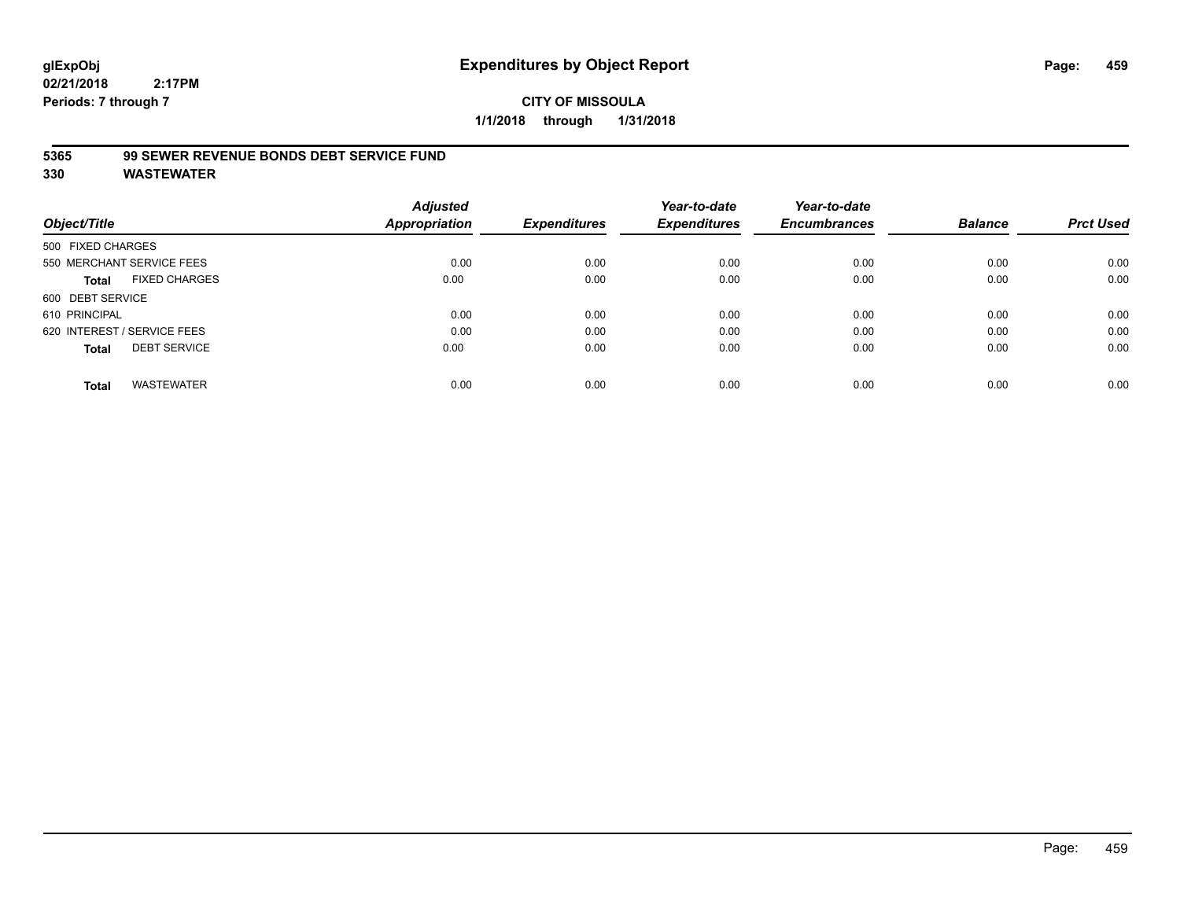**glExpObj**
**02/21/2018 2:17PM**
**Periods: 7 through 7**

# Expenditures by Object Report

**CITY OF MISSOULA**
**1/1/2018 through 1/31/2018**

**5365 99 SEWER REVENUE BONDS DEBT SERVICE FUND**
**330 WASTEWATER**

| Object/Title | Adjusted Appropriation | Expenditures | Year-to-date Expenditures | Year-to-date Encumbrances | Balance | Prct Used |
|---|---|---|---|---|---|---|
| 500 FIXED CHARGES | | | | | | |
| 550 MERCHANT SERVICE FEES | 0.00 | 0.00 | 0.00 | 0.00 | 0.00 | 0.00 |
| **Total** FIXED CHARGES | 0.00 | 0.00 | 0.00 | 0.00 | 0.00 | 0.00 |
| 600 DEBT SERVICE | | | | | | |
| 610 PRINCIPAL | 0.00 | 0.00 | 0.00 | 0.00 | 0.00 | 0.00 |
| 620 INTEREST / SERVICE FEES | 0.00 | 0.00 | 0.00 | 0.00 | 0.00 | 0.00 |
| **Total** DEBT SERVICE | 0.00 | 0.00 | 0.00 | 0.00 | 0.00 | 0.00 |
| **Total** WASTEWATER | 0.00 | 0.00 | 0.00 | 0.00 | 0.00 | 0.00 |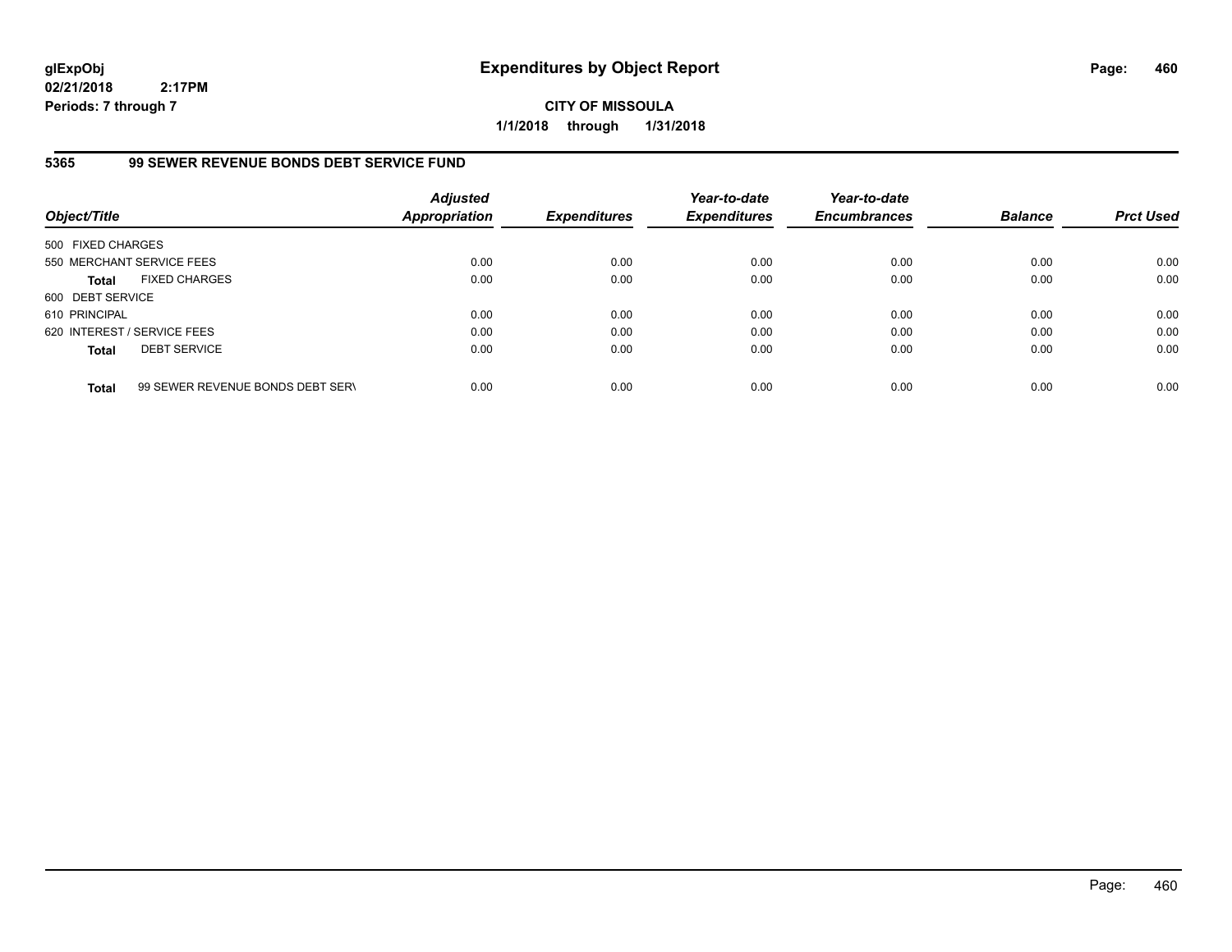# Expenditures by Object Report

glExpObj
02/21/2018 2:17PM
Periods: 7 through 7

**CITY OF MISSOULA**
**1/1/2018 through 1/31/2018**

## 5365 99 SEWER REVENUE BONDS DEBT SERVICE FUND

| Object/Title | Adjusted Appropriation | Expenditures | Year-to-date Expenditures | Year-to-date Encumbrances | Balance | Prct Used |
|---|---|---|---|---|---|---|
| 500 FIXED CHARGES | | | | | | |
| 550 MERCHANT SERVICE FEES | 0.00 | 0.00 | 0.00 | 0.00 | 0.00 | 0.00 |
| **Total** FIXED CHARGES | 0.00 | 0.00 | 0.00 | 0.00 | 0.00 | 0.00 |
| 600 DEBT SERVICE | | | | | | |
| 610 PRINCIPAL | 0.00 | 0.00 | 0.00 | 0.00 | 0.00 | 0.00 |
| 620 INTEREST / SERVICE FEES | 0.00 | 0.00 | 0.00 | 0.00 | 0.00 | 0.00 |
| **Total** DEBT SERVICE | 0.00 | 0.00 | 0.00 | 0.00 | 0.00 | 0.00 |
| **Total** 99 SEWER REVENUE BONDS DEBT SERV | 0.00 | 0.00 | 0.00 | 0.00 | 0.00 | 0.00 |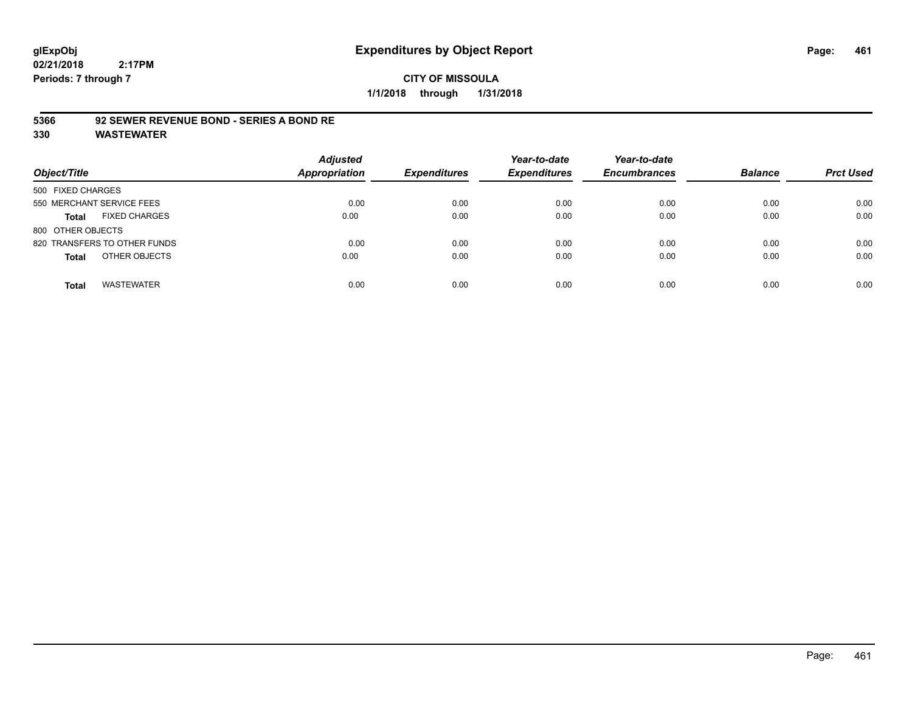# Expenditures by Object Report

glExpObj
02/21/2018 2:17PM
Periods: 7 through 7

**CITY OF MISSOULA**
**1/1/2018 through 1/31/2018**

## 5366 92 SEWER REVENUE BOND - SERIES A BOND RE
## 330 WASTEWATER

| Object/Title | Adjusted Appropriation | Expenditures | Year-to-date Expenditures | Year-to-date Encumbrances | Balance | Prct Used |
|---|---|---|---|---|---|---|
| 500 FIXED CHARGES | | | | | | |
| 550 MERCHANT SERVICE FEES | 0.00 | 0.00 | 0.00 | 0.00 | 0.00 | 0.00 |
| **Total** FIXED CHARGES | 0.00 | 0.00 | 0.00 | 0.00 | 0.00 | 0.00 |
| 800 OTHER OBJECTS | | | | | | |
| 820 TRANSFERS TO OTHER FUNDS | 0.00 | 0.00 | 0.00 | 0.00 | 0.00 | 0.00 |
| **Total** OTHER OBJECTS | 0.00 | 0.00 | 0.00 | 0.00 | 0.00 | 0.00 |
| **Total** WASTEWATER | 0.00 | 0.00 | 0.00 | 0.00 | 0.00 | 0.00 |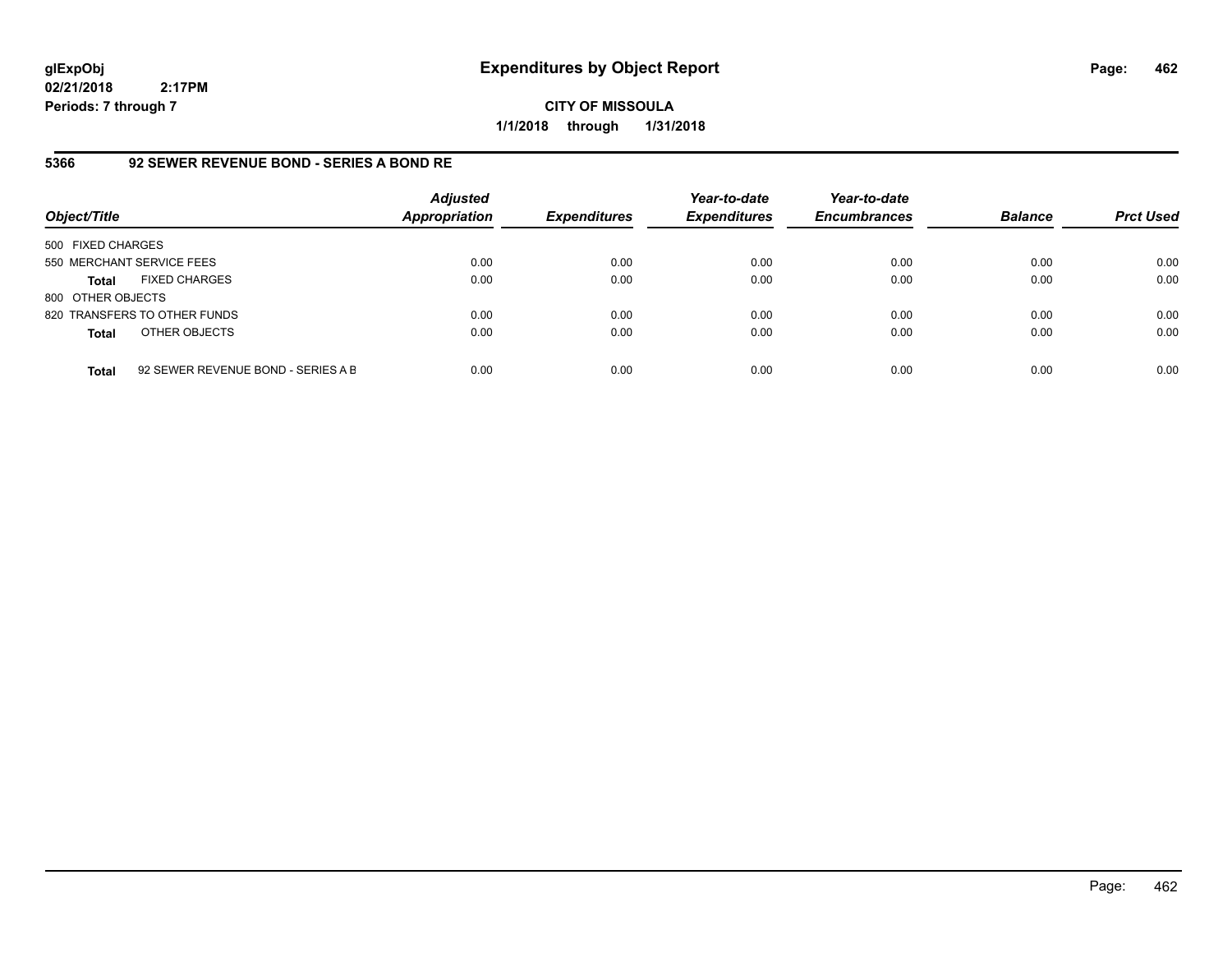**glExpObj**
**02/21/2018 2:17PM**
**Periods: 7 through 7**

# Expenditures by Object Report

**CITY OF MISSOULA**
**1/1/2018 through 1/31/2018**

## 5366 92 SEWER REVENUE BOND - SERIES A BOND RE

| Object/Title | | Adjusted Appropriation | Expenditures | Year-to-date Expenditures | Year-to-date Encumbrances | Balance | Prct Used |
|---|---|---|---|---|---|---|---|
| 500 FIXED CHARGES | | | | | | | |
| 550 MERCHANT SERVICE FEES | | 0.00 | 0.00 | 0.00 | 0.00 | 0.00 | 0.00 |
| **Total** | FIXED CHARGES | 0.00 | 0.00 | 0.00 | 0.00 | 0.00 | 0.00 |
| 800 OTHER OBJECTS | | | | | | | |
| 820 TRANSFERS TO OTHER FUNDS | | 0.00 | 0.00 | 0.00 | 0.00 | 0.00 | 0.00 |
| **Total** | OTHER OBJECTS | 0.00 | 0.00 | 0.00 | 0.00 | 0.00 | 0.00 |
| **Total** | 92 SEWER REVENUE BOND - SERIES A B | 0.00 | 0.00 | 0.00 | 0.00 | 0.00 | 0.00 |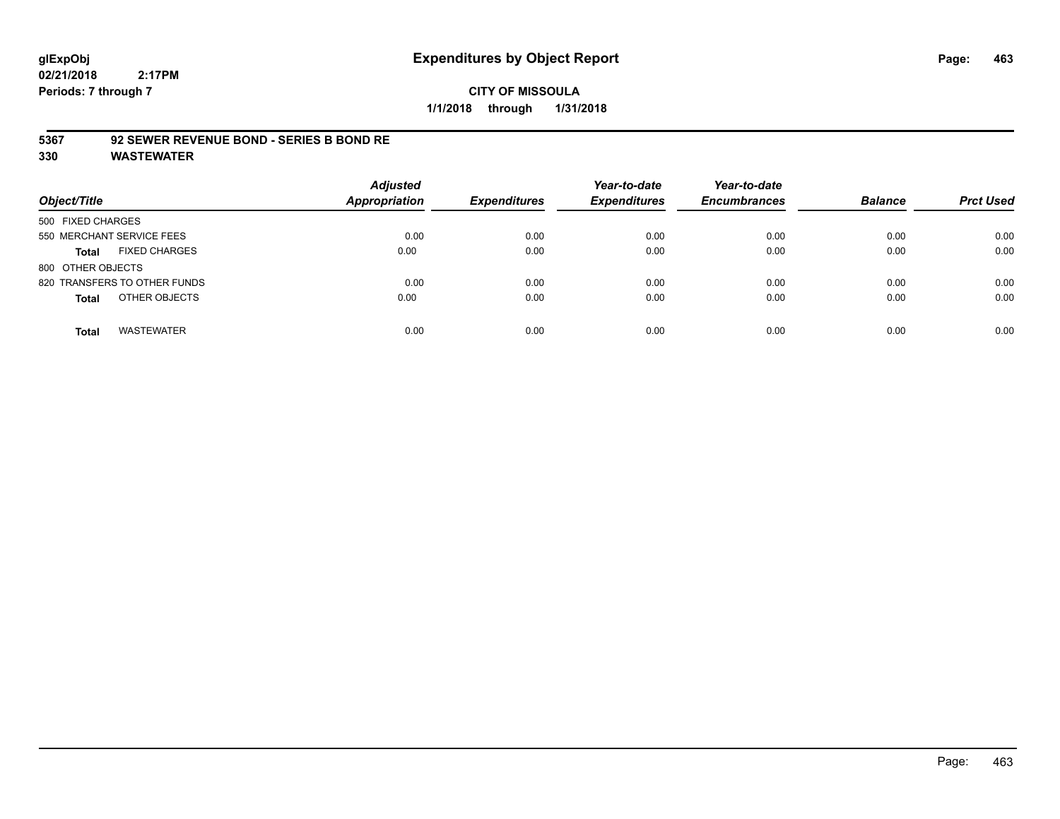**glExpObj**
**02/21/2018 2:17PM**
**Periods: 7 through 7**

# Expenditures by Object Report

**CITY OF MISSOULA**
**1/1/2018 through 1/31/2018**

**5367 92 SEWER REVENUE BOND - SERIES B BOND RE**
**330 WASTEWATER**

| Object/Title | Adjusted Appropriation | Expenditures | Year-to-date Expenditures | Year-to-date Encumbrances | Balance | Prct Used |
|---|---|---|---|---|---|---|
| 500 FIXED CHARGES | | | | | | |
| 550 MERCHANT SERVICE FEES | 0.00 | 0.00 | 0.00 | 0.00 | 0.00 | 0.00 |
| **Total** FIXED CHARGES | 0.00 | 0.00 | 0.00 | 0.00 | 0.00 | 0.00 |
| 800 OTHER OBJECTS | | | | | | |
| 820 TRANSFERS TO OTHER FUNDS | 0.00 | 0.00 | 0.00 | 0.00 | 0.00 | 0.00 |
| **Total** OTHER OBJECTS | 0.00 | 0.00 | 0.00 | 0.00 | 0.00 | 0.00 |
| **Total** WASTEWATER | 0.00 | 0.00 | 0.00 | 0.00 | 0.00 | 0.00 |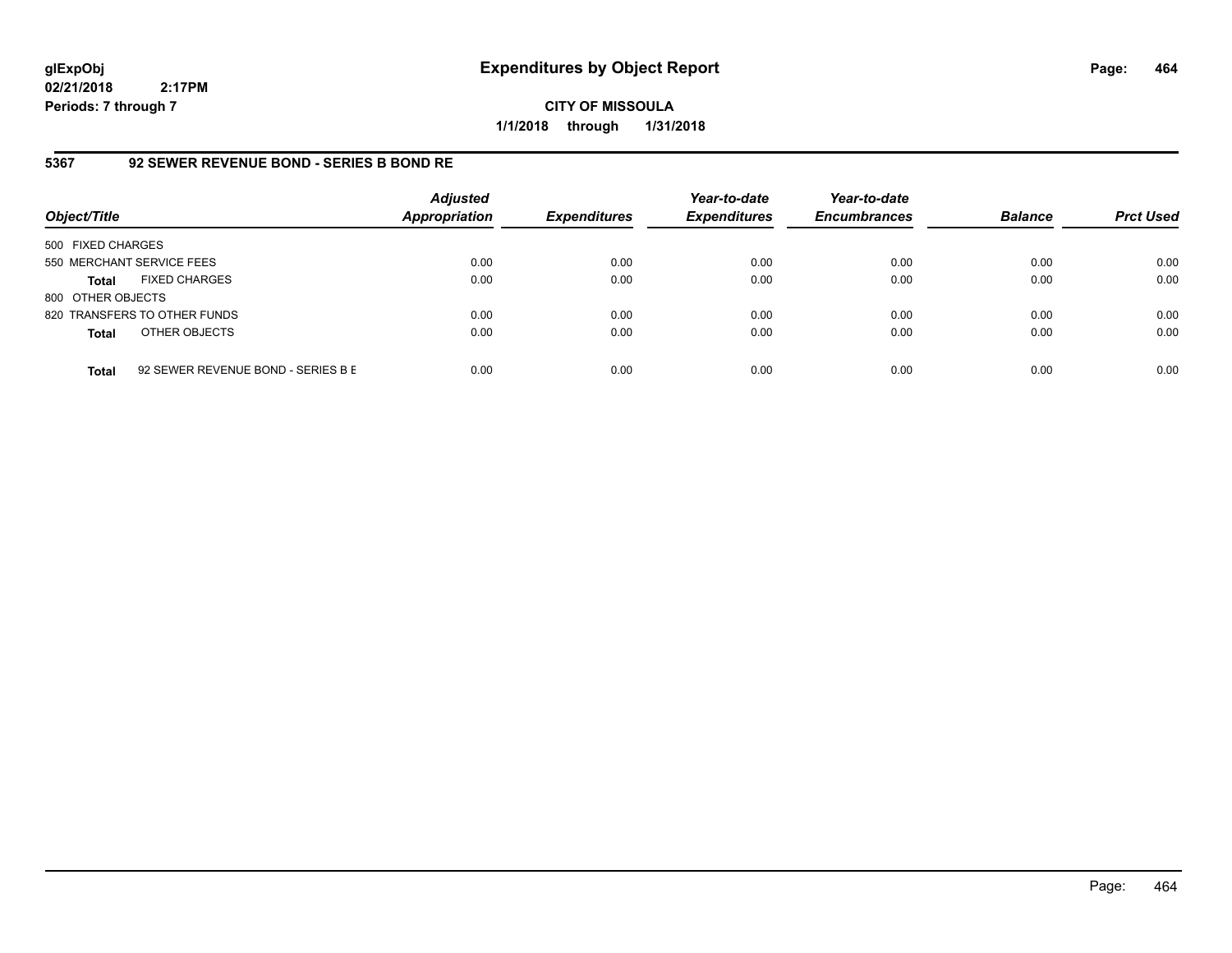# Expenditures by Object Report

glExpObj
02/21/2018 2:17PM
Periods: 7 through 7

**CITY OF MISSOULA**

**1/1/2018 through 1/31/2018**

## 5367 92 SEWER REVENUE BOND - SERIES B BOND RE

| Object/Title | | Adjusted Appropriation | Expenditures | Year-to-date Expenditures | Year-to-date Encumbrances | Balance | Prct Used |
|---|---|---|---|---|---|---|---|
| 500 FIXED CHARGES | | | | | | | |
| 550 MERCHANT SERVICE FEES | | 0.00 | 0.00 | 0.00 | 0.00 | 0.00 | 0.00 |
| **Total** | FIXED CHARGES | 0.00 | 0.00 | 0.00 | 0.00 | 0.00 | 0.00 |
| 800 OTHER OBJECTS | | | | | | | |
| 820 TRANSFERS TO OTHER FUNDS | | 0.00 | 0.00 | 0.00 | 0.00 | 0.00 | 0.00 |
| **Total** | OTHER OBJECTS | 0.00 | 0.00 | 0.00 | 0.00 | 0.00 | 0.00 |
| **Total** | 92 SEWER REVENUE BOND - SERIES B E | 0.00 | 0.00 | 0.00 | 0.00 | 0.00 | 0.00 |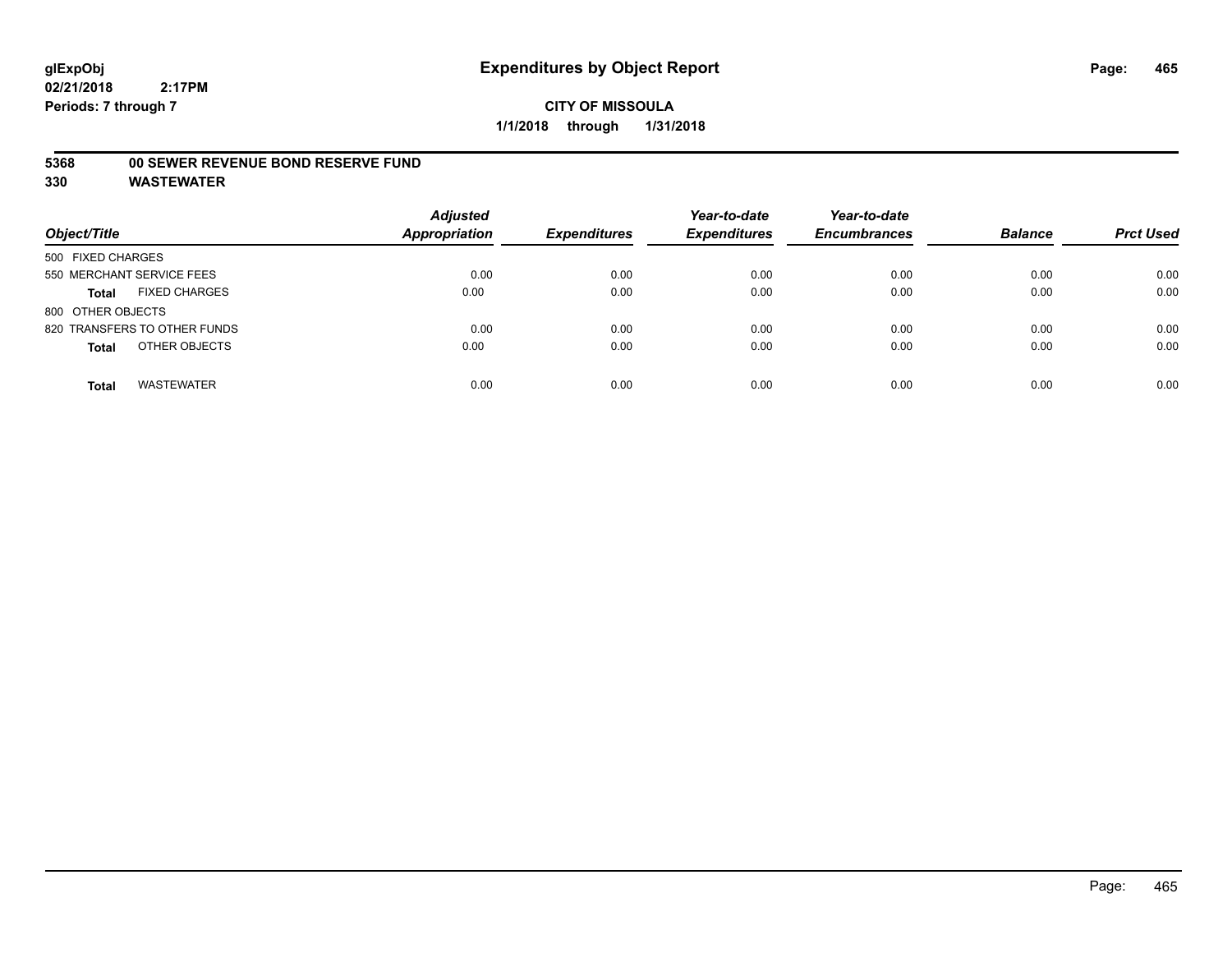**glExpObj**
**02/21/2018 2:17PM**
**Periods: 7 through 7**

# Expenditures by Object Report

**CITY OF MISSOULA**
**1/1/2018 through 1/31/2018**

## 5368 00 SEWER REVENUE BOND RESERVE FUND
## 330 WASTEWATER

| Object/Title | Adjusted Appropriation | Expenditures | Year-to-date Expenditures | Year-to-date Encumbrances | Balance | Prct Used |
|---|---|---|---|---|---|---|
| 500 FIXED CHARGES | | | | | | |
| 550 MERCHANT SERVICE FEES | 0.00 | 0.00 | 0.00 | 0.00 | 0.00 | 0.00 |
| **Total** FIXED CHARGES | 0.00 | 0.00 | 0.00 | 0.00 | 0.00 | 0.00 |
| 800 OTHER OBJECTS | | | | | | |
| 820 TRANSFERS TO OTHER FUNDS | 0.00 | 0.00 | 0.00 | 0.00 | 0.00 | 0.00 |
| **Total** OTHER OBJECTS | 0.00 | 0.00 | 0.00 | 0.00 | 0.00 | 0.00 |
| **Total** WASTEWATER | 0.00 | 0.00 | 0.00 | 0.00 | 0.00 | 0.00 |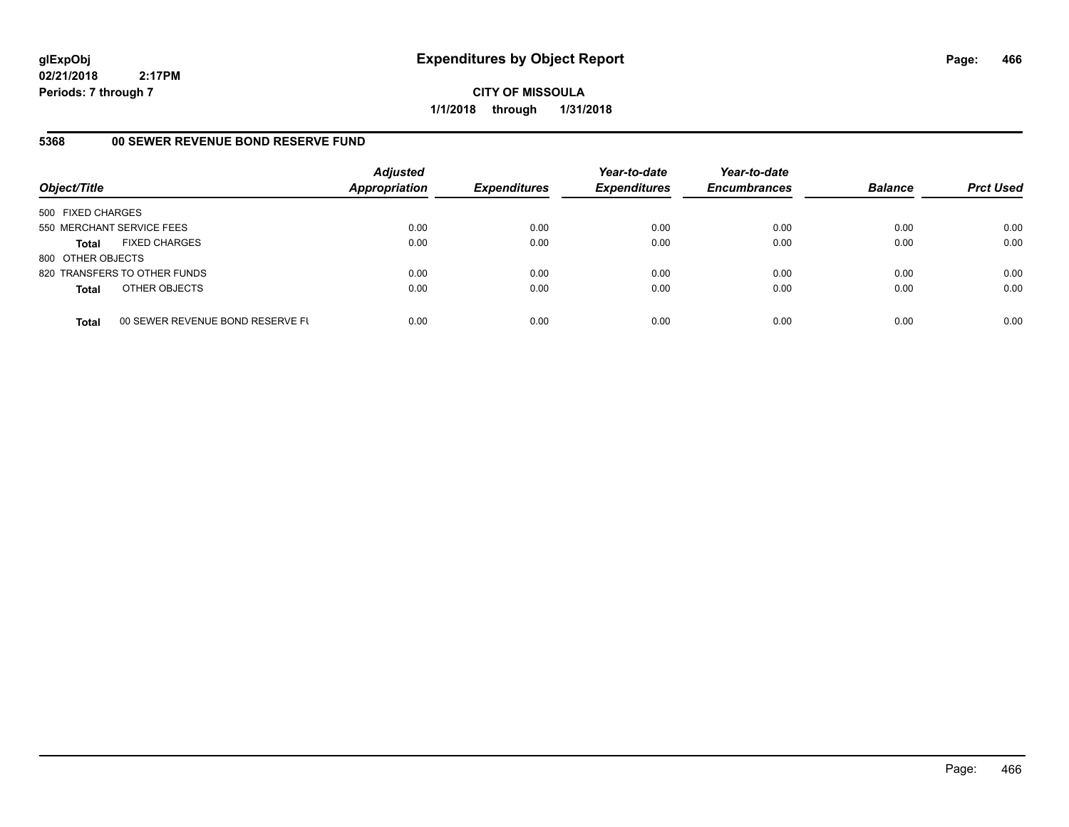**glExpObj**
**02/21/2018 2:17PM**
**Periods: 7 through 7**

# Expenditures by Object Report

**CITY OF MISSOULA**
**1/1/2018 through 1/31/2018**

## 5368 00 SEWER REVENUE BOND RESERVE FUND

| Object/Title | Adjusted Appropriation | Expenditures | Year-to-date Expenditures | Year-to-date Encumbrances | Balance | Prct Used |
|---|---|---|---|---|---|---|
| 500 FIXED CHARGES | | | | | | |
| 550 MERCHANT SERVICE FEES | 0.00 | 0.00 | 0.00 | 0.00 | 0.00 | 0.00 |
| **Total** FIXED CHARGES | 0.00 | 0.00 | 0.00 | 0.00 | 0.00 | 0.00 |
| 800 OTHER OBJECTS | | | | | | |
| 820 TRANSFERS TO OTHER FUNDS | 0.00 | 0.00 | 0.00 | 0.00 | 0.00 | 0.00 |
| **Total** OTHER OBJECTS | 0.00 | 0.00 | 0.00 | 0.00 | 0.00 | 0.00 |
| **Total** 00 SEWER REVENUE BOND RESERVE FU | 0.00 | 0.00 | 0.00 | 0.00 | 0.00 | 0.00 |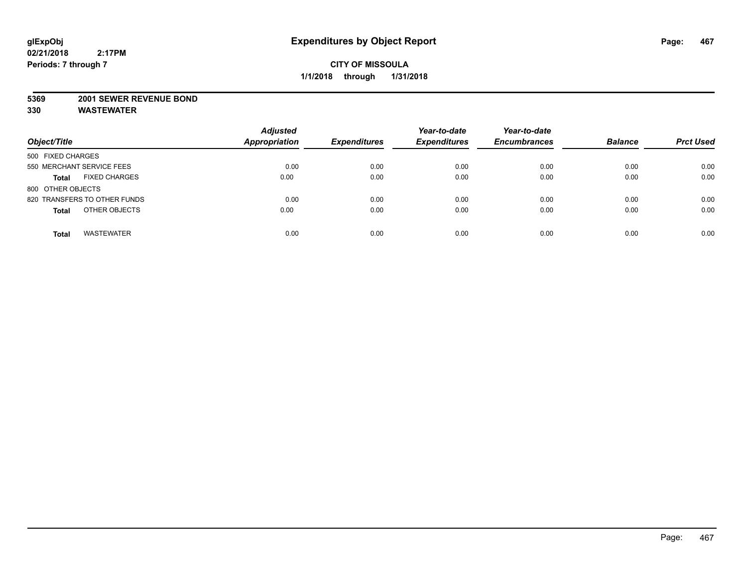# Expenditures by Object Report

glExpObj
02/21/2018 2:17PM
Periods: 7 through 7

**CITY OF MISSOULA**
**1/1/2018 through 1/31/2018**

**5369 2001 SEWER REVENUE BOND**
**330 WASTEWATER**

| Object/Title | Adjusted Appropriation | Expenditures | Year-to-date Expenditures | Year-to-date Encumbrances | Balance | Prct Used |
|---|---|---|---|---|---|---|
| 500 FIXED CHARGES | | | | | | |
| 550 MERCHANT SERVICE FEES | 0.00 | 0.00 | 0.00 | 0.00 | 0.00 | 0.00 |
| **Total** FIXED CHARGES | 0.00 | 0.00 | 0.00 | 0.00 | 0.00 | 0.00 |
| 800 OTHER OBJECTS | | | | | | |
| 820 TRANSFERS TO OTHER FUNDS | 0.00 | 0.00 | 0.00 | 0.00 | 0.00 | 0.00 |
| **Total** OTHER OBJECTS | 0.00 | 0.00 | 0.00 | 0.00 | 0.00 | 0.00 |
| **Total** WASTEWATER | 0.00 | 0.00 | 0.00 | 0.00 | 0.00 | 0.00 |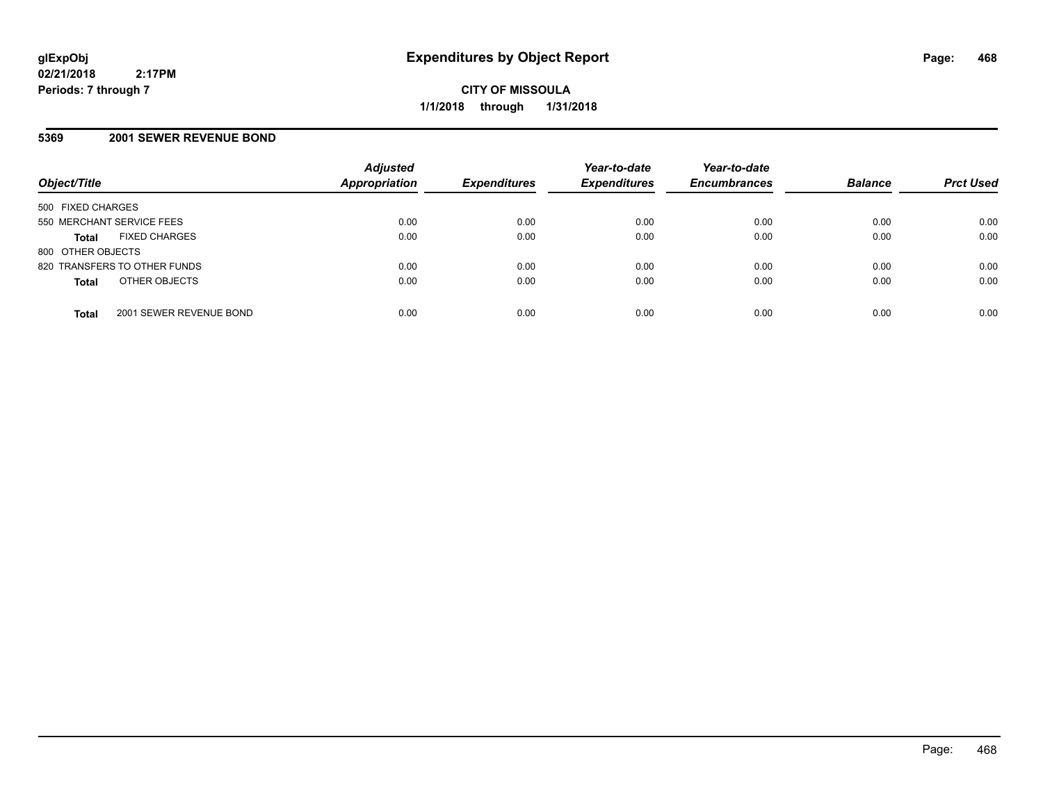**glExpObj**
**02/21/2018 2:17PM**
**Periods: 7 through 7**

# Expenditures by Object Report

**CITY OF MISSOULA**
**1/1/2018 through 1/31/2018**

## 5369 2001 SEWER REVENUE BOND

| Object/Title | | Adjusted Appropriation | Expenditures | Year-to-date Expenditures | Year-to-date Encumbrances | Balance | Prct Used |
|---|---|---|---|---|---|---|---|
| 500 FIXED CHARGES | | | | | | | |
| 550 MERCHANT SERVICE FEES | | 0.00 | 0.00 | 0.00 | 0.00 | 0.00 | 0.00 |
| **Total** | FIXED CHARGES | 0.00 | 0.00 | 0.00 | 0.00 | 0.00 | 0.00 |
| 800 OTHER OBJECTS | | | | | | | |
| 820 TRANSFERS TO OTHER FUNDS | | 0.00 | 0.00 | 0.00 | 0.00 | 0.00 | 0.00 |
| **Total** | OTHER OBJECTS | 0.00 | 0.00 | 0.00 | 0.00 | 0.00 | 0.00 |
| **Total** | 2001 SEWER REVENUE BOND | 0.00 | 0.00 | 0.00 | 0.00 | 0.00 | 0.00 |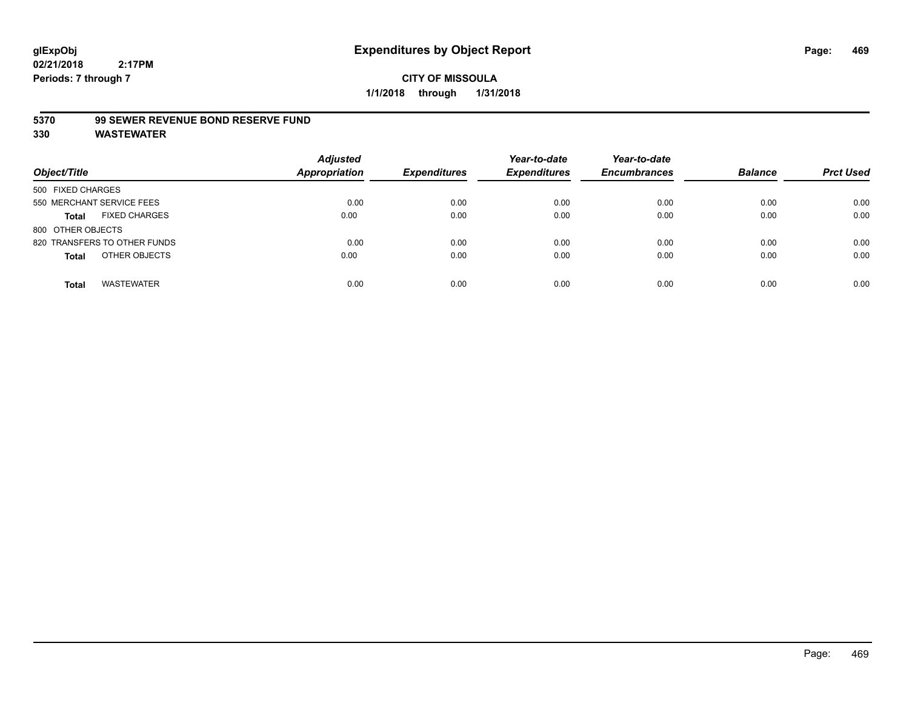# Expenditures by Object Report

**glExpObj**
**02/21/2018 2:17PM**
**Periods: 7 through 7**

**CITY OF MISSOULA**
**1/1/2018 through 1/31/2018**

**5370 99 SEWER REVENUE BOND RESERVE FUND**
**330 WASTEWATER**

| Object/Title | Adjusted Appropriation | Expenditures | Year-to-date Expenditures | Year-to-date Encumbrances | Balance | Prct Used |
|---|---|---|---|---|---|---|
| 500 FIXED CHARGES | | | | | | |
| 550 MERCHANT SERVICE FEES | 0.00 | 0.00 | 0.00 | 0.00 | 0.00 | 0.00 |
| **Total** FIXED CHARGES | 0.00 | 0.00 | 0.00 | 0.00 | 0.00 | 0.00 |
| 800 OTHER OBJECTS | | | | | | |
| 820 TRANSFERS TO OTHER FUNDS | 0.00 | 0.00 | 0.00 | 0.00 | 0.00 | 0.00 |
| **Total** OTHER OBJECTS | 0.00 | 0.00 | 0.00 | 0.00 | 0.00 | 0.00 |
| **Total** WASTEWATER | 0.00 | 0.00 | 0.00 | 0.00 | 0.00 | 0.00 |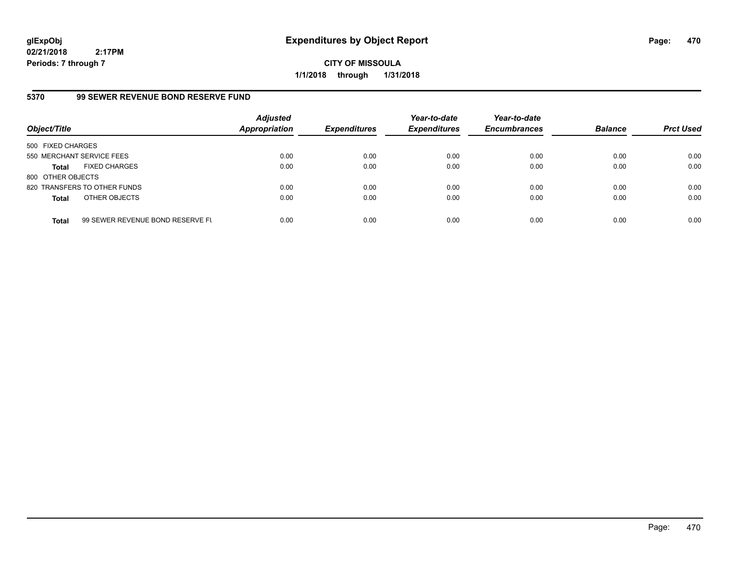# Expenditures by Object Report

glExpObj
02/21/2018 2:17PM
Periods: 7 through 7

**CITY OF MISSOULA**
**1/1/2018 through 1/31/2018**

## 5370 99 SEWER REVENUE BOND RESERVE FUND

| Object/Title | | Adjusted Appropriation | Expenditures | Year-to-date Expenditures | Year-to-date Encumbrances | Balance | Prct Used |
|---|---|---|---|---|---|---|---|
| 500 FIXED CHARGES | | | | | | | |
| 550 MERCHANT SERVICE FEES | | 0.00 | 0.00 | 0.00 | 0.00 | 0.00 | 0.00 |
| **Total** | FIXED CHARGES | 0.00 | 0.00 | 0.00 | 0.00 | 0.00 | 0.00 |
| 800 OTHER OBJECTS | | | | | | | |
| 820 TRANSFERS TO OTHER FUNDS | | 0.00 | 0.00 | 0.00 | 0.00 | 0.00 | 0.00 |
| **Total** | OTHER OBJECTS | 0.00 | 0.00 | 0.00 | 0.00 | 0.00 | 0.00 |
| **Total** | 99 SEWER REVENUE BOND RESERVE FU | 0.00 | 0.00 | 0.00 | 0.00 | 0.00 | 0.00 |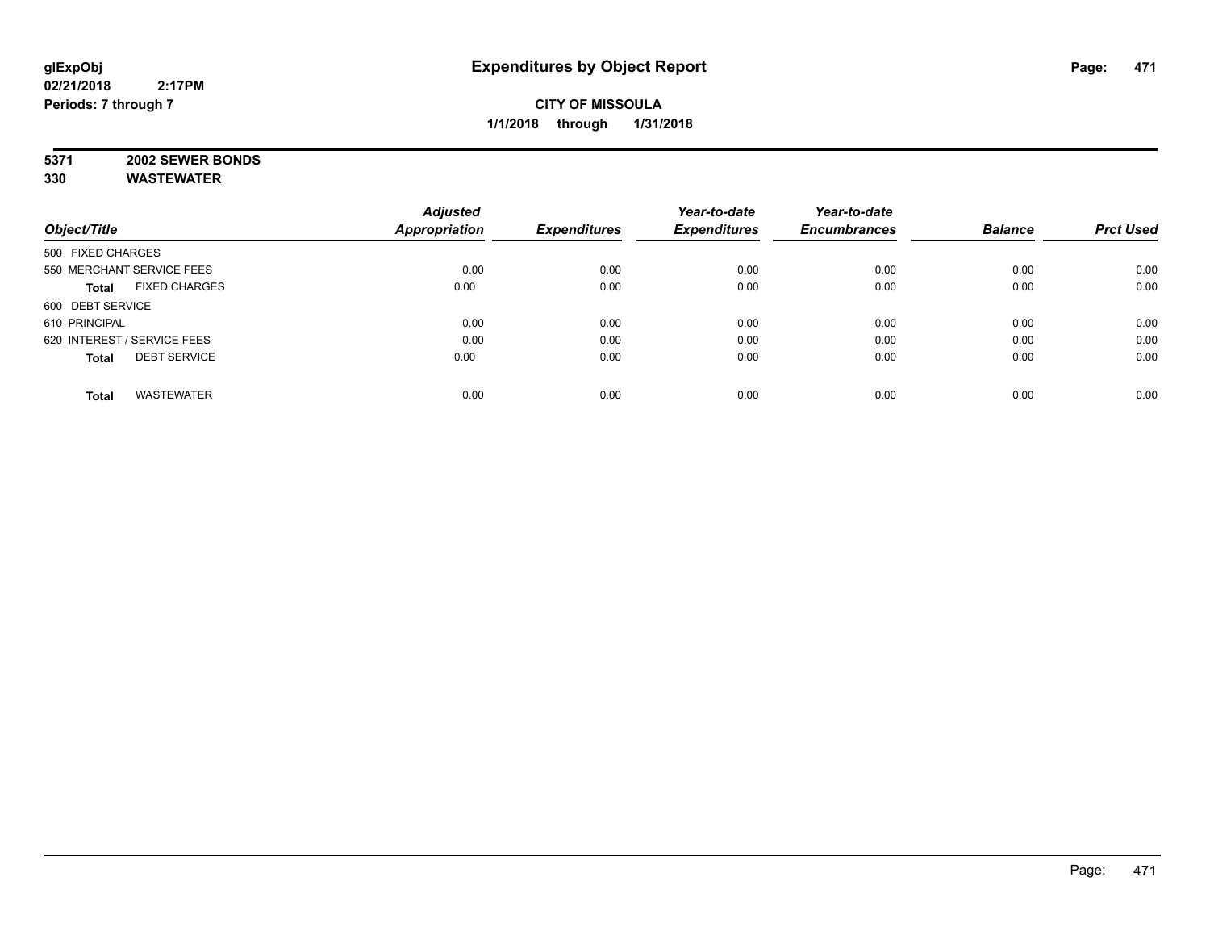glExpObj
02/21/2018 2:17PM
Periods: 7 through 7

# Expenditures by Object Report

**CITY OF MISSOULA**
**1/1/2018 through 1/31/2018**

**5371 2002 SEWER BONDS**
**330 WASTEWATER**

| Object/Title | Adjusted Appropriation | Expenditures | Year-to-date Expenditures | Year-to-date Encumbrances | Balance | Prct Used |
|---|---|---|---|---|---|---|
| 500 FIXED CHARGES | | | | | | |
| 550 MERCHANT SERVICE FEES | 0.00 | 0.00 | 0.00 | 0.00 | 0.00 | 0.00 |
| **Total** FIXED CHARGES | 0.00 | 0.00 | 0.00 | 0.00 | 0.00 | 0.00 |
| 600 DEBT SERVICE | | | | | | |
| 610 PRINCIPAL | 0.00 | 0.00 | 0.00 | 0.00 | 0.00 | 0.00 |
| 620 INTEREST / SERVICE FEES | 0.00 | 0.00 | 0.00 | 0.00 | 0.00 | 0.00 |
| **Total** DEBT SERVICE | 0.00 | 0.00 | 0.00 | 0.00 | 0.00 | 0.00 |
| **Total** WASTEWATER | 0.00 | 0.00 | 0.00 | 0.00 | 0.00 | 0.00 |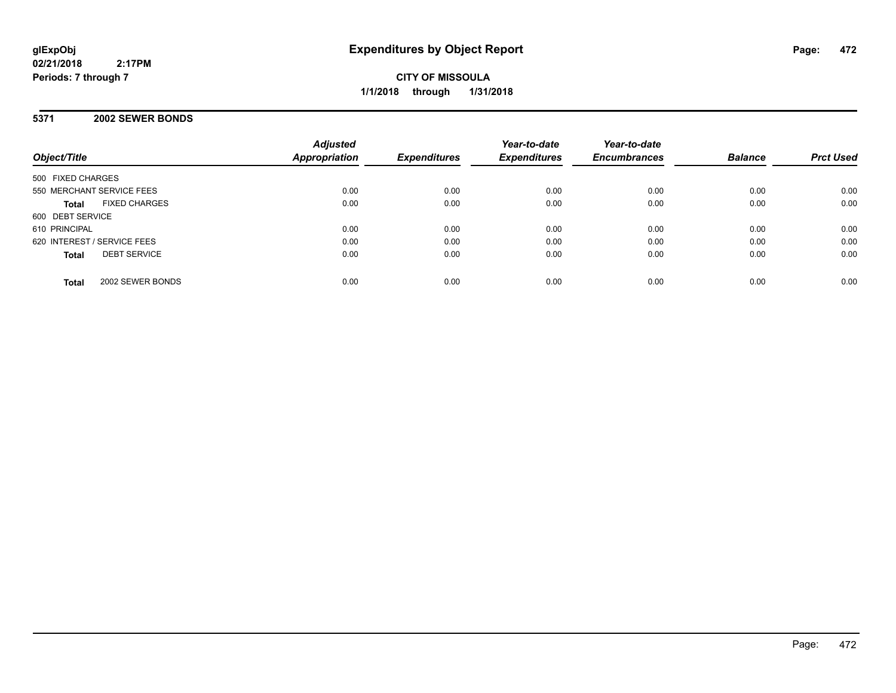**glExpObj**
**02/21/2018 2:17PM**
**Periods: 7 through 7**

# Expenditures by Object Report

**CITY OF MISSOULA**
**1/1/2018 through 1/31/2018**

## 5371 2002 SEWER BONDS

| Object/Title | | Adjusted Appropriation | Expenditures | Year-to-date Expenditures | Year-to-date Encumbrances | Balance | Prct Used |
|---|---|---|---|---|---|---|---|
| 500 FIXED CHARGES | | | | | | | |
| 550 MERCHANT SERVICE FEES | | 0.00 | 0.00 | 0.00 | 0.00 | 0.00 | 0.00 |
| **Total** | FIXED CHARGES | 0.00 | 0.00 | 0.00 | 0.00 | 0.00 | 0.00 |
| 600 DEBT SERVICE | | | | | | | |
| 610 PRINCIPAL | | 0.00 | 0.00 | 0.00 | 0.00 | 0.00 | 0.00 |
| 620 INTEREST / SERVICE FEES | | 0.00 | 0.00 | 0.00 | 0.00 | 0.00 | 0.00 |
| **Total** | DEBT SERVICE | 0.00 | 0.00 | 0.00 | 0.00 | 0.00 | 0.00 |
| **Total** | 2002 SEWER BONDS | 0.00 | 0.00 | 0.00 | 0.00 | 0.00 | 0.00 |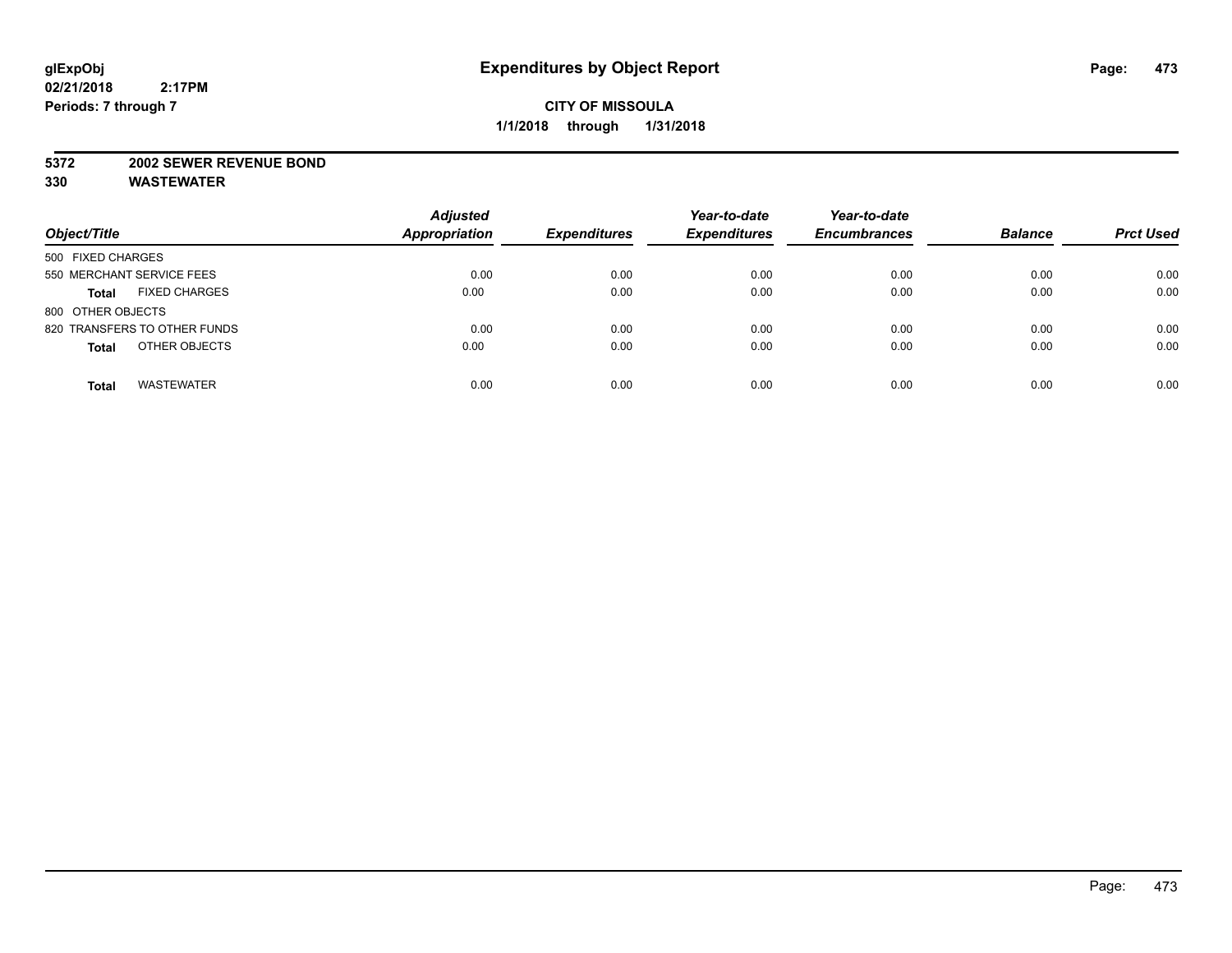**glExpObj** **Expenditures by Object Report**

**02/21/2018 2:17PM**

**Periods: 7 through 7**

**CITY OF MISSOULA**

**1/1/2018 through 1/31/2018**

**5372 2002 SEWER REVENUE BOND**

**330 WASTEWATER**

| Object/Title | Adjusted Appropriation | Expenditures | Year-to-date Expenditures | Year-to-date Encumbrances | Balance | Prct Used |
|---|---|---|---|---|---|---|
| 500 FIXED CHARGES | | | | | | |
| 550 MERCHANT SERVICE FEES | 0.00 | 0.00 | 0.00 | 0.00 | 0.00 | 0.00 |
| **Total** FIXED CHARGES | 0.00 | 0.00 | 0.00 | 0.00 | 0.00 | 0.00 |
| 800 OTHER OBJECTS | | | | | | |
| 820 TRANSFERS TO OTHER FUNDS | 0.00 | 0.00 | 0.00 | 0.00 | 0.00 | 0.00 |
| **Total** OTHER OBJECTS | 0.00 | 0.00 | 0.00 | 0.00 | 0.00 | 0.00 |
| **Total** WASTEWATER | 0.00 | 0.00 | 0.00 | 0.00 | 0.00 | 0.00 |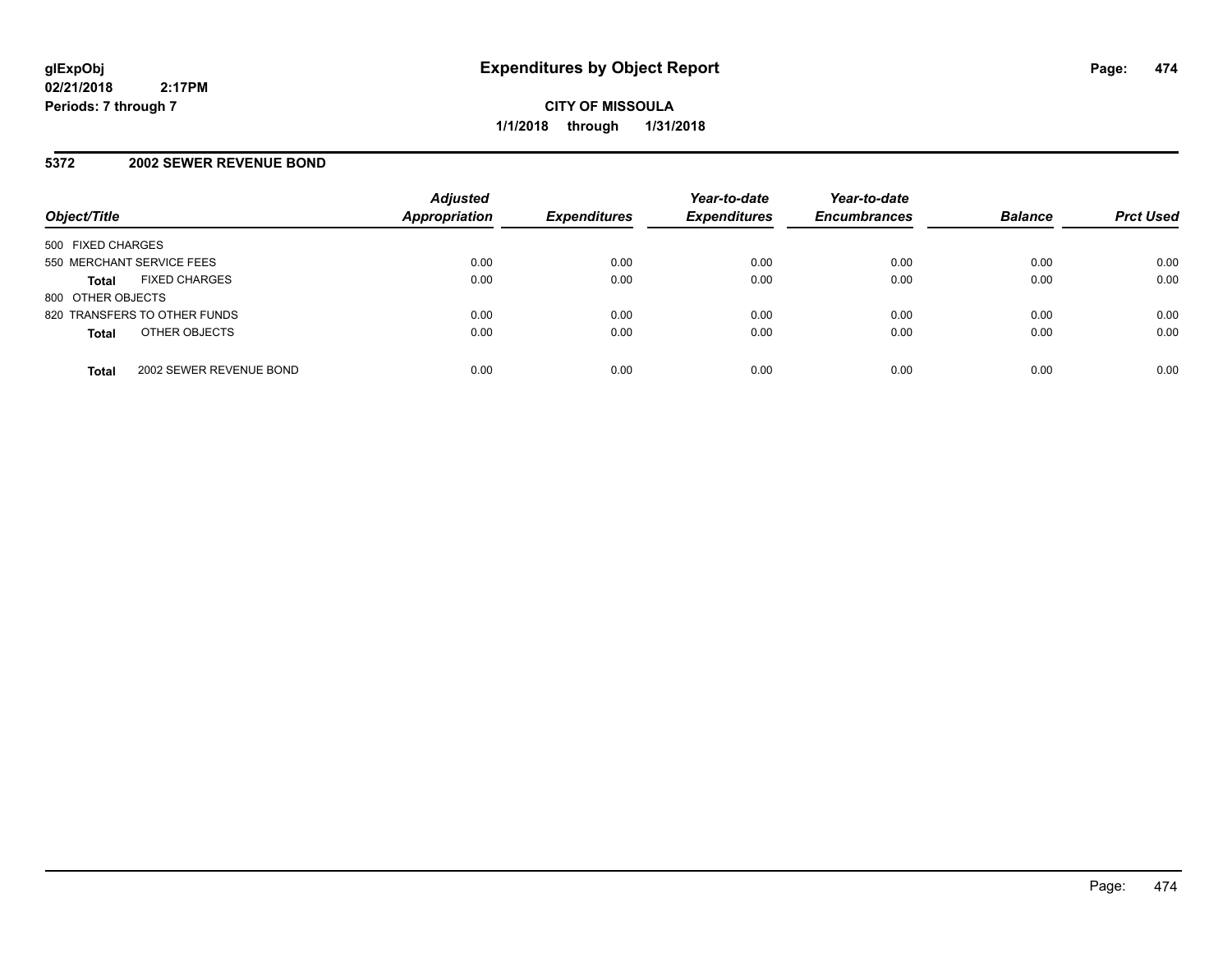**Expenditures by Object Report**

**CITY OF MISSOULA**
**1/1/2018 through 1/31/2018**

glExpObj
02/21/2018 2:17PM
Periods: 7 through 7

## 5372 2002 SEWER REVENUE BOND

| Object/Title | Adjusted Appropriation | Expenditures | Year-to-date Expenditures | Year-to-date Encumbrances | Balance | Prct Used |
|---|---|---|---|---|---|---|
| 500 FIXED CHARGES | | | | | | |
| 550 MERCHANT SERVICE FEES | 0.00 | 0.00 | 0.00 | 0.00 | 0.00 | 0.00 |
| **Total** FIXED CHARGES | 0.00 | 0.00 | 0.00 | 0.00 | 0.00 | 0.00 |
| 800 OTHER OBJECTS | | | | | | |
| 820 TRANSFERS TO OTHER FUNDS | 0.00 | 0.00 | 0.00 | 0.00 | 0.00 | 0.00 |
| **Total** OTHER OBJECTS | 0.00 | 0.00 | 0.00 | 0.00 | 0.00 | 0.00 |
| **Total** 2002 SEWER REVENUE BOND | 0.00 | 0.00 | 0.00 | 0.00 | 0.00 | 0.00 |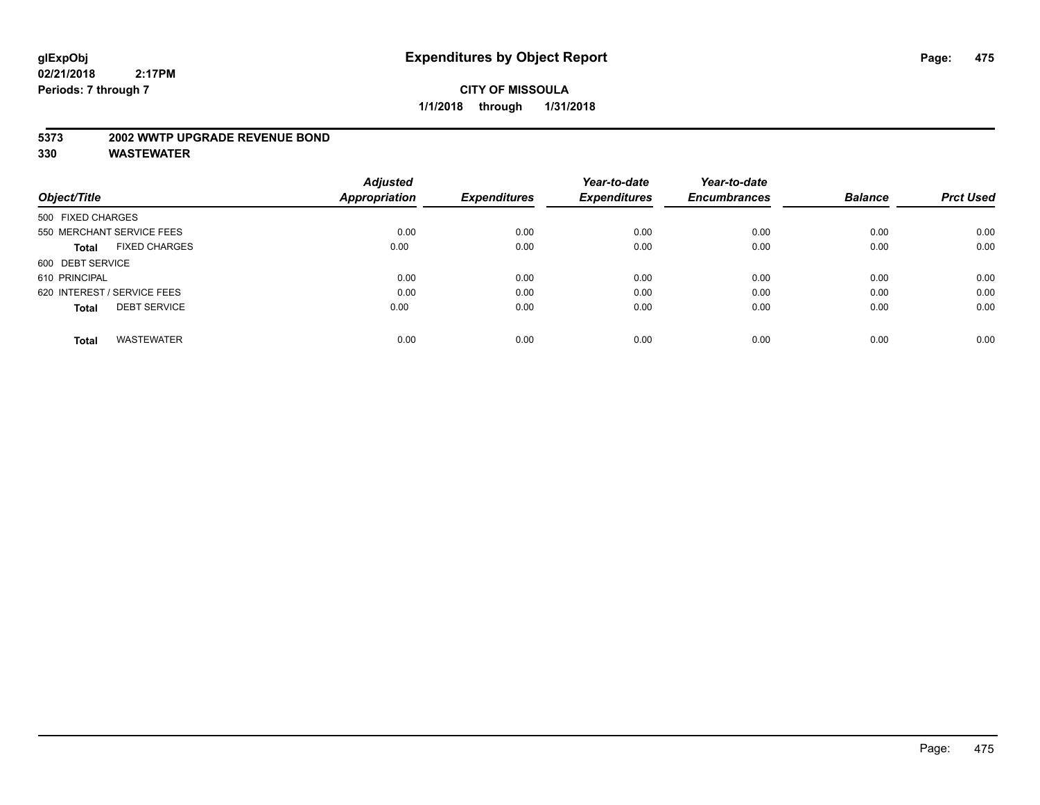**glExpObj**
**02/21/2018 2:17PM**
**Periods: 7 through 7**

# Expenditures by Object Report

**CITY OF MISSOULA**
**1/1/2018 through 1/31/2018**

**5373 2002 WWTP UPGRADE REVENUE BOND**
**330 WASTEWATER**

| Object/Title | Adjusted Appropriation | Expenditures | Year-to-date Expenditures | Year-to-date Encumbrances | Balance | Prct Used |
|---|---|---|---|---|---|---|
| 500 FIXED CHARGES | | | | | | |
| 550 MERCHANT SERVICE FEES | 0.00 | 0.00 | 0.00 | 0.00 | 0.00 | 0.00 |
| **Total** FIXED CHARGES | 0.00 | 0.00 | 0.00 | 0.00 | 0.00 | 0.00 |
| 600 DEBT SERVICE | | | | | | |
| 610 PRINCIPAL | 0.00 | 0.00 | 0.00 | 0.00 | 0.00 | 0.00 |
| 620 INTEREST / SERVICE FEES | 0.00 | 0.00 | 0.00 | 0.00 | 0.00 | 0.00 |
| **Total** DEBT SERVICE | 0.00 | 0.00 | 0.00 | 0.00 | 0.00 | 0.00 |
| **Total** WASTEWATER | 0.00 | 0.00 | 0.00 | 0.00 | 0.00 | 0.00 |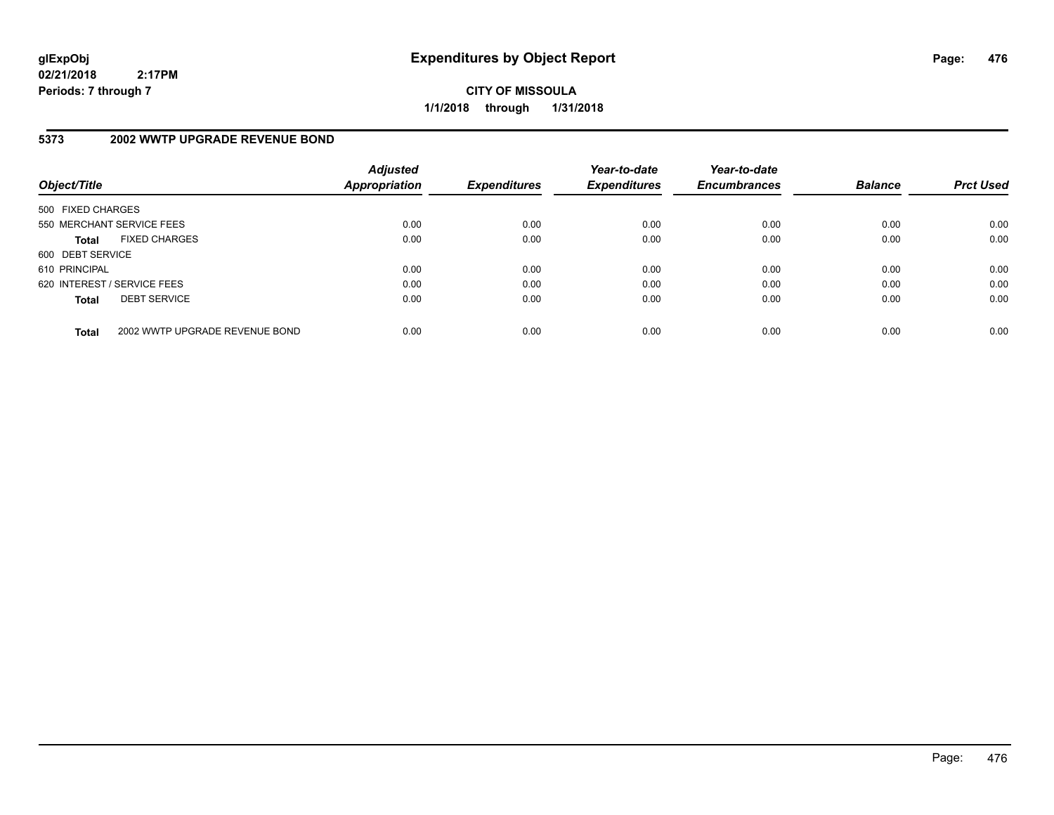**glExpObj**
**02/21/2018 2:17PM**
**Periods: 7 through 7**

# Expenditures by Object Report

**CITY OF MISSOULA**
**1/1/2018 through 1/31/2018**

## 5373 2002 WWTP UPGRADE REVENUE BOND

| Object/Title | Adjusted Appropriation | Expenditures | Year-to-date Expenditures | Year-to-date Encumbrances | Balance | Prct Used |
|---|---|---|---|---|---|---|
| 500 FIXED CHARGES | | | | | | |
| 550 MERCHANT SERVICE FEES | 0.00 | 0.00 | 0.00 | 0.00 | 0.00 | 0.00 |
| **Total** FIXED CHARGES | 0.00 | 0.00 | 0.00 | 0.00 | 0.00 | 0.00 |
| 600 DEBT SERVICE | | | | | | |
| 610 PRINCIPAL | 0.00 | 0.00 | 0.00 | 0.00 | 0.00 | 0.00 |
| 620 INTEREST / SERVICE FEES | 0.00 | 0.00 | 0.00 | 0.00 | 0.00 | 0.00 |
| **Total** DEBT SERVICE | 0.00 | 0.00 | 0.00 | 0.00 | 0.00 | 0.00 |
| **Total** 2002 WWTP UPGRADE REVENUE BOND | 0.00 | 0.00 | 0.00 | 0.00 | 0.00 | 0.00 |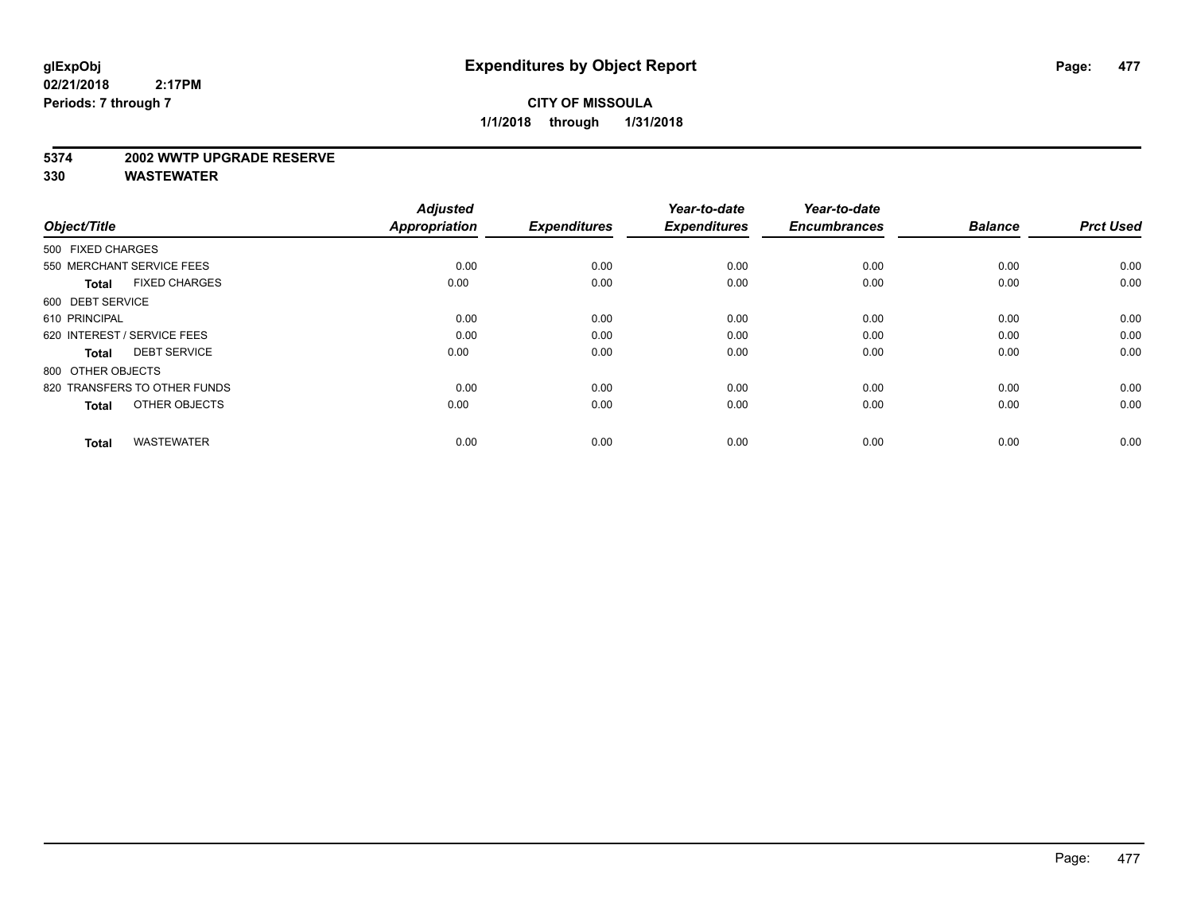**glExpObj**
**02/21/2018 2:17PM**
**Periods: 7 through 7**

# Expenditures by Object Report

**CITY OF MISSOULA**
**1/1/2018 through 1/31/2018**

**5374 2002 WWTP UPGRADE RESERVE**
**330 WASTEWATER**

| Object/Title | Adjusted Appropriation | Expenditures | Year-to-date Expenditures | Year-to-date Encumbrances | Balance | Prct Used |
|---|---|---|---|---|---|---|
| 500 FIXED CHARGES | | | | | | |
| 550 MERCHANT SERVICE FEES | 0.00 | 0.00 | 0.00 | 0.00 | 0.00 | 0.00 |
| **Total** FIXED CHARGES | 0.00 | 0.00 | 0.00 | 0.00 | 0.00 | 0.00 |
| 600 DEBT SERVICE | | | | | | |
| 610 PRINCIPAL | 0.00 | 0.00 | 0.00 | 0.00 | 0.00 | 0.00 |
| 620 INTEREST / SERVICE FEES | 0.00 | 0.00 | 0.00 | 0.00 | 0.00 | 0.00 |
| **Total** DEBT SERVICE | 0.00 | 0.00 | 0.00 | 0.00 | 0.00 | 0.00 |
| 800 OTHER OBJECTS | | | | | | |
| 820 TRANSFERS TO OTHER FUNDS | 0.00 | 0.00 | 0.00 | 0.00 | 0.00 | 0.00 |
| **Total** OTHER OBJECTS | 0.00 | 0.00 | 0.00 | 0.00 | 0.00 | 0.00 |
| **Total** WASTEWATER | 0.00 | 0.00 | 0.00 | 0.00 | 0.00 | 0.00 |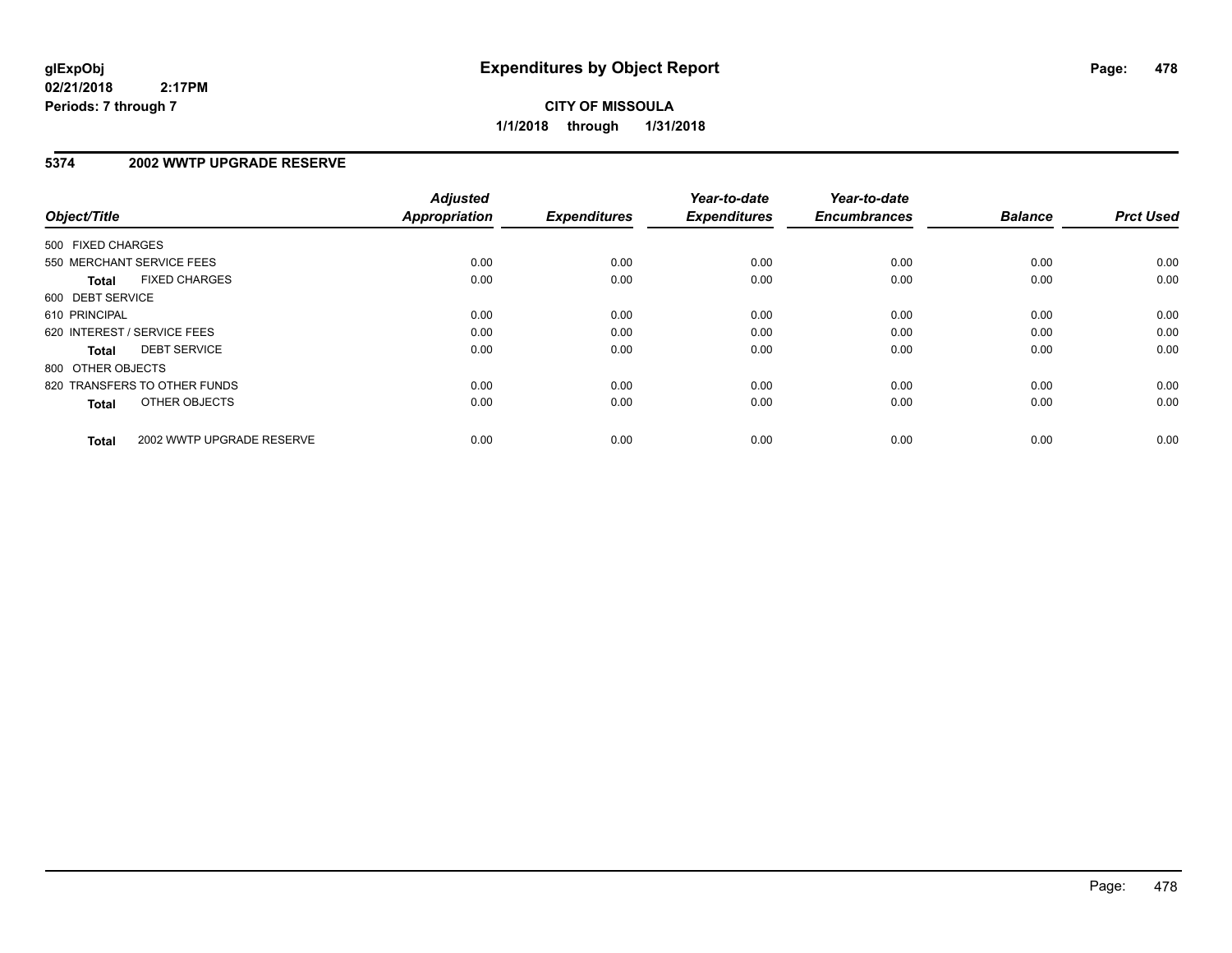# Expenditures by Object Report

**CITY OF MISSOULA**

**1/1/2018 through 1/31/2018**

glExpObj
02/21/2018 2:17PM
Periods: 7 through 7

## 5374 2002 WWTP UPGRADE RESERVE

| Object/Title | Adjusted Appropriation | Expenditures | Year-to-date Expenditures | Year-to-date Encumbrances | Balance | Prct Used |
|---|---|---|---|---|---|---|
| 500 FIXED CHARGES | | | | | | |
| 550 MERCHANT SERVICE FEES | 0.00 | 0.00 | 0.00 | 0.00 | 0.00 | 0.00 |
| **Total** FIXED CHARGES | 0.00 | 0.00 | 0.00 | 0.00 | 0.00 | 0.00 |
| 600 DEBT SERVICE | | | | | | |
| 610 PRINCIPAL | 0.00 | 0.00 | 0.00 | 0.00 | 0.00 | 0.00 |
| 620 INTEREST / SERVICE FEES | 0.00 | 0.00 | 0.00 | 0.00 | 0.00 | 0.00 |
| **Total** DEBT SERVICE | 0.00 | 0.00 | 0.00 | 0.00 | 0.00 | 0.00 |
| 800 OTHER OBJECTS | | | | | | |
| 820 TRANSFERS TO OTHER FUNDS | 0.00 | 0.00 | 0.00 | 0.00 | 0.00 | 0.00 |
| **Total** OTHER OBJECTS | 0.00 | 0.00 | 0.00 | 0.00 | 0.00 | 0.00 |
| **Total** 2002 WWTP UPGRADE RESERVE | 0.00 | 0.00 | 0.00 | 0.00 | 0.00 | 0.00 |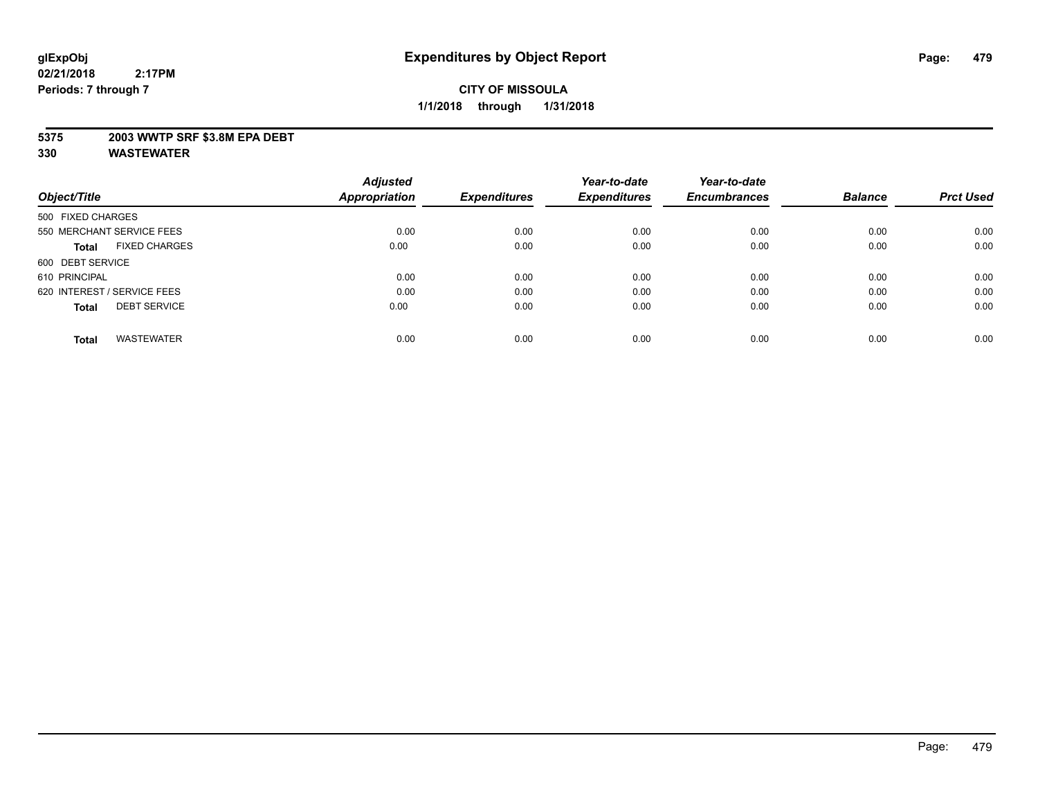glExpObj
02/21/2018 2:17PM
Periods: 7 through 7

# Expenditures by Object Report

**CITY OF MISSOULA**
**1/1/2018 through 1/31/2018**

**5375 2003 WWTP SRF $3.8M EPA DEBT**
**330 WASTEWATER**

| Object/Title | Adjusted Appropriation | Expenditures | Year-to-date Expenditures | Year-to-date Encumbrances | Balance | Prct Used |
|---|---|---|---|---|---|---|
| 500 FIXED CHARGES | | | | | | |
| 550 MERCHANT SERVICE FEES | 0.00 | 0.00 | 0.00 | 0.00 | 0.00 | 0.00 |
| **Total** FIXED CHARGES | 0.00 | 0.00 | 0.00 | 0.00 | 0.00 | 0.00 |
| 600 DEBT SERVICE | | | | | | |
| 610 PRINCIPAL | 0.00 | 0.00 | 0.00 | 0.00 | 0.00 | 0.00 |
| 620 INTEREST / SERVICE FEES | 0.00 | 0.00 | 0.00 | 0.00 | 0.00 | 0.00 |
| **Total** DEBT SERVICE | 0.00 | 0.00 | 0.00 | 0.00 | 0.00 | 0.00 |
| **Total** WASTEWATER | 0.00 | 0.00 | 0.00 | 0.00 | 0.00 | 0.00 |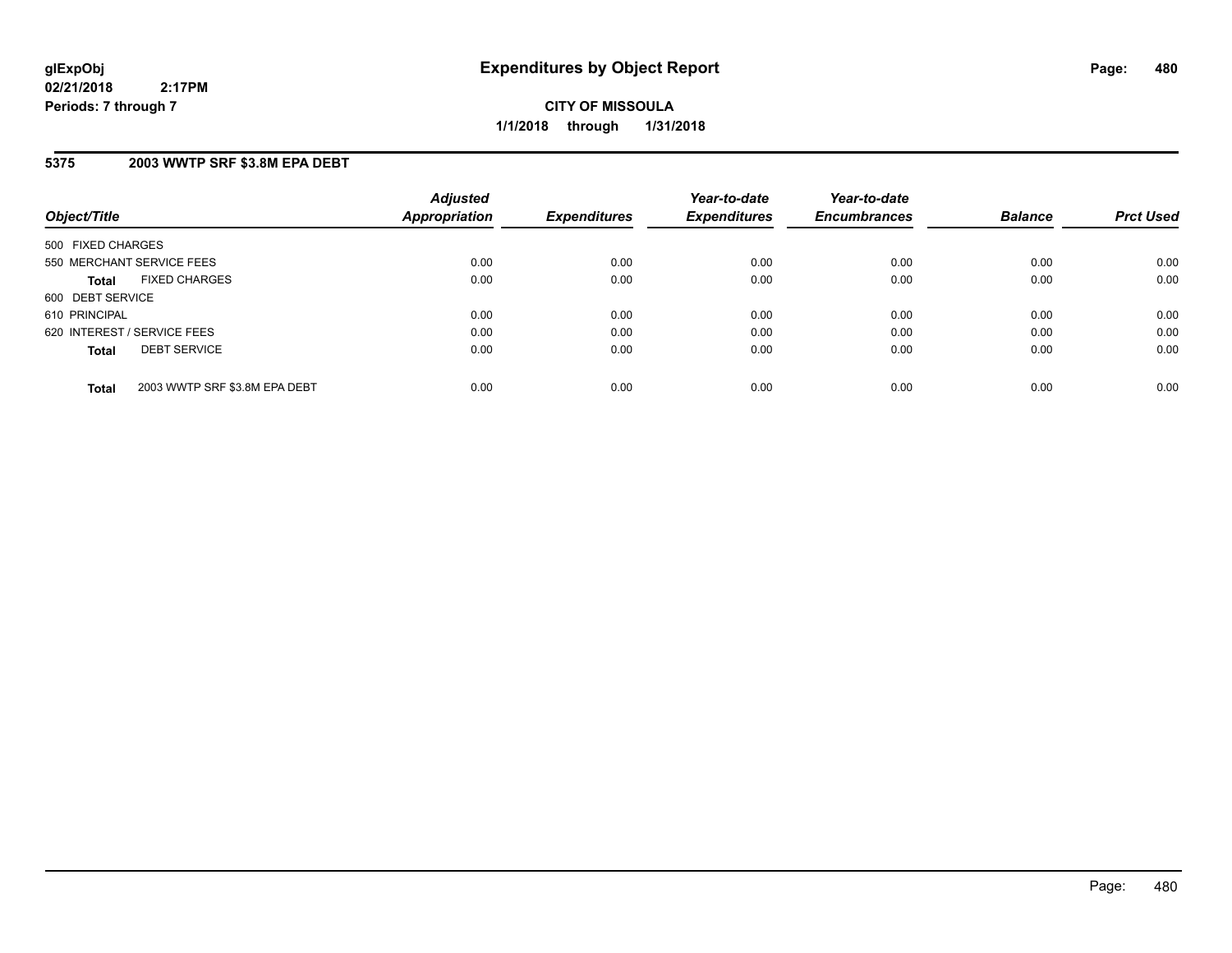# Expenditures by Object Report

glExpObj
02/21/2018 2:17PM
Periods: 7 through 7

**CITY OF MISSOULA**
**1/1/2018 through 1/31/2018**

## 5375 2003 WWTP SRF $3.8M EPA DEBT

| Object/Title | Adjusted Appropriation | Expenditures | Year-to-date Expenditures | Year-to-date Encumbrances | Balance | Prct Used |
|---|---|---|---|---|---|---|
| 500 FIXED CHARGES | | | | | | |
| 550 MERCHANT SERVICE FEES | 0.00 | 0.00 | 0.00 | 0.00 | 0.00 | 0.00 |
| **Total** FIXED CHARGES | 0.00 | 0.00 | 0.00 | 0.00 | 0.00 | 0.00 |
| 600 DEBT SERVICE | | | | | | |
| 610 PRINCIPAL | 0.00 | 0.00 | 0.00 | 0.00 | 0.00 | 0.00 |
| 620 INTEREST / SERVICE FEES | 0.00 | 0.00 | 0.00 | 0.00 | 0.00 | 0.00 |
| **Total** DEBT SERVICE | 0.00 | 0.00 | 0.00 | 0.00 | 0.00 | 0.00 |
| **Total** 2003 WWTP SRF $3.8M EPA DEBT | 0.00 | 0.00 | 0.00 | 0.00 | 0.00 | 0.00 |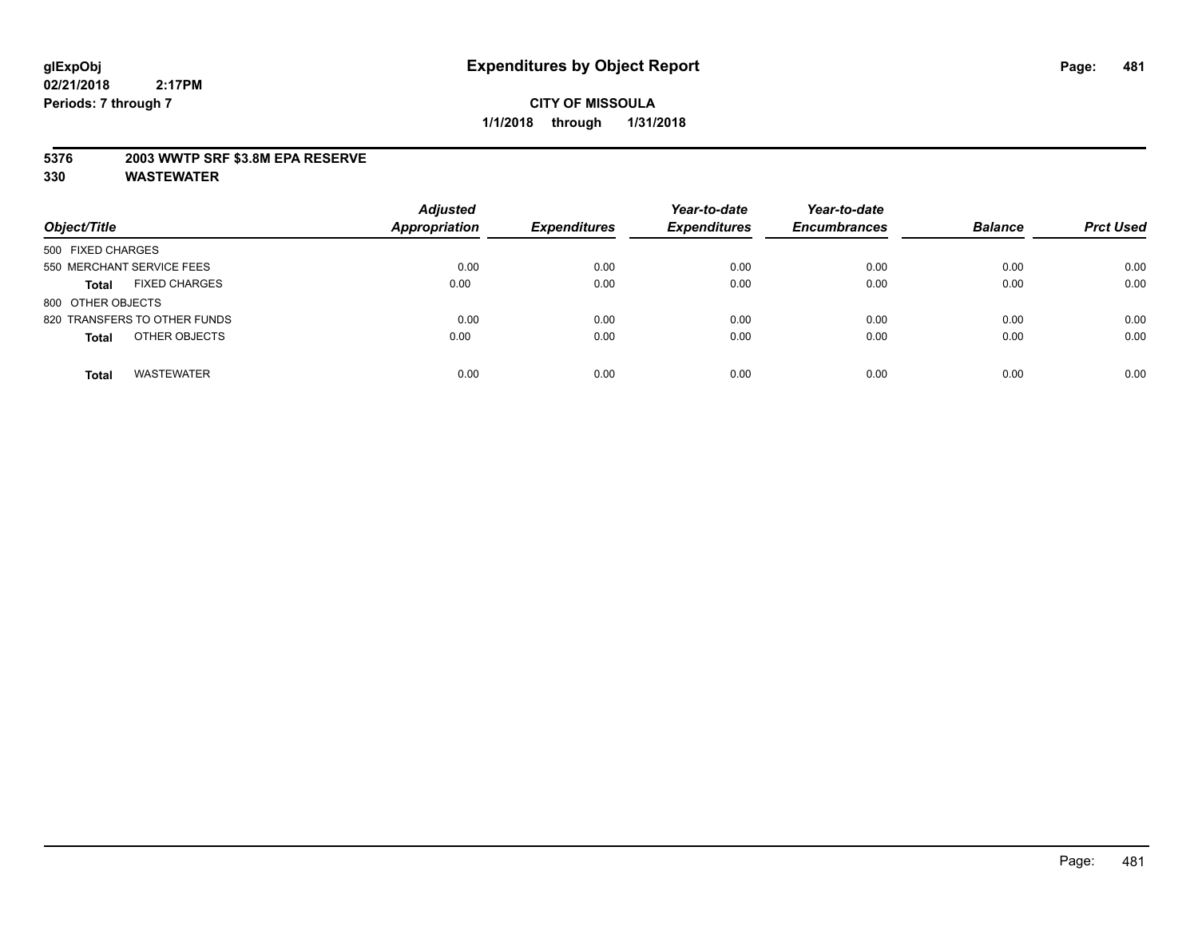**glExpObj**
**02/21/2018 2:17PM**
**Periods: 7 through 7**

# Expenditures by Object Report

**CITY OF MISSOULA**
**1/1/2018 through 1/31/2018**

**5376 2003 WWTP SRF $3.8M EPA RESERVE**
**330 WASTEWATER**

| Object/Title | Adjusted Appropriation | Expenditures | Year-to-date Expenditures | Year-to-date Encumbrances | Balance | Prct Used |
|---|---|---|---|---|---|---|
| 500 FIXED CHARGES | | | | | | |
| 550 MERCHANT SERVICE FEES | 0.00 | 0.00 | 0.00 | 0.00 | 0.00 | 0.00 |
| **Total** FIXED CHARGES | 0.00 | 0.00 | 0.00 | 0.00 | 0.00 | 0.00 |
| 800 OTHER OBJECTS | | | | | | |
| 820 TRANSFERS TO OTHER FUNDS | 0.00 | 0.00 | 0.00 | 0.00 | 0.00 | 0.00 |
| **Total** OTHER OBJECTS | 0.00 | 0.00 | 0.00 | 0.00 | 0.00 | 0.00 |
| **Total** WASTEWATER | 0.00 | 0.00 | 0.00 | 0.00 | 0.00 | 0.00 |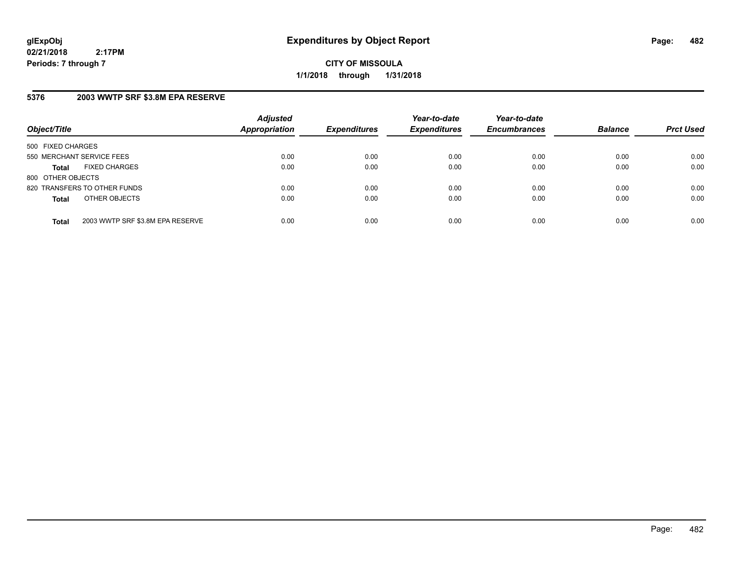**glExpObj**
**02/21/2018 2:17PM**
**Periods: 7 through 7**

# Expenditures by Object Report

**CITY OF MISSOULA**
**1/1/2018 through 1/31/2018**

## 5376 2003 WWTP SRF $3.8M EPA RESERVE

| Object/Title | | Adjusted Appropriation | Expenditures | Year-to-date Expenditures | Year-to-date Encumbrances | Balance | Prct Used |
|---|---|---|---|---|---|---|---|
| 500 FIXED CHARGES | | | | | | | |
| 550 MERCHANT SERVICE FEES | | 0.00 | 0.00 | 0.00 | 0.00 | 0.00 | 0.00 |
| **Total** | FIXED CHARGES | 0.00 | 0.00 | 0.00 | 0.00 | 0.00 | 0.00 |
| 800 OTHER OBJECTS | | | | | | | |
| 820 TRANSFERS TO OTHER FUNDS | | 0.00 | 0.00 | 0.00 | 0.00 | 0.00 | 0.00 |
| **Total** | OTHER OBJECTS | 0.00 | 0.00 | 0.00 | 0.00 | 0.00 | 0.00 |
| **Total** | 2003 WWTP SRF $3.8M EPA RESERVE | 0.00 | 0.00 | 0.00 | 0.00 | 0.00 | 0.00 |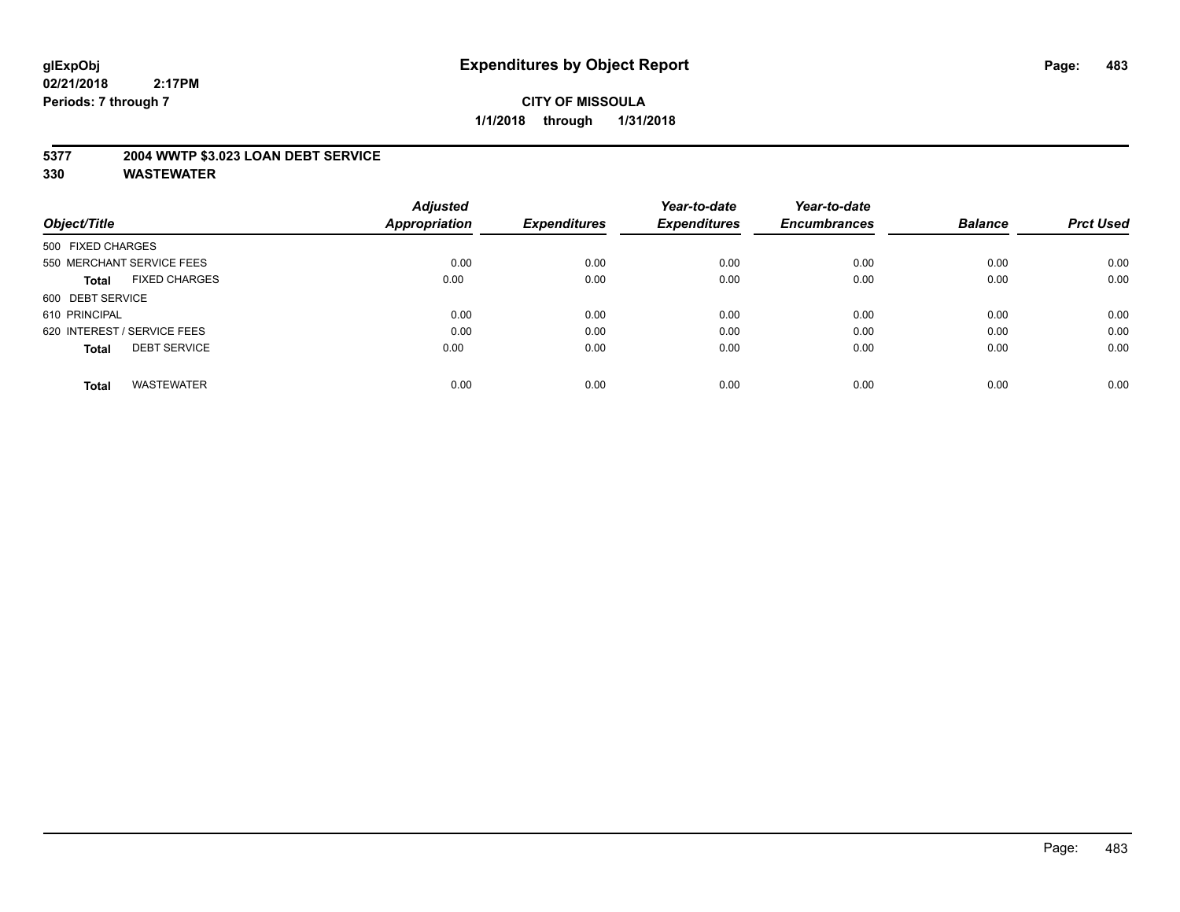**glExpObj**
**02/21/2018 2:17PM**
**Periods: 7 through 7**

# Expenditures by Object Report

**CITY OF MISSOULA**
**1/1/2018 through 1/31/2018**

## 5377 2004 WWTP $3.023 LOAN DEBT SERVICE
## 330 WASTEWATER

| Object/Title | Adjusted Appropriation | Expenditures | Year-to-date Expenditures | Year-to-date Encumbrances | Balance | Prct Used |
|---|---|---|---|---|---|---|
| 500 FIXED CHARGES | | | | | | |
| 550 MERCHANT SERVICE FEES | 0.00 | 0.00 | 0.00 | 0.00 | 0.00 | 0.00 |
| **Total** FIXED CHARGES | 0.00 | 0.00 | 0.00 | 0.00 | 0.00 | 0.00 |
| 600 DEBT SERVICE | | | | | | |
| 610 PRINCIPAL | 0.00 | 0.00 | 0.00 | 0.00 | 0.00 | 0.00 |
| 620 INTEREST / SERVICE FEES | 0.00 | 0.00 | 0.00 | 0.00 | 0.00 | 0.00 |
| **Total** DEBT SERVICE | 0.00 | 0.00 | 0.00 | 0.00 | 0.00 | 0.00 |
| **Total** WASTEWATER | 0.00 | 0.00 | 0.00 | 0.00 | 0.00 | 0.00 |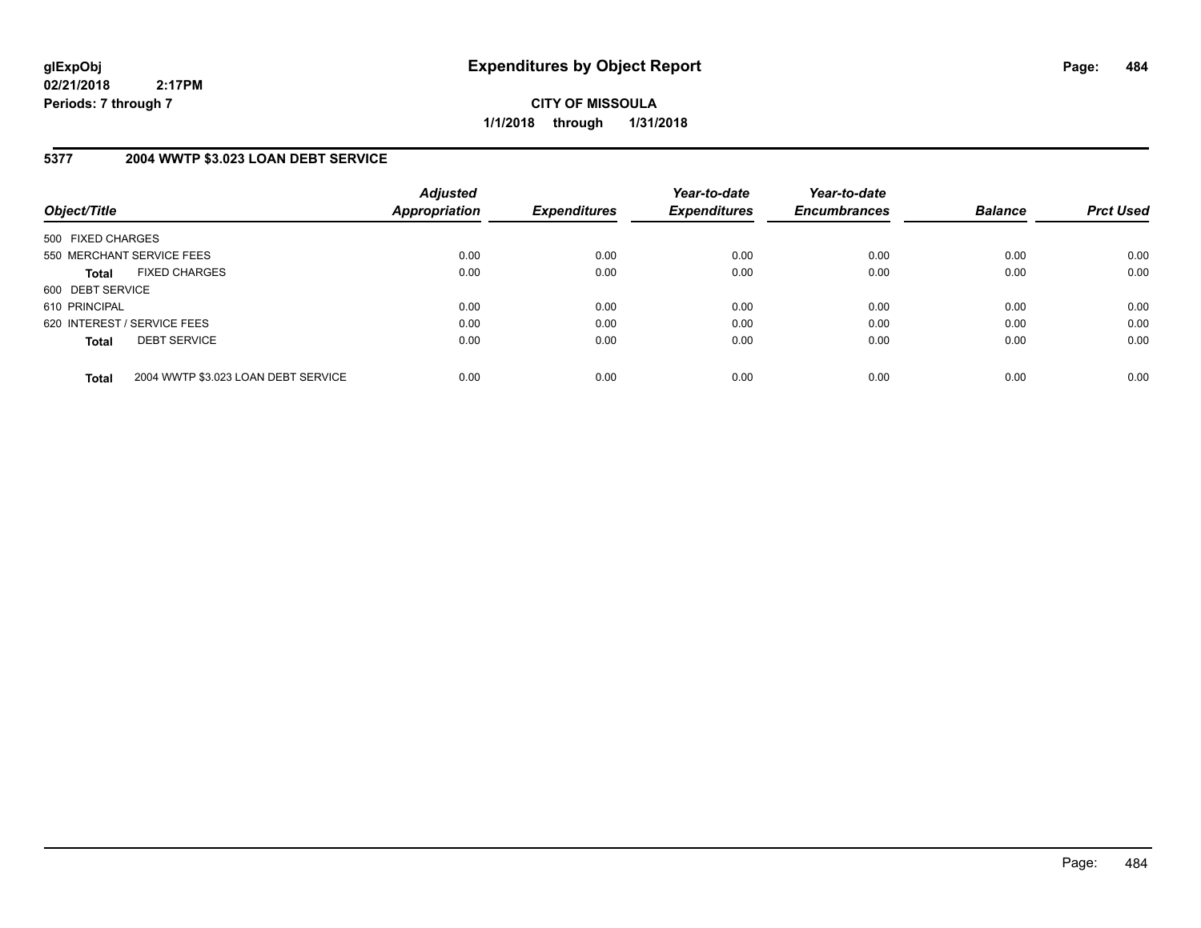# Expenditures by Object Report

glExpObj
02/21/2018 2:17PM
Periods: 7 through 7

**CITY OF MISSOULA**
**1/1/2018 through 1/31/2018**

## 5377 2004 WWTP $3.023 LOAN DEBT SERVICE

| Object/Title | | Adjusted Appropriation | Expenditures | Year-to-date Expenditures | Year-to-date Encumbrances | Balance | Prct Used |
|---|---|---|---|---|---|---|---|
| 500 FIXED CHARGES | | | | | | | |
| 550 MERCHANT SERVICE FEES | | 0.00 | 0.00 | 0.00 | 0.00 | 0.00 | 0.00 |
| **Total** | FIXED CHARGES | 0.00 | 0.00 | 0.00 | 0.00 | 0.00 | 0.00 |
| 600 DEBT SERVICE | | | | | | | |
| 610 PRINCIPAL | | 0.00 | 0.00 | 0.00 | 0.00 | 0.00 | 0.00 |
| 620 INTEREST / SERVICE FEES | | 0.00 | 0.00 | 0.00 | 0.00 | 0.00 | 0.00 |
| **Total** | DEBT SERVICE | 0.00 | 0.00 | 0.00 | 0.00 | 0.00 | 0.00 |
| **Total** | 2004 WWTP $3.023 LOAN DEBT SERVICE | 0.00 | 0.00 | 0.00 | 0.00 | 0.00 | 0.00 |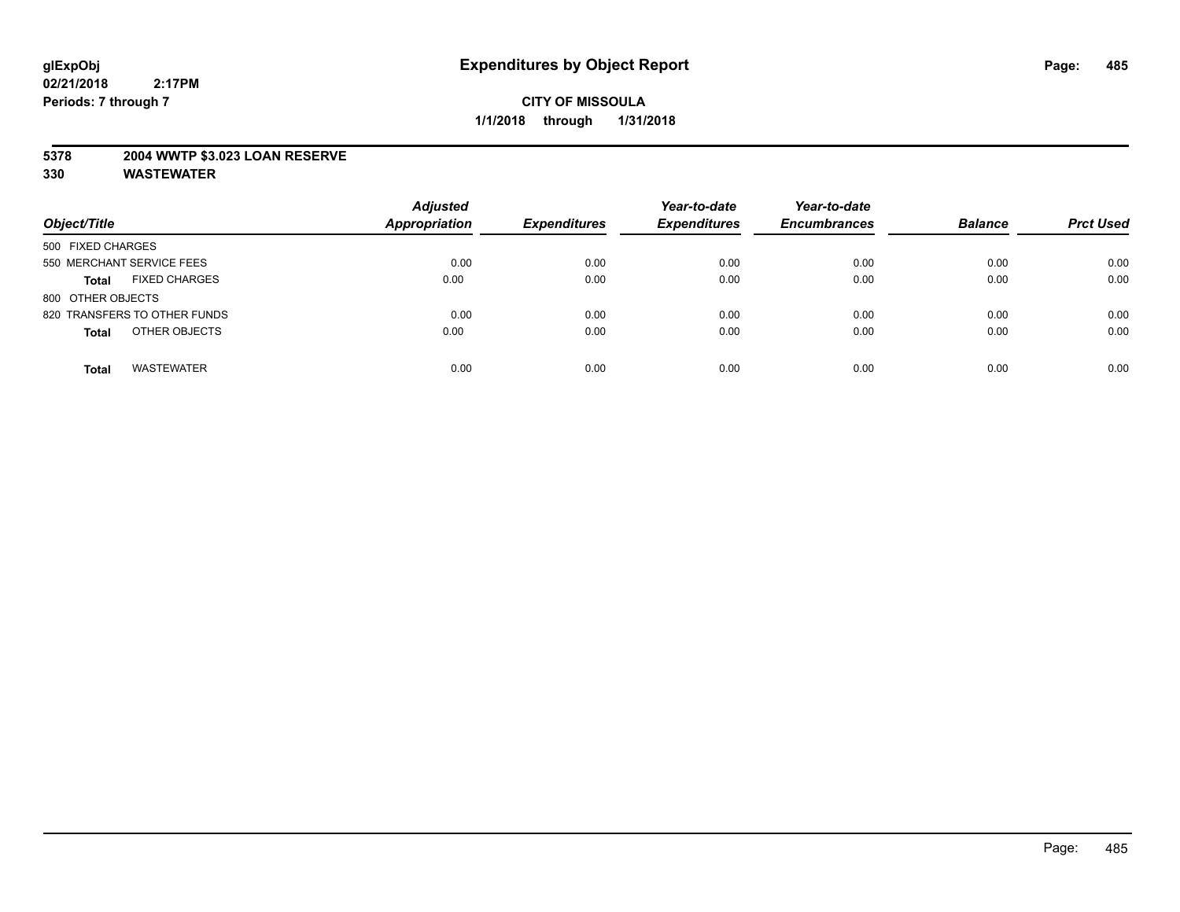glExpObj
02/21/2018 2:17PM
Periods: 7 through 7

# Expenditures by Object Report

**CITY OF MISSOULA**

**1/1/2018 through 1/31/2018**

**5378 2004 WWTP $3.023 LOAN RESERVE**

**330 WASTEWATER**

| Object/Title | Adjusted Appropriation | Expenditures | Year-to-date Expenditures | Year-to-date Encumbrances | Balance | Prct Used |
|---|---|---|---|---|---|---|
| 500 FIXED CHARGES | | | | | | |
| 550 MERCHANT SERVICE FEES | 0.00 | 0.00 | 0.00 | 0.00 | 0.00 | 0.00 |
| **Total** FIXED CHARGES | 0.00 | 0.00 | 0.00 | 0.00 | 0.00 | 0.00 |
| 800 OTHER OBJECTS | | | | | | |
| 820 TRANSFERS TO OTHER FUNDS | 0.00 | 0.00 | 0.00 | 0.00 | 0.00 | 0.00 |
| **Total** OTHER OBJECTS | 0.00 | 0.00 | 0.00 | 0.00 | 0.00 | 0.00 |
| **Total** WASTEWATER | 0.00 | 0.00 | 0.00 | 0.00 | 0.00 | 0.00 |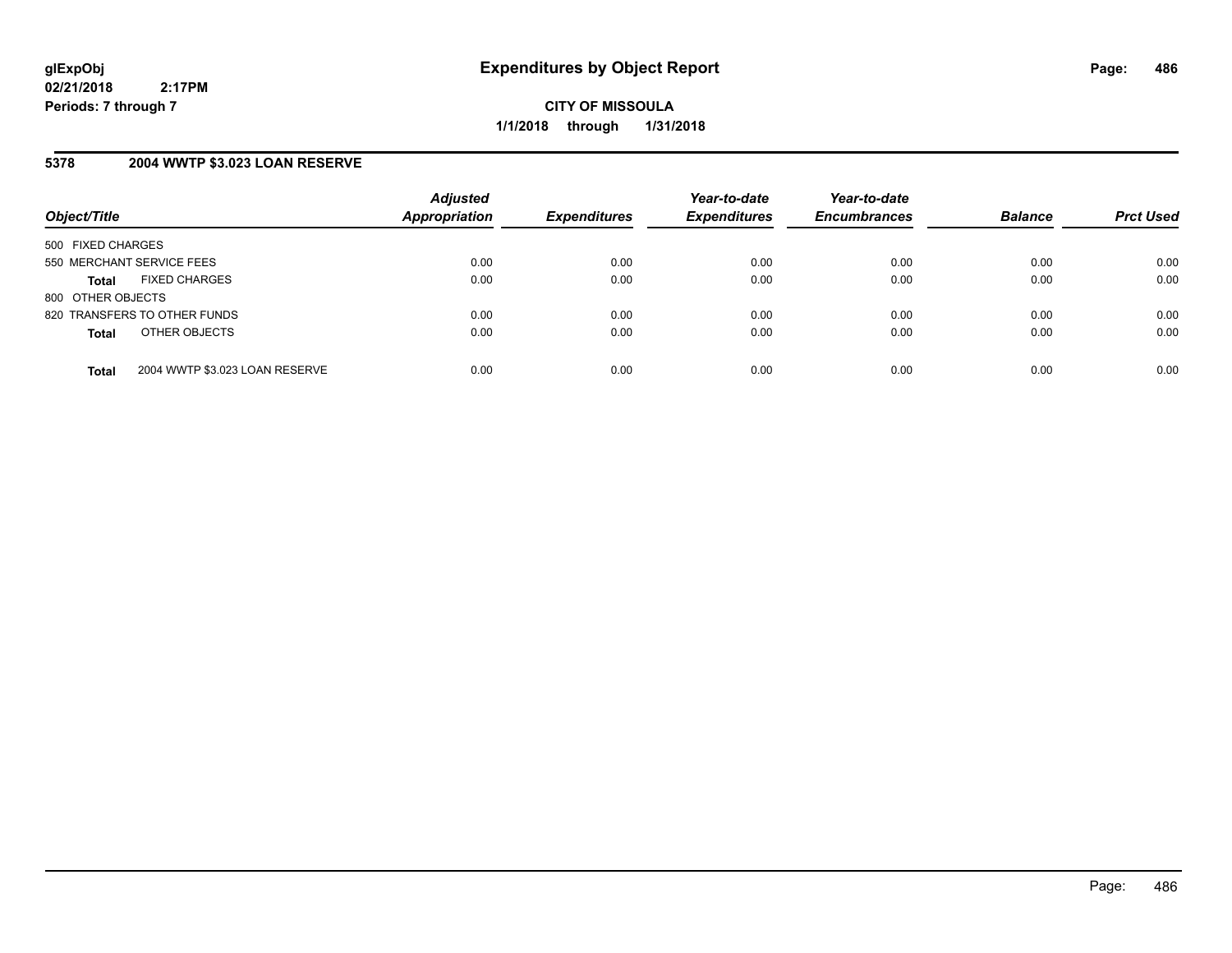# Expenditures by Object Report

glExpObj
02/21/2018 2:17PM
Periods: 7 through 7

**CITY OF MISSOULA**
**1/1/2018 through 1/31/2018**

## 5378 2004 WWTP $3.023 LOAN RESERVE

| Object/Title | | Adjusted Appropriation | Expenditures | Year-to-date Expenditures | Year-to-date Encumbrances | Balance | Prct Used |
|---|---|---|---|---|---|---|---|
| 500 FIXED CHARGES | | | | | | | |
| 550 MERCHANT SERVICE FEES | | 0.00 | 0.00 | 0.00 | 0.00 | 0.00 | 0.00 |
| **Total** | FIXED CHARGES | 0.00 | 0.00 | 0.00 | 0.00 | 0.00 | 0.00 |
| 800 OTHER OBJECTS | | | | | | | |
| 820 TRANSFERS TO OTHER FUNDS | | 0.00 | 0.00 | 0.00 | 0.00 | 0.00 | 0.00 |
| **Total** | OTHER OBJECTS | 0.00 | 0.00 | 0.00 | 0.00 | 0.00 | 0.00 |
| **Total** | 2004 WWTP $3.023 LOAN RESERVE | 0.00 | 0.00 | 0.00 | 0.00 | 0.00 | 0.00 |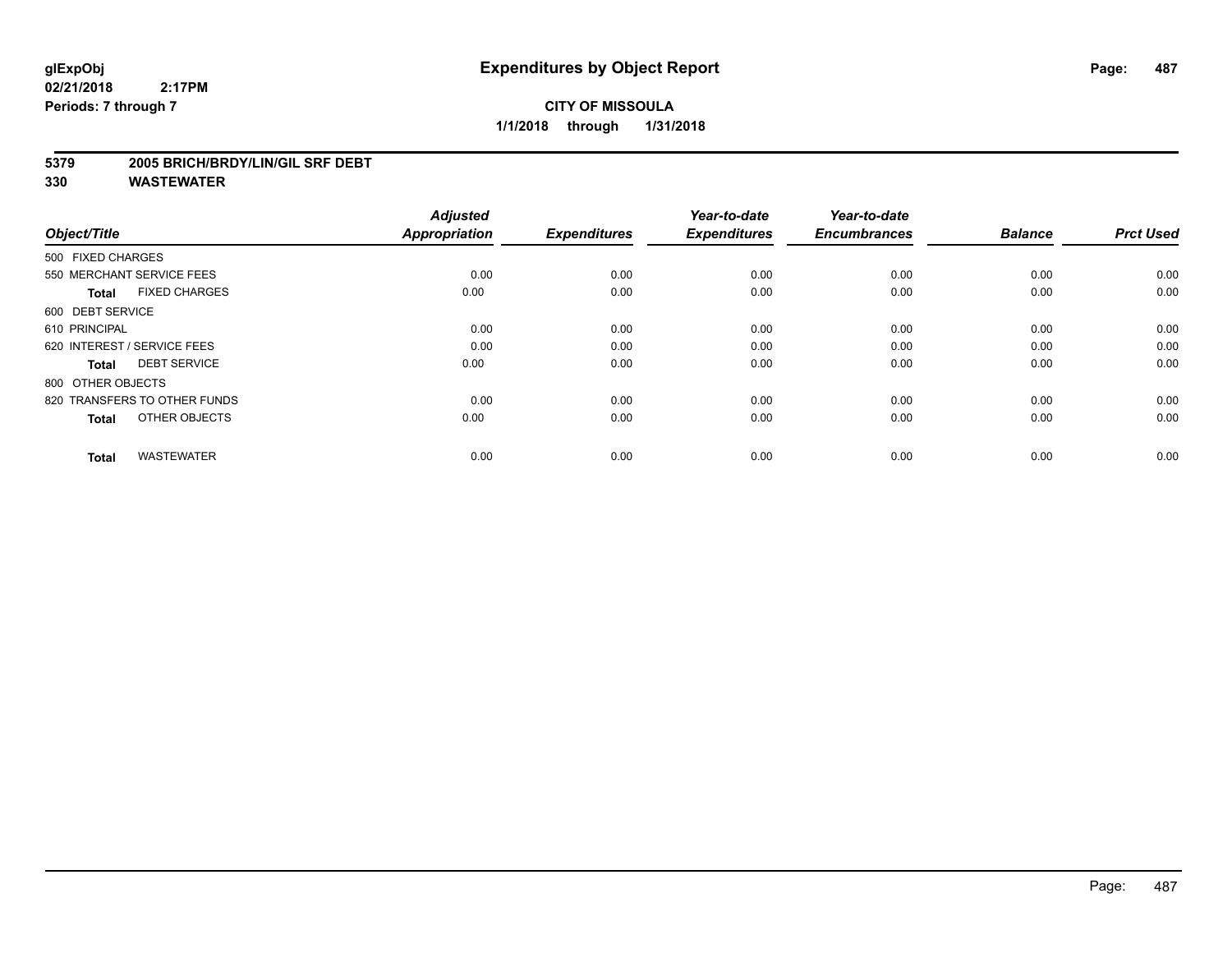# Expenditures by Object Report

**glExpObj**
**02/21/2018 2:17PM**
**Periods: 7 through 7**

**CITY OF MISSOULA**
**1/1/2018 through 1/31/2018**

**5379 2005 BRICH/BRDY/LIN/GIL SRF DEBT**
**330 WASTEWATER**

| Object/Title | Adjusted Appropriation | Expenditures | Year-to-date Expenditures | Year-to-date Encumbrances | Balance | Prct Used |
|---|---|---|---|---|---|---|
| 500 FIXED CHARGES | | | | | | |
| 550 MERCHANT SERVICE FEES | 0.00 | 0.00 | 0.00 | 0.00 | 0.00 | 0.00 |
| **Total** FIXED CHARGES | 0.00 | 0.00 | 0.00 | 0.00 | 0.00 | 0.00 |
| 600 DEBT SERVICE | | | | | | |
| 610 PRINCIPAL | 0.00 | 0.00 | 0.00 | 0.00 | 0.00 | 0.00 |
| 620 INTEREST / SERVICE FEES | 0.00 | 0.00 | 0.00 | 0.00 | 0.00 | 0.00 |
| **Total** DEBT SERVICE | 0.00 | 0.00 | 0.00 | 0.00 | 0.00 | 0.00 |
| 800 OTHER OBJECTS | | | | | | |
| 820 TRANSFERS TO OTHER FUNDS | 0.00 | 0.00 | 0.00 | 0.00 | 0.00 | 0.00 |
| **Total** OTHER OBJECTS | 0.00 | 0.00 | 0.00 | 0.00 | 0.00 | 0.00 |
| **Total** WASTEWATER | 0.00 | 0.00 | 0.00 | 0.00 | 0.00 | 0.00 |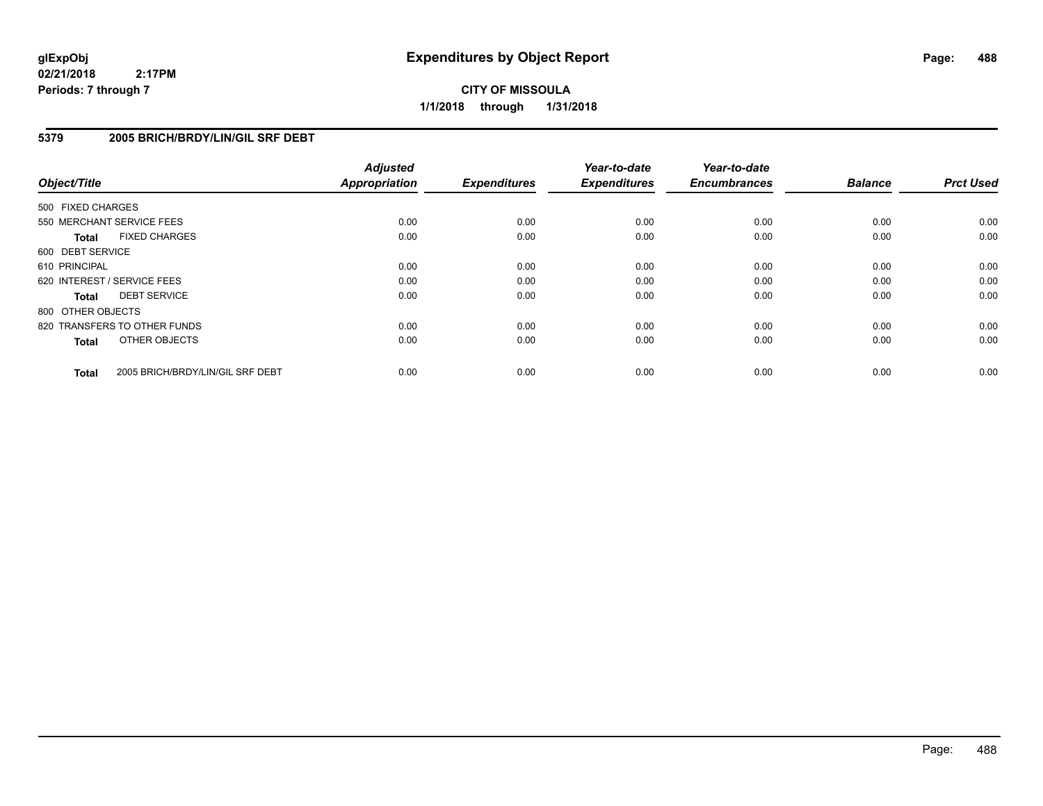**CITY OF MISSOULA**

**1/1/2018 through 1/31/2018**

## 5379 2005 BRICH/BRDY/LIN/GIL SRF DEBT

| Object/Title | Adjusted Appropriation | Expenditures | Year-to-date Expenditures | Year-to-date Encumbrances | Balance | Prct Used |
|---|---|---|---|---|---|---|
| 500 FIXED CHARGES | | | | | | |
| 550 MERCHANT SERVICE FEES | 0.00 | 0.00 | 0.00 | 0.00 | 0.00 | 0.00 |
| **Total** FIXED CHARGES | 0.00 | 0.00 | 0.00 | 0.00 | 0.00 | 0.00 |
| 600 DEBT SERVICE | | | | | | |
| 610 PRINCIPAL | 0.00 | 0.00 | 0.00 | 0.00 | 0.00 | 0.00 |
| 620 INTEREST / SERVICE FEES | 0.00 | 0.00 | 0.00 | 0.00 | 0.00 | 0.00 |
| **Total** DEBT SERVICE | 0.00 | 0.00 | 0.00 | 0.00 | 0.00 | 0.00 |
| 800 OTHER OBJECTS | | | | | | |
| 820 TRANSFERS TO OTHER FUNDS | 0.00 | 0.00 | 0.00 | 0.00 | 0.00 | 0.00 |
| **Total** OTHER OBJECTS | 0.00 | 0.00 | 0.00 | 0.00 | 0.00 | 0.00 |
| **Total** 2005 BRICH/BRDY/LIN/GIL SRF DEBT | 0.00 | 0.00 | 0.00 | 0.00 | 0.00 | 0.00 |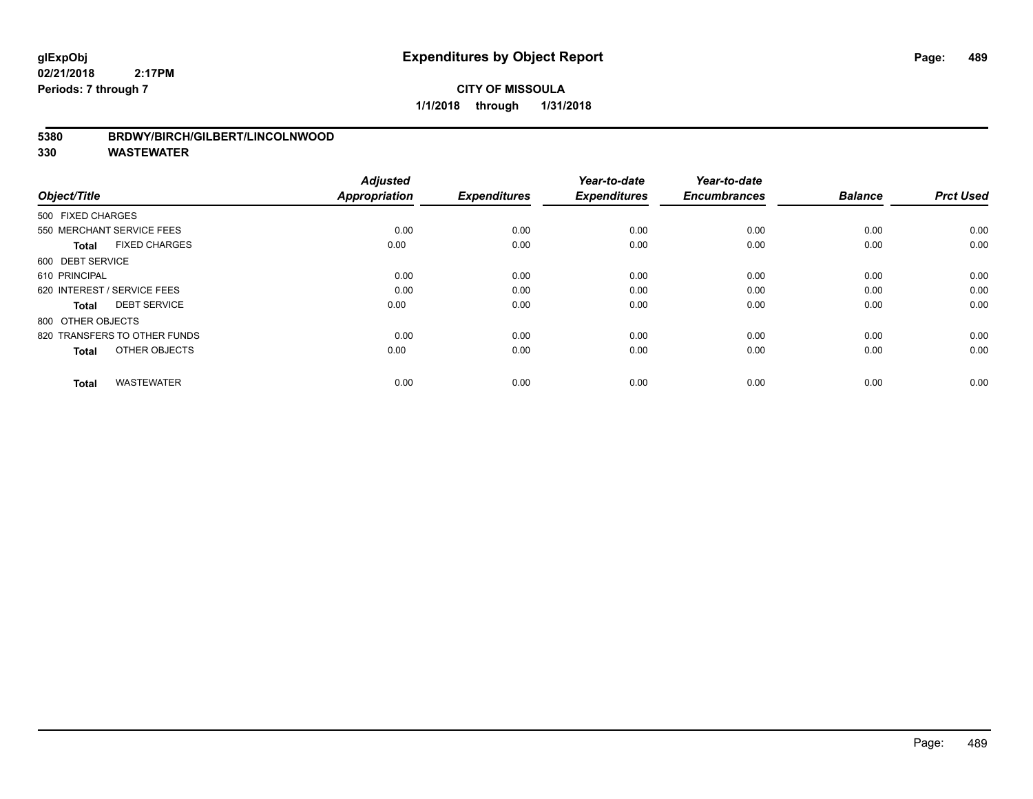# Expenditures by Object Report

glExpObj
02/21/2018 2:17PM
Periods: 7 through 7

**CITY OF MISSOULA**
**1/1/2018 through 1/31/2018**

**5380 BRDWY/BIRCH/GILBERT/LINCOLNWOOD**
**330 WASTEWATER**

| Object/Title | | Adjusted Appropriation | Expenditures | Year-to-date Expenditures | Year-to-date Encumbrances | Balance | Prct Used |
|---|---|---|---|---|---|---|---|
| 500 FIXED CHARGES | | | | | | | |
| 550 MERCHANT SERVICE FEES | | 0.00 | 0.00 | 0.00 | 0.00 | 0.00 | 0.00 |
| **Total** | FIXED CHARGES | 0.00 | 0.00 | 0.00 | 0.00 | 0.00 | 0.00 |
| 600 DEBT SERVICE | | | | | | | |
| 610 PRINCIPAL | | 0.00 | 0.00 | 0.00 | 0.00 | 0.00 | 0.00 |
| 620 INTEREST / SERVICE FEES | | 0.00 | 0.00 | 0.00 | 0.00 | 0.00 | 0.00 |
| **Total** | DEBT SERVICE | 0.00 | 0.00 | 0.00 | 0.00 | 0.00 | 0.00 |
| 800 OTHER OBJECTS | | | | | | | |
| 820 TRANSFERS TO OTHER FUNDS | | 0.00 | 0.00 | 0.00 | 0.00 | 0.00 | 0.00 |
| **Total** | OTHER OBJECTS | 0.00 | 0.00 | 0.00 | 0.00 | 0.00 | 0.00 |
| **Total** | WASTEWATER | 0.00 | 0.00 | 0.00 | 0.00 | 0.00 | 0.00 |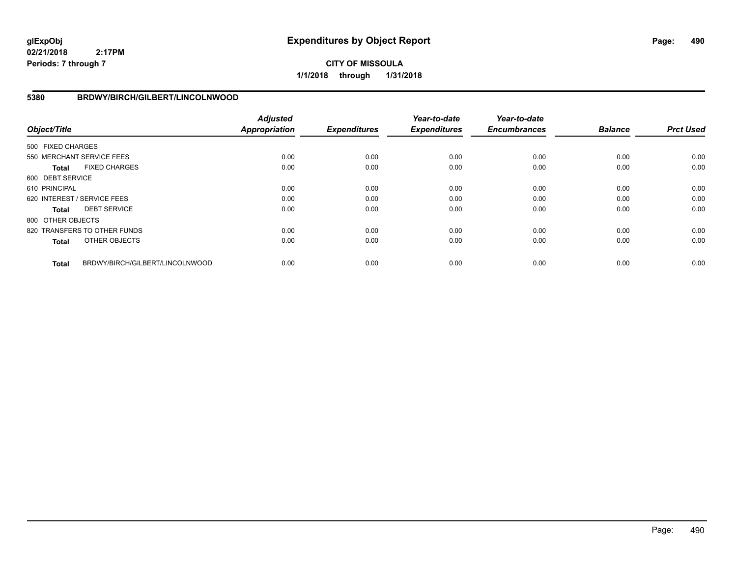# Expenditures by Object Report

glExpObj
02/21/2018 2:17PM
Periods: 7 through 7

**CITY OF MISSOULA**
**1/1/2018 through 1/31/2018**

## 5380 BRDWY/BIRCH/GILBERT/LINCOLNWOOD

| Object/Title | Adjusted Appropriation | Expenditures | Year-to-date Expenditures | Year-to-date Encumbrances | Balance | Prct Used |
|---|---|---|---|---|---|---|
| 500 FIXED CHARGES | | | | | | |
| 550 MERCHANT SERVICE FEES | 0.00 | 0.00 | 0.00 | 0.00 | 0.00 | 0.00 |
| **Total** FIXED CHARGES | 0.00 | 0.00 | 0.00 | 0.00 | 0.00 | 0.00 |
| 600 DEBT SERVICE | | | | | | |
| 610 PRINCIPAL | 0.00 | 0.00 | 0.00 | 0.00 | 0.00 | 0.00 |
| 620 INTEREST / SERVICE FEES | 0.00 | 0.00 | 0.00 | 0.00 | 0.00 | 0.00 |
| **Total** DEBT SERVICE | 0.00 | 0.00 | 0.00 | 0.00 | 0.00 | 0.00 |
| 800 OTHER OBJECTS | | | | | | |
| 820 TRANSFERS TO OTHER FUNDS | 0.00 | 0.00 | 0.00 | 0.00 | 0.00 | 0.00 |
| **Total** OTHER OBJECTS | 0.00 | 0.00 | 0.00 | 0.00 | 0.00 | 0.00 |
| **Total** BRDWY/BIRCH/GILBERT/LINCOLNWOOD | 0.00 | 0.00 | 0.00 | 0.00 | 0.00 | 0.00 |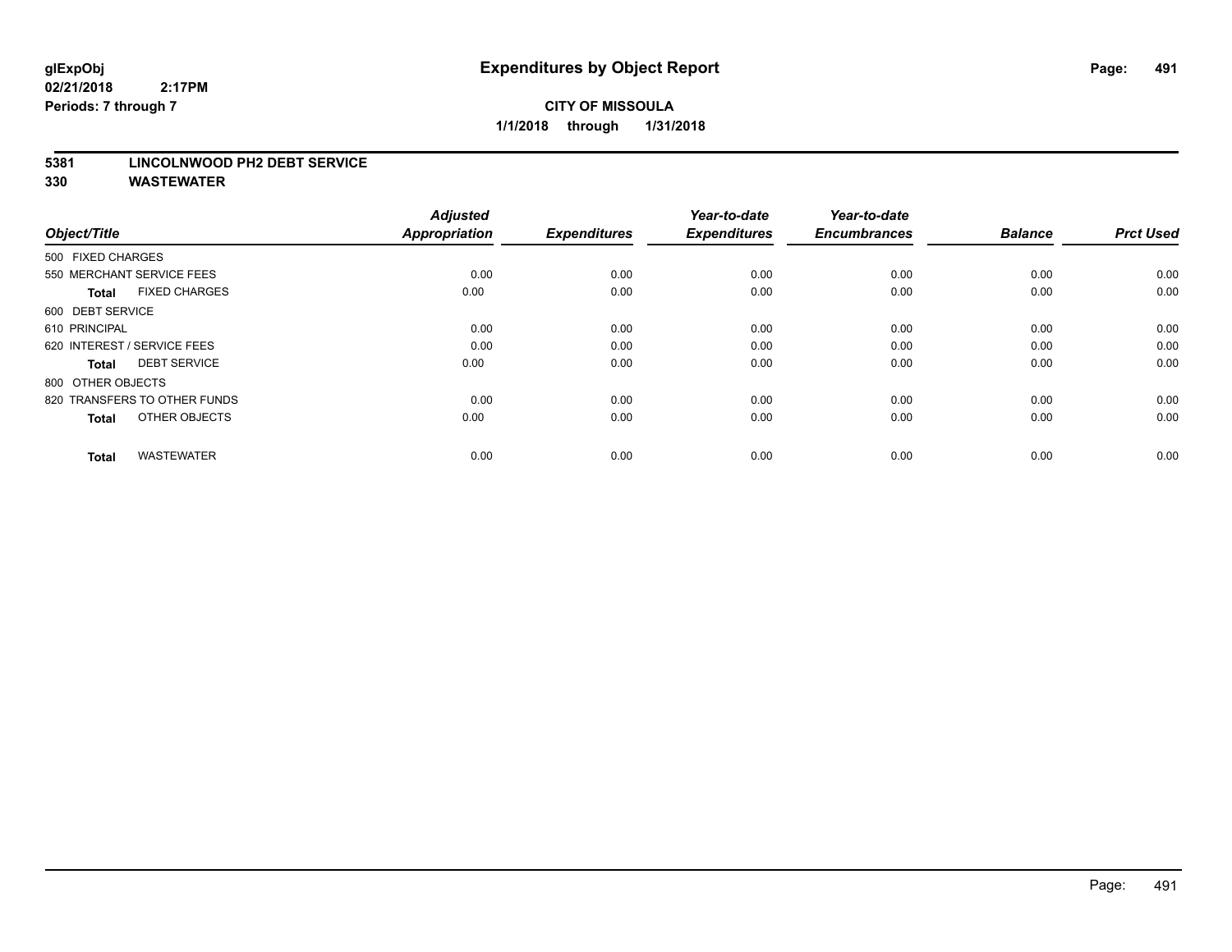**glExpObj**
**02/21/2018 2:17PM**
**Periods: 7 through 7**

# Expenditures by Object Report

**CITY OF MISSOULA**
**1/1/2018 through 1/31/2018**

## 5381 LINCOLNWOOD PH2 DEBT SERVICE
## 330 WASTEWATER

| Object/Title | Adjusted Appropriation | Expenditures | Year-to-date Expenditures | Year-to-date Encumbrances | Balance | Prct Used |
|---|---|---|---|---|---|---|
| 500 FIXED CHARGES | | | | | | |
| 550 MERCHANT SERVICE FEES | 0.00 | 0.00 | 0.00 | 0.00 | 0.00 | 0.00 |
| **Total** FIXED CHARGES | 0.00 | 0.00 | 0.00 | 0.00 | 0.00 | 0.00 |
| 600 DEBT SERVICE | | | | | | |
| 610 PRINCIPAL | 0.00 | 0.00 | 0.00 | 0.00 | 0.00 | 0.00 |
| 620 INTEREST / SERVICE FEES | 0.00 | 0.00 | 0.00 | 0.00 | 0.00 | 0.00 |
| **Total** DEBT SERVICE | 0.00 | 0.00 | 0.00 | 0.00 | 0.00 | 0.00 |
| 800 OTHER OBJECTS | | | | | | |
| 820 TRANSFERS TO OTHER FUNDS | 0.00 | 0.00 | 0.00 | 0.00 | 0.00 | 0.00 |
| **Total** OTHER OBJECTS | 0.00 | 0.00 | 0.00 | 0.00 | 0.00 | 0.00 |
| **Total** WASTEWATER | 0.00 | 0.00 | 0.00 | 0.00 | 0.00 | 0.00 |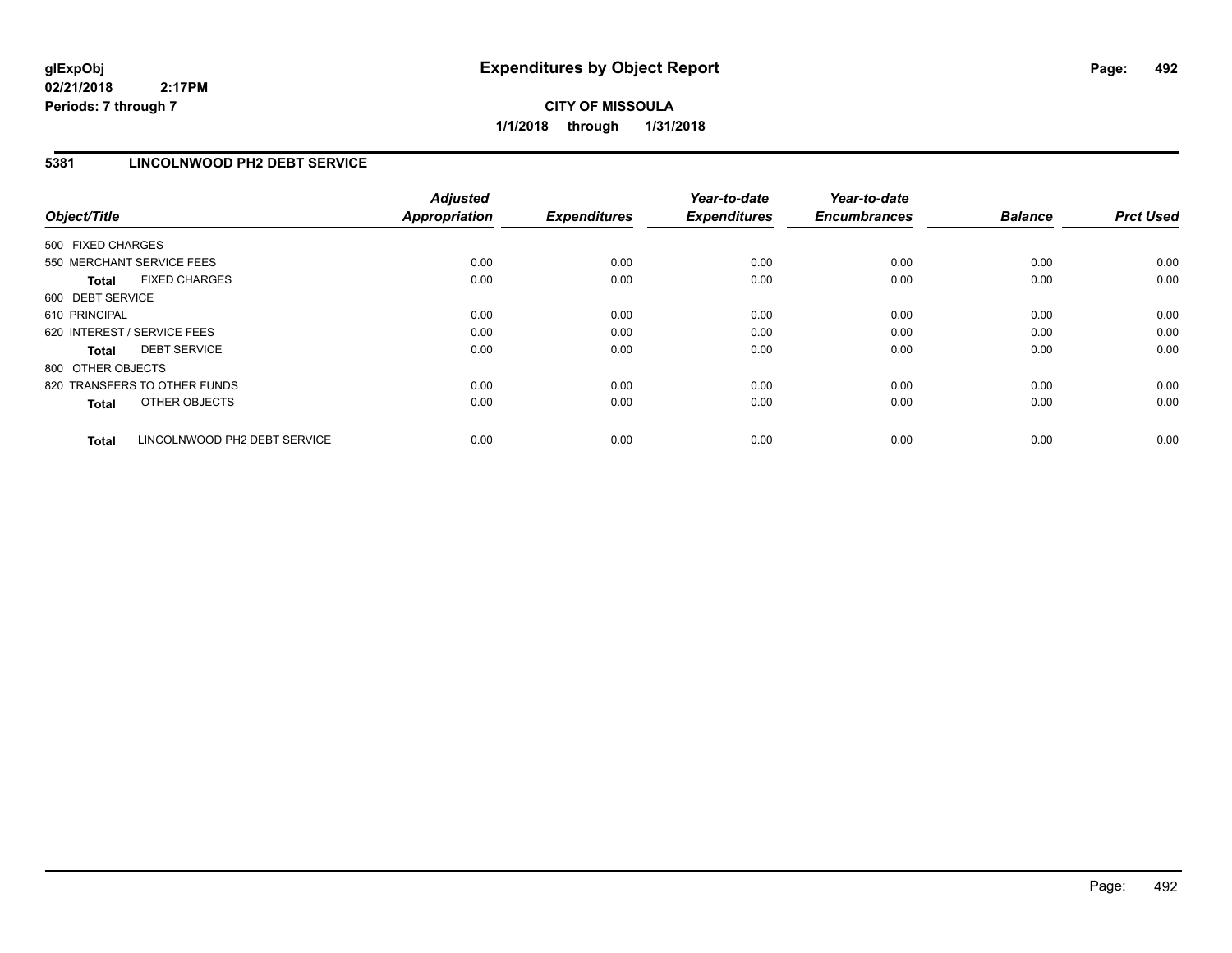**glExpObj** **Expenditures by Object Report**
**02/21/2018 2:17PM**
**Periods: 7 through 7**

**CITY OF MISSOULA**
**1/1/2018 through 1/31/2018**

## 5381 LINCOLNWOOD PH2 DEBT SERVICE

| Object/Title | Adjusted Appropriation | Expenditures | Year-to-date Expenditures | Year-to-date Encumbrances | Balance | Prct Used |
|---|---|---|---|---|---|---|
| 500 FIXED CHARGES | | | | | | |
| 550 MERCHANT SERVICE FEES | 0.00 | 0.00 | 0.00 | 0.00 | 0.00 | 0.00 |
| **Total** FIXED CHARGES | 0.00 | 0.00 | 0.00 | 0.00 | 0.00 | 0.00 |
| 600 DEBT SERVICE | | | | | | |
| 610 PRINCIPAL | 0.00 | 0.00 | 0.00 | 0.00 | 0.00 | 0.00 |
| 620 INTEREST / SERVICE FEES | 0.00 | 0.00 | 0.00 | 0.00 | 0.00 | 0.00 |
| **Total** DEBT SERVICE | 0.00 | 0.00 | 0.00 | 0.00 | 0.00 | 0.00 |
| 800 OTHER OBJECTS | | | | | | |
| 820 TRANSFERS TO OTHER FUNDS | 0.00 | 0.00 | 0.00 | 0.00 | 0.00 | 0.00 |
| **Total** OTHER OBJECTS | 0.00 | 0.00 | 0.00 | 0.00 | 0.00 | 0.00 |
| **Total** LINCOLNWOOD PH2 DEBT SERVICE | 0.00 | 0.00 | 0.00 | 0.00 | 0.00 | 0.00 |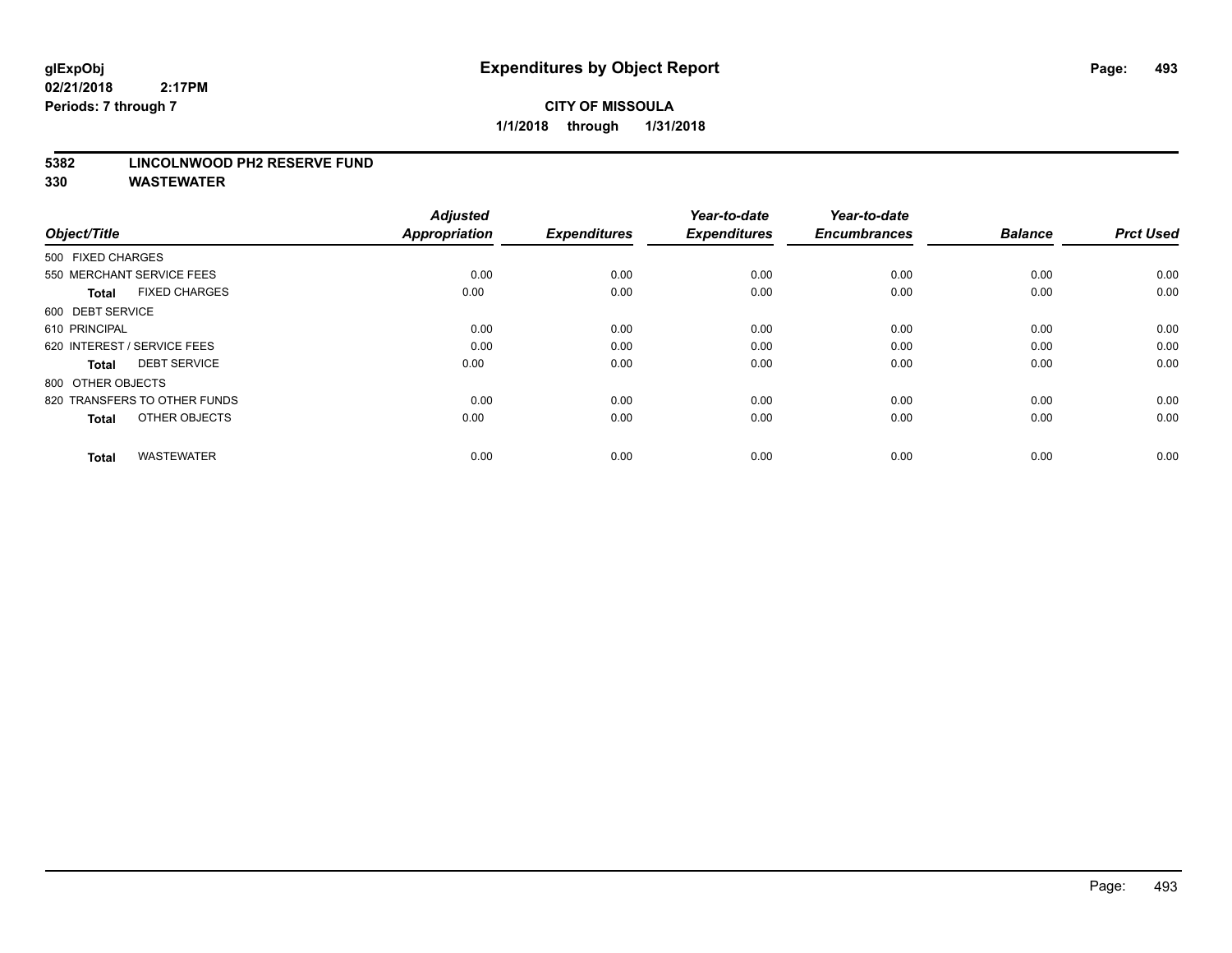# Expenditures by Object Report

**glExpObj**
**02/21/2018 2:17PM**
**Periods: 7 through 7**

**CITY OF MISSOULA**
**1/1/2018 through 1/31/2018**

**5382 LINCOLNWOOD PH2 RESERVE FUND**
**330 WASTEWATER**

| Object/Title | Adjusted Appropriation | Expenditures | Year-to-date Expenditures | Year-to-date Encumbrances | Balance | Prct Used |
|---|---|---|---|---|---|---|
| 500 FIXED CHARGES | | | | | | |
| 550 MERCHANT SERVICE FEES | 0.00 | 0.00 | 0.00 | 0.00 | 0.00 | 0.00 |
| **Total** FIXED CHARGES | 0.00 | 0.00 | 0.00 | 0.00 | 0.00 | 0.00 |
| 600 DEBT SERVICE | | | | | | |
| 610 PRINCIPAL | 0.00 | 0.00 | 0.00 | 0.00 | 0.00 | 0.00 |
| 620 INTEREST / SERVICE FEES | 0.00 | 0.00 | 0.00 | 0.00 | 0.00 | 0.00 |
| **Total** DEBT SERVICE | 0.00 | 0.00 | 0.00 | 0.00 | 0.00 | 0.00 |
| 800 OTHER OBJECTS | | | | | | |
| 820 TRANSFERS TO OTHER FUNDS | 0.00 | 0.00 | 0.00 | 0.00 | 0.00 | 0.00 |
| **Total** OTHER OBJECTS | 0.00 | 0.00 | 0.00 | 0.00 | 0.00 | 0.00 |
| **Total** WASTEWATER | 0.00 | 0.00 | 0.00 | 0.00 | 0.00 | 0.00 |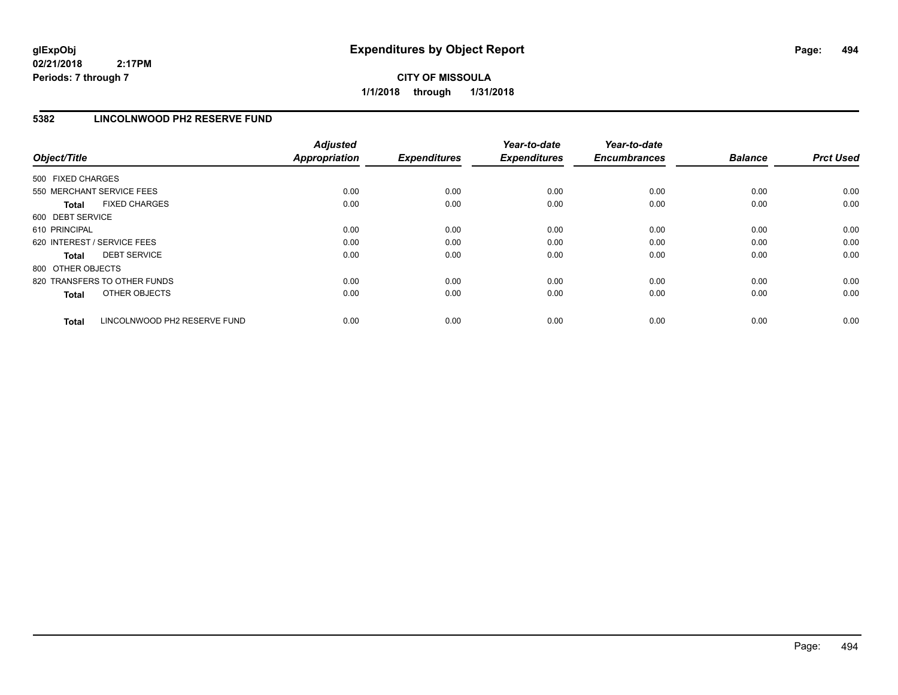glExpObj
02/21/2018 2:17PM
Periods: 7 through 7

# Expenditures by Object Report

**CITY OF MISSOULA**
**1/1/2018 through 1/31/2018**

## 5382 LINCOLNWOOD PH2 RESERVE FUND

| Object/Title | Adjusted Appropriation | Expenditures | Year-to-date Expenditures | Year-to-date Encumbrances | Balance | Prct Used |
|---|---|---|---|---|---|---|
| 500 FIXED CHARGES | | | | | | |
| 550 MERCHANT SERVICE FEES | 0.00 | 0.00 | 0.00 | 0.00 | 0.00 | 0.00 |
| **Total** FIXED CHARGES | 0.00 | 0.00 | 0.00 | 0.00 | 0.00 | 0.00 |
| 600 DEBT SERVICE | | | | | | |
| 610 PRINCIPAL | 0.00 | 0.00 | 0.00 | 0.00 | 0.00 | 0.00 |
| 620 INTEREST / SERVICE FEES | 0.00 | 0.00 | 0.00 | 0.00 | 0.00 | 0.00 |
| **Total** DEBT SERVICE | 0.00 | 0.00 | 0.00 | 0.00 | 0.00 | 0.00 |
| 800 OTHER OBJECTS | | | | | | |
| 820 TRANSFERS TO OTHER FUNDS | 0.00 | 0.00 | 0.00 | 0.00 | 0.00 | 0.00 |
| **Total** OTHER OBJECTS | 0.00 | 0.00 | 0.00 | 0.00 | 0.00 | 0.00 |
| **Total** LINCOLNWOOD PH2 RESERVE FUND | 0.00 | 0.00 | 0.00 | 0.00 | 0.00 | 0.00 |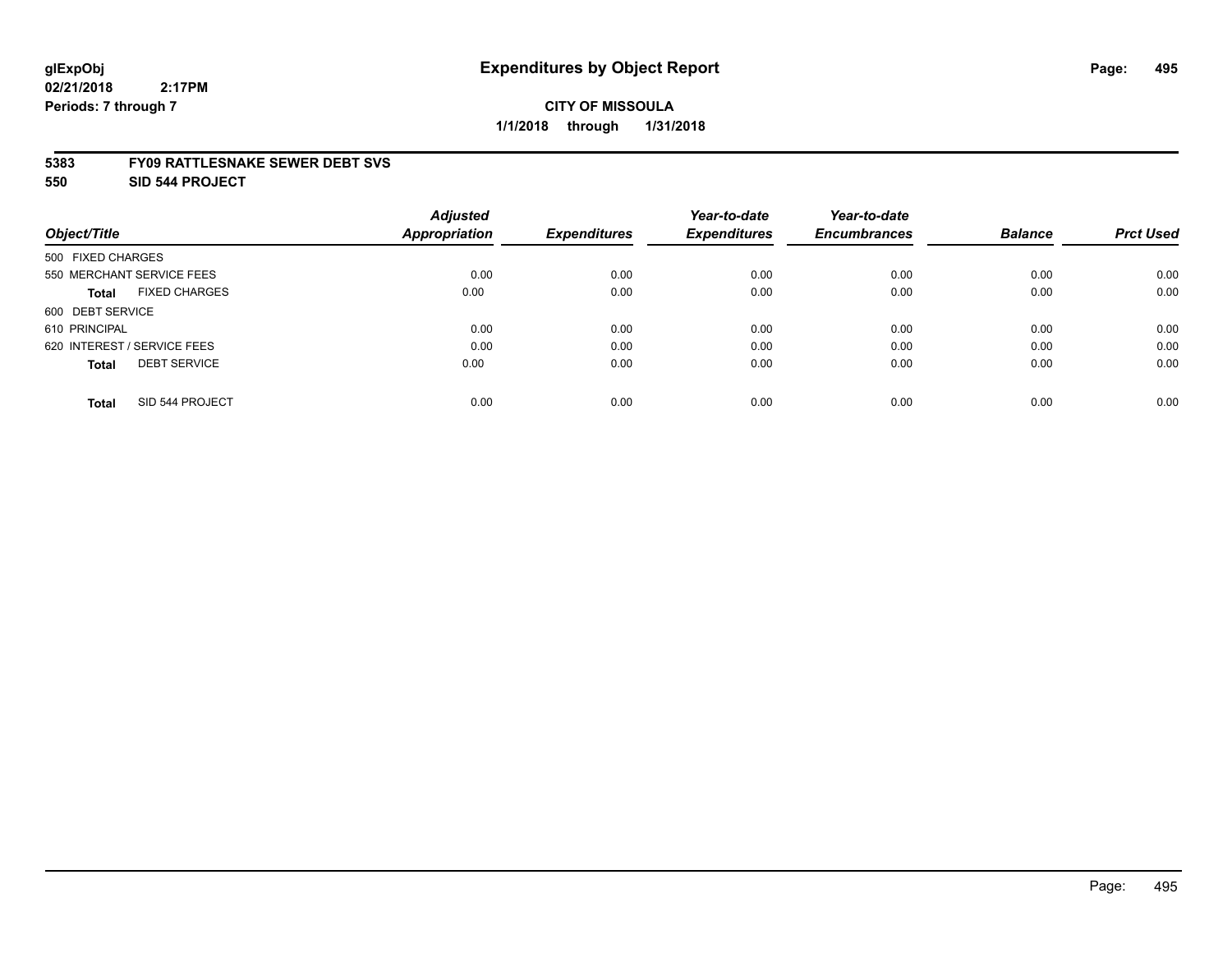**glExpObj**
**02/21/2018 2:17PM**
**Periods: 7 through 7**

# Expenditures by Object Report

**CITY OF MISSOULA**
**1/1/2018 through 1/31/2018**

**5383 FY09 RATTLESNAKE SEWER DEBT SVS**
**550 SID 544 PROJECT**

| Object/Title | Adjusted Appropriation | Expenditures | Year-to-date Expenditures | Year-to-date Encumbrances | Balance | Prct Used |
|---|---|---|---|---|---|---|
| 500 FIXED CHARGES | | | | | | |
| 550 MERCHANT SERVICE FEES | 0.00 | 0.00 | 0.00 | 0.00 | 0.00 | 0.00 |
| **Total** FIXED CHARGES | 0.00 | 0.00 | 0.00 | 0.00 | 0.00 | 0.00 |
| 600 DEBT SERVICE | | | | | | |
| 610 PRINCIPAL | 0.00 | 0.00 | 0.00 | 0.00 | 0.00 | 0.00 |
| 620 INTEREST / SERVICE FEES | 0.00 | 0.00 | 0.00 | 0.00 | 0.00 | 0.00 |
| **Total** DEBT SERVICE | 0.00 | 0.00 | 0.00 | 0.00 | 0.00 | 0.00 |
| **Total** SID 544 PROJECT | 0.00 | 0.00 | 0.00 | 0.00 | 0.00 | 0.00 |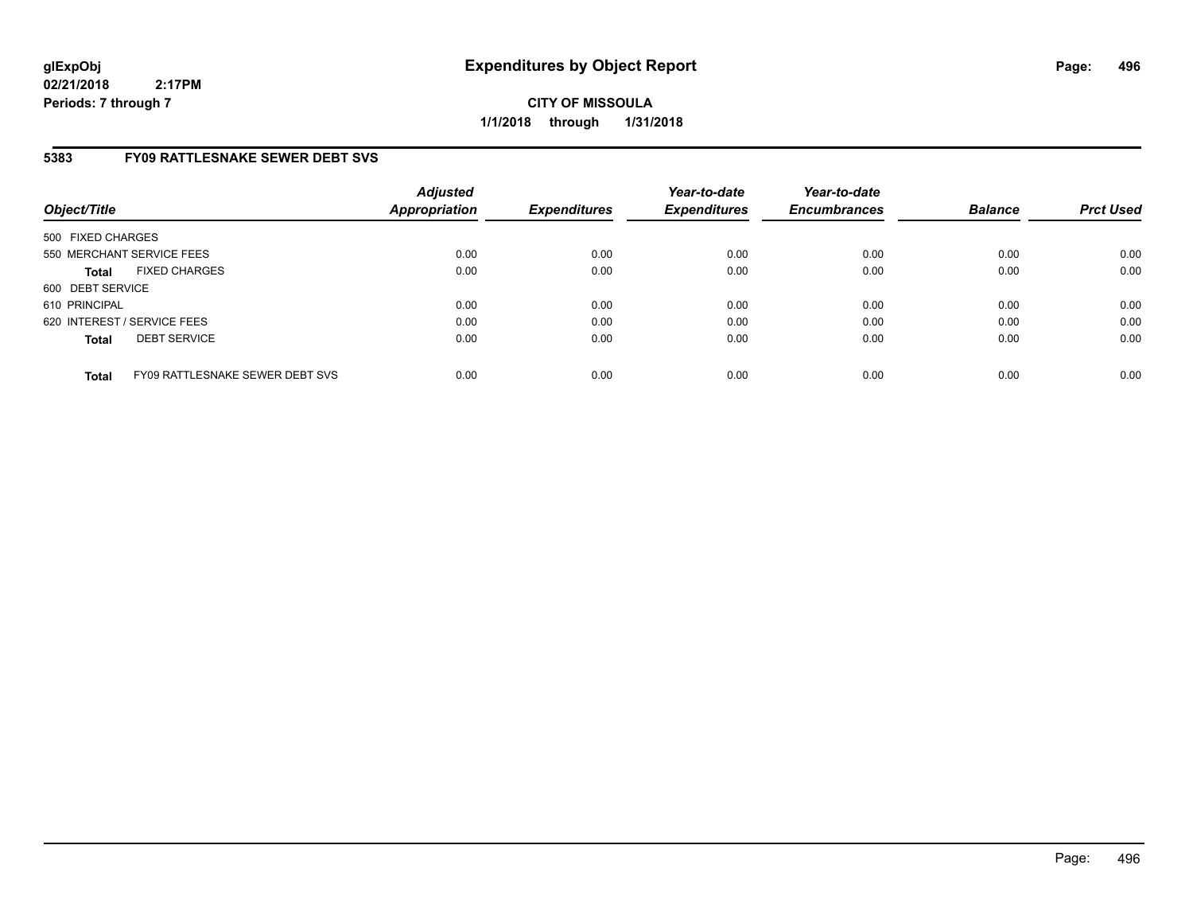**glExpObj**
**02/21/2018 2:17PM**
**Periods: 7 through 7**

# Expenditures by Object Report

**CITY OF MISSOULA**
**1/1/2018 through 1/31/2018**

## 5383 FY09 RATTLESNAKE SEWER DEBT SVS

| Object/Title | | *Adjusted Appropriation* | *Expenditures* | *Year-to-date Expenditures* | *Year-to-date Encumbrances* | *Balance* | *Prct Used* |
|---|---|---|---|---|---|---|---|
| 500 FIXED CHARGES | | | | | | | |
| 550 MERCHANT SERVICE FEES | | 0.00 | 0.00 | 0.00 | 0.00 | 0.00 | 0.00 |
| **Total** | FIXED CHARGES | 0.00 | 0.00 | 0.00 | 0.00 | 0.00 | 0.00 |
| 600 DEBT SERVICE | | | | | | | |
| 610 PRINCIPAL | | 0.00 | 0.00 | 0.00 | 0.00 | 0.00 | 0.00 |
| 620 INTEREST / SERVICE FEES | | 0.00 | 0.00 | 0.00 | 0.00 | 0.00 | 0.00 |
| **Total** | DEBT SERVICE | 0.00 | 0.00 | 0.00 | 0.00 | 0.00 | 0.00 |
| **Total** | FY09 RATTLESNAKE SEWER DEBT SVS | 0.00 | 0.00 | 0.00 | 0.00 | 0.00 | 0.00 |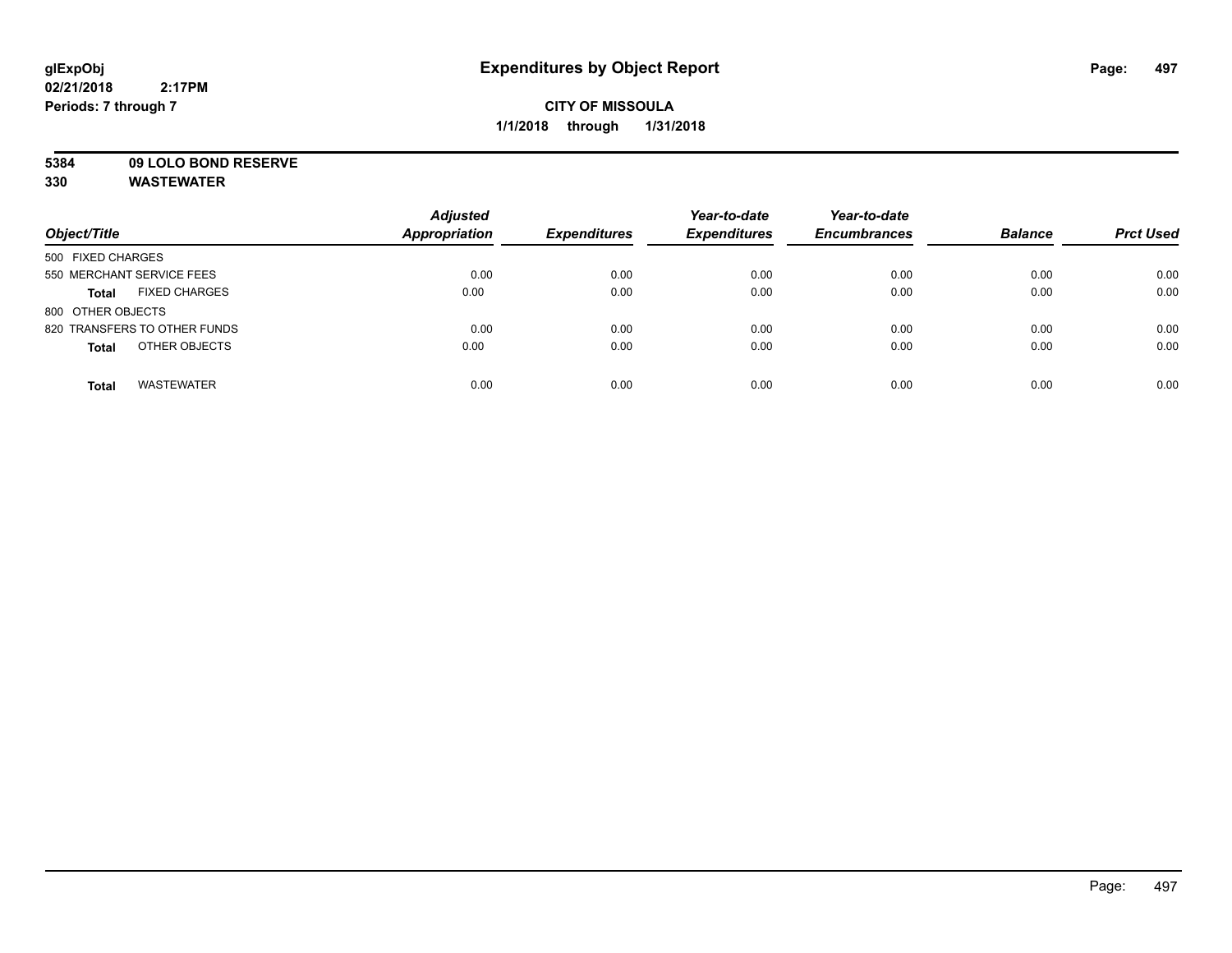**glExpObj**
**02/21/2018 2:17PM**
**Periods: 7 through 7**

# Expenditures by Object Report

**CITY OF MISSOULA**
**1/1/2018 through 1/31/2018**

**5384 09 LOLO BOND RESERVE**
**330 WASTEWATER**

| Object/Title | Adjusted Appropriation | Expenditures | Year-to-date Expenditures | Year-to-date Encumbrances | Balance | Prct Used |
|---|---|---|---|---|---|---|
| 500 FIXED CHARGES | | | | | | |
| 550 MERCHANT SERVICE FEES | 0.00 | 0.00 | 0.00 | 0.00 | 0.00 | 0.00 |
| **Total** FIXED CHARGES | 0.00 | 0.00 | 0.00 | 0.00 | 0.00 | 0.00 |
| 800 OTHER OBJECTS | | | | | | |
| 820 TRANSFERS TO OTHER FUNDS | 0.00 | 0.00 | 0.00 | 0.00 | 0.00 | 0.00 |
| **Total** OTHER OBJECTS | 0.00 | 0.00 | 0.00 | 0.00 | 0.00 | 0.00 |
| **Total** WASTEWATER | 0.00 | 0.00 | 0.00 | 0.00 | 0.00 | 0.00 |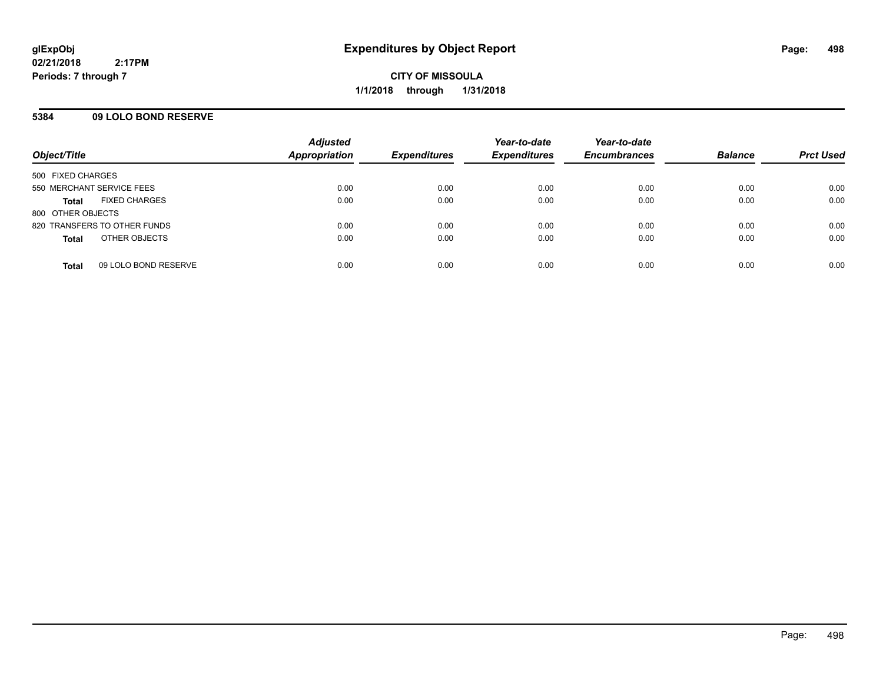**glExpObj**
**02/21/2018 2:17PM**
**Periods: 7 through 7**

# Expenditures by Object Report

**CITY OF MISSOULA**
**1/1/2018 through 1/31/2018**

## 5384 09 LOLO BOND RESERVE

| Object/Title | Adjusted Appropriation | Expenditures | Year-to-date Expenditures | Year-to-date Encumbrances | Balance | Prct Used |
|---|---|---|---|---|---|---|
| 500 FIXED CHARGES | | | | | | |
| 550 MERCHANT SERVICE FEES | 0.00 | 0.00 | 0.00 | 0.00 | 0.00 | 0.00 |
| **Total** FIXED CHARGES | 0.00 | 0.00 | 0.00 | 0.00 | 0.00 | 0.00 |
| 800 OTHER OBJECTS | | | | | | |
| 820 TRANSFERS TO OTHER FUNDS | 0.00 | 0.00 | 0.00 | 0.00 | 0.00 | 0.00 |
| **Total** OTHER OBJECTS | 0.00 | 0.00 | 0.00 | 0.00 | 0.00 | 0.00 |
| **Total** 09 LOLO BOND RESERVE | 0.00 | 0.00 | 0.00 | 0.00 | 0.00 | 0.00 |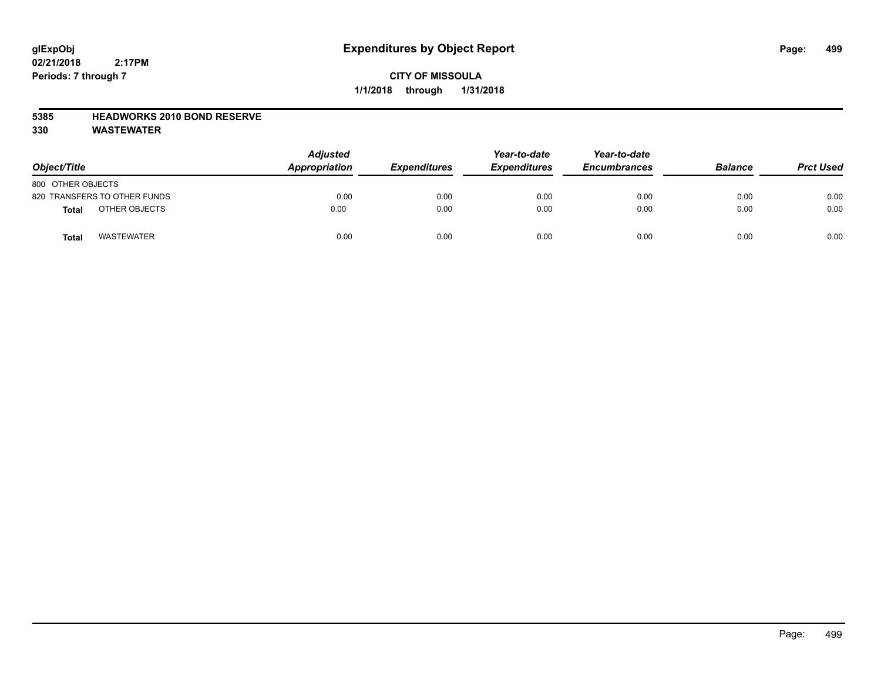**glExpObj**
**02/21/2018 2:17PM**
**Periods: 7 through 7**

# Expenditures by Object Report

**CITY OF MISSOULA**
**1/1/2018 through 1/31/2018**

**5385 HEADWORKS 2010 BOND RESERVE**
**330 WASTEWATER**

| *Object/Title* | *Adjusted Appropriation* | *Expenditures* | *Year-to-date Expenditures* | *Year-to-date Encumbrances* | *Balance* | *Prct Used* |
|---|---|---|---|---|---|---|
| 800 OTHER OBJECTS | | | | | | |
| 820 TRANSFERS TO OTHER FUNDS | 0.00 | 0.00 | 0.00 | 0.00 | 0.00 | 0.00 |
| **Total** OTHER OBJECTS | 0.00 | 0.00 | 0.00 | 0.00 | 0.00 | 0.00 |
| **Total** WASTEWATER | 0.00 | 0.00 | 0.00 | 0.00 | 0.00 | 0.00 |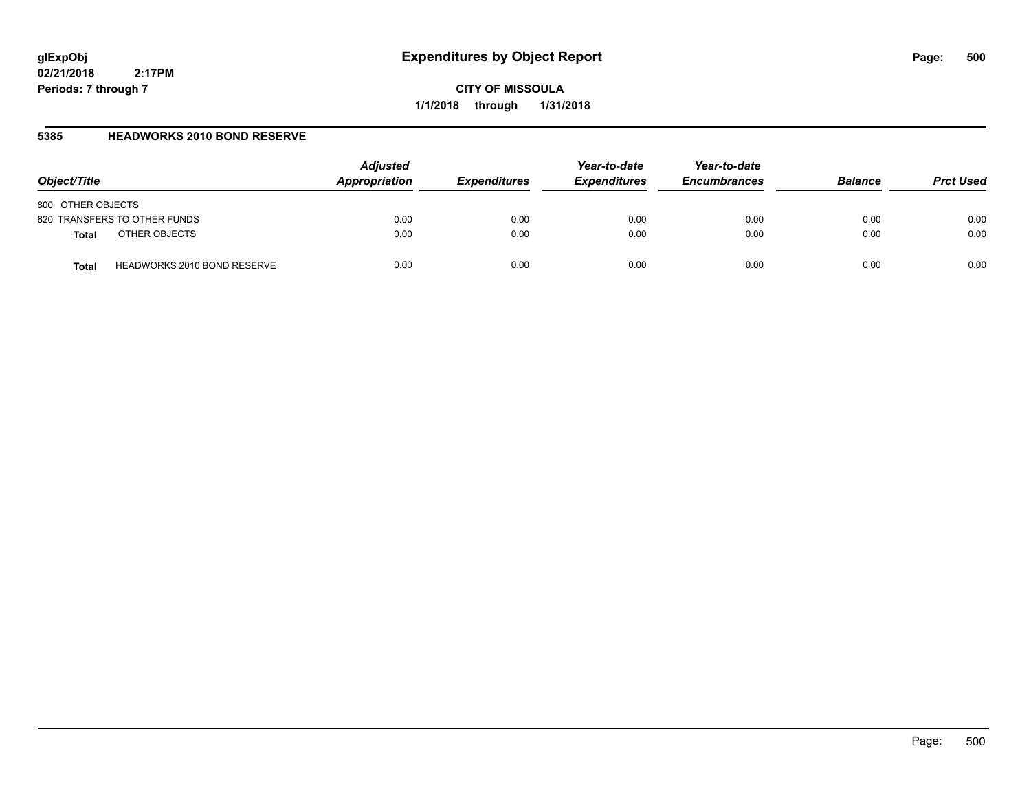# Expenditures by Object Report

glExpObj
02/21/2018 2:17PM
Periods: 7 through 7

**CITY OF MISSOULA**
**1/1/2018 through 1/31/2018**

## 5385 HEADWORKS 2010 BOND RESERVE

| Object/Title | Adjusted Appropriation | Expenditures | Year-to-date Expenditures | Year-to-date Encumbrances | Balance | Prct Used |
|---|---|---|---|---|---|---|
| 800 OTHER OBJECTS | | | | | | |
| 820 TRANSFERS TO OTHER FUNDS | 0.00 | 0.00 | 0.00 | 0.00 | 0.00 | 0.00 |
| **Total** OTHER OBJECTS | 0.00 | 0.00 | 0.00 | 0.00 | 0.00 | 0.00 |
| **Total** HEADWORKS 2010 BOND RESERVE | 0.00 | 0.00 | 0.00 | 0.00 | 0.00 | 0.00 |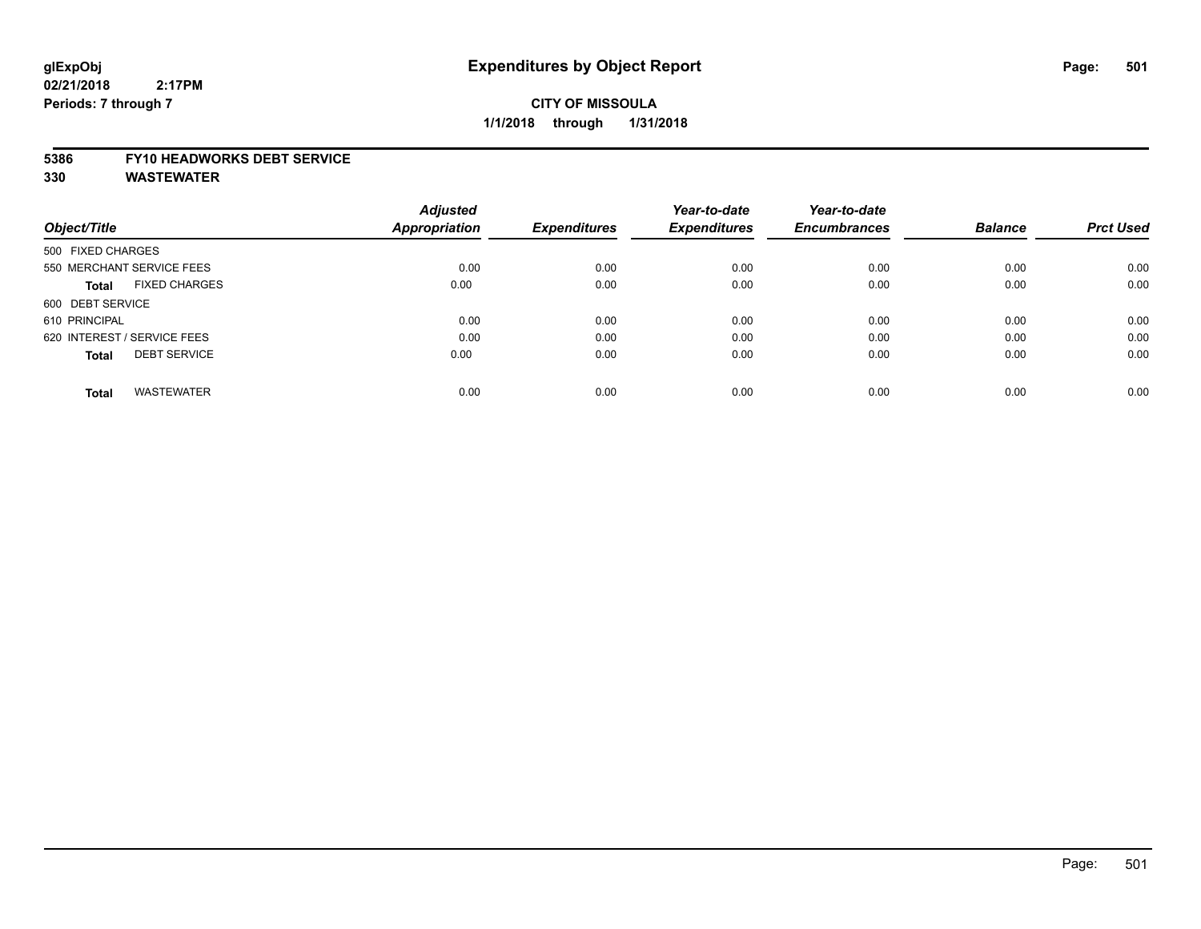**glExpObj**
**02/21/2018 2:17PM**
**Periods: 7 through 7**

# Expenditures by Object Report

**CITY OF MISSOULA**
**1/1/2018 through 1/31/2018**

**5386 FY10 HEADWORKS DEBT SERVICE**
**330 WASTEWATER**

| Object/Title | Adjusted Appropriation | Expenditures | Year-to-date Expenditures | Year-to-date Encumbrances | Balance | Prct Used |
|---|---|---|---|---|---|---|
| 500 FIXED CHARGES | | | | | | |
| 550 MERCHANT SERVICE FEES | 0.00 | 0.00 | 0.00 | 0.00 | 0.00 | 0.00 |
| **Total** FIXED CHARGES | 0.00 | 0.00 | 0.00 | 0.00 | 0.00 | 0.00 |
| 600 DEBT SERVICE | | | | | | |
| 610 PRINCIPAL | 0.00 | 0.00 | 0.00 | 0.00 | 0.00 | 0.00 |
| 620 INTEREST / SERVICE FEES | 0.00 | 0.00 | 0.00 | 0.00 | 0.00 | 0.00 |
| **Total** DEBT SERVICE | 0.00 | 0.00 | 0.00 | 0.00 | 0.00 | 0.00 |
| **Total** WASTEWATER | 0.00 | 0.00 | 0.00 | 0.00 | 0.00 | 0.00 |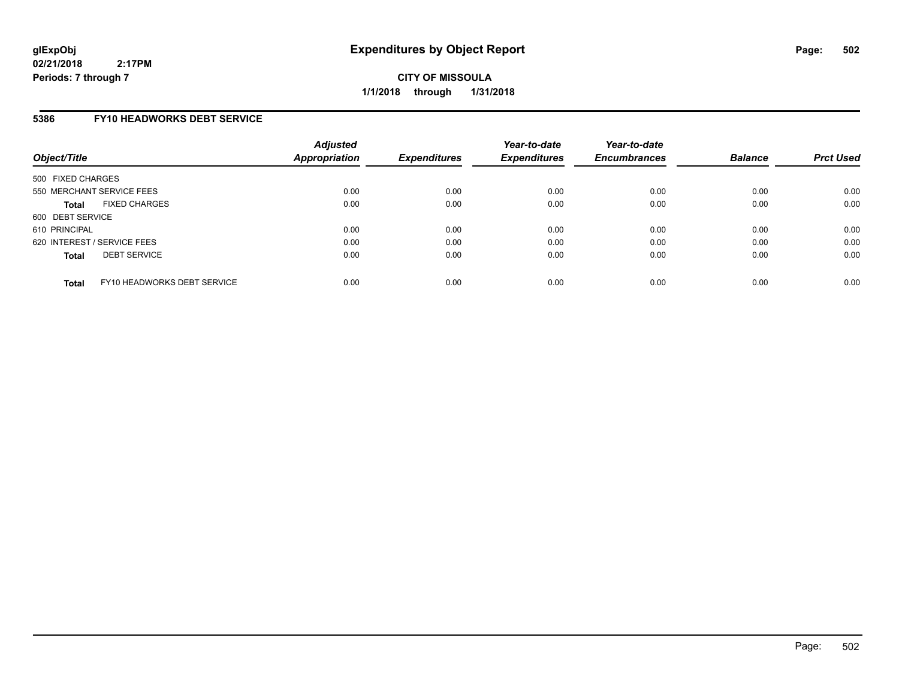**glExpObj**
**02/21/2018 2:17PM**
**Periods: 7 through 7**

# Expenditures by Object Report

**CITY OF MISSOULA**
**1/1/2018 through 1/31/2018**

## 5386 FY10 HEADWORKS DEBT SERVICE

| Object/Title | Adjusted Appropriation | Expenditures | Year-to-date Expenditures | Year-to-date Encumbrances | Balance | Prct Used |
|---|---|---|---|---|---|---|
| 500 FIXED CHARGES | | | | | | |
| 550 MERCHANT SERVICE FEES | 0.00 | 0.00 | 0.00 | 0.00 | 0.00 | 0.00 |
| **Total** FIXED CHARGES | 0.00 | 0.00 | 0.00 | 0.00 | 0.00 | 0.00 |
| 600 DEBT SERVICE | | | | | | |
| 610 PRINCIPAL | 0.00 | 0.00 | 0.00 | 0.00 | 0.00 | 0.00 |
| 620 INTEREST / SERVICE FEES | 0.00 | 0.00 | 0.00 | 0.00 | 0.00 | 0.00 |
| **Total** DEBT SERVICE | 0.00 | 0.00 | 0.00 | 0.00 | 0.00 | 0.00 |
| **Total** FY10 HEADWORKS DEBT SERVICE | 0.00 | 0.00 | 0.00 | 0.00 | 0.00 | 0.00 |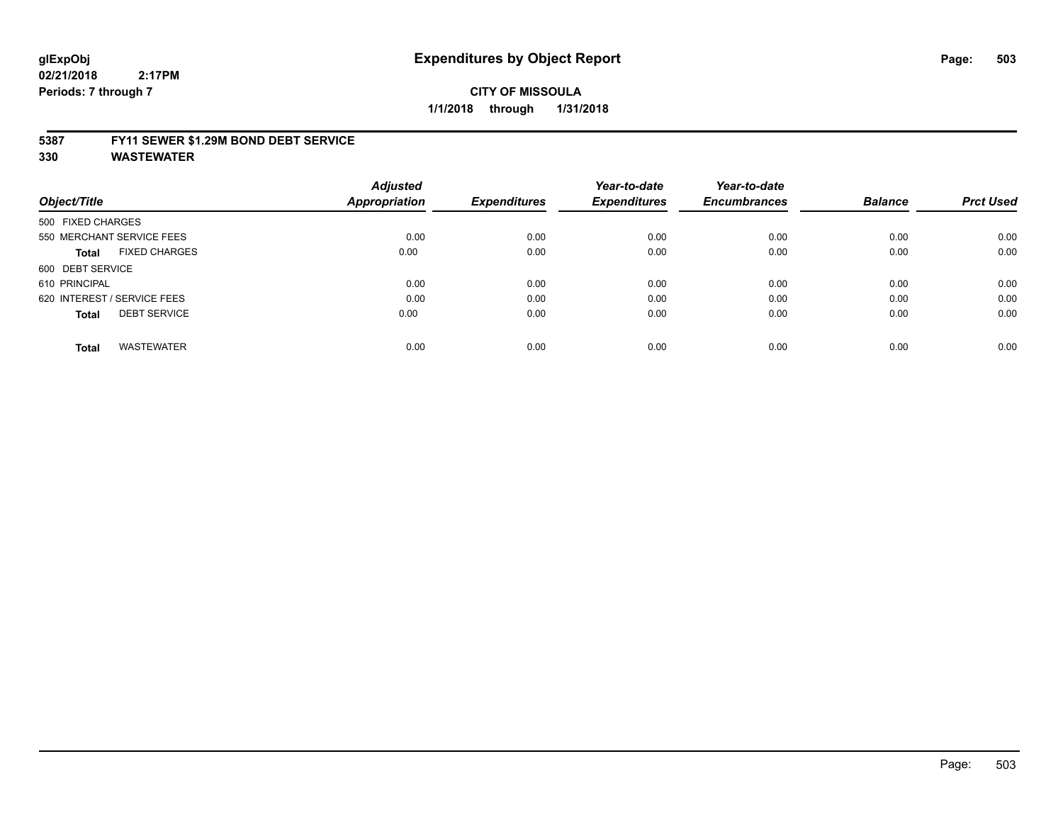# Expenditures by Object Report

glExpObj
02/21/2018 2:17PM
Periods: 7 through 7

**CITY OF MISSOULA**

**1/1/2018 through 1/31/2018**

**5387 FY11 SEWER $1.29M BOND DEBT SERVICE**

**330 WASTEWATER**

| Object/Title | Adjusted Appropriation | Expenditures | Year-to-date Expenditures | Year-to-date Encumbrances | Balance | Prct Used |
|---|---|---|---|---|---|---|
| 500 FIXED CHARGES | | | | | | |
| 550 MERCHANT SERVICE FEES | 0.00 | 0.00 | 0.00 | 0.00 | 0.00 | 0.00 |
| **Total** FIXED CHARGES | 0.00 | 0.00 | 0.00 | 0.00 | 0.00 | 0.00 |
| 600 DEBT SERVICE | | | | | | |
| 610 PRINCIPAL | 0.00 | 0.00 | 0.00 | 0.00 | 0.00 | 0.00 |
| 620 INTEREST / SERVICE FEES | 0.00 | 0.00 | 0.00 | 0.00 | 0.00 | 0.00 |
| **Total** DEBT SERVICE | 0.00 | 0.00 | 0.00 | 0.00 | 0.00 | 0.00 |
| **Total** WASTEWATER | 0.00 | 0.00 | 0.00 | 0.00 | 0.00 | 0.00 |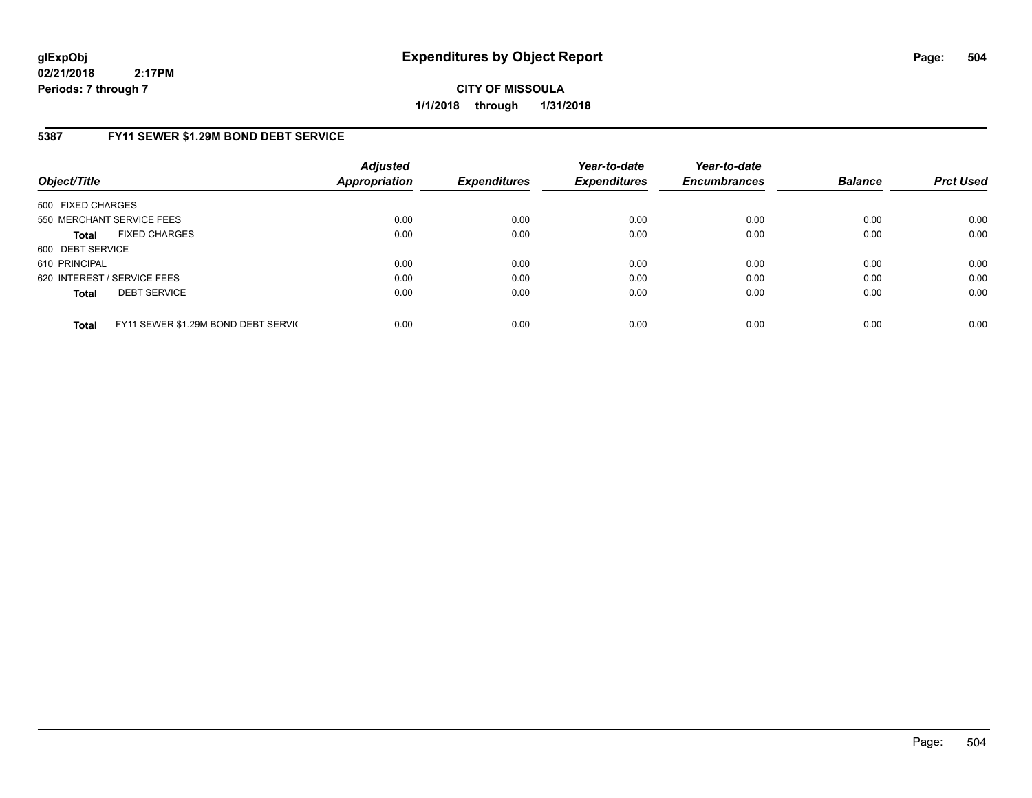# Expenditures by Object Report

glExpObj
02/21/2018 2:17PM
Periods: 7 through 7

**CITY OF MISSOULA**
**1/1/2018 through 1/31/2018**

## 5387 FY11 SEWER $1.29M BOND DEBT SERVICE

| Object/Title | | Adjusted Appropriation | Expenditures | Year-to-date Expenditures | Year-to-date Encumbrances | Balance | Prct Used |
|---|---|---|---|---|---|---|---|
| 500 FIXED CHARGES | | | | | | | |
| 550 MERCHANT SERVICE FEES | | 0.00 | 0.00 | 0.00 | 0.00 | 0.00 | 0.00 |
| **Total** | FIXED CHARGES | 0.00 | 0.00 | 0.00 | 0.00 | 0.00 | 0.00 |
| 600 DEBT SERVICE | | | | | | | |
| 610 PRINCIPAL | | 0.00 | 0.00 | 0.00 | 0.00 | 0.00 | 0.00 |
| 620 INTEREST / SERVICE FEES | | 0.00 | 0.00 | 0.00 | 0.00 | 0.00 | 0.00 |
| **Total** | DEBT SERVICE | 0.00 | 0.00 | 0.00 | 0.00 | 0.00 | 0.00 |
| **Total** | FY11 SEWER $1.29M BOND DEBT SERVIC | 0.00 | 0.00 | 0.00 | 0.00 | 0.00 | 0.00 |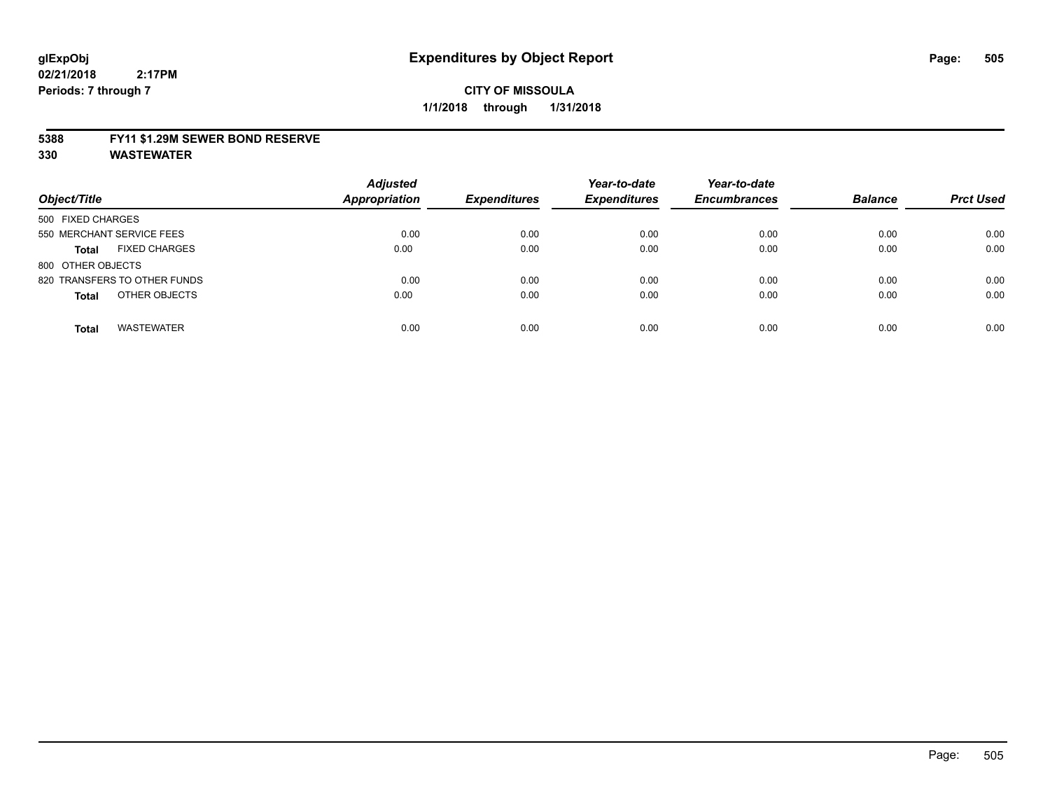glExpObj
02/21/2018 2:17PM
Periods: 7 through 7

# Expenditures by Object Report

**CITY OF MISSOULA**
**1/1/2018 through 1/31/2018**

**5388 FY11 $1.29M SEWER BOND RESERVE**
**330 WASTEWATER**

| Object/Title | Adjusted Appropriation | Expenditures | Year-to-date Expenditures | Year-to-date Encumbrances | Balance | Prct Used |
|---|---|---|---|---|---|---|
| 500 FIXED CHARGES | | | | | | |
| 550 MERCHANT SERVICE FEES | 0.00 | 0.00 | 0.00 | 0.00 | 0.00 | 0.00 |
| **Total** FIXED CHARGES | 0.00 | 0.00 | 0.00 | 0.00 | 0.00 | 0.00 |
| 800 OTHER OBJECTS | | | | | | |
| 820 TRANSFERS TO OTHER FUNDS | 0.00 | 0.00 | 0.00 | 0.00 | 0.00 | 0.00 |
| **Total** OTHER OBJECTS | 0.00 | 0.00 | 0.00 | 0.00 | 0.00 | 0.00 |
| **Total** WASTEWATER | 0.00 | 0.00 | 0.00 | 0.00 | 0.00 | 0.00 |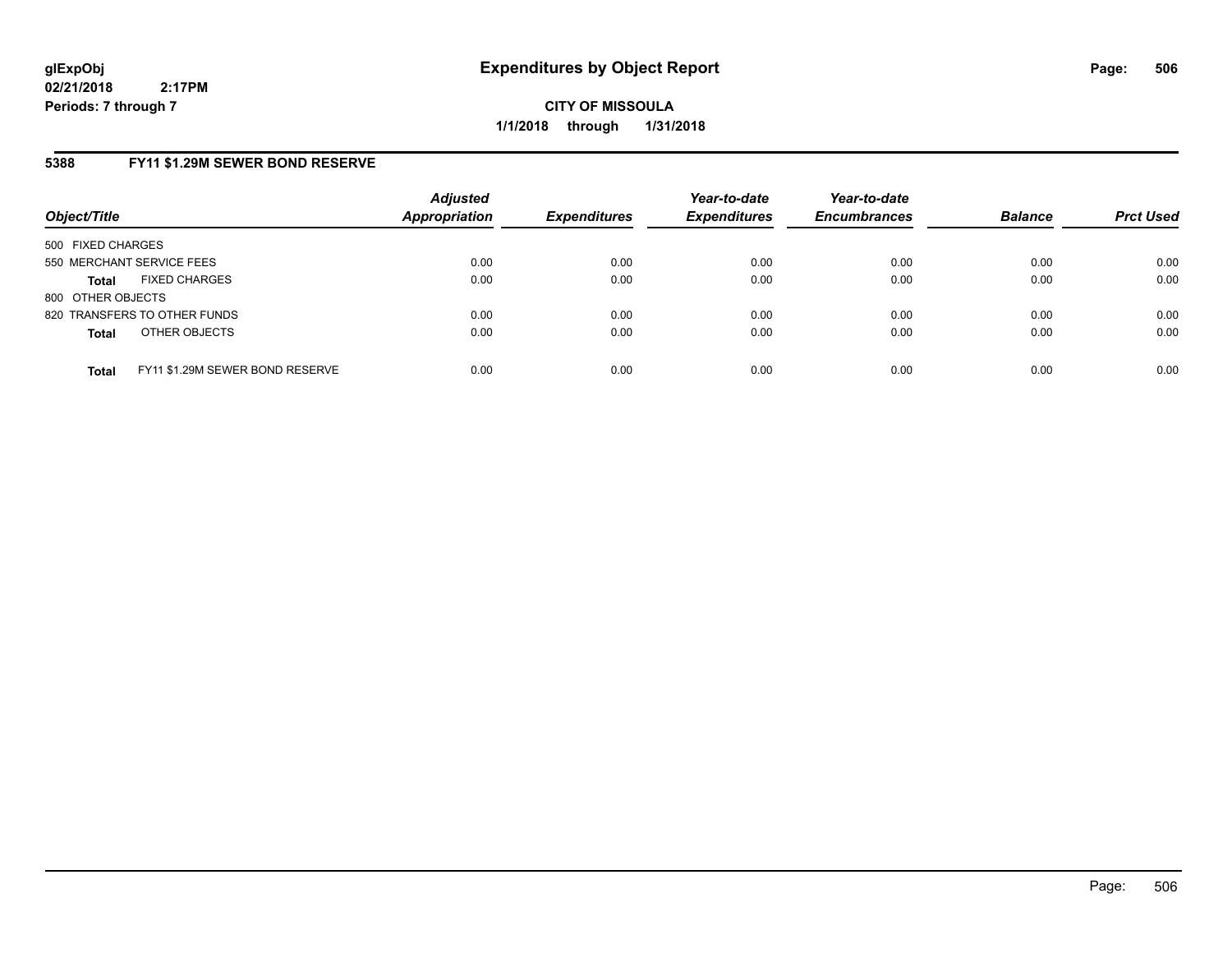**glExpObj**
**02/21/2018 2:17PM**
**Periods: 7 through 7**

# Expenditures by Object Report

**CITY OF MISSOULA**
**1/1/2018 through 1/31/2018**

## 5388 FY11 $1.29M SEWER BOND RESERVE

| Object/Title | Adjusted Appropriation | Expenditures | Year-to-date Expenditures | Year-to-date Encumbrances | Balance | Prct Used |
|---|---|---|---|---|---|---|
| 500 FIXED CHARGES | | | | | | |
| 550 MERCHANT SERVICE FEES | 0.00 | 0.00 | 0.00 | 0.00 | 0.00 | 0.00 |
| **Total** FIXED CHARGES | 0.00 | 0.00 | 0.00 | 0.00 | 0.00 | 0.00 |
| 800 OTHER OBJECTS | | | | | | |
| 820 TRANSFERS TO OTHER FUNDS | 0.00 | 0.00 | 0.00 | 0.00 | 0.00 | 0.00 |
| **Total** OTHER OBJECTS | 0.00 | 0.00 | 0.00 | 0.00 | 0.00 | 0.00 |
| **Total** FY11 $1.29M SEWER BOND RESERVE | 0.00 | 0.00 | 0.00 | 0.00 | 0.00 | 0.00 |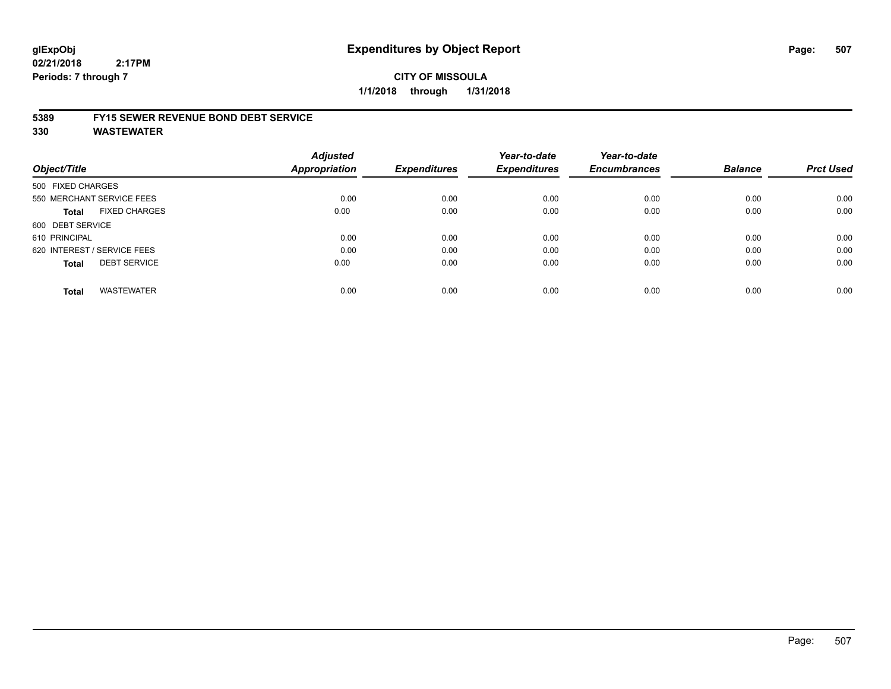# Expenditures by Object Report

glExpObj
02/21/2018 2:17PM
Periods: 7 through 7

**CITY OF MISSOULA**

**1/1/2018 through 1/31/2018**

## 5389 FY15 SEWER REVENUE BOND DEBT SERVICE
## 330 WASTEWATER

| Object/Title | Adjusted Appropriation | Expenditures | Year-to-date Expenditures | Year-to-date Encumbrances | Balance | Prct Used |
|---|---|---|---|---|---|---|
| 500 FIXED CHARGES | | | | | | |
| 550 MERCHANT SERVICE FEES | 0.00 | 0.00 | 0.00 | 0.00 | 0.00 | 0.00 |
| **Total** FIXED CHARGES | 0.00 | 0.00 | 0.00 | 0.00 | 0.00 | 0.00 |
| 600 DEBT SERVICE | | | | | | |
| 610 PRINCIPAL | 0.00 | 0.00 | 0.00 | 0.00 | 0.00 | 0.00 |
| 620 INTEREST / SERVICE FEES | 0.00 | 0.00 | 0.00 | 0.00 | 0.00 | 0.00 |
| **Total** DEBT SERVICE | 0.00 | 0.00 | 0.00 | 0.00 | 0.00 | 0.00 |
| **Total** WASTEWATER | 0.00 | 0.00 | 0.00 | 0.00 | 0.00 | 0.00 |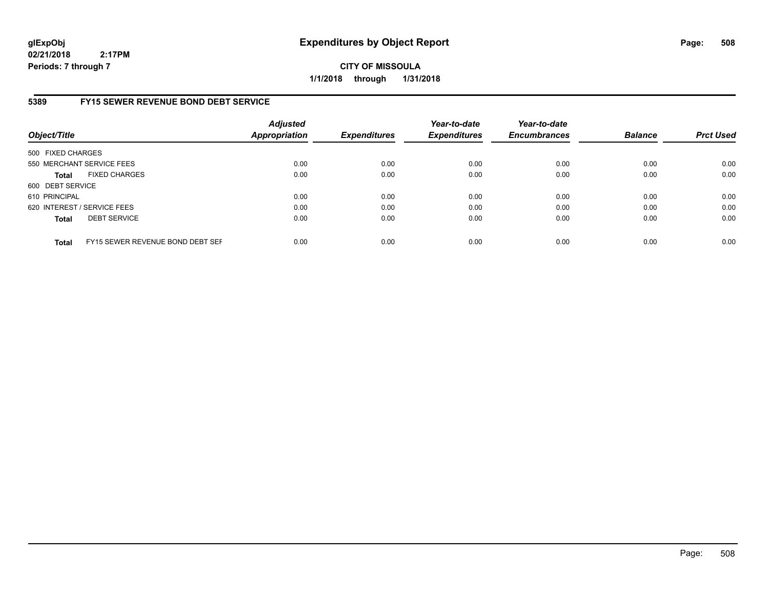**glExpObj**
**02/21/2018 2:17PM**
**Periods: 7 through 7**

# Expenditures by Object Report

**CITY OF MISSOULA**
**1/1/2018 through 1/31/2018**

## 5389 FY15 SEWER REVENUE BOND DEBT SERVICE

| Object/Title | | Adjusted Appropriation | Expenditures | Year-to-date Expenditures | Year-to-date Encumbrances | Balance | Prct Used |
|---|---|---|---|---|---|---|---|
| 500 FIXED CHARGES | | | | | | | |
| 550 MERCHANT SERVICE FEES | | 0.00 | 0.00 | 0.00 | 0.00 | 0.00 | 0.00 |
| **Total** | FIXED CHARGES | 0.00 | 0.00 | 0.00 | 0.00 | 0.00 | 0.00 |
| 600 DEBT SERVICE | | | | | | | |
| 610 PRINCIPAL | | 0.00 | 0.00 | 0.00 | 0.00 | 0.00 | 0.00 |
| 620 INTEREST / SERVICE FEES | | 0.00 | 0.00 | 0.00 | 0.00 | 0.00 | 0.00 |
| **Total** | DEBT SERVICE | 0.00 | 0.00 | 0.00 | 0.00 | 0.00 | 0.00 |
| **Total** | FY15 SEWER REVENUE BOND DEBT SEF | 0.00 | 0.00 | 0.00 | 0.00 | 0.00 | 0.00 |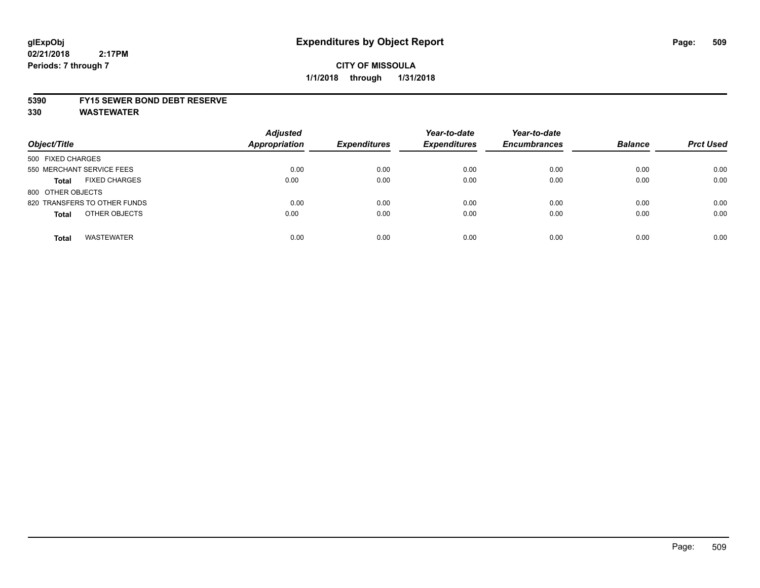glExpObj
02/21/2018 2:17PM
Periods: 7 through 7

# Expenditures by Object Report

**CITY OF MISSOULA**
**1/1/2018 through 1/31/2018**

**5390 FY15 SEWER BOND DEBT RESERVE**
**330 WASTEWATER**

| Object/Title | Adjusted Appropriation | Expenditures | Year-to-date Expenditures | Year-to-date Encumbrances | Balance | Prct Used |
|---|---|---|---|---|---|---|
| 500 FIXED CHARGES | | | | | | |
| 550 MERCHANT SERVICE FEES | 0.00 | 0.00 | 0.00 | 0.00 | 0.00 | 0.00 |
| **Total** FIXED CHARGES | 0.00 | 0.00 | 0.00 | 0.00 | 0.00 | 0.00 |
| 800 OTHER OBJECTS | | | | | | |
| 820 TRANSFERS TO OTHER FUNDS | 0.00 | 0.00 | 0.00 | 0.00 | 0.00 | 0.00 |
| **Total** OTHER OBJECTS | 0.00 | 0.00 | 0.00 | 0.00 | 0.00 | 0.00 |
| **Total** WASTEWATER | 0.00 | 0.00 | 0.00 | 0.00 | 0.00 | 0.00 |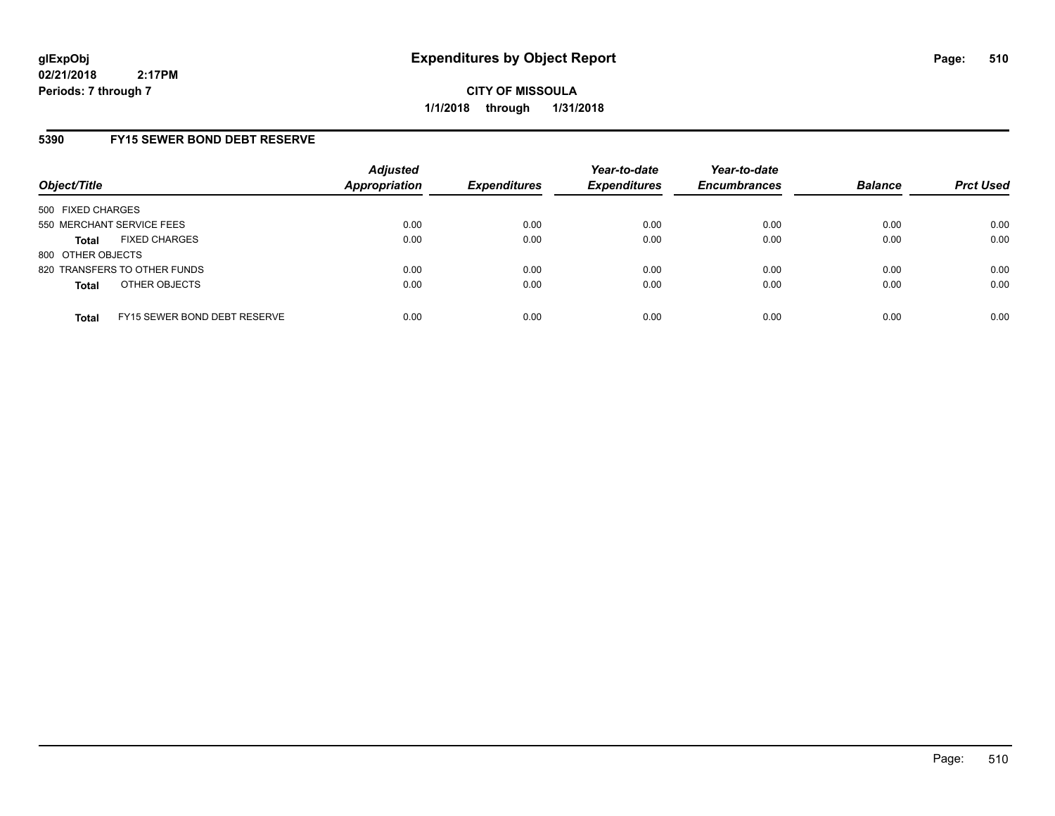**glExpObj**
**02/21/2018 2:17PM**
**Periods: 7 through 7**

# Expenditures by Object Report

**CITY OF MISSOULA**
**1/1/2018 through 1/31/2018**

## 5390 FY15 SEWER BOND DEBT RESERVE

| Object/Title | Adjusted Appropriation | Expenditures | Year-to-date Expenditures | Year-to-date Encumbrances | Balance | Prct Used |
|---|---|---|---|---|---|---|
| 500 FIXED CHARGES | | | | | | |
| 550 MERCHANT SERVICE FEES | 0.00 | 0.00 | 0.00 | 0.00 | 0.00 | 0.00 |
| **Total** FIXED CHARGES | 0.00 | 0.00 | 0.00 | 0.00 | 0.00 | 0.00 |
| 800 OTHER OBJECTS | | | | | | |
| 820 TRANSFERS TO OTHER FUNDS | 0.00 | 0.00 | 0.00 | 0.00 | 0.00 | 0.00 |
| **Total** OTHER OBJECTS | 0.00 | 0.00 | 0.00 | 0.00 | 0.00 | 0.00 |
| **Total** FY15 SEWER BOND DEBT RESERVE | 0.00 | 0.00 | 0.00 | 0.00 | 0.00 | 0.00 |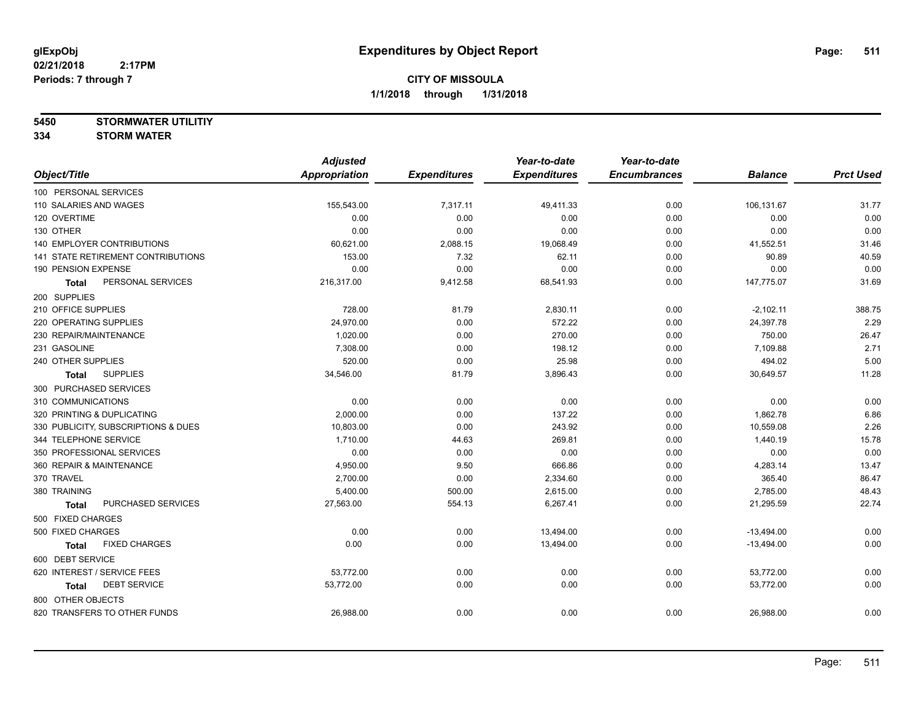**glExpObj** 02/21/2018 2:17PM
**Periods: 7 through 7**

# Expenditures by Object Report

**CITY OF MISSOULA**
**1/1/2018 through 1/31/2018**

**5450 STORMWATER UTILITIY**
**334 STORM WATER**

| Object/Title | Adjusted Appropriation | Expenditures | Year-to-date Expenditures | Year-to-date Encumbrances | Balance | Prct Used |
|---|---|---|---|---|---|---|
| 100 PERSONAL SERVICES | | | | | | |
| 110 SALARIES AND WAGES | 155,543.00 | 7,317.11 | 49,411.33 | 0.00 | 106,131.67 | 31.77 |
| 120 OVERTIME | 0.00 | 0.00 | 0.00 | 0.00 | 0.00 | 0.00 |
| 130 OTHER | 0.00 | 0.00 | 0.00 | 0.00 | 0.00 | 0.00 |
| 140 EMPLOYER CONTRIBUTIONS | 60,621.00 | 2,088.15 | 19,068.49 | 0.00 | 41,552.51 | 31.46 |
| 141 STATE RETIREMENT CONTRIBUTIONS | 153.00 | 7.32 | 62.11 | 0.00 | 90.89 | 40.59 |
| 190 PENSION EXPENSE | 0.00 | 0.00 | 0.00 | 0.00 | 0.00 | 0.00 |
| **Total** PERSONAL SERVICES | 216,317.00 | 9,412.58 | 68,541.93 | 0.00 | 147,775.07 | 31.69 |
| 200 SUPPLIES | | | | | | |
| 210 OFFICE SUPPLIES | 728.00 | 81.79 | 2,830.11 | 0.00 | -2,102.11 | 388.75 |
| 220 OPERATING SUPPLIES | 24,970.00 | 0.00 | 572.22 | 0.00 | 24,397.78 | 2.29 |
| 230 REPAIR/MAINTENANCE | 1,020.00 | 0.00 | 270.00 | 0.00 | 750.00 | 26.47 |
| 231 GASOLINE | 7,308.00 | 0.00 | 198.12 | 0.00 | 7,109.88 | 2.71 |
| 240 OTHER SUPPLIES | 520.00 | 0.00 | 25.98 | 0.00 | 494.02 | 5.00 |
| **Total** SUPPLIES | 34,546.00 | 81.79 | 3,896.43 | 0.00 | 30,649.57 | 11.28 |
| 300 PURCHASED SERVICES | | | | | | |
| 310 COMMUNICATIONS | 0.00 | 0.00 | 0.00 | 0.00 | 0.00 | 0.00 |
| 320 PRINTING & DUPLICATING | 2,000.00 | 0.00 | 137.22 | 0.00 | 1,862.78 | 6.86 |
| 330 PUBLICITY, SUBSCRIPTIONS & DUES | 10,803.00 | 0.00 | 243.92 | 0.00 | 10,559.08 | 2.26 |
| 344 TELEPHONE SERVICE | 1,710.00 | 44.63 | 269.81 | 0.00 | 1,440.19 | 15.78 |
| 350 PROFESSIONAL SERVICES | 0.00 | 0.00 | 0.00 | 0.00 | 0.00 | 0.00 |
| 360 REPAIR & MAINTENANCE | 4,950.00 | 9.50 | 666.86 | 0.00 | 4,283.14 | 13.47 |
| 370 TRAVEL | 2,700.00 | 0.00 | 2,334.60 | 0.00 | 365.40 | 86.47 |
| 380 TRAINING | 5,400.00 | 500.00 | 2,615.00 | 0.00 | 2,785.00 | 48.43 |
| **Total** PURCHASED SERVICES | 27,563.00 | 554.13 | 6,267.41 | 0.00 | 21,295.59 | 22.74 |
| 500 FIXED CHARGES | | | | | | |
| 500 FIXED CHARGES | 0.00 | 0.00 | 13,494.00 | 0.00 | -13,494.00 | 0.00 |
| **Total** FIXED CHARGES | 0.00 | 0.00 | 13,494.00 | 0.00 | -13,494.00 | 0.00 |
| 600 DEBT SERVICE | | | | | | |
| 620 INTEREST / SERVICE FEES | 53,772.00 | 0.00 | 0.00 | 0.00 | 53,772.00 | 0.00 |
| **Total** DEBT SERVICE | 53,772.00 | 0.00 | 0.00 | 0.00 | 53,772.00 | 0.00 |
| 800 OTHER OBJECTS | | | | | | |
| 820 TRANSFERS TO OTHER FUNDS | 26,988.00 | 0.00 | 0.00 | 0.00 | 26,988.00 | 0.00 |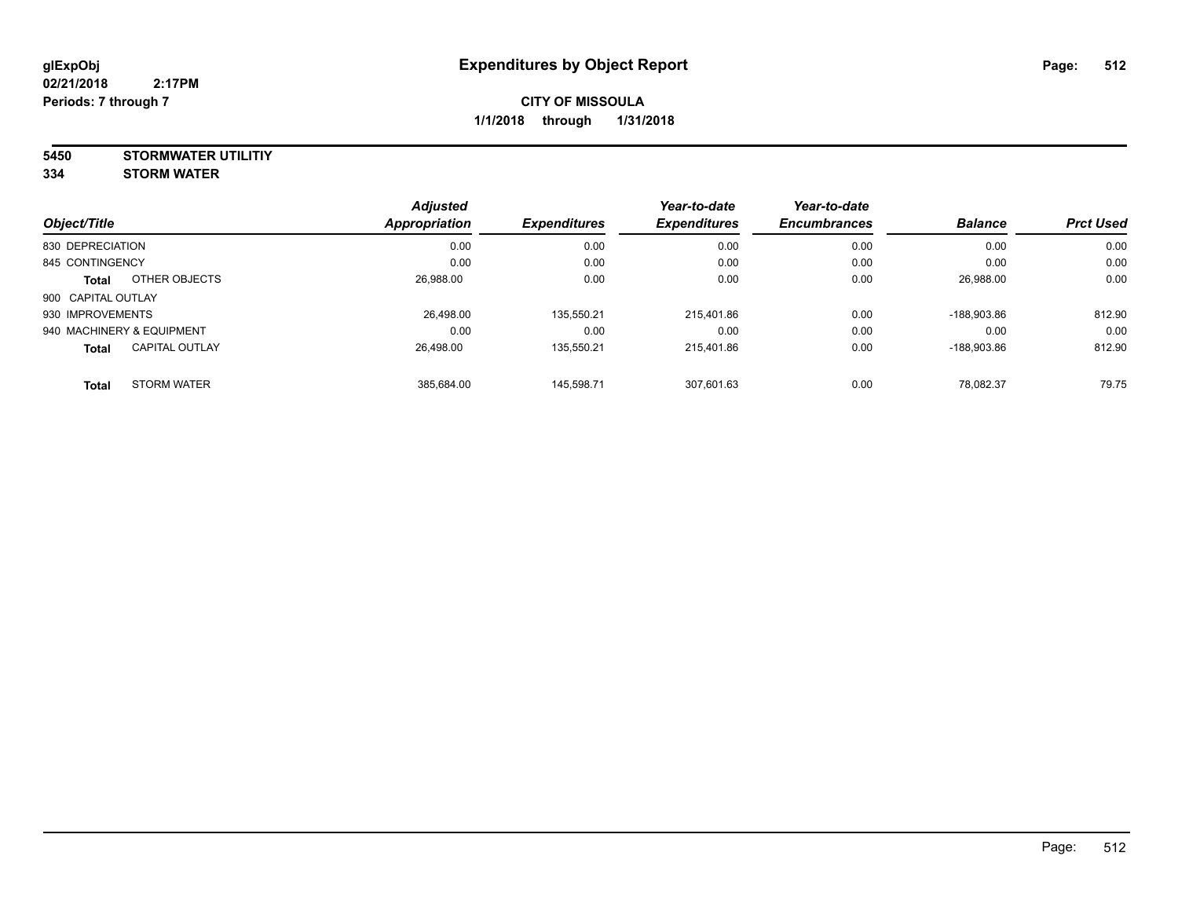**glExpObj** **Expenditures by Object Report**
**02/21/2018 2:17PM**
**Periods: 7 through 7**

**CITY OF MISSOULA**
**1/1/2018 through 1/31/2018**

**5450 STORMWATER UTILITIY**
**334 STORM WATER**

| Object/Title | | Adjusted Appropriation | Expenditures | Year-to-date Expenditures | Year-to-date Encumbrances | Balance | Prct Used |
|---|---|---|---|---|---|---|---|
| 830 DEPRECIATION | | 0.00 | 0.00 | 0.00 | 0.00 | 0.00 | 0.00 |
| 845 CONTINGENCY | | 0.00 | 0.00 | 0.00 | 0.00 | 0.00 | 0.00 |
| **Total** | OTHER OBJECTS | 26,988.00 | 0.00 | 0.00 | 0.00 | 26,988.00 | 0.00 |
| 900 CAPITAL OUTLAY | | | | | | | |
| 930 IMPROVEMENTS | | 26,498.00 | 135,550.21 | 215,401.86 | 0.00 | -188,903.86 | 812.90 |
| 940 MACHINERY & EQUIPMENT | | 0.00 | 0.00 | 0.00 | 0.00 | 0.00 | 0.00 |
| **Total** | CAPITAL OUTLAY | 26,498.00 | 135,550.21 | 215,401.86 | 0.00 | -188,903.86 | 812.90 |
| **Total** | STORM WATER | 385,684.00 | 145,598.71 | 307,601.63 | 0.00 | 78,082.37 | 79.75 |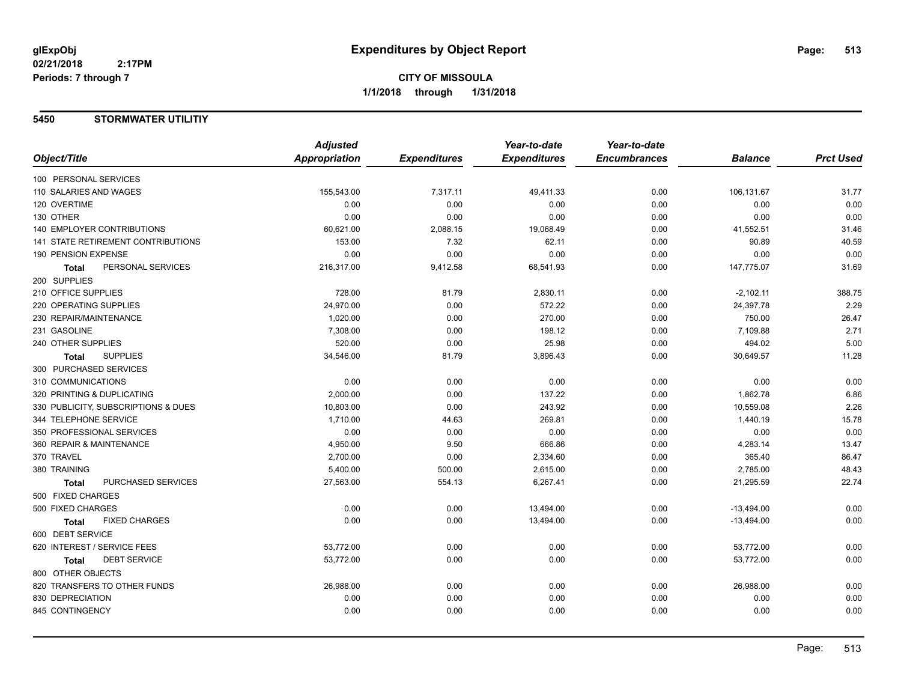# Expenditures by Object Report

glExpObj
02/21/2018 2:17PM
Periods: 7 through 7

**CITY OF MISSOULA**
**1/1/2018 through 1/31/2018**

## 5450 STORMWATER UTILITIY

| Object/Title | Adjusted Appropriation | Expenditures | Year-to-date Expenditures | Year-to-date Encumbrances | Balance | Prct Used |
|---|---|---|---|---|---|---|
| 100 PERSONAL SERVICES | | | | | | |
| 110 SALARIES AND WAGES | 155,543.00 | 7,317.11 | 49,411.33 | 0.00 | 106,131.67 | 31.77 |
| 120 OVERTIME | 0.00 | 0.00 | 0.00 | 0.00 | 0.00 | 0.00 |
| 130 OTHER | 0.00 | 0.00 | 0.00 | 0.00 | 0.00 | 0.00 |
| 140 EMPLOYER CONTRIBUTIONS | 60,621.00 | 2,088.15 | 19,068.49 | 0.00 | 41,552.51 | 31.46 |
| 141 STATE RETIREMENT CONTRIBUTIONS | 153.00 | 7.32 | 62.11 | 0.00 | 90.89 | 40.59 |
| 190 PENSION EXPENSE | 0.00 | 0.00 | 0.00 | 0.00 | 0.00 | 0.00 |
| **Total** PERSONAL SERVICES | 216,317.00 | 9,412.58 | 68,541.93 | 0.00 | 147,775.07 | 31.69 |
| 200 SUPPLIES | | | | | | |
| 210 OFFICE SUPPLIES | 728.00 | 81.79 | 2,830.11 | 0.00 | -2,102.11 | 388.75 |
| 220 OPERATING SUPPLIES | 24,970.00 | 0.00 | 572.22 | 0.00 | 24,397.78 | 2.29 |
| 230 REPAIR/MAINTENANCE | 1,020.00 | 0.00 | 270.00 | 0.00 | 750.00 | 26.47 |
| 231 GASOLINE | 7,308.00 | 0.00 | 198.12 | 0.00 | 7,109.88 | 2.71 |
| 240 OTHER SUPPLIES | 520.00 | 0.00 | 25.98 | 0.00 | 494.02 | 5.00 |
| **Total** SUPPLIES | 34,546.00 | 81.79 | 3,896.43 | 0.00 | 30,649.57 | 11.28 |
| 300 PURCHASED SERVICES | | | | | | |
| 310 COMMUNICATIONS | 0.00 | 0.00 | 0.00 | 0.00 | 0.00 | 0.00 |
| 320 PRINTING & DUPLICATING | 2,000.00 | 0.00 | 137.22 | 0.00 | 1,862.78 | 6.86 |
| 330 PUBLICITY, SUBSCRIPTIONS & DUES | 10,803.00 | 0.00 | 243.92 | 0.00 | 10,559.08 | 2.26 |
| 344 TELEPHONE SERVICE | 1,710.00 | 44.63 | 269.81 | 0.00 | 1,440.19 | 15.78 |
| 350 PROFESSIONAL SERVICES | 0.00 | 0.00 | 0.00 | 0.00 | 0.00 | 0.00 |
| 360 REPAIR & MAINTENANCE | 4,950.00 | 9.50 | 666.86 | 0.00 | 4,283.14 | 13.47 |
| 370 TRAVEL | 2,700.00 | 0.00 | 2,334.60 | 0.00 | 365.40 | 86.47 |
| 380 TRAINING | 5,400.00 | 500.00 | 2,615.00 | 0.00 | 2,785.00 | 48.43 |
| **Total** PURCHASED SERVICES | 27,563.00 | 554.13 | 6,267.41 | 0.00 | 21,295.59 | 22.74 |
| 500 FIXED CHARGES | | | | | | |
| 500 FIXED CHARGES | 0.00 | 0.00 | 13,494.00 | 0.00 | -13,494.00 | 0.00 |
| **Total** FIXED CHARGES | 0.00 | 0.00 | 13,494.00 | 0.00 | -13,494.00 | 0.00 |
| 600 DEBT SERVICE | | | | | | |
| 620 INTEREST / SERVICE FEES | 53,772.00 | 0.00 | 0.00 | 0.00 | 53,772.00 | 0.00 |
| **Total** DEBT SERVICE | 53,772.00 | 0.00 | 0.00 | 0.00 | 53,772.00 | 0.00 |
| 800 OTHER OBJECTS | | | | | | |
| 820 TRANSFERS TO OTHER FUNDS | 26,988.00 | 0.00 | 0.00 | 0.00 | 26,988.00 | 0.00 |
| 830 DEPRECIATION | 0.00 | 0.00 | 0.00 | 0.00 | 0.00 | 0.00 |
| 845 CONTINGENCY | 0.00 | 0.00 | 0.00 | 0.00 | 0.00 | 0.00 |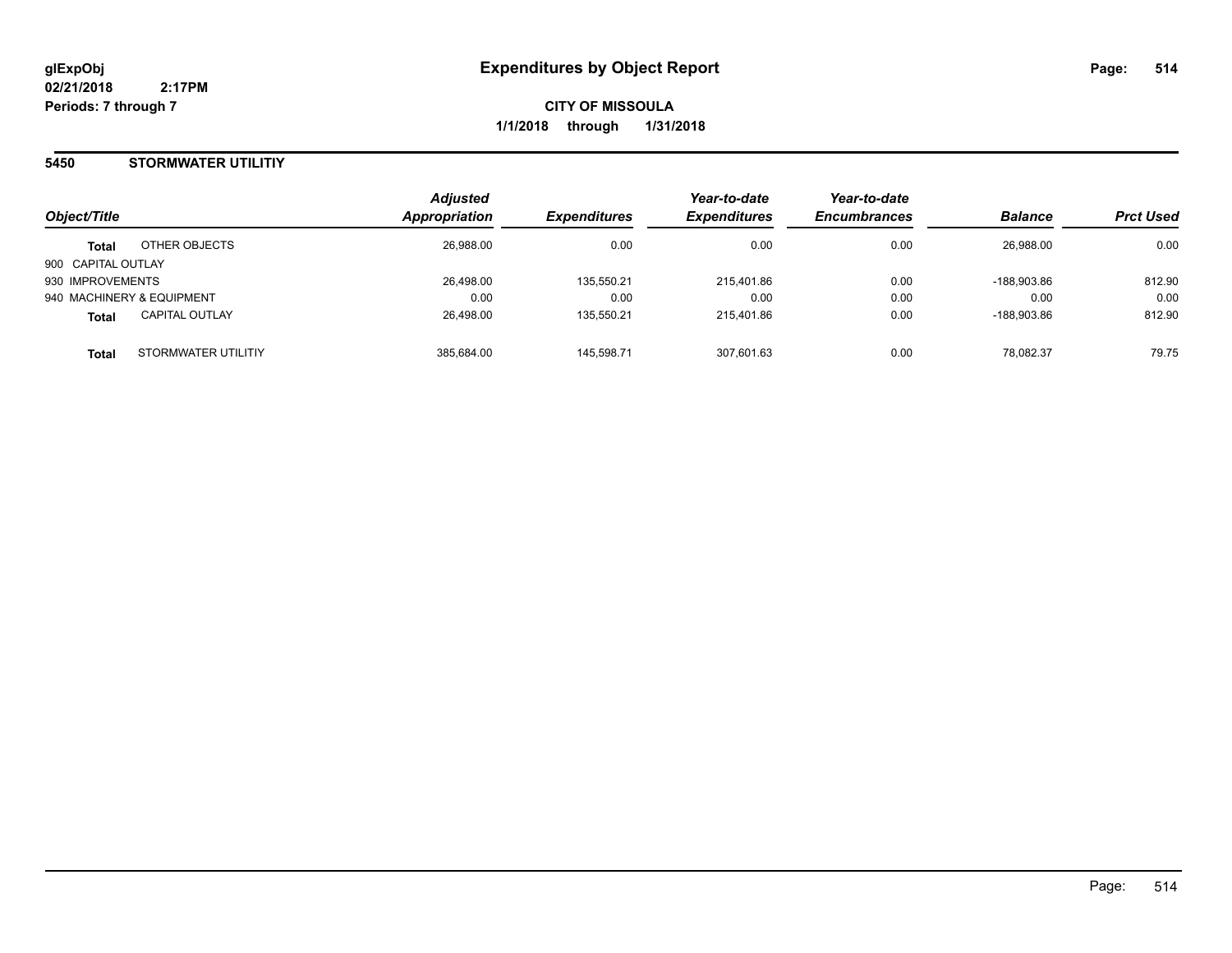**glExpObj**
**02/21/2018 2:17PM**
**Periods: 7 through 7**

# Expenditures by Object Report

**CITY OF MISSOULA**
**1/1/2018 through 1/31/2018**

## 5450 STORMWATER UTILITIY

| Object/Title | | *Adjusted Appropriation* | *Expenditures* | *Year-to-date Expenditures* | *Year-to-date Encumbrances* | *Balance* | *Prct Used* |
|---|---|---|---|---|---|---|---|
| **Total** | OTHER OBJECTS | 26,988.00 | 0.00 | 0.00 | 0.00 | 26,988.00 | 0.00 |
| 900 CAPITAL OUTLAY | | | | | | | |
| 930 IMPROVEMENTS | | 26,498.00 | 135,550.21 | 215,401.86 | 0.00 | -188,903.86 | 812.90 |
| 940 MACHINERY & EQUIPMENT | | 0.00 | 0.00 | 0.00 | 0.00 | 0.00 | 0.00 |
| **Total** | CAPITAL OUTLAY | 26,498.00 | 135,550.21 | 215,401.86 | 0.00 | -188,903.86 | 812.90 |
| **Total** | STORMWATER UTILITIY | 385,684.00 | 145,598.71 | 307,601.63 | 0.00 | 78,082.37 | 79.75 |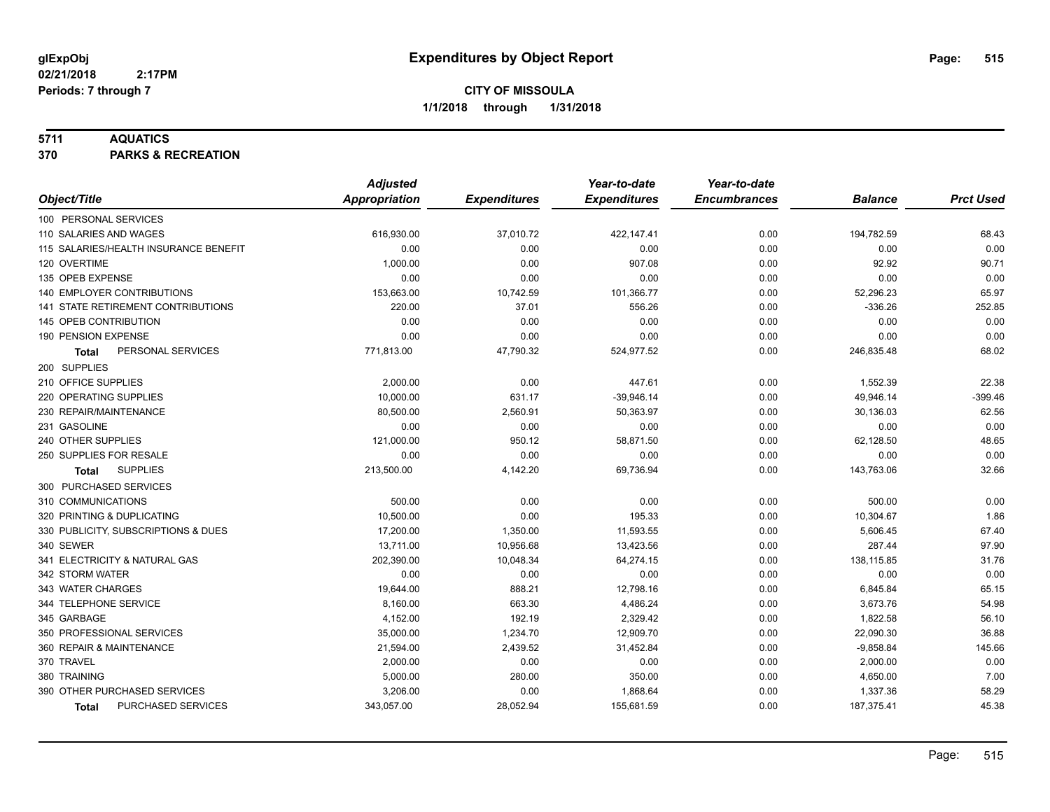**glExpObj**
**02/21/2018 2:17PM**
**Periods: 7 through 7**

# Expenditures by Object Report

**CITY OF MISSOULA**
**1/1/2018 through 1/31/2018**

**5711 AQUATICS**
**370 PARKS & RECREATION**

| Object/Title | Adjusted Appropriation | Expenditures | Year-to-date Expenditures | Year-to-date Encumbrances | Balance | Prct Used |
|---|---|---|---|---|---|---|
| 100 PERSONAL SERVICES | | | | | | |
| 110 SALARIES AND WAGES | 616,930.00 | 37,010.72 | 422,147.41 | 0.00 | 194,782.59 | 68.43 |
| 115 SALARIES/HEALTH INSURANCE BENEFIT | 0.00 | 0.00 | 0.00 | 0.00 | 0.00 | 0.00 |
| 120 OVERTIME | 1,000.00 | 0.00 | 907.08 | 0.00 | 92.92 | 90.71 |
| 135 OPEB EXPENSE | 0.00 | 0.00 | 0.00 | 0.00 | 0.00 | 0.00 |
| 140 EMPLOYER CONTRIBUTIONS | 153,663.00 | 10,742.59 | 101,366.77 | 0.00 | 52,296.23 | 65.97 |
| 141 STATE RETIREMENT CONTRIBUTIONS | 220.00 | 37.01 | 556.26 | 0.00 | -336.26 | 252.85 |
| 145 OPEB CONTRIBUTION | 0.00 | 0.00 | 0.00 | 0.00 | 0.00 | 0.00 |
| 190 PENSION EXPENSE | 0.00 | 0.00 | 0.00 | 0.00 | 0.00 | 0.00 |
| **Total** PERSONAL SERVICES | 771,813.00 | 47,790.32 | 524,977.52 | 0.00 | 246,835.48 | 68.02 |
| 200 SUPPLIES | | | | | | |
| 210 OFFICE SUPPLIES | 2,000.00 | 0.00 | 447.61 | 0.00 | 1,552.39 | 22.38 |
| 220 OPERATING SUPPLIES | 10,000.00 | 631.17 | -39,946.14 | 0.00 | 49,946.14 | -399.46 |
| 230 REPAIR/MAINTENANCE | 80,500.00 | 2,560.91 | 50,363.97 | 0.00 | 30,136.03 | 62.56 |
| 231 GASOLINE | 0.00 | 0.00 | 0.00 | 0.00 | 0.00 | 0.00 |
| 240 OTHER SUPPLIES | 121,000.00 | 950.12 | 58,871.50 | 0.00 | 62,128.50 | 48.65 |
| 250 SUPPLIES FOR RESALE | 0.00 | 0.00 | 0.00 | 0.00 | 0.00 | 0.00 |
| **Total** SUPPLIES | 213,500.00 | 4,142.20 | 69,736.94 | 0.00 | 143,763.06 | 32.66 |
| 300 PURCHASED SERVICES | | | | | | |
| 310 COMMUNICATIONS | 500.00 | 0.00 | 0.00 | 0.00 | 500.00 | 0.00 |
| 320 PRINTING & DUPLICATING | 10,500.00 | 0.00 | 195.33 | 0.00 | 10,304.67 | 1.86 |
| 330 PUBLICITY, SUBSCRIPTIONS & DUES | 17,200.00 | 1,350.00 | 11,593.55 | 0.00 | 5,606.45 | 67.40 |
| 340 SEWER | 13,711.00 | 10,956.68 | 13,423.56 | 0.00 | 287.44 | 97.90 |
| 341 ELECTRICITY & NATURAL GAS | 202,390.00 | 10,048.34 | 64,274.15 | 0.00 | 138,115.85 | 31.76 |
| 342 STORM WATER | 0.00 | 0.00 | 0.00 | 0.00 | 0.00 | 0.00 |
| 343 WATER CHARGES | 19,644.00 | 888.21 | 12,798.16 | 0.00 | 6,845.84 | 65.15 |
| 344 TELEPHONE SERVICE | 8,160.00 | 663.30 | 4,486.24 | 0.00 | 3,673.76 | 54.98 |
| 345 GARBAGE | 4,152.00 | 192.19 | 2,329.42 | 0.00 | 1,822.58 | 56.10 |
| 350 PROFESSIONAL SERVICES | 35,000.00 | 1,234.70 | 12,909.70 | 0.00 | 22,090.30 | 36.88 |
| 360 REPAIR & MAINTENANCE | 21,594.00 | 2,439.52 | 31,452.84 | 0.00 | -9,858.84 | 145.66 |
| 370 TRAVEL | 2,000.00 | 0.00 | 0.00 | 0.00 | 2,000.00 | 0.00 |
| 380 TRAINING | 5,000.00 | 280.00 | 350.00 | 0.00 | 4,650.00 | 7.00 |
| 390 OTHER PURCHASED SERVICES | 3,206.00 | 0.00 | 1,868.64 | 0.00 | 1,337.36 | 58.29 |
| **Total** PURCHASED SERVICES | 343,057.00 | 28,052.94 | 155,681.59 | 0.00 | 187,375.41 | 45.38 |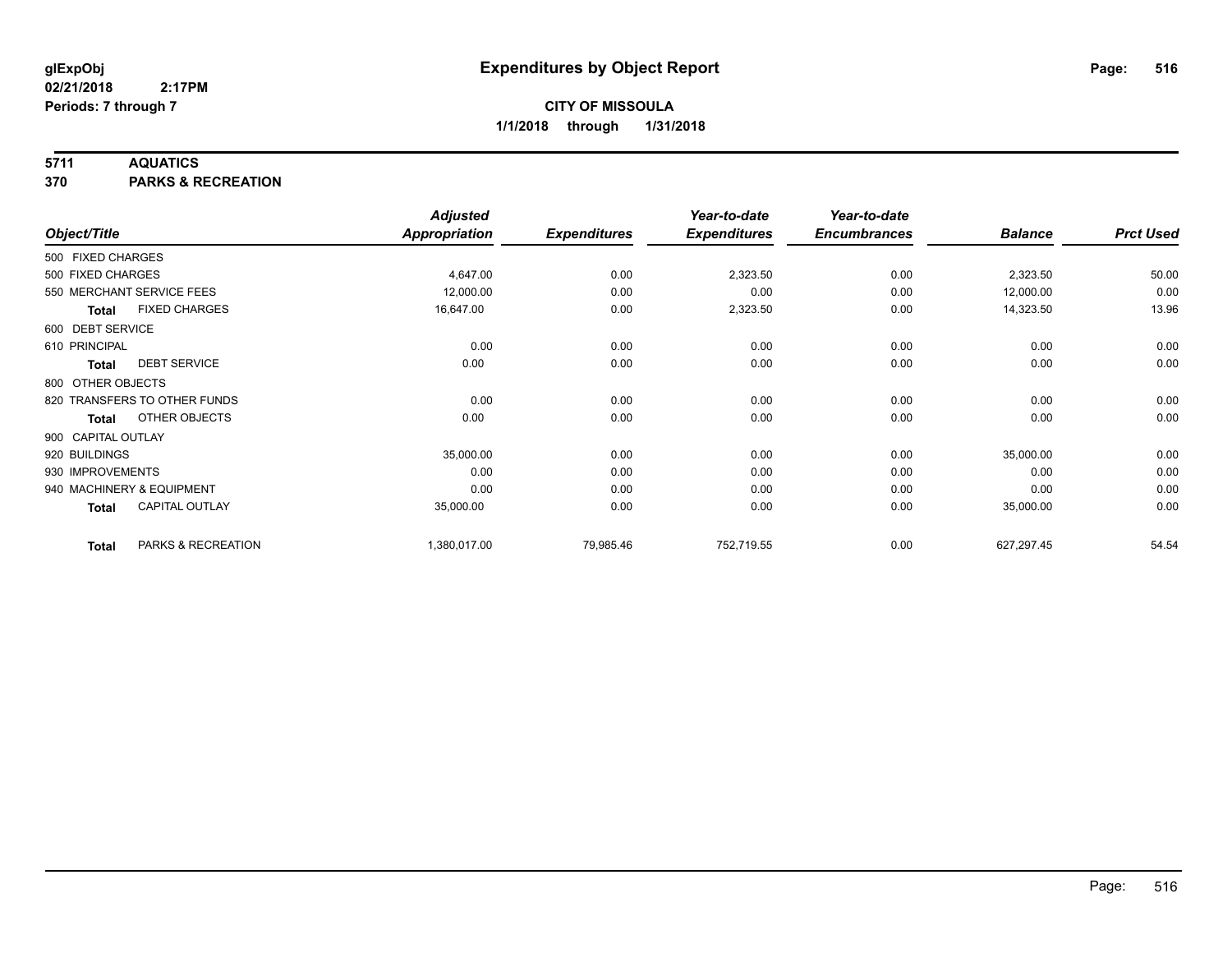**glExpObj**
**02/21/2018 2:17PM**
**Periods: 7 through 7**

# Expenditures by Object Report

**CITY OF MISSOULA**
**1/1/2018 through 1/31/2018**

**5711 AQUATICS**
**370 PARKS & RECREATION**

| Object/Title | Adjusted Appropriation | Expenditures | Year-to-date Expenditures | Year-to-date Encumbrances | Balance | Prct Used |
|---|---|---|---|---|---|---|
| 500 FIXED CHARGES | | | | | | |
| 500 FIXED CHARGES | 4,647.00 | 0.00 | 2,323.50 | 0.00 | 2,323.50 | 50.00 |
| 550 MERCHANT SERVICE FEES | 12,000.00 | 0.00 | 0.00 | 0.00 | 12,000.00 | 0.00 |
| **Total** FIXED CHARGES | 16,647.00 | 0.00 | 2,323.50 | 0.00 | 14,323.50 | 13.96 |
| 600 DEBT SERVICE | | | | | | |
| 610 PRINCIPAL | 0.00 | 0.00 | 0.00 | 0.00 | 0.00 | 0.00 |
| **Total** DEBT SERVICE | 0.00 | 0.00 | 0.00 | 0.00 | 0.00 | 0.00 |
| 800 OTHER OBJECTS | | | | | | |
| 820 TRANSFERS TO OTHER FUNDS | 0.00 | 0.00 | 0.00 | 0.00 | 0.00 | 0.00 |
| **Total** OTHER OBJECTS | 0.00 | 0.00 | 0.00 | 0.00 | 0.00 | 0.00 |
| 900 CAPITAL OUTLAY | | | | | | |
| 920 BUILDINGS | 35,000.00 | 0.00 | 0.00 | 0.00 | 35,000.00 | 0.00 |
| 930 IMPROVEMENTS | 0.00 | 0.00 | 0.00 | 0.00 | 0.00 | 0.00 |
| 940 MACHINERY & EQUIPMENT | 0.00 | 0.00 | 0.00 | 0.00 | 0.00 | 0.00 |
| **Total** CAPITAL OUTLAY | 35,000.00 | 0.00 | 0.00 | 0.00 | 35,000.00 | 0.00 |
| **Total** PARKS & RECREATION | 1,380,017.00 | 79,985.46 | 752,719.55 | 0.00 | 627,297.45 | 54.54 |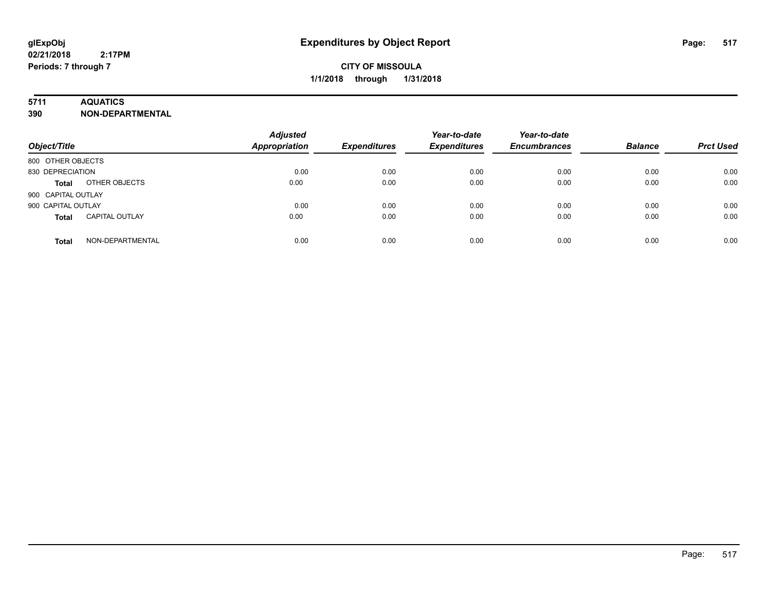# Expenditures by Object Report

glExpObj
02/21/2018 2:17PM
Periods: 7 through 7

**CITY OF MISSOULA**
**1/1/2018 through 1/31/2018**

**5711 AQUATICS**
**390 NON-DEPARTMENTAL**

| Object/Title | | Adjusted Appropriation | Expenditures | Year-to-date Expenditures | Year-to-date Encumbrances | Balance | Prct Used |
|---|---|---|---|---|---|---|---|
| 800 OTHER OBJECTS | | | | | | | |
| 830 DEPRECIATION | | 0.00 | 0.00 | 0.00 | 0.00 | 0.00 | 0.00 |
| **Total** | OTHER OBJECTS | 0.00 | 0.00 | 0.00 | 0.00 | 0.00 | 0.00 |
| 900 CAPITAL OUTLAY | | | | | | | |
| 900 CAPITAL OUTLAY | | 0.00 | 0.00 | 0.00 | 0.00 | 0.00 | 0.00 |
| **Total** | CAPITAL OUTLAY | 0.00 | 0.00 | 0.00 | 0.00 | 0.00 | 0.00 |
| **Total** | NON-DEPARTMENTAL | 0.00 | 0.00 | 0.00 | 0.00 | 0.00 | 0.00 |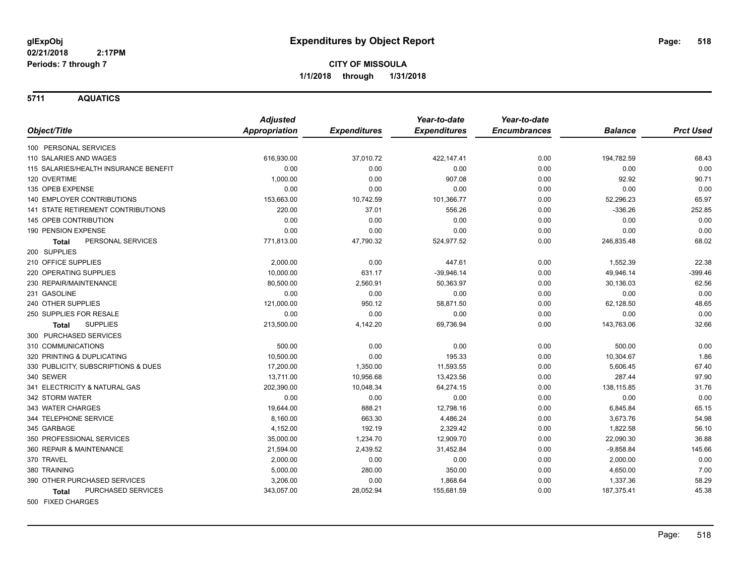# Expenditures by Object Report

glExpObj
02/21/2018 2:17PM
Periods: 7 through 7

**CITY OF MISSOULA**
**1/1/2018 through 1/31/2018**

## 5711 AQUATICS

| Object/Title | Adjusted Appropriation | Expenditures | Year-to-date Expenditures | Year-to-date Encumbrances | Balance | Prct Used |
|---|---|---|---|---|---|---|
| 100 PERSONAL SERVICES | | | | | | |
| 110 SALARIES AND WAGES | 616,930.00 | 37,010.72 | 422,147.41 | 0.00 | 194,782.59 | 68.43 |
| 115 SALARIES/HEALTH INSURANCE BENEFIT | 0.00 | 0.00 | 0.00 | 0.00 | 0.00 | 0.00 |
| 120 OVERTIME | 1,000.00 | 0.00 | 907.08 | 0.00 | 92.92 | 90.71 |
| 135 OPEB EXPENSE | 0.00 | 0.00 | 0.00 | 0.00 | 0.00 | 0.00 |
| 140 EMPLOYER CONTRIBUTIONS | 153,663.00 | 10,742.59 | 101,366.77 | 0.00 | 52,296.23 | 65.97 |
| 141 STATE RETIREMENT CONTRIBUTIONS | 220.00 | 37.01 | 556.26 | 0.00 | -336.26 | 252.85 |
| 145 OPEB CONTRIBUTION | 0.00 | 0.00 | 0.00 | 0.00 | 0.00 | 0.00 |
| 190 PENSION EXPENSE | 0.00 | 0.00 | 0.00 | 0.00 | 0.00 | 0.00 |
| **Total** PERSONAL SERVICES | 771,813.00 | 47,790.32 | 524,977.52 | 0.00 | 246,835.48 | 68.02 |
| 200 SUPPLIES | | | | | | |
| 210 OFFICE SUPPLIES | 2,000.00 | 0.00 | 447.61 | 0.00 | 1,552.39 | 22.38 |
| 220 OPERATING SUPPLIES | 10,000.00 | 631.17 | -39,946.14 | 0.00 | 49,946.14 | -399.46 |
| 230 REPAIR/MAINTENANCE | 80,500.00 | 2,560.91 | 50,363.97 | 0.00 | 30,136.03 | 62.56 |
| 231 GASOLINE | 0.00 | 0.00 | 0.00 | 0.00 | 0.00 | 0.00 |
| 240 OTHER SUPPLIES | 121,000.00 | 950.12 | 58,871.50 | 0.00 | 62,128.50 | 48.65 |
| 250 SUPPLIES FOR RESALE | 0.00 | 0.00 | 0.00 | 0.00 | 0.00 | 0.00 |
| **Total** SUPPLIES | 213,500.00 | 4,142.20 | 69,736.94 | 0.00 | 143,763.06 | 32.66 |
| 300 PURCHASED SERVICES | | | | | | |
| 310 COMMUNICATIONS | 500.00 | 0.00 | 0.00 | 0.00 | 500.00 | 0.00 |
| 320 PRINTING & DUPLICATING | 10,500.00 | 0.00 | 195.33 | 0.00 | 10,304.67 | 1.86 |
| 330 PUBLICITY, SUBSCRIPTIONS & DUES | 17,200.00 | 1,350.00 | 11,593.55 | 0.00 | 5,606.45 | 67.40 |
| 340 SEWER | 13,711.00 | 10,956.68 | 13,423.56 | 0.00 | 287.44 | 97.90 |
| 341 ELECTRICITY & NATURAL GAS | 202,390.00 | 10,048.34 | 64,274.15 | 0.00 | 138,115.85 | 31.76 |
| 342 STORM WATER | 0.00 | 0.00 | 0.00 | 0.00 | 0.00 | 0.00 |
| 343 WATER CHARGES | 19,644.00 | 888.21 | 12,798.16 | 0.00 | 6,845.84 | 65.15 |
| 344 TELEPHONE SERVICE | 8,160.00 | 663.30 | 4,486.24 | 0.00 | 3,673.76 | 54.98 |
| 345 GARBAGE | 4,152.00 | 192.19 | 2,329.42 | 0.00 | 1,822.58 | 56.10 |
| 350 PROFESSIONAL SERVICES | 35,000.00 | 1,234.70 | 12,909.70 | 0.00 | 22,090.30 | 36.88 |
| 360 REPAIR & MAINTENANCE | 21,594.00 | 2,439.52 | 31,452.84 | 0.00 | -9,858.84 | 145.66 |
| 370 TRAVEL | 2,000.00 | 0.00 | 0.00 | 0.00 | 2,000.00 | 0.00 |
| 380 TRAINING | 5,000.00 | 280.00 | 350.00 | 0.00 | 4,650.00 | 7.00 |
| 390 OTHER PURCHASED SERVICES | 3,206.00 | 0.00 | 1,868.64 | 0.00 | 1,337.36 | 58.29 |
| **Total** PURCHASED SERVICES | 343,057.00 | 28,052.94 | 155,681.59 | 0.00 | 187,375.41 | 45.38 |
| 500 FIXED CHARGES | | | | | | |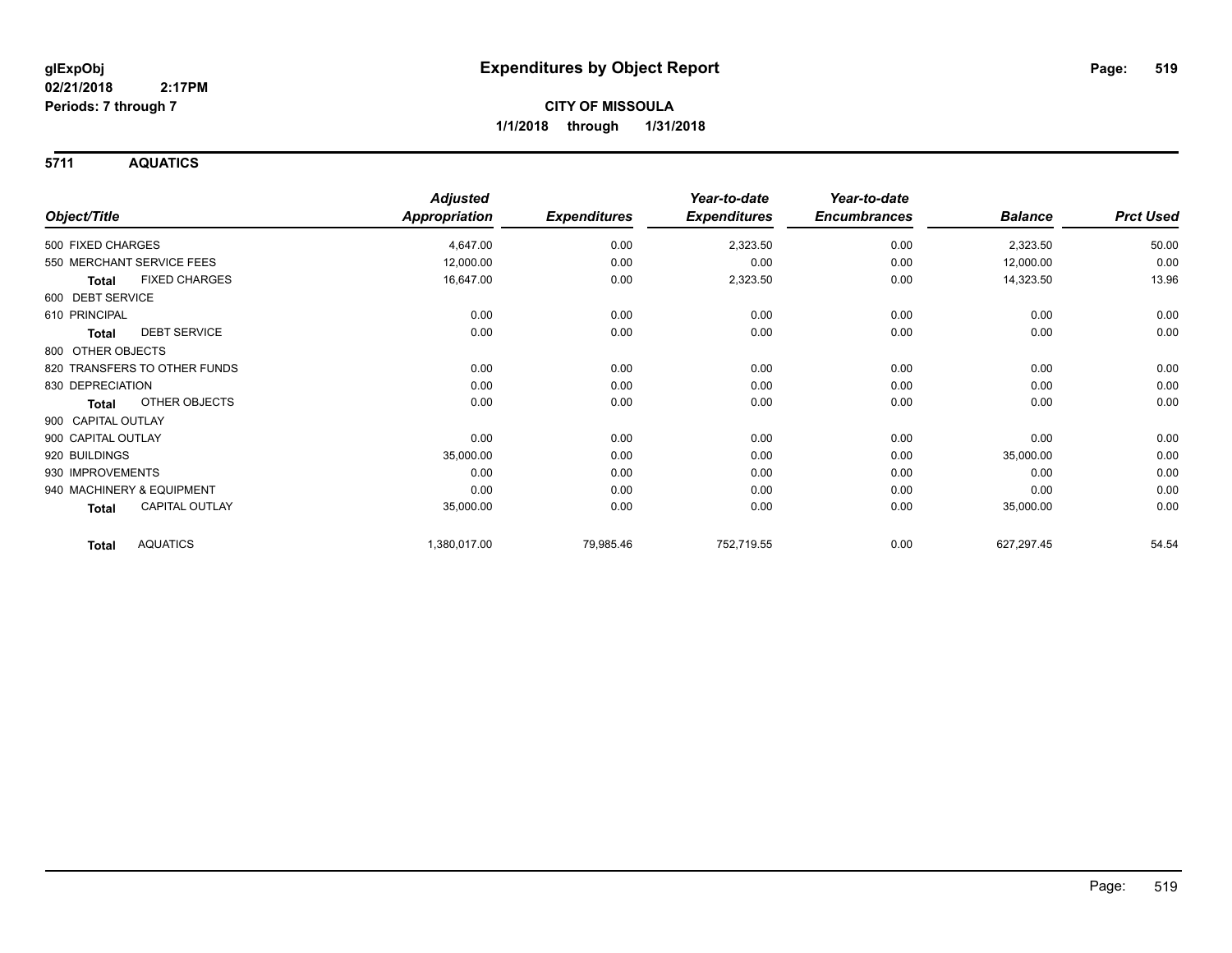glExpObj
02/21/2018 2:17PM
Periods: 7 through 7

# Expenditures by Object Report

**CITY OF MISSOULA**
**1/1/2018 through 1/31/2018**

## 5711 AQUATICS

| Object/Title | Adjusted Appropriation | Expenditures | Year-to-date Expenditures | Year-to-date Encumbrances | Balance | Prct Used |
|---|---|---|---|---|---|---|
| 500 FIXED CHARGES | 4,647.00 | 0.00 | 2,323.50 | 0.00 | 2,323.50 | 50.00 |
| 550 MERCHANT SERVICE FEES | 12,000.00 | 0.00 | 0.00 | 0.00 | 12,000.00 | 0.00 |
| **Total** FIXED CHARGES | 16,647.00 | 0.00 | 2,323.50 | 0.00 | 14,323.50 | 13.96 |
| 600 DEBT SERVICE | | | | | | |
| 610 PRINCIPAL | 0.00 | 0.00 | 0.00 | 0.00 | 0.00 | 0.00 |
| **Total** DEBT SERVICE | 0.00 | 0.00 | 0.00 | 0.00 | 0.00 | 0.00 |
| 800 OTHER OBJECTS | | | | | | |
| 820 TRANSFERS TO OTHER FUNDS | 0.00 | 0.00 | 0.00 | 0.00 | 0.00 | 0.00 |
| 830 DEPRECIATION | 0.00 | 0.00 | 0.00 | 0.00 | 0.00 | 0.00 |
| **Total** OTHER OBJECTS | 0.00 | 0.00 | 0.00 | 0.00 | 0.00 | 0.00 |
| 900 CAPITAL OUTLAY | | | | | | |
| 900 CAPITAL OUTLAY | 0.00 | 0.00 | 0.00 | 0.00 | 0.00 | 0.00 |
| 920 BUILDINGS | 35,000.00 | 0.00 | 0.00 | 0.00 | 35,000.00 | 0.00 |
| 930 IMPROVEMENTS | 0.00 | 0.00 | 0.00 | 0.00 | 0.00 | 0.00 |
| 940 MACHINERY & EQUIPMENT | 0.00 | 0.00 | 0.00 | 0.00 | 0.00 | 0.00 |
| **Total** CAPITAL OUTLAY | 35,000.00 | 0.00 | 0.00 | 0.00 | 35,000.00 | 0.00 |
| **Total** AQUATICS | 1,380,017.00 | 79,985.46 | 752,719.55 | 0.00 | 627,297.45 | 54.54 |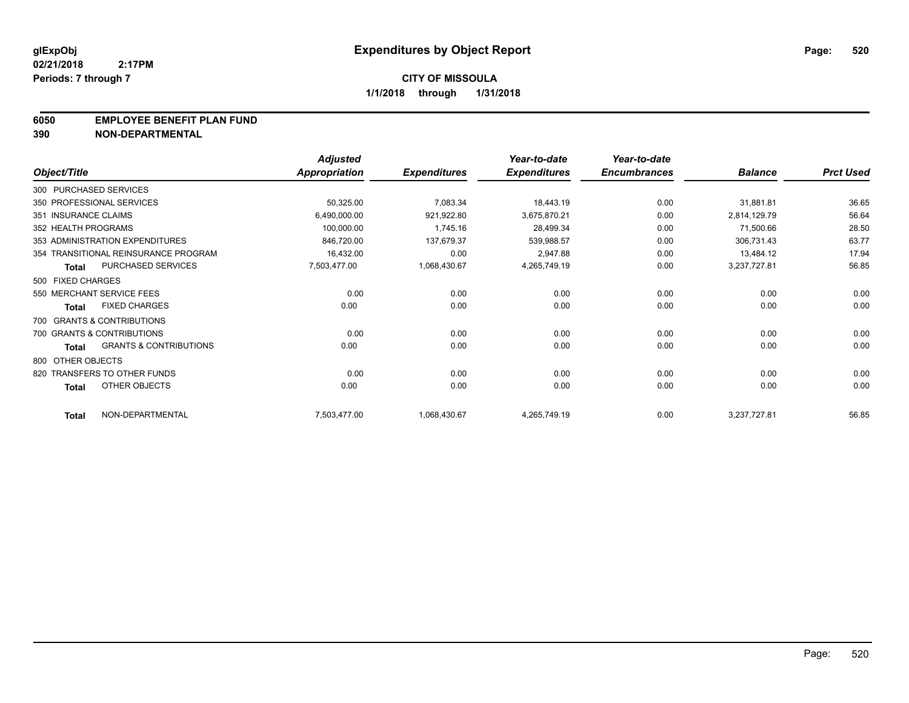**glExpObj**
**02/21/2018 2:17PM**
**Periods: 7 through 7**

# Expenditures by Object Report

**CITY OF MISSOULA**
**1/1/2018 through 1/31/2018**

## 6050 EMPLOYEE BENEFIT PLAN FUND
## 390 NON-DEPARTMENTAL

| Object/Title | Adjusted Appropriation | Expenditures | Year-to-date Expenditures | Year-to-date Encumbrances | Balance | Prct Used |
|---|---|---|---|---|---|---|
| 300 PURCHASED SERVICES | | | | | | |
| 350 PROFESSIONAL SERVICES | 50,325.00 | 7,083.34 | 18,443.19 | 0.00 | 31,881.81 | 36.65 |
| 351 INSURANCE CLAIMS | 6,490,000.00 | 921,922.80 | 3,675,870.21 | 0.00 | 2,814,129.79 | 56.64 |
| 352 HEALTH PROGRAMS | 100,000.00 | 1,745.16 | 28,499.34 | 0.00 | 71,500.66 | 28.50 |
| 353 ADMINISTRATION EXPENDITURES | 846,720.00 | 137,679.37 | 539,988.57 | 0.00 | 306,731.43 | 63.77 |
| 354 TRANSITIONAL REINSURANCE PROGRAM | 16,432.00 | 0.00 | 2,947.88 | 0.00 | 13,484.12 | 17.94 |
| **Total** PURCHASED SERVICES | 7,503,477.00 | 1,068,430.67 | 4,265,749.19 | 0.00 | 3,237,727.81 | 56.85 |
| 500 FIXED CHARGES | | | | | | |
| 550 MERCHANT SERVICE FEES | 0.00 | 0.00 | 0.00 | 0.00 | 0.00 | 0.00 |
| **Total** FIXED CHARGES | 0.00 | 0.00 | 0.00 | 0.00 | 0.00 | 0.00 |
| 700 GRANTS & CONTRIBUTIONS | | | | | | |
| 700 GRANTS & CONTRIBUTIONS | 0.00 | 0.00 | 0.00 | 0.00 | 0.00 | 0.00 |
| **Total** GRANTS & CONTRIBUTIONS | 0.00 | 0.00 | 0.00 | 0.00 | 0.00 | 0.00 |
| 800 OTHER OBJECTS | | | | | | |
| 820 TRANSFERS TO OTHER FUNDS | 0.00 | 0.00 | 0.00 | 0.00 | 0.00 | 0.00 |
| **Total** OTHER OBJECTS | 0.00 | 0.00 | 0.00 | 0.00 | 0.00 | 0.00 |
| **Total** NON-DEPARTMENTAL | 7,503,477.00 | 1,068,430.67 | 4,265,749.19 | 0.00 | 3,237,727.81 | 56.85 |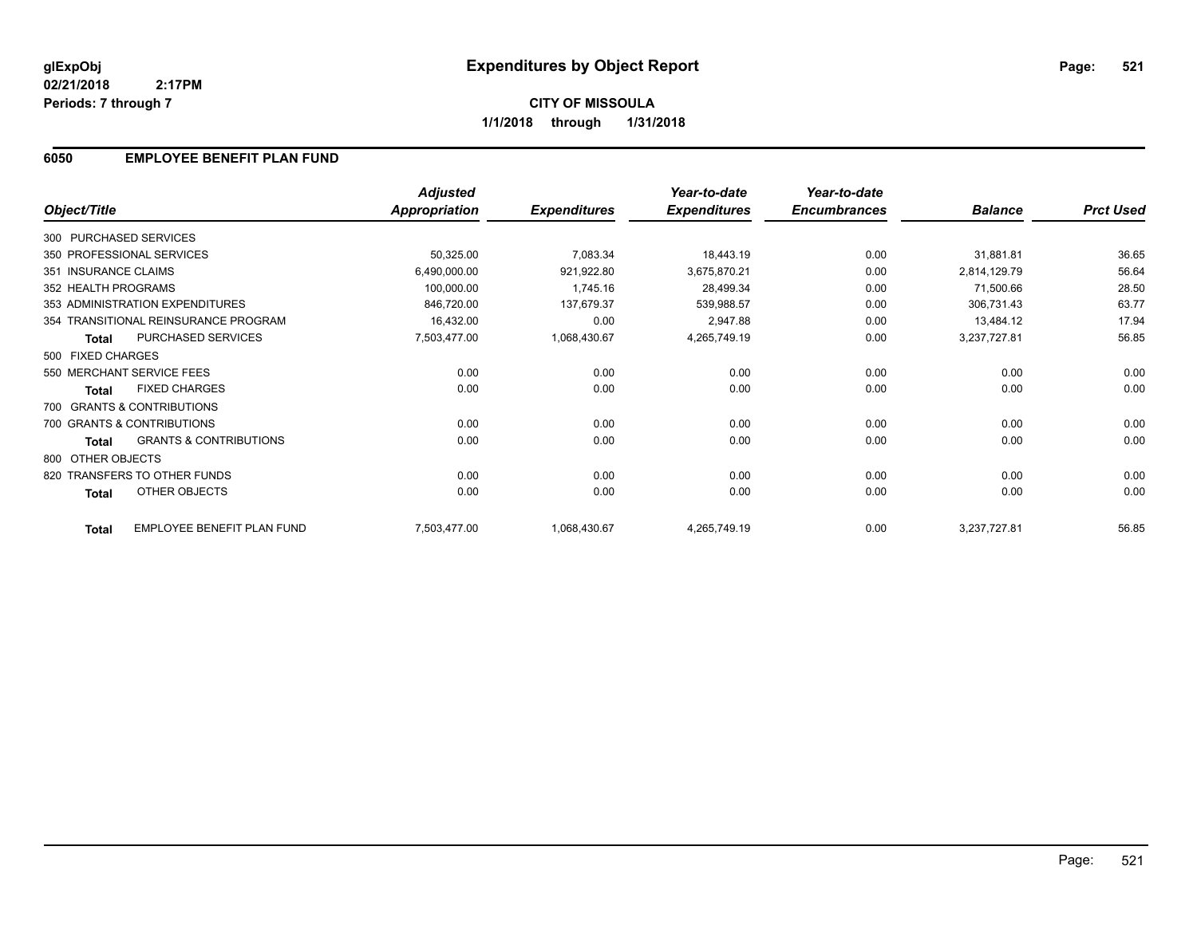# Expenditures by Object Report

glExpObj
02/21/2018 2:17PM
Periods: 7 through 7

**CITY OF MISSOULA**
**1/1/2018 through 1/31/2018**

## 6050 EMPLOYEE BENEFIT PLAN FUND

| Object/Title | Adjusted Appropriation | Expenditures | Year-to-date Expenditures | Year-to-date Encumbrances | Balance | Prct Used |
|---|---|---|---|---|---|---|
| 300 PURCHASED SERVICES | | | | | | |
| 350 PROFESSIONAL SERVICES | 50,325.00 | 7,083.34 | 18,443.19 | 0.00 | 31,881.81 | 36.65 |
| 351 INSURANCE CLAIMS | 6,490,000.00 | 921,922.80 | 3,675,870.21 | 0.00 | 2,814,129.79 | 56.64 |
| 352 HEALTH PROGRAMS | 100,000.00 | 1,745.16 | 28,499.34 | 0.00 | 71,500.66 | 28.50 |
| 353 ADMINISTRATION EXPENDITURES | 846,720.00 | 137,679.37 | 539,988.57 | 0.00 | 306,731.43 | 63.77 |
| 354 TRANSITIONAL REINSURANCE PROGRAM | 16,432.00 | 0.00 | 2,947.88 | 0.00 | 13,484.12 | 17.94 |
| **Total** PURCHASED SERVICES | 7,503,477.00 | 1,068,430.67 | 4,265,749.19 | 0.00 | 3,237,727.81 | 56.85 |
| 500 FIXED CHARGES | | | | | | |
| 550 MERCHANT SERVICE FEES | 0.00 | 0.00 | 0.00 | 0.00 | 0.00 | 0.00 |
| **Total** FIXED CHARGES | 0.00 | 0.00 | 0.00 | 0.00 | 0.00 | 0.00 |
| 700 GRANTS & CONTRIBUTIONS | | | | | | |
| 700 GRANTS & CONTRIBUTIONS | 0.00 | 0.00 | 0.00 | 0.00 | 0.00 | 0.00 |
| **Total** GRANTS & CONTRIBUTIONS | 0.00 | 0.00 | 0.00 | 0.00 | 0.00 | 0.00 |
| 800 OTHER OBJECTS | | | | | | |
| 820 TRANSFERS TO OTHER FUNDS | 0.00 | 0.00 | 0.00 | 0.00 | 0.00 | 0.00 |
| **Total** OTHER OBJECTS | 0.00 | 0.00 | 0.00 | 0.00 | 0.00 | 0.00 |
| **Total** EMPLOYEE BENEFIT PLAN FUND | 7,503,477.00 | 1,068,430.67 | 4,265,749.19 | 0.00 | 3,237,727.81 | 56.85 |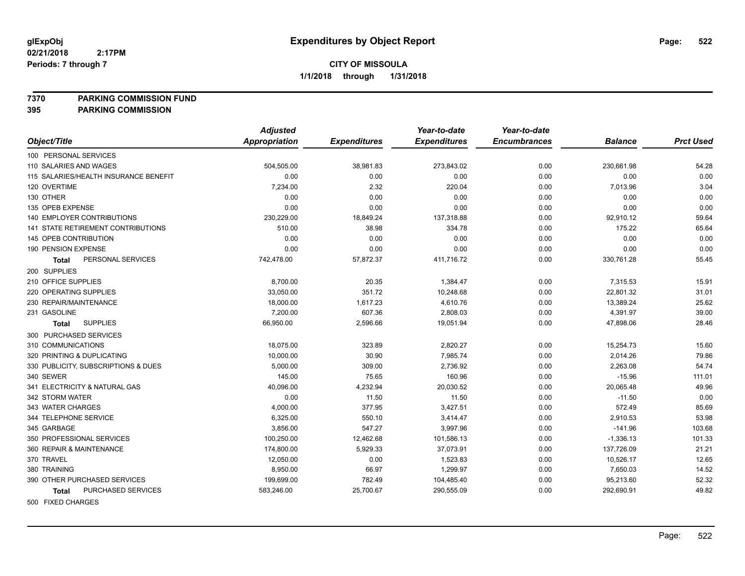**glExpObj**
**02/21/2018 2:17PM**
**Periods: 7 through 7**

# Expenditures by Object Report

**CITY OF MISSOULA**
**1/1/2018 through 1/31/2018**

**7370 PARKING COMMISSION FUND**
**395 PARKING COMMISSION**

| Object/Title | Adjusted Appropriation | Expenditures | Year-to-date Expenditures | Year-to-date Encumbrances | Balance | Prct Used |
|---|---|---|---|---|---|---|
| 100 PERSONAL SERVICES | | | | | | |
| 110 SALARIES AND WAGES | 504,505.00 | 38,981.83 | 273,843.02 | 0.00 | 230,661.98 | 54.28 |
| 115 SALARIES/HEALTH INSURANCE BENEFIT | 0.00 | 0.00 | 0.00 | 0.00 | 0.00 | 0.00 |
| 120 OVERTIME | 7,234.00 | 2.32 | 220.04 | 0.00 | 7,013.96 | 3.04 |
| 130 OTHER | 0.00 | 0.00 | 0.00 | 0.00 | 0.00 | 0.00 |
| 135 OPEB EXPENSE | 0.00 | 0.00 | 0.00 | 0.00 | 0.00 | 0.00 |
| 140 EMPLOYER CONTRIBUTIONS | 230,229.00 | 18,849.24 | 137,318.88 | 0.00 | 92,910.12 | 59.64 |
| 141 STATE RETIREMENT CONTRIBUTIONS | 510.00 | 38.98 | 334.78 | 0.00 | 175.22 | 65.64 |
| 145 OPEB CONTRIBUTION | 0.00 | 0.00 | 0.00 | 0.00 | 0.00 | 0.00 |
| 190 PENSION EXPENSE | 0.00 | 0.00 | 0.00 | 0.00 | 0.00 | 0.00 |
| **Total** PERSONAL SERVICES | 742,478.00 | 57,872.37 | 411,716.72 | 0.00 | 330,761.28 | 55.45 |
| 200 SUPPLIES | | | | | | |
| 210 OFFICE SUPPLIES | 8,700.00 | 20.35 | 1,384.47 | 0.00 | 7,315.53 | 15.91 |
| 220 OPERATING SUPPLIES | 33,050.00 | 351.72 | 10,248.68 | 0.00 | 22,801.32 | 31.01 |
| 230 REPAIR/MAINTENANCE | 18,000.00 | 1,617.23 | 4,610.76 | 0.00 | 13,389.24 | 25.62 |
| 231 GASOLINE | 7,200.00 | 607.36 | 2,808.03 | 0.00 | 4,391.97 | 39.00 |
| **Total** SUPPLIES | 66,950.00 | 2,596.66 | 19,051.94 | 0.00 | 47,898.06 | 28.46 |
| 300 PURCHASED SERVICES | | | | | | |
| 310 COMMUNICATIONS | 18,075.00 | 323.89 | 2,820.27 | 0.00 | 15,254.73 | 15.60 |
| 320 PRINTING & DUPLICATING | 10,000.00 | 30.90 | 7,985.74 | 0.00 | 2,014.26 | 79.86 |
| 330 PUBLICITY, SUBSCRIPTIONS & DUES | 5,000.00 | 309.00 | 2,736.92 | 0.00 | 2,263.08 | 54.74 |
| 340 SEWER | 145.00 | 75.65 | 160.96 | 0.00 | -15.96 | 111.01 |
| 341 ELECTRICITY & NATURAL GAS | 40,096.00 | 4,232.94 | 20,030.52 | 0.00 | 20,065.48 | 49.96 |
| 342 STORM WATER | 0.00 | 11.50 | 11.50 | 0.00 | -11.50 | 0.00 |
| 343 WATER CHARGES | 4,000.00 | 377.95 | 3,427.51 | 0.00 | 572.49 | 85.69 |
| 344 TELEPHONE SERVICE | 6,325.00 | 550.10 | 3,414.47 | 0.00 | 2,910.53 | 53.98 |
| 345 GARBAGE | 3,856.00 | 547.27 | 3,997.96 | 0.00 | -141.96 | 103.68 |
| 350 PROFESSIONAL SERVICES | 100,250.00 | 12,462.68 | 101,586.13 | 0.00 | -1,336.13 | 101.33 |
| 360 REPAIR & MAINTENANCE | 174,800.00 | 5,929.33 | 37,073.91 | 0.00 | 137,726.09 | 21.21 |
| 370 TRAVEL | 12,050.00 | 0.00 | 1,523.83 | 0.00 | 10,526.17 | 12.65 |
| 380 TRAINING | 8,950.00 | 66.97 | 1,299.97 | 0.00 | 7,650.03 | 14.52 |
| 390 OTHER PURCHASED SERVICES | 199,699.00 | 782.49 | 104,485.40 | 0.00 | 95,213.60 | 52.32 |
| **Total** PURCHASED SERVICES | 583,246.00 | 25,700.67 | 290,555.09 | 0.00 | 292,690.91 | 49.82 |
| 500 FIXED CHARGES | | | | | | |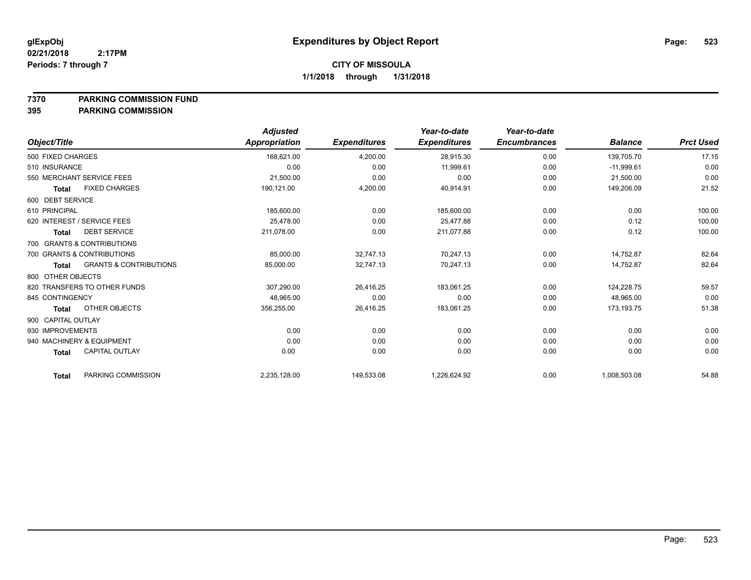**glExpObj**
**02/21/2018 2:17PM**
**Periods: 7 through 7**

# Expenditures by Object Report

**CITY OF MISSOULA**
**1/1/2018 through 1/31/2018**

**7370 PARKING COMMISSION FUND**
**395 PARKING COMMISSION**

| Object/Title | Adjusted Appropriation | Expenditures | Year-to-date Expenditures | Year-to-date Encumbrances | Balance | Prct Used |
|---|---|---|---|---|---|---|
| 500 FIXED CHARGES | 168,621.00 | 4,200.00 | 28,915.30 | 0.00 | 139,705.70 | 17.15 |
| 510 INSURANCE | 0.00 | 0.00 | 11,999.61 | 0.00 | -11,999.61 | 0.00 |
| 550 MERCHANT SERVICE FEES | 21,500.00 | 0.00 | 0.00 | 0.00 | 21,500.00 | 0.00 |
| **Total** FIXED CHARGES | 190,121.00 | 4,200.00 | 40,914.91 | 0.00 | 149,206.09 | 21.52 |
| 600 DEBT SERVICE | | | | | | |
| 610 PRINCIPAL | 185,600.00 | 0.00 | 185,600.00 | 0.00 | 0.00 | 100.00 |
| 620 INTEREST / SERVICE FEES | 25,478.00 | 0.00 | 25,477.88 | 0.00 | 0.12 | 100.00 |
| **Total** DEBT SERVICE | 211,078.00 | 0.00 | 211,077.88 | 0.00 | 0.12 | 100.00 |
| 700 GRANTS & CONTRIBUTIONS | | | | | | |
| 700 GRANTS & CONTRIBUTIONS | 85,000.00 | 32,747.13 | 70,247.13 | 0.00 | 14,752.87 | 82.64 |
| **Total** GRANTS & CONTRIBUTIONS | 85,000.00 | 32,747.13 | 70,247.13 | 0.00 | 14,752.87 | 82.64 |
| 800 OTHER OBJECTS | | | | | | |
| 820 TRANSFERS TO OTHER FUNDS | 307,290.00 | 26,416.25 | 183,061.25 | 0.00 | 124,228.75 | 59.57 |
| 845 CONTINGENCY | 48,965.00 | 0.00 | 0.00 | 0.00 | 48,965.00 | 0.00 |
| **Total** OTHER OBJECTS | 356,255.00 | 26,416.25 | 183,061.25 | 0.00 | 173,193.75 | 51.38 |
| 900 CAPITAL OUTLAY | | | | | | |
| 930 IMPROVEMENTS | 0.00 | 0.00 | 0.00 | 0.00 | 0.00 | 0.00 |
| 940 MACHINERY & EQUIPMENT | 0.00 | 0.00 | 0.00 | 0.00 | 0.00 | 0.00 |
| **Total** CAPITAL OUTLAY | 0.00 | 0.00 | 0.00 | 0.00 | 0.00 | 0.00 |
| **Total** PARKING COMMISSION | 2,235,128.00 | 149,533.08 | 1,226,624.92 | 0.00 | 1,008,503.08 | 54.88 |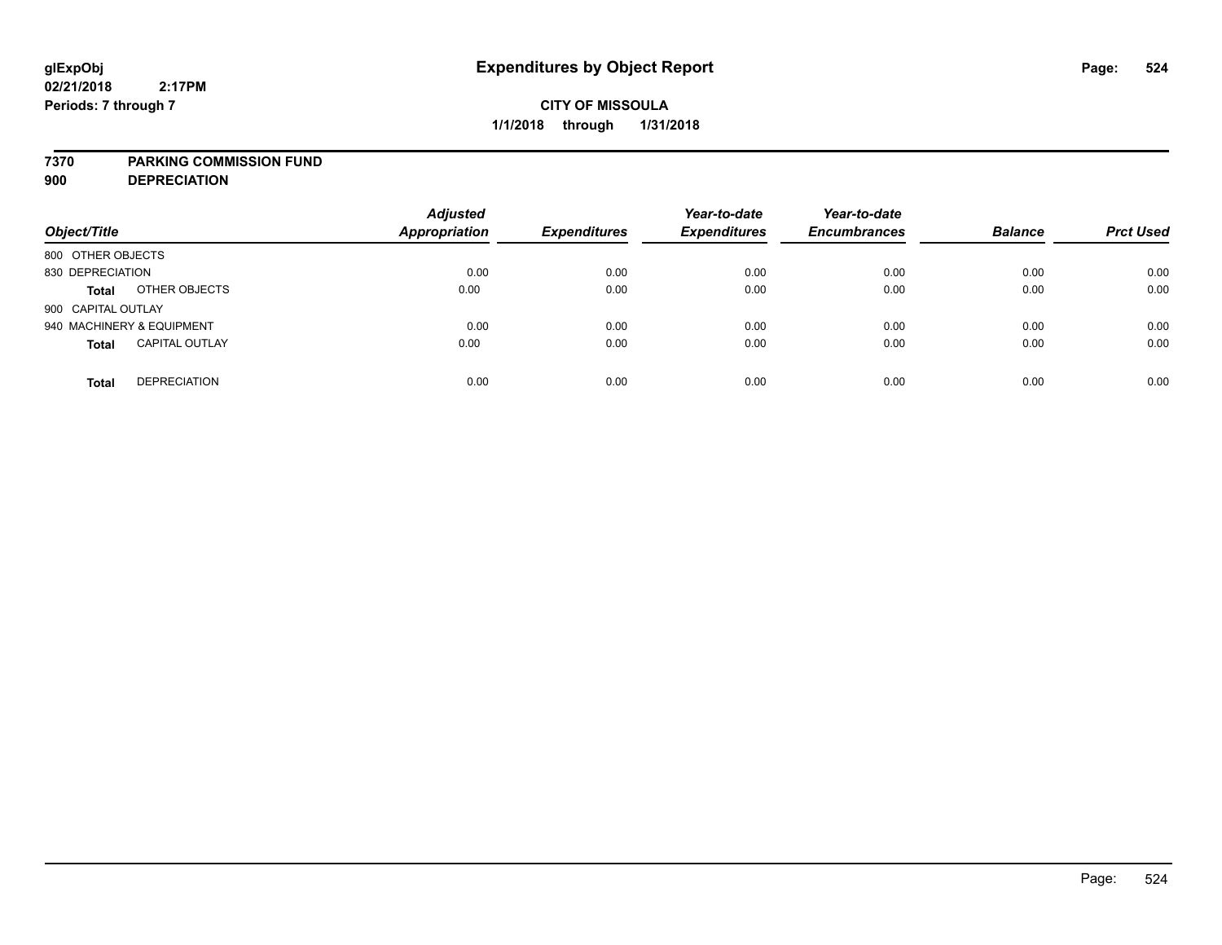**glExpObj**
**02/21/2018 2:17PM**
**Periods: 7 through 7**

# Expenditures by Object Report

**CITY OF MISSOULA**
**1/1/2018 through 1/31/2018**

**7370 PARKING COMMISSION FUND**
**900 DEPRECIATION**

| Object/Title | | Adjusted Appropriation | Expenditures | Year-to-date Expenditures | Year-to-date Encumbrances | Balance | Prct Used |
|---|---|---|---|---|---|---|---|
| 800 OTHER OBJECTS | | | | | | | |
| 830 DEPRECIATION | | 0.00 | 0.00 | 0.00 | 0.00 | 0.00 | 0.00 |
| **Total** | OTHER OBJECTS | 0.00 | 0.00 | 0.00 | 0.00 | 0.00 | 0.00 |
| 900 CAPITAL OUTLAY | | | | | | | |
| 940 MACHINERY & EQUIPMENT | | 0.00 | 0.00 | 0.00 | 0.00 | 0.00 | 0.00 |
| **Total** | CAPITAL OUTLAY | 0.00 | 0.00 | 0.00 | 0.00 | 0.00 | 0.00 |
| **Total** | DEPRECIATION | 0.00 | 0.00 | 0.00 | 0.00 | 0.00 | 0.00 |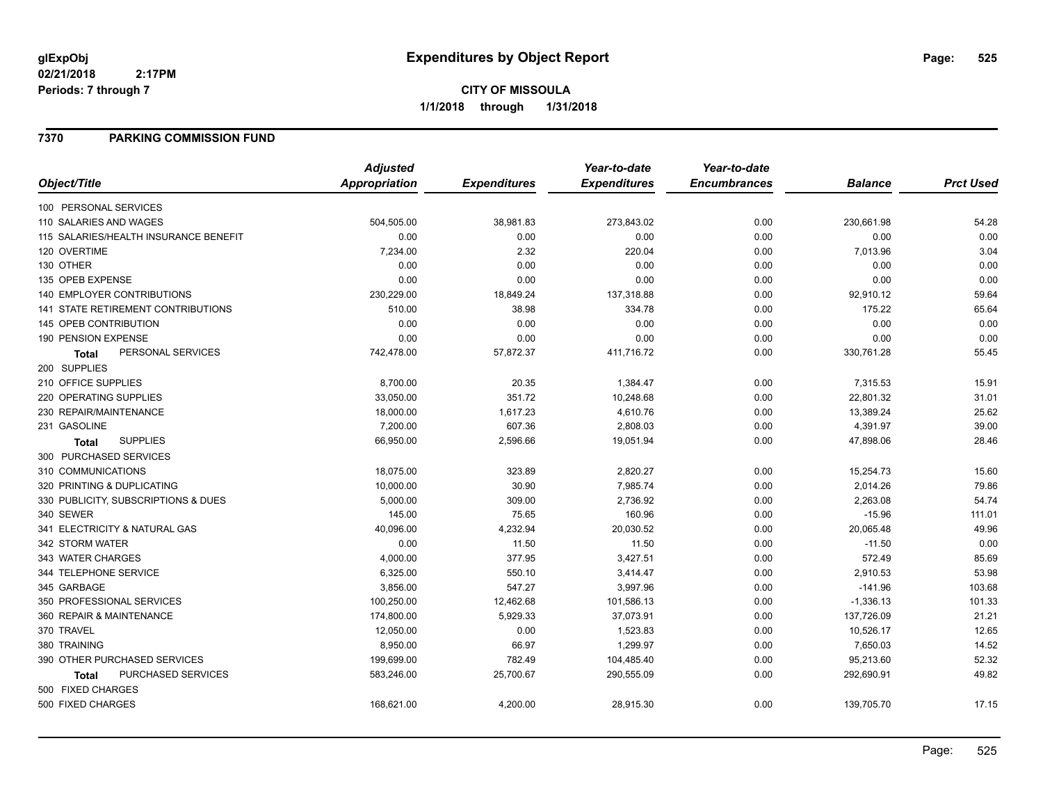# Expenditures by Object Report

**CITY OF MISSOULA**

**1/1/2018 through 1/31/2018**

glExpObj
02/21/2018 2:17PM
Periods: 7 through 7

## 7370 PARKING COMMISSION FUND

| Object/Title | Adjusted Appropriation | Expenditures | Year-to-date Expenditures | Year-to-date Encumbrances | Balance | Prct Used |
|---|---|---|---|---|---|---|
| 100 PERSONAL SERVICES | | | | | | |
| 110 SALARIES AND WAGES | 504,505.00 | 38,981.83 | 273,843.02 | 0.00 | 230,661.98 | 54.28 |
| 115 SALARIES/HEALTH INSURANCE BENEFIT | 0.00 | 0.00 | 0.00 | 0.00 | 0.00 | 0.00 |
| 120 OVERTIME | 7,234.00 | 2.32 | 220.04 | 0.00 | 7,013.96 | 3.04 |
| 130 OTHER | 0.00 | 0.00 | 0.00 | 0.00 | 0.00 | 0.00 |
| 135 OPEB EXPENSE | 0.00 | 0.00 | 0.00 | 0.00 | 0.00 | 0.00 |
| 140 EMPLOYER CONTRIBUTIONS | 230,229.00 | 18,849.24 | 137,318.88 | 0.00 | 92,910.12 | 59.64 |
| 141 STATE RETIREMENT CONTRIBUTIONS | 510.00 | 38.98 | 334.78 | 0.00 | 175.22 | 65.64 |
| 145 OPEB CONTRIBUTION | 0.00 | 0.00 | 0.00 | 0.00 | 0.00 | 0.00 |
| 190 PENSION EXPENSE | 0.00 | 0.00 | 0.00 | 0.00 | 0.00 | 0.00 |
| **Total** PERSONAL SERVICES | 742,478.00 | 57,872.37 | 411,716.72 | 0.00 | 330,761.28 | 55.45 |
| 200 SUPPLIES | | | | | | |
| 210 OFFICE SUPPLIES | 8,700.00 | 20.35 | 1,384.47 | 0.00 | 7,315.53 | 15.91 |
| 220 OPERATING SUPPLIES | 33,050.00 | 351.72 | 10,248.68 | 0.00 | 22,801.32 | 31.01 |
| 230 REPAIR/MAINTENANCE | 18,000.00 | 1,617.23 | 4,610.76 | 0.00 | 13,389.24 | 25.62 |
| 231 GASOLINE | 7,200.00 | 607.36 | 2,808.03 | 0.00 | 4,391.97 | 39.00 |
| **Total** SUPPLIES | 66,950.00 | 2,596.66 | 19,051.94 | 0.00 | 47,898.06 | 28.46 |
| 300 PURCHASED SERVICES | | | | | | |
| 310 COMMUNICATIONS | 18,075.00 | 323.89 | 2,820.27 | 0.00 | 15,254.73 | 15.60 |
| 320 PRINTING & DUPLICATING | 10,000.00 | 30.90 | 7,985.74 | 0.00 | 2,014.26 | 79.86 |
| 330 PUBLICITY, SUBSCRIPTIONS & DUES | 5,000.00 | 309.00 | 2,736.92 | 0.00 | 2,263.08 | 54.74 |
| 340 SEWER | 145.00 | 75.65 | 160.96 | 0.00 | -15.96 | 111.01 |
| 341 ELECTRICITY & NATURAL GAS | 40,096.00 | 4,232.94 | 20,030.52 | 0.00 | 20,065.48 | 49.96 |
| 342 STORM WATER | 0.00 | 11.50 | 11.50 | 0.00 | -11.50 | 0.00 |
| 343 WATER CHARGES | 4,000.00 | 377.95 | 3,427.51 | 0.00 | 572.49 | 85.69 |
| 344 TELEPHONE SERVICE | 6,325.00 | 550.10 | 3,414.47 | 0.00 | 2,910.53 | 53.98 |
| 345 GARBAGE | 3,856.00 | 547.27 | 3,997.96 | 0.00 | -141.96 | 103.68 |
| 350 PROFESSIONAL SERVICES | 100,250.00 | 12,462.68 | 101,586.13 | 0.00 | -1,336.13 | 101.33 |
| 360 REPAIR & MAINTENANCE | 174,800.00 | 5,929.33 | 37,073.91 | 0.00 | 137,726.09 | 21.21 |
| 370 TRAVEL | 12,050.00 | 0.00 | 1,523.83 | 0.00 | 10,526.17 | 12.65 |
| 380 TRAINING | 8,950.00 | 66.97 | 1,299.97 | 0.00 | 7,650.03 | 14.52 |
| 390 OTHER PURCHASED SERVICES | 199,699.00 | 782.49 | 104,485.40 | 0.00 | 95,213.60 | 52.32 |
| **Total** PURCHASED SERVICES | 583,246.00 | 25,700.67 | 290,555.09 | 0.00 | 292,690.91 | 49.82 |
| 500 FIXED CHARGES | | | | | | |
| 500 FIXED CHARGES | 168,621.00 | 4,200.00 | 28,915.30 | 0.00 | 139,705.70 | 17.15 |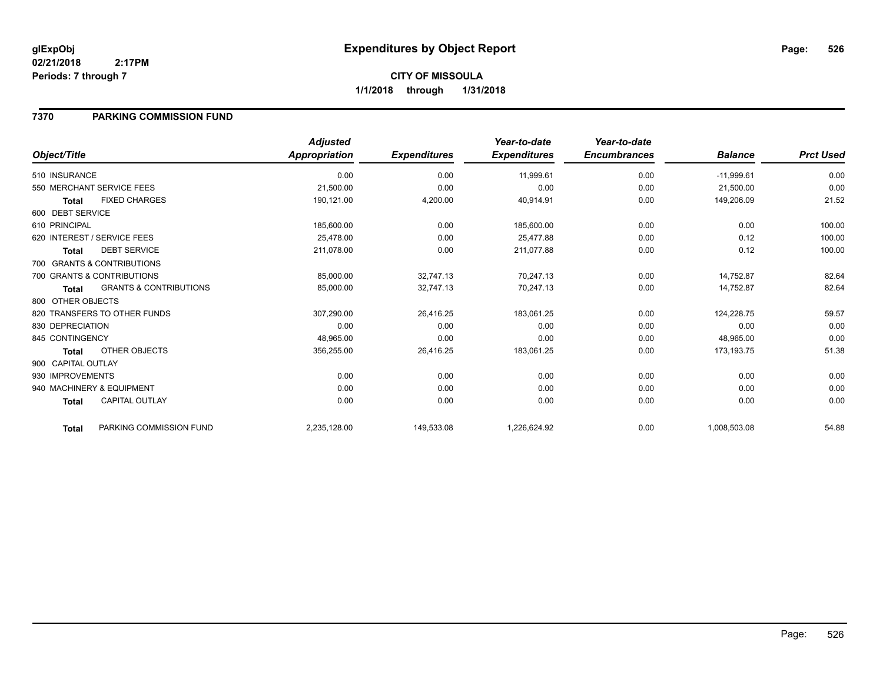**glExpObj**
**02/21/2018 2:17PM**
**Periods: 7 through 7**

# Expenditures by Object Report

**CITY OF MISSOULA**
**1/1/2018 through 1/31/2018**

## 7370 PARKING COMMISSION FUND

| Object/Title | Adjusted Appropriation | Expenditures | Year-to-date Expenditures | Year-to-date Encumbrances | Balance | Prct Used |
|---|---|---|---|---|---|---|
| 510 INSURANCE | 0.00 | 0.00 | 11,999.61 | 0.00 | -11,999.61 | 0.00 |
| 550 MERCHANT SERVICE FEES | 21,500.00 | 0.00 | 0.00 | 0.00 | 21,500.00 | 0.00 |
| **Total** FIXED CHARGES | 190,121.00 | 4,200.00 | 40,914.91 | 0.00 | 149,206.09 | 21.52 |
| 600 DEBT SERVICE | | | | | | |
| 610 PRINCIPAL | 185,600.00 | 0.00 | 185,600.00 | 0.00 | 0.00 | 100.00 |
| 620 INTEREST / SERVICE FEES | 25,478.00 | 0.00 | 25,477.88 | 0.00 | 0.12 | 100.00 |
| **Total** DEBT SERVICE | 211,078.00 | 0.00 | 211,077.88 | 0.00 | 0.12 | 100.00 |
| 700 GRANTS & CONTRIBUTIONS | | | | | | |
| 700 GRANTS & CONTRIBUTIONS | 85,000.00 | 32,747.13 | 70,247.13 | 0.00 | 14,752.87 | 82.64 |
| **Total** GRANTS & CONTRIBUTIONS | 85,000.00 | 32,747.13 | 70,247.13 | 0.00 | 14,752.87 | 82.64 |
| 800 OTHER OBJECTS | | | | | | |
| 820 TRANSFERS TO OTHER FUNDS | 307,290.00 | 26,416.25 | 183,061.25 | 0.00 | 124,228.75 | 59.57 |
| 830 DEPRECIATION | 0.00 | 0.00 | 0.00 | 0.00 | 0.00 | 0.00 |
| 845 CONTINGENCY | 48,965.00 | 0.00 | 0.00 | 0.00 | 48,965.00 | 0.00 |
| **Total** OTHER OBJECTS | 356,255.00 | 26,416.25 | 183,061.25 | 0.00 | 173,193.75 | 51.38 |
| 900 CAPITAL OUTLAY | | | | | | |
| 930 IMPROVEMENTS | 0.00 | 0.00 | 0.00 | 0.00 | 0.00 | 0.00 |
| 940 MACHINERY & EQUIPMENT | 0.00 | 0.00 | 0.00 | 0.00 | 0.00 | 0.00 |
| **Total** CAPITAL OUTLAY | 0.00 | 0.00 | 0.00 | 0.00 | 0.00 | 0.00 |
| **Total** PARKING COMMISSION FUND | 2,235,128.00 | 149,533.08 | 1,226,624.92 | 0.00 | 1,008,503.08 | 54.88 |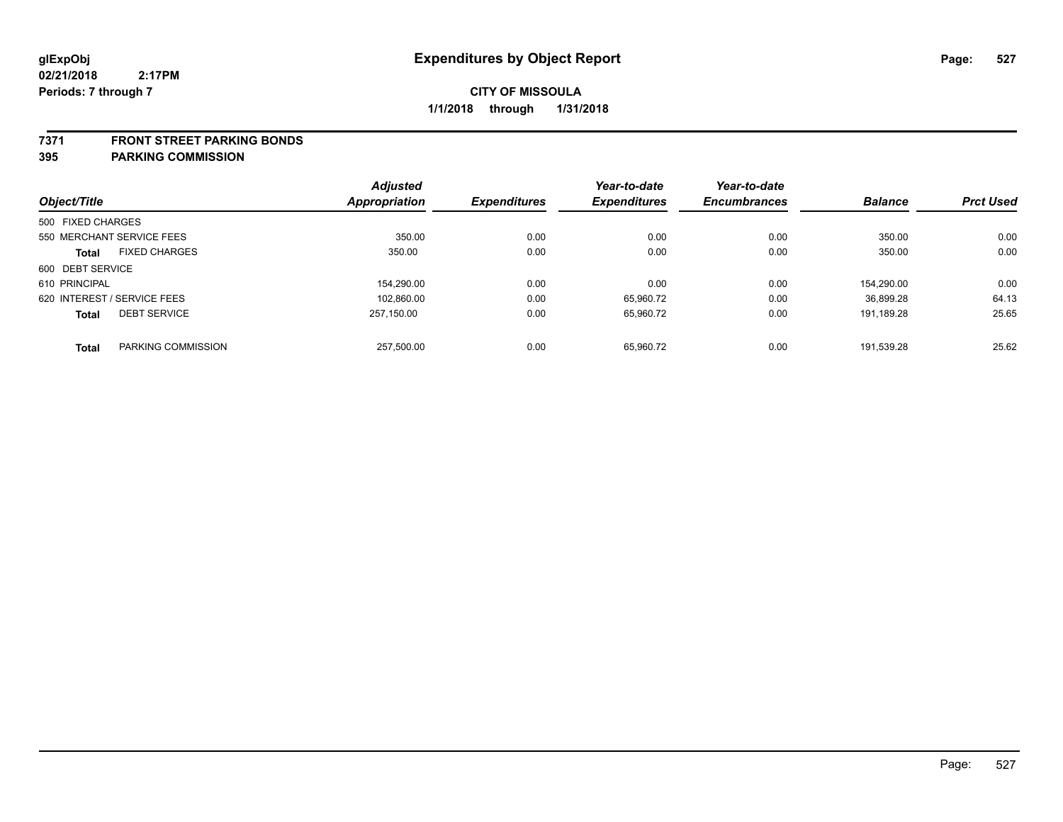glExpObj
02/21/2018 2:17PM
Periods: 7 through 7

# Expenditures by Object Report

**CITY OF MISSOULA**
**1/1/2018 through 1/31/2018**

**7371 FRONT STREET PARKING BONDS**
**395 PARKING COMMISSION**

| Object/Title | | Adjusted Appropriation | Expenditures | Year-to-date Expenditures | Year-to-date Encumbrances | Balance | Prct Used |
|---|---|---|---|---|---|---|---|
| 500 FIXED CHARGES | | | | | | | |
| 550 MERCHANT SERVICE FEES | | 350.00 | 0.00 | 0.00 | 0.00 | 350.00 | 0.00 |
| **Total** | FIXED CHARGES | 350.00 | 0.00 | 0.00 | 0.00 | 350.00 | 0.00 |
| 600 DEBT SERVICE | | | | | | | |
| 610 PRINCIPAL | | 154,290.00 | 0.00 | 0.00 | 0.00 | 154,290.00 | 0.00 |
| 620 INTEREST / SERVICE FEES | | 102,860.00 | 0.00 | 65,960.72 | 0.00 | 36,899.28 | 64.13 |
| **Total** | DEBT SERVICE | 257,150.00 | 0.00 | 65,960.72 | 0.00 | 191,189.28 | 25.65 |
| **Total** | PARKING COMMISSION | 257,500.00 | 0.00 | 65,960.72 | 0.00 | 191,539.28 | 25.62 |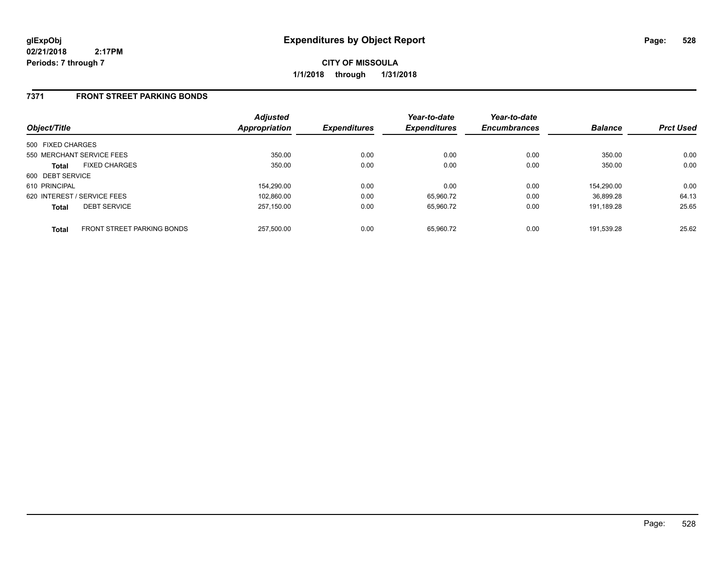**glExpObj** **Expenditures by Object Report**
**02/21/2018 2:17PM**
**Periods: 7 through 7**

**CITY OF MISSOULA**
**1/1/2018 through 1/31/2018**

## 7371 FRONT STREET PARKING BONDS

| Object/Title | | Adjusted Appropriation | Expenditures | Year-to-date Expenditures | Year-to-date Encumbrances | Balance | Prct Used |
|---|---|---|---|---|---|---|---|
| 500 FIXED CHARGES | | | | | | | |
| 550 MERCHANT SERVICE FEES | | 350.00 | 0.00 | 0.00 | 0.00 | 350.00 | 0.00 |
| **Total** | FIXED CHARGES | 350.00 | 0.00 | 0.00 | 0.00 | 350.00 | 0.00 |
| 600 DEBT SERVICE | | | | | | | |
| 610 PRINCIPAL | | 154,290.00 | 0.00 | 0.00 | 0.00 | 154,290.00 | 0.00 |
| 620 INTEREST / SERVICE FEES | | 102,860.00 | 0.00 | 65,960.72 | 0.00 | 36,899.28 | 64.13 |
| **Total** | DEBT SERVICE | 257,150.00 | 0.00 | 65,960.72 | 0.00 | 191,189.28 | 25.65 |
| **Total** | FRONT STREET PARKING BONDS | 257,500.00 | 0.00 | 65,960.72 | 0.00 | 191,539.28 | 25.62 |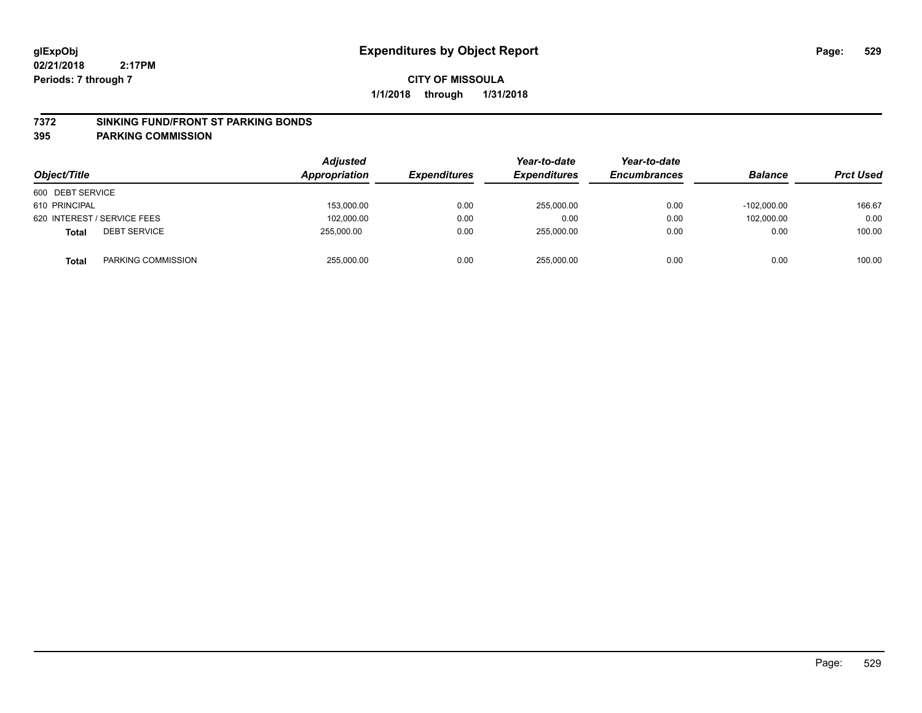**glExpObj** **Expenditures by Object Report**

**02/21/2018 2:17PM**

**Periods: 7 through 7**

**CITY OF MISSOULA**

**1/1/2018 through 1/31/2018**

## 7372 SINKING FUND/FRONT ST PARKING BONDS

## 395 PARKING COMMISSION

| Object/Title | | Adjusted Appropriation | Expenditures | Year-to-date Expenditures | Year-to-date Encumbrances | Balance | Prct Used |
|---|---|---|---|---|---|---|---|
| 600 DEBT SERVICE | | | | | | | |
| 610 PRINCIPAL | | 153,000.00 | 0.00 | 255,000.00 | 0.00 | -102,000.00 | 166.67 |
| 620 INTEREST / SERVICE FEES | | 102,000.00 | 0.00 | 0.00 | 0.00 | 102,000.00 | 0.00 |
| **Total** | DEBT SERVICE | 255,000.00 | 0.00 | 255,000.00 | 0.00 | 0.00 | 100.00 |
| **Total** | PARKING COMMISSION | 255,000.00 | 0.00 | 255,000.00 | 0.00 | 0.00 | 100.00 |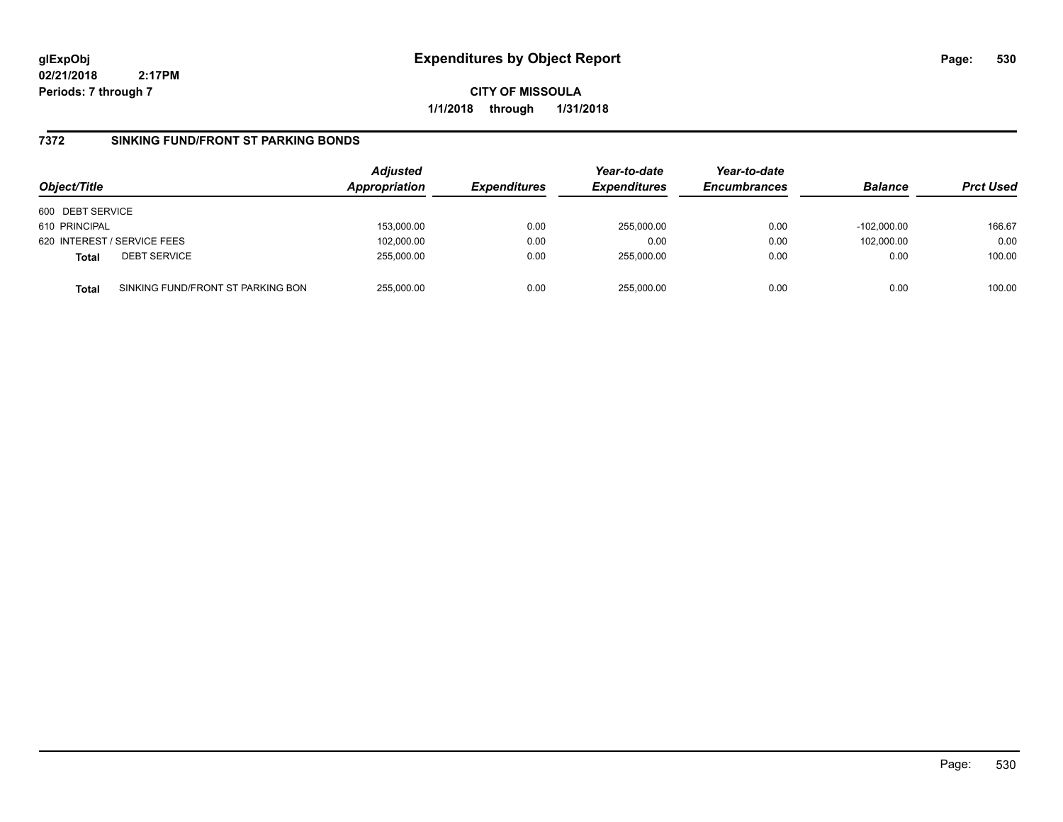glExpObj
02/21/2018 2:17PM
Periods: 7 through 7

# Expenditures by Object Report

**CITY OF MISSOULA**
**1/1/2018 through 1/31/2018**

## 7372 SINKING FUND/FRONT ST PARKING BONDS

| Object/Title | | Adjusted Appropriation | Expenditures | Year-to-date Expenditures | Year-to-date Encumbrances | Balance | Prct Used |
|---|---|---|---|---|---|---|---|
| 600 DEBT SERVICE | | | | | | | |
| 610 PRINCIPAL | | 153,000.00 | 0.00 | 255,000.00 | 0.00 | -102,000.00 | 166.67 |
| 620 INTEREST / SERVICE FEES | | 102,000.00 | 0.00 | 0.00 | 0.00 | 102,000.00 | 0.00 |
| **Total** | DEBT SERVICE | 255,000.00 | 0.00 | 255,000.00 | 0.00 | 0.00 | 100.00 |
| **Total** | SINKING FUND/FRONT ST PARKING BON | 255,000.00 | 0.00 | 255,000.00 | 0.00 | 0.00 | 100.00 |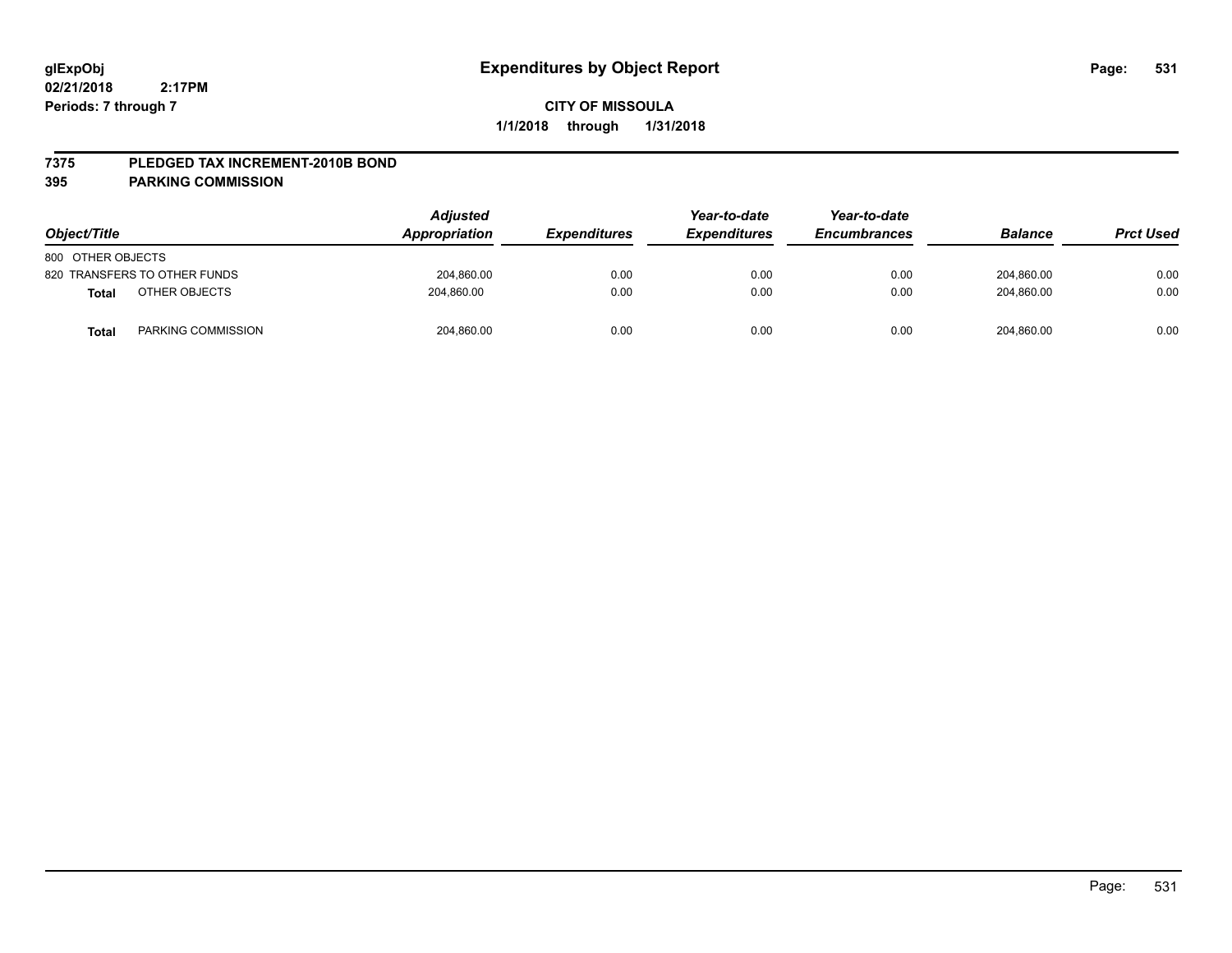# Expenditures by Object Report

glExpObj
02/21/2018 2:17PM
Periods: 7 through 7

**CITY OF MISSOULA**
**1/1/2018 through 1/31/2018**

**7375 PLEDGED TAX INCREMENT-2010B BOND**
**395 PARKING COMMISSION**

| Object/Title | Adjusted Appropriation | Expenditures | Year-to-date Expenditures | Year-to-date Encumbrances | Balance | Prct Used |
|---|---|---|---|---|---|---|
| 800 OTHER OBJECTS | | | | | | |
| 820 TRANSFERS TO OTHER FUNDS | 204,860.00 | 0.00 | 0.00 | 0.00 | 204,860.00 | 0.00 |
| **Total** OTHER OBJECTS | 204,860.00 | 0.00 | 0.00 | 0.00 | 204,860.00 | 0.00 |
| **Total** PARKING COMMISSION | 204,860.00 | 0.00 | 0.00 | 0.00 | 204,860.00 | 0.00 |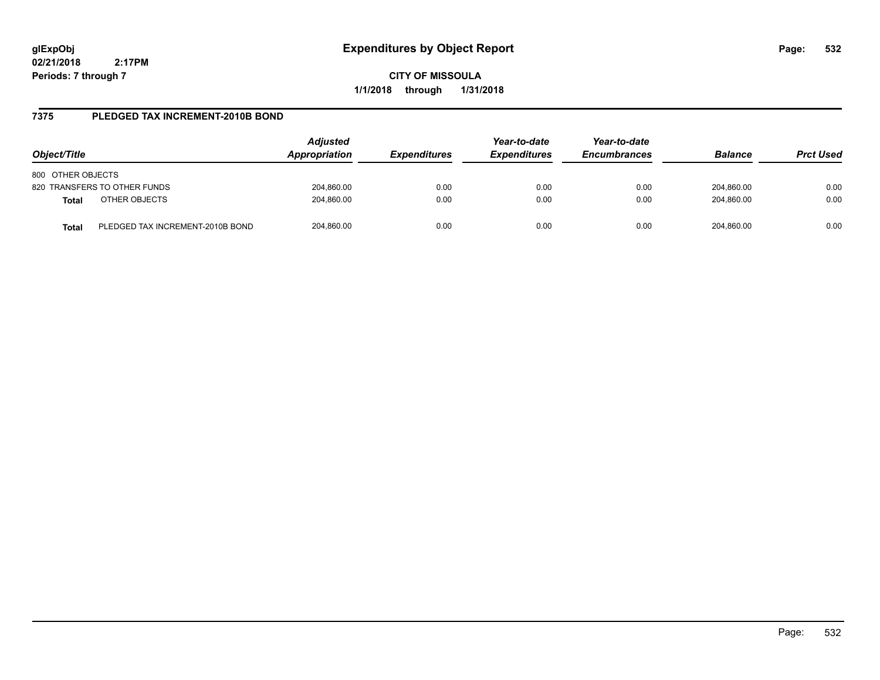glExpObj
02/21/2018 2:17PM
Periods: 7 through 7

# Expenditures by Object Report

**CITY OF MISSOULA**
**1/1/2018 through 1/31/2018**

## 7375 PLEDGED TAX INCREMENT-2010B BOND

| Object/Title | | *Adjusted Appropriation* | *Expenditures* | *Year-to-date Expenditures* | *Year-to-date Encumbrances* | *Balance* | *Prct Used* |
|---|---|---|---|---|---|---|---|
| 800 OTHER OBJECTS | | | | | | | |
| 820 TRANSFERS TO OTHER FUNDS | | 204,860.00 | 0.00 | 0.00 | 0.00 | 204,860.00 | 0.00 |
| **Total** | OTHER OBJECTS | 204,860.00 | 0.00 | 0.00 | 0.00 | 204,860.00 | 0.00 |
| **Total** | PLEDGED TAX INCREMENT-2010B BOND | 204,860.00 | 0.00 | 0.00 | 0.00 | 204,860.00 | 0.00 |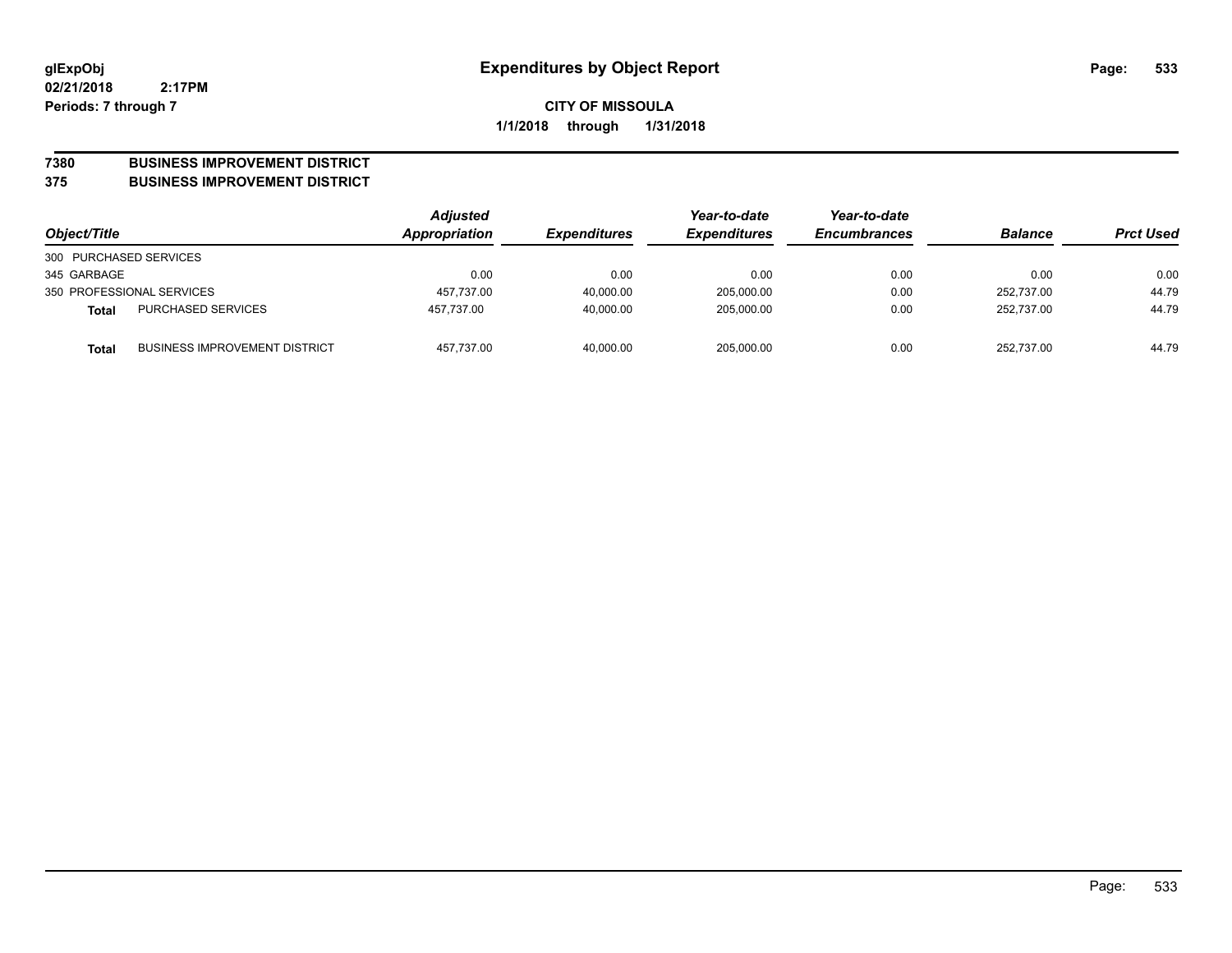# Expenditures by Object Report

glExpObj
02/21/2018 2:17PM
Periods: 7 through 7

**CITY OF MISSOULA**
**1/1/2018 through 1/31/2018**

## 7380 BUSINESS IMPROVEMENT DISTRICT
## 375 BUSINESS IMPROVEMENT DISTRICT

| Object/Title | | Adjusted Appropriation | Expenditures | Year-to-date Expenditures | Year-to-date Encumbrances | Balance | Prct Used |
|---|---|---|---|---|---|---|---|
| 300 PURCHASED SERVICES | | | | | | | |
| 345 GARBAGE | | 0.00 | 0.00 | 0.00 | 0.00 | 0.00 | 0.00 |
| 350 PROFESSIONAL SERVICES | | 457,737.00 | 40,000.00 | 205,000.00 | 0.00 | 252,737.00 | 44.79 |
| **Total** | PURCHASED SERVICES | 457,737.00 | 40,000.00 | 205,000.00 | 0.00 | 252,737.00 | 44.79 |
| **Total** | BUSINESS IMPROVEMENT DISTRICT | 457,737.00 | 40,000.00 | 205,000.00 | 0.00 | 252,737.00 | 44.79 |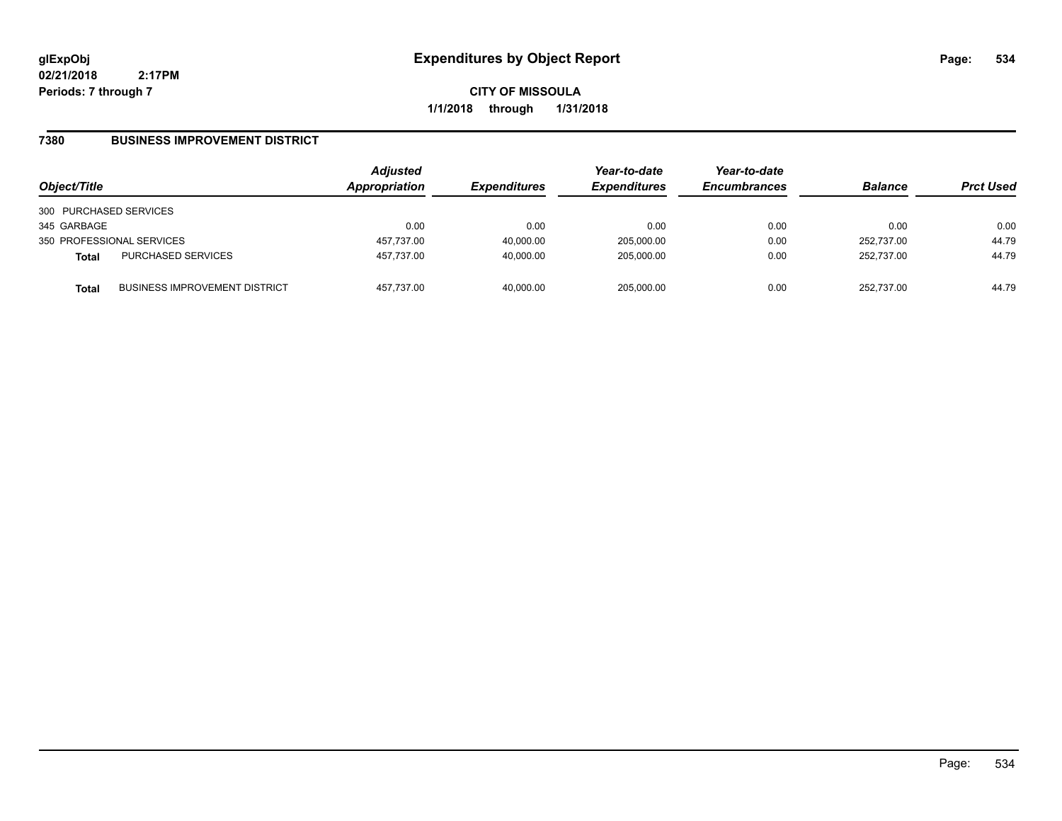# Expenditures by Object Report

glExpObj
02/21/2018 2:17PM
Periods: 7 through 7

**CITY OF MISSOULA**
**1/1/2018 through 1/31/2018**

## 7380 BUSINESS IMPROVEMENT DISTRICT

| Object/Title | | Adjusted Appropriation | Expenditures | Year-to-date Expenditures | Year-to-date Encumbrances | Balance | Prct Used |
|---|---|---|---|---|---|---|---|
| 300 PURCHASED SERVICES | | | | | | | |
| 345 GARBAGE | | 0.00 | 0.00 | 0.00 | 0.00 | 0.00 | 0.00 |
| 350 PROFESSIONAL SERVICES | | 457,737.00 | 40,000.00 | 205,000.00 | 0.00 | 252,737.00 | 44.79 |
| **Total** | PURCHASED SERVICES | 457,737.00 | 40,000.00 | 205,000.00 | 0.00 | 252,737.00 | 44.79 |
| **Total** | BUSINESS IMPROVEMENT DISTRICT | 457,737.00 | 40,000.00 | 205,000.00 | 0.00 | 252,737.00 | 44.79 |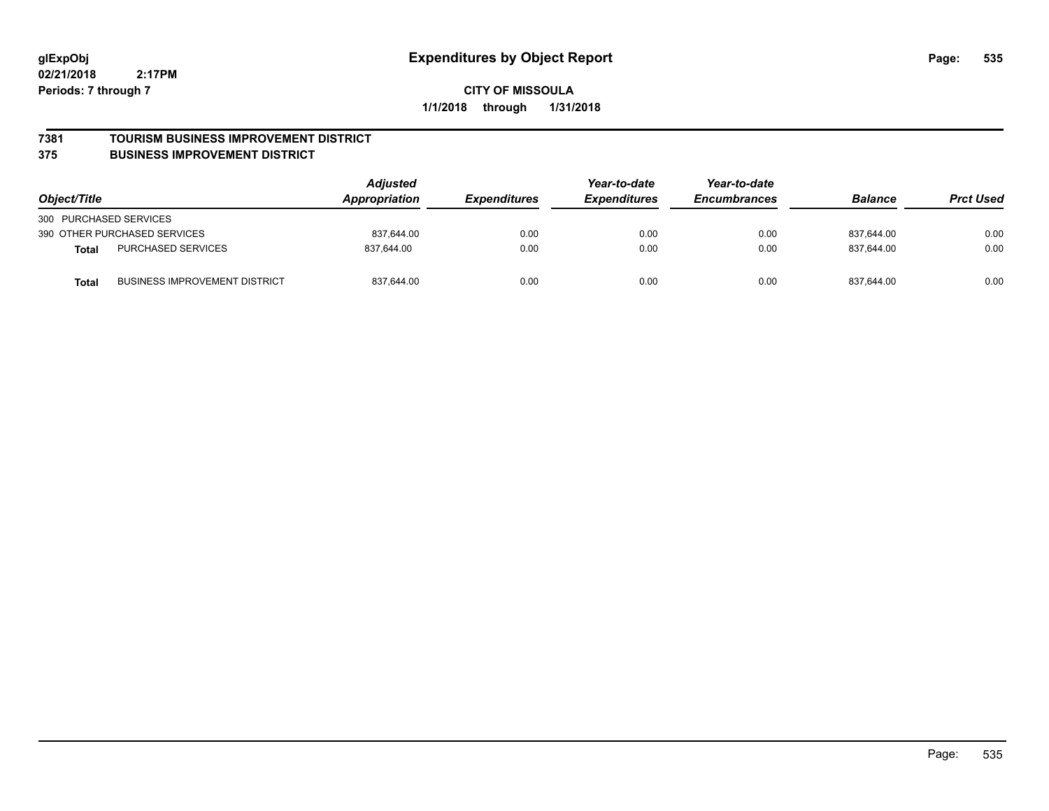**glExpObj**
**02/21/2018 2:17PM**
**Periods: 7 through 7**

# Expenditures by Object Report

**CITY OF MISSOULA**
**1/1/2018 through 1/31/2018**

## 7381 TOURISM BUSINESS IMPROVEMENT DISTRICT
## 375 BUSINESS IMPROVEMENT DISTRICT

| Object/Title | | *Adjusted Appropriation* | *Expenditures* | *Year-to-date Expenditures* | *Year-to-date Encumbrances* | *Balance* | *Prct Used* |
|---|---|---|---|---|---|---|---|
| 300 PURCHASED SERVICES | | | | | | | |
| 390 OTHER PURCHASED SERVICES | | 837,644.00 | 0.00 | 0.00 | 0.00 | 837,644.00 | 0.00 |
| **Total** | PURCHASED SERVICES | 837,644.00 | 0.00 | 0.00 | 0.00 | 837,644.00 | 0.00 |
| **Total** | BUSINESS IMPROVEMENT DISTRICT | 837,644.00 | 0.00 | 0.00 | 0.00 | 837,644.00 | 0.00 |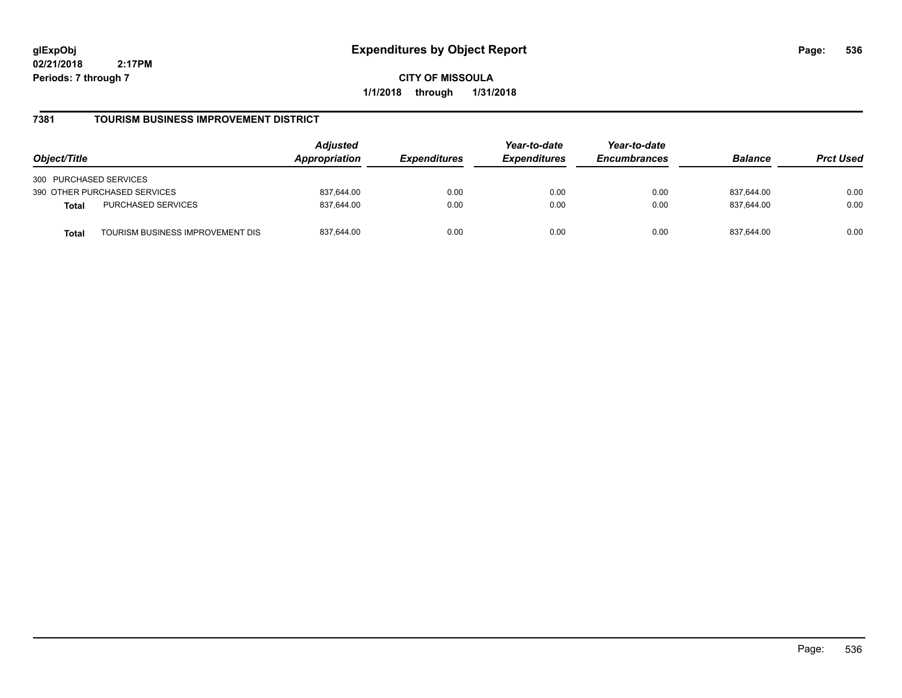**glExpObj**
**02/21/2018 2:17PM**
**Periods: 7 through 7**

# Expenditures by Object Report

**CITY OF MISSOULA**
**1/1/2018 through 1/31/2018**

## 7381 TOURISM BUSINESS IMPROVEMENT DISTRICT

| Object/Title | | Adjusted Appropriation | Expenditures | Year-to-date Expenditures | Year-to-date Encumbrances | Balance | Prct Used |
|---|---|---|---|---|---|---|---|
| 300 PURCHASED SERVICES | | | | | | | |
| 390 OTHER PURCHASED SERVICES | | 837,644.00 | 0.00 | 0.00 | 0.00 | 837,644.00 | 0.00 |
| **Total** | PURCHASED SERVICES | 837,644.00 | 0.00 | 0.00 | 0.00 | 837,644.00 | 0.00 |
| **Total** | TOURISM BUSINESS IMPROVEMENT DIS | 837,644.00 | 0.00 | 0.00 | 0.00 | 837,644.00 | 0.00 |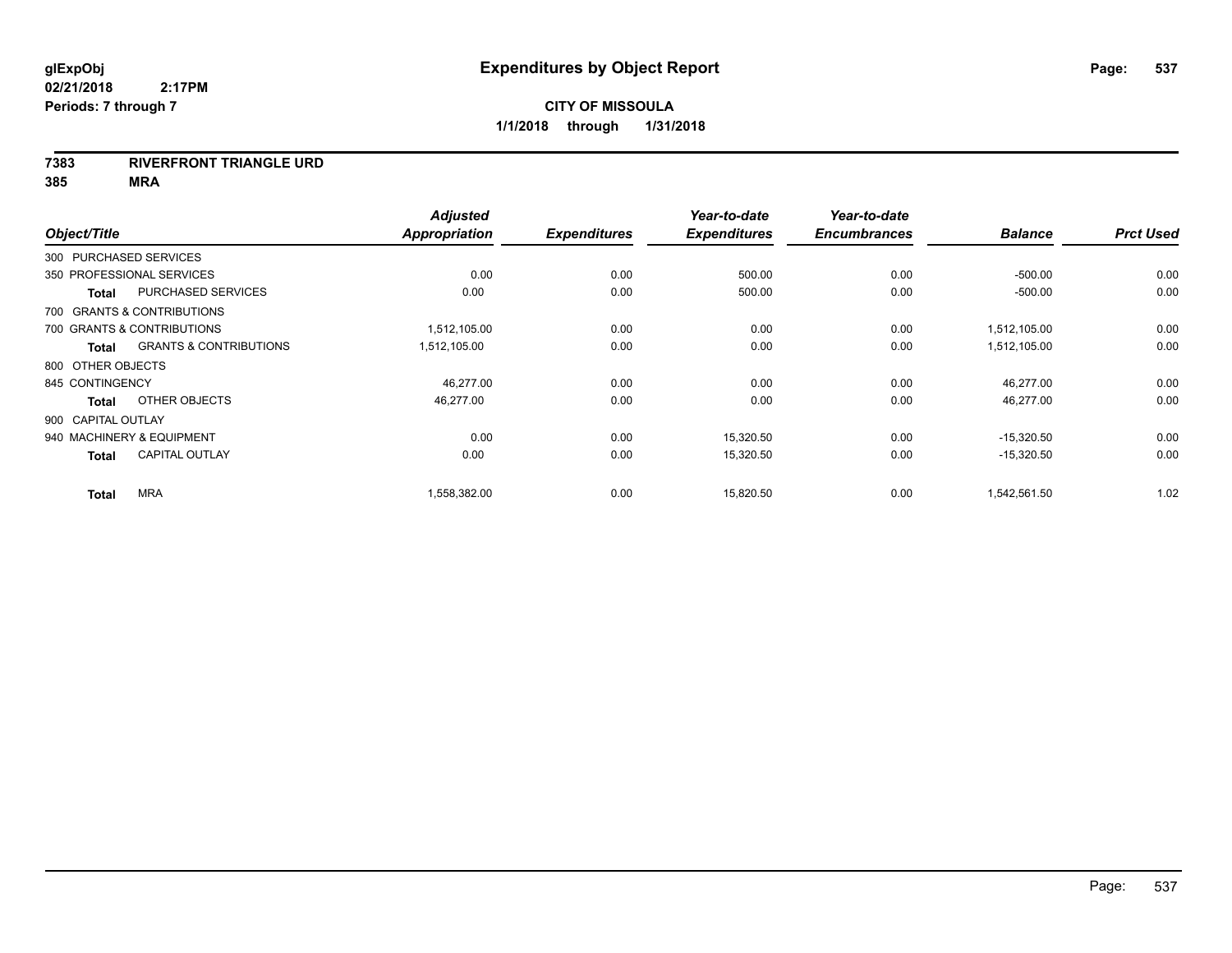# Expenditures by Object Report

**glExpObj**
**02/21/2018 2:17PM**
**Periods: 7 through 7**

**CITY OF MISSOULA**
**1/1/2018 through 1/31/2018**

**7383 RIVERFRONT TRIANGLE URD**
**385 MRA**

| Object/Title | | Adjusted Appropriation | Expenditures | Year-to-date Expenditures | Year-to-date Encumbrances | Balance | Prct Used |
|---|---|---|---|---|---|---|---|
| 300 PURCHASED SERVICES | | | | | | | |
| 350 PROFESSIONAL SERVICES | | 0.00 | 0.00 | 500.00 | 0.00 | -500.00 | 0.00 |
| **Total** | PURCHASED SERVICES | 0.00 | 0.00 | 500.00 | 0.00 | -500.00 | 0.00 |
| 700 GRANTS & CONTRIBUTIONS | | | | | | | |
| 700 GRANTS & CONTRIBUTIONS | | 1,512,105.00 | 0.00 | 0.00 | 0.00 | 1,512,105.00 | 0.00 |
| **Total** | GRANTS & CONTRIBUTIONS | 1,512,105.00 | 0.00 | 0.00 | 0.00 | 1,512,105.00 | 0.00 |
| 800 OTHER OBJECTS | | | | | | | |
| 845 CONTINGENCY | | 46,277.00 | 0.00 | 0.00 | 0.00 | 46,277.00 | 0.00 |
| **Total** | OTHER OBJECTS | 46,277.00 | 0.00 | 0.00 | 0.00 | 46,277.00 | 0.00 |
| 900 CAPITAL OUTLAY | | | | | | | |
| 940 MACHINERY & EQUIPMENT | | 0.00 | 0.00 | 15,320.50 | 0.00 | -15,320.50 | 0.00 |
| **Total** | CAPITAL OUTLAY | 0.00 | 0.00 | 15,320.50 | 0.00 | -15,320.50 | 0.00 |
| **Total** | MRA | 1,558,382.00 | 0.00 | 15,820.50 | 0.00 | 1,542,561.50 | 1.02 |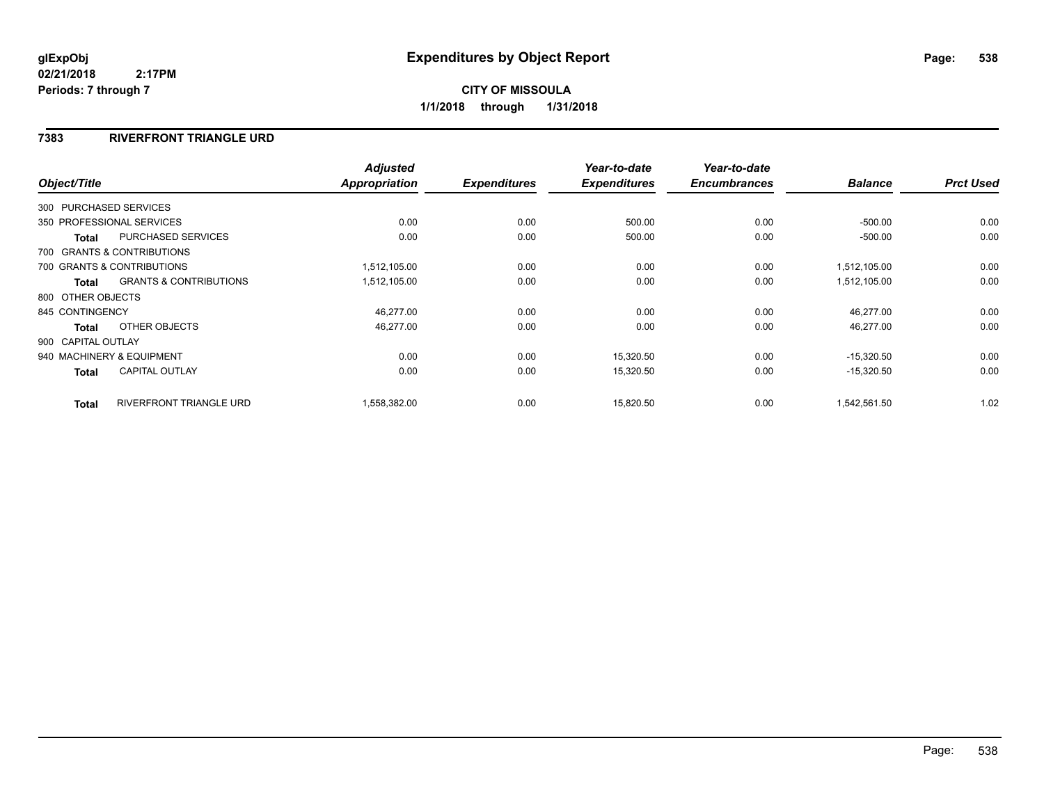# Expenditures by Object Report

glExpObj
02/21/2018 2:17PM
Periods: 7 through 7

**CITY OF MISSOULA**
**1/1/2018 through 1/31/2018**

## 7383 RIVERFRONT TRIANGLE URD

| Object/Title | | Adjusted Appropriation | Expenditures | Year-to-date Expenditures | Year-to-date Encumbrances | Balance | Prct Used |
|---|---|---|---|---|---|---|---|
| 300 PURCHASED SERVICES | | | | | | | |
| 350 PROFESSIONAL SERVICES | | 0.00 | 0.00 | 500.00 | 0.00 | -500.00 | 0.00 |
| Total | PURCHASED SERVICES | 0.00 | 0.00 | 500.00 | 0.00 | -500.00 | 0.00 |
| 700 GRANTS & CONTRIBUTIONS | | | | | | | |
| 700 GRANTS & CONTRIBUTIONS | | 1,512,105.00 | 0.00 | 0.00 | 0.00 | 1,512,105.00 | 0.00 |
| Total | GRANTS & CONTRIBUTIONS | 1,512,105.00 | 0.00 | 0.00 | 0.00 | 1,512,105.00 | 0.00 |
| 800 OTHER OBJECTS | | | | | | | |
| 845 CONTINGENCY | | 46,277.00 | 0.00 | 0.00 | 0.00 | 46,277.00 | 0.00 |
| Total | OTHER OBJECTS | 46,277.00 | 0.00 | 0.00 | 0.00 | 46,277.00 | 0.00 |
| 900 CAPITAL OUTLAY | | | | | | | |
| 940 MACHINERY & EQUIPMENT | | 0.00 | 0.00 | 15,320.50 | 0.00 | -15,320.50 | 0.00 |
| Total | CAPITAL OUTLAY | 0.00 | 0.00 | 15,320.50 | 0.00 | -15,320.50 | 0.00 |
| Total | RIVERFRONT TRIANGLE URD | 1,558,382.00 | 0.00 | 15,820.50 | 0.00 | 1,542,561.50 | 1.02 |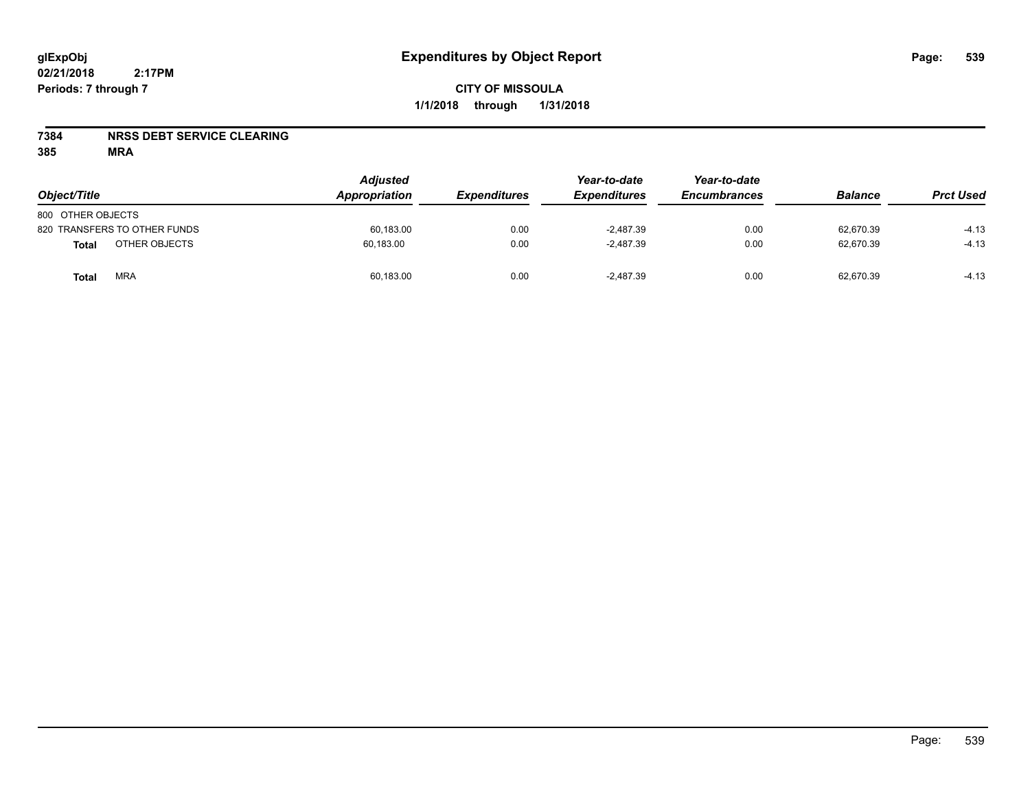# Expenditures by Object Report

glExpObj
02/21/2018 2:17PM
Periods: 7 through 7

**CITY OF MISSOULA**
**1/1/2018 through 1/31/2018**

**7384 NRSS DEBT SERVICE CLEARING**
**385 MRA**

| Object/Title | Adjusted Appropriation | Expenditures | Year-to-date Expenditures | Year-to-date Encumbrances | Balance | Prct Used |
|---|---|---|---|---|---|---|
| 800 OTHER OBJECTS | | | | | | |
| 820 TRANSFERS TO OTHER FUNDS | 60,183.00 | 0.00 | -2,487.39 | 0.00 | 62,670.39 | -4.13 |
| **Total** OTHER OBJECTS | 60,183.00 | 0.00 | -2,487.39 | 0.00 | 62,670.39 | -4.13 |
| **Total** MRA | 60,183.00 | 0.00 | -2,487.39 | 0.00 | 62,670.39 | -4.13 |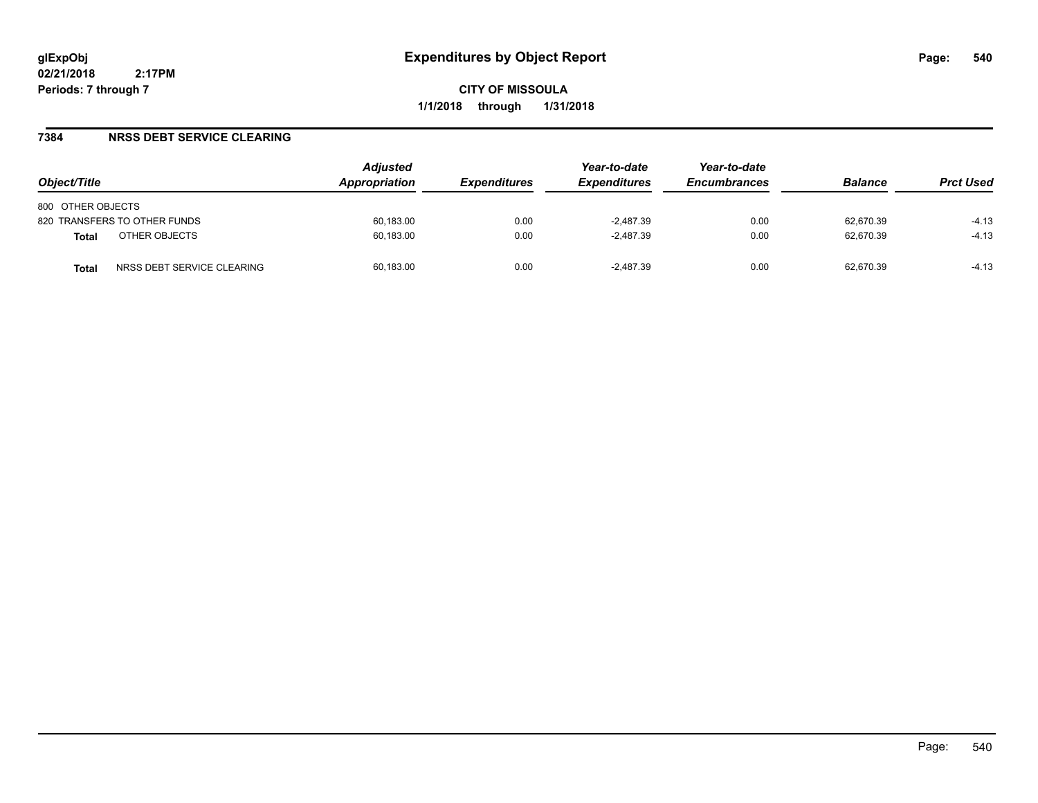# Expenditures by Object Report

glExpObj
02/21/2018 2:17PM
Periods: 7 through 7

**CITY OF MISSOULA**
**1/1/2018 through 1/31/2018**

## 7384 NRSS DEBT SERVICE CLEARING

| Object/Title | | Adjusted Appropriation | Expenditures | Year-to-date Expenditures | Year-to-date Encumbrances | Balance | Prct Used |
|---|---|---|---|---|---|---|---|
| 800 OTHER OBJECTS | | | | | | | |
| 820 TRANSFERS TO OTHER FUNDS | | 60,183.00 | 0.00 | -2,487.39 | 0.00 | 62,670.39 | -4.13 |
| **Total** | OTHER OBJECTS | 60,183.00 | 0.00 | -2,487.39 | 0.00 | 62,670.39 | -4.13 |
| **Total** | NRSS DEBT SERVICE CLEARING | 60,183.00 | 0.00 | -2,487.39 | 0.00 | 62,670.39 | -4.13 |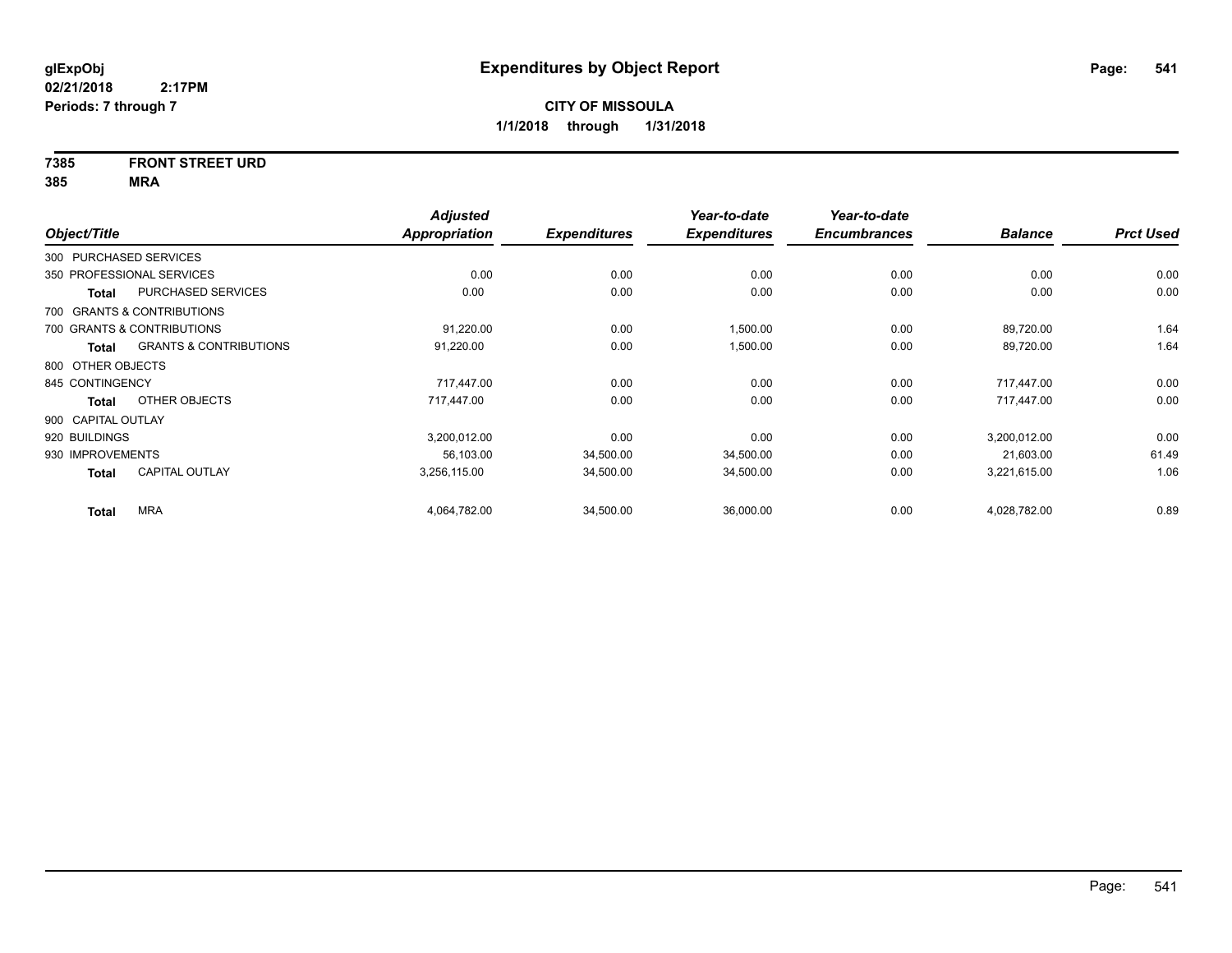glExpObj
02/21/2018 2:17PM
Periods: 7 through 7

# Expenditures by Object Report

**CITY OF MISSOULA**

**1/1/2018 through 1/31/2018**

**7385 FRONT STREET URD**
**385 MRA**

| Object/Title | | Adjusted Appropriation | Expenditures | Year-to-date Expenditures | Year-to-date Encumbrances | Balance | Prct Used |
|---|---|---|---|---|---|---|---|
| 300 PURCHASED SERVICES | | | | | | | |
| 350 PROFESSIONAL SERVICES | | 0.00 | 0.00 | 0.00 | 0.00 | 0.00 | 0.00 |
| **Total** | PURCHASED SERVICES | 0.00 | 0.00 | 0.00 | 0.00 | 0.00 | 0.00 |
| 700 GRANTS & CONTRIBUTIONS | | | | | | | |
| 700 GRANTS & CONTRIBUTIONS | | 91,220.00 | 0.00 | 1,500.00 | 0.00 | 89,720.00 | 1.64 |
| **Total** | GRANTS & CONTRIBUTIONS | 91,220.00 | 0.00 | 1,500.00 | 0.00 | 89,720.00 | 1.64 |
| 800 OTHER OBJECTS | | | | | | | |
| 845 CONTINGENCY | | 717,447.00 | 0.00 | 0.00 | 0.00 | 717,447.00 | 0.00 |
| **Total** | OTHER OBJECTS | 717,447.00 | 0.00 | 0.00 | 0.00 | 717,447.00 | 0.00 |
| 900 CAPITAL OUTLAY | | | | | | | |
| 920 BUILDINGS | | 3,200,012.00 | 0.00 | 0.00 | 0.00 | 3,200,012.00 | 0.00 |
| 930 IMPROVEMENTS | | 56,103.00 | 34,500.00 | 34,500.00 | 0.00 | 21,603.00 | 61.49 |
| **Total** | CAPITAL OUTLAY | 3,256,115.00 | 34,500.00 | 34,500.00 | 0.00 | 3,221,615.00 | 1.06 |
| **Total** | MRA | 4,064,782.00 | 34,500.00 | 36,000.00 | 0.00 | 4,028,782.00 | 0.89 |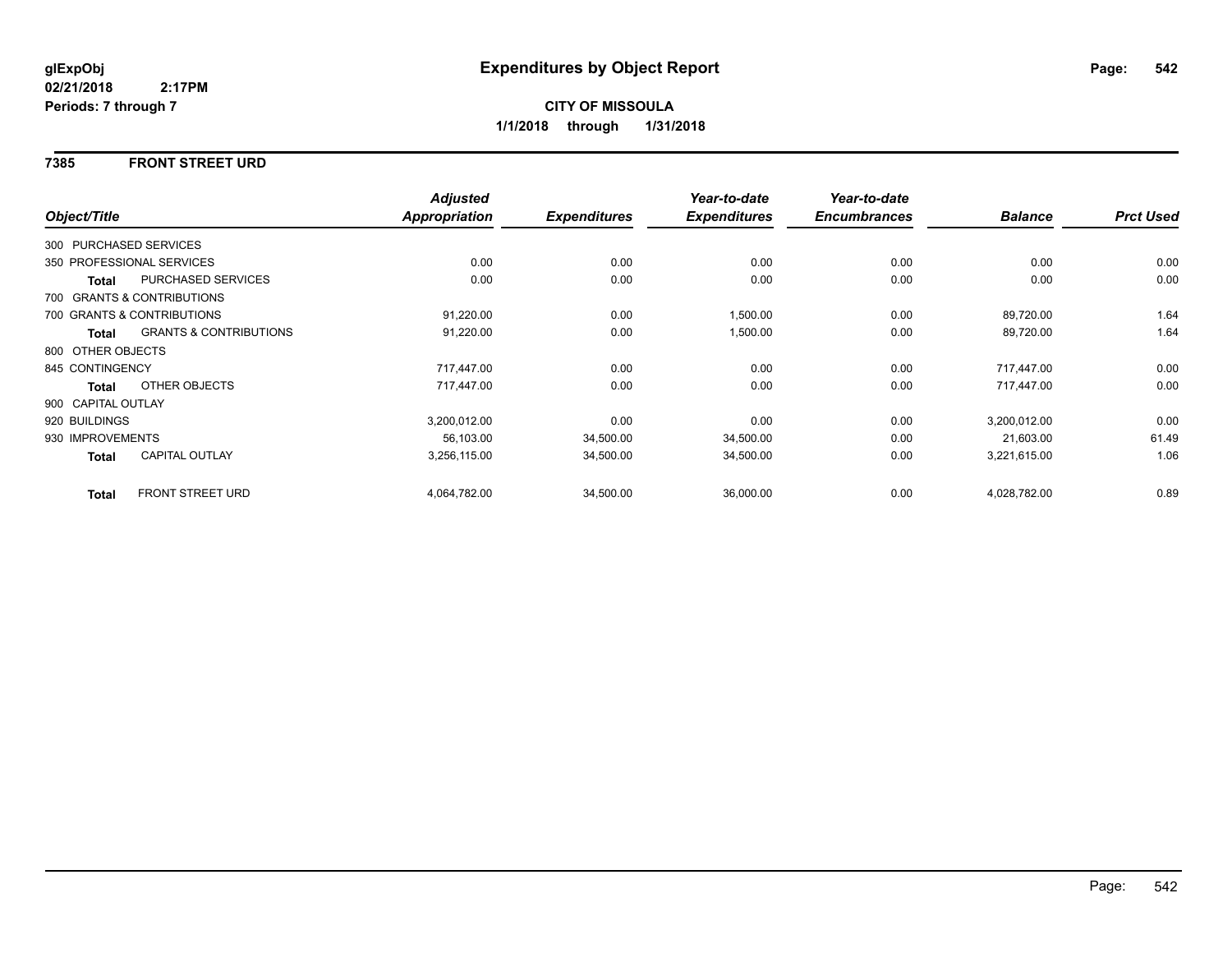**glExpObj**
**02/21/2018 2:17PM**
**Periods: 7 through 7**

# Expenditures by Object Report

**CITY OF MISSOULA**
**1/1/2018 through 1/31/2018**

## 7385 FRONT STREET URD

| Object/Title | | Adjusted Appropriation | Expenditures | Year-to-date Expenditures | Year-to-date Encumbrances | Balance | Prct Used |
|---|---|---|---|---|---|---|---|
| 300 PURCHASED SERVICES | | | | | | | |
| 350 PROFESSIONAL SERVICES | | 0.00 | 0.00 | 0.00 | 0.00 | 0.00 | 0.00 |
| **Total** | PURCHASED SERVICES | 0.00 | 0.00 | 0.00 | 0.00 | 0.00 | 0.00 |
| 700 GRANTS & CONTRIBUTIONS | | | | | | | |
| 700 GRANTS & CONTRIBUTIONS | | 91,220.00 | 0.00 | 1,500.00 | 0.00 | 89,720.00 | 1.64 |
| **Total** | GRANTS & CONTRIBUTIONS | 91,220.00 | 0.00 | 1,500.00 | 0.00 | 89,720.00 | 1.64 |
| 800 OTHER OBJECTS | | | | | | | |
| 845 CONTINGENCY | | 717,447.00 | 0.00 | 0.00 | 0.00 | 717,447.00 | 0.00 |
| **Total** | OTHER OBJECTS | 717,447.00 | 0.00 | 0.00 | 0.00 | 717,447.00 | 0.00 |
| 900 CAPITAL OUTLAY | | | | | | | |
| 920 BUILDINGS | | 3,200,012.00 | 0.00 | 0.00 | 0.00 | 3,200,012.00 | 0.00 |
| 930 IMPROVEMENTS | | 56,103.00 | 34,500.00 | 34,500.00 | 0.00 | 21,603.00 | 61.49 |
| **Total** | CAPITAL OUTLAY | 3,256,115.00 | 34,500.00 | 34,500.00 | 0.00 | 3,221,615.00 | 1.06 |
| **Total** | FRONT STREET URD | 4,064,782.00 | 34,500.00 | 36,000.00 | 0.00 | 4,028,782.00 | 0.89 |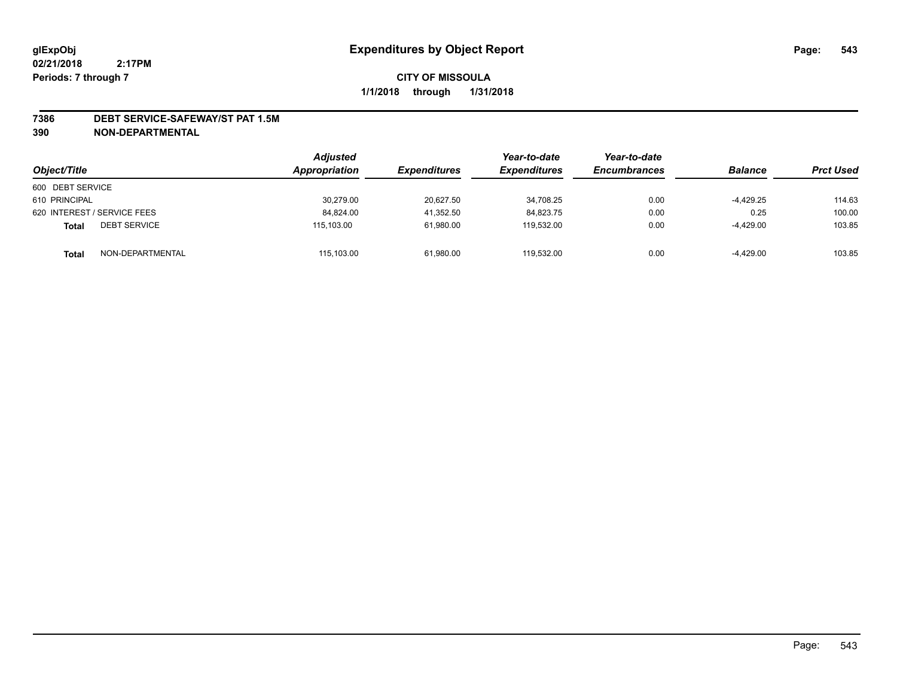**glExpObj** **Expenditures by Object Report**

**02/21/2018 2:17PM**

**Periods: 7 through 7**

**CITY OF MISSOULA**

**1/1/2018 through 1/31/2018**

## 7386 DEBT SERVICE-SAFEWAY/ST PAT 1.5M

## 390 NON-DEPARTMENTAL

| Object/Title | Adjusted Appropriation | Expenditures | Year-to-date Expenditures | Year-to-date Encumbrances | Balance | Prct Used |
|---|---|---|---|---|---|---|
| 600 DEBT SERVICE | | | | | | |
| 610 PRINCIPAL | 30,279.00 | 20,627.50 | 34,708.25 | 0.00 | -4,429.25 | 114.63 |
| 620 INTEREST / SERVICE FEES | 84,824.00 | 41,352.50 | 84,823.75 | 0.00 | 0.25 | 100.00 |
| **Total** DEBT SERVICE | 115,103.00 | 61,980.00 | 119,532.00 | 0.00 | -4,429.00 | 103.85 |
| **Total** NON-DEPARTMENTAL | 115,103.00 | 61,980.00 | 119,532.00 | 0.00 | -4,429.00 | 103.85 |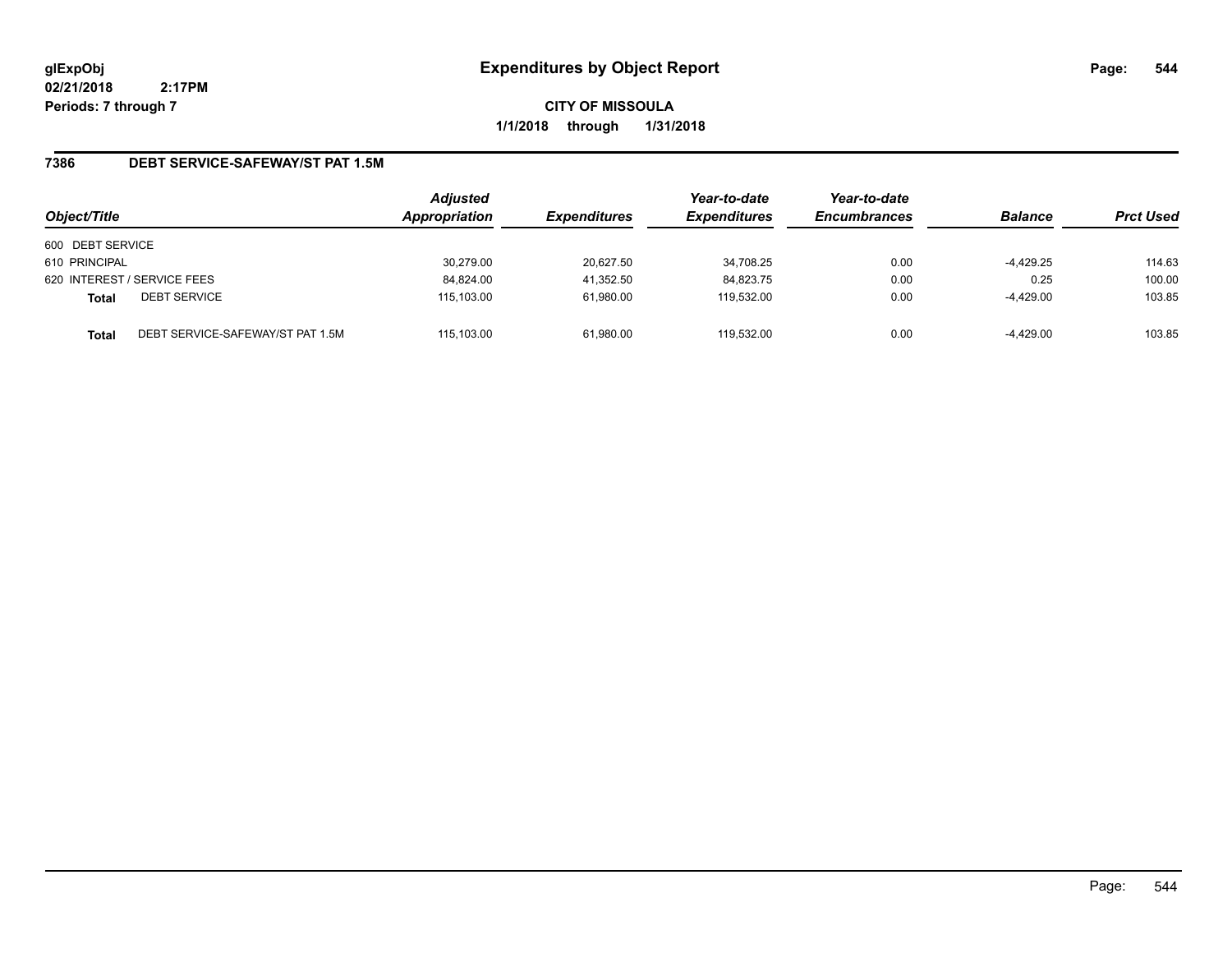# Expenditures by Object Report

glExpObj
02/21/2018 2:17PM
Periods: 7 through 7

**CITY OF MISSOULA**
**1/1/2018 through 1/31/2018**

## 7386 DEBT SERVICE-SAFEWAY/ST PAT 1.5M

| Object/Title | Adjusted Appropriation | Expenditures | Year-to-date Expenditures | Year-to-date Encumbrances | Balance | Prct Used |
|---|---|---|---|---|---|---|
| 600 DEBT SERVICE | | | | | | |
| 610 PRINCIPAL | 30,279.00 | 20,627.50 | 34,708.25 | 0.00 | -4,429.25 | 114.63 |
| 620 INTEREST / SERVICE FEES | 84,824.00 | 41,352.50 | 84,823.75 | 0.00 | 0.25 | 100.00 |
| **Total** DEBT SERVICE | 115,103.00 | 61,980.00 | 119,532.00 | 0.00 | -4,429.00 | 103.85 |
| **Total** DEBT SERVICE-SAFEWAY/ST PAT 1.5M | 115,103.00 | 61,980.00 | 119,532.00 | 0.00 | -4,429.00 | 103.85 |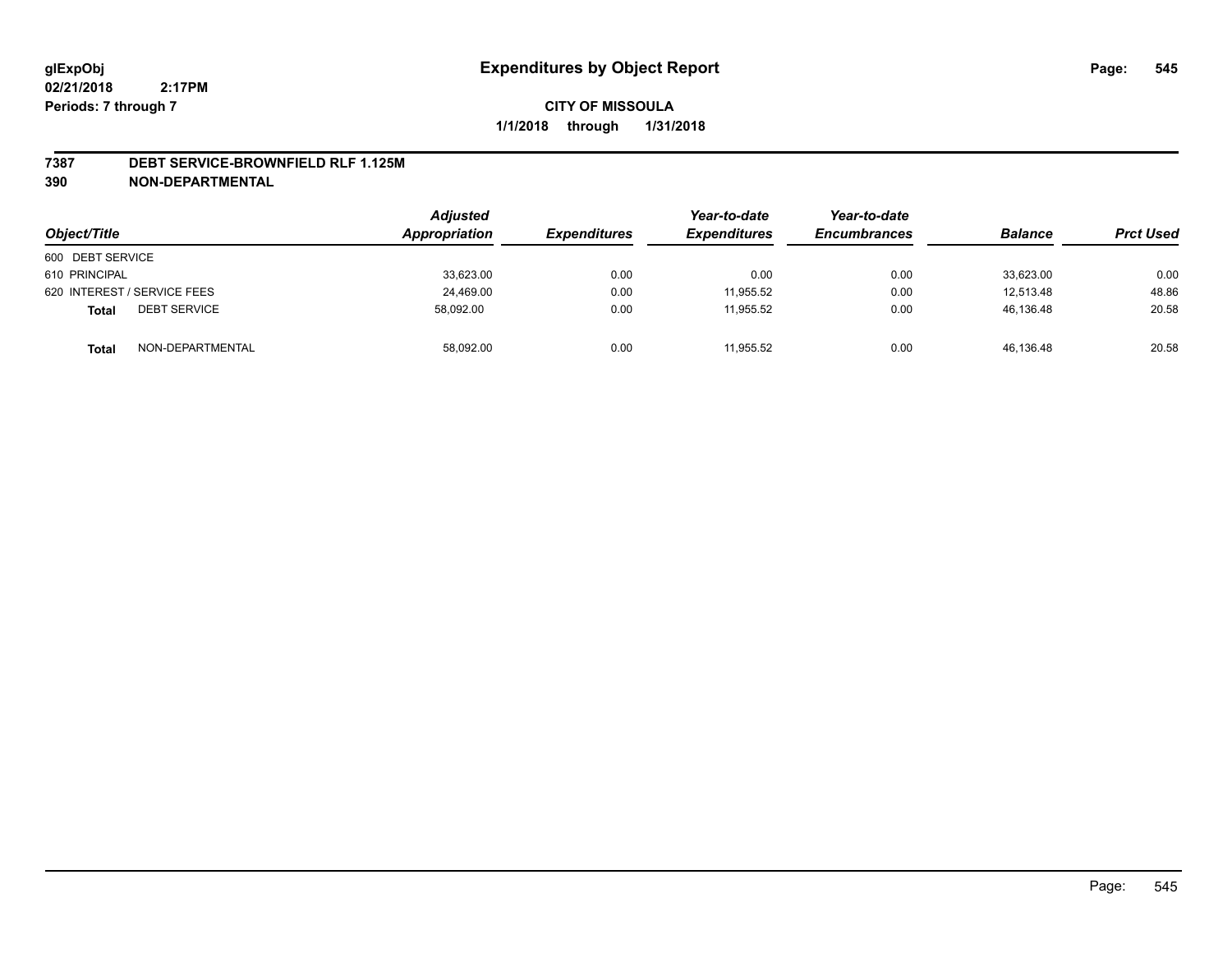# Expenditures by Object Report

glExpObj
02/21/2018 2:17PM
Periods: 7 through 7

**CITY OF MISSOULA**

**1/1/2018 through 1/31/2018**

## 7387 DEBT SERVICE-BROWNFIELD RLF 1.125M
## 390 NON-DEPARTMENTAL

| Object/Title | | Adjusted Appropriation | Expenditures | Year-to-date Expenditures | Year-to-date Encumbrances | Balance | Prct Used |
|---|---|---|---|---|---|---|---|
| 600 DEBT SERVICE | | | | | | | |
| 610 PRINCIPAL | | 33,623.00 | 0.00 | 0.00 | 0.00 | 33,623.00 | 0.00 |
| 620 INTEREST / SERVICE FEES | | 24,469.00 | 0.00 | 11,955.52 | 0.00 | 12,513.48 | 48.86 |
| **Total** | DEBT SERVICE | 58,092.00 | 0.00 | 11,955.52 | 0.00 | 46,136.48 | 20.58 |
| **Total** | NON-DEPARTMENTAL | 58,092.00 | 0.00 | 11,955.52 | 0.00 | 46,136.48 | 20.58 |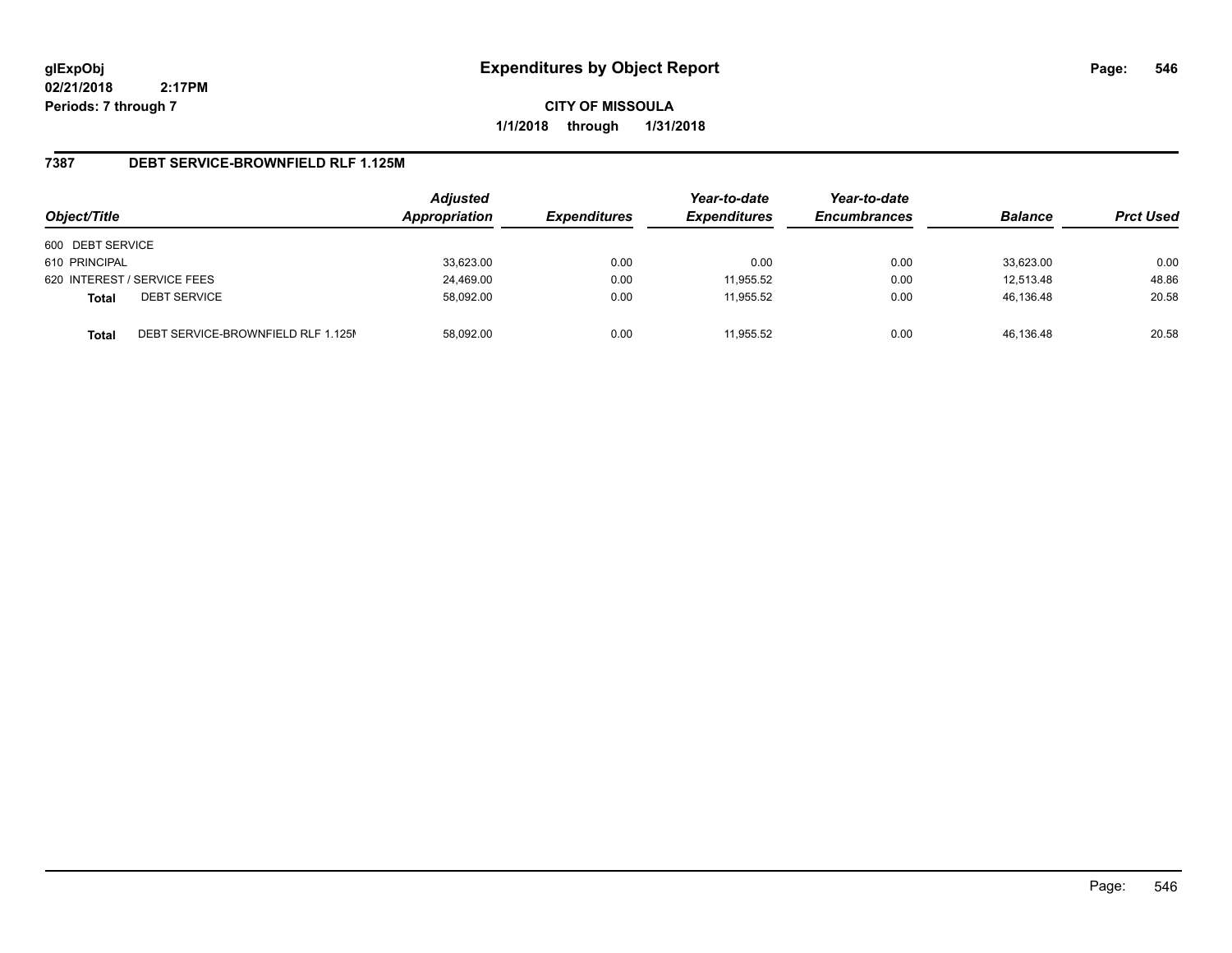**glExpObj**
**02/21/2018 2:17PM**
**Periods: 7 through 7**

# Expenditures by Object Report

**CITY OF MISSOULA**
**1/1/2018 through 1/31/2018**

## 7387 DEBT SERVICE-BROWNFIELD RLF 1.125M

| Object/Title | Adjusted Appropriation | Expenditures | Year-to-date Expenditures | Year-to-date Encumbrances | Balance | Prct Used |
|---|---|---|---|---|---|---|
| 600 DEBT SERVICE | | | | | | |
| 610 PRINCIPAL | 33,623.00 | 0.00 | 0.00 | 0.00 | 33,623.00 | 0.00 |
| 620 INTEREST / SERVICE FEES | 24,469.00 | 0.00 | 11,955.52 | 0.00 | 12,513.48 | 48.86 |
| **Total** DEBT SERVICE | 58,092.00 | 0.00 | 11,955.52 | 0.00 | 46,136.48 | 20.58 |
| **Total** DEBT SERVICE-BROWNFIELD RLF 1.125M | 58,092.00 | 0.00 | 11,955.52 | 0.00 | 46,136.48 | 20.58 |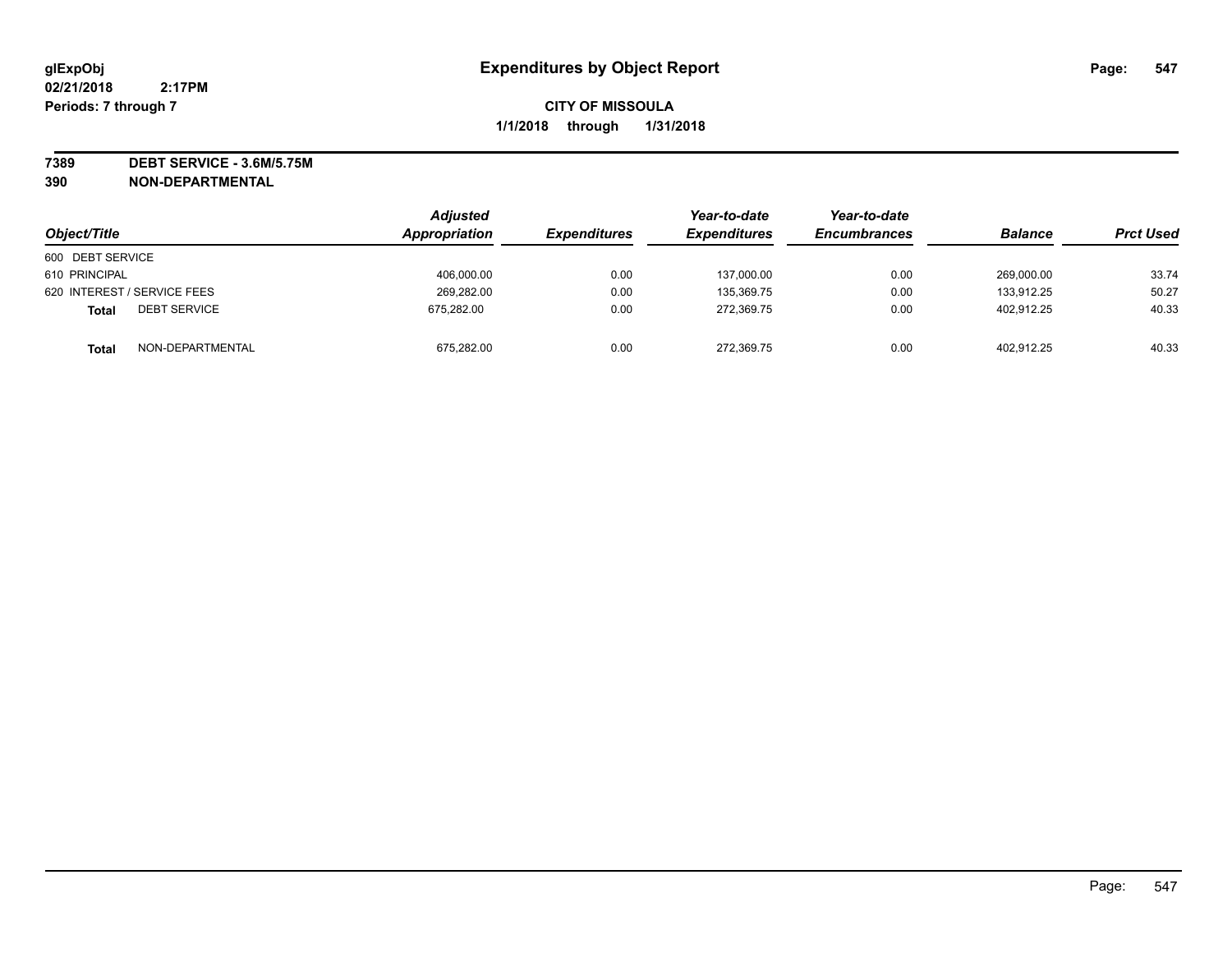glExpObj
02/21/2018 2:17PM
Periods: 7 through 7

# Expenditures by Object Report

**CITY OF MISSOULA**

**1/1/2018 through 1/31/2018**

**7389 DEBT SERVICE - 3.6M/5.75M**
**390 NON-DEPARTMENTAL**

| Object/Title | | Adjusted Appropriation | Expenditures | Year-to-date Expenditures | Year-to-date Encumbrances | Balance | Prct Used |
|---|---|---|---|---|---|---|---|
| 600 DEBT SERVICE | | | | | | | |
| 610 PRINCIPAL | | 406,000.00 | 0.00 | 137,000.00 | 0.00 | 269,000.00 | 33.74 |
| 620 INTEREST / SERVICE FEES | | 269,282.00 | 0.00 | 135,369.75 | 0.00 | 133,912.25 | 50.27 |
| **Total** | DEBT SERVICE | 675,282.00 | 0.00 | 272,369.75 | 0.00 | 402,912.25 | 40.33 |
| **Total** | NON-DEPARTMENTAL | 675,282.00 | 0.00 | 272,369.75 | 0.00 | 402,912.25 | 40.33 |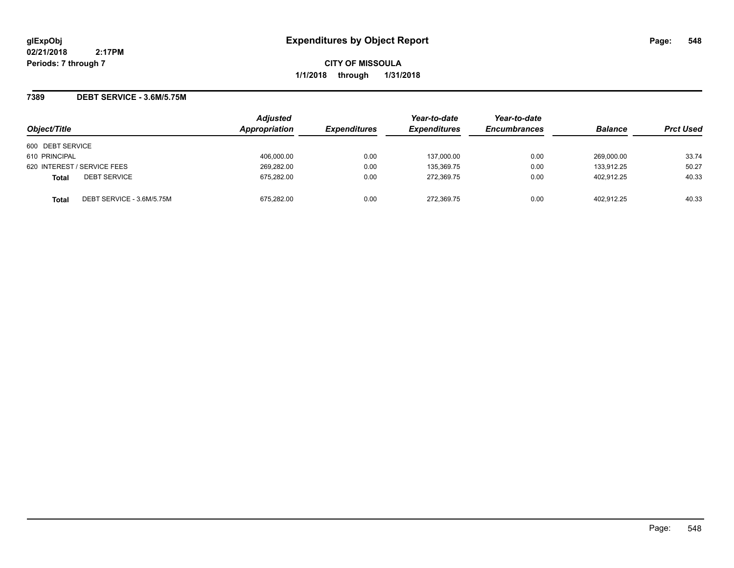# Expenditures by Object Report

glExpObj
02/21/2018 2:17PM
Periods: 7 through 7

**CITY OF MISSOULA**
**1/1/2018 through 1/31/2018**

## 7389 DEBT SERVICE - 3.6M/5.75M

| Object/Title | Adjusted Appropriation | Expenditures | Year-to-date Expenditures | Year-to-date Encumbrances | Balance | Prct Used |
|---|---|---|---|---|---|---|
| 600 DEBT SERVICE | | | | | | |
| 610 PRINCIPAL | 406,000.00 | 0.00 | 137,000.00 | 0.00 | 269,000.00 | 33.74 |
| 620 INTEREST / SERVICE FEES | 269,282.00 | 0.00 | 135,369.75 | 0.00 | 133,912.25 | 50.27 |
| **Total** DEBT SERVICE | 675,282.00 | 0.00 | 272,369.75 | 0.00 | 402,912.25 | 40.33 |
| **Total** DEBT SERVICE - 3.6M/5.75M | 675,282.00 | 0.00 | 272,369.75 | 0.00 | 402,912.25 | 40.33 |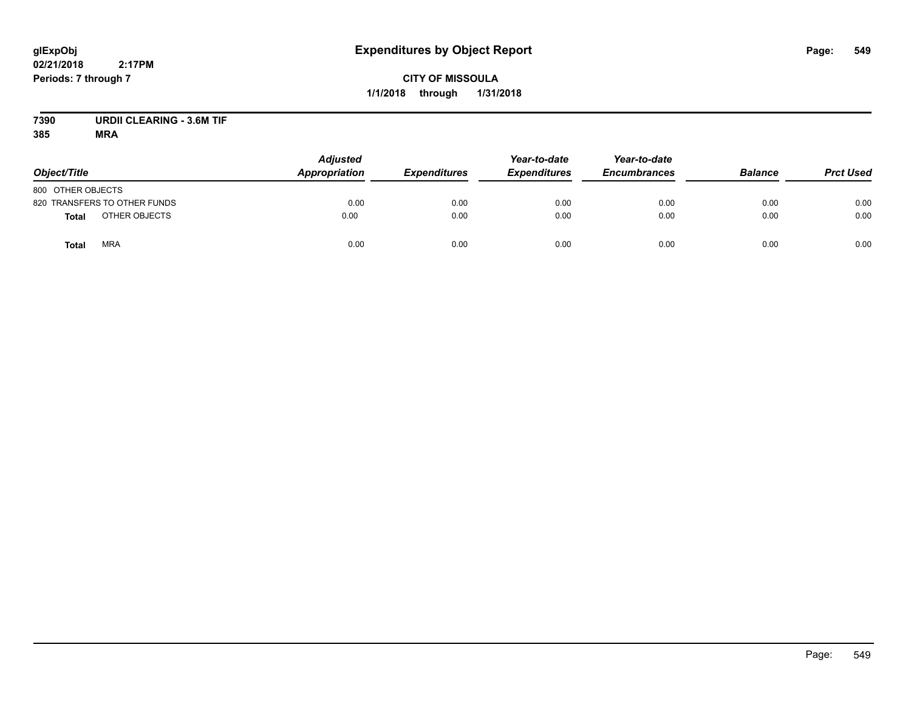# Expenditures by Object Report

glExpObj
02/21/2018 2:17PM
Periods: 7 through 7

**CITY OF MISSOULA**
**1/1/2018 through 1/31/2018**

**7390 URDII CLEARING - 3.6M TIF**
**385 MRA**

| Object/Title | Adjusted Appropriation | Expenditures | Year-to-date Expenditures | Year-to-date Encumbrances | Balance | Prct Used |
|---|---|---|---|---|---|---|
| 800 OTHER OBJECTS | | | | | | |
| 820 TRANSFERS TO OTHER FUNDS | 0.00 | 0.00 | 0.00 | 0.00 | 0.00 | 0.00 |
| **Total** OTHER OBJECTS | 0.00 | 0.00 | 0.00 | 0.00 | 0.00 | 0.00 |
| **Total** MRA | 0.00 | 0.00 | 0.00 | 0.00 | 0.00 | 0.00 |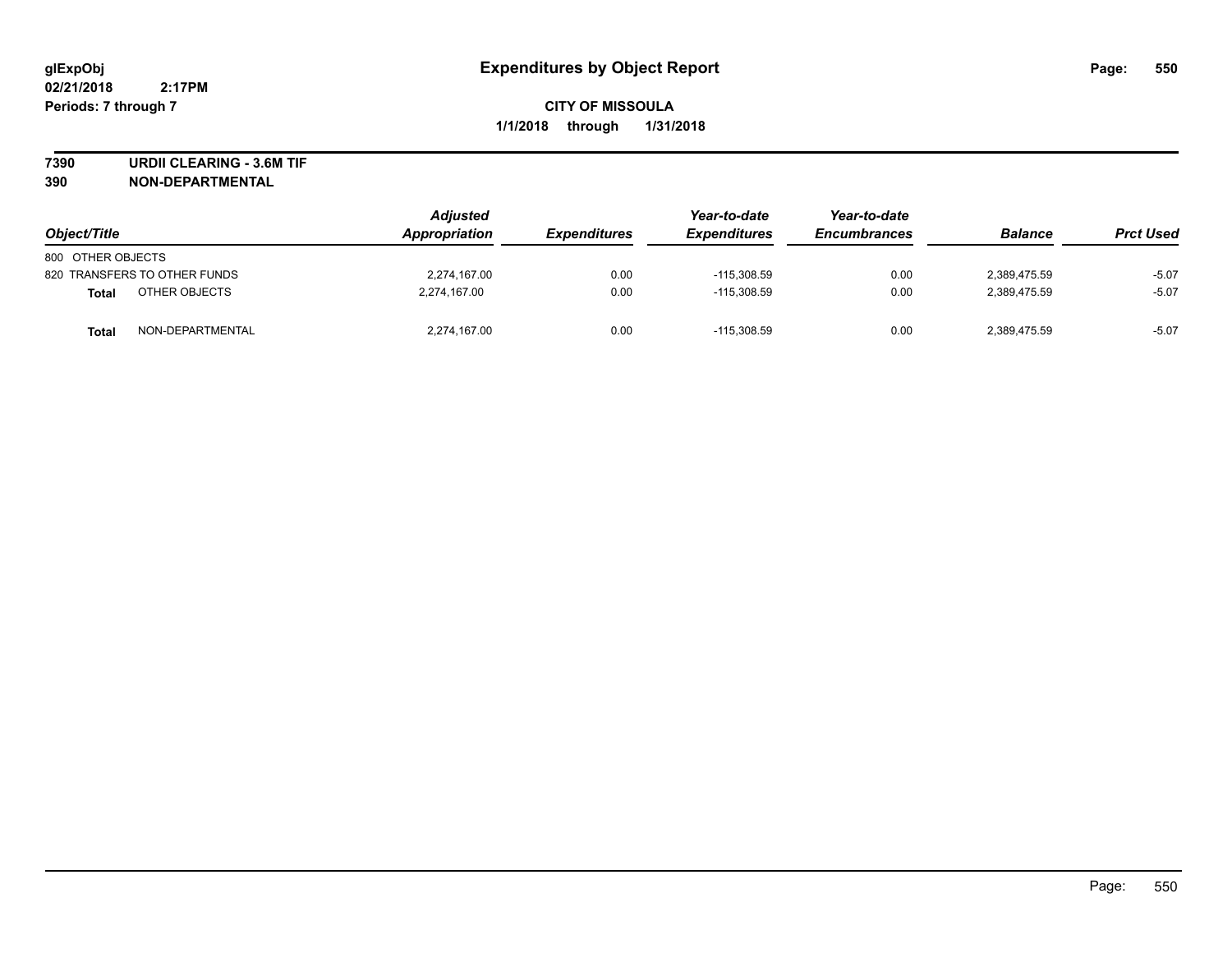# Expenditures by Object Report

glExpObj
02/21/2018 2:17PM
Periods: 7 through 7

**CITY OF MISSOULA**
**1/1/2018 through 1/31/2018**

**7390 URDII CLEARING - 3.6M TIF**
**390 NON-DEPARTMENTAL**

| Object/Title | | Adjusted Appropriation | Expenditures | Year-to-date Expenditures | Year-to-date Encumbrances | Balance | Prct Used |
|---|---|---|---|---|---|---|---|
| 800 OTHER OBJECTS | | | | | | | |
| 820 TRANSFERS TO OTHER FUNDS | | 2,274,167.00 | 0.00 | -115,308.59 | 0.00 | 2,389,475.59 | -5.07 |
| **Total** | OTHER OBJECTS | 2,274,167.00 | 0.00 | -115,308.59 | 0.00 | 2,389,475.59 | -5.07 |
| **Total** | NON-DEPARTMENTAL | 2,274,167.00 | 0.00 | -115,308.59 | 0.00 | 2,389,475.59 | -5.07 |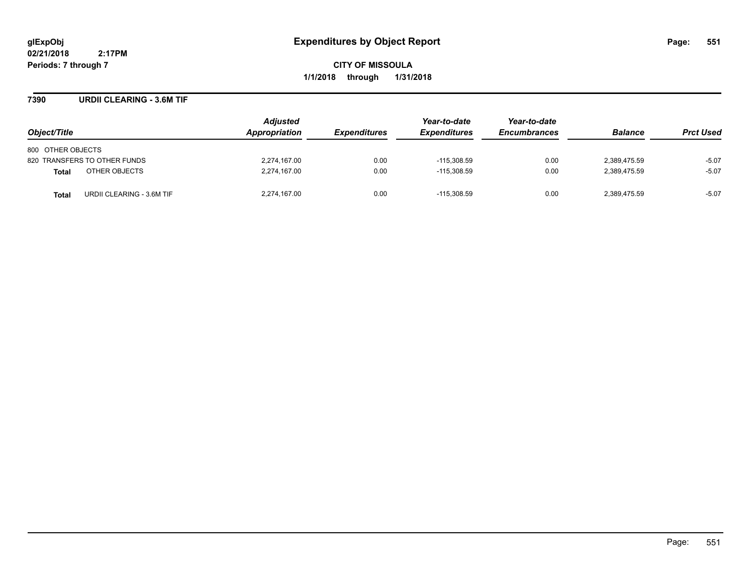# Expenditures by Object Report

glExpObj
02/21/2018 2:17PM
Periods: 7 through 7

**CITY OF MISSOULA**
**1/1/2018 through 1/31/2018**

## 7390 URDII CLEARING - 3.6M TIF

| Object/Title | Adjusted Appropriation | Expenditures | Year-to-date Expenditures | Year-to-date Encumbrances | Balance | Prct Used |
|---|---|---|---|---|---|---|
| 800 OTHER OBJECTS | | | | | | |
| 820 TRANSFERS TO OTHER FUNDS | 2,274,167.00 | 0.00 | -115,308.59 | 0.00 | 2,389,475.59 | -5.07 |
| **Total** OTHER OBJECTS | 2,274,167.00 | 0.00 | -115,308.59 | 0.00 | 2,389,475.59 | -5.07 |
| **Total** URDII CLEARING - 3.6M TIF | 2,274,167.00 | 0.00 | -115,308.59 | 0.00 | 2,389,475.59 | -5.07 |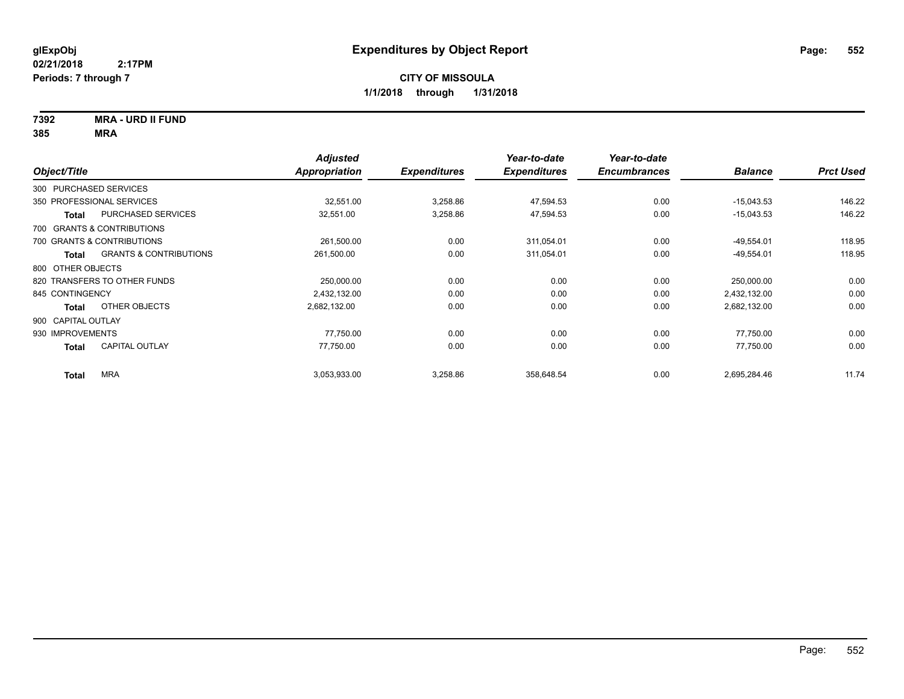**glExpObj**
**02/21/2018 2:17PM**
**Periods: 7 through 7**

# Expenditures by Object Report

**CITY OF MISSOULA**
**1/1/2018 through 1/31/2018**

**7392 MRA - URD II FUND**
**385 MRA**

| Object/Title | | Adjusted Appropriation | Expenditures | Year-to-date Expenditures | Year-to-date Encumbrances | Balance | Prct Used |
|---|---|---|---|---|---|---|---|
| 300 PURCHASED SERVICES | | | | | | | |
| 350 PROFESSIONAL SERVICES | | 32,551.00 | 3,258.86 | 47,594.53 | 0.00 | -15,043.53 | 146.22 |
| **Total** | PURCHASED SERVICES | 32,551.00 | 3,258.86 | 47,594.53 | 0.00 | -15,043.53 | 146.22 |
| 700 GRANTS & CONTRIBUTIONS | | | | | | | |
| 700 GRANTS & CONTRIBUTIONS | | 261,500.00 | 0.00 | 311,054.01 | 0.00 | -49,554.01 | 118.95 |
| **Total** | GRANTS & CONTRIBUTIONS | 261,500.00 | 0.00 | 311,054.01 | 0.00 | -49,554.01 | 118.95 |
| 800 OTHER OBJECTS | | | | | | | |
| 820 TRANSFERS TO OTHER FUNDS | | 250,000.00 | 0.00 | 0.00 | 0.00 | 250,000.00 | 0.00 |
| 845 CONTINGENCY | | 2,432,132.00 | 0.00 | 0.00 | 0.00 | 2,432,132.00 | 0.00 |
| **Total** | OTHER OBJECTS | 2,682,132.00 | 0.00 | 0.00 | 0.00 | 2,682,132.00 | 0.00 |
| 900 CAPITAL OUTLAY | | | | | | | |
| 930 IMPROVEMENTS | | 77,750.00 | 0.00 | 0.00 | 0.00 | 77,750.00 | 0.00 |
| **Total** | CAPITAL OUTLAY | 77,750.00 | 0.00 | 0.00 | 0.00 | 77,750.00 | 0.00 |
| **Total** | MRA | 3,053,933.00 | 3,258.86 | 358,648.54 | 0.00 | 2,695,284.46 | 11.74 |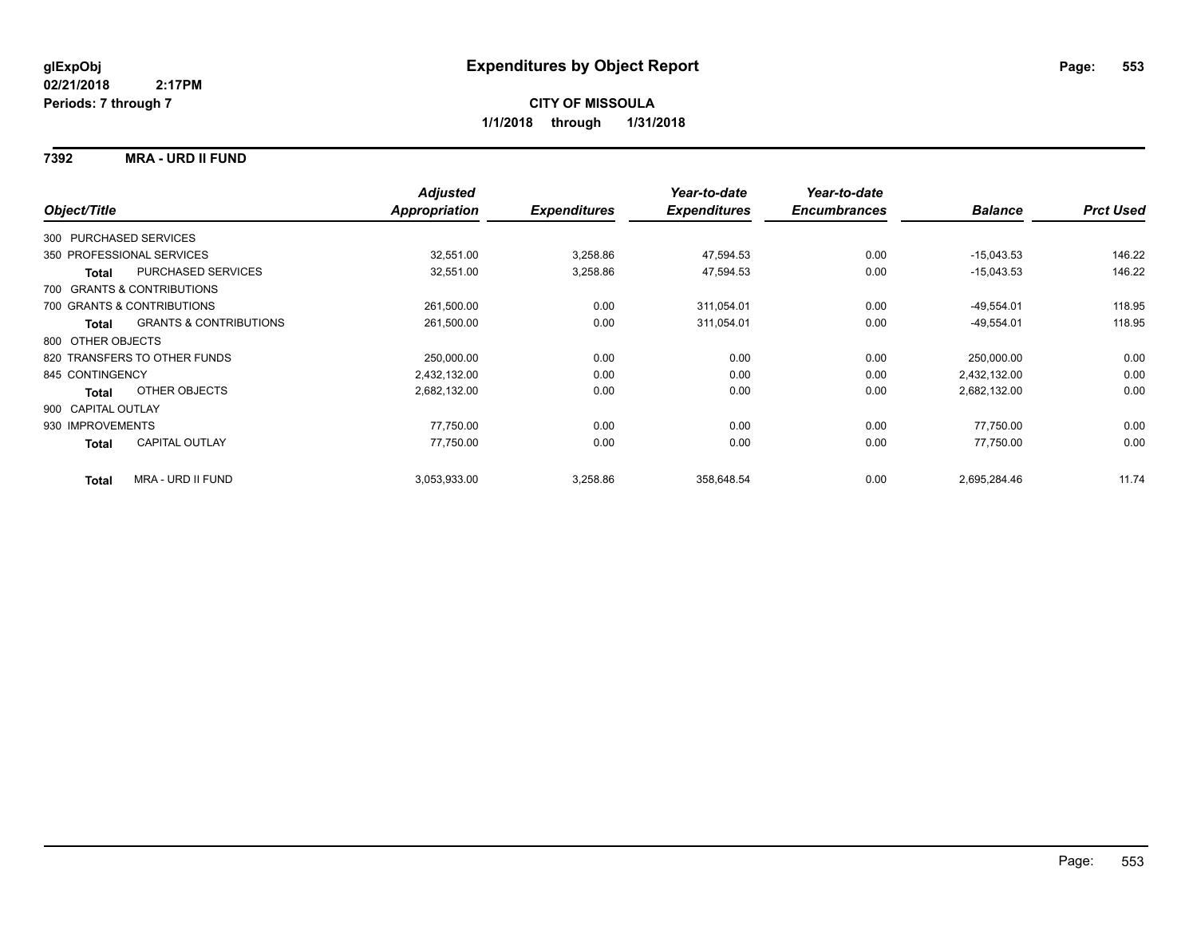**glExpObj**
**02/21/2018 2:17PM**
**Periods: 7 through 7**

# Expenditures by Object Report

**CITY OF MISSOULA**
**1/1/2018 through 1/31/2018**

## 7392 MRA - URD II FUND

| Object/Title | Adjusted Appropriation | Expenditures | Year-to-date Expenditures | Year-to-date Encumbrances | Balance | Prct Used |
|---|---|---|---|---|---|---|
| 300 PURCHASED SERVICES | | | | | | |
| 350 PROFESSIONAL SERVICES | 32,551.00 | 3,258.86 | 47,594.53 | 0.00 | -15,043.53 | 146.22 |
| **Total** PURCHASED SERVICES | 32,551.00 | 3,258.86 | 47,594.53 | 0.00 | -15,043.53 | 146.22 |
| 700 GRANTS & CONTRIBUTIONS | | | | | | |
| 700 GRANTS & CONTRIBUTIONS | 261,500.00 | 0.00 | 311,054.01 | 0.00 | -49,554.01 | 118.95 |
| **Total** GRANTS & CONTRIBUTIONS | 261,500.00 | 0.00 | 311,054.01 | 0.00 | -49,554.01 | 118.95 |
| 800 OTHER OBJECTS | | | | | | |
| 820 TRANSFERS TO OTHER FUNDS | 250,000.00 | 0.00 | 0.00 | 0.00 | 250,000.00 | 0.00 |
| 845 CONTINGENCY | 2,432,132.00 | 0.00 | 0.00 | 0.00 | 2,432,132.00 | 0.00 |
| **Total** OTHER OBJECTS | 2,682,132.00 | 0.00 | 0.00 | 0.00 | 2,682,132.00 | 0.00 |
| 900 CAPITAL OUTLAY | | | | | | |
| 930 IMPROVEMENTS | 77,750.00 | 0.00 | 0.00 | 0.00 | 77,750.00 | 0.00 |
| **Total** CAPITAL OUTLAY | 77,750.00 | 0.00 | 0.00 | 0.00 | 77,750.00 | 0.00 |
| **Total** MRA - URD II FUND | 3,053,933.00 | 3,258.86 | 358,648.54 | 0.00 | 2,695,284.46 | 11.74 |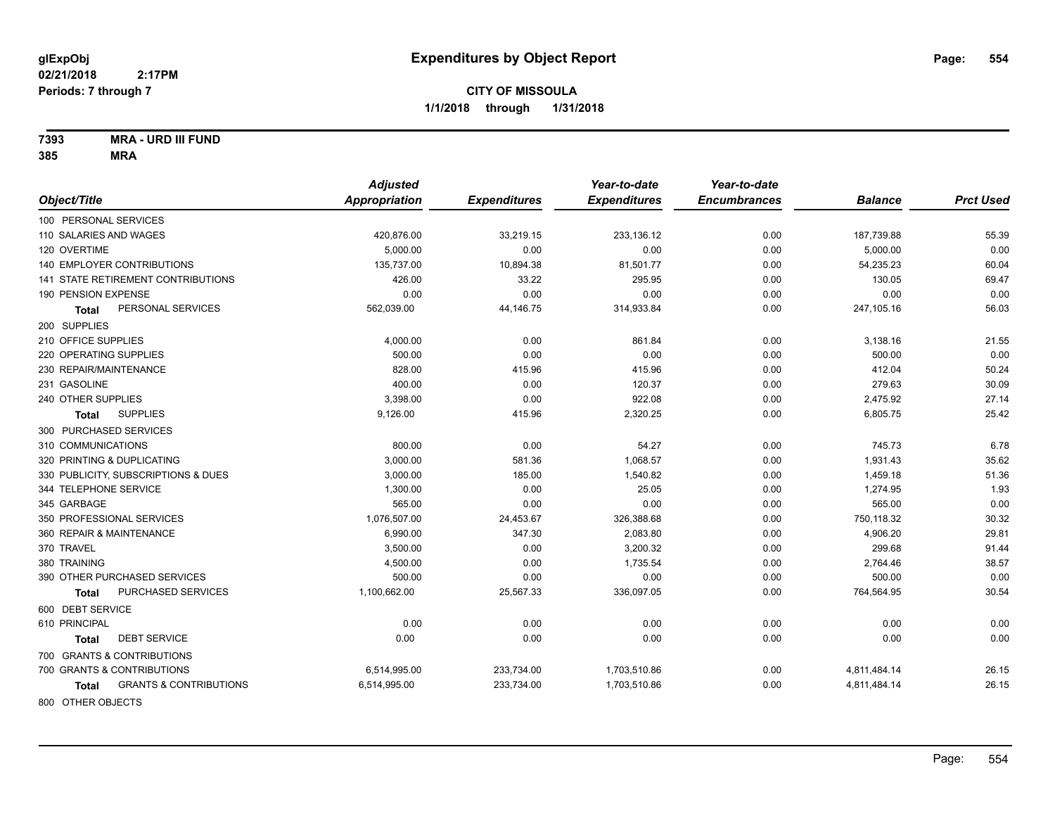**glExpObj**
**02/21/2018 2:17PM**
**Periods: 7 through 7**

# Expenditures by Object Report

**CITY OF MISSOULA**
**1/1/2018 through 1/31/2018**

**7393 MRA - URD III FUND**
**385 MRA**

| Object/Title | Adjusted Appropriation | Expenditures | Year-to-date Expenditures | Year-to-date Encumbrances | Balance | Prct Used |
|---|---|---|---|---|---|---|
| 100 PERSONAL SERVICES | | | | | | |
| 110 SALARIES AND WAGES | 420,876.00 | 33,219.15 | 233,136.12 | 0.00 | 187,739.88 | 55.39 |
| 120 OVERTIME | 5,000.00 | 0.00 | 0.00 | 0.00 | 5,000.00 | 0.00 |
| 140 EMPLOYER CONTRIBUTIONS | 135,737.00 | 10,894.38 | 81,501.77 | 0.00 | 54,235.23 | 60.04 |
| 141 STATE RETIREMENT CONTRIBUTIONS | 426.00 | 33.22 | 295.95 | 0.00 | 130.05 | 69.47 |
| 190 PENSION EXPENSE | 0.00 | 0.00 | 0.00 | 0.00 | 0.00 | 0.00 |
| **Total** PERSONAL SERVICES | 562,039.00 | 44,146.75 | 314,933.84 | 0.00 | 247,105.16 | 56.03 |
| 200 SUPPLIES | | | | | | |
| 210 OFFICE SUPPLIES | 4,000.00 | 0.00 | 861.84 | 0.00 | 3,138.16 | 21.55 |
| 220 OPERATING SUPPLIES | 500.00 | 0.00 | 0.00 | 0.00 | 500.00 | 0.00 |
| 230 REPAIR/MAINTENANCE | 828.00 | 415.96 | 415.96 | 0.00 | 412.04 | 50.24 |
| 231 GASOLINE | 400.00 | 0.00 | 120.37 | 0.00 | 279.63 | 30.09 |
| 240 OTHER SUPPLIES | 3,398.00 | 0.00 | 922.08 | 0.00 | 2,475.92 | 27.14 |
| **Total** SUPPLIES | 9,126.00 | 415.96 | 2,320.25 | 0.00 | 6,805.75 | 25.42 |
| 300 PURCHASED SERVICES | | | | | | |
| 310 COMMUNICATIONS | 800.00 | 0.00 | 54.27 | 0.00 | 745.73 | 6.78 |
| 320 PRINTING & DUPLICATING | 3,000.00 | 581.36 | 1,068.57 | 0.00 | 1,931.43 | 35.62 |
| 330 PUBLICITY, SUBSCRIPTIONS & DUES | 3,000.00 | 185.00 | 1,540.82 | 0.00 | 1,459.18 | 51.36 |
| 344 TELEPHONE SERVICE | 1,300.00 | 0.00 | 25.05 | 0.00 | 1,274.95 | 1.93 |
| 345 GARBAGE | 565.00 | 0.00 | 0.00 | 0.00 | 565.00 | 0.00 |
| 350 PROFESSIONAL SERVICES | 1,076,507.00 | 24,453.67 | 326,388.68 | 0.00 | 750,118.32 | 30.32 |
| 360 REPAIR & MAINTENANCE | 6,990.00 | 347.30 | 2,083.80 | 0.00 | 4,906.20 | 29.81 |
| 370 TRAVEL | 3,500.00 | 0.00 | 3,200.32 | 0.00 | 299.68 | 91.44 |
| 380 TRAINING | 4,500.00 | 0.00 | 1,735.54 | 0.00 | 2,764.46 | 38.57 |
| 390 OTHER PURCHASED SERVICES | 500.00 | 0.00 | 0.00 | 0.00 | 500.00 | 0.00 |
| **Total** PURCHASED SERVICES | 1,100,662.00 | 25,567.33 | 336,097.05 | 0.00 | 764,564.95 | 30.54 |
| 600 DEBT SERVICE | | | | | | |
| 610 PRINCIPAL | 0.00 | 0.00 | 0.00 | 0.00 | 0.00 | 0.00 |
| **Total** DEBT SERVICE | 0.00 | 0.00 | 0.00 | 0.00 | 0.00 | 0.00 |
| 700 GRANTS & CONTRIBUTIONS | | | | | | |
| 700 GRANTS & CONTRIBUTIONS | 6,514,995.00 | 233,734.00 | 1,703,510.86 | 0.00 | 4,811,484.14 | 26.15 |
| **Total** GRANTS & CONTRIBUTIONS | 6,514,995.00 | 233,734.00 | 1,703,510.86 | 0.00 | 4,811,484.14 | 26.15 |
| 800 OTHER OBJECTS | | | | | | |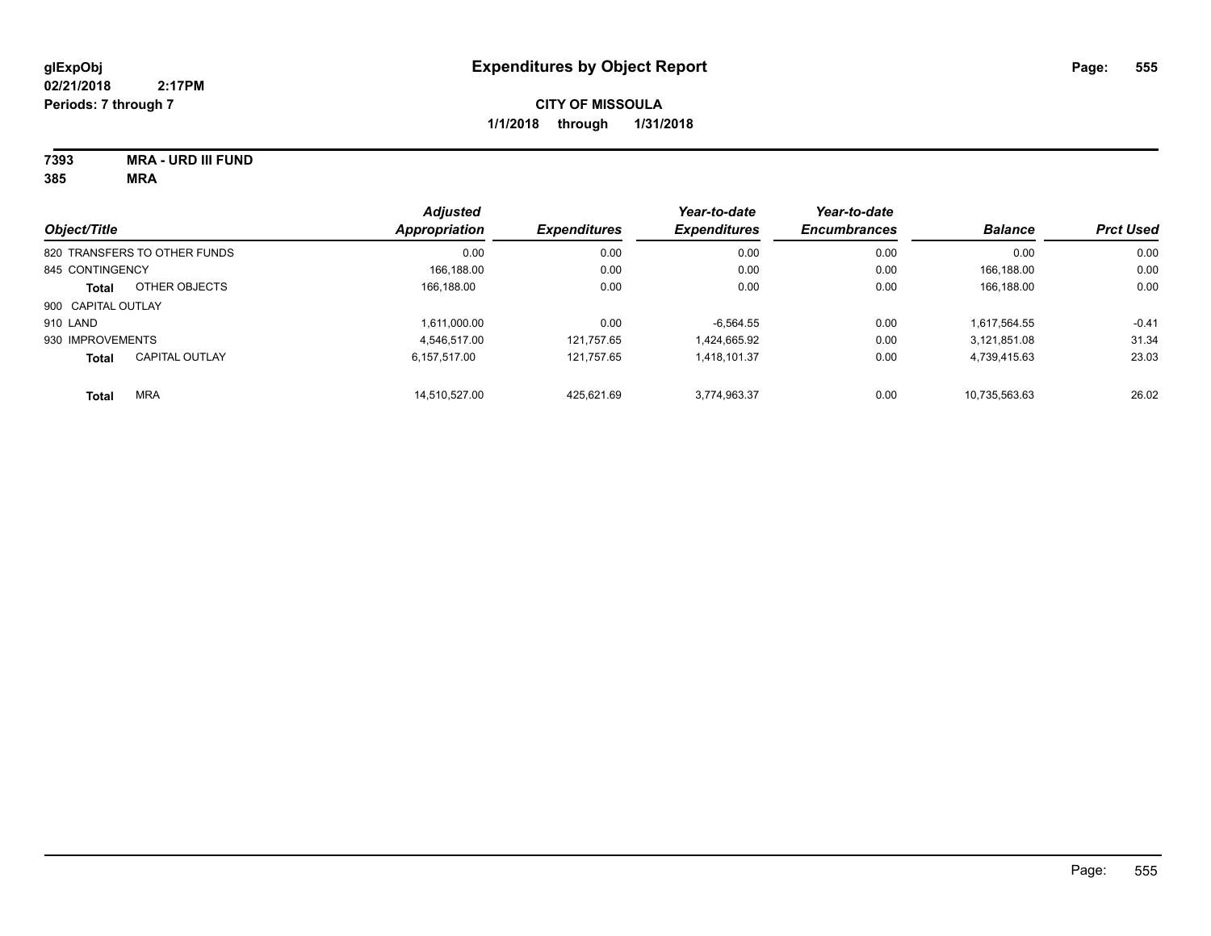# Expenditures by Object Report

glExpObj
02/21/2018 2:17PM
Periods: 7 through 7

**CITY OF MISSOULA**
**1/1/2018 through 1/31/2018**

**7393 MRA - URD III FUND**
**385 MRA**

| Object/Title | | Adjusted Appropriation | Expenditures | Year-to-date Expenditures | Year-to-date Encumbrances | Balance | Prct Used |
|---|---|---|---|---|---|---|---|
| 820 TRANSFERS TO OTHER FUNDS | | 0.00 | 0.00 | 0.00 | 0.00 | 0.00 | 0.00 |
| 845 CONTINGENCY | | 166,188.00 | 0.00 | 0.00 | 0.00 | 166,188.00 | 0.00 |
| **Total** | OTHER OBJECTS | 166,188.00 | 0.00 | 0.00 | 0.00 | 166,188.00 | 0.00 |
| 900 CAPITAL OUTLAY | | | | | | | |
| 910 LAND | | 1,611,000.00 | 0.00 | -6,564.55 | 0.00 | 1,617,564.55 | -0.41 |
| 930 IMPROVEMENTS | | 4,546,517.00 | 121,757.65 | 1,424,665.92 | 0.00 | 3,121,851.08 | 31.34 |
| **Total** | CAPITAL OUTLAY | 6,157,517.00 | 121,757.65 | 1,418,101.37 | 0.00 | 4,739,415.63 | 23.03 |
| **Total** | MRA | 14,510,527.00 | 425,621.69 | 3,774,963.37 | 0.00 | 10,735,563.63 | 26.02 |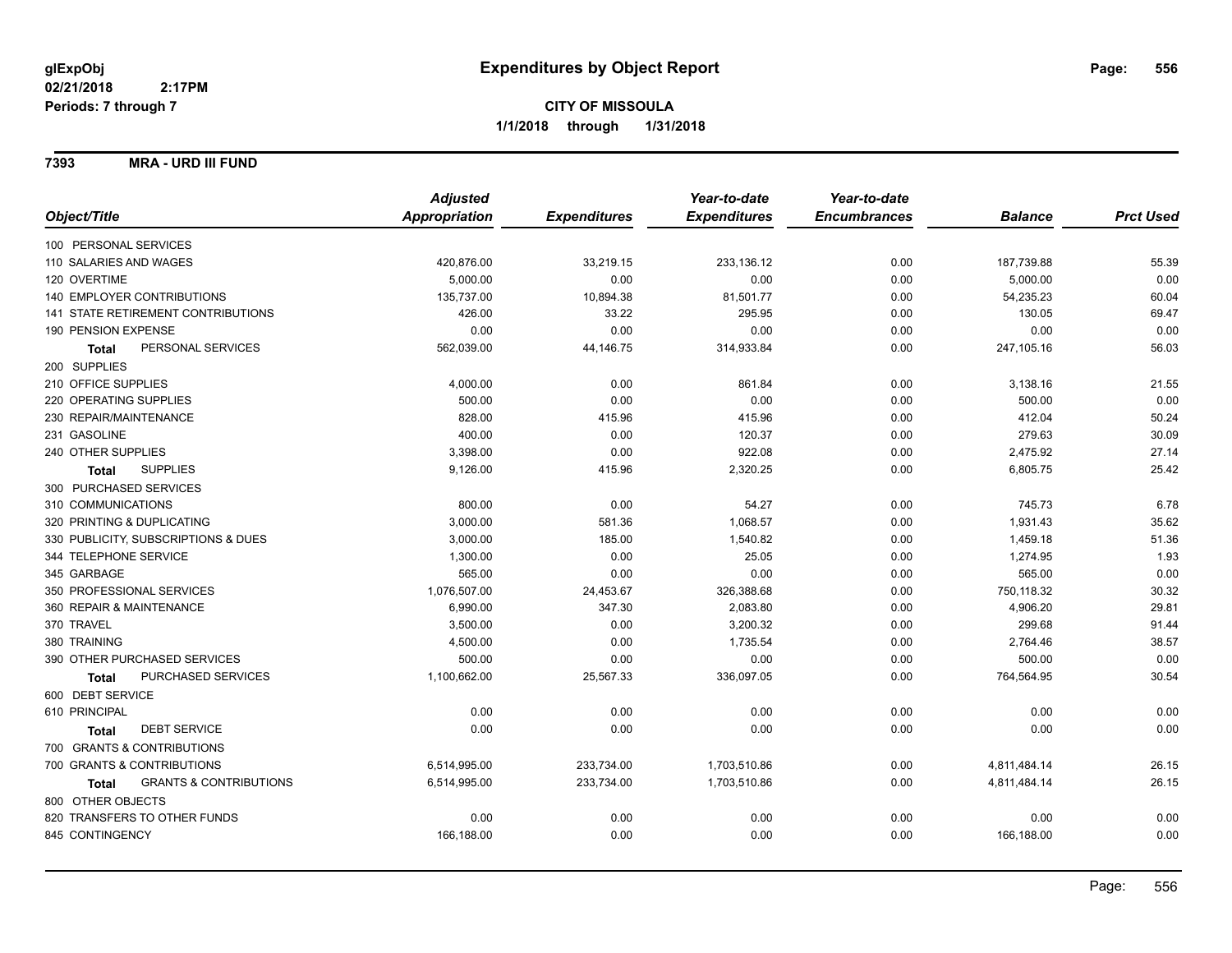# Expenditures by Object Report

glExpObj
02/21/2018 2:17PM
Periods: 7 through 7

**CITY OF MISSOULA**
**1/1/2018 through 1/31/2018**

**7393 MRA - URD III FUND**

| Object/Title | Adjusted Appropriation | Expenditures | Year-to-date Expenditures | Year-to-date Encumbrances | Balance | Prct Used |
|---|---|---|---|---|---|---|
| 100 PERSONAL SERVICES | | | | | | |
| 110 SALARIES AND WAGES | 420,876.00 | 33,219.15 | 233,136.12 | 0.00 | 187,739.88 | 55.39 |
| 120 OVERTIME | 5,000.00 | 0.00 | 0.00 | 0.00 | 5,000.00 | 0.00 |
| 140 EMPLOYER CONTRIBUTIONS | 135,737.00 | 10,894.38 | 81,501.77 | 0.00 | 54,235.23 | 60.04 |
| 141 STATE RETIREMENT CONTRIBUTIONS | 426.00 | 33.22 | 295.95 | 0.00 | 130.05 | 69.47 |
| 190 PENSION EXPENSE | 0.00 | 0.00 | 0.00 | 0.00 | 0.00 | 0.00 |
| **Total** PERSONAL SERVICES | 562,039.00 | 44,146.75 | 314,933.84 | 0.00 | 247,105.16 | 56.03 |
| 200 SUPPLIES | | | | | | |
| 210 OFFICE SUPPLIES | 4,000.00 | 0.00 | 861.84 | 0.00 | 3,138.16 | 21.55 |
| 220 OPERATING SUPPLIES | 500.00 | 0.00 | 0.00 | 0.00 | 500.00 | 0.00 |
| 230 REPAIR/MAINTENANCE | 828.00 | 415.96 | 415.96 | 0.00 | 412.04 | 50.24 |
| 231 GASOLINE | 400.00 | 0.00 | 120.37 | 0.00 | 279.63 | 30.09 |
| 240 OTHER SUPPLIES | 3,398.00 | 0.00 | 922.08 | 0.00 | 2,475.92 | 27.14 |
| **Total** SUPPLIES | 9,126.00 | 415.96 | 2,320.25 | 0.00 | 6,805.75 | 25.42 |
| 300 PURCHASED SERVICES | | | | | | |
| 310 COMMUNICATIONS | 800.00 | 0.00 | 54.27 | 0.00 | 745.73 | 6.78 |
| 320 PRINTING & DUPLICATING | 3,000.00 | 581.36 | 1,068.57 | 0.00 | 1,931.43 | 35.62 |
| 330 PUBLICITY, SUBSCRIPTIONS & DUES | 3,000.00 | 185.00 | 1,540.82 | 0.00 | 1,459.18 | 51.36 |
| 344 TELEPHONE SERVICE | 1,300.00 | 0.00 | 25.05 | 0.00 | 1,274.95 | 1.93 |
| 345 GARBAGE | 565.00 | 0.00 | 0.00 | 0.00 | 565.00 | 0.00 |
| 350 PROFESSIONAL SERVICES | 1,076,507.00 | 24,453.67 | 326,388.68 | 0.00 | 750,118.32 | 30.32 |
| 360 REPAIR & MAINTENANCE | 6,990.00 | 347.30 | 2,083.80 | 0.00 | 4,906.20 | 29.81 |
| 370 TRAVEL | 3,500.00 | 0.00 | 3,200.32 | 0.00 | 299.68 | 91.44 |
| 380 TRAINING | 4,500.00 | 0.00 | 1,735.54 | 0.00 | 2,764.46 | 38.57 |
| 390 OTHER PURCHASED SERVICES | 500.00 | 0.00 | 0.00 | 0.00 | 500.00 | 0.00 |
| **Total** PURCHASED SERVICES | 1,100,662.00 | 25,567.33 | 336,097.05 | 0.00 | 764,564.95 | 30.54 |
| 600 DEBT SERVICE | | | | | | |
| 610 PRINCIPAL | 0.00 | 0.00 | 0.00 | 0.00 | 0.00 | 0.00 |
| **Total** DEBT SERVICE | 0.00 | 0.00 | 0.00 | 0.00 | 0.00 | 0.00 |
| 700 GRANTS & CONTRIBUTIONS | | | | | | |
| 700 GRANTS & CONTRIBUTIONS | 6,514,995.00 | 233,734.00 | 1,703,510.86 | 0.00 | 4,811,484.14 | 26.15 |
| **Total** GRANTS & CONTRIBUTIONS | 6,514,995.00 | 233,734.00 | 1,703,510.86 | 0.00 | 4,811,484.14 | 26.15 |
| 800 OTHER OBJECTS | | | | | | |
| 820 TRANSFERS TO OTHER FUNDS | 0.00 | 0.00 | 0.00 | 0.00 | 0.00 | 0.00 |
| 845 CONTINGENCY | 166,188.00 | 0.00 | 0.00 | 0.00 | 166,188.00 | 0.00 |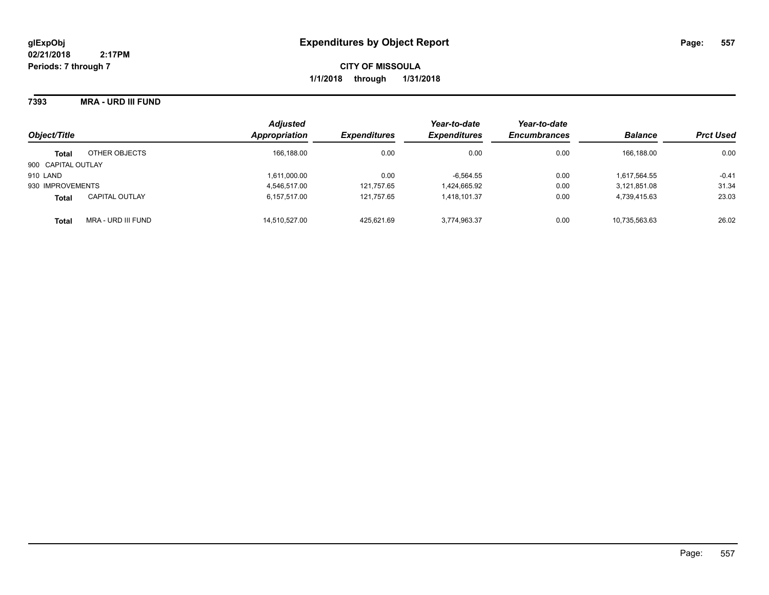**glExpObj**
**02/21/2018 2:17PM**
**Periods: 7 through 7**

# Expenditures by Object Report

**CITY OF MISSOULA**
**1/1/2018 through 1/31/2018**

**7393 MRA - URD III FUND**

| Object/Title | | Adjusted Appropriation | Expenditures | Year-to-date Expenditures | Year-to-date Encumbrances | Balance | Prct Used |
|---|---|---|---|---|---|---|---|
| **Total** | OTHER OBJECTS | 166,188.00 | 0.00 | 0.00 | 0.00 | 166,188.00 | 0.00 |
| 900 CAPITAL OUTLAY | | | | | | | |
| 910 LAND | | 1,611,000.00 | 0.00 | -6,564.55 | 0.00 | 1,617,564.55 | -0.41 |
| 930 IMPROVEMENTS | | 4,546,517.00 | 121,757.65 | 1,424,665.92 | 0.00 | 3,121,851.08 | 31.34 |
| **Total** | CAPITAL OUTLAY | 6,157,517.00 | 121,757.65 | 1,418,101.37 | 0.00 | 4,739,415.63 | 23.03 |
| **Total** | MRA - URD III FUND | 14,510,527.00 | 425,621.69 | 3,774,963.37 | 0.00 | 10,735,563.63 | 26.02 |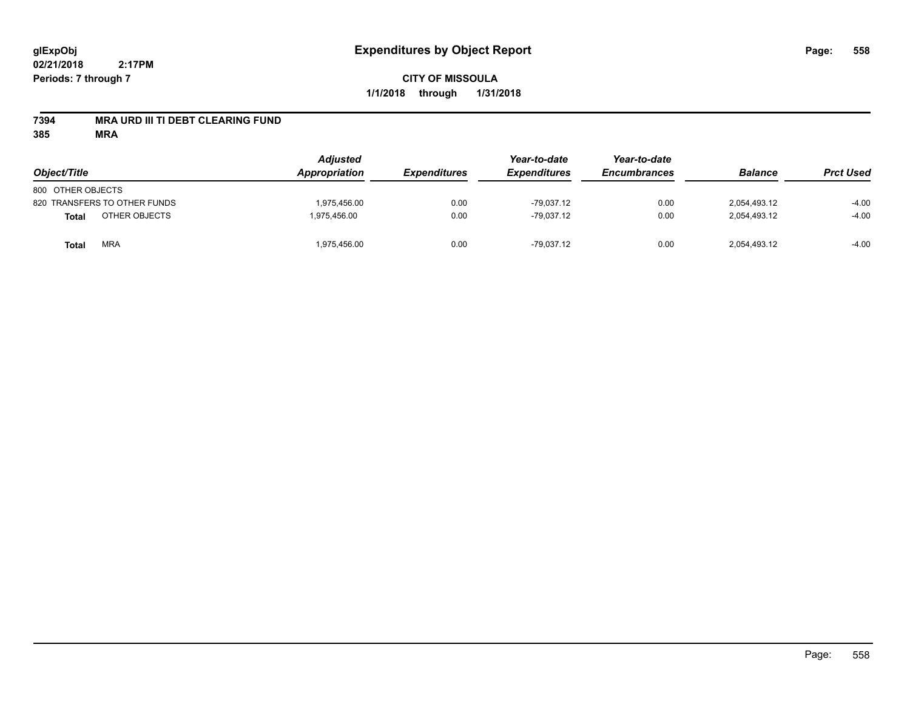# Expenditures by Object Report

**CITY OF MISSOULA**

**1/1/2018 through 1/31/2018**

glExpObj
02/21/2018 2:17PM
Periods: 7 through 7

**7394 MRA URD III TI DEBT CLEARING FUND**

**385 MRA**

| Object/Title | | Adjusted Appropriation | Expenditures | Year-to-date Expenditures | Year-to-date Encumbrances | Balance | Prct Used |
|---|---|---|---|---|---|---|---|
| 800 OTHER OBJECTS | | | | | | | |
| 820 TRANSFERS TO OTHER FUNDS | | 1,975,456.00 | 0.00 | -79,037.12 | 0.00 | 2,054,493.12 | -4.00 |
| **Total** | OTHER OBJECTS | 1,975,456.00 | 0.00 | -79,037.12 | 0.00 | 2,054,493.12 | -4.00 |
| **Total** | MRA | 1,975,456.00 | 0.00 | -79,037.12 | 0.00 | 2,054,493.12 | -4.00 |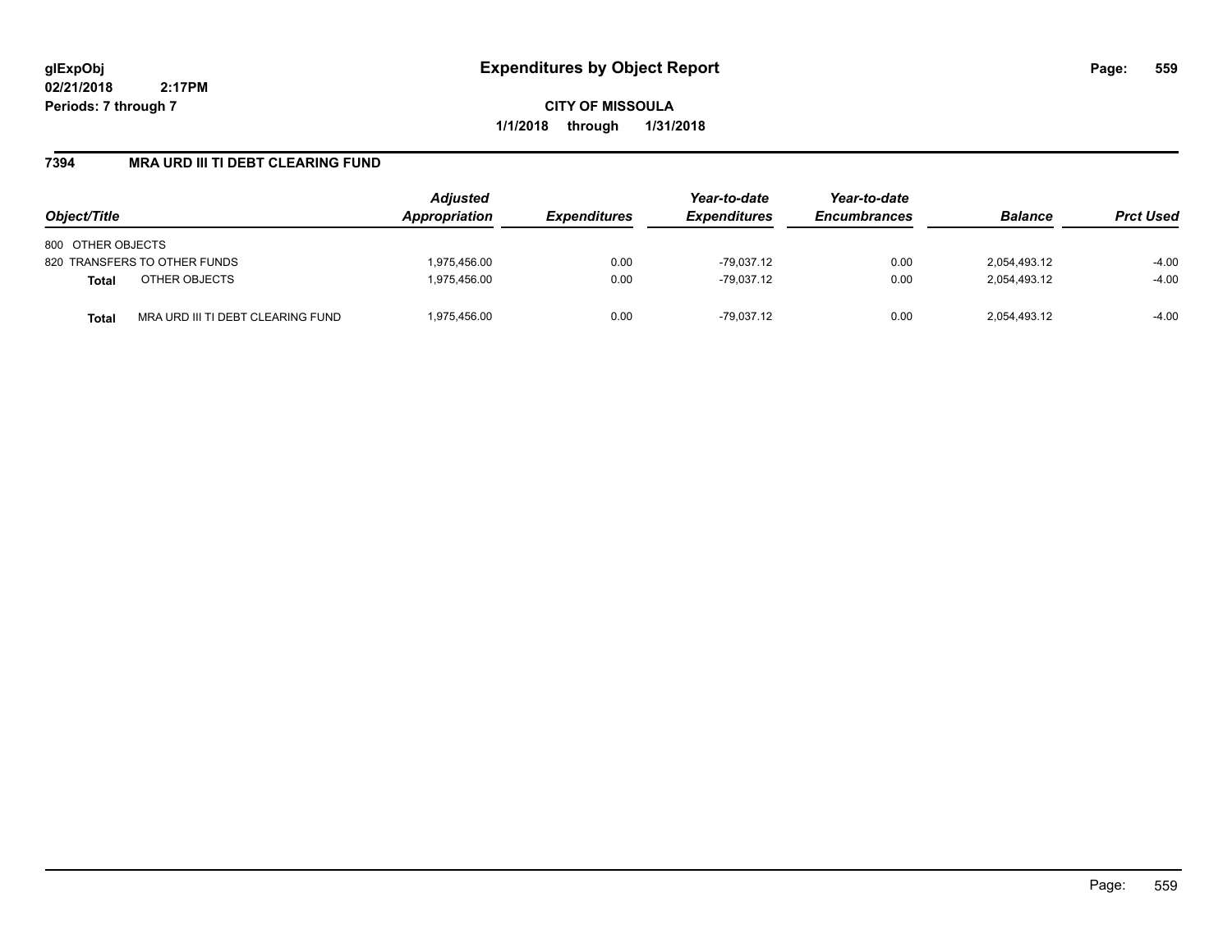# Expenditures by Object Report

glExpObj
02/21/2018 2:17PM
Periods: 7 through 7

**CITY OF MISSOULA**
**1/1/2018 through 1/31/2018**

## 7394 MRA URD III TI DEBT CLEARING FUND

| Object/Title | | Adjusted Appropriation | Expenditures | Year-to-date Expenditures | Year-to-date Encumbrances | Balance | Prct Used |
|---|---|---|---|---|---|---|---|
| 800 OTHER OBJECTS | | | | | | | |
| 820 TRANSFERS TO OTHER FUNDS | | 1,975,456.00 | 0.00 | -79,037.12 | 0.00 | 2,054,493.12 | -4.00 |
| **Total** | OTHER OBJECTS | 1,975,456.00 | 0.00 | -79,037.12 | 0.00 | 2,054,493.12 | -4.00 |
| **Total** | MRA URD III TI DEBT CLEARING FUND | 1,975,456.00 | 0.00 | -79,037.12 | 0.00 | 2,054,493.12 | -4.00 |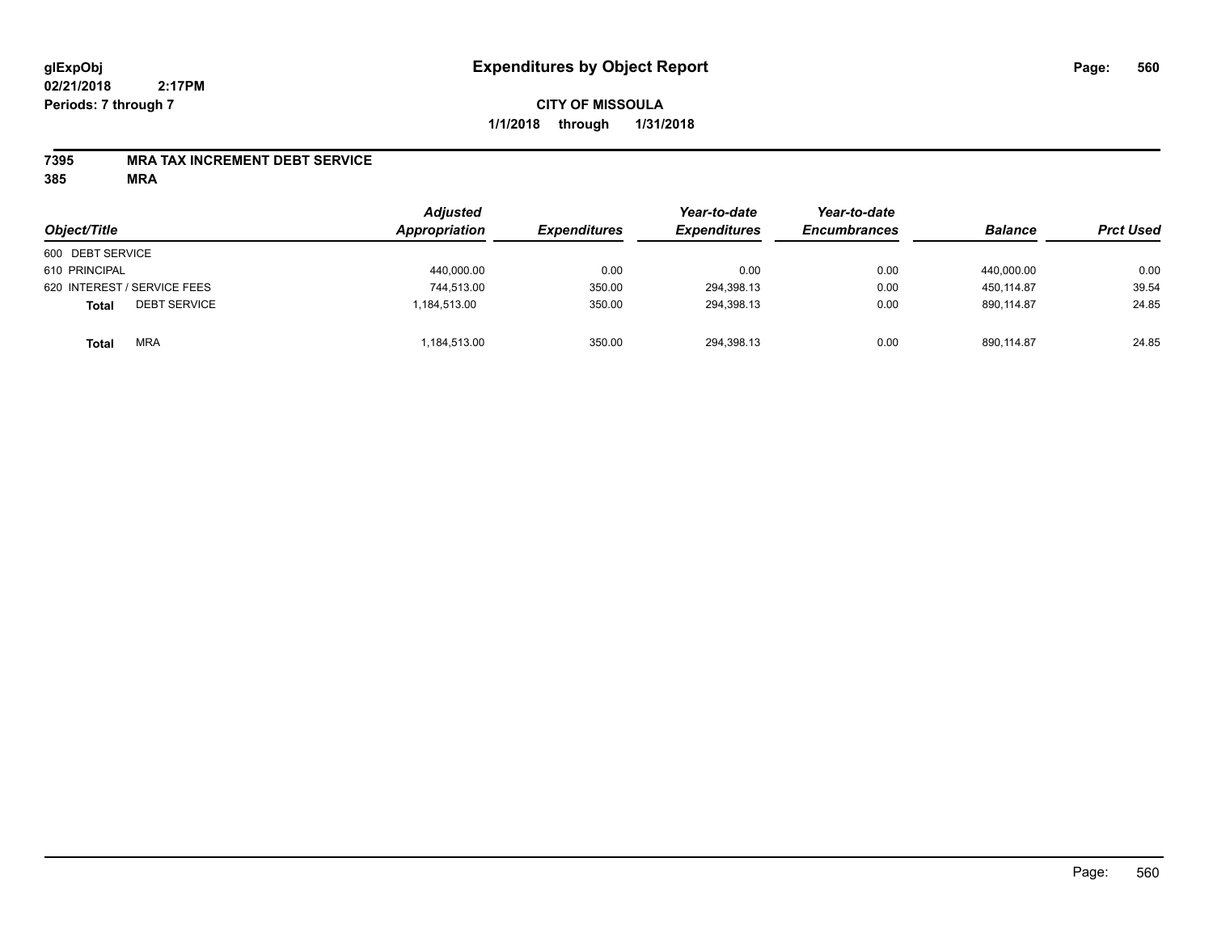glExpObj
02/21/2018 2:17PM
Periods: 7 through 7

# Expenditures by Object Report

**CITY OF MISSOULA**
**1/1/2018 through 1/31/2018**

**7395 MRA TAX INCREMENT DEBT SERVICE**
**385 MRA**

| Object/Title | Adjusted Appropriation | Expenditures | Year-to-date Expenditures | Year-to-date Encumbrances | Balance | Prct Used |
|---|---|---|---|---|---|---|
| 600 DEBT SERVICE | | | | | | |
| 610 PRINCIPAL | 440,000.00 | 0.00 | 0.00 | 0.00 | 440,000.00 | 0.00 |
| 620 INTEREST / SERVICE FEES | 744,513.00 | 350.00 | 294,398.13 | 0.00 | 450,114.87 | 39.54 |
| **Total** DEBT SERVICE | 1,184,513.00 | 350.00 | 294,398.13 | 0.00 | 890,114.87 | 24.85 |
| **Total** MRA | 1,184,513.00 | 350.00 | 294,398.13 | 0.00 | 890,114.87 | 24.85 |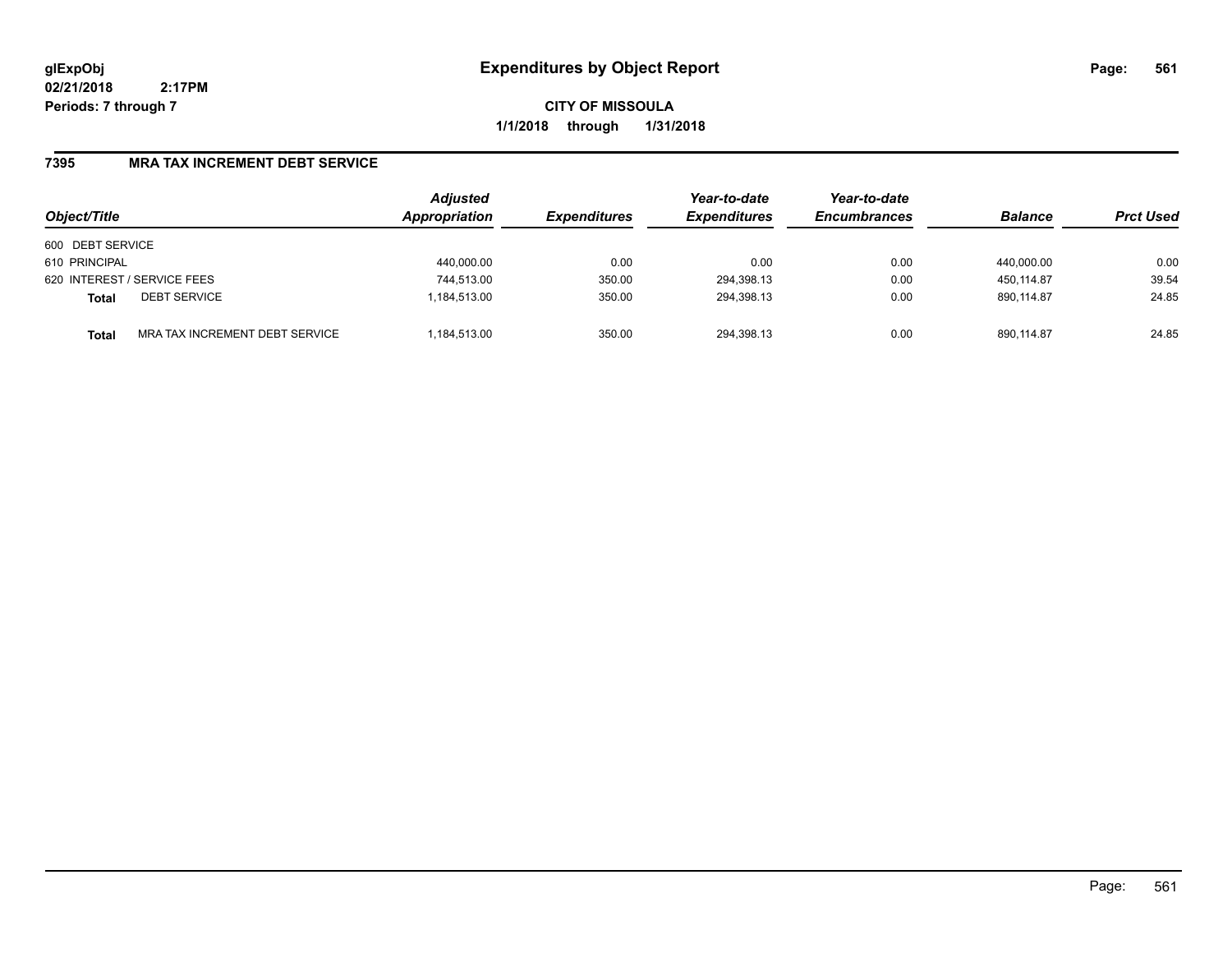# Expenditures by Object Report

glExpObj
02/21/2018 2:17PM
Periods: 7 through 7

**CITY OF MISSOULA**
**1/1/2018 through 1/31/2018**

## 7395 MRA TAX INCREMENT DEBT SERVICE

| Object/Title | | Adjusted Appropriation | Expenditures | Year-to-date Expenditures | Year-to-date Encumbrances | Balance | Prct Used |
|---|---|---|---|---|---|---|---|
| 600 DEBT SERVICE | | | | | | | |
| 610 PRINCIPAL | | 440,000.00 | 0.00 | 0.00 | 0.00 | 440,000.00 | 0.00 |
| 620 INTEREST / SERVICE FEES | | 744,513.00 | 350.00 | 294,398.13 | 0.00 | 450,114.87 | 39.54 |
| **Total** | DEBT SERVICE | 1,184,513.00 | 350.00 | 294,398.13 | 0.00 | 890,114.87 | 24.85 |
| **Total** | MRA TAX INCREMENT DEBT SERVICE | 1,184,513.00 | 350.00 | 294,398.13 | 0.00 | 890,114.87 | 24.85 |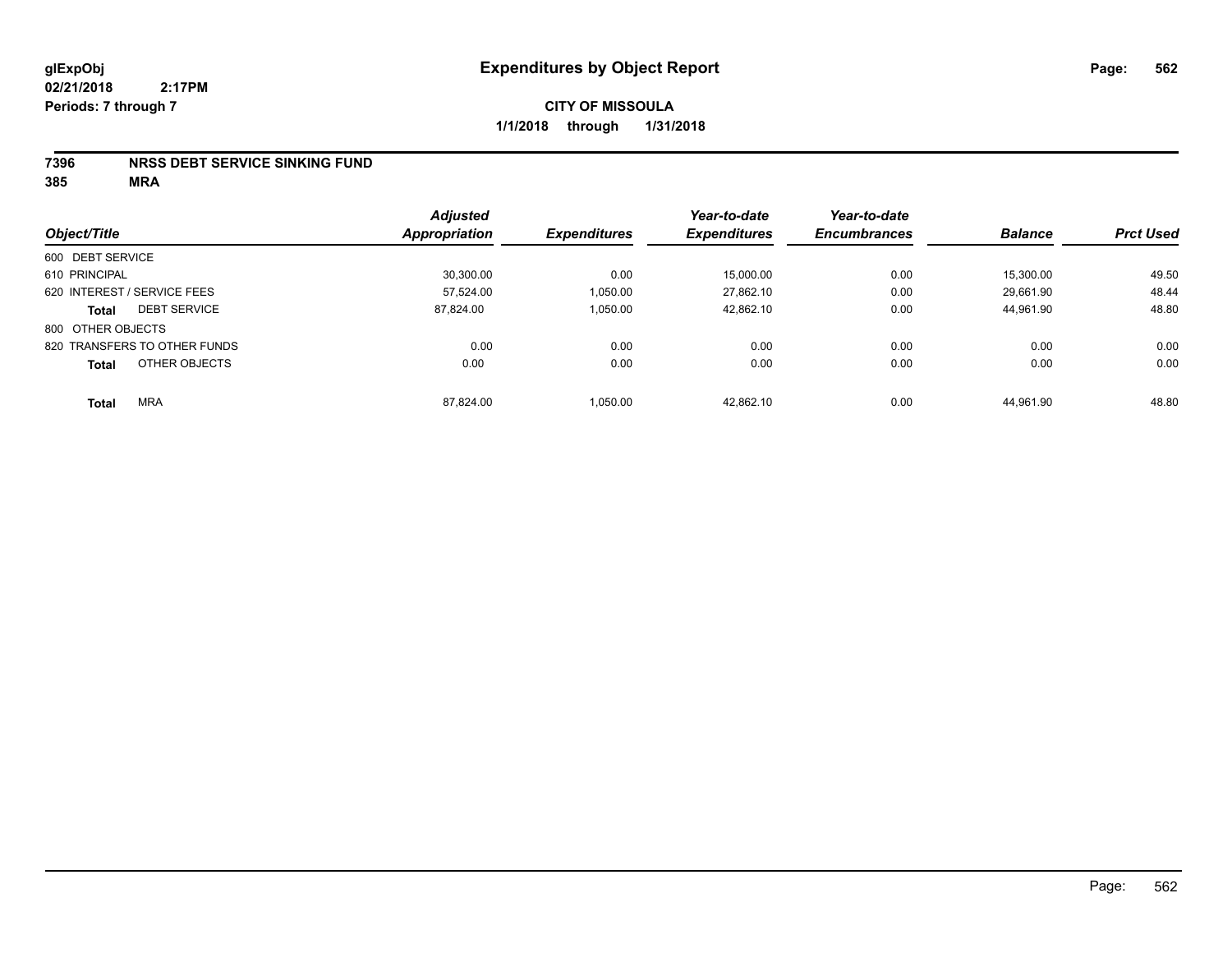# Expenditures by Object Report

glExpObj
02/21/2018 2:17PM
Periods: 7 through 7

**CITY OF MISSOULA**
**1/1/2018 through 1/31/2018**

**7396 NRSS DEBT SERVICE SINKING FUND**
**385 MRA**

| Object/Title | Adjusted Appropriation | Expenditures | Year-to-date Expenditures | Year-to-date Encumbrances | Balance | Prct Used |
|---|---|---|---|---|---|---|
| 600 DEBT SERVICE | | | | | | |
| 610 PRINCIPAL | 30,300.00 | 0.00 | 15,000.00 | 0.00 | 15,300.00 | 49.50 |
| 620 INTEREST / SERVICE FEES | 57,524.00 | 1,050.00 | 27,862.10 | 0.00 | 29,661.90 | 48.44 |
| **Total** DEBT SERVICE | 87,824.00 | 1,050.00 | 42,862.10 | 0.00 | 44,961.90 | 48.80 |
| 800 OTHER OBJECTS | | | | | | |
| 820 TRANSFERS TO OTHER FUNDS | 0.00 | 0.00 | 0.00 | 0.00 | 0.00 | 0.00 |
| **Total** OTHER OBJECTS | 0.00 | 0.00 | 0.00 | 0.00 | 0.00 | 0.00 |
| **Total** MRA | 87,824.00 | 1,050.00 | 42,862.10 | 0.00 | 44,961.90 | 48.80 |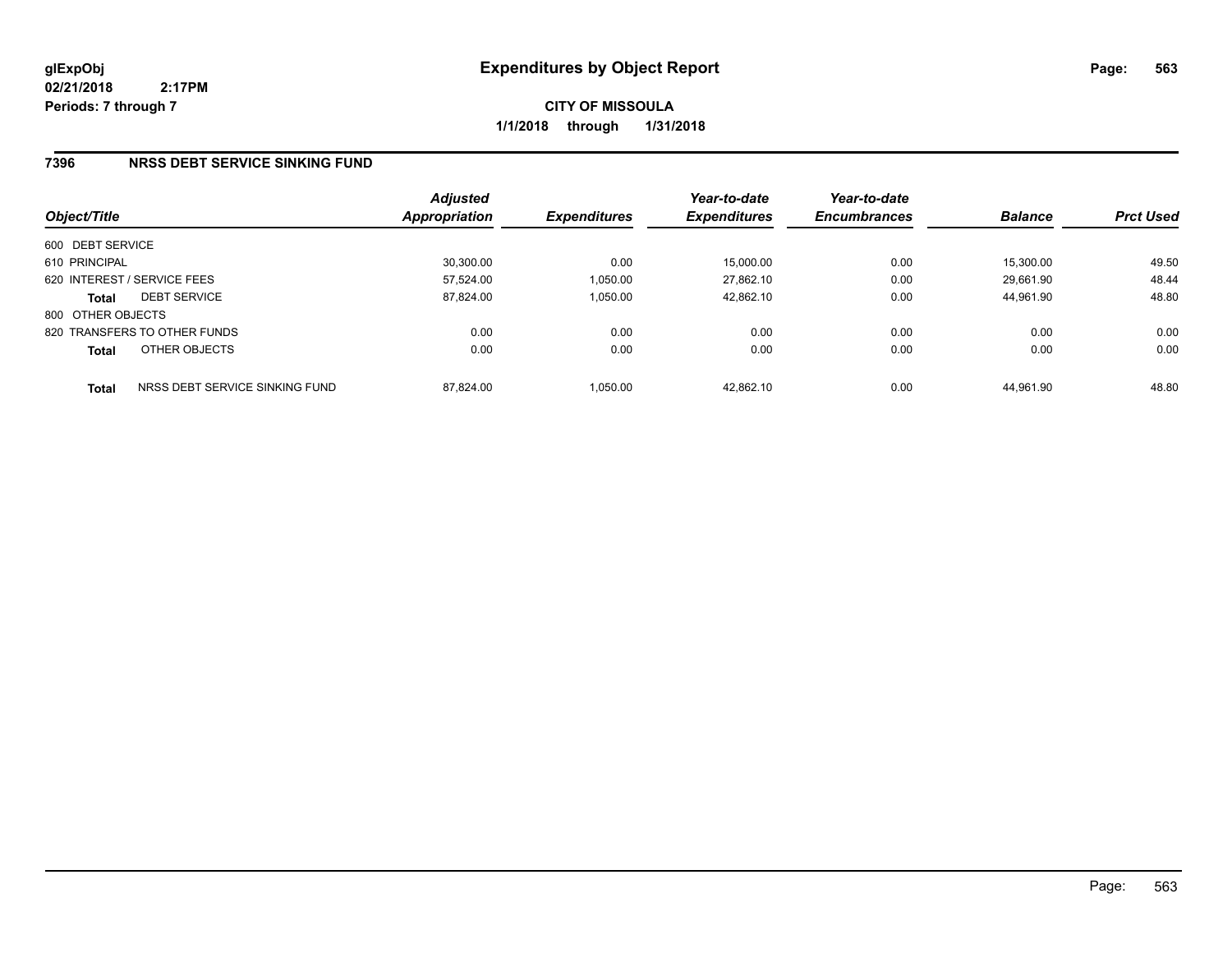# Expenditures by Object Report

glExpObj
02/21/2018 2:17PM
Periods: 7 through 7

**CITY OF MISSOULA**
**1/1/2018 through 1/31/2018**

## 7396 NRSS DEBT SERVICE SINKING FUND

| Object/Title | | Adjusted Appropriation | Expenditures | Year-to-date Expenditures | Year-to-date Encumbrances | Balance | Prct Used |
|---|---|---|---|---|---|---|---|
| 600 DEBT SERVICE | | | | | | | |
| 610 PRINCIPAL | | 30,300.00 | 0.00 | 15,000.00 | 0.00 | 15,300.00 | 49.50 |
| 620 INTEREST / SERVICE FEES | | 57,524.00 | 1,050.00 | 27,862.10 | 0.00 | 29,661.90 | 48.44 |
| **Total** | DEBT SERVICE | 87,824.00 | 1,050.00 | 42,862.10 | 0.00 | 44,961.90 | 48.80 |
| 800 OTHER OBJECTS | | | | | | | |
| 820 TRANSFERS TO OTHER FUNDS | | 0.00 | 0.00 | 0.00 | 0.00 | 0.00 | 0.00 |
| **Total** | OTHER OBJECTS | 0.00 | 0.00 | 0.00 | 0.00 | 0.00 | 0.00 |
| **Total** | NRSS DEBT SERVICE SINKING FUND | 87,824.00 | 1,050.00 | 42,862.10 | 0.00 | 44,961.90 | 48.80 |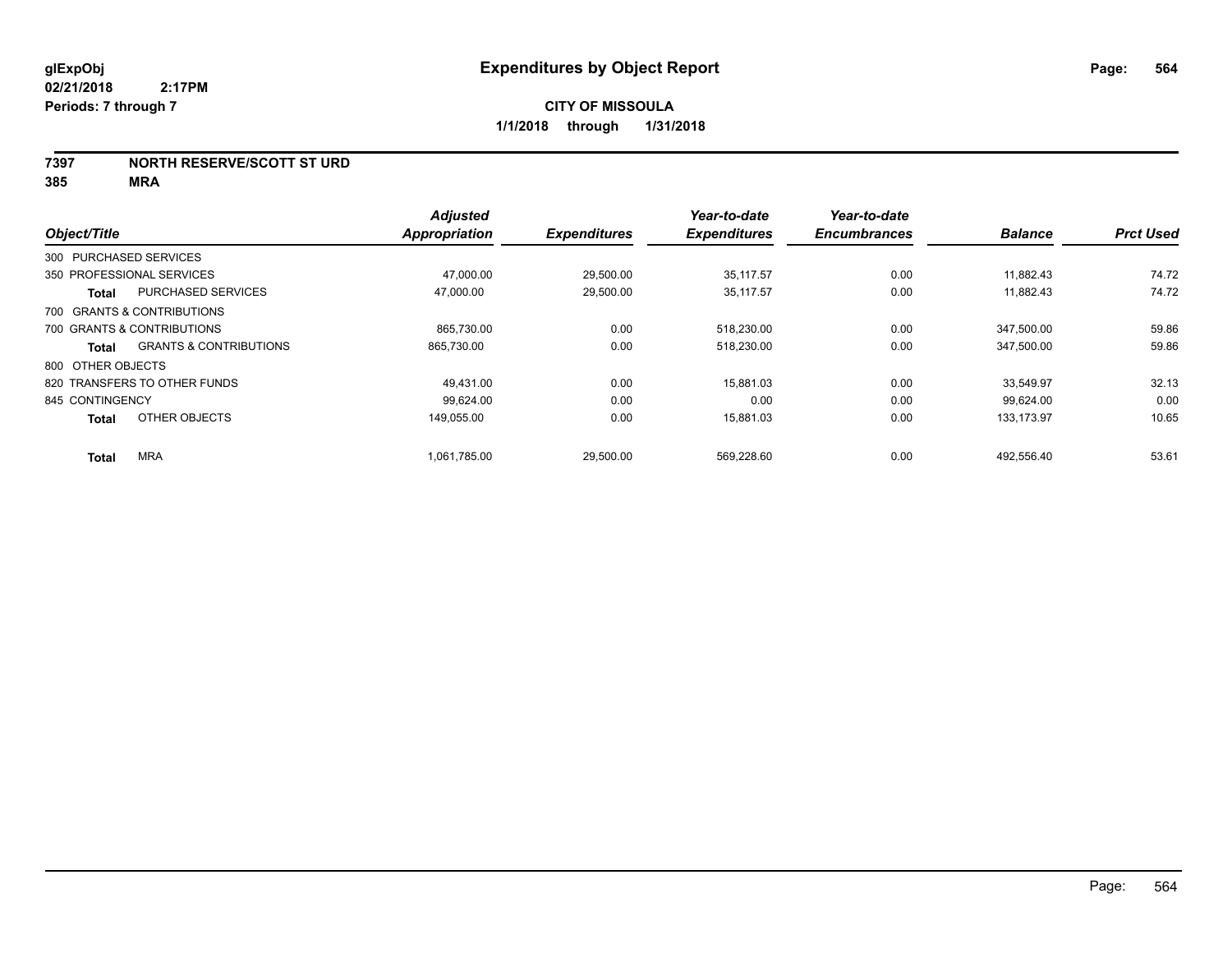# Expenditures by Object Report

glExpObj
02/21/2018 2:17PM
Periods: 7 through 7

**CITY OF MISSOULA**
**1/1/2018 through 1/31/2018**

**7397 NORTH RESERVE/SCOTT ST URD**
**385 MRA**

| Object/Title | | Adjusted Appropriation | Expenditures | Year-to-date Expenditures | Year-to-date Encumbrances | Balance | Prct Used |
|---|---|---|---|---|---|---|---|
| 300 PURCHASED SERVICES | | | | | | | |
| 350 PROFESSIONAL SERVICES | | 47,000.00 | 29,500.00 | 35,117.57 | 0.00 | 11,882.43 | 74.72 |
| **Total** | PURCHASED SERVICES | 47,000.00 | 29,500.00 | 35,117.57 | 0.00 | 11,882.43 | 74.72 |
| 700 GRANTS & CONTRIBUTIONS | | | | | | | |
| 700 GRANTS & CONTRIBUTIONS | | 865,730.00 | 0.00 | 518,230.00 | 0.00 | 347,500.00 | 59.86 |
| **Total** | GRANTS & CONTRIBUTIONS | 865,730.00 | 0.00 | 518,230.00 | 0.00 | 347,500.00 | 59.86 |
| 800 OTHER OBJECTS | | | | | | | |
| 820 TRANSFERS TO OTHER FUNDS | | 49,431.00 | 0.00 | 15,881.03 | 0.00 | 33,549.97 | 32.13 |
| 845 CONTINGENCY | | 99,624.00 | 0.00 | 0.00 | 0.00 | 99,624.00 | 0.00 |
| **Total** | OTHER OBJECTS | 149,055.00 | 0.00 | 15,881.03 | 0.00 | 133,173.97 | 10.65 |
| **Total** | MRA | 1,061,785.00 | 29,500.00 | 569,228.60 | 0.00 | 492,556.40 | 53.61 |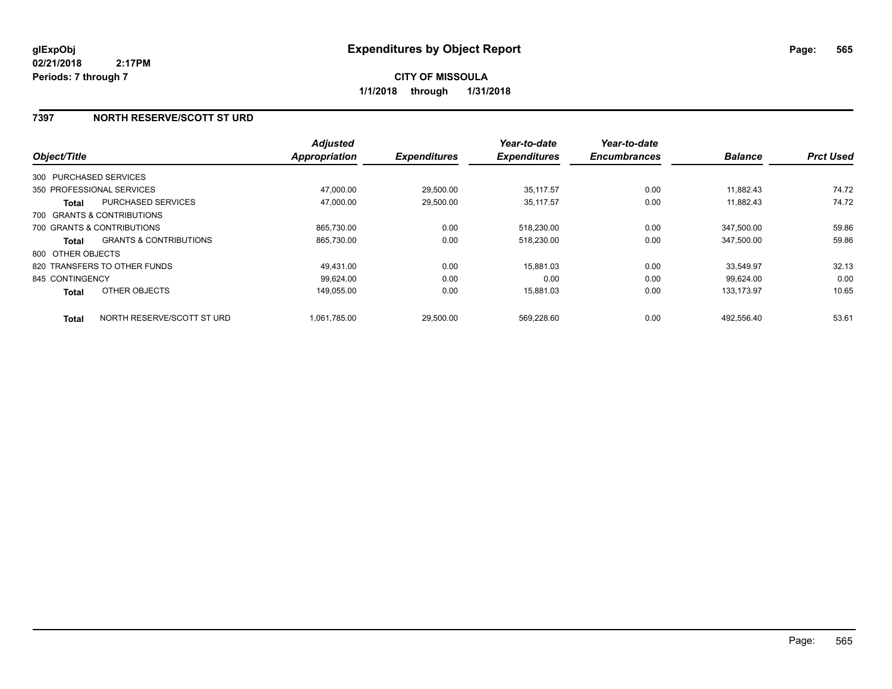# Expenditures by Object Report

glExpObj
02/21/2018 2:17PM
Periods: 7 through 7

**CITY OF MISSOULA**

**1/1/2018 through 1/31/2018**

## 7397 NORTH RESERVE/SCOTT ST URD

| Object/Title | | Adjusted Appropriation | Expenditures | Year-to-date Expenditures | Year-to-date Encumbrances | Balance | Prct Used |
|---|---|---|---|---|---|---|---|
| 300 PURCHASED SERVICES | | | | | | | |
| 350 PROFESSIONAL SERVICES | | 47,000.00 | 29,500.00 | 35,117.57 | 0.00 | 11,882.43 | 74.72 |
| **Total** | PURCHASED SERVICES | 47,000.00 | 29,500.00 | 35,117.57 | 0.00 | 11,882.43 | 74.72 |
| 700 GRANTS & CONTRIBUTIONS | | | | | | | |
| 700 GRANTS & CONTRIBUTIONS | | 865,730.00 | 0.00 | 518,230.00 | 0.00 | 347,500.00 | 59.86 |
| **Total** | GRANTS & CONTRIBUTIONS | 865,730.00 | 0.00 | 518,230.00 | 0.00 | 347,500.00 | 59.86 |
| 800 OTHER OBJECTS | | | | | | | |
| 820 TRANSFERS TO OTHER FUNDS | | 49,431.00 | 0.00 | 15,881.03 | 0.00 | 33,549.97 | 32.13 |
| 845 CONTINGENCY | | 99,624.00 | 0.00 | 0.00 | 0.00 | 99,624.00 | 0.00 |
| **Total** | OTHER OBJECTS | 149,055.00 | 0.00 | 15,881.03 | 0.00 | 133,173.97 | 10.65 |
| **Total** | NORTH RESERVE/SCOTT ST URD | 1,061,785.00 | 29,500.00 | 569,228.60 | 0.00 | 492,556.40 | 53.61 |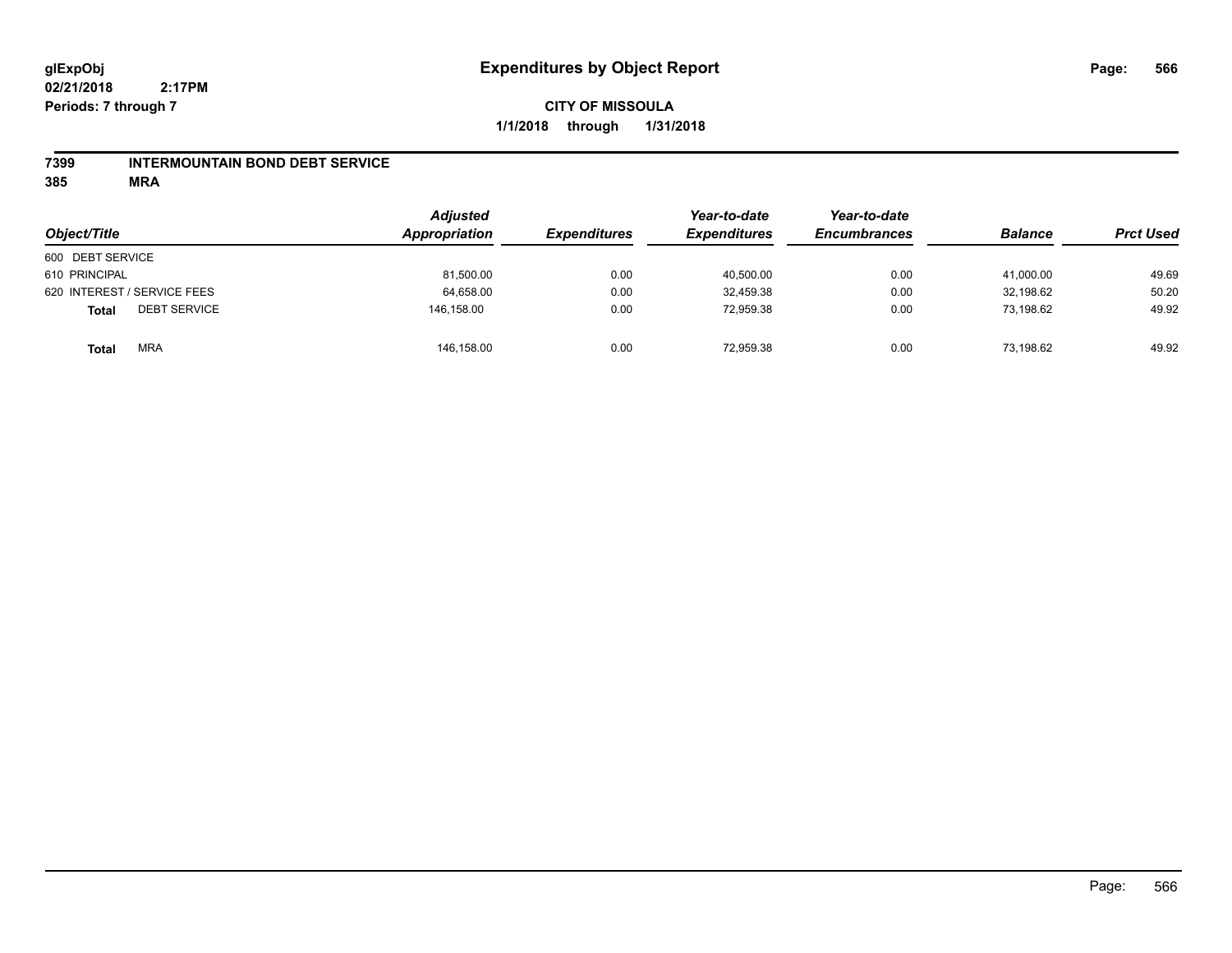# Expenditures by Object Report

glExpObj
02/21/2018 2:17PM
Periods: 7 through 7

**CITY OF MISSOULA**
**1/1/2018 through 1/31/2018**

**7399 INTERMOUNTAIN BOND DEBT SERVICE**
**385 MRA**

| Object/Title | Adjusted Appropriation | Expenditures | Year-to-date Expenditures | Year-to-date Encumbrances | Balance | Prct Used |
|---|---|---|---|---|---|---|
| 600 DEBT SERVICE | | | | | | |
| 610 PRINCIPAL | 81,500.00 | 0.00 | 40,500.00 | 0.00 | 41,000.00 | 49.69 |
| 620 INTEREST / SERVICE FEES | 64,658.00 | 0.00 | 32,459.38 | 0.00 | 32,198.62 | 50.20 |
| **Total** DEBT SERVICE | 146,158.00 | 0.00 | 72,959.38 | 0.00 | 73,198.62 | 49.92 |
| **Total** MRA | 146,158.00 | 0.00 | 72,959.38 | 0.00 | 73,198.62 | 49.92 |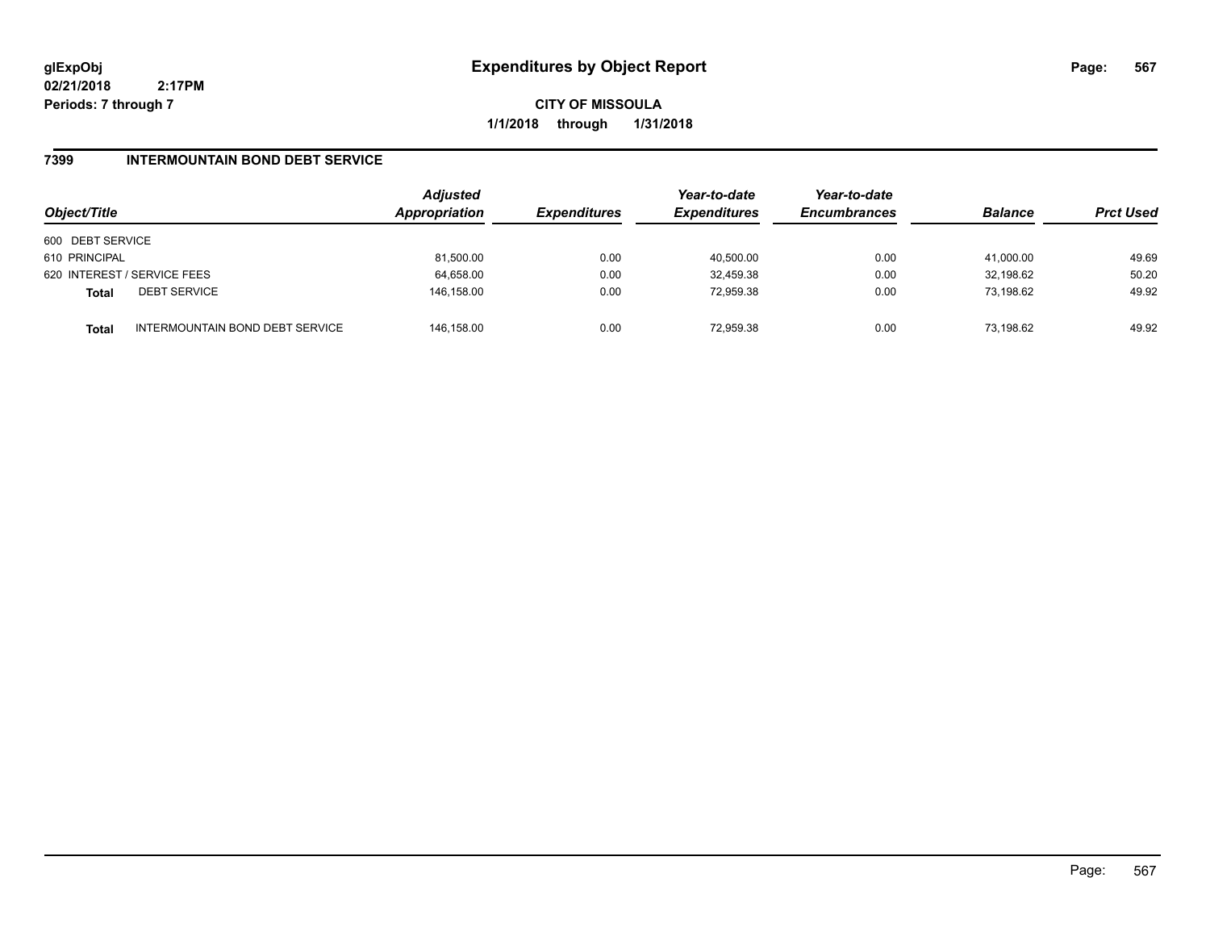glExpObj
02/21/2018 2:17PM
Periods: 7 through 7

# Expenditures by Object Report

**CITY OF MISSOULA**
**1/1/2018 through 1/31/2018**

## 7399 INTERMOUNTAIN BOND DEBT SERVICE

| Object/Title | | Adjusted Appropriation | Expenditures | Year-to-date Expenditures | Year-to-date Encumbrances | Balance | Prct Used |
|---|---|---|---|---|---|---|---|
| 600 DEBT SERVICE | | | | | | | |
| 610 PRINCIPAL | | 81,500.00 | 0.00 | 40,500.00 | 0.00 | 41,000.00 | 49.69 |
| 620 INTEREST / SERVICE FEES | | 64,658.00 | 0.00 | 32,459.38 | 0.00 | 32,198.62 | 50.20 |
| **Total** | DEBT SERVICE | 146,158.00 | 0.00 | 72,959.38 | 0.00 | 73,198.62 | 49.92 |
| **Total** | INTERMOUNTAIN BOND DEBT SERVICE | 146,158.00 | 0.00 | 72,959.38 | 0.00 | 73,198.62 | 49.92 |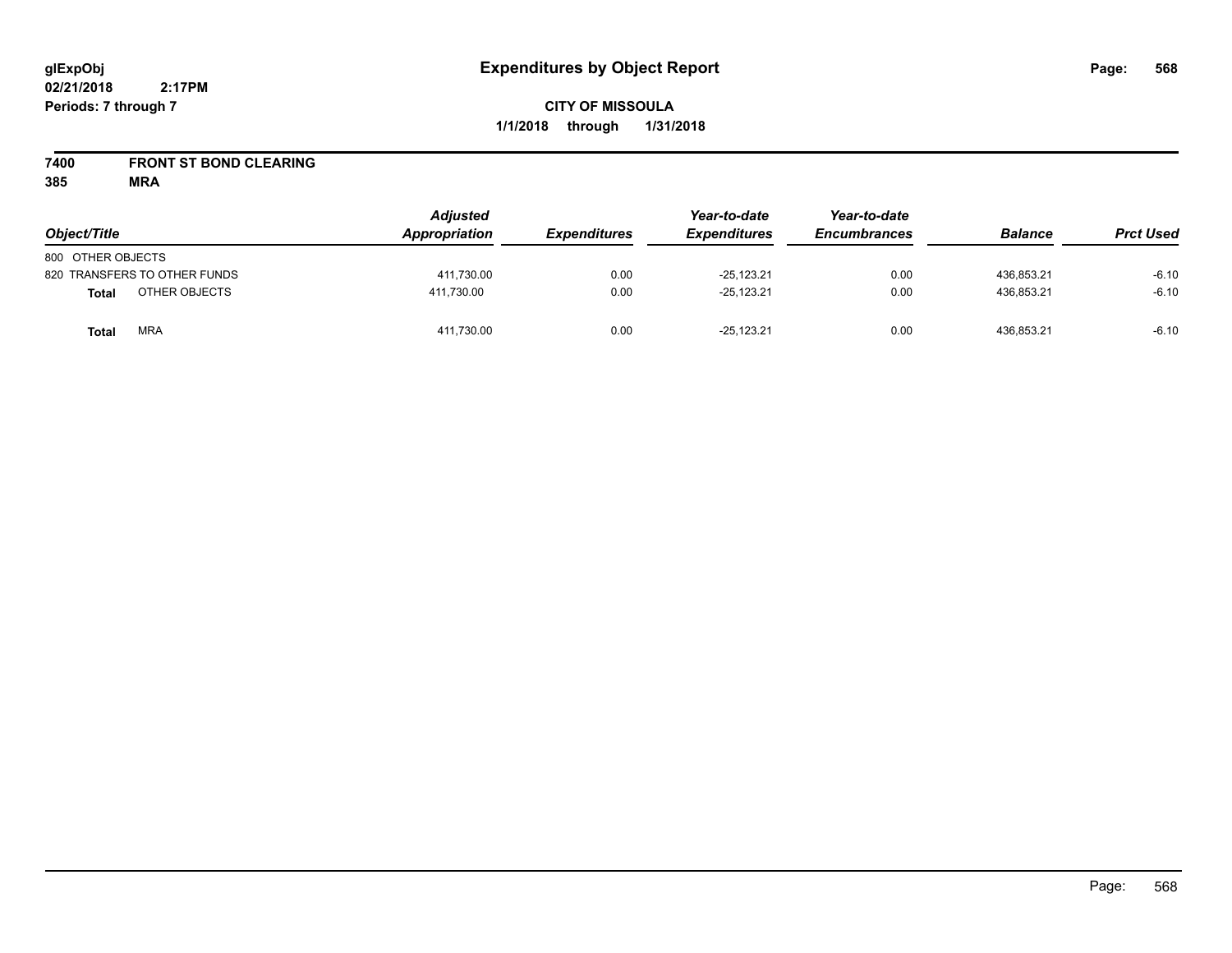# Expenditures by Object Report

glExpObj
02/21/2018 2:17PM
Periods: 7 through 7

**CITY OF MISSOULA**
**1/1/2018 through 1/31/2018**

**7400 FRONT ST BOND CLEARING**
**385 MRA**

| Object/Title | Adjusted Appropriation | Expenditures | Year-to-date Expenditures | Year-to-date Encumbrances | Balance | Prct Used |
|---|---|---|---|---|---|---|
| 800 OTHER OBJECTS | | | | | | |
| 820 TRANSFERS TO OTHER FUNDS | 411,730.00 | 0.00 | -25,123.21 | 0.00 | 436,853.21 | -6.10 |
| **Total** OTHER OBJECTS | 411,730.00 | 0.00 | -25,123.21 | 0.00 | 436,853.21 | -6.10 |
| **Total** MRA | 411,730.00 | 0.00 | -25,123.21 | 0.00 | 436,853.21 | -6.10 |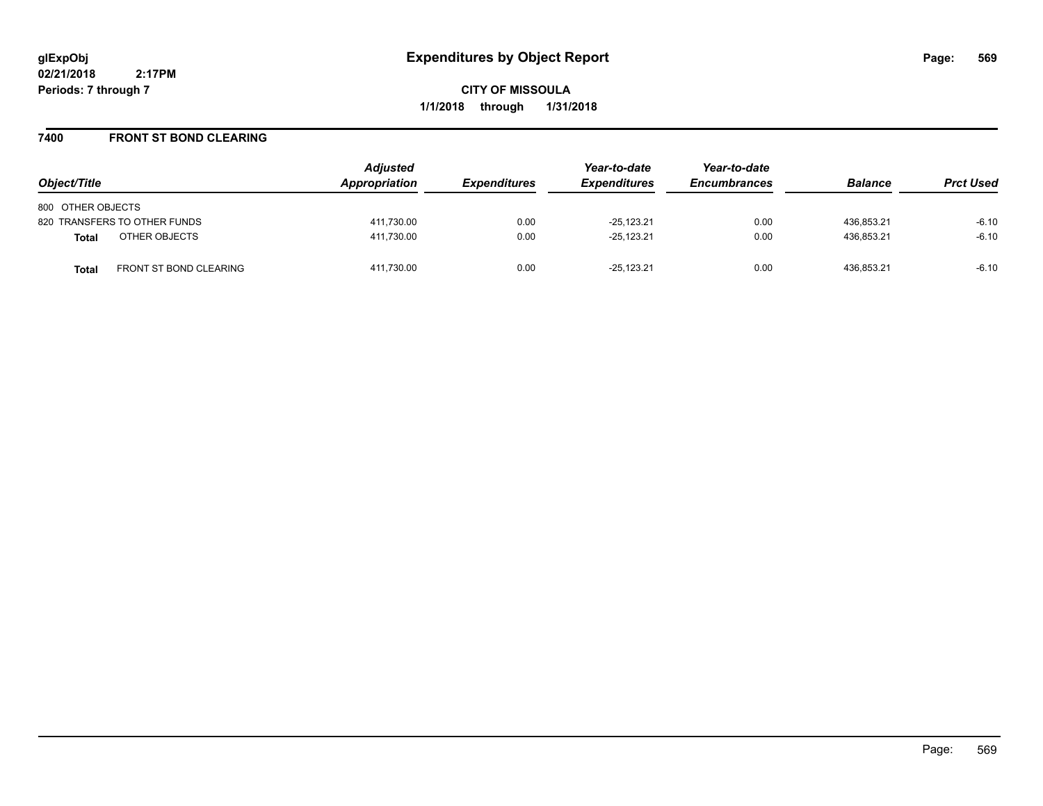**glExpObj**
**02/21/2018 2:17PM**
**Periods: 7 through 7**

# Expenditures by Object Report

**CITY OF MISSOULA**
**1/1/2018 through 1/31/2018**

## 7400 FRONT ST BOND CLEARING

| Object/Title | Adjusted Appropriation | Expenditures | Year-to-date Expenditures | Year-to-date Encumbrances | Balance | Prct Used |
|---|---|---|---|---|---|---|
| 800 OTHER OBJECTS | | | | | | |
| 820 TRANSFERS TO OTHER FUNDS | 411,730.00 | 0.00 | -25,123.21 | 0.00 | 436,853.21 | -6.10 |
| **Total** OTHER OBJECTS | 411,730.00 | 0.00 | -25,123.21 | 0.00 | 436,853.21 | -6.10 |
| **Total** FRONT ST BOND CLEARING | 411,730.00 | 0.00 | -25,123.21 | 0.00 | 436,853.21 | -6.10 |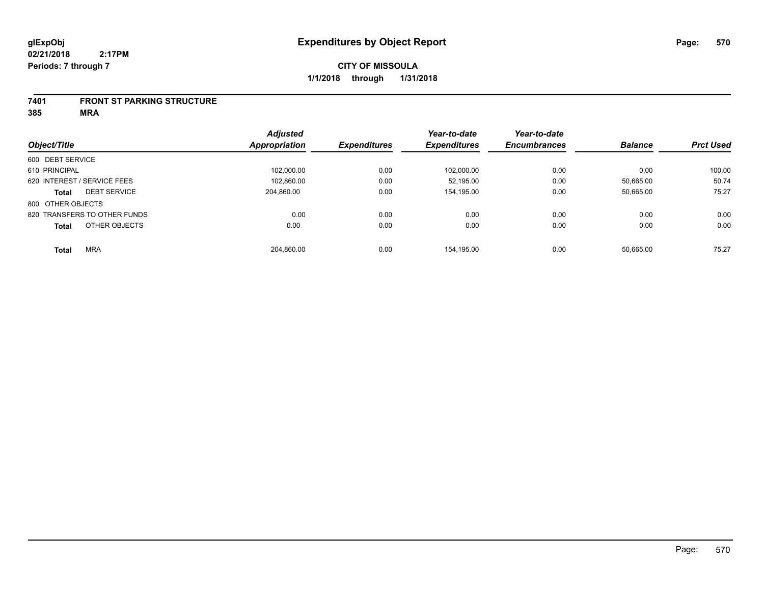# Expenditures by Object Report

glExpObj
02/21/2018 2:17PM
Periods: 7 through 7

**CITY OF MISSOULA**

**1/1/2018 through 1/31/2018**

**7401 FRONT ST PARKING STRUCTURE**
**385 MRA**

| Object/Title | | Adjusted Appropriation | Expenditures | Year-to-date Expenditures | Year-to-date Encumbrances | Balance | Prct Used |
|---|---|---|---|---|---|---|---|
| 600 DEBT SERVICE | | | | | | | |
| 610 PRINCIPAL | | 102,000.00 | 0.00 | 102,000.00 | 0.00 | 0.00 | 100.00 |
| 620 INTEREST / SERVICE FEES | | 102,860.00 | 0.00 | 52,195.00 | 0.00 | 50,665.00 | 50.74 |
| **Total** | DEBT SERVICE | 204,860.00 | 0.00 | 154,195.00 | 0.00 | 50,665.00 | 75.27 |
| 800 OTHER OBJECTS | | | | | | | |
| 820 TRANSFERS TO OTHER FUNDS | | 0.00 | 0.00 | 0.00 | 0.00 | 0.00 | 0.00 |
| **Total** | OTHER OBJECTS | 0.00 | 0.00 | 0.00 | 0.00 | 0.00 | 0.00 |
| **Total** | MRA | 204,860.00 | 0.00 | 154,195.00 | 0.00 | 50,665.00 | 75.27 |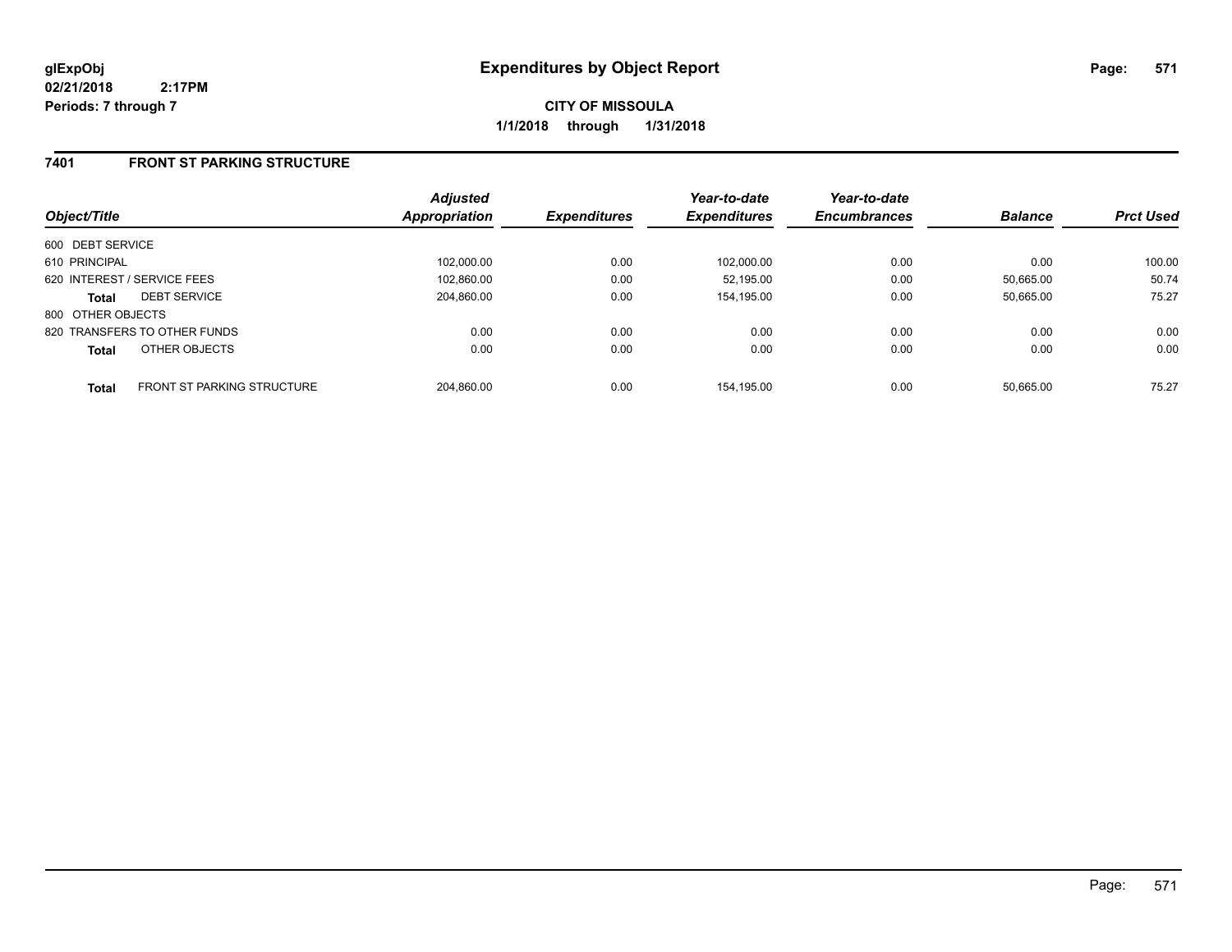# Expenditures by Object Report

glExpObj
02/21/2018 2:17PM
Periods: 7 through 7

**CITY OF MISSOULA**
**1/1/2018 through 1/31/2018**

## 7401 FRONT ST PARKING STRUCTURE

| Object/Title | Adjusted Appropriation | Expenditures | Year-to-date Expenditures | Year-to-date Encumbrances | Balance | Prct Used |
|---|---|---|---|---|---|---|
| 600 DEBT SERVICE | | | | | | |
| 610 PRINCIPAL | 102,000.00 | 0.00 | 102,000.00 | 0.00 | 0.00 | 100.00 |
| 620 INTEREST / SERVICE FEES | 102,860.00 | 0.00 | 52,195.00 | 0.00 | 50,665.00 | 50.74 |
| **Total** DEBT SERVICE | 204,860.00 | 0.00 | 154,195.00 | 0.00 | 50,665.00 | 75.27 |
| 800 OTHER OBJECTS | | | | | | |
| 820 TRANSFERS TO OTHER FUNDS | 0.00 | 0.00 | 0.00 | 0.00 | 0.00 | 0.00 |
| **Total** OTHER OBJECTS | 0.00 | 0.00 | 0.00 | 0.00 | 0.00 | 0.00 |
| **Total** FRONT ST PARKING STRUCTURE | 204,860.00 | 0.00 | 154,195.00 | 0.00 | 50,665.00 | 75.27 |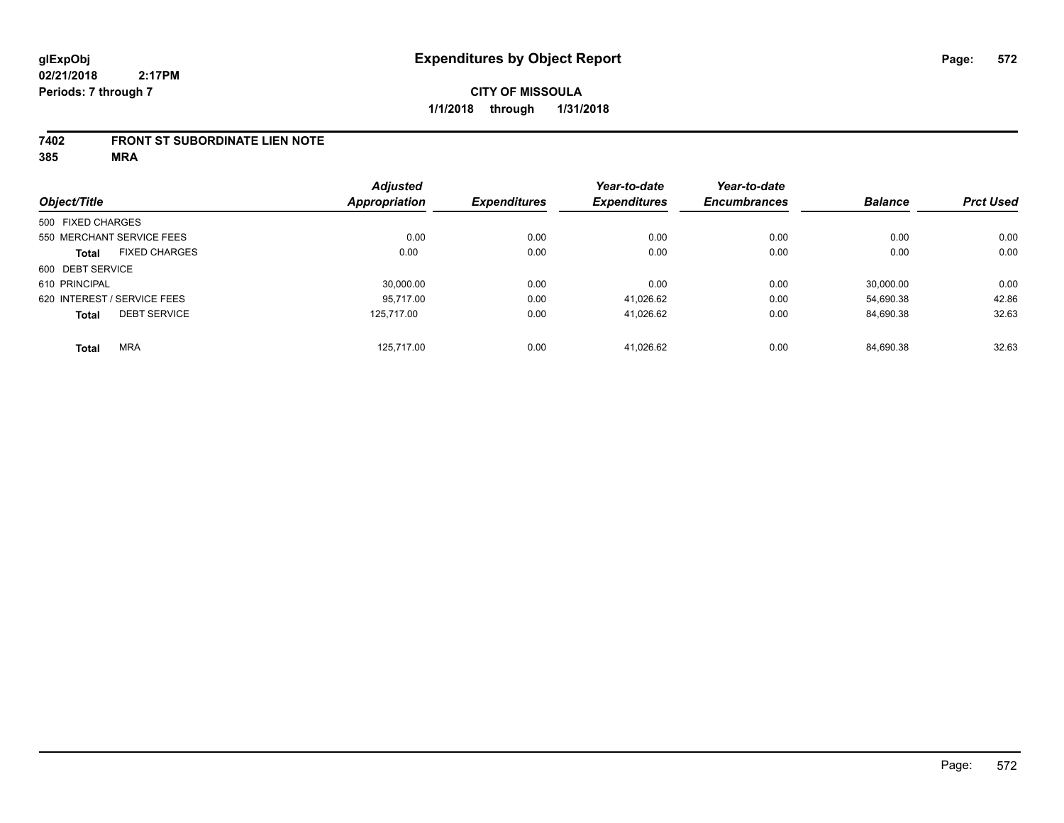glExpObj
02/21/2018 2:17PM
Periods: 7 through 7

# Expenditures by Object Report

**CITY OF MISSOULA**
**1/1/2018 through 1/31/2018**

**7402 FRONT ST SUBORDINATE LIEN NOTE**
**385 MRA**

| Object/Title | *Adjusted Appropriation* | *Expenditures* | *Year-to-date Expenditures* | *Year-to-date Encumbrances* | *Balance* | *Prct Used* |
|---|---|---|---|---|---|---|
| 500 FIXED CHARGES | | | | | | |
| 550 MERCHANT SERVICE FEES | 0.00 | 0.00 | 0.00 | 0.00 | 0.00 | 0.00 |
| **Total** FIXED CHARGES | 0.00 | 0.00 | 0.00 | 0.00 | 0.00 | 0.00 |
| 600 DEBT SERVICE | | | | | | |
| 610 PRINCIPAL | 30,000.00 | 0.00 | 0.00 | 0.00 | 30,000.00 | 0.00 |
| 620 INTEREST / SERVICE FEES | 95,717.00 | 0.00 | 41,026.62 | 0.00 | 54,690.38 | 42.86 |
| **Total** DEBT SERVICE | 125,717.00 | 0.00 | 41,026.62 | 0.00 | 84,690.38 | 32.63 |
| **Total** MRA | 125,717.00 | 0.00 | 41,026.62 | 0.00 | 84,690.38 | 32.63 |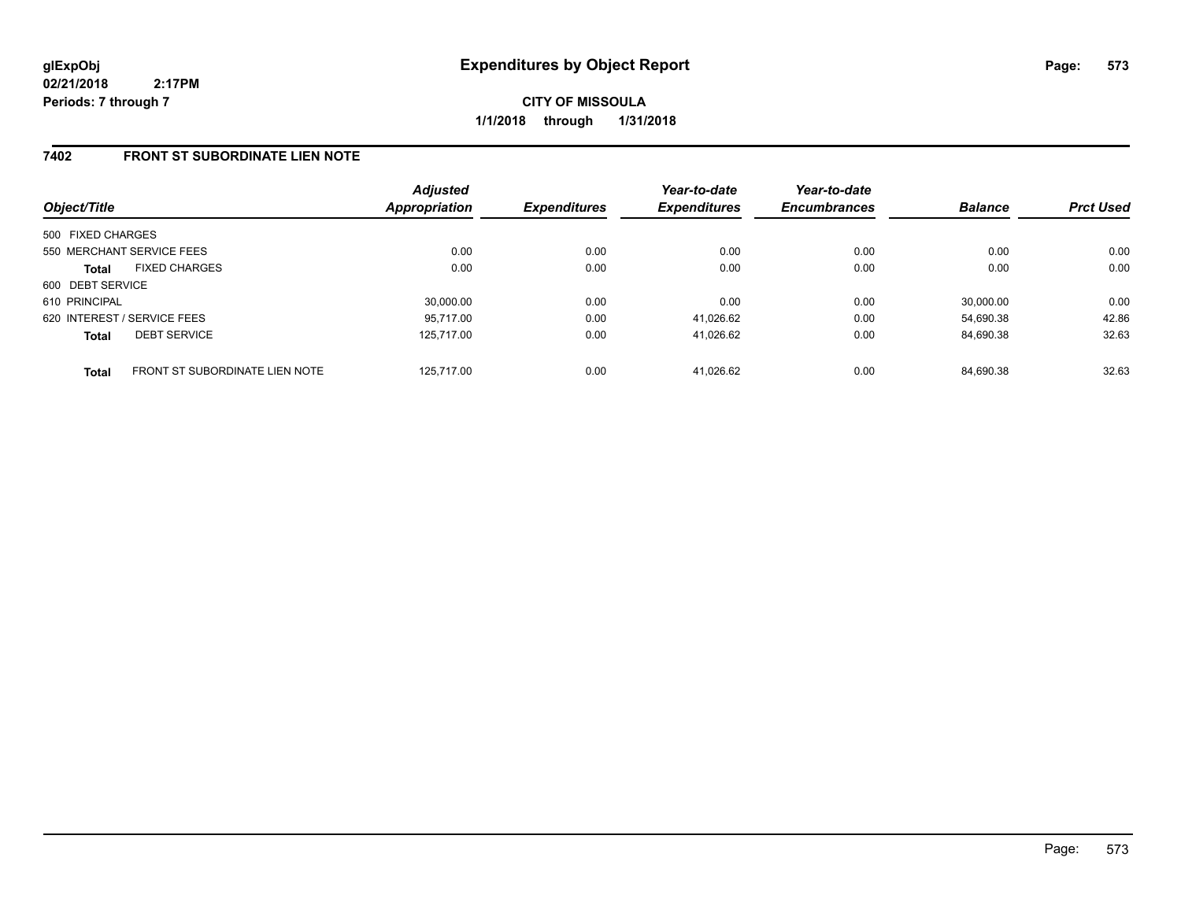# Expenditures by Object Report

glExpObj
02/21/2018 2:17PM
Periods: 7 through 7

**CITY OF MISSOULA**
**1/1/2018 through 1/31/2018**

## 7402 FRONT ST SUBORDINATE LIEN NOTE

| Object/Title | Adjusted Appropriation | Expenditures | Year-to-date Expenditures | Year-to-date Encumbrances | Balance | Prct Used |
|---|---|---|---|---|---|---|
| 500 FIXED CHARGES | | | | | | |
| 550 MERCHANT SERVICE FEES | 0.00 | 0.00 | 0.00 | 0.00 | 0.00 | 0.00 |
| **Total** FIXED CHARGES | 0.00 | 0.00 | 0.00 | 0.00 | 0.00 | 0.00 |
| 600 DEBT SERVICE | | | | | | |
| 610 PRINCIPAL | 30,000.00 | 0.00 | 0.00 | 0.00 | 30,000.00 | 0.00 |
| 620 INTEREST / SERVICE FEES | 95,717.00 | 0.00 | 41,026.62 | 0.00 | 54,690.38 | 42.86 |
| **Total** DEBT SERVICE | 125,717.00 | 0.00 | 41,026.62 | 0.00 | 84,690.38 | 32.63 |
| **Total** FRONT ST SUBORDINATE LIEN NOTE | 125,717.00 | 0.00 | 41,026.62 | 0.00 | 84,690.38 | 32.63 |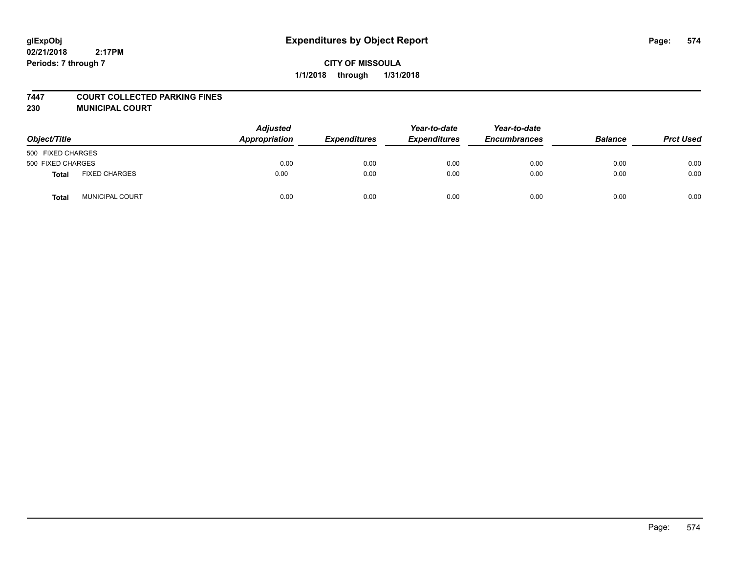# Expenditures by Object Report

glExpObj
02/21/2018 2:17PM
Periods: 7 through 7

**CITY OF MISSOULA**
**1/1/2018 through 1/31/2018**

**7447 COURT COLLECTED PARKING FINES**
**230 MUNICIPAL COURT**

| Object/Title | | Adjusted Appropriation | Expenditures | Year-to-date Expenditures | Year-to-date Encumbrances | Balance | Prct Used |
|---|---|---|---|---|---|---|---|
| 500 FIXED CHARGES | | | | | | | |
| 500 FIXED CHARGES | | 0.00 | 0.00 | 0.00 | 0.00 | 0.00 | 0.00 |
| **Total** | FIXED CHARGES | 0.00 | 0.00 | 0.00 | 0.00 | 0.00 | 0.00 |
| **Total** | MUNICIPAL COURT | 0.00 | 0.00 | 0.00 | 0.00 | 0.00 | 0.00 |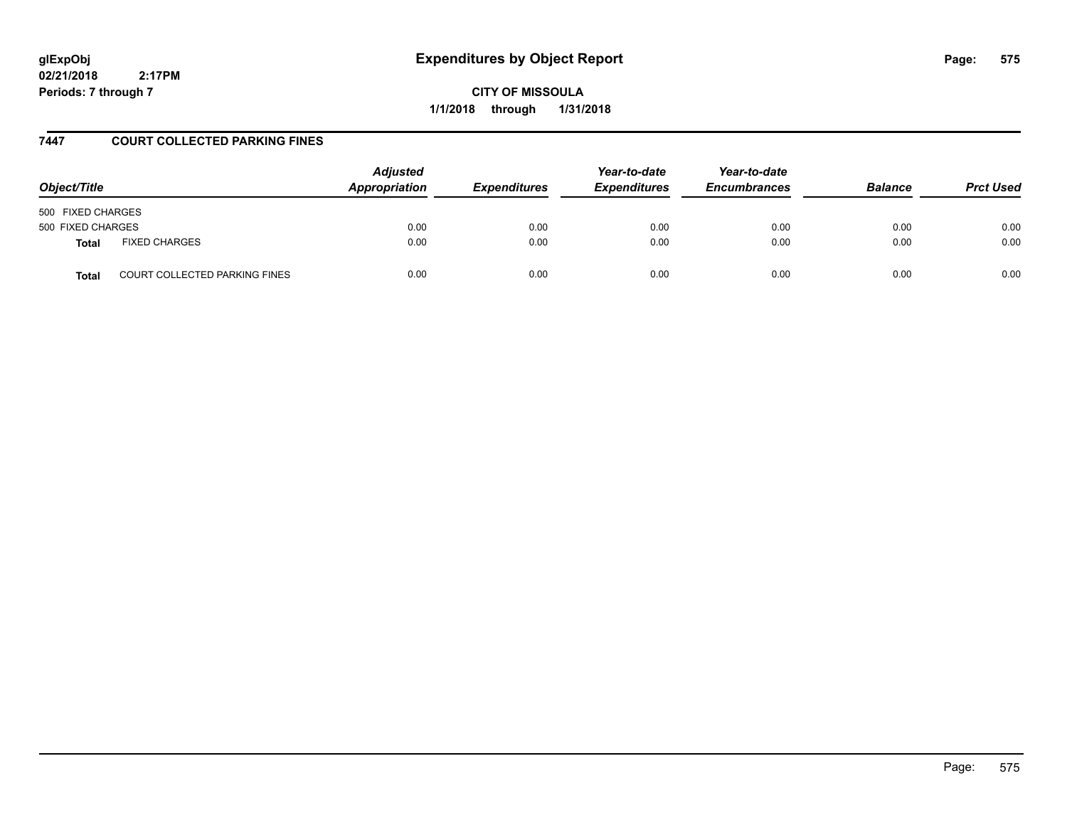# Expenditures by Object Report

glExpObj
02/21/2018 2:17PM
Periods: 7 through 7

**CITY OF MISSOULA**
**1/1/2018 through 1/31/2018**

## 7447 COURT COLLECTED PARKING FINES

| Object/Title | | Adjusted Appropriation | Expenditures | Year-to-date Expenditures | Year-to-date Encumbrances | Balance | Prct Used |
|---|---|---|---|---|---|---|---|
| 500 FIXED CHARGES | | | | | | | |
| 500 FIXED CHARGES | | 0.00 | 0.00 | 0.00 | 0.00 | 0.00 | 0.00 |
| **Total** | FIXED CHARGES | 0.00 | 0.00 | 0.00 | 0.00 | 0.00 | 0.00 |
| **Total** | COURT COLLECTED PARKING FINES | 0.00 | 0.00 | 0.00 | 0.00 | 0.00 | 0.00 |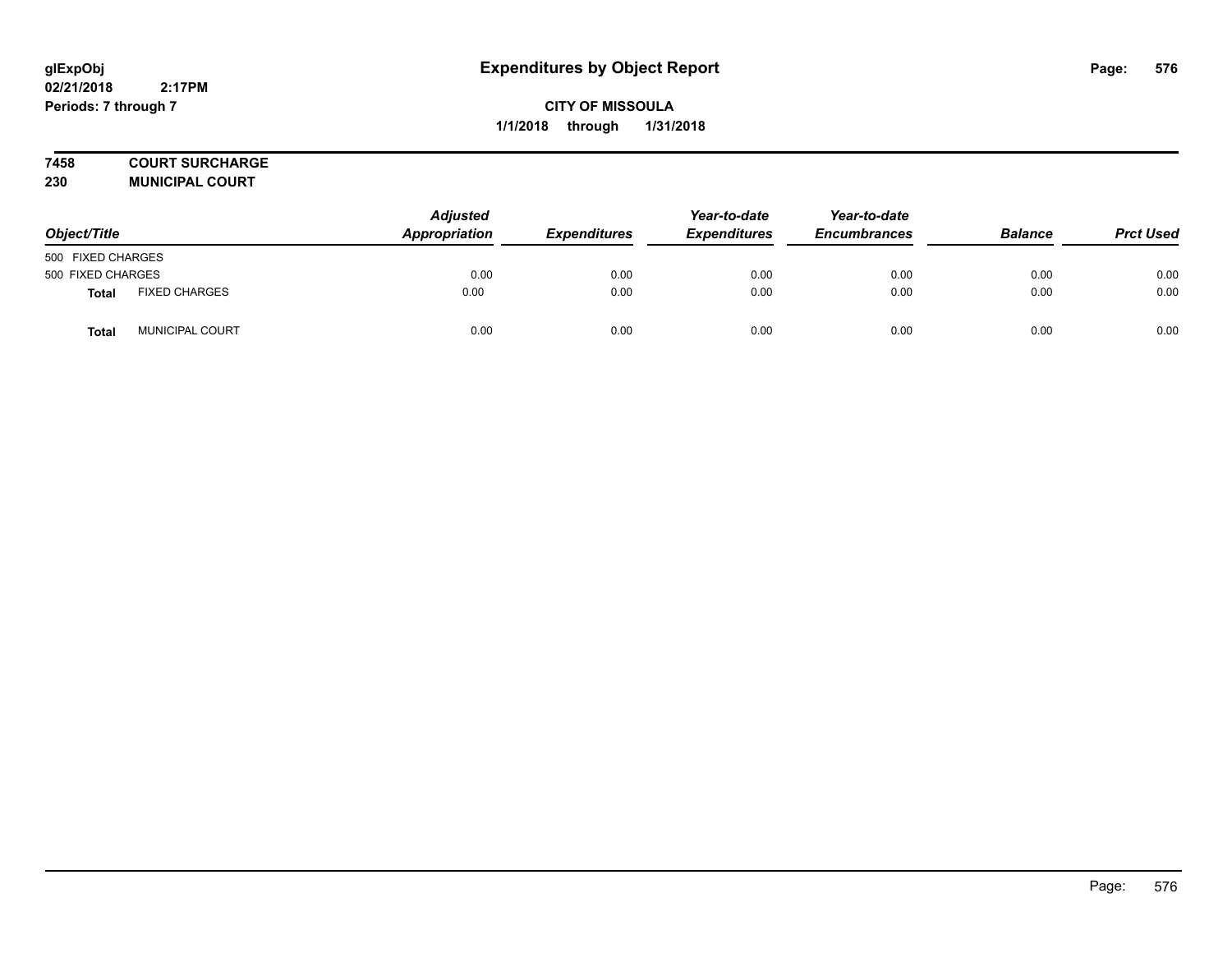# Expenditures by Object Report

glExpObj
02/21/2018 2:17PM
Periods: 7 through 7

**CITY OF MISSOULA**
**1/1/2018 through 1/31/2018**

**7458 COURT SURCHARGE**
**230 MUNICIPAL COURT**

| Object/Title | | Adjusted Appropriation | Expenditures | Year-to-date Expenditures | Year-to-date Encumbrances | Balance | Prct Used |
|---|---|---|---|---|---|---|---|
| 500 FIXED CHARGES | | | | | | | |
| 500 FIXED CHARGES | | 0.00 | 0.00 | 0.00 | 0.00 | 0.00 | 0.00 |
| **Total** | FIXED CHARGES | 0.00 | 0.00 | 0.00 | 0.00 | 0.00 | 0.00 |
| **Total** | MUNICIPAL COURT | 0.00 | 0.00 | 0.00 | 0.00 | 0.00 | 0.00 |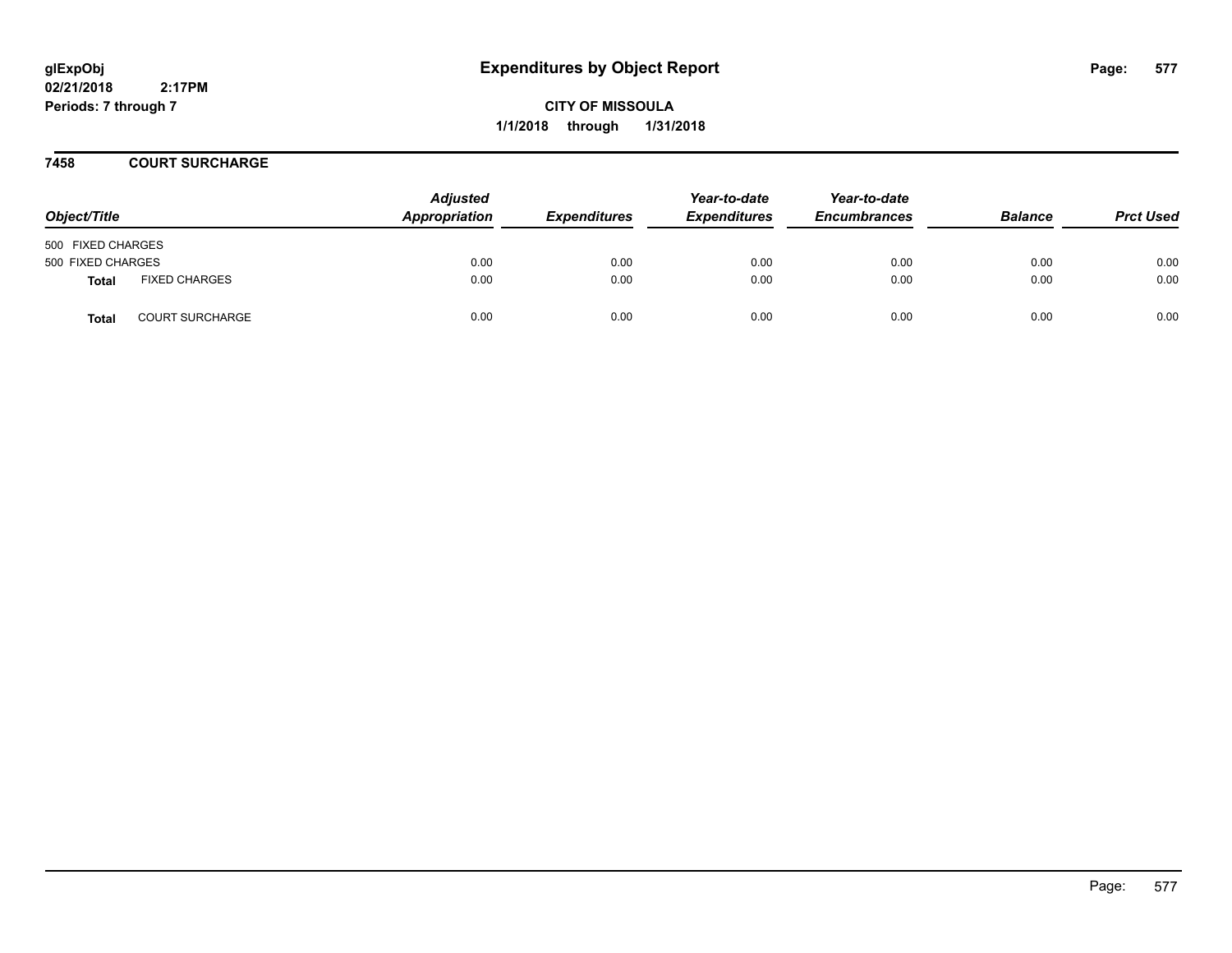glExpObj
02/21/2018 2:17PM
Periods: 7 through 7

# Expenditures by Object Report

**CITY OF MISSOULA**
**1/1/2018 through 1/31/2018**

## 7458 COURT SURCHARGE

| Object/Title | | Adjusted Appropriation | Expenditures | Year-to-date Expenditures | Year-to-date Encumbrances | Balance | Prct Used |
|---|---|---|---|---|---|---|---|
| 500 FIXED CHARGES | | | | | | | |
| 500 FIXED CHARGES | | 0.00 | 0.00 | 0.00 | 0.00 | 0.00 | 0.00 |
| **Total** | FIXED CHARGES | 0.00 | 0.00 | 0.00 | 0.00 | 0.00 | 0.00 |
| **Total** | COURT SURCHARGE | 0.00 | 0.00 | 0.00 | 0.00 | 0.00 | 0.00 |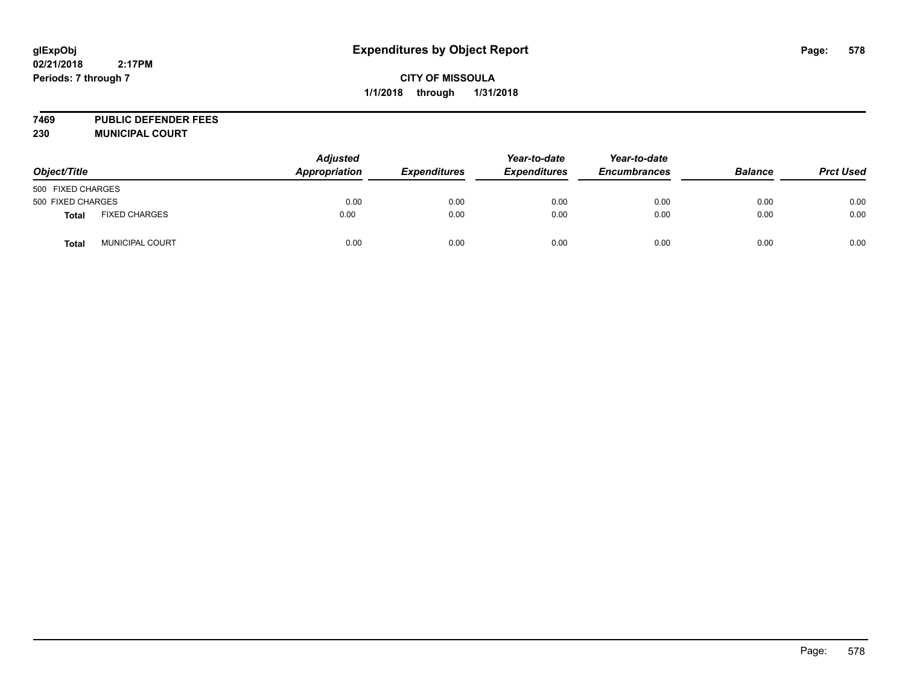**glExpObj**
**02/21/2018 2:17PM**
**Periods: 7 through 7**

# Expenditures by Object Report

**CITY OF MISSOULA**
**1/1/2018 through 1/31/2018**

**7469 PUBLIC DEFENDER FEES**
**230 MUNICIPAL COURT**

| Object/Title | | Adjusted Appropriation | Expenditures | Year-to-date Expenditures | Year-to-date Encumbrances | Balance | Prct Used |
|---|---|---|---|---|---|---|---|
| 500 FIXED CHARGES | | | | | | | |
| 500 FIXED CHARGES | | 0.00 | 0.00 | 0.00 | 0.00 | 0.00 | 0.00 |
| **Total** | FIXED CHARGES | 0.00 | 0.00 | 0.00 | 0.00 | 0.00 | 0.00 |
| **Total** | MUNICIPAL COURT | 0.00 | 0.00 | 0.00 | 0.00 | 0.00 | 0.00 |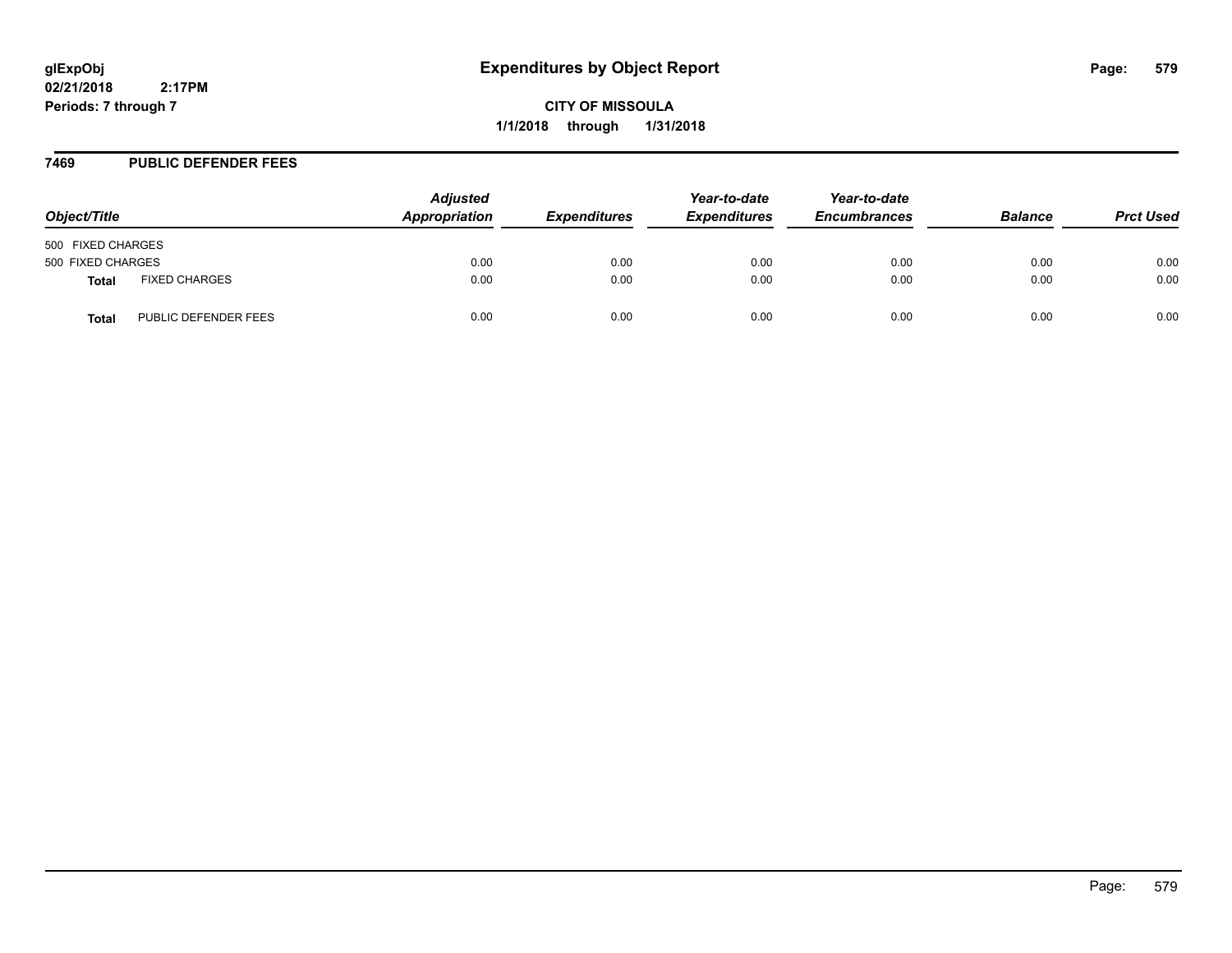**glExpObj**
**02/21/2018 2:17PM**
**Periods: 7 through 7**

# Expenditures by Object Report

**CITY OF MISSOULA**
**1/1/2018 through 1/31/2018**

## 7469 PUBLIC DEFENDER FEES

| Object/Title | | Adjusted Appropriation | Expenditures | Year-to-date Expenditures | Year-to-date Encumbrances | Balance | Prct Used |
|---|---|---|---|---|---|---|---|
| 500 FIXED CHARGES | | | | | | | |
| 500 FIXED CHARGES | | 0.00 | 0.00 | 0.00 | 0.00 | 0.00 | 0.00 |
| **Total** | FIXED CHARGES | 0.00 | 0.00 | 0.00 | 0.00 | 0.00 | 0.00 |
| **Total** | PUBLIC DEFENDER FEES | 0.00 | 0.00 | 0.00 | 0.00 | 0.00 | 0.00 |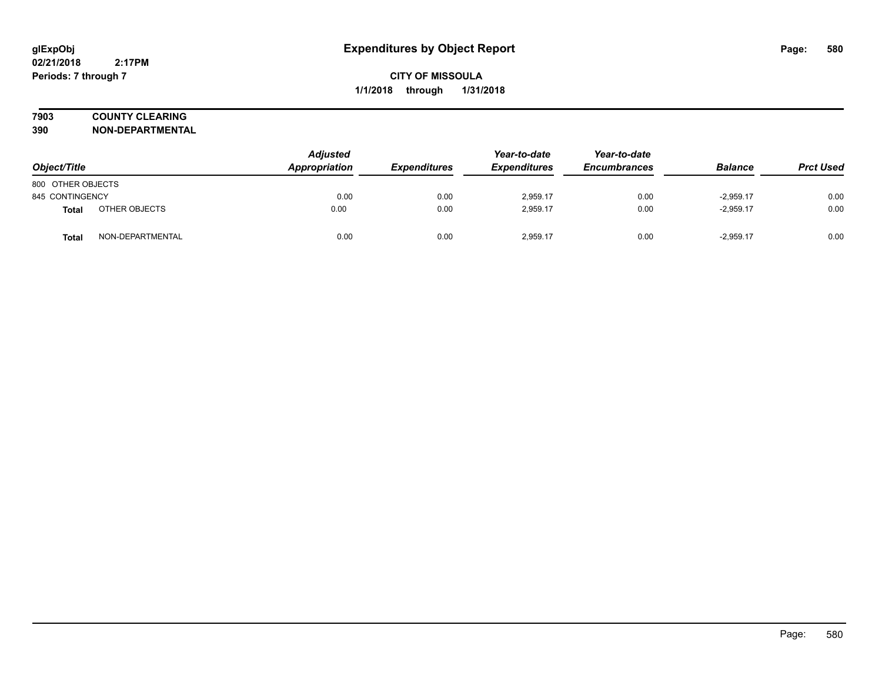# Expenditures by Object Report

glExpObj
02/21/2018 2:17PM
Periods: 7 through 7

**CITY OF MISSOULA**
**1/1/2018 through 1/31/2018**

**7903 COUNTY CLEARING**
**390 NON-DEPARTMENTAL**

| Object/Title | | Adjusted Appropriation | Expenditures | Year-to-date Expenditures | Year-to-date Encumbrances | Balance | Prct Used |
|---|---|---|---|---|---|---|---|
| 800 OTHER OBJECTS | | | | | | | |
| 845 CONTINGENCY | | 0.00 | 0.00 | 2,959.17 | 0.00 | -2,959.17 | 0.00 |
| **Total** | OTHER OBJECTS | 0.00 | 0.00 | 2,959.17 | 0.00 | -2,959.17 | 0.00 |
| **Total** | NON-DEPARTMENTAL | 0.00 | 0.00 | 2,959.17 | 0.00 | -2,959.17 | 0.00 |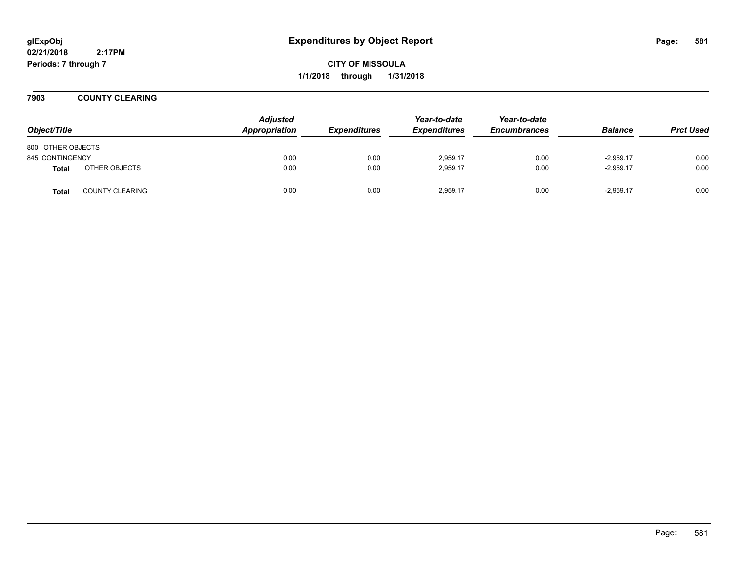**glExpObj**
**02/21/2018 2:17PM**
**Periods: 7 through 7**

# Expenditures by Object Report

**CITY OF MISSOULA**
**1/1/2018 through 1/31/2018**

## 7903 COUNTY CLEARING

| Object/Title | | *Adjusted Appropriation* | *Expenditures* | *Year-to-date Expenditures* | *Year-to-date Encumbrances* | *Balance* | *Prct Used* |
|---|---|---|---|---|---|---|---|
| 800 OTHER OBJECTS | | | | | | | |
| 845 CONTINGENCY | | 0.00 | 0.00 | 2,959.17 | 0.00 | -2,959.17 | 0.00 |
| **Total** | OTHER OBJECTS | 0.00 | 0.00 | 2,959.17 | 0.00 | -2,959.17 | 0.00 |
| **Total** | COUNTY CLEARING | 0.00 | 0.00 | 2,959.17 | 0.00 | -2,959.17 | 0.00 |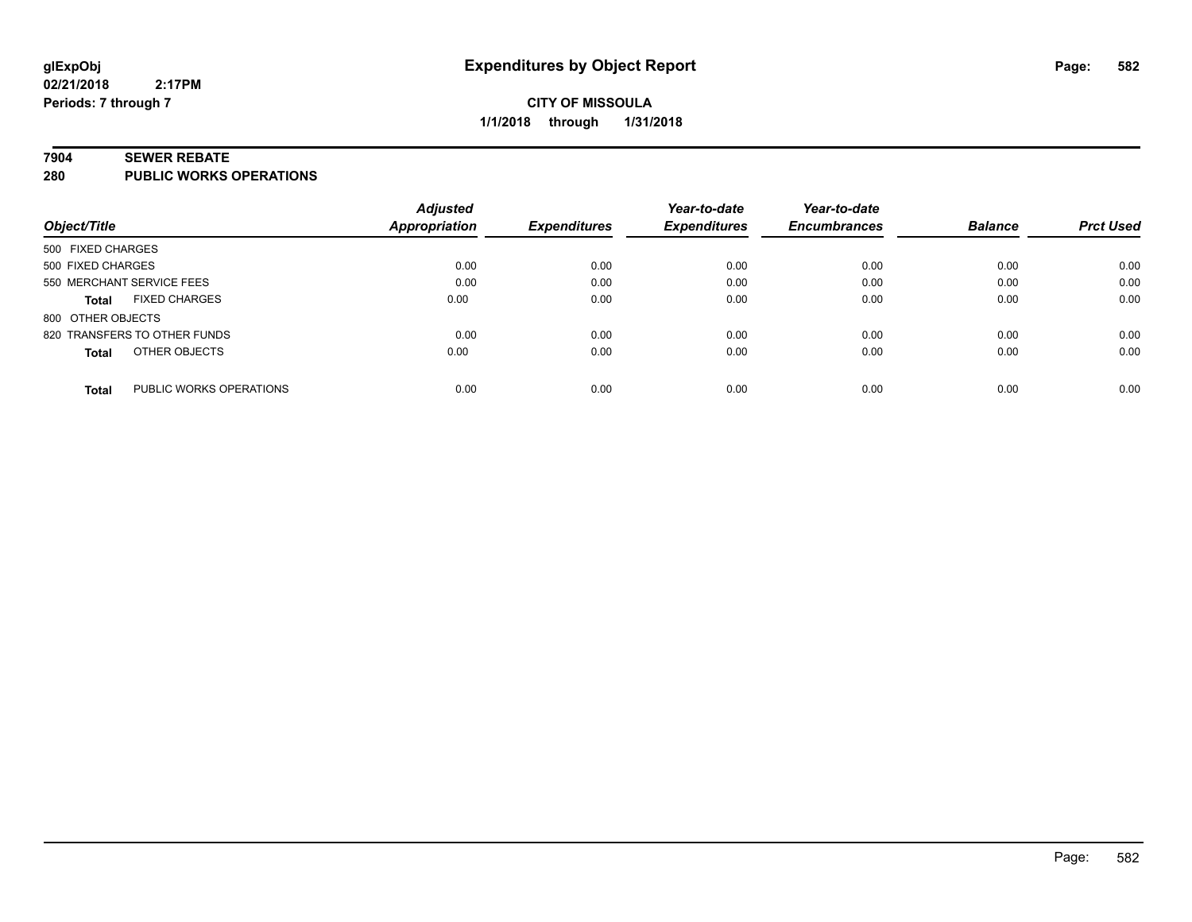**glExpObj**
**02/21/2018 2:17PM**
**Periods: 7 through 7**

# Expenditures by Object Report

**CITY OF MISSOULA**
**1/1/2018 through 1/31/2018**

## 7904 SEWER REBATE
## 280 PUBLIC WORKS OPERATIONS

| Object/Title | Adjusted Appropriation | Expenditures | Year-to-date Expenditures | Year-to-date Encumbrances | Balance | Prct Used |
|---|---|---|---|---|---|---|
| 500 FIXED CHARGES | | | | | | |
| 500 FIXED CHARGES | 0.00 | 0.00 | 0.00 | 0.00 | 0.00 | 0.00 |
| 550 MERCHANT SERVICE FEES | 0.00 | 0.00 | 0.00 | 0.00 | 0.00 | 0.00 |
| **Total** FIXED CHARGES | 0.00 | 0.00 | 0.00 | 0.00 | 0.00 | 0.00 |
| 800 OTHER OBJECTS | | | | | | |
| 820 TRANSFERS TO OTHER FUNDS | 0.00 | 0.00 | 0.00 | 0.00 | 0.00 | 0.00 |
| **Total** OTHER OBJECTS | 0.00 | 0.00 | 0.00 | 0.00 | 0.00 | 0.00 |
| **Total** PUBLIC WORKS OPERATIONS | 0.00 | 0.00 | 0.00 | 0.00 | 0.00 | 0.00 |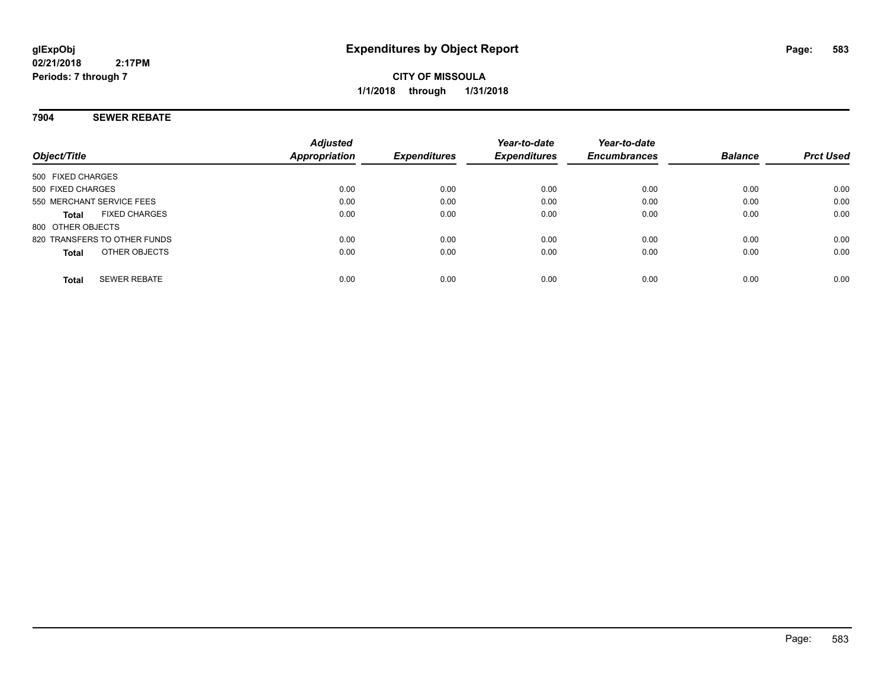**glExpObj** **Expenditures by Object Report**

**02/21/2018 2:17PM**

**Periods: 7 through 7**

**CITY OF MISSOULA**

**1/1/2018 through 1/31/2018**

## 7904 SEWER REBATE

| Object/Title | Adjusted Appropriation | Expenditures | Year-to-date Expenditures | Year-to-date Encumbrances | Balance | Prct Used |
|---|---|---|---|---|---|---|
| 500 FIXED CHARGES | | | | | | |
| 500 FIXED CHARGES | 0.00 | 0.00 | 0.00 | 0.00 | 0.00 | 0.00 |
| 550 MERCHANT SERVICE FEES | 0.00 | 0.00 | 0.00 | 0.00 | 0.00 | 0.00 |
| **Total** FIXED CHARGES | 0.00 | 0.00 | 0.00 | 0.00 | 0.00 | 0.00 |
| 800 OTHER OBJECTS | | | | | | |
| 820 TRANSFERS TO OTHER FUNDS | 0.00 | 0.00 | 0.00 | 0.00 | 0.00 | 0.00 |
| **Total** OTHER OBJECTS | 0.00 | 0.00 | 0.00 | 0.00 | 0.00 | 0.00 |
| **Total** SEWER REBATE | 0.00 | 0.00 | 0.00 | 0.00 | 0.00 | 0.00 |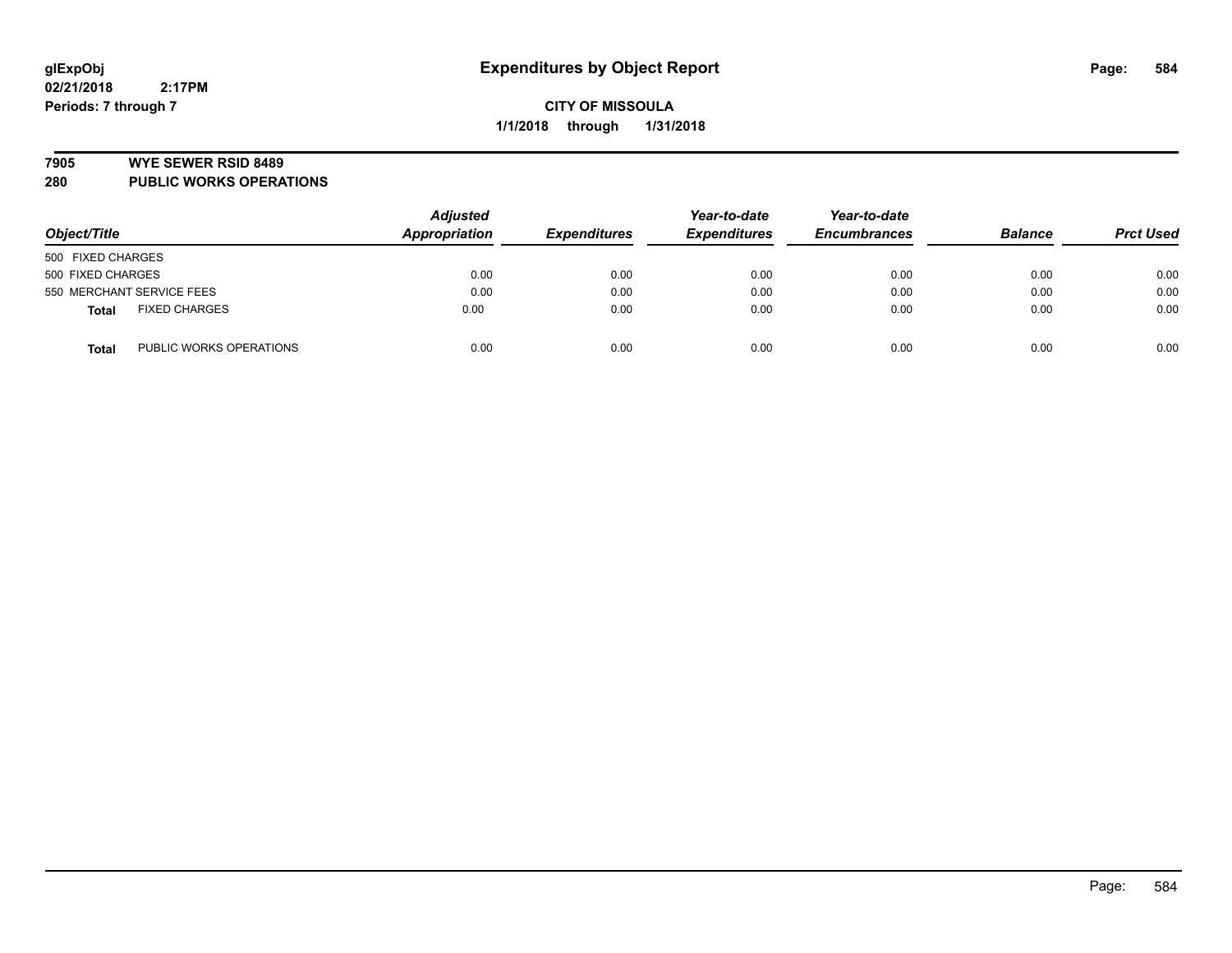**glExpObj**
**02/21/2018 2:17PM**
**Periods: 7 through 7**

# Expenditures by Object Report

**CITY OF MISSOULA**
**1/1/2018 through 1/31/2018**

## 7905 WYE SEWER RSID 8489
## 280 PUBLIC WORKS OPERATIONS

| Object/Title | | Adjusted Appropriation | Expenditures | Year-to-date Expenditures | Year-to-date Encumbrances | Balance | Prct Used |
|---|---|---|---|---|---|---|---|
| 500 FIXED CHARGES | | | | | | | |
| 500 FIXED CHARGES | | 0.00 | 0.00 | 0.00 | 0.00 | 0.00 | 0.00 |
| 550 MERCHANT SERVICE FEES | | 0.00 | 0.00 | 0.00 | 0.00 | 0.00 | 0.00 |
| **Total** | FIXED CHARGES | 0.00 | 0.00 | 0.00 | 0.00 | 0.00 | 0.00 |
| **Total** | PUBLIC WORKS OPERATIONS | 0.00 | 0.00 | 0.00 | 0.00 | 0.00 | 0.00 |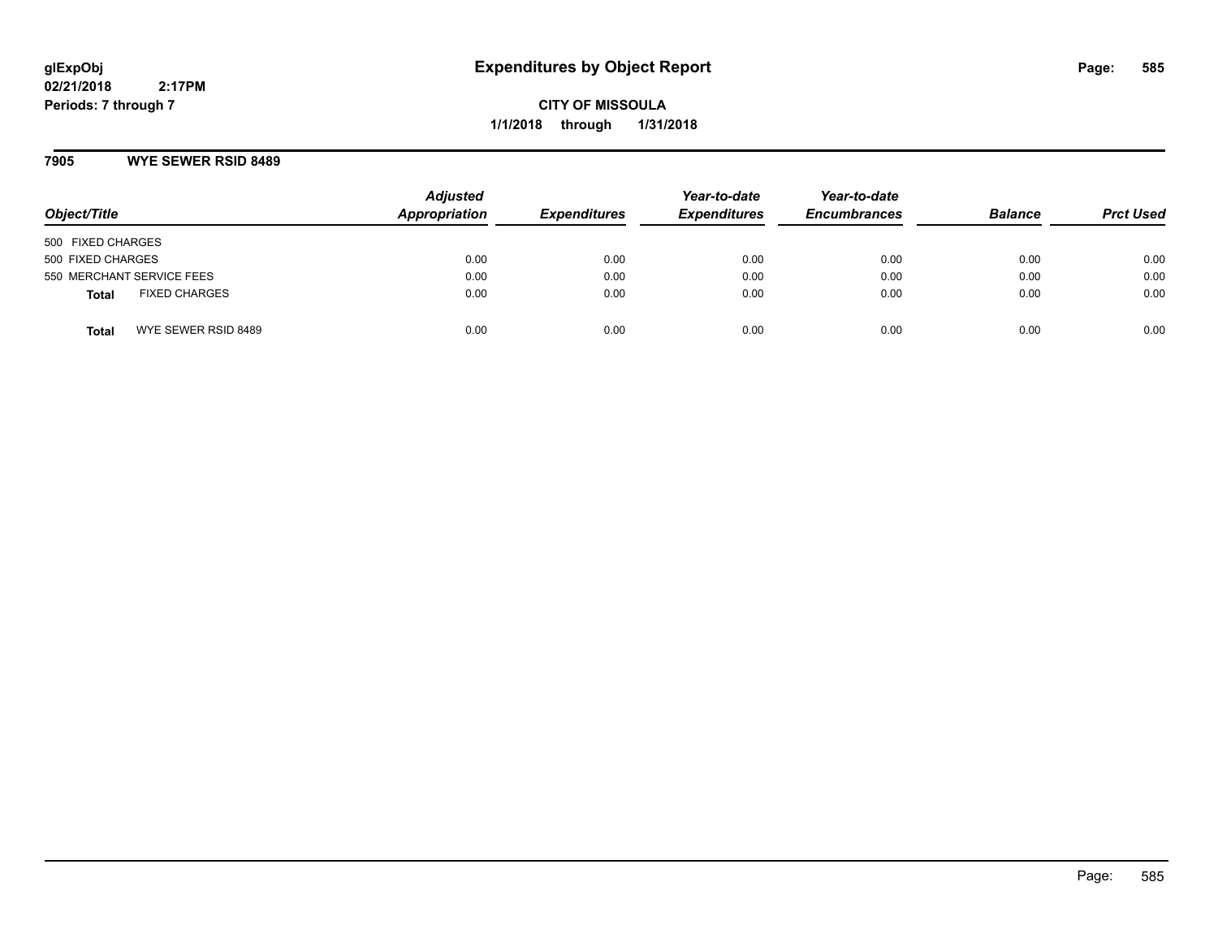# Expenditures by Object Report

**glExpObj**
**02/21/2018 2:17PM**
**Periods: 7 through 7**

**CITY OF MISSOULA**
**1/1/2018 through 1/31/2018**

## 7905 WYE SEWER RSID 8489

| Object/Title | Adjusted Appropriation | Expenditures | Year-to-date Expenditures | Year-to-date Encumbrances | Balance | Prct Used |
|---|---|---|---|---|---|---|
| 500 FIXED CHARGES | | | | | | |
| 500 FIXED CHARGES | 0.00 | 0.00 | 0.00 | 0.00 | 0.00 | 0.00 |
| 550 MERCHANT SERVICE FEES | 0.00 | 0.00 | 0.00 | 0.00 | 0.00 | 0.00 |
| **Total** FIXED CHARGES | 0.00 | 0.00 | 0.00 | 0.00 | 0.00 | 0.00 |
| **Total** WYE SEWER RSID 8489 | 0.00 | 0.00 | 0.00 | 0.00 | 0.00 | 0.00 |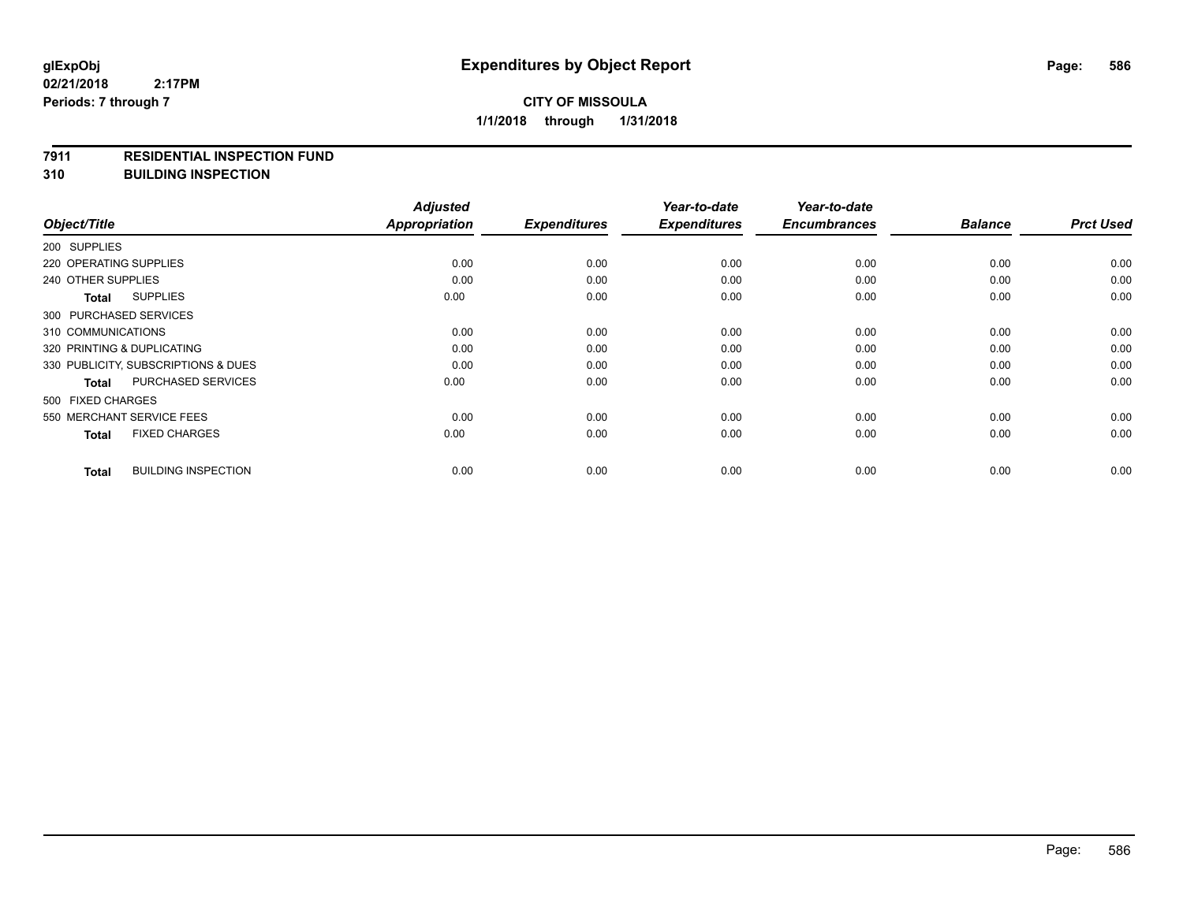**glExpObj**
**02/21/2018 2:17PM**
**Periods: 7 through 7**

# Expenditures by Object Report

**CITY OF MISSOULA**
**1/1/2018 through 1/31/2018**

## 7911 RESIDENTIAL INSPECTION FUND
## 310 BUILDING INSPECTION

| Object/Title | Adjusted Appropriation | Expenditures | Year-to-date Expenditures | Year-to-date Encumbrances | Balance | Prct Used |
|---|---|---|---|---|---|---|
| 200 SUPPLIES | | | | | | |
| 220 OPERATING SUPPLIES | 0.00 | 0.00 | 0.00 | 0.00 | 0.00 | 0.00 |
| 240 OTHER SUPPLIES | 0.00 | 0.00 | 0.00 | 0.00 | 0.00 | 0.00 |
| **Total** SUPPLIES | 0.00 | 0.00 | 0.00 | 0.00 | 0.00 | 0.00 |
| 300 PURCHASED SERVICES | | | | | | |
| 310 COMMUNICATIONS | 0.00 | 0.00 | 0.00 | 0.00 | 0.00 | 0.00 |
| 320 PRINTING & DUPLICATING | 0.00 | 0.00 | 0.00 | 0.00 | 0.00 | 0.00 |
| 330 PUBLICITY, SUBSCRIPTIONS & DUES | 0.00 | 0.00 | 0.00 | 0.00 | 0.00 | 0.00 |
| **Total** PURCHASED SERVICES | 0.00 | 0.00 | 0.00 | 0.00 | 0.00 | 0.00 |
| 500 FIXED CHARGES | | | | | | |
| 550 MERCHANT SERVICE FEES | 0.00 | 0.00 | 0.00 | 0.00 | 0.00 | 0.00 |
| **Total** FIXED CHARGES | 0.00 | 0.00 | 0.00 | 0.00 | 0.00 | 0.00 |
| **Total** BUILDING INSPECTION | 0.00 | 0.00 | 0.00 | 0.00 | 0.00 | 0.00 |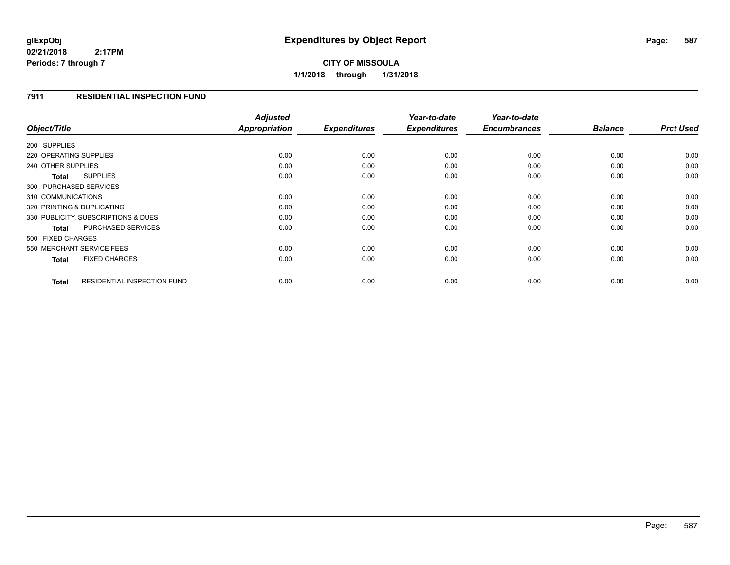**glExpObj** **Expenditures by Object Report**
**02/21/2018 2:17PM**
**Periods: 7 through 7**

**CITY OF MISSOULA**
**1/1/2018 through 1/31/2018**

## 7911 RESIDENTIAL INSPECTION FUND

| Object/Title | | Adjusted Appropriation | Expenditures | Year-to-date Expenditures | Year-to-date Encumbrances | Balance | Prct Used |
|---|---|---|---|---|---|---|---|
| 200 SUPPLIES | | | | | | | |
| 220 OPERATING SUPPLIES | | 0.00 | 0.00 | 0.00 | 0.00 | 0.00 | 0.00 |
| 240 OTHER SUPPLIES | | 0.00 | 0.00 | 0.00 | 0.00 | 0.00 | 0.00 |
| **Total** | SUPPLIES | 0.00 | 0.00 | 0.00 | 0.00 | 0.00 | 0.00 |
| 300 PURCHASED SERVICES | | | | | | | |
| 310 COMMUNICATIONS | | 0.00 | 0.00 | 0.00 | 0.00 | 0.00 | 0.00 |
| 320 PRINTING & DUPLICATING | | 0.00 | 0.00 | 0.00 | 0.00 | 0.00 | 0.00 |
| 330 PUBLICITY, SUBSCRIPTIONS & DUES | | 0.00 | 0.00 | 0.00 | 0.00 | 0.00 | 0.00 |
| **Total** | PURCHASED SERVICES | 0.00 | 0.00 | 0.00 | 0.00 | 0.00 | 0.00 |
| 500 FIXED CHARGES | | | | | | | |
| 550 MERCHANT SERVICE FEES | | 0.00 | 0.00 | 0.00 | 0.00 | 0.00 | 0.00 |
| **Total** | FIXED CHARGES | 0.00 | 0.00 | 0.00 | 0.00 | 0.00 | 0.00 |
| **Total** | RESIDENTIAL INSPECTION FUND | 0.00 | 0.00 | 0.00 | 0.00 | 0.00 | 0.00 |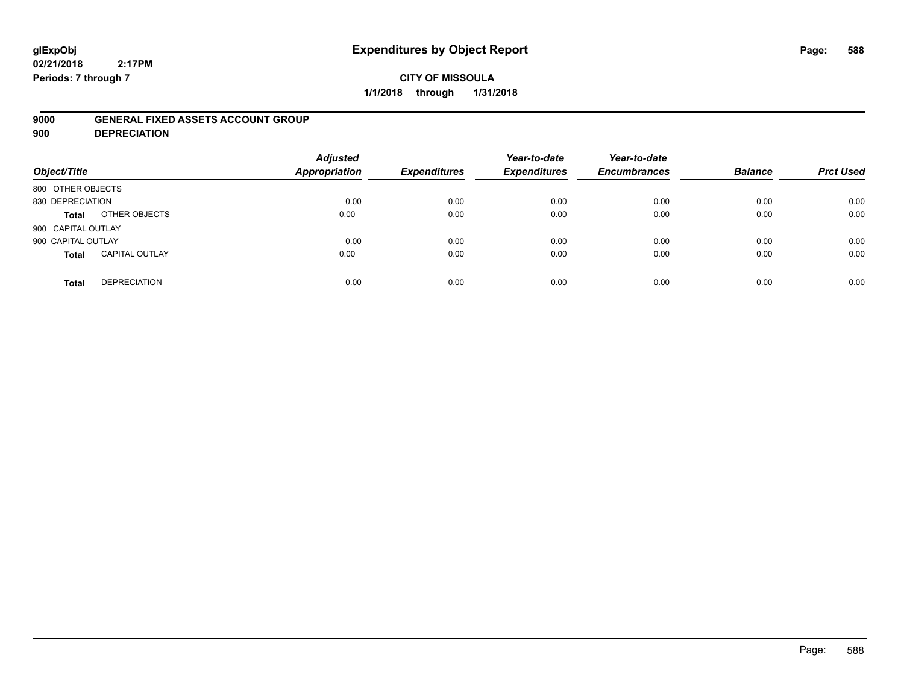**glExpObj**
**02/21/2018 2:17PM**
**Periods: 7 through 7**

# Expenditures by Object Report

**CITY OF MISSOULA**
**1/1/2018 through 1/31/2018**

**9000 GENERAL FIXED ASSETS ACCOUNT GROUP**
**900 DEPRECIATION**

| Object/Title | | Adjusted Appropriation | Expenditures | Year-to-date Expenditures | Year-to-date Encumbrances | Balance | Prct Used |
|---|---|---|---|---|---|---|---|
| 800 OTHER OBJECTS | | | | | | | |
| 830 DEPRECIATION | | 0.00 | 0.00 | 0.00 | 0.00 | 0.00 | 0.00 |
| **Total** | OTHER OBJECTS | 0.00 | 0.00 | 0.00 | 0.00 | 0.00 | 0.00 |
| 900 CAPITAL OUTLAY | | | | | | | |
| 900 CAPITAL OUTLAY | | 0.00 | 0.00 | 0.00 | 0.00 | 0.00 | 0.00 |
| **Total** | CAPITAL OUTLAY | 0.00 | 0.00 | 0.00 | 0.00 | 0.00 | 0.00 |
| **Total** | DEPRECIATION | 0.00 | 0.00 | 0.00 | 0.00 | 0.00 | 0.00 |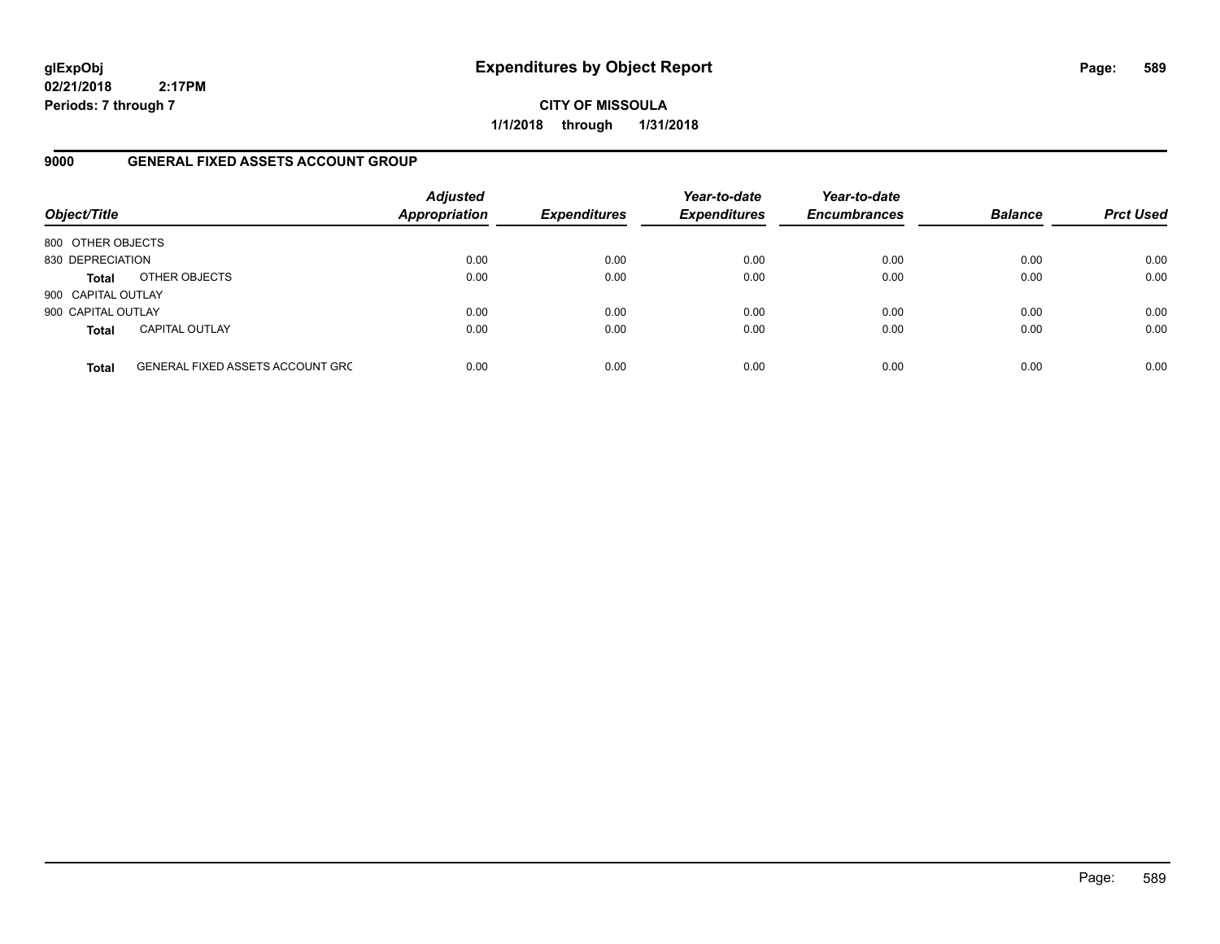**glExpObj**
**02/21/2018 2:17PM**
**Periods: 7 through 7**

# Expenditures by Object Report

**CITY OF MISSOULA**
**1/1/2018 through 1/31/2018**

## 9000 GENERAL FIXED ASSETS ACCOUNT GROUP

| Object/Title | | Adjusted Appropriation | Expenditures | Year-to-date Expenditures | Year-to-date Encumbrances | Balance | Prct Used |
|---|---|---|---|---|---|---|---|
| 800 OTHER OBJECTS | | | | | | | |
| 830 DEPRECIATION | | 0.00 | 0.00 | 0.00 | 0.00 | 0.00 | 0.00 |
| **Total** | OTHER OBJECTS | 0.00 | 0.00 | 0.00 | 0.00 | 0.00 | 0.00 |
| 900 CAPITAL OUTLAY | | | | | | | |
| 900 CAPITAL OUTLAY | | 0.00 | 0.00 | 0.00 | 0.00 | 0.00 | 0.00 |
| **Total** | CAPITAL OUTLAY | 0.00 | 0.00 | 0.00 | 0.00 | 0.00 | 0.00 |
| **Total** | GENERAL FIXED ASSETS ACCOUNT GRC | 0.00 | 0.00 | 0.00 | 0.00 | 0.00 | 0.00 |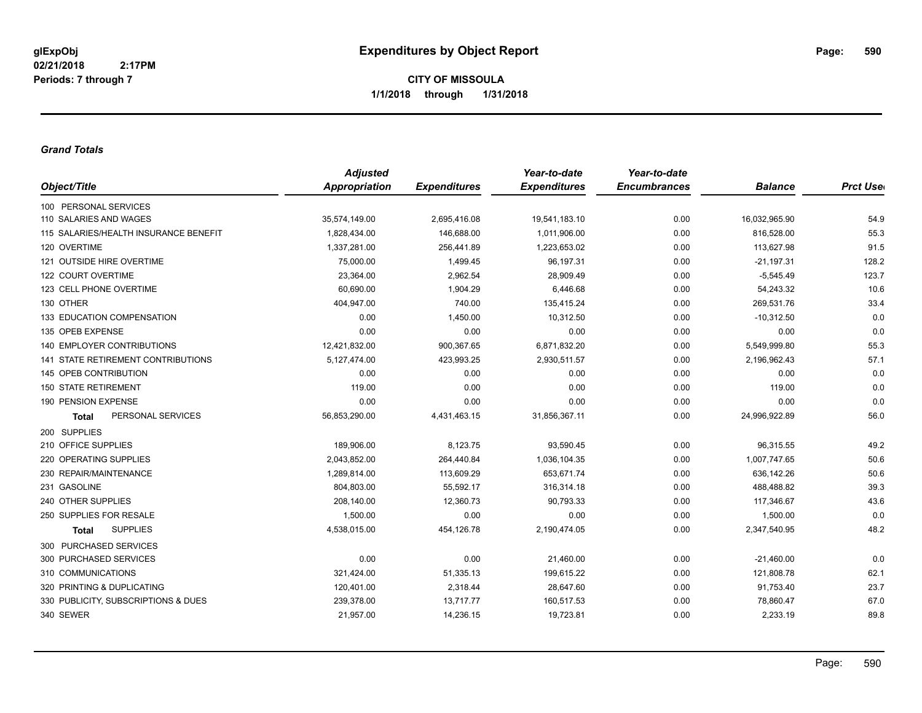# Expenditures by Object Report

glExpObj
02/21/2018 2:17PM
Periods: 7 through 7

**CITY OF MISSOULA**
**1/1/2018 through 1/31/2018**

### *Grand Totals*

| Object/Title | Adjusted Appropriation | Expenditures | Year-to-date Expenditures | Year-to-date Encumbrances | Balance | Prct Used |
|---|---|---|---|---|---|---|
| 100 PERSONAL SERVICES | | | | | | |
| 110 SALARIES AND WAGES | 35,574,149.00 | 2,695,416.08 | 19,541,183.10 | 0.00 | 16,032,965.90 | 54.9 |
| 115 SALARIES/HEALTH INSURANCE BENEFIT | 1,828,434.00 | 146,688.00 | 1,011,906.00 | 0.00 | 816,528.00 | 55.3 |
| 120 OVERTIME | 1,337,281.00 | 256,441.89 | 1,223,653.02 | 0.00 | 113,627.98 | 91.5 |
| 121 OUTSIDE HIRE OVERTIME | 75,000.00 | 1,499.45 | 96,197.31 | 0.00 | -21,197.31 | 128.2 |
| 122 COURT OVERTIME | 23,364.00 | 2,962.54 | 28,909.49 | 0.00 | -5,545.49 | 123.7 |
| 123 CELL PHONE OVERTIME | 60,690.00 | 1,904.29 | 6,446.68 | 0.00 | 54,243.32 | 10.6 |
| 130 OTHER | 404,947.00 | 740.00 | 135,415.24 | 0.00 | 269,531.76 | 33.4 |
| 133 EDUCATION COMPENSATION | 0.00 | 1,450.00 | 10,312.50 | 0.00 | -10,312.50 | 0.0 |
| 135 OPEB EXPENSE | 0.00 | 0.00 | 0.00 | 0.00 | 0.00 | 0.0 |
| 140 EMPLOYER CONTRIBUTIONS | 12,421,832.00 | 900,367.65 | 6,871,832.20 | 0.00 | 5,549,999.80 | 55.3 |
| 141 STATE RETIREMENT CONTRIBUTIONS | 5,127,474.00 | 423,993.25 | 2,930,511.57 | 0.00 | 2,196,962.43 | 57.1 |
| 145 OPEB CONTRIBUTION | 0.00 | 0.00 | 0.00 | 0.00 | 0.00 | 0.0 |
| 150 STATE RETIREMENT | 119.00 | 0.00 | 0.00 | 0.00 | 119.00 | 0.0 |
| 190 PENSION EXPENSE | 0.00 | 0.00 | 0.00 | 0.00 | 0.00 | 0.0 |
| **Total** PERSONAL SERVICES | 56,853,290.00 | 4,431,463.15 | 31,856,367.11 | 0.00 | 24,996,922.89 | 56.0 |
| 200 SUPPLIES | | | | | | |
| 210 OFFICE SUPPLIES | 189,906.00 | 8,123.75 | 93,590.45 | 0.00 | 96,315.55 | 49.2 |
| 220 OPERATING SUPPLIES | 2,043,852.00 | 264,440.84 | 1,036,104.35 | 0.00 | 1,007,747.65 | 50.6 |
| 230 REPAIR/MAINTENANCE | 1,289,814.00 | 113,609.29 | 653,671.74 | 0.00 | 636,142.26 | 50.6 |
| 231 GASOLINE | 804,803.00 | 55,592.17 | 316,314.18 | 0.00 | 488,488.82 | 39.3 |
| 240 OTHER SUPPLIES | 208,140.00 | 12,360.73 | 90,793.33 | 0.00 | 117,346.67 | 43.6 |
| 250 SUPPLIES FOR RESALE | 1,500.00 | 0.00 | 0.00 | 0.00 | 1,500.00 | 0.0 |
| **Total** SUPPLIES | 4,538,015.00 | 454,126.78 | 2,190,474.05 | 0.00 | 2,347,540.95 | 48.2 |
| 300 PURCHASED SERVICES | | | | | | |
| 300 PURCHASED SERVICES | 0.00 | 0.00 | 21,460.00 | 0.00 | -21,460.00 | 0.0 |
| 310 COMMUNICATIONS | 321,424.00 | 51,335.13 | 199,615.22 | 0.00 | 121,808.78 | 62.1 |
| 320 PRINTING & DUPLICATING | 120,401.00 | 2,318.44 | 28,647.60 | 0.00 | 91,753.40 | 23.7 |
| 330 PUBLICITY, SUBSCRIPTIONS & DUES | 239,378.00 | 13,717.77 | 160,517.53 | 0.00 | 78,860.47 | 67.0 |
| 340 SEWER | 21,957.00 | 14,236.15 | 19,723.81 | 0.00 | 2,233.19 | 89.8 |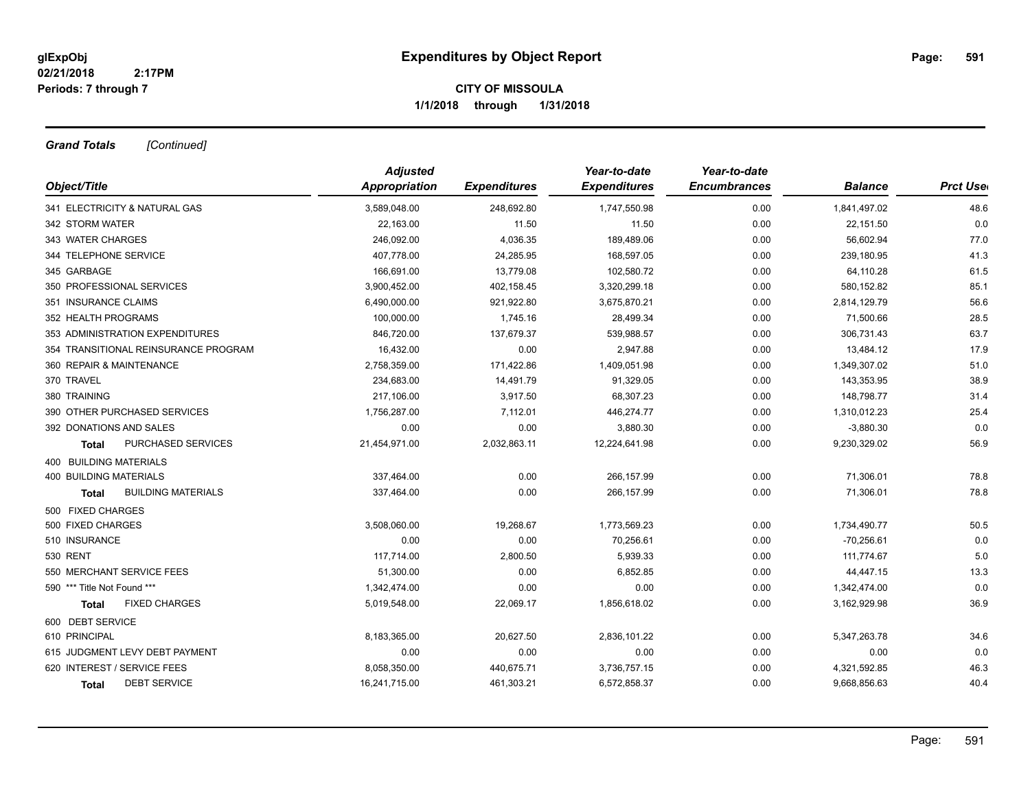# Expenditures by Object Report

glExpObj
02/21/2018 2:17PM
Periods: 7 through 7

**CITY OF MISSOULA**
**1/1/2018 through 1/31/2018**

***Grand Totals*** *[Continued]*

| Object/Title | Adjusted Appropriation | Expenditures | Year-to-date Expenditures | Year-to-date Encumbrances | Balance | Prct Used |
|---|---|---|---|---|---|---|
| 341 ELECTRICITY & NATURAL GAS | 3,589,048.00 | 248,692.80 | 1,747,550.98 | 0.00 | 1,841,497.02 | 48.6 |
| 342 STORM WATER | 22,163.00 | 11.50 | 11.50 | 0.00 | 22,151.50 | 0.0 |
| 343 WATER CHARGES | 246,092.00 | 4,036.35 | 189,489.06 | 0.00 | 56,602.94 | 77.0 |
| 344 TELEPHONE SERVICE | 407,778.00 | 24,285.95 | 168,597.05 | 0.00 | 239,180.95 | 41.3 |
| 345 GARBAGE | 166,691.00 | 13,779.08 | 102,580.72 | 0.00 | 64,110.28 | 61.5 |
| 350 PROFESSIONAL SERVICES | 3,900,452.00 | 402,158.45 | 3,320,299.18 | 0.00 | 580,152.82 | 85.1 |
| 351 INSURANCE CLAIMS | 6,490,000.00 | 921,922.80 | 3,675,870.21 | 0.00 | 2,814,129.79 | 56.6 |
| 352 HEALTH PROGRAMS | 100,000.00 | 1,745.16 | 28,499.34 | 0.00 | 71,500.66 | 28.5 |
| 353 ADMINISTRATION EXPENDITURES | 846,720.00 | 137,679.37 | 539,988.57 | 0.00 | 306,731.43 | 63.7 |
| 354 TRANSITIONAL REINSURANCE PROGRAM | 16,432.00 | 0.00 | 2,947.88 | 0.00 | 13,484.12 | 17.9 |
| 360 REPAIR & MAINTENANCE | 2,758,359.00 | 171,422.86 | 1,409,051.98 | 0.00 | 1,349,307.02 | 51.0 |
| 370 TRAVEL | 234,683.00 | 14,491.79 | 91,329.05 | 0.00 | 143,353.95 | 38.9 |
| 380 TRAINING | 217,106.00 | 3,917.50 | 68,307.23 | 0.00 | 148,798.77 | 31.4 |
| 390 OTHER PURCHASED SERVICES | 1,756,287.00 | 7,112.01 | 446,274.77 | 0.00 | 1,310,012.23 | 25.4 |
| 392 DONATIONS AND SALES | 0.00 | 0.00 | 3,880.30 | 0.00 | -3,880.30 | 0.0 |
| **Total** PURCHASED SERVICES | 21,454,971.00 | 2,032,863.11 | 12,224,641.98 | 0.00 | 9,230,329.02 | 56.9 |
| 400 BUILDING MATERIALS | | | | | | |
| 400 BUILDING MATERIALS | 337,464.00 | 0.00 | 266,157.99 | 0.00 | 71,306.01 | 78.8 |
| **Total** BUILDING MATERIALS | 337,464.00 | 0.00 | 266,157.99 | 0.00 | 71,306.01 | 78.8 |
| 500 FIXED CHARGES | | | | | | |
| 500 FIXED CHARGES | 3,508,060.00 | 19,268.67 | 1,773,569.23 | 0.00 | 1,734,490.77 | 50.5 |
| 510 INSURANCE | 0.00 | 0.00 | 70,256.61 | 0.00 | -70,256.61 | 0.0 |
| 530 RENT | 117,714.00 | 2,800.50 | 5,939.33 | 0.00 | 111,774.67 | 5.0 |
| 550 MERCHANT SERVICE FEES | 51,300.00 | 0.00 | 6,852.85 | 0.00 | 44,447.15 | 13.3 |
| 590 *** Title Not Found *** | 1,342,474.00 | 0.00 | 0.00 | 0.00 | 1,342,474.00 | 0.0 |
| **Total** FIXED CHARGES | 5,019,548.00 | 22,069.17 | 1,856,618.02 | 0.00 | 3,162,929.98 | 36.9 |
| 600 DEBT SERVICE | | | | | | |
| 610 PRINCIPAL | 8,183,365.00 | 20,627.50 | 2,836,101.22 | 0.00 | 5,347,263.78 | 34.6 |
| 615 JUDGMENT LEVY DEBT PAYMENT | 0.00 | 0.00 | 0.00 | 0.00 | 0.00 | 0.0 |
| 620 INTEREST / SERVICE FEES | 8,058,350.00 | 440,675.71 | 3,736,757.15 | 0.00 | 4,321,592.85 | 46.3 |
| **Total** DEBT SERVICE | 16,241,715.00 | 461,303.21 | 6,572,858.37 | 0.00 | 9,668,856.63 | 40.4 |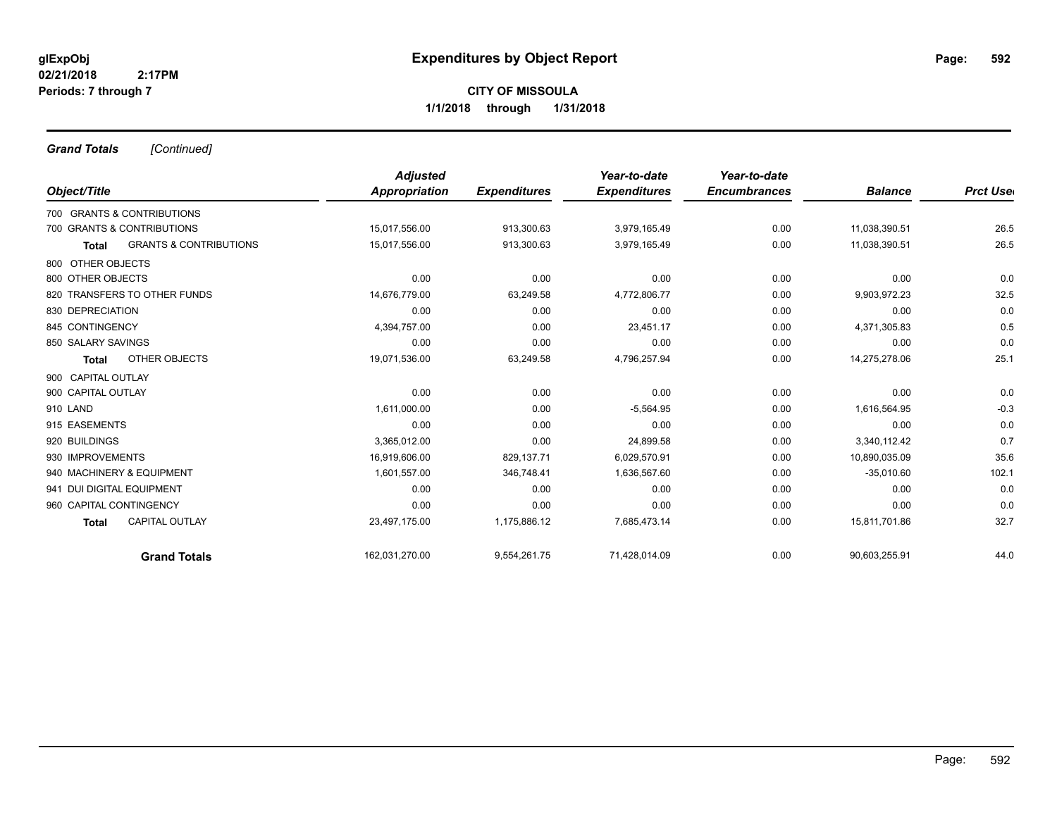**Expenditures by Object Report**

**CITY OF MISSOULA**

**1/1/2018 through 1/31/2018**

glExpObj
02/21/2018 2:17PM
Periods: 7 through 7

***Grand Totals*** *[Continued]*

| Object/Title | Adjusted Appropriation | Expenditures | Year-to-date Expenditures | Year-to-date Encumbrances | Balance | Prct Used |
|---|---|---|---|---|---|---|
| 700 GRANTS & CONTRIBUTIONS | | | | | | |
| 700 GRANTS & CONTRIBUTIONS | 15,017,556.00 | 913,300.63 | 3,979,165.49 | 0.00 | 11,038,390.51 | 26.5 |
| **Total** GRANTS & CONTRIBUTIONS | 15,017,556.00 | 913,300.63 | 3,979,165.49 | 0.00 | 11,038,390.51 | 26.5 |
| 800 OTHER OBJECTS | | | | | | |
| 800 OTHER OBJECTS | 0.00 | 0.00 | 0.00 | 0.00 | 0.00 | 0.0 |
| 820 TRANSFERS TO OTHER FUNDS | 14,676,779.00 | 63,249.58 | 4,772,806.77 | 0.00 | 9,903,972.23 | 32.5 |
| 830 DEPRECIATION | 0.00 | 0.00 | 0.00 | 0.00 | 0.00 | 0.0 |
| 845 CONTINGENCY | 4,394,757.00 | 0.00 | 23,451.17 | 0.00 | 4,371,305.83 | 0.5 |
| 850 SALARY SAVINGS | 0.00 | 0.00 | 0.00 | 0.00 | 0.00 | 0.0 |
| **Total** OTHER OBJECTS | 19,071,536.00 | 63,249.58 | 4,796,257.94 | 0.00 | 14,275,278.06 | 25.1 |
| 900 CAPITAL OUTLAY | | | | | | |
| 900 CAPITAL OUTLAY | 0.00 | 0.00 | 0.00 | 0.00 | 0.00 | 0.0 |
| 910 LAND | 1,611,000.00 | 0.00 | -5,564.95 | 0.00 | 1,616,564.95 | -0.3 |
| 915 EASEMENTS | 0.00 | 0.00 | 0.00 | 0.00 | 0.00 | 0.0 |
| 920 BUILDINGS | 3,365,012.00 | 0.00 | 24,899.58 | 0.00 | 3,340,112.42 | 0.7 |
| 930 IMPROVEMENTS | 16,919,606.00 | 829,137.71 | 6,029,570.91 | 0.00 | 10,890,035.09 | 35.6 |
| 940 MACHINERY & EQUIPMENT | 1,601,557.00 | 346,748.41 | 1,636,567.60 | 0.00 | -35,010.60 | 102.1 |
| 941 DUI DIGITAL EQUIPMENT | 0.00 | 0.00 | 0.00 | 0.00 | 0.00 | 0.0 |
| 960 CAPITAL CONTINGENCY | 0.00 | 0.00 | 0.00 | 0.00 | 0.00 | 0.0 |
| **Total** CAPITAL OUTLAY | 23,497,175.00 | 1,175,886.12 | 7,685,473.14 | 0.00 | 15,811,701.86 | 32.7 |
| **Grand Totals** | 162,031,270.00 | 9,554,261.75 | 71,428,014.09 | 0.00 | 90,603,255.91 | 44.0 |